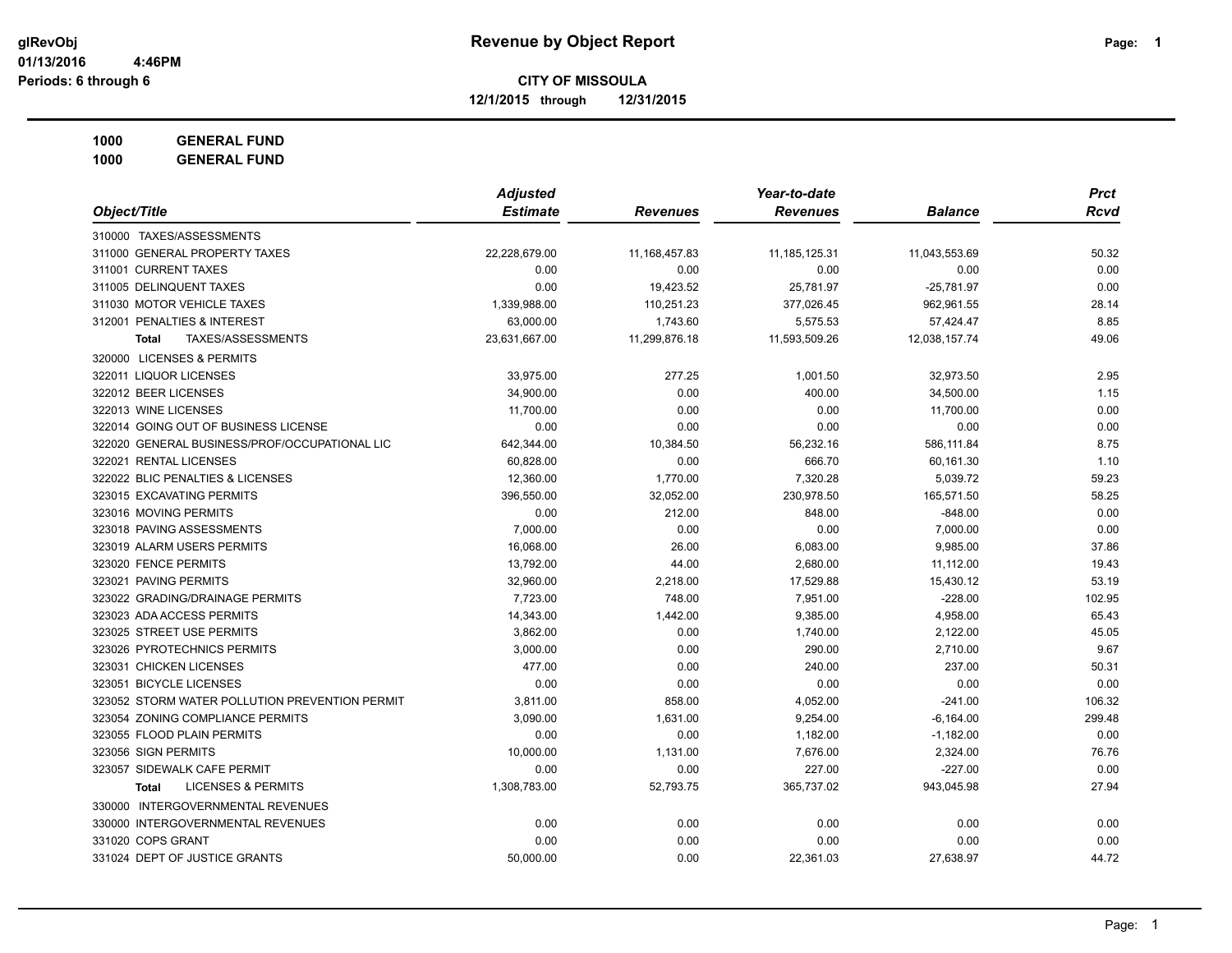glRevObj
01/13/2016 4:46PM
Periods: 6 through 6

# Revenue by Object Report

**CITY OF MISSOULA**

**12/1/2015 through 12/31/2015**

**1000 GENERAL FUND**
**1000 GENERAL FUND**

| Object/Title | Adjusted Estimate | Revenues | Year-to-date Revenues | Balance | Prct Rcvd |
|---|---|---|---|---|---|
| 310000 TAXES/ASSESSMENTS | | | | | |
| 311000 GENERAL PROPERTY TAXES | 22,228,679.00 | 11,168,457.83 | 11,185,125.31 | 11,043,553.69 | 50.32 |
| 311001 CURRENT TAXES | 0.00 | 0.00 | 0.00 | 0.00 | 0.00 |
| 311005 DELINQUENT TAXES | 0.00 | 19,423.52 | 25,781.97 | -25,781.97 | 0.00 |
| 311030 MOTOR VEHICLE TAXES | 1,339,988.00 | 110,251.23 | 377,026.45 | 962,961.55 | 28.14 |
| 312001 PENALTIES & INTEREST | 63,000.00 | 1,743.60 | 5,575.53 | 57,424.47 | 8.85 |
| **Total** TAXES/ASSESSMENTS | 23,631,667.00 | 11,299,876.18 | 11,593,509.26 | 12,038,157.74 | 49.06 |
| 320000 LICENSES & PERMITS | | | | | |
| 322011 LIQUOR LICENSES | 33,975.00 | 277.25 | 1,001.50 | 32,973.50 | 2.95 |
| 322012 BEER LICENSES | 34,900.00 | 0.00 | 400.00 | 34,500.00 | 1.15 |
| 322013 WINE LICENSES | 11,700.00 | 0.00 | 0.00 | 11,700.00 | 0.00 |
| 322014 GOING OUT OF BUSINESS LICENSE | 0.00 | 0.00 | 0.00 | 0.00 | 0.00 |
| 322020 GENERAL BUSINESS/PROF/OCCUPATIONAL LIC | 642,344.00 | 10,384.50 | 56,232.16 | 586,111.84 | 8.75 |
| 322021 RENTAL LICENSES | 60,828.00 | 0.00 | 666.70 | 60,161.30 | 1.10 |
| 322022 BLIC PENALTIES & LICENSES | 12,360.00 | 1,770.00 | 7,320.28 | 5,039.72 | 59.23 |
| 323015 EXCAVATING PERMITS | 396,550.00 | 32,052.00 | 230,978.50 | 165,571.50 | 58.25 |
| 323016 MOVING PERMITS | 0.00 | 212.00 | 848.00 | -848.00 | 0.00 |
| 323018 PAVING ASSESSMENTS | 7,000.00 | 0.00 | 0.00 | 7,000.00 | 0.00 |
| 323019 ALARM USERS PERMITS | 16,068.00 | 26.00 | 6,083.00 | 9,985.00 | 37.86 |
| 323020 FENCE PERMITS | 13,792.00 | 44.00 | 2,680.00 | 11,112.00 | 19.43 |
| 323021 PAVING PERMITS | 32,960.00 | 2,218.00 | 17,529.88 | 15,430.12 | 53.19 |
| 323022 GRADING/DRAINAGE PERMITS | 7,723.00 | 748.00 | 7,951.00 | -228.00 | 102.95 |
| 323023 ADA ACCESS PERMITS | 14,343.00 | 1,442.00 | 9,385.00 | 4,958.00 | 65.43 |
| 323025 STREET USE PERMITS | 3,862.00 | 0.00 | 1,740.00 | 2,122.00 | 45.05 |
| 323026 PYROTECHNICS PERMITS | 3,000.00 | 0.00 | 290.00 | 2,710.00 | 9.67 |
| 323031 CHICKEN LICENSES | 477.00 | 0.00 | 240.00 | 237.00 | 50.31 |
| 323051 BICYCLE LICENSES | 0.00 | 0.00 | 0.00 | 0.00 | 0.00 |
| 323052 STORM WATER POLLUTION PREVENTION PERMIT | 3,811.00 | 858.00 | 4,052.00 | -241.00 | 106.32 |
| 323054 ZONING COMPLIANCE PERMITS | 3,090.00 | 1,631.00 | 9,254.00 | -6,164.00 | 299.48 |
| 323055 FLOOD PLAIN PERMITS | 0.00 | 0.00 | 1,182.00 | -1,182.00 | 0.00 |
| 323056 SIGN PERMITS | 10,000.00 | 1,131.00 | 7,676.00 | 2,324.00 | 76.76 |
| 323057 SIDEWALK CAFE PERMIT | 0.00 | 0.00 | 227.00 | -227.00 | 0.00 |
| **Total** LICENSES & PERMITS | 1,308,783.00 | 52,793.75 | 365,737.02 | 943,045.98 | 27.94 |
| 330000 INTERGOVERNMENTAL REVENUES | | | | | |
| 330000 INTERGOVERNMENTAL REVENUES | 0.00 | 0.00 | 0.00 | 0.00 | 0.00 |
| 331020 COPS GRANT | 0.00 | 0.00 | 0.00 | 0.00 | 0.00 |
| 331024 DEPT OF JUSTICE GRANTS | 50,000.00 | 0.00 | 22,361.03 | 27,638.97 | 44.72 |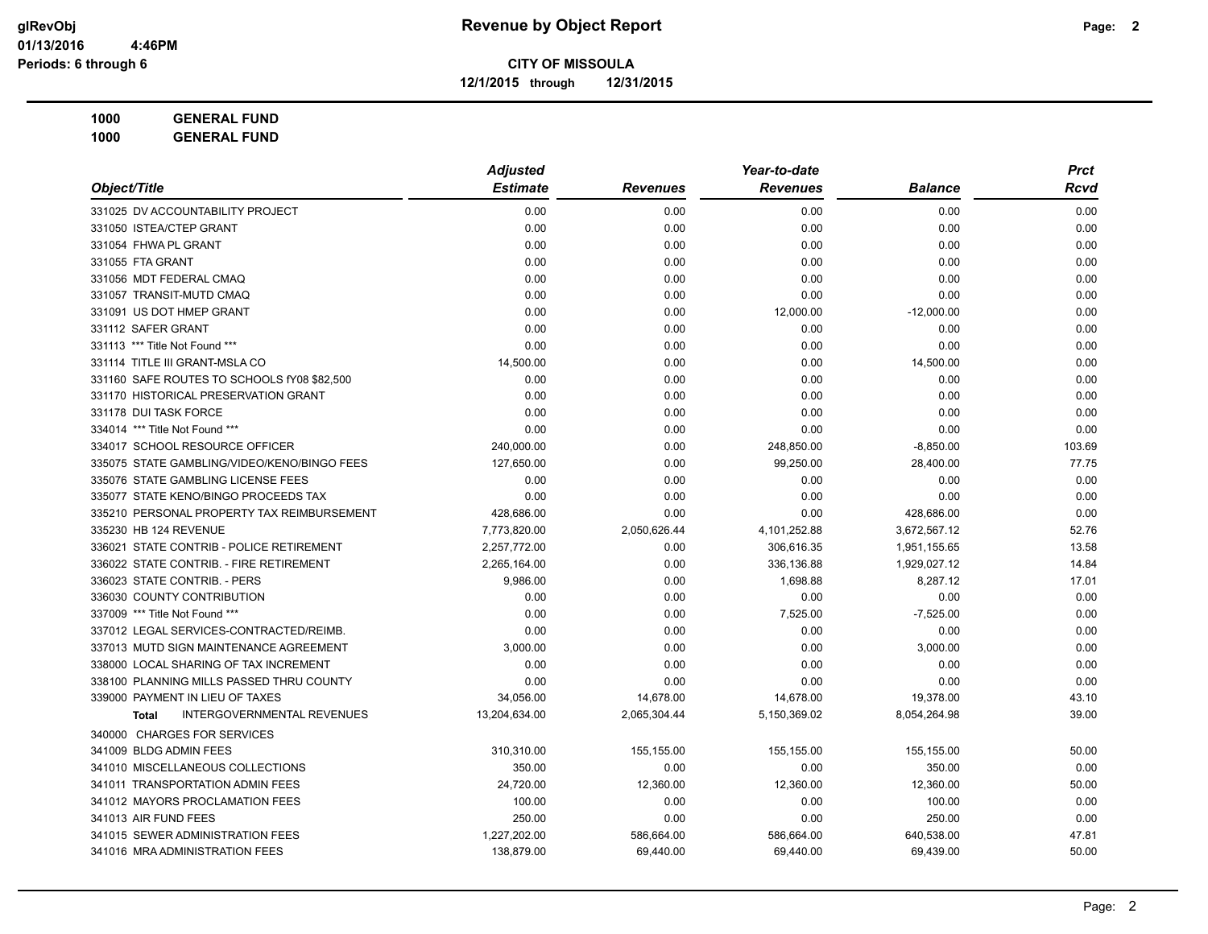**Revenue by Object Report**

**CITY OF MISSOULA**

**12/1/2015 through 12/31/2015**

glRevObj
01/13/2016 4:46PM
Periods: 6 through 6

**1000 GENERAL FUND**

**1000 GENERAL FUND**

| Object/Title | Adjusted Estimate | Revenues | Year-to-date Revenues | Balance | Prct Rcvd |
|---|---|---|---|---|---|
| 331025 DV ACCOUNTABILITY PROJECT | 0.00 | 0.00 | 0.00 | 0.00 | 0.00 |
| 331050 ISTEA/CTEP GRANT | 0.00 | 0.00 | 0.00 | 0.00 | 0.00 |
| 331054 FHWA PL GRANT | 0.00 | 0.00 | 0.00 | 0.00 | 0.00 |
| 331055 FTA GRANT | 0.00 | 0.00 | 0.00 | 0.00 | 0.00 |
| 331056 MDT FEDERAL CMAQ | 0.00 | 0.00 | 0.00 | 0.00 | 0.00 |
| 331057 TRANSIT-MUTD CMAQ | 0.00 | 0.00 | 0.00 | 0.00 | 0.00 |
| 331091 US DOT HMEP GRANT | 0.00 | 0.00 | 12,000.00 | -12,000.00 | 0.00 |
| 331112 SAFER GRANT | 0.00 | 0.00 | 0.00 | 0.00 | 0.00 |
| 331113 *** Title Not Found *** | 0.00 | 0.00 | 0.00 | 0.00 | 0.00 |
| 331114 TITLE III GRANT-MSLA CO | 14,500.00 | 0.00 | 0.00 | 14,500.00 | 0.00 |
| 331160 SAFE ROUTES TO SCHOOLS fY08 $82,500 | 0.00 | 0.00 | 0.00 | 0.00 | 0.00 |
| 331170 HISTORICAL PRESERVATION GRANT | 0.00 | 0.00 | 0.00 | 0.00 | 0.00 |
| 331178 DUI TASK FORCE | 0.00 | 0.00 | 0.00 | 0.00 | 0.00 |
| 334014 *** Title Not Found *** | 0.00 | 0.00 | 0.00 | 0.00 | 0.00 |
| 334017 SCHOOL RESOURCE OFFICER | 240,000.00 | 0.00 | 248,850.00 | -8,850.00 | 103.69 |
| 335075 STATE GAMBLING/VIDEO/KENO/BINGO FEES | 127,650.00 | 0.00 | 99,250.00 | 28,400.00 | 77.75 |
| 335076 STATE GAMBLING LICENSE FEES | 0.00 | 0.00 | 0.00 | 0.00 | 0.00 |
| 335077 STATE KENO/BINGO PROCEEDS TAX | 0.00 | 0.00 | 0.00 | 0.00 | 0.00 |
| 335210 PERSONAL PROPERTY TAX REIMBURSEMENT | 428,686.00 | 0.00 | 0.00 | 428,686.00 | 0.00 |
| 335230 HB 124 REVENUE | 7,773,820.00 | 2,050,626.44 | 4,101,252.88 | 3,672,567.12 | 52.76 |
| 336021 STATE CONTRIB - POLICE RETIREMENT | 2,257,772.00 | 0.00 | 306,616.35 | 1,951,155.65 | 13.58 |
| 336022 STATE CONTRIB. - FIRE RETIREMENT | 2,265,164.00 | 0.00 | 336,136.88 | 1,929,027.12 | 14.84 |
| 336023 STATE CONTRIB. - PERS | 9,986.00 | 0.00 | 1,698.88 | 8,287.12 | 17.01 |
| 336030 COUNTY CONTRIBUTION | 0.00 | 0.00 | 0.00 | 0.00 | 0.00 |
| 337009 *** Title Not Found *** | 0.00 | 0.00 | 7,525.00 | -7,525.00 | 0.00 |
| 337012 LEGAL SERVICES-CONTRACTED/REIMB. | 0.00 | 0.00 | 0.00 | 0.00 | 0.00 |
| 337013 MUTD SIGN MAINTENANCE AGREEMENT | 3,000.00 | 0.00 | 0.00 | 3,000.00 | 0.00 |
| 338000 LOCAL SHARING OF TAX INCREMENT | 0.00 | 0.00 | 0.00 | 0.00 | 0.00 |
| 338100 PLANNING MILLS PASSED THRU COUNTY | 0.00 | 0.00 | 0.00 | 0.00 | 0.00 |
| 339000 PAYMENT IN LIEU OF TAXES | 34,056.00 | 14,678.00 | 14,678.00 | 19,378.00 | 43.10 |
| **Total** INTERGOVERNMENTAL REVENUES | 13,204,634.00 | 2,065,304.44 | 5,150,369.02 | 8,054,264.98 | 39.00 |
| 340000 CHARGES FOR SERVICES | | | | | |
| 341009 BLDG ADMIN FEES | 310,310.00 | 155,155.00 | 155,155.00 | 155,155.00 | 50.00 |
| 341010 MISCELLANEOUS COLLECTIONS | 350.00 | 0.00 | 0.00 | 350.00 | 0.00 |
| 341011 TRANSPORTATION ADMIN FEES | 24,720.00 | 12,360.00 | 12,360.00 | 12,360.00 | 50.00 |
| 341012 MAYORS PROCLAMATION FEES | 100.00 | 0.00 | 0.00 | 100.00 | 0.00 |
| 341013 AIR FUND FEES | 250.00 | 0.00 | 0.00 | 250.00 | 0.00 |
| 341015 SEWER ADMINISTRATION FEES | 1,227,202.00 | 586,664.00 | 586,664.00 | 640,538.00 | 47.81 |
| 341016 MRA ADMINISTRATION FEES | 138,879.00 | 69,440.00 | 69,440.00 | 69,439.00 | 50.00 |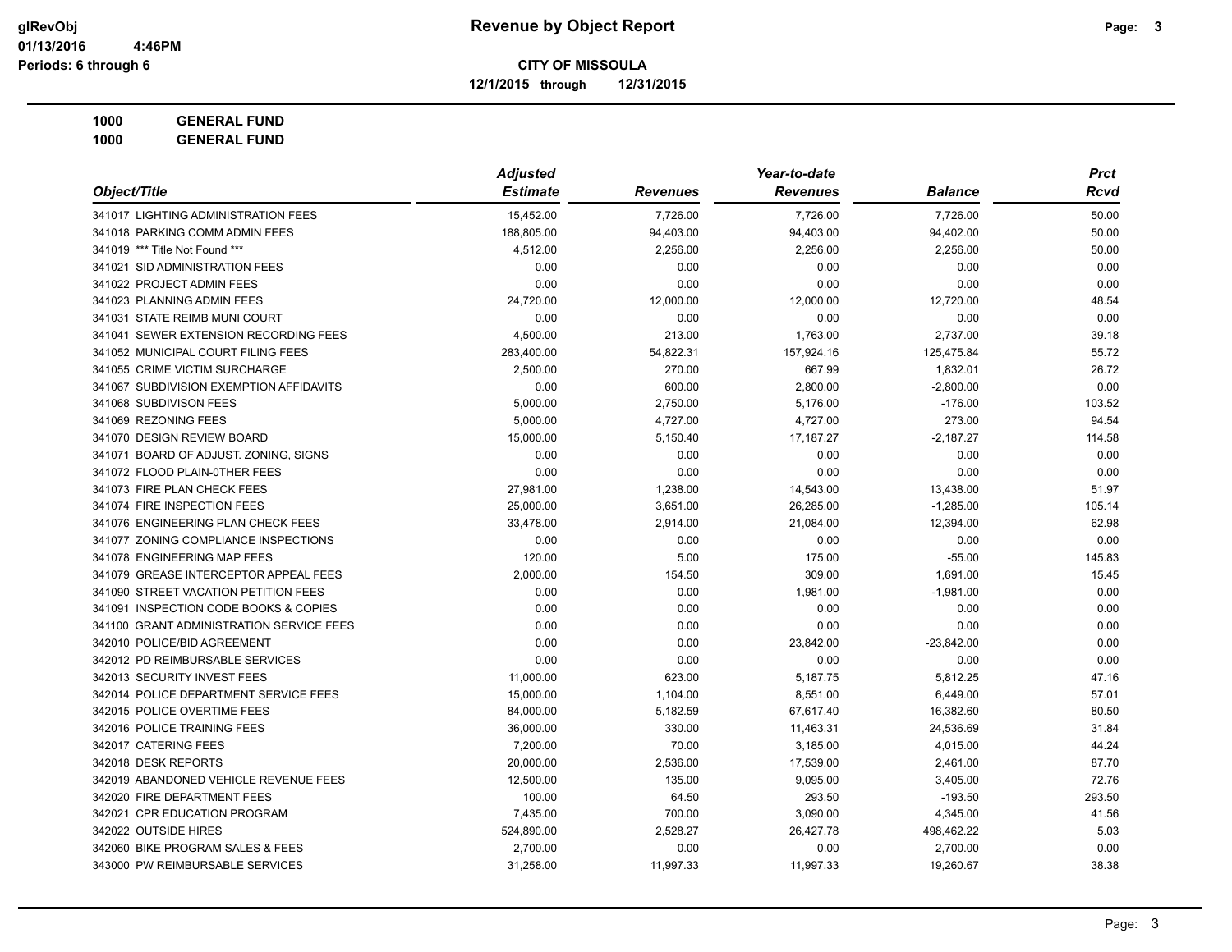**Revenue by Object Report**

**CITY OF MISSOULA**

**12/1/2015 through 12/31/2015**

glRevObj
01/13/2016 4:46PM
Periods: 6 through 6

**1000 GENERAL FUND**
**1000 GENERAL FUND**

| Object/Title | Adjusted Estimate | Revenues | Year-to-date Revenues | Balance | Prct Rcvd |
|---|---|---|---|---|---|
| 341017 LIGHTING ADMINISTRATION FEES | 15,452.00 | 7,726.00 | 7,726.00 | 7,726.00 | 50.00 |
| 341018 PARKING COMM ADMIN FEES | 188,805.00 | 94,403.00 | 94,403.00 | 94,402.00 | 50.00 |
| 341019 *** Title Not Found *** | 4,512.00 | 2,256.00 | 2,256.00 | 2,256.00 | 50.00 |
| 341021 SID ADMINISTRATION FEES | 0.00 | 0.00 | 0.00 | 0.00 | 0.00 |
| 341022 PROJECT ADMIN FEES | 0.00 | 0.00 | 0.00 | 0.00 | 0.00 |
| 341023 PLANNING ADMIN FEES | 24,720.00 | 12,000.00 | 12,000.00 | 12,720.00 | 48.54 |
| 341031 STATE REIMB MUNI COURT | 0.00 | 0.00 | 0.00 | 0.00 | 0.00 |
| 341041 SEWER EXTENSION RECORDING FEES | 4,500.00 | 213.00 | 1,763.00 | 2,737.00 | 39.18 |
| 341052 MUNICIPAL COURT FILING FEES | 283,400.00 | 54,822.31 | 157,924.16 | 125,475.84 | 55.72 |
| 341055 CRIME VICTIM SURCHARGE | 2,500.00 | 270.00 | 667.99 | 1,832.01 | 26.72 |
| 341067 SUBDIVISION EXEMPTION AFFIDAVITS | 0.00 | 600.00 | 2,800.00 | -2,800.00 | 0.00 |
| 341068 SUBDIVISON FEES | 5,000.00 | 2,750.00 | 5,176.00 | -176.00 | 103.52 |
| 341069 REZONING FEES | 5,000.00 | 4,727.00 | 4,727.00 | 273.00 | 94.54 |
| 341070 DESIGN REVIEW BOARD | 15,000.00 | 5,150.40 | 17,187.27 | -2,187.27 | 114.58 |
| 341071 BOARD OF ADJUST. ZONING, SIGNS | 0.00 | 0.00 | 0.00 | 0.00 | 0.00 |
| 341072 FLOOD PLAIN-0THER FEES | 0.00 | 0.00 | 0.00 | 0.00 | 0.00 |
| 341073 FIRE PLAN CHECK FEES | 27,981.00 | 1,238.00 | 14,543.00 | 13,438.00 | 51.97 |
| 341074 FIRE INSPECTION FEES | 25,000.00 | 3,651.00 | 26,285.00 | -1,285.00 | 105.14 |
| 341076 ENGINEERING PLAN CHECK FEES | 33,478.00 | 2,914.00 | 21,084.00 | 12,394.00 | 62.98 |
| 341077 ZONING COMPLIANCE INSPECTIONS | 0.00 | 0.00 | 0.00 | 0.00 | 0.00 |
| 341078 ENGINEERING MAP FEES | 120.00 | 5.00 | 175.00 | -55.00 | 145.83 |
| 341079 GREASE INTERCEPTOR APPEAL FEES | 2,000.00 | 154.50 | 309.00 | 1,691.00 | 15.45 |
| 341090 STREET VACATION PETITION FEES | 0.00 | 0.00 | 1,981.00 | -1,981.00 | 0.00 |
| 341091 INSPECTION CODE BOOKS & COPIES | 0.00 | 0.00 | 0.00 | 0.00 | 0.00 |
| 341100 GRANT ADMINISTRATION SERVICE FEES | 0.00 | 0.00 | 0.00 | 0.00 | 0.00 |
| 342010 POLICE/BID AGREEMENT | 0.00 | 0.00 | 23,842.00 | -23,842.00 | 0.00 |
| 342012 PD REIMBURSABLE SERVICES | 0.00 | 0.00 | 0.00 | 0.00 | 0.00 |
| 342013 SECURITY INVEST FEES | 11,000.00 | 623.00 | 5,187.75 | 5,812.25 | 47.16 |
| 342014 POLICE DEPARTMENT SERVICE FEES | 15,000.00 | 1,104.00 | 8,551.00 | 6,449.00 | 57.01 |
| 342015 POLICE OVERTIME FEES | 84,000.00 | 5,182.59 | 67,617.40 | 16,382.60 | 80.50 |
| 342016 POLICE TRAINING FEES | 36,000.00 | 330.00 | 11,463.31 | 24,536.69 | 31.84 |
| 342017 CATERING FEES | 7,200.00 | 70.00 | 3,185.00 | 4,015.00 | 44.24 |
| 342018 DESK REPORTS | 20,000.00 | 2,536.00 | 17,539.00 | 2,461.00 | 87.70 |
| 342019 ABANDONED VEHICLE REVENUE FEES | 12,500.00 | 135.00 | 9,095.00 | 3,405.00 | 72.76 |
| 342020 FIRE DEPARTMENT FEES | 100.00 | 64.50 | 293.50 | -193.50 | 293.50 |
| 342021 CPR EDUCATION PROGRAM | 7,435.00 | 700.00 | 3,090.00 | 4,345.00 | 41.56 |
| 342022 OUTSIDE HIRES | 524,890.00 | 2,528.27 | 26,427.78 | 498,462.22 | 5.03 |
| 342060 BIKE PROGRAM SALES & FEES | 2,700.00 | 0.00 | 0.00 | 2,700.00 | 0.00 |
| 343000 PW REIMBURSABLE SERVICES | 31,258.00 | 11,997.33 | 11,997.33 | 19,260.67 | 38.38 |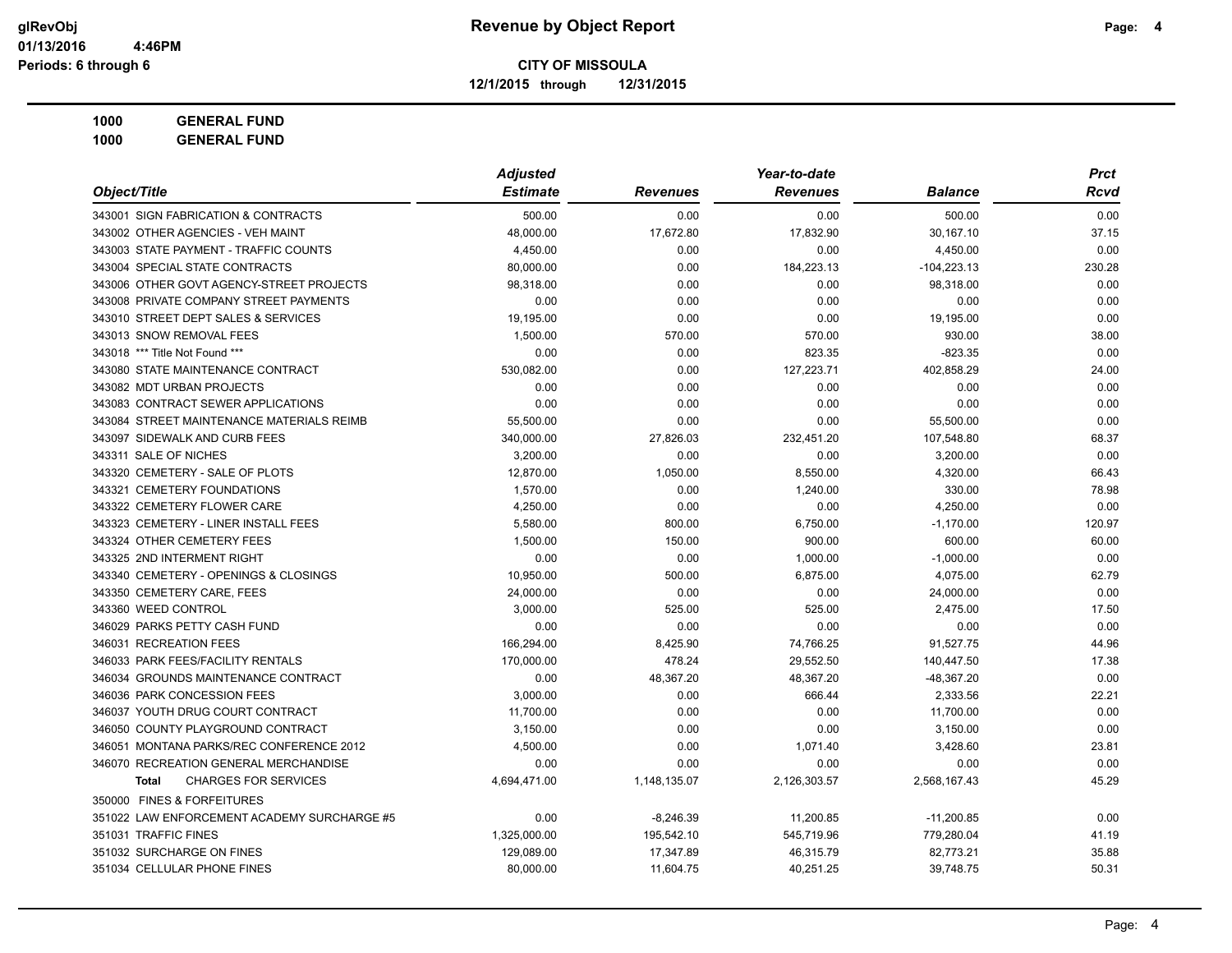# Revenue by Object Report

glRevObj
01/13/2016 4:46PM
Periods: 6 through 6

**CITY OF MISSOULA**

**12/1/2015 through 12/31/2015**

**1000 GENERAL FUND**
**1000 GENERAL FUND**

| Object/Title | Adjusted Estimate | Revenues | Year-to-date Revenues | Balance | Prct Rcvd |
|---|---|---|---|---|---|
| 343001 SIGN FABRICATION & CONTRACTS | 500.00 | 0.00 | 0.00 | 500.00 | 0.00 |
| 343002 OTHER AGENCIES - VEH MAINT | 48,000.00 | 17,672.80 | 17,832.90 | 30,167.10 | 37.15 |
| 343003 STATE PAYMENT - TRAFFIC COUNTS | 4,450.00 | 0.00 | 0.00 | 4,450.00 | 0.00 |
| 343004 SPECIAL STATE CONTRACTS | 80,000.00 | 0.00 | 184,223.13 | -104,223.13 | 230.28 |
| 343006 OTHER GOVT AGENCY-STREET PROJECTS | 98,318.00 | 0.00 | 0.00 | 98,318.00 | 0.00 |
| 343008 PRIVATE COMPANY STREET PAYMENTS | 0.00 | 0.00 | 0.00 | 0.00 | 0.00 |
| 343010 STREET DEPT SALES & SERVICES | 19,195.00 | 0.00 | 0.00 | 19,195.00 | 0.00 |
| 343013 SNOW REMOVAL FEES | 1,500.00 | 570.00 | 570.00 | 930.00 | 38.00 |
| 343018 *** Title Not Found *** | 0.00 | 0.00 | 823.35 | -823.35 | 0.00 |
| 343080 STATE MAINTENANCE CONTRACT | 530,082.00 | 0.00 | 127,223.71 | 402,858.29 | 24.00 |
| 343082 MDT URBAN PROJECTS | 0.00 | 0.00 | 0.00 | 0.00 | 0.00 |
| 343083 CONTRACT SEWER APPLICATIONS | 0.00 | 0.00 | 0.00 | 0.00 | 0.00 |
| 343084 STREET MAINTENANCE MATERIALS REIMB | 55,500.00 | 0.00 | 0.00 | 55,500.00 | 0.00 |
| 343097 SIDEWALK AND CURB FEES | 340,000.00 | 27,826.03 | 232,451.20 | 107,548.80 | 68.37 |
| 343311 SALE OF NICHES | 3,200.00 | 0.00 | 0.00 | 3,200.00 | 0.00 |
| 343320 CEMETERY - SALE OF PLOTS | 12,870.00 | 1,050.00 | 8,550.00 | 4,320.00 | 66.43 |
| 343321 CEMETERY FOUNDATIONS | 1,570.00 | 0.00 | 1,240.00 | 330.00 | 78.98 |
| 343322 CEMETERY FLOWER CARE | 4,250.00 | 0.00 | 0.00 | 4,250.00 | 0.00 |
| 343323 CEMETERY - LINER INSTALL FEES | 5,580.00 | 800.00 | 6,750.00 | -1,170.00 | 120.97 |
| 343324 OTHER CEMETERY FEES | 1,500.00 | 150.00 | 900.00 | 600.00 | 60.00 |
| 343325 2ND INTERMENT RIGHT | 0.00 | 0.00 | 1,000.00 | -1,000.00 | 0.00 |
| 343340 CEMETERY - OPENINGS & CLOSINGS | 10,950.00 | 500.00 | 6,875.00 | 4,075.00 | 62.79 |
| 343350 CEMETERY CARE, FEES | 24,000.00 | 0.00 | 0.00 | 24,000.00 | 0.00 |
| 343360 WEED CONTROL | 3,000.00 | 525.00 | 525.00 | 2,475.00 | 17.50 |
| 346029 PARKS PETTY CASH FUND | 0.00 | 0.00 | 0.00 | 0.00 | 0.00 |
| 346031 RECREATION FEES | 166,294.00 | 8,425.90 | 74,766.25 | 91,527.75 | 44.96 |
| 346033 PARK FEES/FACILITY RENTALS | 170,000.00 | 478.24 | 29,552.50 | 140,447.50 | 17.38 |
| 346034 GROUNDS MAINTENANCE CONTRACT | 0.00 | 48,367.20 | 48,367.20 | -48,367.20 | 0.00 |
| 346036 PARK CONCESSION FEES | 3,000.00 | 0.00 | 666.44 | 2,333.56 | 22.21 |
| 346037 YOUTH DRUG COURT CONTRACT | 11,700.00 | 0.00 | 0.00 | 11,700.00 | 0.00 |
| 346050 COUNTY PLAYGROUND CONTRACT | 3,150.00 | 0.00 | 0.00 | 3,150.00 | 0.00 |
| 346051 MONTANA PARKS/REC CONFERENCE 2012 | 4,500.00 | 0.00 | 1,071.40 | 3,428.60 | 23.81 |
| 346070 RECREATION GENERAL MERCHANDISE | 0.00 | 0.00 | 0.00 | 0.00 | 0.00 |
| **Total** CHARGES FOR SERVICES | 4,694,471.00 | 1,148,135.07 | 2,126,303.57 | 2,568,167.43 | 45.29 |
| 350000 FINES & FORFEITURES | | | | | |
| 351022 LAW ENFORCEMENT ACADEMY SURCHARGE #5 | 0.00 | -8,246.39 | 11,200.85 | -11,200.85 | 0.00 |
| 351031 TRAFFIC FINES | 1,325,000.00 | 195,542.10 | 545,719.96 | 779,280.04 | 41.19 |
| 351032 SURCHARGE ON FINES | 129,089.00 | 17,347.89 | 46,315.79 | 82,773.21 | 35.88 |
| 351034 CELLULAR PHONE FINES | 80,000.00 | 11,604.75 | 40,251.25 | 39,748.75 | 50.31 |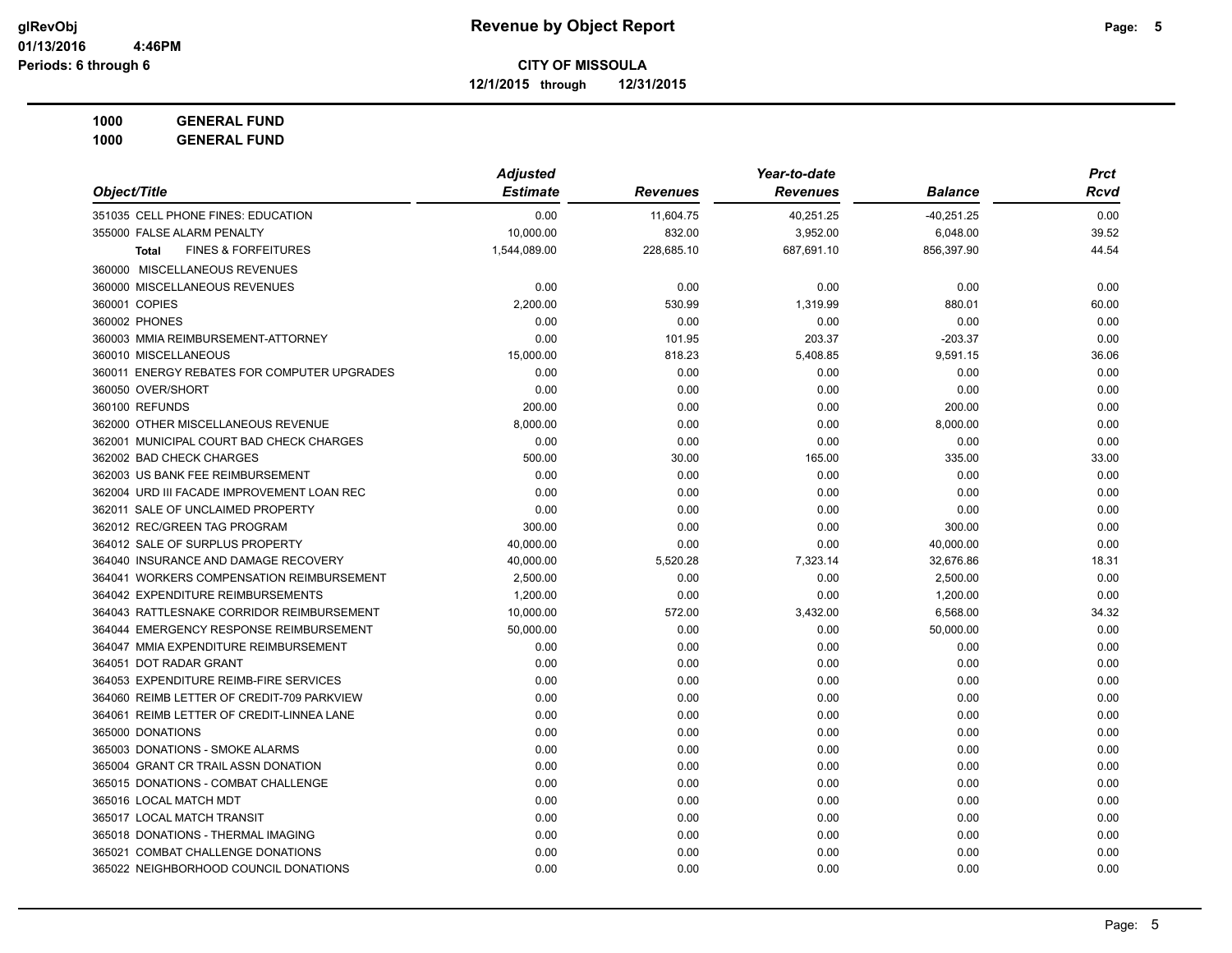# Revenue by Object Report

**CITY OF MISSOULA**

**12/1/2015 through 12/31/2015**

glRevObj
01/13/2016 4:46PM
Periods: 6 through 6

**1000 GENERAL FUND**
**1000 GENERAL FUND**

| Object/Title | Adjusted Estimate | Revenues | Year-to-date Revenues | Balance | Prct Rcvd |
|---|---|---|---|---|---|
| 351035 CELL PHONE FINES: EDUCATION | 0.00 | 11,604.75 | 40,251.25 | -40,251.25 | 0.00 |
| 355000 FALSE ALARM PENALTY | 10,000.00 | 832.00 | 3,952.00 | 6,048.00 | 39.52 |
| **Total** FINES & FORFEITURES | 1,544,089.00 | 228,685.10 | 687,691.10 | 856,397.90 | 44.54 |
| 360000 MISCELLANEOUS REVENUES | | | | | |
| 360000 MISCELLANEOUS REVENUES | 0.00 | 0.00 | 0.00 | 0.00 | 0.00 |
| 360001 COPIES | 2,200.00 | 530.99 | 1,319.99 | 880.01 | 60.00 |
| 360002 PHONES | 0.00 | 0.00 | 0.00 | 0.00 | 0.00 |
| 360003 MMIA REIMBURSEMENT-ATTORNEY | 0.00 | 101.95 | 203.37 | -203.37 | 0.00 |
| 360010 MISCELLANEOUS | 15,000.00 | 818.23 | 5,408.85 | 9,591.15 | 36.06 |
| 360011 ENERGY REBATES FOR COMPUTER UPGRADES | 0.00 | 0.00 | 0.00 | 0.00 | 0.00 |
| 360050 OVER/SHORT | 0.00 | 0.00 | 0.00 | 0.00 | 0.00 |
| 360100 REFUNDS | 200.00 | 0.00 | 0.00 | 200.00 | 0.00 |
| 362000 OTHER MISCELLANEOUS REVENUE | 8,000.00 | 0.00 | 0.00 | 8,000.00 | 0.00 |
| 362001 MUNICIPAL COURT BAD CHECK CHARGES | 0.00 | 0.00 | 0.00 | 0.00 | 0.00 |
| 362002 BAD CHECK CHARGES | 500.00 | 30.00 | 165.00 | 335.00 | 33.00 |
| 362003 US BANK FEE REIMBURSEMENT | 0.00 | 0.00 | 0.00 | 0.00 | 0.00 |
| 362004 URD III FACADE IMPROVEMENT LOAN REC | 0.00 | 0.00 | 0.00 | 0.00 | 0.00 |
| 362011 SALE OF UNCLAIMED PROPERTY | 0.00 | 0.00 | 0.00 | 0.00 | 0.00 |
| 362012 REC/GREEN TAG PROGRAM | 300.00 | 0.00 | 0.00 | 300.00 | 0.00 |
| 364012 SALE OF SURPLUS PROPERTY | 40,000.00 | 0.00 | 0.00 | 40,000.00 | 0.00 |
| 364040 INSURANCE AND DAMAGE RECOVERY | 40,000.00 | 5,520.28 | 7,323.14 | 32,676.86 | 18.31 |
| 364041 WORKERS COMPENSATION REIMBURSEMENT | 2,500.00 | 0.00 | 0.00 | 2,500.00 | 0.00 |
| 364042 EXPENDITURE REIMBURSEMENTS | 1,200.00 | 0.00 | 0.00 | 1,200.00 | 0.00 |
| 364043 RATTLESNAKE CORRIDOR REIMBURSEMENT | 10,000.00 | 572.00 | 3,432.00 | 6,568.00 | 34.32 |
| 364044 EMERGENCY RESPONSE REIMBURSEMENT | 50,000.00 | 0.00 | 0.00 | 50,000.00 | 0.00 |
| 364047 MMIA EXPENDITURE REIMBURSEMENT | 0.00 | 0.00 | 0.00 | 0.00 | 0.00 |
| 364051 DOT RADAR GRANT | 0.00 | 0.00 | 0.00 | 0.00 | 0.00 |
| 364053 EXPENDITURE REIMB-FIRE SERVICES | 0.00 | 0.00 | 0.00 | 0.00 | 0.00 |
| 364060 REIMB LETTER OF CREDIT-709 PARKVIEW | 0.00 | 0.00 | 0.00 | 0.00 | 0.00 |
| 364061 REIMB LETTER OF CREDIT-LINNEA LANE | 0.00 | 0.00 | 0.00 | 0.00 | 0.00 |
| 365000 DONATIONS | 0.00 | 0.00 | 0.00 | 0.00 | 0.00 |
| 365003 DONATIONS - SMOKE ALARMS | 0.00 | 0.00 | 0.00 | 0.00 | 0.00 |
| 365004 GRANT CR TRAIL ASSN DONATION | 0.00 | 0.00 | 0.00 | 0.00 | 0.00 |
| 365015 DONATIONS - COMBAT CHALLENGE | 0.00 | 0.00 | 0.00 | 0.00 | 0.00 |
| 365016 LOCAL MATCH MDT | 0.00 | 0.00 | 0.00 | 0.00 | 0.00 |
| 365017 LOCAL MATCH TRANSIT | 0.00 | 0.00 | 0.00 | 0.00 | 0.00 |
| 365018 DONATIONS - THERMAL IMAGING | 0.00 | 0.00 | 0.00 | 0.00 | 0.00 |
| 365021 COMBAT CHALLENGE DONATIONS | 0.00 | 0.00 | 0.00 | 0.00 | 0.00 |
| 365022 NEIGHBORHOOD COUNCIL DONATIONS | 0.00 | 0.00 | 0.00 | 0.00 | 0.00 |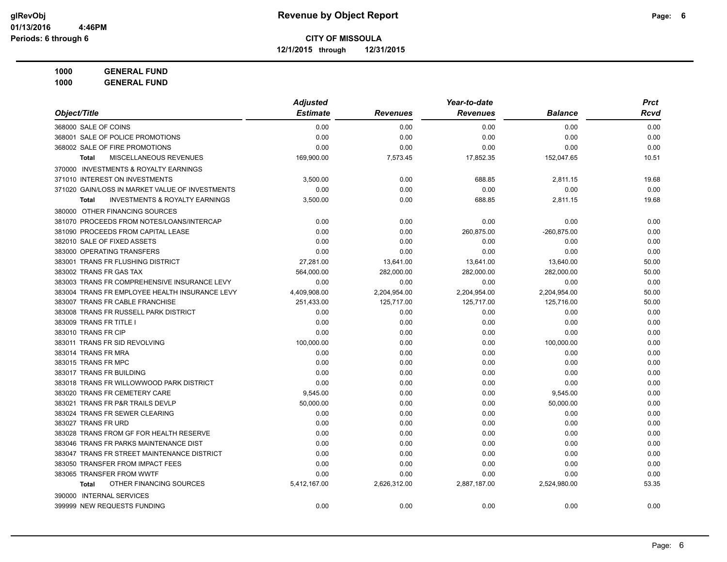# Revenue by Object Report

**CITY OF MISSOULA**

**12/1/2015 through 12/31/2015**

glRevObj
01/13/2016 4:46PM
Periods: 6 through 6

**1000 GENERAL FUND**
**1000 GENERAL FUND**

| Object/Title | Adjusted Estimate | Revenues | Year-to-date Revenues | Balance | Prct Rcvd |
|---|---|---|---|---|---|
| 368000 SALE OF COINS | 0.00 | 0.00 | 0.00 | 0.00 | 0.00 |
| 368001 SALE OF POLICE PROMOTIONS | 0.00 | 0.00 | 0.00 | 0.00 | 0.00 |
| 368002 SALE OF FIRE PROMOTIONS | 0.00 | 0.00 | 0.00 | 0.00 | 0.00 |
| **Total** MISCELLANEOUS REVENUES | 169,900.00 | 7,573.45 | 17,852.35 | 152,047.65 | 10.51 |
| 370000 INVESTMENTS & ROYALTY EARNINGS | | | | | |
| 371010 INTEREST ON INVESTMENTS | 3,500.00 | 0.00 | 688.85 | 2,811.15 | 19.68 |
| 371020 GAIN/LOSS IN MARKET VALUE OF INVESTMENTS | 0.00 | 0.00 | 0.00 | 0.00 | 0.00 |
| **Total** INVESTMENTS & ROYALTY EARNINGS | 3,500.00 | 0.00 | 688.85 | 2,811.15 | 19.68 |
| 380000 OTHER FINANCING SOURCES | | | | | |
| 381070 PROCEEDS FROM NOTES/LOANS/INTERCAP | 0.00 | 0.00 | 0.00 | 0.00 | 0.00 |
| 381090 PROCEEDS FROM CAPITAL LEASE | 0.00 | 0.00 | 260,875.00 | -260,875.00 | 0.00 |
| 382010 SALE OF FIXED ASSETS | 0.00 | 0.00 | 0.00 | 0.00 | 0.00 |
| 383000 OPERATING TRANSFERS | 0.00 | 0.00 | 0.00 | 0.00 | 0.00 |
| 383001 TRANS FR FLUSHING DISTRICT | 27,281.00 | 13,641.00 | 13,641.00 | 13,640.00 | 50.00 |
| 383002 TRANS FR GAS TAX | 564,000.00 | 282,000.00 | 282,000.00 | 282,000.00 | 50.00 |
| 383003 TRANS FR COMPREHENSIVE INSURANCE LEVY | 0.00 | 0.00 | 0.00 | 0.00 | 0.00 |
| 383004 TRANS FR EMPLOYEE HEALTH INSURANCE LEVY | 4,409,908.00 | 2,204,954.00 | 2,204,954.00 | 2,204,954.00 | 50.00 |
| 383007 TRANS FR CABLE FRANCHISE | 251,433.00 | 125,717.00 | 125,717.00 | 125,716.00 | 50.00 |
| 383008 TRANS FR RUSSELL PARK DISTRICT | 0.00 | 0.00 | 0.00 | 0.00 | 0.00 |
| 383009 TRANS FR TITLE I | 0.00 | 0.00 | 0.00 | 0.00 | 0.00 |
| 383010 TRANS FR CIP | 0.00 | 0.00 | 0.00 | 0.00 | 0.00 |
| 383011 TRANS FR SID REVOLVING | 100,000.00 | 0.00 | 0.00 | 100,000.00 | 0.00 |
| 383014 TRANS FR MRA | 0.00 | 0.00 | 0.00 | 0.00 | 0.00 |
| 383015 TRANS FR MPC | 0.00 | 0.00 | 0.00 | 0.00 | 0.00 |
| 383017 TRANS FR BUILDING | 0.00 | 0.00 | 0.00 | 0.00 | 0.00 |
| 383018 TRANS FR WILLOWWOOD PARK DISTRICT | 0.00 | 0.00 | 0.00 | 0.00 | 0.00 |
| 383020 TRANS FR CEMETERY CARE | 9,545.00 | 0.00 | 0.00 | 9,545.00 | 0.00 |
| 383021 TRANS FR P&R TRAILS DEVLP | 50,000.00 | 0.00 | 0.00 | 50,000.00 | 0.00 |
| 383024 TRANS FR SEWER CLEARING | 0.00 | 0.00 | 0.00 | 0.00 | 0.00 |
| 383027 TRANS FR URD | 0.00 | 0.00 | 0.00 | 0.00 | 0.00 |
| 383028 TRANS FROM GF FOR HEALTH RESERVE | 0.00 | 0.00 | 0.00 | 0.00 | 0.00 |
| 383046 TRANS FR PARKS MAINTENANCE DIST | 0.00 | 0.00 | 0.00 | 0.00 | 0.00 |
| 383047 TRANS FR STREET MAINTENANCE DISTRICT | 0.00 | 0.00 | 0.00 | 0.00 | 0.00 |
| 383050 TRANSFER FROM IMPACT FEES | 0.00 | 0.00 | 0.00 | 0.00 | 0.00 |
| 383065 TRANSFER FROM WWTF | 0.00 | 0.00 | 0.00 | 0.00 | 0.00 |
| **Total** OTHER FINANCING SOURCES | 5,412,167.00 | 2,626,312.00 | 2,887,187.00 | 2,524,980.00 | 53.35 |
| 390000 INTERNAL SERVICES | | | | | |
| 399999 NEW REQUESTS FUNDING | 0.00 | 0.00 | 0.00 | 0.00 | 0.00 |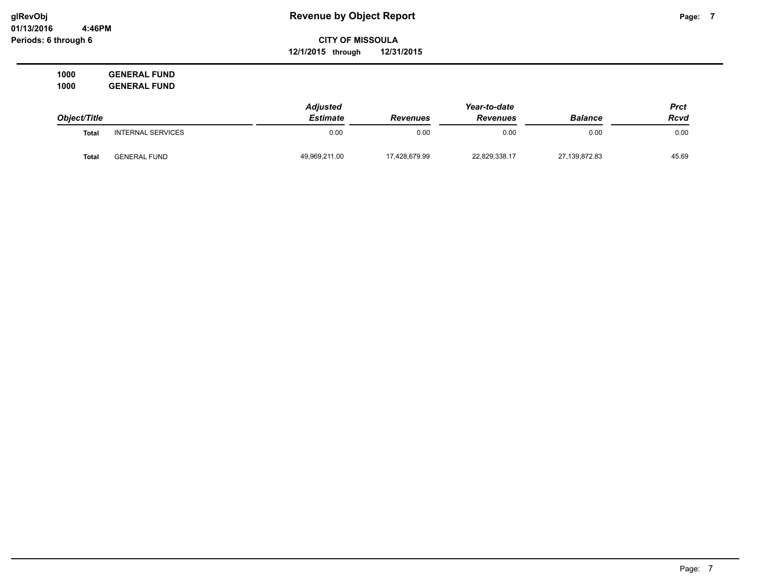# Revenue by Object Report

**CITY OF MISSOULA**

**12/1/2015 through 12/31/2015**

glRevObj
01/13/2016 4:46PM
Periods: 6 through 6

**1000 GENERAL FUND**
**1000 GENERAL FUND**

| Object/Title | | Adjusted Estimate | Revenues | Year-to-date Revenues | Balance | Prct Rcvd |
|---|---|---|---|---|---|---|
| **Total** | INTERNAL SERVICES | 0.00 | 0.00 | 0.00 | 0.00 | 0.00 |
| **Total** | GENERAL FUND | 49,969,211.00 | 17,428,679.99 | 22,829,338.17 | 27,139,872.83 | 45.69 |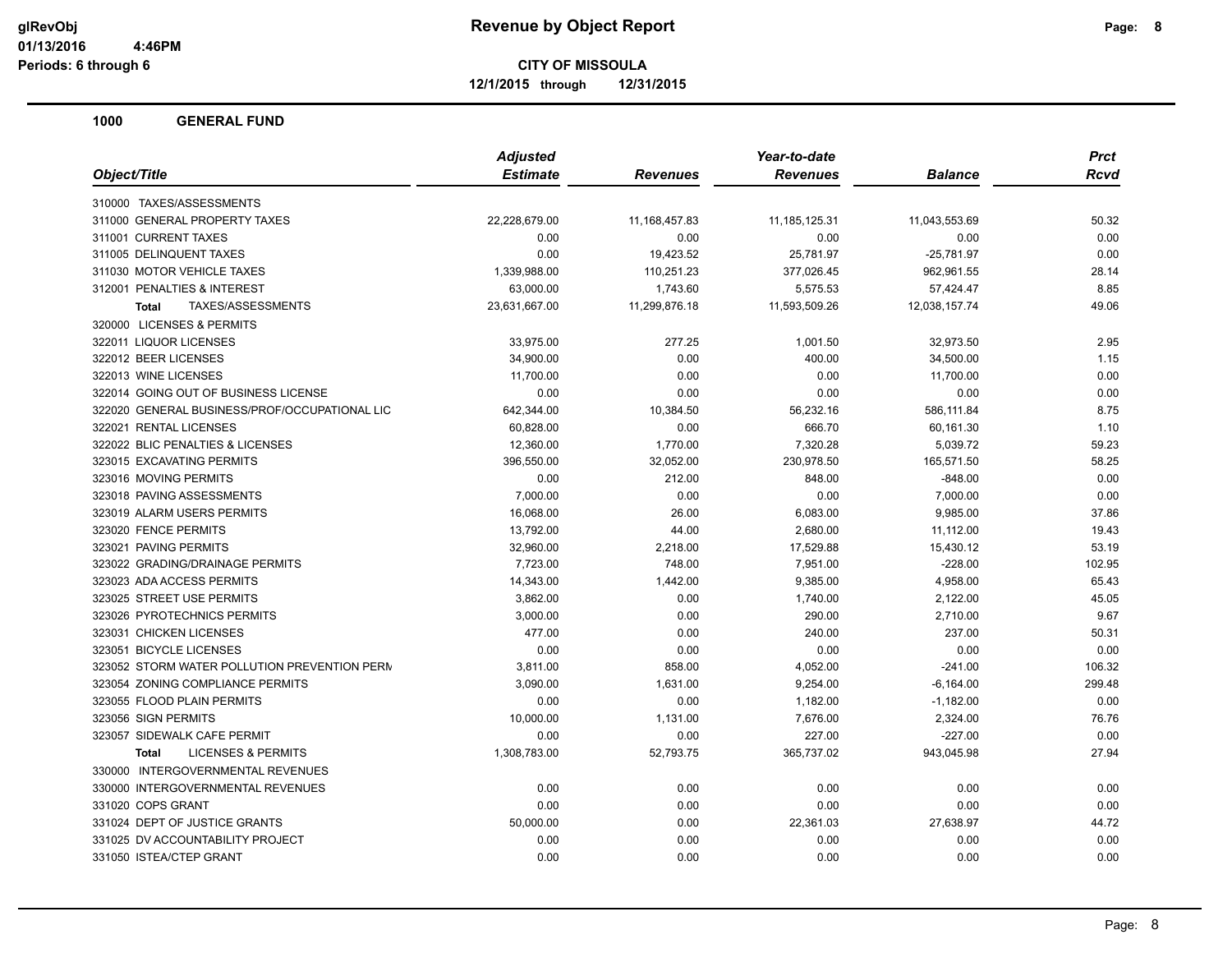# Revenue by Object Report

glRevObj
01/13/2016 4:46PM
Periods: 6 through 6

**CITY OF MISSOULA**
**12/1/2015 through 12/31/2015**

## 1000 GENERAL FUND

| Object/Title | Adjusted Estimate | Revenues | Year-to-date Revenues | Balance | Prct Rcvd |
|---|---|---|---|---|---|
| 310000 TAXES/ASSESSMENTS | | | | | |
| 311000 GENERAL PROPERTY TAXES | 22,228,679.00 | 11,168,457.83 | 11,185,125.31 | 11,043,553.69 | 50.32 |
| 311001 CURRENT TAXES | 0.00 | 0.00 | 0.00 | 0.00 | 0.00 |
| 311005 DELINQUENT TAXES | 0.00 | 19,423.52 | 25,781.97 | -25,781.97 | 0.00 |
| 311030 MOTOR VEHICLE TAXES | 1,339,988.00 | 110,251.23 | 377,026.45 | 962,961.55 | 28.14 |
| 312001 PENALTIES & INTEREST | 63,000.00 | 1,743.60 | 5,575.53 | 57,424.47 | 8.85 |
| **Total** TAXES/ASSESSMENTS | 23,631,667.00 | 11,299,876.18 | 11,593,509.26 | 12,038,157.74 | 49.06 |
| 320000 LICENSES & PERMITS | | | | | |
| 322011 LIQUOR LICENSES | 33,975.00 | 277.25 | 1,001.50 | 32,973.50 | 2.95 |
| 322012 BEER LICENSES | 34,900.00 | 0.00 | 400.00 | 34,500.00 | 1.15 |
| 322013 WINE LICENSES | 11,700.00 | 0.00 | 0.00 | 11,700.00 | 0.00 |
| 322014 GOING OUT OF BUSINESS LICENSE | 0.00 | 0.00 | 0.00 | 0.00 | 0.00 |
| 322020 GENERAL BUSINESS/PROF/OCCUPATIONAL LIC | 642,344.00 | 10,384.50 | 56,232.16 | 586,111.84 | 8.75 |
| 322021 RENTAL LICENSES | 60,828.00 | 0.00 | 666.70 | 60,161.30 | 1.10 |
| 322022 BLIC PENALTIES & LICENSES | 12,360.00 | 1,770.00 | 7,320.28 | 5,039.72 | 59.23 |
| 323015 EXCAVATING PERMITS | 396,550.00 | 32,052.00 | 230,978.50 | 165,571.50 | 58.25 |
| 323016 MOVING PERMITS | 0.00 | 212.00 | 848.00 | -848.00 | 0.00 |
| 323018 PAVING ASSESSMENTS | 7,000.00 | 0.00 | 0.00 | 7,000.00 | 0.00 |
| 323019 ALARM USERS PERMITS | 16,068.00 | 26.00 | 6,083.00 | 9,985.00 | 37.86 |
| 323020 FENCE PERMITS | 13,792.00 | 44.00 | 2,680.00 | 11,112.00 | 19.43 |
| 323021 PAVING PERMITS | 32,960.00 | 2,218.00 | 17,529.88 | 15,430.12 | 53.19 |
| 323022 GRADING/DRAINAGE PERMITS | 7,723.00 | 748.00 | 7,951.00 | -228.00 | 102.95 |
| 323023 ADA ACCESS PERMITS | 14,343.00 | 1,442.00 | 9,385.00 | 4,958.00 | 65.43 |
| 323025 STREET USE PERMITS | 3,862.00 | 0.00 | 1,740.00 | 2,122.00 | 45.05 |
| 323026 PYROTECHNICS PERMITS | 3,000.00 | 0.00 | 290.00 | 2,710.00 | 9.67 |
| 323031 CHICKEN LICENSES | 477.00 | 0.00 | 240.00 | 237.00 | 50.31 |
| 323051 BICYCLE LICENSES | 0.00 | 0.00 | 0.00 | 0.00 | 0.00 |
| 323052 STORM WATER POLLUTION PREVENTION PERM | 3,811.00 | 858.00 | 4,052.00 | -241.00 | 106.32 |
| 323054 ZONING COMPLIANCE PERMITS | 3,090.00 | 1,631.00 | 9,254.00 | -6,164.00 | 299.48 |
| 323055 FLOOD PLAIN PERMITS | 0.00 | 0.00 | 1,182.00 | -1,182.00 | 0.00 |
| 323056 SIGN PERMITS | 10,000.00 | 1,131.00 | 7,676.00 | 2,324.00 | 76.76 |
| 323057 SIDEWALK CAFE PERMIT | 0.00 | 0.00 | 227.00 | -227.00 | 0.00 |
| **Total** LICENSES & PERMITS | 1,308,783.00 | 52,793.75 | 365,737.02 | 943,045.98 | 27.94 |
| 330000 INTERGOVERNMENTAL REVENUES | | | | | |
| 330000 INTERGOVERNMENTAL REVENUES | 0.00 | 0.00 | 0.00 | 0.00 | 0.00 |
| 331020 COPS GRANT | 0.00 | 0.00 | 0.00 | 0.00 | 0.00 |
| 331024 DEPT OF JUSTICE GRANTS | 50,000.00 | 0.00 | 22,361.03 | 27,638.97 | 44.72 |
| 331025 DV ACCOUNTABILITY PROJECT | 0.00 | 0.00 | 0.00 | 0.00 | 0.00 |
| 331050 ISTEA/CTEP GRANT | 0.00 | 0.00 | 0.00 | 0.00 | 0.00 |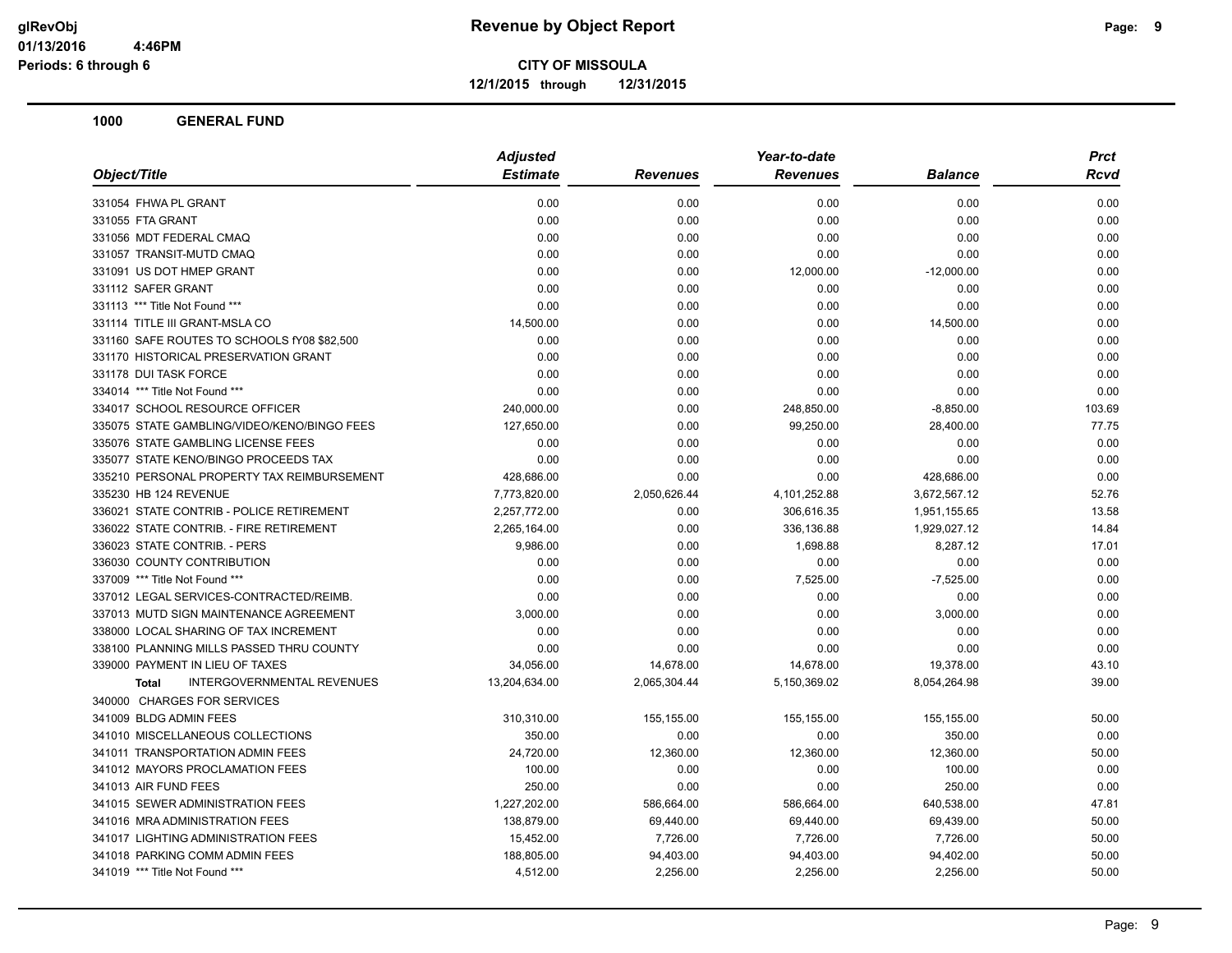# Revenue by Object Report

glRevObj
01/13/2016 4:46PM
Periods: 6 through 6

**CITY OF MISSOULA**
**12/1/2015 through 12/31/2015**

## 1000 GENERAL FUND

| Object/Title | Adjusted Estimate | Revenues | Year-to-date Revenues | Balance | Prct Rcvd |
|---|---|---|---|---|---|
| 331054 FHWA PL GRANT | 0.00 | 0.00 | 0.00 | 0.00 | 0.00 |
| 331055 FTA GRANT | 0.00 | 0.00 | 0.00 | 0.00 | 0.00 |
| 331056 MDT FEDERAL CMAQ | 0.00 | 0.00 | 0.00 | 0.00 | 0.00 |
| 331057 TRANSIT-MUTD CMAQ | 0.00 | 0.00 | 0.00 | 0.00 | 0.00 |
| 331091 US DOT HMEP GRANT | 0.00 | 0.00 | 12,000.00 | -12,000.00 | 0.00 |
| 331112 SAFER GRANT | 0.00 | 0.00 | 0.00 | 0.00 | 0.00 |
| 331113 *** Title Not Found *** | 0.00 | 0.00 | 0.00 | 0.00 | 0.00 |
| 331114 TITLE III GRANT-MSLA CO | 14,500.00 | 0.00 | 0.00 | 14,500.00 | 0.00 |
| 331160 SAFE ROUTES TO SCHOOLS fY08 $82,500 | 0.00 | 0.00 | 0.00 | 0.00 | 0.00 |
| 331170 HISTORICAL PRESERVATION GRANT | 0.00 | 0.00 | 0.00 | 0.00 | 0.00 |
| 331178 DUI TASK FORCE | 0.00 | 0.00 | 0.00 | 0.00 | 0.00 |
| 334014 *** Title Not Found *** | 0.00 | 0.00 | 0.00 | 0.00 | 0.00 |
| 334017 SCHOOL RESOURCE OFFICER | 240,000.00 | 0.00 | 248,850.00 | -8,850.00 | 103.69 |
| 335075 STATE GAMBLING/VIDEO/KENO/BINGO FEES | 127,650.00 | 0.00 | 99,250.00 | 28,400.00 | 77.75 |
| 335076 STATE GAMBLING LICENSE FEES | 0.00 | 0.00 | 0.00 | 0.00 | 0.00 |
| 335077 STATE KENO/BINGO PROCEEDS TAX | 0.00 | 0.00 | 0.00 | 0.00 | 0.00 |
| 335210 PERSONAL PROPERTY TAX REIMBURSEMENT | 428,686.00 | 0.00 | 0.00 | 428,686.00 | 0.00 |
| 335230 HB 124 REVENUE | 7,773,820.00 | 2,050,626.44 | 4,101,252.88 | 3,672,567.12 | 52.76 |
| 336021 STATE CONTRIB - POLICE RETIREMENT | 2,257,772.00 | 0.00 | 306,616.35 | 1,951,155.65 | 13.58 |
| 336022 STATE CONTRIB. - FIRE RETIREMENT | 2,265,164.00 | 0.00 | 336,136.88 | 1,929,027.12 | 14.84 |
| 336023 STATE CONTRIB. - PERS | 9,986.00 | 0.00 | 1,698.88 | 8,287.12 | 17.01 |
| 336030 COUNTY CONTRIBUTION | 0.00 | 0.00 | 0.00 | 0.00 | 0.00 |
| 337009 *** Title Not Found *** | 0.00 | 0.00 | 7,525.00 | -7,525.00 | 0.00 |
| 337012 LEGAL SERVICES-CONTRACTED/REIMB. | 0.00 | 0.00 | 0.00 | 0.00 | 0.00 |
| 337013 MUTD SIGN MAINTENANCE AGREEMENT | 3,000.00 | 0.00 | 0.00 | 3,000.00 | 0.00 |
| 338000 LOCAL SHARING OF TAX INCREMENT | 0.00 | 0.00 | 0.00 | 0.00 | 0.00 |
| 338100 PLANNING MILLS PASSED THRU COUNTY | 0.00 | 0.00 | 0.00 | 0.00 | 0.00 |
| 339000 PAYMENT IN LIEU OF TAXES | 34,056.00 | 14,678.00 | 14,678.00 | 19,378.00 | 43.10 |
| **Total** INTERGOVERNMENTAL REVENUES | 13,204,634.00 | 2,065,304.44 | 5,150,369.02 | 8,054,264.98 | 39.00 |
| 340000 CHARGES FOR SERVICES | | | | | |
| 341009 BLDG ADMIN FEES | 310,310.00 | 155,155.00 | 155,155.00 | 155,155.00 | 50.00 |
| 341010 MISCELLANEOUS COLLECTIONS | 350.00 | 0.00 | 0.00 | 350.00 | 0.00 |
| 341011 TRANSPORTATION ADMIN FEES | 24,720.00 | 12,360.00 | 12,360.00 | 12,360.00 | 50.00 |
| 341012 MAYORS PROCLAMATION FEES | 100.00 | 0.00 | 0.00 | 100.00 | 0.00 |
| 341013 AIR FUND FEES | 250.00 | 0.00 | 0.00 | 250.00 | 0.00 |
| 341015 SEWER ADMINISTRATION FEES | 1,227,202.00 | 586,664.00 | 586,664.00 | 640,538.00 | 47.81 |
| 341016 MRA ADMINISTRATION FEES | 138,879.00 | 69,440.00 | 69,440.00 | 69,439.00 | 50.00 |
| 341017 LIGHTING ADMINISTRATION FEES | 15,452.00 | 7,726.00 | 7,726.00 | 7,726.00 | 50.00 |
| 341018 PARKING COMM ADMIN FEES | 188,805.00 | 94,403.00 | 94,403.00 | 94,402.00 | 50.00 |
| 341019 *** Title Not Found *** | 4,512.00 | 2,256.00 | 2,256.00 | 2,256.00 | 50.00 |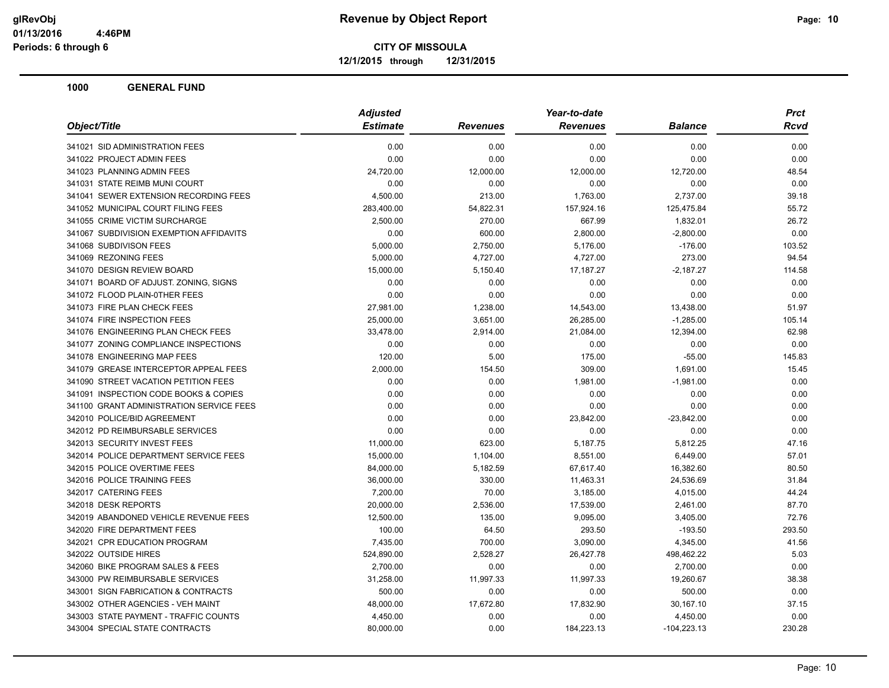**glRevObj** 01/13/2016 4:46PM
Periods: 6 through 6

# Revenue by Object Report

**CITY OF MISSOULA**
**12/1/2015 through 12/31/2015**

## 1000 GENERAL FUND

| Object/Title | Adjusted Estimate | Revenues | Year-to-date Revenues | Balance | Prct Rcvd |
|---|---|---|---|---|---|
| 341021 SID ADMINISTRATION FEES | 0.00 | 0.00 | 0.00 | 0.00 | 0.00 |
| 341022 PROJECT ADMIN FEES | 0.00 | 0.00 | 0.00 | 0.00 | 0.00 |
| 341023 PLANNING ADMIN FEES | 24,720.00 | 12,000.00 | 12,000.00 | 12,720.00 | 48.54 |
| 341031 STATE REIMB MUNI COURT | 0.00 | 0.00 | 0.00 | 0.00 | 0.00 |
| 341041 SEWER EXTENSION RECORDING FEES | 4,500.00 | 213.00 | 1,763.00 | 2,737.00 | 39.18 |
| 341052 MUNICIPAL COURT FILING FEES | 283,400.00 | 54,822.31 | 157,924.16 | 125,475.84 | 55.72 |
| 341055 CRIME VICTIM SURCHARGE | 2,500.00 | 270.00 | 667.99 | 1,832.01 | 26.72 |
| 341067 SUBDIVISION EXEMPTION AFFIDAVITS | 0.00 | 600.00 | 2,800.00 | -2,800.00 | 0.00 |
| 341068 SUBDIVISON FEES | 5,000.00 | 2,750.00 | 5,176.00 | -176.00 | 103.52 |
| 341069 REZONING FEES | 5,000.00 | 4,727.00 | 4,727.00 | 273.00 | 94.54 |
| 341070 DESIGN REVIEW BOARD | 15,000.00 | 5,150.40 | 17,187.27 | -2,187.27 | 114.58 |
| 341071 BOARD OF ADJUST. ZONING, SIGNS | 0.00 | 0.00 | 0.00 | 0.00 | 0.00 |
| 341072 FLOOD PLAIN-0THER FEES | 0.00 | 0.00 | 0.00 | 0.00 | 0.00 |
| 341073 FIRE PLAN CHECK FEES | 27,981.00 | 1,238.00 | 14,543.00 | 13,438.00 | 51.97 |
| 341074 FIRE INSPECTION FEES | 25,000.00 | 3,651.00 | 26,285.00 | -1,285.00 | 105.14 |
| 341076 ENGINEERING PLAN CHECK FEES | 33,478.00 | 2,914.00 | 21,084.00 | 12,394.00 | 62.98 |
| 341077 ZONING COMPLIANCE INSPECTIONS | 0.00 | 0.00 | 0.00 | 0.00 | 0.00 |
| 341078 ENGINEERING MAP FEES | 120.00 | 5.00 | 175.00 | -55.00 | 145.83 |
| 341079 GREASE INTERCEPTOR APPEAL FEES | 2,000.00 | 154.50 | 309.00 | 1,691.00 | 15.45 |
| 341090 STREET VACATION PETITION FEES | 0.00 | 0.00 | 1,981.00 | -1,981.00 | 0.00 |
| 341091 INSPECTION CODE BOOKS & COPIES | 0.00 | 0.00 | 0.00 | 0.00 | 0.00 |
| 341100 GRANT ADMINISTRATION SERVICE FEES | 0.00 | 0.00 | 0.00 | 0.00 | 0.00 |
| 342010 POLICE/BID AGREEMENT | 0.00 | 0.00 | 23,842.00 | -23,842.00 | 0.00 |
| 342012 PD REIMBURSABLE SERVICES | 0.00 | 0.00 | 0.00 | 0.00 | 0.00 |
| 342013 SECURITY INVEST FEES | 11,000.00 | 623.00 | 5,187.75 | 5,812.25 | 47.16 |
| 342014 POLICE DEPARTMENT SERVICE FEES | 15,000.00 | 1,104.00 | 8,551.00 | 6,449.00 | 57.01 |
| 342015 POLICE OVERTIME FEES | 84,000.00 | 5,182.59 | 67,617.40 | 16,382.60 | 80.50 |
| 342016 POLICE TRAINING FEES | 36,000.00 | 330.00 | 11,463.31 | 24,536.69 | 31.84 |
| 342017 CATERING FEES | 7,200.00 | 70.00 | 3,185.00 | 4,015.00 | 44.24 |
| 342018 DESK REPORTS | 20,000.00 | 2,536.00 | 17,539.00 | 2,461.00 | 87.70 |
| 342019 ABANDONED VEHICLE REVENUE FEES | 12,500.00 | 135.00 | 9,095.00 | 3,405.00 | 72.76 |
| 342020 FIRE DEPARTMENT FEES | 100.00 | 64.50 | 293.50 | -193.50 | 293.50 |
| 342021 CPR EDUCATION PROGRAM | 7,435.00 | 700.00 | 3,090.00 | 4,345.00 | 41.56 |
| 342022 OUTSIDE HIRES | 524,890.00 | 2,528.27 | 26,427.78 | 498,462.22 | 5.03 |
| 342060 BIKE PROGRAM SALES & FEES | 2,700.00 | 0.00 | 0.00 | 2,700.00 | 0.00 |
| 343000 PW REIMBURSABLE SERVICES | 31,258.00 | 11,997.33 | 11,997.33 | 19,260.67 | 38.38 |
| 343001 SIGN FABRICATION & CONTRACTS | 500.00 | 0.00 | 0.00 | 500.00 | 0.00 |
| 343002 OTHER AGENCIES - VEH MAINT | 48,000.00 | 17,672.80 | 17,832.90 | 30,167.10 | 37.15 |
| 343003 STATE PAYMENT - TRAFFIC COUNTS | 4,450.00 | 0.00 | 0.00 | 4,450.00 | 0.00 |
| 343004 SPECIAL STATE CONTRACTS | 80,000.00 | 0.00 | 184,223.13 | -104,223.13 | 230.28 |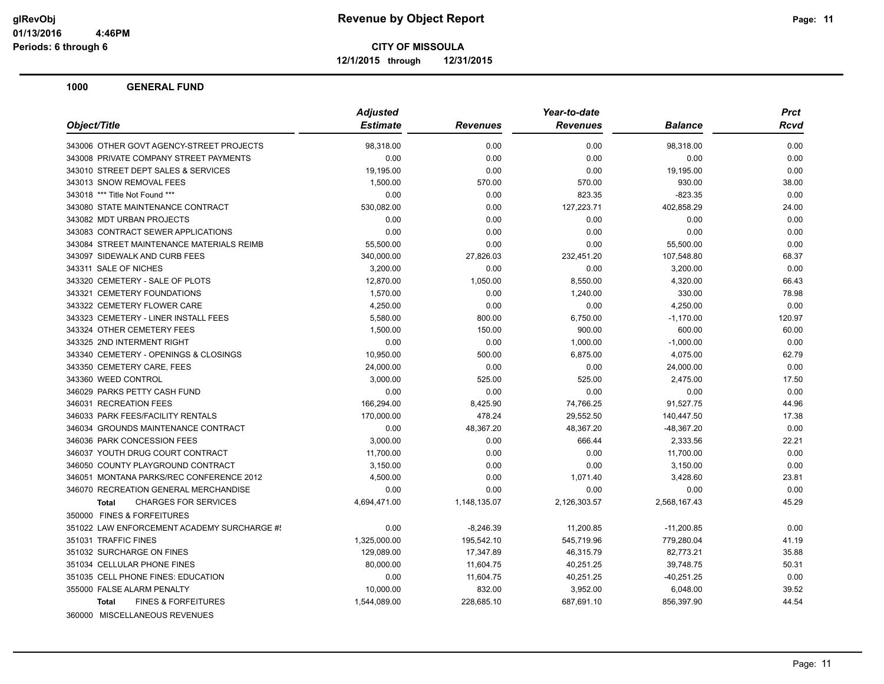**CITY OF MISSOULA**

**12/1/2015 through 12/31/2015**

## 1000 GENERAL FUND

| Object/Title | Adjusted Estimate | Revenues | Year-to-date Revenues | Balance | Prct Rcvd |
|---|---|---|---|---|---|
| 343006 OTHER GOVT AGENCY-STREET PROJECTS | 98,318.00 | 0.00 | 0.00 | 98,318.00 | 0.00 |
| 343008 PRIVATE COMPANY STREET PAYMENTS | 0.00 | 0.00 | 0.00 | 0.00 | 0.00 |
| 343010 STREET DEPT SALES & SERVICES | 19,195.00 | 0.00 | 0.00 | 19,195.00 | 0.00 |
| 343013 SNOW REMOVAL FEES | 1,500.00 | 570.00 | 570.00 | 930.00 | 38.00 |
| 343018 *** Title Not Found *** | 0.00 | 0.00 | 823.35 | -823.35 | 0.00 |
| 343080 STATE MAINTENANCE CONTRACT | 530,082.00 | 0.00 | 127,223.71 | 402,858.29 | 24.00 |
| 343082 MDT URBAN PROJECTS | 0.00 | 0.00 | 0.00 | 0.00 | 0.00 |
| 343083 CONTRACT SEWER APPLICATIONS | 0.00 | 0.00 | 0.00 | 0.00 | 0.00 |
| 343084 STREET MAINTENANCE MATERIALS REIMB | 55,500.00 | 0.00 | 0.00 | 55,500.00 | 0.00 |
| 343097 SIDEWALK AND CURB FEES | 340,000.00 | 27,826.03 | 232,451.20 | 107,548.80 | 68.37 |
| 343311 SALE OF NICHES | 3,200.00 | 0.00 | 0.00 | 3,200.00 | 0.00 |
| 343320 CEMETERY - SALE OF PLOTS | 12,870.00 | 1,050.00 | 8,550.00 | 4,320.00 | 66.43 |
| 343321 CEMETERY FOUNDATIONS | 1,570.00 | 0.00 | 1,240.00 | 330.00 | 78.98 |
| 343322 CEMETERY FLOWER CARE | 4,250.00 | 0.00 | 0.00 | 4,250.00 | 0.00 |
| 343323 CEMETERY - LINER INSTALL FEES | 5,580.00 | 800.00 | 6,750.00 | -1,170.00 | 120.97 |
| 343324 OTHER CEMETERY FEES | 1,500.00 | 150.00 | 900.00 | 600.00 | 60.00 |
| 343325 2ND INTERMENT RIGHT | 0.00 | 0.00 | 1,000.00 | -1,000.00 | 0.00 |
| 343340 CEMETERY - OPENINGS & CLOSINGS | 10,950.00 | 500.00 | 6,875.00 | 4,075.00 | 62.79 |
| 343350 CEMETERY CARE, FEES | 24,000.00 | 0.00 | 0.00 | 24,000.00 | 0.00 |
| 343360 WEED CONTROL | 3,000.00 | 525.00 | 525.00 | 2,475.00 | 17.50 |
| 346029 PARKS PETTY CASH FUND | 0.00 | 0.00 | 0.00 | 0.00 | 0.00 |
| 346031 RECREATION FEES | 166,294.00 | 8,425.90 | 74,766.25 | 91,527.75 | 44.96 |
| 346033 PARK FEES/FACILITY RENTALS | 170,000.00 | 478.24 | 29,552.50 | 140,447.50 | 17.38 |
| 346034 GROUNDS MAINTENANCE CONTRACT | 0.00 | 48,367.20 | 48,367.20 | -48,367.20 | 0.00 |
| 346036 PARK CONCESSION FEES | 3,000.00 | 0.00 | 666.44 | 2,333.56 | 22.21 |
| 346037 YOUTH DRUG COURT CONTRACT | 11,700.00 | 0.00 | 0.00 | 11,700.00 | 0.00 |
| 346050 COUNTY PLAYGROUND CONTRACT | 3,150.00 | 0.00 | 0.00 | 3,150.00 | 0.00 |
| 346051 MONTANA PARKS/REC CONFERENCE 2012 | 4,500.00 | 0.00 | 1,071.40 | 3,428.60 | 23.81 |
| 346070 RECREATION GENERAL MERCHANDISE | 0.00 | 0.00 | 0.00 | 0.00 | 0.00 |
| **Total** CHARGES FOR SERVICES | 4,694,471.00 | 1,148,135.07 | 2,126,303.57 | 2,568,167.43 | 45.29 |
| 350000 FINES & FORFEITURES | | | | | |
| 351022 LAW ENFORCEMENT ACADEMY SURCHARGE #! | 0.00 | -8,246.39 | 11,200.85 | -11,200.85 | 0.00 |
| 351031 TRAFFIC FINES | 1,325,000.00 | 195,542.10 | 545,719.96 | 779,280.04 | 41.19 |
| 351032 SURCHARGE ON FINES | 129,089.00 | 17,347.89 | 46,315.79 | 82,773.21 | 35.88 |
| 351034 CELLULAR PHONE FINES | 80,000.00 | 11,604.75 | 40,251.25 | 39,748.75 | 50.31 |
| 351035 CELL PHONE FINES: EDUCATION | 0.00 | 11,604.75 | 40,251.25 | -40,251.25 | 0.00 |
| 355000 FALSE ALARM PENALTY | 10,000.00 | 832.00 | 3,952.00 | 6,048.00 | 39.52 |
| **Total** FINES & FORFEITURES | 1,544,089.00 | 228,685.10 | 687,691.10 | 856,397.90 | 44.54 |
| 360000 MISCELLANEOUS REVENUES | | | | | |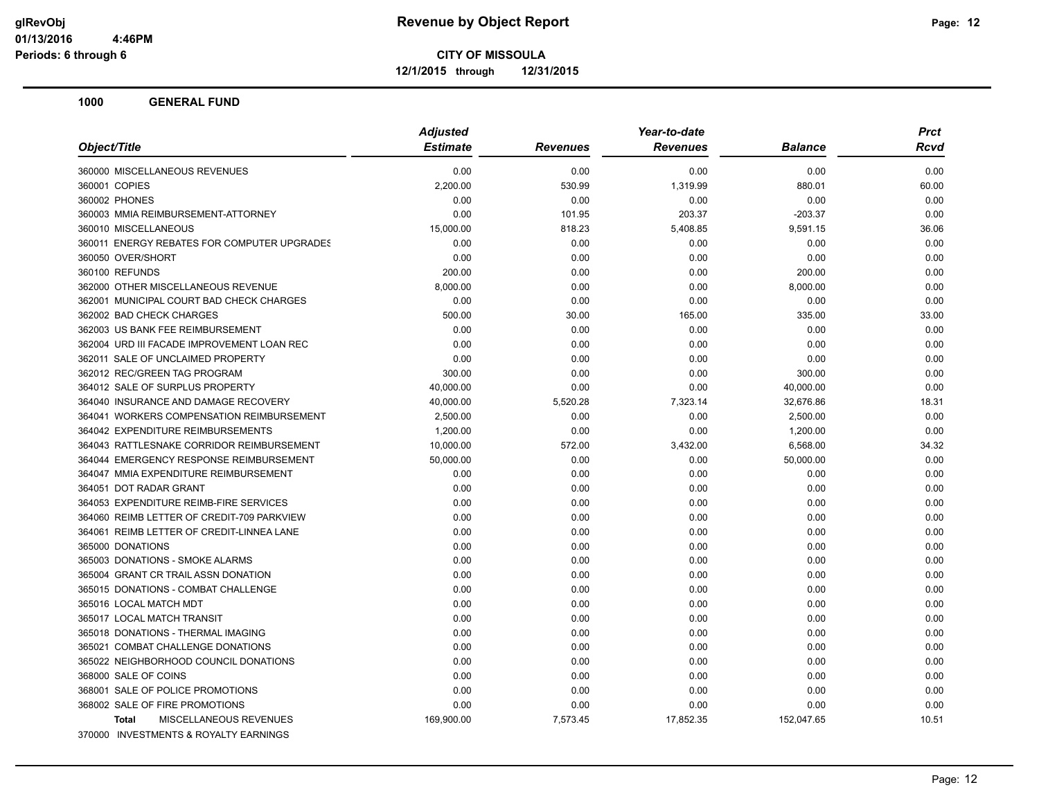**CITY OF MISSOULA**

**12/1/2015 through 12/31/2015**

## 1000 GENERAL FUND

| Object/Title | Adjusted Estimate | Revenues | Year-to-date Revenues | Balance | Prct Rcvd |
|---|---|---|---|---|---|
| 360000 MISCELLANEOUS REVENUES | 0.00 | 0.00 | 0.00 | 0.00 | 0.00 |
| 360001 COPIES | 2,200.00 | 530.99 | 1,319.99 | 880.01 | 60.00 |
| 360002 PHONES | 0.00 | 0.00 | 0.00 | 0.00 | 0.00 |
| 360003 MMIA REIMBURSEMENT-ATTORNEY | 0.00 | 101.95 | 203.37 | -203.37 | 0.00 |
| 360010 MISCELLANEOUS | 15,000.00 | 818.23 | 5,408.85 | 9,591.15 | 36.06 |
| 360011 ENERGY REBATES FOR COMPUTER UPGRADES | 0.00 | 0.00 | 0.00 | 0.00 | 0.00 |
| 360050 OVER/SHORT | 0.00 | 0.00 | 0.00 | 0.00 | 0.00 |
| 360100 REFUNDS | 200.00 | 0.00 | 0.00 | 200.00 | 0.00 |
| 362000 OTHER MISCELLANEOUS REVENUE | 8,000.00 | 0.00 | 0.00 | 8,000.00 | 0.00 |
| 362001 MUNICIPAL COURT BAD CHECK CHARGES | 0.00 | 0.00 | 0.00 | 0.00 | 0.00 |
| 362002 BAD CHECK CHARGES | 500.00 | 30.00 | 165.00 | 335.00 | 33.00 |
| 362003 US BANK FEE REIMBURSEMENT | 0.00 | 0.00 | 0.00 | 0.00 | 0.00 |
| 362004 URD III FACADE IMPROVEMENT LOAN REC | 0.00 | 0.00 | 0.00 | 0.00 | 0.00 |
| 362011 SALE OF UNCLAIMED PROPERTY | 0.00 | 0.00 | 0.00 | 0.00 | 0.00 |
| 362012 REC/GREEN TAG PROGRAM | 300.00 | 0.00 | 0.00 | 300.00 | 0.00 |
| 364012 SALE OF SURPLUS PROPERTY | 40,000.00 | 0.00 | 0.00 | 40,000.00 | 0.00 |
| 364040 INSURANCE AND DAMAGE RECOVERY | 40,000.00 | 5,520.28 | 7,323.14 | 32,676.86 | 18.31 |
| 364041 WORKERS COMPENSATION REIMBURSEMENT | 2,500.00 | 0.00 | 0.00 | 2,500.00 | 0.00 |
| 364042 EXPENDITURE REIMBURSEMENTS | 1,200.00 | 0.00 | 0.00 | 1,200.00 | 0.00 |
| 364043 RATTLESNAKE CORRIDOR REIMBURSEMENT | 10,000.00 | 572.00 | 3,432.00 | 6,568.00 | 34.32 |
| 364044 EMERGENCY RESPONSE REIMBURSEMENT | 50,000.00 | 0.00 | 0.00 | 50,000.00 | 0.00 |
| 364047 MMIA EXPENDITURE REIMBURSEMENT | 0.00 | 0.00 | 0.00 | 0.00 | 0.00 |
| 364051 DOT RADAR GRANT | 0.00 | 0.00 | 0.00 | 0.00 | 0.00 |
| 364053 EXPENDITURE REIMB-FIRE SERVICES | 0.00 | 0.00 | 0.00 | 0.00 | 0.00 |
| 364060 REIMB LETTER OF CREDIT-709 PARKVIEW | 0.00 | 0.00 | 0.00 | 0.00 | 0.00 |
| 364061 REIMB LETTER OF CREDIT-LINNEA LANE | 0.00 | 0.00 | 0.00 | 0.00 | 0.00 |
| 365000 DONATIONS | 0.00 | 0.00 | 0.00 | 0.00 | 0.00 |
| 365003 DONATIONS - SMOKE ALARMS | 0.00 | 0.00 | 0.00 | 0.00 | 0.00 |
| 365004 GRANT CR TRAIL ASSN DONATION | 0.00 | 0.00 | 0.00 | 0.00 | 0.00 |
| 365015 DONATIONS - COMBAT CHALLENGE | 0.00 | 0.00 | 0.00 | 0.00 | 0.00 |
| 365016 LOCAL MATCH MDT | 0.00 | 0.00 | 0.00 | 0.00 | 0.00 |
| 365017 LOCAL MATCH TRANSIT | 0.00 | 0.00 | 0.00 | 0.00 | 0.00 |
| 365018 DONATIONS - THERMAL IMAGING | 0.00 | 0.00 | 0.00 | 0.00 | 0.00 |
| 365021 COMBAT CHALLENGE DONATIONS | 0.00 | 0.00 | 0.00 | 0.00 | 0.00 |
| 365022 NEIGHBORHOOD COUNCIL DONATIONS | 0.00 | 0.00 | 0.00 | 0.00 | 0.00 |
| 368000 SALE OF COINS | 0.00 | 0.00 | 0.00 | 0.00 | 0.00 |
| 368001 SALE OF POLICE PROMOTIONS | 0.00 | 0.00 | 0.00 | 0.00 | 0.00 |
| 368002 SALE OF FIRE PROMOTIONS | 0.00 | 0.00 | 0.00 | 0.00 | 0.00 |
| **Total** MISCELLANEOUS REVENUES | 169,900.00 | 7,573.45 | 17,852.35 | 152,047.65 | 10.51 |
| 370000 INVESTMENTS & ROYALTY EARNINGS | | | | | |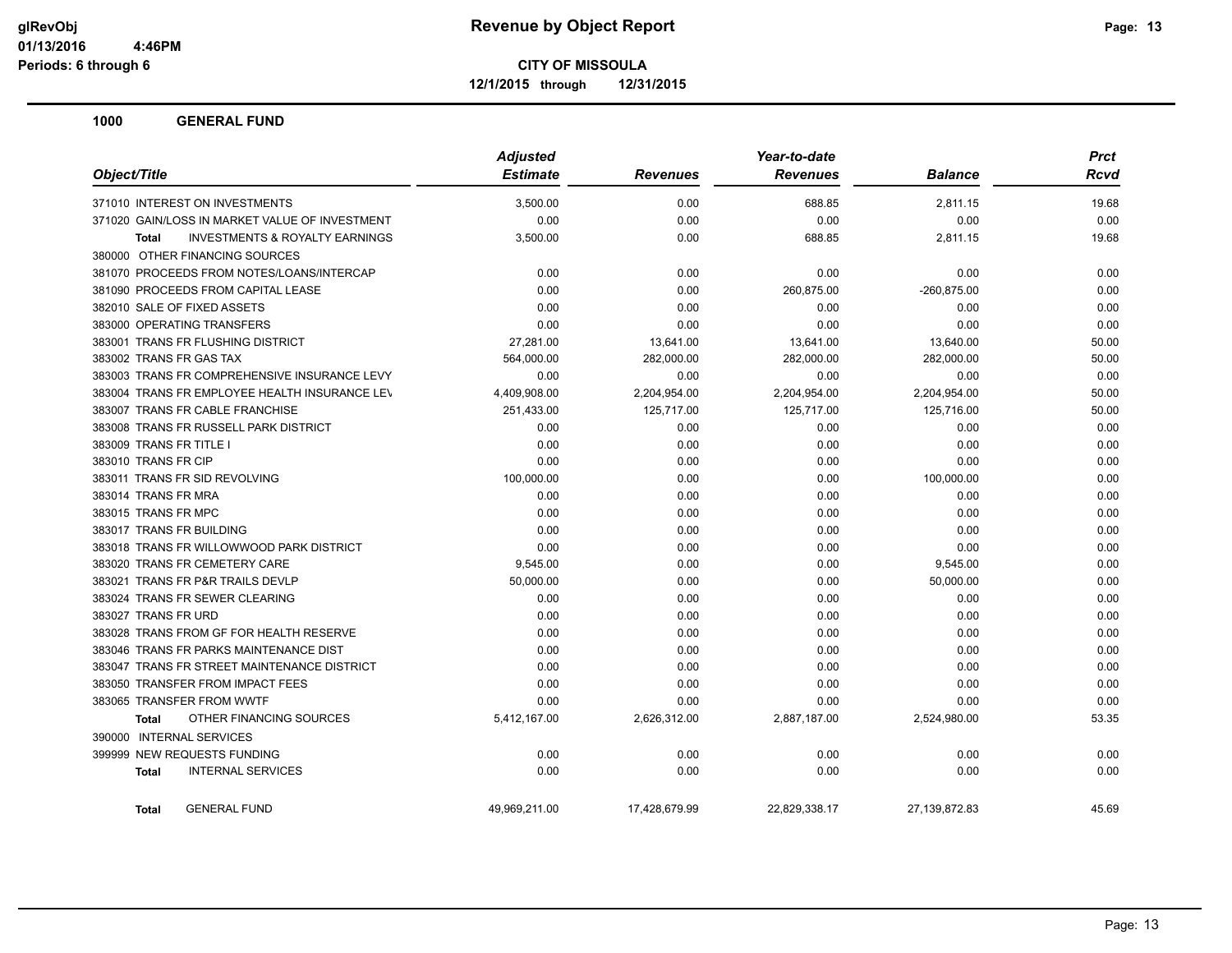# Revenue by Object Report

**CITY OF MISSOULA**

**12/1/2015 through 12/31/2015**

glRevObj
01/13/2016 4:46PM
Periods: 6 through 6

## 1000 GENERAL FUND

| Object/Title | Adjusted Estimate | Revenues | Year-to-date Revenues | Balance | Prct Rcvd |
|---|---|---|---|---|---|
| 371010 INTEREST ON INVESTMENTS | 3,500.00 | 0.00 | 688.85 | 2,811.15 | 19.68 |
| 371020 GAIN/LOSS IN MARKET VALUE OF INVESTMENT | 0.00 | 0.00 | 0.00 | 0.00 | 0.00 |
| **Total** INVESTMENTS & ROYALTY EARNINGS | 3,500.00 | 0.00 | 688.85 | 2,811.15 | 19.68 |
| 380000 OTHER FINANCING SOURCES | | | | | |
| 381070 PROCEEDS FROM NOTES/LOANS/INTERCAP | 0.00 | 0.00 | 0.00 | 0.00 | 0.00 |
| 381090 PROCEEDS FROM CAPITAL LEASE | 0.00 | 0.00 | 260,875.00 | -260,875.00 | 0.00 |
| 382010 SALE OF FIXED ASSETS | 0.00 | 0.00 | 0.00 | 0.00 | 0.00 |
| 383000 OPERATING TRANSFERS | 0.00 | 0.00 | 0.00 | 0.00 | 0.00 |
| 383001 TRANS FR FLUSHING DISTRICT | 27,281.00 | 13,641.00 | 13,641.00 | 13,640.00 | 50.00 |
| 383002 TRANS FR GAS TAX | 564,000.00 | 282,000.00 | 282,000.00 | 282,000.00 | 50.00 |
| 383003 TRANS FR COMPREHENSIVE INSURANCE LEVY | 0.00 | 0.00 | 0.00 | 0.00 | 0.00 |
| 383004 TRANS FR EMPLOYEE HEALTH INSURANCE LEV | 4,409,908.00 | 2,204,954.00 | 2,204,954.00 | 2,204,954.00 | 50.00 |
| 383007 TRANS FR CABLE FRANCHISE | 251,433.00 | 125,717.00 | 125,717.00 | 125,716.00 | 50.00 |
| 383008 TRANS FR RUSSELL PARK DISTRICT | 0.00 | 0.00 | 0.00 | 0.00 | 0.00 |
| 383009 TRANS FR TITLE I | 0.00 | 0.00 | 0.00 | 0.00 | 0.00 |
| 383010 TRANS FR CIP | 0.00 | 0.00 | 0.00 | 0.00 | 0.00 |
| 383011 TRANS FR SID REVOLVING | 100,000.00 | 0.00 | 0.00 | 100,000.00 | 0.00 |
| 383014 TRANS FR MRA | 0.00 | 0.00 | 0.00 | 0.00 | 0.00 |
| 383015 TRANS FR MPC | 0.00 | 0.00 | 0.00 | 0.00 | 0.00 |
| 383017 TRANS FR BUILDING | 0.00 | 0.00 | 0.00 | 0.00 | 0.00 |
| 383018 TRANS FR WILLOWWOOD PARK DISTRICT | 0.00 | 0.00 | 0.00 | 0.00 | 0.00 |
| 383020 TRANS FR CEMETERY CARE | 9,545.00 | 0.00 | 0.00 | 9,545.00 | 0.00 |
| 383021 TRANS FR P&R TRAILS DEVLP | 50,000.00 | 0.00 | 0.00 | 50,000.00 | 0.00 |
| 383024 TRANS FR SEWER CLEARING | 0.00 | 0.00 | 0.00 | 0.00 | 0.00 |
| 383027 TRANS FR URD | 0.00 | 0.00 | 0.00 | 0.00 | 0.00 |
| 383028 TRANS FROM GF FOR HEALTH RESERVE | 0.00 | 0.00 | 0.00 | 0.00 | 0.00 |
| 383046 TRANS FR PARKS MAINTENANCE DIST | 0.00 | 0.00 | 0.00 | 0.00 | 0.00 |
| 383047 TRANS FR STREET MAINTENANCE DISTRICT | 0.00 | 0.00 | 0.00 | 0.00 | 0.00 |
| 383050 TRANSFER FROM IMPACT FEES | 0.00 | 0.00 | 0.00 | 0.00 | 0.00 |
| 383065 TRANSFER FROM WWTF | 0.00 | 0.00 | 0.00 | 0.00 | 0.00 |
| **Total** OTHER FINANCING SOURCES | 5,412,167.00 | 2,626,312.00 | 2,887,187.00 | 2,524,980.00 | 53.35 |
| 390000 INTERNAL SERVICES | | | | | |
| 399999 NEW REQUESTS FUNDING | 0.00 | 0.00 | 0.00 | 0.00 | 0.00 |
| **Total** INTERNAL SERVICES | 0.00 | 0.00 | 0.00 | 0.00 | 0.00 |
| **Total** GENERAL FUND | 49,969,211.00 | 17,428,679.99 | 22,829,338.17 | 27,139,872.83 | 45.69 |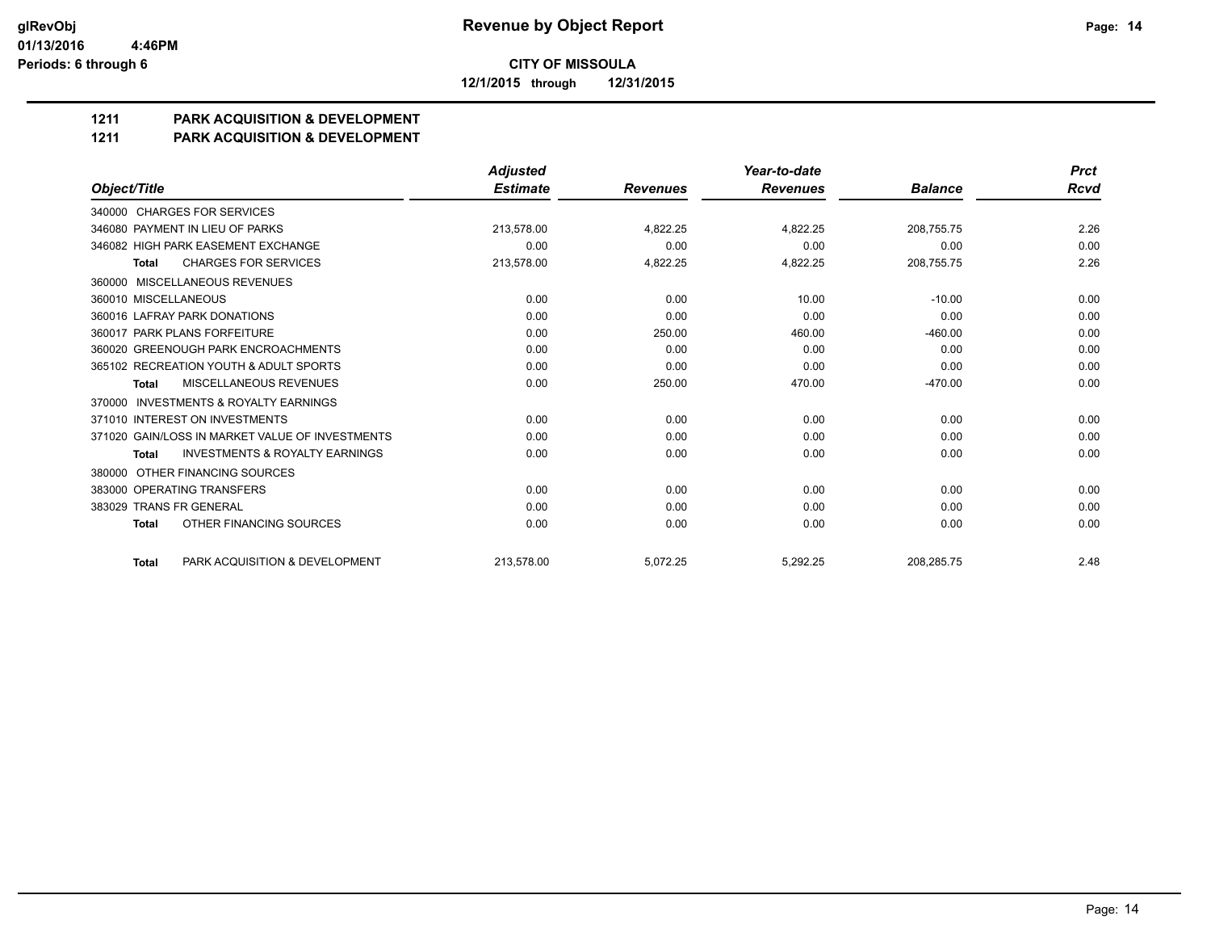**Revenue by Object Report**

**CITY OF MISSOULA**

**12/1/2015 through 12/31/2015**

glRevObj
01/13/2016 4:46PM
Periods: 6 through 6

## 1211 PARK ACQUISITION & DEVELOPMENT
## 1211 PARK ACQUISITION & DEVELOPMENT

| Object/Title | Adjusted Estimate | Revenues | Year-to-date Revenues | Balance | Prct Rcvd |
|---|---|---|---|---|---|
| 340000 CHARGES FOR SERVICES | | | | | |
| 346080 PAYMENT IN LIEU OF PARKS | 213,578.00 | 4,822.25 | 4,822.25 | 208,755.75 | 2.26 |
| 346082 HIGH PARK EASEMENT EXCHANGE | 0.00 | 0.00 | 0.00 | 0.00 | 0.00 |
| **Total** CHARGES FOR SERVICES | 213,578.00 | 4,822.25 | 4,822.25 | 208,755.75 | 2.26 |
| 360000 MISCELLANEOUS REVENUES | | | | | |
| 360010 MISCELLANEOUS | 0.00 | 0.00 | 10.00 | -10.00 | 0.00 |
| 360016 LAFRAY PARK DONATIONS | 0.00 | 0.00 | 0.00 | 0.00 | 0.00 |
| 360017 PARK PLANS FORFEITURE | 0.00 | 250.00 | 460.00 | -460.00 | 0.00 |
| 360020 GREENOUGH PARK ENCROACHMENTS | 0.00 | 0.00 | 0.00 | 0.00 | 0.00 |
| 365102 RECREATION YOUTH & ADULT SPORTS | 0.00 | 0.00 | 0.00 | 0.00 | 0.00 |
| **Total** MISCELLANEOUS REVENUES | 0.00 | 250.00 | 470.00 | -470.00 | 0.00 |
| 370000 INVESTMENTS & ROYALTY EARNINGS | | | | | |
| 371010 INTEREST ON INVESTMENTS | 0.00 | 0.00 | 0.00 | 0.00 | 0.00 |
| 371020 GAIN/LOSS IN MARKET VALUE OF INVESTMENTS | 0.00 | 0.00 | 0.00 | 0.00 | 0.00 |
| **Total** INVESTMENTS & ROYALTY EARNINGS | 0.00 | 0.00 | 0.00 | 0.00 | 0.00 |
| 380000 OTHER FINANCING SOURCES | | | | | |
| 383000 OPERATING TRANSFERS | 0.00 | 0.00 | 0.00 | 0.00 | 0.00 |
| 383029 TRANS FR GENERAL | 0.00 | 0.00 | 0.00 | 0.00 | 0.00 |
| **Total** OTHER FINANCING SOURCES | 0.00 | 0.00 | 0.00 | 0.00 | 0.00 |
| **Total** PARK ACQUISITION & DEVELOPMENT | 213,578.00 | 5,072.25 | 5,292.25 | 208,285.75 | 2.48 |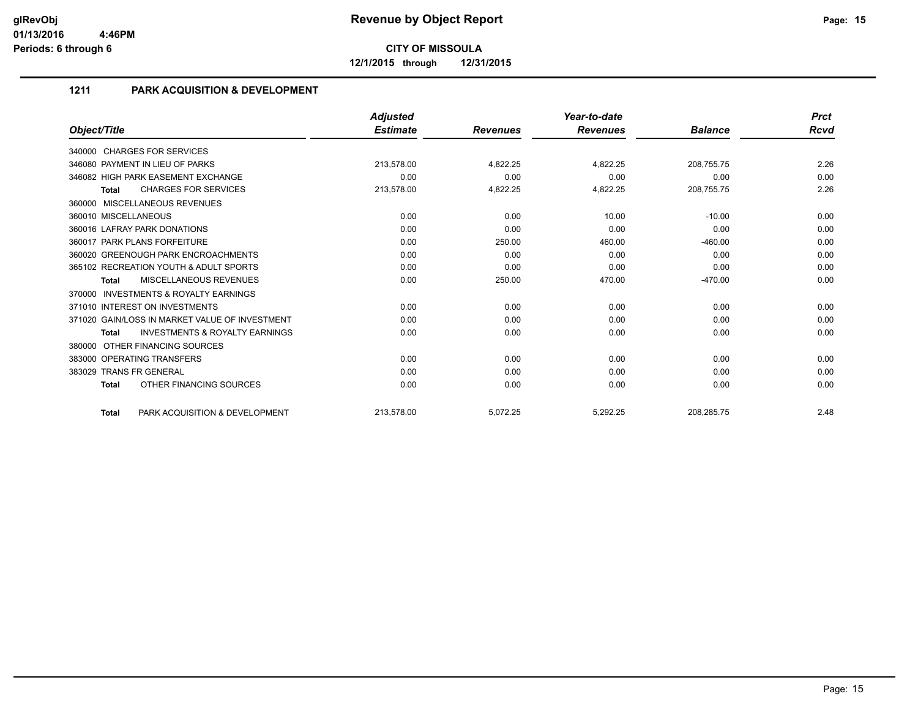**Revenue by Object Report**

**CITY OF MISSOULA**

**12/1/2015 through 12/31/2015**

glRevObj
01/13/2016 4:46PM
Periods: 6 through 6

## 1211 PARK ACQUISITION & DEVELOPMENT

| Object/Title | Adjusted Estimate | Revenues | Year-to-date Revenues | Balance | Prct Rcvd |
|---|---|---|---|---|---|
| 340000 CHARGES FOR SERVICES | | | | | |
| 346080 PAYMENT IN LIEU OF PARKS | 213,578.00 | 4,822.25 | 4,822.25 | 208,755.75 | 2.26 |
| 346082 HIGH PARK EASEMENT EXCHANGE | 0.00 | 0.00 | 0.00 | 0.00 | 0.00 |
| **Total** CHARGES FOR SERVICES | 213,578.00 | 4,822.25 | 4,822.25 | 208,755.75 | 2.26 |
| 360000 MISCELLANEOUS REVENUES | | | | | |
| 360010 MISCELLANEOUS | 0.00 | 0.00 | 10.00 | -10.00 | 0.00 |
| 360016 LAFRAY PARK DONATIONS | 0.00 | 0.00 | 0.00 | 0.00 | 0.00 |
| 360017 PARK PLANS FORFEITURE | 0.00 | 250.00 | 460.00 | -460.00 | 0.00 |
| 360020 GREENOUGH PARK ENCROACHMENTS | 0.00 | 0.00 | 0.00 | 0.00 | 0.00 |
| 365102 RECREATION YOUTH & ADULT SPORTS | 0.00 | 0.00 | 0.00 | 0.00 | 0.00 |
| **Total** MISCELLANEOUS REVENUES | 0.00 | 250.00 | 470.00 | -470.00 | 0.00 |
| 370000 INVESTMENTS & ROYALTY EARNINGS | | | | | |
| 371010 INTEREST ON INVESTMENTS | 0.00 | 0.00 | 0.00 | 0.00 | 0.00 |
| 371020 GAIN/LOSS IN MARKET VALUE OF INVESTMENT | 0.00 | 0.00 | 0.00 | 0.00 | 0.00 |
| **Total** INVESTMENTS & ROYALTY EARNINGS | 0.00 | 0.00 | 0.00 | 0.00 | 0.00 |
| 380000 OTHER FINANCING SOURCES | | | | | |
| 383000 OPERATING TRANSFERS | 0.00 | 0.00 | 0.00 | 0.00 | 0.00 |
| 383029 TRANS FR GENERAL | 0.00 | 0.00 | 0.00 | 0.00 | 0.00 |
| **Total** OTHER FINANCING SOURCES | 0.00 | 0.00 | 0.00 | 0.00 | 0.00 |
| **Total** PARK ACQUISITION & DEVELOPMENT | 213,578.00 | 5,072.25 | 5,292.25 | 208,285.75 | 2.48 |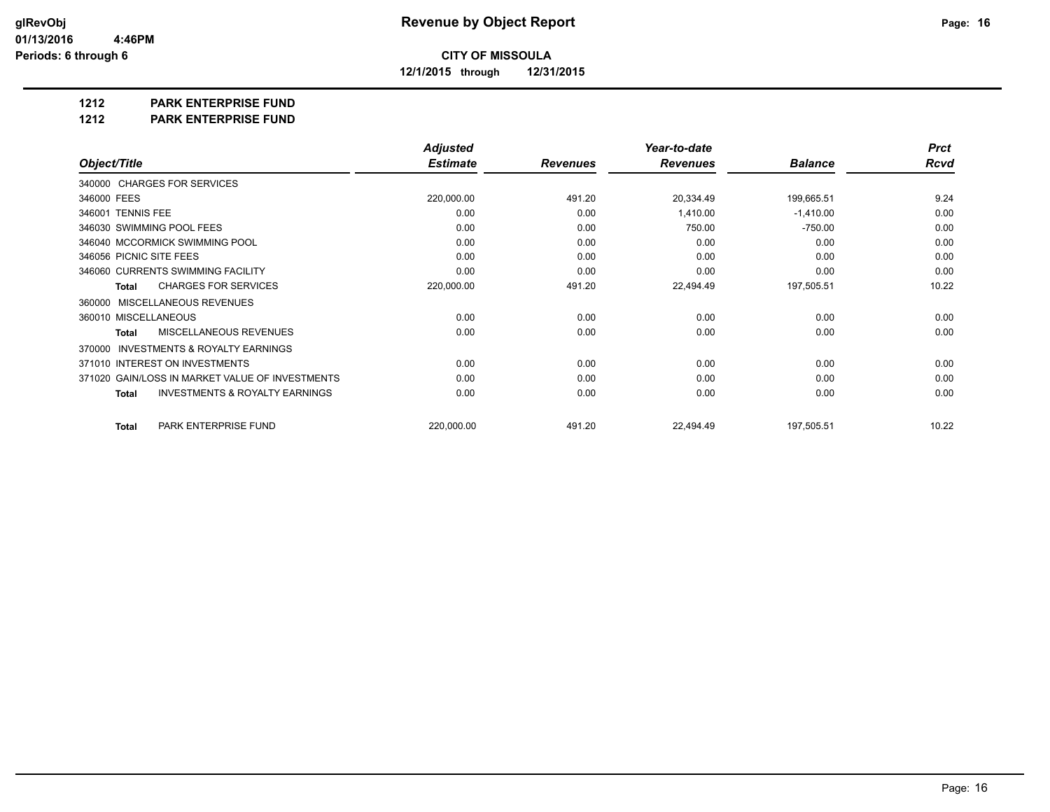**Revenue by Object Report**

**CITY OF MISSOULA**

**12/1/2015 through 12/31/2015**

glRevObj
01/13/2016 4:46PM
Periods: 6 through 6

## 1212 PARK ENTERPRISE FUND

## 1212 PARK ENTERPRISE FUND

| Object/Title | Adjusted Estimate | Revenues | Year-to-date Revenues | Balance | Prct Rcvd |
|---|---|---|---|---|---|
| 340000 CHARGES FOR SERVICES | | | | | |
| 346000 FEES | 220,000.00 | 491.20 | 20,334.49 | 199,665.51 | 9.24 |
| 346001 TENNIS FEE | 0.00 | 0.00 | 1,410.00 | -1,410.00 | 0.00 |
| 346030 SWIMMING POOL FEES | 0.00 | 0.00 | 750.00 | -750.00 | 0.00 |
| 346040 MCCORMICK SWIMMING POOL | 0.00 | 0.00 | 0.00 | 0.00 | 0.00 |
| 346056 PICNIC SITE FEES | 0.00 | 0.00 | 0.00 | 0.00 | 0.00 |
| 346060 CURRENTS SWIMMING FACILITY | 0.00 | 0.00 | 0.00 | 0.00 | 0.00 |
| **Total** CHARGES FOR SERVICES | 220,000.00 | 491.20 | 22,494.49 | 197,505.51 | 10.22 |
| 360000 MISCELLANEOUS REVENUES | | | | | |
| 360010 MISCELLANEOUS | 0.00 | 0.00 | 0.00 | 0.00 | 0.00 |
| **Total** MISCELLANEOUS REVENUES | 0.00 | 0.00 | 0.00 | 0.00 | 0.00 |
| 370000 INVESTMENTS & ROYALTY EARNINGS | | | | | |
| 371010 INTEREST ON INVESTMENTS | 0.00 | 0.00 | 0.00 | 0.00 | 0.00 |
| 371020 GAIN/LOSS IN MARKET VALUE OF INVESTMENTS | 0.00 | 0.00 | 0.00 | 0.00 | 0.00 |
| **Total** INVESTMENTS & ROYALTY EARNINGS | 0.00 | 0.00 | 0.00 | 0.00 | 0.00 |
| **Total** PARK ENTERPRISE FUND | 220,000.00 | 491.20 | 22,494.49 | 197,505.51 | 10.22 |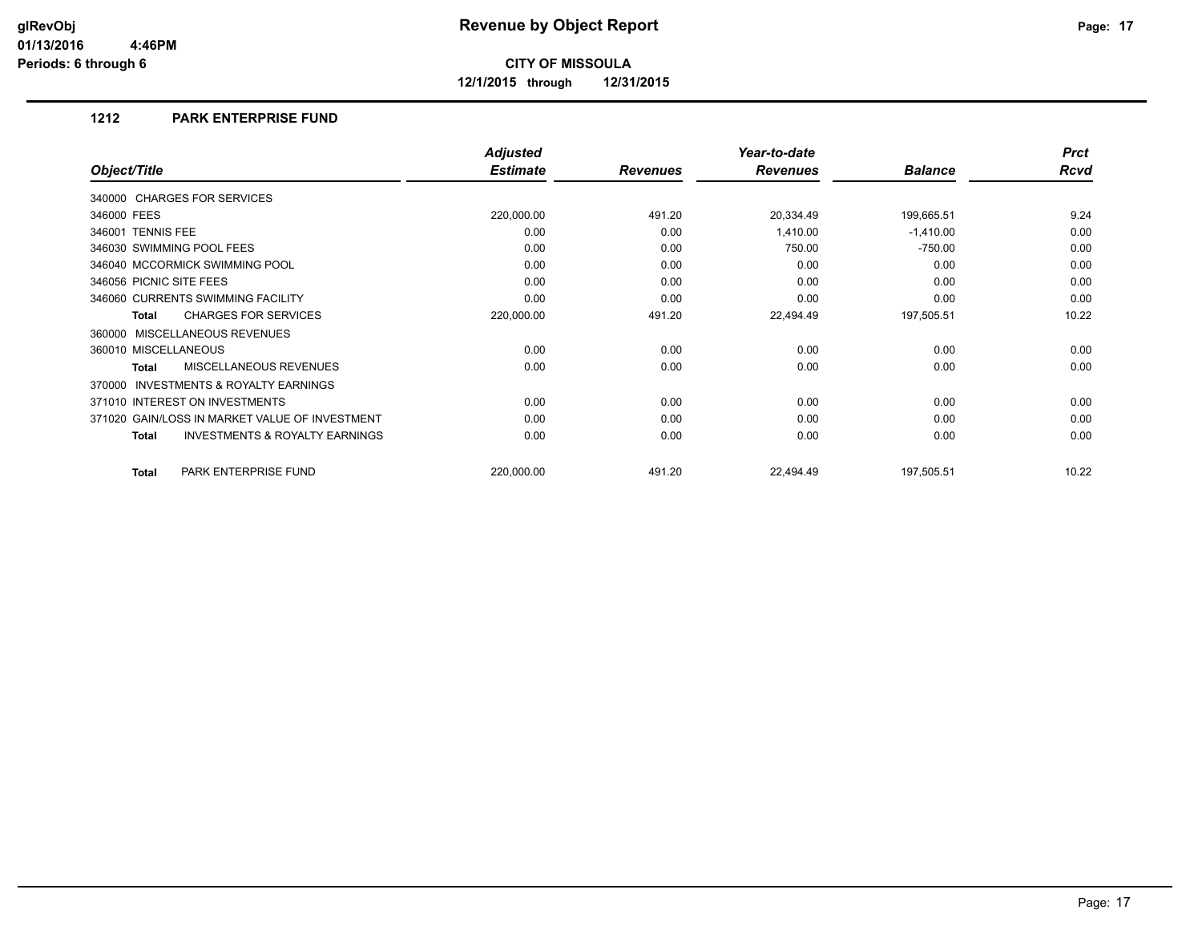# Revenue by Object Report

**CITY OF MISSOULA**

**12/1/2015 through 12/31/2015**

glRevObj
01/13/2016 4:46PM
Periods: 6 through 6

## 1212 PARK ENTERPRISE FUND

| Object/Title | Adjusted Estimate | Revenues | Year-to-date Revenues | Balance | Prct Rcvd |
|---|---|---|---|---|---|
| 340000 CHARGES FOR SERVICES | | | | | |
| 346000 FEES | 220,000.00 | 491.20 | 20,334.49 | 199,665.51 | 9.24 |
| 346001 TENNIS FEE | 0.00 | 0.00 | 1,410.00 | -1,410.00 | 0.00 |
| 346030 SWIMMING POOL FEES | 0.00 | 0.00 | 750.00 | -750.00 | 0.00 |
| 346040 MCCORMICK SWIMMING POOL | 0.00 | 0.00 | 0.00 | 0.00 | 0.00 |
| 346056 PICNIC SITE FEES | 0.00 | 0.00 | 0.00 | 0.00 | 0.00 |
| 346060 CURRENTS SWIMMING FACILITY | 0.00 | 0.00 | 0.00 | 0.00 | 0.00 |
| **Total** CHARGES FOR SERVICES | 220,000.00 | 491.20 | 22,494.49 | 197,505.51 | 10.22 |
| 360000 MISCELLANEOUS REVENUES | | | | | |
| 360010 MISCELLANEOUS | 0.00 | 0.00 | 0.00 | 0.00 | 0.00 |
| **Total** MISCELLANEOUS REVENUES | 0.00 | 0.00 | 0.00 | 0.00 | 0.00 |
| 370000 INVESTMENTS & ROYALTY EARNINGS | | | | | |
| 371010 INTEREST ON INVESTMENTS | 0.00 | 0.00 | 0.00 | 0.00 | 0.00 |
| 371020 GAIN/LOSS IN MARKET VALUE OF INVESTMENT | 0.00 | 0.00 | 0.00 | 0.00 | 0.00 |
| **Total** INVESTMENTS & ROYALTY EARNINGS | 0.00 | 0.00 | 0.00 | 0.00 | 0.00 |
| **Total** PARK ENTERPRISE FUND | 220,000.00 | 491.20 | 22,494.49 | 197,505.51 | 10.22 |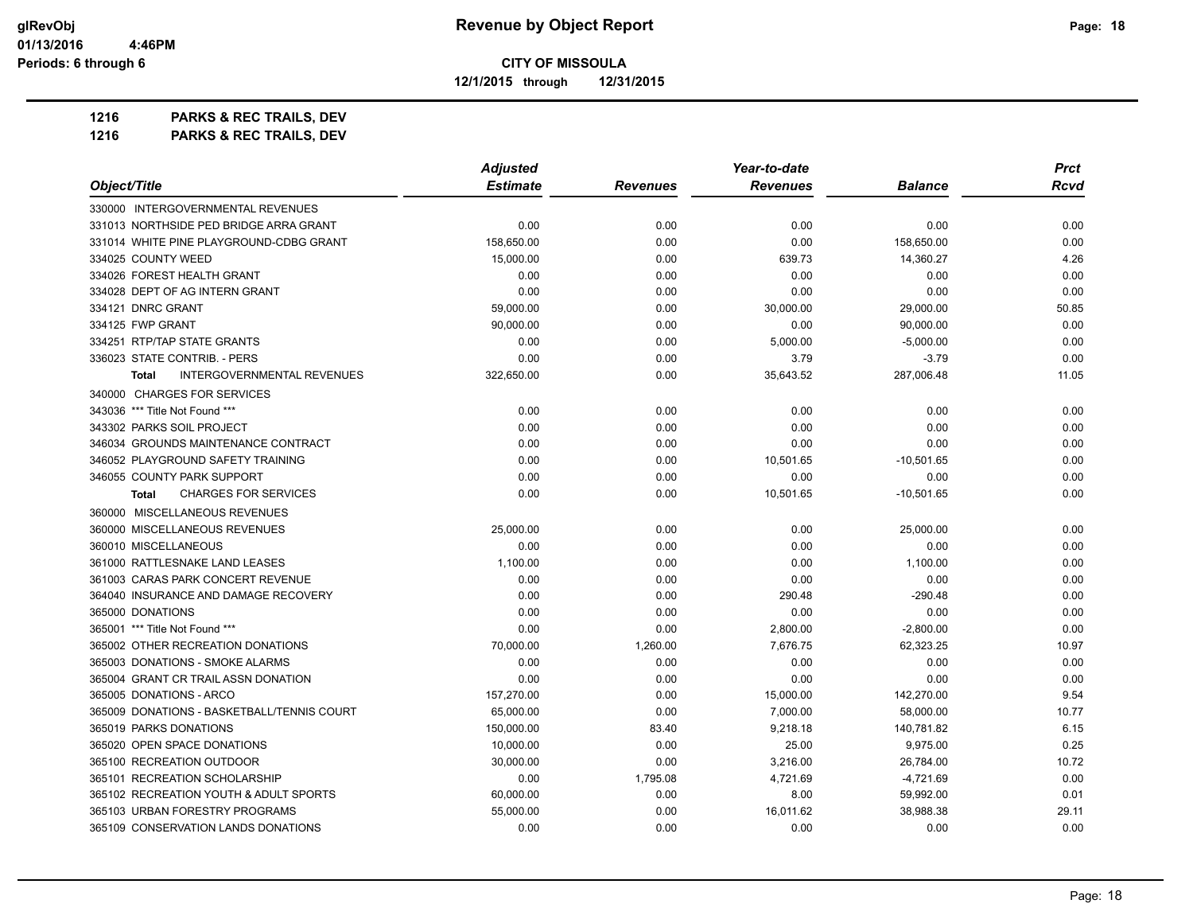# Revenue by Object Report

glRevObj
01/13/2016 4:46PM
Periods: 6 through 6

**CITY OF MISSOULA**

**12/1/2015 through 12/31/2015**

**1216 PARKS & REC TRAILS, DEV**

**1216 PARKS & REC TRAILS, DEV**

| Object/Title | Adjusted Estimate | Revenues | Year-to-date Revenues | Balance | Prct Rcvd |
|---|---|---|---|---|---|
| 330000 INTERGOVERNMENTAL REVENUES | | | | | |
| 331013 NORTHSIDE PED BRIDGE ARRA GRANT | 0.00 | 0.00 | 0.00 | 0.00 | 0.00 |
| 331014 WHITE PINE PLAYGROUND-CDBG GRANT | 158,650.00 | 0.00 | 0.00 | 158,650.00 | 0.00 |
| 334025 COUNTY WEED | 15,000.00 | 0.00 | 639.73 | 14,360.27 | 4.26 |
| 334026 FOREST HEALTH GRANT | 0.00 | 0.00 | 0.00 | 0.00 | 0.00 |
| 334028 DEPT OF AG INTERN GRANT | 0.00 | 0.00 | 0.00 | 0.00 | 0.00 |
| 334121 DNRC GRANT | 59,000.00 | 0.00 | 30,000.00 | 29,000.00 | 50.85 |
| 334125 FWP GRANT | 90,000.00 | 0.00 | 0.00 | 90,000.00 | 0.00 |
| 334251 RTP/TAP STATE GRANTS | 0.00 | 0.00 | 5,000.00 | -5,000.00 | 0.00 |
| 336023 STATE CONTRIB. - PERS | 0.00 | 0.00 | 3.79 | -3.79 | 0.00 |
| **Total** INTERGOVERNMENTAL REVENUES | 322,650.00 | 0.00 | 35,643.52 | 287,006.48 | 11.05 |
| 340000 CHARGES FOR SERVICES | | | | | |
| 343036 *** Title Not Found *** | 0.00 | 0.00 | 0.00 | 0.00 | 0.00 |
| 343302 PARKS SOIL PROJECT | 0.00 | 0.00 | 0.00 | 0.00 | 0.00 |
| 346034 GROUNDS MAINTENANCE CONTRACT | 0.00 | 0.00 | 0.00 | 0.00 | 0.00 |
| 346052 PLAYGROUND SAFETY TRAINING | 0.00 | 0.00 | 10,501.65 | -10,501.65 | 0.00 |
| 346055 COUNTY PARK SUPPORT | 0.00 | 0.00 | 0.00 | 0.00 | 0.00 |
| **Total** CHARGES FOR SERVICES | 0.00 | 0.00 | 10,501.65 | -10,501.65 | 0.00 |
| 360000 MISCELLANEOUS REVENUES | | | | | |
| 360000 MISCELLANEOUS REVENUES | 25,000.00 | 0.00 | 0.00 | 25,000.00 | 0.00 |
| 360010 MISCELLANEOUS | 0.00 | 0.00 | 0.00 | 0.00 | 0.00 |
| 361000 RATTLESNAKE LAND LEASES | 1,100.00 | 0.00 | 0.00 | 1,100.00 | 0.00 |
| 361003 CARAS PARK CONCERT REVENUE | 0.00 | 0.00 | 0.00 | 0.00 | 0.00 |
| 364040 INSURANCE AND DAMAGE RECOVERY | 0.00 | 0.00 | 290.48 | -290.48 | 0.00 |
| 365000 DONATIONS | 0.00 | 0.00 | 0.00 | 0.00 | 0.00 |
| 365001 *** Title Not Found *** | 0.00 | 0.00 | 2,800.00 | -2,800.00 | 0.00 |
| 365002 OTHER RECREATION DONATIONS | 70,000.00 | 1,260.00 | 7,676.75 | 62,323.25 | 10.97 |
| 365003 DONATIONS - SMOKE ALARMS | 0.00 | 0.00 | 0.00 | 0.00 | 0.00 |
| 365004 GRANT CR TRAIL ASSN DONATION | 0.00 | 0.00 | 0.00 | 0.00 | 0.00 |
| 365005 DONATIONS - ARCO | 157,270.00 | 0.00 | 15,000.00 | 142,270.00 | 9.54 |
| 365009 DONATIONS - BASKETBALL/TENNIS COURT | 65,000.00 | 0.00 | 7,000.00 | 58,000.00 | 10.77 |
| 365019 PARKS DONATIONS | 150,000.00 | 83.40 | 9,218.18 | 140,781.82 | 6.15 |
| 365020 OPEN SPACE DONATIONS | 10,000.00 | 0.00 | 25.00 | 9,975.00 | 0.25 |
| 365100 RECREATION OUTDOOR | 30,000.00 | 0.00 | 3,216.00 | 26,784.00 | 10.72 |
| 365101 RECREATION SCHOLARSHIP | 0.00 | 1,795.08 | 4,721.69 | -4,721.69 | 0.00 |
| 365102 RECREATION YOUTH & ADULT SPORTS | 60,000.00 | 0.00 | 8.00 | 59,992.00 | 0.01 |
| 365103 URBAN FORESTRY PROGRAMS | 55,000.00 | 0.00 | 16,011.62 | 38,988.38 | 29.11 |
| 365109 CONSERVATION LANDS DONATIONS | 0.00 | 0.00 | 0.00 | 0.00 | 0.00 |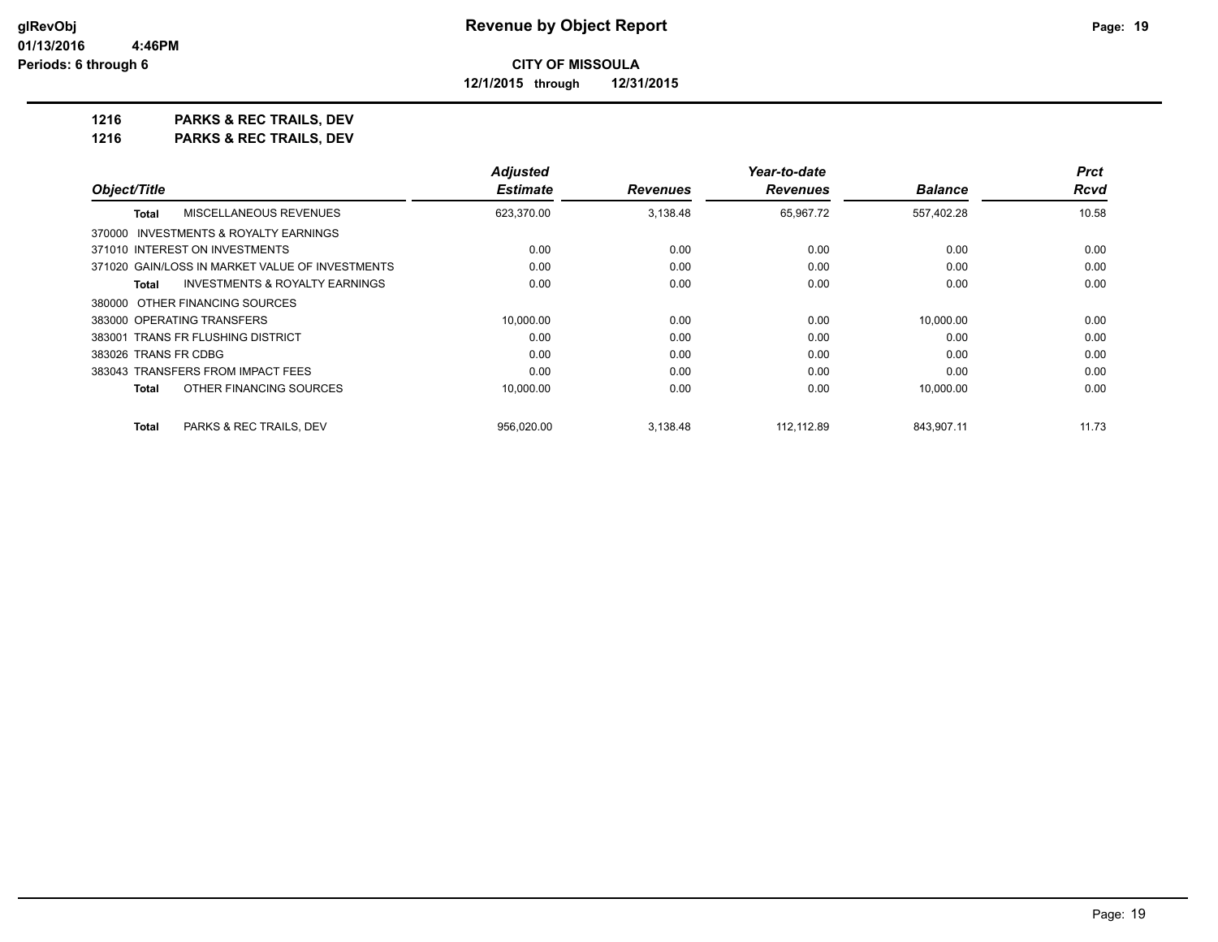**CITY OF MISSOULA**

**12/1/2015 through 12/31/2015**

**1216 PARKS & REC TRAILS, DEV**

**1216 PARKS & REC TRAILS, DEV**

| Object/Title | Adjusted Estimate | Revenues | Year-to-date Revenues | Balance | Prct Rcvd |
|---|---|---|---|---|---|
| **Total** MISCELLANEOUS REVENUES | 623,370.00 | 3,138.48 | 65,967.72 | 557,402.28 | 10.58 |
| 370000 INVESTMENTS & ROYALTY EARNINGS | | | | | |
| 371010 INTEREST ON INVESTMENTS | 0.00 | 0.00 | 0.00 | 0.00 | 0.00 |
| 371020 GAIN/LOSS IN MARKET VALUE OF INVESTMENTS | 0.00 | 0.00 | 0.00 | 0.00 | 0.00 |
| **Total** INVESTMENTS & ROYALTY EARNINGS | 0.00 | 0.00 | 0.00 | 0.00 | 0.00 |
| 380000 OTHER FINANCING SOURCES | | | | | |
| 383000 OPERATING TRANSFERS | 10,000.00 | 0.00 | 0.00 | 10,000.00 | 0.00 |
| 383001 TRANS FR FLUSHING DISTRICT | 0.00 | 0.00 | 0.00 | 0.00 | 0.00 |
| 383026 TRANS FR CDBG | 0.00 | 0.00 | 0.00 | 0.00 | 0.00 |
| 383043 TRANSFERS FROM IMPACT FEES | 0.00 | 0.00 | 0.00 | 0.00 | 0.00 |
| **Total** OTHER FINANCING SOURCES | 10,000.00 | 0.00 | 0.00 | 10,000.00 | 0.00 |
| **Total** PARKS & REC TRAILS, DEV | 956,020.00 | 3,138.48 | 112,112.89 | 843,907.11 | 11.73 |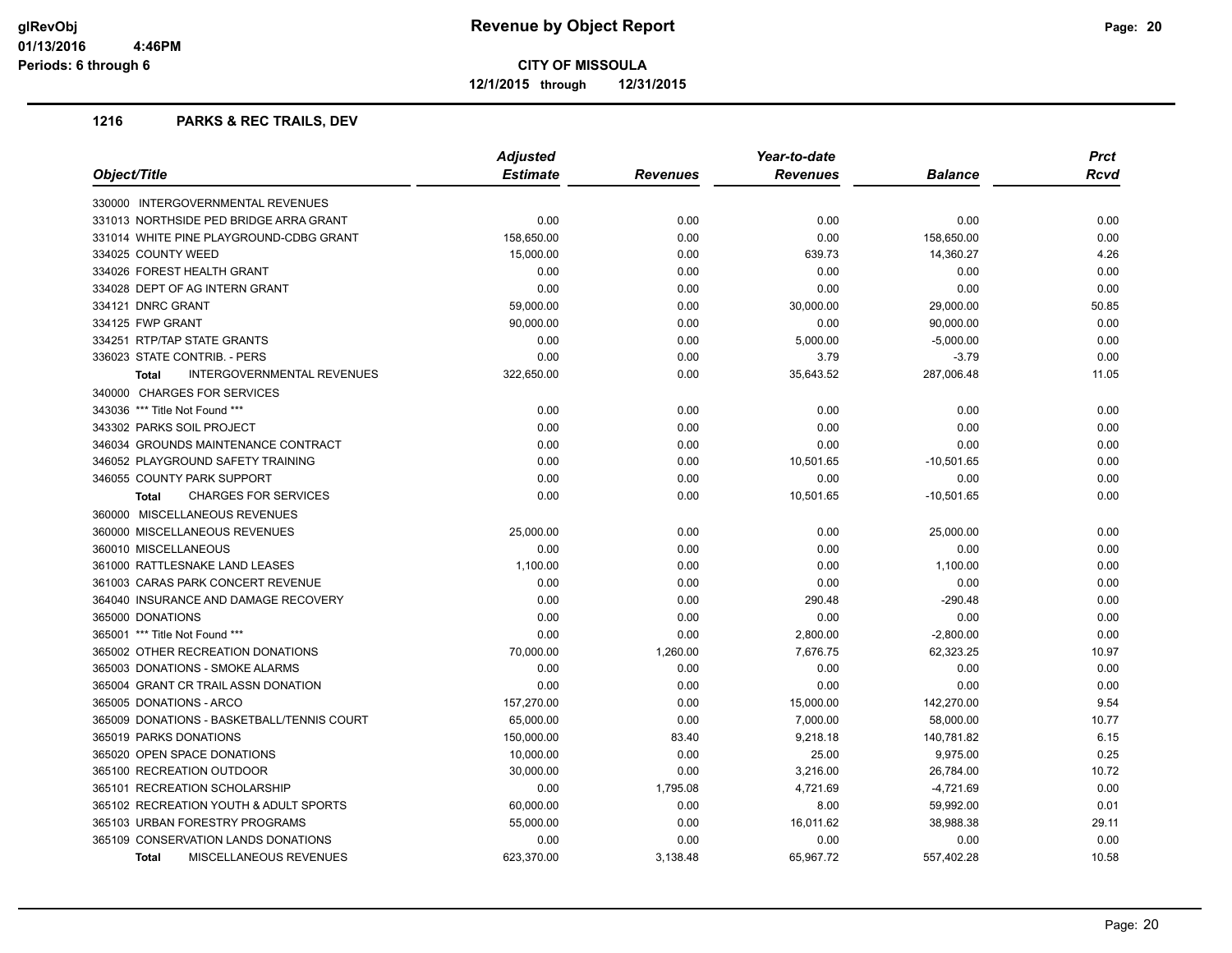**Revenue by Object Report**

**CITY OF MISSOULA**

**12/1/2015 through 12/31/2015**

glRevObj
01/13/2016 4:46PM
Periods: 6 through 6

## 1216 PARKS & REC TRAILS, DEV

| Object/Title | Adjusted Estimate | Revenues | Year-to-date Revenues | Balance | Prct Rcvd |
|---|---|---|---|---|---|
| 330000 INTERGOVERNMENTAL REVENUES | | | | | |
| 331013 NORTHSIDE PED BRIDGE ARRA GRANT | 0.00 | 0.00 | 0.00 | 0.00 | 0.00 |
| 331014 WHITE PINE PLAYGROUND-CDBG GRANT | 158,650.00 | 0.00 | 0.00 | 158,650.00 | 0.00 |
| 334025 COUNTY WEED | 15,000.00 | 0.00 | 639.73 | 14,360.27 | 4.26 |
| 334026 FOREST HEALTH GRANT | 0.00 | 0.00 | 0.00 | 0.00 | 0.00 |
| 334028 DEPT OF AG INTERN GRANT | 0.00 | 0.00 | 0.00 | 0.00 | 0.00 |
| 334121 DNRC GRANT | 59,000.00 | 0.00 | 30,000.00 | 29,000.00 | 50.85 |
| 334125 FWP GRANT | 90,000.00 | 0.00 | 0.00 | 90,000.00 | 0.00 |
| 334251 RTP/TAP STATE GRANTS | 0.00 | 0.00 | 5,000.00 | -5,000.00 | 0.00 |
| 336023 STATE CONTRIB. - PERS | 0.00 | 0.00 | 3.79 | -3.79 | 0.00 |
| **Total** INTERGOVERNMENTAL REVENUES | 322,650.00 | 0.00 | 35,643.52 | 287,006.48 | 11.05 |
| 340000 CHARGES FOR SERVICES | | | | | |
| 343036 *** Title Not Found *** | 0.00 | 0.00 | 0.00 | 0.00 | 0.00 |
| 343302 PARKS SOIL PROJECT | 0.00 | 0.00 | 0.00 | 0.00 | 0.00 |
| 346034 GROUNDS MAINTENANCE CONTRACT | 0.00 | 0.00 | 0.00 | 0.00 | 0.00 |
| 346052 PLAYGROUND SAFETY TRAINING | 0.00 | 0.00 | 10,501.65 | -10,501.65 | 0.00 |
| 346055 COUNTY PARK SUPPORT | 0.00 | 0.00 | 0.00 | 0.00 | 0.00 |
| **Total** CHARGES FOR SERVICES | 0.00 | 0.00 | 10,501.65 | -10,501.65 | 0.00 |
| 360000 MISCELLANEOUS REVENUES | | | | | |
| 360000 MISCELLANEOUS REVENUES | 25,000.00 | 0.00 | 0.00 | 25,000.00 | 0.00 |
| 360010 MISCELLANEOUS | 0.00 | 0.00 | 0.00 | 0.00 | 0.00 |
| 361000 RATTLESNAKE LAND LEASES | 1,100.00 | 0.00 | 0.00 | 1,100.00 | 0.00 |
| 361003 CARAS PARK CONCERT REVENUE | 0.00 | 0.00 | 0.00 | 0.00 | 0.00 |
| 364040 INSURANCE AND DAMAGE RECOVERY | 0.00 | 0.00 | 290.48 | -290.48 | 0.00 |
| 365000 DONATIONS | 0.00 | 0.00 | 0.00 | 0.00 | 0.00 |
| 365001 *** Title Not Found *** | 0.00 | 0.00 | 2,800.00 | -2,800.00 | 0.00 |
| 365002 OTHER RECREATION DONATIONS | 70,000.00 | 1,260.00 | 7,676.75 | 62,323.25 | 10.97 |
| 365003 DONATIONS - SMOKE ALARMS | 0.00 | 0.00 | 0.00 | 0.00 | 0.00 |
| 365004 GRANT CR TRAIL ASSN DONATION | 0.00 | 0.00 | 0.00 | 0.00 | 0.00 |
| 365005 DONATIONS - ARCO | 157,270.00 | 0.00 | 15,000.00 | 142,270.00 | 9.54 |
| 365009 DONATIONS - BASKETBALL/TENNIS COURT | 65,000.00 | 0.00 | 7,000.00 | 58,000.00 | 10.77 |
| 365019 PARKS DONATIONS | 150,000.00 | 83.40 | 9,218.18 | 140,781.82 | 6.15 |
| 365020 OPEN SPACE DONATIONS | 10,000.00 | 0.00 | 25.00 | 9,975.00 | 0.25 |
| 365100 RECREATION OUTDOOR | 30,000.00 | 0.00 | 3,216.00 | 26,784.00 | 10.72 |
| 365101 RECREATION SCHOLARSHIP | 0.00 | 1,795.08 | 4,721.69 | -4,721.69 | 0.00 |
| 365102 RECREATION YOUTH & ADULT SPORTS | 60,000.00 | 0.00 | 8.00 | 59,992.00 | 0.01 |
| 365103 URBAN FORESTRY PROGRAMS | 55,000.00 | 0.00 | 16,011.62 | 38,988.38 | 29.11 |
| 365109 CONSERVATION LANDS DONATIONS | 0.00 | 0.00 | 0.00 | 0.00 | 0.00 |
| **Total** MISCELLANEOUS REVENUES | 623,370.00 | 3,138.48 | 65,967.72 | 557,402.28 | 10.58 |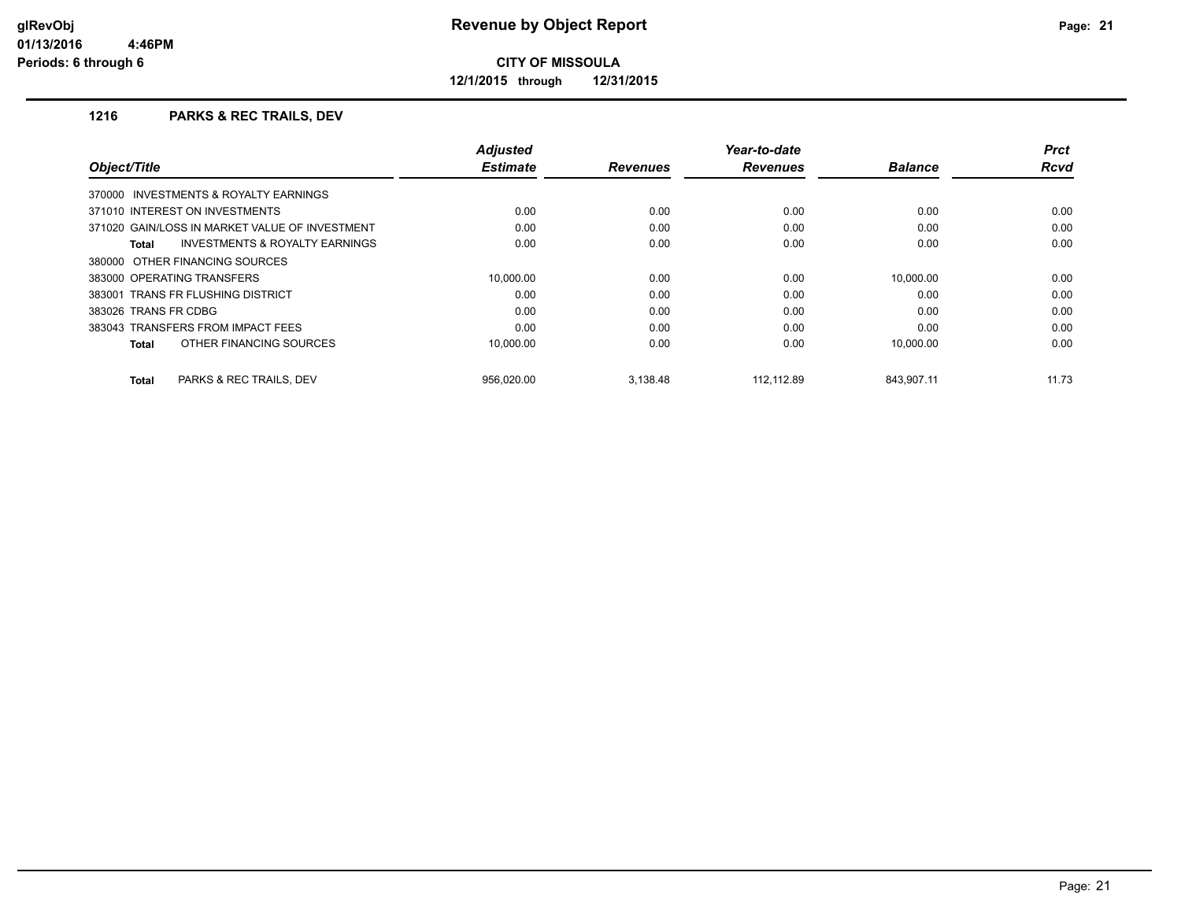# Revenue by Object Report

**CITY OF MISSOULA**

**12/1/2015 through 12/31/2015**

glRevObj
01/13/2016 4:46PM
Periods: 6 through 6

## 1216 PARKS & REC TRAILS, DEV

| Object/Title | Adjusted Estimate | Revenues | Year-to-date Revenues | Balance | Prct Rcvd |
|---|---|---|---|---|---|
| 370000 INVESTMENTS & ROYALTY EARNINGS | | | | | |
| 371010 INTEREST ON INVESTMENTS | 0.00 | 0.00 | 0.00 | 0.00 | 0.00 |
| 371020 GAIN/LOSS IN MARKET VALUE OF INVESTMENT | 0.00 | 0.00 | 0.00 | 0.00 | 0.00 |
| **Total** INVESTMENTS & ROYALTY EARNINGS | 0.00 | 0.00 | 0.00 | 0.00 | 0.00 |
| 380000 OTHER FINANCING SOURCES | | | | | |
| 383000 OPERATING TRANSFERS | 10,000.00 | 0.00 | 0.00 | 10,000.00 | 0.00 |
| 383001 TRANS FR FLUSHING DISTRICT | 0.00 | 0.00 | 0.00 | 0.00 | 0.00 |
| 383026 TRANS FR CDBG | 0.00 | 0.00 | 0.00 | 0.00 | 0.00 |
| 383043 TRANSFERS FROM IMPACT FEES | 0.00 | 0.00 | 0.00 | 0.00 | 0.00 |
| **Total** OTHER FINANCING SOURCES | 10,000.00 | 0.00 | 0.00 | 10,000.00 | 0.00 |
| **Total** PARKS & REC TRAILS, DEV | 956,020.00 | 3,138.48 | 112,112.89 | 843,907.11 | 11.73 |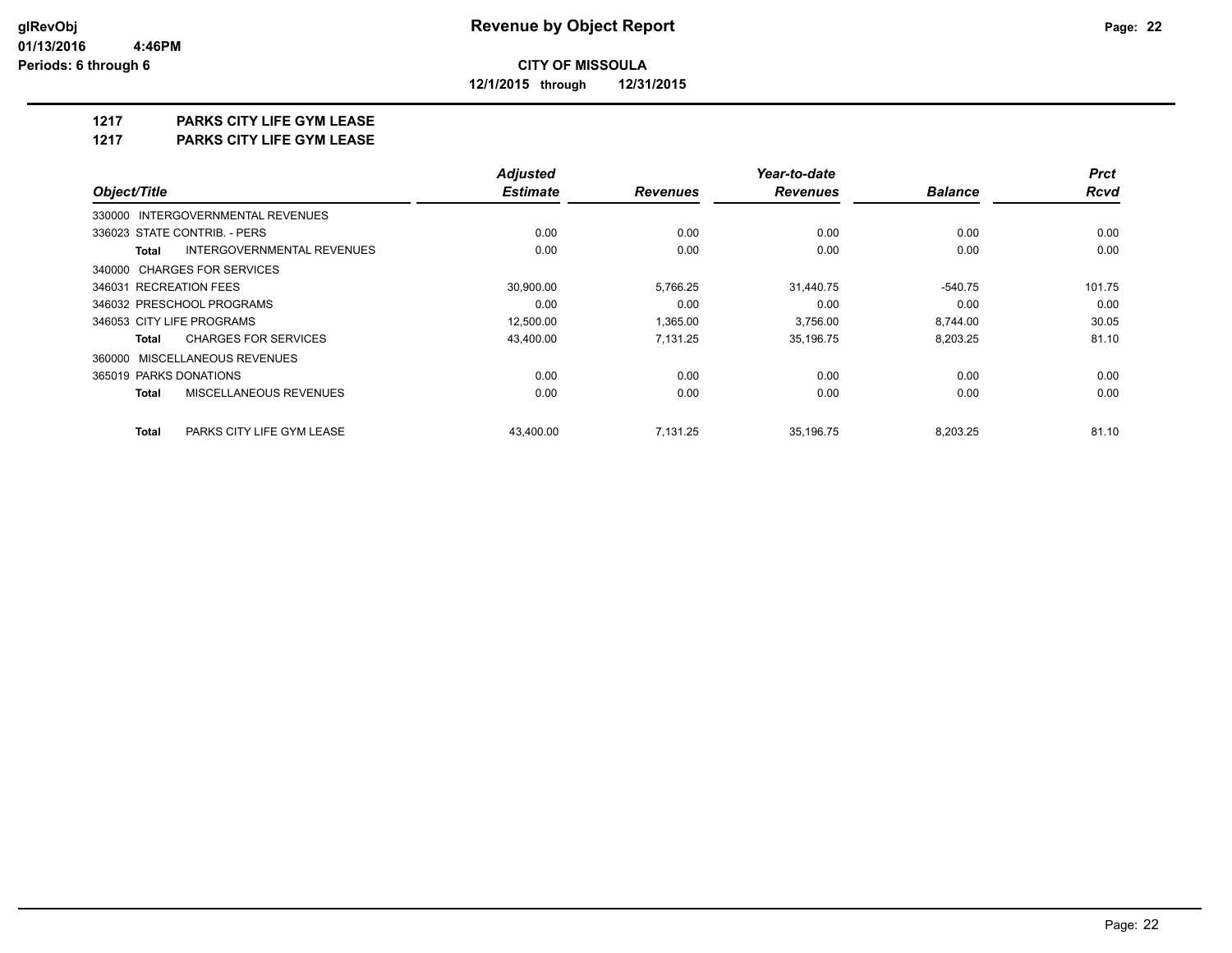# Revenue by Object Report

**CITY OF MISSOULA**

**12/1/2015 through 12/31/2015**

glRevObj
01/13/2016 4:46PM
Periods: 6 through 6

**1217 PARKS CITY LIFE GYM LEASE**

**1217 PARKS CITY LIFE GYM LEASE**

| Object/Title | Adjusted Estimate | Revenues | Year-to-date Revenues | Balance | Prct Rcvd |
|---|---|---|---|---|---|
| 330000 INTERGOVERNMENTAL REVENUES | | | | | |
| 336023 STATE CONTRIB. - PERS | 0.00 | 0.00 | 0.00 | 0.00 | 0.00 |
| **Total** INTERGOVERNMENTAL REVENUES | 0.00 | 0.00 | 0.00 | 0.00 | 0.00 |
| 340000 CHARGES FOR SERVICES | | | | | |
| 346031 RECREATION FEES | 30,900.00 | 5,766.25 | 31,440.75 | -540.75 | 101.75 |
| 346032 PRESCHOOL PROGRAMS | 0.00 | 0.00 | 0.00 | 0.00 | 0.00 |
| 346053 CITY LIFE PROGRAMS | 12,500.00 | 1,365.00 | 3,756.00 | 8,744.00 | 30.05 |
| **Total** CHARGES FOR SERVICES | 43,400.00 | 7,131.25 | 35,196.75 | 8,203.25 | 81.10 |
| 360000 MISCELLANEOUS REVENUES | | | | | |
| 365019 PARKS DONATIONS | 0.00 | 0.00 | 0.00 | 0.00 | 0.00 |
| **Total** MISCELLANEOUS REVENUES | 0.00 | 0.00 | 0.00 | 0.00 | 0.00 |
| **Total** PARKS CITY LIFE GYM LEASE | 43,400.00 | 7,131.25 | 35,196.75 | 8,203.25 | 81.10 |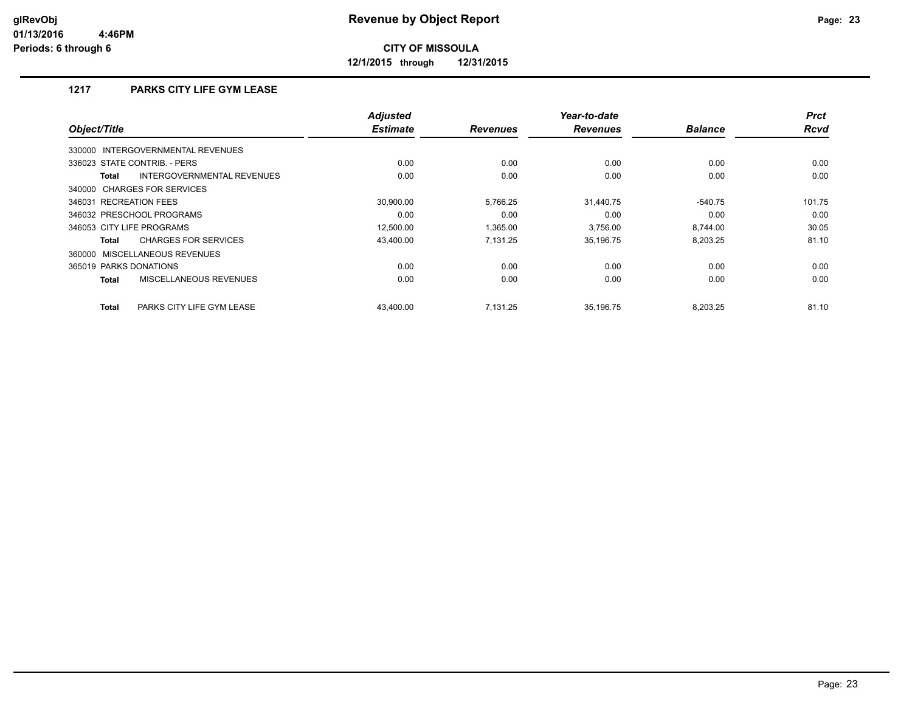# Revenue by Object Report

**CITY OF MISSOULA**

**12/1/2015 through 12/31/2015**

glRevObj
01/13/2016 4:46PM
Periods: 6 through 6

## 1217 PARKS CITY LIFE GYM LEASE

| Object/Title | Adjusted Estimate | Revenues | Year-to-date Revenues | Balance | Prct Rcvd |
|---|---|---|---|---|---|
| 330000 INTERGOVERNMENTAL REVENUES | | | | | |
| 336023 STATE CONTRIB. - PERS | 0.00 | 0.00 | 0.00 | 0.00 | 0.00 |
| **Total** INTERGOVERNMENTAL REVENUES | 0.00 | 0.00 | 0.00 | 0.00 | 0.00 |
| 340000 CHARGES FOR SERVICES | | | | | |
| 346031 RECREATION FEES | 30,900.00 | 5,766.25 | 31,440.75 | -540.75 | 101.75 |
| 346032 PRESCHOOL PROGRAMS | 0.00 | 0.00 | 0.00 | 0.00 | 0.00 |
| 346053 CITY LIFE PROGRAMS | 12,500.00 | 1,365.00 | 3,756.00 | 8,744.00 | 30.05 |
| **Total** CHARGES FOR SERVICES | 43,400.00 | 7,131.25 | 35,196.75 | 8,203.25 | 81.10 |
| 360000 MISCELLANEOUS REVENUES | | | | | |
| 365019 PARKS DONATIONS | 0.00 | 0.00 | 0.00 | 0.00 | 0.00 |
| **Total** MISCELLANEOUS REVENUES | 0.00 | 0.00 | 0.00 | 0.00 | 0.00 |
| **Total** PARKS CITY LIFE GYM LEASE | 43,400.00 | 7,131.25 | 35,196.75 | 8,203.25 | 81.10 |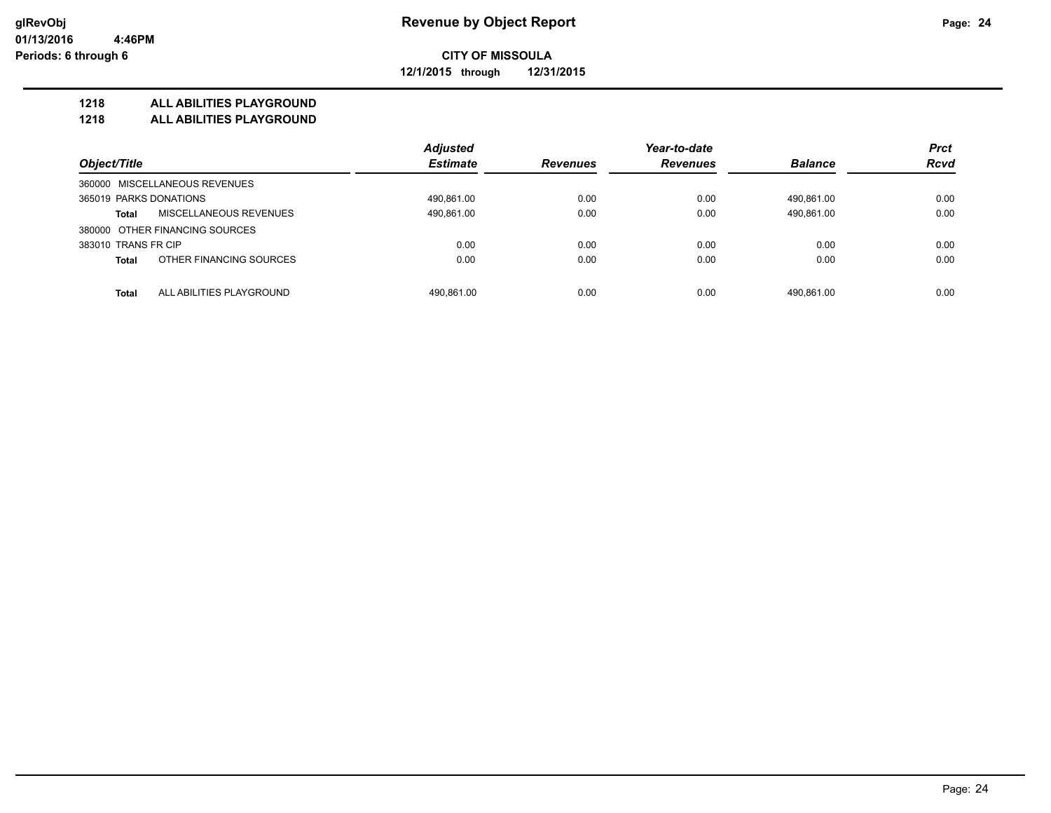# Revenue by Object Report

**CITY OF MISSOULA**

**12/1/2015 through 12/31/2015**

glRevObj
01/13/2016 4:46PM
Periods: 6 through 6

## 1218 ALL ABILITIES PLAYGROUND
## 1218 ALL ABILITIES PLAYGROUND

| Object/Title | Adjusted Estimate | Revenues | Year-to-date Revenues | Balance | Prct Rcvd |
|---|---|---|---|---|---|
| 360000 MISCELLANEOUS REVENUES | | | | | |
| 365019 PARKS DONATIONS | 490,861.00 | 0.00 | 0.00 | 490,861.00 | 0.00 |
| **Total** MISCELLANEOUS REVENUES | 490,861.00 | 0.00 | 0.00 | 490,861.00 | 0.00 |
| 380000 OTHER FINANCING SOURCES | | | | | |
| 383010 TRANS FR CIP | 0.00 | 0.00 | 0.00 | 0.00 | 0.00 |
| **Total** OTHER FINANCING SOURCES | 0.00 | 0.00 | 0.00 | 0.00 | 0.00 |
| **Total** ALL ABILITIES PLAYGROUND | 490,861.00 | 0.00 | 0.00 | 490,861.00 | 0.00 |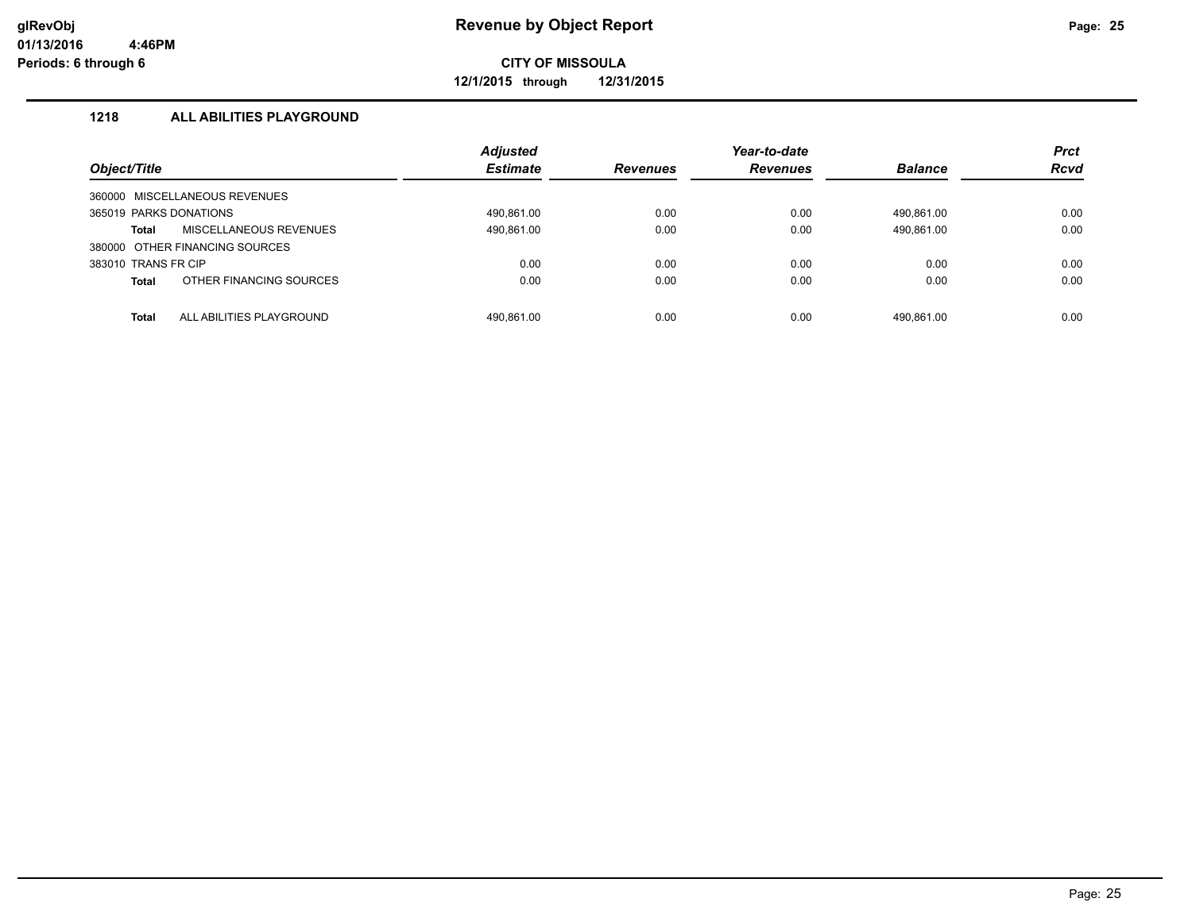# Revenue by Object Report

**CITY OF MISSOULA**

**12/1/2015 through 12/31/2015**

glRevObj
01/13/2016 4:46PM
Periods: 6 through 6

## 1218 ALL ABILITIES PLAYGROUND

| Object/Title | Adjusted Estimate | Revenues | Year-to-date Revenues | Balance | Prct Rcvd |
|---|---|---|---|---|---|
| 360000 MISCELLANEOUS REVENUES | | | | | |
| 365019 PARKS DONATIONS | 490,861.00 | 0.00 | 0.00 | 490,861.00 | 0.00 |
| **Total** MISCELLANEOUS REVENUES | 490,861.00 | 0.00 | 0.00 | 490,861.00 | 0.00 |
| 380000 OTHER FINANCING SOURCES | | | | | |
| 383010 TRANS FR CIP | 0.00 | 0.00 | 0.00 | 0.00 | 0.00 |
| **Total** OTHER FINANCING SOURCES | 0.00 | 0.00 | 0.00 | 0.00 | 0.00 |
| **Total** ALL ABILITIES PLAYGROUND | 490,861.00 | 0.00 | 0.00 | 490,861.00 | 0.00 |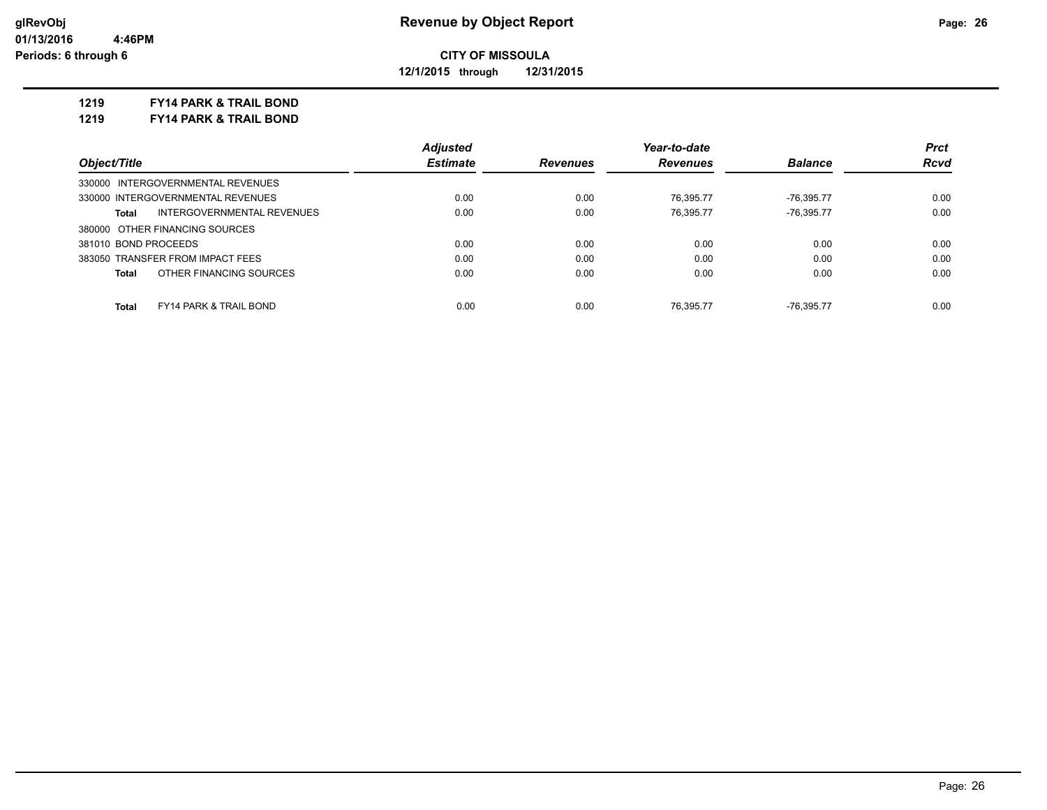glRevObj
01/13/2016 4:46PM
Periods: 6 through 6

# Revenue by Object Report

**CITY OF MISSOULA**

**12/1/2015 through 12/31/2015**

**1219 FY14 PARK & TRAIL BOND**

**1219 FY14 PARK & TRAIL BOND**

| Object/Title | Adjusted Estimate | Revenues | Year-to-date Revenues | Balance | Prct Rcvd |
|---|---|---|---|---|---|
| 330000 INTERGOVERNMENTAL REVENUES | | | | | |
| 330000 INTERGOVERNMENTAL REVENUES | 0.00 | 0.00 | 76,395.77 | -76,395.77 | 0.00 |
| **Total** INTERGOVERNMENTAL REVENUES | 0.00 | 0.00 | 76,395.77 | -76,395.77 | 0.00 |
| 380000 OTHER FINANCING SOURCES | | | | | |
| 381010 BOND PROCEEDS | 0.00 | 0.00 | 0.00 | 0.00 | 0.00 |
| 383050 TRANSFER FROM IMPACT FEES | 0.00 | 0.00 | 0.00 | 0.00 | 0.00 |
| **Total** OTHER FINANCING SOURCES | 0.00 | 0.00 | 0.00 | 0.00 | 0.00 |
| **Total** FY14 PARK & TRAIL BOND | 0.00 | 0.00 | 76,395.77 | -76,395.77 | 0.00 |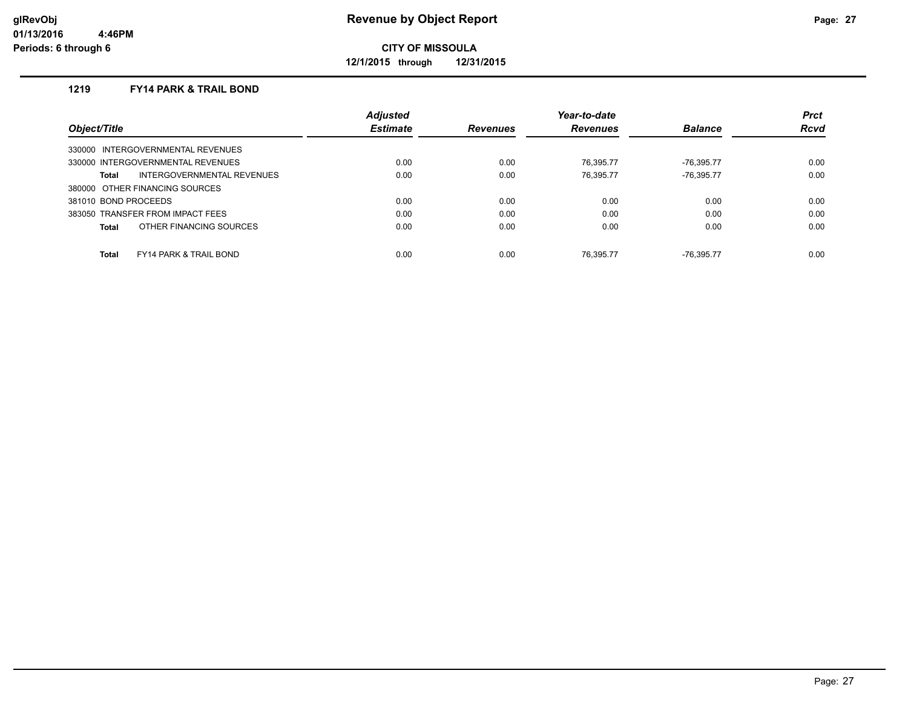**Revenue by Object Report**

**CITY OF MISSOULA**

**12/1/2015 through 12/31/2015**

glRevObj
01/13/2016 4:46PM
Periods: 6 through 6

### 1219 FY14 PARK & TRAIL BOND

| Object/Title | Adjusted Estimate | Revenues | Year-to-date Revenues | Balance | Prct Rcvd |
|---|---|---|---|---|---|
| 330000 INTERGOVERNMENTAL REVENUES | | | | | |
| 330000 INTERGOVERNMENTAL REVENUES | 0.00 | 0.00 | 76,395.77 | -76,395.77 | 0.00 |
| **Total** INTERGOVERNMENTAL REVENUES | 0.00 | 0.00 | 76,395.77 | -76,395.77 | 0.00 |
| 380000 OTHER FINANCING SOURCES | | | | | |
| 381010 BOND PROCEEDS | 0.00 | 0.00 | 0.00 | 0.00 | 0.00 |
| 383050 TRANSFER FROM IMPACT FEES | 0.00 | 0.00 | 0.00 | 0.00 | 0.00 |
| **Total** OTHER FINANCING SOURCES | 0.00 | 0.00 | 0.00 | 0.00 | 0.00 |
| **Total** FY14 PARK & TRAIL BOND | 0.00 | 0.00 | 76,395.77 | -76,395.77 | 0.00 |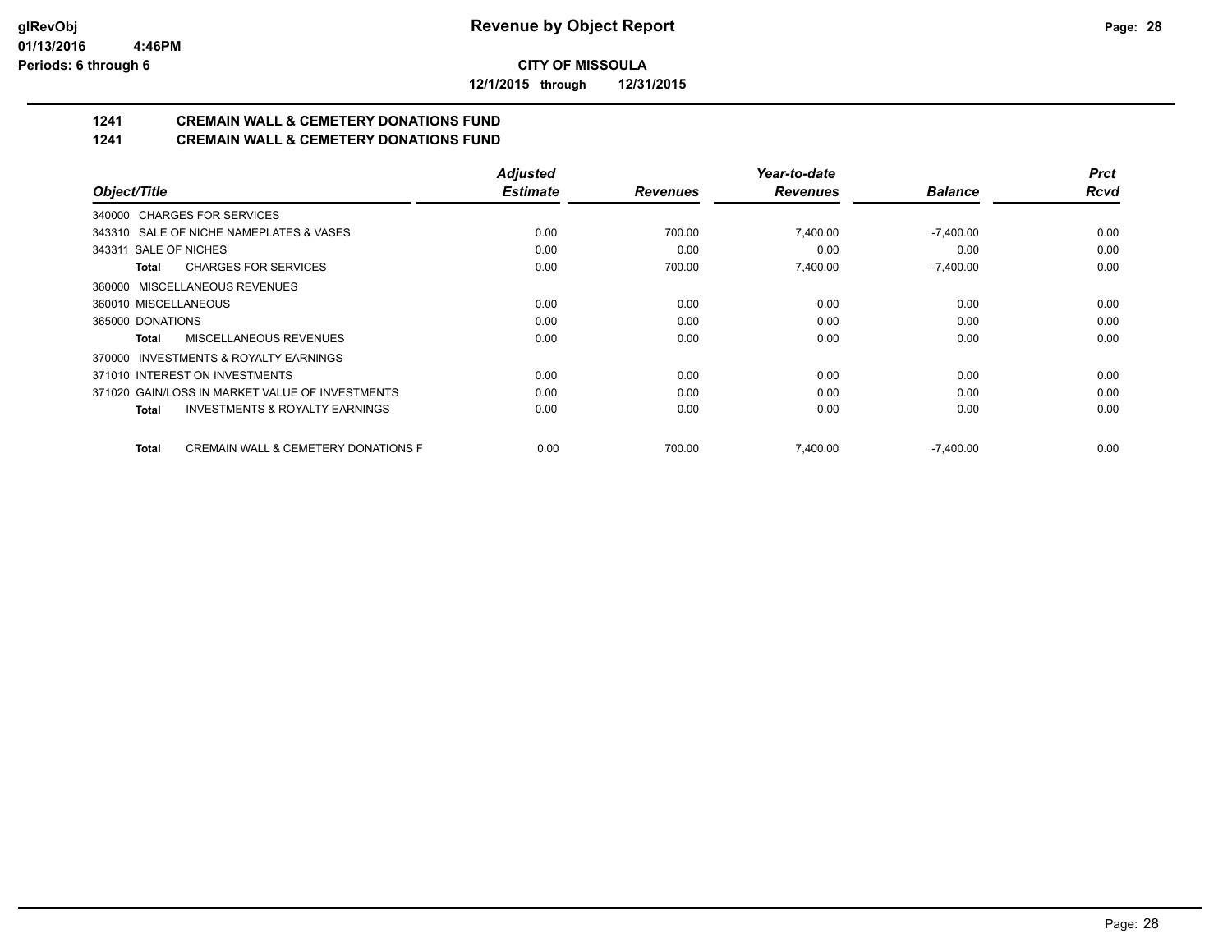**CITY OF MISSOULA**

**12/1/2015 through 12/31/2015**

# 1241 CREMAIN WALL & CEMETERY DONATIONS FUND

## 1241 CREMAIN WALL & CEMETERY DONATIONS FUND

| Object/Title | Adjusted Estimate | Revenues | Year-to-date Revenues | Balance | Prct Rcvd |
|---|---|---|---|---|---|
| 340000 CHARGES FOR SERVICES | | | | | |
| 343310 SALE OF NICHE NAMEPLATES & VASES | 0.00 | 700.00 | 7,400.00 | -7,400.00 | 0.00 |
| 343311 SALE OF NICHES | 0.00 | 0.00 | 0.00 | 0.00 | 0.00 |
| **Total** CHARGES FOR SERVICES | 0.00 | 700.00 | 7,400.00 | -7,400.00 | 0.00 |
| 360000 MISCELLANEOUS REVENUES | | | | | |
| 360010 MISCELLANEOUS | 0.00 | 0.00 | 0.00 | 0.00 | 0.00 |
| 365000 DONATIONS | 0.00 | 0.00 | 0.00 | 0.00 | 0.00 |
| **Total** MISCELLANEOUS REVENUES | 0.00 | 0.00 | 0.00 | 0.00 | 0.00 |
| 370000 INVESTMENTS & ROYALTY EARNINGS | | | | | |
| 371010 INTEREST ON INVESTMENTS | 0.00 | 0.00 | 0.00 | 0.00 | 0.00 |
| 371020 GAIN/LOSS IN MARKET VALUE OF INVESTMENTS | 0.00 | 0.00 | 0.00 | 0.00 | 0.00 |
| **Total** INVESTMENTS & ROYALTY EARNINGS | 0.00 | 0.00 | 0.00 | 0.00 | 0.00 |
| **Total** CREMAIN WALL & CEMETERY DONATIONS F | 0.00 | 700.00 | 7,400.00 | -7,400.00 | 0.00 |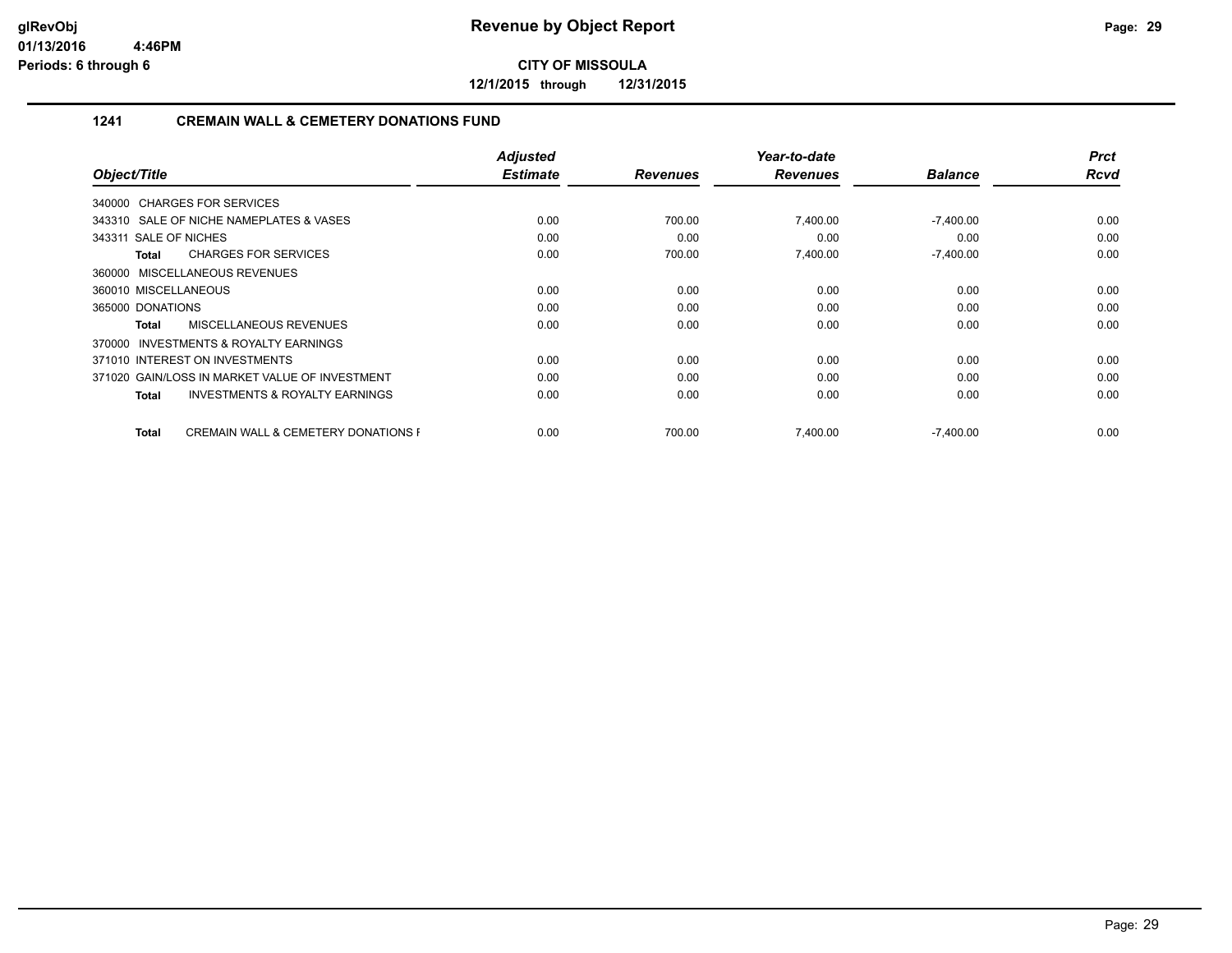# Revenue by Object Report

**CITY OF MISSOULA**

**12/1/2015 through 12/31/2015**

glRevObj
01/13/2016 4:46PM
Periods: 6 through 6

## 1241 CREMAIN WALL & CEMETERY DONATIONS FUND

| Object/Title | Adjusted Estimate | Revenues | Year-to-date Revenues | Balance | Prct Rcvd |
|---|---|---|---|---|---|
| 340000 CHARGES FOR SERVICES | | | | | |
| 343310 SALE OF NICHE NAMEPLATES & VASES | 0.00 | 700.00 | 7,400.00 | -7,400.00 | 0.00 |
| 343311 SALE OF NICHES | 0.00 | 0.00 | 0.00 | 0.00 | 0.00 |
| **Total** CHARGES FOR SERVICES | 0.00 | 700.00 | 7,400.00 | -7,400.00 | 0.00 |
| 360000 MISCELLANEOUS REVENUES | | | | | |
| 360010 MISCELLANEOUS | 0.00 | 0.00 | 0.00 | 0.00 | 0.00 |
| 365000 DONATIONS | 0.00 | 0.00 | 0.00 | 0.00 | 0.00 |
| **Total** MISCELLANEOUS REVENUES | 0.00 | 0.00 | 0.00 | 0.00 | 0.00 |
| 370000 INVESTMENTS & ROYALTY EARNINGS | | | | | |
| 371010 INTEREST ON INVESTMENTS | 0.00 | 0.00 | 0.00 | 0.00 | 0.00 |
| 371020 GAIN/LOSS IN MARKET VALUE OF INVESTMENT | 0.00 | 0.00 | 0.00 | 0.00 | 0.00 |
| **Total** INVESTMENTS & ROYALTY EARNINGS | 0.00 | 0.00 | 0.00 | 0.00 | 0.00 |
| **Total** CREMAIN WALL & CEMETERY DONATIONS F | 0.00 | 700.00 | 7,400.00 | -7,400.00 | 0.00 |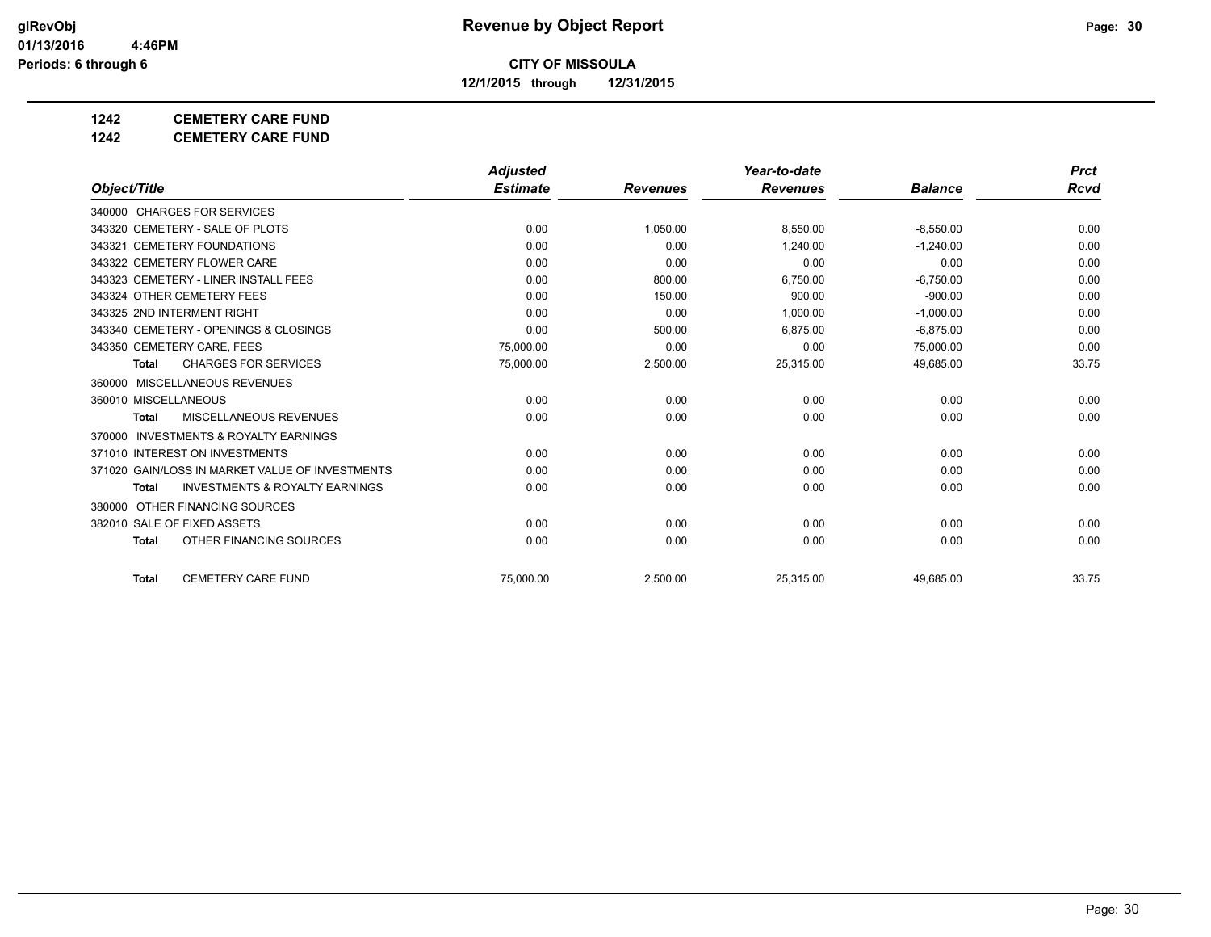**CITY OF MISSOULA**

**12/1/2015 through 12/31/2015**

**1242 CEMETERY CARE FUND**

**1242 CEMETERY CARE FUND**

| Object/Title | Adjusted Estimate | Revenues | Year-to-date Revenues | Balance | Prct Rcvd |
|---|---|---|---|---|---|
| 340000 CHARGES FOR SERVICES | | | | | |
| 343320 CEMETERY - SALE OF PLOTS | 0.00 | 1,050.00 | 8,550.00 | -8,550.00 | 0.00 |
| 343321 CEMETERY FOUNDATIONS | 0.00 | 0.00 | 1,240.00 | -1,240.00 | 0.00 |
| 343322 CEMETERY FLOWER CARE | 0.00 | 0.00 | 0.00 | 0.00 | 0.00 |
| 343323 CEMETERY - LINER INSTALL FEES | 0.00 | 800.00 | 6,750.00 | -6,750.00 | 0.00 |
| 343324 OTHER CEMETERY FEES | 0.00 | 150.00 | 900.00 | -900.00 | 0.00 |
| 343325 2ND INTERMENT RIGHT | 0.00 | 0.00 | 1,000.00 | -1,000.00 | 0.00 |
| 343340 CEMETERY - OPENINGS & CLOSINGS | 0.00 | 500.00 | 6,875.00 | -6,875.00 | 0.00 |
| 343350 CEMETERY CARE, FEES | 75,000.00 | 0.00 | 0.00 | 75,000.00 | 0.00 |
| **Total** CHARGES FOR SERVICES | 75,000.00 | 2,500.00 | 25,315.00 | 49,685.00 | 33.75 |
| 360000 MISCELLANEOUS REVENUES | | | | | |
| 360010 MISCELLANEOUS | 0.00 | 0.00 | 0.00 | 0.00 | 0.00 |
| **Total** MISCELLANEOUS REVENUES | 0.00 | 0.00 | 0.00 | 0.00 | 0.00 |
| 370000 INVESTMENTS & ROYALTY EARNINGS | | | | | |
| 371010 INTEREST ON INVESTMENTS | 0.00 | 0.00 | 0.00 | 0.00 | 0.00 |
| 371020 GAIN/LOSS IN MARKET VALUE OF INVESTMENTS | 0.00 | 0.00 | 0.00 | 0.00 | 0.00 |
| **Total** INVESTMENTS & ROYALTY EARNINGS | 0.00 | 0.00 | 0.00 | 0.00 | 0.00 |
| 380000 OTHER FINANCING SOURCES | | | | | |
| 382010 SALE OF FIXED ASSETS | 0.00 | 0.00 | 0.00 | 0.00 | 0.00 |
| **Total** OTHER FINANCING SOURCES | 0.00 | 0.00 | 0.00 | 0.00 | 0.00 |
| **Total** CEMETERY CARE FUND | 75,000.00 | 2,500.00 | 25,315.00 | 49,685.00 | 33.75 |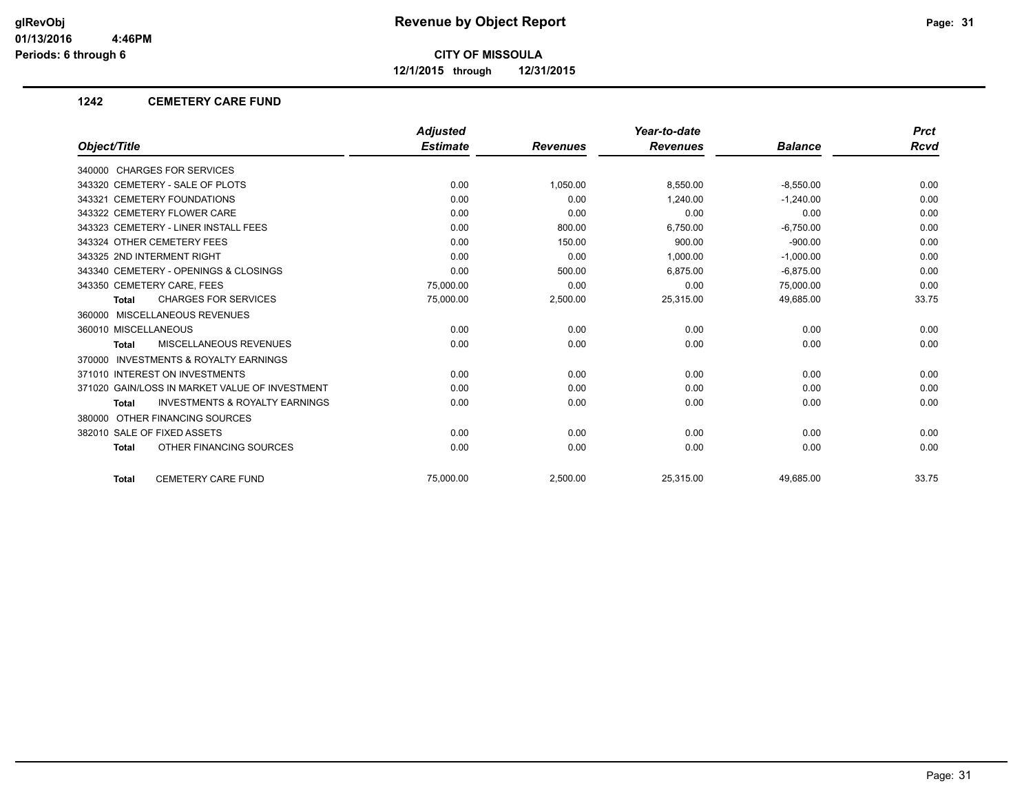# Revenue by Object Report

**CITY OF MISSOULA**

**12/1/2015 through 12/31/2015**

glRevObj
01/13/2016 4:46PM
Periods: 6 through 6

## 1242 CEMETERY CARE FUND

| Object/Title | Adjusted Estimate | Revenues | Year-to-date Revenues | Balance | Prct Rcvd |
|---|---|---|---|---|---|
| 340000 CHARGES FOR SERVICES | | | | | |
| 343320 CEMETERY - SALE OF PLOTS | 0.00 | 1,050.00 | 8,550.00 | -8,550.00 | 0.00 |
| 343321 CEMETERY FOUNDATIONS | 0.00 | 0.00 | 1,240.00 | -1,240.00 | 0.00 |
| 343322 CEMETERY FLOWER CARE | 0.00 | 0.00 | 0.00 | 0.00 | 0.00 |
| 343323 CEMETERY - LINER INSTALL FEES | 0.00 | 800.00 | 6,750.00 | -6,750.00 | 0.00 |
| 343324 OTHER CEMETERY FEES | 0.00 | 150.00 | 900.00 | -900.00 | 0.00 |
| 343325 2ND INTERMENT RIGHT | 0.00 | 0.00 | 1,000.00 | -1,000.00 | 0.00 |
| 343340 CEMETERY - OPENINGS & CLOSINGS | 0.00 | 500.00 | 6,875.00 | -6,875.00 | 0.00 |
| 343350 CEMETERY CARE, FEES | 75,000.00 | 0.00 | 0.00 | 75,000.00 | 0.00 |
| **Total** CHARGES FOR SERVICES | 75,000.00 | 2,500.00 | 25,315.00 | 49,685.00 | 33.75 |
| 360000 MISCELLANEOUS REVENUES | | | | | |
| 360010 MISCELLANEOUS | 0.00 | 0.00 | 0.00 | 0.00 | 0.00 |
| **Total** MISCELLANEOUS REVENUES | 0.00 | 0.00 | 0.00 | 0.00 | 0.00 |
| 370000 INVESTMENTS & ROYALTY EARNINGS | | | | | |
| 371010 INTEREST ON INVESTMENTS | 0.00 | 0.00 | 0.00 | 0.00 | 0.00 |
| 371020 GAIN/LOSS IN MARKET VALUE OF INVESTMENT | 0.00 | 0.00 | 0.00 | 0.00 | 0.00 |
| **Total** INVESTMENTS & ROYALTY EARNINGS | 0.00 | 0.00 | 0.00 | 0.00 | 0.00 |
| 380000 OTHER FINANCING SOURCES | | | | | |
| 382010 SALE OF FIXED ASSETS | 0.00 | 0.00 | 0.00 | 0.00 | 0.00 |
| **Total** OTHER FINANCING SOURCES | 0.00 | 0.00 | 0.00 | 0.00 | 0.00 |
| **Total** CEMETERY CARE FUND | 75,000.00 | 2,500.00 | 25,315.00 | 49,685.00 | 33.75 |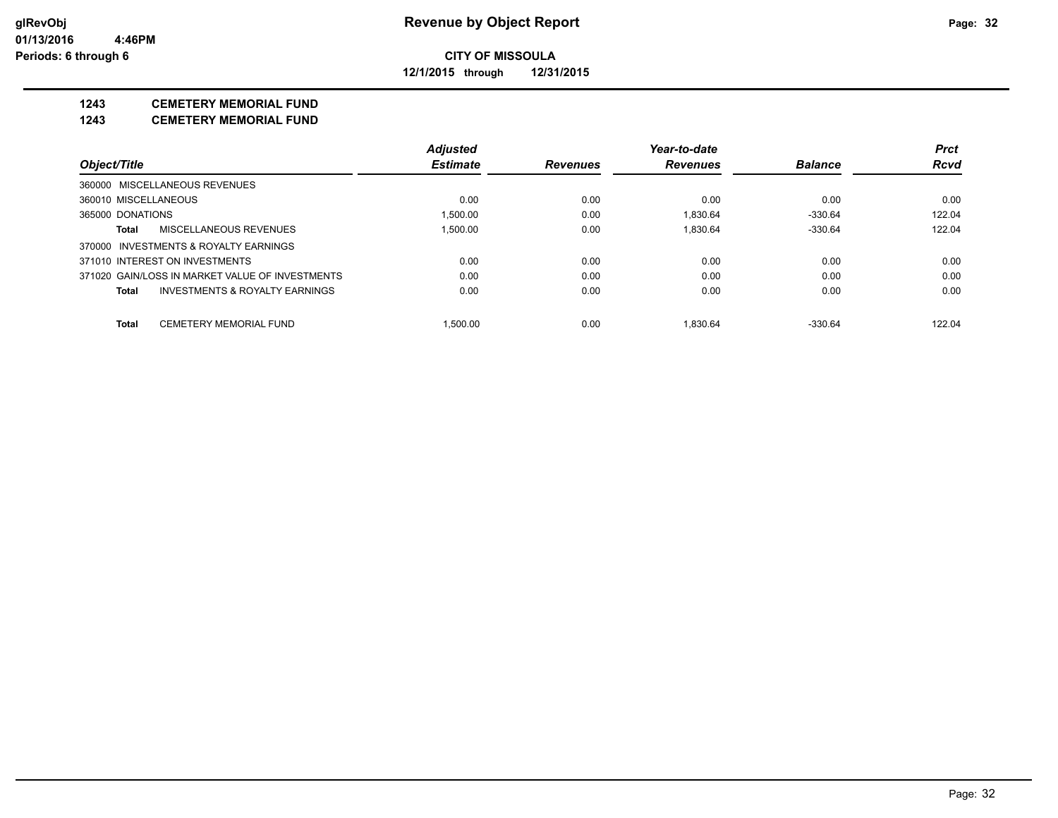# Revenue by Object Report

**CITY OF MISSOULA**

**12/1/2015 through 12/31/2015**

glRevObj
01/13/2016 4:46PM
Periods: 6 through 6

**1243 CEMETERY MEMORIAL FUND**

**1243 CEMETERY MEMORIAL FUND**

| Object/Title | Adjusted Estimate | Revenues | Year-to-date Revenues | Balance | Prct Rcvd |
|---|---|---|---|---|---|
| 360000 MISCELLANEOUS REVENUES | | | | | |
| 360010 MISCELLANEOUS | 0.00 | 0.00 | 0.00 | 0.00 | 0.00 |
| 365000 DONATIONS | 1,500.00 | 0.00 | 1,830.64 | -330.64 | 122.04 |
| **Total** MISCELLANEOUS REVENUES | 1,500.00 | 0.00 | 1,830.64 | -330.64 | 122.04 |
| 370000 INVESTMENTS & ROYALTY EARNINGS | | | | | |
| 371010 INTEREST ON INVESTMENTS | 0.00 | 0.00 | 0.00 | 0.00 | 0.00 |
| 371020 GAIN/LOSS IN MARKET VALUE OF INVESTMENTS | 0.00 | 0.00 | 0.00 | 0.00 | 0.00 |
| **Total** INVESTMENTS & ROYALTY EARNINGS | 0.00 | 0.00 | 0.00 | 0.00 | 0.00 |
| **Total** CEMETERY MEMORIAL FUND | 1,500.00 | 0.00 | 1,830.64 | -330.64 | 122.04 |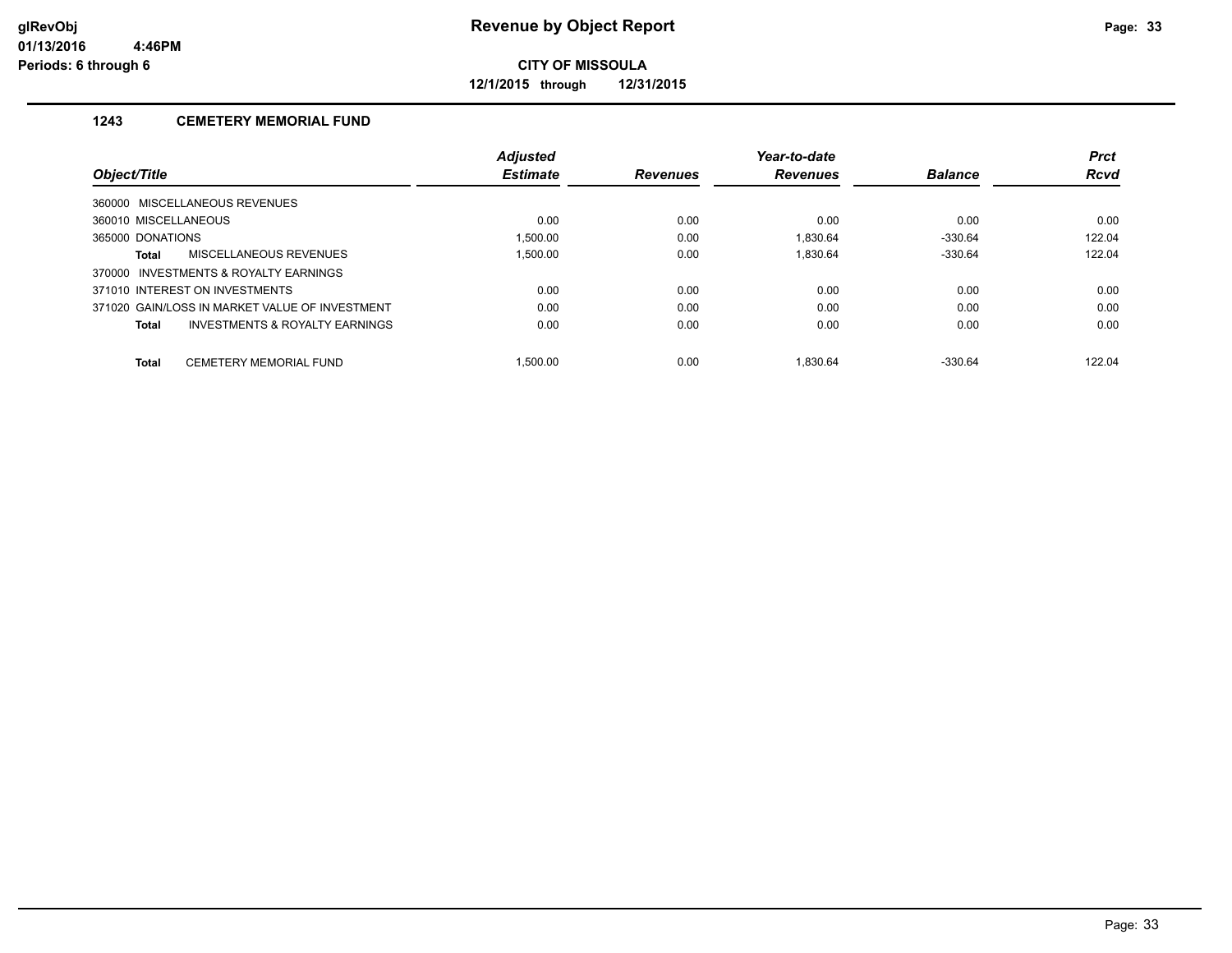# Revenue by Object Report

glRevObj
01/13/2016 4:46PM
Periods: 6 through 6

**CITY OF MISSOULA**

**12/1/2015 through 12/31/2015**

## 1243 CEMETERY MEMORIAL FUND

| Object/Title | Adjusted Estimate | Revenues | Year-to-date Revenues | Balance | Prct Rcvd |
|---|---|---|---|---|---|
| 360000 MISCELLANEOUS REVENUES | | | | | |
| 360010 MISCELLANEOUS | 0.00 | 0.00 | 0.00 | 0.00 | 0.00 |
| 365000 DONATIONS | 1,500.00 | 0.00 | 1,830.64 | -330.64 | 122.04 |
| **Total** MISCELLANEOUS REVENUES | 1,500.00 | 0.00 | 1,830.64 | -330.64 | 122.04 |
| 370000 INVESTMENTS & ROYALTY EARNINGS | | | | | |
| 371010 INTEREST ON INVESTMENTS | 0.00 | 0.00 | 0.00 | 0.00 | 0.00 |
| 371020 GAIN/LOSS IN MARKET VALUE OF INVESTMENT | 0.00 | 0.00 | 0.00 | 0.00 | 0.00 |
| **Total** INVESTMENTS & ROYALTY EARNINGS | 0.00 | 0.00 | 0.00 | 0.00 | 0.00 |
| **Total** CEMETERY MEMORIAL FUND | 1,500.00 | 0.00 | 1,830.64 | -330.64 | 122.04 |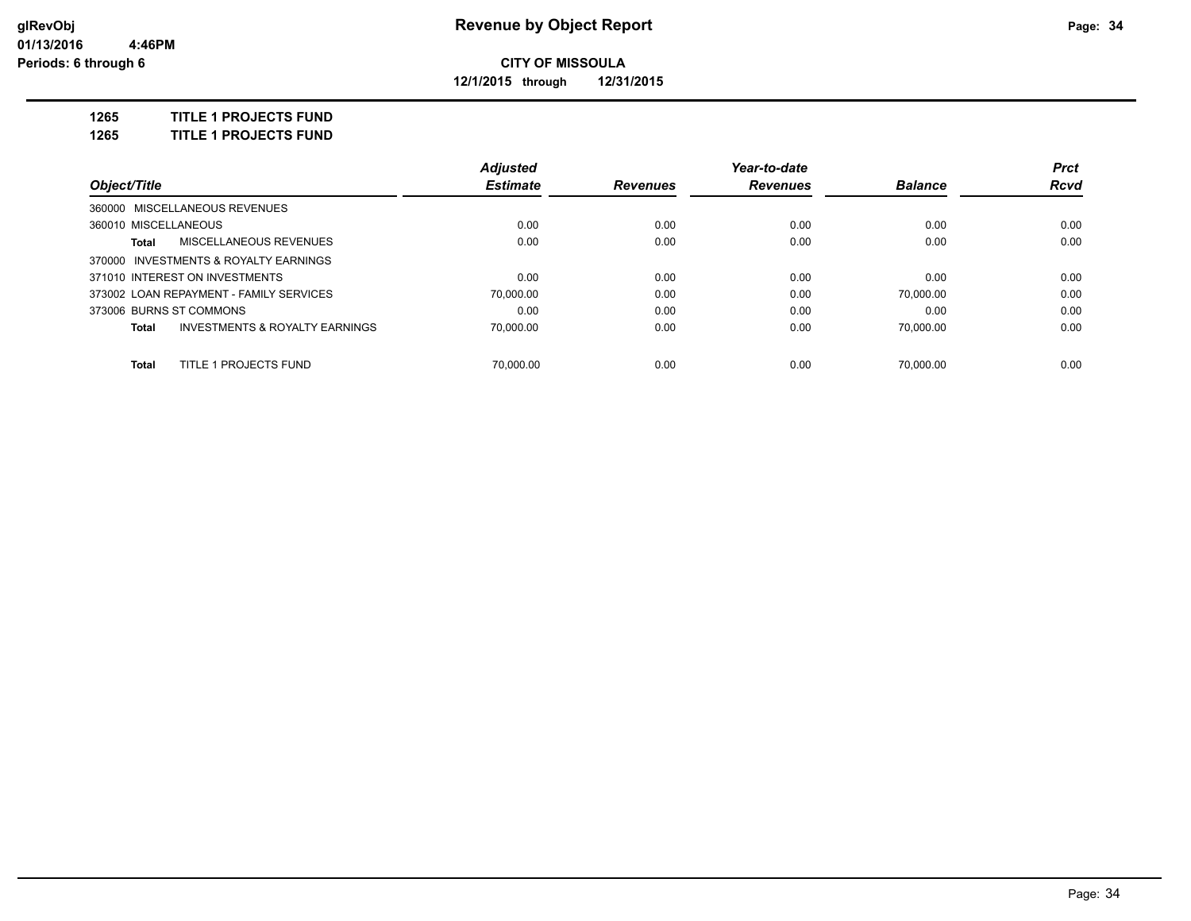# Revenue by Object Report

glRevObj
01/13/2016 4:46PM
Periods: 6 through 6

**CITY OF MISSOULA**

**12/1/2015 through 12/31/2015**

**1265 TITLE 1 PROJECTS FUND**

**1265 TITLE 1 PROJECTS FUND**

| Object/Title | Adjusted Estimate | Revenues | Year-to-date Revenues | Balance | Prct Rcvd |
|---|---|---|---|---|---|
| 360000 MISCELLANEOUS REVENUES | | | | | |
| 360010 MISCELLANEOUS | 0.00 | 0.00 | 0.00 | 0.00 | 0.00 |
| **Total** MISCELLANEOUS REVENUES | 0.00 | 0.00 | 0.00 | 0.00 | 0.00 |
| 370000 INVESTMENTS & ROYALTY EARNINGS | | | | | |
| 371010 INTEREST ON INVESTMENTS | 0.00 | 0.00 | 0.00 | 0.00 | 0.00 |
| 373002 LOAN REPAYMENT - FAMILY SERVICES | 70,000.00 | 0.00 | 0.00 | 70,000.00 | 0.00 |
| 373006 BURNS ST COMMONS | 0.00 | 0.00 | 0.00 | 0.00 | 0.00 |
| **Total** INVESTMENTS & ROYALTY EARNINGS | 70,000.00 | 0.00 | 0.00 | 70,000.00 | 0.00 |
| **Total** TITLE 1 PROJECTS FUND | 70,000.00 | 0.00 | 0.00 | 70,000.00 | 0.00 |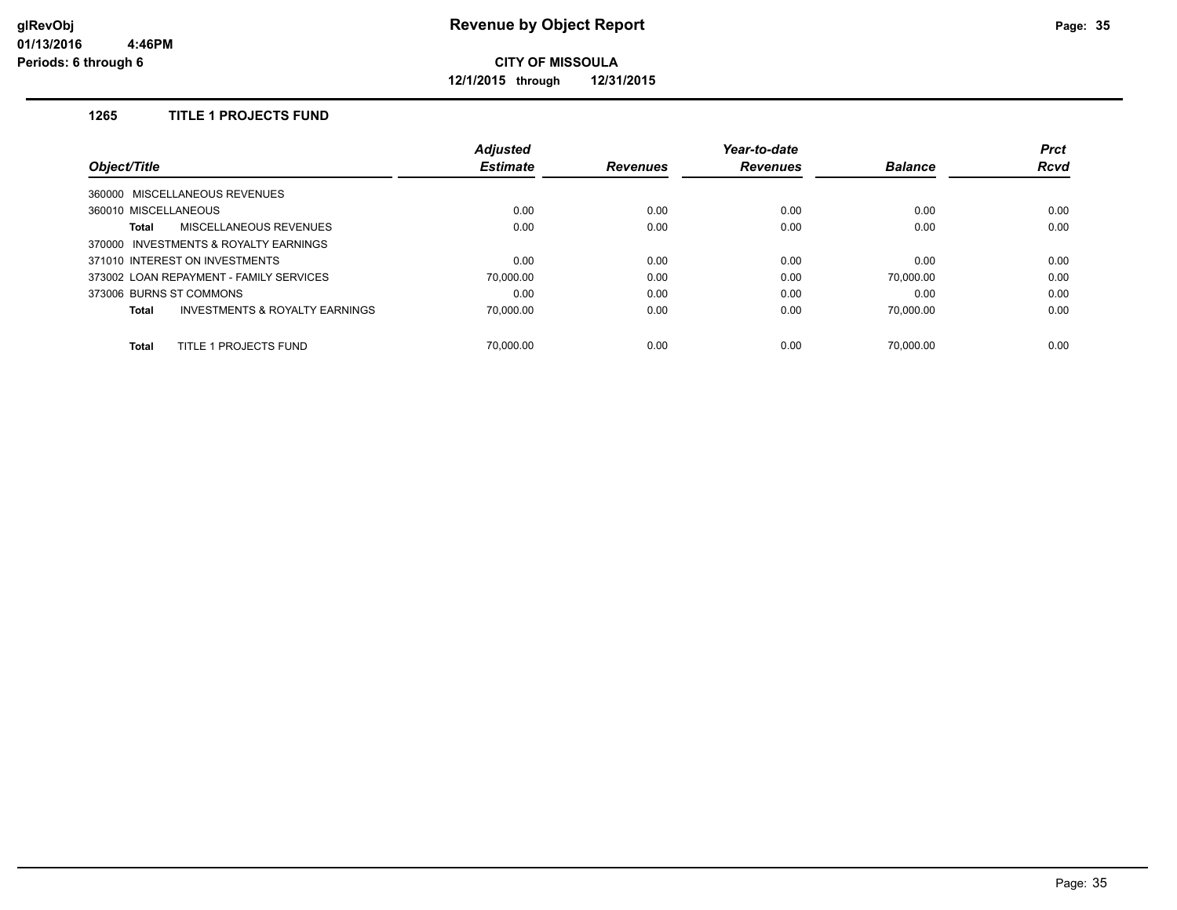# Revenue by Object Report

glRevObj
01/13/2016 4:46PM
Periods: 6 through 6

**CITY OF MISSOULA**

**12/1/2015 through 12/31/2015**

### 1265 TITLE 1 PROJECTS FUND

| Object/Title | Adjusted Estimate | Revenues | Year-to-date Revenues | Balance | Prct Rcvd |
|---|---|---|---|---|---|
| 360000 MISCELLANEOUS REVENUES | | | | | |
| 360010 MISCELLANEOUS | 0.00 | 0.00 | 0.00 | 0.00 | 0.00 |
| **Total** MISCELLANEOUS REVENUES | 0.00 | 0.00 | 0.00 | 0.00 | 0.00 |
| 370000 INVESTMENTS & ROYALTY EARNINGS | | | | | |
| 371010 INTEREST ON INVESTMENTS | 0.00 | 0.00 | 0.00 | 0.00 | 0.00 |
| 373002 LOAN REPAYMENT - FAMILY SERVICES | 70,000.00 | 0.00 | 0.00 | 70,000.00 | 0.00 |
| 373006 BURNS ST COMMONS | 0.00 | 0.00 | 0.00 | 0.00 | 0.00 |
| **Total** INVESTMENTS & ROYALTY EARNINGS | 70,000.00 | 0.00 | 0.00 | 70,000.00 | 0.00 |
| **Total** TITLE 1 PROJECTS FUND | 70,000.00 | 0.00 | 0.00 | 70,000.00 | 0.00 |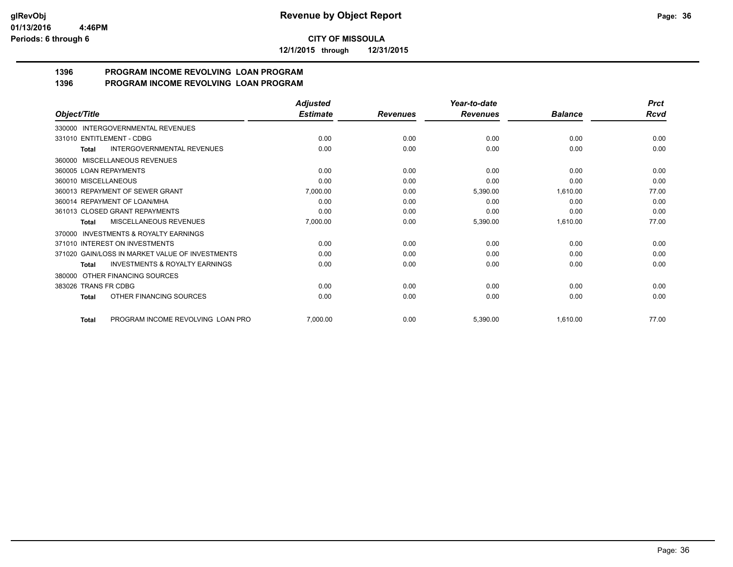**glRevObj**
**01/13/2016 4:46PM**
**Periods: 6 through 6**

# Revenue by Object Report

**CITY OF MISSOULA**

**12/1/2015 through 12/31/2015**

## 1396 PROGRAM INCOME REVOLVING LOAN PROGRAM
## 1396 PROGRAM INCOME REVOLVING LOAN PROGRAM

| Object/Title | Adjusted Estimate | Revenues | Year-to-date Revenues | Balance | Prct Rcvd |
|---|---|---|---|---|---|
| 330000 INTERGOVERNMENTAL REVENUES | | | | | |
| 331010 ENTITLEMENT - CDBG | 0.00 | 0.00 | 0.00 | 0.00 | 0.00 |
| **Total** INTERGOVERNMENTAL REVENUES | 0.00 | 0.00 | 0.00 | 0.00 | 0.00 |
| 360000 MISCELLANEOUS REVENUES | | | | | |
| 360005 LOAN REPAYMENTS | 0.00 | 0.00 | 0.00 | 0.00 | 0.00 |
| 360010 MISCELLANEOUS | 0.00 | 0.00 | 0.00 | 0.00 | 0.00 |
| 360013 REPAYMENT OF SEWER GRANT | 7,000.00 | 0.00 | 5,390.00 | 1,610.00 | 77.00 |
| 360014 REPAYMENT OF LOAN/MHA | 0.00 | 0.00 | 0.00 | 0.00 | 0.00 |
| 361013 CLOSED GRANT REPAYMENTS | 0.00 | 0.00 | 0.00 | 0.00 | 0.00 |
| **Total** MISCELLANEOUS REVENUES | 7,000.00 | 0.00 | 5,390.00 | 1,610.00 | 77.00 |
| 370000 INVESTMENTS & ROYALTY EARNINGS | | | | | |
| 371010 INTEREST ON INVESTMENTS | 0.00 | 0.00 | 0.00 | 0.00 | 0.00 |
| 371020 GAIN/LOSS IN MARKET VALUE OF INVESTMENTS | 0.00 | 0.00 | 0.00 | 0.00 | 0.00 |
| **Total** INVESTMENTS & ROYALTY EARNINGS | 0.00 | 0.00 | 0.00 | 0.00 | 0.00 |
| 380000 OTHER FINANCING SOURCES | | | | | |
| 383026 TRANS FR CDBG | 0.00 | 0.00 | 0.00 | 0.00 | 0.00 |
| **Total** OTHER FINANCING SOURCES | 0.00 | 0.00 | 0.00 | 0.00 | 0.00 |
| **Total** PROGRAM INCOME REVOLVING LOAN PRO | 7,000.00 | 0.00 | 5,390.00 | 1,610.00 | 77.00 |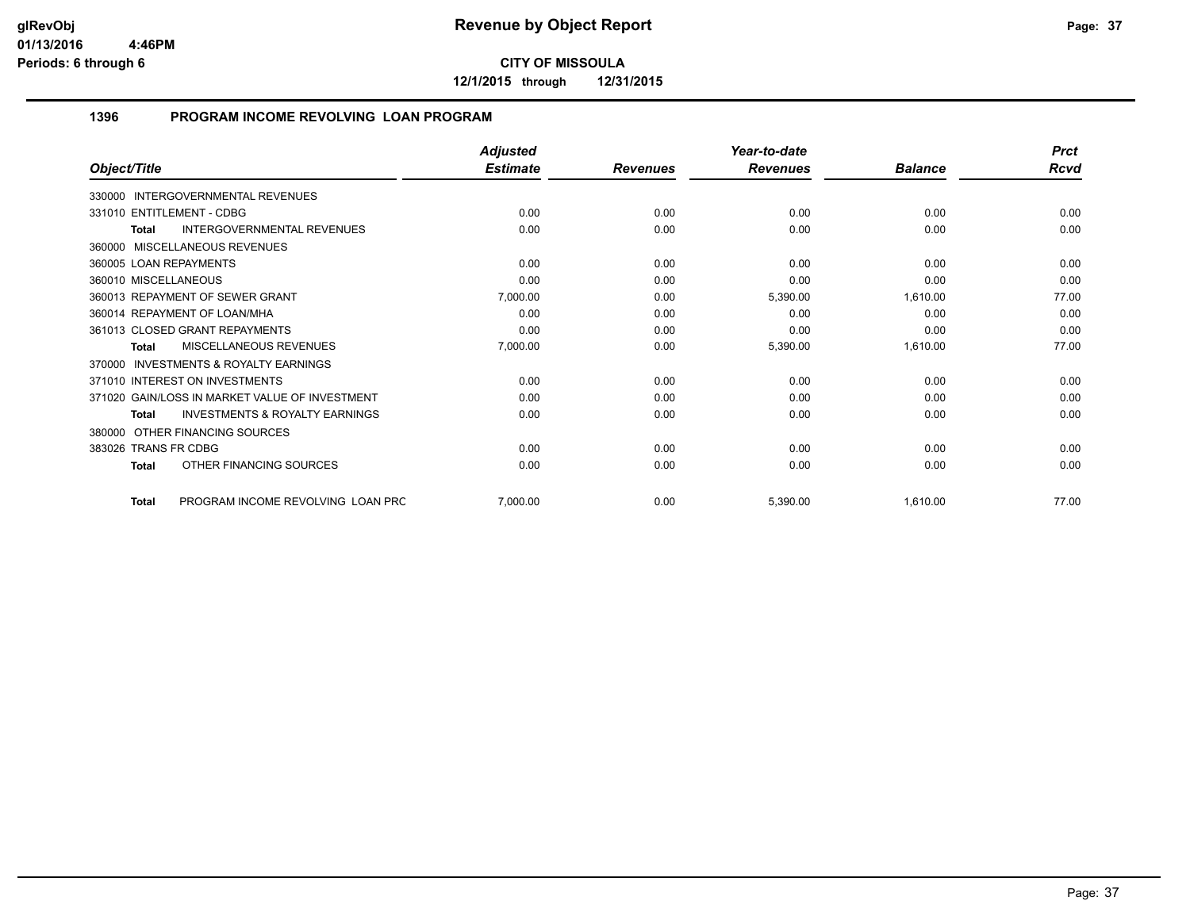**glRevObj**
**01/13/2016 4:46PM**
**Periods: 6 through 6**

# Revenue by Object Report

**CITY OF MISSOULA**

**12/1/2015 through 12/31/2015**

## 1396 PROGRAM INCOME REVOLVING LOAN PROGRAM

| Object/Title | Adjusted Estimate | Revenues | Year-to-date Revenues | Balance | Prct Rcvd |
|---|---|---|---|---|---|
| 330000 INTERGOVERNMENTAL REVENUES | | | | | |
| 331010 ENTITLEMENT - CDBG | 0.00 | 0.00 | 0.00 | 0.00 | 0.00 |
| **Total** INTERGOVERNMENTAL REVENUES | 0.00 | 0.00 | 0.00 | 0.00 | 0.00 |
| 360000 MISCELLANEOUS REVENUES | | | | | |
| 360005 LOAN REPAYMENTS | 0.00 | 0.00 | 0.00 | 0.00 | 0.00 |
| 360010 MISCELLANEOUS | 0.00 | 0.00 | 0.00 | 0.00 | 0.00 |
| 360013 REPAYMENT OF SEWER GRANT | 7,000.00 | 0.00 | 5,390.00 | 1,610.00 | 77.00 |
| 360014 REPAYMENT OF LOAN/MHA | 0.00 | 0.00 | 0.00 | 0.00 | 0.00 |
| 361013 CLOSED GRANT REPAYMENTS | 0.00 | 0.00 | 0.00 | 0.00 | 0.00 |
| **Total** MISCELLANEOUS REVENUES | 7,000.00 | 0.00 | 5,390.00 | 1,610.00 | 77.00 |
| 370000 INVESTMENTS & ROYALTY EARNINGS | | | | | |
| 371010 INTEREST ON INVESTMENTS | 0.00 | 0.00 | 0.00 | 0.00 | 0.00 |
| 371020 GAIN/LOSS IN MARKET VALUE OF INVESTMENT | 0.00 | 0.00 | 0.00 | 0.00 | 0.00 |
| **Total** INVESTMENTS & ROYALTY EARNINGS | 0.00 | 0.00 | 0.00 | 0.00 | 0.00 |
| 380000 OTHER FINANCING SOURCES | | | | | |
| 383026 TRANS FR CDBG | 0.00 | 0.00 | 0.00 | 0.00 | 0.00 |
| **Total** OTHER FINANCING SOURCES | 0.00 | 0.00 | 0.00 | 0.00 | 0.00 |
| **Total** PROGRAM INCOME REVOLVING LOAN PRC | 7,000.00 | 0.00 | 5,390.00 | 1,610.00 | 77.00 |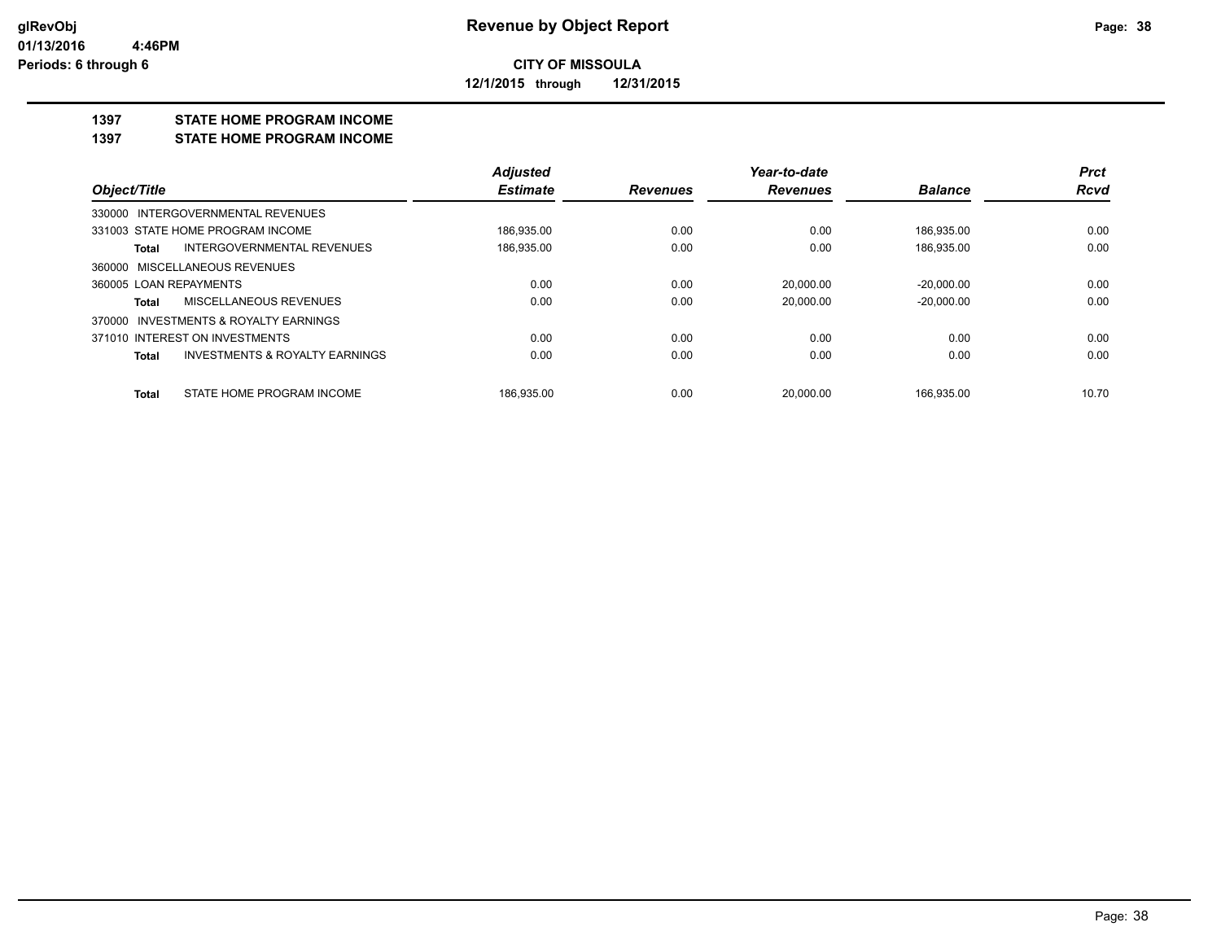**glRevObj**
**01/13/2016 4:46PM**
**Periods: 6 through 6**

# Revenue by Object Report

**CITY OF MISSOULA**

**12/1/2015 through 12/31/2015**

## 1397 STATE HOME PROGRAM INCOME

## 1397 STATE HOME PROGRAM INCOME

| Object/Title | | Adjusted Estimate | Revenues | Year-to-date Revenues | Balance | Prct Rcvd |
|---|---|---|---|---|---|---|
| 330000 INTERGOVERNMENTAL REVENUES | | | | | | |
| 331003 STATE HOME PROGRAM INCOME | | 186,935.00 | 0.00 | 0.00 | 186,935.00 | 0.00 |
| **Total** | INTERGOVERNMENTAL REVENUES | 186,935.00 | 0.00 | 0.00 | 186,935.00 | 0.00 |
| 360000 MISCELLANEOUS REVENUES | | | | | | |
| 360005 LOAN REPAYMENTS | | 0.00 | 0.00 | 20,000.00 | -20,000.00 | 0.00 |
| **Total** | MISCELLANEOUS REVENUES | 0.00 | 0.00 | 20,000.00 | -20,000.00 | 0.00 |
| 370000 INVESTMENTS & ROYALTY EARNINGS | | | | | | |
| 371010 INTEREST ON INVESTMENTS | | 0.00 | 0.00 | 0.00 | 0.00 | 0.00 |
| **Total** | INVESTMENTS & ROYALTY EARNINGS | 0.00 | 0.00 | 0.00 | 0.00 | 0.00 |
| **Total** | STATE HOME PROGRAM INCOME | 186,935.00 | 0.00 | 20,000.00 | 166,935.00 | 10.70 |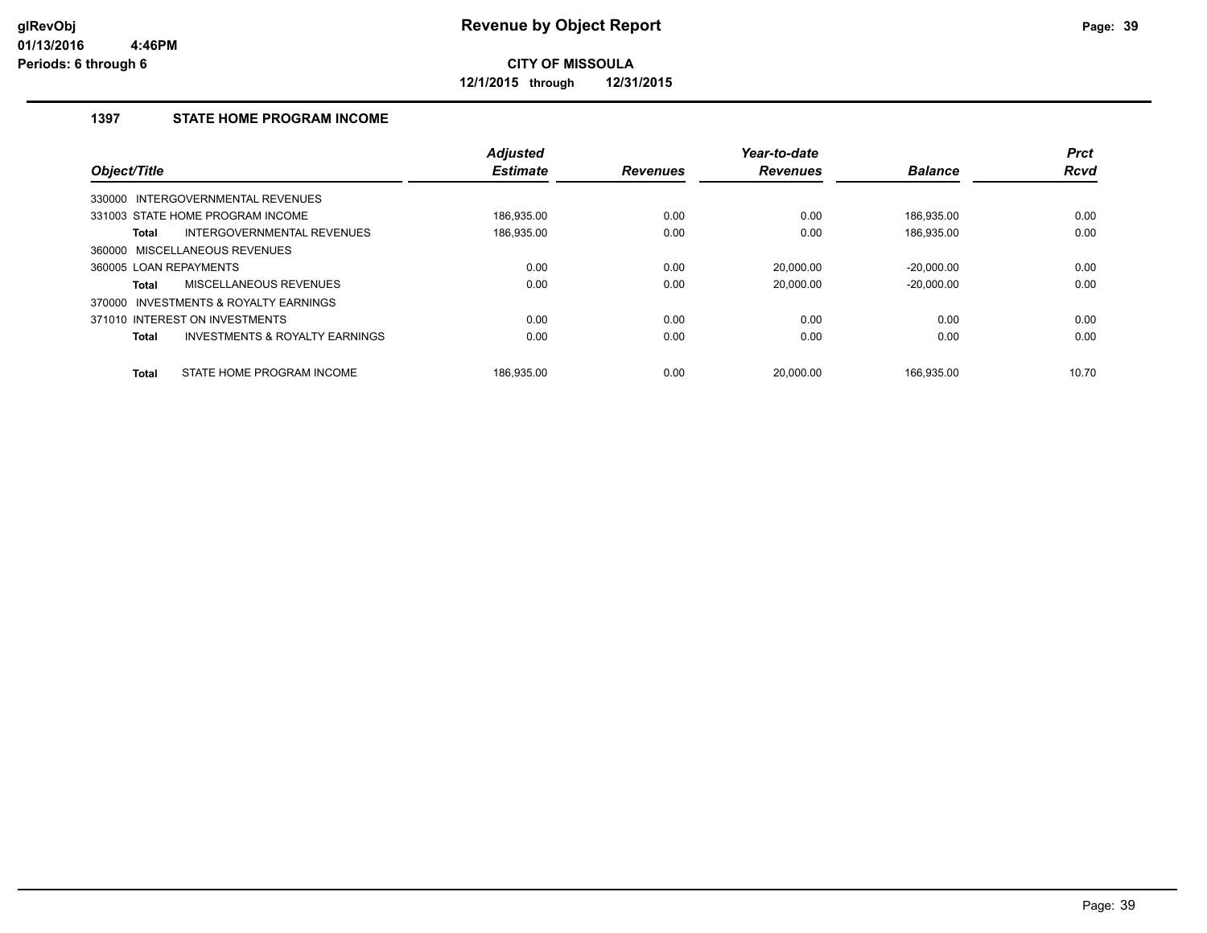glRevObj
01/13/2016 4:46PM
Periods: 6 through 6

# Revenue by Object Report

**CITY OF MISSOULA**

**12/1/2015 through 12/31/2015**

### 1397 STATE HOME PROGRAM INCOME

| Object/Title | Adjusted Estimate | Revenues | Year-to-date Revenues | Balance | Prct Rcvd |
|---|---|---|---|---|---|
| 330000 INTERGOVERNMENTAL REVENUES | | | | | |
| 331003 STATE HOME PROGRAM INCOME | 186,935.00 | 0.00 | 0.00 | 186,935.00 | 0.00 |
| **Total** INTERGOVERNMENTAL REVENUES | 186,935.00 | 0.00 | 0.00 | 186,935.00 | 0.00 |
| 360000 MISCELLANEOUS REVENUES | | | | | |
| 360005 LOAN REPAYMENTS | 0.00 | 0.00 | 20,000.00 | -20,000.00 | 0.00 |
| **Total** MISCELLANEOUS REVENUES | 0.00 | 0.00 | 20,000.00 | -20,000.00 | 0.00 |
| 370000 INVESTMENTS & ROYALTY EARNINGS | | | | | |
| 371010 INTEREST ON INVESTMENTS | 0.00 | 0.00 | 0.00 | 0.00 | 0.00 |
| **Total** INVESTMENTS & ROYALTY EARNINGS | 0.00 | 0.00 | 0.00 | 0.00 | 0.00 |
| **Total** STATE HOME PROGRAM INCOME | 186,935.00 | 0.00 | 20,000.00 | 166,935.00 | 10.70 |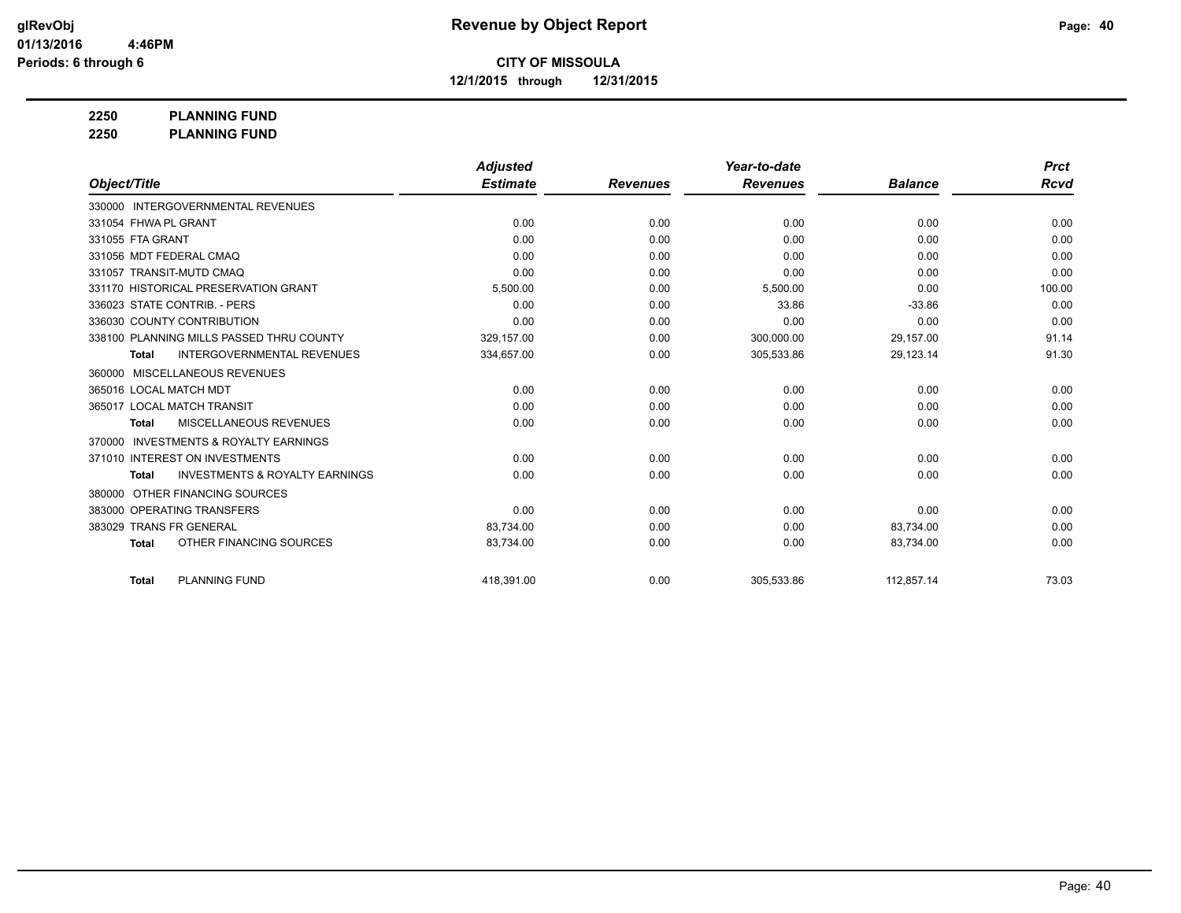**glRevObj**
**01/13/2016 4:46PM**
**Periods: 6 through 6**

# Revenue by Object Report

**CITY OF MISSOULA**

**12/1/2015 through 12/31/2015**

**2250 PLANNING FUND**
**2250 PLANNING FUND**

| Object/Title | Adjusted Estimate | Revenues | Year-to-date Revenues | Balance | Prct Rcvd |
|---|---|---|---|---|---|
| 330000 INTERGOVERNMENTAL REVENUES | | | | | |
| 331054 FHWA PL GRANT | 0.00 | 0.00 | 0.00 | 0.00 | 0.00 |
| 331055 FTA GRANT | 0.00 | 0.00 | 0.00 | 0.00 | 0.00 |
| 331056 MDT FEDERAL CMAQ | 0.00 | 0.00 | 0.00 | 0.00 | 0.00 |
| 331057 TRANSIT-MUTD CMAQ | 0.00 | 0.00 | 0.00 | 0.00 | 0.00 |
| 331170 HISTORICAL PRESERVATION GRANT | 5,500.00 | 0.00 | 5,500.00 | 0.00 | 100.00 |
| 336023 STATE CONTRIB. - PERS | 0.00 | 0.00 | 33.86 | -33.86 | 0.00 |
| 336030 COUNTY CONTRIBUTION | 0.00 | 0.00 | 0.00 | 0.00 | 0.00 |
| 338100 PLANNING MILLS PASSED THRU COUNTY | 329,157.00 | 0.00 | 300,000.00 | 29,157.00 | 91.14 |
| **Total** INTERGOVERNMENTAL REVENUES | 334,657.00 | 0.00 | 305,533.86 | 29,123.14 | 91.30 |
| 360000 MISCELLANEOUS REVENUES | | | | | |
| 365016 LOCAL MATCH MDT | 0.00 | 0.00 | 0.00 | 0.00 | 0.00 |
| 365017 LOCAL MATCH TRANSIT | 0.00 | 0.00 | 0.00 | 0.00 | 0.00 |
| **Total** MISCELLANEOUS REVENUES | 0.00 | 0.00 | 0.00 | 0.00 | 0.00 |
| 370000 INVESTMENTS & ROYALTY EARNINGS | | | | | |
| 371010 INTEREST ON INVESTMENTS | 0.00 | 0.00 | 0.00 | 0.00 | 0.00 |
| **Total** INVESTMENTS & ROYALTY EARNINGS | 0.00 | 0.00 | 0.00 | 0.00 | 0.00 |
| 380000 OTHER FINANCING SOURCES | | | | | |
| 383000 OPERATING TRANSFERS | 0.00 | 0.00 | 0.00 | 0.00 | 0.00 |
| 383029 TRANS FR GENERAL | 83,734.00 | 0.00 | 0.00 | 83,734.00 | 0.00 |
| **Total** OTHER FINANCING SOURCES | 83,734.00 | 0.00 | 0.00 | 83,734.00 | 0.00 |
| **Total** PLANNING FUND | 418,391.00 | 0.00 | 305,533.86 | 112,857.14 | 73.03 |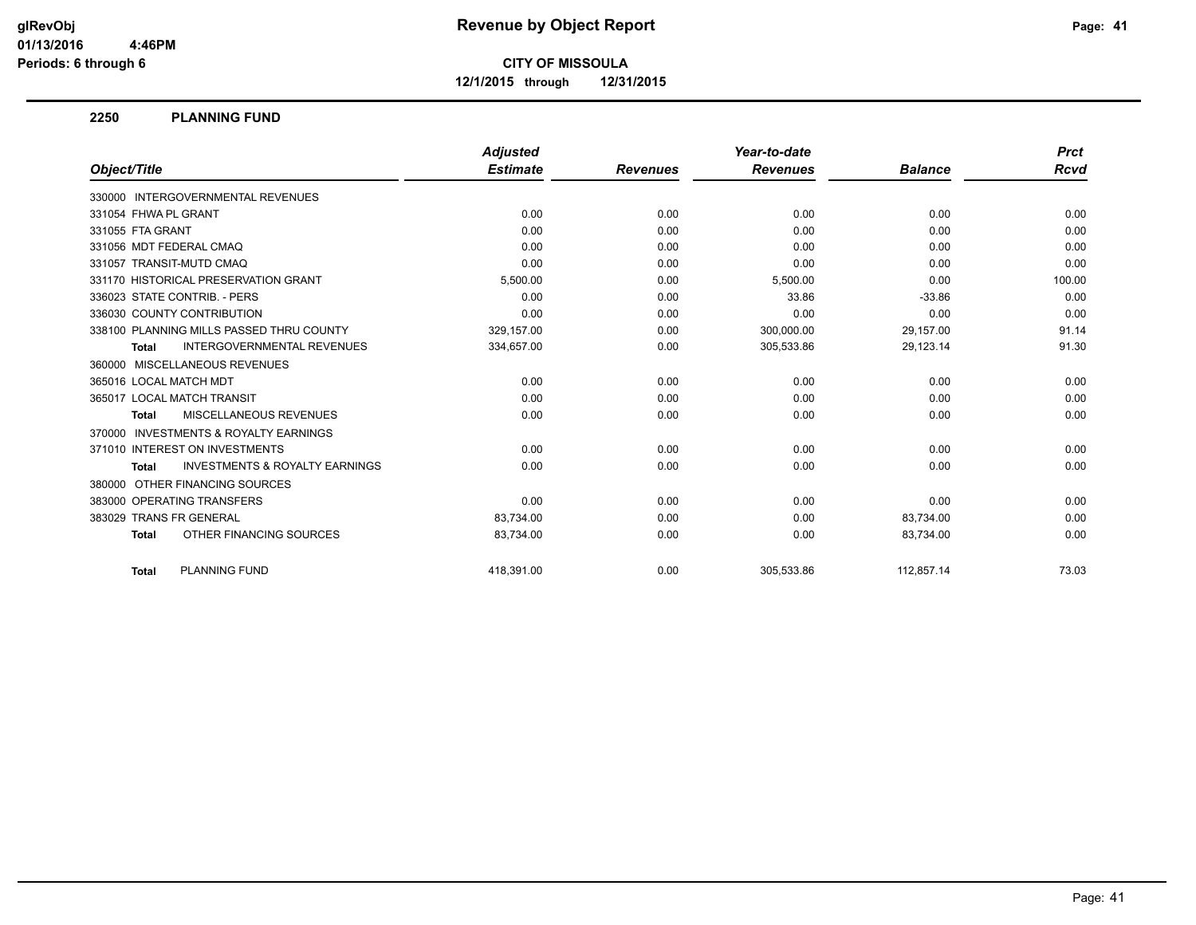# Revenue by Object Report

**CITY OF MISSOULA**

**12/1/2015 through 12/31/2015**

glRevObj
01/13/2016 4:46PM
Periods: 6 through 6

## 2250 PLANNING FUND

| Object/Title | Adjusted Estimate | Revenues | Year-to-date Revenues | Balance | Prct Rcvd |
|---|---|---|---|---|---|
| 330000 INTERGOVERNMENTAL REVENUES | | | | | |
| 331054 FHWA PL GRANT | 0.00 | 0.00 | 0.00 | 0.00 | 0.00 |
| 331055 FTA GRANT | 0.00 | 0.00 | 0.00 | 0.00 | 0.00 |
| 331056 MDT FEDERAL CMAQ | 0.00 | 0.00 | 0.00 | 0.00 | 0.00 |
| 331057 TRANSIT-MUTD CMAQ | 0.00 | 0.00 | 0.00 | 0.00 | 0.00 |
| 331170 HISTORICAL PRESERVATION GRANT | 5,500.00 | 0.00 | 5,500.00 | 0.00 | 100.00 |
| 336023 STATE CONTRIB. - PERS | 0.00 | 0.00 | 33.86 | -33.86 | 0.00 |
| 336030 COUNTY CONTRIBUTION | 0.00 | 0.00 | 0.00 | 0.00 | 0.00 |
| 338100 PLANNING MILLS PASSED THRU COUNTY | 329,157.00 | 0.00 | 300,000.00 | 29,157.00 | 91.14 |
| **Total** INTERGOVERNMENTAL REVENUES | 334,657.00 | 0.00 | 305,533.86 | 29,123.14 | 91.30 |
| 360000 MISCELLANEOUS REVENUES | | | | | |
| 365016 LOCAL MATCH MDT | 0.00 | 0.00 | 0.00 | 0.00 | 0.00 |
| 365017 LOCAL MATCH TRANSIT | 0.00 | 0.00 | 0.00 | 0.00 | 0.00 |
| **Total** MISCELLANEOUS REVENUES | 0.00 | 0.00 | 0.00 | 0.00 | 0.00 |
| 370000 INVESTMENTS & ROYALTY EARNINGS | | | | | |
| 371010 INTEREST ON INVESTMENTS | 0.00 | 0.00 | 0.00 | 0.00 | 0.00 |
| **Total** INVESTMENTS & ROYALTY EARNINGS | 0.00 | 0.00 | 0.00 | 0.00 | 0.00 |
| 380000 OTHER FINANCING SOURCES | | | | | |
| 383000 OPERATING TRANSFERS | 0.00 | 0.00 | 0.00 | 0.00 | 0.00 |
| 383029 TRANS FR GENERAL | 83,734.00 | 0.00 | 0.00 | 83,734.00 | 0.00 |
| **Total** OTHER FINANCING SOURCES | 83,734.00 | 0.00 | 0.00 | 83,734.00 | 0.00 |
| **Total** PLANNING FUND | 418,391.00 | 0.00 | 305,533.86 | 112,857.14 | 73.03 |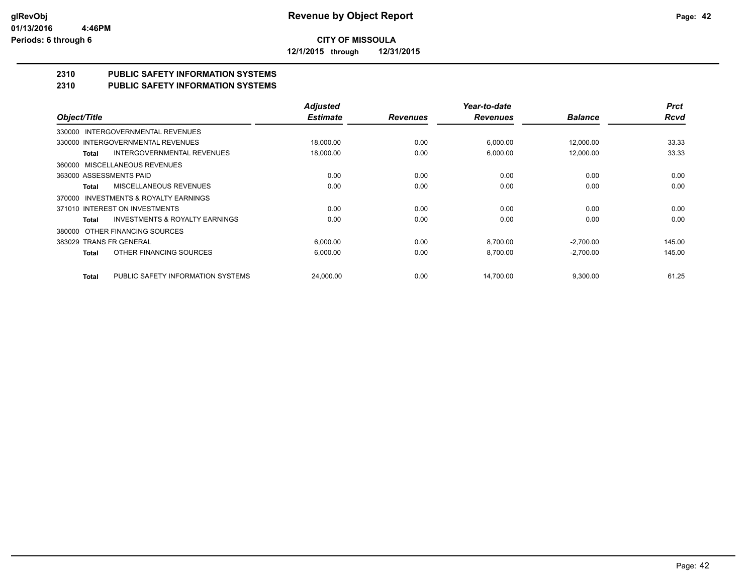**glRevObj**
**01/13/2016 4:46PM**
**Periods: 6 through 6**

# Revenue by Object Report

**CITY OF MISSOULA**

**12/1/2015 through 12/31/2015**

## 2310 PUBLIC SAFETY INFORMATION SYSTEMS
## 2310 PUBLIC SAFETY INFORMATION SYSTEMS

| Object/Title | | Adjusted Estimate | Revenues | Year-to-date Revenues | Balance | Prct Rcvd |
|---|---|---|---|---|---|---|
| 330000 INTERGOVERNMENTAL REVENUES | | | | | | |
| 330000 INTERGOVERNMENTAL REVENUES | | 18,000.00 | 0.00 | 6,000.00 | 12,000.00 | 33.33 |
| **Total** | INTERGOVERNMENTAL REVENUES | 18,000.00 | 0.00 | 6,000.00 | 12,000.00 | 33.33 |
| 360000 MISCELLANEOUS REVENUES | | | | | | |
| 363000 ASSESSMENTS PAID | | 0.00 | 0.00 | 0.00 | 0.00 | 0.00 |
| **Total** | MISCELLANEOUS REVENUES | 0.00 | 0.00 | 0.00 | 0.00 | 0.00 |
| 370000 INVESTMENTS & ROYALTY EARNINGS | | | | | | |
| 371010 INTEREST ON INVESTMENTS | | 0.00 | 0.00 | 0.00 | 0.00 | 0.00 |
| **Total** | INVESTMENTS & ROYALTY EARNINGS | 0.00 | 0.00 | 0.00 | 0.00 | 0.00 |
| 380000 OTHER FINANCING SOURCES | | | | | | |
| 383029 TRANS FR GENERAL | | 6,000.00 | 0.00 | 8,700.00 | -2,700.00 | 145.00 |
| **Total** | OTHER FINANCING SOURCES | 6,000.00 | 0.00 | 8,700.00 | -2,700.00 | 145.00 |
| **Total** | PUBLIC SAFETY INFORMATION SYSTEMS | 24,000.00 | 0.00 | 14,700.00 | 9,300.00 | 61.25 |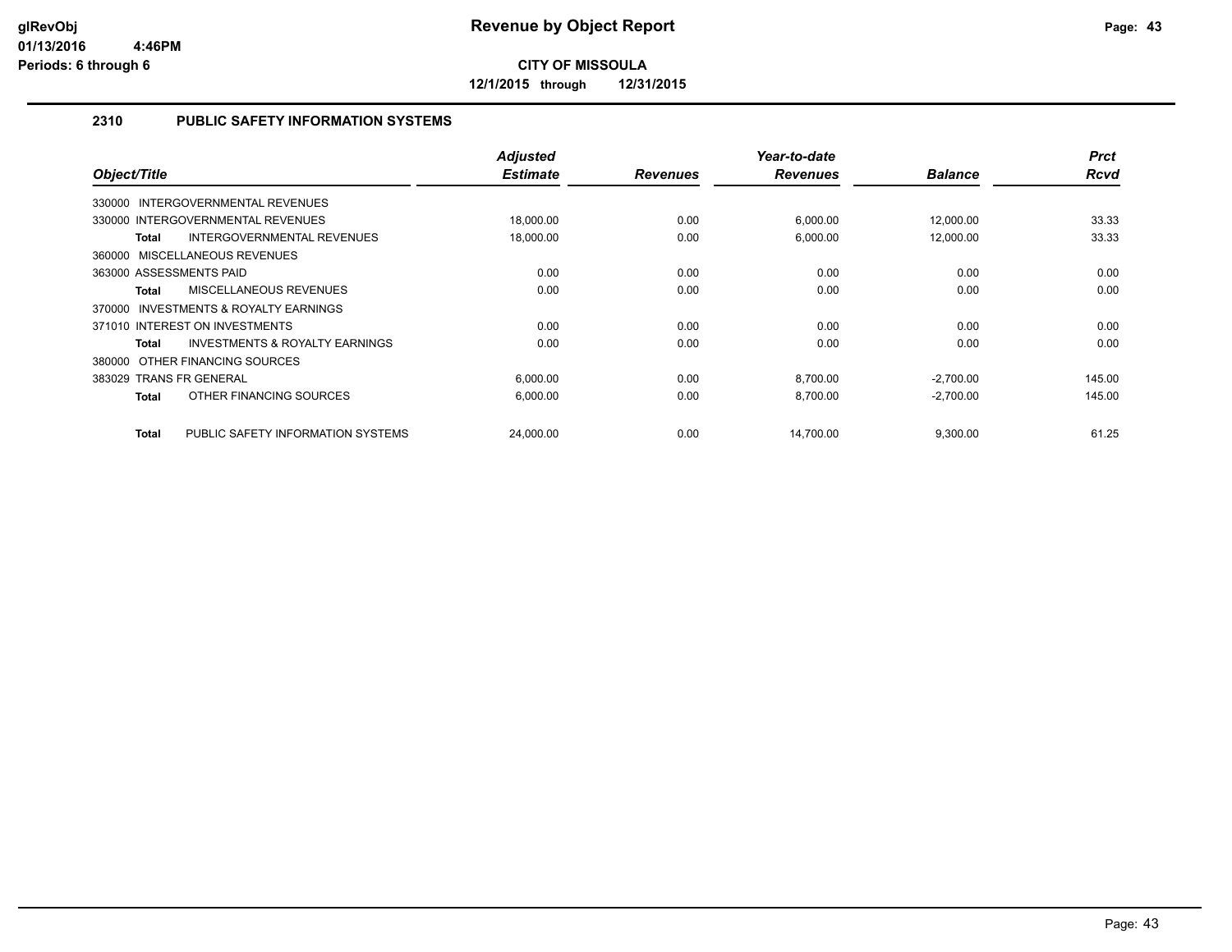# Revenue by Object Report

**CITY OF MISSOULA**

**12/1/2015 through 12/31/2015**

glRevObj
01/13/2016 4:46PM
Periods: 6 through 6

## 2310 PUBLIC SAFETY INFORMATION SYSTEMS

| Object/Title | Adjusted Estimate | Revenues | Year-to-date Revenues | Balance | Prct Rcvd |
|---|---|---|---|---|---|
| 330000 INTERGOVERNMENTAL REVENUES | | | | | |
| 330000 INTERGOVERNMENTAL REVENUES | 18,000.00 | 0.00 | 6,000.00 | 12,000.00 | 33.33 |
| **Total** INTERGOVERNMENTAL REVENUES | 18,000.00 | 0.00 | 6,000.00 | 12,000.00 | 33.33 |
| 360000 MISCELLANEOUS REVENUES | | | | | |
| 363000 ASSESSMENTS PAID | 0.00 | 0.00 | 0.00 | 0.00 | 0.00 |
| **Total** MISCELLANEOUS REVENUES | 0.00 | 0.00 | 0.00 | 0.00 | 0.00 |
| 370000 INVESTMENTS & ROYALTY EARNINGS | | | | | |
| 371010 INTEREST ON INVESTMENTS | 0.00 | 0.00 | 0.00 | 0.00 | 0.00 |
| **Total** INVESTMENTS & ROYALTY EARNINGS | 0.00 | 0.00 | 0.00 | 0.00 | 0.00 |
| 380000 OTHER FINANCING SOURCES | | | | | |
| 383029 TRANS FR GENERAL | 6,000.00 | 0.00 | 8,700.00 | -2,700.00 | 145.00 |
| **Total** OTHER FINANCING SOURCES | 6,000.00 | 0.00 | 8,700.00 | -2,700.00 | 145.00 |
| **Total** PUBLIC SAFETY INFORMATION SYSTEMS | 24,000.00 | 0.00 | 14,700.00 | 9,300.00 | 61.25 |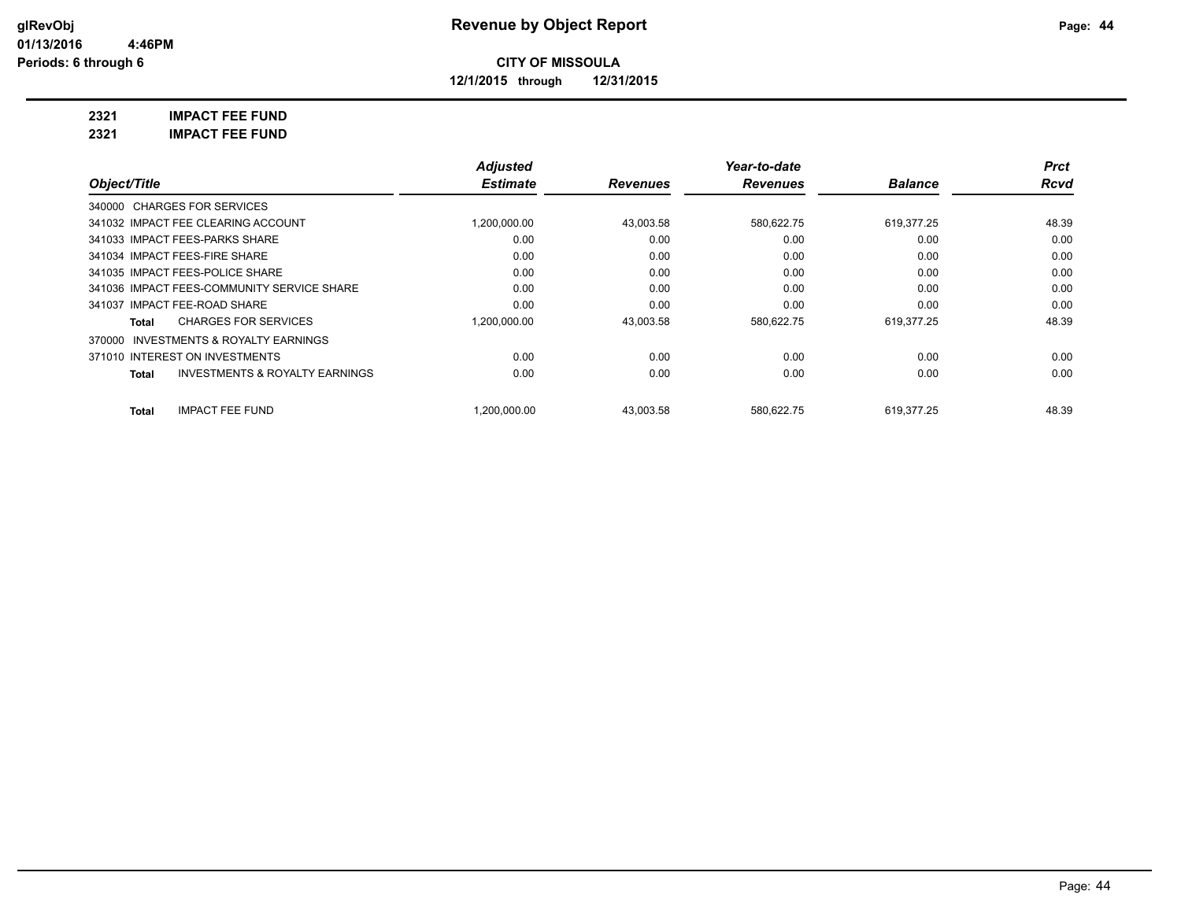**Revenue by Object Report**

**CITY OF MISSOULA**

**12/1/2015 through 12/31/2015**

glRevObj
01/13/2016 4:46PM
Periods: 6 through 6

**2321 IMPACT FEE FUND**

**2321 IMPACT FEE FUND**

| Object/Title | | Adjusted Estimate | Revenues | Year-to-date Revenues | Balance | Prct Rcvd |
|---|---|---|---|---|---|---|
| 340000 CHARGES FOR SERVICES | | | | | | |
| 341032 IMPACT FEE CLEARING ACCOUNT | | 1,200,000.00 | 43,003.58 | 580,622.75 | 619,377.25 | 48.39 |
| 341033 IMPACT FEES-PARKS SHARE | | 0.00 | 0.00 | 0.00 | 0.00 | 0.00 |
| 341034 IMPACT FEES-FIRE SHARE | | 0.00 | 0.00 | 0.00 | 0.00 | 0.00 |
| 341035 IMPACT FEES-POLICE SHARE | | 0.00 | 0.00 | 0.00 | 0.00 | 0.00 |
| 341036 IMPACT FEES-COMMUNITY SERVICE SHARE | | 0.00 | 0.00 | 0.00 | 0.00 | 0.00 |
| 341037 IMPACT FEE-ROAD SHARE | | 0.00 | 0.00 | 0.00 | 0.00 | 0.00 |
| **Total** | CHARGES FOR SERVICES | 1,200,000.00 | 43,003.58 | 580,622.75 | 619,377.25 | 48.39 |
| 370000 INVESTMENTS & ROYALTY EARNINGS | | | | | | |
| 371010 INTEREST ON INVESTMENTS | | 0.00 | 0.00 | 0.00 | 0.00 | 0.00 |
| **Total** | INVESTMENTS & ROYALTY EARNINGS | 0.00 | 0.00 | 0.00 | 0.00 | 0.00 |
| **Total** | IMPACT FEE FUND | 1,200,000.00 | 43,003.58 | 580,622.75 | 619,377.25 | 48.39 |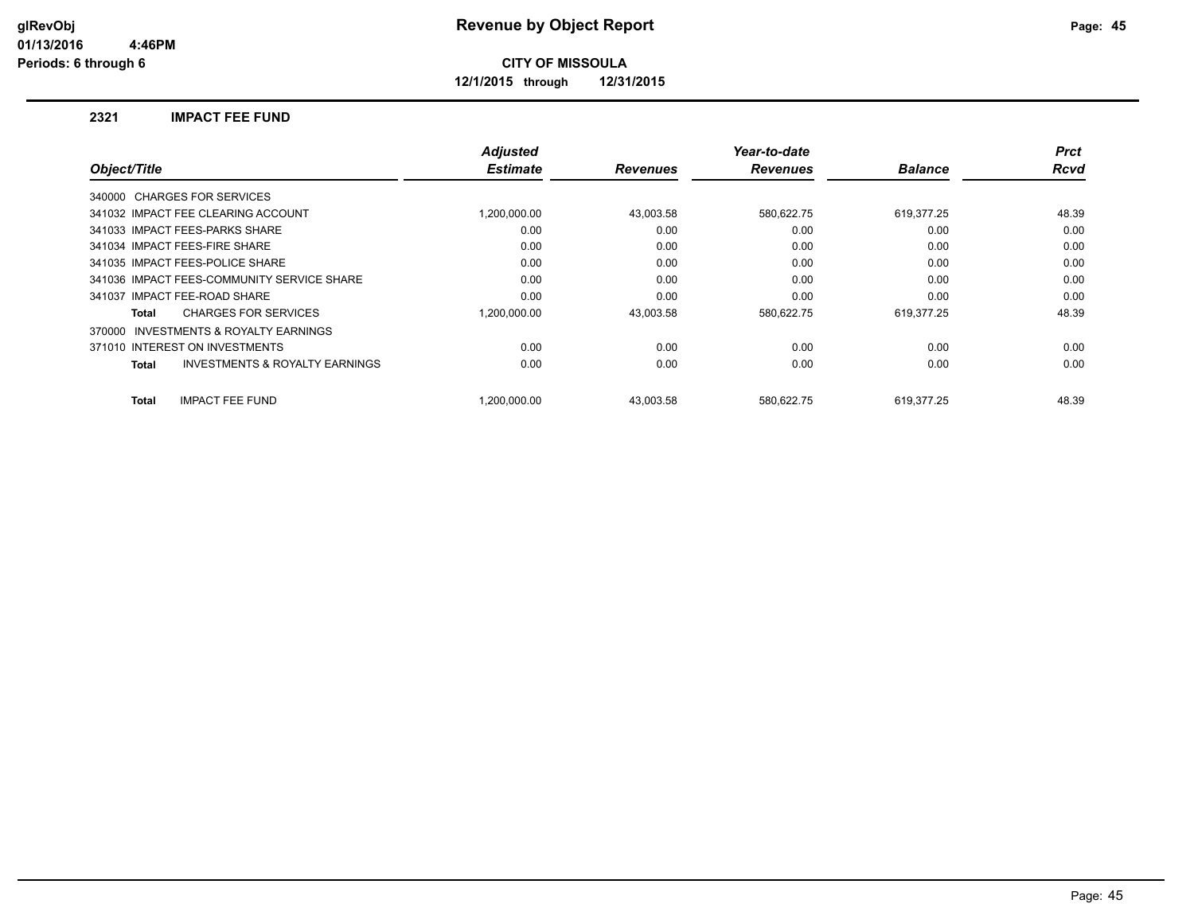# Revenue by Object Report

**CITY OF MISSOULA**

**12/1/2015 through 12/31/2015**

glRevObj
01/13/2016 4:46PM
Periods: 6 through 6

## 2321 IMPACT FEE FUND

| Object/Title | Adjusted Estimate | Revenues | Year-to-date Revenues | Balance | Prct Rcvd |
|---|---|---|---|---|---|
| 340000 CHARGES FOR SERVICES | | | | | |
| 341032 IMPACT FEE CLEARING ACCOUNT | 1,200,000.00 | 43,003.58 | 580,622.75 | 619,377.25 | 48.39 |
| 341033 IMPACT FEES-PARKS SHARE | 0.00 | 0.00 | 0.00 | 0.00 | 0.00 |
| 341034 IMPACT FEES-FIRE SHARE | 0.00 | 0.00 | 0.00 | 0.00 | 0.00 |
| 341035 IMPACT FEES-POLICE SHARE | 0.00 | 0.00 | 0.00 | 0.00 | 0.00 |
| 341036 IMPACT FEES-COMMUNITY SERVICE SHARE | 0.00 | 0.00 | 0.00 | 0.00 | 0.00 |
| 341037 IMPACT FEE-ROAD SHARE | 0.00 | 0.00 | 0.00 | 0.00 | 0.00 |
| **Total** CHARGES FOR SERVICES | 1,200,000.00 | 43,003.58 | 580,622.75 | 619,377.25 | 48.39 |
| 370000 INVESTMENTS & ROYALTY EARNINGS | | | | | |
| 371010 INTEREST ON INVESTMENTS | 0.00 | 0.00 | 0.00 | 0.00 | 0.00 |
| **Total** INVESTMENTS & ROYALTY EARNINGS | 0.00 | 0.00 | 0.00 | 0.00 | 0.00 |
| **Total** IMPACT FEE FUND | 1,200,000.00 | 43,003.58 | 580,622.75 | 619,377.25 | 48.39 |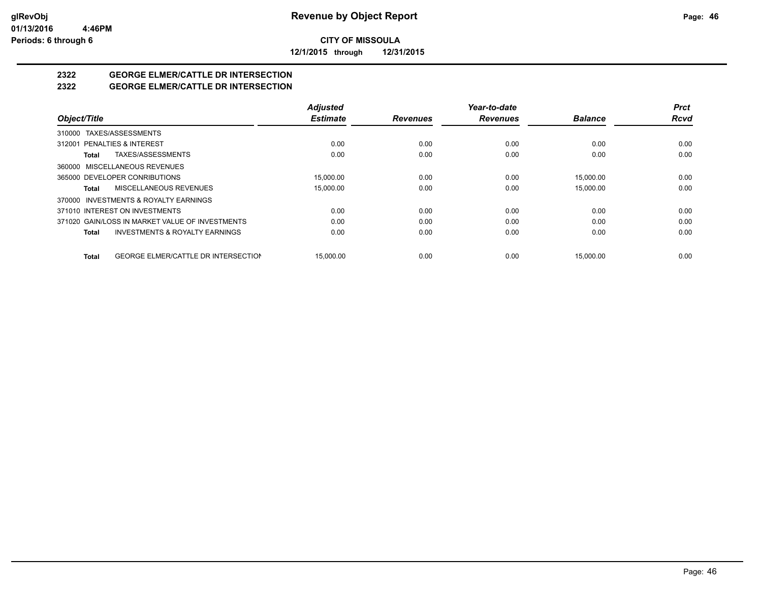**glRevObj**
**01/13/2016 4:46PM**
**Periods: 6 through 6**

# Revenue by Object Report

**CITY OF MISSOULA**

**12/1/2015 through 12/31/2015**

## 2322 GEORGE ELMER/CATTLE DR INTERSECTION
## 2322 GEORGE ELMER/CATTLE DR INTERSECTION

| Object/Title | Adjusted Estimate | Revenues | Year-to-date Revenues | Balance | Prct Rcvd |
|---|---|---|---|---|---|
| 310000 TAXES/ASSESSMENTS | | | | | |
| 312001 PENALTIES & INTEREST | 0.00 | 0.00 | 0.00 | 0.00 | 0.00 |
| **Total** TAXES/ASSESSMENTS | 0.00 | 0.00 | 0.00 | 0.00 | 0.00 |
| 360000 MISCELLANEOUS REVENUES | | | | | |
| 365000 DEVELOPER CONRIBUTIONS | 15,000.00 | 0.00 | 0.00 | 15,000.00 | 0.00 |
| **Total** MISCELLANEOUS REVENUES | 15,000.00 | 0.00 | 0.00 | 15,000.00 | 0.00 |
| 370000 INVESTMENTS & ROYALTY EARNINGS | | | | | |
| 371010 INTEREST ON INVESTMENTS | 0.00 | 0.00 | 0.00 | 0.00 | 0.00 |
| 371020 GAIN/LOSS IN MARKET VALUE OF INVESTMENTS | 0.00 | 0.00 | 0.00 | 0.00 | 0.00 |
| **Total** INVESTMENTS & ROYALTY EARNINGS | 0.00 | 0.00 | 0.00 | 0.00 | 0.00 |
| **Total** GEORGE ELMER/CATTLE DR INTERSECTION | 15,000.00 | 0.00 | 0.00 | 15,000.00 | 0.00 |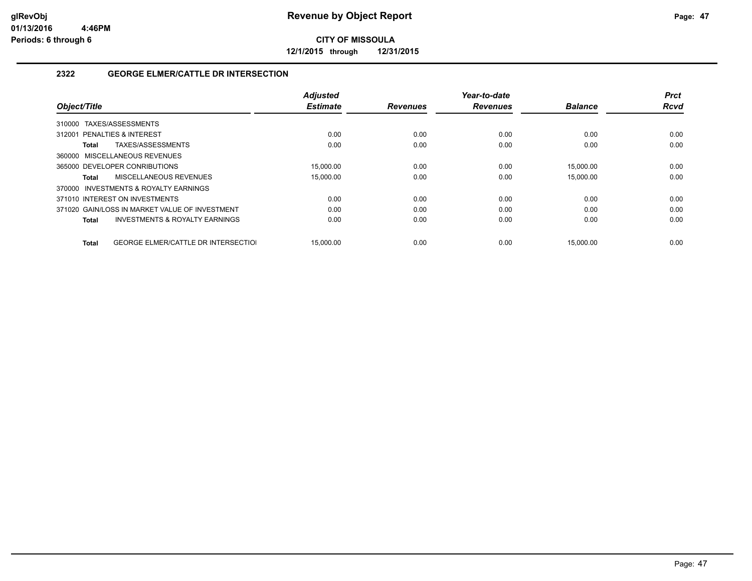# Revenue by Object Report

**CITY OF MISSOULA**

**12/1/2015 through 12/31/2015**

glRevObj
01/13/2016 4:46PM
Periods: 6 through 6

## 2322 GEORGE ELMER/CATTLE DR INTERSECTION

| Object/Title | Adjusted Estimate | Revenues | Year-to-date Revenues | Balance | Prct Rcvd |
|---|---|---|---|---|---|
| 310000 TAXES/ASSESSMENTS | | | | | |
| 312001 PENALTIES & INTEREST | 0.00 | 0.00 | 0.00 | 0.00 | 0.00 |
| **Total** TAXES/ASSESSMENTS | 0.00 | 0.00 | 0.00 | 0.00 | 0.00 |
| 360000 MISCELLANEOUS REVENUES | | | | | |
| 365000 DEVELOPER CONRIBUTIONS | 15,000.00 | 0.00 | 0.00 | 15,000.00 | 0.00 |
| **Total** MISCELLANEOUS REVENUES | 15,000.00 | 0.00 | 0.00 | 15,000.00 | 0.00 |
| 370000 INVESTMENTS & ROYALTY EARNINGS | | | | | |
| 371010 INTEREST ON INVESTMENTS | 0.00 | 0.00 | 0.00 | 0.00 | 0.00 |
| 371020 GAIN/LOSS IN MARKET VALUE OF INVESTMENT | 0.00 | 0.00 | 0.00 | 0.00 | 0.00 |
| **Total** INVESTMENTS & ROYALTY EARNINGS | 0.00 | 0.00 | 0.00 | 0.00 | 0.00 |
| **Total** GEORGE ELMER/CATTLE DR INTERSECTIOI | 15,000.00 | 0.00 | 0.00 | 15,000.00 | 0.00 |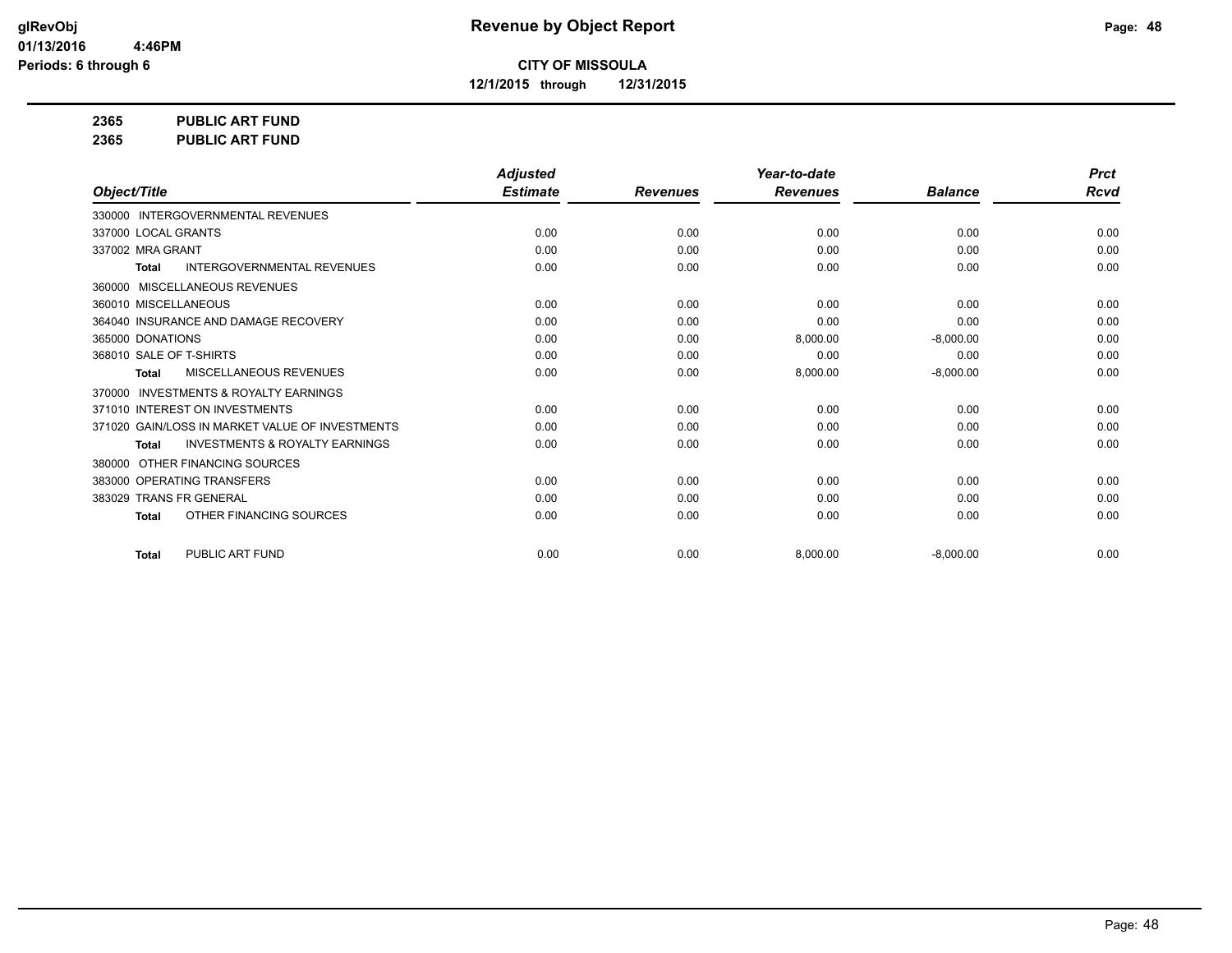# Revenue by Object Report

**CITY OF MISSOULA**

**12/1/2015 through 12/31/2015**

glRevObj
01/13/2016 4:46PM
Periods: 6 through 6

**2365 PUBLIC ART FUND**

**2365 PUBLIC ART FUND**

| Object/Title | Adjusted Estimate | Revenues | Year-to-date Revenues | Balance | Prct Rcvd |
|---|---|---|---|---|---|
| 330000 INTERGOVERNMENTAL REVENUES | | | | | |
| 337000 LOCAL GRANTS | 0.00 | 0.00 | 0.00 | 0.00 | 0.00 |
| 337002 MRA GRANT | 0.00 | 0.00 | 0.00 | 0.00 | 0.00 |
| **Total** INTERGOVERNMENTAL REVENUES | 0.00 | 0.00 | 0.00 | 0.00 | 0.00 |
| 360000 MISCELLANEOUS REVENUES | | | | | |
| 360010 MISCELLANEOUS | 0.00 | 0.00 | 0.00 | 0.00 | 0.00 |
| 364040 INSURANCE AND DAMAGE RECOVERY | 0.00 | 0.00 | 0.00 | 0.00 | 0.00 |
| 365000 DONATIONS | 0.00 | 0.00 | 8,000.00 | -8,000.00 | 0.00 |
| 368010 SALE OF T-SHIRTS | 0.00 | 0.00 | 0.00 | 0.00 | 0.00 |
| **Total** MISCELLANEOUS REVENUES | 0.00 | 0.00 | 8,000.00 | -8,000.00 | 0.00 |
| 370000 INVESTMENTS & ROYALTY EARNINGS | | | | | |
| 371010 INTEREST ON INVESTMENTS | 0.00 | 0.00 | 0.00 | 0.00 | 0.00 |
| 371020 GAIN/LOSS IN MARKET VALUE OF INVESTMENTS | 0.00 | 0.00 | 0.00 | 0.00 | 0.00 |
| **Total** INVESTMENTS & ROYALTY EARNINGS | 0.00 | 0.00 | 0.00 | 0.00 | 0.00 |
| 380000 OTHER FINANCING SOURCES | | | | | |
| 383000 OPERATING TRANSFERS | 0.00 | 0.00 | 0.00 | 0.00 | 0.00 |
| 383029 TRANS FR GENERAL | 0.00 | 0.00 | 0.00 | 0.00 | 0.00 |
| **Total** OTHER FINANCING SOURCES | 0.00 | 0.00 | 0.00 | 0.00 | 0.00 |
| **Total** PUBLIC ART FUND | 0.00 | 0.00 | 8,000.00 | -8,000.00 | 0.00 |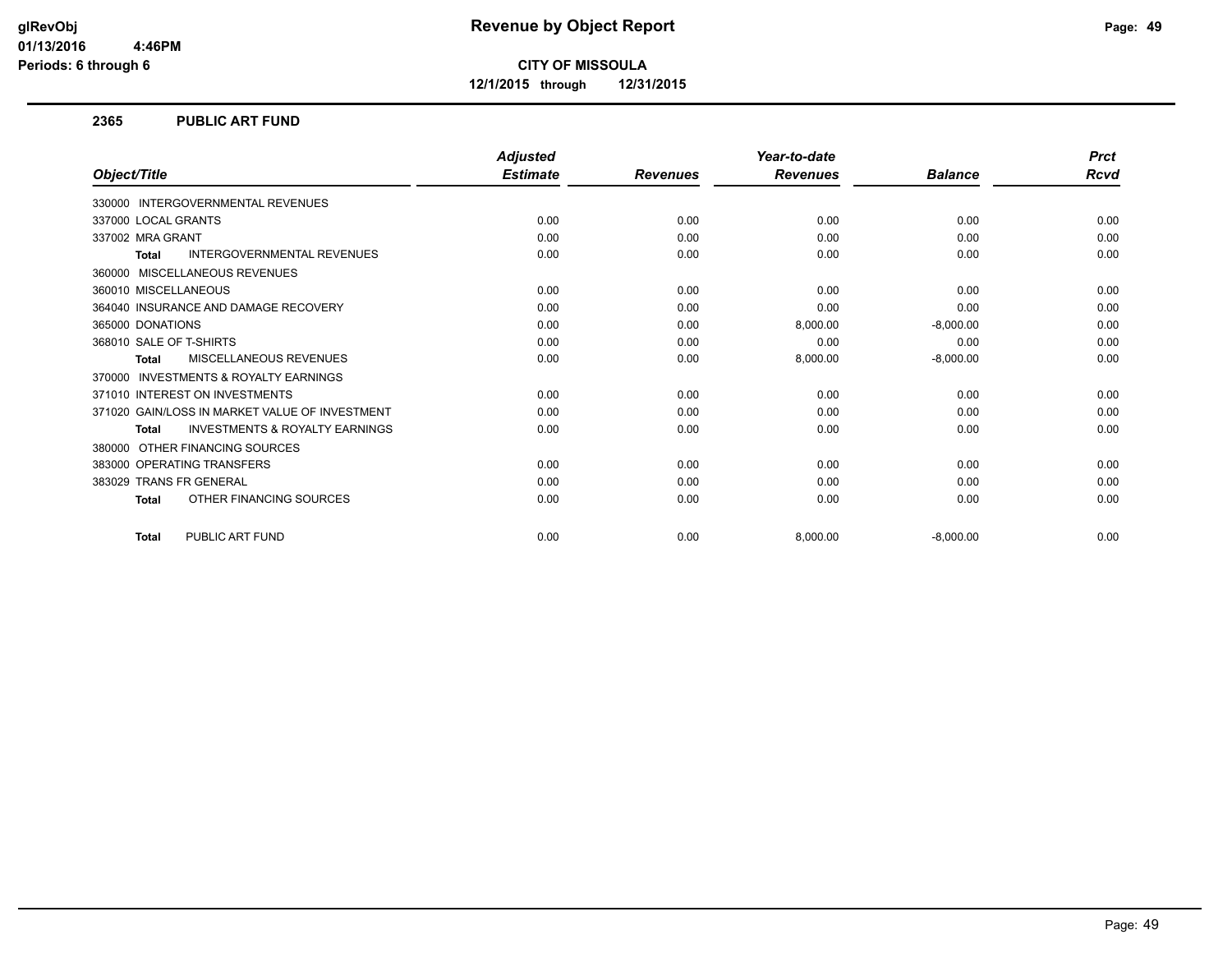# Revenue by Object Report

**CITY OF MISSOULA**

**12/1/2015 through 12/31/2015**

glRevObj
01/13/2016 4:46PM
Periods: 6 through 6

## 2365 PUBLIC ART FUND

| Object/Title | Adjusted Estimate | Revenues | Year-to-date Revenues | Balance | Prct Rcvd |
|---|---|---|---|---|---|
| 330000 INTERGOVERNMENTAL REVENUES | | | | | |
| 337000 LOCAL GRANTS | 0.00 | 0.00 | 0.00 | 0.00 | 0.00 |
| 337002 MRA GRANT | 0.00 | 0.00 | 0.00 | 0.00 | 0.00 |
| **Total** INTERGOVERNMENTAL REVENUES | 0.00 | 0.00 | 0.00 | 0.00 | 0.00 |
| 360000 MISCELLANEOUS REVENUES | | | | | |
| 360010 MISCELLANEOUS | 0.00 | 0.00 | 0.00 | 0.00 | 0.00 |
| 364040 INSURANCE AND DAMAGE RECOVERY | 0.00 | 0.00 | 0.00 | 0.00 | 0.00 |
| 365000 DONATIONS | 0.00 | 0.00 | 8,000.00 | -8,000.00 | 0.00 |
| 368010 SALE OF T-SHIRTS | 0.00 | 0.00 | 0.00 | 0.00 | 0.00 |
| **Total** MISCELLANEOUS REVENUES | 0.00 | 0.00 | 8,000.00 | -8,000.00 | 0.00 |
| 370000 INVESTMENTS & ROYALTY EARNINGS | | | | | |
| 371010 INTEREST ON INVESTMENTS | 0.00 | 0.00 | 0.00 | 0.00 | 0.00 |
| 371020 GAIN/LOSS IN MARKET VALUE OF INVESTMENT | 0.00 | 0.00 | 0.00 | 0.00 | 0.00 |
| **Total** INVESTMENTS & ROYALTY EARNINGS | 0.00 | 0.00 | 0.00 | 0.00 | 0.00 |
| 380000 OTHER FINANCING SOURCES | | | | | |
| 383000 OPERATING TRANSFERS | 0.00 | 0.00 | 0.00 | 0.00 | 0.00 |
| 383029 TRANS FR GENERAL | 0.00 | 0.00 | 0.00 | 0.00 | 0.00 |
| **Total** OTHER FINANCING SOURCES | 0.00 | 0.00 | 0.00 | 0.00 | 0.00 |
| **Total** PUBLIC ART FUND | 0.00 | 0.00 | 8,000.00 | -8,000.00 | 0.00 |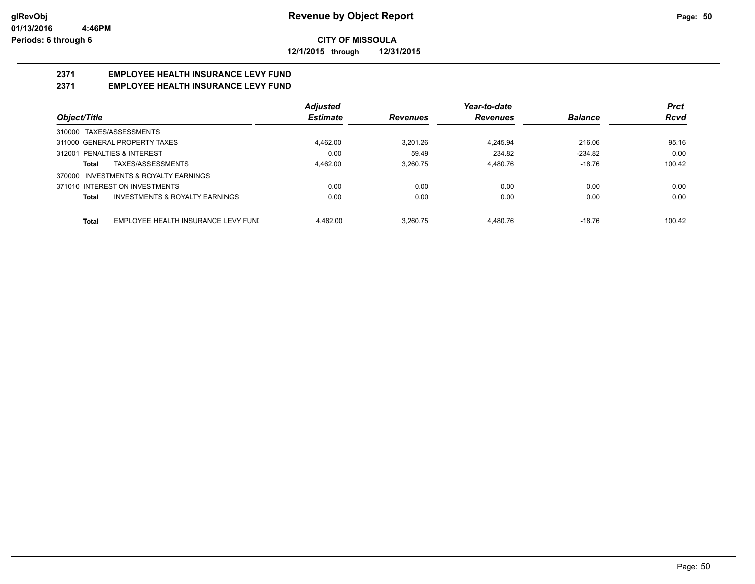# Revenue by Object Report

glRevObj
01/13/2016 4:46PM
Periods: 6 through 6

**CITY OF MISSOULA**

**12/1/2015 through 12/31/2015**

## 2371 EMPLOYEE HEALTH INSURANCE LEVY FUND

## 2371 EMPLOYEE HEALTH INSURANCE LEVY FUND

| Object/Title | Adjusted Estimate | Revenues | Year-to-date Revenues | Balance | Prct Rcvd |
|---|---|---|---|---|---|
| 310000 TAXES/ASSESSMENTS | | | | | |
| 311000 GENERAL PROPERTY TAXES | 4,462.00 | 3,201.26 | 4,245.94 | 216.06 | 95.16 |
| 312001 PENALTIES & INTEREST | 0.00 | 59.49 | 234.82 | -234.82 | 0.00 |
| **Total** TAXES/ASSESSMENTS | 4,462.00 | 3,260.75 | 4,480.76 | -18.76 | 100.42 |
| 370000 INVESTMENTS & ROYALTY EARNINGS | | | | | |
| 371010 INTEREST ON INVESTMENTS | 0.00 | 0.00 | 0.00 | 0.00 | 0.00 |
| **Total** INVESTMENTS & ROYALTY EARNINGS | 0.00 | 0.00 | 0.00 | 0.00 | 0.00 |
| **Total** EMPLOYEE HEALTH INSURANCE LEVY FUNI | 4,462.00 | 3,260.75 | 4,480.76 | -18.76 | 100.42 |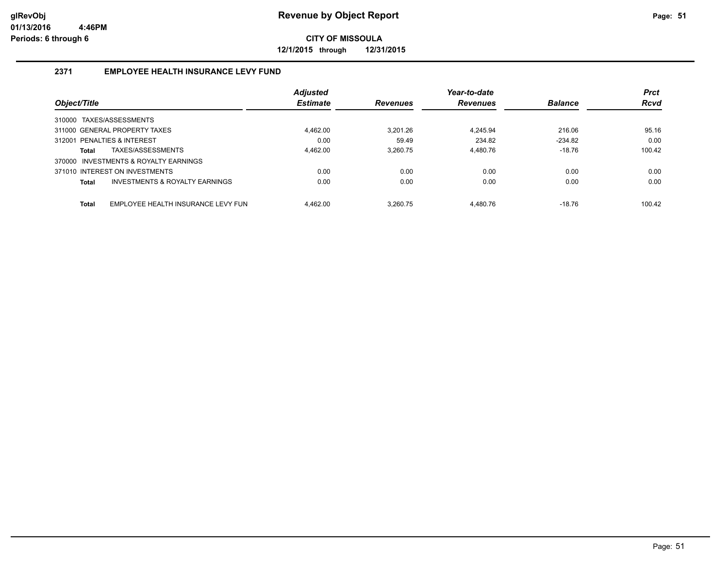# Revenue by Object Report

glRevObj
01/13/2016 4:46PM
Periods: 6 through 6

**CITY OF MISSOULA**

**12/1/2015 through 12/31/2015**

## 2371 EMPLOYEE HEALTH INSURANCE LEVY FUND

| Object/Title | Adjusted Estimate | Revenues | Year-to-date Revenues | Balance | Prct Rcvd |
|---|---|---|---|---|---|
| 310000 TAXES/ASSESSMENTS | | | | | |
| 311000 GENERAL PROPERTY TAXES | 4,462.00 | 3,201.26 | 4,245.94 | 216.06 | 95.16 |
| 312001 PENALTIES & INTEREST | 0.00 | 59.49 | 234.82 | -234.82 | 0.00 |
| **Total** TAXES/ASSESSMENTS | 4,462.00 | 3,260.75 | 4,480.76 | -18.76 | 100.42 |
| 370000 INVESTMENTS & ROYALTY EARNINGS | | | | | |
| 371010 INTEREST ON INVESTMENTS | 0.00 | 0.00 | 0.00 | 0.00 | 0.00 |
| **Total** INVESTMENTS & ROYALTY EARNINGS | 0.00 | 0.00 | 0.00 | 0.00 | 0.00 |
| **Total** EMPLOYEE HEALTH INSURANCE LEVY FUN | 4,462.00 | 3,260.75 | 4,480.76 | -18.76 | 100.42 |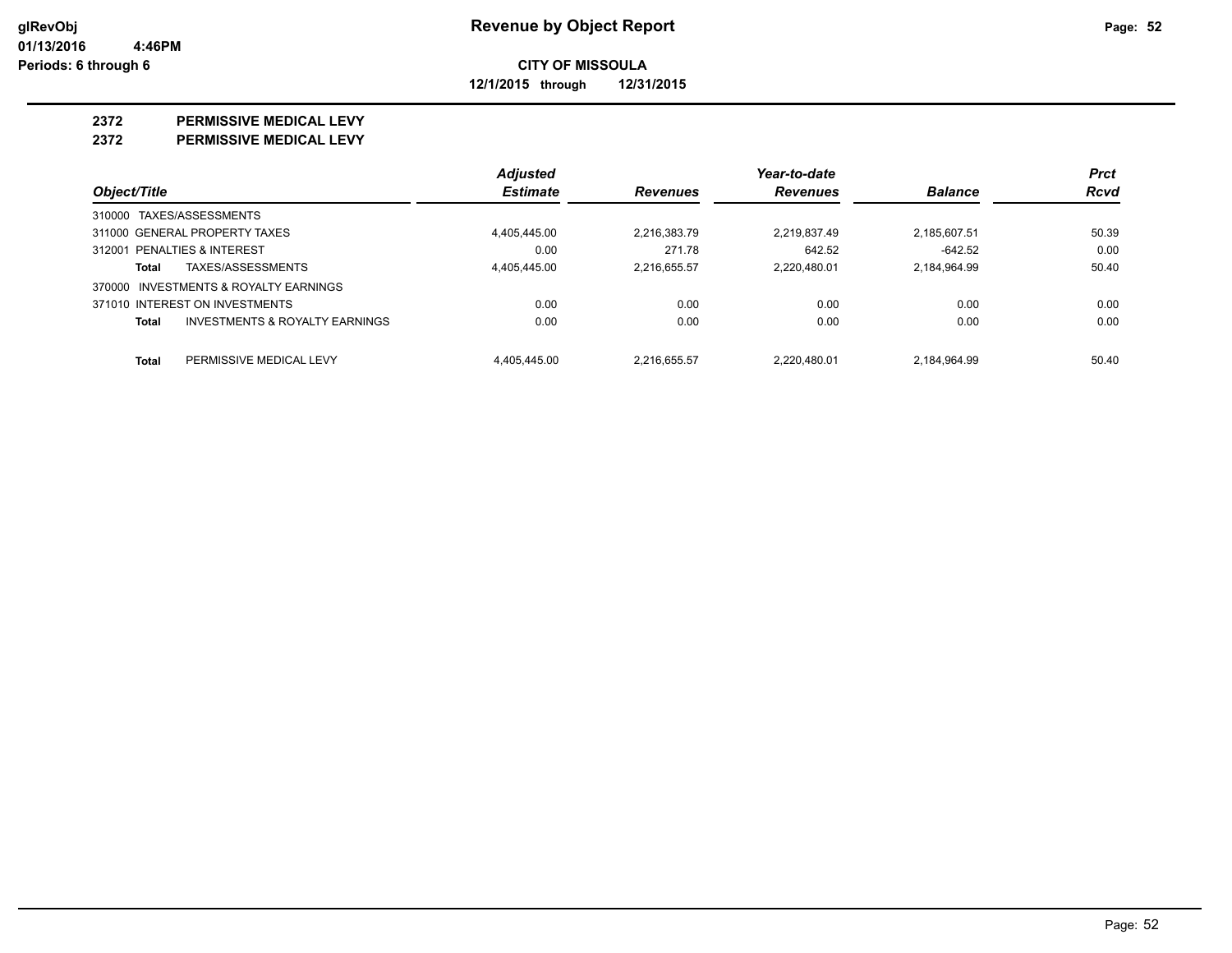# Revenue by Object Report

glRevObj
01/13/2016 4:46PM
Periods: 6 through 6

**CITY OF MISSOULA**

**12/1/2015 through 12/31/2015**

## 2372 PERMISSIVE MEDICAL LEVY
## 2372 PERMISSIVE MEDICAL LEVY

| Object/Title | | Adjusted Estimate | Revenues | Year-to-date Revenues | Balance | Prct Rcvd |
|---|---|---|---|---|---|---|
| 310000 TAXES/ASSESSMENTS | | | | | | |
| 311000 GENERAL PROPERTY TAXES | | 4,405,445.00 | 2,216,383.79 | 2,219,837.49 | 2,185,607.51 | 50.39 |
| 312001 PENALTIES & INTEREST | | 0.00 | 271.78 | 642.52 | -642.52 | 0.00 |
| **Total** | TAXES/ASSESSMENTS | 4,405,445.00 | 2,216,655.57 | 2,220,480.01 | 2,184,964.99 | 50.40 |
| 370000 INVESTMENTS & ROYALTY EARNINGS | | | | | | |
| 371010 INTEREST ON INVESTMENTS | | 0.00 | 0.00 | 0.00 | 0.00 | 0.00 |
| **Total** | INVESTMENTS & ROYALTY EARNINGS | 0.00 | 0.00 | 0.00 | 0.00 | 0.00 |
| **Total** | PERMISSIVE MEDICAL LEVY | 4,405,445.00 | 2,216,655.57 | 2,220,480.01 | 2,184,964.99 | 50.40 |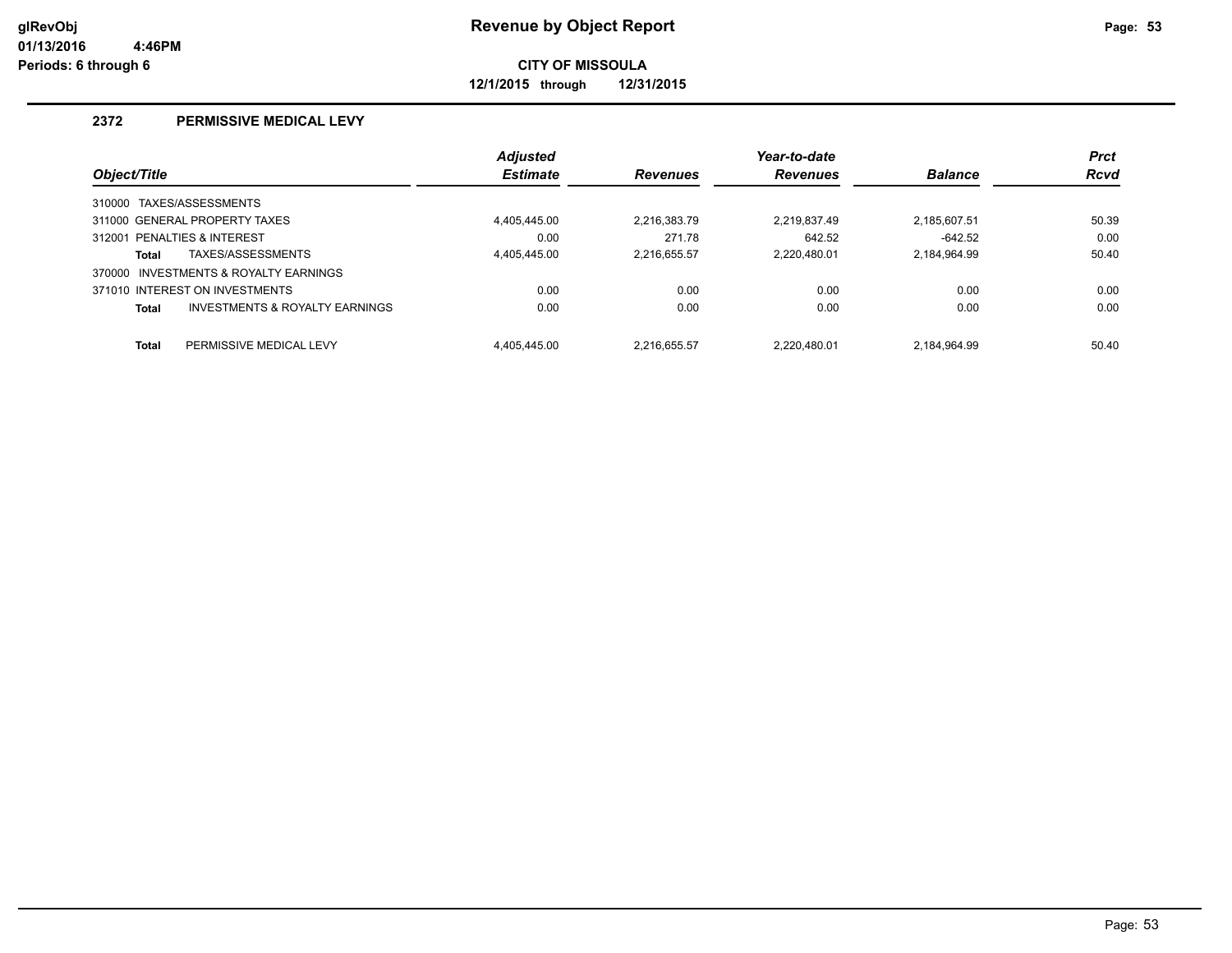# Revenue by Object Report

**CITY OF MISSOULA**

**12/1/2015 through 12/31/2015**

glRevObj
01/13/2016 4:46PM
Periods: 6 through 6

## 2372 PERMISSIVE MEDICAL LEVY

| Object/Title | Adjusted Estimate | Revenues | Year-to-date Revenues | Balance | Prct Rcvd |
|---|---|---|---|---|---|
| 310000 TAXES/ASSESSMENTS | | | | | |
| 311000 GENERAL PROPERTY TAXES | 4,405,445.00 | 2,216,383.79 | 2,219,837.49 | 2,185,607.51 | 50.39 |
| 312001 PENALTIES & INTEREST | 0.00 | 271.78 | 642.52 | -642.52 | 0.00 |
| **Total** TAXES/ASSESSMENTS | 4,405,445.00 | 2,216,655.57 | 2,220,480.01 | 2,184,964.99 | 50.40 |
| 370000 INVESTMENTS & ROYALTY EARNINGS | | | | | |
| 371010 INTEREST ON INVESTMENTS | 0.00 | 0.00 | 0.00 | 0.00 | 0.00 |
| **Total** INVESTMENTS & ROYALTY EARNINGS | 0.00 | 0.00 | 0.00 | 0.00 | 0.00 |
| **Total** PERMISSIVE MEDICAL LEVY | 4,405,445.00 | 2,216,655.57 | 2,220,480.01 | 2,184,964.99 | 50.40 |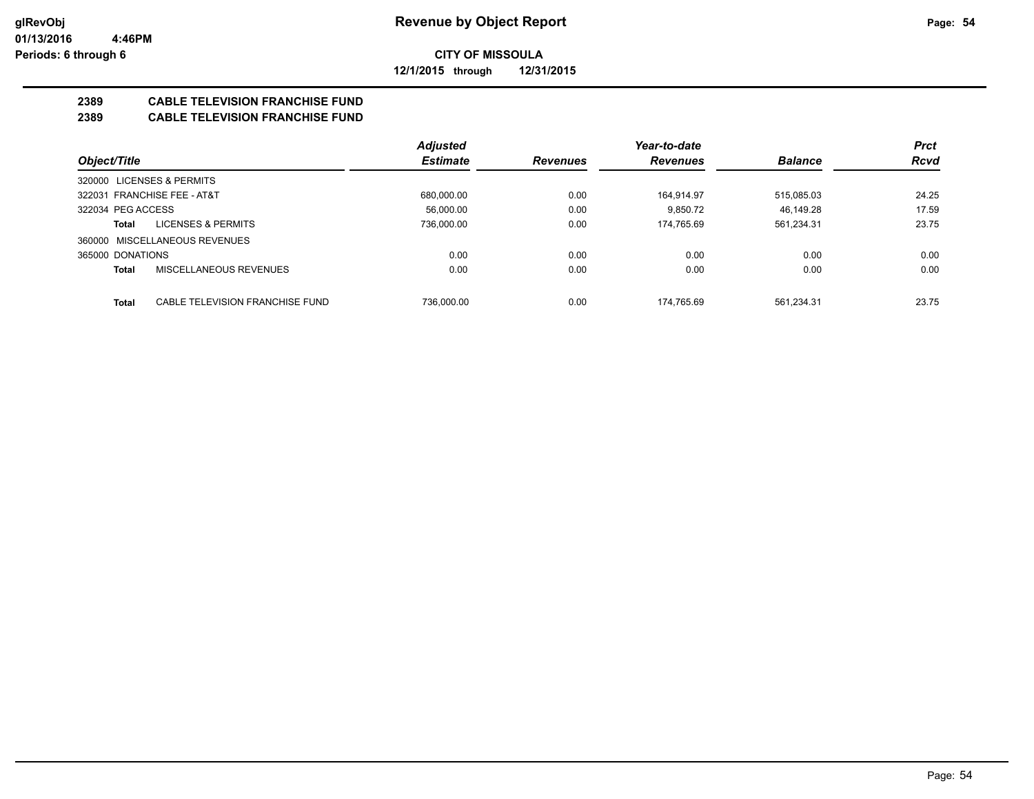**glRevObj**
**01/13/2016 4:46PM**
**Periods: 6 through 6**

# Revenue by Object Report

**CITY OF MISSOULA**

**12/1/2015 through 12/31/2015**

## 2389 CABLE TELEVISION FRANCHISE FUND
## 2389 CABLE TELEVISION FRANCHISE FUND

| Object/Title | | Adjusted Estimate | Revenues | Year-to-date Revenues | Balance | Prct Rcvd |
|---|---|---|---|---|---|---|
| 320000 LICENSES & PERMITS | | | | | | |
| 322031 FRANCHISE FEE - AT&T | | 680,000.00 | 0.00 | 164,914.97 | 515,085.03 | 24.25 |
| 322034 PEG ACCESS | | 56,000.00 | 0.00 | 9,850.72 | 46,149.28 | 17.59 |
| **Total** | LICENSES & PERMITS | 736,000.00 | 0.00 | 174,765.69 | 561,234.31 | 23.75 |
| 360000 MISCELLANEOUS REVENUES | | | | | | |
| 365000 DONATIONS | | 0.00 | 0.00 | 0.00 | 0.00 | 0.00 |
| **Total** | MISCELLANEOUS REVENUES | 0.00 | 0.00 | 0.00 | 0.00 | 0.00 |
| **Total** | CABLE TELEVISION FRANCHISE FUND | 736,000.00 | 0.00 | 174,765.69 | 561,234.31 | 23.75 |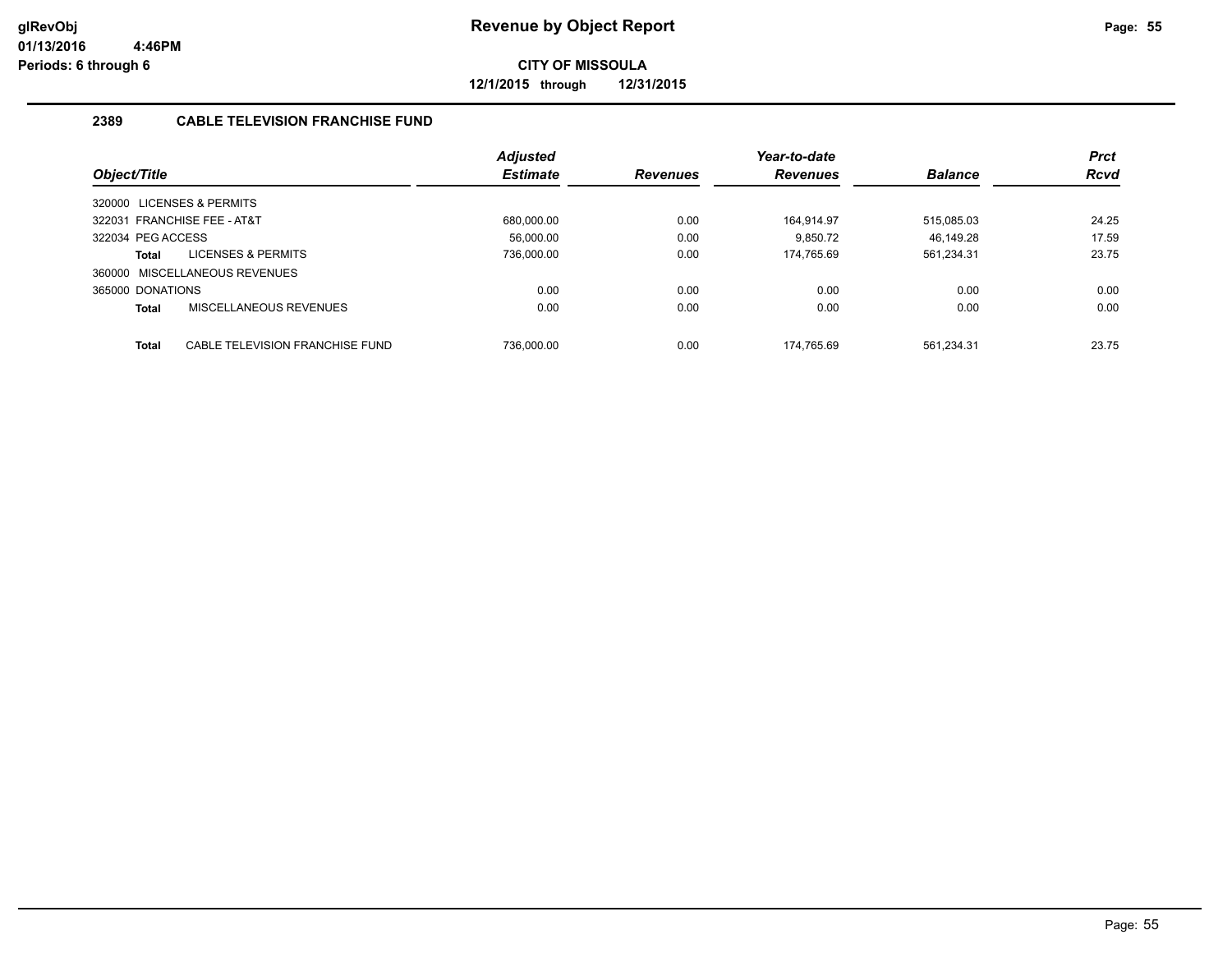glRevObj
01/13/2016 4:46PM
Periods: 6 through 6

# Revenue by Object Report

**CITY OF MISSOULA**

**12/1/2015 through 12/31/2015**

## 2389 CABLE TELEVISION FRANCHISE FUND

| Object/Title | Adjusted Estimate | Revenues | Year-to-date Revenues | Balance | Prct Rcvd |
|---|---|---|---|---|---|
| 320000 LICENSES & PERMITS | | | | | |
| 322031 FRANCHISE FEE - AT&T | 680,000.00 | 0.00 | 164,914.97 | 515,085.03 | 24.25 |
| 322034 PEG ACCESS | 56,000.00 | 0.00 | 9,850.72 | 46,149.28 | 17.59 |
| **Total** LICENSES & PERMITS | 736,000.00 | 0.00 | 174,765.69 | 561,234.31 | 23.75 |
| 360000 MISCELLANEOUS REVENUES | | | | | |
| 365000 DONATIONS | 0.00 | 0.00 | 0.00 | 0.00 | 0.00 |
| **Total** MISCELLANEOUS REVENUES | 0.00 | 0.00 | 0.00 | 0.00 | 0.00 |
| **Total** CABLE TELEVISION FRANCHISE FUND | 736,000.00 | 0.00 | 174,765.69 | 561,234.31 | 23.75 |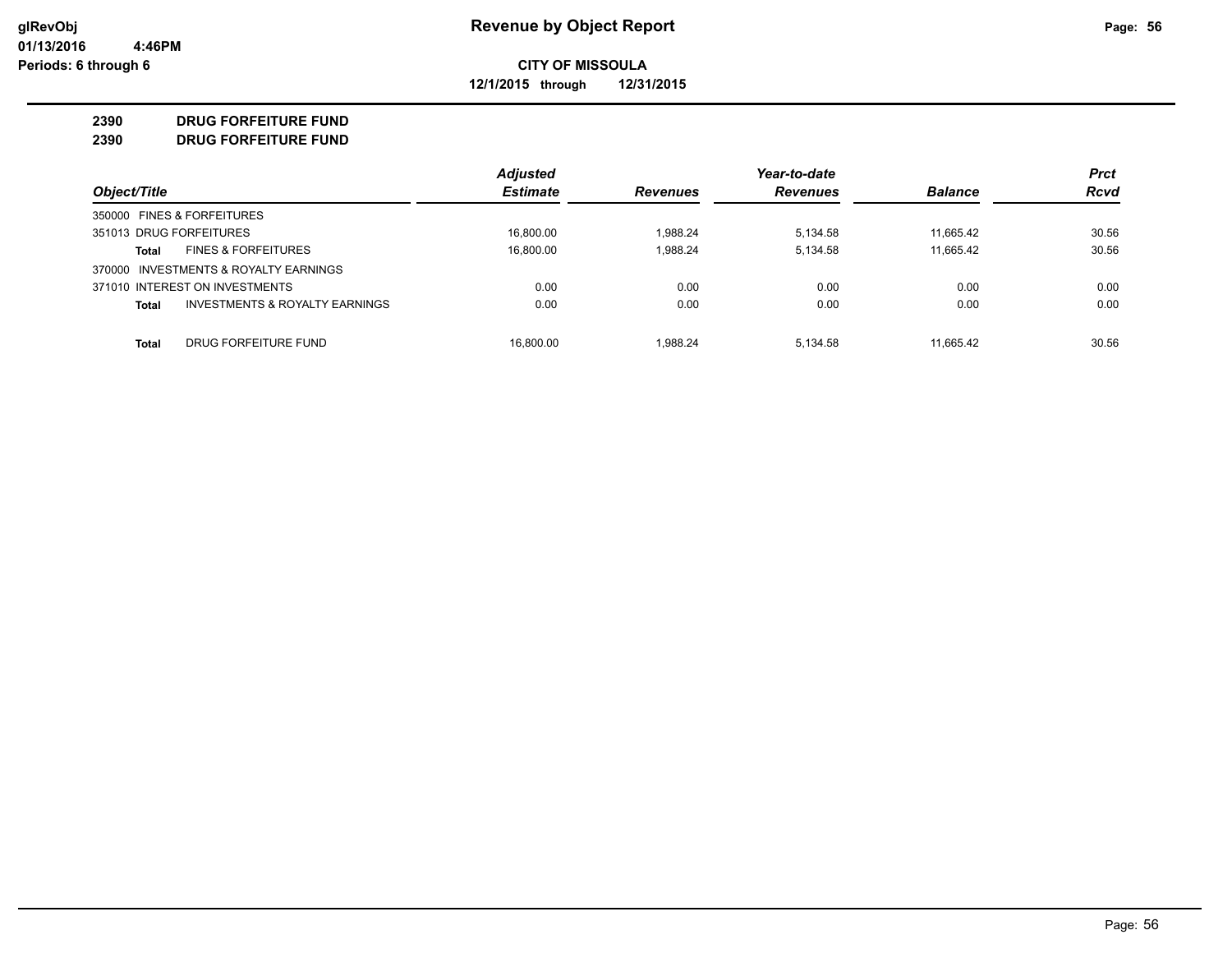**Revenue by Object Report**

**CITY OF MISSOULA**

**12/1/2015 through 12/31/2015**

glRevObj
01/13/2016 4:46PM
Periods: 6 through 6

**2390 DRUG FORFEITURE FUND**

**2390 DRUG FORFEITURE FUND**

| Object/Title | Adjusted Estimate | Revenues | Year-to-date Revenues | Balance | Prct Rcvd |
|---|---|---|---|---|---|
| 350000 FINES & FORFEITURES | | | | | |
| 351013 DRUG FORFEITURES | 16,800.00 | 1,988.24 | 5,134.58 | 11,665.42 | 30.56 |
| **Total** FINES & FORFEITURES | 16,800.00 | 1,988.24 | 5,134.58 | 11,665.42 | 30.56 |
| 370000 INVESTMENTS & ROYALTY EARNINGS | | | | | |
| 371010 INTEREST ON INVESTMENTS | 0.00 | 0.00 | 0.00 | 0.00 | 0.00 |
| **Total** INVESTMENTS & ROYALTY EARNINGS | 0.00 | 0.00 | 0.00 | 0.00 | 0.00 |
| **Total** DRUG FORFEITURE FUND | 16,800.00 | 1,988.24 | 5,134.58 | 11,665.42 | 30.56 |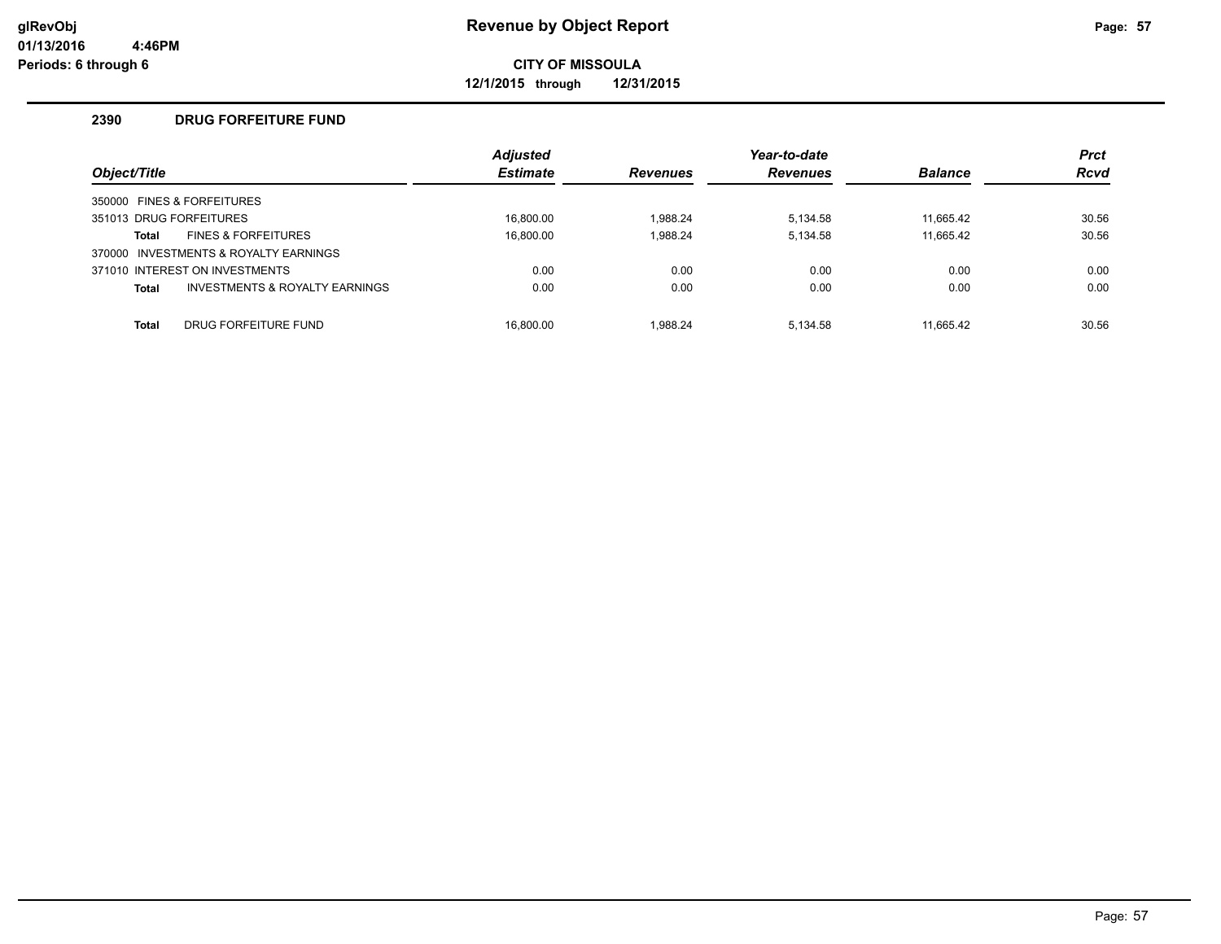# Revenue by Object Report

**CITY OF MISSOULA**

**12/1/2015 through 12/31/2015**

glRevObj
01/13/2016 4:46PM
Periods: 6 through 6

## 2390 DRUG FORFEITURE FUND

| Object/Title | | Adjusted Estimate | Revenues | Year-to-date Revenues | Balance | Prct Rcvd |
|---|---|---|---|---|---|---|
| 350000 FINES & FORFEITURES | | | | | | |
| 351013 DRUG FORFEITURES | | 16,800.00 | 1,988.24 | 5,134.58 | 11,665.42 | 30.56 |
| **Total** | FINES & FORFEITURES | 16,800.00 | 1,988.24 | 5,134.58 | 11,665.42 | 30.56 |
| 370000 INVESTMENTS & ROYALTY EARNINGS | | | | | | |
| 371010 INTEREST ON INVESTMENTS | | 0.00 | 0.00 | 0.00 | 0.00 | 0.00 |
| **Total** | INVESTMENTS & ROYALTY EARNINGS | 0.00 | 0.00 | 0.00 | 0.00 | 0.00 |
| **Total** | DRUG FORFEITURE FUND | 16,800.00 | 1,988.24 | 5,134.58 | 11,665.42 | 30.56 |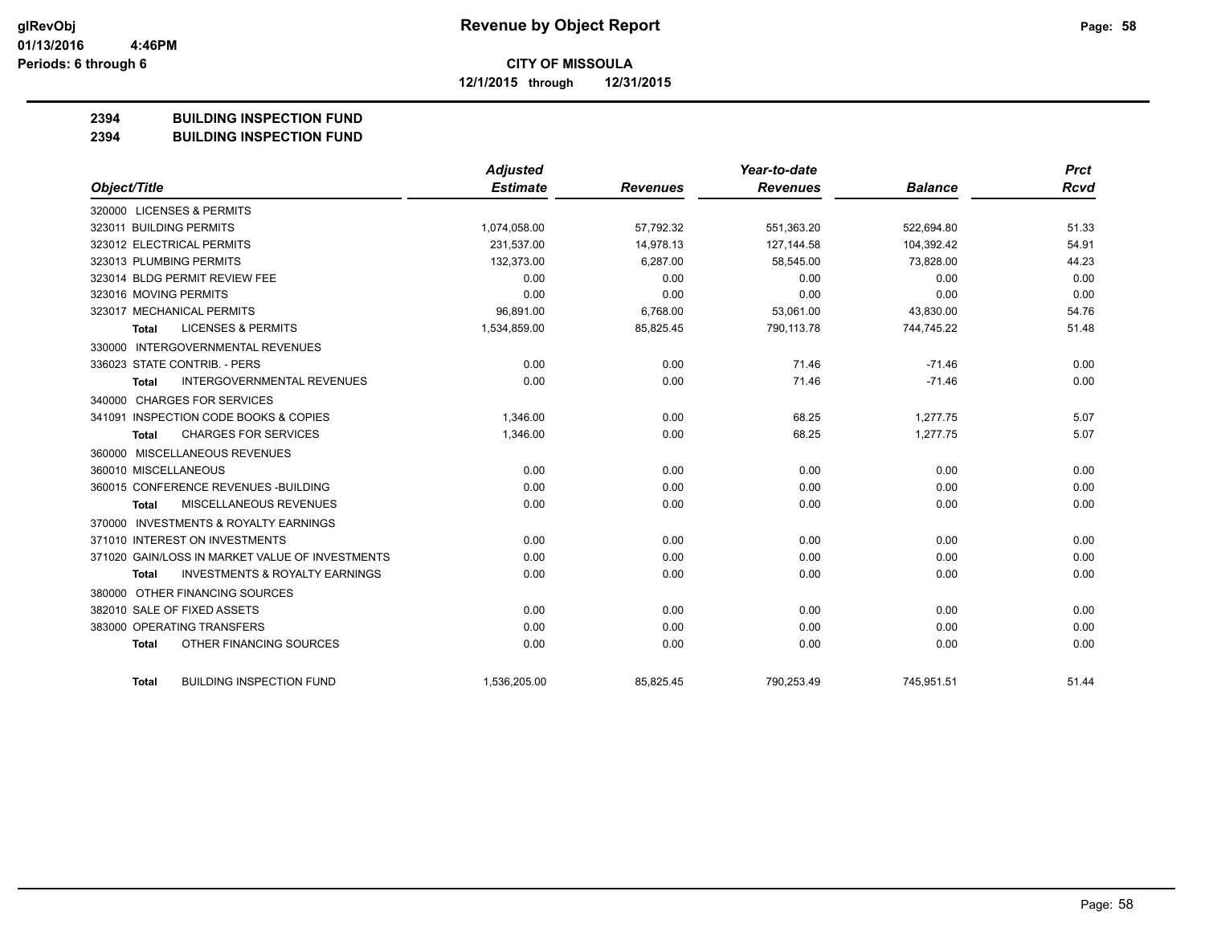**Revenue by Object Report**

**CITY OF MISSOULA**

**12/1/2015 through 12/31/2015**

glRevObj
01/13/2016 4:46PM
Periods: 6 through 6

**2394 BUILDING INSPECTION FUND**

**2394 BUILDING INSPECTION FUND**

| Object/Title | Adjusted Estimate | Revenues | Year-to-date Revenues | Balance | Prct Rcvd |
|---|---|---|---|---|---|
| 320000 LICENSES & PERMITS | | | | | |
| 323011 BUILDING PERMITS | 1,074,058.00 | 57,792.32 | 551,363.20 | 522,694.80 | 51.33 |
| 323012 ELECTRICAL PERMITS | 231,537.00 | 14,978.13 | 127,144.58 | 104,392.42 | 54.91 |
| 323013 PLUMBING PERMITS | 132,373.00 | 6,287.00 | 58,545.00 | 73,828.00 | 44.23 |
| 323014 BLDG PERMIT REVIEW FEE | 0.00 | 0.00 | 0.00 | 0.00 | 0.00 |
| 323016 MOVING PERMITS | 0.00 | 0.00 | 0.00 | 0.00 | 0.00 |
| 323017 MECHANICAL PERMITS | 96,891.00 | 6,768.00 | 53,061.00 | 43,830.00 | 54.76 |
| **Total** LICENSES & PERMITS | 1,534,859.00 | 85,825.45 | 790,113.78 | 744,745.22 | 51.48 |
| 330000 INTERGOVERNMENTAL REVENUES | | | | | |
| 336023 STATE CONTRIB. - PERS | 0.00 | 0.00 | 71.46 | -71.46 | 0.00 |
| **Total** INTERGOVERNMENTAL REVENUES | 0.00 | 0.00 | 71.46 | -71.46 | 0.00 |
| 340000 CHARGES FOR SERVICES | | | | | |
| 341091 INSPECTION CODE BOOKS & COPIES | 1,346.00 | 0.00 | 68.25 | 1,277.75 | 5.07 |
| **Total** CHARGES FOR SERVICES | 1,346.00 | 0.00 | 68.25 | 1,277.75 | 5.07 |
| 360000 MISCELLANEOUS REVENUES | | | | | |
| 360010 MISCELLANEOUS | 0.00 | 0.00 | 0.00 | 0.00 | 0.00 |
| 360015 CONFERENCE REVENUES -BUILDING | 0.00 | 0.00 | 0.00 | 0.00 | 0.00 |
| **Total** MISCELLANEOUS REVENUES | 0.00 | 0.00 | 0.00 | 0.00 | 0.00 |
| 370000 INVESTMENTS & ROYALTY EARNINGS | | | | | |
| 371010 INTEREST ON INVESTMENTS | 0.00 | 0.00 | 0.00 | 0.00 | 0.00 |
| 371020 GAIN/LOSS IN MARKET VALUE OF INVESTMENTS | 0.00 | 0.00 | 0.00 | 0.00 | 0.00 |
| **Total** INVESTMENTS & ROYALTY EARNINGS | 0.00 | 0.00 | 0.00 | 0.00 | 0.00 |
| 380000 OTHER FINANCING SOURCES | | | | | |
| 382010 SALE OF FIXED ASSETS | 0.00 | 0.00 | 0.00 | 0.00 | 0.00 |
| 383000 OPERATING TRANSFERS | 0.00 | 0.00 | 0.00 | 0.00 | 0.00 |
| **Total** OTHER FINANCING SOURCES | 0.00 | 0.00 | 0.00 | 0.00 | 0.00 |
| **Total** BUILDING INSPECTION FUND | 1,536,205.00 | 85,825.45 | 790,253.49 | 745,951.51 | 51.44 |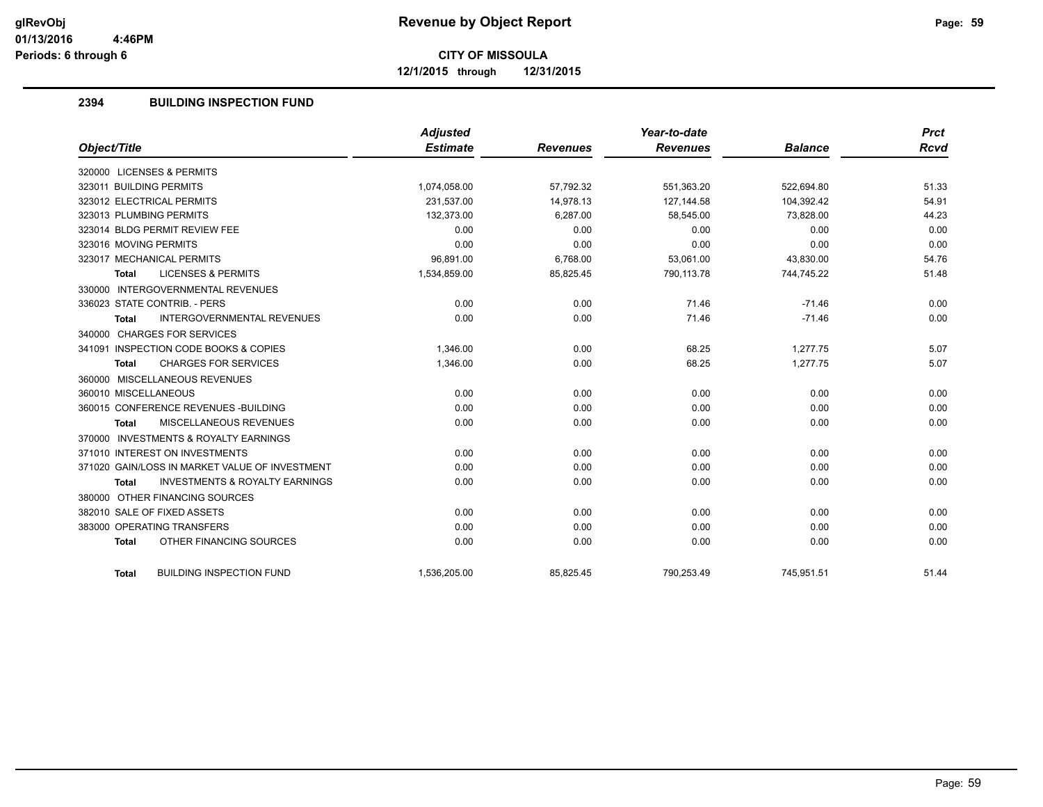# Revenue by Object Report

**CITY OF MISSOULA**

**12/1/2015 through 12/31/2015**

glRevObj
01/13/2016 4:46PM
Periods: 6 through 6

## 2394 BUILDING INSPECTION FUND

| Object/Title | Adjusted Estimate | Revenues | Year-to-date Revenues | Balance | Prct Rcvd |
|---|---|---|---|---|---|
| 320000 LICENSES & PERMITS | | | | | |
| 323011 BUILDING PERMITS | 1,074,058.00 | 57,792.32 | 551,363.20 | 522,694.80 | 51.33 |
| 323012 ELECTRICAL PERMITS | 231,537.00 | 14,978.13 | 127,144.58 | 104,392.42 | 54.91 |
| 323013 PLUMBING PERMITS | 132,373.00 | 6,287.00 | 58,545.00 | 73,828.00 | 44.23 |
| 323014 BLDG PERMIT REVIEW FEE | 0.00 | 0.00 | 0.00 | 0.00 | 0.00 |
| 323016 MOVING PERMITS | 0.00 | 0.00 | 0.00 | 0.00 | 0.00 |
| 323017 MECHANICAL PERMITS | 96,891.00 | 6,768.00 | 53,061.00 | 43,830.00 | 54.76 |
| **Total** LICENSES & PERMITS | 1,534,859.00 | 85,825.45 | 790,113.78 | 744,745.22 | 51.48 |
| 330000 INTERGOVERNMENTAL REVENUES | | | | | |
| 336023 STATE CONTRIB. - PERS | 0.00 | 0.00 | 71.46 | -71.46 | 0.00 |
| **Total** INTERGOVERNMENTAL REVENUES | 0.00 | 0.00 | 71.46 | -71.46 | 0.00 |
| 340000 CHARGES FOR SERVICES | | | | | |
| 341091 INSPECTION CODE BOOKS & COPIES | 1,346.00 | 0.00 | 68.25 | 1,277.75 | 5.07 |
| **Total** CHARGES FOR SERVICES | 1,346.00 | 0.00 | 68.25 | 1,277.75 | 5.07 |
| 360000 MISCELLANEOUS REVENUES | | | | | |
| 360010 MISCELLANEOUS | 0.00 | 0.00 | 0.00 | 0.00 | 0.00 |
| 360015 CONFERENCE REVENUES -BUILDING | 0.00 | 0.00 | 0.00 | 0.00 | 0.00 |
| **Total** MISCELLANEOUS REVENUES | 0.00 | 0.00 | 0.00 | 0.00 | 0.00 |
| 370000 INVESTMENTS & ROYALTY EARNINGS | | | | | |
| 371010 INTEREST ON INVESTMENTS | 0.00 | 0.00 | 0.00 | 0.00 | 0.00 |
| 371020 GAIN/LOSS IN MARKET VALUE OF INVESTMENT | 0.00 | 0.00 | 0.00 | 0.00 | 0.00 |
| **Total** INVESTMENTS & ROYALTY EARNINGS | 0.00 | 0.00 | 0.00 | 0.00 | 0.00 |
| 380000 OTHER FINANCING SOURCES | | | | | |
| 382010 SALE OF FIXED ASSETS | 0.00 | 0.00 | 0.00 | 0.00 | 0.00 |
| 383000 OPERATING TRANSFERS | 0.00 | 0.00 | 0.00 | 0.00 | 0.00 |
| **Total** OTHER FINANCING SOURCES | 0.00 | 0.00 | 0.00 | 0.00 | 0.00 |
| **Total** BUILDING INSPECTION FUND | 1,536,205.00 | 85,825.45 | 790,253.49 | 745,951.51 | 51.44 |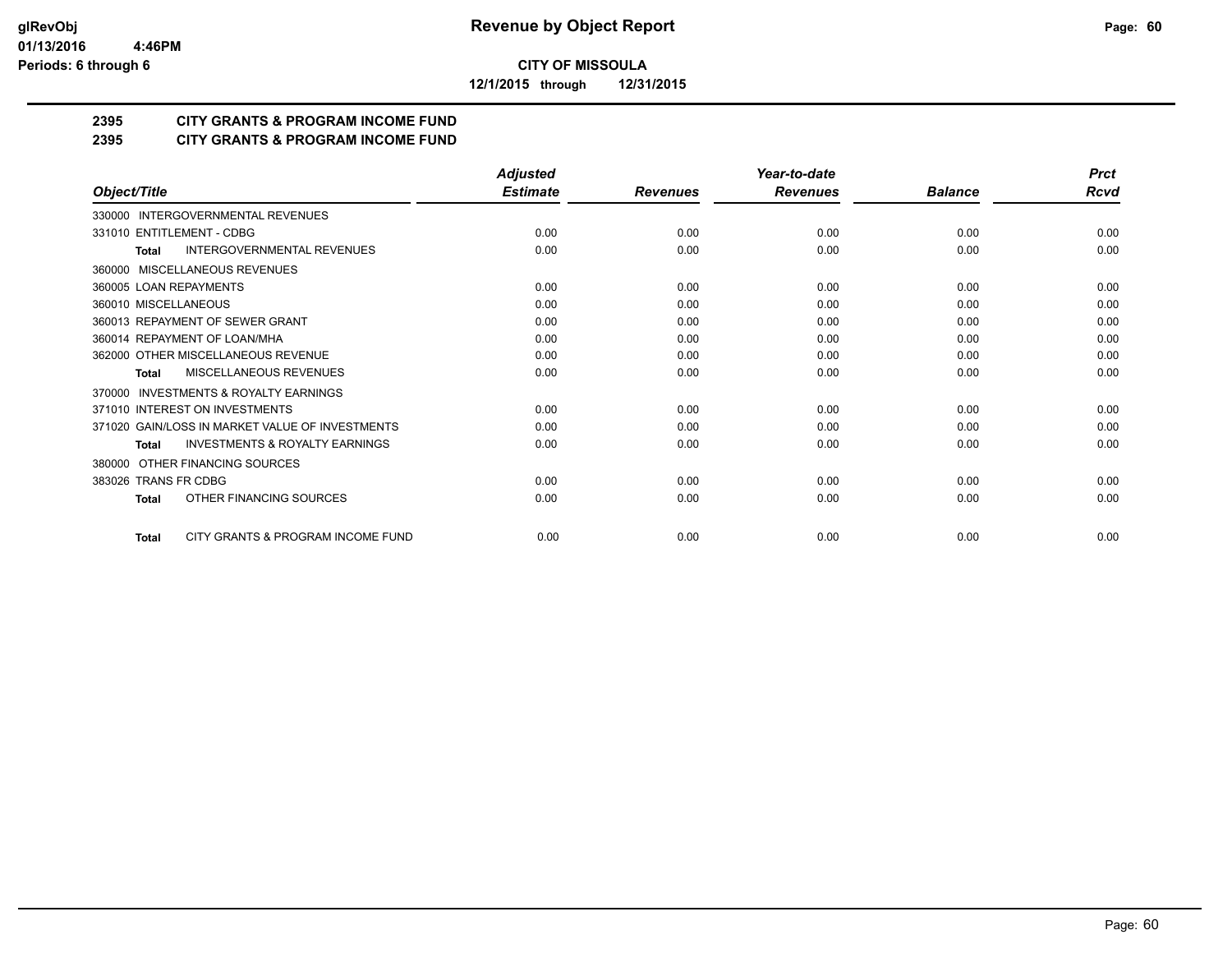**glRevObj**
**01/13/2016 4:46PM**
**Periods: 6 through 6**

# Revenue by Object Report

**CITY OF MISSOULA**

**12/1/2015 through 12/31/2015**

## 2395 CITY GRANTS & PROGRAM INCOME FUND
## 2395 CITY GRANTS & PROGRAM INCOME FUND

| Object/Title | Adjusted Estimate | Revenues | Year-to-date Revenues | Balance | Prct Rcvd |
|---|---|---|---|---|---|
| 330000 INTERGOVERNMENTAL REVENUES | | | | | |
| 331010 ENTITLEMENT - CDBG | 0.00 | 0.00 | 0.00 | 0.00 | 0.00 |
| **Total** INTERGOVERNMENTAL REVENUES | 0.00 | 0.00 | 0.00 | 0.00 | 0.00 |
| 360000 MISCELLANEOUS REVENUES | | | | | |
| 360005 LOAN REPAYMENTS | 0.00 | 0.00 | 0.00 | 0.00 | 0.00 |
| 360010 MISCELLANEOUS | 0.00 | 0.00 | 0.00 | 0.00 | 0.00 |
| 360013 REPAYMENT OF SEWER GRANT | 0.00 | 0.00 | 0.00 | 0.00 | 0.00 |
| 360014 REPAYMENT OF LOAN/MHA | 0.00 | 0.00 | 0.00 | 0.00 | 0.00 |
| 362000 OTHER MISCELLANEOUS REVENUE | 0.00 | 0.00 | 0.00 | 0.00 | 0.00 |
| **Total** MISCELLANEOUS REVENUES | 0.00 | 0.00 | 0.00 | 0.00 | 0.00 |
| 370000 INVESTMENTS & ROYALTY EARNINGS | | | | | |
| 371010 INTEREST ON INVESTMENTS | 0.00 | 0.00 | 0.00 | 0.00 | 0.00 |
| 371020 GAIN/LOSS IN MARKET VALUE OF INVESTMENTS | 0.00 | 0.00 | 0.00 | 0.00 | 0.00 |
| **Total** INVESTMENTS & ROYALTY EARNINGS | 0.00 | 0.00 | 0.00 | 0.00 | 0.00 |
| 380000 OTHER FINANCING SOURCES | | | | | |
| 383026 TRANS FR CDBG | 0.00 | 0.00 | 0.00 | 0.00 | 0.00 |
| **Total** OTHER FINANCING SOURCES | 0.00 | 0.00 | 0.00 | 0.00 | 0.00 |
| **Total** CITY GRANTS & PROGRAM INCOME FUND | 0.00 | 0.00 | 0.00 | 0.00 | 0.00 |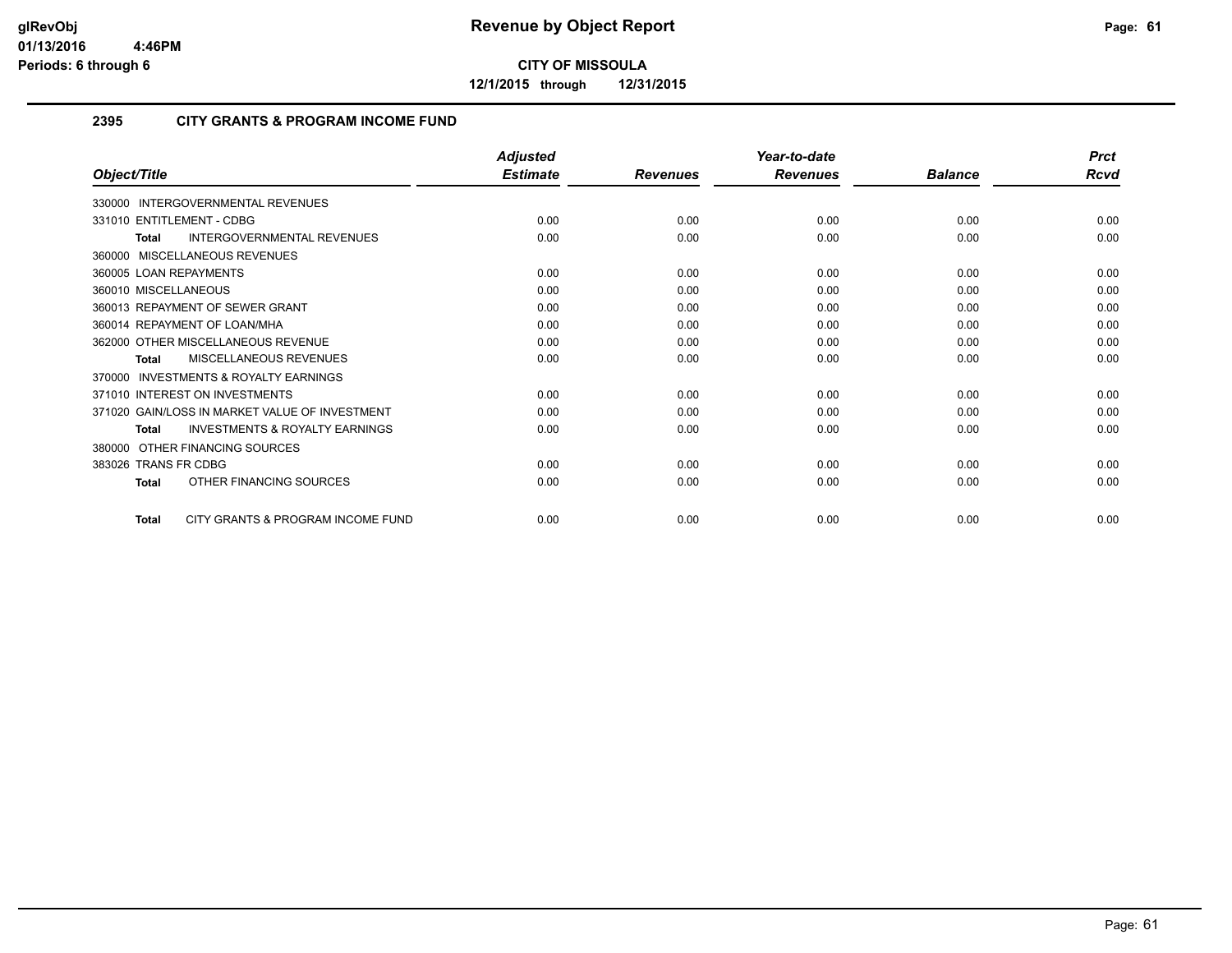**glRevObj**
**01/13/2016 4:46PM**
**Periods: 6 through 6**

# Revenue by Object Report

**CITY OF MISSOULA**

**12/1/2015 through 12/31/2015**

## 2395 CITY GRANTS & PROGRAM INCOME FUND

| Object/Title | Adjusted Estimate | Revenues | Year-to-date Revenues | Balance | Prct Rcvd |
|---|---|---|---|---|---|
| 330000 INTERGOVERNMENTAL REVENUES | | | | | |
| 331010 ENTITLEMENT - CDBG | 0.00 | 0.00 | 0.00 | 0.00 | 0.00 |
| **Total** INTERGOVERNMENTAL REVENUES | 0.00 | 0.00 | 0.00 | 0.00 | 0.00 |
| 360000 MISCELLANEOUS REVENUES | | | | | |
| 360005 LOAN REPAYMENTS | 0.00 | 0.00 | 0.00 | 0.00 | 0.00 |
| 360010 MISCELLANEOUS | 0.00 | 0.00 | 0.00 | 0.00 | 0.00 |
| 360013 REPAYMENT OF SEWER GRANT | 0.00 | 0.00 | 0.00 | 0.00 | 0.00 |
| 360014 REPAYMENT OF LOAN/MHA | 0.00 | 0.00 | 0.00 | 0.00 | 0.00 |
| 362000 OTHER MISCELLANEOUS REVENUE | 0.00 | 0.00 | 0.00 | 0.00 | 0.00 |
| **Total** MISCELLANEOUS REVENUES | 0.00 | 0.00 | 0.00 | 0.00 | 0.00 |
| 370000 INVESTMENTS & ROYALTY EARNINGS | | | | | |
| 371010 INTEREST ON INVESTMENTS | 0.00 | 0.00 | 0.00 | 0.00 | 0.00 |
| 371020 GAIN/LOSS IN MARKET VALUE OF INVESTMENT | 0.00 | 0.00 | 0.00 | 0.00 | 0.00 |
| **Total** INVESTMENTS & ROYALTY EARNINGS | 0.00 | 0.00 | 0.00 | 0.00 | 0.00 |
| 380000 OTHER FINANCING SOURCES | | | | | |
| 383026 TRANS FR CDBG | 0.00 | 0.00 | 0.00 | 0.00 | 0.00 |
| **Total** OTHER FINANCING SOURCES | 0.00 | 0.00 | 0.00 | 0.00 | 0.00 |
| **Total** CITY GRANTS & PROGRAM INCOME FUND | 0.00 | 0.00 | 0.00 | 0.00 | 0.00 |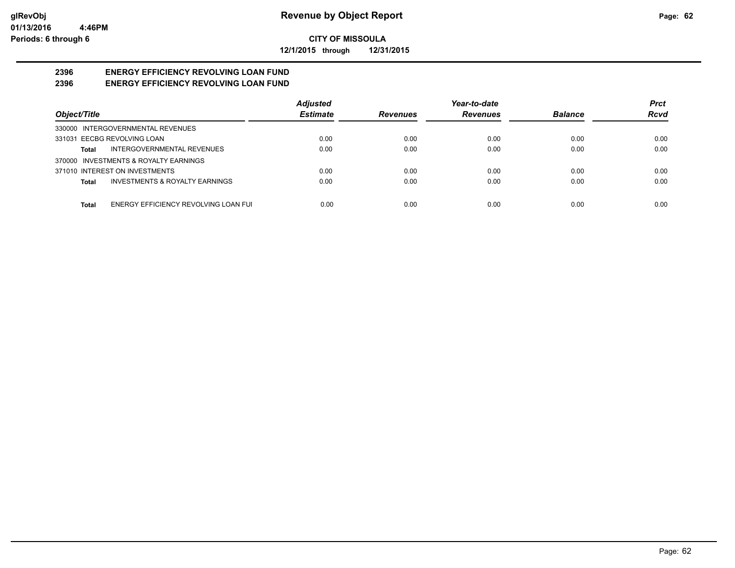**glRevObj**
**01/13/2016 4:46PM**
**Periods: 6 through 6**

# Revenue by Object Report

**CITY OF MISSOULA**

**12/1/2015 through 12/31/2015**

## 2396 ENERGY EFFICIENCY REVOLVING LOAN FUND
## 2396 ENERGY EFFICIENCY REVOLVING LOAN FUND

| Object/Title | Adjusted Estimate | Revenues | Year-to-date Revenues | Balance | Prct Rcvd |
|---|---|---|---|---|---|
| 330000 INTERGOVERNMENTAL REVENUES | | | | | |
| 331031 EECBG REVOLVING LOAN | 0.00 | 0.00 | 0.00 | 0.00 | 0.00 |
| **Total** INTERGOVERNMENTAL REVENUES | 0.00 | 0.00 | 0.00 | 0.00 | 0.00 |
| 370000 INVESTMENTS & ROYALTY EARNINGS | | | | | |
| 371010 INTEREST ON INVESTMENTS | 0.00 | 0.00 | 0.00 | 0.00 | 0.00 |
| **Total** INVESTMENTS & ROYALTY EARNINGS | 0.00 | 0.00 | 0.00 | 0.00 | 0.00 |
| **Total** ENERGY EFFICIENCY REVOLVING LOAN FUI | 0.00 | 0.00 | 0.00 | 0.00 | 0.00 |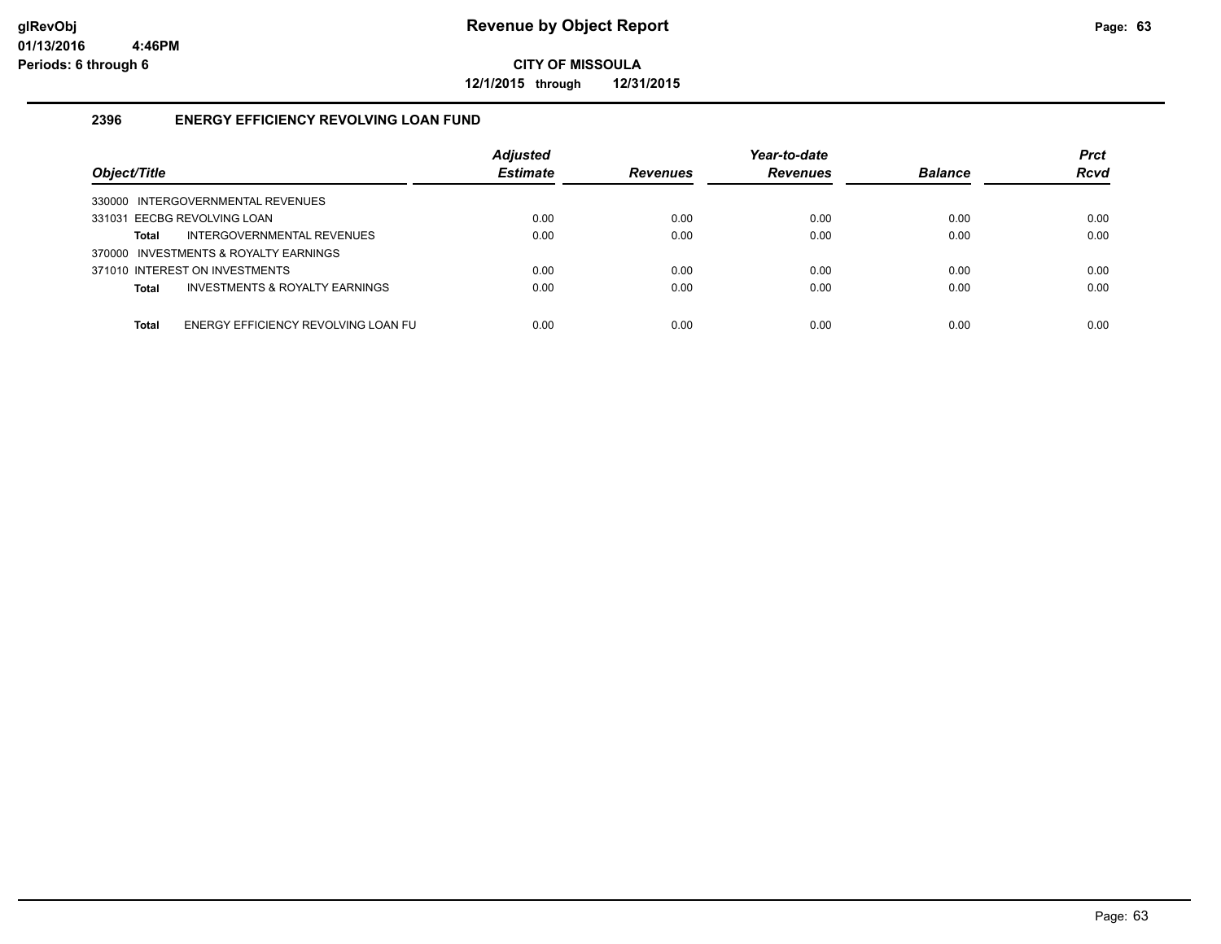# Revenue by Object Report

**CITY OF MISSOULA**

**12/1/2015 through 12/31/2015**

glRevObj
01/13/2016 4:46PM
Periods: 6 through 6

## 2396 ENERGY EFFICIENCY REVOLVING LOAN FUND

| Object/Title | Adjusted Estimate | Revenues | Year-to-date Revenues | Balance | Prct Rcvd |
|---|---|---|---|---|---|
| 330000 INTERGOVERNMENTAL REVENUES | | | | | |
| 331031 EECBG REVOLVING LOAN | 0.00 | 0.00 | 0.00 | 0.00 | 0.00 |
| **Total** INTERGOVERNMENTAL REVENUES | 0.00 | 0.00 | 0.00 | 0.00 | 0.00 |
| 370000 INVESTMENTS & ROYALTY EARNINGS | | | | | |
| 371010 INTEREST ON INVESTMENTS | 0.00 | 0.00 | 0.00 | 0.00 | 0.00 |
| **Total** INVESTMENTS & ROYALTY EARNINGS | 0.00 | 0.00 | 0.00 | 0.00 | 0.00 |
| **Total** ENERGY EFFICIENCY REVOLVING LOAN FU | 0.00 | 0.00 | 0.00 | 0.00 | 0.00 |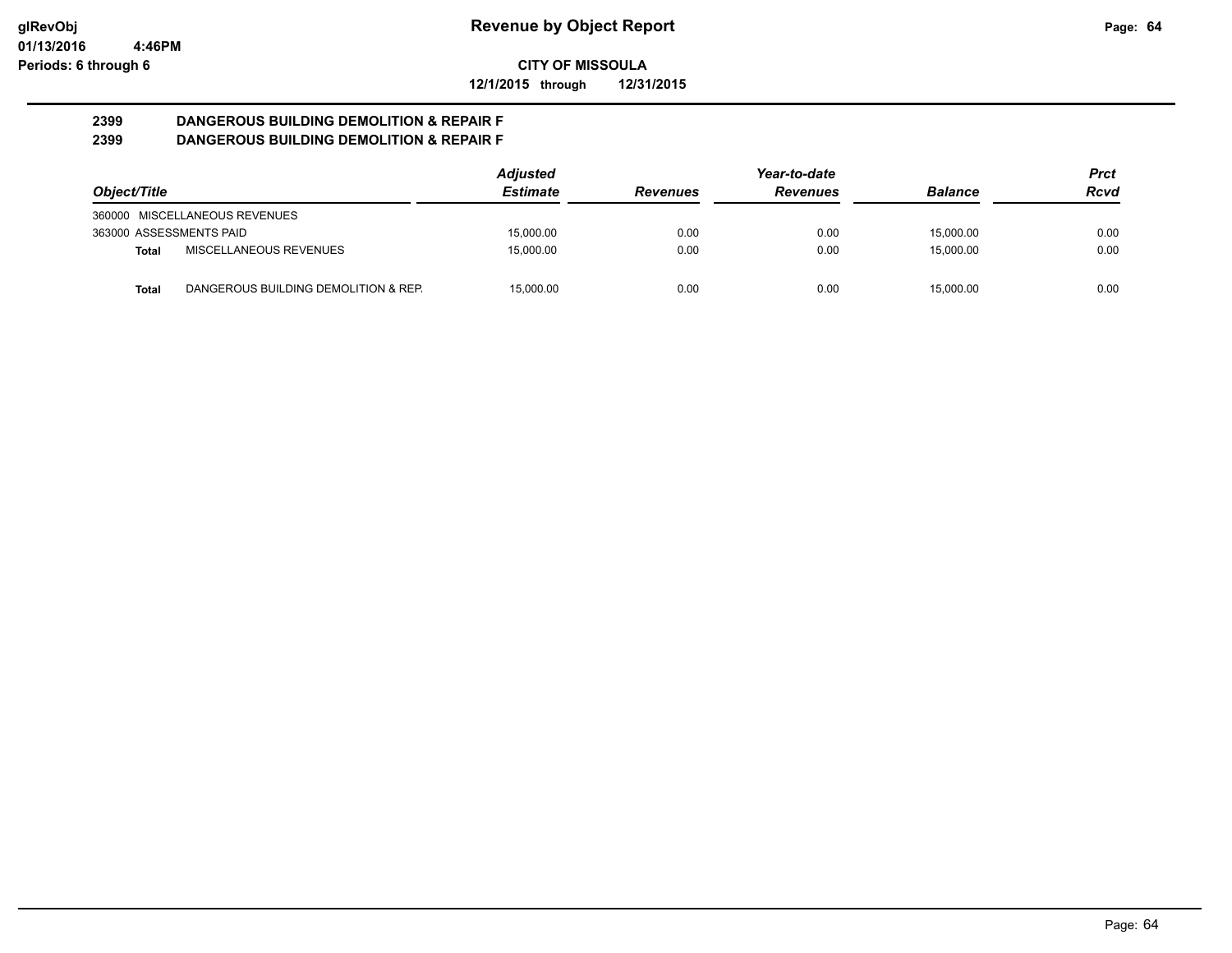**Revenue by Object Report**

**CITY OF MISSOULA**

**12/1/2015 through 12/31/2015**

glRevObj
01/13/2016 4:46PM
Periods: 6 through 6

## 2399 DANGEROUS BUILDING DEMOLITION & REPAIR F
## 2399 DANGEROUS BUILDING DEMOLITION & REPAIR F

| Object/Title | | Adjusted Estimate | Revenues | Year-to-date Revenues | Balance | Prct Rcvd |
|---|---|---|---|---|---|---|
| 360000 MISCELLANEOUS REVENUES | | | | | | |
| 363000 ASSESSMENTS PAID | | 15,000.00 | 0.00 | 0.00 | 15,000.00 | 0.00 |
| **Total** | MISCELLANEOUS REVENUES | 15,000.00 | 0.00 | 0.00 | 15,000.00 | 0.00 |
| **Total** | DANGEROUS BUILDING DEMOLITION & REP. | 15,000.00 | 0.00 | 0.00 | 15,000.00 | 0.00 |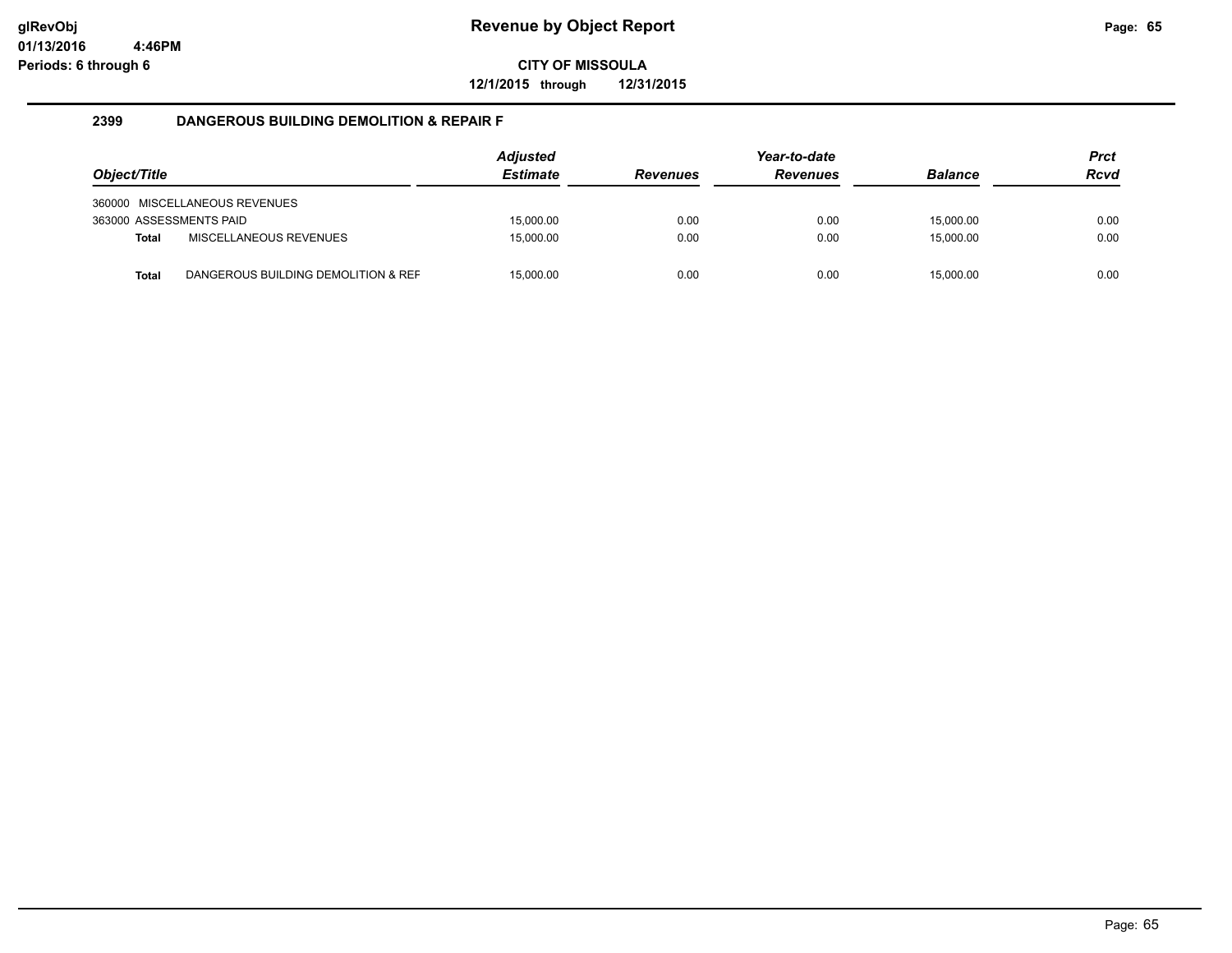# Revenue by Object Report

glRevObj
01/13/2016 4:46PM
Periods: 6 through 6

**CITY OF MISSOULA**

**12/1/2015 through 12/31/2015**

### 2399 DANGEROUS BUILDING DEMOLITION & REPAIR F

| Object/Title | | Adjusted Estimate | Revenues | Year-to-date Revenues | Balance | Prct Rcvd |
|---|---|---|---|---|---|---|
| 360000 | MISCELLANEOUS REVENUES | | | | | |
| 363000 ASSESSMENTS PAID | | 15,000.00 | 0.00 | 0.00 | 15,000.00 | 0.00 |
| **Total** | MISCELLANEOUS REVENUES | 15,000.00 | 0.00 | 0.00 | 15,000.00 | 0.00 |
| **Total** | DANGEROUS BUILDING DEMOLITION & REF | 15,000.00 | 0.00 | 0.00 | 15,000.00 | 0.00 |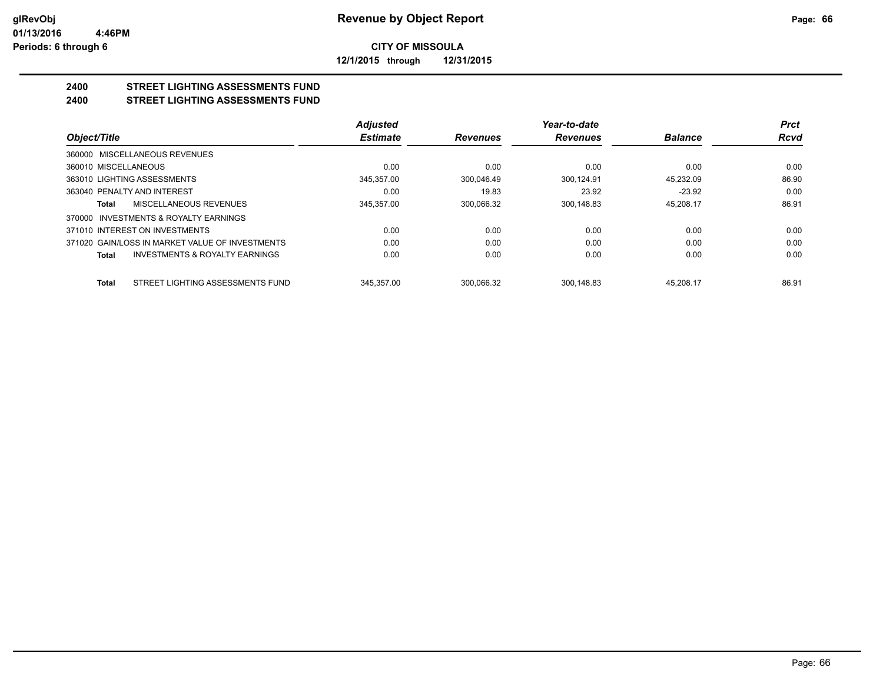**Revenue by Object Report**

**CITY OF MISSOULA**

**12/1/2015 through 12/31/2015**

glRevObj
01/13/2016 4:46PM
Periods: 6 through 6

## 2400 STREET LIGHTING ASSESSMENTS FUND
## 2400 STREET LIGHTING ASSESSMENTS FUND

| Object/Title | Adjusted Estimate | Revenues | Year-to-date Revenues | Balance | Prct Rcvd |
|---|---|---|---|---|---|
| 360000 MISCELLANEOUS REVENUES | | | | | |
| 360010 MISCELLANEOUS | 0.00 | 0.00 | 0.00 | 0.00 | 0.00 |
| 363010 LIGHTING ASSESSMENTS | 345,357.00 | 300,046.49 | 300,124.91 | 45,232.09 | 86.90 |
| 363040 PENALTY AND INTEREST | 0.00 | 19.83 | 23.92 | -23.92 | 0.00 |
| **Total** MISCELLANEOUS REVENUES | 345,357.00 | 300,066.32 | 300,148.83 | 45,208.17 | 86.91 |
| 370000 INVESTMENTS & ROYALTY EARNINGS | | | | | |
| 371010 INTEREST ON INVESTMENTS | 0.00 | 0.00 | 0.00 | 0.00 | 0.00 |
| 371020 GAIN/LOSS IN MARKET VALUE OF INVESTMENTS | 0.00 | 0.00 | 0.00 | 0.00 | 0.00 |
| **Total** INVESTMENTS & ROYALTY EARNINGS | 0.00 | 0.00 | 0.00 | 0.00 | 0.00 |
| **Total** STREET LIGHTING ASSESSMENTS FUND | 345,357.00 | 300,066.32 | 300,148.83 | 45,208.17 | 86.91 |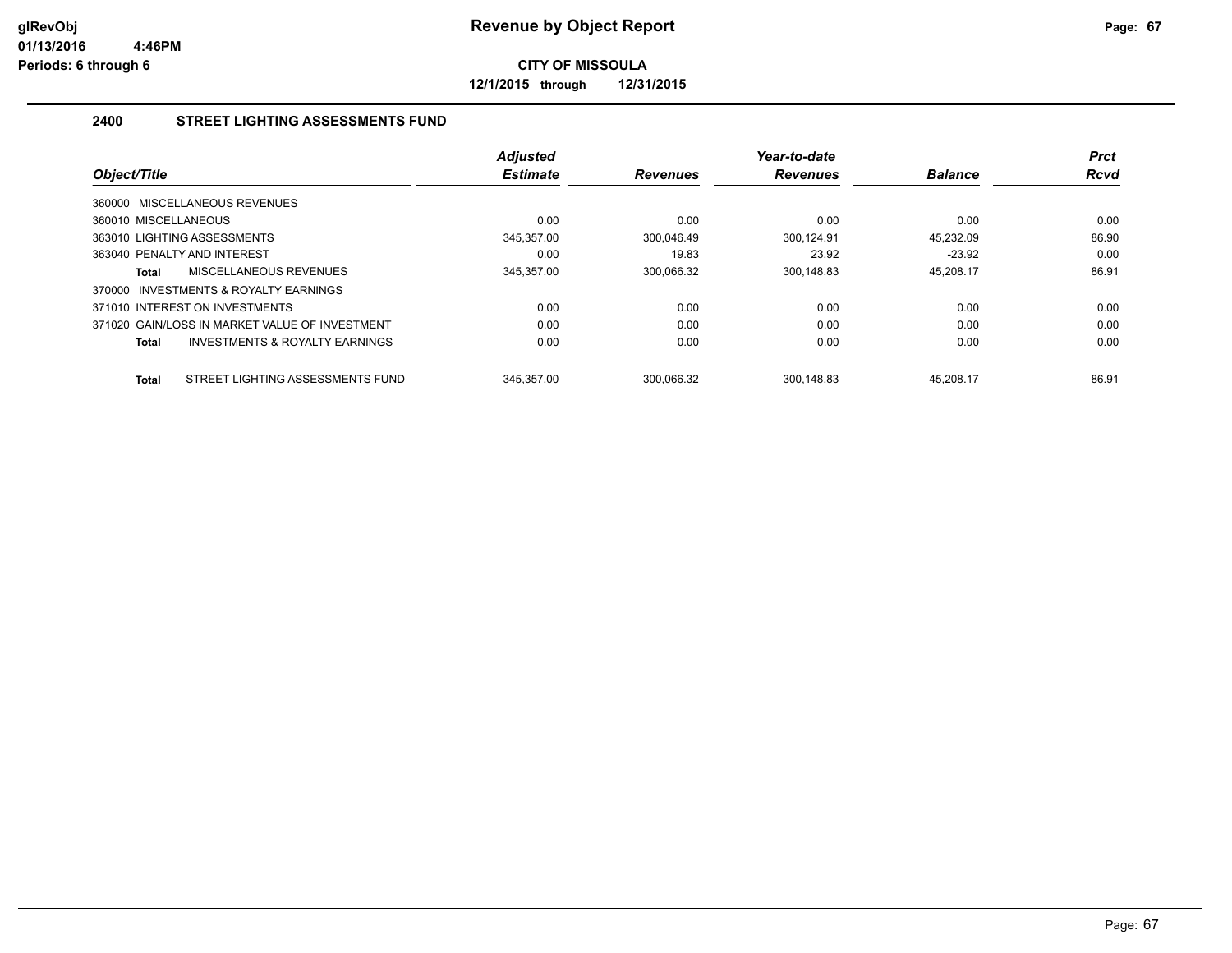# Revenue by Object Report

**CITY OF MISSOULA**

**12/1/2015 through 12/31/2015**

glRevObj
01/13/2016 4:46PM
Periods: 6 through 6

## 2400 STREET LIGHTING ASSESSMENTS FUND

| Object/Title | Adjusted Estimate | Revenues | Year-to-date Revenues | Balance | Prct Rcvd |
|---|---|---|---|---|---|
| 360000 MISCELLANEOUS REVENUES | | | | | |
| 360010 MISCELLANEOUS | 0.00 | 0.00 | 0.00 | 0.00 | 0.00 |
| 363010 LIGHTING ASSESSMENTS | 345,357.00 | 300,046.49 | 300,124.91 | 45,232.09 | 86.90 |
| 363040 PENALTY AND INTEREST | 0.00 | 19.83 | 23.92 | -23.92 | 0.00 |
| **Total** MISCELLANEOUS REVENUES | 345,357.00 | 300,066.32 | 300,148.83 | 45,208.17 | 86.91 |
| 370000 INVESTMENTS & ROYALTY EARNINGS | | | | | |
| 371010 INTEREST ON INVESTMENTS | 0.00 | 0.00 | 0.00 | 0.00 | 0.00 |
| 371020 GAIN/LOSS IN MARKET VALUE OF INVESTMENT | 0.00 | 0.00 | 0.00 | 0.00 | 0.00 |
| **Total** INVESTMENTS & ROYALTY EARNINGS | 0.00 | 0.00 | 0.00 | 0.00 | 0.00 |
| **Total** STREET LIGHTING ASSESSMENTS FUND | 345,357.00 | 300,066.32 | 300,148.83 | 45,208.17 | 86.91 |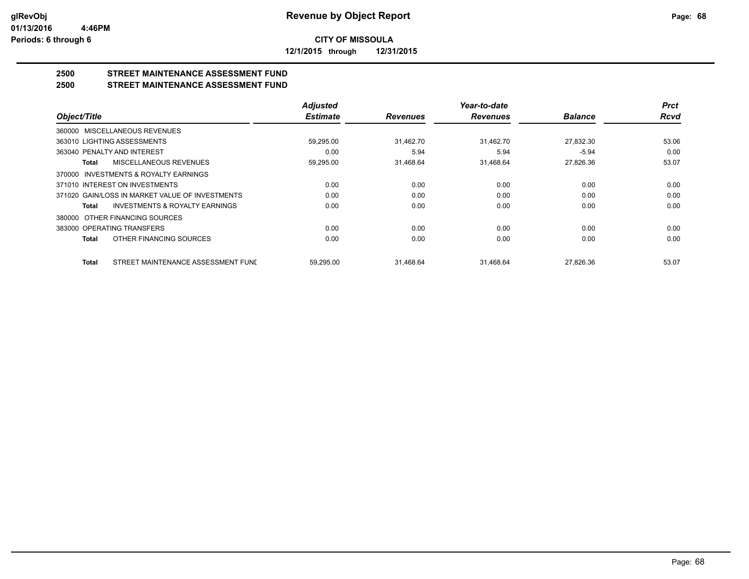**glRevObj**
**01/13/2016 4:46PM**
**Periods: 6 through 6**

# Revenue by Object Report

**CITY OF MISSOULA**

**12/1/2015 through 12/31/2015**

## 2500 STREET MAINTENANCE ASSESSMENT FUND
## 2500 STREET MAINTENANCE ASSESSMENT FUND

| Object/Title | | Adjusted Estimate | Revenues | Year-to-date Revenues | Balance | Prct Rcvd |
|---|---|---|---|---|---|---|
| 360000 MISCELLANEOUS REVENUES | | | | | | |
| 363010 LIGHTING ASSESSMENTS | | 59,295.00 | 31,462.70 | 31,462.70 | 27,832.30 | 53.06 |
| 363040 PENALTY AND INTEREST | | 0.00 | 5.94 | 5.94 | -5.94 | 0.00 |
| **Total** | MISCELLANEOUS REVENUES | 59,295.00 | 31,468.64 | 31,468.64 | 27,826.36 | 53.07 |
| 370000 INVESTMENTS & ROYALTY EARNINGS | | | | | | |
| 371010 INTEREST ON INVESTMENTS | | 0.00 | 0.00 | 0.00 | 0.00 | 0.00 |
| 371020 GAIN/LOSS IN MARKET VALUE OF INVESTMENTS | | 0.00 | 0.00 | 0.00 | 0.00 | 0.00 |
| **Total** | INVESTMENTS & ROYALTY EARNINGS | 0.00 | 0.00 | 0.00 | 0.00 | 0.00 |
| 380000 OTHER FINANCING SOURCES | | | | | | |
| 383000 OPERATING TRANSFERS | | 0.00 | 0.00 | 0.00 | 0.00 | 0.00 |
| **Total** | OTHER FINANCING SOURCES | 0.00 | 0.00 | 0.00 | 0.00 | 0.00 |
| **Total** | STREET MAINTENANCE ASSESSMENT FUNI | 59,295.00 | 31,468.64 | 31,468.64 | 27,826.36 | 53.07 |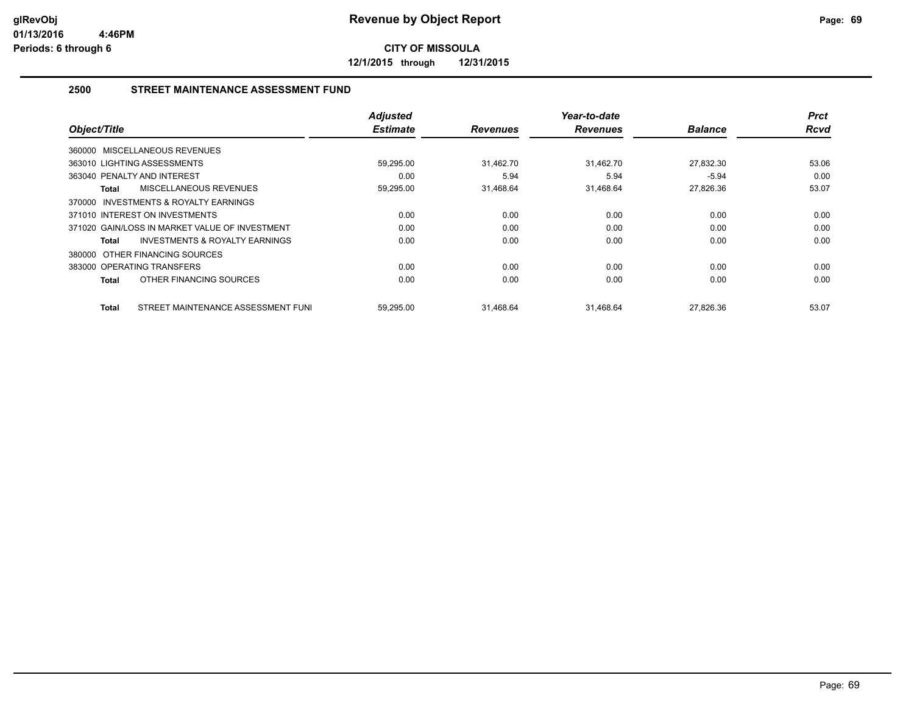**glRevObj**
**01/13/2016 4:46PM**
**Periods: 6 through 6**

# Revenue by Object Report

**CITY OF MISSOULA**

**12/1/2015 through 12/31/2015**

## 2500 STREET MAINTENANCE ASSESSMENT FUND

| Object/Title | Adjusted Estimate | Revenues | Year-to-date Revenues | Balance | Prct Rcvd |
|---|---|---|---|---|---|
| 360000 MISCELLANEOUS REVENUES | | | | | |
| 363010 LIGHTING ASSESSMENTS | 59,295.00 | 31,462.70 | 31,462.70 | 27,832.30 | 53.06 |
| 363040 PENALTY AND INTEREST | 0.00 | 5.94 | 5.94 | -5.94 | 0.00 |
| **Total** MISCELLANEOUS REVENUES | 59,295.00 | 31,468.64 | 31,468.64 | 27,826.36 | 53.07 |
| 370000 INVESTMENTS & ROYALTY EARNINGS | | | | | |
| 371010 INTEREST ON INVESTMENTS | 0.00 | 0.00 | 0.00 | 0.00 | 0.00 |
| 371020 GAIN/LOSS IN MARKET VALUE OF INVESTMENT | 0.00 | 0.00 | 0.00 | 0.00 | 0.00 |
| **Total** INVESTMENTS & ROYALTY EARNINGS | 0.00 | 0.00 | 0.00 | 0.00 | 0.00 |
| 380000 OTHER FINANCING SOURCES | | | | | |
| 383000 OPERATING TRANSFERS | 0.00 | 0.00 | 0.00 | 0.00 | 0.00 |
| **Total** OTHER FINANCING SOURCES | 0.00 | 0.00 | 0.00 | 0.00 | 0.00 |
| **Total** STREET MAINTENANCE ASSESSMENT FUNI | 59,295.00 | 31,468.64 | 31,468.64 | 27,826.36 | 53.07 |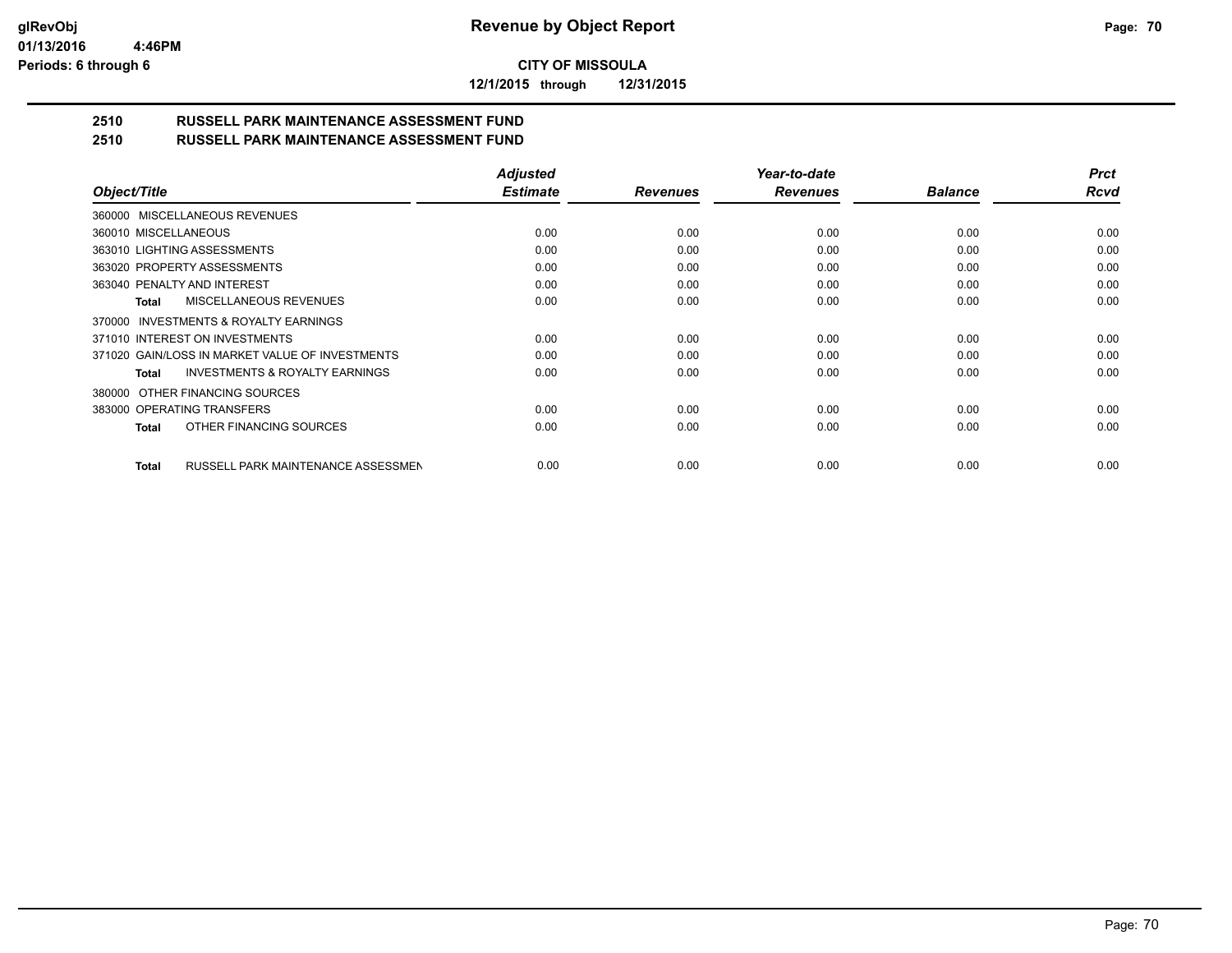**CITY OF MISSOULA**

**12/1/2015 through 12/31/2015**

## 2510 RUSSELL PARK MAINTENANCE ASSESSMENT FUND

## 2510 RUSSELL PARK MAINTENANCE ASSESSMENT FUND

| Object/Title | Adjusted Estimate | Revenues | Year-to-date Revenues | Balance | Prct Rcvd |
|---|---|---|---|---|---|
| 360000 MISCELLANEOUS REVENUES | | | | | |
| 360010 MISCELLANEOUS | 0.00 | 0.00 | 0.00 | 0.00 | 0.00 |
| 363010 LIGHTING ASSESSMENTS | 0.00 | 0.00 | 0.00 | 0.00 | 0.00 |
| 363020 PROPERTY ASSESSMENTS | 0.00 | 0.00 | 0.00 | 0.00 | 0.00 |
| 363040 PENALTY AND INTEREST | 0.00 | 0.00 | 0.00 | 0.00 | 0.00 |
| **Total** MISCELLANEOUS REVENUES | 0.00 | 0.00 | 0.00 | 0.00 | 0.00 |
| 370000 INVESTMENTS & ROYALTY EARNINGS | | | | | |
| 371010 INTEREST ON INVESTMENTS | 0.00 | 0.00 | 0.00 | 0.00 | 0.00 |
| 371020 GAIN/LOSS IN MARKET VALUE OF INVESTMENTS | 0.00 | 0.00 | 0.00 | 0.00 | 0.00 |
| **Total** INVESTMENTS & ROYALTY EARNINGS | 0.00 | 0.00 | 0.00 | 0.00 | 0.00 |
| 380000 OTHER FINANCING SOURCES | | | | | |
| 383000 OPERATING TRANSFERS | 0.00 | 0.00 | 0.00 | 0.00 | 0.00 |
| **Total** OTHER FINANCING SOURCES | 0.00 | 0.00 | 0.00 | 0.00 | 0.00 |
| **Total** RUSSELL PARK MAINTENANCE ASSESSMEN | 0.00 | 0.00 | 0.00 | 0.00 | 0.00 |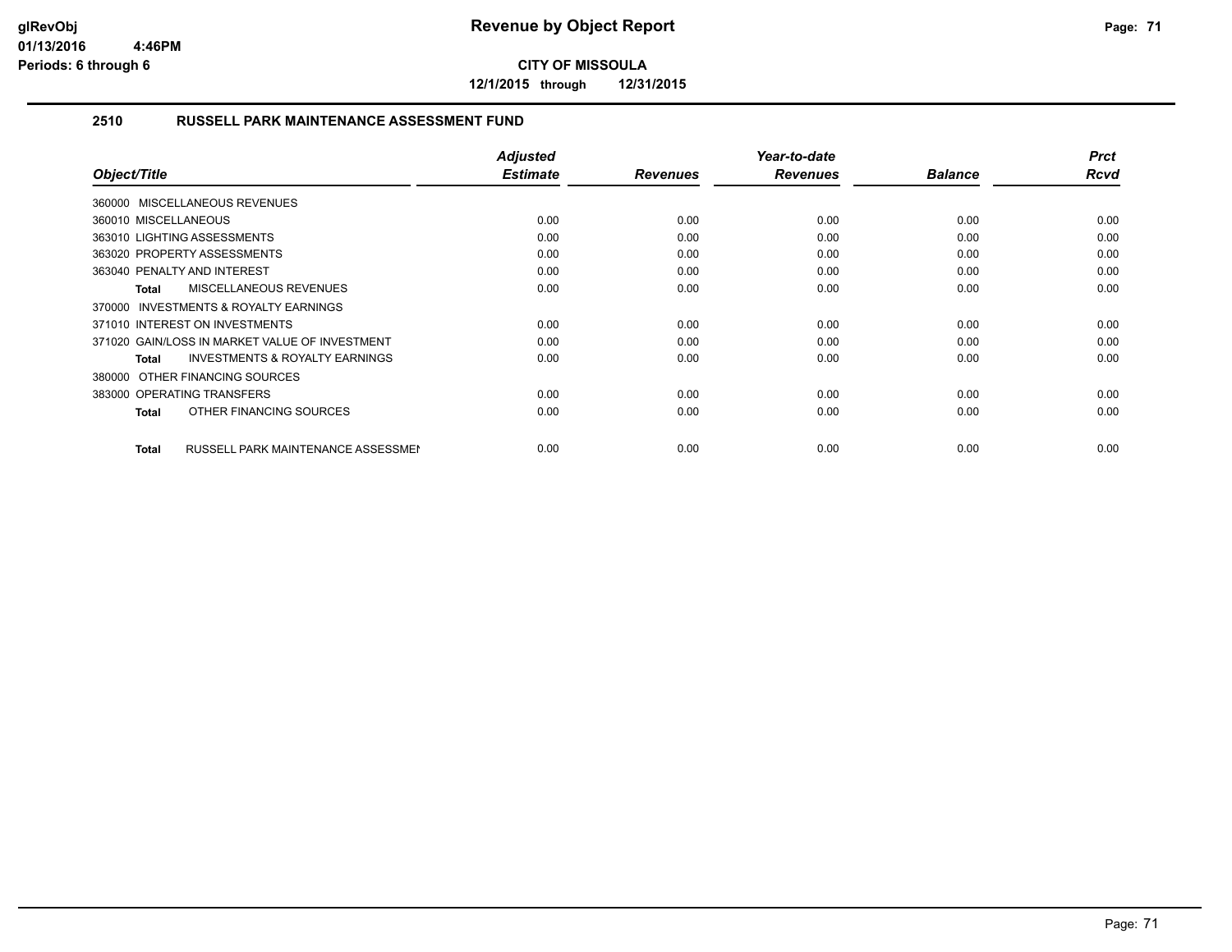glRevObj
01/13/2016 4:46PM
Periods: 6 through 6

# Revenue by Object Report

**CITY OF MISSOULA**

**12/1/2015 through 12/31/2015**

## 2510 RUSSELL PARK MAINTENANCE ASSESSMENT FUND

| Object/Title | Adjusted Estimate | Revenues | Year-to-date Revenues | Balance | Prct Rcvd |
|---|---|---|---|---|---|
| 360000 MISCELLANEOUS REVENUES | | | | | |
| 360010 MISCELLANEOUS | 0.00 | 0.00 | 0.00 | 0.00 | 0.00 |
| 363010 LIGHTING ASSESSMENTS | 0.00 | 0.00 | 0.00 | 0.00 | 0.00 |
| 363020 PROPERTY ASSESSMENTS | 0.00 | 0.00 | 0.00 | 0.00 | 0.00 |
| 363040 PENALTY AND INTEREST | 0.00 | 0.00 | 0.00 | 0.00 | 0.00 |
| **Total** MISCELLANEOUS REVENUES | 0.00 | 0.00 | 0.00 | 0.00 | 0.00 |
| 370000 INVESTMENTS & ROYALTY EARNINGS | | | | | |
| 371010 INTEREST ON INVESTMENTS | 0.00 | 0.00 | 0.00 | 0.00 | 0.00 |
| 371020 GAIN/LOSS IN MARKET VALUE OF INVESTMENT | 0.00 | 0.00 | 0.00 | 0.00 | 0.00 |
| **Total** INVESTMENTS & ROYALTY EARNINGS | 0.00 | 0.00 | 0.00 | 0.00 | 0.00 |
| 380000 OTHER FINANCING SOURCES | | | | | |
| 383000 OPERATING TRANSFERS | 0.00 | 0.00 | 0.00 | 0.00 | 0.00 |
| **Total** OTHER FINANCING SOURCES | 0.00 | 0.00 | 0.00 | 0.00 | 0.00 |
| **Total** RUSSELL PARK MAINTENANCE ASSESSMEN | 0.00 | 0.00 | 0.00 | 0.00 | 0.00 |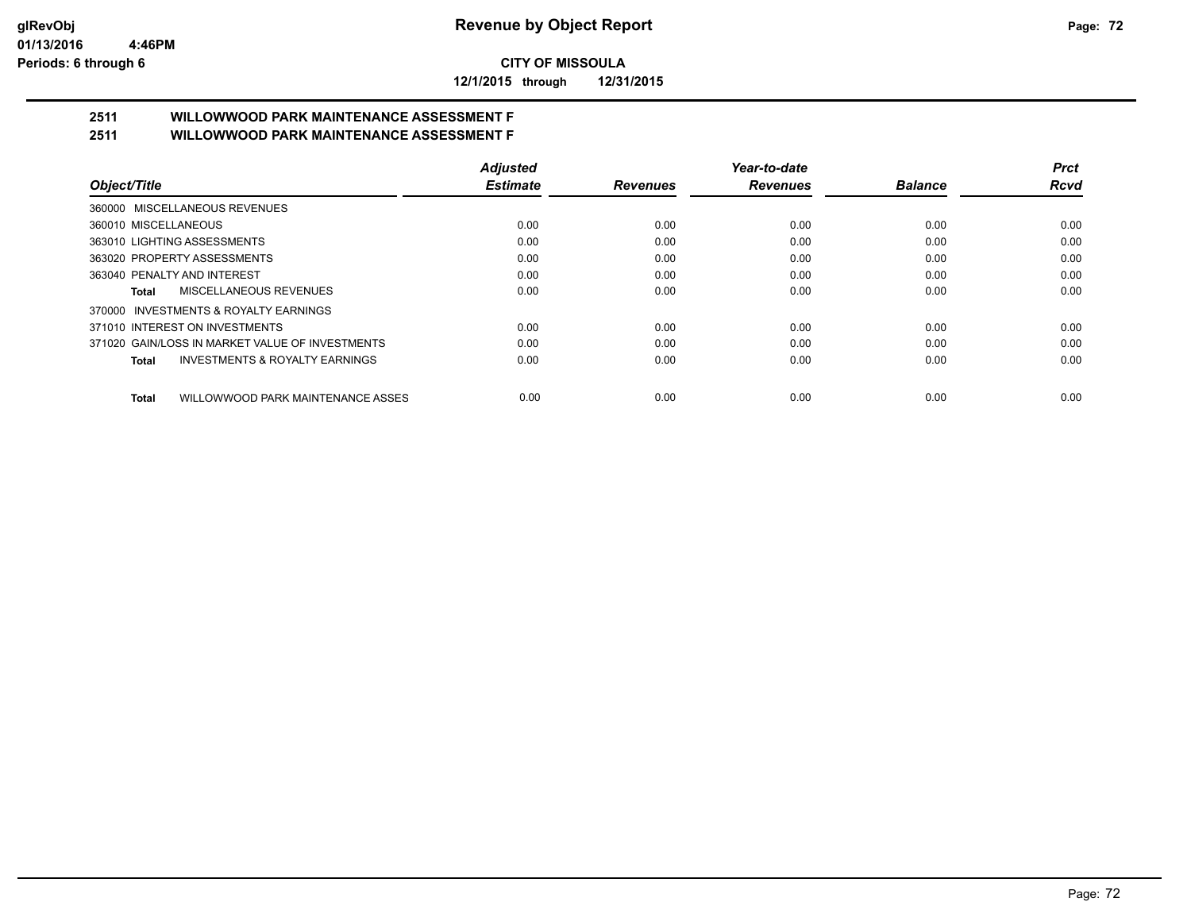**CITY OF MISSOULA**

**12/1/2015 through 12/31/2015**

## 2511 WILLOWWOOD PARK MAINTENANCE ASSESSMENT F
## 2511 WILLOWWOOD PARK MAINTENANCE ASSESSMENT F

| Object/Title | Adjusted Estimate | Revenues | Year-to-date Revenues | Balance | Prct Rcvd |
|---|---|---|---|---|---|
| 360000 MISCELLANEOUS REVENUES | | | | | |
| 360010 MISCELLANEOUS | 0.00 | 0.00 | 0.00 | 0.00 | 0.00 |
| 363010 LIGHTING ASSESSMENTS | 0.00 | 0.00 | 0.00 | 0.00 | 0.00 |
| 363020 PROPERTY ASSESSMENTS | 0.00 | 0.00 | 0.00 | 0.00 | 0.00 |
| 363040 PENALTY AND INTEREST | 0.00 | 0.00 | 0.00 | 0.00 | 0.00 |
| **Total** MISCELLANEOUS REVENUES | 0.00 | 0.00 | 0.00 | 0.00 | 0.00 |
| 370000 INVESTMENTS & ROYALTY EARNINGS | | | | | |
| 371010 INTEREST ON INVESTMENTS | 0.00 | 0.00 | 0.00 | 0.00 | 0.00 |
| 371020 GAIN/LOSS IN MARKET VALUE OF INVESTMENTS | 0.00 | 0.00 | 0.00 | 0.00 | 0.00 |
| **Total** INVESTMENTS & ROYALTY EARNINGS | 0.00 | 0.00 | 0.00 | 0.00 | 0.00 |
| **Total** WILLOWWOOD PARK MAINTENANCE ASSES | 0.00 | 0.00 | 0.00 | 0.00 | 0.00 |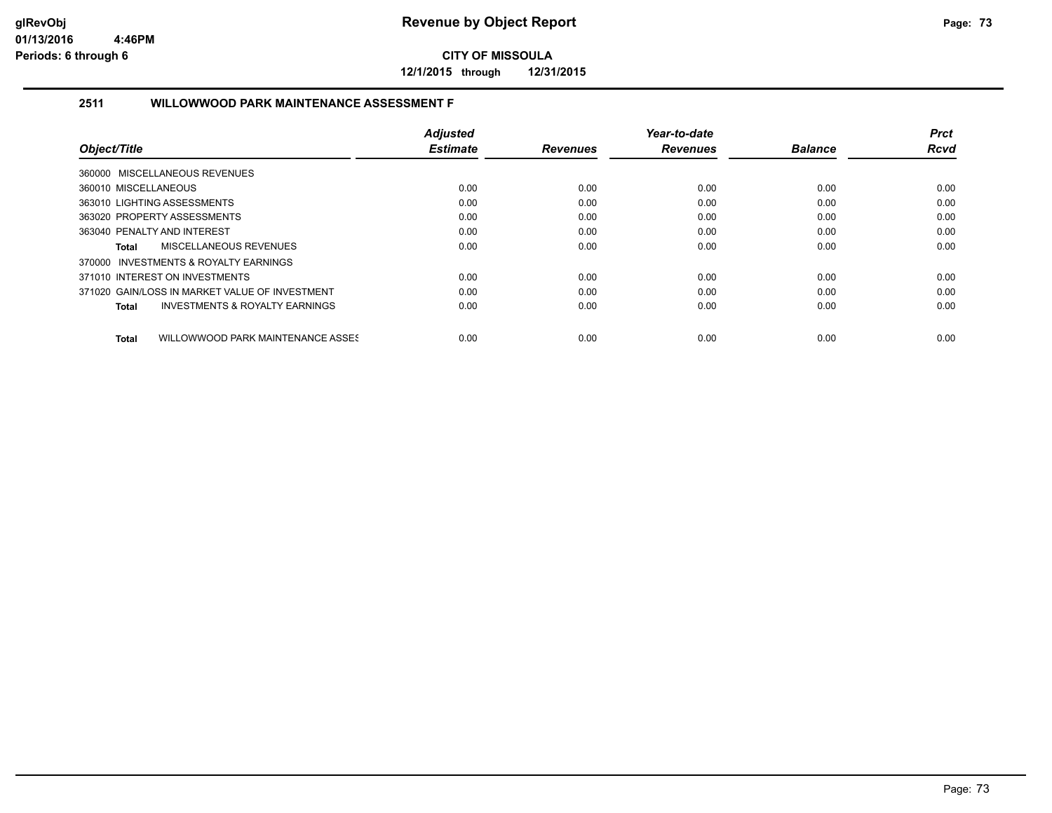# Revenue by Object Report

glRevObj
01/13/2016 4:46PM
Periods: 6 through 6

**CITY OF MISSOULA**

**12/1/2015 through 12/31/2015**

## 2511 WILLOWWOOD PARK MAINTENANCE ASSESSMENT F

| Object/Title | Adjusted Estimate | Revenues | Year-to-date Revenues | Balance | Prct Rcvd |
|---|---|---|---|---|---|
| 360000 MISCELLANEOUS REVENUES | | | | | |
| 360010 MISCELLANEOUS | 0.00 | 0.00 | 0.00 | 0.00 | 0.00 |
| 363010 LIGHTING ASSESSMENTS | 0.00 | 0.00 | 0.00 | 0.00 | 0.00 |
| 363020 PROPERTY ASSESSMENTS | 0.00 | 0.00 | 0.00 | 0.00 | 0.00 |
| 363040 PENALTY AND INTEREST | 0.00 | 0.00 | 0.00 | 0.00 | 0.00 |
| **Total** MISCELLANEOUS REVENUES | 0.00 | 0.00 | 0.00 | 0.00 | 0.00 |
| 370000 INVESTMENTS & ROYALTY EARNINGS | | | | | |
| 371010 INTEREST ON INVESTMENTS | 0.00 | 0.00 | 0.00 | 0.00 | 0.00 |
| 371020 GAIN/LOSS IN MARKET VALUE OF INVESTMENT | 0.00 | 0.00 | 0.00 | 0.00 | 0.00 |
| **Total** INVESTMENTS & ROYALTY EARNINGS | 0.00 | 0.00 | 0.00 | 0.00 | 0.00 |
| **Total** WILLOWWOOD PARK MAINTENANCE ASSES | 0.00 | 0.00 | 0.00 | 0.00 | 0.00 |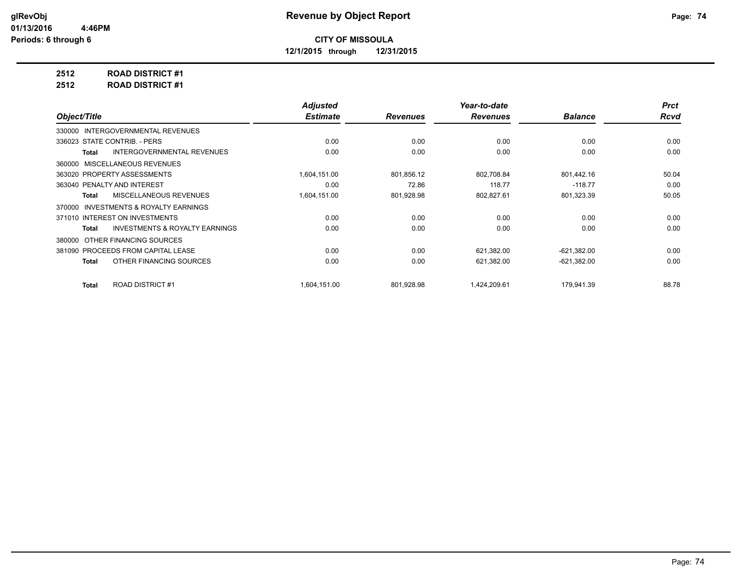**glRevObj**
**01/13/2016 4:46PM**
**Periods: 6 through 6**

# Revenue by Object Report

**CITY OF MISSOULA**

**12/1/2015 through 12/31/2015**

**2512 ROAD DISTRICT #1**

**2512 ROAD DISTRICT #1**

| Object/Title | Adjusted Estimate | Revenues | Year-to-date Revenues | Balance | Prct Rcvd |
|---|---|---|---|---|---|
| 330000 INTERGOVERNMENTAL REVENUES | | | | | |
| 336023 STATE CONTRIB. - PERS | 0.00 | 0.00 | 0.00 | 0.00 | 0.00 |
| **Total** INTERGOVERNMENTAL REVENUES | 0.00 | 0.00 | 0.00 | 0.00 | 0.00 |
| 360000 MISCELLANEOUS REVENUES | | | | | |
| 363020 PROPERTY ASSESSMENTS | 1,604,151.00 | 801,856.12 | 802,708.84 | 801,442.16 | 50.04 |
| 363040 PENALTY AND INTEREST | 0.00 | 72.86 | 118.77 | -118.77 | 0.00 |
| **Total** MISCELLANEOUS REVENUES | 1,604,151.00 | 801,928.98 | 802,827.61 | 801,323.39 | 50.05 |
| 370000 INVESTMENTS & ROYALTY EARNINGS | | | | | |
| 371010 INTEREST ON INVESTMENTS | 0.00 | 0.00 | 0.00 | 0.00 | 0.00 |
| **Total** INVESTMENTS & ROYALTY EARNINGS | 0.00 | 0.00 | 0.00 | 0.00 | 0.00 |
| 380000 OTHER FINANCING SOURCES | | | | | |
| 381090 PROCEEDS FROM CAPITAL LEASE | 0.00 | 0.00 | 621,382.00 | -621,382.00 | 0.00 |
| **Total** OTHER FINANCING SOURCES | 0.00 | 0.00 | 621,382.00 | -621,382.00 | 0.00 |
| **Total** ROAD DISTRICT #1 | 1,604,151.00 | 801,928.98 | 1,424,209.61 | 179,941.39 | 88.78 |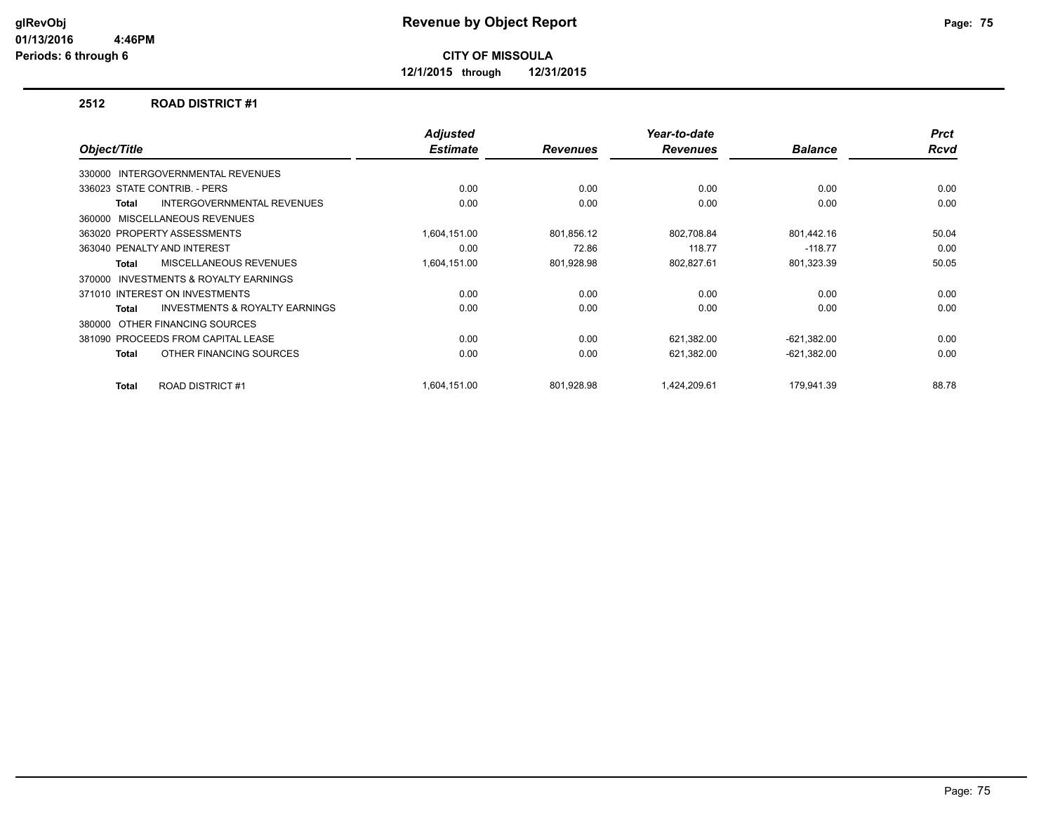# Revenue by Object Report

**CITY OF MISSOULA**

**12/1/2015 through 12/31/2015**

glRevObj
01/13/2016 4:46PM
Periods: 6 through 6

## 2512 ROAD DISTRICT #1

| Object/Title | Adjusted Estimate | Revenues | Year-to-date Revenues | Balance | Prct Rcvd |
|---|---|---|---|---|---|
| 330000 INTERGOVERNMENTAL REVENUES | | | | | |
| 336023 STATE CONTRIB. - PERS | 0.00 | 0.00 | 0.00 | 0.00 | 0.00 |
| **Total** INTERGOVERNMENTAL REVENUES | 0.00 | 0.00 | 0.00 | 0.00 | 0.00 |
| 360000 MISCELLANEOUS REVENUES | | | | | |
| 363020 PROPERTY ASSESSMENTS | 1,604,151.00 | 801,856.12 | 802,708.84 | 801,442.16 | 50.04 |
| 363040 PENALTY AND INTEREST | 0.00 | 72.86 | 118.77 | -118.77 | 0.00 |
| **Total** MISCELLANEOUS REVENUES | 1,604,151.00 | 801,928.98 | 802,827.61 | 801,323.39 | 50.05 |
| 370000 INVESTMENTS & ROYALTY EARNINGS | | | | | |
| 371010 INTEREST ON INVESTMENTS | 0.00 | 0.00 | 0.00 | 0.00 | 0.00 |
| **Total** INVESTMENTS & ROYALTY EARNINGS | 0.00 | 0.00 | 0.00 | 0.00 | 0.00 |
| 380000 OTHER FINANCING SOURCES | | | | | |
| 381090 PROCEEDS FROM CAPITAL LEASE | 0.00 | 0.00 | 621,382.00 | -621,382.00 | 0.00 |
| **Total** OTHER FINANCING SOURCES | 0.00 | 0.00 | 621,382.00 | -621,382.00 | 0.00 |
| **Total** ROAD DISTRICT #1 | 1,604,151.00 | 801,928.98 | 1,424,209.61 | 179,941.39 | 88.78 |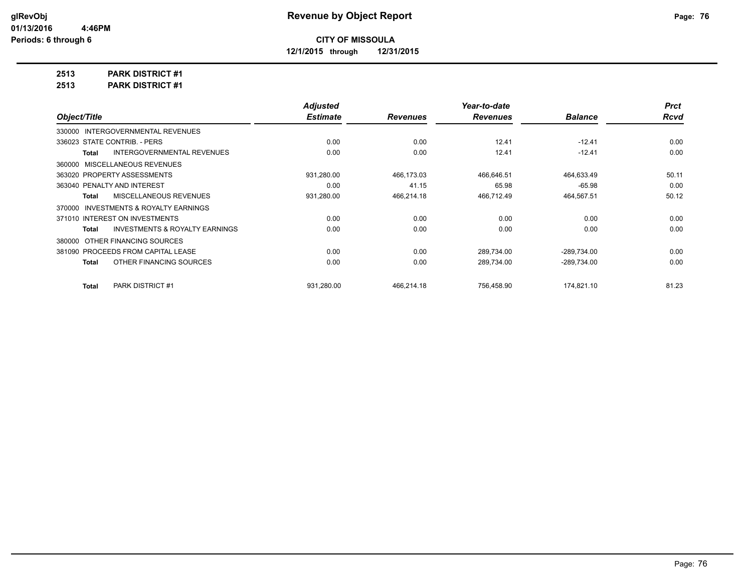# Revenue by Object Report

**CITY OF MISSOULA**

**12/1/2015 through 12/31/2015**

glRevObj
01/13/2016 4:46PM
Periods: 6 through 6

**2513 PARK DISTRICT #1**

**2513 PARK DISTRICT #1**

| Object/Title | Adjusted Estimate | Revenues | Year-to-date Revenues | Balance | Prct Rcvd |
|---|---|---|---|---|---|
| 330000 INTERGOVERNMENTAL REVENUES | | | | | |
| 336023 STATE CONTRIB. - PERS | 0.00 | 0.00 | 12.41 | -12.41 | 0.00 |
| **Total** INTERGOVERNMENTAL REVENUES | 0.00 | 0.00 | 12.41 | -12.41 | 0.00 |
| 360000 MISCELLANEOUS REVENUES | | | | | |
| 363020 PROPERTY ASSESSMENTS | 931,280.00 | 466,173.03 | 466,646.51 | 464,633.49 | 50.11 |
| 363040 PENALTY AND INTEREST | 0.00 | 41.15 | 65.98 | -65.98 | 0.00 |
| **Total** MISCELLANEOUS REVENUES | 931,280.00 | 466,214.18 | 466,712.49 | 464,567.51 | 50.12 |
| 370000 INVESTMENTS & ROYALTY EARNINGS | | | | | |
| 371010 INTEREST ON INVESTMENTS | 0.00 | 0.00 | 0.00 | 0.00 | 0.00 |
| **Total** INVESTMENTS & ROYALTY EARNINGS | 0.00 | 0.00 | 0.00 | 0.00 | 0.00 |
| 380000 OTHER FINANCING SOURCES | | | | | |
| 381090 PROCEEDS FROM CAPITAL LEASE | 0.00 | 0.00 | 289,734.00 | -289,734.00 | 0.00 |
| **Total** OTHER FINANCING SOURCES | 0.00 | 0.00 | 289,734.00 | -289,734.00 | 0.00 |
| **Total** PARK DISTRICT #1 | 931,280.00 | 466,214.18 | 756,458.90 | 174,821.10 | 81.23 |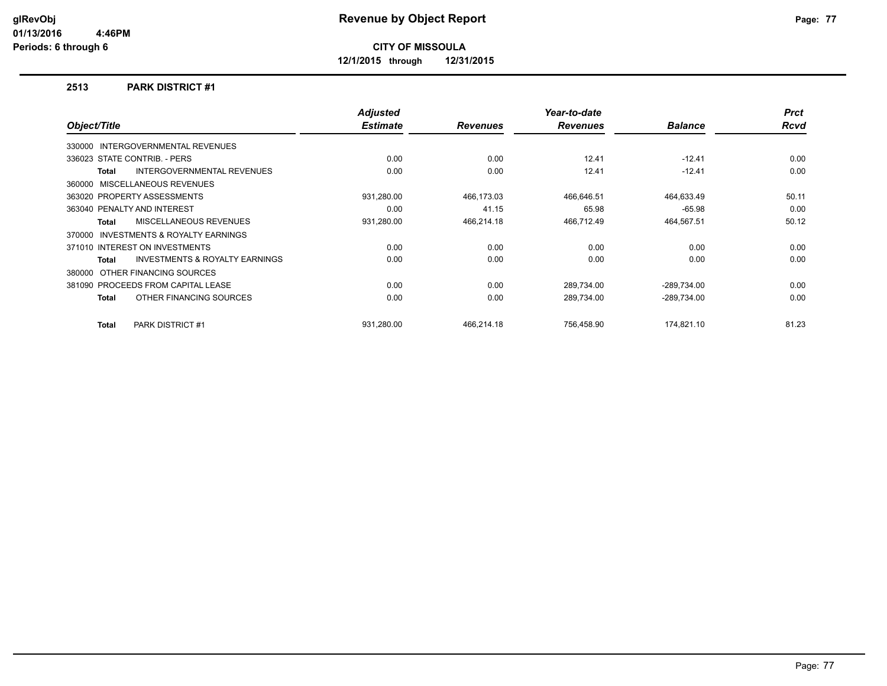**Revenue by Object Report**

**CITY OF MISSOULA**

**12/1/2015 through 12/31/2015**

glRevObj
01/13/2016 4:46PM
Periods: 6 through 6

## 2513 PARK DISTRICT #1

| Object/Title | Adjusted Estimate | Revenues | Year-to-date Revenues | Balance | Prct Rcvd |
|---|---|---|---|---|---|
| 330000 INTERGOVERNMENTAL REVENUES | | | | | |
| 336023 STATE CONTRIB. - PERS | 0.00 | 0.00 | 12.41 | -12.41 | 0.00 |
| **Total** INTERGOVERNMENTAL REVENUES | 0.00 | 0.00 | 12.41 | -12.41 | 0.00 |
| 360000 MISCELLANEOUS REVENUES | | | | | |
| 363020 PROPERTY ASSESSMENTS | 931,280.00 | 466,173.03 | 466,646.51 | 464,633.49 | 50.11 |
| 363040 PENALTY AND INTEREST | 0.00 | 41.15 | 65.98 | -65.98 | 0.00 |
| **Total** MISCELLANEOUS REVENUES | 931,280.00 | 466,214.18 | 466,712.49 | 464,567.51 | 50.12 |
| 370000 INVESTMENTS & ROYALTY EARNINGS | | | | | |
| 371010 INTEREST ON INVESTMENTS | 0.00 | 0.00 | 0.00 | 0.00 | 0.00 |
| **Total** INVESTMENTS & ROYALTY EARNINGS | 0.00 | 0.00 | 0.00 | 0.00 | 0.00 |
| 380000 OTHER FINANCING SOURCES | | | | | |
| 381090 PROCEEDS FROM CAPITAL LEASE | 0.00 | 0.00 | 289,734.00 | -289,734.00 | 0.00 |
| **Total** OTHER FINANCING SOURCES | 0.00 | 0.00 | 289,734.00 | -289,734.00 | 0.00 |
| **Total** PARK DISTRICT #1 | 931,280.00 | 466,214.18 | 756,458.90 | 174,821.10 | 81.23 |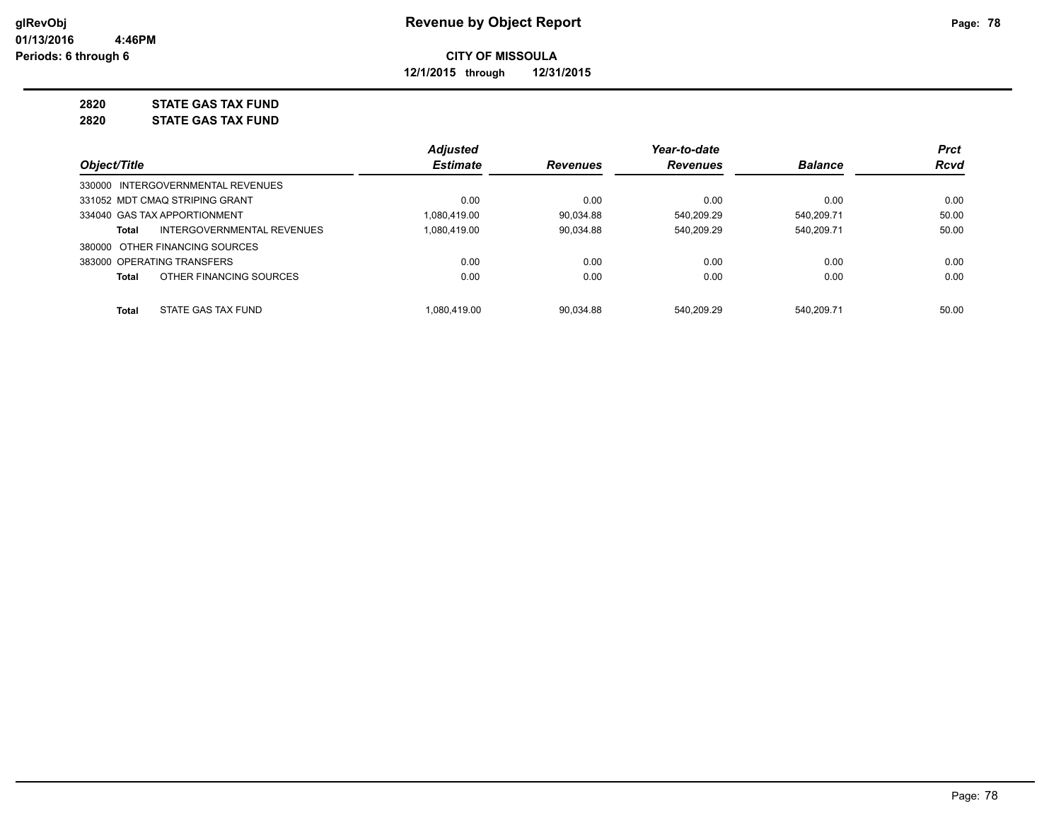# Revenue by Object Report

**CITY OF MISSOULA**

**12/1/2015 through 12/31/2015**

glRevObj
01/13/2016 4:46PM
Periods: 6 through 6

## 2820 STATE GAS TAX FUND

## 2820 STATE GAS TAX FUND

| Object/Title | Adjusted Estimate | Revenues | Year-to-date Revenues | Balance | Prct Rcvd |
|---|---|---|---|---|---|
| 330000 INTERGOVERNMENTAL REVENUES | | | | | |
| 331052 MDT CMAQ STRIPING GRANT | 0.00 | 0.00 | 0.00 | 0.00 | 0.00 |
| 334040 GAS TAX APPORTIONMENT | 1,080,419.00 | 90,034.88 | 540,209.29 | 540,209.71 | 50.00 |
| **Total** INTERGOVERNMENTAL REVENUES | 1,080,419.00 | 90,034.88 | 540,209.29 | 540,209.71 | 50.00 |
| 380000 OTHER FINANCING SOURCES | | | | | |
| 383000 OPERATING TRANSFERS | 0.00 | 0.00 | 0.00 | 0.00 | 0.00 |
| **Total** OTHER FINANCING SOURCES | 0.00 | 0.00 | 0.00 | 0.00 | 0.00 |
| **Total** STATE GAS TAX FUND | 1,080,419.00 | 90,034.88 | 540,209.29 | 540,209.71 | 50.00 |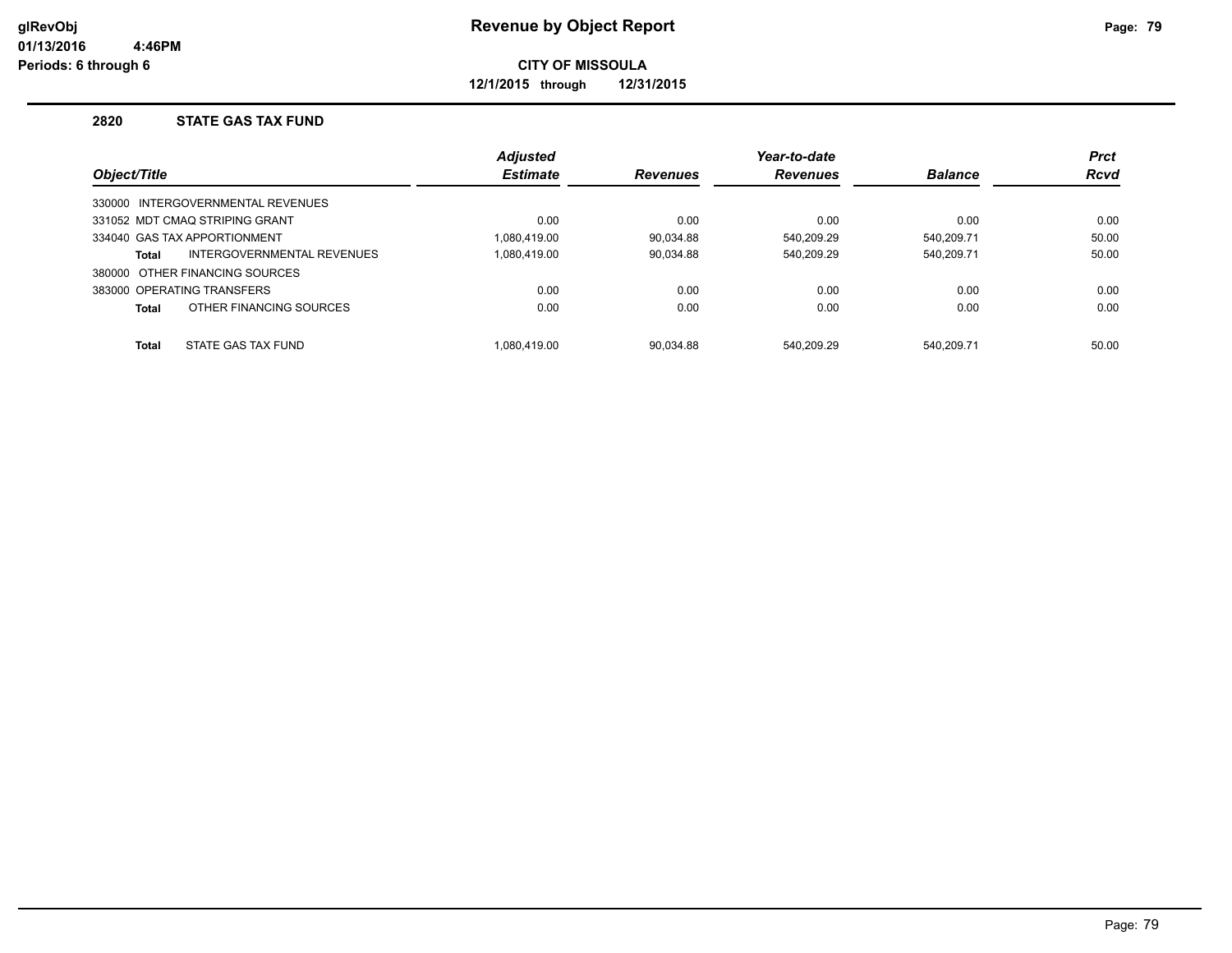# Revenue by Object Report

glRevObj
01/13/2016 4:46PM
Periods: 6 through 6

**CITY OF MISSOULA**

**12/1/2015 through 12/31/2015**

## 2820 STATE GAS TAX FUND

| Object/Title | Adjusted Estimate | Revenues | Year-to-date Revenues | Balance | Prct Rcvd |
|---|---|---|---|---|---|
| 330000 INTERGOVERNMENTAL REVENUES | | | | | |
| 331052 MDT CMAQ STRIPING GRANT | 0.00 | 0.00 | 0.00 | 0.00 | 0.00 |
| 334040 GAS TAX APPORTIONMENT | 1,080,419.00 | 90,034.88 | 540,209.29 | 540,209.71 | 50.00 |
| **Total** INTERGOVERNMENTAL REVENUES | 1,080,419.00 | 90,034.88 | 540,209.29 | 540,209.71 | 50.00 |
| 380000 OTHER FINANCING SOURCES | | | | | |
| 383000 OPERATING TRANSFERS | 0.00 | 0.00 | 0.00 | 0.00 | 0.00 |
| **Total** OTHER FINANCING SOURCES | 0.00 | 0.00 | 0.00 | 0.00 | 0.00 |
| **Total** STATE GAS TAX FUND | 1,080,419.00 | 90,034.88 | 540,209.29 | 540,209.71 | 50.00 |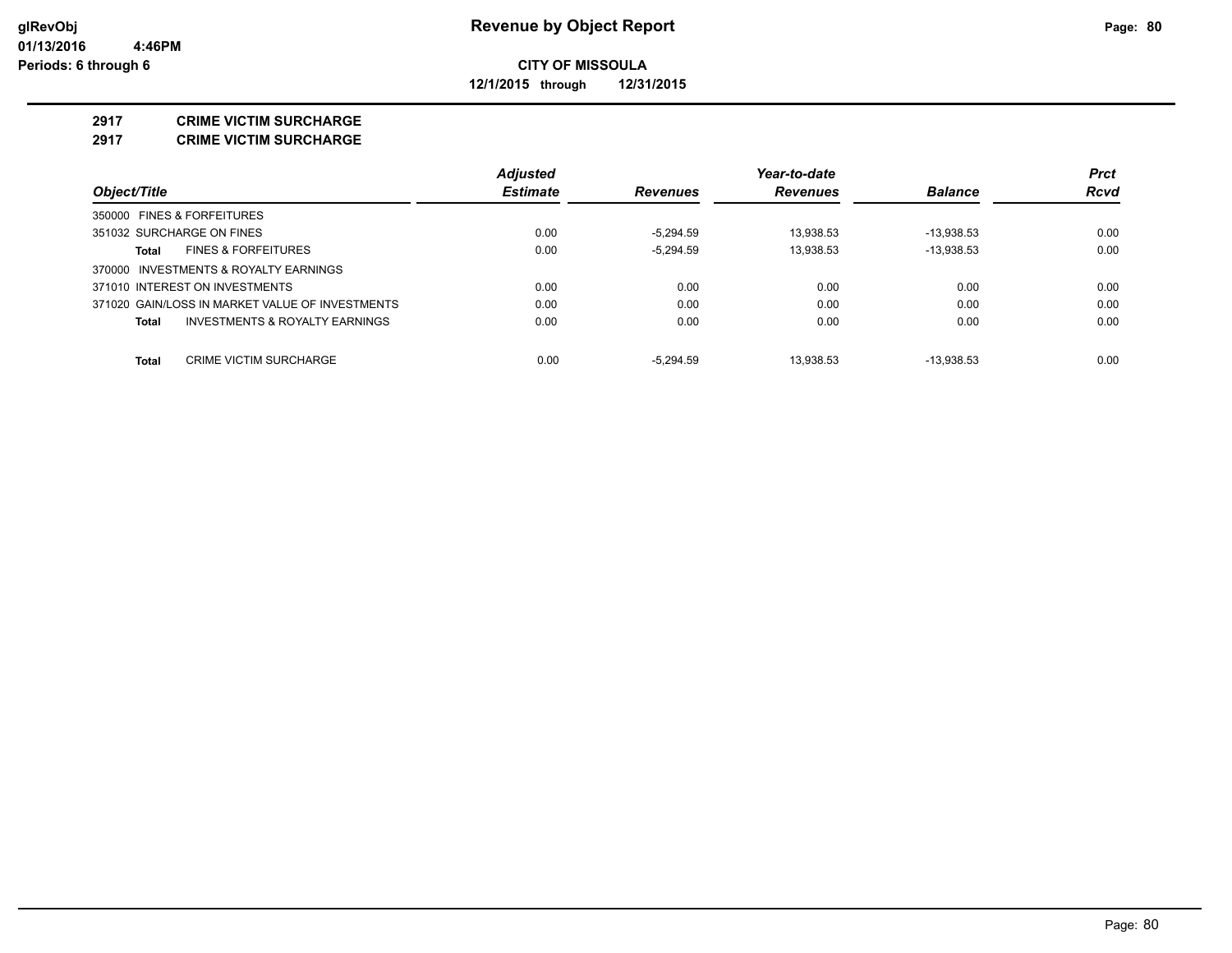glRevObj
01/13/2016 4:46PM
Periods: 6 through 6

# Revenue by Object Report

**CITY OF MISSOULA**

**12/1/2015 through 12/31/2015**

## 2917 CRIME VICTIM SURCHARGE
## 2917 CRIME VICTIM SURCHARGE

| Object/Title | Adjusted Estimate | Revenues | Year-to-date Revenues | Balance | Prct Rcvd |
|---|---|---|---|---|---|
| 350000 FINES & FORFEITURES | | | | | |
| 351032 SURCHARGE ON FINES | 0.00 | -5,294.59 | 13,938.53 | -13,938.53 | 0.00 |
| **Total** FINES & FORFEITURES | 0.00 | -5,294.59 | 13,938.53 | -13,938.53 | 0.00 |
| 370000 INVESTMENTS & ROYALTY EARNINGS | | | | | |
| 371010 INTEREST ON INVESTMENTS | 0.00 | 0.00 | 0.00 | 0.00 | 0.00 |
| 371020 GAIN/LOSS IN MARKET VALUE OF INVESTMENTS | 0.00 | 0.00 | 0.00 | 0.00 | 0.00 |
| **Total** INVESTMENTS & ROYALTY EARNINGS | 0.00 | 0.00 | 0.00 | 0.00 | 0.00 |
| **Total** CRIME VICTIM SURCHARGE | 0.00 | -5,294.59 | 13,938.53 | -13,938.53 | 0.00 |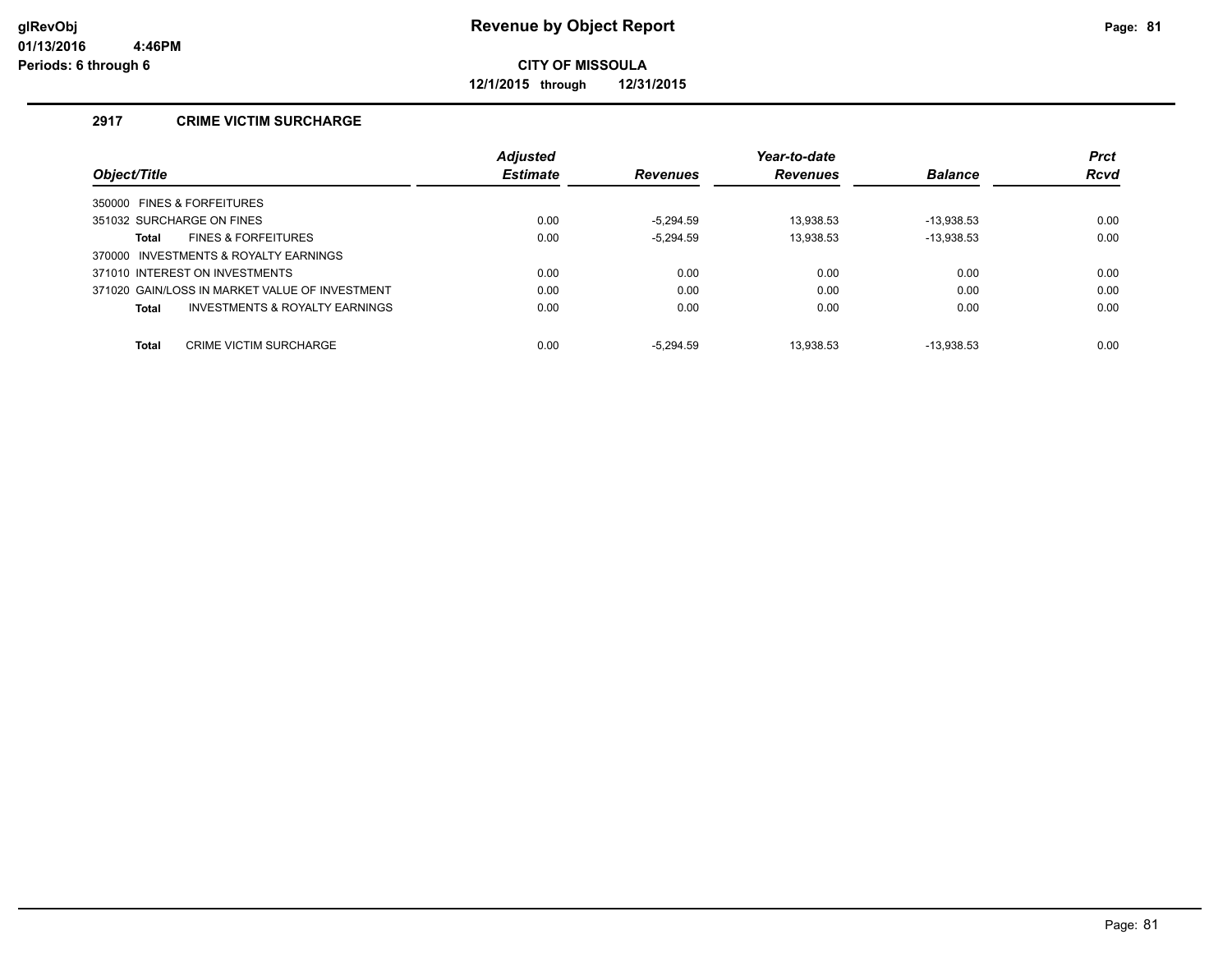# Revenue by Object Report

glRevObj
01/13/2016 4:46PM
Periods: 6 through 6

**CITY OF MISSOULA**

**12/1/2015 through 12/31/2015**

## 2917 CRIME VICTIM SURCHARGE

| Object/Title | Adjusted Estimate | Revenues | Year-to-date Revenues | Balance | Prct Rcvd |
|---|---|---|---|---|---|
| 350000 FINES & FORFEITURES | | | | | |
| 351032 SURCHARGE ON FINES | 0.00 | -5,294.59 | 13,938.53 | -13,938.53 | 0.00 |
| **Total** FINES & FORFEITURES | 0.00 | -5,294.59 | 13,938.53 | -13,938.53 | 0.00 |
| 370000 INVESTMENTS & ROYALTY EARNINGS | | | | | |
| 371010 INTEREST ON INVESTMENTS | 0.00 | 0.00 | 0.00 | 0.00 | 0.00 |
| 371020 GAIN/LOSS IN MARKET VALUE OF INVESTMENT | 0.00 | 0.00 | 0.00 | 0.00 | 0.00 |
| **Total** INVESTMENTS & ROYALTY EARNINGS | 0.00 | 0.00 | 0.00 | 0.00 | 0.00 |
| **Total** CRIME VICTIM SURCHARGE | 0.00 | -5,294.59 | 13,938.53 | -13,938.53 | 0.00 |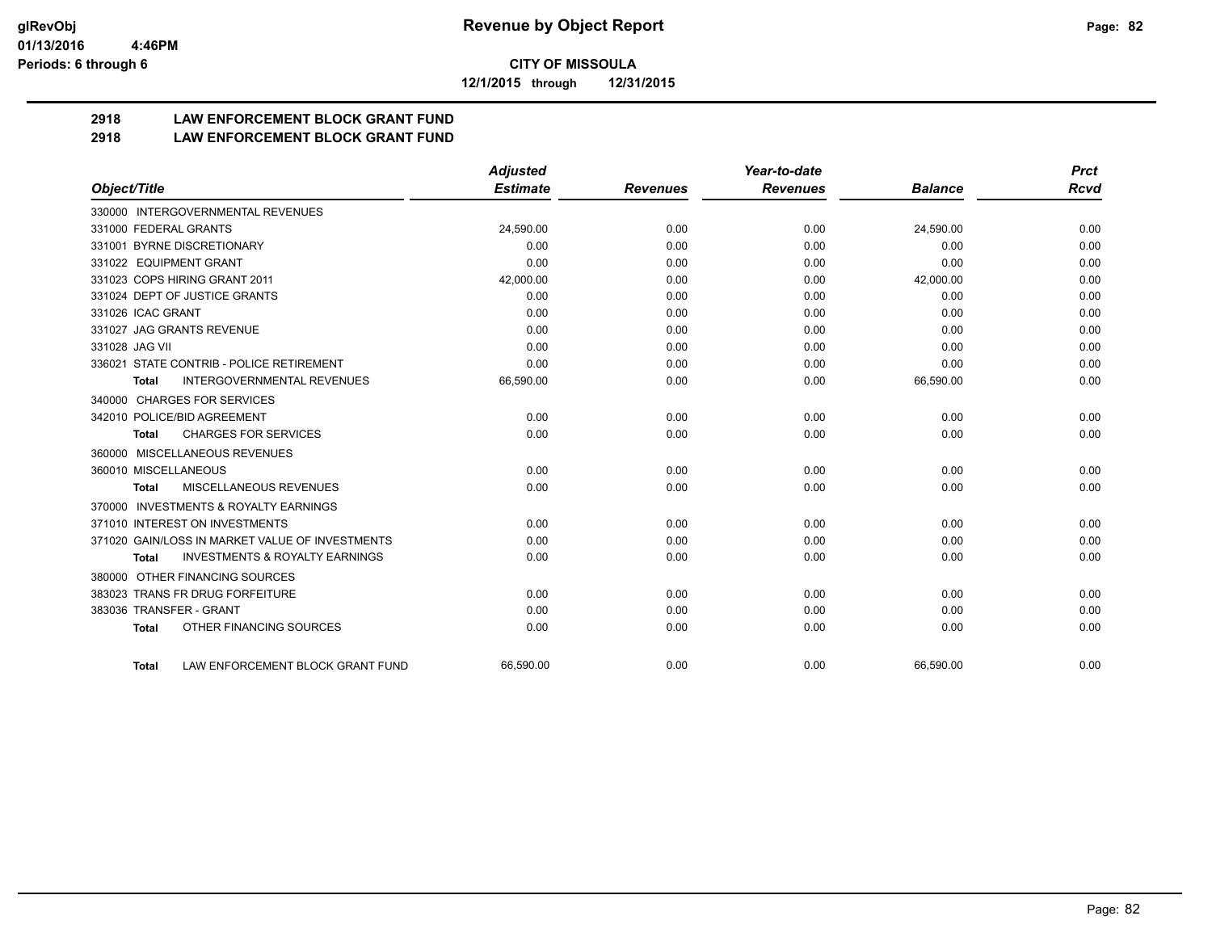**glRevObj**
**01/13/2016 4:46PM**
**Periods: 6 through 6**

# Revenue by Object Report

**CITY OF MISSOULA**

**12/1/2015 through 12/31/2015**

## 2918 LAW ENFORCEMENT BLOCK GRANT FUND
## 2918 LAW ENFORCEMENT BLOCK GRANT FUND

| Object/Title | Adjusted Estimate | Revenues | Year-to-date Revenues | Balance | Prct Rcvd |
|---|---|---|---|---|---|
| 330000 INTERGOVERNMENTAL REVENUES | | | | | |
| 331000 FEDERAL GRANTS | 24,590.00 | 0.00 | 0.00 | 24,590.00 | 0.00 |
| 331001 BYRNE DISCRETIONARY | 0.00 | 0.00 | 0.00 | 0.00 | 0.00 |
| 331022 EQUIPMENT GRANT | 0.00 | 0.00 | 0.00 | 0.00 | 0.00 |
| 331023 COPS HIRING GRANT 2011 | 42,000.00 | 0.00 | 0.00 | 42,000.00 | 0.00 |
| 331024 DEPT OF JUSTICE GRANTS | 0.00 | 0.00 | 0.00 | 0.00 | 0.00 |
| 331026 ICAC GRANT | 0.00 | 0.00 | 0.00 | 0.00 | 0.00 |
| 331027 JAG GRANTS REVENUE | 0.00 | 0.00 | 0.00 | 0.00 | 0.00 |
| 331028 JAG VII | 0.00 | 0.00 | 0.00 | 0.00 | 0.00 |
| 336021 STATE CONTRIB - POLICE RETIREMENT | 0.00 | 0.00 | 0.00 | 0.00 | 0.00 |
| **Total** INTERGOVERNMENTAL REVENUES | 66,590.00 | 0.00 | 0.00 | 66,590.00 | 0.00 |
| 340000 CHARGES FOR SERVICES | | | | | |
| 342010 POLICE/BID AGREEMENT | 0.00 | 0.00 | 0.00 | 0.00 | 0.00 |
| **Total** CHARGES FOR SERVICES | 0.00 | 0.00 | 0.00 | 0.00 | 0.00 |
| 360000 MISCELLANEOUS REVENUES | | | | | |
| 360010 MISCELLANEOUS | 0.00 | 0.00 | 0.00 | 0.00 | 0.00 |
| **Total** MISCELLANEOUS REVENUES | 0.00 | 0.00 | 0.00 | 0.00 | 0.00 |
| 370000 INVESTMENTS & ROYALTY EARNINGS | | | | | |
| 371010 INTEREST ON INVESTMENTS | 0.00 | 0.00 | 0.00 | 0.00 | 0.00 |
| 371020 GAIN/LOSS IN MARKET VALUE OF INVESTMENTS | 0.00 | 0.00 | 0.00 | 0.00 | 0.00 |
| **Total** INVESTMENTS & ROYALTY EARNINGS | 0.00 | 0.00 | 0.00 | 0.00 | 0.00 |
| 380000 OTHER FINANCING SOURCES | | | | | |
| 383023 TRANS FR DRUG FORFEITURE | 0.00 | 0.00 | 0.00 | 0.00 | 0.00 |
| 383036 TRANSFER - GRANT | 0.00 | 0.00 | 0.00 | 0.00 | 0.00 |
| **Total** OTHER FINANCING SOURCES | 0.00 | 0.00 | 0.00 | 0.00 | 0.00 |
| **Total** LAW ENFORCEMENT BLOCK GRANT FUND | 66,590.00 | 0.00 | 0.00 | 66,590.00 | 0.00 |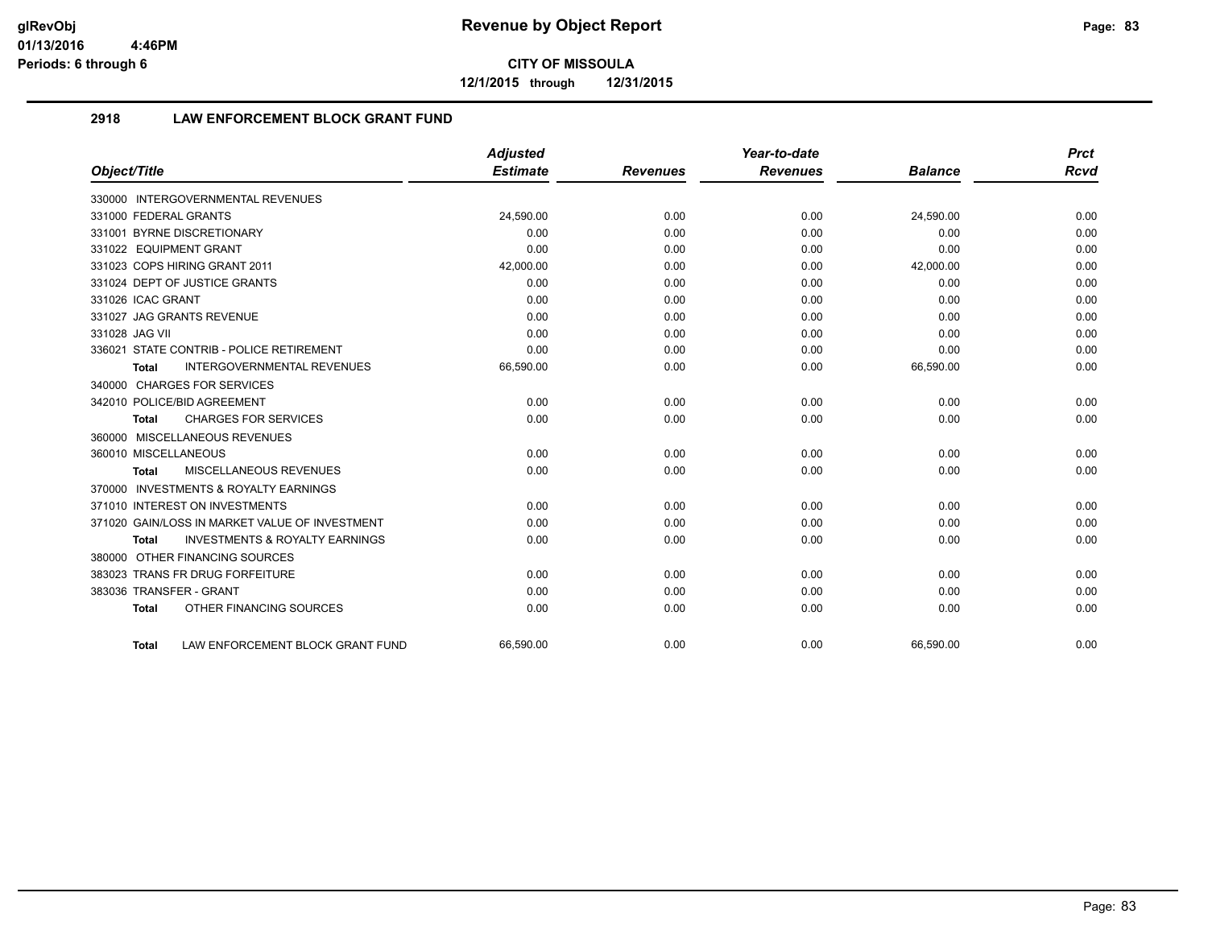# CITY OF MISSOULA

**12/1/2015 through 12/31/2015**

## 2918 LAW ENFORCEMENT BLOCK GRANT FUND

| Object/Title | Adjusted Estimate | Revenues | Year-to-date Revenues | Balance | Prct Rcvd |
|---|---|---|---|---|---|
| 330000 INTERGOVERNMENTAL REVENUES | | | | | |
| 331000 FEDERAL GRANTS | 24,590.00 | 0.00 | 0.00 | 24,590.00 | 0.00 |
| 331001 BYRNE DISCRETIONARY | 0.00 | 0.00 | 0.00 | 0.00 | 0.00 |
| 331022 EQUIPMENT GRANT | 0.00 | 0.00 | 0.00 | 0.00 | 0.00 |
| 331023 COPS HIRING GRANT 2011 | 42,000.00 | 0.00 | 0.00 | 42,000.00 | 0.00 |
| 331024 DEPT OF JUSTICE GRANTS | 0.00 | 0.00 | 0.00 | 0.00 | 0.00 |
| 331026 ICAC GRANT | 0.00 | 0.00 | 0.00 | 0.00 | 0.00 |
| 331027 JAG GRANTS REVENUE | 0.00 | 0.00 | 0.00 | 0.00 | 0.00 |
| 331028 JAG VII | 0.00 | 0.00 | 0.00 | 0.00 | 0.00 |
| 336021 STATE CONTRIB - POLICE RETIREMENT | 0.00 | 0.00 | 0.00 | 0.00 | 0.00 |
| **Total** INTERGOVERNMENTAL REVENUES | 66,590.00 | 0.00 | 0.00 | 66,590.00 | 0.00 |
| 340000 CHARGES FOR SERVICES | | | | | |
| 342010 POLICE/BID AGREEMENT | 0.00 | 0.00 | 0.00 | 0.00 | 0.00 |
| **Total** CHARGES FOR SERVICES | 0.00 | 0.00 | 0.00 | 0.00 | 0.00 |
| 360000 MISCELLANEOUS REVENUES | | | | | |
| 360010 MISCELLANEOUS | 0.00 | 0.00 | 0.00 | 0.00 | 0.00 |
| **Total** MISCELLANEOUS REVENUES | 0.00 | 0.00 | 0.00 | 0.00 | 0.00 |
| 370000 INVESTMENTS & ROYALTY EARNINGS | | | | | |
| 371010 INTEREST ON INVESTMENTS | 0.00 | 0.00 | 0.00 | 0.00 | 0.00 |
| 371020 GAIN/LOSS IN MARKET VALUE OF INVESTMENT | 0.00 | 0.00 | 0.00 | 0.00 | 0.00 |
| **Total** INVESTMENTS & ROYALTY EARNINGS | 0.00 | 0.00 | 0.00 | 0.00 | 0.00 |
| 380000 OTHER FINANCING SOURCES | | | | | |
| 383023 TRANS FR DRUG FORFEITURE | 0.00 | 0.00 | 0.00 | 0.00 | 0.00 |
| 383036 TRANSFER - GRANT | 0.00 | 0.00 | 0.00 | 0.00 | 0.00 |
| **Total** OTHER FINANCING SOURCES | 0.00 | 0.00 | 0.00 | 0.00 | 0.00 |
| **Total** LAW ENFORCEMENT BLOCK GRANT FUND | 66,590.00 | 0.00 | 0.00 | 66,590.00 | 0.00 |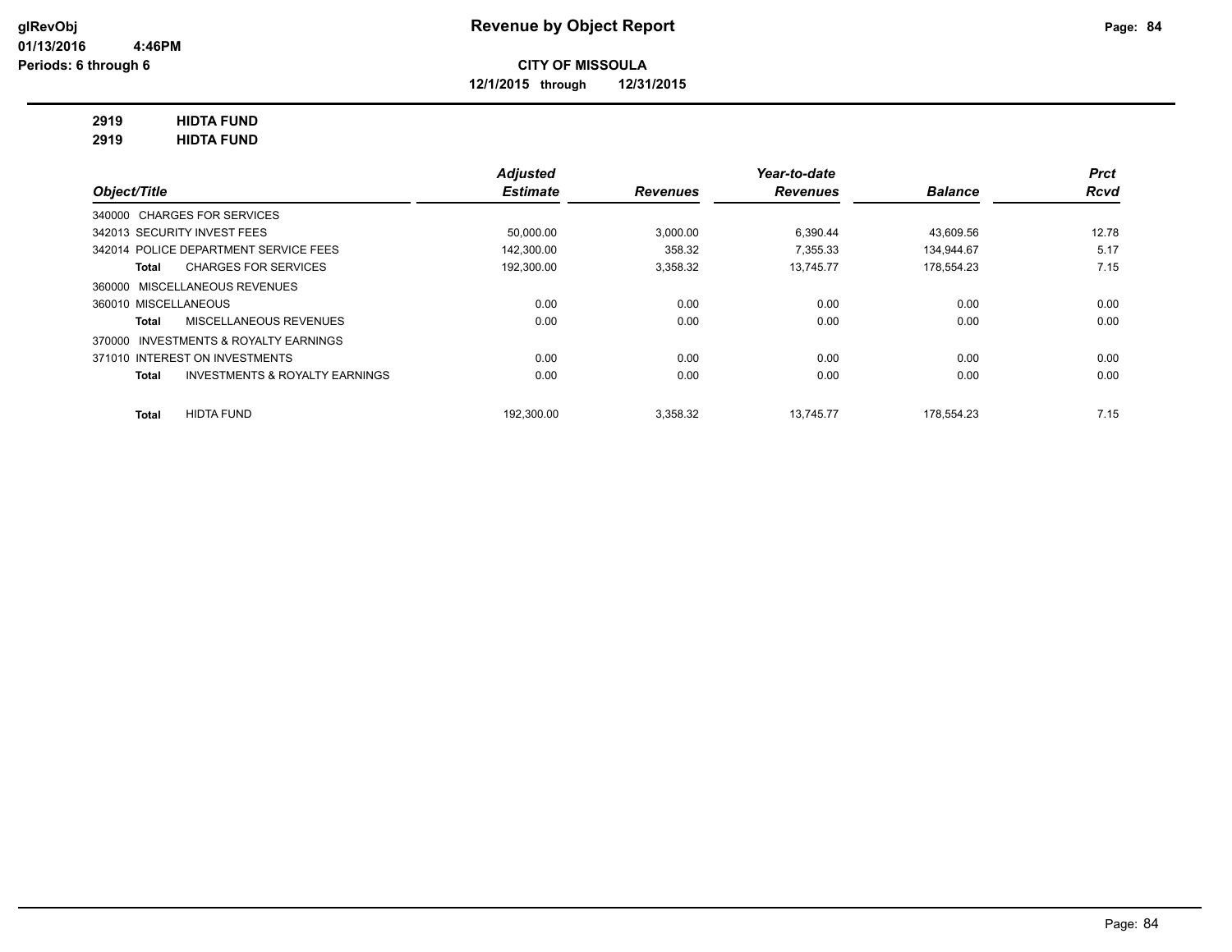**glRevObj**
**01/13/2016 4:46PM**
**Periods: 6 through 6**

# Revenue by Object Report

**CITY OF MISSOULA**
**12/1/2015 through 12/31/2015**

**2919 HIDTA FUND**
**2919 HIDTA FUND**

| Object/Title | Adjusted Estimate | Revenues | Year-to-date Revenues | Balance | Prct Rcvd |
|---|---|---|---|---|---|
| 340000 CHARGES FOR SERVICES | | | | | |
| 342013 SECURITY INVEST FEES | 50,000.00 | 3,000.00 | 6,390.44 | 43,609.56 | 12.78 |
| 342014 POLICE DEPARTMENT SERVICE FEES | 142,300.00 | 358.32 | 7,355.33 | 134,944.67 | 5.17 |
| **Total** CHARGES FOR SERVICES | 192,300.00 | 3,358.32 | 13,745.77 | 178,554.23 | 7.15 |
| 360000 MISCELLANEOUS REVENUES | | | | | |
| 360010 MISCELLANEOUS | 0.00 | 0.00 | 0.00 | 0.00 | 0.00 |
| **Total** MISCELLANEOUS REVENUES | 0.00 | 0.00 | 0.00 | 0.00 | 0.00 |
| 370000 INVESTMENTS & ROYALTY EARNINGS | | | | | |
| 371010 INTEREST ON INVESTMENTS | 0.00 | 0.00 | 0.00 | 0.00 | 0.00 |
| **Total** INVESTMENTS & ROYALTY EARNINGS | 0.00 | 0.00 | 0.00 | 0.00 | 0.00 |
| **Total** HIDTA FUND | 192,300.00 | 3,358.32 | 13,745.77 | 178,554.23 | 7.15 |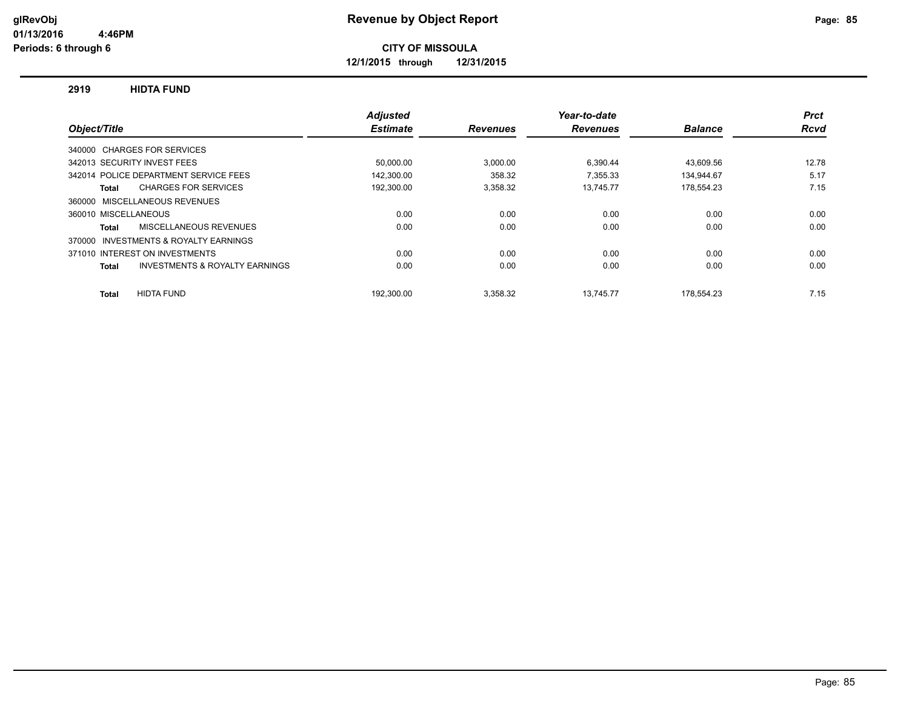# Revenue by Object Report

**CITY OF MISSOULA**

**12/1/2015 through 12/31/2015**

glRevObj
01/13/2016 4:46PM
Periods: 6 through 6

## 2919 HIDTA FUND

| Object/Title | Adjusted Estimate | Revenues | Year-to-date Revenues | Balance | Prct Rcvd |
|---|---|---|---|---|---|
| 340000 CHARGES FOR SERVICES | | | | | |
| 342013 SECURITY INVEST FEES | 50,000.00 | 3,000.00 | 6,390.44 | 43,609.56 | 12.78 |
| 342014 POLICE DEPARTMENT SERVICE FEES | 142,300.00 | 358.32 | 7,355.33 | 134,944.67 | 5.17 |
| **Total** CHARGES FOR SERVICES | 192,300.00 | 3,358.32 | 13,745.77 | 178,554.23 | 7.15 |
| 360000 MISCELLANEOUS REVENUES | | | | | |
| 360010 MISCELLANEOUS | 0.00 | 0.00 | 0.00 | 0.00 | 0.00 |
| **Total** MISCELLANEOUS REVENUES | 0.00 | 0.00 | 0.00 | 0.00 | 0.00 |
| 370000 INVESTMENTS & ROYALTY EARNINGS | | | | | |
| 371010 INTEREST ON INVESTMENTS | 0.00 | 0.00 | 0.00 | 0.00 | 0.00 |
| **Total** INVESTMENTS & ROYALTY EARNINGS | 0.00 | 0.00 | 0.00 | 0.00 | 0.00 |
| **Total** HIDTA FUND | 192,300.00 | 3,358.32 | 13,745.77 | 178,554.23 | 7.15 |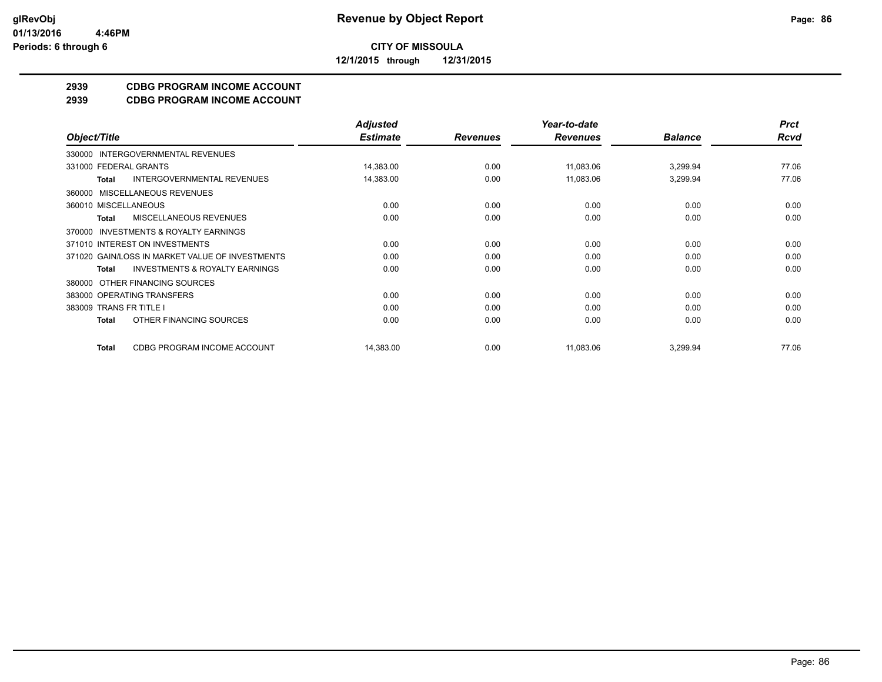# Revenue by Object Report

glRevObj
01/13/2016 4:46PM
Periods: 6 through 6

**CITY OF MISSOULA**

**12/1/2015 through 12/31/2015**

## 2939 CDBG PROGRAM INCOME ACCOUNT
## 2939 CDBG PROGRAM INCOME ACCOUNT

| Object/Title | Adjusted Estimate | Revenues | Year-to-date Revenues | Balance | Prct Rcvd |
|---|---|---|---|---|---|
| 330000 INTERGOVERNMENTAL REVENUES | | | | | |
| 331000 FEDERAL GRANTS | 14,383.00 | 0.00 | 11,083.06 | 3,299.94 | 77.06 |
| **Total** INTERGOVERNMENTAL REVENUES | 14,383.00 | 0.00 | 11,083.06 | 3,299.94 | 77.06 |
| 360000 MISCELLANEOUS REVENUES | | | | | |
| 360010 MISCELLANEOUS | 0.00 | 0.00 | 0.00 | 0.00 | 0.00 |
| **Total** MISCELLANEOUS REVENUES | 0.00 | 0.00 | 0.00 | 0.00 | 0.00 |
| 370000 INVESTMENTS & ROYALTY EARNINGS | | | | | |
| 371010 INTEREST ON INVESTMENTS | 0.00 | 0.00 | 0.00 | 0.00 | 0.00 |
| 371020 GAIN/LOSS IN MARKET VALUE OF INVESTMENTS | 0.00 | 0.00 | 0.00 | 0.00 | 0.00 |
| **Total** INVESTMENTS & ROYALTY EARNINGS | 0.00 | 0.00 | 0.00 | 0.00 | 0.00 |
| 380000 OTHER FINANCING SOURCES | | | | | |
| 383000 OPERATING TRANSFERS | 0.00 | 0.00 | 0.00 | 0.00 | 0.00 |
| 383009 TRANS FR TITLE I | 0.00 | 0.00 | 0.00 | 0.00 | 0.00 |
| **Total** OTHER FINANCING SOURCES | 0.00 | 0.00 | 0.00 | 0.00 | 0.00 |
| **Total** CDBG PROGRAM INCOME ACCOUNT | 14,383.00 | 0.00 | 11,083.06 | 3,299.94 | 77.06 |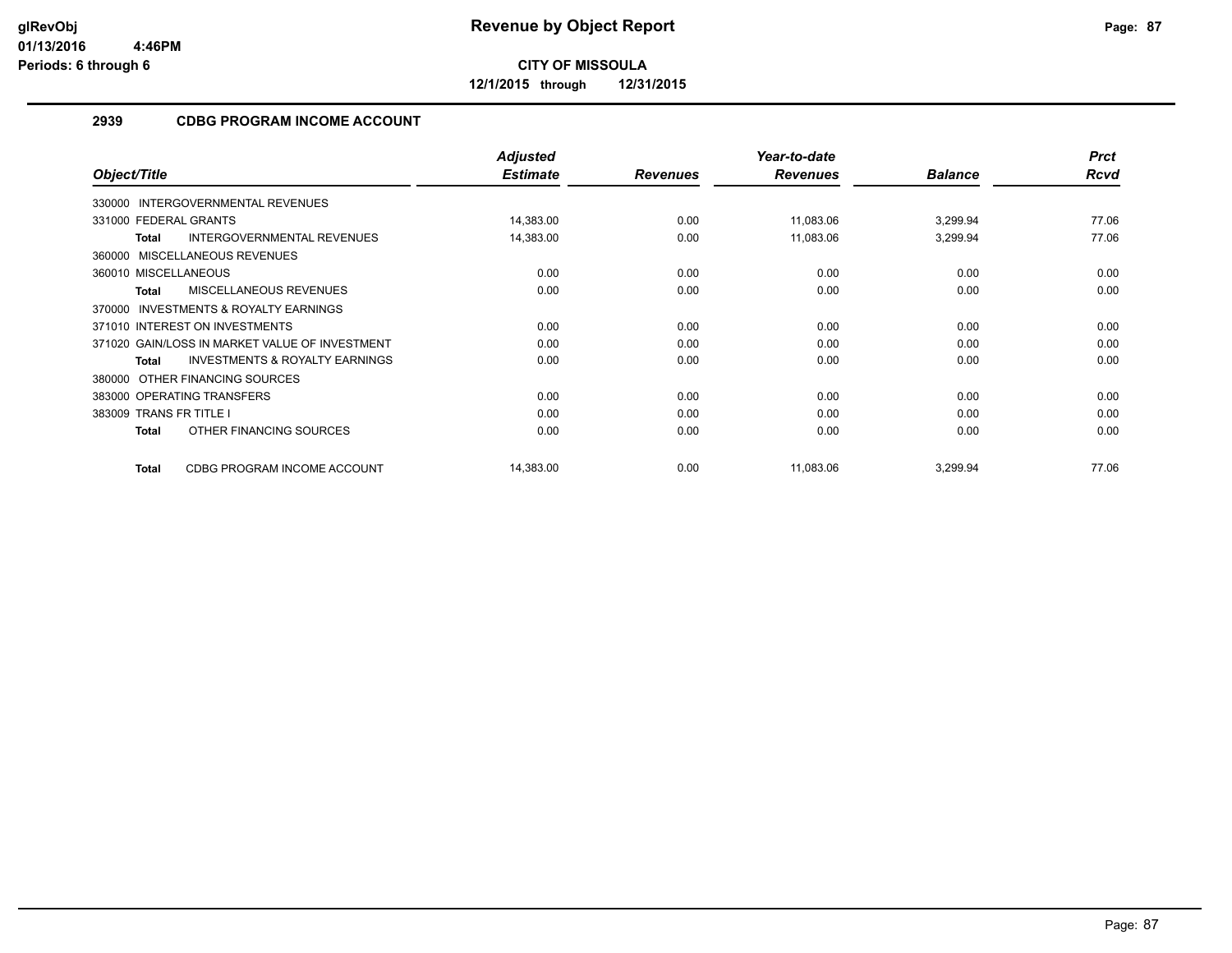# Revenue by Object Report

**CITY OF MISSOULA**

**12/1/2015 through 12/31/2015**

glRevObj
01/13/2016 4:46PM
Periods: 6 through 6

## 2939 CDBG PROGRAM INCOME ACCOUNT

| Object/Title | Adjusted Estimate | Revenues | Year-to-date Revenues | Balance | Prct Rcvd |
|---|---|---|---|---|---|
| 330000 INTERGOVERNMENTAL REVENUES | | | | | |
| 331000 FEDERAL GRANTS | 14,383.00 | 0.00 | 11,083.06 | 3,299.94 | 77.06 |
| **Total** INTERGOVERNMENTAL REVENUES | 14,383.00 | 0.00 | 11,083.06 | 3,299.94 | 77.06 |
| 360000 MISCELLANEOUS REVENUES | | | | | |
| 360010 MISCELLANEOUS | 0.00 | 0.00 | 0.00 | 0.00 | 0.00 |
| **Total** MISCELLANEOUS REVENUES | 0.00 | 0.00 | 0.00 | 0.00 | 0.00 |
| 370000 INVESTMENTS & ROYALTY EARNINGS | | | | | |
| 371010 INTEREST ON INVESTMENTS | 0.00 | 0.00 | 0.00 | 0.00 | 0.00 |
| 371020 GAIN/LOSS IN MARKET VALUE OF INVESTMENT | 0.00 | 0.00 | 0.00 | 0.00 | 0.00 |
| **Total** INVESTMENTS & ROYALTY EARNINGS | 0.00 | 0.00 | 0.00 | 0.00 | 0.00 |
| 380000 OTHER FINANCING SOURCES | | | | | |
| 383000 OPERATING TRANSFERS | 0.00 | 0.00 | 0.00 | 0.00 | 0.00 |
| 383009 TRANS FR TITLE I | 0.00 | 0.00 | 0.00 | 0.00 | 0.00 |
| **Total** OTHER FINANCING SOURCES | 0.00 | 0.00 | 0.00 | 0.00 | 0.00 |
| **Total** CDBG PROGRAM INCOME ACCOUNT | 14,383.00 | 0.00 | 11,083.06 | 3,299.94 | 77.06 |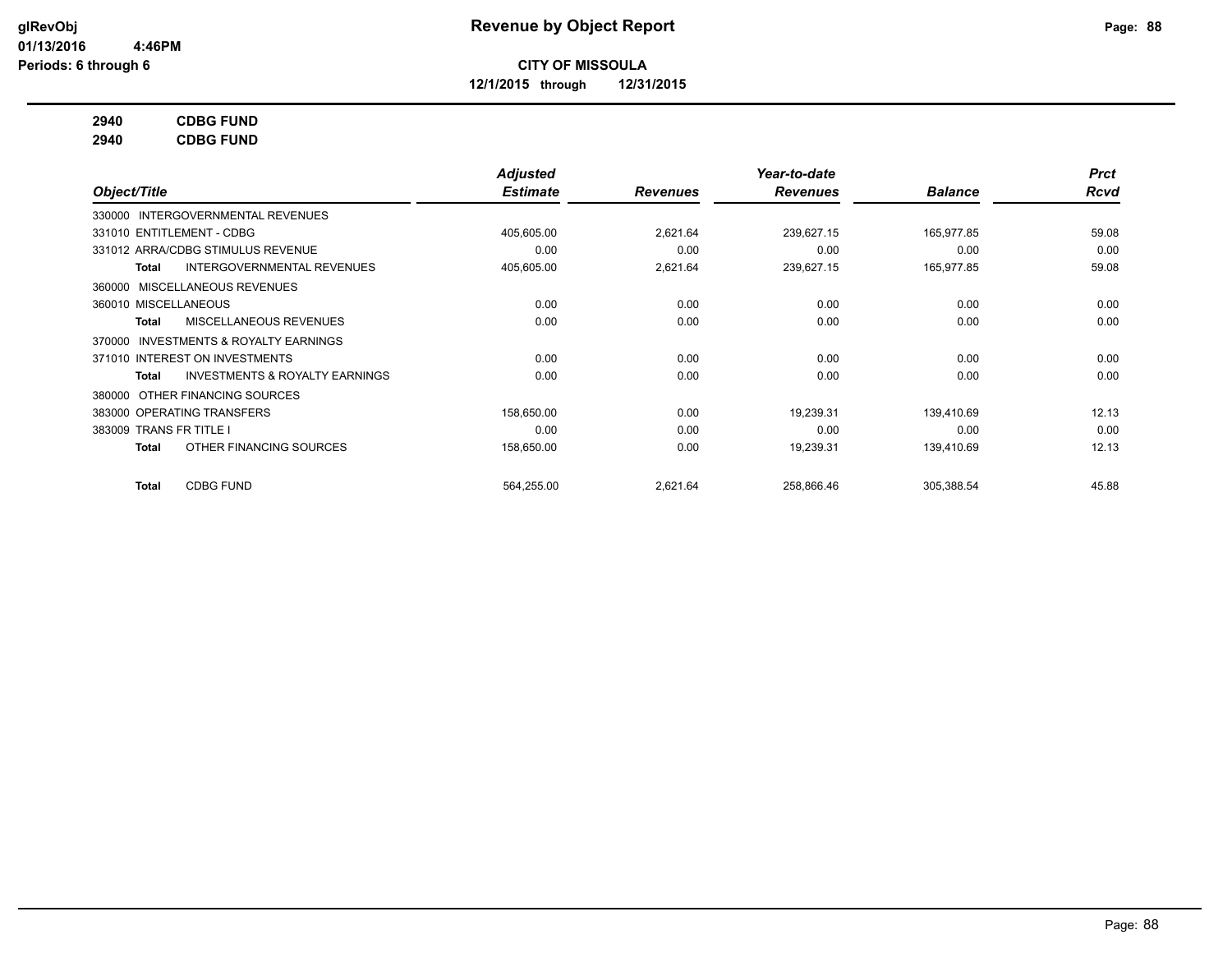# Revenue by Object Report

**CITY OF MISSOULA**

**12/1/2015 through 12/31/2015**

glRevObj
01/13/2016 4:46PM
Periods: 6 through 6

**2940 CDBG FUND**
**2940 CDBG FUND**

| Object/Title | Adjusted Estimate | Revenues | Year-to-date Revenues | Balance | Prct Rcvd |
|---|---|---|---|---|---|
| 330000 INTERGOVERNMENTAL REVENUES | | | | | |
| 331010 ENTITLEMENT - CDBG | 405,605.00 | 2,621.64 | 239,627.15 | 165,977.85 | 59.08 |
| 331012 ARRA/CDBG STIMULUS REVENUE | 0.00 | 0.00 | 0.00 | 0.00 | 0.00 |
| **Total** INTERGOVERNMENTAL REVENUES | 405,605.00 | 2,621.64 | 239,627.15 | 165,977.85 | 59.08 |
| 360000 MISCELLANEOUS REVENUES | | | | | |
| 360010 MISCELLANEOUS | 0.00 | 0.00 | 0.00 | 0.00 | 0.00 |
| **Total** MISCELLANEOUS REVENUES | 0.00 | 0.00 | 0.00 | 0.00 | 0.00 |
| 370000 INVESTMENTS & ROYALTY EARNINGS | | | | | |
| 371010 INTEREST ON INVESTMENTS | 0.00 | 0.00 | 0.00 | 0.00 | 0.00 |
| **Total** INVESTMENTS & ROYALTY EARNINGS | 0.00 | 0.00 | 0.00 | 0.00 | 0.00 |
| 380000 OTHER FINANCING SOURCES | | | | | |
| 383000 OPERATING TRANSFERS | 158,650.00 | 0.00 | 19,239.31 | 139,410.69 | 12.13 |
| 383009 TRANS FR TITLE I | 0.00 | 0.00 | 0.00 | 0.00 | 0.00 |
| **Total** OTHER FINANCING SOURCES | 158,650.00 | 0.00 | 19,239.31 | 139,410.69 | 12.13 |
| **Total** CDBG FUND | 564,255.00 | 2,621.64 | 258,866.46 | 305,388.54 | 45.88 |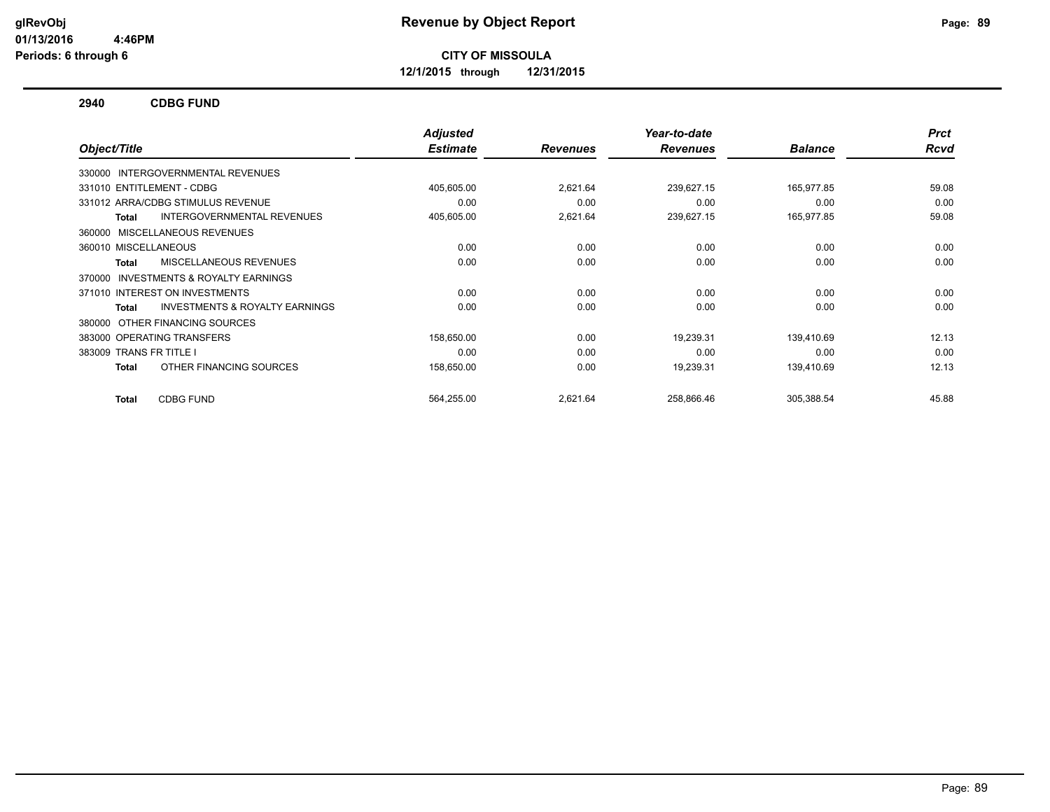# Revenue by Object Report

**CITY OF MISSOULA**

**12/1/2015 through 12/31/2015**

glRevObj
01/13/2016 4:46PM
Periods: 6 through 6

## 2940 CDBG FUND

| Object/Title | Adjusted Estimate | Revenues | Year-to-date Revenues | Balance | Prct Rcvd |
|---|---|---|---|---|---|
| 330000 INTERGOVERNMENTAL REVENUES | | | | | |
| 331010 ENTITLEMENT - CDBG | 405,605.00 | 2,621.64 | 239,627.15 | 165,977.85 | 59.08 |
| 331012 ARRA/CDBG STIMULUS REVENUE | 0.00 | 0.00 | 0.00 | 0.00 | 0.00 |
| **Total** INTERGOVERNMENTAL REVENUES | 405,605.00 | 2,621.64 | 239,627.15 | 165,977.85 | 59.08 |
| 360000 MISCELLANEOUS REVENUES | | | | | |
| 360010 MISCELLANEOUS | 0.00 | 0.00 | 0.00 | 0.00 | 0.00 |
| **Total** MISCELLANEOUS REVENUES | 0.00 | 0.00 | 0.00 | 0.00 | 0.00 |
| 370000 INVESTMENTS & ROYALTY EARNINGS | | | | | |
| 371010 INTEREST ON INVESTMENTS | 0.00 | 0.00 | 0.00 | 0.00 | 0.00 |
| **Total** INVESTMENTS & ROYALTY EARNINGS | 0.00 | 0.00 | 0.00 | 0.00 | 0.00 |
| 380000 OTHER FINANCING SOURCES | | | | | |
| 383000 OPERATING TRANSFERS | 158,650.00 | 0.00 | 19,239.31 | 139,410.69 | 12.13 |
| 383009 TRANS FR TITLE I | 0.00 | 0.00 | 0.00 | 0.00 | 0.00 |
| **Total** OTHER FINANCING SOURCES | 158,650.00 | 0.00 | 19,239.31 | 139,410.69 | 12.13 |
| **Total** CDBG FUND | 564,255.00 | 2,621.64 | 258,866.46 | 305,388.54 | 45.88 |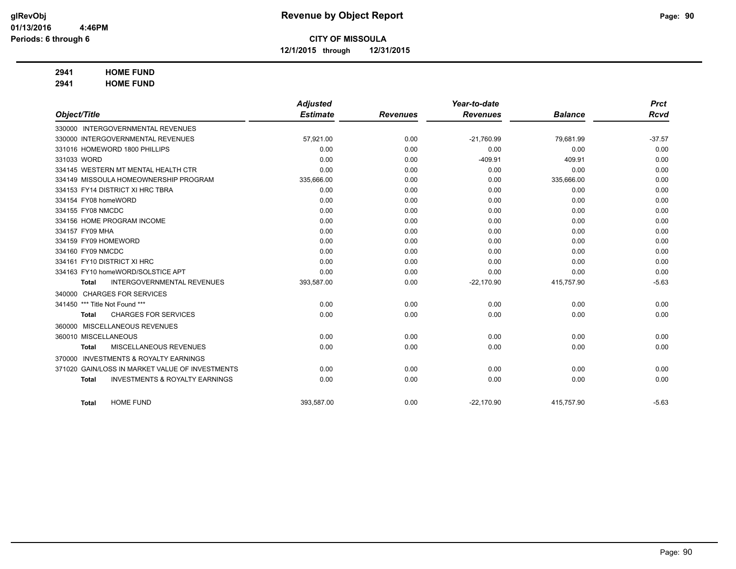# Revenue by Object Report

**CITY OF MISSOULA**

**12/1/2015 through 12/31/2015**

glRevObj
01/13/2016 4:46PM
Periods: 6 through 6

**2941 HOME FUND**
**2941 HOME FUND**

| Object/Title | Adjusted Estimate | Revenues | Year-to-date Revenues | Balance | Prct Rcvd |
|---|---|---|---|---|---|
| 330000 INTERGOVERNMENTAL REVENUES | | | | | |
| 330000 INTERGOVERNMENTAL REVENUES | 57,921.00 | 0.00 | -21,760.99 | 79,681.99 | -37.57 |
| 331016 HOMEWORD 1800 PHILLIPS | 0.00 | 0.00 | 0.00 | 0.00 | 0.00 |
| 331033 WORD | 0.00 | 0.00 | -409.91 | 409.91 | 0.00 |
| 334145 WESTERN MT MENTAL HEALTH CTR | 0.00 | 0.00 | 0.00 | 0.00 | 0.00 |
| 334149 MISSOULA HOMEOWNERSHIP PROGRAM | 335,666.00 | 0.00 | 0.00 | 335,666.00 | 0.00 |
| 334153 FY14 DISTRICT XI HRC TBRA | 0.00 | 0.00 | 0.00 | 0.00 | 0.00 |
| 334154 FY08 homeWORD | 0.00 | 0.00 | 0.00 | 0.00 | 0.00 |
| 334155 FY08 NMCDC | 0.00 | 0.00 | 0.00 | 0.00 | 0.00 |
| 334156 HOME PROGRAM INCOME | 0.00 | 0.00 | 0.00 | 0.00 | 0.00 |
| 334157 FY09 MHA | 0.00 | 0.00 | 0.00 | 0.00 | 0.00 |
| 334159 FY09 HOMEWORD | 0.00 | 0.00 | 0.00 | 0.00 | 0.00 |
| 334160 FY09 NMCDC | 0.00 | 0.00 | 0.00 | 0.00 | 0.00 |
| 334161 FY10 DISTRICT XI HRC | 0.00 | 0.00 | 0.00 | 0.00 | 0.00 |
| 334163 FY10 homeWORD/SOLSTICE APT | 0.00 | 0.00 | 0.00 | 0.00 | 0.00 |
| **Total** INTERGOVERNMENTAL REVENUES | 393,587.00 | 0.00 | -22,170.90 | 415,757.90 | -5.63 |
| 340000 CHARGES FOR SERVICES | | | | | |
| 341450 *** Title Not Found *** | 0.00 | 0.00 | 0.00 | 0.00 | 0.00 |
| **Total** CHARGES FOR SERVICES | 0.00 | 0.00 | 0.00 | 0.00 | 0.00 |
| 360000 MISCELLANEOUS REVENUES | | | | | |
| 360010 MISCELLANEOUS | 0.00 | 0.00 | 0.00 | 0.00 | 0.00 |
| **Total** MISCELLANEOUS REVENUES | 0.00 | 0.00 | 0.00 | 0.00 | 0.00 |
| 370000 INVESTMENTS & ROYALTY EARNINGS | | | | | |
| 371020 GAIN/LOSS IN MARKET VALUE OF INVESTMENTS | 0.00 | 0.00 | 0.00 | 0.00 | 0.00 |
| **Total** INVESTMENTS & ROYALTY EARNINGS | 0.00 | 0.00 | 0.00 | 0.00 | 0.00 |
| **Total** HOME FUND | 393,587.00 | 0.00 | -22,170.90 | 415,757.90 | -5.63 |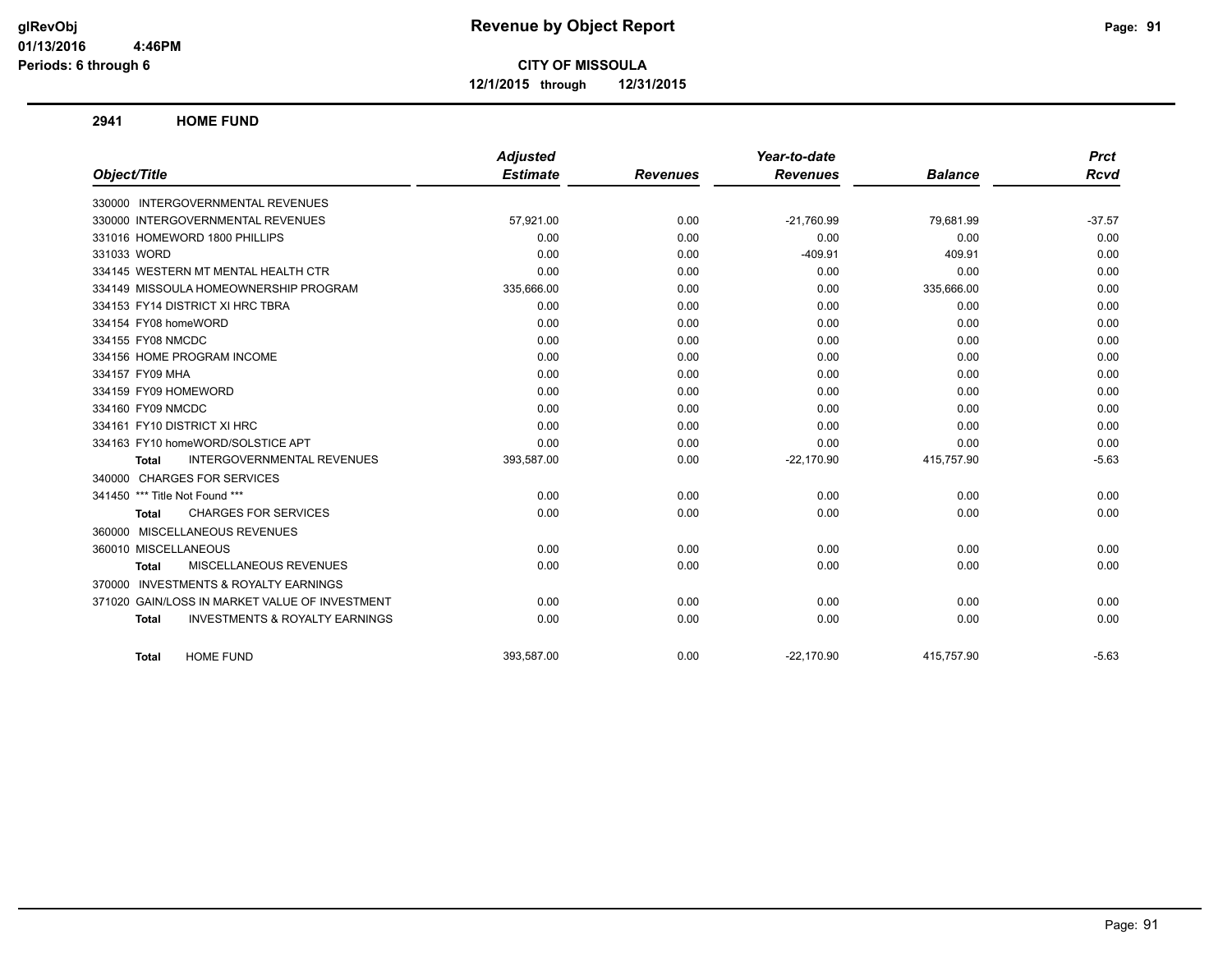**CITY OF MISSOULA**

**12/1/2015 through 12/31/2015**

**2941 HOME FUND**

| Object/Title | Adjusted Estimate | Revenues | Year-to-date Revenues | Balance | Prct Rcvd |
|---|---|---|---|---|---|
| 330000 INTERGOVERNMENTAL REVENUES | | | | | |
| 330000 INTERGOVERNMENTAL REVENUES | 57,921.00 | 0.00 | -21,760.99 | 79,681.99 | -37.57 |
| 331016 HOMEWORD 1800 PHILLIPS | 0.00 | 0.00 | 0.00 | 0.00 | 0.00 |
| 331033 WORD | 0.00 | 0.00 | -409.91 | 409.91 | 0.00 |
| 334145 WESTERN MT MENTAL HEALTH CTR | 0.00 | 0.00 | 0.00 | 0.00 | 0.00 |
| 334149 MISSOULA HOMEOWNERSHIP PROGRAM | 335,666.00 | 0.00 | 0.00 | 335,666.00 | 0.00 |
| 334153 FY14 DISTRICT XI HRC TBRA | 0.00 | 0.00 | 0.00 | 0.00 | 0.00 |
| 334154 FY08 homeWORD | 0.00 | 0.00 | 0.00 | 0.00 | 0.00 |
| 334155 FY08 NMCDC | 0.00 | 0.00 | 0.00 | 0.00 | 0.00 |
| 334156 HOME PROGRAM INCOME | 0.00 | 0.00 | 0.00 | 0.00 | 0.00 |
| 334157 FY09 MHA | 0.00 | 0.00 | 0.00 | 0.00 | 0.00 |
| 334159 FY09 HOMEWORD | 0.00 | 0.00 | 0.00 | 0.00 | 0.00 |
| 334160 FY09 NMCDC | 0.00 | 0.00 | 0.00 | 0.00 | 0.00 |
| 334161 FY10 DISTRICT XI HRC | 0.00 | 0.00 | 0.00 | 0.00 | 0.00 |
| 334163 FY10 homeWORD/SOLSTICE APT | 0.00 | 0.00 | 0.00 | 0.00 | 0.00 |
| **Total** INTERGOVERNMENTAL REVENUES | 393,587.00 | 0.00 | -22,170.90 | 415,757.90 | -5.63 |
| 340000 CHARGES FOR SERVICES | | | | | |
| 341450 *** Title Not Found *** | 0.00 | 0.00 | 0.00 | 0.00 | 0.00 |
| **Total** CHARGES FOR SERVICES | 0.00 | 0.00 | 0.00 | 0.00 | 0.00 |
| 360000 MISCELLANEOUS REVENUES | | | | | |
| 360010 MISCELLANEOUS | 0.00 | 0.00 | 0.00 | 0.00 | 0.00 |
| **Total** MISCELLANEOUS REVENUES | 0.00 | 0.00 | 0.00 | 0.00 | 0.00 |
| 370000 INVESTMENTS & ROYALTY EARNINGS | | | | | |
| 371020 GAIN/LOSS IN MARKET VALUE OF INVESTMENT | 0.00 | 0.00 | 0.00 | 0.00 | 0.00 |
| **Total** INVESTMENTS & ROYALTY EARNINGS | 0.00 | 0.00 | 0.00 | 0.00 | 0.00 |
| **Total** HOME FUND | 393,587.00 | 0.00 | -22,170.90 | 415,757.90 | -5.63 |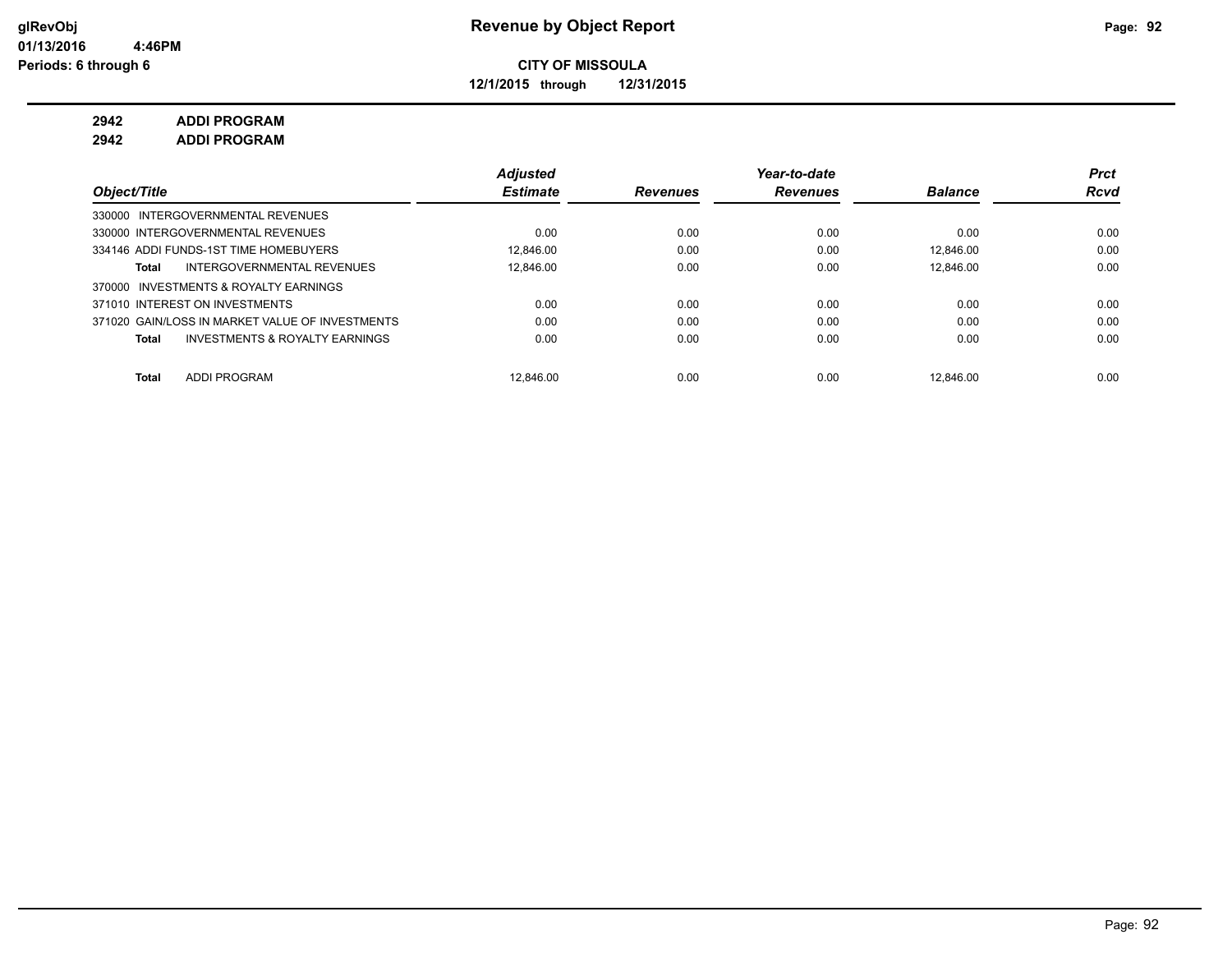glRevObj
01/13/2016 4:46PM
Periods: 6 through 6

# Revenue by Object Report

**CITY OF MISSOULA**

**12/1/2015 through 12/31/2015**

**2942 ADDI PROGRAM**

**2942 ADDI PROGRAM**

| Object/Title | Adjusted Estimate | Revenues | Year-to-date Revenues | Balance | Prct Rcvd |
|---|---|---|---|---|---|
| 330000 INTERGOVERNMENTAL REVENUES | | | | | |
| 330000 INTERGOVERNMENTAL REVENUES | 0.00 | 0.00 | 0.00 | 0.00 | 0.00 |
| 334146 ADDI FUNDS-1ST TIME HOMEBUYERS | 12,846.00 | 0.00 | 0.00 | 12,846.00 | 0.00 |
| **Total** INTERGOVERNMENTAL REVENUES | 12,846.00 | 0.00 | 0.00 | 12,846.00 | 0.00 |
| 370000 INVESTMENTS & ROYALTY EARNINGS | | | | | |
| 371010 INTEREST ON INVESTMENTS | 0.00 | 0.00 | 0.00 | 0.00 | 0.00 |
| 371020 GAIN/LOSS IN MARKET VALUE OF INVESTMENTS | 0.00 | 0.00 | 0.00 | 0.00 | 0.00 |
| **Total** INVESTMENTS & ROYALTY EARNINGS | 0.00 | 0.00 | 0.00 | 0.00 | 0.00 |
| **Total** ADDI PROGRAM | 12,846.00 | 0.00 | 0.00 | 12,846.00 | 0.00 |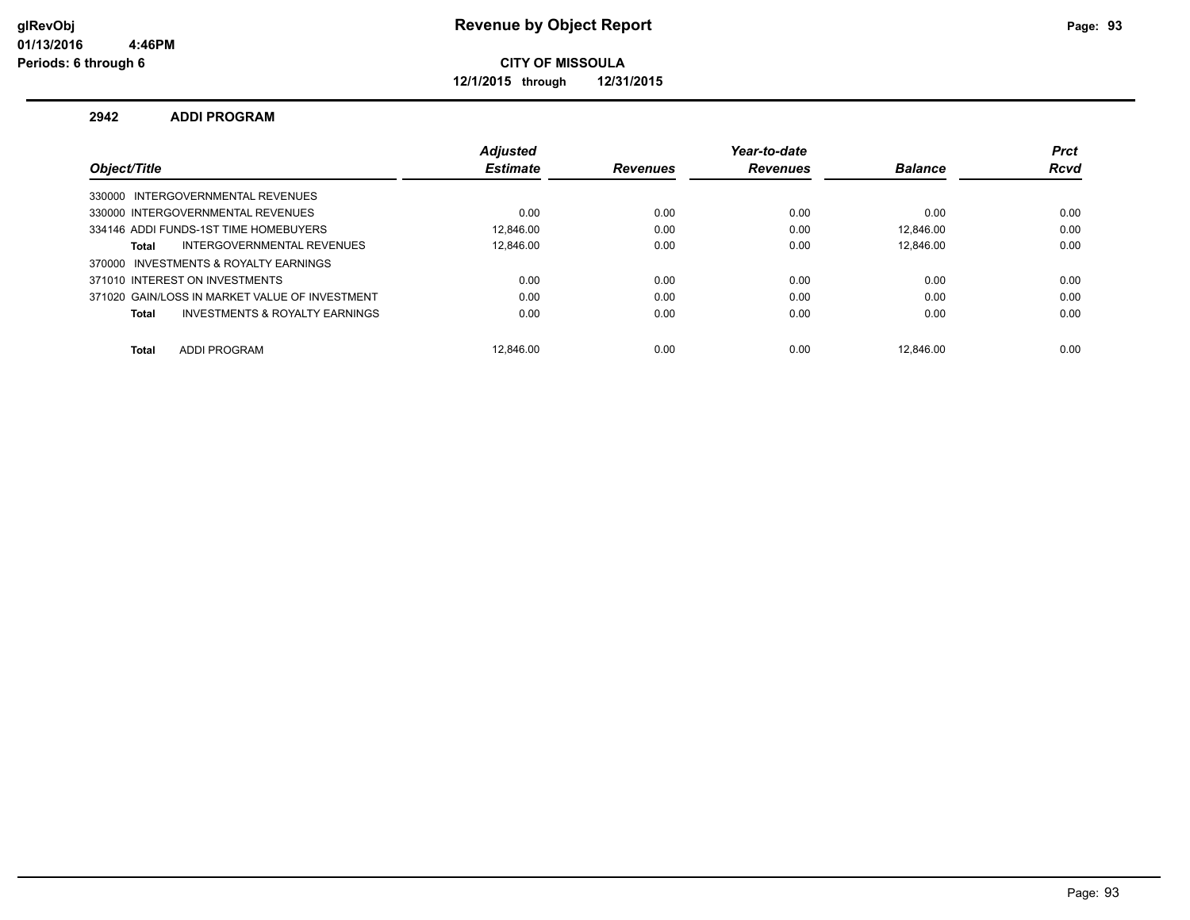# Revenue by Object Report

**CITY OF MISSOULA**

**12/1/2015 through 12/31/2015**

glRevObj
01/13/2016 4:46PM
Periods: 6 through 6

## 2942 ADDI PROGRAM

| Object/Title | Adjusted Estimate | Revenues | Year-to-date Revenues | Balance | Prct Rcvd |
|---|---|---|---|---|---|
| 330000 INTERGOVERNMENTAL REVENUES | | | | | |
| 330000 INTERGOVERNMENTAL REVENUES | 0.00 | 0.00 | 0.00 | 0.00 | 0.00 |
| 334146 ADDI FUNDS-1ST TIME HOMEBUYERS | 12,846.00 | 0.00 | 0.00 | 12,846.00 | 0.00 |
| **Total** INTERGOVERNMENTAL REVENUES | 12,846.00 | 0.00 | 0.00 | 12,846.00 | 0.00 |
| 370000 INVESTMENTS & ROYALTY EARNINGS | | | | | |
| 371010 INTEREST ON INVESTMENTS | 0.00 | 0.00 | 0.00 | 0.00 | 0.00 |
| 371020 GAIN/LOSS IN MARKET VALUE OF INVESTMENT | 0.00 | 0.00 | 0.00 | 0.00 | 0.00 |
| **Total** INVESTMENTS & ROYALTY EARNINGS | 0.00 | 0.00 | 0.00 | 0.00 | 0.00 |
| **Total** ADDI PROGRAM | 12,846.00 | 0.00 | 0.00 | 12,846.00 | 0.00 |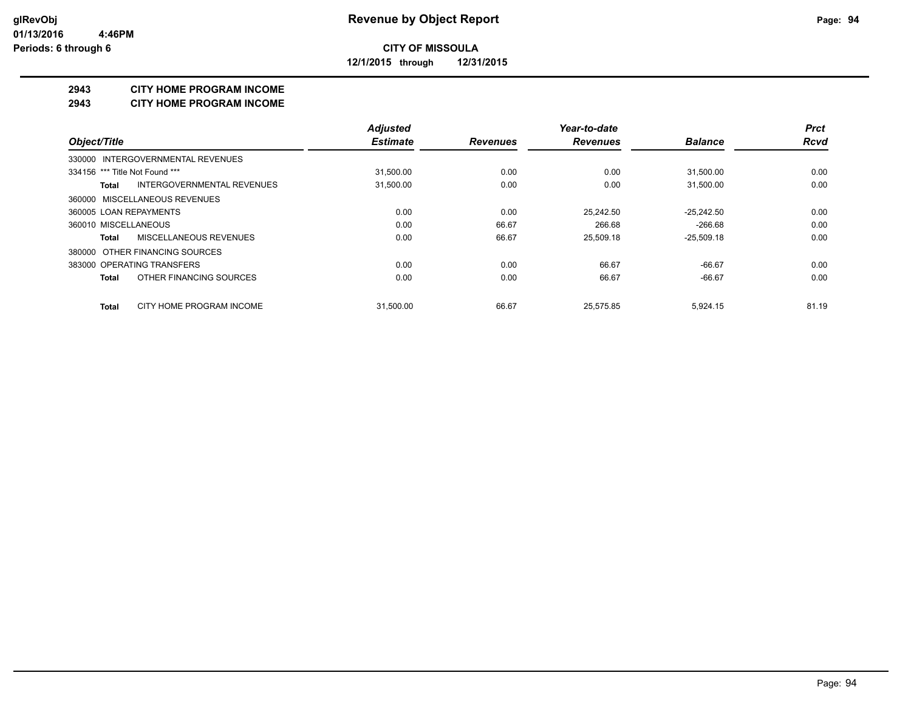# Revenue by Object Report

**CITY OF MISSOULA**

**12/1/2015 through 12/31/2015**

glRevObj
01/13/2016 4:46PM
Periods: 6 through 6

## 2943 CITY HOME PROGRAM INCOME
## 2943 CITY HOME PROGRAM INCOME

| Object/Title | Adjusted Estimate | Revenues | Year-to-date Revenues | Balance | Prct Rcvd |
|---|---|---|---|---|---|
| 330000 INTERGOVERNMENTAL REVENUES | | | | | |
| 334156 *** Title Not Found *** | 31,500.00 | 0.00 | 0.00 | 31,500.00 | 0.00 |
| **Total** INTERGOVERNMENTAL REVENUES | 31,500.00 | 0.00 | 0.00 | 31,500.00 | 0.00 |
| 360000 MISCELLANEOUS REVENUES | | | | | |
| 360005 LOAN REPAYMENTS | 0.00 | 0.00 | 25,242.50 | -25,242.50 | 0.00 |
| 360010 MISCELLANEOUS | 0.00 | 66.67 | 266.68 | -266.68 | 0.00 |
| **Total** MISCELLANEOUS REVENUES | 0.00 | 66.67 | 25,509.18 | -25,509.18 | 0.00 |
| 380000 OTHER FINANCING SOURCES | | | | | |
| 383000 OPERATING TRANSFERS | 0.00 | 0.00 | 66.67 | -66.67 | 0.00 |
| **Total** OTHER FINANCING SOURCES | 0.00 | 0.00 | 66.67 | -66.67 | 0.00 |
| **Total** CITY HOME PROGRAM INCOME | 31,500.00 | 66.67 | 25,575.85 | 5,924.15 | 81.19 |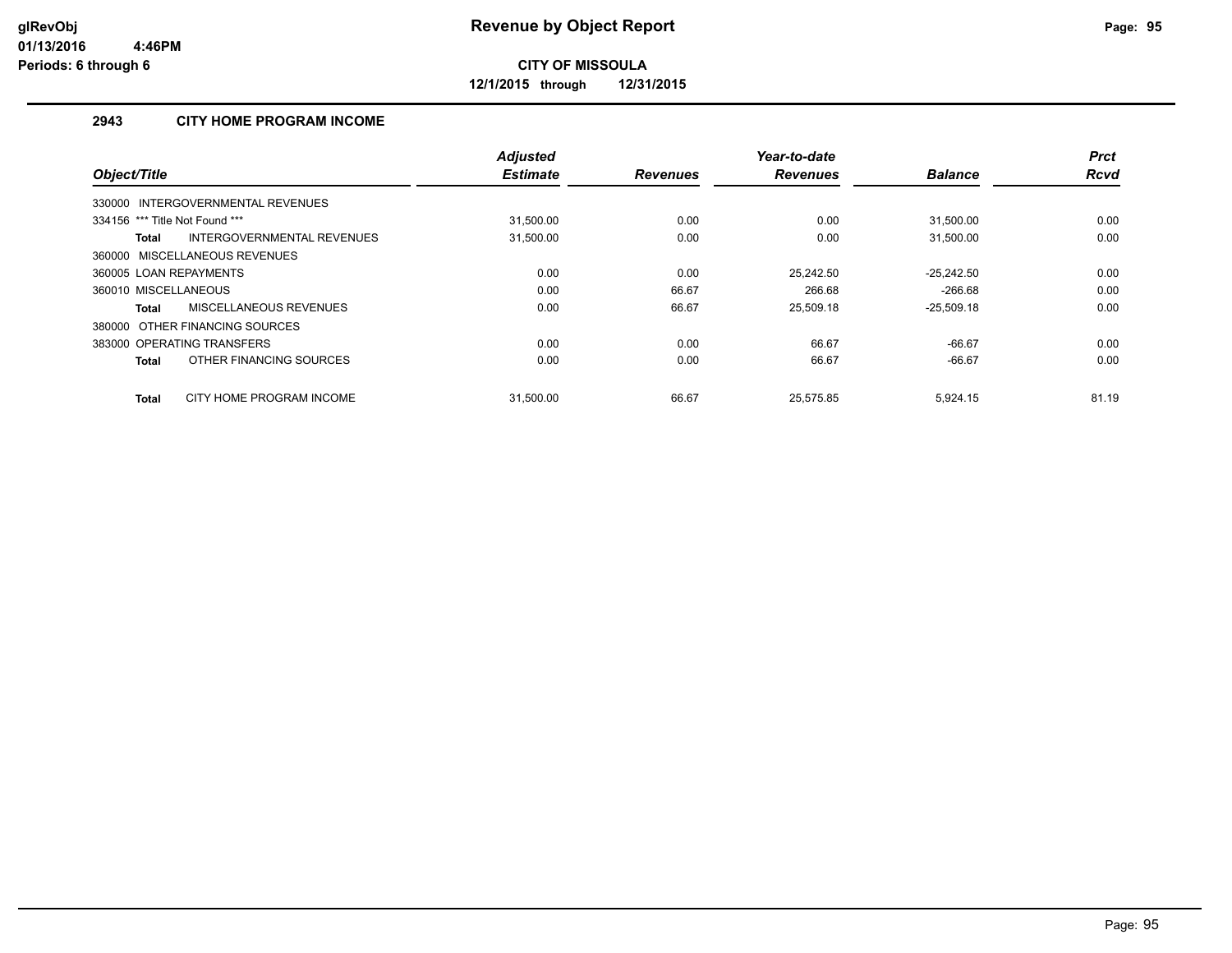# Revenue by Object Report

**CITY OF MISSOULA**

**12/1/2015 through 12/31/2015**

glRevObj
01/13/2016 4:46PM
Periods: 6 through 6

## 2943 CITY HOME PROGRAM INCOME

| Object/Title | Adjusted Estimate | Revenues | Year-to-date Revenues | Balance | Prct Rcvd |
|---|---|---|---|---|---|
| 330000 INTERGOVERNMENTAL REVENUES | | | | | |
| 334156 *** Title Not Found *** | 31,500.00 | 0.00 | 0.00 | 31,500.00 | 0.00 |
| **Total** INTERGOVERNMENTAL REVENUES | 31,500.00 | 0.00 | 0.00 | 31,500.00 | 0.00 |
| 360000 MISCELLANEOUS REVENUES | | | | | |
| 360005 LOAN REPAYMENTS | 0.00 | 0.00 | 25,242.50 | -25,242.50 | 0.00 |
| 360010 MISCELLANEOUS | 0.00 | 66.67 | 266.68 | -266.68 | 0.00 |
| **Total** MISCELLANEOUS REVENUES | 0.00 | 66.67 | 25,509.18 | -25,509.18 | 0.00 |
| 380000 OTHER FINANCING SOURCES | | | | | |
| 383000 OPERATING TRANSFERS | 0.00 | 0.00 | 66.67 | -66.67 | 0.00 |
| **Total** OTHER FINANCING SOURCES | 0.00 | 0.00 | 66.67 | -66.67 | 0.00 |
| **Total** CITY HOME PROGRAM INCOME | 31,500.00 | 66.67 | 25,575.85 | 5,924.15 | 81.19 |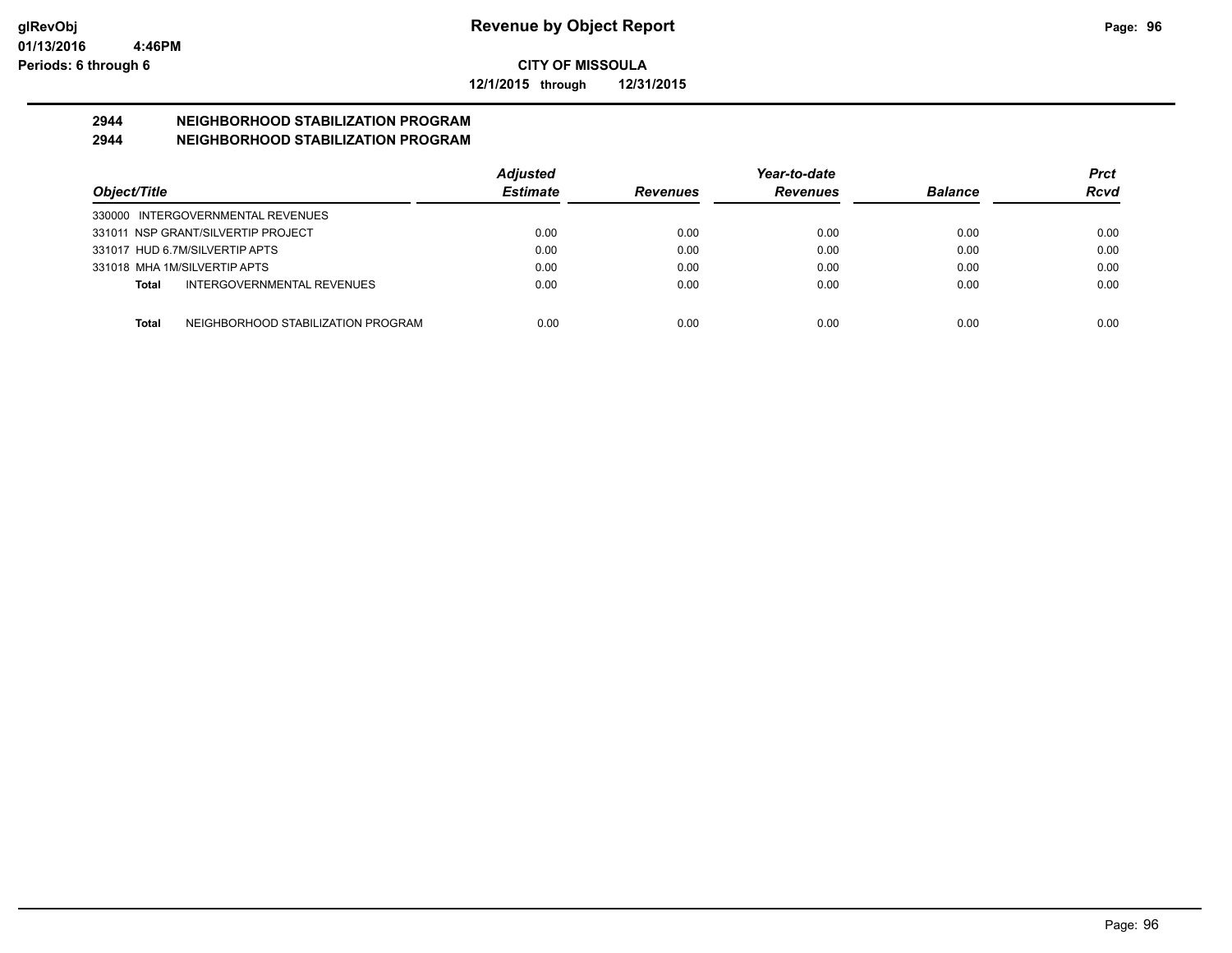**Revenue by Object Report**

**CITY OF MISSOULA**

**12/1/2015 through 12/31/2015**

glRevObj
01/13/2016 4:46PM
Periods: 6 through 6

## 2944 NEIGHBORHOOD STABILIZATION PROGRAM
## 2944 NEIGHBORHOOD STABILIZATION PROGRAM

| Object/Title | Adjusted Estimate | Revenues | Year-to-date Revenues | Balance | Prct Rcvd |
|---|---|---|---|---|---|
| 330000 INTERGOVERNMENTAL REVENUES | | | | | |
| 331011 NSP GRANT/SILVERTIP PROJECT | 0.00 | 0.00 | 0.00 | 0.00 | 0.00 |
| 331017 HUD 6.7M/SILVERTIP APTS | 0.00 | 0.00 | 0.00 | 0.00 | 0.00 |
| 331018 MHA 1M/SILVERTIP APTS | 0.00 | 0.00 | 0.00 | 0.00 | 0.00 |
| **Total** INTERGOVERNMENTAL REVENUES | 0.00 | 0.00 | 0.00 | 0.00 | 0.00 |
| **Total** NEIGHBORHOOD STABILIZATION PROGRAM | 0.00 | 0.00 | 0.00 | 0.00 | 0.00 |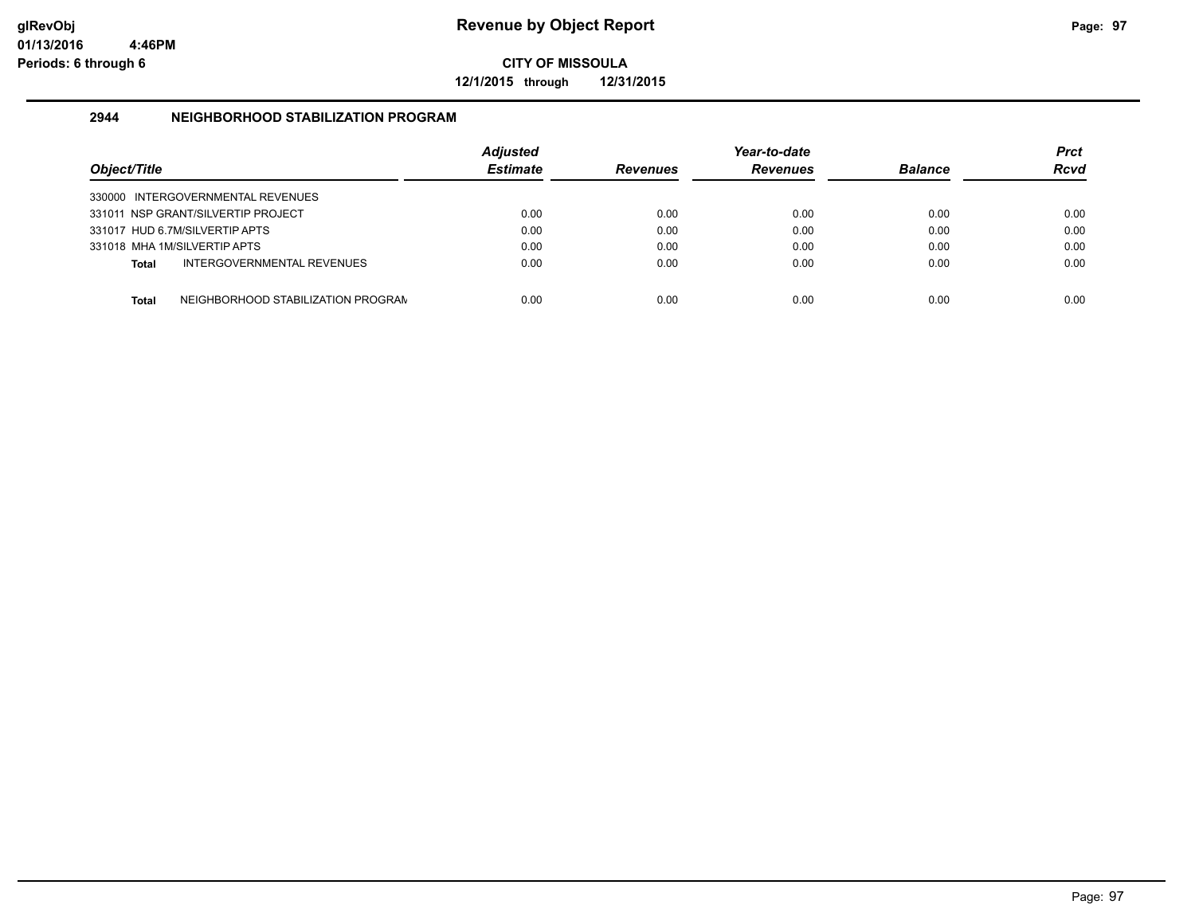# Revenue by Object Report

glRevObj
01/13/2016 4:46PM
Periods: 6 through 6

**CITY OF MISSOULA**

**12/1/2015 through 12/31/2015**

## 2944 NEIGHBORHOOD STABILIZATION PROGRAM

| Object/Title | Adjusted Estimate | Revenues | Year-to-date Revenues | Balance | Prct Rcvd |
|---|---|---|---|---|---|
| 330000 INTERGOVERNMENTAL REVENUES | | | | | |
| 331011 NSP GRANT/SILVERTIP PROJECT | 0.00 | 0.00 | 0.00 | 0.00 | 0.00 |
| 331017 HUD 6.7M/SILVERTIP APTS | 0.00 | 0.00 | 0.00 | 0.00 | 0.00 |
| 331018 MHA 1M/SILVERTIP APTS | 0.00 | 0.00 | 0.00 | 0.00 | 0.00 |
| **Total** INTERGOVERNMENTAL REVENUES | 0.00 | 0.00 | 0.00 | 0.00 | 0.00 |
| **Total** NEIGHBORHOOD STABILIZATION PROGRAM | 0.00 | 0.00 | 0.00 | 0.00 | 0.00 |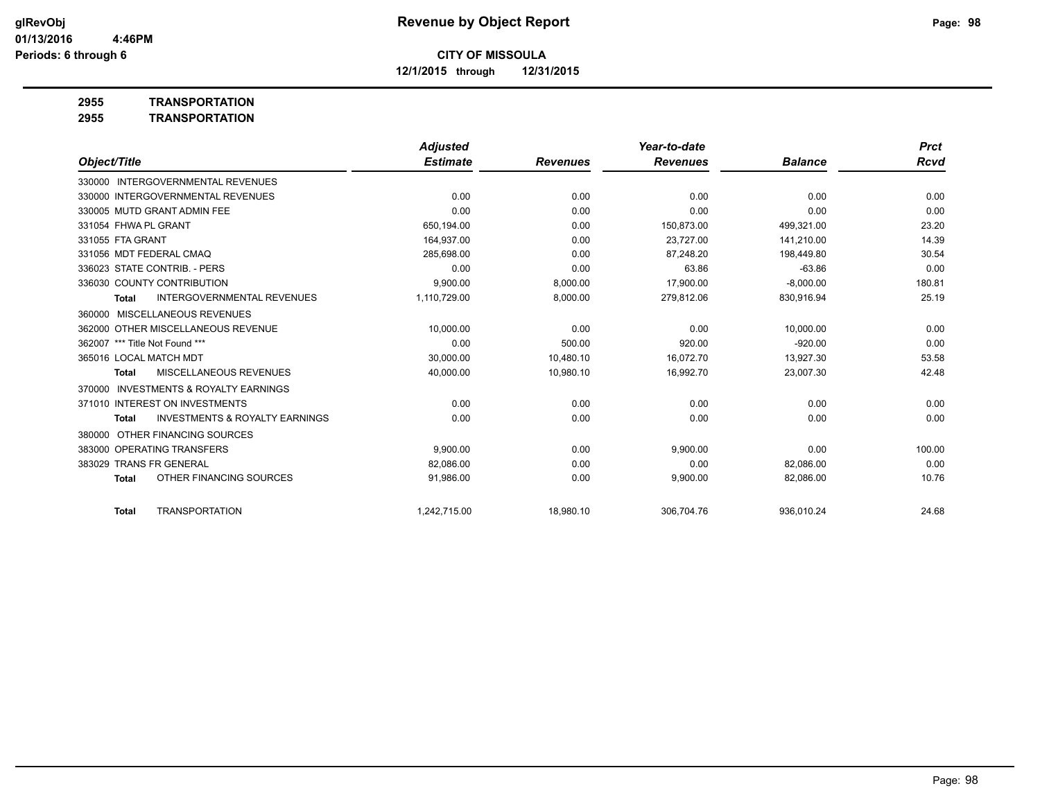**glRevObj**
**01/13/2016 4:46PM**
**Periods: 6 through 6**

# Revenue by Object Report

**CITY OF MISSOULA**
**12/1/2015 through 12/31/2015**

## 2955 TRANSPORTATION
## 2955 TRANSPORTATION

| Object/Title | Adjusted Estimate | Revenues | Year-to-date Revenues | Balance | Prct Rcvd |
|---|---|---|---|---|---|
| 330000 INTERGOVERNMENTAL REVENUES | | | | | |
| 330000 INTERGOVERNMENTAL REVENUES | 0.00 | 0.00 | 0.00 | 0.00 | 0.00 |
| 330005 MUTD GRANT ADMIN FEE | 0.00 | 0.00 | 0.00 | 0.00 | 0.00 |
| 331054 FHWA PL GRANT | 650,194.00 | 0.00 | 150,873.00 | 499,321.00 | 23.20 |
| 331055 FTA GRANT | 164,937.00 | 0.00 | 23,727.00 | 141,210.00 | 14.39 |
| 331056 MDT FEDERAL CMAQ | 285,698.00 | 0.00 | 87,248.20 | 198,449.80 | 30.54 |
| 336023 STATE CONTRIB. - PERS | 0.00 | 0.00 | 63.86 | -63.86 | 0.00 |
| 336030 COUNTY CONTRIBUTION | 9,900.00 | 8,000.00 | 17,900.00 | -8,000.00 | 180.81 |
| **Total** INTERGOVERNMENTAL REVENUES | 1,110,729.00 | 8,000.00 | 279,812.06 | 830,916.94 | 25.19 |
| 360000 MISCELLANEOUS REVENUES | | | | | |
| 362000 OTHER MISCELLANEOUS REVENUE | 10,000.00 | 0.00 | 0.00 | 10,000.00 | 0.00 |
| 362007 *** Title Not Found *** | 0.00 | 500.00 | 920.00 | -920.00 | 0.00 |
| 365016 LOCAL MATCH MDT | 30,000.00 | 10,480.10 | 16,072.70 | 13,927.30 | 53.58 |
| **Total** MISCELLANEOUS REVENUES | 40,000.00 | 10,980.10 | 16,992.70 | 23,007.30 | 42.48 |
| 370000 INVESTMENTS & ROYALTY EARNINGS | | | | | |
| 371010 INTEREST ON INVESTMENTS | 0.00 | 0.00 | 0.00 | 0.00 | 0.00 |
| **Total** INVESTMENTS & ROYALTY EARNINGS | 0.00 | 0.00 | 0.00 | 0.00 | 0.00 |
| 380000 OTHER FINANCING SOURCES | | | | | |
| 383000 OPERATING TRANSFERS | 9,900.00 | 0.00 | 9,900.00 | 0.00 | 100.00 |
| 383029 TRANS FR GENERAL | 82,086.00 | 0.00 | 0.00 | 82,086.00 | 0.00 |
| **Total** OTHER FINANCING SOURCES | 91,986.00 | 0.00 | 9,900.00 | 82,086.00 | 10.76 |
| **Total** TRANSPORTATION | 1,242,715.00 | 18,980.10 | 306,704.76 | 936,010.24 | 24.68 |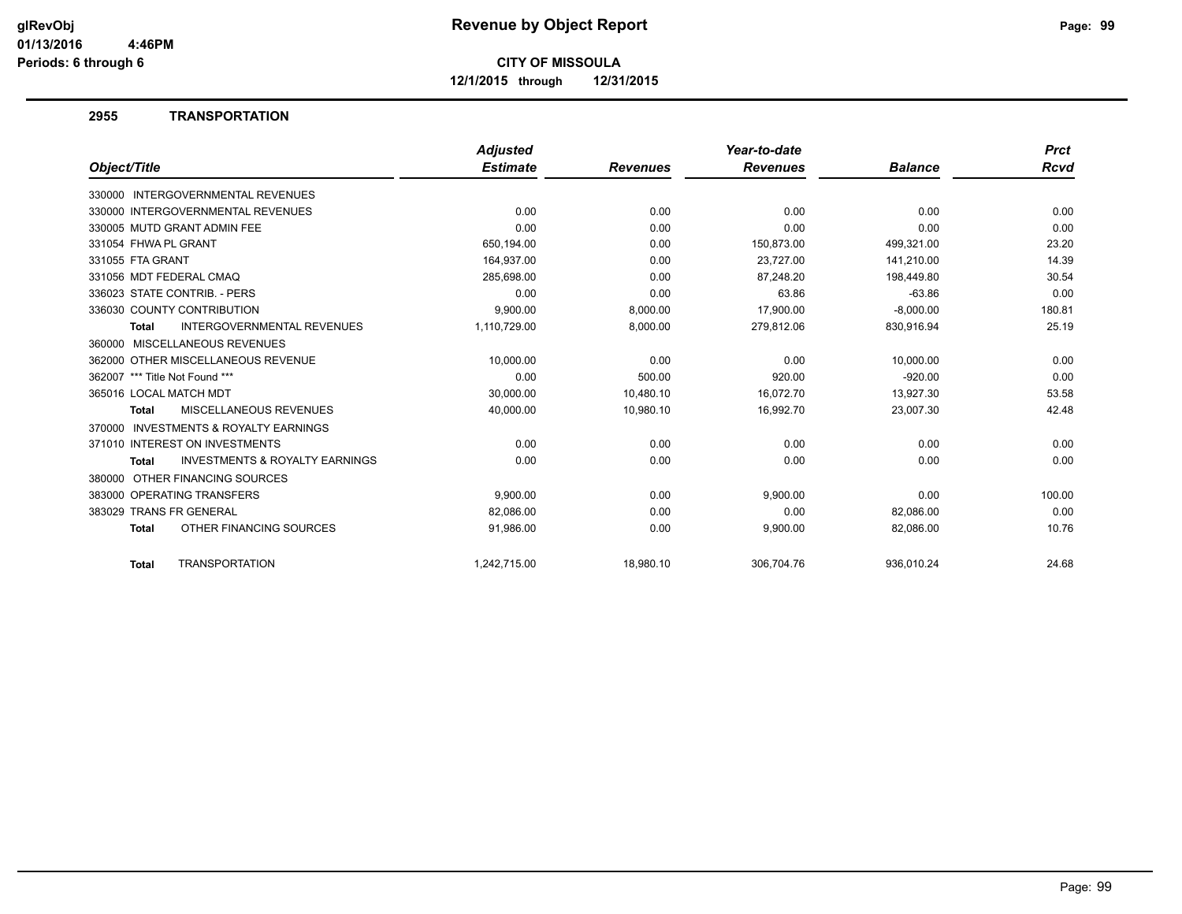**glRevObj**
**01/13/2016 4:46PM**
**Periods: 6 through 6**

# Revenue by Object Report

**CITY OF MISSOULA**

**12/1/2015 through 12/31/2015**

## 2955 TRANSPORTATION

| Object/Title | Adjusted Estimate | Revenues | Year-to-date Revenues | Balance | Prct Rcvd |
|---|---|---|---|---|---|
| 330000 INTERGOVERNMENTAL REVENUES | | | | | |
| 330000 INTERGOVERNMENTAL REVENUES | 0.00 | 0.00 | 0.00 | 0.00 | 0.00 |
| 330005 MUTD GRANT ADMIN FEE | 0.00 | 0.00 | 0.00 | 0.00 | 0.00 |
| 331054 FHWA PL GRANT | 650,194.00 | 0.00 | 150,873.00 | 499,321.00 | 23.20 |
| 331055 FTA GRANT | 164,937.00 | 0.00 | 23,727.00 | 141,210.00 | 14.39 |
| 331056 MDT FEDERAL CMAQ | 285,698.00 | 0.00 | 87,248.20 | 198,449.80 | 30.54 |
| 336023 STATE CONTRIB. - PERS | 0.00 | 0.00 | 63.86 | -63.86 | 0.00 |
| 336030 COUNTY CONTRIBUTION | 9,900.00 | 8,000.00 | 17,900.00 | -8,000.00 | 180.81 |
| **Total** INTERGOVERNMENTAL REVENUES | 1,110,729.00 | 8,000.00 | 279,812.06 | 830,916.94 | 25.19 |
| 360000 MISCELLANEOUS REVENUES | | | | | |
| 362000 OTHER MISCELLANEOUS REVENUE | 10,000.00 | 0.00 | 0.00 | 10,000.00 | 0.00 |
| 362007 *** Title Not Found *** | 0.00 | 500.00 | 920.00 | -920.00 | 0.00 |
| 365016 LOCAL MATCH MDT | 30,000.00 | 10,480.10 | 16,072.70 | 13,927.30 | 53.58 |
| **Total** MISCELLANEOUS REVENUES | 40,000.00 | 10,980.10 | 16,992.70 | 23,007.30 | 42.48 |
| 370000 INVESTMENTS & ROYALTY EARNINGS | | | | | |
| 371010 INTEREST ON INVESTMENTS | 0.00 | 0.00 | 0.00 | 0.00 | 0.00 |
| **Total** INVESTMENTS & ROYALTY EARNINGS | 0.00 | 0.00 | 0.00 | 0.00 | 0.00 |
| 380000 OTHER FINANCING SOURCES | | | | | |
| 383000 OPERATING TRANSFERS | 9,900.00 | 0.00 | 9,900.00 | 0.00 | 100.00 |
| 383029 TRANS FR GENERAL | 82,086.00 | 0.00 | 0.00 | 82,086.00 | 0.00 |
| **Total** OTHER FINANCING SOURCES | 91,986.00 | 0.00 | 9,900.00 | 82,086.00 | 10.76 |
| **Total** TRANSPORTATION | 1,242,715.00 | 18,980.10 | 306,704.76 | 936,010.24 | 24.68 |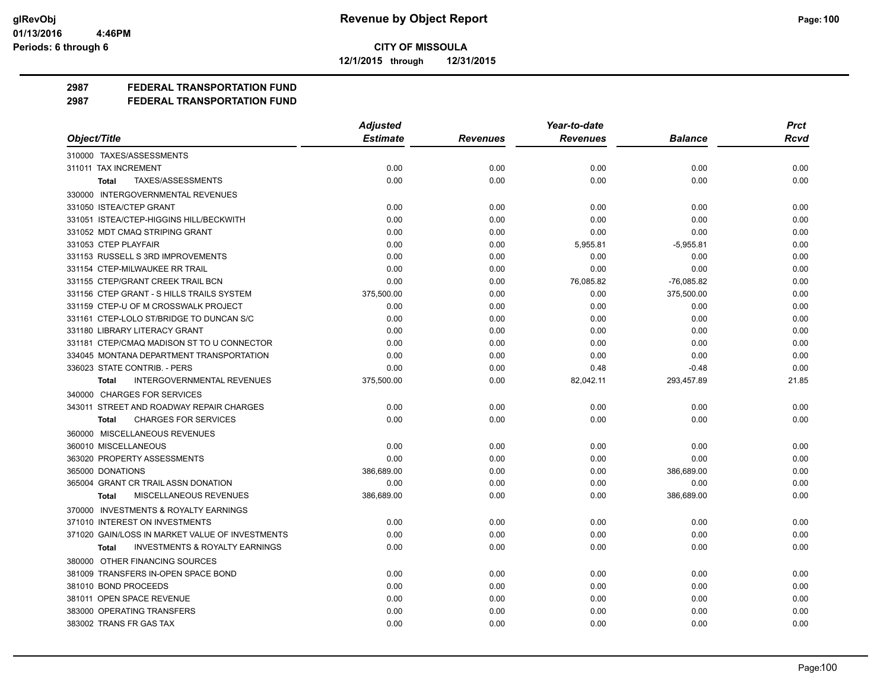# CITY OF MISSOULA

**12/1/2015 through 12/31/2015**

## 2987 FEDERAL TRANSPORTATION FUND
## 2987 FEDERAL TRANSPORTATION FUND

| Object/Title | Adjusted Estimate | Revenues | Year-to-date Revenues | Balance | Prct Rcvd |
|---|---|---|---|---|---|
| 310000 TAXES/ASSESSMENTS | | | | | |
| 311011 TAX INCREMENT | 0.00 | 0.00 | 0.00 | 0.00 | 0.00 |
| Total TAXES/ASSESSMENTS | 0.00 | 0.00 | 0.00 | 0.00 | 0.00 |
| 330000 INTERGOVERNMENTAL REVENUES | | | | | |
| 331050 ISTEA/CTEP GRANT | 0.00 | 0.00 | 0.00 | 0.00 | 0.00 |
| 331051 ISTEA/CTEP-HIGGINS HILL/BECKWITH | 0.00 | 0.00 | 0.00 | 0.00 | 0.00 |
| 331052 MDT CMAQ STRIPING GRANT | 0.00 | 0.00 | 0.00 | 0.00 | 0.00 |
| 331053 CTEP PLAYFAIR | 0.00 | 0.00 | 5,955.81 | -5,955.81 | 0.00 |
| 331153 RUSSELL S 3RD IMPROVEMENTS | 0.00 | 0.00 | 0.00 | 0.00 | 0.00 |
| 331154 CTEP-MILWAUKEE RR TRAIL | 0.00 | 0.00 | 0.00 | 0.00 | 0.00 |
| 331155 CTEP/GRANT CREEK TRAIL BCN | 0.00 | 0.00 | 76,085.82 | -76,085.82 | 0.00 |
| 331156 CTEP GRANT - S HILLS TRAILS SYSTEM | 375,500.00 | 0.00 | 0.00 | 375,500.00 | 0.00 |
| 331159 CTEP-U OF M CROSSWALK PROJECT | 0.00 | 0.00 | 0.00 | 0.00 | 0.00 |
| 331161 CTEP-LOLO ST/BRIDGE TO DUNCAN S/C | 0.00 | 0.00 | 0.00 | 0.00 | 0.00 |
| 331180 LIBRARY LITERACY GRANT | 0.00 | 0.00 | 0.00 | 0.00 | 0.00 |
| 331181 CTEP/CMAQ MADISON ST TO U CONNECTOR | 0.00 | 0.00 | 0.00 | 0.00 | 0.00 |
| 334045 MONTANA DEPARTMENT TRANSPORTATION | 0.00 | 0.00 | 0.00 | 0.00 | 0.00 |
| 336023 STATE CONTRIB. - PERS | 0.00 | 0.00 | 0.48 | -0.48 | 0.00 |
| Total INTERGOVERNMENTAL REVENUES | 375,500.00 | 0.00 | 82,042.11 | 293,457.89 | 21.85 |
| 340000 CHARGES FOR SERVICES | | | | | |
| 343011 STREET AND ROADWAY REPAIR CHARGES | 0.00 | 0.00 | 0.00 | 0.00 | 0.00 |
| Total CHARGES FOR SERVICES | 0.00 | 0.00 | 0.00 | 0.00 | 0.00 |
| 360000 MISCELLANEOUS REVENUES | | | | | |
| 360010 MISCELLANEOUS | 0.00 | 0.00 | 0.00 | 0.00 | 0.00 |
| 363020 PROPERTY ASSESSMENTS | 0.00 | 0.00 | 0.00 | 0.00 | 0.00 |
| 365000 DONATIONS | 386,689.00 | 0.00 | 0.00 | 386,689.00 | 0.00 |
| 365004 GRANT CR TRAIL ASSN DONATION | 0.00 | 0.00 | 0.00 | 0.00 | 0.00 |
| Total MISCELLANEOUS REVENUES | 386,689.00 | 0.00 | 0.00 | 386,689.00 | 0.00 |
| 370000 INVESTMENTS & ROYALTY EARNINGS | | | | | |
| 371010 INTEREST ON INVESTMENTS | 0.00 | 0.00 | 0.00 | 0.00 | 0.00 |
| 371020 GAIN/LOSS IN MARKET VALUE OF INVESTMENTS | 0.00 | 0.00 | 0.00 | 0.00 | 0.00 |
| Total INVESTMENTS & ROYALTY EARNINGS | 0.00 | 0.00 | 0.00 | 0.00 | 0.00 |
| 380000 OTHER FINANCING SOURCES | | | | | |
| 381009 TRANSFERS IN-OPEN SPACE BOND | 0.00 | 0.00 | 0.00 | 0.00 | 0.00 |
| 381010 BOND PROCEEDS | 0.00 | 0.00 | 0.00 | 0.00 | 0.00 |
| 381011 OPEN SPACE REVENUE | 0.00 | 0.00 | 0.00 | 0.00 | 0.00 |
| 383000 OPERATING TRANSFERS | 0.00 | 0.00 | 0.00 | 0.00 | 0.00 |
| 383002 TRANS FR GAS TAX | 0.00 | 0.00 | 0.00 | 0.00 | 0.00 |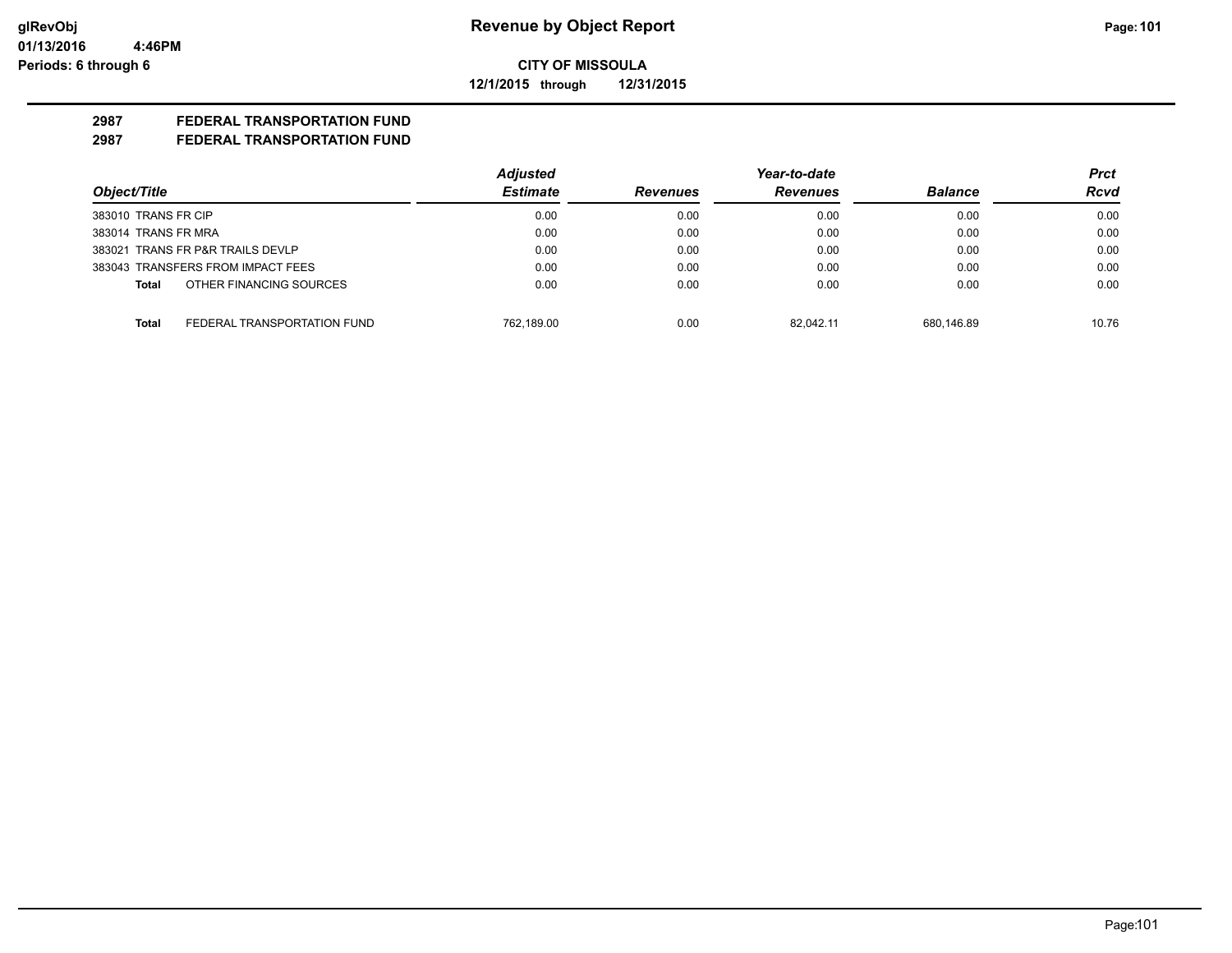**Revenue by Object Report**

**CITY OF MISSOULA**

**12/1/2015 through 12/31/2015**

glRevObj
01/13/2016 4:46PM
Periods: 6 through 6

## 2987 FEDERAL TRANSPORTATION FUND
## 2987 FEDERAL TRANSPORTATION FUND

| Object/Title | | Adjusted Estimate | Revenues | Year-to-date Revenues | Balance | Prct Rcvd |
|---|---|---|---|---|---|---|
| 383010 TRANS FR CIP | | 0.00 | 0.00 | 0.00 | 0.00 | 0.00 |
| 383014 TRANS FR MRA | | 0.00 | 0.00 | 0.00 | 0.00 | 0.00 |
| 383021 TRANS FR P&R TRAILS DEVLP | | 0.00 | 0.00 | 0.00 | 0.00 | 0.00 |
| 383043 TRANSFERS FROM IMPACT FEES | | 0.00 | 0.00 | 0.00 | 0.00 | 0.00 |
| **Total** | OTHER FINANCING SOURCES | 0.00 | 0.00 | 0.00 | 0.00 | 0.00 |
| **Total** | FEDERAL TRANSPORTATION FUND | 762,189.00 | 0.00 | 82,042.11 | 680,146.89 | 10.76 |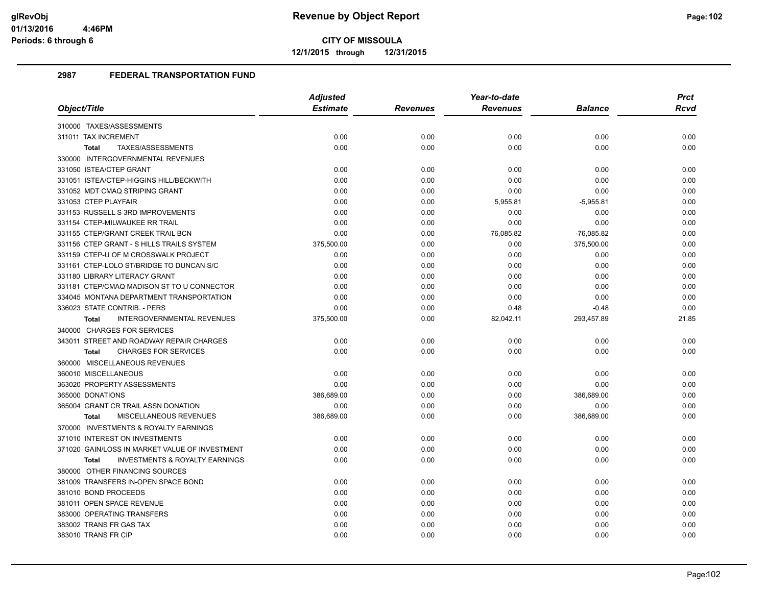# Revenue by Object Report

**CITY OF MISSOULA**

**12/1/2015 through 12/31/2015**

glRevObj
01/13/2016 4:46PM
Periods: 6 through 6

## 2987 FEDERAL TRANSPORTATION FUND

| Object/Title | Adjusted Estimate | Revenues | Year-to-date Revenues | Balance | Prct Rcvd |
|---|---|---|---|---|---|
| 310000 TAXES/ASSESSMENTS | | | | | |
| 311011 TAX INCREMENT | 0.00 | 0.00 | 0.00 | 0.00 | 0.00 |
| **Total** TAXES/ASSESSMENTS | 0.00 | 0.00 | 0.00 | 0.00 | 0.00 |
| 330000 INTERGOVERNMENTAL REVENUES | | | | | |
| 331050 ISTEA/CTEP GRANT | 0.00 | 0.00 | 0.00 | 0.00 | 0.00 |
| 331051 ISTEA/CTEP-HIGGINS HILL/BECKWITH | 0.00 | 0.00 | 0.00 | 0.00 | 0.00 |
| 331052 MDT CMAQ STRIPING GRANT | 0.00 | 0.00 | 0.00 | 0.00 | 0.00 |
| 331053 CTEP PLAYFAIR | 0.00 | 0.00 | 5,955.81 | -5,955.81 | 0.00 |
| 331153 RUSSELL S 3RD IMPROVEMENTS | 0.00 | 0.00 | 0.00 | 0.00 | 0.00 |
| 331154 CTEP-MILWAUKEE RR TRAIL | 0.00 | 0.00 | 0.00 | 0.00 | 0.00 |
| 331155 CTEP/GRANT CREEK TRAIL BCN | 0.00 | 0.00 | 76,085.82 | -76,085.82 | 0.00 |
| 331156 CTEP GRANT - S HILLS TRAILS SYSTEM | 375,500.00 | 0.00 | 0.00 | 375,500.00 | 0.00 |
| 331159 CTEP-U OF M CROSSWALK PROJECT | 0.00 | 0.00 | 0.00 | 0.00 | 0.00 |
| 331161 CTEP-LOLO ST/BRIDGE TO DUNCAN S/C | 0.00 | 0.00 | 0.00 | 0.00 | 0.00 |
| 331180 LIBRARY LITERACY GRANT | 0.00 | 0.00 | 0.00 | 0.00 | 0.00 |
| 331181 CTEP/CMAQ MADISON ST TO U CONNECTOR | 0.00 | 0.00 | 0.00 | 0.00 | 0.00 |
| 334045 MONTANA DEPARTMENT TRANSPORTATION | 0.00 | 0.00 | 0.00 | 0.00 | 0.00 |
| 336023 STATE CONTRIB. - PERS | 0.00 | 0.00 | 0.48 | -0.48 | 0.00 |
| **Total** INTERGOVERNMENTAL REVENUES | 375,500.00 | 0.00 | 82,042.11 | 293,457.89 | 21.85 |
| 340000 CHARGES FOR SERVICES | | | | | |
| 343011 STREET AND ROADWAY REPAIR CHARGES | 0.00 | 0.00 | 0.00 | 0.00 | 0.00 |
| **Total** CHARGES FOR SERVICES | 0.00 | 0.00 | 0.00 | 0.00 | 0.00 |
| 360000 MISCELLANEOUS REVENUES | | | | | |
| 360010 MISCELLANEOUS | 0.00 | 0.00 | 0.00 | 0.00 | 0.00 |
| 363020 PROPERTY ASSESSMENTS | 0.00 | 0.00 | 0.00 | 0.00 | 0.00 |
| 365000 DONATIONS | 386,689.00 | 0.00 | 0.00 | 386,689.00 | 0.00 |
| 365004 GRANT CR TRAIL ASSN DONATION | 0.00 | 0.00 | 0.00 | 0.00 | 0.00 |
| **Total** MISCELLANEOUS REVENUES | 386,689.00 | 0.00 | 0.00 | 386,689.00 | 0.00 |
| 370000 INVESTMENTS & ROYALTY EARNINGS | | | | | |
| 371010 INTEREST ON INVESTMENTS | 0.00 | 0.00 | 0.00 | 0.00 | 0.00 |
| 371020 GAIN/LOSS IN MARKET VALUE OF INVESTMENT | 0.00 | 0.00 | 0.00 | 0.00 | 0.00 |
| **Total** INVESTMENTS & ROYALTY EARNINGS | 0.00 | 0.00 | 0.00 | 0.00 | 0.00 |
| 380000 OTHER FINANCING SOURCES | | | | | |
| 381009 TRANSFERS IN-OPEN SPACE BOND | 0.00 | 0.00 | 0.00 | 0.00 | 0.00 |
| 381010 BOND PROCEEDS | 0.00 | 0.00 | 0.00 | 0.00 | 0.00 |
| 381011 OPEN SPACE REVENUE | 0.00 | 0.00 | 0.00 | 0.00 | 0.00 |
| 383000 OPERATING TRANSFERS | 0.00 | 0.00 | 0.00 | 0.00 | 0.00 |
| 383002 TRANS FR GAS TAX | 0.00 | 0.00 | 0.00 | 0.00 | 0.00 |
| 383010 TRANS FR CIP | 0.00 | 0.00 | 0.00 | 0.00 | 0.00 |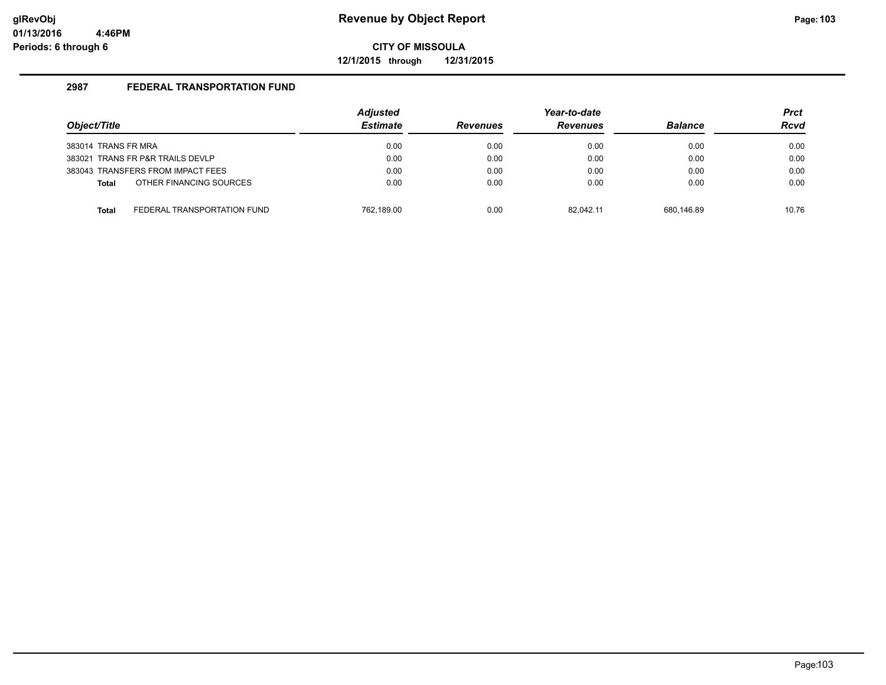# Revenue by Object Report

**CITY OF MISSOULA**

**12/1/2015 through 12/31/2015**

glRevObj
01/13/2016 4:46PM
Periods: 6 through 6

## 2987 FEDERAL TRANSPORTATION FUND

| Object/Title | | Adjusted Estimate | Revenues | Year-to-date Revenues | Balance | Prct Rcvd |
|---|---|---|---|---|---|---|
| 383014 TRANS FR MRA | | 0.00 | 0.00 | 0.00 | 0.00 | 0.00 |
| 383021 TRANS FR P&R TRAILS DEVLP | | 0.00 | 0.00 | 0.00 | 0.00 | 0.00 |
| 383043 TRANSFERS FROM IMPACT FEES | | 0.00 | 0.00 | 0.00 | 0.00 | 0.00 |
| **Total** | OTHER FINANCING SOURCES | 0.00 | 0.00 | 0.00 | 0.00 | 0.00 |
| **Total** | FEDERAL TRANSPORTATION FUND | 762,189.00 | 0.00 | 82,042.11 | 680,146.89 | 10.76 |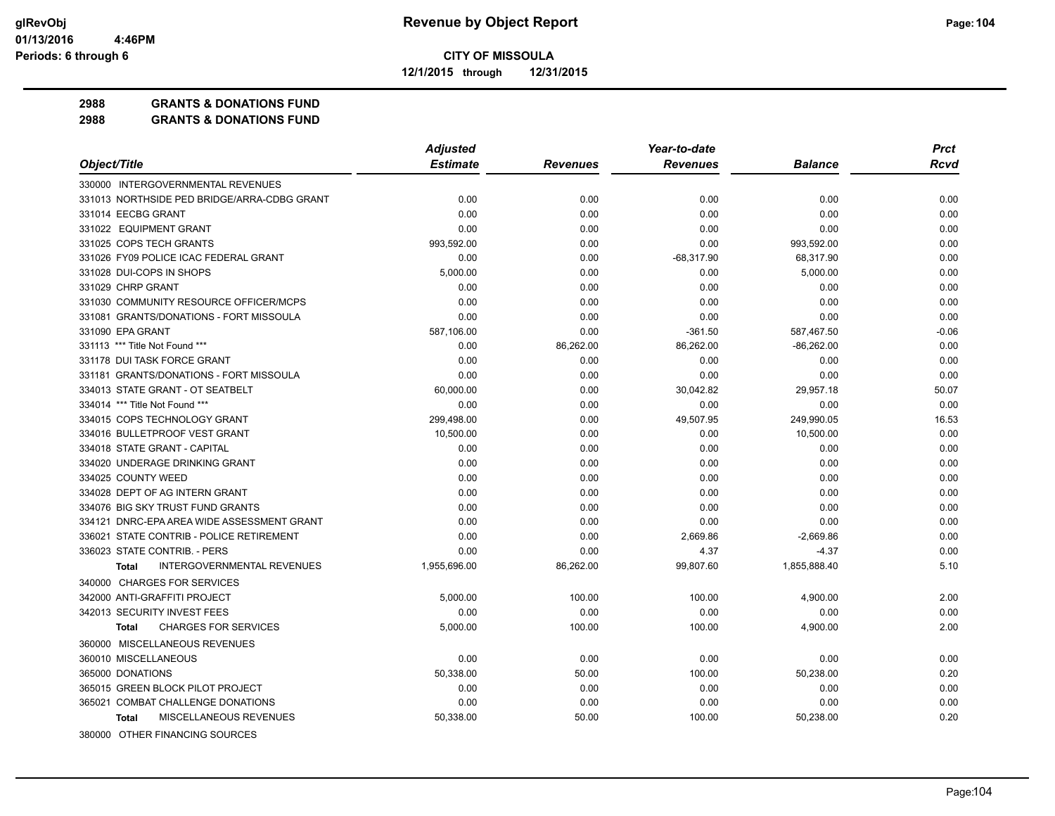# Revenue by Object Report

**CITY OF MISSOULA**

**12/1/2015 through 12/31/2015**

glRevObj
01/13/2016 4:46PM
Periods: 6 through 6

**2988 GRANTS & DONATIONS FUND**
**2988 GRANTS & DONATIONS FUND**

| Object/Title | Adjusted Estimate | Revenues | Year-to-date Revenues | Balance | Prct Rcvd |
|---|---|---|---|---|---|
| 330000 INTERGOVERNMENTAL REVENUES | | | | | |
| 331013 NORTHSIDE PED BRIDGE/ARRA-CDBG GRANT | 0.00 | 0.00 | 0.00 | 0.00 | 0.00 |
| 331014 EECBG GRANT | 0.00 | 0.00 | 0.00 | 0.00 | 0.00 |
| 331022 EQUIPMENT GRANT | 0.00 | 0.00 | 0.00 | 0.00 | 0.00 |
| 331025 COPS TECH GRANTS | 993,592.00 | 0.00 | 0.00 | 993,592.00 | 0.00 |
| 331026 FY09 POLICE ICAC FEDERAL GRANT | 0.00 | 0.00 | -68,317.90 | 68,317.90 | 0.00 |
| 331028 DUI-COPS IN SHOPS | 5,000.00 | 0.00 | 0.00 | 5,000.00 | 0.00 |
| 331029 CHRP GRANT | 0.00 | 0.00 | 0.00 | 0.00 | 0.00 |
| 331030 COMMUNITY RESOURCE OFFICER/MCPS | 0.00 | 0.00 | 0.00 | 0.00 | 0.00 |
| 331081 GRANTS/DONATIONS - FORT MISSOULA | 0.00 | 0.00 | 0.00 | 0.00 | 0.00 |
| 331090 EPA GRANT | 587,106.00 | 0.00 | -361.50 | 587,467.50 | -0.06 |
| 331113 *** Title Not Found *** | 0.00 | 86,262.00 | 86,262.00 | -86,262.00 | 0.00 |
| 331178 DUI TASK FORCE GRANT | 0.00 | 0.00 | 0.00 | 0.00 | 0.00 |
| 331181 GRANTS/DONATIONS - FORT MISSOULA | 0.00 | 0.00 | 0.00 | 0.00 | 0.00 |
| 334013 STATE GRANT - OT SEATBELT | 60,000.00 | 0.00 | 30,042.82 | 29,957.18 | 50.07 |
| 334014 *** Title Not Found *** | 0.00 | 0.00 | 0.00 | 0.00 | 0.00 |
| 334015 COPS TECHNOLOGY GRANT | 299,498.00 | 0.00 | 49,507.95 | 249,990.05 | 16.53 |
| 334016 BULLETPROOF VEST GRANT | 10,500.00 | 0.00 | 0.00 | 10,500.00 | 0.00 |
| 334018 STATE GRANT - CAPITAL | 0.00 | 0.00 | 0.00 | 0.00 | 0.00 |
| 334020 UNDERAGE DRINKING GRANT | 0.00 | 0.00 | 0.00 | 0.00 | 0.00 |
| 334025 COUNTY WEED | 0.00 | 0.00 | 0.00 | 0.00 | 0.00 |
| 334028 DEPT OF AG INTERN GRANT | 0.00 | 0.00 | 0.00 | 0.00 | 0.00 |
| 334076 BIG SKY TRUST FUND GRANTS | 0.00 | 0.00 | 0.00 | 0.00 | 0.00 |
| 334121 DNRC-EPA AREA WIDE ASSESSMENT GRANT | 0.00 | 0.00 | 0.00 | 0.00 | 0.00 |
| 336021 STATE CONTRIB - POLICE RETIREMENT | 0.00 | 0.00 | 2,669.86 | -2,669.86 | 0.00 |
| 336023 STATE CONTRIB. - PERS | 0.00 | 0.00 | 4.37 | -4.37 | 0.00 |
| **Total** INTERGOVERNMENTAL REVENUES | 1,955,696.00 | 86,262.00 | 99,807.60 | 1,855,888.40 | 5.10 |
| 340000 CHARGES FOR SERVICES | | | | | |
| 342000 ANTI-GRAFFITI PROJECT | 5,000.00 | 100.00 | 100.00 | 4,900.00 | 2.00 |
| 342013 SECURITY INVEST FEES | 0.00 | 0.00 | 0.00 | 0.00 | 0.00 |
| **Total** CHARGES FOR SERVICES | 5,000.00 | 100.00 | 100.00 | 4,900.00 | 2.00 |
| 360000 MISCELLANEOUS REVENUES | | | | | |
| 360010 MISCELLANEOUS | 0.00 | 0.00 | 0.00 | 0.00 | 0.00 |
| 365000 DONATIONS | 50,338.00 | 50.00 | 100.00 | 50,238.00 | 0.20 |
| 365015 GREEN BLOCK PILOT PROJECT | 0.00 | 0.00 | 0.00 | 0.00 | 0.00 |
| 365021 COMBAT CHALLENGE DONATIONS | 0.00 | 0.00 | 0.00 | 0.00 | 0.00 |
| **Total** MISCELLANEOUS REVENUES | 50,338.00 | 50.00 | 100.00 | 50,238.00 | 0.20 |
| 380000 OTHER FINANCING SOURCES | | | | | |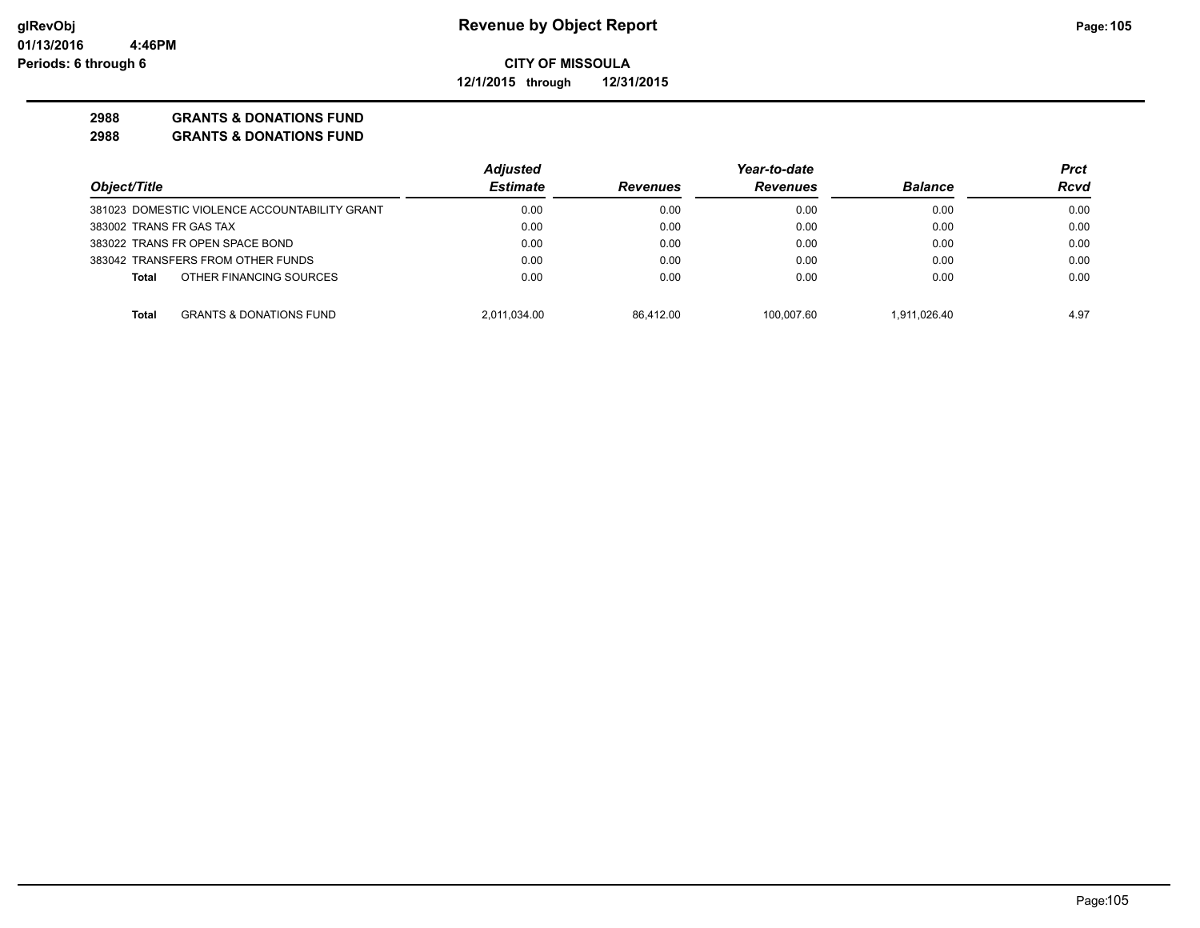**Revenue by Object Report**

**CITY OF MISSOULA**

**12/1/2015 through 12/31/2015**

glRevObj
01/13/2016 4:46PM
Periods: 6 through 6

**2988 GRANTS & DONATIONS FUND**

**2988 GRANTS & DONATIONS FUND**

| Object/Title | Adjusted Estimate | Revenues | Year-to-date Revenues | Balance | Prct Rcvd |
|---|---|---|---|---|---|
| 381023 DOMESTIC VIOLENCE ACCOUNTABILITY GRANT | 0.00 | 0.00 | 0.00 | 0.00 | 0.00 |
| 383002 TRANS FR GAS TAX | 0.00 | 0.00 | 0.00 | 0.00 | 0.00 |
| 383022 TRANS FR OPEN SPACE BOND | 0.00 | 0.00 | 0.00 | 0.00 | 0.00 |
| 383042 TRANSFERS FROM OTHER FUNDS | 0.00 | 0.00 | 0.00 | 0.00 | 0.00 |
| **Total** OTHER FINANCING SOURCES | 0.00 | 0.00 | 0.00 | 0.00 | 0.00 |
| **Total** GRANTS & DONATIONS FUND | 2,011,034.00 | 86,412.00 | 100,007.60 | 1,911,026.40 | 4.97 |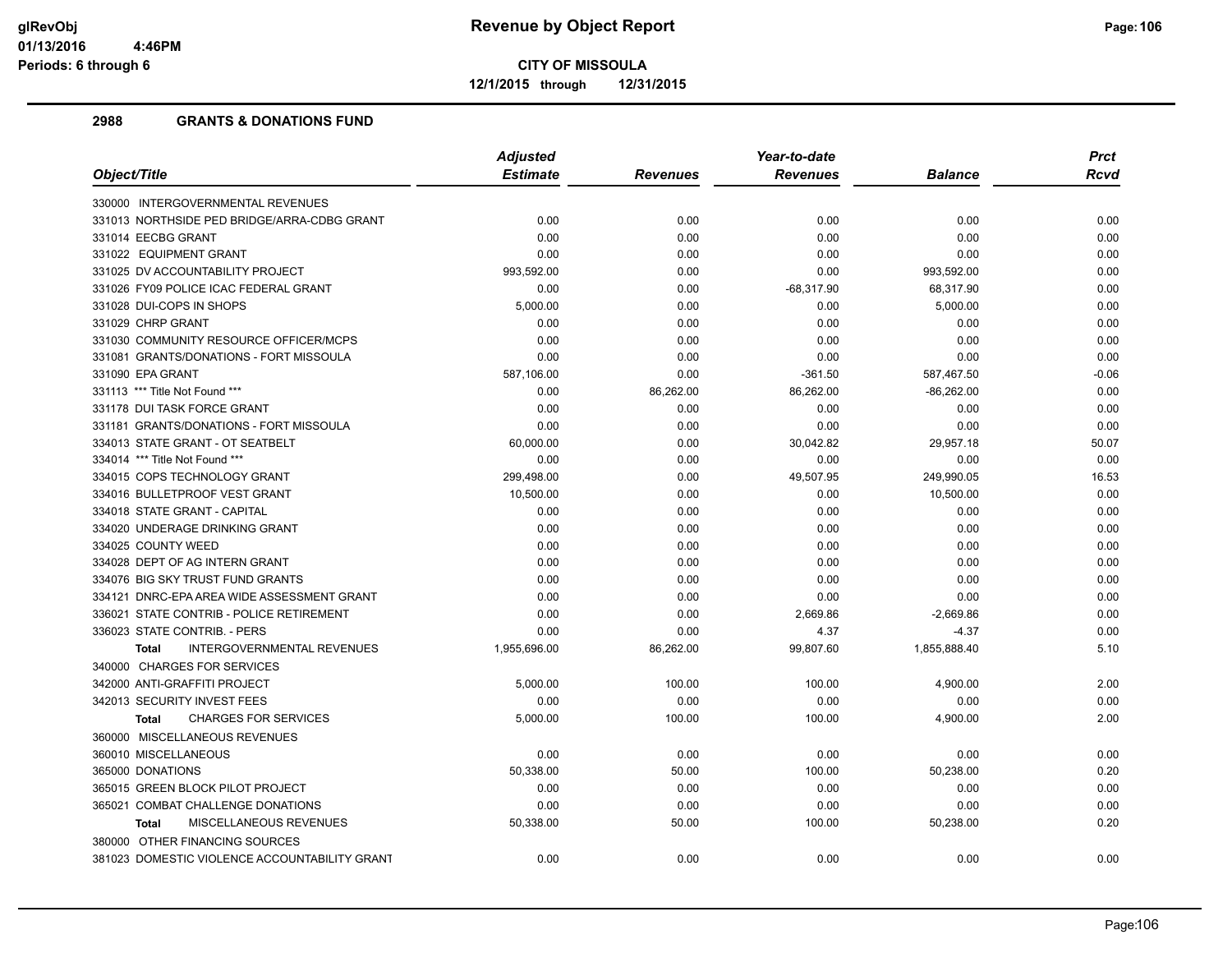**Revenue by Object Report**

**CITY OF MISSOULA**

**12/1/2015 through 12/31/2015**

glRevObj
01/13/2016 4:46PM
Periods: 6 through 6

## 2988 GRANTS & DONATIONS FUND

| Object/Title | Adjusted Estimate | Revenues | Year-to-date Revenues | Balance | Prct Rcvd |
|---|---|---|---|---|---|
| 330000 INTERGOVERNMENTAL REVENUES | | | | | |
| 331013 NORTHSIDE PED BRIDGE/ARRA-CDBG GRANT | 0.00 | 0.00 | 0.00 | 0.00 | 0.00 |
| 331014 EECBG GRANT | 0.00 | 0.00 | 0.00 | 0.00 | 0.00 |
| 331022 EQUIPMENT GRANT | 0.00 | 0.00 | 0.00 | 0.00 | 0.00 |
| 331025 DV ACCOUNTABILITY PROJECT | 993,592.00 | 0.00 | 0.00 | 993,592.00 | 0.00 |
| 331026 FY09 POLICE ICAC FEDERAL GRANT | 0.00 | 0.00 | -68,317.90 | 68,317.90 | 0.00 |
| 331028 DUI-COPS IN SHOPS | 5,000.00 | 0.00 | 0.00 | 5,000.00 | 0.00 |
| 331029 CHRP GRANT | 0.00 | 0.00 | 0.00 | 0.00 | 0.00 |
| 331030 COMMUNITY RESOURCE OFFICER/MCPS | 0.00 | 0.00 | 0.00 | 0.00 | 0.00 |
| 331081 GRANTS/DONATIONS - FORT MISSOULA | 0.00 | 0.00 | 0.00 | 0.00 | 0.00 |
| 331090 EPA GRANT | 587,106.00 | 0.00 | -361.50 | 587,467.50 | -0.06 |
| 331113 *** Title Not Found *** | 0.00 | 86,262.00 | 86,262.00 | -86,262.00 | 0.00 |
| 331178 DUI TASK FORCE GRANT | 0.00 | 0.00 | 0.00 | 0.00 | 0.00 |
| 331181 GRANTS/DONATIONS - FORT MISSOULA | 0.00 | 0.00 | 0.00 | 0.00 | 0.00 |
| 334013 STATE GRANT - OT SEATBELT | 60,000.00 | 0.00 | 30,042.82 | 29,957.18 | 50.07 |
| 334014 *** Title Not Found *** | 0.00 | 0.00 | 0.00 | 0.00 | 0.00 |
| 334015 COPS TECHNOLOGY GRANT | 299,498.00 | 0.00 | 49,507.95 | 249,990.05 | 16.53 |
| 334016 BULLETPROOF VEST GRANT | 10,500.00 | 0.00 | 0.00 | 10,500.00 | 0.00 |
| 334018 STATE GRANT - CAPITAL | 0.00 | 0.00 | 0.00 | 0.00 | 0.00 |
| 334020 UNDERAGE DRINKING GRANT | 0.00 | 0.00 | 0.00 | 0.00 | 0.00 |
| 334025 COUNTY WEED | 0.00 | 0.00 | 0.00 | 0.00 | 0.00 |
| 334028 DEPT OF AG INTERN GRANT | 0.00 | 0.00 | 0.00 | 0.00 | 0.00 |
| 334076 BIG SKY TRUST FUND GRANTS | 0.00 | 0.00 | 0.00 | 0.00 | 0.00 |
| 334121 DNRC-EPA AREA WIDE ASSESSMENT GRANT | 0.00 | 0.00 | 0.00 | 0.00 | 0.00 |
| 336021 STATE CONTRIB - POLICE RETIREMENT | 0.00 | 0.00 | 2,669.86 | -2,669.86 | 0.00 |
| 336023 STATE CONTRIB. - PERS | 0.00 | 0.00 | 4.37 | -4.37 | 0.00 |
| **Total** INTERGOVERNMENTAL REVENUES | 1,955,696.00 | 86,262.00 | 99,807.60 | 1,855,888.40 | 5.10 |
| 340000 CHARGES FOR SERVICES | | | | | |
| 342000 ANTI-GRAFFITI PROJECT | 5,000.00 | 100.00 | 100.00 | 4,900.00 | 2.00 |
| 342013 SECURITY INVEST FEES | 0.00 | 0.00 | 0.00 | 0.00 | 0.00 |
| **Total** CHARGES FOR SERVICES | 5,000.00 | 100.00 | 100.00 | 4,900.00 | 2.00 |
| 360000 MISCELLANEOUS REVENUES | | | | | |
| 360010 MISCELLANEOUS | 0.00 | 0.00 | 0.00 | 0.00 | 0.00 |
| 365000 DONATIONS | 50,338.00 | 50.00 | 100.00 | 50,238.00 | 0.20 |
| 365015 GREEN BLOCK PILOT PROJECT | 0.00 | 0.00 | 0.00 | 0.00 | 0.00 |
| 365021 COMBAT CHALLENGE DONATIONS | 0.00 | 0.00 | 0.00 | 0.00 | 0.00 |
| **Total** MISCELLANEOUS REVENUES | 50,338.00 | 50.00 | 100.00 | 50,238.00 | 0.20 |
| 380000 OTHER FINANCING SOURCES | | | | | |
| 381023 DOMESTIC VIOLENCE ACCOUNTABILITY GRANT | 0.00 | 0.00 | 0.00 | 0.00 | 0.00 |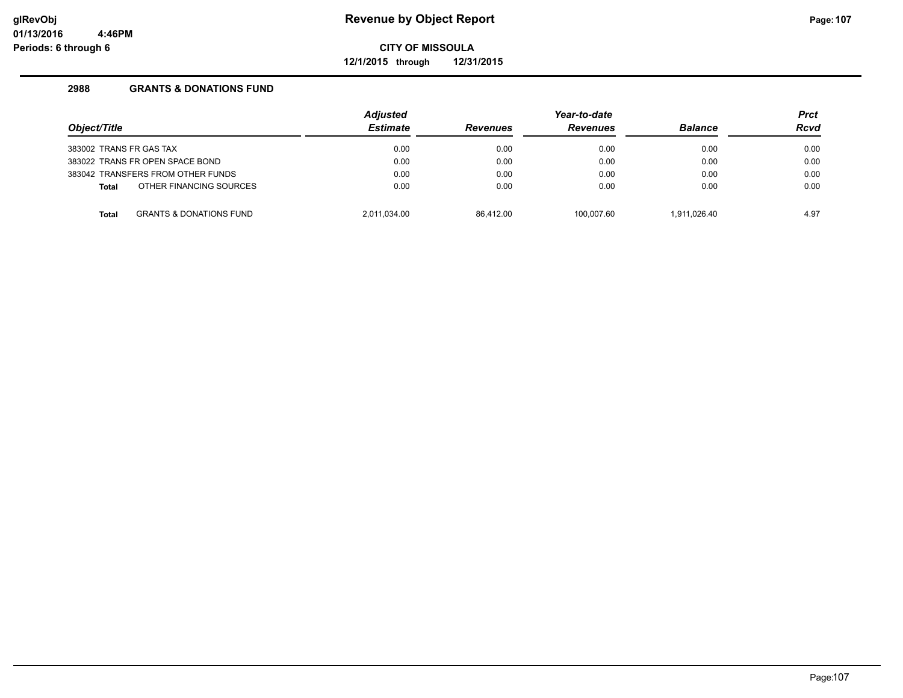# Revenue by Object Report

**CITY OF MISSOULA**

**12/1/2015 through 12/31/2015**

glRevObj
01/13/2016 4:46PM
Periods: 6 through 6

## 2988 GRANTS & DONATIONS FUND

| Object/Title | Adjusted Estimate | Revenues | Year-to-date Revenues | Balance | Prct Rcvd |
|---|---|---|---|---|---|
| 383002 TRANS FR GAS TAX | 0.00 | 0.00 | 0.00 | 0.00 | 0.00 |
| 383022 TRANS FR OPEN SPACE BOND | 0.00 | 0.00 | 0.00 | 0.00 | 0.00 |
| 383042 TRANSFERS FROM OTHER FUNDS | 0.00 | 0.00 | 0.00 | 0.00 | 0.00 |
| **Total** OTHER FINANCING SOURCES | 0.00 | 0.00 | 0.00 | 0.00 | 0.00 |
| **Total** GRANTS & DONATIONS FUND | 2,011,034.00 | 86,412.00 | 100,007.60 | 1,911,026.40 | 4.97 |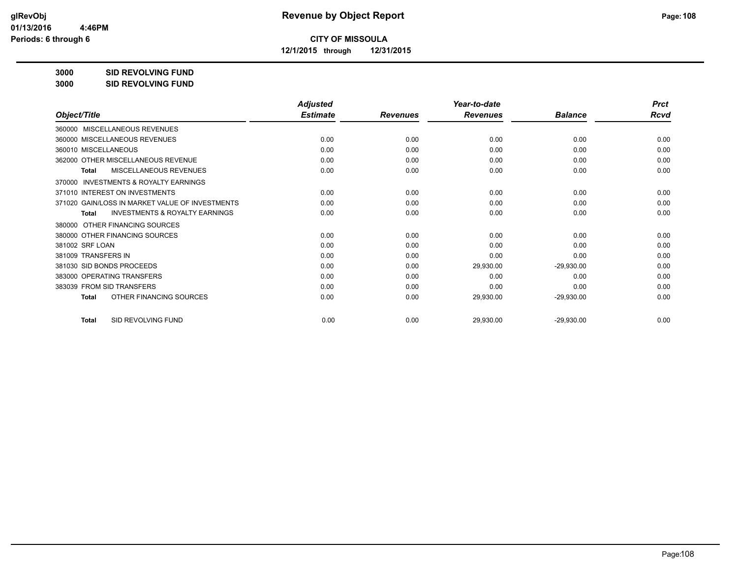**Revenue by Object Report**

**CITY OF MISSOULA**

**12/1/2015 through 12/31/2015**

glRevObj
01/13/2016 4:46PM
Periods: 6 through 6

**3000 SID REVOLVING FUND**

**3000 SID REVOLVING FUND**

| Object/Title | Adjusted Estimate | Revenues | Year-to-date Revenues | Balance | Prct Rcvd |
|---|---|---|---|---|---|
| 360000 MISCELLANEOUS REVENUES | | | | | |
| 360000 MISCELLANEOUS REVENUES | 0.00 | 0.00 | 0.00 | 0.00 | 0.00 |
| 360010 MISCELLANEOUS | 0.00 | 0.00 | 0.00 | 0.00 | 0.00 |
| 362000 OTHER MISCELLANEOUS REVENUE | 0.00 | 0.00 | 0.00 | 0.00 | 0.00 |
| **Total** MISCELLANEOUS REVENUES | 0.00 | 0.00 | 0.00 | 0.00 | 0.00 |
| 370000 INVESTMENTS & ROYALTY EARNINGS | | | | | |
| 371010 INTEREST ON INVESTMENTS | 0.00 | 0.00 | 0.00 | 0.00 | 0.00 |
| 371020 GAIN/LOSS IN MARKET VALUE OF INVESTMENTS | 0.00 | 0.00 | 0.00 | 0.00 | 0.00 |
| **Total** INVESTMENTS & ROYALTY EARNINGS | 0.00 | 0.00 | 0.00 | 0.00 | 0.00 |
| 380000 OTHER FINANCING SOURCES | | | | | |
| 380000 OTHER FINANCING SOURCES | 0.00 | 0.00 | 0.00 | 0.00 | 0.00 |
| 381002 SRF LOAN | 0.00 | 0.00 | 0.00 | 0.00 | 0.00 |
| 381009 TRANSFERS IN | 0.00 | 0.00 | 0.00 | 0.00 | 0.00 |
| 381030 SID BONDS PROCEEDS | 0.00 | 0.00 | 29,930.00 | -29,930.00 | 0.00 |
| 383000 OPERATING TRANSFERS | 0.00 | 0.00 | 0.00 | 0.00 | 0.00 |
| 383039 FROM SID TRANSFERS | 0.00 | 0.00 | 0.00 | 0.00 | 0.00 |
| **Total** OTHER FINANCING SOURCES | 0.00 | 0.00 | 29,930.00 | -29,930.00 | 0.00 |
| **Total** SID REVOLVING FUND | 0.00 | 0.00 | 29,930.00 | -29,930.00 | 0.00 |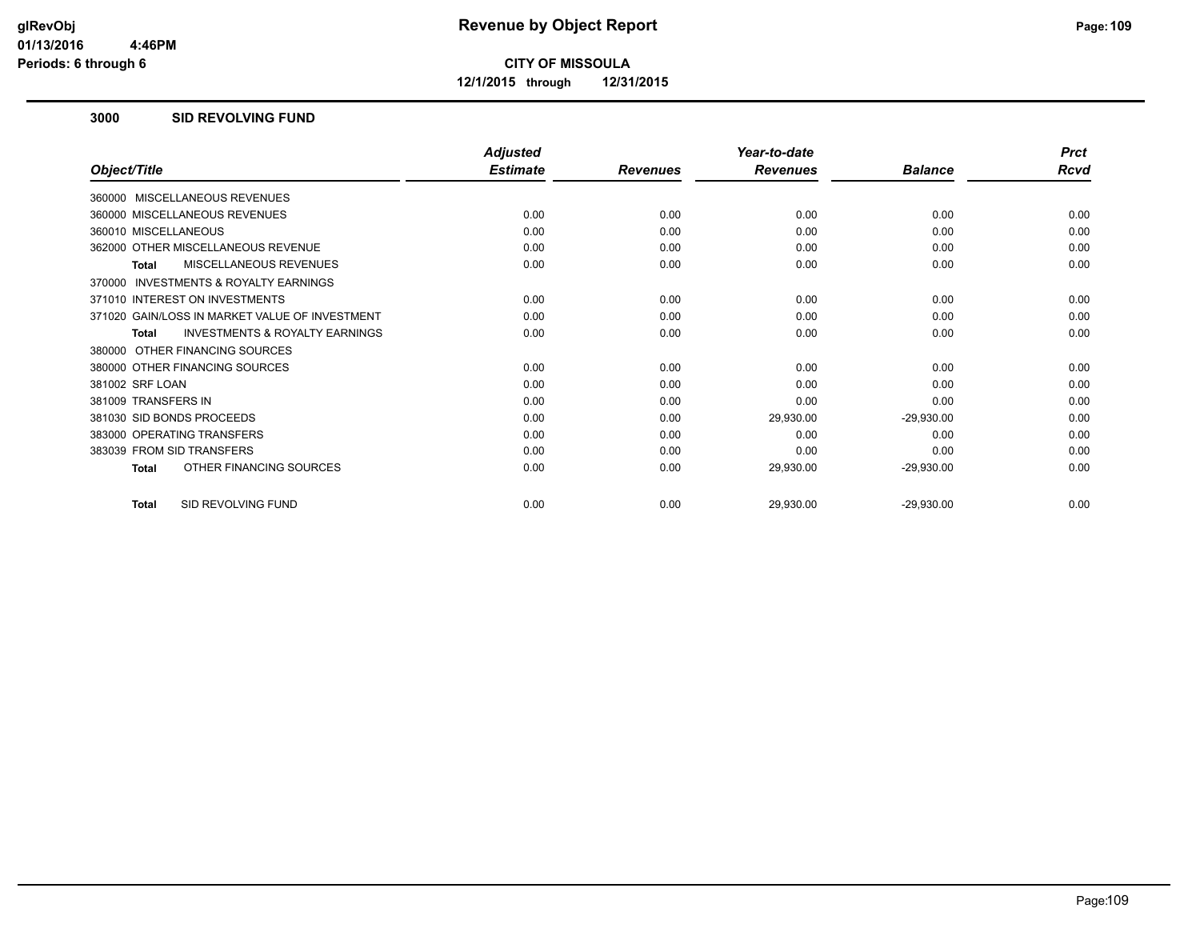# Revenue by Object Report

**CITY OF MISSOULA**

**12/1/2015 through 12/31/2015**

glRevObj
01/13/2016 4:46PM
Periods: 6 through 6

## 3000 SID REVOLVING FUND

| Object/Title | Adjusted Estimate | Revenues | Year-to-date Revenues | Balance | Prct Rcvd |
|---|---|---|---|---|---|
| 360000 MISCELLANEOUS REVENUES | | | | | |
| 360000 MISCELLANEOUS REVENUES | 0.00 | 0.00 | 0.00 | 0.00 | 0.00 |
| 360010 MISCELLANEOUS | 0.00 | 0.00 | 0.00 | 0.00 | 0.00 |
| 362000 OTHER MISCELLANEOUS REVENUE | 0.00 | 0.00 | 0.00 | 0.00 | 0.00 |
| **Total** MISCELLANEOUS REVENUES | 0.00 | 0.00 | 0.00 | 0.00 | 0.00 |
| 370000 INVESTMENTS & ROYALTY EARNINGS | | | | | |
| 371010 INTEREST ON INVESTMENTS | 0.00 | 0.00 | 0.00 | 0.00 | 0.00 |
| 371020 GAIN/LOSS IN MARKET VALUE OF INVESTMENT | 0.00 | 0.00 | 0.00 | 0.00 | 0.00 |
| **Total** INVESTMENTS & ROYALTY EARNINGS | 0.00 | 0.00 | 0.00 | 0.00 | 0.00 |
| 380000 OTHER FINANCING SOURCES | | | | | |
| 380000 OTHER FINANCING SOURCES | 0.00 | 0.00 | 0.00 | 0.00 | 0.00 |
| 381002 SRF LOAN | 0.00 | 0.00 | 0.00 | 0.00 | 0.00 |
| 381009 TRANSFERS IN | 0.00 | 0.00 | 0.00 | 0.00 | 0.00 |
| 381030 SID BONDS PROCEEDS | 0.00 | 0.00 | 29,930.00 | -29,930.00 | 0.00 |
| 383000 OPERATING TRANSFERS | 0.00 | 0.00 | 0.00 | 0.00 | 0.00 |
| 383039 FROM SID TRANSFERS | 0.00 | 0.00 | 0.00 | 0.00 | 0.00 |
| **Total** OTHER FINANCING SOURCES | 0.00 | 0.00 | 29,930.00 | -29,930.00 | 0.00 |
| **Total** SID REVOLVING FUND | 0.00 | 0.00 | 29,930.00 | -29,930.00 | 0.00 |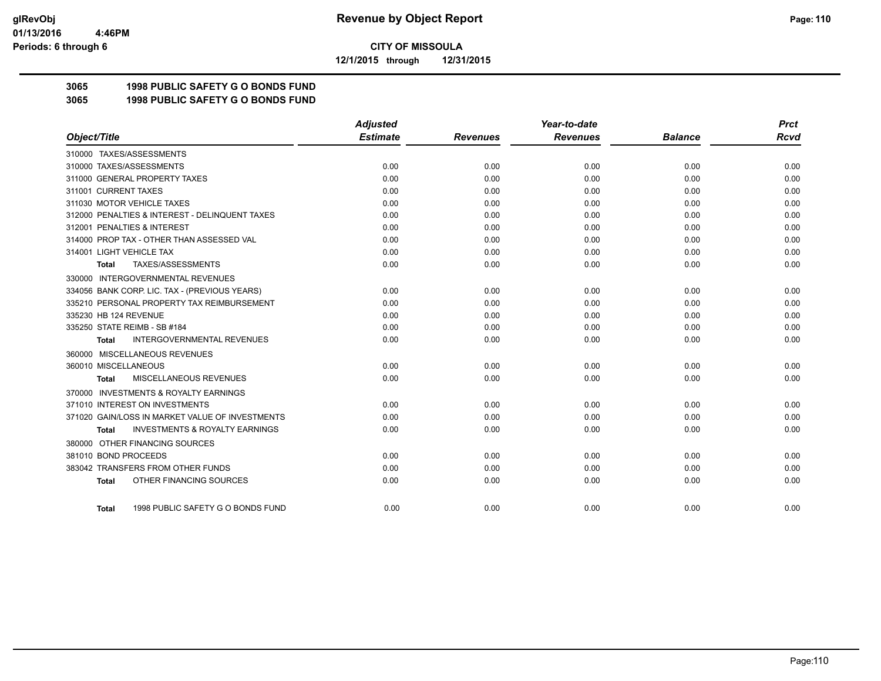**CITY OF MISSOULA**

**12/1/2015 through 12/31/2015**

## 3065 1998 PUBLIC SAFETY G O BONDS FUND

## 3065 1998 PUBLIC SAFETY G O BONDS FUND

| Object/Title | Adjusted Estimate | Revenues | Year-to-date Revenues | Balance | Prct Rcvd |
|---|---|---|---|---|---|
| 310000 TAXES/ASSESSMENTS | | | | | |
| 310000 TAXES/ASSESSMENTS | 0.00 | 0.00 | 0.00 | 0.00 | 0.00 |
| 311000 GENERAL PROPERTY TAXES | 0.00 | 0.00 | 0.00 | 0.00 | 0.00 |
| 311001 CURRENT TAXES | 0.00 | 0.00 | 0.00 | 0.00 | 0.00 |
| 311030 MOTOR VEHICLE TAXES | 0.00 | 0.00 | 0.00 | 0.00 | 0.00 |
| 312000 PENALTIES & INTEREST - DELINQUENT TAXES | 0.00 | 0.00 | 0.00 | 0.00 | 0.00 |
| 312001 PENALTIES & INTEREST | 0.00 | 0.00 | 0.00 | 0.00 | 0.00 |
| 314000 PROP TAX - OTHER THAN ASSESSED VAL | 0.00 | 0.00 | 0.00 | 0.00 | 0.00 |
| 314001 LIGHT VEHICLE TAX | 0.00 | 0.00 | 0.00 | 0.00 | 0.00 |
| **Total** TAXES/ASSESSMENTS | 0.00 | 0.00 | 0.00 | 0.00 | 0.00 |
| 330000 INTERGOVERNMENTAL REVENUES | | | | | |
| 334056 BANK CORP. LIC. TAX - (PREVIOUS YEARS) | 0.00 | 0.00 | 0.00 | 0.00 | 0.00 |
| 335210 PERSONAL PROPERTY TAX REIMBURSEMENT | 0.00 | 0.00 | 0.00 | 0.00 | 0.00 |
| 335230 HB 124 REVENUE | 0.00 | 0.00 | 0.00 | 0.00 | 0.00 |
| 335250 STATE REIMB - SB #184 | 0.00 | 0.00 | 0.00 | 0.00 | 0.00 |
| **Total** INTERGOVERNMENTAL REVENUES | 0.00 | 0.00 | 0.00 | 0.00 | 0.00 |
| 360000 MISCELLANEOUS REVENUES | | | | | |
| 360010 MISCELLANEOUS | 0.00 | 0.00 | 0.00 | 0.00 | 0.00 |
| **Total** MISCELLANEOUS REVENUES | 0.00 | 0.00 | 0.00 | 0.00 | 0.00 |
| 370000 INVESTMENTS & ROYALTY EARNINGS | | | | | |
| 371010 INTEREST ON INVESTMENTS | 0.00 | 0.00 | 0.00 | 0.00 | 0.00 |
| 371020 GAIN/LOSS IN MARKET VALUE OF INVESTMENTS | 0.00 | 0.00 | 0.00 | 0.00 | 0.00 |
| **Total** INVESTMENTS & ROYALTY EARNINGS | 0.00 | 0.00 | 0.00 | 0.00 | 0.00 |
| 380000 OTHER FINANCING SOURCES | | | | | |
| 381010 BOND PROCEEDS | 0.00 | 0.00 | 0.00 | 0.00 | 0.00 |
| 383042 TRANSFERS FROM OTHER FUNDS | 0.00 | 0.00 | 0.00 | 0.00 | 0.00 |
| **Total** OTHER FINANCING SOURCES | 0.00 | 0.00 | 0.00 | 0.00 | 0.00 |
| **Total** 1998 PUBLIC SAFETY G O BONDS FUND | 0.00 | 0.00 | 0.00 | 0.00 | 0.00 |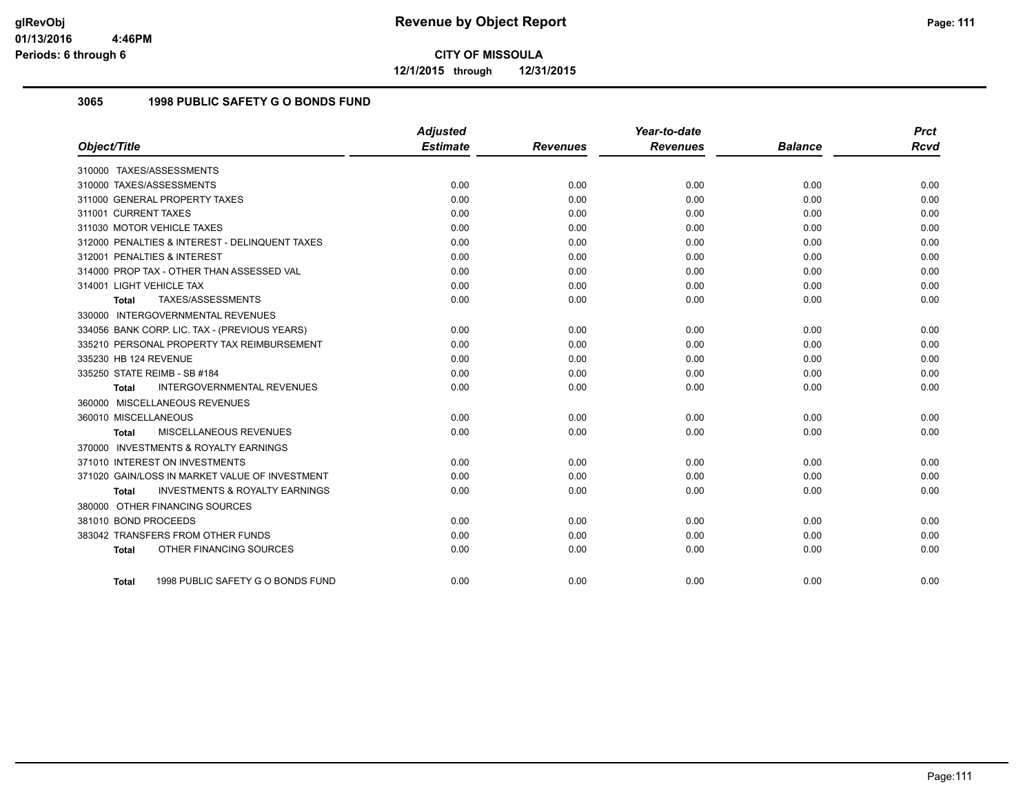**CITY OF MISSOULA**

**12/1/2015 through 12/31/2015**

### 3065 1998 PUBLIC SAFETY G O BONDS FUND

| Object/Title | Adjusted Estimate | Revenues | Year-to-date Revenues | Balance | Prct Rcvd |
|---|---|---|---|---|---|
| 310000 TAXES/ASSESSMENTS | | | | | |
| 310000 TAXES/ASSESSMENTS | 0.00 | 0.00 | 0.00 | 0.00 | 0.00 |
| 311000 GENERAL PROPERTY TAXES | 0.00 | 0.00 | 0.00 | 0.00 | 0.00 |
| 311001 CURRENT TAXES | 0.00 | 0.00 | 0.00 | 0.00 | 0.00 |
| 311030 MOTOR VEHICLE TAXES | 0.00 | 0.00 | 0.00 | 0.00 | 0.00 |
| 312000 PENALTIES & INTEREST - DELINQUENT TAXES | 0.00 | 0.00 | 0.00 | 0.00 | 0.00 |
| 312001 PENALTIES & INTEREST | 0.00 | 0.00 | 0.00 | 0.00 | 0.00 |
| 314000 PROP TAX - OTHER THAN ASSESSED VAL | 0.00 | 0.00 | 0.00 | 0.00 | 0.00 |
| 314001 LIGHT VEHICLE TAX | 0.00 | 0.00 | 0.00 | 0.00 | 0.00 |
| **Total** TAXES/ASSESSMENTS | 0.00 | 0.00 | 0.00 | 0.00 | 0.00 |
| 330000 INTERGOVERNMENTAL REVENUES | | | | | |
| 334056 BANK CORP. LIC. TAX - (PREVIOUS YEARS) | 0.00 | 0.00 | 0.00 | 0.00 | 0.00 |
| 335210 PERSONAL PROPERTY TAX REIMBURSEMENT | 0.00 | 0.00 | 0.00 | 0.00 | 0.00 |
| 335230 HB 124 REVENUE | 0.00 | 0.00 | 0.00 | 0.00 | 0.00 |
| 335250 STATE REIMB - SB #184 | 0.00 | 0.00 | 0.00 | 0.00 | 0.00 |
| **Total** INTERGOVERNMENTAL REVENUES | 0.00 | 0.00 | 0.00 | 0.00 | 0.00 |
| 360000 MISCELLANEOUS REVENUES | | | | | |
| 360010 MISCELLANEOUS | 0.00 | 0.00 | 0.00 | 0.00 | 0.00 |
| **Total** MISCELLANEOUS REVENUES | 0.00 | 0.00 | 0.00 | 0.00 | 0.00 |
| 370000 INVESTMENTS & ROYALTY EARNINGS | | | | | |
| 371010 INTEREST ON INVESTMENTS | 0.00 | 0.00 | 0.00 | 0.00 | 0.00 |
| 371020 GAIN/LOSS IN MARKET VALUE OF INVESTMENT | 0.00 | 0.00 | 0.00 | 0.00 | 0.00 |
| **Total** INVESTMENTS & ROYALTY EARNINGS | 0.00 | 0.00 | 0.00 | 0.00 | 0.00 |
| 380000 OTHER FINANCING SOURCES | | | | | |
| 381010 BOND PROCEEDS | 0.00 | 0.00 | 0.00 | 0.00 | 0.00 |
| 383042 TRANSFERS FROM OTHER FUNDS | 0.00 | 0.00 | 0.00 | 0.00 | 0.00 |
| **Total** OTHER FINANCING SOURCES | 0.00 | 0.00 | 0.00 | 0.00 | 0.00 |
| **Total** 1998 PUBLIC SAFETY G O BONDS FUND | 0.00 | 0.00 | 0.00 | 0.00 | 0.00 |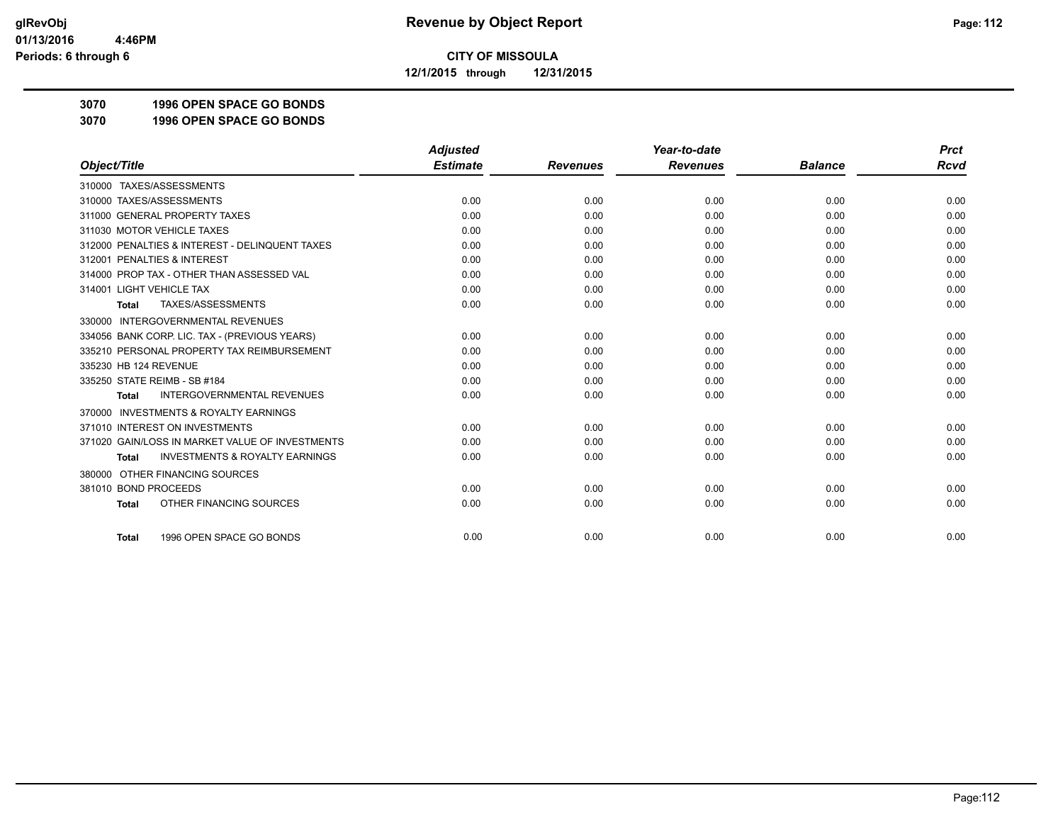glRevObj
01/13/2016 4:46PM
Periods: 6 through 6

# Revenue by Object Report

**CITY OF MISSOULA**

**12/1/2015 through 12/31/2015**

**3070 1996 OPEN SPACE GO BONDS**

**3070 1996 OPEN SPACE GO BONDS**

| Object/Title | Adjusted Estimate | Revenues | Year-to-date Revenues | Balance | Prct Rcvd |
|---|---|---|---|---|---|
| 310000 TAXES/ASSESSMENTS | | | | | |
| 310000 TAXES/ASSESSMENTS | 0.00 | 0.00 | 0.00 | 0.00 | 0.00 |
| 311000 GENERAL PROPERTY TAXES | 0.00 | 0.00 | 0.00 | 0.00 | 0.00 |
| 311030 MOTOR VEHICLE TAXES | 0.00 | 0.00 | 0.00 | 0.00 | 0.00 |
| 312000 PENALTIES & INTEREST - DELINQUENT TAXES | 0.00 | 0.00 | 0.00 | 0.00 | 0.00 |
| 312001 PENALTIES & INTEREST | 0.00 | 0.00 | 0.00 | 0.00 | 0.00 |
| 314000 PROP TAX - OTHER THAN ASSESSED VAL | 0.00 | 0.00 | 0.00 | 0.00 | 0.00 |
| 314001 LIGHT VEHICLE TAX | 0.00 | 0.00 | 0.00 | 0.00 | 0.00 |
| **Total** TAXES/ASSESSMENTS | 0.00 | 0.00 | 0.00 | 0.00 | 0.00 |
| 330000 INTERGOVERNMENTAL REVENUES | | | | | |
| 334056 BANK CORP. LIC. TAX - (PREVIOUS YEARS) | 0.00 | 0.00 | 0.00 | 0.00 | 0.00 |
| 335210 PERSONAL PROPERTY TAX REIMBURSEMENT | 0.00 | 0.00 | 0.00 | 0.00 | 0.00 |
| 335230 HB 124 REVENUE | 0.00 | 0.00 | 0.00 | 0.00 | 0.00 |
| 335250 STATE REIMB - SB #184 | 0.00 | 0.00 | 0.00 | 0.00 | 0.00 |
| **Total** INTERGOVERNMENTAL REVENUES | 0.00 | 0.00 | 0.00 | 0.00 | 0.00 |
| 370000 INVESTMENTS & ROYALTY EARNINGS | | | | | |
| 371010 INTEREST ON INVESTMENTS | 0.00 | 0.00 | 0.00 | 0.00 | 0.00 |
| 371020 GAIN/LOSS IN MARKET VALUE OF INVESTMENTS | 0.00 | 0.00 | 0.00 | 0.00 | 0.00 |
| **Total** INVESTMENTS & ROYALTY EARNINGS | 0.00 | 0.00 | 0.00 | 0.00 | 0.00 |
| 380000 OTHER FINANCING SOURCES | | | | | |
| 381010 BOND PROCEEDS | 0.00 | 0.00 | 0.00 | 0.00 | 0.00 |
| **Total** OTHER FINANCING SOURCES | 0.00 | 0.00 | 0.00 | 0.00 | 0.00 |
| **Total** 1996 OPEN SPACE GO BONDS | 0.00 | 0.00 | 0.00 | 0.00 | 0.00 |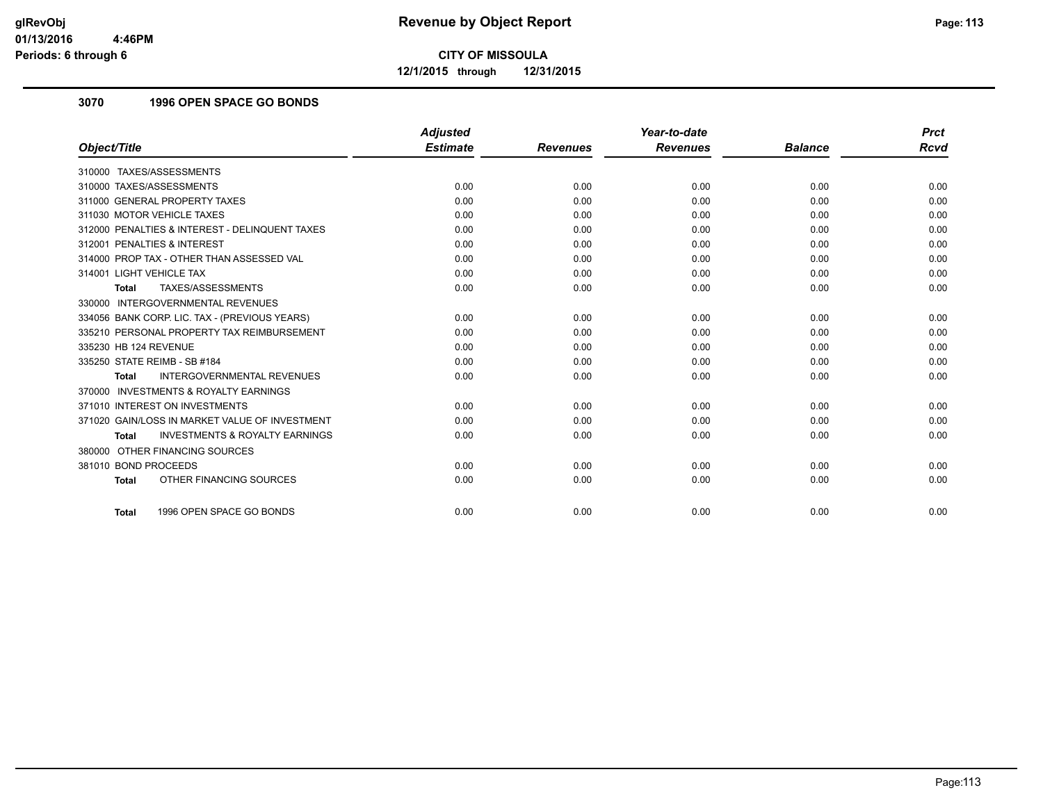**glRevObj**
**01/13/2016 4:46PM**
**Periods: 6 through 6**

# Revenue by Object Report

**CITY OF MISSOULA**

**12/1/2015 through 12/31/2015**

## 3070 1996 OPEN SPACE GO BONDS

| Object/Title | Adjusted Estimate | Revenues | Year-to-date Revenues | Balance | Prct Rcvd |
|---|---|---|---|---|---|
| 310000 TAXES/ASSESSMENTS | | | | | |
| 310000 TAXES/ASSESSMENTS | 0.00 | 0.00 | 0.00 | 0.00 | 0.00 |
| 311000 GENERAL PROPERTY TAXES | 0.00 | 0.00 | 0.00 | 0.00 | 0.00 |
| 311030 MOTOR VEHICLE TAXES | 0.00 | 0.00 | 0.00 | 0.00 | 0.00 |
| 312000 PENALTIES & INTEREST - DELINQUENT TAXES | 0.00 | 0.00 | 0.00 | 0.00 | 0.00 |
| 312001 PENALTIES & INTEREST | 0.00 | 0.00 | 0.00 | 0.00 | 0.00 |
| 314000 PROP TAX - OTHER THAN ASSESSED VAL | 0.00 | 0.00 | 0.00 | 0.00 | 0.00 |
| 314001 LIGHT VEHICLE TAX | 0.00 | 0.00 | 0.00 | 0.00 | 0.00 |
| **Total** TAXES/ASSESSMENTS | 0.00 | 0.00 | 0.00 | 0.00 | 0.00 |
| 330000 INTERGOVERNMENTAL REVENUES | | | | | |
| 334056 BANK CORP. LIC. TAX - (PREVIOUS YEARS) | 0.00 | 0.00 | 0.00 | 0.00 | 0.00 |
| 335210 PERSONAL PROPERTY TAX REIMBURSEMENT | 0.00 | 0.00 | 0.00 | 0.00 | 0.00 |
| 335230 HB 124 REVENUE | 0.00 | 0.00 | 0.00 | 0.00 | 0.00 |
| 335250 STATE REIMB - SB #184 | 0.00 | 0.00 | 0.00 | 0.00 | 0.00 |
| **Total** INTERGOVERNMENTAL REVENUES | 0.00 | 0.00 | 0.00 | 0.00 | 0.00 |
| 370000 INVESTMENTS & ROYALTY EARNINGS | | | | | |
| 371010 INTEREST ON INVESTMENTS | 0.00 | 0.00 | 0.00 | 0.00 | 0.00 |
| 371020 GAIN/LOSS IN MARKET VALUE OF INVESTMENT | 0.00 | 0.00 | 0.00 | 0.00 | 0.00 |
| **Total** INVESTMENTS & ROYALTY EARNINGS | 0.00 | 0.00 | 0.00 | 0.00 | 0.00 |
| 380000 OTHER FINANCING SOURCES | | | | | |
| 381010 BOND PROCEEDS | 0.00 | 0.00 | 0.00 | 0.00 | 0.00 |
| **Total** OTHER FINANCING SOURCES | 0.00 | 0.00 | 0.00 | 0.00 | 0.00 |
| **Total** 1996 OPEN SPACE GO BONDS | 0.00 | 0.00 | 0.00 | 0.00 | 0.00 |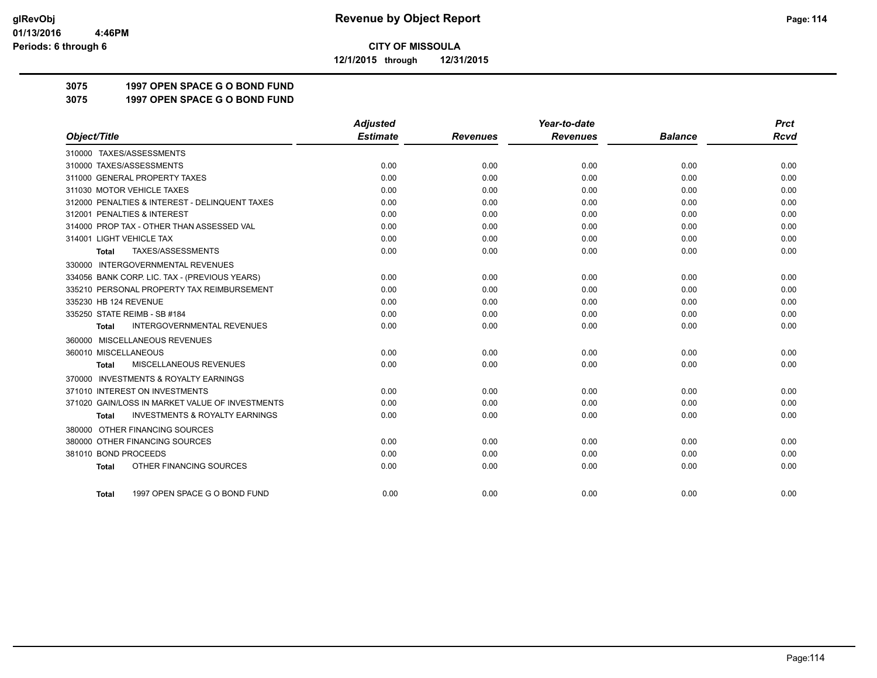# CITY OF MISSOULA

**12/1/2015 through 12/31/2015**

## 3075 1997 OPEN SPACE G O BOND FUND
## 3075 1997 OPEN SPACE G O BOND FUND

| Object/Title | Adjusted Estimate | Revenues | Year-to-date Revenues | Balance | Prct Rcvd |
|---|---|---|---|---|---|
| 310000 TAXES/ASSESSMENTS | | | | | |
| 310000 TAXES/ASSESSMENTS | 0.00 | 0.00 | 0.00 | 0.00 | 0.00 |
| 311000 GENERAL PROPERTY TAXES | 0.00 | 0.00 | 0.00 | 0.00 | 0.00 |
| 311030 MOTOR VEHICLE TAXES | 0.00 | 0.00 | 0.00 | 0.00 | 0.00 |
| 312000 PENALTIES & INTEREST - DELINQUENT TAXES | 0.00 | 0.00 | 0.00 | 0.00 | 0.00 |
| 312001 PENALTIES & INTEREST | 0.00 | 0.00 | 0.00 | 0.00 | 0.00 |
| 314000 PROP TAX - OTHER THAN ASSESSED VAL | 0.00 | 0.00 | 0.00 | 0.00 | 0.00 |
| 314001 LIGHT VEHICLE TAX | 0.00 | 0.00 | 0.00 | 0.00 | 0.00 |
| **Total** TAXES/ASSESSMENTS | 0.00 | 0.00 | 0.00 | 0.00 | 0.00 |
| 330000 INTERGOVERNMENTAL REVENUES | | | | | |
| 334056 BANK CORP. LIC. TAX - (PREVIOUS YEARS) | 0.00 | 0.00 | 0.00 | 0.00 | 0.00 |
| 335210 PERSONAL PROPERTY TAX REIMBURSEMENT | 0.00 | 0.00 | 0.00 | 0.00 | 0.00 |
| 335230 HB 124 REVENUE | 0.00 | 0.00 | 0.00 | 0.00 | 0.00 |
| 335250 STATE REIMB - SB #184 | 0.00 | 0.00 | 0.00 | 0.00 | 0.00 |
| **Total** INTERGOVERNMENTAL REVENUES | 0.00 | 0.00 | 0.00 | 0.00 | 0.00 |
| 360000 MISCELLANEOUS REVENUES | | | | | |
| 360010 MISCELLANEOUS | 0.00 | 0.00 | 0.00 | 0.00 | 0.00 |
| **Total** MISCELLANEOUS REVENUES | 0.00 | 0.00 | 0.00 | 0.00 | 0.00 |
| 370000 INVESTMENTS & ROYALTY EARNINGS | | | | | |
| 371010 INTEREST ON INVESTMENTS | 0.00 | 0.00 | 0.00 | 0.00 | 0.00 |
| 371020 GAIN/LOSS IN MARKET VALUE OF INVESTMENTS | 0.00 | 0.00 | 0.00 | 0.00 | 0.00 |
| **Total** INVESTMENTS & ROYALTY EARNINGS | 0.00 | 0.00 | 0.00 | 0.00 | 0.00 |
| 380000 OTHER FINANCING SOURCES | | | | | |
| 380000 OTHER FINANCING SOURCES | 0.00 | 0.00 | 0.00 | 0.00 | 0.00 |
| 381010 BOND PROCEEDS | 0.00 | 0.00 | 0.00 | 0.00 | 0.00 |
| **Total** OTHER FINANCING SOURCES | 0.00 | 0.00 | 0.00 | 0.00 | 0.00 |
| **Total** 1997 OPEN SPACE G O BOND FUND | 0.00 | 0.00 | 0.00 | 0.00 | 0.00 |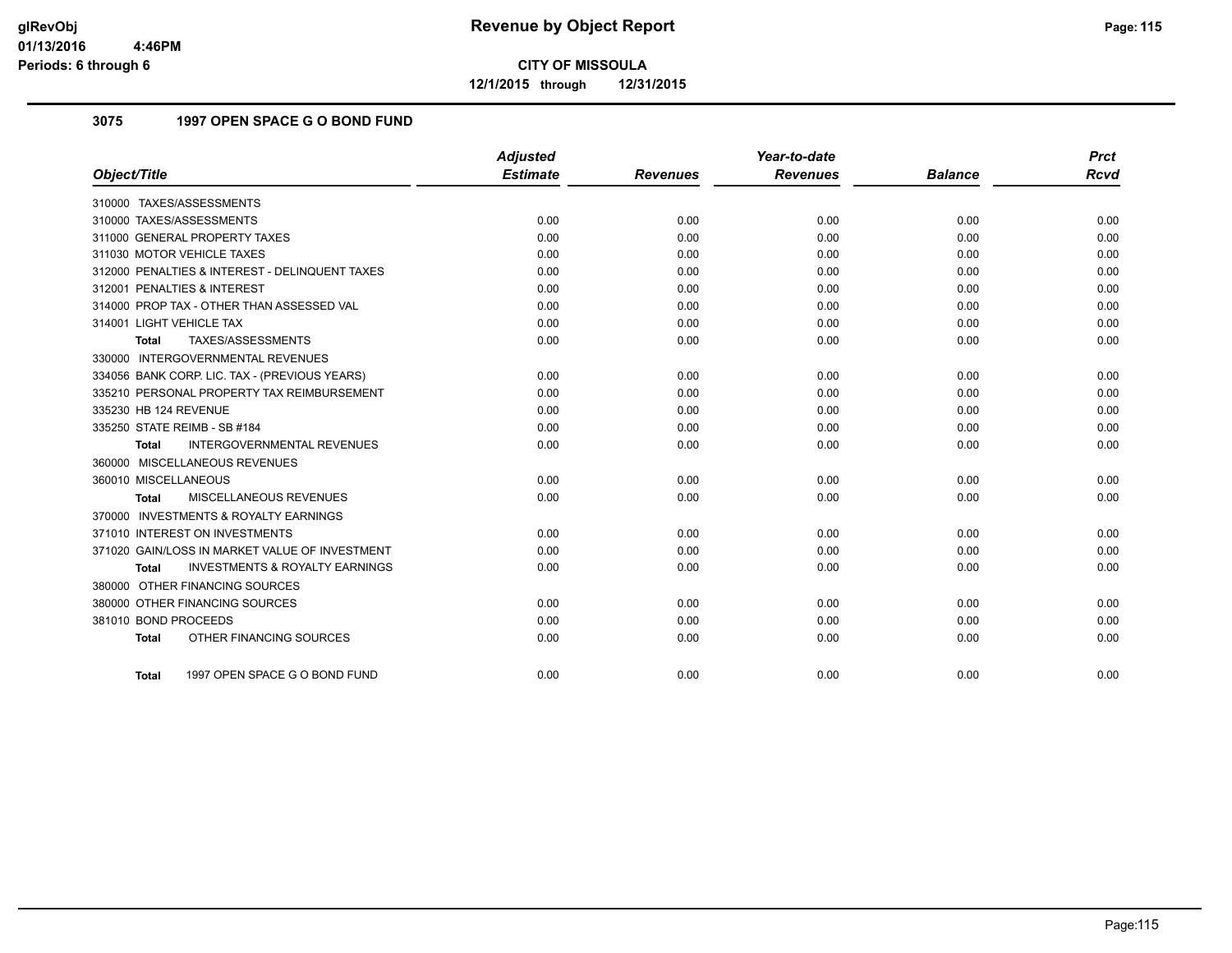**CITY OF MISSOULA**

**12/1/2015 through 12/31/2015**

glRevObj
01/13/2016 4:46PM
Periods: 6 through 6

# Revenue by Object Report

## 3075 1997 OPEN SPACE G O BOND FUND

| Object/Title | Adjusted Estimate | Revenues | Year-to-date Revenues | Balance | Prct Rcvd |
|---|---|---|---|---|---|
| 310000 TAXES/ASSESSMENTS | | | | | |
| 310000 TAXES/ASSESSMENTS | 0.00 | 0.00 | 0.00 | 0.00 | 0.00 |
| 311000 GENERAL PROPERTY TAXES | 0.00 | 0.00 | 0.00 | 0.00 | 0.00 |
| 311030 MOTOR VEHICLE TAXES | 0.00 | 0.00 | 0.00 | 0.00 | 0.00 |
| 312000 PENALTIES & INTEREST - DELINQUENT TAXES | 0.00 | 0.00 | 0.00 | 0.00 | 0.00 |
| 312001 PENALTIES & INTEREST | 0.00 | 0.00 | 0.00 | 0.00 | 0.00 |
| 314000 PROP TAX - OTHER THAN ASSESSED VAL | 0.00 | 0.00 | 0.00 | 0.00 | 0.00 |
| 314001 LIGHT VEHICLE TAX | 0.00 | 0.00 | 0.00 | 0.00 | 0.00 |
| **Total** TAXES/ASSESSMENTS | 0.00 | 0.00 | 0.00 | 0.00 | 0.00 |
| 330000 INTERGOVERNMENTAL REVENUES | | | | | |
| 334056 BANK CORP. LIC. TAX - (PREVIOUS YEARS) | 0.00 | 0.00 | 0.00 | 0.00 | 0.00 |
| 335210 PERSONAL PROPERTY TAX REIMBURSEMENT | 0.00 | 0.00 | 0.00 | 0.00 | 0.00 |
| 335230 HB 124 REVENUE | 0.00 | 0.00 | 0.00 | 0.00 | 0.00 |
| 335250 STATE REIMB - SB #184 | 0.00 | 0.00 | 0.00 | 0.00 | 0.00 |
| **Total** INTERGOVERNMENTAL REVENUES | 0.00 | 0.00 | 0.00 | 0.00 | 0.00 |
| 360000 MISCELLANEOUS REVENUES | | | | | |
| 360010 MISCELLANEOUS | 0.00 | 0.00 | 0.00 | 0.00 | 0.00 |
| **Total** MISCELLANEOUS REVENUES | 0.00 | 0.00 | 0.00 | 0.00 | 0.00 |
| 370000 INVESTMENTS & ROYALTY EARNINGS | | | | | |
| 371010 INTEREST ON INVESTMENTS | 0.00 | 0.00 | 0.00 | 0.00 | 0.00 |
| 371020 GAIN/LOSS IN MARKET VALUE OF INVESTMENT | 0.00 | 0.00 | 0.00 | 0.00 | 0.00 |
| **Total** INVESTMENTS & ROYALTY EARNINGS | 0.00 | 0.00 | 0.00 | 0.00 | 0.00 |
| 380000 OTHER FINANCING SOURCES | | | | | |
| 380000 OTHER FINANCING SOURCES | 0.00 | 0.00 | 0.00 | 0.00 | 0.00 |
| 381010 BOND PROCEEDS | 0.00 | 0.00 | 0.00 | 0.00 | 0.00 |
| **Total** OTHER FINANCING SOURCES | 0.00 | 0.00 | 0.00 | 0.00 | 0.00 |
| **Total** 1997 OPEN SPACE G O BOND FUND | 0.00 | 0.00 | 0.00 | 0.00 | 0.00 |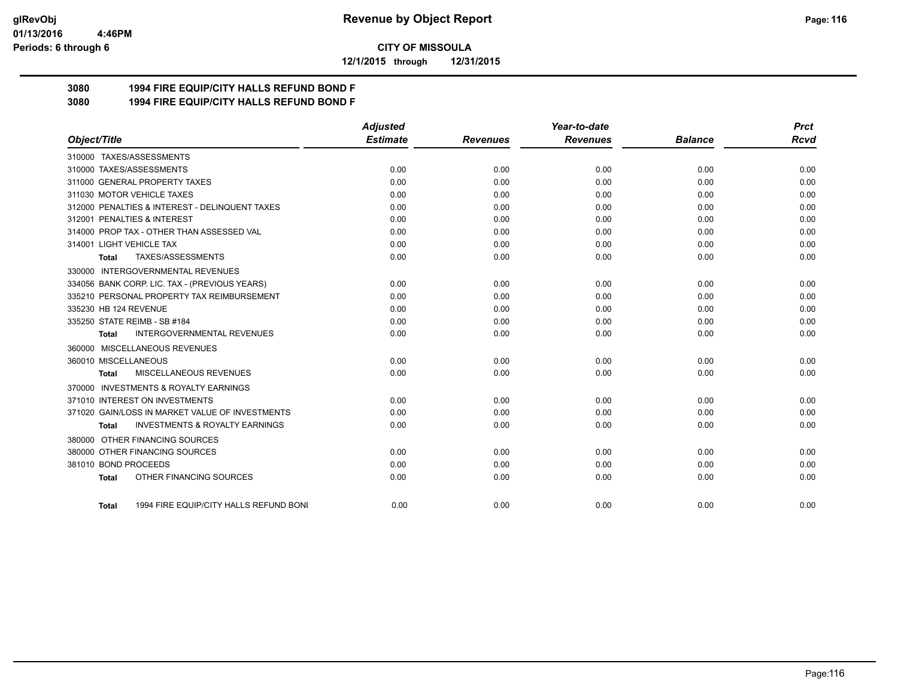# Revenue by Object Report

**CITY OF MISSOULA**

**12/1/2015 through 12/31/2015**

glRevObj
01/13/2016 4:46PM
Periods: 6 through 6

## 3080 1994 FIRE EQUIP/CITY HALLS REFUND BOND F
## 3080 1994 FIRE EQUIP/CITY HALLS REFUND BOND F

| Object/Title | Adjusted Estimate | Revenues | Year-to-date Revenues | Balance | Prct Rcvd |
|---|---|---|---|---|---|
| 310000 TAXES/ASSESSMENTS | | | | | |
| 310000 TAXES/ASSESSMENTS | 0.00 | 0.00 | 0.00 | 0.00 | 0.00 |
| 311000 GENERAL PROPERTY TAXES | 0.00 | 0.00 | 0.00 | 0.00 | 0.00 |
| 311030 MOTOR VEHICLE TAXES | 0.00 | 0.00 | 0.00 | 0.00 | 0.00 |
| 312000 PENALTIES & INTEREST - DELINQUENT TAXES | 0.00 | 0.00 | 0.00 | 0.00 | 0.00 |
| 312001 PENALTIES & INTEREST | 0.00 | 0.00 | 0.00 | 0.00 | 0.00 |
| 314000 PROP TAX - OTHER THAN ASSESSED VAL | 0.00 | 0.00 | 0.00 | 0.00 | 0.00 |
| 314001 LIGHT VEHICLE TAX | 0.00 | 0.00 | 0.00 | 0.00 | 0.00 |
| **Total** TAXES/ASSESSMENTS | 0.00 | 0.00 | 0.00 | 0.00 | 0.00 |
| 330000 INTERGOVERNMENTAL REVENUES | | | | | |
| 334056 BANK CORP. LIC. TAX - (PREVIOUS YEARS) | 0.00 | 0.00 | 0.00 | 0.00 | 0.00 |
| 335210 PERSONAL PROPERTY TAX REIMBURSEMENT | 0.00 | 0.00 | 0.00 | 0.00 | 0.00 |
| 335230 HB 124 REVENUE | 0.00 | 0.00 | 0.00 | 0.00 | 0.00 |
| 335250 STATE REIMB - SB #184 | 0.00 | 0.00 | 0.00 | 0.00 | 0.00 |
| **Total** INTERGOVERNMENTAL REVENUES | 0.00 | 0.00 | 0.00 | 0.00 | 0.00 |
| 360000 MISCELLANEOUS REVENUES | | | | | |
| 360010 MISCELLANEOUS | 0.00 | 0.00 | 0.00 | 0.00 | 0.00 |
| **Total** MISCELLANEOUS REVENUES | 0.00 | 0.00 | 0.00 | 0.00 | 0.00 |
| 370000 INVESTMENTS & ROYALTY EARNINGS | | | | | |
| 371010 INTEREST ON INVESTMENTS | 0.00 | 0.00 | 0.00 | 0.00 | 0.00 |
| 371020 GAIN/LOSS IN MARKET VALUE OF INVESTMENTS | 0.00 | 0.00 | 0.00 | 0.00 | 0.00 |
| **Total** INVESTMENTS & ROYALTY EARNINGS | 0.00 | 0.00 | 0.00 | 0.00 | 0.00 |
| 380000 OTHER FINANCING SOURCES | | | | | |
| 380000 OTHER FINANCING SOURCES | 0.00 | 0.00 | 0.00 | 0.00 | 0.00 |
| 381010 BOND PROCEEDS | 0.00 | 0.00 | 0.00 | 0.00 | 0.00 |
| **Total** OTHER FINANCING SOURCES | 0.00 | 0.00 | 0.00 | 0.00 | 0.00 |
| **Total** 1994 FIRE EQUIP/CITY HALLS REFUND BONI | 0.00 | 0.00 | 0.00 | 0.00 | 0.00 |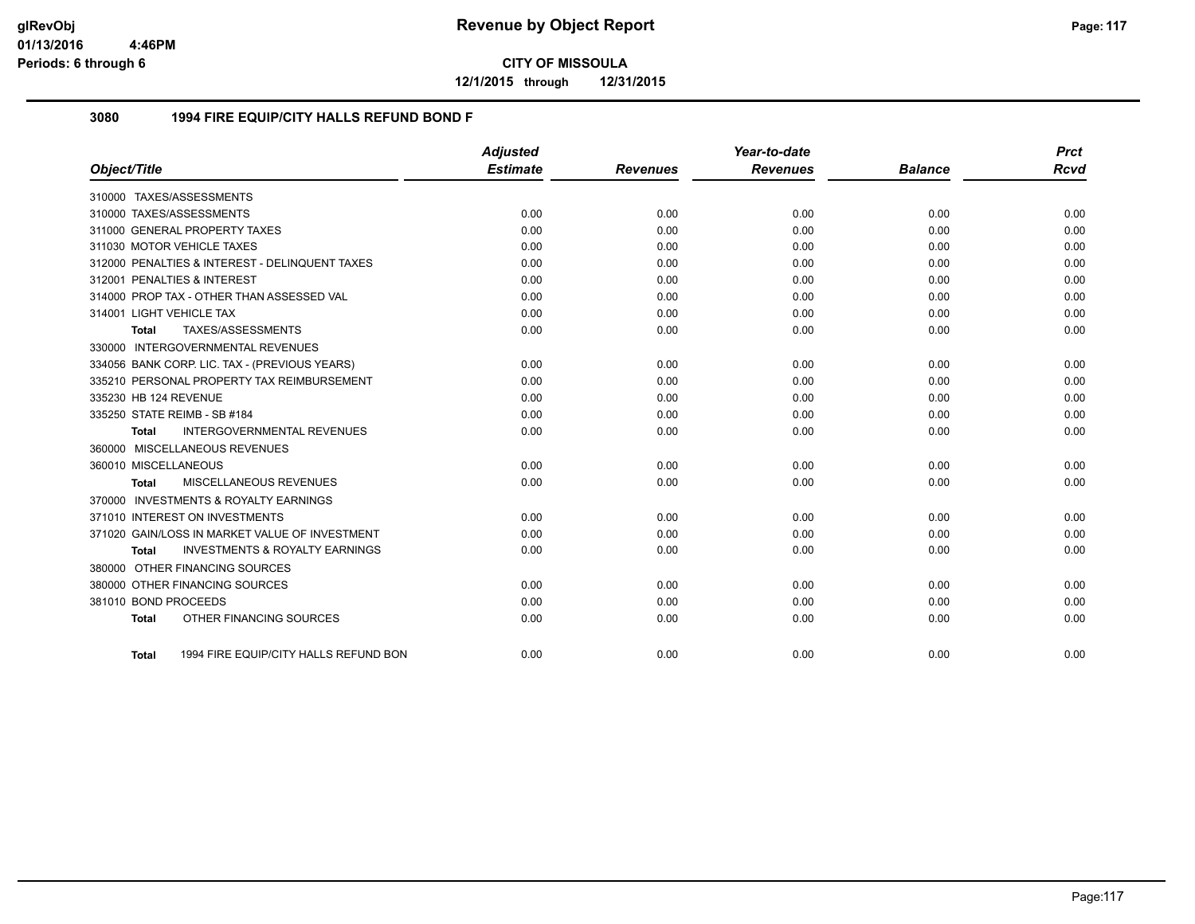# Revenue by Object Report

**CITY OF MISSOULA**

**12/1/2015 through 12/31/2015**

glRevObj
01/13/2016 4:46PM
Periods: 6 through 6

## 3080 1994 FIRE EQUIP/CITY HALLS REFUND BOND F

| Object/Title | Adjusted Estimate | Revenues | Year-to-date Revenues | Balance | Prct Rcvd |
|---|---|---|---|---|---|
| 310000 TAXES/ASSESSMENTS | | | | | |
| 310000 TAXES/ASSESSMENTS | 0.00 | 0.00 | 0.00 | 0.00 | 0.00 |
| 311000 GENERAL PROPERTY TAXES | 0.00 | 0.00 | 0.00 | 0.00 | 0.00 |
| 311030 MOTOR VEHICLE TAXES | 0.00 | 0.00 | 0.00 | 0.00 | 0.00 |
| 312000 PENALTIES & INTEREST - DELINQUENT TAXES | 0.00 | 0.00 | 0.00 | 0.00 | 0.00 |
| 312001 PENALTIES & INTEREST | 0.00 | 0.00 | 0.00 | 0.00 | 0.00 |
| 314000 PROP TAX - OTHER THAN ASSESSED VAL | 0.00 | 0.00 | 0.00 | 0.00 | 0.00 |
| 314001 LIGHT VEHICLE TAX | 0.00 | 0.00 | 0.00 | 0.00 | 0.00 |
| **Total** TAXES/ASSESSMENTS | 0.00 | 0.00 | 0.00 | 0.00 | 0.00 |
| 330000 INTERGOVERNMENTAL REVENUES | | | | | |
| 334056 BANK CORP. LIC. TAX - (PREVIOUS YEARS) | 0.00 | 0.00 | 0.00 | 0.00 | 0.00 |
| 335210 PERSONAL PROPERTY TAX REIMBURSEMENT | 0.00 | 0.00 | 0.00 | 0.00 | 0.00 |
| 335230 HB 124 REVENUE | 0.00 | 0.00 | 0.00 | 0.00 | 0.00 |
| 335250 STATE REIMB - SB #184 | 0.00 | 0.00 | 0.00 | 0.00 | 0.00 |
| **Total** INTERGOVERNMENTAL REVENUES | 0.00 | 0.00 | 0.00 | 0.00 | 0.00 |
| 360000 MISCELLANEOUS REVENUES | | | | | |
| 360010 MISCELLANEOUS | 0.00 | 0.00 | 0.00 | 0.00 | 0.00 |
| **Total** MISCELLANEOUS REVENUES | 0.00 | 0.00 | 0.00 | 0.00 | 0.00 |
| 370000 INVESTMENTS & ROYALTY EARNINGS | | | | | |
| 371010 INTEREST ON INVESTMENTS | 0.00 | 0.00 | 0.00 | 0.00 | 0.00 |
| 371020 GAIN/LOSS IN MARKET VALUE OF INVESTMENT | 0.00 | 0.00 | 0.00 | 0.00 | 0.00 |
| **Total** INVESTMENTS & ROYALTY EARNINGS | 0.00 | 0.00 | 0.00 | 0.00 | 0.00 |
| 380000 OTHER FINANCING SOURCES | | | | | |
| 380000 OTHER FINANCING SOURCES | 0.00 | 0.00 | 0.00 | 0.00 | 0.00 |
| 381010 BOND PROCEEDS | 0.00 | 0.00 | 0.00 | 0.00 | 0.00 |
| **Total** OTHER FINANCING SOURCES | 0.00 | 0.00 | 0.00 | 0.00 | 0.00 |
| **Total** 1994 FIRE EQUIP/CITY HALLS REFUND BON | 0.00 | 0.00 | 0.00 | 0.00 | 0.00 |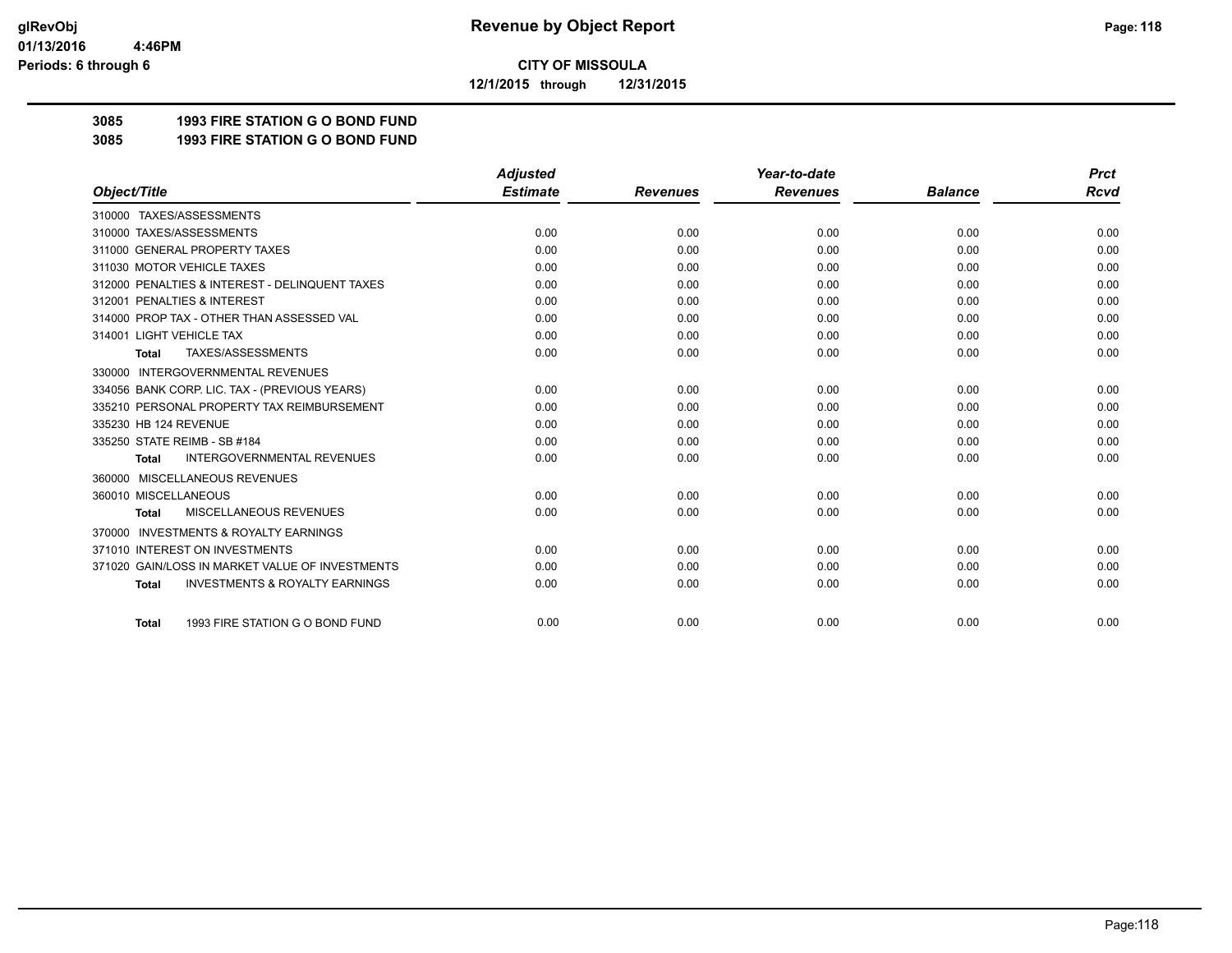**CITY OF MISSOULA**

**12/1/2015 through 12/31/2015**

**3085 1993 FIRE STATION G O BOND FUND**

**3085 1993 FIRE STATION G O BOND FUND**

| Object/Title | Adjusted Estimate | Revenues | Year-to-date Revenues | Balance | Prct Rcvd |
|---|---|---|---|---|---|
| 310000 TAXES/ASSESSMENTS | | | | | |
| 310000 TAXES/ASSESSMENTS | 0.00 | 0.00 | 0.00 | 0.00 | 0.00 |
| 311000 GENERAL PROPERTY TAXES | 0.00 | 0.00 | 0.00 | 0.00 | 0.00 |
| 311030 MOTOR VEHICLE TAXES | 0.00 | 0.00 | 0.00 | 0.00 | 0.00 |
| 312000 PENALTIES & INTEREST - DELINQUENT TAXES | 0.00 | 0.00 | 0.00 | 0.00 | 0.00 |
| 312001 PENALTIES & INTEREST | 0.00 | 0.00 | 0.00 | 0.00 | 0.00 |
| 314000 PROP TAX - OTHER THAN ASSESSED VAL | 0.00 | 0.00 | 0.00 | 0.00 | 0.00 |
| 314001 LIGHT VEHICLE TAX | 0.00 | 0.00 | 0.00 | 0.00 | 0.00 |
| **Total** TAXES/ASSESSMENTS | 0.00 | 0.00 | 0.00 | 0.00 | 0.00 |
| 330000 INTERGOVERNMENTAL REVENUES | | | | | |
| 334056 BANK CORP. LIC. TAX - (PREVIOUS YEARS) | 0.00 | 0.00 | 0.00 | 0.00 | 0.00 |
| 335210 PERSONAL PROPERTY TAX REIMBURSEMENT | 0.00 | 0.00 | 0.00 | 0.00 | 0.00 |
| 335230 HB 124 REVENUE | 0.00 | 0.00 | 0.00 | 0.00 | 0.00 |
| 335250 STATE REIMB - SB #184 | 0.00 | 0.00 | 0.00 | 0.00 | 0.00 |
| **Total** INTERGOVERNMENTAL REVENUES | 0.00 | 0.00 | 0.00 | 0.00 | 0.00 |
| 360000 MISCELLANEOUS REVENUES | | | | | |
| 360010 MISCELLANEOUS | 0.00 | 0.00 | 0.00 | 0.00 | 0.00 |
| **Total** MISCELLANEOUS REVENUES | 0.00 | 0.00 | 0.00 | 0.00 | 0.00 |
| 370000 INVESTMENTS & ROYALTY EARNINGS | | | | | |
| 371010 INTEREST ON INVESTMENTS | 0.00 | 0.00 | 0.00 | 0.00 | 0.00 |
| 371020 GAIN/LOSS IN MARKET VALUE OF INVESTMENTS | 0.00 | 0.00 | 0.00 | 0.00 | 0.00 |
| **Total** INVESTMENTS & ROYALTY EARNINGS | 0.00 | 0.00 | 0.00 | 0.00 | 0.00 |
| **Total** 1993 FIRE STATION G O BOND FUND | 0.00 | 0.00 | 0.00 | 0.00 | 0.00 |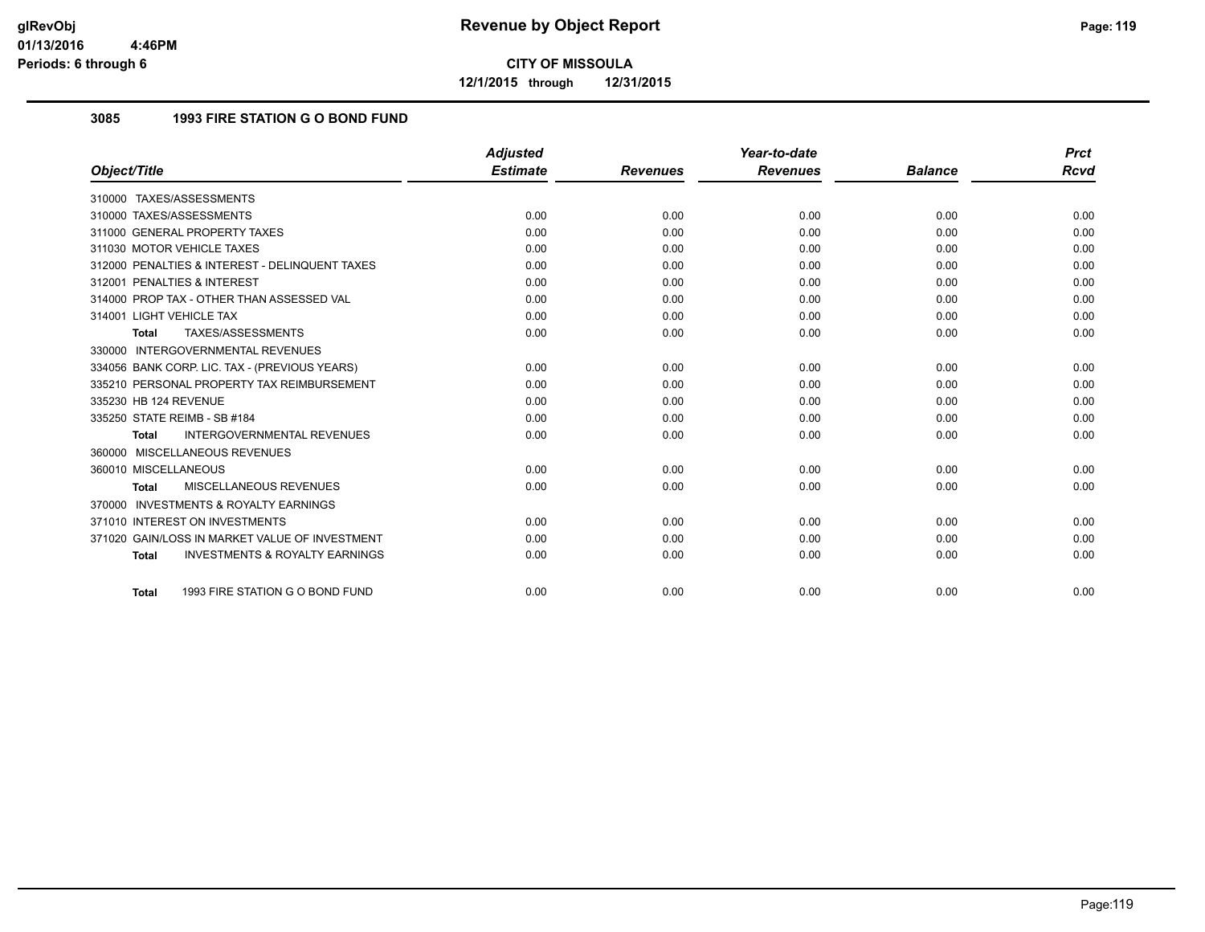# Revenue by Object Report

**CITY OF MISSOULA**

**12/1/2015 through 12/31/2015**

glRevObj
01/13/2016 4:46PM
Periods: 6 through 6

### 3085 1993 FIRE STATION G O BOND FUND

| Object/Title | Adjusted Estimate | Revenues | Year-to-date Revenues | Balance | Prct Rcvd |
|---|---|---|---|---|---|
| 310000 TAXES/ASSESSMENTS | | | | | |
| 310000 TAXES/ASSESSMENTS | 0.00 | 0.00 | 0.00 | 0.00 | 0.00 |
| 311000 GENERAL PROPERTY TAXES | 0.00 | 0.00 | 0.00 | 0.00 | 0.00 |
| 311030 MOTOR VEHICLE TAXES | 0.00 | 0.00 | 0.00 | 0.00 | 0.00 |
| 312000 PENALTIES & INTEREST - DELINQUENT TAXES | 0.00 | 0.00 | 0.00 | 0.00 | 0.00 |
| 312001 PENALTIES & INTEREST | 0.00 | 0.00 | 0.00 | 0.00 | 0.00 |
| 314000 PROP TAX - OTHER THAN ASSESSED VAL | 0.00 | 0.00 | 0.00 | 0.00 | 0.00 |
| 314001 LIGHT VEHICLE TAX | 0.00 | 0.00 | 0.00 | 0.00 | 0.00 |
| **Total** TAXES/ASSESSMENTS | 0.00 | 0.00 | 0.00 | 0.00 | 0.00 |
| 330000 INTERGOVERNMENTAL REVENUES | | | | | |
| 334056 BANK CORP. LIC. TAX - (PREVIOUS YEARS) | 0.00 | 0.00 | 0.00 | 0.00 | 0.00 |
| 335210 PERSONAL PROPERTY TAX REIMBURSEMENT | 0.00 | 0.00 | 0.00 | 0.00 | 0.00 |
| 335230 HB 124 REVENUE | 0.00 | 0.00 | 0.00 | 0.00 | 0.00 |
| 335250 STATE REIMB - SB #184 | 0.00 | 0.00 | 0.00 | 0.00 | 0.00 |
| **Total** INTERGOVERNMENTAL REVENUES | 0.00 | 0.00 | 0.00 | 0.00 | 0.00 |
| 360000 MISCELLANEOUS REVENUES | | | | | |
| 360010 MISCELLANEOUS | 0.00 | 0.00 | 0.00 | 0.00 | 0.00 |
| **Total** MISCELLANEOUS REVENUES | 0.00 | 0.00 | 0.00 | 0.00 | 0.00 |
| 370000 INVESTMENTS & ROYALTY EARNINGS | | | | | |
| 371010 INTEREST ON INVESTMENTS | 0.00 | 0.00 | 0.00 | 0.00 | 0.00 |
| 371020 GAIN/LOSS IN MARKET VALUE OF INVESTMENT | 0.00 | 0.00 | 0.00 | 0.00 | 0.00 |
| **Total** INVESTMENTS & ROYALTY EARNINGS | 0.00 | 0.00 | 0.00 | 0.00 | 0.00 |
| **Total** 1993 FIRE STATION G O BOND FUND | 0.00 | 0.00 | 0.00 | 0.00 | 0.00 |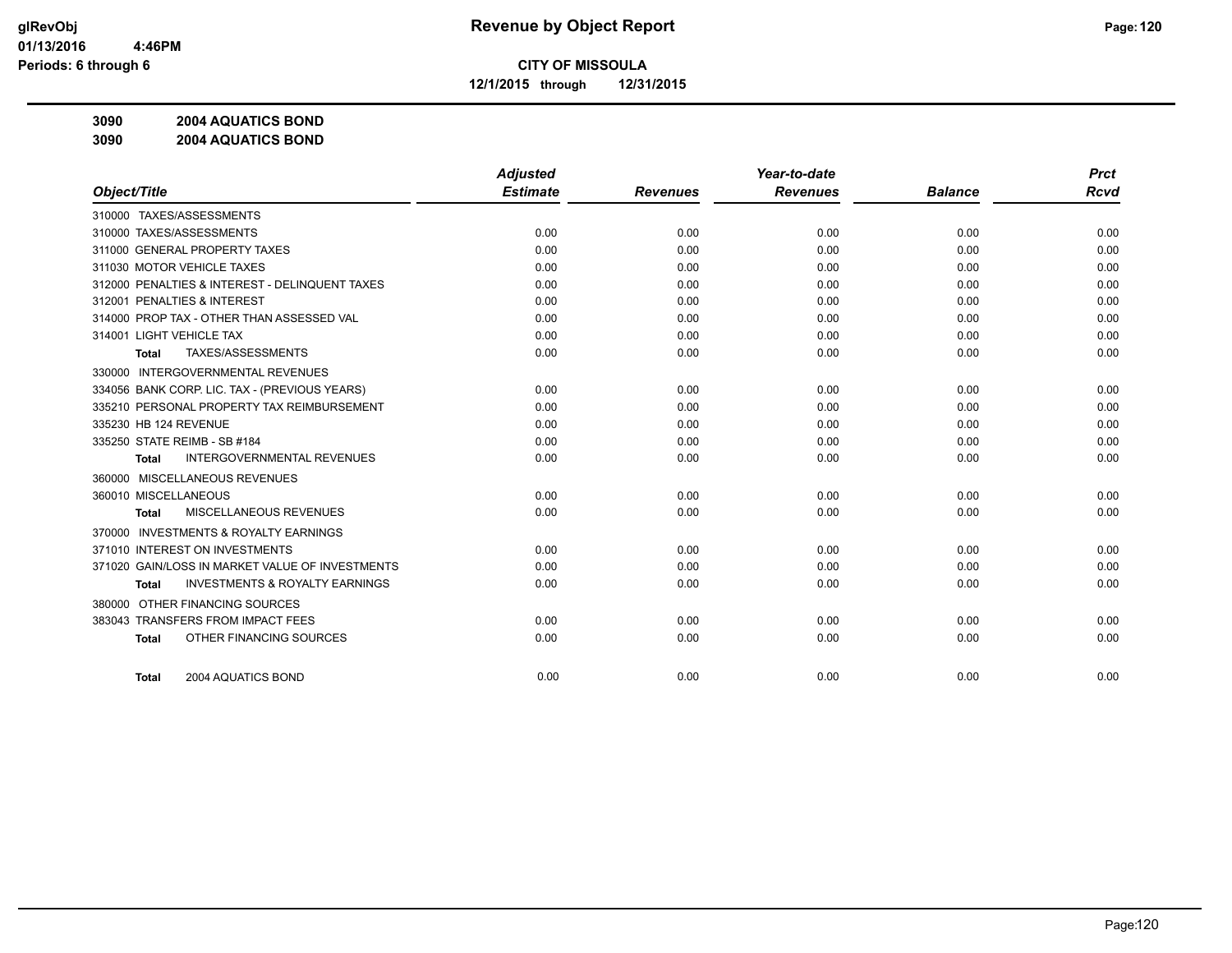# Revenue by Object Report

**CITY OF MISSOULA**

**12/1/2015 through 12/31/2015**

glRevObj
01/13/2016 4:46PM
Periods: 6 through 6

**3090 2004 AQUATICS BOND**

**3090 2004 AQUATICS BOND**

| Object/Title | Adjusted Estimate | Revenues | Year-to-date Revenues | Balance | Prct Rcvd |
|---|---|---|---|---|---|
| 310000 TAXES/ASSESSMENTS | | | | | |
| 310000 TAXES/ASSESSMENTS | 0.00 | 0.00 | 0.00 | 0.00 | 0.00 |
| 311000 GENERAL PROPERTY TAXES | 0.00 | 0.00 | 0.00 | 0.00 | 0.00 |
| 311030 MOTOR VEHICLE TAXES | 0.00 | 0.00 | 0.00 | 0.00 | 0.00 |
| 312000 PENALTIES & INTEREST - DELINQUENT TAXES | 0.00 | 0.00 | 0.00 | 0.00 | 0.00 |
| 312001 PENALTIES & INTEREST | 0.00 | 0.00 | 0.00 | 0.00 | 0.00 |
| 314000 PROP TAX - OTHER THAN ASSESSED VAL | 0.00 | 0.00 | 0.00 | 0.00 | 0.00 |
| 314001 LIGHT VEHICLE TAX | 0.00 | 0.00 | 0.00 | 0.00 | 0.00 |
| **Total** TAXES/ASSESSMENTS | 0.00 | 0.00 | 0.00 | 0.00 | 0.00 |
| 330000 INTERGOVERNMENTAL REVENUES | | | | | |
| 334056 BANK CORP. LIC. TAX - (PREVIOUS YEARS) | 0.00 | 0.00 | 0.00 | 0.00 | 0.00 |
| 335210 PERSONAL PROPERTY TAX REIMBURSEMENT | 0.00 | 0.00 | 0.00 | 0.00 | 0.00 |
| 335230 HB 124 REVENUE | 0.00 | 0.00 | 0.00 | 0.00 | 0.00 |
| 335250 STATE REIMB - SB #184 | 0.00 | 0.00 | 0.00 | 0.00 | 0.00 |
| **Total** INTERGOVERNMENTAL REVENUES | 0.00 | 0.00 | 0.00 | 0.00 | 0.00 |
| 360000 MISCELLANEOUS REVENUES | | | | | |
| 360010 MISCELLANEOUS | 0.00 | 0.00 | 0.00 | 0.00 | 0.00 |
| **Total** MISCELLANEOUS REVENUES | 0.00 | 0.00 | 0.00 | 0.00 | 0.00 |
| 370000 INVESTMENTS & ROYALTY EARNINGS | | | | | |
| 371010 INTEREST ON INVESTMENTS | 0.00 | 0.00 | 0.00 | 0.00 | 0.00 |
| 371020 GAIN/LOSS IN MARKET VALUE OF INVESTMENTS | 0.00 | 0.00 | 0.00 | 0.00 | 0.00 |
| **Total** INVESTMENTS & ROYALTY EARNINGS | 0.00 | 0.00 | 0.00 | 0.00 | 0.00 |
| 380000 OTHER FINANCING SOURCES | | | | | |
| 383043 TRANSFERS FROM IMPACT FEES | 0.00 | 0.00 | 0.00 | 0.00 | 0.00 |
| **Total** OTHER FINANCING SOURCES | 0.00 | 0.00 | 0.00 | 0.00 | 0.00 |
| **Total** 2004 AQUATICS BOND | 0.00 | 0.00 | 0.00 | 0.00 | 0.00 |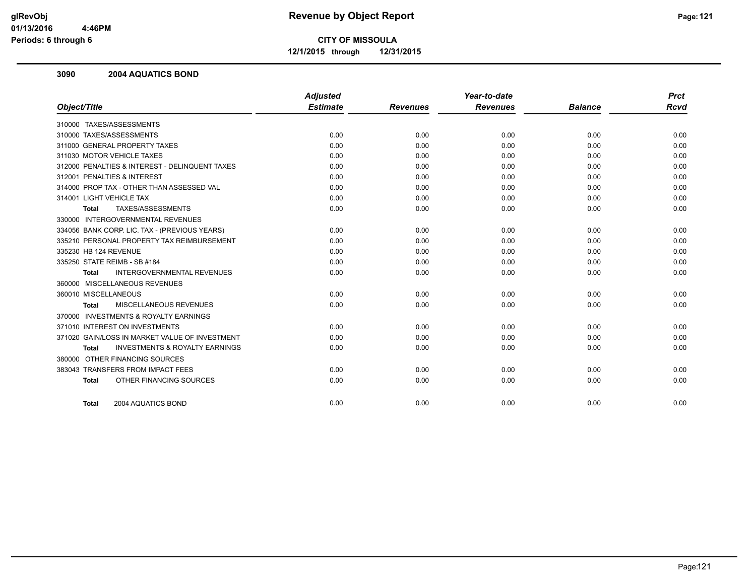# Revenue by Object Report

**CITY OF MISSOULA**

**12/1/2015 through 12/31/2015**

glRevObj
01/13/2016 4:46PM
Periods: 6 through 6

## 3090 2004 AQUATICS BOND

| Object/Title | Adjusted Estimate | Revenues | Year-to-date Revenues | Balance | Prct Rcvd |
|---|---|---|---|---|---|
| 310000 TAXES/ASSESSMENTS | | | | | |
| 310000 TAXES/ASSESSMENTS | 0.00 | 0.00 | 0.00 | 0.00 | 0.00 |
| 311000 GENERAL PROPERTY TAXES | 0.00 | 0.00 | 0.00 | 0.00 | 0.00 |
| 311030 MOTOR VEHICLE TAXES | 0.00 | 0.00 | 0.00 | 0.00 | 0.00 |
| 312000 PENALTIES & INTEREST - DELINQUENT TAXES | 0.00 | 0.00 | 0.00 | 0.00 | 0.00 |
| 312001 PENALTIES & INTEREST | 0.00 | 0.00 | 0.00 | 0.00 | 0.00 |
| 314000 PROP TAX - OTHER THAN ASSESSED VAL | 0.00 | 0.00 | 0.00 | 0.00 | 0.00 |
| 314001 LIGHT VEHICLE TAX | 0.00 | 0.00 | 0.00 | 0.00 | 0.00 |
| **Total** TAXES/ASSESSMENTS | 0.00 | 0.00 | 0.00 | 0.00 | 0.00 |
| 330000 INTERGOVERNMENTAL REVENUES | | | | | |
| 334056 BANK CORP. LIC. TAX - (PREVIOUS YEARS) | 0.00 | 0.00 | 0.00 | 0.00 | 0.00 |
| 335210 PERSONAL PROPERTY TAX REIMBURSEMENT | 0.00 | 0.00 | 0.00 | 0.00 | 0.00 |
| 335230 HB 124 REVENUE | 0.00 | 0.00 | 0.00 | 0.00 | 0.00 |
| 335250 STATE REIMB - SB #184 | 0.00 | 0.00 | 0.00 | 0.00 | 0.00 |
| **Total** INTERGOVERNMENTAL REVENUES | 0.00 | 0.00 | 0.00 | 0.00 | 0.00 |
| 360000 MISCELLANEOUS REVENUES | | | | | |
| 360010 MISCELLANEOUS | 0.00 | 0.00 | 0.00 | 0.00 | 0.00 |
| **Total** MISCELLANEOUS REVENUES | 0.00 | 0.00 | 0.00 | 0.00 | 0.00 |
| 370000 INVESTMENTS & ROYALTY EARNINGS | | | | | |
| 371010 INTEREST ON INVESTMENTS | 0.00 | 0.00 | 0.00 | 0.00 | 0.00 |
| 371020 GAIN/LOSS IN MARKET VALUE OF INVESTMENT | 0.00 | 0.00 | 0.00 | 0.00 | 0.00 |
| **Total** INVESTMENTS & ROYALTY EARNINGS | 0.00 | 0.00 | 0.00 | 0.00 | 0.00 |
| 380000 OTHER FINANCING SOURCES | | | | | |
| 383043 TRANSFERS FROM IMPACT FEES | 0.00 | 0.00 | 0.00 | 0.00 | 0.00 |
| **Total** OTHER FINANCING SOURCES | 0.00 | 0.00 | 0.00 | 0.00 | 0.00 |
| **Total** 2004 AQUATICS BOND | 0.00 | 0.00 | 0.00 | 0.00 | 0.00 |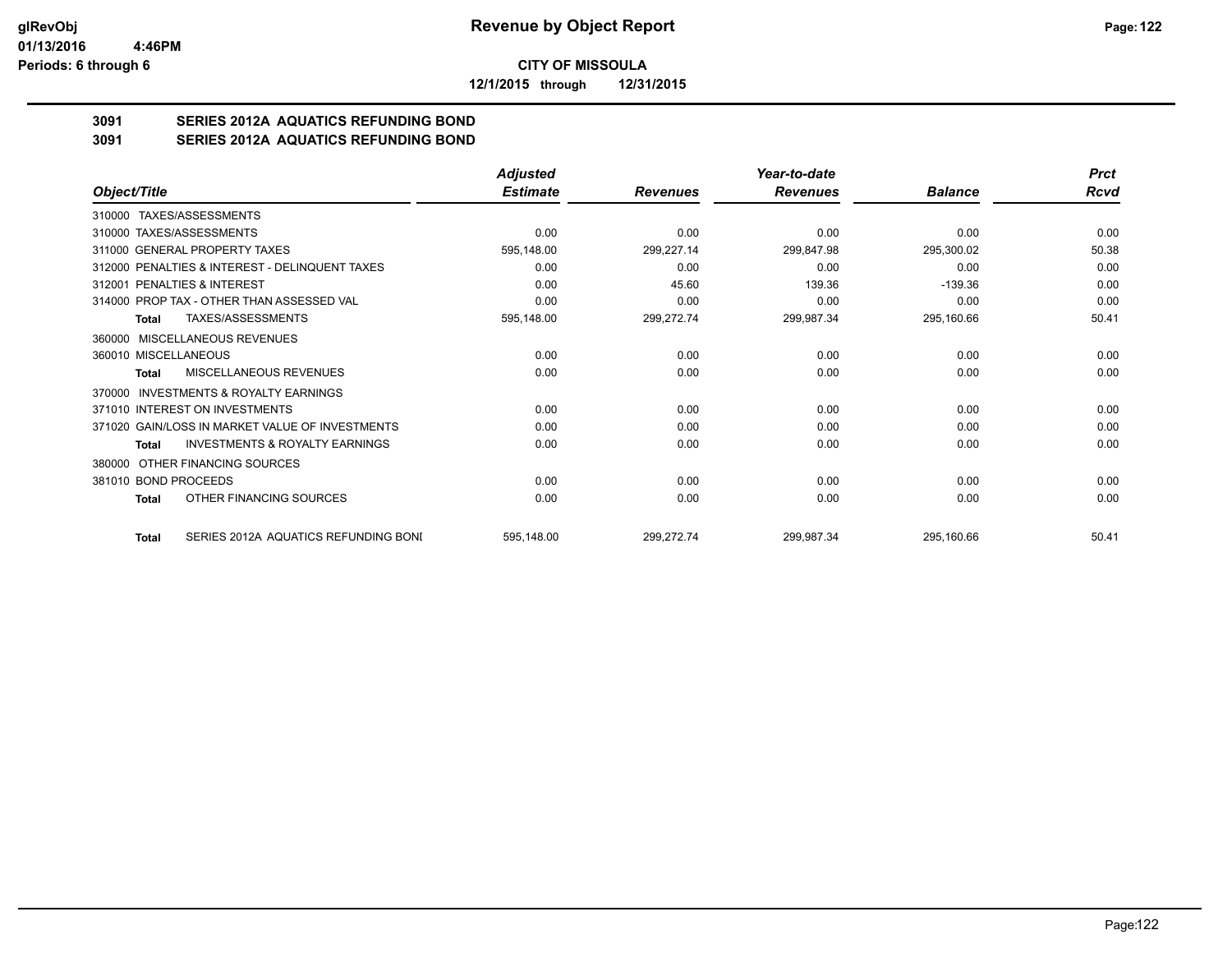# CITY OF MISSOULA

**12/1/2015 through 12/31/2015**

## 3091 SERIES 2012A AQUATICS REFUNDING BOND
## 3091 SERIES 2012A AQUATICS REFUNDING BOND

| Object/Title | Adjusted Estimate | Revenues | Year-to-date Revenues | Balance | Prct Rcvd |
|---|---|---|---|---|---|
| 310000 TAXES/ASSESSMENTS | | | | | |
| 310000 TAXES/ASSESSMENTS | 0.00 | 0.00 | 0.00 | 0.00 | 0.00 |
| 311000 GENERAL PROPERTY TAXES | 595,148.00 | 299,227.14 | 299,847.98 | 295,300.02 | 50.38 |
| 312000 PENALTIES & INTEREST - DELINQUENT TAXES | 0.00 | 0.00 | 0.00 | 0.00 | 0.00 |
| 312001 PENALTIES & INTEREST | 0.00 | 45.60 | 139.36 | -139.36 | 0.00 |
| 314000 PROP TAX - OTHER THAN ASSESSED VAL | 0.00 | 0.00 | 0.00 | 0.00 | 0.00 |
| **Total** TAXES/ASSESSMENTS | 595,148.00 | 299,272.74 | 299,987.34 | 295,160.66 | 50.41 |
| 360000 MISCELLANEOUS REVENUES | | | | | |
| 360010 MISCELLANEOUS | 0.00 | 0.00 | 0.00 | 0.00 | 0.00 |
| **Total** MISCELLANEOUS REVENUES | 0.00 | 0.00 | 0.00 | 0.00 | 0.00 |
| 370000 INVESTMENTS & ROYALTY EARNINGS | | | | | |
| 371010 INTEREST ON INVESTMENTS | 0.00 | 0.00 | 0.00 | 0.00 | 0.00 |
| 371020 GAIN/LOSS IN MARKET VALUE OF INVESTMENTS | 0.00 | 0.00 | 0.00 | 0.00 | 0.00 |
| **Total** INVESTMENTS & ROYALTY EARNINGS | 0.00 | 0.00 | 0.00 | 0.00 | 0.00 |
| 380000 OTHER FINANCING SOURCES | | | | | |
| 381010 BOND PROCEEDS | 0.00 | 0.00 | 0.00 | 0.00 | 0.00 |
| **Total** OTHER FINANCING SOURCES | 0.00 | 0.00 | 0.00 | 0.00 | 0.00 |
| **Total** SERIES 2012A AQUATICS REFUNDING BONI | 595,148.00 | 299,272.74 | 299,987.34 | 295,160.66 | 50.41 |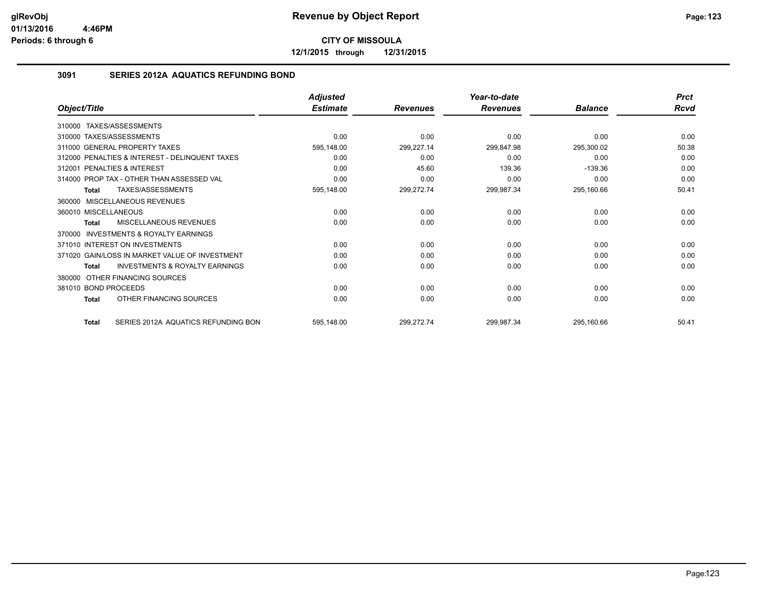# Revenue by Object Report

**CITY OF MISSOULA**

**12/1/2015 through 12/31/2015**

glRevObj
01/13/2016 4:46PM
Periods: 6 through 6

## 3091 SERIES 2012A AQUATICS REFUNDING BOND

| Object/Title | Adjusted Estimate | Revenues | Year-to-date Revenues | Balance | Prct Rcvd |
|---|---|---|---|---|---|
| 310000 TAXES/ASSESSMENTS | | | | | |
| 310000 TAXES/ASSESSMENTS | 0.00 | 0.00 | 0.00 | 0.00 | 0.00 |
| 311000 GENERAL PROPERTY TAXES | 595,148.00 | 299,227.14 | 299,847.98 | 295,300.02 | 50.38 |
| 312000 PENALTIES & INTEREST - DELINQUENT TAXES | 0.00 | 0.00 | 0.00 | 0.00 | 0.00 |
| 312001 PENALTIES & INTEREST | 0.00 | 45.60 | 139.36 | -139.36 | 0.00 |
| 314000 PROP TAX - OTHER THAN ASSESSED VAL | 0.00 | 0.00 | 0.00 | 0.00 | 0.00 |
| **Total** TAXES/ASSESSMENTS | 595,148.00 | 299,272.74 | 299,987.34 | 295,160.66 | 50.41 |
| 360000 MISCELLANEOUS REVENUES | | | | | |
| 360010 MISCELLANEOUS | 0.00 | 0.00 | 0.00 | 0.00 | 0.00 |
| **Total** MISCELLANEOUS REVENUES | 0.00 | 0.00 | 0.00 | 0.00 | 0.00 |
| 370000 INVESTMENTS & ROYALTY EARNINGS | | | | | |
| 371010 INTEREST ON INVESTMENTS | 0.00 | 0.00 | 0.00 | 0.00 | 0.00 |
| 371020 GAIN/LOSS IN MARKET VALUE OF INVESTMENT | 0.00 | 0.00 | 0.00 | 0.00 | 0.00 |
| **Total** INVESTMENTS & ROYALTY EARNINGS | 0.00 | 0.00 | 0.00 | 0.00 | 0.00 |
| 380000 OTHER FINANCING SOURCES | | | | | |
| 381010 BOND PROCEEDS | 0.00 | 0.00 | 0.00 | 0.00 | 0.00 |
| **Total** OTHER FINANCING SOURCES | 0.00 | 0.00 | 0.00 | 0.00 | 0.00 |
| **Total** SERIES 2012A AQUATICS REFUNDING BON | 595,148.00 | 299,272.74 | 299,987.34 | 295,160.66 | 50.41 |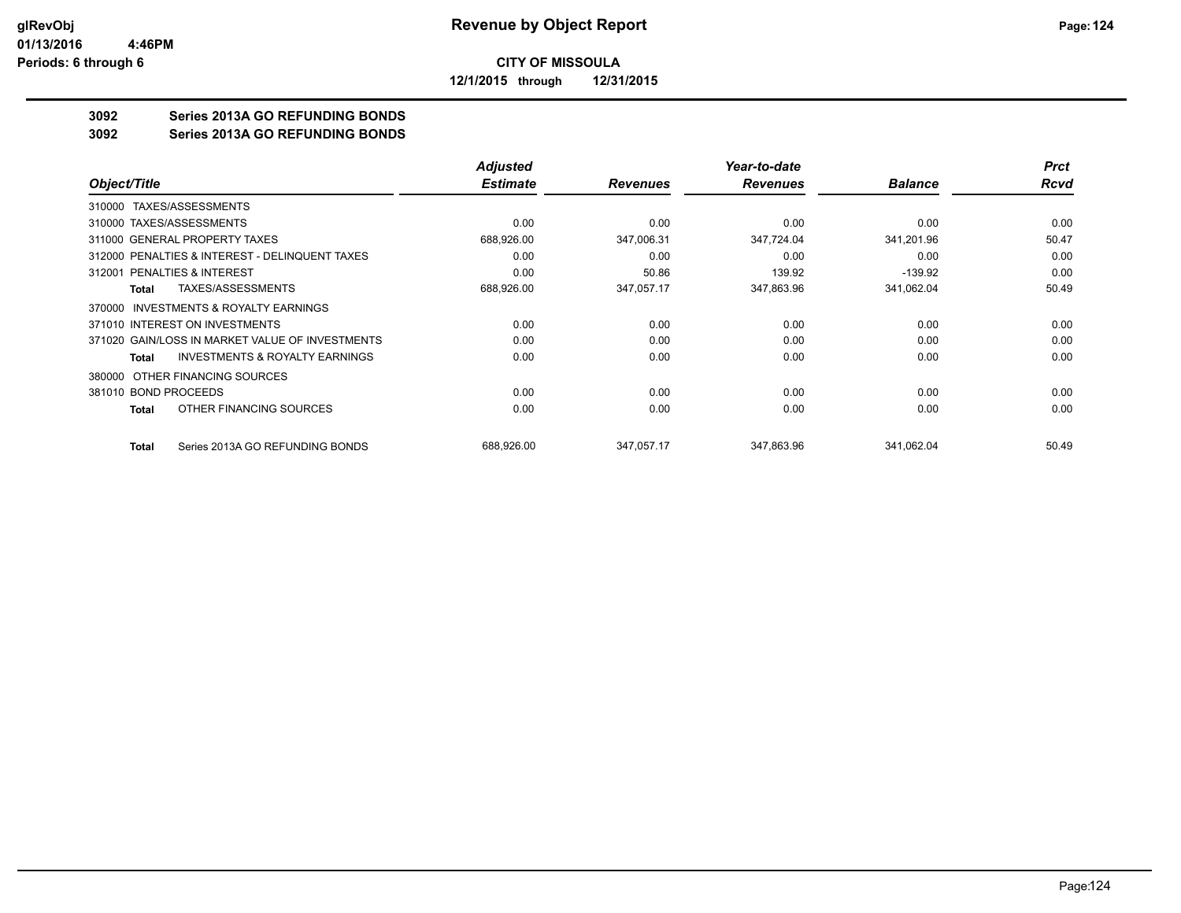**CITY OF MISSOULA**

**12/1/2015 through 12/31/2015**

## 3092 Series 2013A GO REFUNDING BONDS

## 3092 Series 2013A GO REFUNDING BONDS

| Object/Title | Adjusted Estimate | Revenues | Year-to-date Revenues | Balance | Prct Rcvd |
|---|---|---|---|---|---|
| 310000 TAXES/ASSESSMENTS | | | | | |
| 310000 TAXES/ASSESSMENTS | 0.00 | 0.00 | 0.00 | 0.00 | 0.00 |
| 311000 GENERAL PROPERTY TAXES | 688,926.00 | 347,006.31 | 347,724.04 | 341,201.96 | 50.47 |
| 312000 PENALTIES & INTEREST - DELINQUENT TAXES | 0.00 | 0.00 | 0.00 | 0.00 | 0.00 |
| 312001 PENALTIES & INTEREST | 0.00 | 50.86 | 139.92 | -139.92 | 0.00 |
| **Total** TAXES/ASSESSMENTS | 688,926.00 | 347,057.17 | 347,863.96 | 341,062.04 | 50.49 |
| 370000 INVESTMENTS & ROYALTY EARNINGS | | | | | |
| 371010 INTEREST ON INVESTMENTS | 0.00 | 0.00 | 0.00 | 0.00 | 0.00 |
| 371020 GAIN/LOSS IN MARKET VALUE OF INVESTMENTS | 0.00 | 0.00 | 0.00 | 0.00 | 0.00 |
| **Total** INVESTMENTS & ROYALTY EARNINGS | 0.00 | 0.00 | 0.00 | 0.00 | 0.00 |
| 380000 OTHER FINANCING SOURCES | | | | | |
| 381010 BOND PROCEEDS | 0.00 | 0.00 | 0.00 | 0.00 | 0.00 |
| **Total** OTHER FINANCING SOURCES | 0.00 | 0.00 | 0.00 | 0.00 | 0.00 |
| **Total** Series 2013A GO REFUNDING BONDS | 688,926.00 | 347,057.17 | 347,863.96 | 341,062.04 | 50.49 |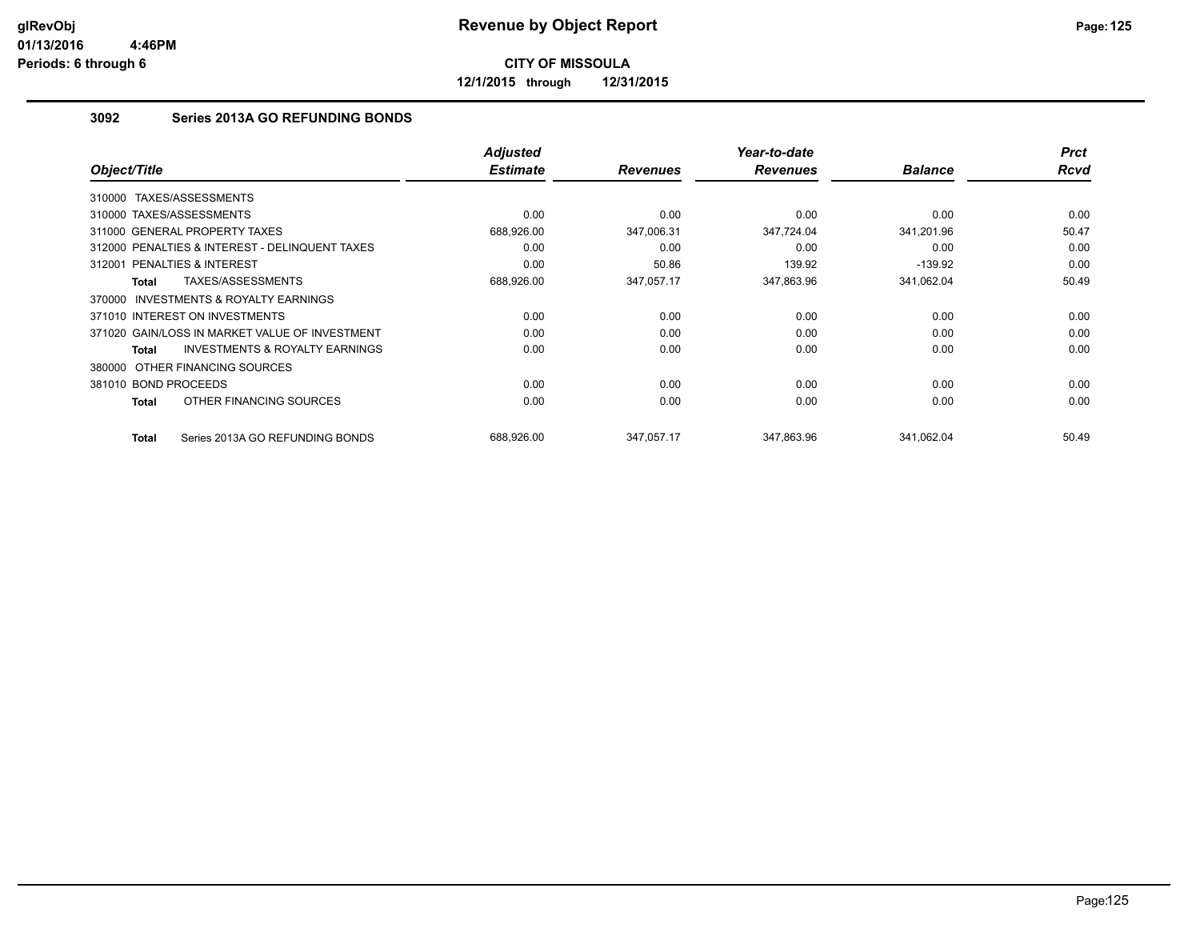# Revenue by Object Report

**CITY OF MISSOULA**

**12/1/2015 through 12/31/2015**

glRevObj
01/13/2016 4:46PM
Periods: 6 through 6

## 3092 Series 2013A GO REFUNDING BONDS

| Object/Title | Adjusted Estimate | Revenues | Year-to-date Revenues | Balance | Prct Rcvd |
|---|---|---|---|---|---|
| 310000 TAXES/ASSESSMENTS | | | | | |
| 310000 TAXES/ASSESSMENTS | 0.00 | 0.00 | 0.00 | 0.00 | 0.00 |
| 311000 GENERAL PROPERTY TAXES | 688,926.00 | 347,006.31 | 347,724.04 | 341,201.96 | 50.47 |
| 312000 PENALTIES & INTEREST - DELINQUENT TAXES | 0.00 | 0.00 | 0.00 | 0.00 | 0.00 |
| 312001 PENALTIES & INTEREST | 0.00 | 50.86 | 139.92 | -139.92 | 0.00 |
| **Total** TAXES/ASSESSMENTS | 688,926.00 | 347,057.17 | 347,863.96 | 341,062.04 | 50.49 |
| 370000 INVESTMENTS & ROYALTY EARNINGS | | | | | |
| 371010 INTEREST ON INVESTMENTS | 0.00 | 0.00 | 0.00 | 0.00 | 0.00 |
| 371020 GAIN/LOSS IN MARKET VALUE OF INVESTMENT | 0.00 | 0.00 | 0.00 | 0.00 | 0.00 |
| **Total** INVESTMENTS & ROYALTY EARNINGS | 0.00 | 0.00 | 0.00 | 0.00 | 0.00 |
| 380000 OTHER FINANCING SOURCES | | | | | |
| 381010 BOND PROCEEDS | 0.00 | 0.00 | 0.00 | 0.00 | 0.00 |
| **Total** OTHER FINANCING SOURCES | 0.00 | 0.00 | 0.00 | 0.00 | 0.00 |
| **Total** Series 2013A GO REFUNDING BONDS | 688,926.00 | 347,057.17 | 347,863.96 | 341,062.04 | 50.49 |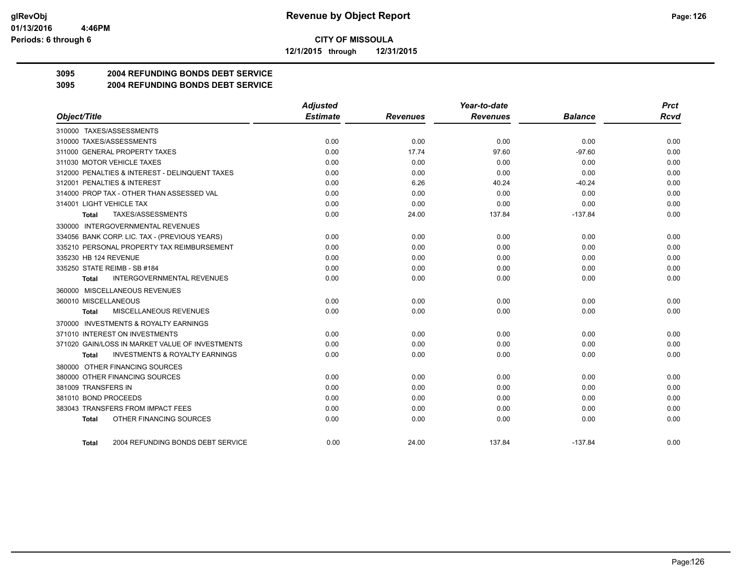# Revenue by Object Report

glRevObj
01/13/2016 4:46PM
Periods: 6 through 6

**CITY OF MISSOULA**

**12/1/2015 through 12/31/2015**

## 3095 2004 REFUNDING BONDS DEBT SERVICE

## 3095 2004 REFUNDING BONDS DEBT SERVICE

| Object/Title | Adjusted Estimate | Revenues | Year-to-date Revenues | Balance | Prct Rcvd |
|---|---|---|---|---|---|
| 310000 TAXES/ASSESSMENTS | | | | | |
| 310000 TAXES/ASSESSMENTS | 0.00 | 0.00 | 0.00 | 0.00 | 0.00 |
| 311000 GENERAL PROPERTY TAXES | 0.00 | 17.74 | 97.60 | -97.60 | 0.00 |
| 311030 MOTOR VEHICLE TAXES | 0.00 | 0.00 | 0.00 | 0.00 | 0.00 |
| 312000 PENALTIES & INTEREST - DELINQUENT TAXES | 0.00 | 0.00 | 0.00 | 0.00 | 0.00 |
| 312001 PENALTIES & INTEREST | 0.00 | 6.26 | 40.24 | -40.24 | 0.00 |
| 314000 PROP TAX - OTHER THAN ASSESSED VAL | 0.00 | 0.00 | 0.00 | 0.00 | 0.00 |
| 314001 LIGHT VEHICLE TAX | 0.00 | 0.00 | 0.00 | 0.00 | 0.00 |
| **Total** TAXES/ASSESSMENTS | 0.00 | 24.00 | 137.84 | -137.84 | 0.00 |
| 330000 INTERGOVERNMENTAL REVENUES | | | | | |
| 334056 BANK CORP. LIC. TAX - (PREVIOUS YEARS) | 0.00 | 0.00 | 0.00 | 0.00 | 0.00 |
| 335210 PERSONAL PROPERTY TAX REIMBURSEMENT | 0.00 | 0.00 | 0.00 | 0.00 | 0.00 |
| 335230 HB 124 REVENUE | 0.00 | 0.00 | 0.00 | 0.00 | 0.00 |
| 335250 STATE REIMB - SB #184 | 0.00 | 0.00 | 0.00 | 0.00 | 0.00 |
| **Total** INTERGOVERNMENTAL REVENUES | 0.00 | 0.00 | 0.00 | 0.00 | 0.00 |
| 360000 MISCELLANEOUS REVENUES | | | | | |
| 360010 MISCELLANEOUS | 0.00 | 0.00 | 0.00 | 0.00 | 0.00 |
| **Total** MISCELLANEOUS REVENUES | 0.00 | 0.00 | 0.00 | 0.00 | 0.00 |
| 370000 INVESTMENTS & ROYALTY EARNINGS | | | | | |
| 371010 INTEREST ON INVESTMENTS | 0.00 | 0.00 | 0.00 | 0.00 | 0.00 |
| 371020 GAIN/LOSS IN MARKET VALUE OF INVESTMENTS | 0.00 | 0.00 | 0.00 | 0.00 | 0.00 |
| **Total** INVESTMENTS & ROYALTY EARNINGS | 0.00 | 0.00 | 0.00 | 0.00 | 0.00 |
| 380000 OTHER FINANCING SOURCES | | | | | |
| 380000 OTHER FINANCING SOURCES | 0.00 | 0.00 | 0.00 | 0.00 | 0.00 |
| 381009 TRANSFERS IN | 0.00 | 0.00 | 0.00 | 0.00 | 0.00 |
| 381010 BOND PROCEEDS | 0.00 | 0.00 | 0.00 | 0.00 | 0.00 |
| 383043 TRANSFERS FROM IMPACT FEES | 0.00 | 0.00 | 0.00 | 0.00 | 0.00 |
| **Total** OTHER FINANCING SOURCES | 0.00 | 0.00 | 0.00 | 0.00 | 0.00 |
| **Total** 2004 REFUNDING BONDS DEBT SERVICE | 0.00 | 24.00 | 137.84 | -137.84 | 0.00 |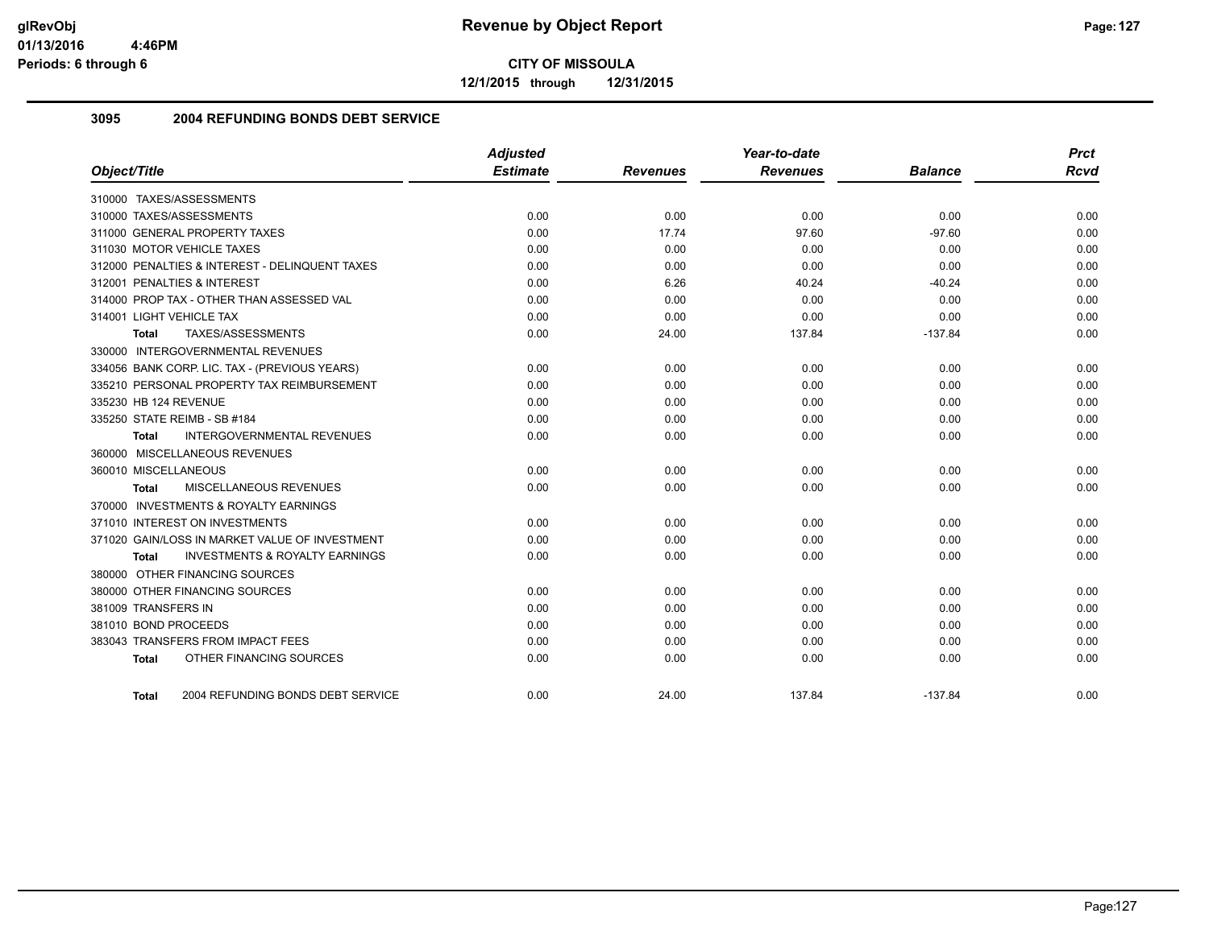**glRevObj** 01/13/2016 4:46PM
Periods: 6 through 6

# Revenue by Object Report

**CITY OF MISSOULA**

**12/1/2015 through 12/31/2015**

### 3095 2004 REFUNDING BONDS DEBT SERVICE

| Object/Title | Adjusted Estimate | Revenues | Year-to-date Revenues | Balance | Prct Rcvd |
|---|---|---|---|---|---|
| 310000 TAXES/ASSESSMENTS | | | | | |
| 310000 TAXES/ASSESSMENTS | 0.00 | 0.00 | 0.00 | 0.00 | 0.00 |
| 311000 GENERAL PROPERTY TAXES | 0.00 | 17.74 | 97.60 | -97.60 | 0.00 |
| 311030 MOTOR VEHICLE TAXES | 0.00 | 0.00 | 0.00 | 0.00 | 0.00 |
| 312000 PENALTIES & INTEREST - DELINQUENT TAXES | 0.00 | 0.00 | 0.00 | 0.00 | 0.00 |
| 312001 PENALTIES & INTEREST | 0.00 | 6.26 | 40.24 | -40.24 | 0.00 |
| 314000 PROP TAX - OTHER THAN ASSESSED VAL | 0.00 | 0.00 | 0.00 | 0.00 | 0.00 |
| 314001 LIGHT VEHICLE TAX | 0.00 | 0.00 | 0.00 | 0.00 | 0.00 |
| **Total** TAXES/ASSESSMENTS | 0.00 | 24.00 | 137.84 | -137.84 | 0.00 |
| 330000 INTERGOVERNMENTAL REVENUES | | | | | |
| 334056 BANK CORP. LIC. TAX - (PREVIOUS YEARS) | 0.00 | 0.00 | 0.00 | 0.00 | 0.00 |
| 335210 PERSONAL PROPERTY TAX REIMBURSEMENT | 0.00 | 0.00 | 0.00 | 0.00 | 0.00 |
| 335230 HB 124 REVENUE | 0.00 | 0.00 | 0.00 | 0.00 | 0.00 |
| 335250 STATE REIMB - SB #184 | 0.00 | 0.00 | 0.00 | 0.00 | 0.00 |
| **Total** INTERGOVERNMENTAL REVENUES | 0.00 | 0.00 | 0.00 | 0.00 | 0.00 |
| 360000 MISCELLANEOUS REVENUES | | | | | |
| 360010 MISCELLANEOUS | 0.00 | 0.00 | 0.00 | 0.00 | 0.00 |
| **Total** MISCELLANEOUS REVENUES | 0.00 | 0.00 | 0.00 | 0.00 | 0.00 |
| 370000 INVESTMENTS & ROYALTY EARNINGS | | | | | |
| 371010 INTEREST ON INVESTMENTS | 0.00 | 0.00 | 0.00 | 0.00 | 0.00 |
| 371020 GAIN/LOSS IN MARKET VALUE OF INVESTMENT | 0.00 | 0.00 | 0.00 | 0.00 | 0.00 |
| **Total** INVESTMENTS & ROYALTY EARNINGS | 0.00 | 0.00 | 0.00 | 0.00 | 0.00 |
| 380000 OTHER FINANCING SOURCES | | | | | |
| 380000 OTHER FINANCING SOURCES | 0.00 | 0.00 | 0.00 | 0.00 | 0.00 |
| 381009 TRANSFERS IN | 0.00 | 0.00 | 0.00 | 0.00 | 0.00 |
| 381010 BOND PROCEEDS | 0.00 | 0.00 | 0.00 | 0.00 | 0.00 |
| 383043 TRANSFERS FROM IMPACT FEES | 0.00 | 0.00 | 0.00 | 0.00 | 0.00 |
| **Total** OTHER FINANCING SOURCES | 0.00 | 0.00 | 0.00 | 0.00 | 0.00 |
| **Total** 2004 REFUNDING BONDS DEBT SERVICE | 0.00 | 24.00 | 137.84 | -137.84 | 0.00 |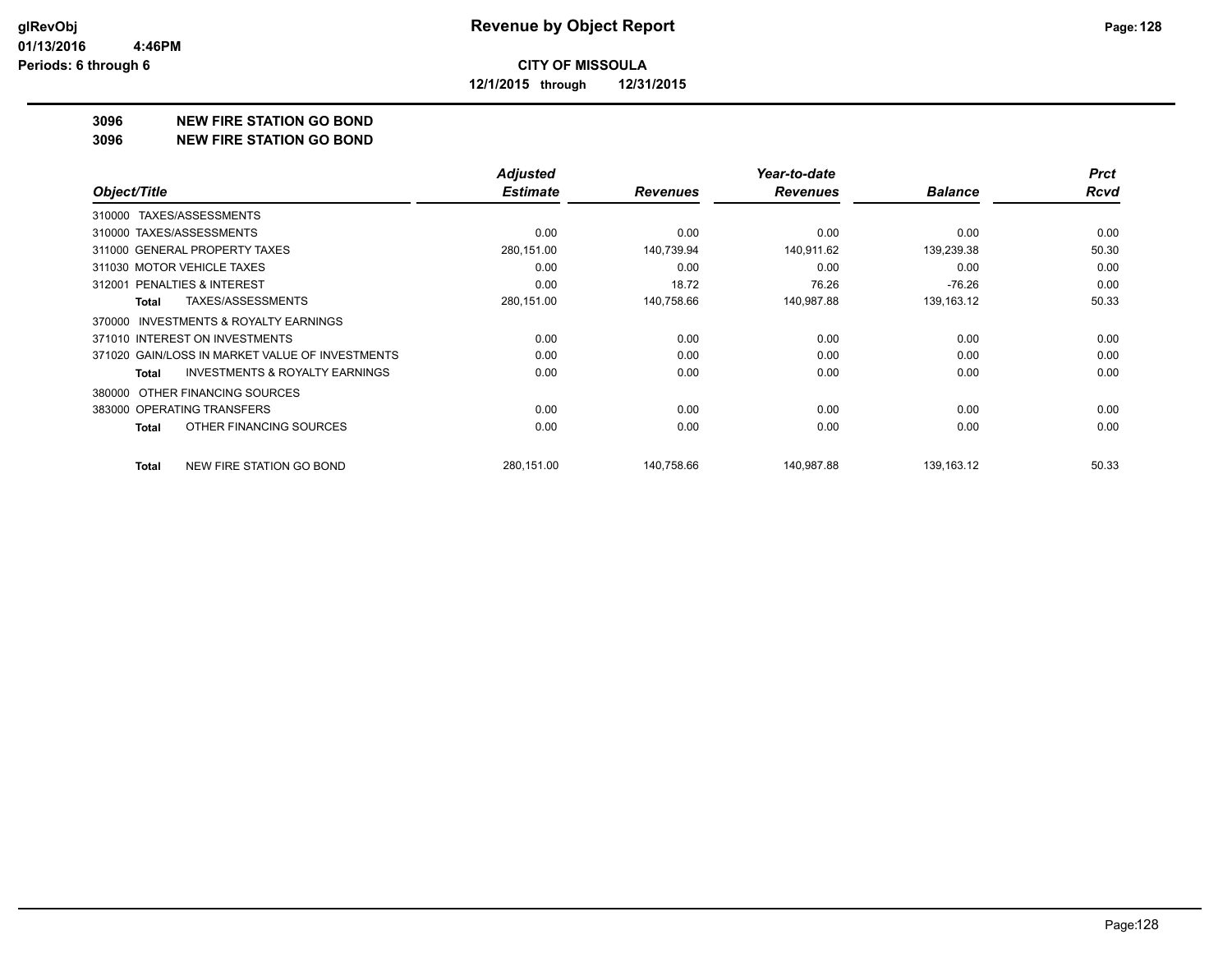**glRevObj**
**01/13/2016 4:46PM**
**Periods: 6 through 6**

# Revenue by Object Report

**CITY OF MISSOULA**

**12/1/2015 through 12/31/2015**

## 3096 NEW FIRE STATION GO BOND
## 3096 NEW FIRE STATION GO BOND

| Object/Title | Adjusted Estimate | Revenues | Year-to-date Revenues | Balance | Prct Rcvd |
|---|---|---|---|---|---|
| 310000 TAXES/ASSESSMENTS | | | | | |
| 310000 TAXES/ASSESSMENTS | 0.00 | 0.00 | 0.00 | 0.00 | 0.00 |
| 311000 GENERAL PROPERTY TAXES | 280,151.00 | 140,739.94 | 140,911.62 | 139,239.38 | 50.30 |
| 311030 MOTOR VEHICLE TAXES | 0.00 | 0.00 | 0.00 | 0.00 | 0.00 |
| 312001 PENALTIES & INTEREST | 0.00 | 18.72 | 76.26 | -76.26 | 0.00 |
| **Total** TAXES/ASSESSMENTS | 280,151.00 | 140,758.66 | 140,987.88 | 139,163.12 | 50.33 |
| 370000 INVESTMENTS & ROYALTY EARNINGS | | | | | |
| 371010 INTEREST ON INVESTMENTS | 0.00 | 0.00 | 0.00 | 0.00 | 0.00 |
| 371020 GAIN/LOSS IN MARKET VALUE OF INVESTMENTS | 0.00 | 0.00 | 0.00 | 0.00 | 0.00 |
| **Total** INVESTMENTS & ROYALTY EARNINGS | 0.00 | 0.00 | 0.00 | 0.00 | 0.00 |
| 380000 OTHER FINANCING SOURCES | | | | | |
| 383000 OPERATING TRANSFERS | 0.00 | 0.00 | 0.00 | 0.00 | 0.00 |
| **Total** OTHER FINANCING SOURCES | 0.00 | 0.00 | 0.00 | 0.00 | 0.00 |
| **Total** NEW FIRE STATION GO BOND | 280,151.00 | 140,758.66 | 140,987.88 | 139,163.12 | 50.33 |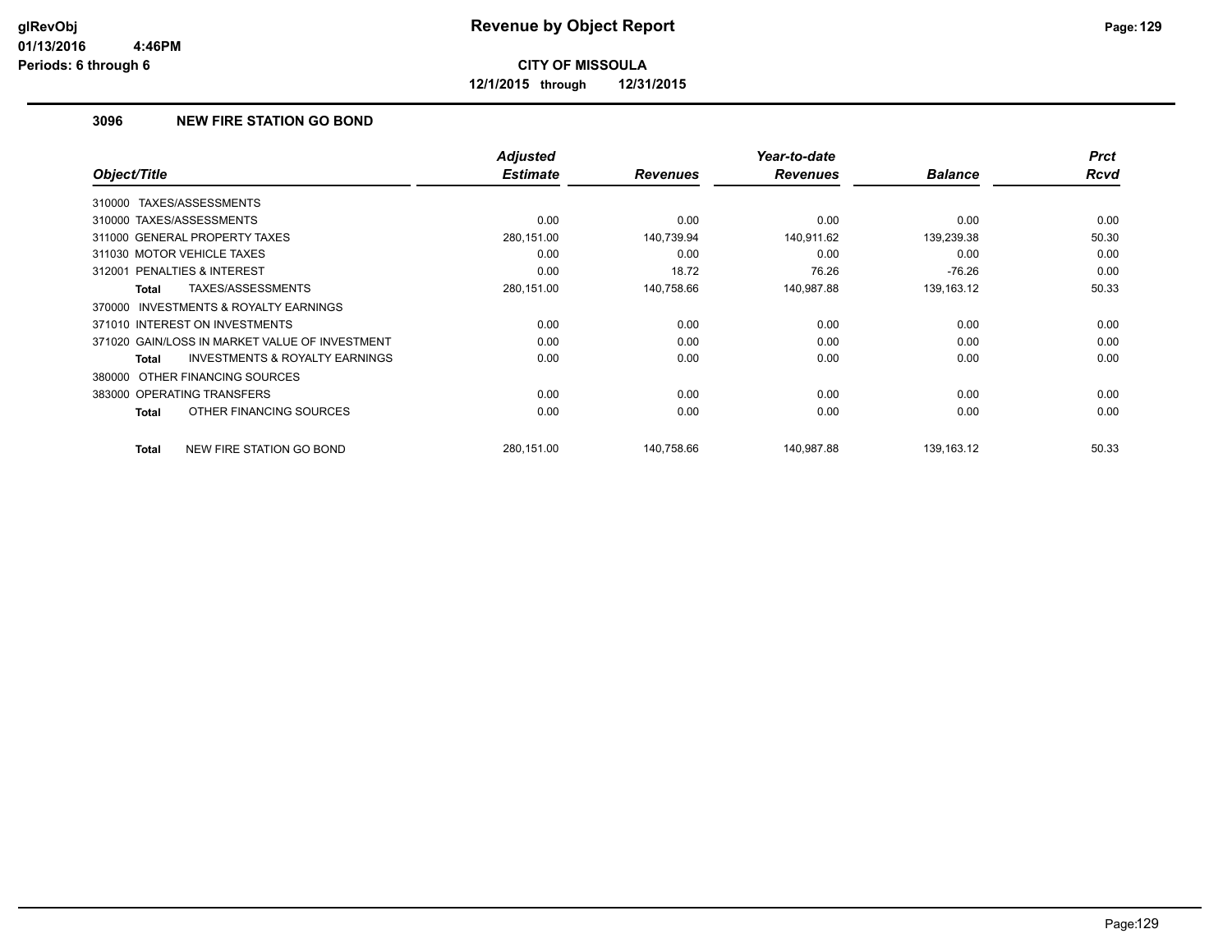# Revenue by Object Report

**CITY OF MISSOULA**

**12/1/2015 through 12/31/2015**

glRevObj
01/13/2016 4:46PM
Periods: 6 through 6

### 3096 NEW FIRE STATION GO BOND

| Object/Title | Adjusted Estimate | Revenues | Year-to-date Revenues | Balance | Prct Rcvd |
|---|---|---|---|---|---|
| 310000 TAXES/ASSESSMENTS | | | | | |
| 310000 TAXES/ASSESSMENTS | 0.00 | 0.00 | 0.00 | 0.00 | 0.00 |
| 311000 GENERAL PROPERTY TAXES | 280,151.00 | 140,739.94 | 140,911.62 | 139,239.38 | 50.30 |
| 311030 MOTOR VEHICLE TAXES | 0.00 | 0.00 | 0.00 | 0.00 | 0.00 |
| 312001 PENALTIES & INTEREST | 0.00 | 18.72 | 76.26 | -76.26 | 0.00 |
| **Total** TAXES/ASSESSMENTS | 280,151.00 | 140,758.66 | 140,987.88 | 139,163.12 | 50.33 |
| 370000 INVESTMENTS & ROYALTY EARNINGS | | | | | |
| 371010 INTEREST ON INVESTMENTS | 0.00 | 0.00 | 0.00 | 0.00 | 0.00 |
| 371020 GAIN/LOSS IN MARKET VALUE OF INVESTMENT | 0.00 | 0.00 | 0.00 | 0.00 | 0.00 |
| **Total** INVESTMENTS & ROYALTY EARNINGS | 0.00 | 0.00 | 0.00 | 0.00 | 0.00 |
| 380000 OTHER FINANCING SOURCES | | | | | |
| 383000 OPERATING TRANSFERS | 0.00 | 0.00 | 0.00 | 0.00 | 0.00 |
| **Total** OTHER FINANCING SOURCES | 0.00 | 0.00 | 0.00 | 0.00 | 0.00 |
| **Total** NEW FIRE STATION GO BOND | 280,151.00 | 140,758.66 | 140,987.88 | 139,163.12 | 50.33 |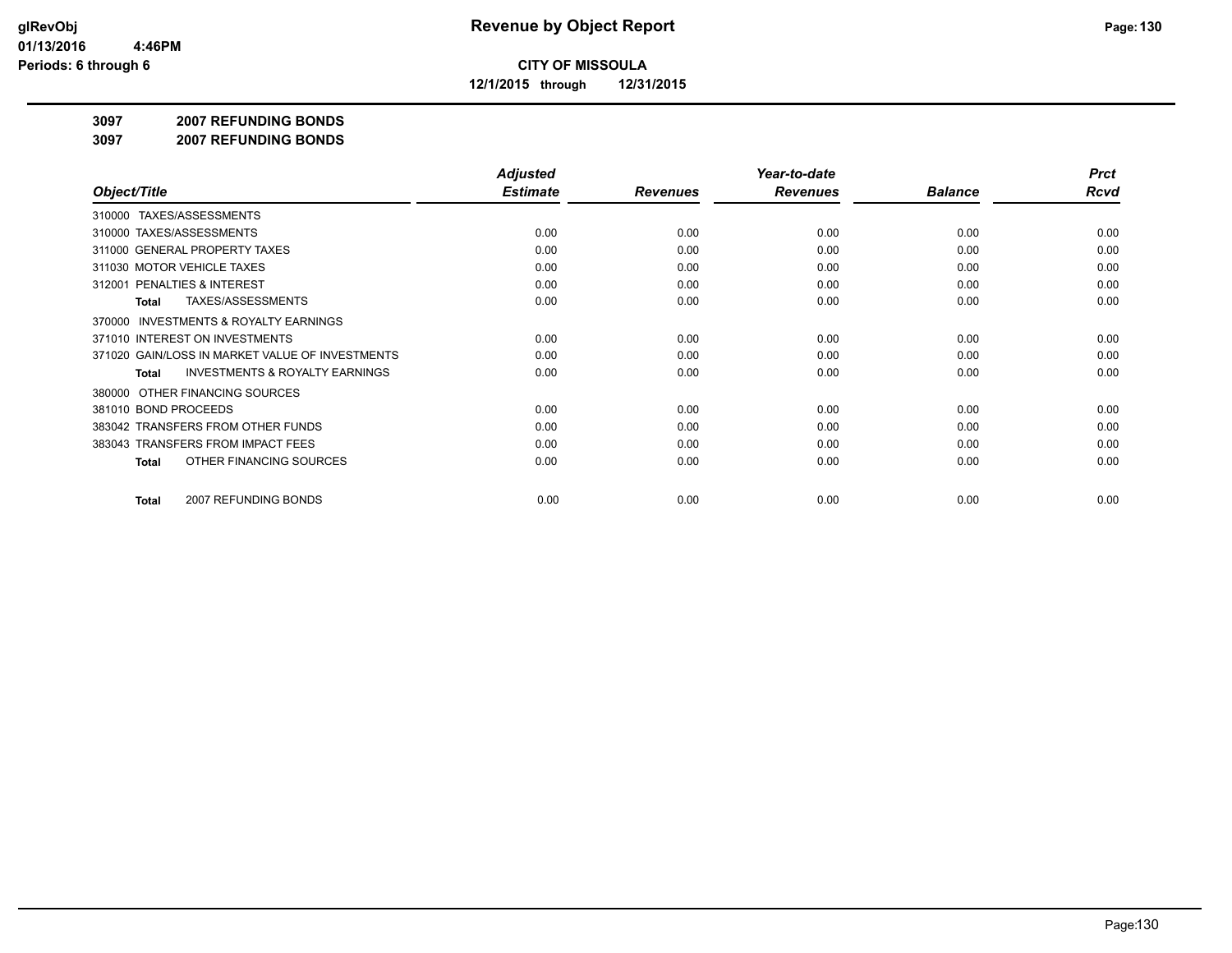glRevObj
01/13/2016 4:46PM
Periods: 6 through 6

# Revenue by Object Report

**CITY OF MISSOULA**

**12/1/2015 through 12/31/2015**

**3097 2007 REFUNDING BONDS**

**3097 2007 REFUNDING BONDS**

| Object/Title | Adjusted Estimate | Revenues | Year-to-date Revenues | Balance | Prct Rcvd |
|---|---|---|---|---|---|
| 310000 TAXES/ASSESSMENTS | | | | | |
| 310000 TAXES/ASSESSMENTS | 0.00 | 0.00 | 0.00 | 0.00 | 0.00 |
| 311000 GENERAL PROPERTY TAXES | 0.00 | 0.00 | 0.00 | 0.00 | 0.00 |
| 311030 MOTOR VEHICLE TAXES | 0.00 | 0.00 | 0.00 | 0.00 | 0.00 |
| 312001 PENALTIES & INTEREST | 0.00 | 0.00 | 0.00 | 0.00 | 0.00 |
| **Total** TAXES/ASSESSMENTS | 0.00 | 0.00 | 0.00 | 0.00 | 0.00 |
| 370000 INVESTMENTS & ROYALTY EARNINGS | | | | | |
| 371010 INTEREST ON INVESTMENTS | 0.00 | 0.00 | 0.00 | 0.00 | 0.00 |
| 371020 GAIN/LOSS IN MARKET VALUE OF INVESTMENTS | 0.00 | 0.00 | 0.00 | 0.00 | 0.00 |
| **Total** INVESTMENTS & ROYALTY EARNINGS | 0.00 | 0.00 | 0.00 | 0.00 | 0.00 |
| 380000 OTHER FINANCING SOURCES | | | | | |
| 381010 BOND PROCEEDS | 0.00 | 0.00 | 0.00 | 0.00 | 0.00 |
| 383042 TRANSFERS FROM OTHER FUNDS | 0.00 | 0.00 | 0.00 | 0.00 | 0.00 |
| 383043 TRANSFERS FROM IMPACT FEES | 0.00 | 0.00 | 0.00 | 0.00 | 0.00 |
| **Total** OTHER FINANCING SOURCES | 0.00 | 0.00 | 0.00 | 0.00 | 0.00 |
| **Total** 2007 REFUNDING BONDS | 0.00 | 0.00 | 0.00 | 0.00 | 0.00 |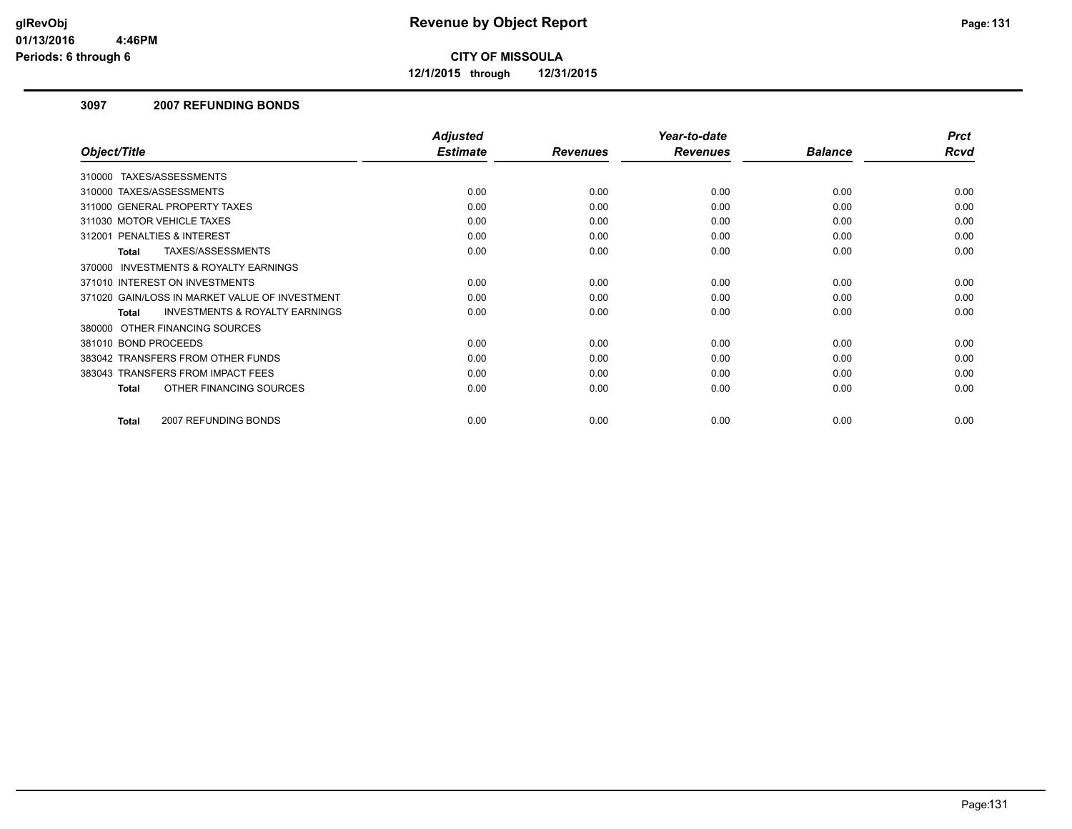# Revenue by Object Report

**CITY OF MISSOULA**

**12/1/2015 through 12/31/2015**

glRevObj
01/13/2016 4:46PM
Periods: 6 through 6

### 3097 2007 REFUNDING BONDS

| Object/Title | Adjusted Estimate | Revenues | Year-to-date Revenues | Balance | Prct Rcvd |
|---|---|---|---|---|---|
| 310000 TAXES/ASSESSMENTS | | | | | |
| 310000 TAXES/ASSESSMENTS | 0.00 | 0.00 | 0.00 | 0.00 | 0.00 |
| 311000 GENERAL PROPERTY TAXES | 0.00 | 0.00 | 0.00 | 0.00 | 0.00 |
| 311030 MOTOR VEHICLE TAXES | 0.00 | 0.00 | 0.00 | 0.00 | 0.00 |
| 312001 PENALTIES & INTEREST | 0.00 | 0.00 | 0.00 | 0.00 | 0.00 |
| **Total** TAXES/ASSESSMENTS | 0.00 | 0.00 | 0.00 | 0.00 | 0.00 |
| 370000 INVESTMENTS & ROYALTY EARNINGS | | | | | |
| 371010 INTEREST ON INVESTMENTS | 0.00 | 0.00 | 0.00 | 0.00 | 0.00 |
| 371020 GAIN/LOSS IN MARKET VALUE OF INVESTMENT | 0.00 | 0.00 | 0.00 | 0.00 | 0.00 |
| **Total** INVESTMENTS & ROYALTY EARNINGS | 0.00 | 0.00 | 0.00 | 0.00 | 0.00 |
| 380000 OTHER FINANCING SOURCES | | | | | |
| 381010 BOND PROCEEDS | 0.00 | 0.00 | 0.00 | 0.00 | 0.00 |
| 383042 TRANSFERS FROM OTHER FUNDS | 0.00 | 0.00 | 0.00 | 0.00 | 0.00 |
| 383043 TRANSFERS FROM IMPACT FEES | 0.00 | 0.00 | 0.00 | 0.00 | 0.00 |
| **Total** OTHER FINANCING SOURCES | 0.00 | 0.00 | 0.00 | 0.00 | 0.00 |
| **Total** 2007 REFUNDING BONDS | 0.00 | 0.00 | 0.00 | 0.00 | 0.00 |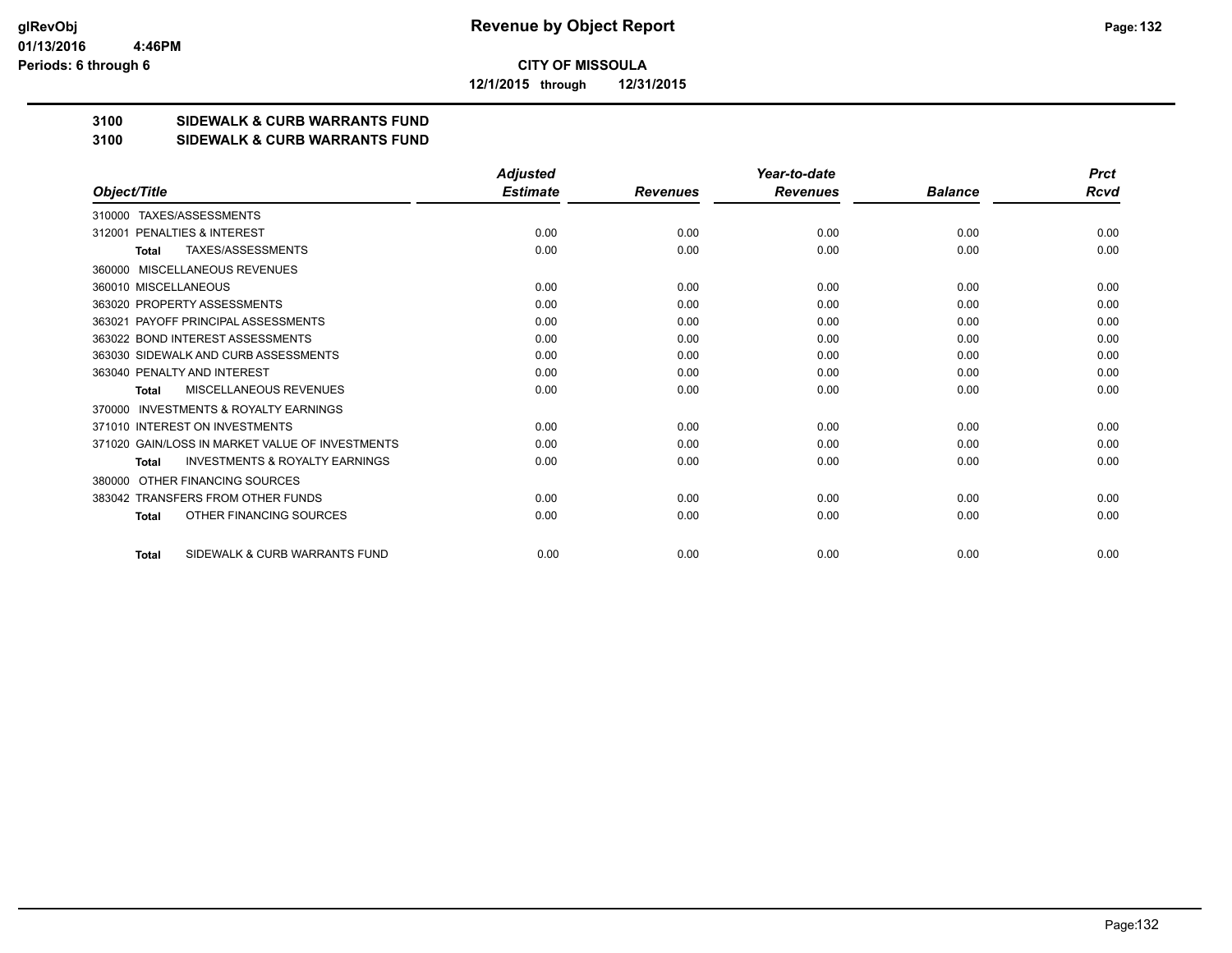**CITY OF MISSOULA**

**12/1/2015 through 12/31/2015**

## 3100 SIDEWALK & CURB WARRANTS FUND

## 3100 SIDEWALK & CURB WARRANTS FUND

| Object/Title | Adjusted Estimate | Revenues | Year-to-date Revenues | Balance | Prct Rcvd |
|---|---|---|---|---|---|
| 310000 TAXES/ASSESSMENTS | | | | | |
| 312001 PENALTIES & INTEREST | 0.00 | 0.00 | 0.00 | 0.00 | 0.00 |
| **Total** TAXES/ASSESSMENTS | 0.00 | 0.00 | 0.00 | 0.00 | 0.00 |
| 360000 MISCELLANEOUS REVENUES | | | | | |
| 360010 MISCELLANEOUS | 0.00 | 0.00 | 0.00 | 0.00 | 0.00 |
| 363020 PROPERTY ASSESSMENTS | 0.00 | 0.00 | 0.00 | 0.00 | 0.00 |
| 363021 PAYOFF PRINCIPAL ASSESSMENTS | 0.00 | 0.00 | 0.00 | 0.00 | 0.00 |
| 363022 BOND INTEREST ASSESSMENTS | 0.00 | 0.00 | 0.00 | 0.00 | 0.00 |
| 363030 SIDEWALK AND CURB ASSESSMENTS | 0.00 | 0.00 | 0.00 | 0.00 | 0.00 |
| 363040 PENALTY AND INTEREST | 0.00 | 0.00 | 0.00 | 0.00 | 0.00 |
| **Total** MISCELLANEOUS REVENUES | 0.00 | 0.00 | 0.00 | 0.00 | 0.00 |
| 370000 INVESTMENTS & ROYALTY EARNINGS | | | | | |
| 371010 INTEREST ON INVESTMENTS | 0.00 | 0.00 | 0.00 | 0.00 | 0.00 |
| 371020 GAIN/LOSS IN MARKET VALUE OF INVESTMENTS | 0.00 | 0.00 | 0.00 | 0.00 | 0.00 |
| **Total** INVESTMENTS & ROYALTY EARNINGS | 0.00 | 0.00 | 0.00 | 0.00 | 0.00 |
| 380000 OTHER FINANCING SOURCES | | | | | |
| 383042 TRANSFERS FROM OTHER FUNDS | 0.00 | 0.00 | 0.00 | 0.00 | 0.00 |
| **Total** OTHER FINANCING SOURCES | 0.00 | 0.00 | 0.00 | 0.00 | 0.00 |
| **Total** SIDEWALK & CURB WARRANTS FUND | 0.00 | 0.00 | 0.00 | 0.00 | 0.00 |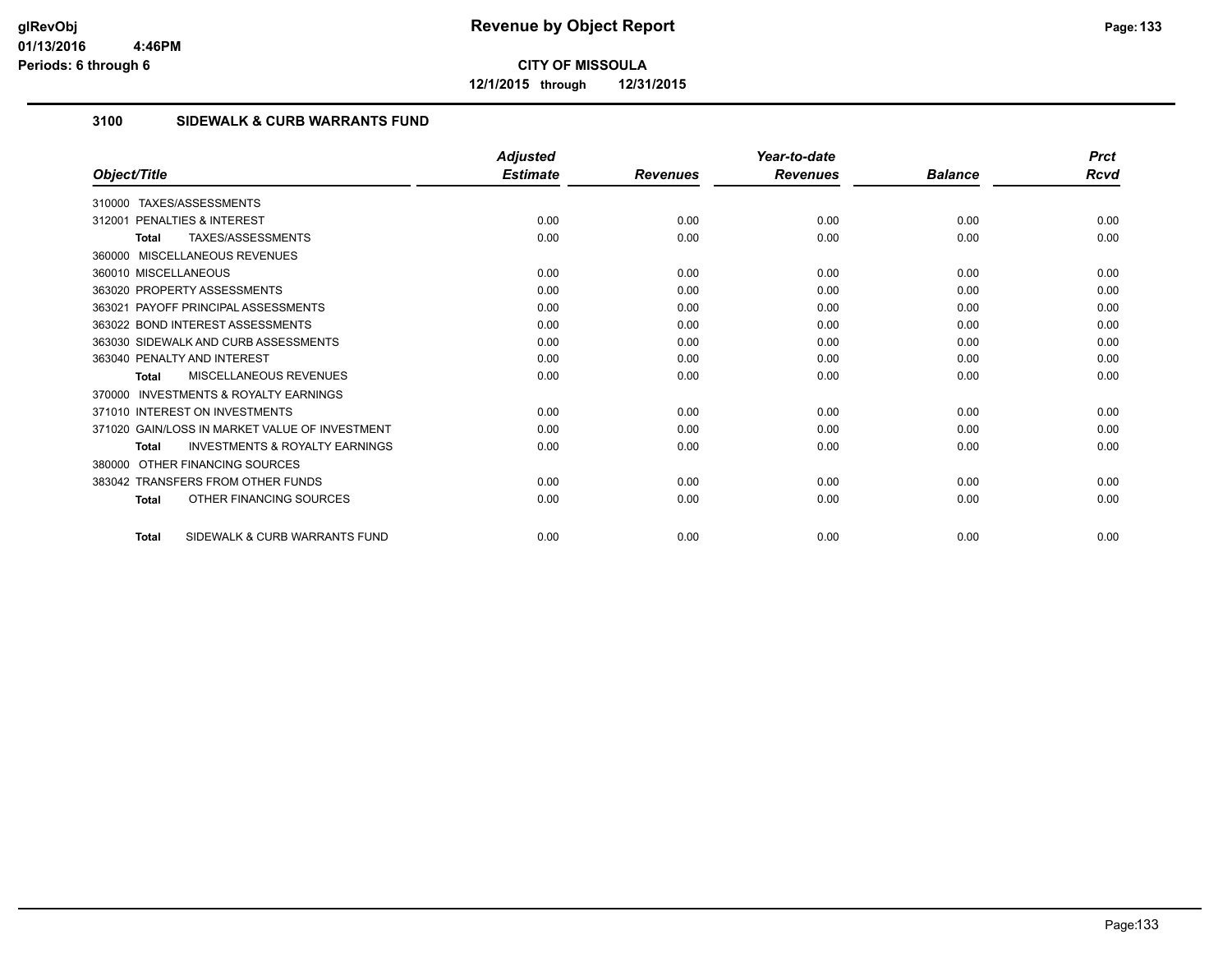**CITY OF MISSOULA**

**12/1/2015 through 12/31/2015**

## 3100 SIDEWALK & CURB WARRANTS FUND

| Object/Title | Adjusted Estimate | Revenues | Year-to-date Revenues | Balance | Prct Rcvd |
|---|---|---|---|---|---|
| 310000 TAXES/ASSESSMENTS | | | | | |
| 312001 PENALTIES & INTEREST | 0.00 | 0.00 | 0.00 | 0.00 | 0.00 |
| **Total** TAXES/ASSESSMENTS | 0.00 | 0.00 | 0.00 | 0.00 | 0.00 |
| 360000 MISCELLANEOUS REVENUES | | | | | |
| 360010 MISCELLANEOUS | 0.00 | 0.00 | 0.00 | 0.00 | 0.00 |
| 363020 PROPERTY ASSESSMENTS | 0.00 | 0.00 | 0.00 | 0.00 | 0.00 |
| 363021 PAYOFF PRINCIPAL ASSESSMENTS | 0.00 | 0.00 | 0.00 | 0.00 | 0.00 |
| 363022 BOND INTEREST ASSESSMENTS | 0.00 | 0.00 | 0.00 | 0.00 | 0.00 |
| 363030 SIDEWALK AND CURB ASSESSMENTS | 0.00 | 0.00 | 0.00 | 0.00 | 0.00 |
| 363040 PENALTY AND INTEREST | 0.00 | 0.00 | 0.00 | 0.00 | 0.00 |
| **Total** MISCELLANEOUS REVENUES | 0.00 | 0.00 | 0.00 | 0.00 | 0.00 |
| 370000 INVESTMENTS & ROYALTY EARNINGS | | | | | |
| 371010 INTEREST ON INVESTMENTS | 0.00 | 0.00 | 0.00 | 0.00 | 0.00 |
| 371020 GAIN/LOSS IN MARKET VALUE OF INVESTMENT | 0.00 | 0.00 | 0.00 | 0.00 | 0.00 |
| **Total** INVESTMENTS & ROYALTY EARNINGS | 0.00 | 0.00 | 0.00 | 0.00 | 0.00 |
| 380000 OTHER FINANCING SOURCES | | | | | |
| 383042 TRANSFERS FROM OTHER FUNDS | 0.00 | 0.00 | 0.00 | 0.00 | 0.00 |
| **Total** OTHER FINANCING SOURCES | 0.00 | 0.00 | 0.00 | 0.00 | 0.00 |
| **Total** SIDEWALK & CURB WARRANTS FUND | 0.00 | 0.00 | 0.00 | 0.00 | 0.00 |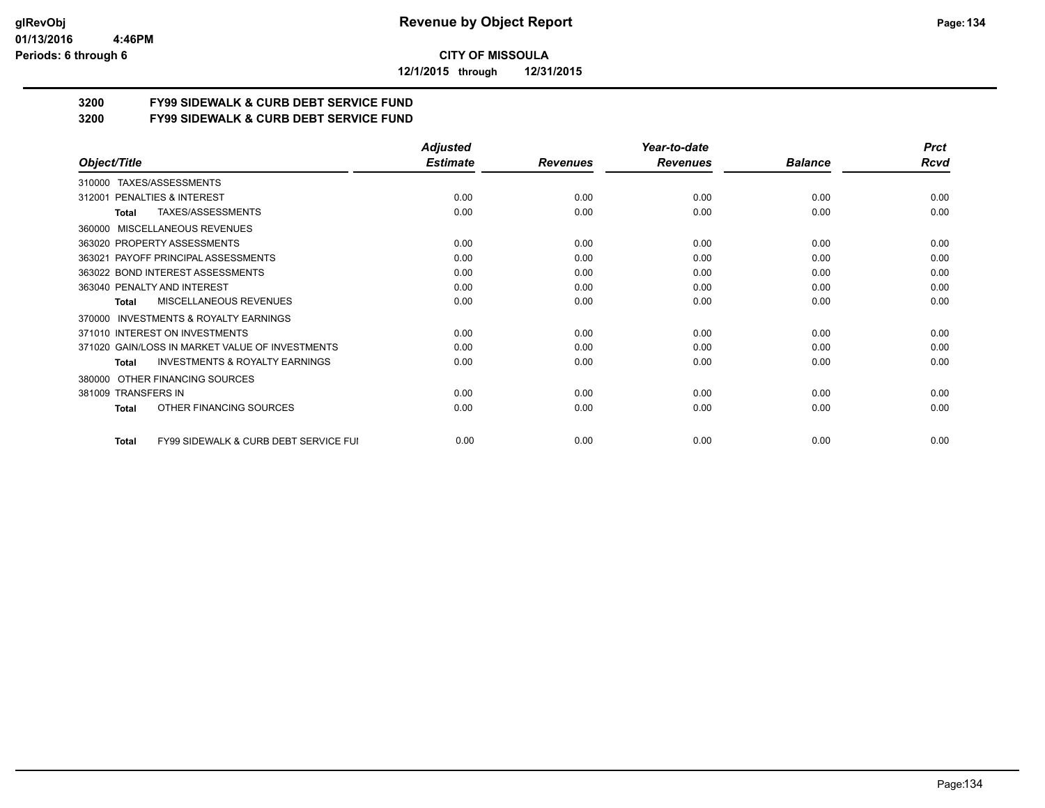**CITY OF MISSOULA**

**12/1/2015 through 12/31/2015**

## 3200 FY99 SIDEWALK & CURB DEBT SERVICE FUND
## 3200 FY99 SIDEWALK & CURB DEBT SERVICE FUND

| Object/Title | Adjusted Estimate | Revenues | Year-to-date Revenues | Balance | Prct Rcvd |
|---|---|---|---|---|---|
| 310000 TAXES/ASSESSMENTS | | | | | |
| 312001 PENALTIES & INTEREST | 0.00 | 0.00 | 0.00 | 0.00 | 0.00 |
| **Total** TAXES/ASSESSMENTS | 0.00 | 0.00 | 0.00 | 0.00 | 0.00 |
| 360000 MISCELLANEOUS REVENUES | | | | | |
| 363020 PROPERTY ASSESSMENTS | 0.00 | 0.00 | 0.00 | 0.00 | 0.00 |
| 363021 PAYOFF PRINCIPAL ASSESSMENTS | 0.00 | 0.00 | 0.00 | 0.00 | 0.00 |
| 363022 BOND INTEREST ASSESSMENTS | 0.00 | 0.00 | 0.00 | 0.00 | 0.00 |
| 363040 PENALTY AND INTEREST | 0.00 | 0.00 | 0.00 | 0.00 | 0.00 |
| **Total** MISCELLANEOUS REVENUES | 0.00 | 0.00 | 0.00 | 0.00 | 0.00 |
| 370000 INVESTMENTS & ROYALTY EARNINGS | | | | | |
| 371010 INTEREST ON INVESTMENTS | 0.00 | 0.00 | 0.00 | 0.00 | 0.00 |
| 371020 GAIN/LOSS IN MARKET VALUE OF INVESTMENTS | 0.00 | 0.00 | 0.00 | 0.00 | 0.00 |
| **Total** INVESTMENTS & ROYALTY EARNINGS | 0.00 | 0.00 | 0.00 | 0.00 | 0.00 |
| 380000 OTHER FINANCING SOURCES | | | | | |
| 381009 TRANSFERS IN | 0.00 | 0.00 | 0.00 | 0.00 | 0.00 |
| **Total** OTHER FINANCING SOURCES | 0.00 | 0.00 | 0.00 | 0.00 | 0.00 |
| **Total** FY99 SIDEWALK & CURB DEBT SERVICE FUI | 0.00 | 0.00 | 0.00 | 0.00 | 0.00 |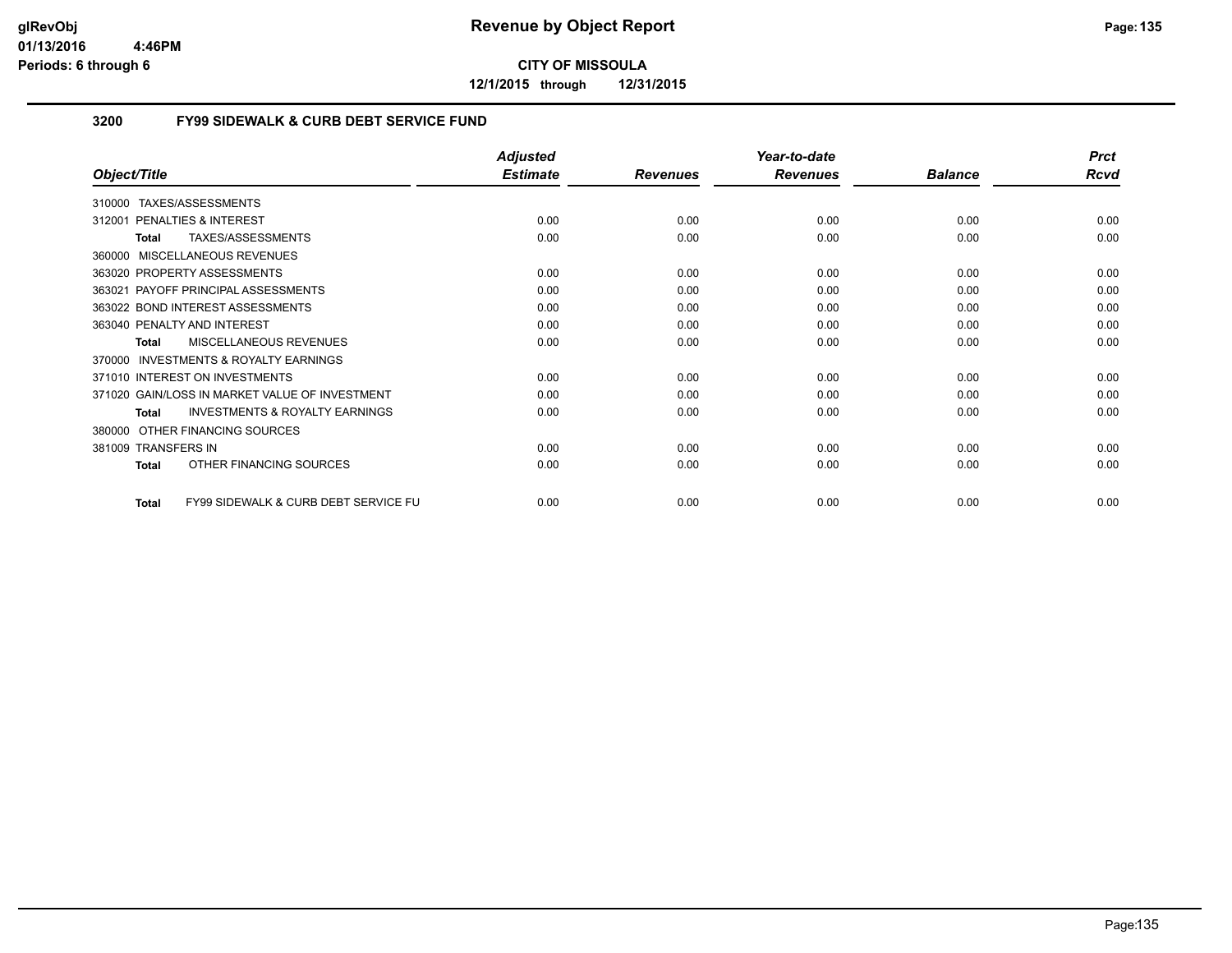**CITY OF MISSOULA**

**12/1/2015 through 12/31/2015**

**Revenue by Object Report**

glRevObj
01/13/2016 4:46PM
Periods: 6 through 6

## 3200 FY99 SIDEWALK & CURB DEBT SERVICE FUND

| Object/Title | Adjusted Estimate | Revenues | Year-to-date Revenues | Balance | Prct Rcvd |
|---|---|---|---|---|---|
| 310000 TAXES/ASSESSMENTS | | | | | |
| 312001 PENALTIES & INTEREST | 0.00 | 0.00 | 0.00 | 0.00 | 0.00 |
| **Total** TAXES/ASSESSMENTS | 0.00 | 0.00 | 0.00 | 0.00 | 0.00 |
| 360000 MISCELLANEOUS REVENUES | | | | | |
| 363020 PROPERTY ASSESSMENTS | 0.00 | 0.00 | 0.00 | 0.00 | 0.00 |
| 363021 PAYOFF PRINCIPAL ASSESSMENTS | 0.00 | 0.00 | 0.00 | 0.00 | 0.00 |
| 363022 BOND INTEREST ASSESSMENTS | 0.00 | 0.00 | 0.00 | 0.00 | 0.00 |
| 363040 PENALTY AND INTEREST | 0.00 | 0.00 | 0.00 | 0.00 | 0.00 |
| **Total** MISCELLANEOUS REVENUES | 0.00 | 0.00 | 0.00 | 0.00 | 0.00 |
| 370000 INVESTMENTS & ROYALTY EARNINGS | | | | | |
| 371010 INTEREST ON INVESTMENTS | 0.00 | 0.00 | 0.00 | 0.00 | 0.00 |
| 371020 GAIN/LOSS IN MARKET VALUE OF INVESTMENT | 0.00 | 0.00 | 0.00 | 0.00 | 0.00 |
| **Total** INVESTMENTS & ROYALTY EARNINGS | 0.00 | 0.00 | 0.00 | 0.00 | 0.00 |
| 380000 OTHER FINANCING SOURCES | | | | | |
| 381009 TRANSFERS IN | 0.00 | 0.00 | 0.00 | 0.00 | 0.00 |
| **Total** OTHER FINANCING SOURCES | 0.00 | 0.00 | 0.00 | 0.00 | 0.00 |
| **Total** FY99 SIDEWALK & CURB DEBT SERVICE FU | 0.00 | 0.00 | 0.00 | 0.00 | 0.00 |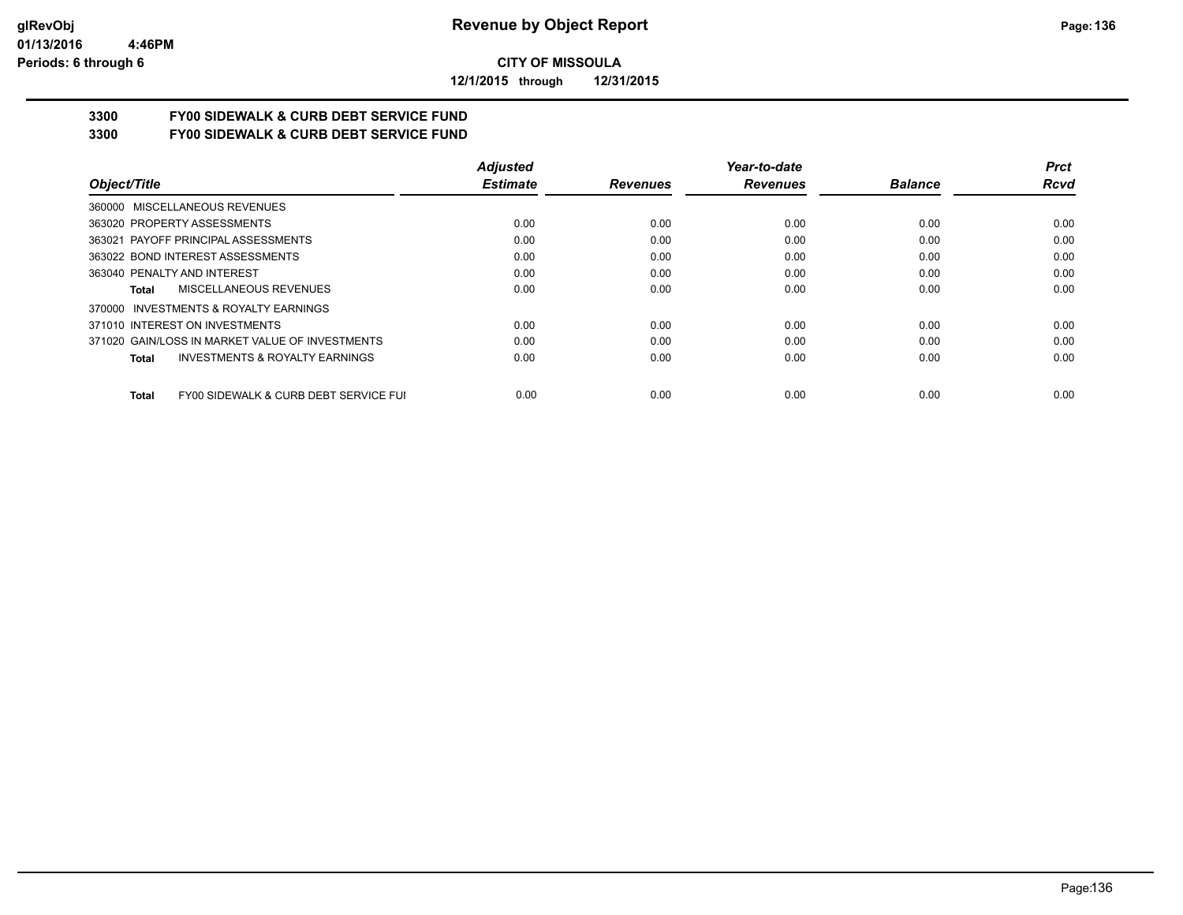# CITY OF MISSOULA

**12/1/2015 through 12/31/2015**

## 3300 FY00 SIDEWALK & CURB DEBT SERVICE FUND
## 3300 FY00 SIDEWALK & CURB DEBT SERVICE FUND

| Object/Title | Adjusted Estimate | Revenues | Year-to-date Revenues | Balance | Prct Rcvd |
|---|---|---|---|---|---|
| 360000 MISCELLANEOUS REVENUES | | | | | |
| 363020 PROPERTY ASSESSMENTS | 0.00 | 0.00 | 0.00 | 0.00 | 0.00 |
| 363021 PAYOFF PRINCIPAL ASSESSMENTS | 0.00 | 0.00 | 0.00 | 0.00 | 0.00 |
| 363022 BOND INTEREST ASSESSMENTS | 0.00 | 0.00 | 0.00 | 0.00 | 0.00 |
| 363040 PENALTY AND INTEREST | 0.00 | 0.00 | 0.00 | 0.00 | 0.00 |
| **Total** MISCELLANEOUS REVENUES | 0.00 | 0.00 | 0.00 | 0.00 | 0.00 |
| 370000 INVESTMENTS & ROYALTY EARNINGS | | | | | |
| 371010 INTEREST ON INVESTMENTS | 0.00 | 0.00 | 0.00 | 0.00 | 0.00 |
| 371020 GAIN/LOSS IN MARKET VALUE OF INVESTMENTS | 0.00 | 0.00 | 0.00 | 0.00 | 0.00 |
| **Total** INVESTMENTS & ROYALTY EARNINGS | 0.00 | 0.00 | 0.00 | 0.00 | 0.00 |
| **Total** FY00 SIDEWALK & CURB DEBT SERVICE FUI | 0.00 | 0.00 | 0.00 | 0.00 | 0.00 |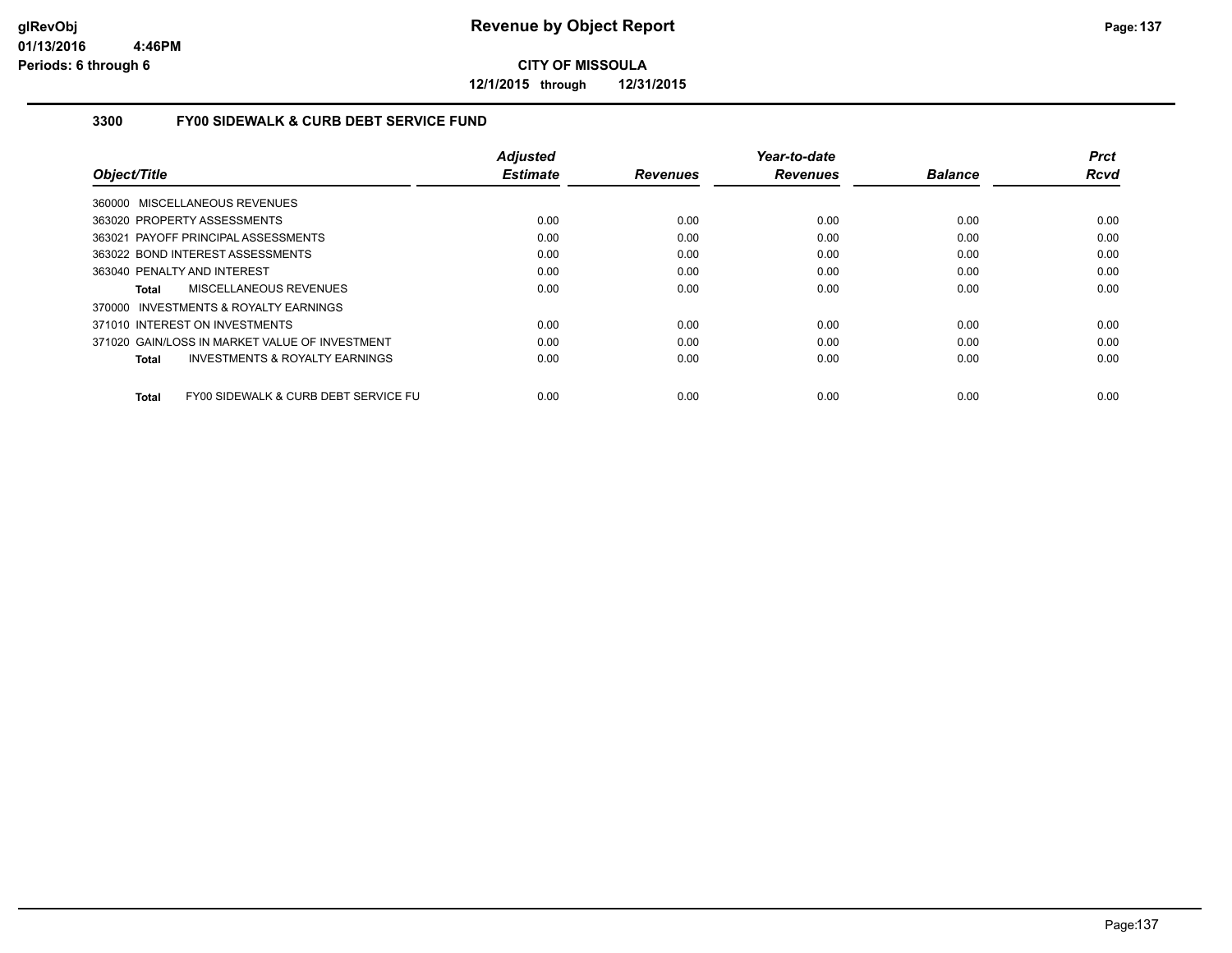# Revenue by Object Report

**CITY OF MISSOULA**

**12/1/2015 through 12/31/2015**

glRevObj
01/13/2016 4:46PM
Periods: 6 through 6

## 3300 FY00 SIDEWALK & CURB DEBT SERVICE FUND

| Object/Title | Adjusted Estimate | Revenues | Year-to-date Revenues | Balance | Prct Rcvd |
|---|---|---|---|---|---|
| 360000 MISCELLANEOUS REVENUES | | | | | |
| 363020 PROPERTY ASSESSMENTS | 0.00 | 0.00 | 0.00 | 0.00 | 0.00 |
| 363021 PAYOFF PRINCIPAL ASSESSMENTS | 0.00 | 0.00 | 0.00 | 0.00 | 0.00 |
| 363022 BOND INTEREST ASSESSMENTS | 0.00 | 0.00 | 0.00 | 0.00 | 0.00 |
| 363040 PENALTY AND INTEREST | 0.00 | 0.00 | 0.00 | 0.00 | 0.00 |
| **Total** MISCELLANEOUS REVENUES | 0.00 | 0.00 | 0.00 | 0.00 | 0.00 |
| 370000 INVESTMENTS & ROYALTY EARNINGS | | | | | |
| 371010 INTEREST ON INVESTMENTS | 0.00 | 0.00 | 0.00 | 0.00 | 0.00 |
| 371020 GAIN/LOSS IN MARKET VALUE OF INVESTMENT | 0.00 | 0.00 | 0.00 | 0.00 | 0.00 |
| **Total** INVESTMENTS & ROYALTY EARNINGS | 0.00 | 0.00 | 0.00 | 0.00 | 0.00 |
| **Total** FY00 SIDEWALK & CURB DEBT SERVICE FU | 0.00 | 0.00 | 0.00 | 0.00 | 0.00 |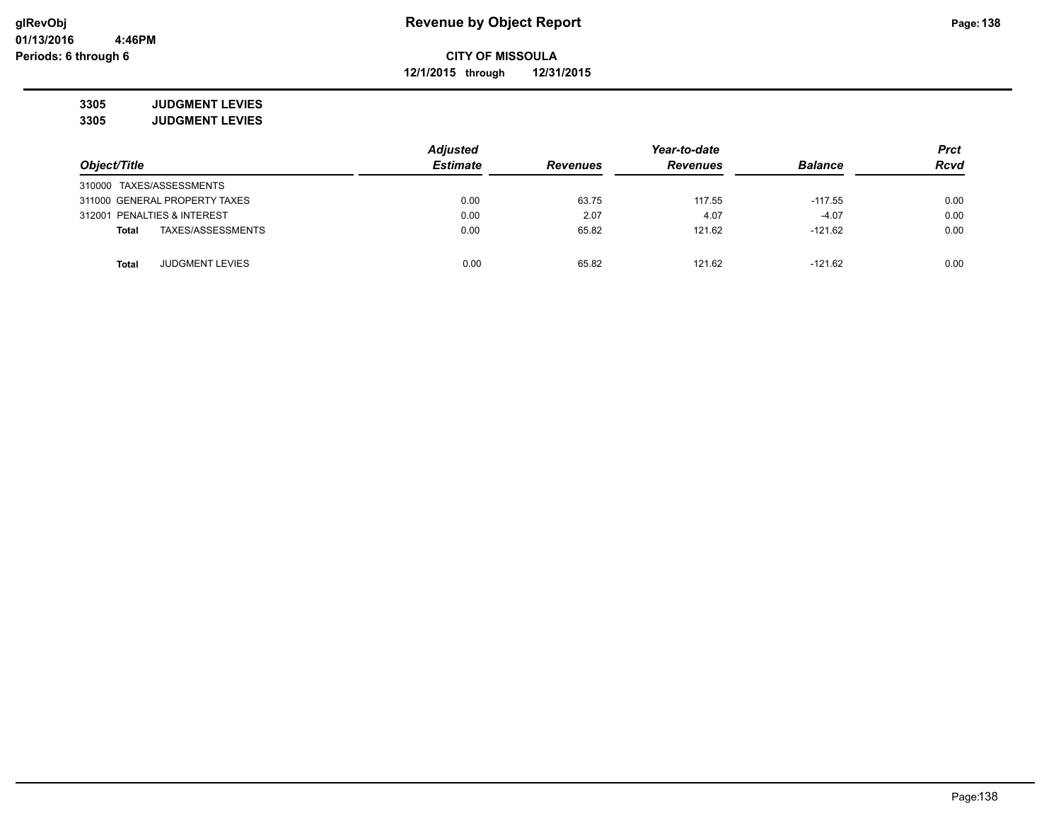# Revenue by Object Report

**CITY OF MISSOULA**

**12/1/2015 through 12/31/2015**

glRevObj
01/13/2016 4:46PM
Periods: 6 through 6

**3305 JUDGMENT LEVIES**

**3305 JUDGMENT LEVIES**

| Object/Title | Adjusted Estimate | Revenues | Year-to-date Revenues | Balance | Prct Rcvd |
|---|---|---|---|---|---|
| 310000 TAXES/ASSESSMENTS | | | | | |
| 311000 GENERAL PROPERTY TAXES | 0.00 | 63.75 | 117.55 | -117.55 | 0.00 |
| 312001 PENALTIES & INTEREST | 0.00 | 2.07 | 4.07 | -4.07 | 0.00 |
| **Total** TAXES/ASSESSMENTS | 0.00 | 65.82 | 121.62 | -121.62 | 0.00 |
| | | | | | |
| **Total** JUDGMENT LEVIES | 0.00 | 65.82 | 121.62 | -121.62 | 0.00 |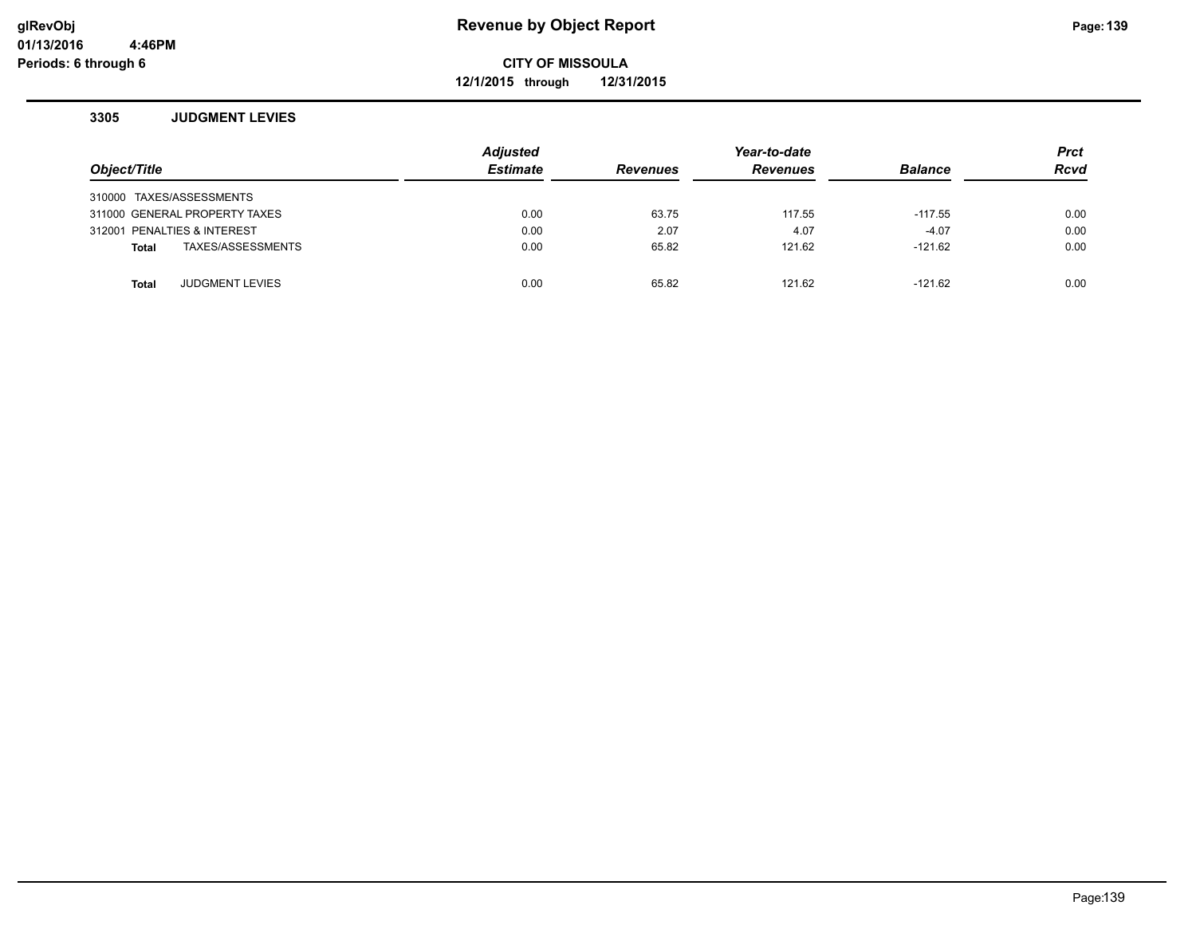# Revenue by Object Report

**CITY OF MISSOULA**

**12/1/2015 through 12/31/2015**

glRevObj
01/13/2016 4:46PM
Periods: 6 through 6

### 3305 JUDGMENT LEVIES

| Object/Title | Adjusted Estimate | Revenues | Year-to-date Revenues | Balance | Prct Rcvd |
|---|---|---|---|---|---|
| 310000 TAXES/ASSESSMENTS | | | | | |
| 311000 GENERAL PROPERTY TAXES | 0.00 | 63.75 | 117.55 | -117.55 | 0.00 |
| 312001 PENALTIES & INTEREST | 0.00 | 2.07 | 4.07 | -4.07 | 0.00 |
| **Total** TAXES/ASSESSMENTS | 0.00 | 65.82 | 121.62 | -121.62 | 0.00 |
| | | | | | |
| **Total** JUDGMENT LEVIES | 0.00 | 65.82 | 121.62 | -121.62 | 0.00 |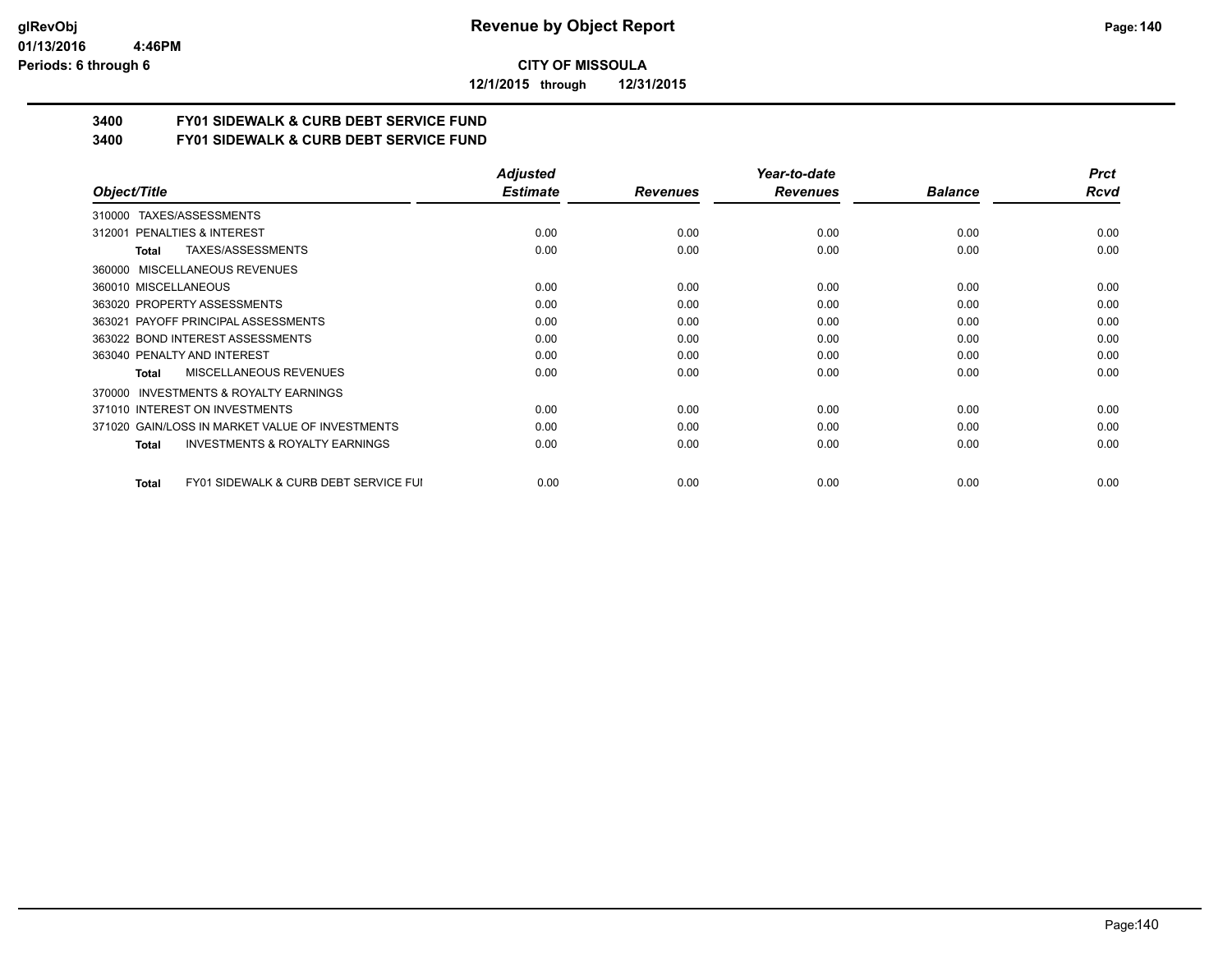**CITY OF MISSOULA**

**12/1/2015 through 12/31/2015**

**3400 FY01 SIDEWALK & CURB DEBT SERVICE FUND**

**3400 FY01 SIDEWALK & CURB DEBT SERVICE FUND**

| Object/Title | Adjusted Estimate | Revenues | Year-to-date Revenues | Balance | Prct Rcvd |
|---|---|---|---|---|---|
| 310000 TAXES/ASSESSMENTS | | | | | |
| 312001 PENALTIES & INTEREST | 0.00 | 0.00 | 0.00 | 0.00 | 0.00 |
| **Total** TAXES/ASSESSMENTS | 0.00 | 0.00 | 0.00 | 0.00 | 0.00 |
| 360000 MISCELLANEOUS REVENUES | | | | | |
| 360010 MISCELLANEOUS | 0.00 | 0.00 | 0.00 | 0.00 | 0.00 |
| 363020 PROPERTY ASSESSMENTS | 0.00 | 0.00 | 0.00 | 0.00 | 0.00 |
| 363021 PAYOFF PRINCIPAL ASSESSMENTS | 0.00 | 0.00 | 0.00 | 0.00 | 0.00 |
| 363022 BOND INTEREST ASSESSMENTS | 0.00 | 0.00 | 0.00 | 0.00 | 0.00 |
| 363040 PENALTY AND INTEREST | 0.00 | 0.00 | 0.00 | 0.00 | 0.00 |
| **Total** MISCELLANEOUS REVENUES | 0.00 | 0.00 | 0.00 | 0.00 | 0.00 |
| 370000 INVESTMENTS & ROYALTY EARNINGS | | | | | |
| 371010 INTEREST ON INVESTMENTS | 0.00 | 0.00 | 0.00 | 0.00 | 0.00 |
| 371020 GAIN/LOSS IN MARKET VALUE OF INVESTMENTS | 0.00 | 0.00 | 0.00 | 0.00 | 0.00 |
| **Total** INVESTMENTS & ROYALTY EARNINGS | 0.00 | 0.00 | 0.00 | 0.00 | 0.00 |
| **Total** FY01 SIDEWALK & CURB DEBT SERVICE FUI | 0.00 | 0.00 | 0.00 | 0.00 | 0.00 |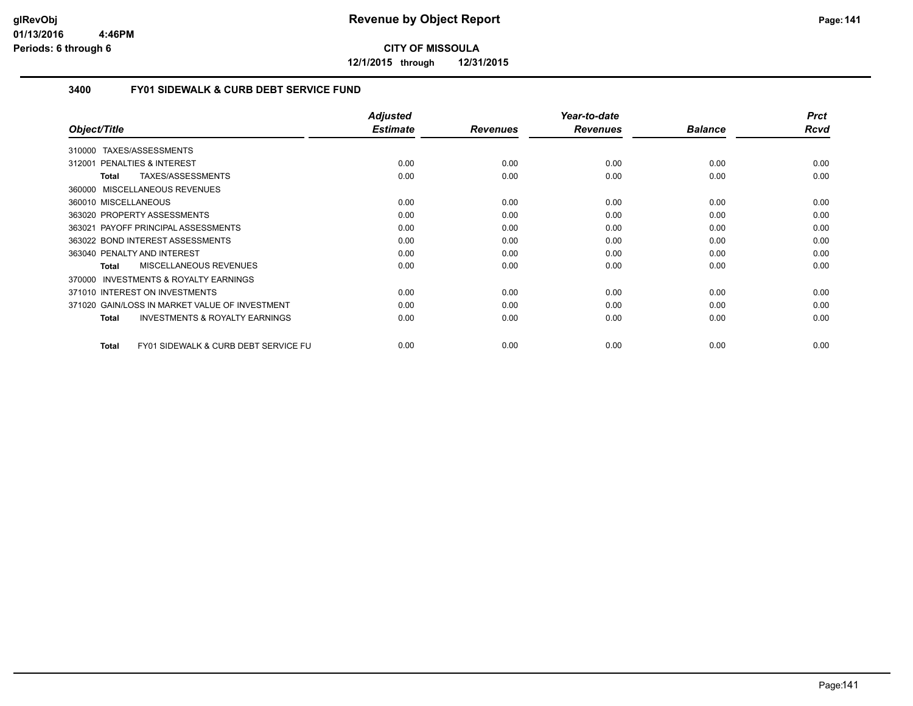# Revenue by Object Report

**CITY OF MISSOULA**

**12/1/2015 through 12/31/2015**

glRevObj
01/13/2016 4:46PM
Periods: 6 through 6

### 3400 FY01 SIDEWALK & CURB DEBT SERVICE FUND

| Object/Title | Adjusted Estimate | Revenues | Year-to-date Revenues | Balance | Prct Rcvd |
|---|---|---|---|---|---|
| 310000 TAXES/ASSESSMENTS | | | | | |
| 312001 PENALTIES & INTEREST | 0.00 | 0.00 | 0.00 | 0.00 | 0.00 |
| **Total** TAXES/ASSESSMENTS | 0.00 | 0.00 | 0.00 | 0.00 | 0.00 |
| 360000 MISCELLANEOUS REVENUES | | | | | |
| 360010 MISCELLANEOUS | 0.00 | 0.00 | 0.00 | 0.00 | 0.00 |
| 363020 PROPERTY ASSESSMENTS | 0.00 | 0.00 | 0.00 | 0.00 | 0.00 |
| 363021 PAYOFF PRINCIPAL ASSESSMENTS | 0.00 | 0.00 | 0.00 | 0.00 | 0.00 |
| 363022 BOND INTEREST ASSESSMENTS | 0.00 | 0.00 | 0.00 | 0.00 | 0.00 |
| 363040 PENALTY AND INTEREST | 0.00 | 0.00 | 0.00 | 0.00 | 0.00 |
| **Total** MISCELLANEOUS REVENUES | 0.00 | 0.00 | 0.00 | 0.00 | 0.00 |
| 370000 INVESTMENTS & ROYALTY EARNINGS | | | | | |
| 371010 INTEREST ON INVESTMENTS | 0.00 | 0.00 | 0.00 | 0.00 | 0.00 |
| 371020 GAIN/LOSS IN MARKET VALUE OF INVESTMENT | 0.00 | 0.00 | 0.00 | 0.00 | 0.00 |
| **Total** INVESTMENTS & ROYALTY EARNINGS | 0.00 | 0.00 | 0.00 | 0.00 | 0.00 |
| **Total** FY01 SIDEWALK & CURB DEBT SERVICE FU | 0.00 | 0.00 | 0.00 | 0.00 | 0.00 |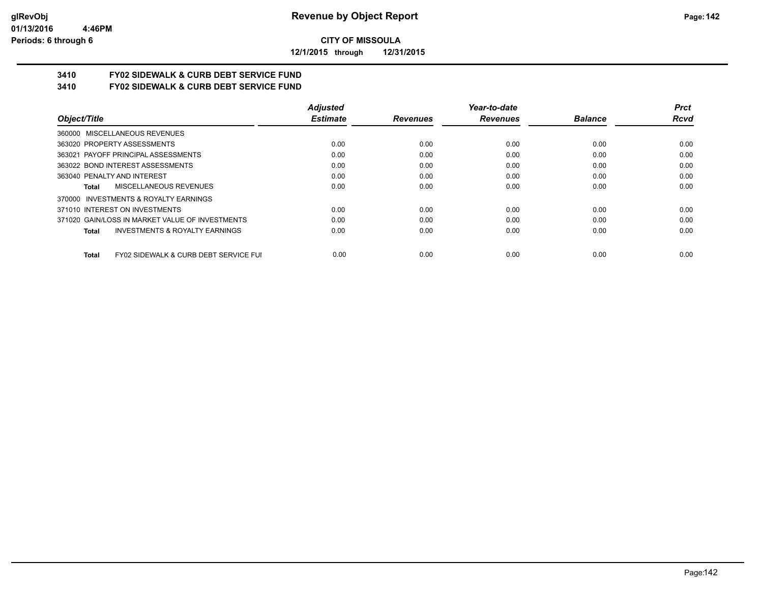**CITY OF MISSOULA**

**12/1/2015 through 12/31/2015**

## 3410 FY02 SIDEWALK & CURB DEBT SERVICE FUND

## 3410 FY02 SIDEWALK & CURB DEBT SERVICE FUND

| Object/Title | Adjusted Estimate | Revenues | Year-to-date Revenues | Balance | Prct Rcvd |
|---|---|---|---|---|---|
| 360000 MISCELLANEOUS REVENUES | | | | | |
| 363020 PROPERTY ASSESSMENTS | 0.00 | 0.00 | 0.00 | 0.00 | 0.00 |
| 363021 PAYOFF PRINCIPAL ASSESSMENTS | 0.00 | 0.00 | 0.00 | 0.00 | 0.00 |
| 363022 BOND INTEREST ASSESSMENTS | 0.00 | 0.00 | 0.00 | 0.00 | 0.00 |
| 363040 PENALTY AND INTEREST | 0.00 | 0.00 | 0.00 | 0.00 | 0.00 |
| **Total** MISCELLANEOUS REVENUES | 0.00 | 0.00 | 0.00 | 0.00 | 0.00 |
| 370000 INVESTMENTS & ROYALTY EARNINGS | | | | | |
| 371010 INTEREST ON INVESTMENTS | 0.00 | 0.00 | 0.00 | 0.00 | 0.00 |
| 371020 GAIN/LOSS IN MARKET VALUE OF INVESTMENTS | 0.00 | 0.00 | 0.00 | 0.00 | 0.00 |
| **Total** INVESTMENTS & ROYALTY EARNINGS | 0.00 | 0.00 | 0.00 | 0.00 | 0.00 |
| **Total** FY02 SIDEWALK & CURB DEBT SERVICE FUI | 0.00 | 0.00 | 0.00 | 0.00 | 0.00 |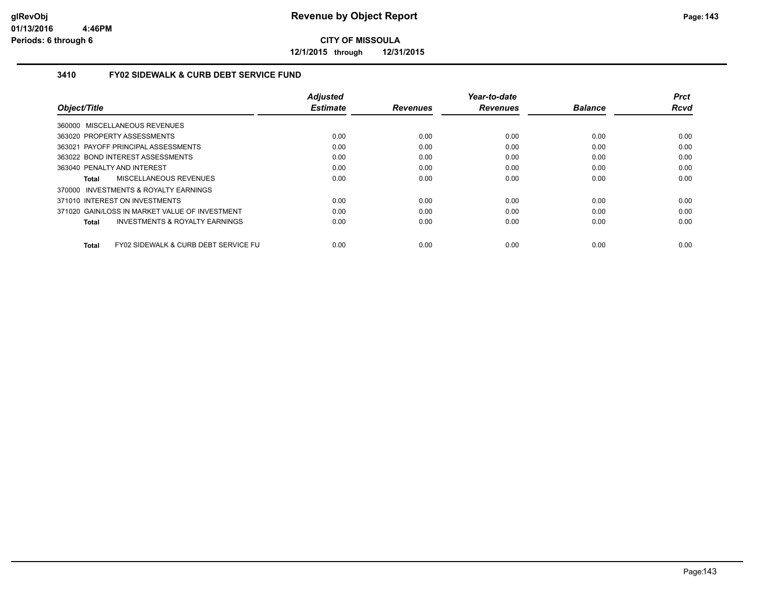# Revenue by Object Report

**CITY OF MISSOULA**

**12/1/2015 through 12/31/2015**

glRevObj
01/13/2016 4:46PM
Periods: 6 through 6

### 3410 FY02 SIDEWALK & CURB DEBT SERVICE FUND

| Object/Title | Adjusted Estimate | Revenues | Year-to-date Revenues | Balance | Prct Rcvd |
|---|---|---|---|---|---|
| 360000 MISCELLANEOUS REVENUES | | | | | |
| 363020 PROPERTY ASSESSMENTS | 0.00 | 0.00 | 0.00 | 0.00 | 0.00 |
| 363021 PAYOFF PRINCIPAL ASSESSMENTS | 0.00 | 0.00 | 0.00 | 0.00 | 0.00 |
| 363022 BOND INTEREST ASSESSMENTS | 0.00 | 0.00 | 0.00 | 0.00 | 0.00 |
| 363040 PENALTY AND INTEREST | 0.00 | 0.00 | 0.00 | 0.00 | 0.00 |
| **Total** MISCELLANEOUS REVENUES | 0.00 | 0.00 | 0.00 | 0.00 | 0.00 |
| 370000 INVESTMENTS & ROYALTY EARNINGS | | | | | |
| 371010 INTEREST ON INVESTMENTS | 0.00 | 0.00 | 0.00 | 0.00 | 0.00 |
| 371020 GAIN/LOSS IN MARKET VALUE OF INVESTMENT | 0.00 | 0.00 | 0.00 | 0.00 | 0.00 |
| **Total** INVESTMENTS & ROYALTY EARNINGS | 0.00 | 0.00 | 0.00 | 0.00 | 0.00 |
| **Total** FY02 SIDEWALK & CURB DEBT SERVICE FU | 0.00 | 0.00 | 0.00 | 0.00 | 0.00 |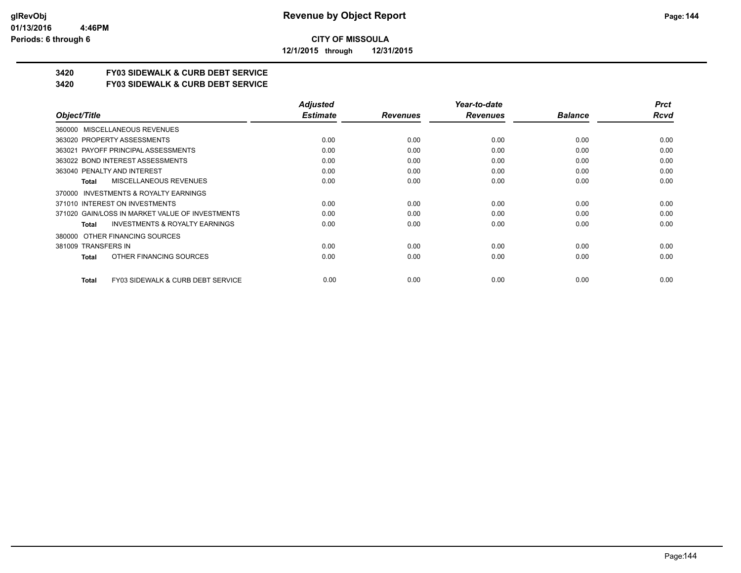**CITY OF MISSOULA**

**12/1/2015 through 12/31/2015**

## 3420 FY03 SIDEWALK & CURB DEBT SERVICE

## 3420 FY03 SIDEWALK & CURB DEBT SERVICE

| Object/Title | Adjusted Estimate | Revenues | Year-to-date Revenues | Balance | Prct Rcvd |
|---|---|---|---|---|---|
| 360000 MISCELLANEOUS REVENUES | | | | | |
| 363020 PROPERTY ASSESSMENTS | 0.00 | 0.00 | 0.00 | 0.00 | 0.00 |
| 363021 PAYOFF PRINCIPAL ASSESSMENTS | 0.00 | 0.00 | 0.00 | 0.00 | 0.00 |
| 363022 BOND INTEREST ASSESSMENTS | 0.00 | 0.00 | 0.00 | 0.00 | 0.00 |
| 363040 PENALTY AND INTEREST | 0.00 | 0.00 | 0.00 | 0.00 | 0.00 |
| **Total** MISCELLANEOUS REVENUES | 0.00 | 0.00 | 0.00 | 0.00 | 0.00 |
| 370000 INVESTMENTS & ROYALTY EARNINGS | | | | | |
| 371010 INTEREST ON INVESTMENTS | 0.00 | 0.00 | 0.00 | 0.00 | 0.00 |
| 371020 GAIN/LOSS IN MARKET VALUE OF INVESTMENTS | 0.00 | 0.00 | 0.00 | 0.00 | 0.00 |
| **Total** INVESTMENTS & ROYALTY EARNINGS | 0.00 | 0.00 | 0.00 | 0.00 | 0.00 |
| 380000 OTHER FINANCING SOURCES | | | | | |
| 381009 TRANSFERS IN | 0.00 | 0.00 | 0.00 | 0.00 | 0.00 |
| **Total** OTHER FINANCING SOURCES | 0.00 | 0.00 | 0.00 | 0.00 | 0.00 |
| **Total** FY03 SIDEWALK & CURB DEBT SERVICE | 0.00 | 0.00 | 0.00 | 0.00 | 0.00 |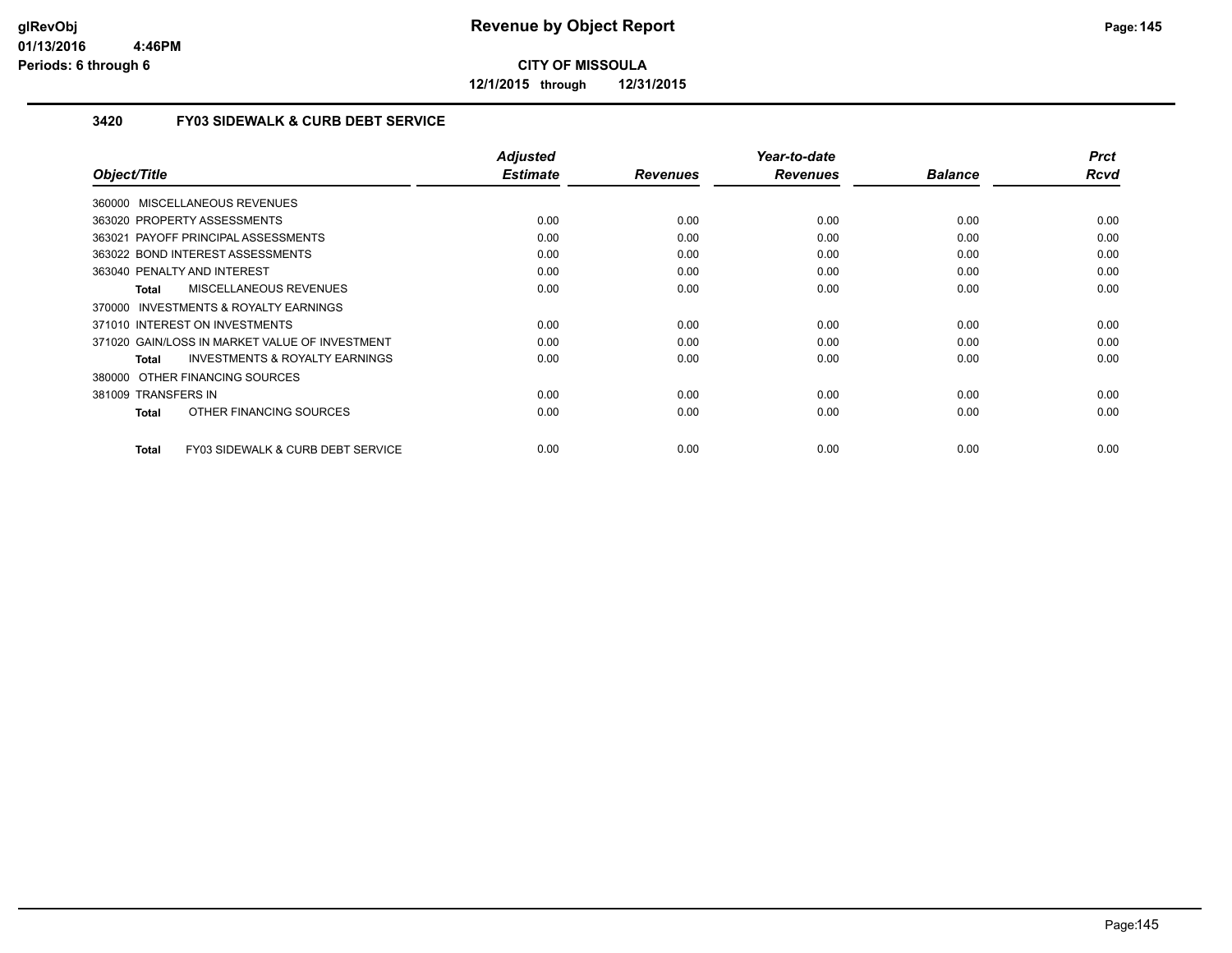**CITY OF MISSOULA**

**12/1/2015 through 12/31/2015**

### 3420 FY03 SIDEWALK & CURB DEBT SERVICE

| Object/Title | Adjusted Estimate | Revenues | Year-to-date Revenues | Balance | Prct Rcvd |
|---|---|---|---|---|---|
| 360000 MISCELLANEOUS REVENUES | | | | | |
| 363020 PROPERTY ASSESSMENTS | 0.00 | 0.00 | 0.00 | 0.00 | 0.00 |
| 363021 PAYOFF PRINCIPAL ASSESSMENTS | 0.00 | 0.00 | 0.00 | 0.00 | 0.00 |
| 363022 BOND INTEREST ASSESSMENTS | 0.00 | 0.00 | 0.00 | 0.00 | 0.00 |
| 363040 PENALTY AND INTEREST | 0.00 | 0.00 | 0.00 | 0.00 | 0.00 |
| **Total** MISCELLANEOUS REVENUES | 0.00 | 0.00 | 0.00 | 0.00 | 0.00 |
| 370000 INVESTMENTS & ROYALTY EARNINGS | | | | | |
| 371010 INTEREST ON INVESTMENTS | 0.00 | 0.00 | 0.00 | 0.00 | 0.00 |
| 371020 GAIN/LOSS IN MARKET VALUE OF INVESTMENT | 0.00 | 0.00 | 0.00 | 0.00 | 0.00 |
| **Total** INVESTMENTS & ROYALTY EARNINGS | 0.00 | 0.00 | 0.00 | 0.00 | 0.00 |
| 380000 OTHER FINANCING SOURCES | | | | | |
| 381009 TRANSFERS IN | 0.00 | 0.00 | 0.00 | 0.00 | 0.00 |
| **Total** OTHER FINANCING SOURCES | 0.00 | 0.00 | 0.00 | 0.00 | 0.00 |
| **Total** FY03 SIDEWALK & CURB DEBT SERVICE | 0.00 | 0.00 | 0.00 | 0.00 | 0.00 |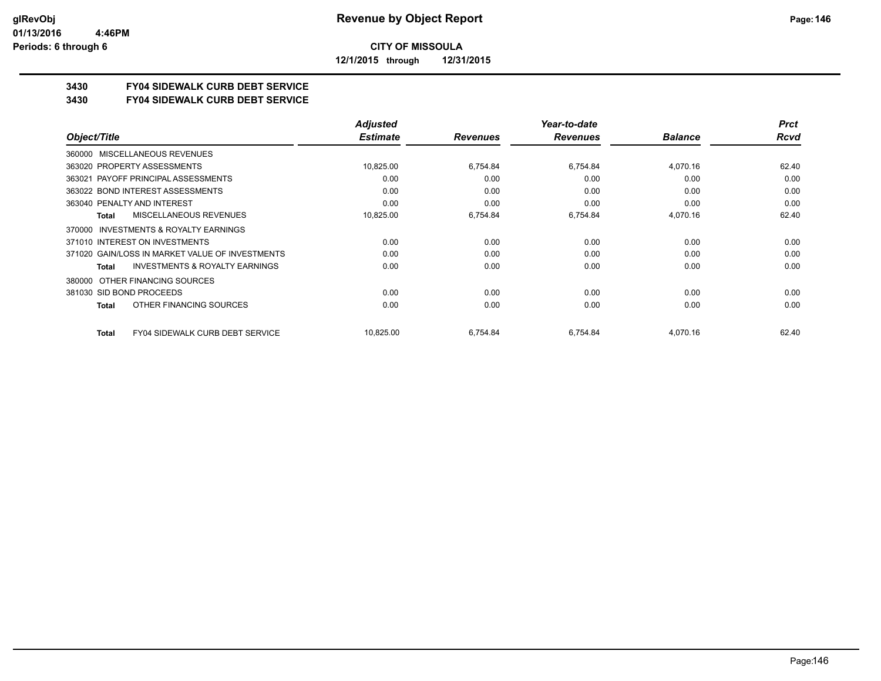# Revenue by Object Report

**CITY OF MISSOULA**

**12/1/2015 through 12/31/2015**

glRevObj
01/13/2016 4:46PM
Periods: 6 through 6

## 3430 FY04 SIDEWALK CURB DEBT SERVICE
## 3430 FY04 SIDEWALK CURB DEBT SERVICE

| Object/Title | Adjusted Estimate | Revenues | Year-to-date Revenues | Balance | Prct Rcvd |
|---|---|---|---|---|---|
| 360000 MISCELLANEOUS REVENUES | | | | | |
| 363020 PROPERTY ASSESSMENTS | 10,825.00 | 6,754.84 | 6,754.84 | 4,070.16 | 62.40 |
| 363021 PAYOFF PRINCIPAL ASSESSMENTS | 0.00 | 0.00 | 0.00 | 0.00 | 0.00 |
| 363022 BOND INTEREST ASSESSMENTS | 0.00 | 0.00 | 0.00 | 0.00 | 0.00 |
| 363040 PENALTY AND INTEREST | 0.00 | 0.00 | 0.00 | 0.00 | 0.00 |
| **Total** MISCELLANEOUS REVENUES | 10,825.00 | 6,754.84 | 6,754.84 | 4,070.16 | 62.40 |
| 370000 INVESTMENTS & ROYALTY EARNINGS | | | | | |
| 371010 INTEREST ON INVESTMENTS | 0.00 | 0.00 | 0.00 | 0.00 | 0.00 |
| 371020 GAIN/LOSS IN MARKET VALUE OF INVESTMENTS | 0.00 | 0.00 | 0.00 | 0.00 | 0.00 |
| **Total** INVESTMENTS & ROYALTY EARNINGS | 0.00 | 0.00 | 0.00 | 0.00 | 0.00 |
| 380000 OTHER FINANCING SOURCES | | | | | |
| 381030 SID BOND PROCEEDS | 0.00 | 0.00 | 0.00 | 0.00 | 0.00 |
| **Total** OTHER FINANCING SOURCES | 0.00 | 0.00 | 0.00 | 0.00 | 0.00 |
| **Total** FY04 SIDEWALK CURB DEBT SERVICE | 10,825.00 | 6,754.84 | 6,754.84 | 4,070.16 | 62.40 |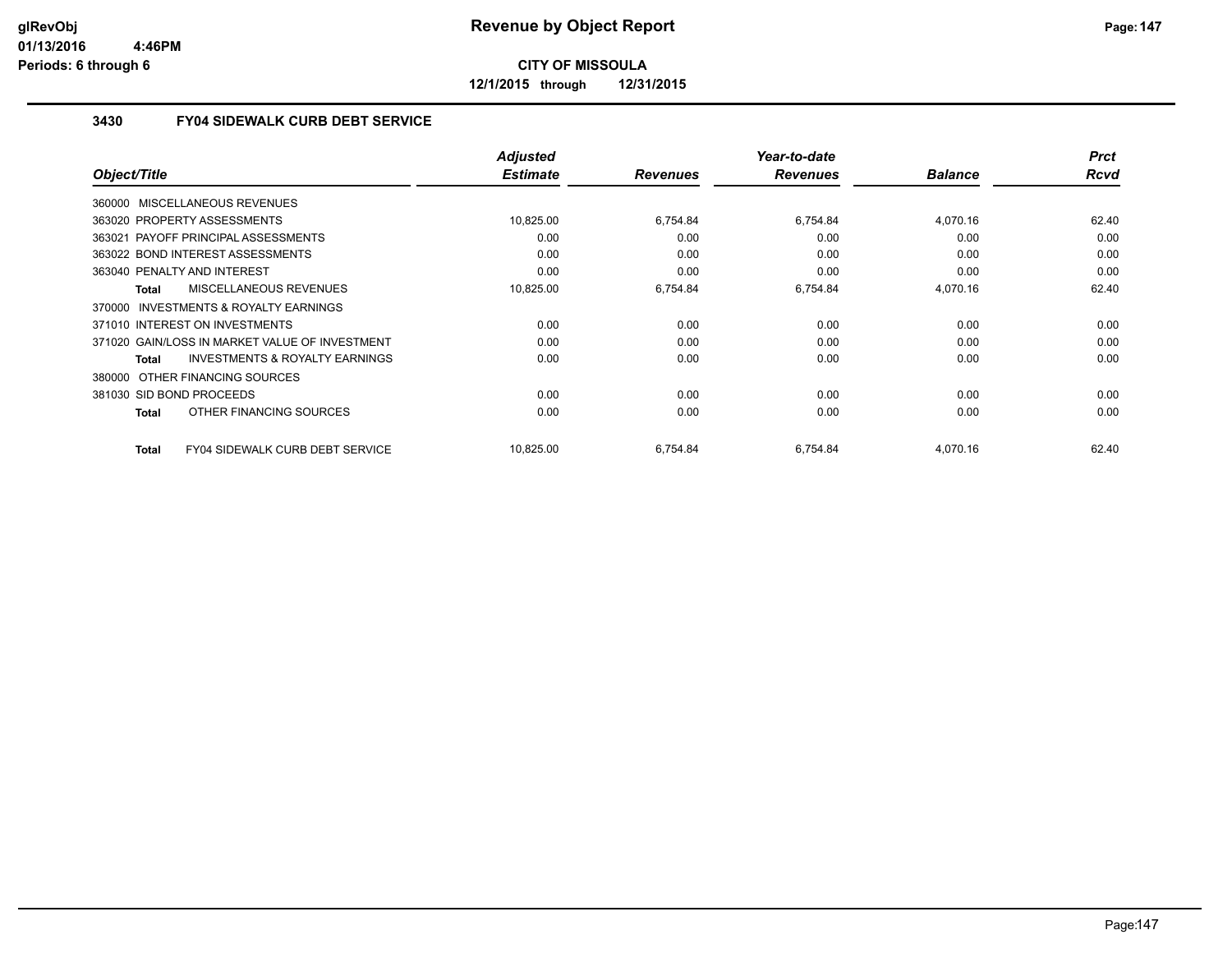**CITY OF MISSOULA**

**12/1/2015 through 12/31/2015**

### 3430 FY04 SIDEWALK CURB DEBT SERVICE

| Object/Title | Adjusted Estimate | Revenues | Year-to-date Revenues | Balance | Prct Rcvd |
|---|---|---|---|---|---|
| 360000 MISCELLANEOUS REVENUES | | | | | |
| 363020 PROPERTY ASSESSMENTS | 10,825.00 | 6,754.84 | 6,754.84 | 4,070.16 | 62.40 |
| 363021 PAYOFF PRINCIPAL ASSESSMENTS | 0.00 | 0.00 | 0.00 | 0.00 | 0.00 |
| 363022 BOND INTEREST ASSESSMENTS | 0.00 | 0.00 | 0.00 | 0.00 | 0.00 |
| 363040 PENALTY AND INTEREST | 0.00 | 0.00 | 0.00 | 0.00 | 0.00 |
| **Total** MISCELLANEOUS REVENUES | 10,825.00 | 6,754.84 | 6,754.84 | 4,070.16 | 62.40 |
| 370000 INVESTMENTS & ROYALTY EARNINGS | | | | | |
| 371010 INTEREST ON INVESTMENTS | 0.00 | 0.00 | 0.00 | 0.00 | 0.00 |
| 371020 GAIN/LOSS IN MARKET VALUE OF INVESTMENT | 0.00 | 0.00 | 0.00 | 0.00 | 0.00 |
| **Total** INVESTMENTS & ROYALTY EARNINGS | 0.00 | 0.00 | 0.00 | 0.00 | 0.00 |
| 380000 OTHER FINANCING SOURCES | | | | | |
| 381030 SID BOND PROCEEDS | 0.00 | 0.00 | 0.00 | 0.00 | 0.00 |
| **Total** OTHER FINANCING SOURCES | 0.00 | 0.00 | 0.00 | 0.00 | 0.00 |
| **Total** FY04 SIDEWALK CURB DEBT SERVICE | 10,825.00 | 6,754.84 | 6,754.84 | 4,070.16 | 62.40 |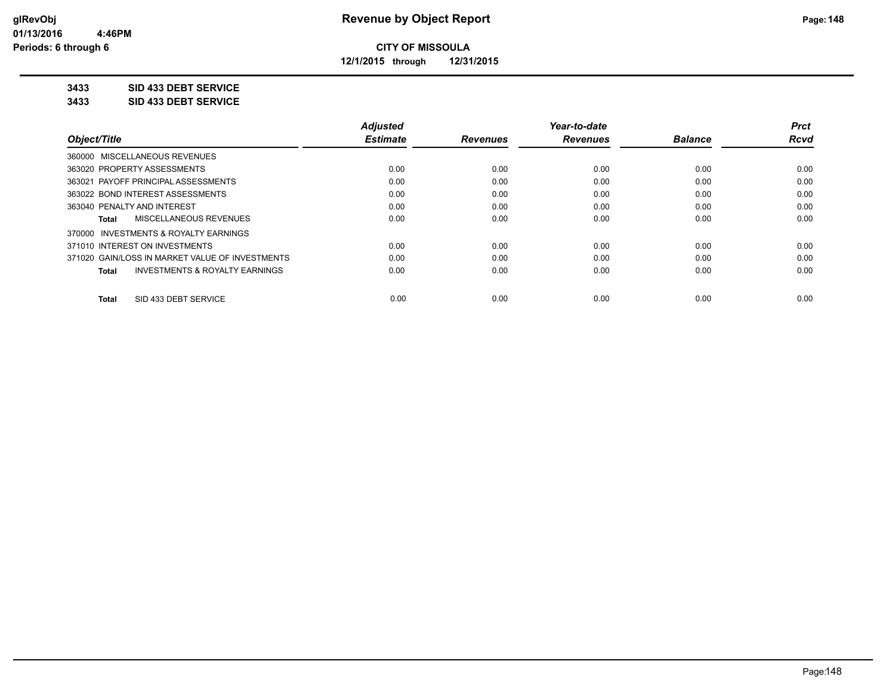# Revenue by Object Report

**CITY OF MISSOULA**

**12/1/2015 through 12/31/2015**

glRevObj
01/13/2016 4:46PM
Periods: 6 through 6

**3433 SID 433 DEBT SERVICE**

**3433 SID 433 DEBT SERVICE**

| Object/Title | Adjusted Estimate | Revenues | Year-to-date Revenues | Balance | Prct Rcvd |
|---|---|---|---|---|---|
| 360000 MISCELLANEOUS REVENUES | | | | | |
| 363020 PROPERTY ASSESSMENTS | 0.00 | 0.00 | 0.00 | 0.00 | 0.00 |
| 363021 PAYOFF PRINCIPAL ASSESSMENTS | 0.00 | 0.00 | 0.00 | 0.00 | 0.00 |
| 363022 BOND INTEREST ASSESSMENTS | 0.00 | 0.00 | 0.00 | 0.00 | 0.00 |
| 363040 PENALTY AND INTEREST | 0.00 | 0.00 | 0.00 | 0.00 | 0.00 |
| **Total** MISCELLANEOUS REVENUES | 0.00 | 0.00 | 0.00 | 0.00 | 0.00 |
| 370000 INVESTMENTS & ROYALTY EARNINGS | | | | | |
| 371010 INTEREST ON INVESTMENTS | 0.00 | 0.00 | 0.00 | 0.00 | 0.00 |
| 371020 GAIN/LOSS IN MARKET VALUE OF INVESTMENTS | 0.00 | 0.00 | 0.00 | 0.00 | 0.00 |
| **Total** INVESTMENTS & ROYALTY EARNINGS | 0.00 | 0.00 | 0.00 | 0.00 | 0.00 |
| **Total** SID 433 DEBT SERVICE | 0.00 | 0.00 | 0.00 | 0.00 | 0.00 |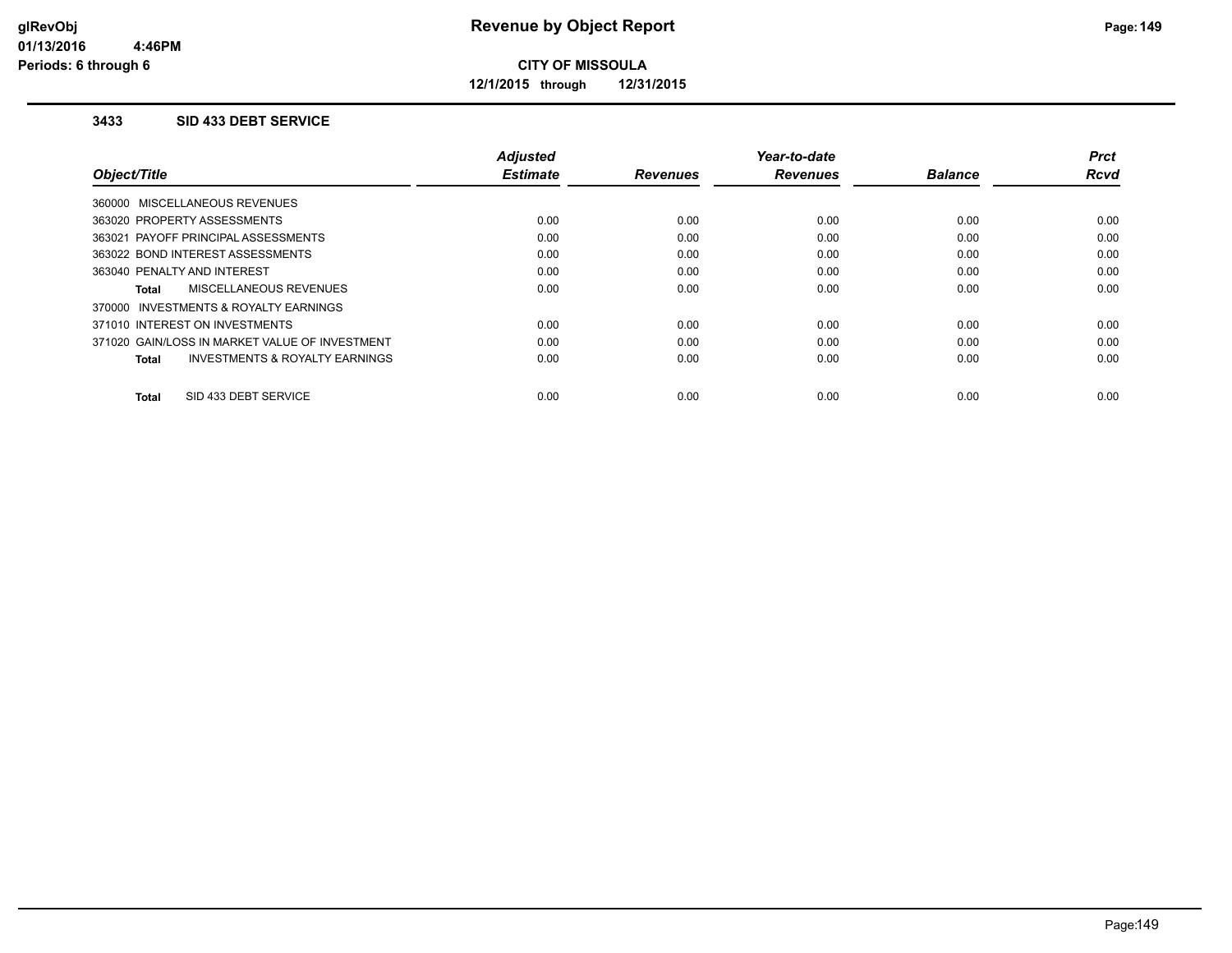**CITY OF MISSOULA**

**12/1/2015 through 12/31/2015**

### 3433 SID 433 DEBT SERVICE

| Object/Title | Adjusted Estimate | Revenues | Year-to-date Revenues | Balance | Prct Rcvd |
|---|---|---|---|---|---|
| 360000 MISCELLANEOUS REVENUES | | | | | |
| 363020 PROPERTY ASSESSMENTS | 0.00 | 0.00 | 0.00 | 0.00 | 0.00 |
| 363021 PAYOFF PRINCIPAL ASSESSMENTS | 0.00 | 0.00 | 0.00 | 0.00 | 0.00 |
| 363022 BOND INTEREST ASSESSMENTS | 0.00 | 0.00 | 0.00 | 0.00 | 0.00 |
| 363040 PENALTY AND INTEREST | 0.00 | 0.00 | 0.00 | 0.00 | 0.00 |
| **Total** MISCELLANEOUS REVENUES | 0.00 | 0.00 | 0.00 | 0.00 | 0.00 |
| 370000 INVESTMENTS & ROYALTY EARNINGS | | | | | |
| 371010 INTEREST ON INVESTMENTS | 0.00 | 0.00 | 0.00 | 0.00 | 0.00 |
| 371020 GAIN/LOSS IN MARKET VALUE OF INVESTMENT | 0.00 | 0.00 | 0.00 | 0.00 | 0.00 |
| **Total** INVESTMENTS & ROYALTY EARNINGS | 0.00 | 0.00 | 0.00 | 0.00 | 0.00 |
| **Total** SID 433 DEBT SERVICE | 0.00 | 0.00 | 0.00 | 0.00 | 0.00 |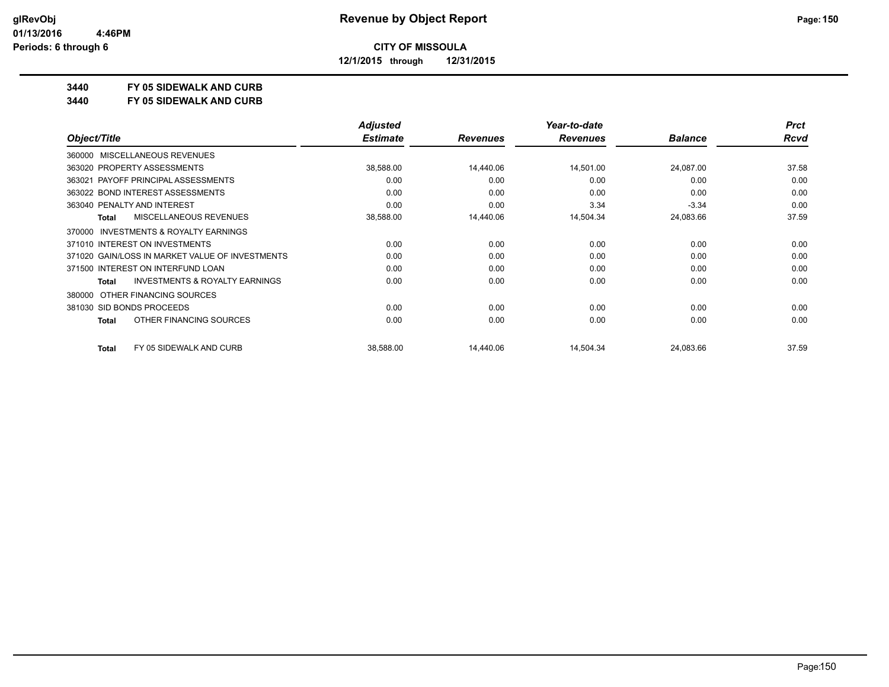**CITY OF MISSOULA**

**12/1/2015 through 12/31/2015**

**3440 FY 05 SIDEWALK AND CURB**

**3440 FY 05 SIDEWALK AND CURB**

| Object/Title | Adjusted Estimate | Revenues | Year-to-date Revenues | Balance | Prct Rcvd |
|---|---|---|---|---|---|
| 360000 MISCELLANEOUS REVENUES | | | | | |
| 363020 PROPERTY ASSESSMENTS | 38,588.00 | 14,440.06 | 14,501.00 | 24,087.00 | 37.58 |
| 363021 PAYOFF PRINCIPAL ASSESSMENTS | 0.00 | 0.00 | 0.00 | 0.00 | 0.00 |
| 363022 BOND INTEREST ASSESSMENTS | 0.00 | 0.00 | 0.00 | 0.00 | 0.00 |
| 363040 PENALTY AND INTEREST | 0.00 | 0.00 | 3.34 | -3.34 | 0.00 |
| **Total** MISCELLANEOUS REVENUES | 38,588.00 | 14,440.06 | 14,504.34 | 24,083.66 | 37.59 |
| 370000 INVESTMENTS & ROYALTY EARNINGS | | | | | |
| 371010 INTEREST ON INVESTMENTS | 0.00 | 0.00 | 0.00 | 0.00 | 0.00 |
| 371020 GAIN/LOSS IN MARKET VALUE OF INVESTMENTS | 0.00 | 0.00 | 0.00 | 0.00 | 0.00 |
| 371500 INTEREST ON INTERFUND LOAN | 0.00 | 0.00 | 0.00 | 0.00 | 0.00 |
| **Total** INVESTMENTS & ROYALTY EARNINGS | 0.00 | 0.00 | 0.00 | 0.00 | 0.00 |
| 380000 OTHER FINANCING SOURCES | | | | | |
| 381030 SID BONDS PROCEEDS | 0.00 | 0.00 | 0.00 | 0.00 | 0.00 |
| **Total** OTHER FINANCING SOURCES | 0.00 | 0.00 | 0.00 | 0.00 | 0.00 |
| **Total** FY 05 SIDEWALK AND CURB | 38,588.00 | 14,440.06 | 14,504.34 | 24,083.66 | 37.59 |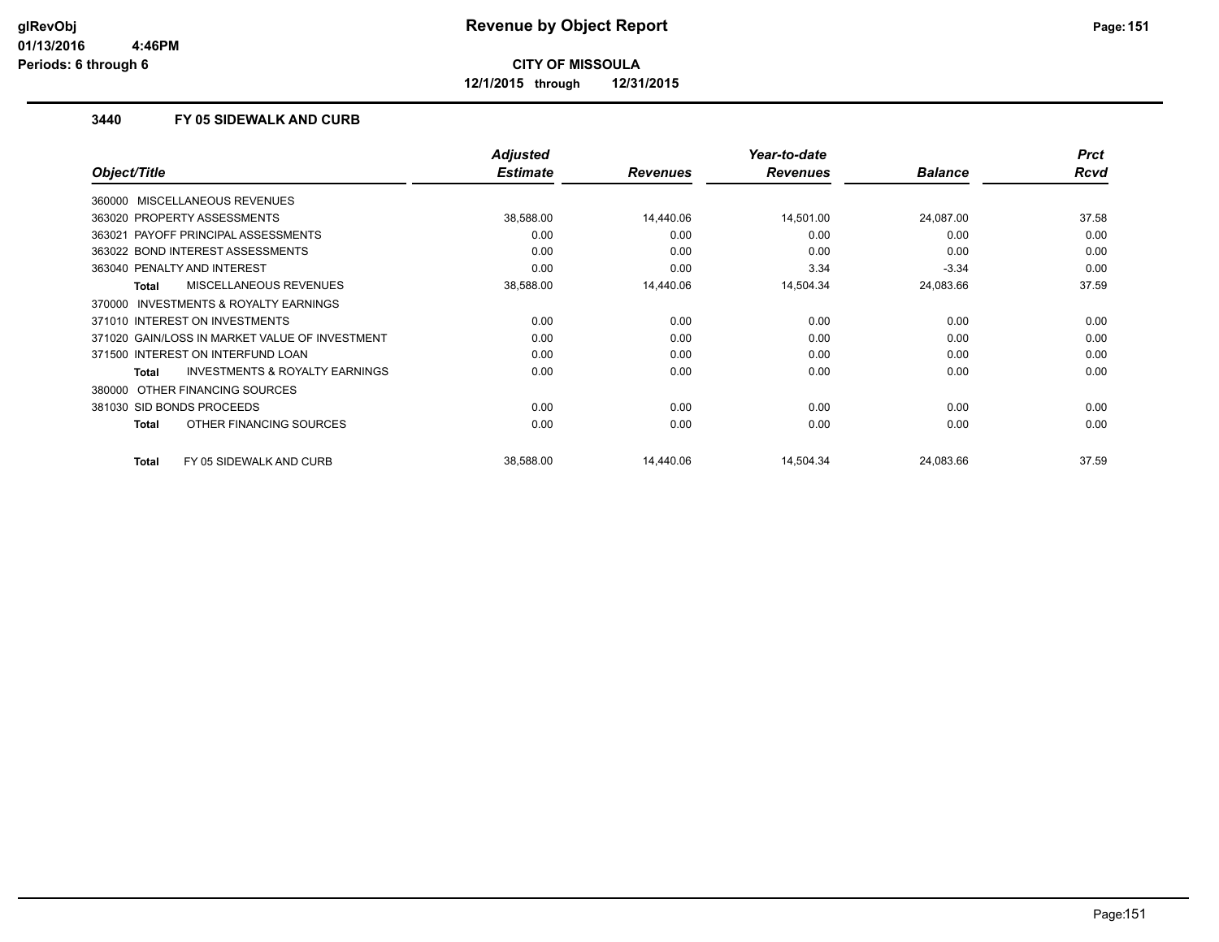# Revenue by Object Report

**CITY OF MISSOULA**

**12/1/2015 through 12/31/2015**

glRevObj
01/13/2016 4:46PM
Periods: 6 through 6

### 3440 FY 05 SIDEWALK AND CURB

| Object/Title | Adjusted Estimate | Revenues | Year-to-date Revenues | Balance | Prct Rcvd |
|---|---|---|---|---|---|
| 360000 MISCELLANEOUS REVENUES | | | | | |
| 363020 PROPERTY ASSESSMENTS | 38,588.00 | 14,440.06 | 14,501.00 | 24,087.00 | 37.58 |
| 363021 PAYOFF PRINCIPAL ASSESSMENTS | 0.00 | 0.00 | 0.00 | 0.00 | 0.00 |
| 363022 BOND INTEREST ASSESSMENTS | 0.00 | 0.00 | 0.00 | 0.00 | 0.00 |
| 363040 PENALTY AND INTEREST | 0.00 | 0.00 | 3.34 | -3.34 | 0.00 |
| **Total** MISCELLANEOUS REVENUES | 38,588.00 | 14,440.06 | 14,504.34 | 24,083.66 | 37.59 |
| 370000 INVESTMENTS & ROYALTY EARNINGS | | | | | |
| 371010 INTEREST ON INVESTMENTS | 0.00 | 0.00 | 0.00 | 0.00 | 0.00 |
| 371020 GAIN/LOSS IN MARKET VALUE OF INVESTMENT | 0.00 | 0.00 | 0.00 | 0.00 | 0.00 |
| 371500 INTEREST ON INTERFUND LOAN | 0.00 | 0.00 | 0.00 | 0.00 | 0.00 |
| **Total** INVESTMENTS & ROYALTY EARNINGS | 0.00 | 0.00 | 0.00 | 0.00 | 0.00 |
| 380000 OTHER FINANCING SOURCES | | | | | |
| 381030 SID BONDS PROCEEDS | 0.00 | 0.00 | 0.00 | 0.00 | 0.00 |
| **Total** OTHER FINANCING SOURCES | 0.00 | 0.00 | 0.00 | 0.00 | 0.00 |
| **Total** FY 05 SIDEWALK AND CURB | 38,588.00 | 14,440.06 | 14,504.34 | 24,083.66 | 37.59 |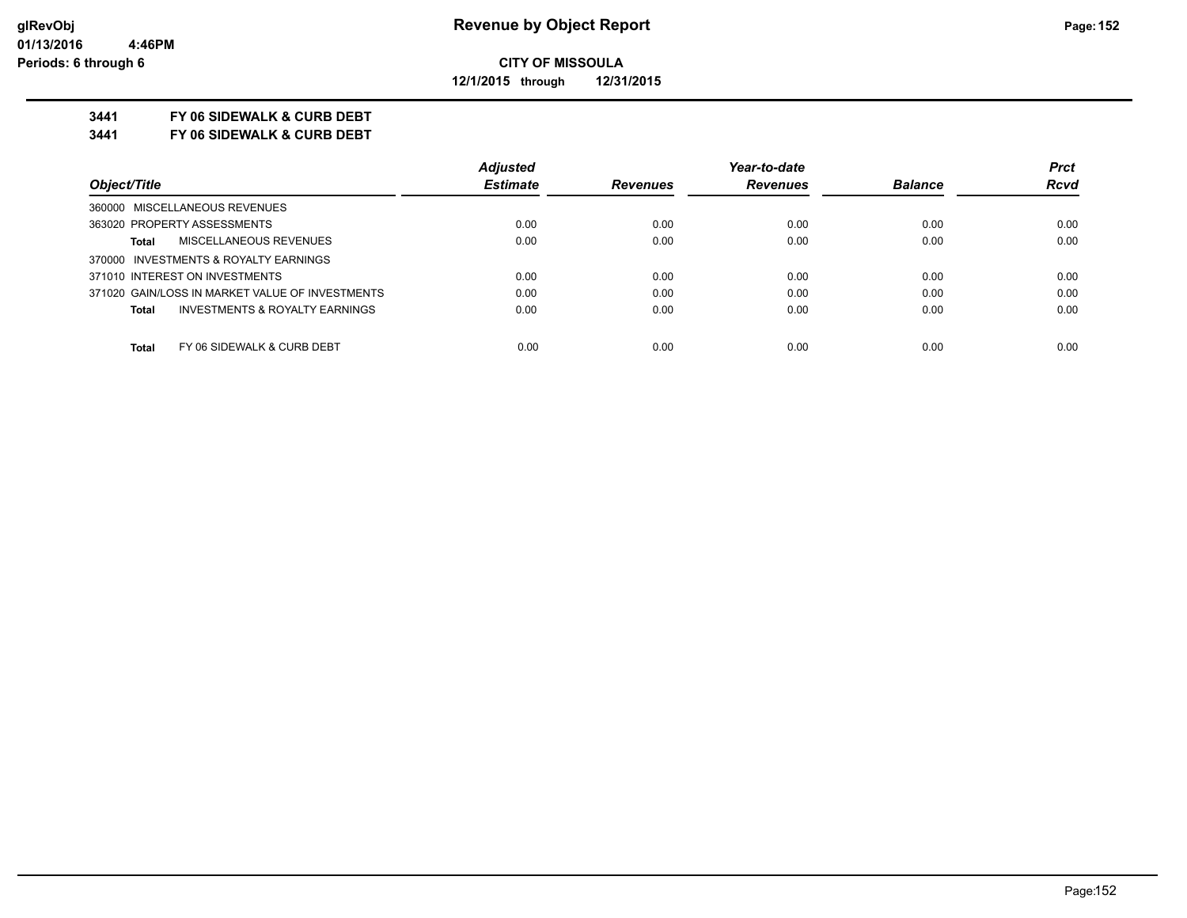**Revenue by Object Report**

**CITY OF MISSOULA**

**12/1/2015 through 12/31/2015**

glRevObj
01/13/2016 4:46PM
Periods: 6 through 6

**3441 FY 06 SIDEWALK & CURB DEBT**

**3441 FY 06 SIDEWALK & CURB DEBT**

| Object/Title | Adjusted Estimate | Revenues | Year-to-date Revenues | Balance | Prct Rcvd |
|---|---|---|---|---|---|
| 360000 MISCELLANEOUS REVENUES | | | | | |
| 363020 PROPERTY ASSESSMENTS | 0.00 | 0.00 | 0.00 | 0.00 | 0.00 |
| **Total** MISCELLANEOUS REVENUES | 0.00 | 0.00 | 0.00 | 0.00 | 0.00 |
| 370000 INVESTMENTS & ROYALTY EARNINGS | | | | | |
| 371010 INTEREST ON INVESTMENTS | 0.00 | 0.00 | 0.00 | 0.00 | 0.00 |
| 371020 GAIN/LOSS IN MARKET VALUE OF INVESTMENTS | 0.00 | 0.00 | 0.00 | 0.00 | 0.00 |
| **Total** INVESTMENTS & ROYALTY EARNINGS | 0.00 | 0.00 | 0.00 | 0.00 | 0.00 |
| **Total** FY 06 SIDEWALK & CURB DEBT | 0.00 | 0.00 | 0.00 | 0.00 | 0.00 |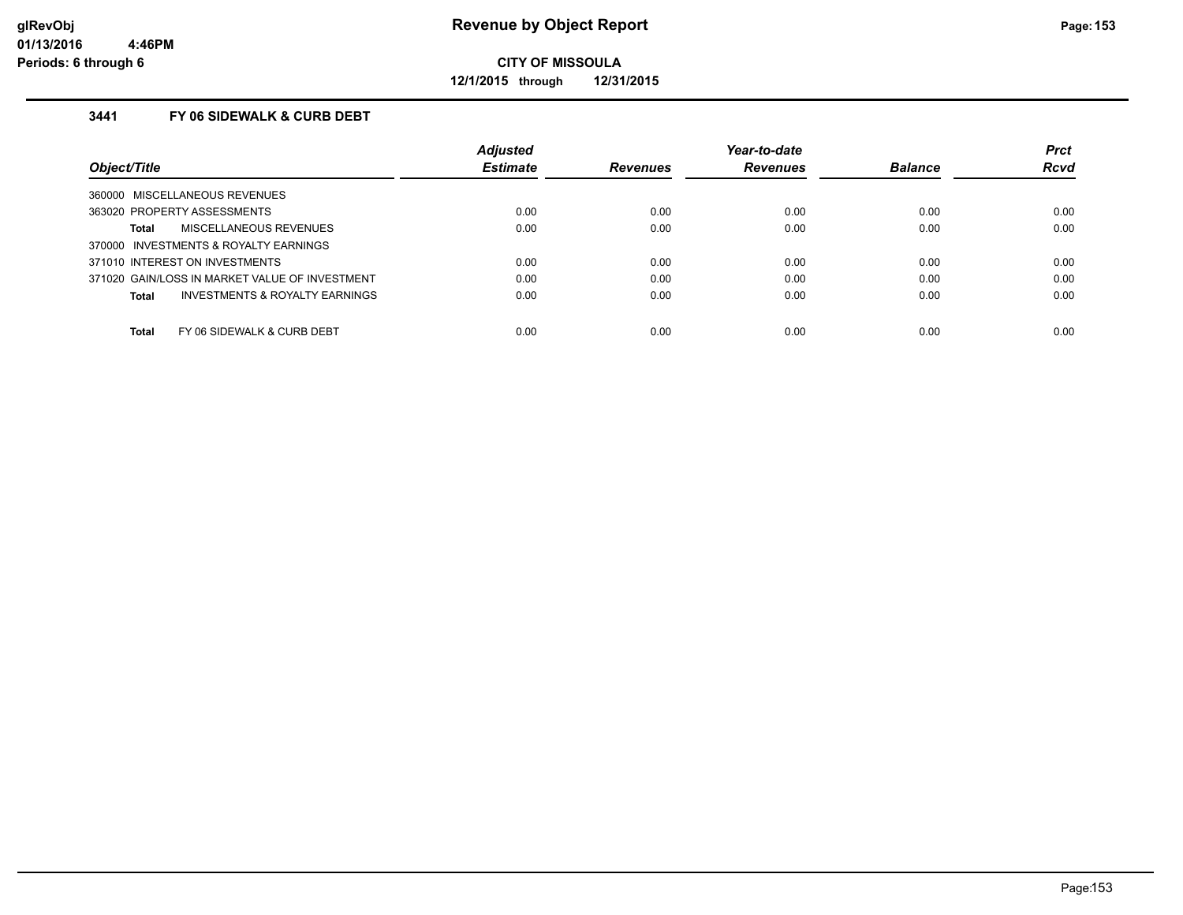# Revenue by Object Report

glRevObj
01/13/2016 4:46PM
Periods: 6 through 6

**CITY OF MISSOULA**

**12/1/2015 through 12/31/2015**

### 3441 FY 06 SIDEWALK & CURB DEBT

| Object/Title | Adjusted Estimate | Revenues | Year-to-date Revenues | Balance | Prct Rcvd |
|---|---|---|---|---|---|
| 360000 MISCELLANEOUS REVENUES | | | | | |
| 363020 PROPERTY ASSESSMENTS | 0.00 | 0.00 | 0.00 | 0.00 | 0.00 |
| **Total** MISCELLANEOUS REVENUES | 0.00 | 0.00 | 0.00 | 0.00 | 0.00 |
| 370000 INVESTMENTS & ROYALTY EARNINGS | | | | | |
| 371010 INTEREST ON INVESTMENTS | 0.00 | 0.00 | 0.00 | 0.00 | 0.00 |
| 371020 GAIN/LOSS IN MARKET VALUE OF INVESTMENT | 0.00 | 0.00 | 0.00 | 0.00 | 0.00 |
| **Total** INVESTMENTS & ROYALTY EARNINGS | 0.00 | 0.00 | 0.00 | 0.00 | 0.00 |
| **Total** FY 06 SIDEWALK & CURB DEBT | 0.00 | 0.00 | 0.00 | 0.00 | 0.00 |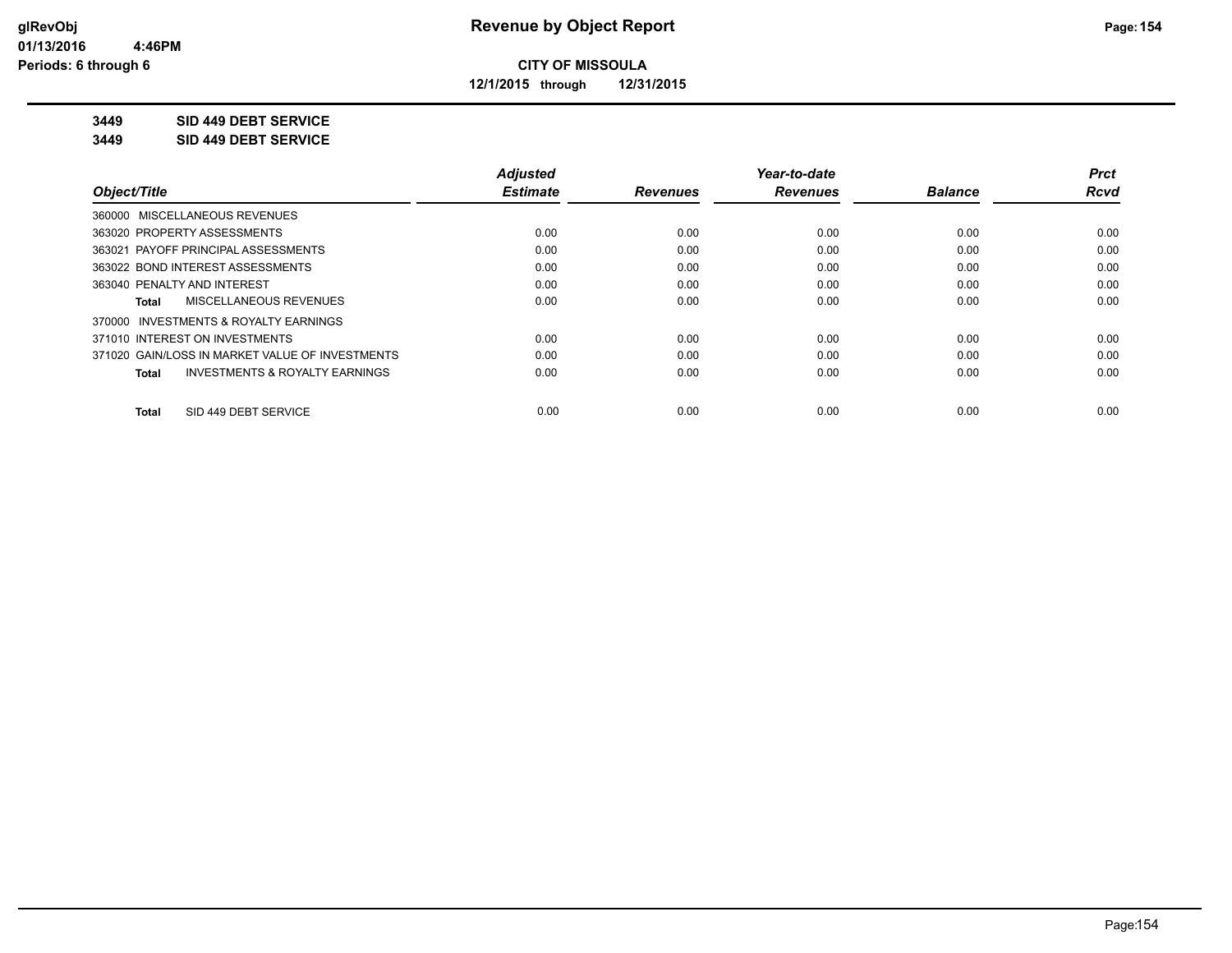**CITY OF MISSOULA**

**12/1/2015 through 12/31/2015**

**3449 SID 449 DEBT SERVICE**

**3449 SID 449 DEBT SERVICE**

| Object/Title | Adjusted Estimate | Revenues | Year-to-date Revenues | Balance | Prct Rcvd |
|---|---|---|---|---|---|
| 360000 MISCELLANEOUS REVENUES | | | | | |
| 363020 PROPERTY ASSESSMENTS | 0.00 | 0.00 | 0.00 | 0.00 | 0.00 |
| 363021 PAYOFF PRINCIPAL ASSESSMENTS | 0.00 | 0.00 | 0.00 | 0.00 | 0.00 |
| 363022 BOND INTEREST ASSESSMENTS | 0.00 | 0.00 | 0.00 | 0.00 | 0.00 |
| 363040 PENALTY AND INTEREST | 0.00 | 0.00 | 0.00 | 0.00 | 0.00 |
| **Total** MISCELLANEOUS REVENUES | 0.00 | 0.00 | 0.00 | 0.00 | 0.00 |
| 370000 INVESTMENTS & ROYALTY EARNINGS | | | | | |
| 371010 INTEREST ON INVESTMENTS | 0.00 | 0.00 | 0.00 | 0.00 | 0.00 |
| 371020 GAIN/LOSS IN MARKET VALUE OF INVESTMENTS | 0.00 | 0.00 | 0.00 | 0.00 | 0.00 |
| **Total** INVESTMENTS & ROYALTY EARNINGS | 0.00 | 0.00 | 0.00 | 0.00 | 0.00 |
| **Total** SID 449 DEBT SERVICE | 0.00 | 0.00 | 0.00 | 0.00 | 0.00 |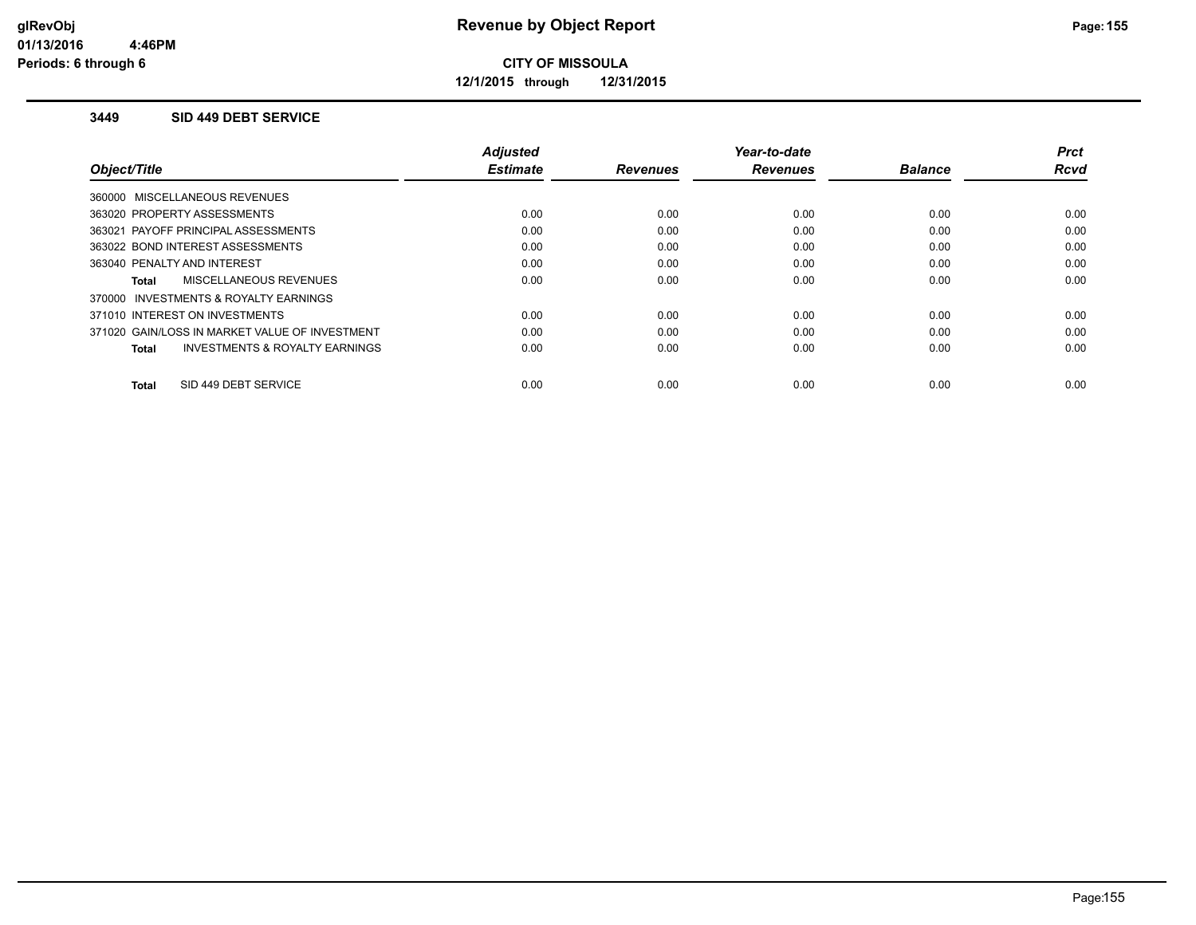# Revenue by Object Report

**CITY OF MISSOULA**

**12/1/2015 through 12/31/2015**

glRevObj
01/13/2016 4:46PM
Periods: 6 through 6

### 3449 SID 449 DEBT SERVICE

| Object/Title | Adjusted Estimate | Revenues | Year-to-date Revenues | Balance | Prct Rcvd |
|---|---|---|---|---|---|
| 360000 MISCELLANEOUS REVENUES | | | | | |
| 363020 PROPERTY ASSESSMENTS | 0.00 | 0.00 | 0.00 | 0.00 | 0.00 |
| 363021 PAYOFF PRINCIPAL ASSESSMENTS | 0.00 | 0.00 | 0.00 | 0.00 | 0.00 |
| 363022 BOND INTEREST ASSESSMENTS | 0.00 | 0.00 | 0.00 | 0.00 | 0.00 |
| 363040 PENALTY AND INTEREST | 0.00 | 0.00 | 0.00 | 0.00 | 0.00 |
| **Total** MISCELLANEOUS REVENUES | 0.00 | 0.00 | 0.00 | 0.00 | 0.00 |
| 370000 INVESTMENTS & ROYALTY EARNINGS | | | | | |
| 371010 INTEREST ON INVESTMENTS | 0.00 | 0.00 | 0.00 | 0.00 | 0.00 |
| 371020 GAIN/LOSS IN MARKET VALUE OF INVESTMENT | 0.00 | 0.00 | 0.00 | 0.00 | 0.00 |
| **Total** INVESTMENTS & ROYALTY EARNINGS | 0.00 | 0.00 | 0.00 | 0.00 | 0.00 |
| **Total** SID 449 DEBT SERVICE | 0.00 | 0.00 | 0.00 | 0.00 | 0.00 |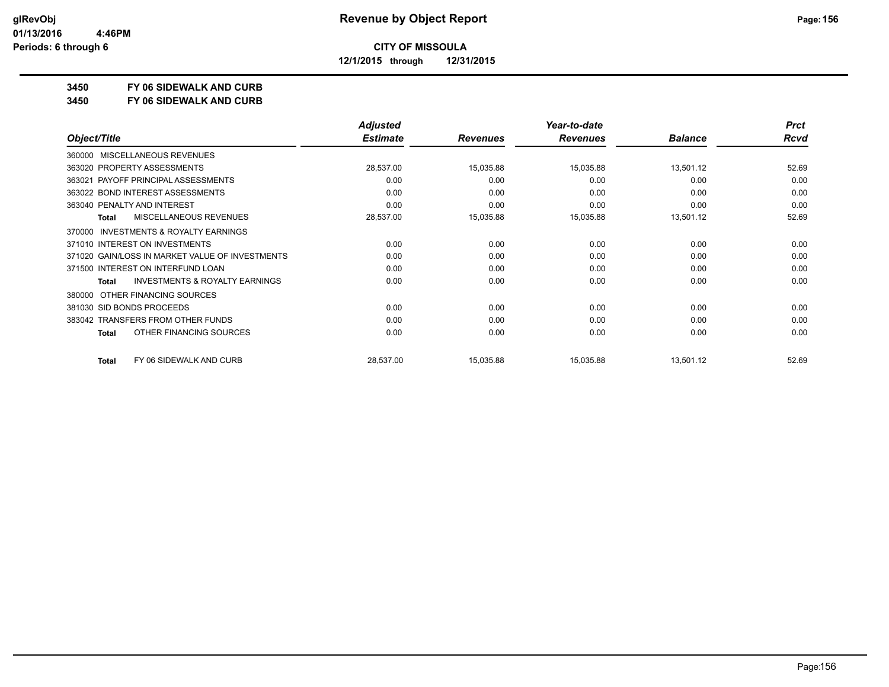**CITY OF MISSOULA**

**12/1/2015 through 12/31/2015**

**3450 FY 06 SIDEWALK AND CURB**

**3450 FY 06 SIDEWALK AND CURB**

| Object/Title | Adjusted Estimate | Revenues | Year-to-date Revenues | Balance | Prct Rcvd |
|---|---|---|---|---|---|
| 360000 MISCELLANEOUS REVENUES | | | | | |
| 363020 PROPERTY ASSESSMENTS | 28,537.00 | 15,035.88 | 15,035.88 | 13,501.12 | 52.69 |
| 363021 PAYOFF PRINCIPAL ASSESSMENTS | 0.00 | 0.00 | 0.00 | 0.00 | 0.00 |
| 363022 BOND INTEREST ASSESSMENTS | 0.00 | 0.00 | 0.00 | 0.00 | 0.00 |
| 363040 PENALTY AND INTEREST | 0.00 | 0.00 | 0.00 | 0.00 | 0.00 |
| **Total** MISCELLANEOUS REVENUES | 28,537.00 | 15,035.88 | 15,035.88 | 13,501.12 | 52.69 |
| 370000 INVESTMENTS & ROYALTY EARNINGS | | | | | |
| 371010 INTEREST ON INVESTMENTS | 0.00 | 0.00 | 0.00 | 0.00 | 0.00 |
| 371020 GAIN/LOSS IN MARKET VALUE OF INVESTMENTS | 0.00 | 0.00 | 0.00 | 0.00 | 0.00 |
| 371500 INTEREST ON INTERFUND LOAN | 0.00 | 0.00 | 0.00 | 0.00 | 0.00 |
| **Total** INVESTMENTS & ROYALTY EARNINGS | 0.00 | 0.00 | 0.00 | 0.00 | 0.00 |
| 380000 OTHER FINANCING SOURCES | | | | | |
| 381030 SID BONDS PROCEEDS | 0.00 | 0.00 | 0.00 | 0.00 | 0.00 |
| 383042 TRANSFERS FROM OTHER FUNDS | 0.00 | 0.00 | 0.00 | 0.00 | 0.00 |
| **Total** OTHER FINANCING SOURCES | 0.00 | 0.00 | 0.00 | 0.00 | 0.00 |
| **Total** FY 06 SIDEWALK AND CURB | 28,537.00 | 15,035.88 | 15,035.88 | 13,501.12 | 52.69 |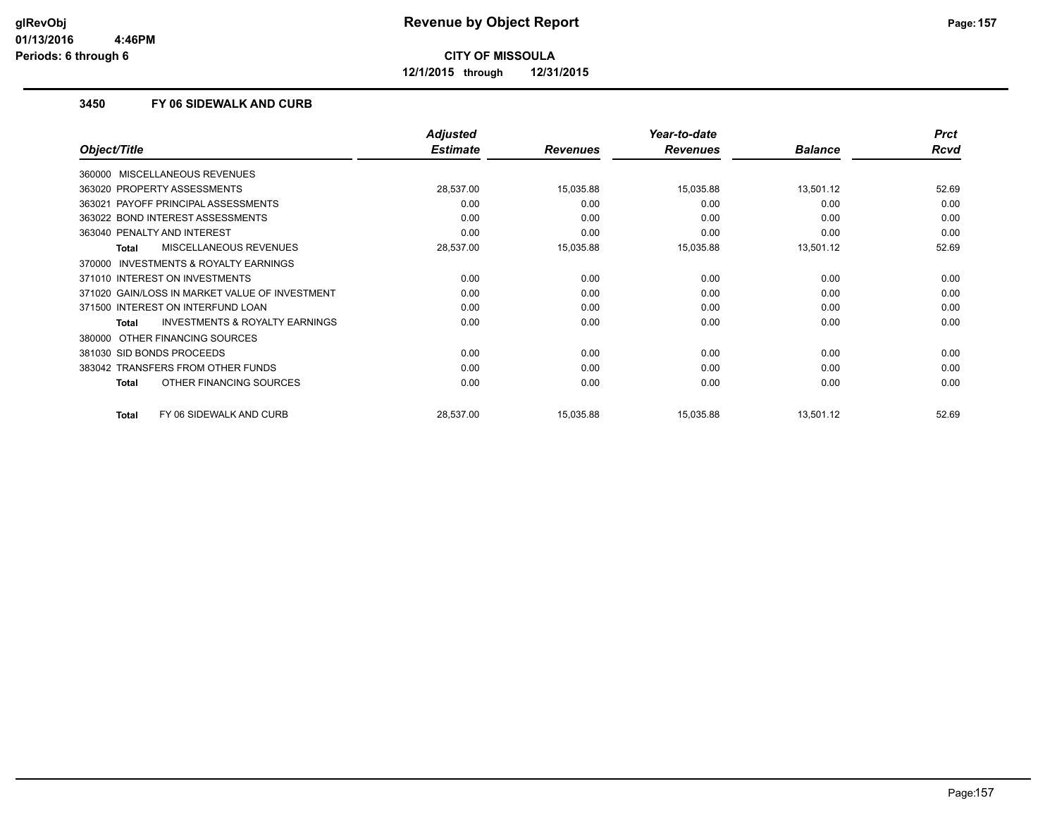# Revenue by Object Report

glRevObj
01/13/2016 4:46PM
Periods: 6 through 6

**CITY OF MISSOULA**

**12/1/2015 through 12/31/2015**

### 3450 FY 06 SIDEWALK AND CURB

| Object/Title | Adjusted Estimate | Revenues | Year-to-date Revenues | Balance | Prct Rcvd |
|---|---|---|---|---|---|
| 360000 MISCELLANEOUS REVENUES | | | | | |
| 363020 PROPERTY ASSESSMENTS | 28,537.00 | 15,035.88 | 15,035.88 | 13,501.12 | 52.69 |
| 363021 PAYOFF PRINCIPAL ASSESSMENTS | 0.00 | 0.00 | 0.00 | 0.00 | 0.00 |
| 363022 BOND INTEREST ASSESSMENTS | 0.00 | 0.00 | 0.00 | 0.00 | 0.00 |
| 363040 PENALTY AND INTEREST | 0.00 | 0.00 | 0.00 | 0.00 | 0.00 |
| **Total** MISCELLANEOUS REVENUES | 28,537.00 | 15,035.88 | 15,035.88 | 13,501.12 | 52.69 |
| 370000 INVESTMENTS & ROYALTY EARNINGS | | | | | |
| 371010 INTEREST ON INVESTMENTS | 0.00 | 0.00 | 0.00 | 0.00 | 0.00 |
| 371020 GAIN/LOSS IN MARKET VALUE OF INVESTMENT | 0.00 | 0.00 | 0.00 | 0.00 | 0.00 |
| 371500 INTEREST ON INTERFUND LOAN | 0.00 | 0.00 | 0.00 | 0.00 | 0.00 |
| **Total** INVESTMENTS & ROYALTY EARNINGS | 0.00 | 0.00 | 0.00 | 0.00 | 0.00 |
| 380000 OTHER FINANCING SOURCES | | | | | |
| 381030 SID BONDS PROCEEDS | 0.00 | 0.00 | 0.00 | 0.00 | 0.00 |
| 383042 TRANSFERS FROM OTHER FUNDS | 0.00 | 0.00 | 0.00 | 0.00 | 0.00 |
| **Total** OTHER FINANCING SOURCES | 0.00 | 0.00 | 0.00 | 0.00 | 0.00 |
| **Total** FY 06 SIDEWALK AND CURB | 28,537.00 | 15,035.88 | 15,035.88 | 13,501.12 | 52.69 |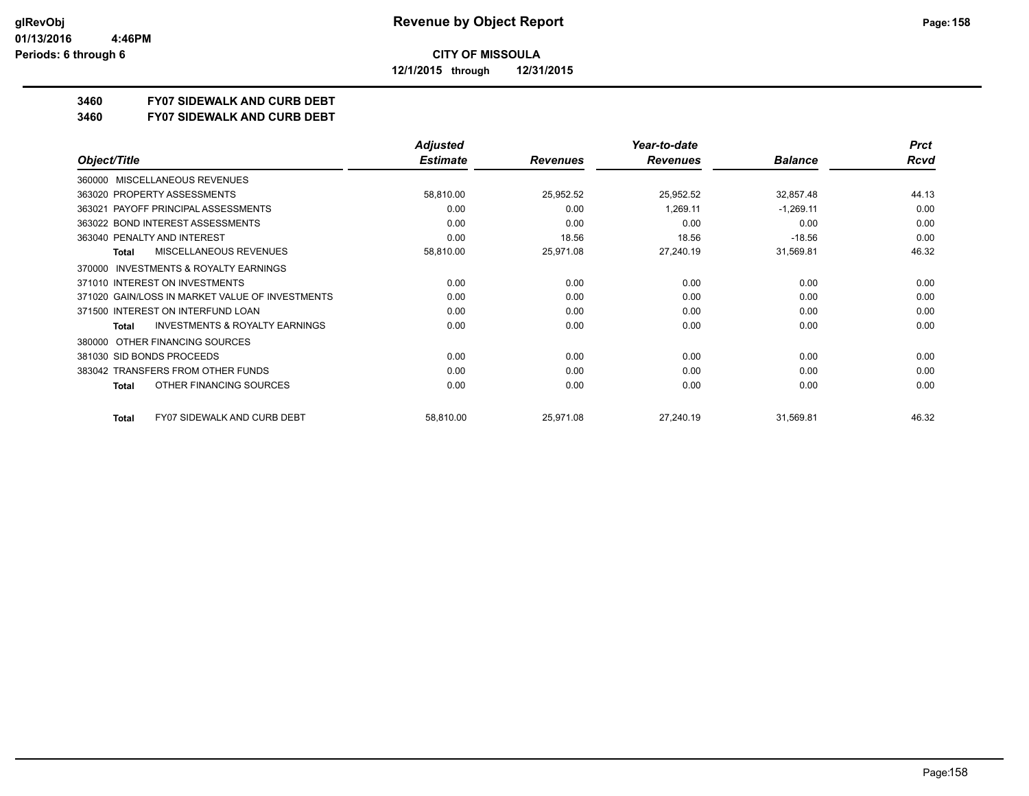**CITY OF MISSOULA**

**12/1/2015 through 12/31/2015**

**3460 FY07 SIDEWALK AND CURB DEBT**

**3460 FY07 SIDEWALK AND CURB DEBT**

| Object/Title | Adjusted Estimate | Revenues | Year-to-date Revenues | Balance | Prct Rcvd |
|---|---|---|---|---|---|
| 360000 MISCELLANEOUS REVENUES | | | | | |
| 363020 PROPERTY ASSESSMENTS | 58,810.00 | 25,952.52 | 25,952.52 | 32,857.48 | 44.13 |
| 363021 PAYOFF PRINCIPAL ASSESSMENTS | 0.00 | 0.00 | 1,269.11 | -1,269.11 | 0.00 |
| 363022 BOND INTEREST ASSESSMENTS | 0.00 | 0.00 | 0.00 | 0.00 | 0.00 |
| 363040 PENALTY AND INTEREST | 0.00 | 18.56 | 18.56 | -18.56 | 0.00 |
| **Total** MISCELLANEOUS REVENUES | 58,810.00 | 25,971.08 | 27,240.19 | 31,569.81 | 46.32 |
| 370000 INVESTMENTS & ROYALTY EARNINGS | | | | | |
| 371010 INTEREST ON INVESTMENTS | 0.00 | 0.00 | 0.00 | 0.00 | 0.00 |
| 371020 GAIN/LOSS IN MARKET VALUE OF INVESTMENTS | 0.00 | 0.00 | 0.00 | 0.00 | 0.00 |
| 371500 INTEREST ON INTERFUND LOAN | 0.00 | 0.00 | 0.00 | 0.00 | 0.00 |
| **Total** INVESTMENTS & ROYALTY EARNINGS | 0.00 | 0.00 | 0.00 | 0.00 | 0.00 |
| 380000 OTHER FINANCING SOURCES | | | | | |
| 381030 SID BONDS PROCEEDS | 0.00 | 0.00 | 0.00 | 0.00 | 0.00 |
| 383042 TRANSFERS FROM OTHER FUNDS | 0.00 | 0.00 | 0.00 | 0.00 | 0.00 |
| **Total** OTHER FINANCING SOURCES | 0.00 | 0.00 | 0.00 | 0.00 | 0.00 |
| **Total** FY07 SIDEWALK AND CURB DEBT | 58,810.00 | 25,971.08 | 27,240.19 | 31,569.81 | 46.32 |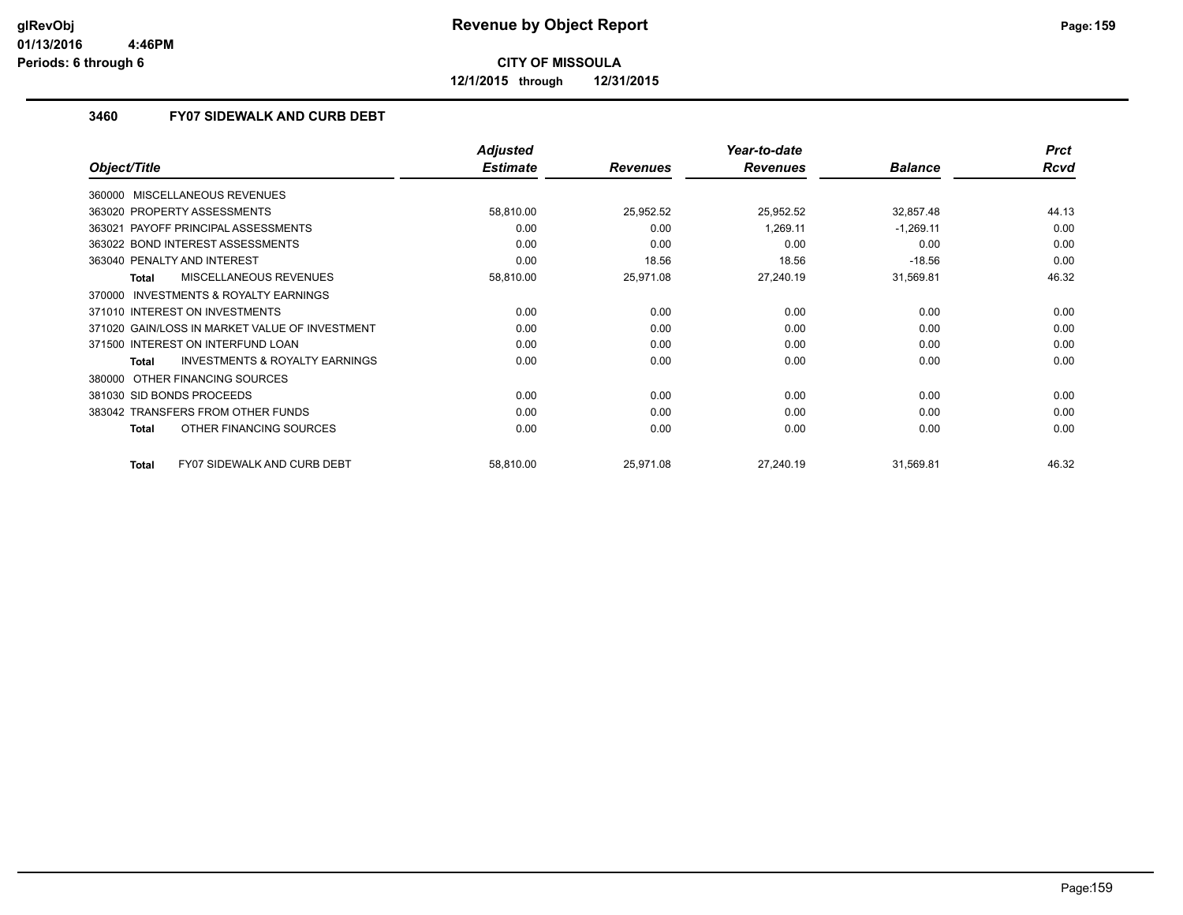# Revenue by Object Report

**CITY OF MISSOULA**

**12/1/2015 through 12/31/2015**

glRevObj
01/13/2016 4:46PM
Periods: 6 through 6

### 3460 FY07 SIDEWALK AND CURB DEBT

| Object/Title | Adjusted Estimate | Revenues | Year-to-date Revenues | Balance | Prct Rcvd |
|---|---|---|---|---|---|
| 360000 MISCELLANEOUS REVENUES | | | | | |
| 363020 PROPERTY ASSESSMENTS | 58,810.00 | 25,952.52 | 25,952.52 | 32,857.48 | 44.13 |
| 363021 PAYOFF PRINCIPAL ASSESSMENTS | 0.00 | 0.00 | 1,269.11 | -1,269.11 | 0.00 |
| 363022 BOND INTEREST ASSESSMENTS | 0.00 | 0.00 | 0.00 | 0.00 | 0.00 |
| 363040 PENALTY AND INTEREST | 0.00 | 18.56 | 18.56 | -18.56 | 0.00 |
| **Total** MISCELLANEOUS REVENUES | 58,810.00 | 25,971.08 | 27,240.19 | 31,569.81 | 46.32 |
| 370000 INVESTMENTS & ROYALTY EARNINGS | | | | | |
| 371010 INTEREST ON INVESTMENTS | 0.00 | 0.00 | 0.00 | 0.00 | 0.00 |
| 371020 GAIN/LOSS IN MARKET VALUE OF INVESTMENT | 0.00 | 0.00 | 0.00 | 0.00 | 0.00 |
| 371500 INTEREST ON INTERFUND LOAN | 0.00 | 0.00 | 0.00 | 0.00 | 0.00 |
| **Total** INVESTMENTS & ROYALTY EARNINGS | 0.00 | 0.00 | 0.00 | 0.00 | 0.00 |
| 380000 OTHER FINANCING SOURCES | | | | | |
| 381030 SID BONDS PROCEEDS | 0.00 | 0.00 | 0.00 | 0.00 | 0.00 |
| 383042 TRANSFERS FROM OTHER FUNDS | 0.00 | 0.00 | 0.00 | 0.00 | 0.00 |
| **Total** OTHER FINANCING SOURCES | 0.00 | 0.00 | 0.00 | 0.00 | 0.00 |
| **Total** FY07 SIDEWALK AND CURB DEBT | 58,810.00 | 25,971.08 | 27,240.19 | 31,569.81 | 46.32 |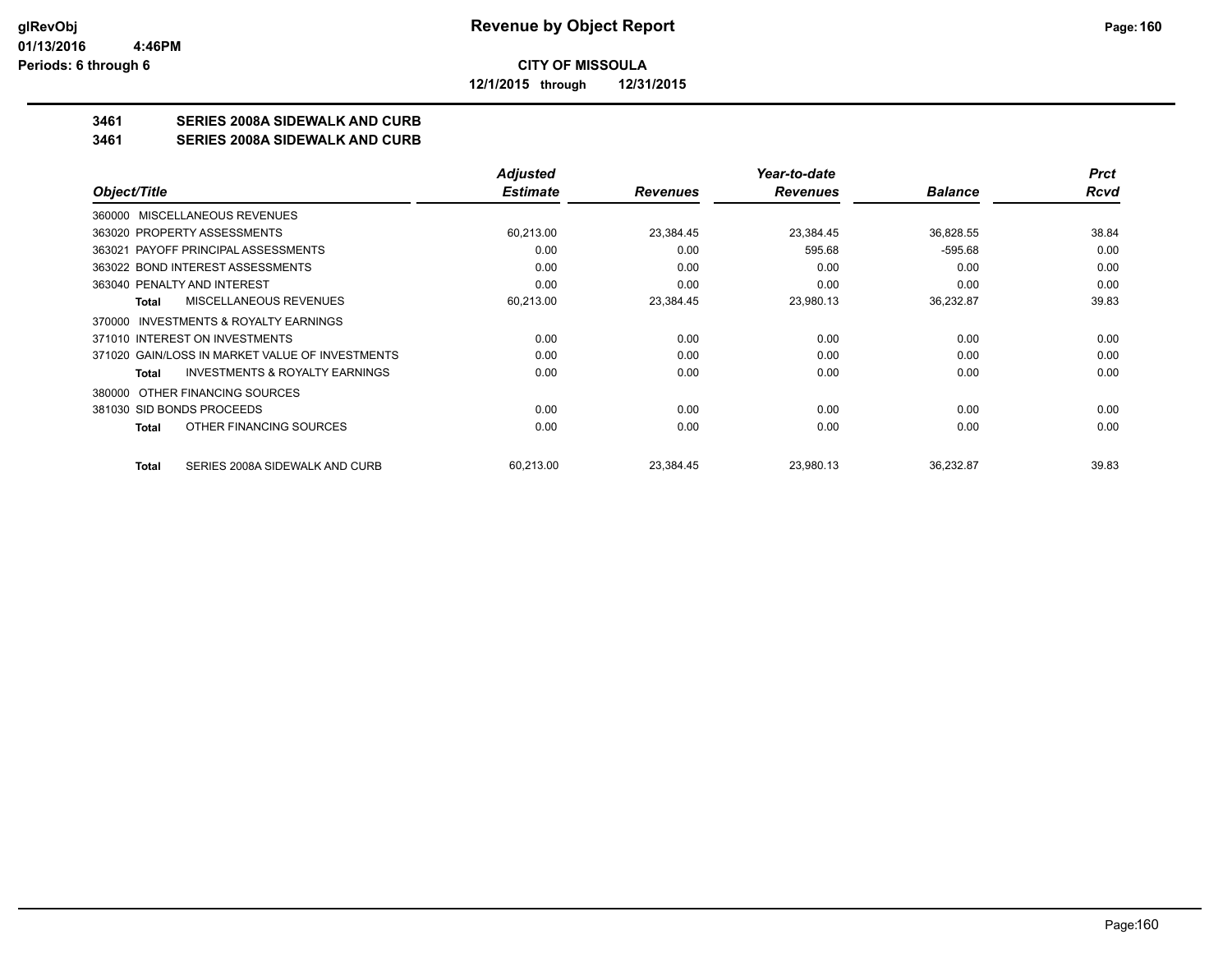**CITY OF MISSOULA**

**12/1/2015 through 12/31/2015**

## 3461 SERIES 2008A SIDEWALK AND CURB
## 3461 SERIES 2008A SIDEWALK AND CURB

| Object/Title | Adjusted Estimate | Revenues | Year-to-date Revenues | Balance | Prct Rcvd |
|---|---|---|---|---|---|
| 360000 MISCELLANEOUS REVENUES | | | | | |
| 363020 PROPERTY ASSESSMENTS | 60,213.00 | 23,384.45 | 23,384.45 | 36,828.55 | 38.84 |
| 363021 PAYOFF PRINCIPAL ASSESSMENTS | 0.00 | 0.00 | 595.68 | -595.68 | 0.00 |
| 363022 BOND INTEREST ASSESSMENTS | 0.00 | 0.00 | 0.00 | 0.00 | 0.00 |
| 363040 PENALTY AND INTEREST | 0.00 | 0.00 | 0.00 | 0.00 | 0.00 |
| **Total** MISCELLANEOUS REVENUES | 60,213.00 | 23,384.45 | 23,980.13 | 36,232.87 | 39.83 |
| 370000 INVESTMENTS & ROYALTY EARNINGS | | | | | |
| 371010 INTEREST ON INVESTMENTS | 0.00 | 0.00 | 0.00 | 0.00 | 0.00 |
| 371020 GAIN/LOSS IN MARKET VALUE OF INVESTMENTS | 0.00 | 0.00 | 0.00 | 0.00 | 0.00 |
| **Total** INVESTMENTS & ROYALTY EARNINGS | 0.00 | 0.00 | 0.00 | 0.00 | 0.00 |
| 380000 OTHER FINANCING SOURCES | | | | | |
| 381030 SID BONDS PROCEEDS | 0.00 | 0.00 | 0.00 | 0.00 | 0.00 |
| **Total** OTHER FINANCING SOURCES | 0.00 | 0.00 | 0.00 | 0.00 | 0.00 |
| **Total** SERIES 2008A SIDEWALK AND CURB | 60,213.00 | 23,384.45 | 23,980.13 | 36,232.87 | 39.83 |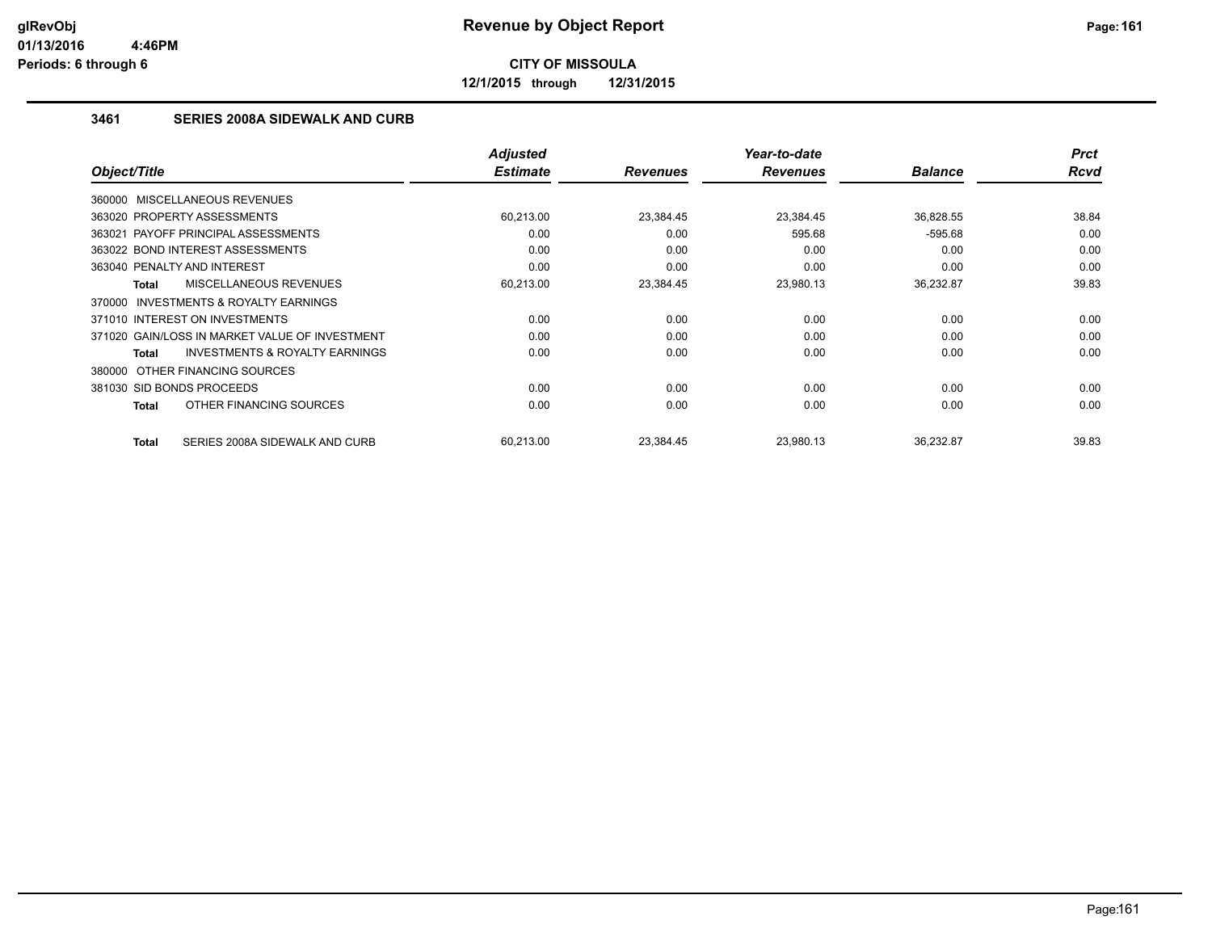# Revenue by Object Report

**CITY OF MISSOULA**

**12/1/2015 through 12/31/2015**

glRevObj
01/13/2016 4:46PM
Periods: 6 through 6

### 3461 SERIES 2008A SIDEWALK AND CURB

| Object/Title | Adjusted Estimate | Revenues | Year-to-date Revenues | Balance | Prct Rcvd |
|---|---|---|---|---|---|
| 360000 MISCELLANEOUS REVENUES | | | | | |
| 363020 PROPERTY ASSESSMENTS | 60,213.00 | 23,384.45 | 23,384.45 | 36,828.55 | 38.84 |
| 363021 PAYOFF PRINCIPAL ASSESSMENTS | 0.00 | 0.00 | 595.68 | -595.68 | 0.00 |
| 363022 BOND INTEREST ASSESSMENTS | 0.00 | 0.00 | 0.00 | 0.00 | 0.00 |
| 363040 PENALTY AND INTEREST | 0.00 | 0.00 | 0.00 | 0.00 | 0.00 |
| **Total** MISCELLANEOUS REVENUES | 60,213.00 | 23,384.45 | 23,980.13 | 36,232.87 | 39.83 |
| 370000 INVESTMENTS & ROYALTY EARNINGS | | | | | |
| 371010 INTEREST ON INVESTMENTS | 0.00 | 0.00 | 0.00 | 0.00 | 0.00 |
| 371020 GAIN/LOSS IN MARKET VALUE OF INVESTMENT | 0.00 | 0.00 | 0.00 | 0.00 | 0.00 |
| **Total** INVESTMENTS & ROYALTY EARNINGS | 0.00 | 0.00 | 0.00 | 0.00 | 0.00 |
| 380000 OTHER FINANCING SOURCES | | | | | |
| 381030 SID BONDS PROCEEDS | 0.00 | 0.00 | 0.00 | 0.00 | 0.00 |
| **Total** OTHER FINANCING SOURCES | 0.00 | 0.00 | 0.00 | 0.00 | 0.00 |
| **Total** SERIES 2008A SIDEWALK AND CURB | 60,213.00 | 23,384.45 | 23,980.13 | 36,232.87 | 39.83 |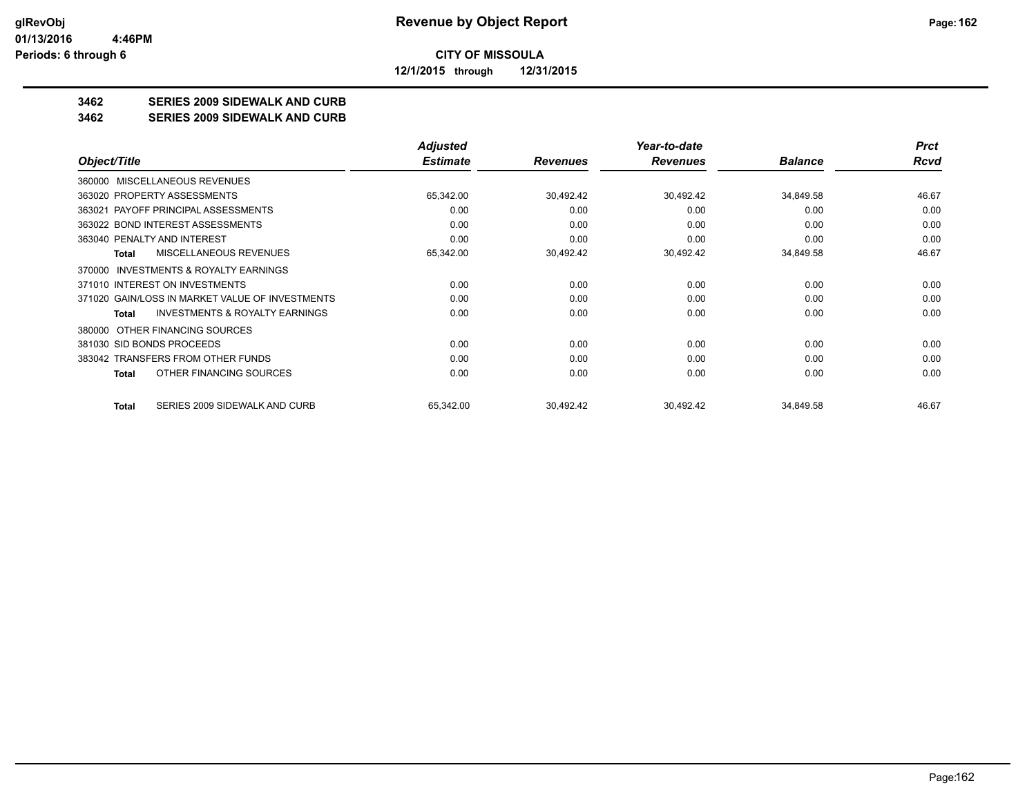**glRevObj**
**01/13/2016 4:46PM**
**Periods: 6 through 6**

# Revenue by Object Report

**CITY OF MISSOULA**
**12/1/2015 through 12/31/2015**

**3462 SERIES 2009 SIDEWALK AND CURB**
**3462 SERIES 2009 SIDEWALK AND CURB**

| Object/Title | Adjusted Estimate | Revenues | Year-to-date Revenues | Balance | Prct Rcvd |
|---|---|---|---|---|---|
| 360000 MISCELLANEOUS REVENUES | | | | | |
| 363020 PROPERTY ASSESSMENTS | 65,342.00 | 30,492.42 | 30,492.42 | 34,849.58 | 46.67 |
| 363021 PAYOFF PRINCIPAL ASSESSMENTS | 0.00 | 0.00 | 0.00 | 0.00 | 0.00 |
| 363022 BOND INTEREST ASSESSMENTS | 0.00 | 0.00 | 0.00 | 0.00 | 0.00 |
| 363040 PENALTY AND INTEREST | 0.00 | 0.00 | 0.00 | 0.00 | 0.00 |
| **Total** MISCELLANEOUS REVENUES | 65,342.00 | 30,492.42 | 30,492.42 | 34,849.58 | 46.67 |
| 370000 INVESTMENTS & ROYALTY EARNINGS | | | | | |
| 371010 INTEREST ON INVESTMENTS | 0.00 | 0.00 | 0.00 | 0.00 | 0.00 |
| 371020 GAIN/LOSS IN MARKET VALUE OF INVESTMENTS | 0.00 | 0.00 | 0.00 | 0.00 | 0.00 |
| **Total** INVESTMENTS & ROYALTY EARNINGS | 0.00 | 0.00 | 0.00 | 0.00 | 0.00 |
| 380000 OTHER FINANCING SOURCES | | | | | |
| 381030 SID BONDS PROCEEDS | 0.00 | 0.00 | 0.00 | 0.00 | 0.00 |
| 383042 TRANSFERS FROM OTHER FUNDS | 0.00 | 0.00 | 0.00 | 0.00 | 0.00 |
| **Total** OTHER FINANCING SOURCES | 0.00 | 0.00 | 0.00 | 0.00 | 0.00 |
| **Total** SERIES 2009 SIDEWALK AND CURB | 65,342.00 | 30,492.42 | 30,492.42 | 34,849.58 | 46.67 |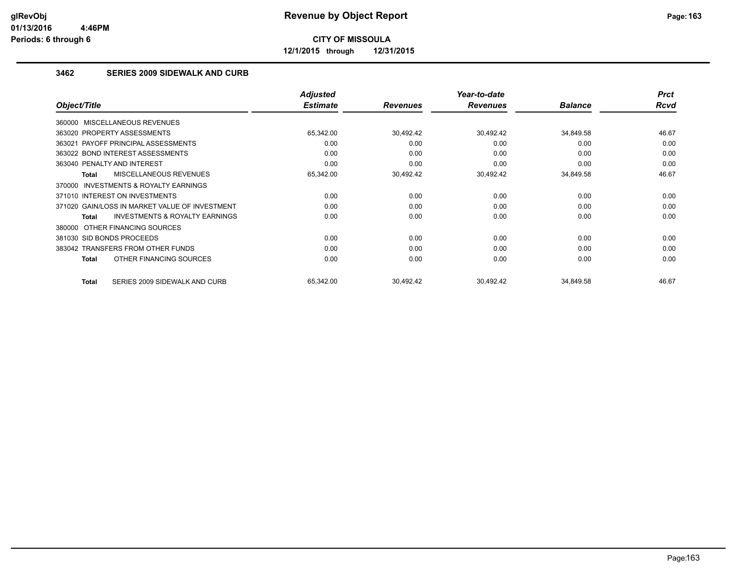**CITY OF MISSOULA**

**12/1/2015 through 12/31/2015**

### 3462 SERIES 2009 SIDEWALK AND CURB

| Object/Title | Adjusted Estimate | Revenues | Year-to-date Revenues | Balance | Prct Rcvd |
|---|---|---|---|---|---|
| 360000 MISCELLANEOUS REVENUES | | | | | |
| 363020 PROPERTY ASSESSMENTS | 65,342.00 | 30,492.42 | 30,492.42 | 34,849.58 | 46.67 |
| 363021 PAYOFF PRINCIPAL ASSESSMENTS | 0.00 | 0.00 | 0.00 | 0.00 | 0.00 |
| 363022 BOND INTEREST ASSESSMENTS | 0.00 | 0.00 | 0.00 | 0.00 | 0.00 |
| 363040 PENALTY AND INTEREST | 0.00 | 0.00 | 0.00 | 0.00 | 0.00 |
| **Total** MISCELLANEOUS REVENUES | 65,342.00 | 30,492.42 | 30,492.42 | 34,849.58 | 46.67 |
| 370000 INVESTMENTS & ROYALTY EARNINGS | | | | | |
| 371010 INTEREST ON INVESTMENTS | 0.00 | 0.00 | 0.00 | 0.00 | 0.00 |
| 371020 GAIN/LOSS IN MARKET VALUE OF INVESTMENT | 0.00 | 0.00 | 0.00 | 0.00 | 0.00 |
| **Total** INVESTMENTS & ROYALTY EARNINGS | 0.00 | 0.00 | 0.00 | 0.00 | 0.00 |
| 380000 OTHER FINANCING SOURCES | | | | | |
| 381030 SID BONDS PROCEEDS | 0.00 | 0.00 | 0.00 | 0.00 | 0.00 |
| 383042 TRANSFERS FROM OTHER FUNDS | 0.00 | 0.00 | 0.00 | 0.00 | 0.00 |
| **Total** OTHER FINANCING SOURCES | 0.00 | 0.00 | 0.00 | 0.00 | 0.00 |
| **Total** SERIES 2009 SIDEWALK AND CURB | 65,342.00 | 30,492.42 | 30,492.42 | 34,849.58 | 46.67 |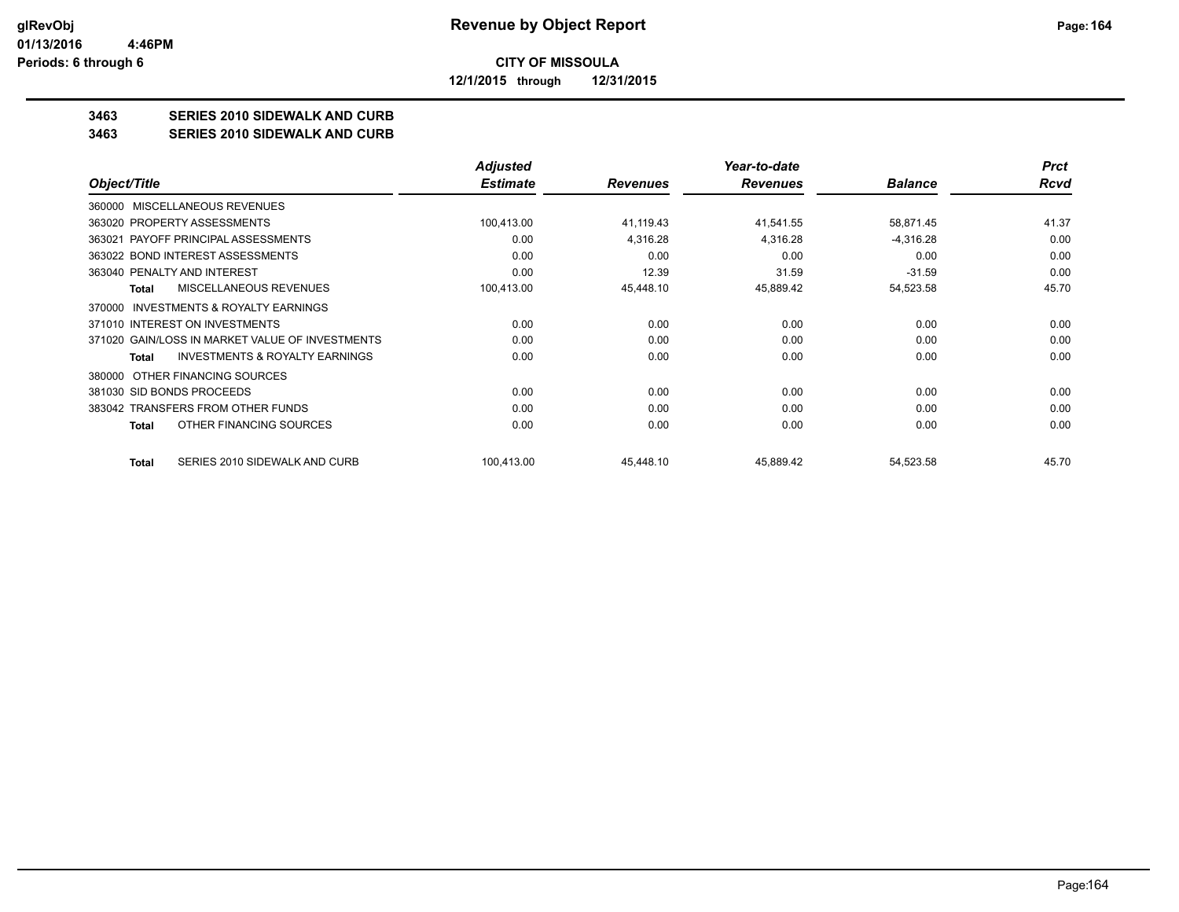**Revenue by Object Report**

**CITY OF MISSOULA**

**12/1/2015 through 12/31/2015**

glRevObj
01/13/2016 4:46PM
Periods: 6 through 6

## 3463 SERIES 2010 SIDEWALK AND CURB
## 3463 SERIES 2010 SIDEWALK AND CURB

| Object/Title | Adjusted Estimate | Revenues | Year-to-date Revenues | Balance | Prct Rcvd |
|---|---|---|---|---|---|
| 360000 MISCELLANEOUS REVENUES | | | | | |
| 363020 PROPERTY ASSESSMENTS | 100,413.00 | 41,119.43 | 41,541.55 | 58,871.45 | 41.37 |
| 363021 PAYOFF PRINCIPAL ASSESSMENTS | 0.00 | 4,316.28 | 4,316.28 | -4,316.28 | 0.00 |
| 363022 BOND INTEREST ASSESSMENTS | 0.00 | 0.00 | 0.00 | 0.00 | 0.00 |
| 363040 PENALTY AND INTEREST | 0.00 | 12.39 | 31.59 | -31.59 | 0.00 |
| **Total** MISCELLANEOUS REVENUES | 100,413.00 | 45,448.10 | 45,889.42 | 54,523.58 | 45.70 |
| 370000 INVESTMENTS & ROYALTY EARNINGS | | | | | |
| 371010 INTEREST ON INVESTMENTS | 0.00 | 0.00 | 0.00 | 0.00 | 0.00 |
| 371020 GAIN/LOSS IN MARKET VALUE OF INVESTMENTS | 0.00 | 0.00 | 0.00 | 0.00 | 0.00 |
| **Total** INVESTMENTS & ROYALTY EARNINGS | 0.00 | 0.00 | 0.00 | 0.00 | 0.00 |
| 380000 OTHER FINANCING SOURCES | | | | | |
| 381030 SID BONDS PROCEEDS | 0.00 | 0.00 | 0.00 | 0.00 | 0.00 |
| 383042 TRANSFERS FROM OTHER FUNDS | 0.00 | 0.00 | 0.00 | 0.00 | 0.00 |
| **Total** OTHER FINANCING SOURCES | 0.00 | 0.00 | 0.00 | 0.00 | 0.00 |
| **Total** SERIES 2010 SIDEWALK AND CURB | 100,413.00 | 45,448.10 | 45,889.42 | 54,523.58 | 45.70 |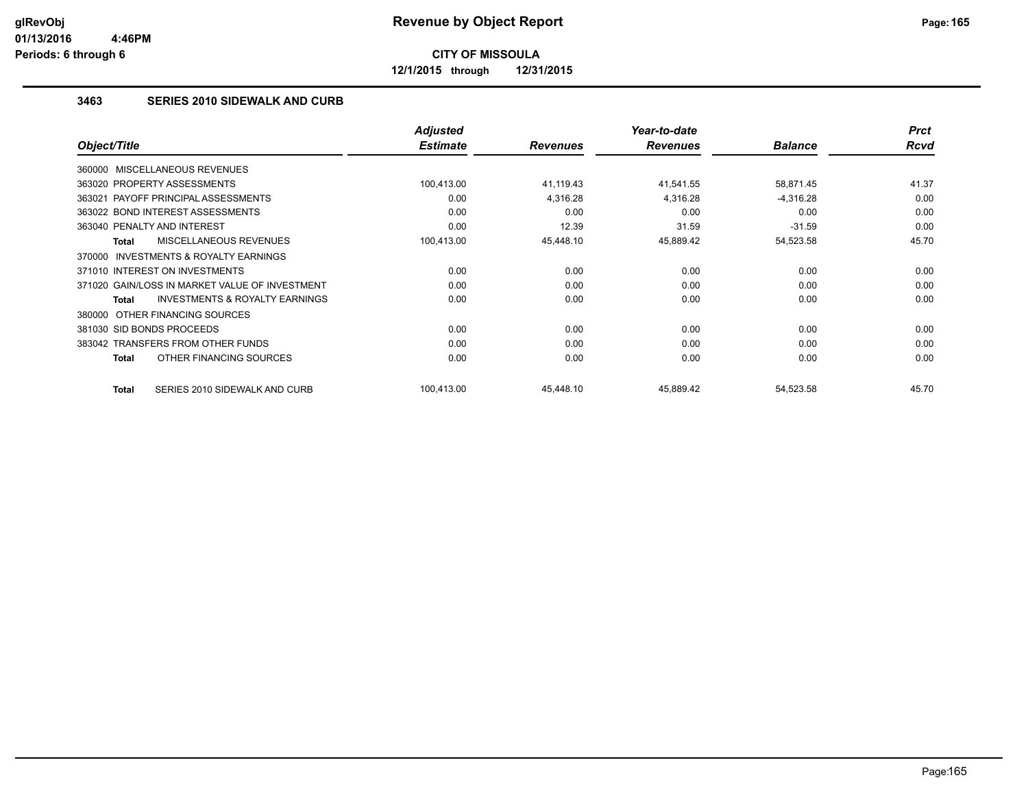# Revenue by Object Report

glRevObj
01/13/2016 4:46PM
Periods: 6 through 6

**CITY OF MISSOULA**

12/1/2015 through 12/31/2015

### 3463 SERIES 2010 SIDEWALK AND CURB

| Object/Title | Adjusted Estimate | Revenues | Year-to-date Revenues | Balance | Prct Rcvd |
|---|---|---|---|---|---|
| 360000 MISCELLANEOUS REVENUES | | | | | |
| 363020 PROPERTY ASSESSMENTS | 100,413.00 | 41,119.43 | 41,541.55 | 58,871.45 | 41.37 |
| 363021 PAYOFF PRINCIPAL ASSESSMENTS | 0.00 | 4,316.28 | 4,316.28 | -4,316.28 | 0.00 |
| 363022 BOND INTEREST ASSESSMENTS | 0.00 | 0.00 | 0.00 | 0.00 | 0.00 |
| 363040 PENALTY AND INTEREST | 0.00 | 12.39 | 31.59 | -31.59 | 0.00 |
| **Total** MISCELLANEOUS REVENUES | 100,413.00 | 45,448.10 | 45,889.42 | 54,523.58 | 45.70 |
| 370000 INVESTMENTS & ROYALTY EARNINGS | | | | | |
| 371010 INTEREST ON INVESTMENTS | 0.00 | 0.00 | 0.00 | 0.00 | 0.00 |
| 371020 GAIN/LOSS IN MARKET VALUE OF INVESTMENT | 0.00 | 0.00 | 0.00 | 0.00 | 0.00 |
| **Total** INVESTMENTS & ROYALTY EARNINGS | 0.00 | 0.00 | 0.00 | 0.00 | 0.00 |
| 380000 OTHER FINANCING SOURCES | | | | | |
| 381030 SID BONDS PROCEEDS | 0.00 | 0.00 | 0.00 | 0.00 | 0.00 |
| 383042 TRANSFERS FROM OTHER FUNDS | 0.00 | 0.00 | 0.00 | 0.00 | 0.00 |
| **Total** OTHER FINANCING SOURCES | 0.00 | 0.00 | 0.00 | 0.00 | 0.00 |
| **Total** SERIES 2010 SIDEWALK AND CURB | 100,413.00 | 45,448.10 | 45,889.42 | 54,523.58 | 45.70 |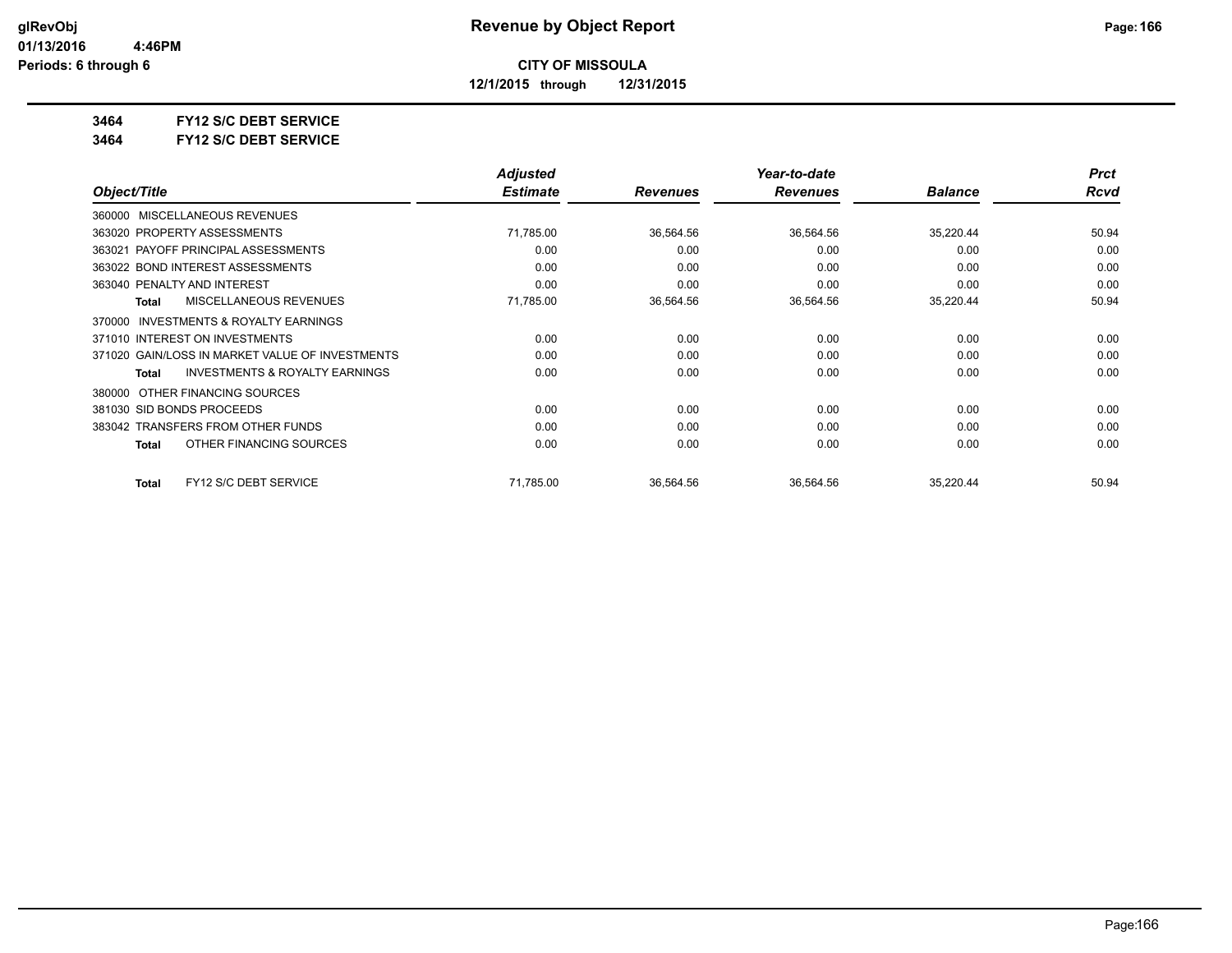**CITY OF MISSOULA**

**12/1/2015 through 12/31/2015**

**Revenue by Object Report**

**3464 FY12 S/C DEBT SERVICE**

**3464 FY12 S/C DEBT SERVICE**

| Object/Title | Adjusted Estimate | Revenues | Year-to-date Revenues | Balance | Prct Rcvd |
|---|---|---|---|---|---|
| 360000 MISCELLANEOUS REVENUES | | | | | |
| 363020 PROPERTY ASSESSMENTS | 71,785.00 | 36,564.56 | 36,564.56 | 35,220.44 | 50.94 |
| 363021 PAYOFF PRINCIPAL ASSESSMENTS | 0.00 | 0.00 | 0.00 | 0.00 | 0.00 |
| 363022 BOND INTEREST ASSESSMENTS | 0.00 | 0.00 | 0.00 | 0.00 | 0.00 |
| 363040 PENALTY AND INTEREST | 0.00 | 0.00 | 0.00 | 0.00 | 0.00 |
| **Total** MISCELLANEOUS REVENUES | 71,785.00 | 36,564.56 | 36,564.56 | 35,220.44 | 50.94 |
| 370000 INVESTMENTS & ROYALTY EARNINGS | | | | | |
| 371010 INTEREST ON INVESTMENTS | 0.00 | 0.00 | 0.00 | 0.00 | 0.00 |
| 371020 GAIN/LOSS IN MARKET VALUE OF INVESTMENTS | 0.00 | 0.00 | 0.00 | 0.00 | 0.00 |
| **Total** INVESTMENTS & ROYALTY EARNINGS | 0.00 | 0.00 | 0.00 | 0.00 | 0.00 |
| 380000 OTHER FINANCING SOURCES | | | | | |
| 381030 SID BONDS PROCEEDS | 0.00 | 0.00 | 0.00 | 0.00 | 0.00 |
| 383042 TRANSFERS FROM OTHER FUNDS | 0.00 | 0.00 | 0.00 | 0.00 | 0.00 |
| **Total** OTHER FINANCING SOURCES | 0.00 | 0.00 | 0.00 | 0.00 | 0.00 |
| **Total** FY12 S/C DEBT SERVICE | 71,785.00 | 36,564.56 | 36,564.56 | 35,220.44 | 50.94 |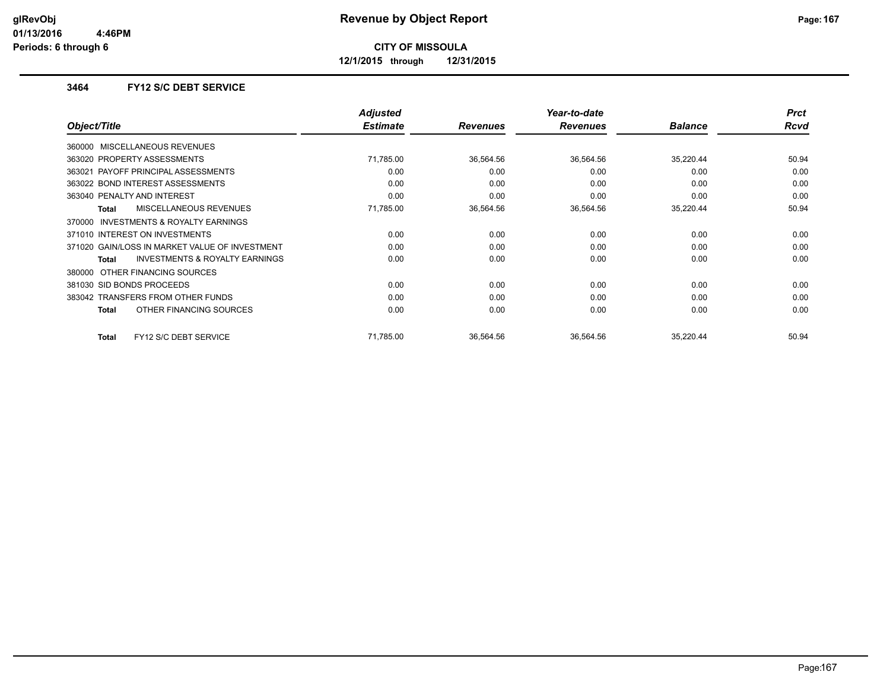# Revenue by Object Report

**CITY OF MISSOULA**

**12/1/2015 through 12/31/2015**

### 3464 FY12 S/C DEBT SERVICE

| Object/Title | Adjusted Estimate | Revenues | Year-to-date Revenues | Balance | Prct Rcvd |
|---|---|---|---|---|---|
| 360000 MISCELLANEOUS REVENUES | | | | | |
| 363020 PROPERTY ASSESSMENTS | 71,785.00 | 36,564.56 | 36,564.56 | 35,220.44 | 50.94 |
| 363021 PAYOFF PRINCIPAL ASSESSMENTS | 0.00 | 0.00 | 0.00 | 0.00 | 0.00 |
| 363022 BOND INTEREST ASSESSMENTS | 0.00 | 0.00 | 0.00 | 0.00 | 0.00 |
| 363040 PENALTY AND INTEREST | 0.00 | 0.00 | 0.00 | 0.00 | 0.00 |
| **Total** MISCELLANEOUS REVENUES | 71,785.00 | 36,564.56 | 36,564.56 | 35,220.44 | 50.94 |
| 370000 INVESTMENTS & ROYALTY EARNINGS | | | | | |
| 371010 INTEREST ON INVESTMENTS | 0.00 | 0.00 | 0.00 | 0.00 | 0.00 |
| 371020 GAIN/LOSS IN MARKET VALUE OF INVESTMENT | 0.00 | 0.00 | 0.00 | 0.00 | 0.00 |
| **Total** INVESTMENTS & ROYALTY EARNINGS | 0.00 | 0.00 | 0.00 | 0.00 | 0.00 |
| 380000 OTHER FINANCING SOURCES | | | | | |
| 381030 SID BONDS PROCEEDS | 0.00 | 0.00 | 0.00 | 0.00 | 0.00 |
| 383042 TRANSFERS FROM OTHER FUNDS | 0.00 | 0.00 | 0.00 | 0.00 | 0.00 |
| **Total** OTHER FINANCING SOURCES | 0.00 | 0.00 | 0.00 | 0.00 | 0.00 |
| **Total** FY12 S/C DEBT SERVICE | 71,785.00 | 36,564.56 | 36,564.56 | 35,220.44 | 50.94 |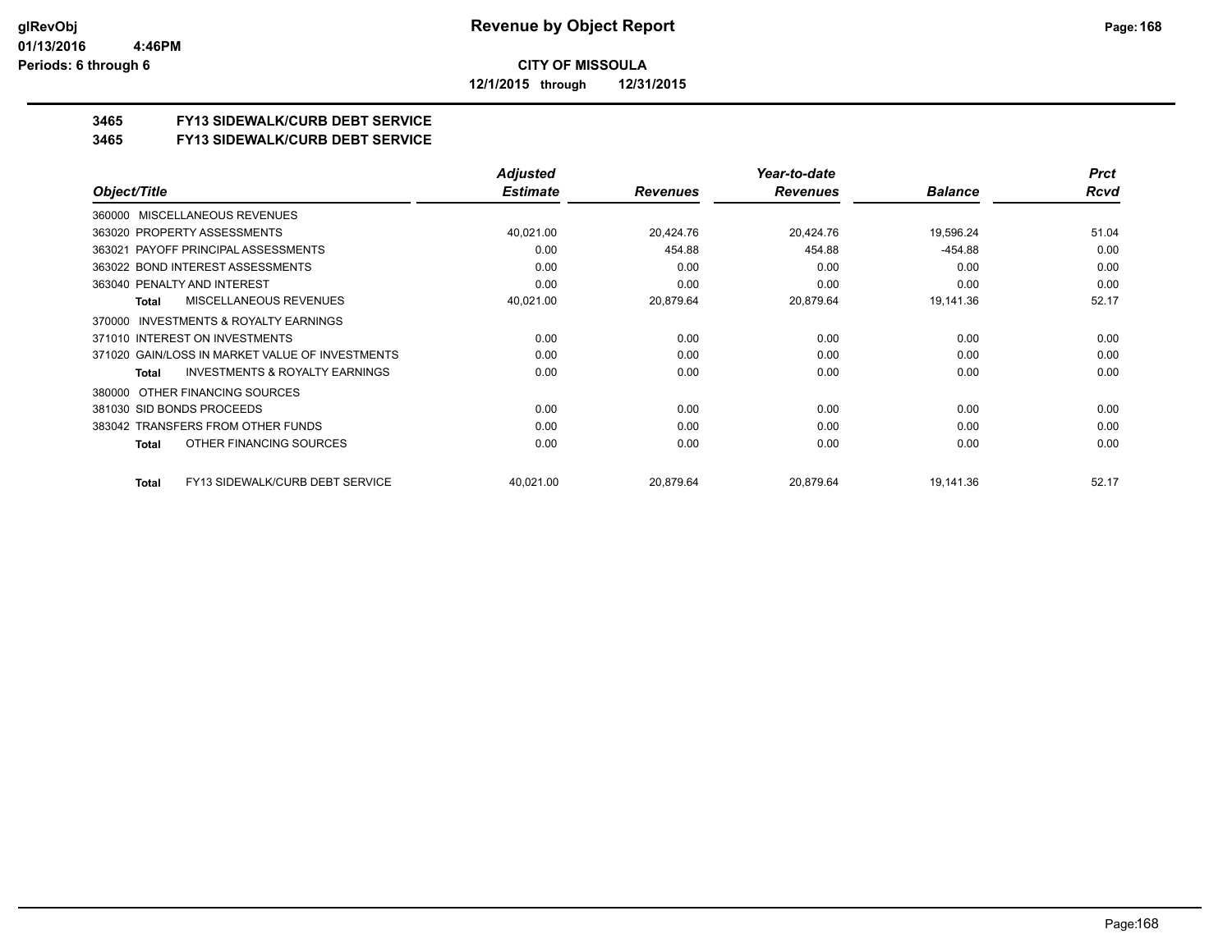**CITY OF MISSOULA**

**12/1/2015 through 12/31/2015**

## 3465 FY13 SIDEWALK/CURB DEBT SERVICE

## 3465 FY13 SIDEWALK/CURB DEBT SERVICE

| Object/Title | Adjusted Estimate | Revenues | Year-to-date Revenues | Balance | Prct Rcvd |
|---|---|---|---|---|---|
| 360000 MISCELLANEOUS REVENUES | | | | | |
| 363020 PROPERTY ASSESSMENTS | 40,021.00 | 20,424.76 | 20,424.76 | 19,596.24 | 51.04 |
| 363021 PAYOFF PRINCIPAL ASSESSMENTS | 0.00 | 454.88 | 454.88 | -454.88 | 0.00 |
| 363022 BOND INTEREST ASSESSMENTS | 0.00 | 0.00 | 0.00 | 0.00 | 0.00 |
| 363040 PENALTY AND INTEREST | 0.00 | 0.00 | 0.00 | 0.00 | 0.00 |
| **Total** MISCELLANEOUS REVENUES | 40,021.00 | 20,879.64 | 20,879.64 | 19,141.36 | 52.17 |
| 370000 INVESTMENTS & ROYALTY EARNINGS | | | | | |
| 371010 INTEREST ON INVESTMENTS | 0.00 | 0.00 | 0.00 | 0.00 | 0.00 |
| 371020 GAIN/LOSS IN MARKET VALUE OF INVESTMENTS | 0.00 | 0.00 | 0.00 | 0.00 | 0.00 |
| **Total** INVESTMENTS & ROYALTY EARNINGS | 0.00 | 0.00 | 0.00 | 0.00 | 0.00 |
| 380000 OTHER FINANCING SOURCES | | | | | |
| 381030 SID BONDS PROCEEDS | 0.00 | 0.00 | 0.00 | 0.00 | 0.00 |
| 383042 TRANSFERS FROM OTHER FUNDS | 0.00 | 0.00 | 0.00 | 0.00 | 0.00 |
| **Total** OTHER FINANCING SOURCES | 0.00 | 0.00 | 0.00 | 0.00 | 0.00 |
| **Total** FY13 SIDEWALK/CURB DEBT SERVICE | 40,021.00 | 20,879.64 | 20,879.64 | 19,141.36 | 52.17 |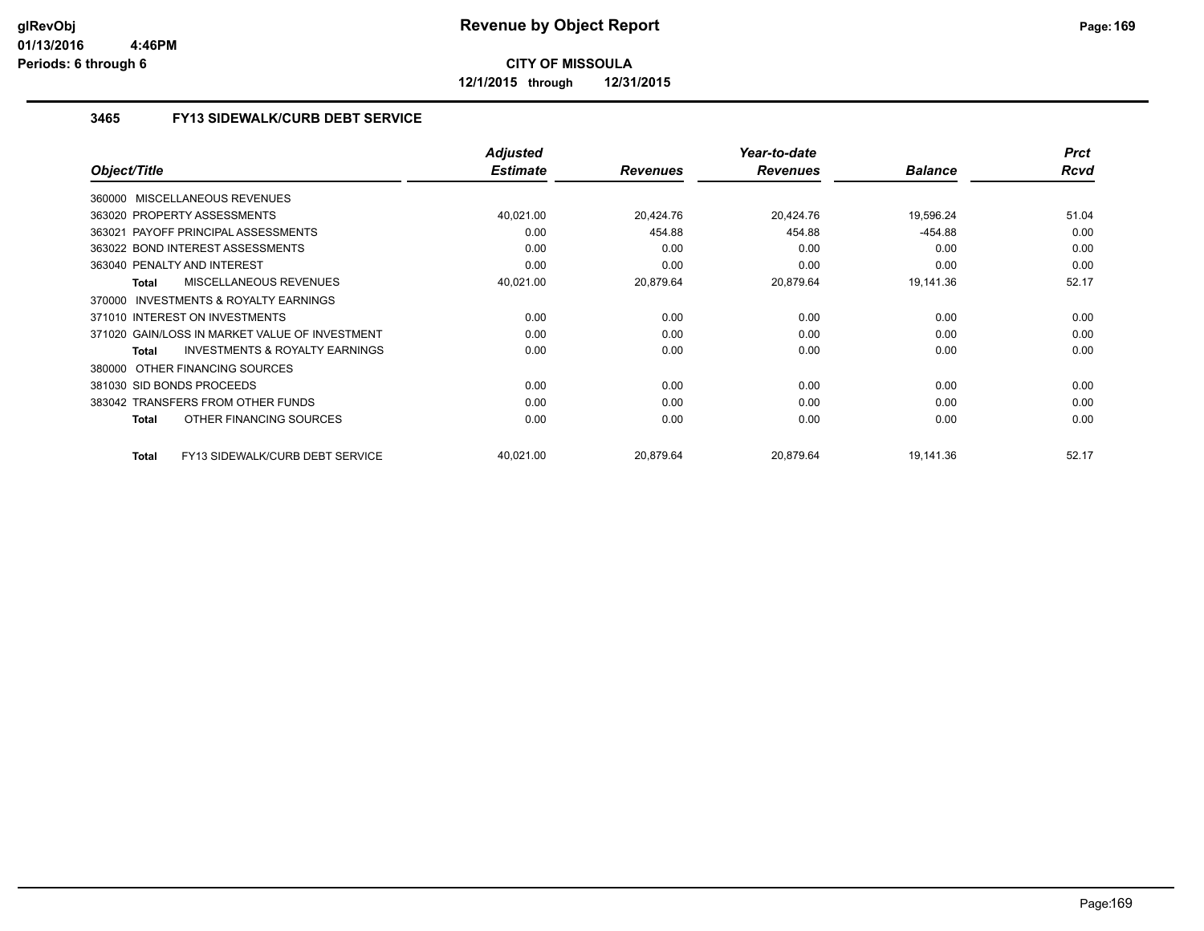**glRevObj**
**01/13/2016 4:46PM**
**Periods: 6 through 6**

# Revenue by Object Report

**CITY OF MISSOULA**

**12/1/2015 through 12/31/2015**

### 3465 FY13 SIDEWALK/CURB DEBT SERVICE

| Object/Title | Adjusted Estimate | Revenues | Year-to-date Revenues | Balance | Prct Rcvd |
|---|---|---|---|---|---|
| 360000 MISCELLANEOUS REVENUES | | | | | |
| 363020 PROPERTY ASSESSMENTS | 40,021.00 | 20,424.76 | 20,424.76 | 19,596.24 | 51.04 |
| 363021 PAYOFF PRINCIPAL ASSESSMENTS | 0.00 | 454.88 | 454.88 | -454.88 | 0.00 |
| 363022 BOND INTEREST ASSESSMENTS | 0.00 | 0.00 | 0.00 | 0.00 | 0.00 |
| 363040 PENALTY AND INTEREST | 0.00 | 0.00 | 0.00 | 0.00 | 0.00 |
| **Total** MISCELLANEOUS REVENUES | 40,021.00 | 20,879.64 | 20,879.64 | 19,141.36 | 52.17 |
| 370000 INVESTMENTS & ROYALTY EARNINGS | | | | | |
| 371010 INTEREST ON INVESTMENTS | 0.00 | 0.00 | 0.00 | 0.00 | 0.00 |
| 371020 GAIN/LOSS IN MARKET VALUE OF INVESTMENT | 0.00 | 0.00 | 0.00 | 0.00 | 0.00 |
| **Total** INVESTMENTS & ROYALTY EARNINGS | 0.00 | 0.00 | 0.00 | 0.00 | 0.00 |
| 380000 OTHER FINANCING SOURCES | | | | | |
| 381030 SID BONDS PROCEEDS | 0.00 | 0.00 | 0.00 | 0.00 | 0.00 |
| 383042 TRANSFERS FROM OTHER FUNDS | 0.00 | 0.00 | 0.00 | 0.00 | 0.00 |
| **Total** OTHER FINANCING SOURCES | 0.00 | 0.00 | 0.00 | 0.00 | 0.00 |
| **Total** FY13 SIDEWALK/CURB DEBT SERVICE | 40,021.00 | 20,879.64 | 20,879.64 | 19,141.36 | 52.17 |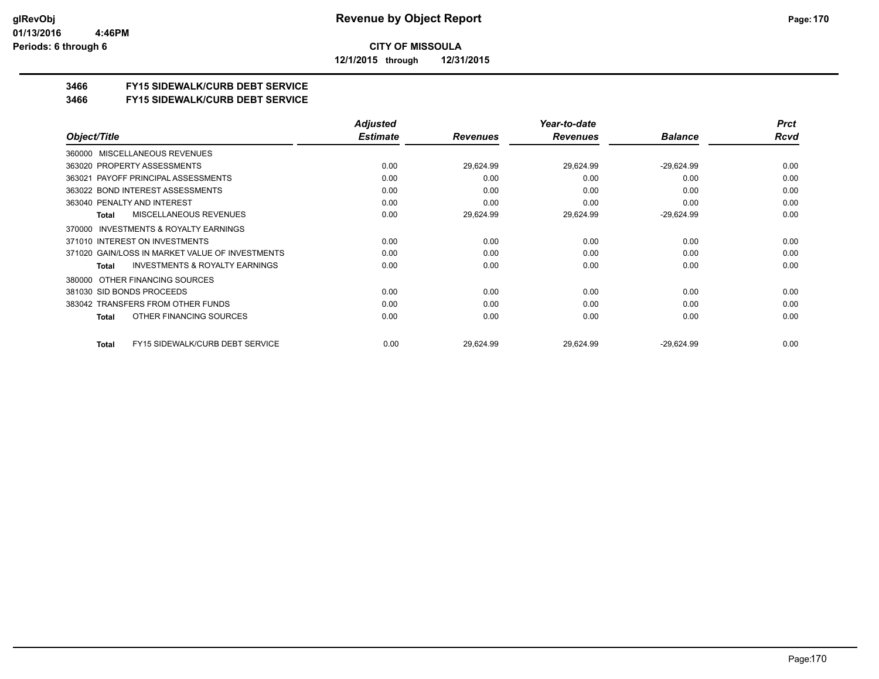# Revenue by Object Report

**CITY OF MISSOULA**

**12/1/2015 through 12/31/2015**

glRevObj
01/13/2016 4:46PM
Periods: 6 through 6

## 3466 FY15 SIDEWALK/CURB DEBT SERVICE
## 3466 FY15 SIDEWALK/CURB DEBT SERVICE

| Object/Title | Adjusted Estimate | Revenues | Year-to-date Revenues | Balance | Prct Rcvd |
|---|---|---|---|---|---|
| 360000 MISCELLANEOUS REVENUES | | | | | |
| 363020 PROPERTY ASSESSMENTS | 0.00 | 29,624.99 | 29,624.99 | -29,624.99 | 0.00 |
| 363021 PAYOFF PRINCIPAL ASSESSMENTS | 0.00 | 0.00 | 0.00 | 0.00 | 0.00 |
| 363022 BOND INTEREST ASSESSMENTS | 0.00 | 0.00 | 0.00 | 0.00 | 0.00 |
| 363040 PENALTY AND INTEREST | 0.00 | 0.00 | 0.00 | 0.00 | 0.00 |
| **Total** MISCELLANEOUS REVENUES | 0.00 | 29,624.99 | 29,624.99 | -29,624.99 | 0.00 |
| 370000 INVESTMENTS & ROYALTY EARNINGS | | | | | |
| 371010 INTEREST ON INVESTMENTS | 0.00 | 0.00 | 0.00 | 0.00 | 0.00 |
| 371020 GAIN/LOSS IN MARKET VALUE OF INVESTMENTS | 0.00 | 0.00 | 0.00 | 0.00 | 0.00 |
| **Total** INVESTMENTS & ROYALTY EARNINGS | 0.00 | 0.00 | 0.00 | 0.00 | 0.00 |
| 380000 OTHER FINANCING SOURCES | | | | | |
| 381030 SID BONDS PROCEEDS | 0.00 | 0.00 | 0.00 | 0.00 | 0.00 |
| 383042 TRANSFERS FROM OTHER FUNDS | 0.00 | 0.00 | 0.00 | 0.00 | 0.00 |
| **Total** OTHER FINANCING SOURCES | 0.00 | 0.00 | 0.00 | 0.00 | 0.00 |
| **Total** FY15 SIDEWALK/CURB DEBT SERVICE | 0.00 | 29,624.99 | 29,624.99 | -29,624.99 | 0.00 |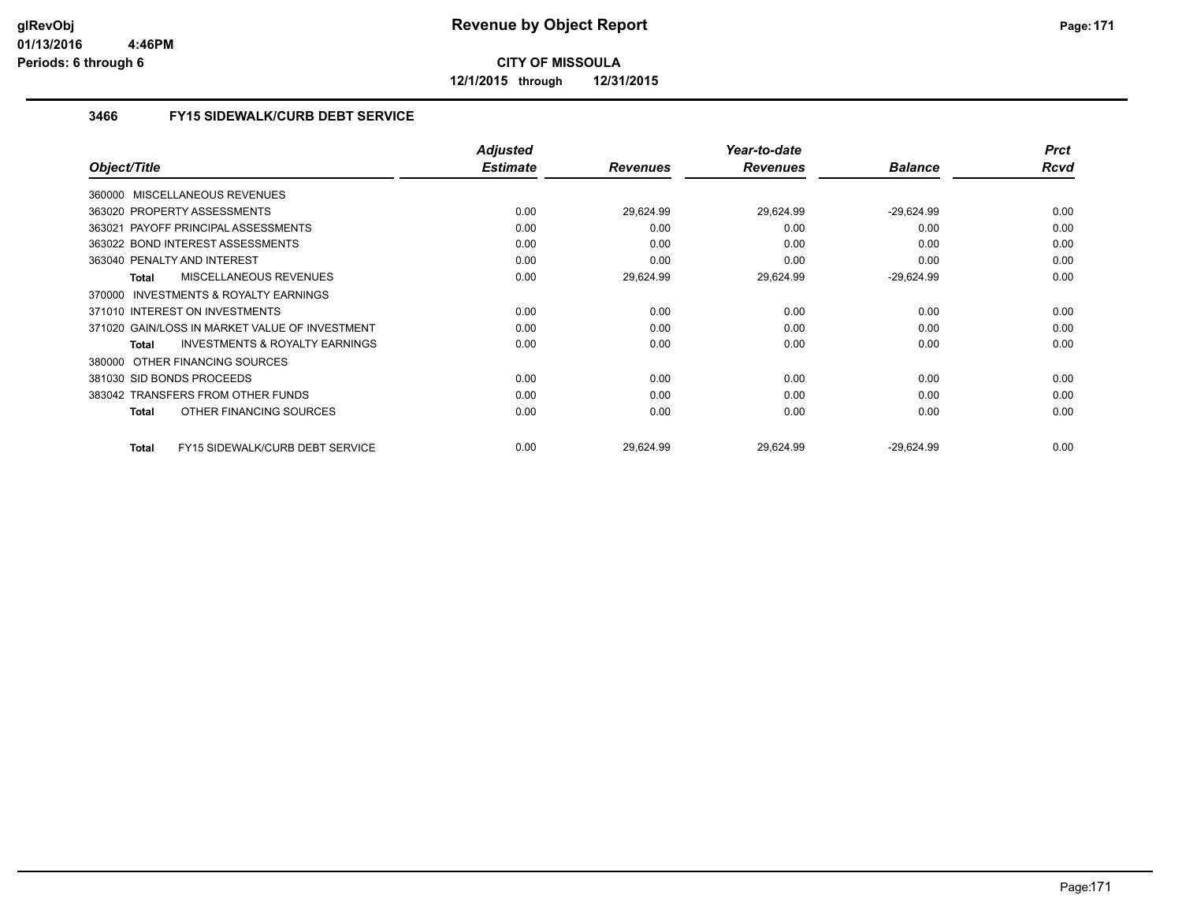**CITY OF MISSOULA**

**12/1/2015 through 12/31/2015**

### 3466 FY15 SIDEWALK/CURB DEBT SERVICE

| Object/Title | Adjusted Estimate | Revenues | Year-to-date Revenues | Balance | Prct Rcvd |
|---|---|---|---|---|---|
| 360000 MISCELLANEOUS REVENUES | | | | | |
| 363020 PROPERTY ASSESSMENTS | 0.00 | 29,624.99 | 29,624.99 | -29,624.99 | 0.00 |
| 363021 PAYOFF PRINCIPAL ASSESSMENTS | 0.00 | 0.00 | 0.00 | 0.00 | 0.00 |
| 363022 BOND INTEREST ASSESSMENTS | 0.00 | 0.00 | 0.00 | 0.00 | 0.00 |
| 363040 PENALTY AND INTEREST | 0.00 | 0.00 | 0.00 | 0.00 | 0.00 |
| **Total** MISCELLANEOUS REVENUES | 0.00 | 29,624.99 | 29,624.99 | -29,624.99 | 0.00 |
| 370000 INVESTMENTS & ROYALTY EARNINGS | | | | | |
| 371010 INTEREST ON INVESTMENTS | 0.00 | 0.00 | 0.00 | 0.00 | 0.00 |
| 371020 GAIN/LOSS IN MARKET VALUE OF INVESTMENT | 0.00 | 0.00 | 0.00 | 0.00 | 0.00 |
| **Total** INVESTMENTS & ROYALTY EARNINGS | 0.00 | 0.00 | 0.00 | 0.00 | 0.00 |
| 380000 OTHER FINANCING SOURCES | | | | | |
| 381030 SID BONDS PROCEEDS | 0.00 | 0.00 | 0.00 | 0.00 | 0.00 |
| 383042 TRANSFERS FROM OTHER FUNDS | 0.00 | 0.00 | 0.00 | 0.00 | 0.00 |
| **Total** OTHER FINANCING SOURCES | 0.00 | 0.00 | 0.00 | 0.00 | 0.00 |
| **Total** FY15 SIDEWALK/CURB DEBT SERVICE | 0.00 | 29,624.99 | 29,624.99 | -29,624.99 | 0.00 |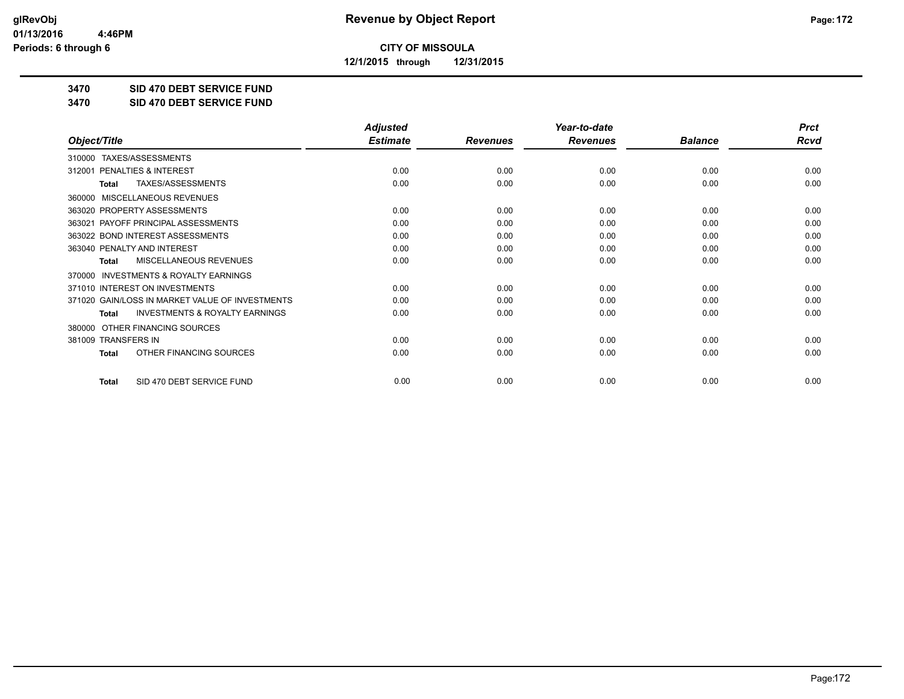# Revenue by Object Report

**CITY OF MISSOULA**

**12/1/2015 through 12/31/2015**

glRevObj
01/13/2016 4:46PM
Periods: 6 through 6

**3470 SID 470 DEBT SERVICE FUND**

**3470 SID 470 DEBT SERVICE FUND**

| Object/Title | Adjusted Estimate | Revenues | Year-to-date Revenues | Balance | Prct Rcvd |
|---|---|---|---|---|---|
| 310000 TAXES/ASSESSMENTS | | | | | |
| 312001 PENALTIES & INTEREST | 0.00 | 0.00 | 0.00 | 0.00 | 0.00 |
| **Total** TAXES/ASSESSMENTS | 0.00 | 0.00 | 0.00 | 0.00 | 0.00 |
| 360000 MISCELLANEOUS REVENUES | | | | | |
| 363020 PROPERTY ASSESSMENTS | 0.00 | 0.00 | 0.00 | 0.00 | 0.00 |
| 363021 PAYOFF PRINCIPAL ASSESSMENTS | 0.00 | 0.00 | 0.00 | 0.00 | 0.00 |
| 363022 BOND INTEREST ASSESSMENTS | 0.00 | 0.00 | 0.00 | 0.00 | 0.00 |
| 363040 PENALTY AND INTEREST | 0.00 | 0.00 | 0.00 | 0.00 | 0.00 |
| **Total** MISCELLANEOUS REVENUES | 0.00 | 0.00 | 0.00 | 0.00 | 0.00 |
| 370000 INVESTMENTS & ROYALTY EARNINGS | | | | | |
| 371010 INTEREST ON INVESTMENTS | 0.00 | 0.00 | 0.00 | 0.00 | 0.00 |
| 371020 GAIN/LOSS IN MARKET VALUE OF INVESTMENTS | 0.00 | 0.00 | 0.00 | 0.00 | 0.00 |
| **Total** INVESTMENTS & ROYALTY EARNINGS | 0.00 | 0.00 | 0.00 | 0.00 | 0.00 |
| 380000 OTHER FINANCING SOURCES | | | | | |
| 381009 TRANSFERS IN | 0.00 | 0.00 | 0.00 | 0.00 | 0.00 |
| **Total** OTHER FINANCING SOURCES | 0.00 | 0.00 | 0.00 | 0.00 | 0.00 |
| **Total** SID 470 DEBT SERVICE FUND | 0.00 | 0.00 | 0.00 | 0.00 | 0.00 |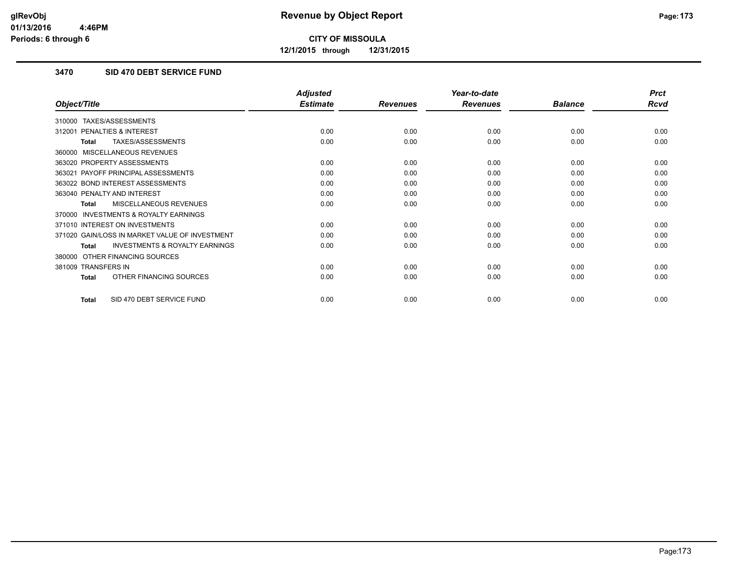# Revenue by Object Report

**CITY OF MISSOULA**

**12/1/2015 through 12/31/2015**

glRevObj
01/13/2016 4:46PM
Periods: 6 through 6

## 3470 SID 470 DEBT SERVICE FUND

| Object/Title | Adjusted Estimate | Revenues | Year-to-date Revenues | Balance | Prct Rcvd |
|---|---|---|---|---|---|
| 310000 TAXES/ASSESSMENTS | | | | | |
| 312001 PENALTIES & INTEREST | 0.00 | 0.00 | 0.00 | 0.00 | 0.00 |
| **Total** TAXES/ASSESSMENTS | 0.00 | 0.00 | 0.00 | 0.00 | 0.00 |
| 360000 MISCELLANEOUS REVENUES | | | | | |
| 363020 PROPERTY ASSESSMENTS | 0.00 | 0.00 | 0.00 | 0.00 | 0.00 |
| 363021 PAYOFF PRINCIPAL ASSESSMENTS | 0.00 | 0.00 | 0.00 | 0.00 | 0.00 |
| 363022 BOND INTEREST ASSESSMENTS | 0.00 | 0.00 | 0.00 | 0.00 | 0.00 |
| 363040 PENALTY AND INTEREST | 0.00 | 0.00 | 0.00 | 0.00 | 0.00 |
| **Total** MISCELLANEOUS REVENUES | 0.00 | 0.00 | 0.00 | 0.00 | 0.00 |
| 370000 INVESTMENTS & ROYALTY EARNINGS | | | | | |
| 371010 INTEREST ON INVESTMENTS | 0.00 | 0.00 | 0.00 | 0.00 | 0.00 |
| 371020 GAIN/LOSS IN MARKET VALUE OF INVESTMENT | 0.00 | 0.00 | 0.00 | 0.00 | 0.00 |
| **Total** INVESTMENTS & ROYALTY EARNINGS | 0.00 | 0.00 | 0.00 | 0.00 | 0.00 |
| 380000 OTHER FINANCING SOURCES | | | | | |
| 381009 TRANSFERS IN | 0.00 | 0.00 | 0.00 | 0.00 | 0.00 |
| **Total** OTHER FINANCING SOURCES | 0.00 | 0.00 | 0.00 | 0.00 | 0.00 |
| **Total** SID 470 DEBT SERVICE FUND | 0.00 | 0.00 | 0.00 | 0.00 | 0.00 |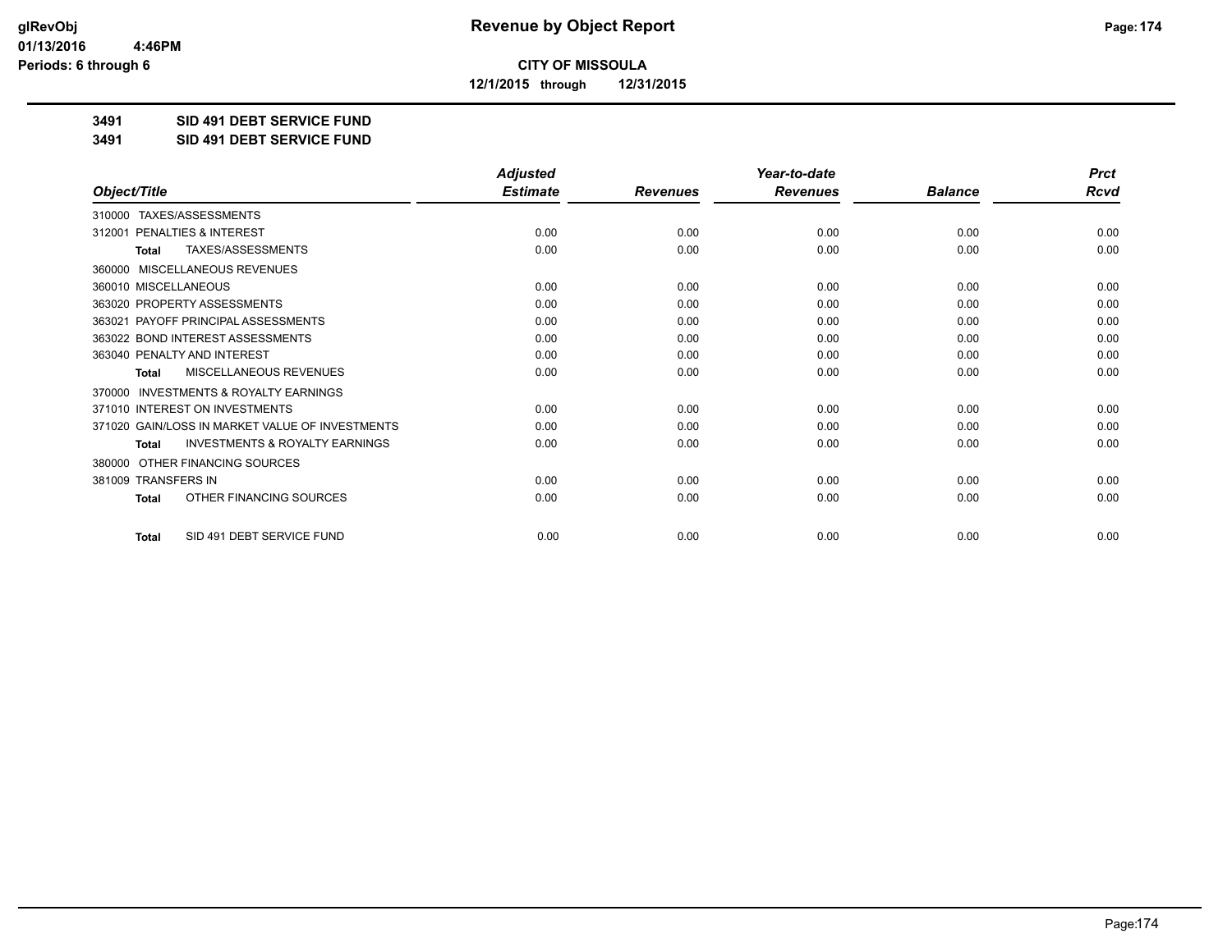**CITY OF MISSOULA**

**12/1/2015 through 12/31/2015**

**3491 SID 491 DEBT SERVICE FUND**

**3491 SID 491 DEBT SERVICE FUND**

| Object/Title | Adjusted Estimate | Revenues | Year-to-date Revenues | Balance | Prct Rcvd |
|---|---|---|---|---|---|
| 310000 TAXES/ASSESSMENTS | | | | | |
| 312001 PENALTIES & INTEREST | 0.00 | 0.00 | 0.00 | 0.00 | 0.00 |
| **Total** TAXES/ASSESSMENTS | 0.00 | 0.00 | 0.00 | 0.00 | 0.00 |
| 360000 MISCELLANEOUS REVENUES | | | | | |
| 360010 MISCELLANEOUS | 0.00 | 0.00 | 0.00 | 0.00 | 0.00 |
| 363020 PROPERTY ASSESSMENTS | 0.00 | 0.00 | 0.00 | 0.00 | 0.00 |
| 363021 PAYOFF PRINCIPAL ASSESSMENTS | 0.00 | 0.00 | 0.00 | 0.00 | 0.00 |
| 363022 BOND INTEREST ASSESSMENTS | 0.00 | 0.00 | 0.00 | 0.00 | 0.00 |
| 363040 PENALTY AND INTEREST | 0.00 | 0.00 | 0.00 | 0.00 | 0.00 |
| **Total** MISCELLANEOUS REVENUES | 0.00 | 0.00 | 0.00 | 0.00 | 0.00 |
| 370000 INVESTMENTS & ROYALTY EARNINGS | | | | | |
| 371010 INTEREST ON INVESTMENTS | 0.00 | 0.00 | 0.00 | 0.00 | 0.00 |
| 371020 GAIN/LOSS IN MARKET VALUE OF INVESTMENTS | 0.00 | 0.00 | 0.00 | 0.00 | 0.00 |
| **Total** INVESTMENTS & ROYALTY EARNINGS | 0.00 | 0.00 | 0.00 | 0.00 | 0.00 |
| 380000 OTHER FINANCING SOURCES | | | | | |
| 381009 TRANSFERS IN | 0.00 | 0.00 | 0.00 | 0.00 | 0.00 |
| **Total** OTHER FINANCING SOURCES | 0.00 | 0.00 | 0.00 | 0.00 | 0.00 |
| **Total** SID 491 DEBT SERVICE FUND | 0.00 | 0.00 | 0.00 | 0.00 | 0.00 |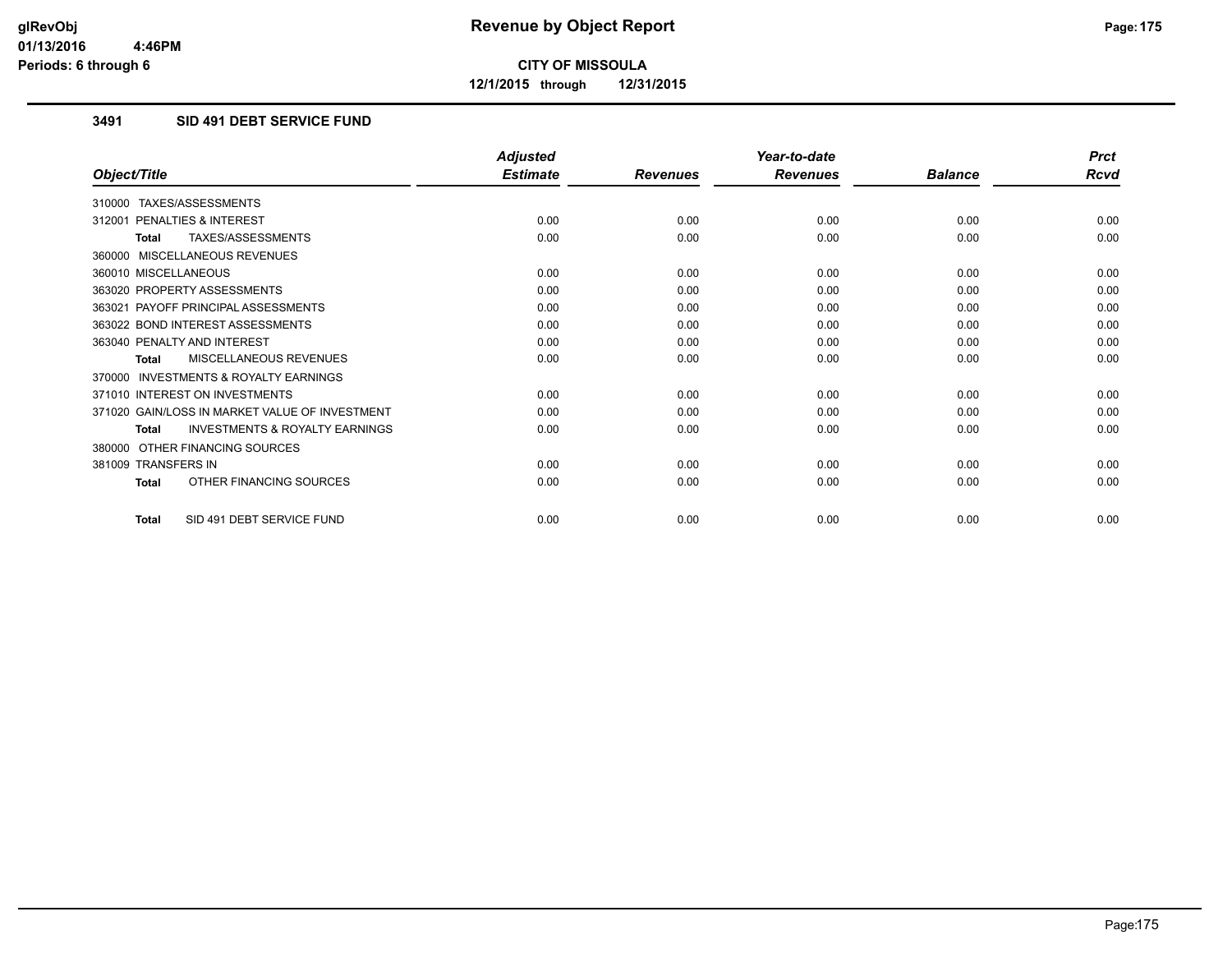**CITY OF MISSOULA**

**12/1/2015 through 12/31/2015**

### 3491 SID 491 DEBT SERVICE FUND

| Object/Title | Adjusted Estimate | Revenues | Year-to-date Revenues | Balance | Prct Rcvd |
|---|---|---|---|---|---|
| 310000 TAXES/ASSESSMENTS | | | | | |
| 312001 PENALTIES & INTEREST | 0.00 | 0.00 | 0.00 | 0.00 | 0.00 |
| **Total** TAXES/ASSESSMENTS | 0.00 | 0.00 | 0.00 | 0.00 | 0.00 |
| 360000 MISCELLANEOUS REVENUES | | | | | |
| 360010 MISCELLANEOUS | 0.00 | 0.00 | 0.00 | 0.00 | 0.00 |
| 363020 PROPERTY ASSESSMENTS | 0.00 | 0.00 | 0.00 | 0.00 | 0.00 |
| 363021 PAYOFF PRINCIPAL ASSESSMENTS | 0.00 | 0.00 | 0.00 | 0.00 | 0.00 |
| 363022 BOND INTEREST ASSESSMENTS | 0.00 | 0.00 | 0.00 | 0.00 | 0.00 |
| 363040 PENALTY AND INTEREST | 0.00 | 0.00 | 0.00 | 0.00 | 0.00 |
| **Total** MISCELLANEOUS REVENUES | 0.00 | 0.00 | 0.00 | 0.00 | 0.00 |
| 370000 INVESTMENTS & ROYALTY EARNINGS | | | | | |
| 371010 INTEREST ON INVESTMENTS | 0.00 | 0.00 | 0.00 | 0.00 | 0.00 |
| 371020 GAIN/LOSS IN MARKET VALUE OF INVESTMENT | 0.00 | 0.00 | 0.00 | 0.00 | 0.00 |
| **Total** INVESTMENTS & ROYALTY EARNINGS | 0.00 | 0.00 | 0.00 | 0.00 | 0.00 |
| 380000 OTHER FINANCING SOURCES | | | | | |
| 381009 TRANSFERS IN | 0.00 | 0.00 | 0.00 | 0.00 | 0.00 |
| **Total** OTHER FINANCING SOURCES | 0.00 | 0.00 | 0.00 | 0.00 | 0.00 |
| **Total** SID 491 DEBT SERVICE FUND | 0.00 | 0.00 | 0.00 | 0.00 | 0.00 |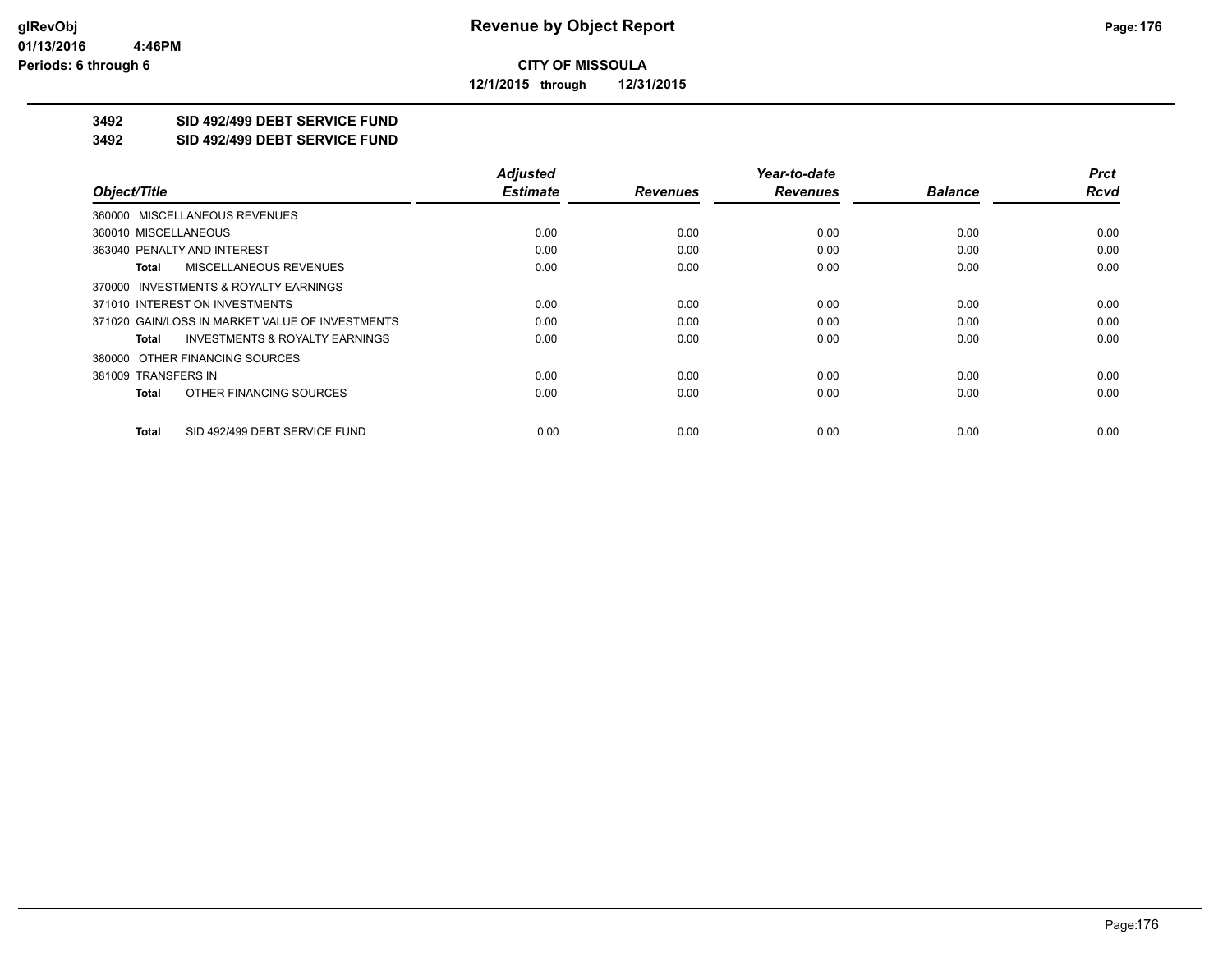**glRevObj**
**01/13/2016 4:46PM**
**Periods: 6 through 6**

# Revenue by Object Report

**CITY OF MISSOULA**

**12/1/2015 through 12/31/2015**

## 3492 SID 492/499 DEBT SERVICE FUND
## 3492 SID 492/499 DEBT SERVICE FUND

| Object/Title | Adjusted Estimate | Revenues | Year-to-date Revenues | Balance | Prct Rcvd |
|---|---|---|---|---|---|
| 360000 MISCELLANEOUS REVENUES | | | | | |
| 360010 MISCELLANEOUS | 0.00 | 0.00 | 0.00 | 0.00 | 0.00 |
| 363040 PENALTY AND INTEREST | 0.00 | 0.00 | 0.00 | 0.00 | 0.00 |
| **Total** MISCELLANEOUS REVENUES | 0.00 | 0.00 | 0.00 | 0.00 | 0.00 |
| 370000 INVESTMENTS & ROYALTY EARNINGS | | | | | |
| 371010 INTEREST ON INVESTMENTS | 0.00 | 0.00 | 0.00 | 0.00 | 0.00 |
| 371020 GAIN/LOSS IN MARKET VALUE OF INVESTMENTS | 0.00 | 0.00 | 0.00 | 0.00 | 0.00 |
| **Total** INVESTMENTS & ROYALTY EARNINGS | 0.00 | 0.00 | 0.00 | 0.00 | 0.00 |
| 380000 OTHER FINANCING SOURCES | | | | | |
| 381009 TRANSFERS IN | 0.00 | 0.00 | 0.00 | 0.00 | 0.00 |
| **Total** OTHER FINANCING SOURCES | 0.00 | 0.00 | 0.00 | 0.00 | 0.00 |
| **Total** SID 492/499 DEBT SERVICE FUND | 0.00 | 0.00 | 0.00 | 0.00 | 0.00 |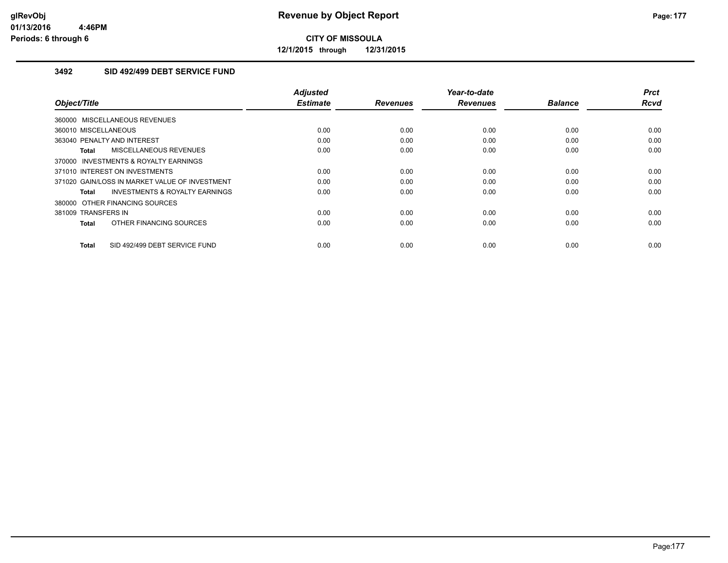# Revenue by Object Report

**CITY OF MISSOULA**

**12/1/2015 through 12/31/2015**

glRevObj
01/13/2016 4:46PM
Periods: 6 through 6

### 3492 SID 492/499 DEBT SERVICE FUND

| Object/Title | Adjusted Estimate | Revenues | Year-to-date Revenues | Balance | Prct Rcvd |
|---|---|---|---|---|---|
| 360000 MISCELLANEOUS REVENUES | | | | | |
| 360010 MISCELLANEOUS | 0.00 | 0.00 | 0.00 | 0.00 | 0.00 |
| 363040 PENALTY AND INTEREST | 0.00 | 0.00 | 0.00 | 0.00 | 0.00 |
| **Total** MISCELLANEOUS REVENUES | 0.00 | 0.00 | 0.00 | 0.00 | 0.00 |
| 370000 INVESTMENTS & ROYALTY EARNINGS | | | | | |
| 371010 INTEREST ON INVESTMENTS | 0.00 | 0.00 | 0.00 | 0.00 | 0.00 |
| 371020 GAIN/LOSS IN MARKET VALUE OF INVESTMENT | 0.00 | 0.00 | 0.00 | 0.00 | 0.00 |
| **Total** INVESTMENTS & ROYALTY EARNINGS | 0.00 | 0.00 | 0.00 | 0.00 | 0.00 |
| 380000 OTHER FINANCING SOURCES | | | | | |
| 381009 TRANSFERS IN | 0.00 | 0.00 | 0.00 | 0.00 | 0.00 |
| **Total** OTHER FINANCING SOURCES | 0.00 | 0.00 | 0.00 | 0.00 | 0.00 |
| **Total** SID 492/499 DEBT SERVICE FUND | 0.00 | 0.00 | 0.00 | 0.00 | 0.00 |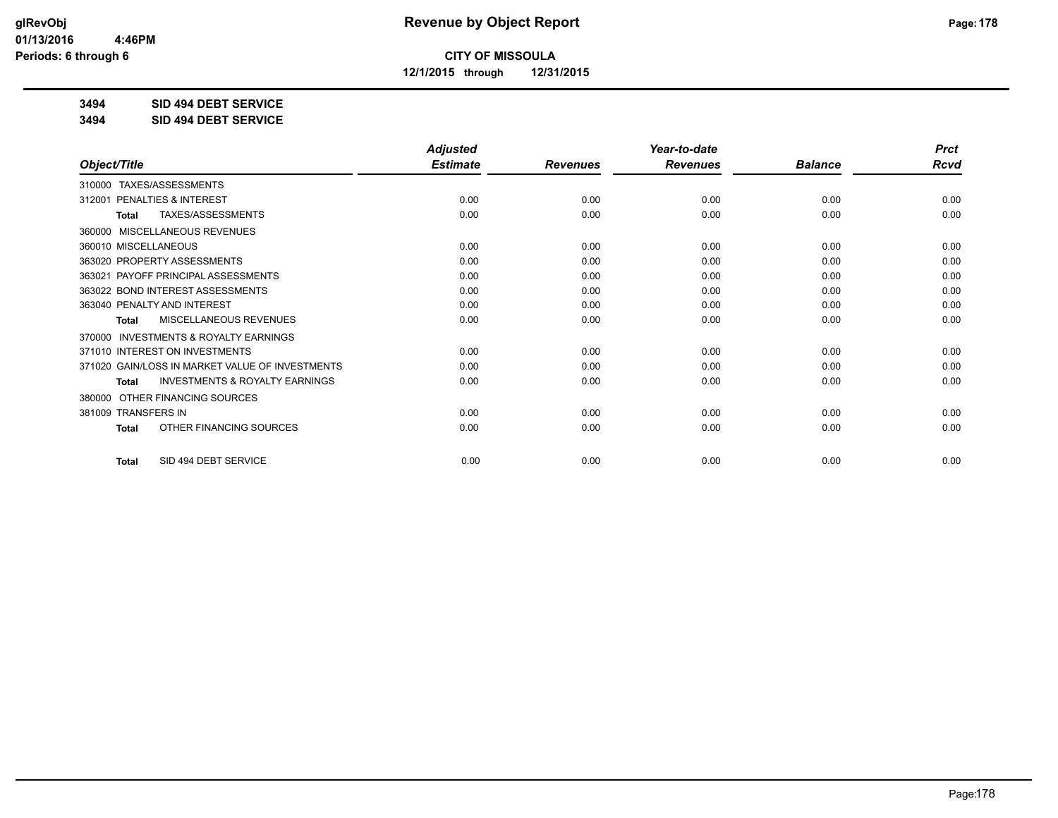# Revenue by Object Report

**CITY OF MISSOULA**

**12/1/2015 through 12/31/2015**

glRevObj
01/13/2016 4:46PM
Periods: 6 through 6

**3494 SID 494 DEBT SERVICE**

**3494 SID 494 DEBT SERVICE**

| Object/Title | Adjusted Estimate | Revenues | Year-to-date Revenues | Balance | Prct Rcvd |
|---|---|---|---|---|---|
| 310000 TAXES/ASSESSMENTS | | | | | |
| 312001 PENALTIES & INTEREST | 0.00 | 0.00 | 0.00 | 0.00 | 0.00 |
| **Total** TAXES/ASSESSMENTS | 0.00 | 0.00 | 0.00 | 0.00 | 0.00 |
| 360000 MISCELLANEOUS REVENUES | | | | | |
| 360010 MISCELLANEOUS | 0.00 | 0.00 | 0.00 | 0.00 | 0.00 |
| 363020 PROPERTY ASSESSMENTS | 0.00 | 0.00 | 0.00 | 0.00 | 0.00 |
| 363021 PAYOFF PRINCIPAL ASSESSMENTS | 0.00 | 0.00 | 0.00 | 0.00 | 0.00 |
| 363022 BOND INTEREST ASSESSMENTS | 0.00 | 0.00 | 0.00 | 0.00 | 0.00 |
| 363040 PENALTY AND INTEREST | 0.00 | 0.00 | 0.00 | 0.00 | 0.00 |
| **Total** MISCELLANEOUS REVENUES | 0.00 | 0.00 | 0.00 | 0.00 | 0.00 |
| 370000 INVESTMENTS & ROYALTY EARNINGS | | | | | |
| 371010 INTEREST ON INVESTMENTS | 0.00 | 0.00 | 0.00 | 0.00 | 0.00 |
| 371020 GAIN/LOSS IN MARKET VALUE OF INVESTMENTS | 0.00 | 0.00 | 0.00 | 0.00 | 0.00 |
| **Total** INVESTMENTS & ROYALTY EARNINGS | 0.00 | 0.00 | 0.00 | 0.00 | 0.00 |
| 380000 OTHER FINANCING SOURCES | | | | | |
| 381009 TRANSFERS IN | 0.00 | 0.00 | 0.00 | 0.00 | 0.00 |
| **Total** OTHER FINANCING SOURCES | 0.00 | 0.00 | 0.00 | 0.00 | 0.00 |
| **Total** SID 494 DEBT SERVICE | 0.00 | 0.00 | 0.00 | 0.00 | 0.00 |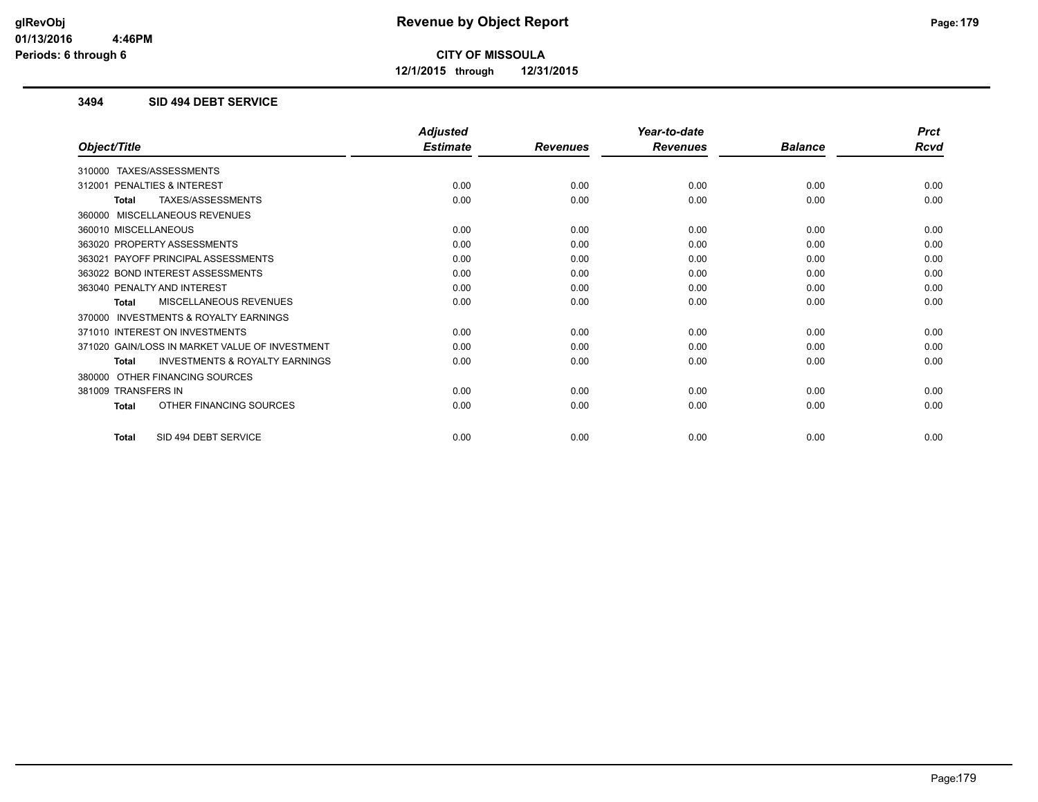**CITY OF MISSOULA**

**12/1/2015 through 12/31/2015**

### 3494 SID 494 DEBT SERVICE

| Object/Title | Adjusted Estimate | Revenues | Year-to-date Revenues | Balance | Prct Rcvd |
|---|---|---|---|---|---|
| 310000 TAXES/ASSESSMENTS | | | | | |
| 312001 PENALTIES & INTEREST | 0.00 | 0.00 | 0.00 | 0.00 | 0.00 |
| **Total** TAXES/ASSESSMENTS | 0.00 | 0.00 | 0.00 | 0.00 | 0.00 |
| 360000 MISCELLANEOUS REVENUES | | | | | |
| 360010 MISCELLANEOUS | 0.00 | 0.00 | 0.00 | 0.00 | 0.00 |
| 363020 PROPERTY ASSESSMENTS | 0.00 | 0.00 | 0.00 | 0.00 | 0.00 |
| 363021 PAYOFF PRINCIPAL ASSESSMENTS | 0.00 | 0.00 | 0.00 | 0.00 | 0.00 |
| 363022 BOND INTEREST ASSESSMENTS | 0.00 | 0.00 | 0.00 | 0.00 | 0.00 |
| 363040 PENALTY AND INTEREST | 0.00 | 0.00 | 0.00 | 0.00 | 0.00 |
| **Total** MISCELLANEOUS REVENUES | 0.00 | 0.00 | 0.00 | 0.00 | 0.00 |
| 370000 INVESTMENTS & ROYALTY EARNINGS | | | | | |
| 371010 INTEREST ON INVESTMENTS | 0.00 | 0.00 | 0.00 | 0.00 | 0.00 |
| 371020 GAIN/LOSS IN MARKET VALUE OF INVESTMENT | 0.00 | 0.00 | 0.00 | 0.00 | 0.00 |
| **Total** INVESTMENTS & ROYALTY EARNINGS | 0.00 | 0.00 | 0.00 | 0.00 | 0.00 |
| 380000 OTHER FINANCING SOURCES | | | | | |
| 381009 TRANSFERS IN | 0.00 | 0.00 | 0.00 | 0.00 | 0.00 |
| **Total** OTHER FINANCING SOURCES | 0.00 | 0.00 | 0.00 | 0.00 | 0.00 |
| **Total** SID 494 DEBT SERVICE | 0.00 | 0.00 | 0.00 | 0.00 | 0.00 |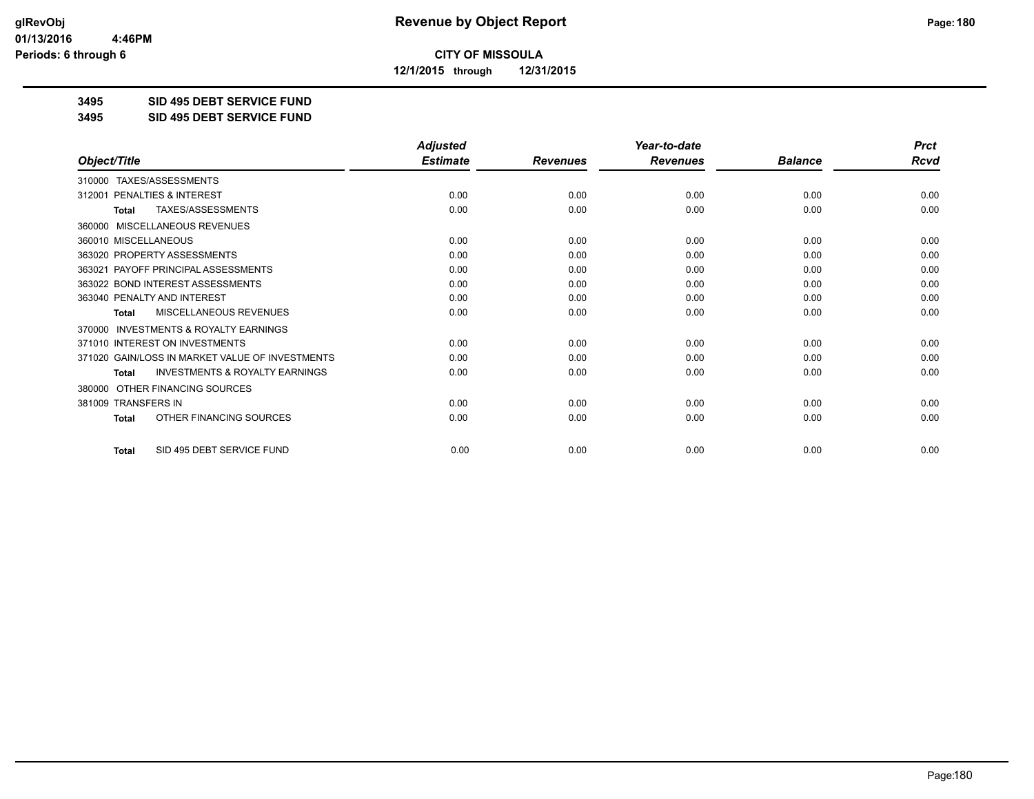**CITY OF MISSOULA**

**12/1/2015 through 12/31/2015**

**3495 SID 495 DEBT SERVICE FUND**

**3495 SID 495 DEBT SERVICE FUND**

| Object/Title | Adjusted Estimate | Revenues | Year-to-date Revenues | Balance | Prct Rcvd |
|---|---|---|---|---|---|
| 310000 TAXES/ASSESSMENTS | | | | | |
| 312001 PENALTIES & INTEREST | 0.00 | 0.00 | 0.00 | 0.00 | 0.00 |
| **Total** TAXES/ASSESSMENTS | 0.00 | 0.00 | 0.00 | 0.00 | 0.00 |
| 360000 MISCELLANEOUS REVENUES | | | | | |
| 360010 MISCELLANEOUS | 0.00 | 0.00 | 0.00 | 0.00 | 0.00 |
| 363020 PROPERTY ASSESSMENTS | 0.00 | 0.00 | 0.00 | 0.00 | 0.00 |
| 363021 PAYOFF PRINCIPAL ASSESSMENTS | 0.00 | 0.00 | 0.00 | 0.00 | 0.00 |
| 363022 BOND INTEREST ASSESSMENTS | 0.00 | 0.00 | 0.00 | 0.00 | 0.00 |
| 363040 PENALTY AND INTEREST | 0.00 | 0.00 | 0.00 | 0.00 | 0.00 |
| **Total** MISCELLANEOUS REVENUES | 0.00 | 0.00 | 0.00 | 0.00 | 0.00 |
| 370000 INVESTMENTS & ROYALTY EARNINGS | | | | | |
| 371010 INTEREST ON INVESTMENTS | 0.00 | 0.00 | 0.00 | 0.00 | 0.00 |
| 371020 GAIN/LOSS IN MARKET VALUE OF INVESTMENTS | 0.00 | 0.00 | 0.00 | 0.00 | 0.00 |
| **Total** INVESTMENTS & ROYALTY EARNINGS | 0.00 | 0.00 | 0.00 | 0.00 | 0.00 |
| 380000 OTHER FINANCING SOURCES | | | | | |
| 381009 TRANSFERS IN | 0.00 | 0.00 | 0.00 | 0.00 | 0.00 |
| **Total** OTHER FINANCING SOURCES | 0.00 | 0.00 | 0.00 | 0.00 | 0.00 |
| **Total** SID 495 DEBT SERVICE FUND | 0.00 | 0.00 | 0.00 | 0.00 | 0.00 |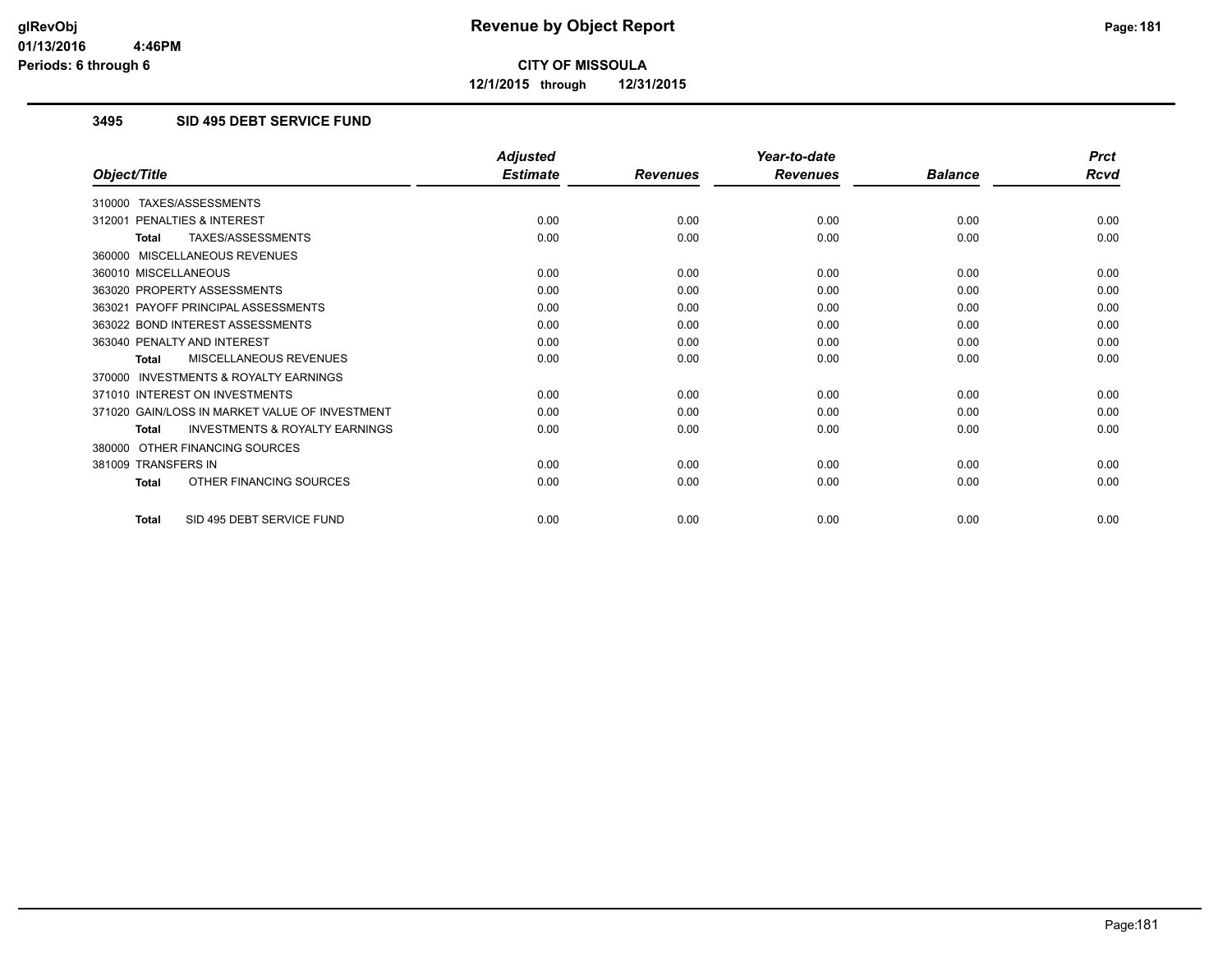**CITY OF MISSOULA**

**12/1/2015 through 12/31/2015**

### 3495 SID 495 DEBT SERVICE FUND

| Object/Title | Adjusted Estimate | Revenues | Year-to-date Revenues | Balance | Prct Rcvd |
|---|---|---|---|---|---|
| 310000 TAXES/ASSESSMENTS | | | | | |
| 312001 PENALTIES & INTEREST | 0.00 | 0.00 | 0.00 | 0.00 | 0.00 |
| **Total** TAXES/ASSESSMENTS | 0.00 | 0.00 | 0.00 | 0.00 | 0.00 |
| 360000 MISCELLANEOUS REVENUES | | | | | |
| 360010 MISCELLANEOUS | 0.00 | 0.00 | 0.00 | 0.00 | 0.00 |
| 363020 PROPERTY ASSESSMENTS | 0.00 | 0.00 | 0.00 | 0.00 | 0.00 |
| 363021 PAYOFF PRINCIPAL ASSESSMENTS | 0.00 | 0.00 | 0.00 | 0.00 | 0.00 |
| 363022 BOND INTEREST ASSESSMENTS | 0.00 | 0.00 | 0.00 | 0.00 | 0.00 |
| 363040 PENALTY AND INTEREST | 0.00 | 0.00 | 0.00 | 0.00 | 0.00 |
| **Total** MISCELLANEOUS REVENUES | 0.00 | 0.00 | 0.00 | 0.00 | 0.00 |
| 370000 INVESTMENTS & ROYALTY EARNINGS | | | | | |
| 371010 INTEREST ON INVESTMENTS | 0.00 | 0.00 | 0.00 | 0.00 | 0.00 |
| 371020 GAIN/LOSS IN MARKET VALUE OF INVESTMENT | 0.00 | 0.00 | 0.00 | 0.00 | 0.00 |
| **Total** INVESTMENTS & ROYALTY EARNINGS | 0.00 | 0.00 | 0.00 | 0.00 | 0.00 |
| 380000 OTHER FINANCING SOURCES | | | | | |
| 381009 TRANSFERS IN | 0.00 | 0.00 | 0.00 | 0.00 | 0.00 |
| **Total** OTHER FINANCING SOURCES | 0.00 | 0.00 | 0.00 | 0.00 | 0.00 |
| **Total** SID 495 DEBT SERVICE FUND | 0.00 | 0.00 | 0.00 | 0.00 | 0.00 |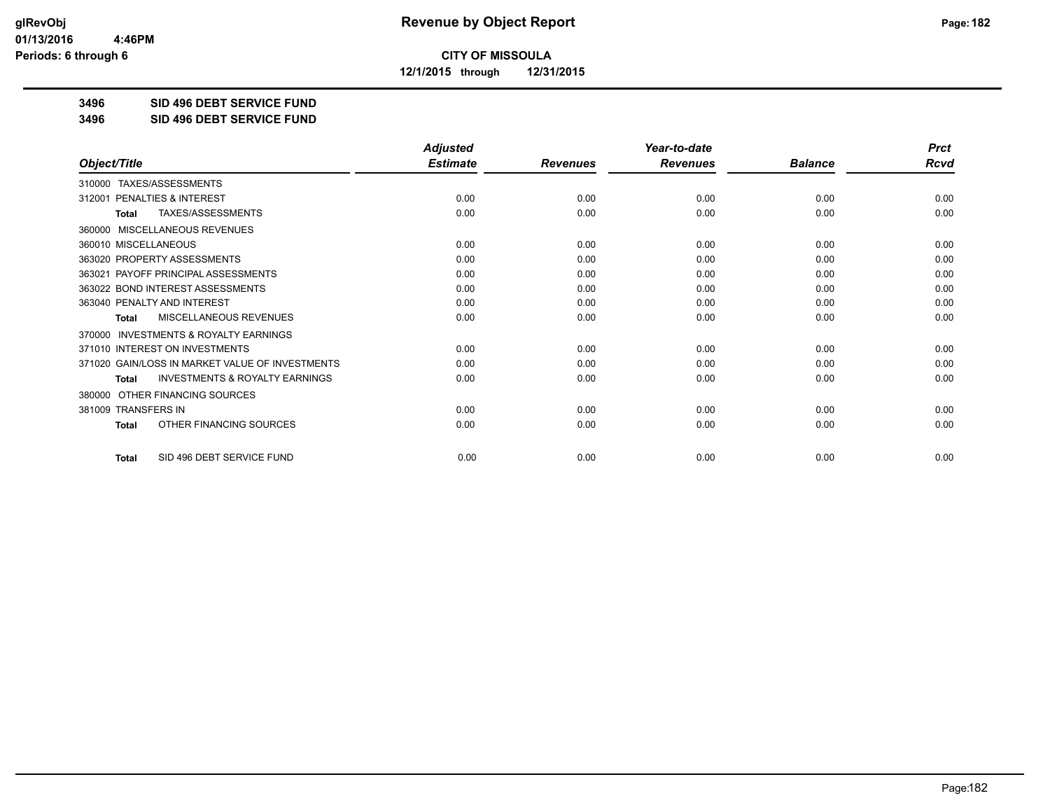**CITY OF MISSOULA**

**12/1/2015 through 12/31/2015**

**3496 SID 496 DEBT SERVICE FUND**

**3496 SID 496 DEBT SERVICE FUND**

| Object/Title | Adjusted Estimate | Revenues | Year-to-date Revenues | Balance | Prct Rcvd |
|---|---|---|---|---|---|
| 310000 TAXES/ASSESSMENTS | | | | | |
| 312001 PENALTIES & INTEREST | 0.00 | 0.00 | 0.00 | 0.00 | 0.00 |
| **Total** TAXES/ASSESSMENTS | 0.00 | 0.00 | 0.00 | 0.00 | 0.00 |
| 360000 MISCELLANEOUS REVENUES | | | | | |
| 360010 MISCELLANEOUS | 0.00 | 0.00 | 0.00 | 0.00 | 0.00 |
| 363020 PROPERTY ASSESSMENTS | 0.00 | 0.00 | 0.00 | 0.00 | 0.00 |
| 363021 PAYOFF PRINCIPAL ASSESSMENTS | 0.00 | 0.00 | 0.00 | 0.00 | 0.00 |
| 363022 BOND INTEREST ASSESSMENTS | 0.00 | 0.00 | 0.00 | 0.00 | 0.00 |
| 363040 PENALTY AND INTEREST | 0.00 | 0.00 | 0.00 | 0.00 | 0.00 |
| **Total** MISCELLANEOUS REVENUES | 0.00 | 0.00 | 0.00 | 0.00 | 0.00 |
| 370000 INVESTMENTS & ROYALTY EARNINGS | | | | | |
| 371010 INTEREST ON INVESTMENTS | 0.00 | 0.00 | 0.00 | 0.00 | 0.00 |
| 371020 GAIN/LOSS IN MARKET VALUE OF INVESTMENTS | 0.00 | 0.00 | 0.00 | 0.00 | 0.00 |
| **Total** INVESTMENTS & ROYALTY EARNINGS | 0.00 | 0.00 | 0.00 | 0.00 | 0.00 |
| 380000 OTHER FINANCING SOURCES | | | | | |
| 381009 TRANSFERS IN | 0.00 | 0.00 | 0.00 | 0.00 | 0.00 |
| **Total** OTHER FINANCING SOURCES | 0.00 | 0.00 | 0.00 | 0.00 | 0.00 |
| **Total** SID 496 DEBT SERVICE FUND | 0.00 | 0.00 | 0.00 | 0.00 | 0.00 |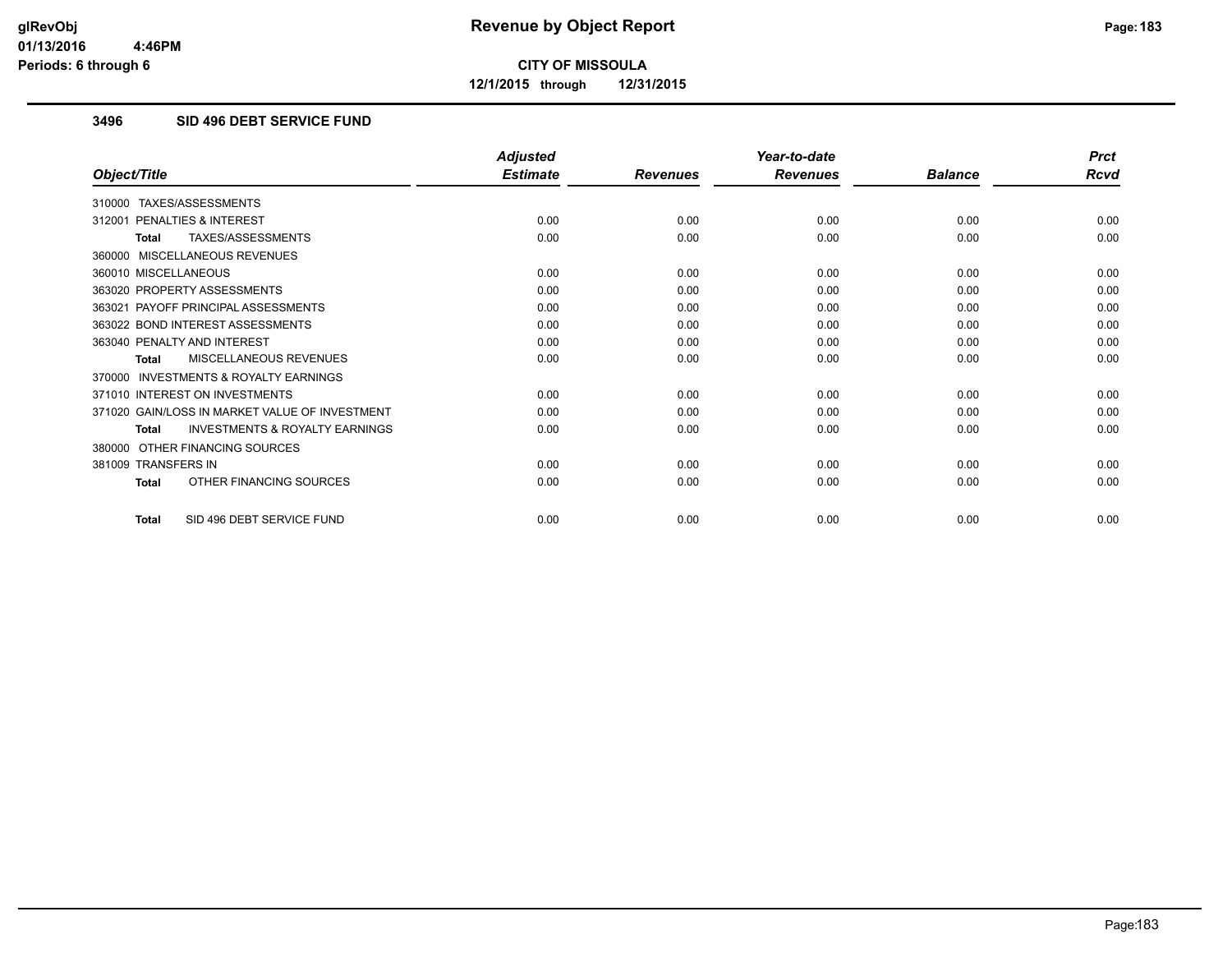**CITY OF MISSOULA**

**12/1/2015 through 12/31/2015**

### 3496 SID 496 DEBT SERVICE FUND

| Object/Title | Adjusted Estimate | Revenues | Year-to-date Revenues | Balance | Prct Rcvd |
|---|---|---|---|---|---|
| 310000 TAXES/ASSESSMENTS | | | | | |
| 312001 PENALTIES & INTEREST | 0.00 | 0.00 | 0.00 | 0.00 | 0.00 |
| **Total** TAXES/ASSESSMENTS | 0.00 | 0.00 | 0.00 | 0.00 | 0.00 |
| 360000 MISCELLANEOUS REVENUES | | | | | |
| 360010 MISCELLANEOUS | 0.00 | 0.00 | 0.00 | 0.00 | 0.00 |
| 363020 PROPERTY ASSESSMENTS | 0.00 | 0.00 | 0.00 | 0.00 | 0.00 |
| 363021 PAYOFF PRINCIPAL ASSESSMENTS | 0.00 | 0.00 | 0.00 | 0.00 | 0.00 |
| 363022 BOND INTEREST ASSESSMENTS | 0.00 | 0.00 | 0.00 | 0.00 | 0.00 |
| 363040 PENALTY AND INTEREST | 0.00 | 0.00 | 0.00 | 0.00 | 0.00 |
| **Total** MISCELLANEOUS REVENUES | 0.00 | 0.00 | 0.00 | 0.00 | 0.00 |
| 370000 INVESTMENTS & ROYALTY EARNINGS | | | | | |
| 371010 INTEREST ON INVESTMENTS | 0.00 | 0.00 | 0.00 | 0.00 | 0.00 |
| 371020 GAIN/LOSS IN MARKET VALUE OF INVESTMENT | 0.00 | 0.00 | 0.00 | 0.00 | 0.00 |
| **Total** INVESTMENTS & ROYALTY EARNINGS | 0.00 | 0.00 | 0.00 | 0.00 | 0.00 |
| 380000 OTHER FINANCING SOURCES | | | | | |
| 381009 TRANSFERS IN | 0.00 | 0.00 | 0.00 | 0.00 | 0.00 |
| **Total** OTHER FINANCING SOURCES | 0.00 | 0.00 | 0.00 | 0.00 | 0.00 |
| **Total** SID 496 DEBT SERVICE FUND | 0.00 | 0.00 | 0.00 | 0.00 | 0.00 |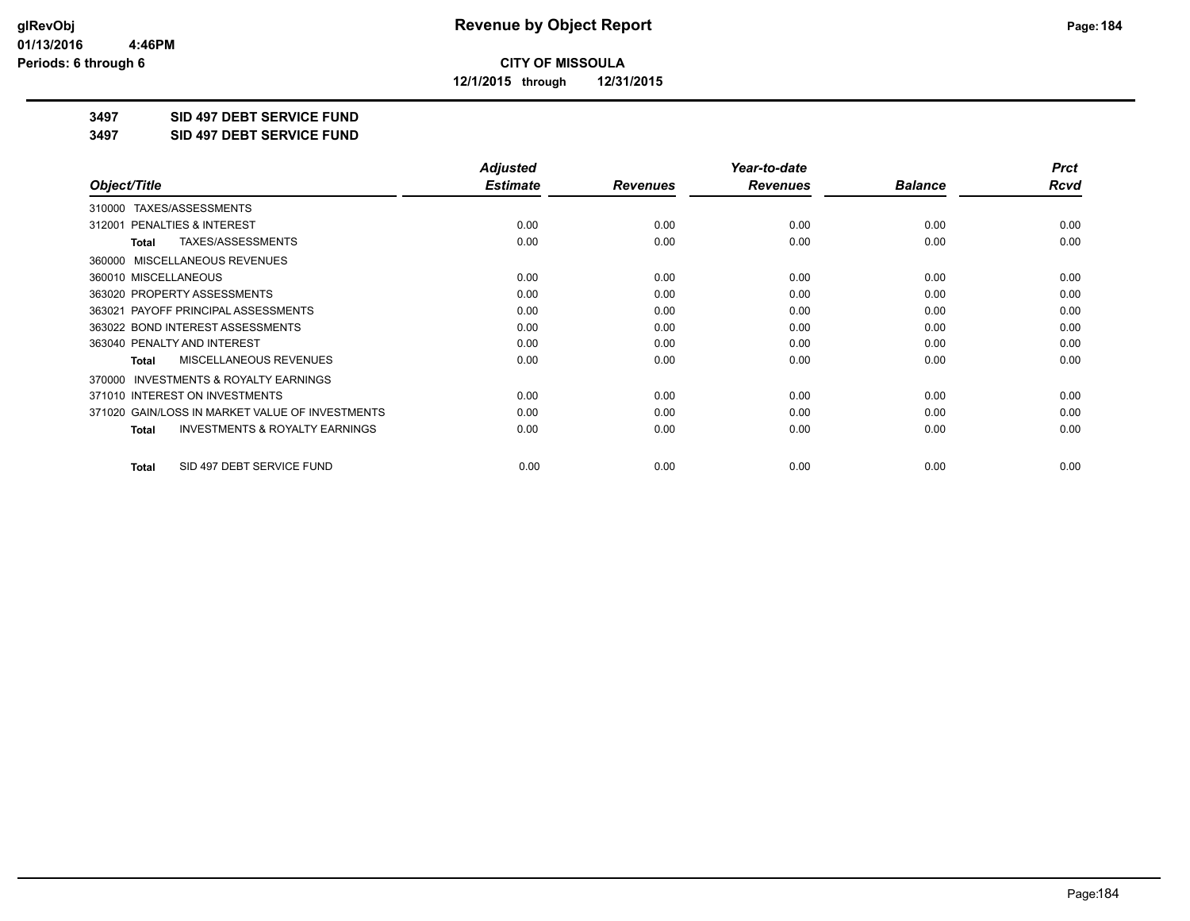**CITY OF MISSOULA**

**12/1/2015 through 12/31/2015**

**3497 SID 497 DEBT SERVICE FUND**

**3497 SID 497 DEBT SERVICE FUND**

| Object/Title | Adjusted Estimate | Revenues | Year-to-date Revenues | Balance | Prct Rcvd |
|---|---|---|---|---|---|
| 310000 TAXES/ASSESSMENTS | | | | | |
| 312001 PENALTIES & INTEREST | 0.00 | 0.00 | 0.00 | 0.00 | 0.00 |
| **Total** TAXES/ASSESSMENTS | 0.00 | 0.00 | 0.00 | 0.00 | 0.00 |
| 360000 MISCELLANEOUS REVENUES | | | | | |
| 360010 MISCELLANEOUS | 0.00 | 0.00 | 0.00 | 0.00 | 0.00 |
| 363020 PROPERTY ASSESSMENTS | 0.00 | 0.00 | 0.00 | 0.00 | 0.00 |
| 363021 PAYOFF PRINCIPAL ASSESSMENTS | 0.00 | 0.00 | 0.00 | 0.00 | 0.00 |
| 363022 BOND INTEREST ASSESSMENTS | 0.00 | 0.00 | 0.00 | 0.00 | 0.00 |
| 363040 PENALTY AND INTEREST | 0.00 | 0.00 | 0.00 | 0.00 | 0.00 |
| **Total** MISCELLANEOUS REVENUES | 0.00 | 0.00 | 0.00 | 0.00 | 0.00 |
| 370000 INVESTMENTS & ROYALTY EARNINGS | | | | | |
| 371010 INTEREST ON INVESTMENTS | 0.00 | 0.00 | 0.00 | 0.00 | 0.00 |
| 371020 GAIN/LOSS IN MARKET VALUE OF INVESTMENTS | 0.00 | 0.00 | 0.00 | 0.00 | 0.00 |
| **Total** INVESTMENTS & ROYALTY EARNINGS | 0.00 | 0.00 | 0.00 | 0.00 | 0.00 |
| **Total** SID 497 DEBT SERVICE FUND | 0.00 | 0.00 | 0.00 | 0.00 | 0.00 |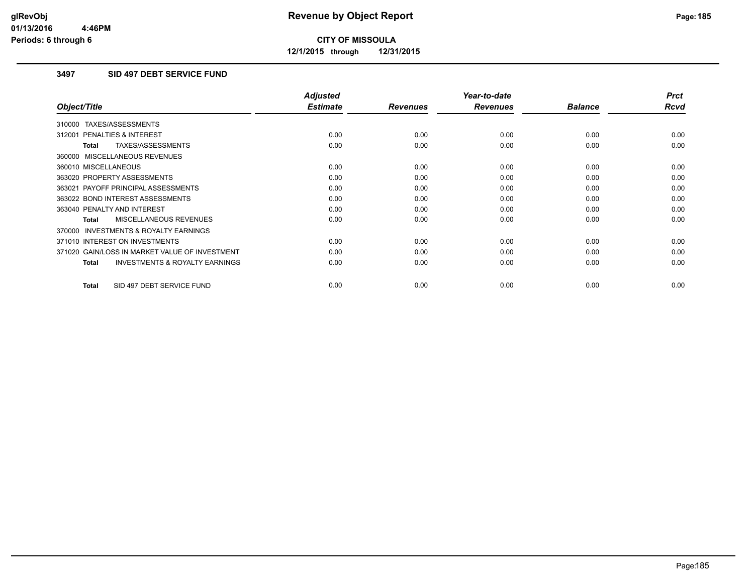**CITY OF MISSOULA**

**12/1/2015 through 12/31/2015**

## 3497 SID 497 DEBT SERVICE FUND

| Object/Title | Adjusted Estimate | Revenues | Year-to-date Revenues | Balance | Prct Rcvd |
|---|---|---|---|---|---|
| 310000 TAXES/ASSESSMENTS | | | | | |
| 312001 PENALTIES & INTEREST | 0.00 | 0.00 | 0.00 | 0.00 | 0.00 |
| **Total** TAXES/ASSESSMENTS | 0.00 | 0.00 | 0.00 | 0.00 | 0.00 |
| 360000 MISCELLANEOUS REVENUES | | | | | |
| 360010 MISCELLANEOUS | 0.00 | 0.00 | 0.00 | 0.00 | 0.00 |
| 363020 PROPERTY ASSESSMENTS | 0.00 | 0.00 | 0.00 | 0.00 | 0.00 |
| 363021 PAYOFF PRINCIPAL ASSESSMENTS | 0.00 | 0.00 | 0.00 | 0.00 | 0.00 |
| 363022 BOND INTEREST ASSESSMENTS | 0.00 | 0.00 | 0.00 | 0.00 | 0.00 |
| 363040 PENALTY AND INTEREST | 0.00 | 0.00 | 0.00 | 0.00 | 0.00 |
| **Total** MISCELLANEOUS REVENUES | 0.00 | 0.00 | 0.00 | 0.00 | 0.00 |
| 370000 INVESTMENTS & ROYALTY EARNINGS | | | | | |
| 371010 INTEREST ON INVESTMENTS | 0.00 | 0.00 | 0.00 | 0.00 | 0.00 |
| 371020 GAIN/LOSS IN MARKET VALUE OF INVESTMENT | 0.00 | 0.00 | 0.00 | 0.00 | 0.00 |
| **Total** INVESTMENTS & ROYALTY EARNINGS | 0.00 | 0.00 | 0.00 | 0.00 | 0.00 |
| **Total** SID 497 DEBT SERVICE FUND | 0.00 | 0.00 | 0.00 | 0.00 | 0.00 |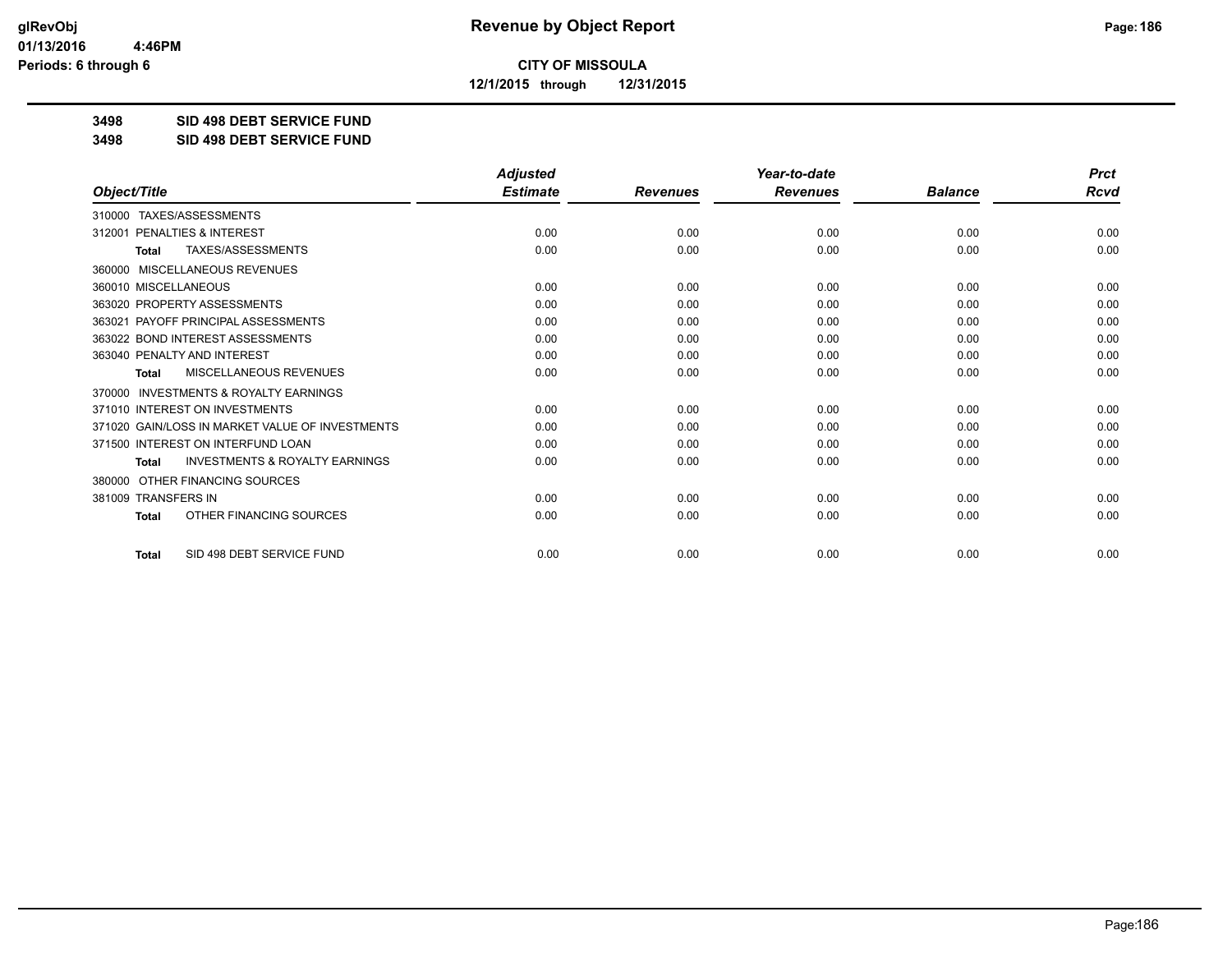# Revenue by Object Report

**CITY OF MISSOULA**

**12/1/2015 through 12/31/2015**

glRevObj
01/13/2016 4:46PM
Periods: 6 through 6

**3498 SID 498 DEBT SERVICE FUND**

**3498 SID 498 DEBT SERVICE FUND**

| Object/Title | Adjusted Estimate | Revenues | Year-to-date Revenues | Balance | Prct Rcvd |
|---|---|---|---|---|---|
| 310000 TAXES/ASSESSMENTS | | | | | |
| 312001 PENALTIES & INTEREST | 0.00 | 0.00 | 0.00 | 0.00 | 0.00 |
| **Total** TAXES/ASSESSMENTS | 0.00 | 0.00 | 0.00 | 0.00 | 0.00 |
| 360000 MISCELLANEOUS REVENUES | | | | | |
| 360010 MISCELLANEOUS | 0.00 | 0.00 | 0.00 | 0.00 | 0.00 |
| 363020 PROPERTY ASSESSMENTS | 0.00 | 0.00 | 0.00 | 0.00 | 0.00 |
| 363021 PAYOFF PRINCIPAL ASSESSMENTS | 0.00 | 0.00 | 0.00 | 0.00 | 0.00 |
| 363022 BOND INTEREST ASSESSMENTS | 0.00 | 0.00 | 0.00 | 0.00 | 0.00 |
| 363040 PENALTY AND INTEREST | 0.00 | 0.00 | 0.00 | 0.00 | 0.00 |
| **Total** MISCELLANEOUS REVENUES | 0.00 | 0.00 | 0.00 | 0.00 | 0.00 |
| 370000 INVESTMENTS & ROYALTY EARNINGS | | | | | |
| 371010 INTEREST ON INVESTMENTS | 0.00 | 0.00 | 0.00 | 0.00 | 0.00 |
| 371020 GAIN/LOSS IN MARKET VALUE OF INVESTMENTS | 0.00 | 0.00 | 0.00 | 0.00 | 0.00 |
| 371500 INTEREST ON INTERFUND LOAN | 0.00 | 0.00 | 0.00 | 0.00 | 0.00 |
| **Total** INVESTMENTS & ROYALTY EARNINGS | 0.00 | 0.00 | 0.00 | 0.00 | 0.00 |
| 380000 OTHER FINANCING SOURCES | | | | | |
| 381009 TRANSFERS IN | 0.00 | 0.00 | 0.00 | 0.00 | 0.00 |
| **Total** OTHER FINANCING SOURCES | 0.00 | 0.00 | 0.00 | 0.00 | 0.00 |
| **Total** SID 498 DEBT SERVICE FUND | 0.00 | 0.00 | 0.00 | 0.00 | 0.00 |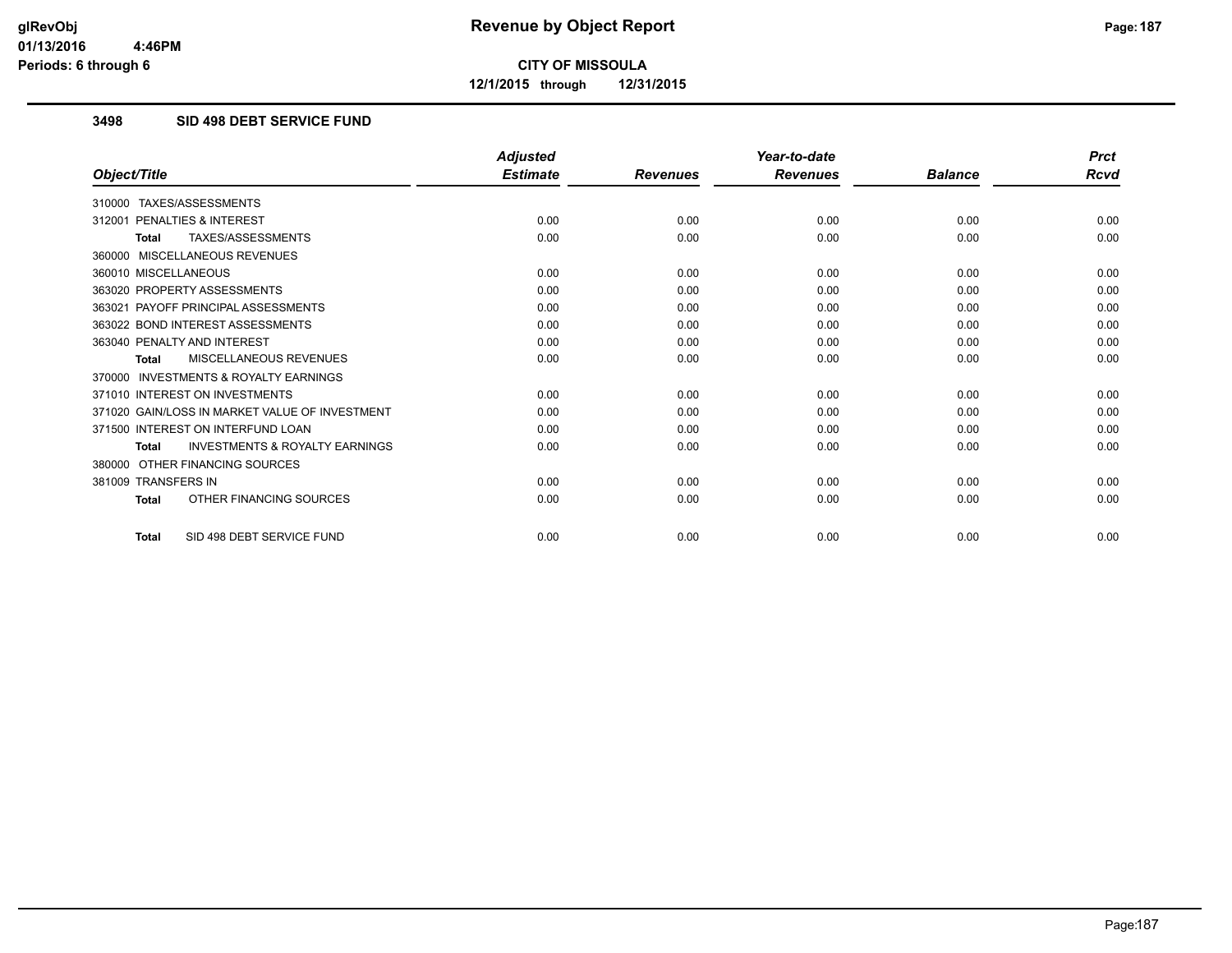**CITY OF MISSOULA**

**12/1/2015 through 12/31/2015**

### 3498 SID 498 DEBT SERVICE FUND

| Object/Title | Adjusted Estimate | Revenues | Year-to-date Revenues | Balance | Prct Rcvd |
|---|---|---|---|---|---|
| 310000 TAXES/ASSESSMENTS | | | | | |
| 312001 PENALTIES & INTEREST | 0.00 | 0.00 | 0.00 | 0.00 | 0.00 |
| **Total** TAXES/ASSESSMENTS | 0.00 | 0.00 | 0.00 | 0.00 | 0.00 |
| 360000 MISCELLANEOUS REVENUES | | | | | |
| 360010 MISCELLANEOUS | 0.00 | 0.00 | 0.00 | 0.00 | 0.00 |
| 363020 PROPERTY ASSESSMENTS | 0.00 | 0.00 | 0.00 | 0.00 | 0.00 |
| 363021 PAYOFF PRINCIPAL ASSESSMENTS | 0.00 | 0.00 | 0.00 | 0.00 | 0.00 |
| 363022 BOND INTEREST ASSESSMENTS | 0.00 | 0.00 | 0.00 | 0.00 | 0.00 |
| 363040 PENALTY AND INTEREST | 0.00 | 0.00 | 0.00 | 0.00 | 0.00 |
| **Total** MISCELLANEOUS REVENUES | 0.00 | 0.00 | 0.00 | 0.00 | 0.00 |
| 370000 INVESTMENTS & ROYALTY EARNINGS | | | | | |
| 371010 INTEREST ON INVESTMENTS | 0.00 | 0.00 | 0.00 | 0.00 | 0.00 |
| 371020 GAIN/LOSS IN MARKET VALUE OF INVESTMENT | 0.00 | 0.00 | 0.00 | 0.00 | 0.00 |
| 371500 INTEREST ON INTERFUND LOAN | 0.00 | 0.00 | 0.00 | 0.00 | 0.00 |
| **Total** INVESTMENTS & ROYALTY EARNINGS | 0.00 | 0.00 | 0.00 | 0.00 | 0.00 |
| 380000 OTHER FINANCING SOURCES | | | | | |
| 381009 TRANSFERS IN | 0.00 | 0.00 | 0.00 | 0.00 | 0.00 |
| **Total** OTHER FINANCING SOURCES | 0.00 | 0.00 | 0.00 | 0.00 | 0.00 |
| **Total** SID 498 DEBT SERVICE FUND | 0.00 | 0.00 | 0.00 | 0.00 | 0.00 |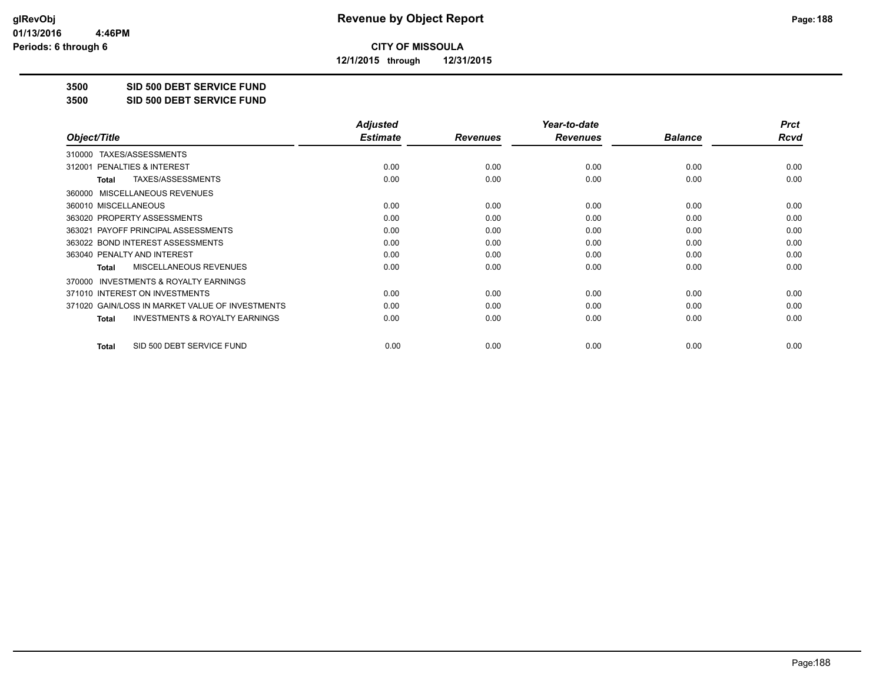**CITY OF MISSOULA**

**12/1/2015 through 12/31/2015**

**3500 SID 500 DEBT SERVICE FUND**

**3500 SID 500 DEBT SERVICE FUND**

| Object/Title | Adjusted Estimate | Revenues | Year-to-date Revenues | Balance | Prct Rcvd |
|---|---|---|---|---|---|
| 310000 TAXES/ASSESSMENTS | | | | | |
| 312001 PENALTIES & INTEREST | 0.00 | 0.00 | 0.00 | 0.00 | 0.00 |
| **Total** TAXES/ASSESSMENTS | 0.00 | 0.00 | 0.00 | 0.00 | 0.00 |
| 360000 MISCELLANEOUS REVENUES | | | | | |
| 360010 MISCELLANEOUS | 0.00 | 0.00 | 0.00 | 0.00 | 0.00 |
| 363020 PROPERTY ASSESSMENTS | 0.00 | 0.00 | 0.00 | 0.00 | 0.00 |
| 363021 PAYOFF PRINCIPAL ASSESSMENTS | 0.00 | 0.00 | 0.00 | 0.00 | 0.00 |
| 363022 BOND INTEREST ASSESSMENTS | 0.00 | 0.00 | 0.00 | 0.00 | 0.00 |
| 363040 PENALTY AND INTEREST | 0.00 | 0.00 | 0.00 | 0.00 | 0.00 |
| **Total** MISCELLANEOUS REVENUES | 0.00 | 0.00 | 0.00 | 0.00 | 0.00 |
| 370000 INVESTMENTS & ROYALTY EARNINGS | | | | | |
| 371010 INTEREST ON INVESTMENTS | 0.00 | 0.00 | 0.00 | 0.00 | 0.00 |
| 371020 GAIN/LOSS IN MARKET VALUE OF INVESTMENTS | 0.00 | 0.00 | 0.00 | 0.00 | 0.00 |
| **Total** INVESTMENTS & ROYALTY EARNINGS | 0.00 | 0.00 | 0.00 | 0.00 | 0.00 |
| **Total** SID 500 DEBT SERVICE FUND | 0.00 | 0.00 | 0.00 | 0.00 | 0.00 |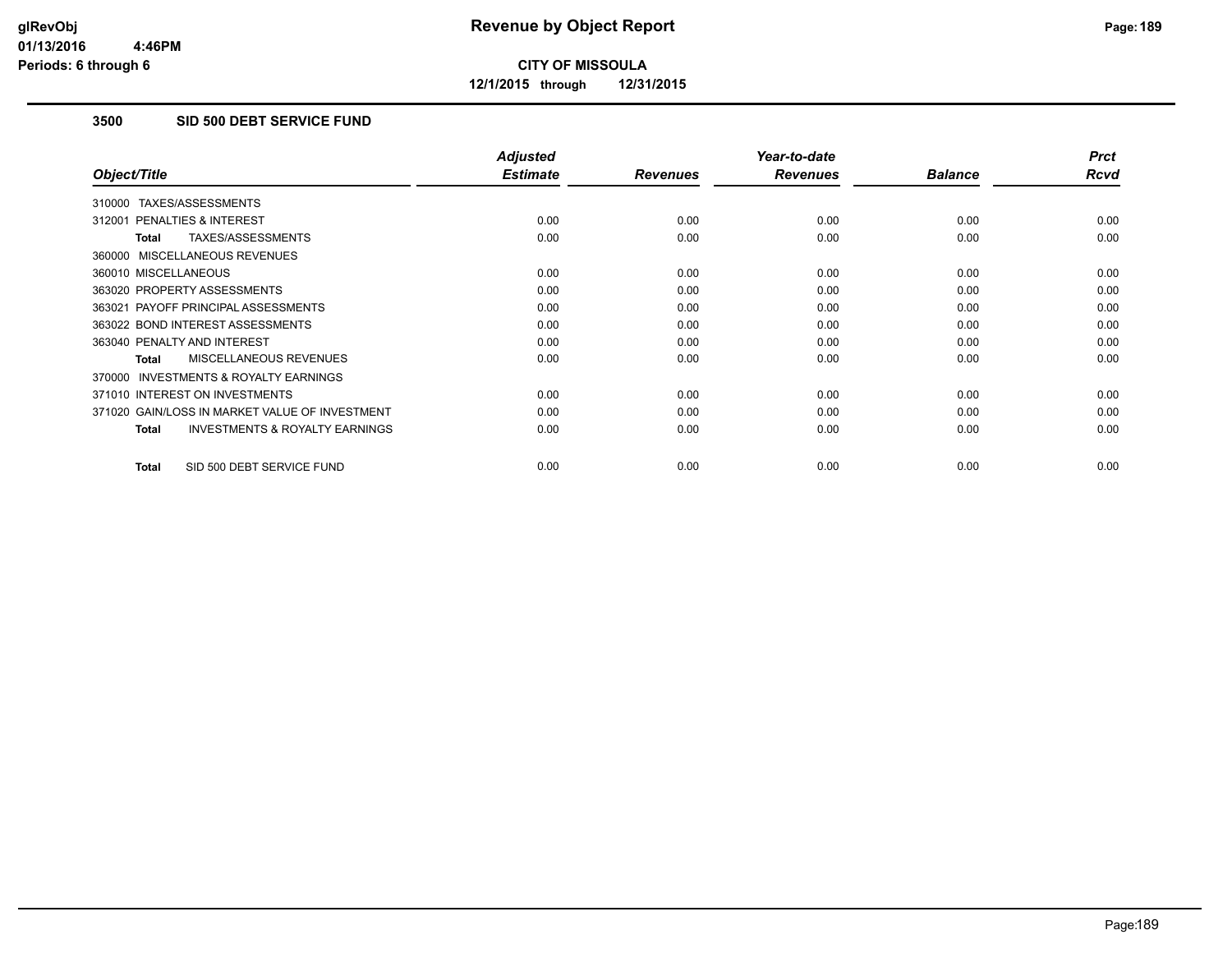**CITY OF MISSOULA**

**12/1/2015 through 12/31/2015**

## 3500 SID 500 DEBT SERVICE FUND

| Object/Title | Adjusted Estimate | Revenues | Year-to-date Revenues | Balance | Prct Rcvd |
|---|---|---|---|---|---|
| 310000 TAXES/ASSESSMENTS | | | | | |
| 312001 PENALTIES & INTEREST | 0.00 | 0.00 | 0.00 | 0.00 | 0.00 |
| **Total** TAXES/ASSESSMENTS | 0.00 | 0.00 | 0.00 | 0.00 | 0.00 |
| 360000 MISCELLANEOUS REVENUES | | | | | |
| 360010 MISCELLANEOUS | 0.00 | 0.00 | 0.00 | 0.00 | 0.00 |
| 363020 PROPERTY ASSESSMENTS | 0.00 | 0.00 | 0.00 | 0.00 | 0.00 |
| 363021 PAYOFF PRINCIPAL ASSESSMENTS | 0.00 | 0.00 | 0.00 | 0.00 | 0.00 |
| 363022 BOND INTEREST ASSESSMENTS | 0.00 | 0.00 | 0.00 | 0.00 | 0.00 |
| 363040 PENALTY AND INTEREST | 0.00 | 0.00 | 0.00 | 0.00 | 0.00 |
| **Total** MISCELLANEOUS REVENUES | 0.00 | 0.00 | 0.00 | 0.00 | 0.00 |
| 370000 INVESTMENTS & ROYALTY EARNINGS | | | | | |
| 371010 INTEREST ON INVESTMENTS | 0.00 | 0.00 | 0.00 | 0.00 | 0.00 |
| 371020 GAIN/LOSS IN MARKET VALUE OF INVESTMENT | 0.00 | 0.00 | 0.00 | 0.00 | 0.00 |
| **Total** INVESTMENTS & ROYALTY EARNINGS | 0.00 | 0.00 | 0.00 | 0.00 | 0.00 |
| **Total** SID 500 DEBT SERVICE FUND | 0.00 | 0.00 | 0.00 | 0.00 | 0.00 |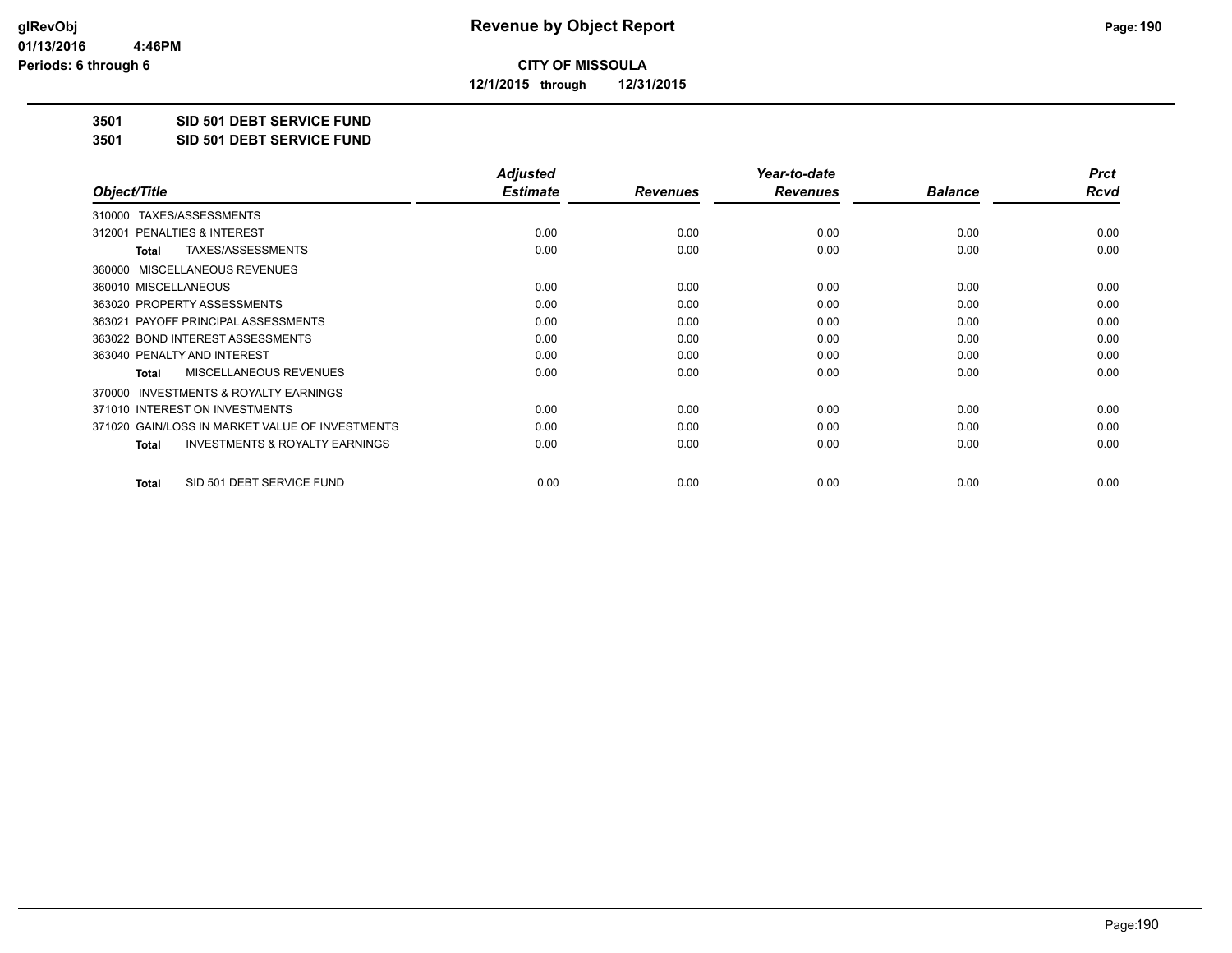# CITY OF MISSOULA

**12/1/2015 through 12/31/2015**

**3501 SID 501 DEBT SERVICE FUND**

**3501 SID 501 DEBT SERVICE FUND**

| Object/Title | Adjusted Estimate | Revenues | Year-to-date Revenues | Balance | Prct Rcvd |
|---|---|---|---|---|---|
| 310000 TAXES/ASSESSMENTS | | | | | |
| 312001 PENALTIES & INTEREST | 0.00 | 0.00 | 0.00 | 0.00 | 0.00 |
| **Total** TAXES/ASSESSMENTS | 0.00 | 0.00 | 0.00 | 0.00 | 0.00 |
| 360000 MISCELLANEOUS REVENUES | | | | | |
| 360010 MISCELLANEOUS | 0.00 | 0.00 | 0.00 | 0.00 | 0.00 |
| 363020 PROPERTY ASSESSMENTS | 0.00 | 0.00 | 0.00 | 0.00 | 0.00 |
| 363021 PAYOFF PRINCIPAL ASSESSMENTS | 0.00 | 0.00 | 0.00 | 0.00 | 0.00 |
| 363022 BOND INTEREST ASSESSMENTS | 0.00 | 0.00 | 0.00 | 0.00 | 0.00 |
| 363040 PENALTY AND INTEREST | 0.00 | 0.00 | 0.00 | 0.00 | 0.00 |
| **Total** MISCELLANEOUS REVENUES | 0.00 | 0.00 | 0.00 | 0.00 | 0.00 |
| 370000 INVESTMENTS & ROYALTY EARNINGS | | | | | |
| 371010 INTEREST ON INVESTMENTS | 0.00 | 0.00 | 0.00 | 0.00 | 0.00 |
| 371020 GAIN/LOSS IN MARKET VALUE OF INVESTMENTS | 0.00 | 0.00 | 0.00 | 0.00 | 0.00 |
| **Total** INVESTMENTS & ROYALTY EARNINGS | 0.00 | 0.00 | 0.00 | 0.00 | 0.00 |
| **Total** SID 501 DEBT SERVICE FUND | 0.00 | 0.00 | 0.00 | 0.00 | 0.00 |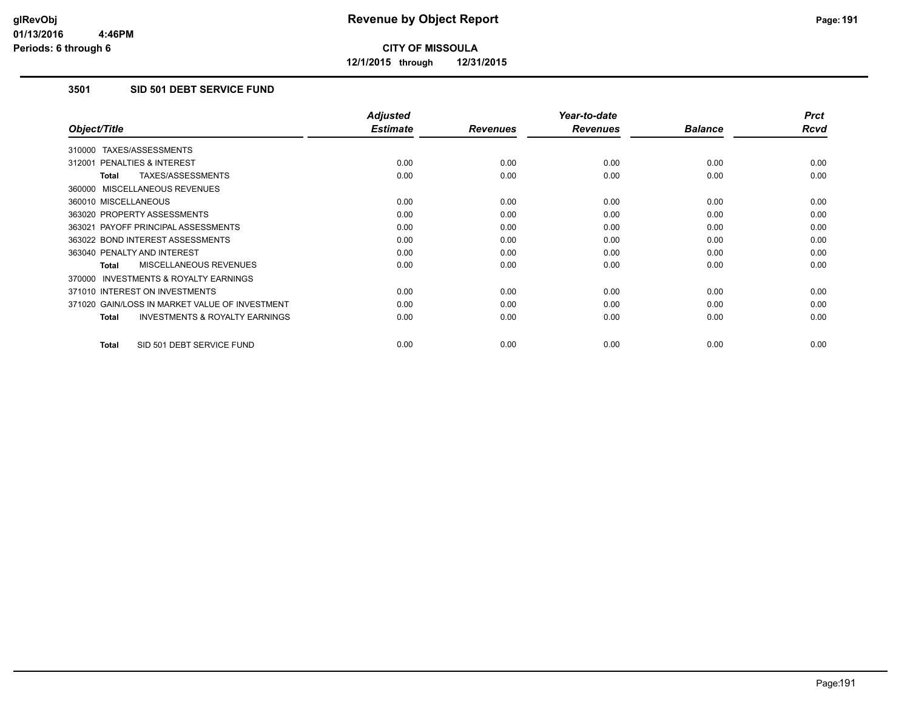**CITY OF MISSOULA**

**12/1/2015 through 12/31/2015**

### 3501 SID 501 DEBT SERVICE FUND

| Object/Title | Adjusted Estimate | Revenues | Year-to-date Revenues | Balance | Prct Rcvd |
|---|---|---|---|---|---|
| 310000 TAXES/ASSESSMENTS | | | | | |
| 312001 PENALTIES & INTEREST | 0.00 | 0.00 | 0.00 | 0.00 | 0.00 |
| **Total** TAXES/ASSESSMENTS | 0.00 | 0.00 | 0.00 | 0.00 | 0.00 |
| 360000 MISCELLANEOUS REVENUES | | | | | |
| 360010 MISCELLANEOUS | 0.00 | 0.00 | 0.00 | 0.00 | 0.00 |
| 363020 PROPERTY ASSESSMENTS | 0.00 | 0.00 | 0.00 | 0.00 | 0.00 |
| 363021 PAYOFF PRINCIPAL ASSESSMENTS | 0.00 | 0.00 | 0.00 | 0.00 | 0.00 |
| 363022 BOND INTEREST ASSESSMENTS | 0.00 | 0.00 | 0.00 | 0.00 | 0.00 |
| 363040 PENALTY AND INTEREST | 0.00 | 0.00 | 0.00 | 0.00 | 0.00 |
| **Total** MISCELLANEOUS REVENUES | 0.00 | 0.00 | 0.00 | 0.00 | 0.00 |
| 370000 INVESTMENTS & ROYALTY EARNINGS | | | | | |
| 371010 INTEREST ON INVESTMENTS | 0.00 | 0.00 | 0.00 | 0.00 | 0.00 |
| 371020 GAIN/LOSS IN MARKET VALUE OF INVESTMENT | 0.00 | 0.00 | 0.00 | 0.00 | 0.00 |
| **Total** INVESTMENTS & ROYALTY EARNINGS | 0.00 | 0.00 | 0.00 | 0.00 | 0.00 |
| **Total** SID 501 DEBT SERVICE FUND | 0.00 | 0.00 | 0.00 | 0.00 | 0.00 |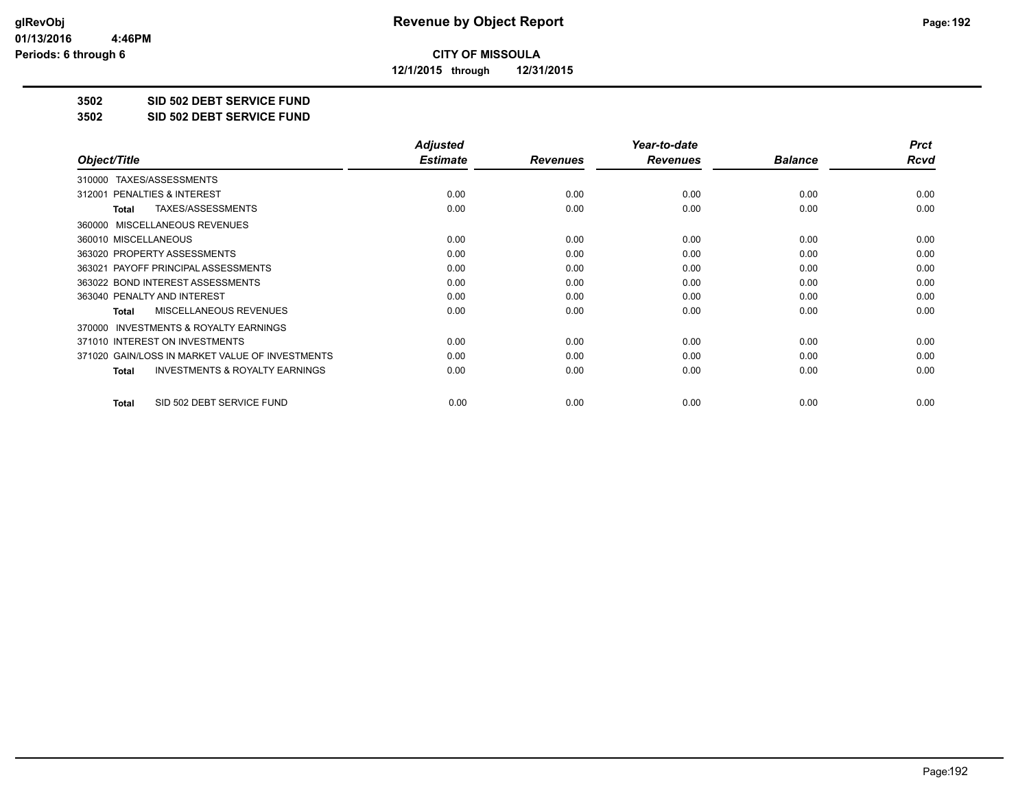# Revenue by Object Report

**CITY OF MISSOULA**

**12/1/2015 through 12/31/2015**

glRevObj
01/13/2016 4:46PM
Periods: 6 through 6

**3502 SID 502 DEBT SERVICE FUND**

**3502 SID 502 DEBT SERVICE FUND**

| Object/Title | Adjusted Estimate | Revenues | Year-to-date Revenues | Balance | Prct Rcvd |
|---|---|---|---|---|---|
| 310000 TAXES/ASSESSMENTS | | | | | |
| 312001 PENALTIES & INTEREST | 0.00 | 0.00 | 0.00 | 0.00 | 0.00 |
| **Total** TAXES/ASSESSMENTS | 0.00 | 0.00 | 0.00 | 0.00 | 0.00 |
| 360000 MISCELLANEOUS REVENUES | | | | | |
| 360010 MISCELLANEOUS | 0.00 | 0.00 | 0.00 | 0.00 | 0.00 |
| 363020 PROPERTY ASSESSMENTS | 0.00 | 0.00 | 0.00 | 0.00 | 0.00 |
| 363021 PAYOFF PRINCIPAL ASSESSMENTS | 0.00 | 0.00 | 0.00 | 0.00 | 0.00 |
| 363022 BOND INTEREST ASSESSMENTS | 0.00 | 0.00 | 0.00 | 0.00 | 0.00 |
| 363040 PENALTY AND INTEREST | 0.00 | 0.00 | 0.00 | 0.00 | 0.00 |
| **Total** MISCELLANEOUS REVENUES | 0.00 | 0.00 | 0.00 | 0.00 | 0.00 |
| 370000 INVESTMENTS & ROYALTY EARNINGS | | | | | |
| 371010 INTEREST ON INVESTMENTS | 0.00 | 0.00 | 0.00 | 0.00 | 0.00 |
| 371020 GAIN/LOSS IN MARKET VALUE OF INVESTMENTS | 0.00 | 0.00 | 0.00 | 0.00 | 0.00 |
| **Total** INVESTMENTS & ROYALTY EARNINGS | 0.00 | 0.00 | 0.00 | 0.00 | 0.00 |
| **Total** SID 502 DEBT SERVICE FUND | 0.00 | 0.00 | 0.00 | 0.00 | 0.00 |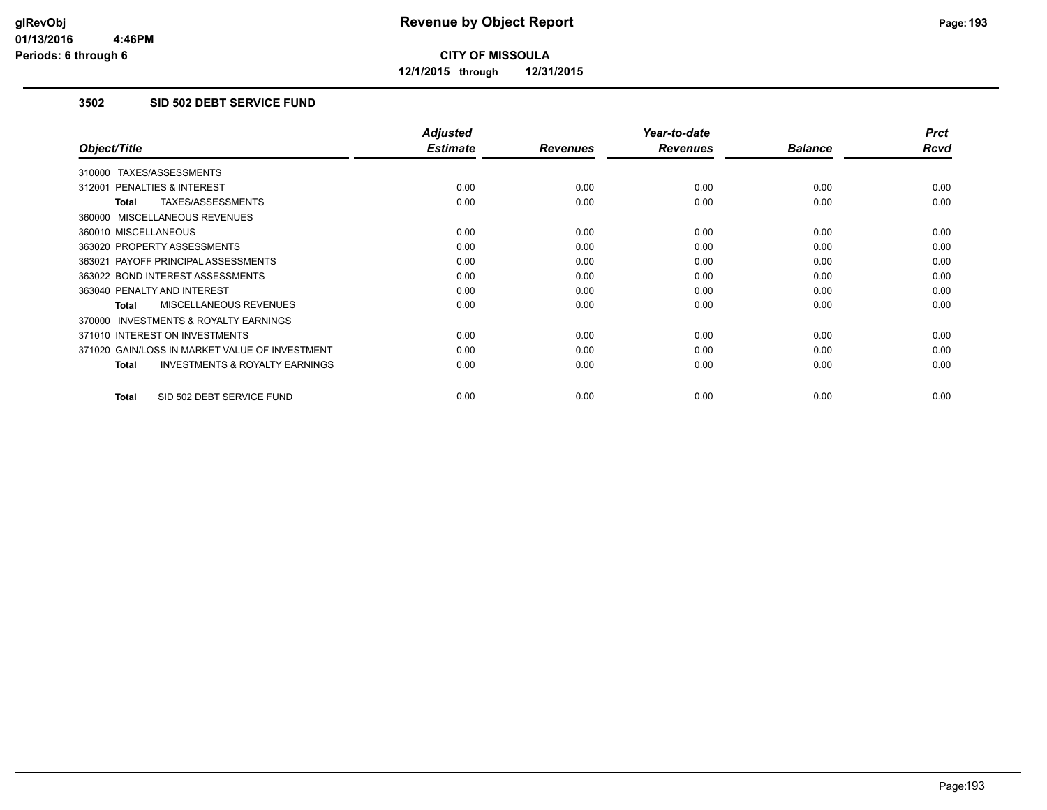# Revenue by Object Report

**CITY OF MISSOULA**

**12/1/2015 through 12/31/2015**

glRevObj
01/13/2016 4:46PM
Periods: 6 through 6

## 3502 SID 502 DEBT SERVICE FUND

| Object/Title | Adjusted Estimate | Revenues | Year-to-date Revenues | Balance | Prct Rcvd |
|---|---|---|---|---|---|
| 310000 TAXES/ASSESSMENTS | | | | | |
| 312001 PENALTIES & INTEREST | 0.00 | 0.00 | 0.00 | 0.00 | 0.00 |
| **Total** TAXES/ASSESSMENTS | 0.00 | 0.00 | 0.00 | 0.00 | 0.00 |
| 360000 MISCELLANEOUS REVENUES | | | | | |
| 360010 MISCELLANEOUS | 0.00 | 0.00 | 0.00 | 0.00 | 0.00 |
| 363020 PROPERTY ASSESSMENTS | 0.00 | 0.00 | 0.00 | 0.00 | 0.00 |
| 363021 PAYOFF PRINCIPAL ASSESSMENTS | 0.00 | 0.00 | 0.00 | 0.00 | 0.00 |
| 363022 BOND INTEREST ASSESSMENTS | 0.00 | 0.00 | 0.00 | 0.00 | 0.00 |
| 363040 PENALTY AND INTEREST | 0.00 | 0.00 | 0.00 | 0.00 | 0.00 |
| **Total** MISCELLANEOUS REVENUES | 0.00 | 0.00 | 0.00 | 0.00 | 0.00 |
| 370000 INVESTMENTS & ROYALTY EARNINGS | | | | | |
| 371010 INTEREST ON INVESTMENTS | 0.00 | 0.00 | 0.00 | 0.00 | 0.00 |
| 371020 GAIN/LOSS IN MARKET VALUE OF INVESTMENT | 0.00 | 0.00 | 0.00 | 0.00 | 0.00 |
| **Total** INVESTMENTS & ROYALTY EARNINGS | 0.00 | 0.00 | 0.00 | 0.00 | 0.00 |
| **Total** SID 502 DEBT SERVICE FUND | 0.00 | 0.00 | 0.00 | 0.00 | 0.00 |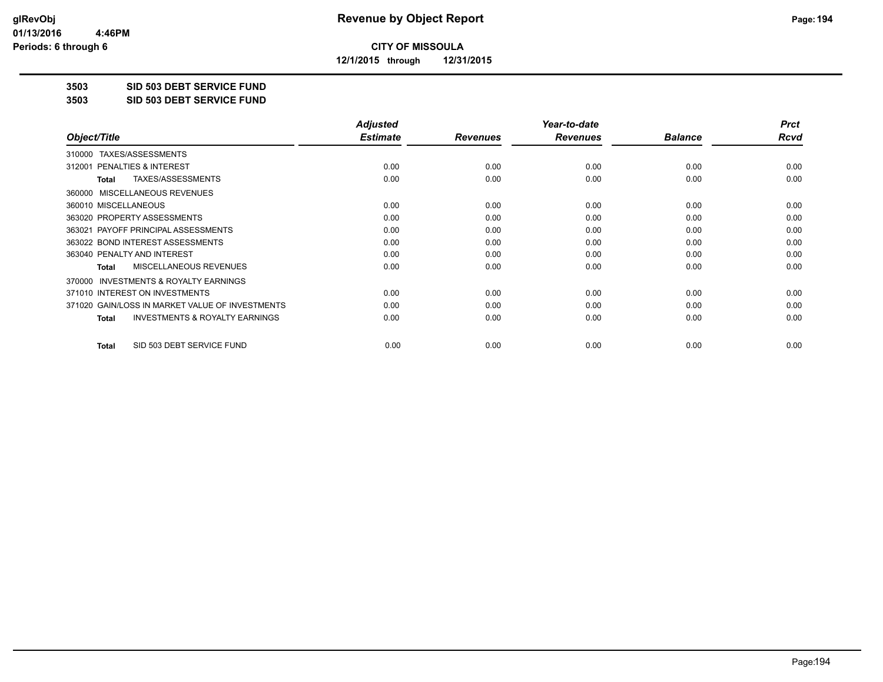**CITY OF MISSOULA**

**12/1/2015 through 12/31/2015**

# 3503 SID 503 DEBT SERVICE FUND

## 3503 SID 503 DEBT SERVICE FUND

| Object/Title | Adjusted Estimate | Revenues | Year-to-date Revenues | Balance | Prct Rcvd |
|---|---|---|---|---|---|
| 310000 TAXES/ASSESSMENTS | | | | | |
| 312001 PENALTIES & INTEREST | 0.00 | 0.00 | 0.00 | 0.00 | 0.00 |
| **Total** TAXES/ASSESSMENTS | 0.00 | 0.00 | 0.00 | 0.00 | 0.00 |
| 360000 MISCELLANEOUS REVENUES | | | | | |
| 360010 MISCELLANEOUS | 0.00 | 0.00 | 0.00 | 0.00 | 0.00 |
| 363020 PROPERTY ASSESSMENTS | 0.00 | 0.00 | 0.00 | 0.00 | 0.00 |
| 363021 PAYOFF PRINCIPAL ASSESSMENTS | 0.00 | 0.00 | 0.00 | 0.00 | 0.00 |
| 363022 BOND INTEREST ASSESSMENTS | 0.00 | 0.00 | 0.00 | 0.00 | 0.00 |
| 363040 PENALTY AND INTEREST | 0.00 | 0.00 | 0.00 | 0.00 | 0.00 |
| **Total** MISCELLANEOUS REVENUES | 0.00 | 0.00 | 0.00 | 0.00 | 0.00 |
| 370000 INVESTMENTS & ROYALTY EARNINGS | | | | | |
| 371010 INTEREST ON INVESTMENTS | 0.00 | 0.00 | 0.00 | 0.00 | 0.00 |
| 371020 GAIN/LOSS IN MARKET VALUE OF INVESTMENTS | 0.00 | 0.00 | 0.00 | 0.00 | 0.00 |
| **Total** INVESTMENTS & ROYALTY EARNINGS | 0.00 | 0.00 | 0.00 | 0.00 | 0.00 |
| **Total** SID 503 DEBT SERVICE FUND | 0.00 | 0.00 | 0.00 | 0.00 | 0.00 |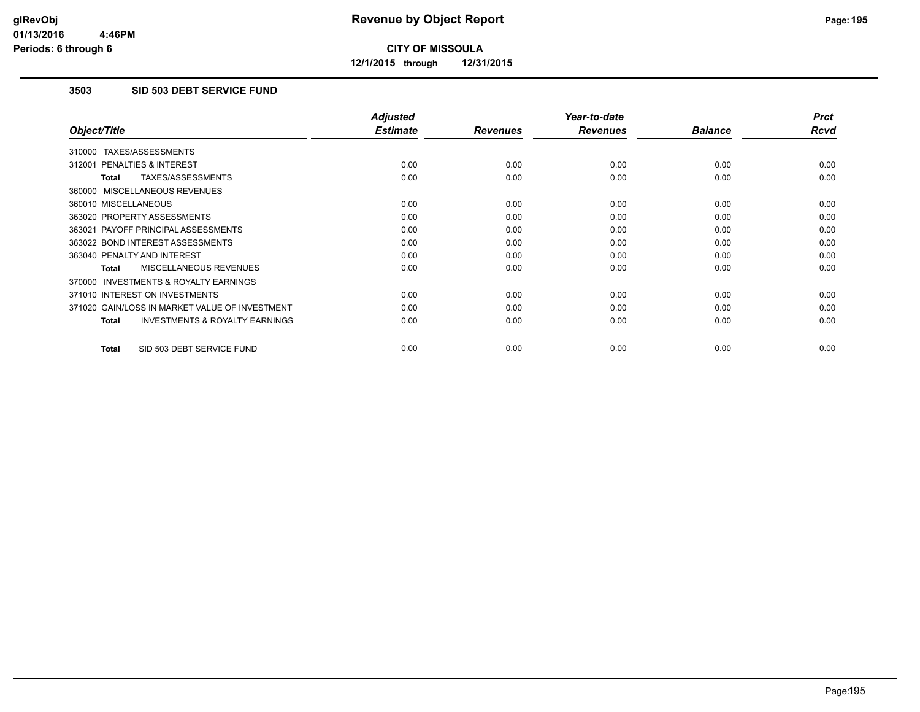**CITY OF MISSOULA**

**12/1/2015 through 12/31/2015**

### 3503 SID 503 DEBT SERVICE FUND

| Object/Title | Adjusted Estimate | Revenues | Year-to-date Revenues | Balance | Prct Rcvd |
|---|---|---|---|---|---|
| 310000 TAXES/ASSESSMENTS | | | | | |
| 312001 PENALTIES & INTEREST | 0.00 | 0.00 | 0.00 | 0.00 | 0.00 |
| **Total** TAXES/ASSESSMENTS | 0.00 | 0.00 | 0.00 | 0.00 | 0.00 |
| 360000 MISCELLANEOUS REVENUES | | | | | |
| 360010 MISCELLANEOUS | 0.00 | 0.00 | 0.00 | 0.00 | 0.00 |
| 363020 PROPERTY ASSESSMENTS | 0.00 | 0.00 | 0.00 | 0.00 | 0.00 |
| 363021 PAYOFF PRINCIPAL ASSESSMENTS | 0.00 | 0.00 | 0.00 | 0.00 | 0.00 |
| 363022 BOND INTEREST ASSESSMENTS | 0.00 | 0.00 | 0.00 | 0.00 | 0.00 |
| 363040 PENALTY AND INTEREST | 0.00 | 0.00 | 0.00 | 0.00 | 0.00 |
| **Total** MISCELLANEOUS REVENUES | 0.00 | 0.00 | 0.00 | 0.00 | 0.00 |
| 370000 INVESTMENTS & ROYALTY EARNINGS | | | | | |
| 371010 INTEREST ON INVESTMENTS | 0.00 | 0.00 | 0.00 | 0.00 | 0.00 |
| 371020 GAIN/LOSS IN MARKET VALUE OF INVESTMENT | 0.00 | 0.00 | 0.00 | 0.00 | 0.00 |
| **Total** INVESTMENTS & ROYALTY EARNINGS | 0.00 | 0.00 | 0.00 | 0.00 | 0.00 |
| **Total** SID 503 DEBT SERVICE FUND | 0.00 | 0.00 | 0.00 | 0.00 | 0.00 |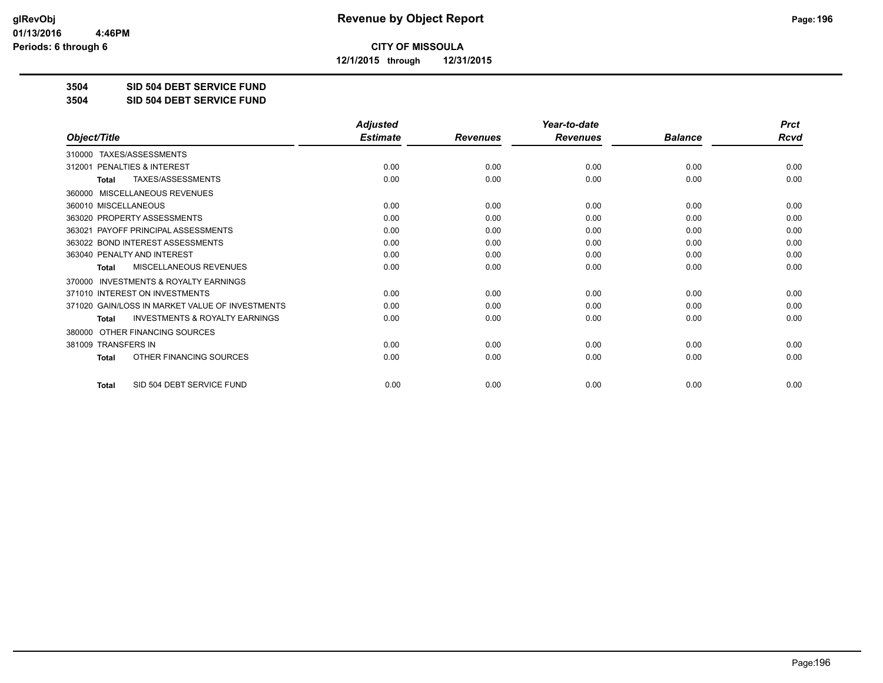# Revenue by Object Report

**CITY OF MISSOULA**

**12/1/2015 through 12/31/2015**

**3504 SID 504 DEBT SERVICE FUND**

**3504 SID 504 DEBT SERVICE FUND**

| Object/Title | Adjusted Estimate | Revenues | Year-to-date Revenues | Balance | Prct Rcvd |
|---|---|---|---|---|---|
| 310000 TAXES/ASSESSMENTS | | | | | |
| 312001 PENALTIES & INTEREST | 0.00 | 0.00 | 0.00 | 0.00 | 0.00 |
| **Total** TAXES/ASSESSMENTS | 0.00 | 0.00 | 0.00 | 0.00 | 0.00 |
| 360000 MISCELLANEOUS REVENUES | | | | | |
| 360010 MISCELLANEOUS | 0.00 | 0.00 | 0.00 | 0.00 | 0.00 |
| 363020 PROPERTY ASSESSMENTS | 0.00 | 0.00 | 0.00 | 0.00 | 0.00 |
| 363021 PAYOFF PRINCIPAL ASSESSMENTS | 0.00 | 0.00 | 0.00 | 0.00 | 0.00 |
| 363022 BOND INTEREST ASSESSMENTS | 0.00 | 0.00 | 0.00 | 0.00 | 0.00 |
| 363040 PENALTY AND INTEREST | 0.00 | 0.00 | 0.00 | 0.00 | 0.00 |
| **Total** MISCELLANEOUS REVENUES | 0.00 | 0.00 | 0.00 | 0.00 | 0.00 |
| 370000 INVESTMENTS & ROYALTY EARNINGS | | | | | |
| 371010 INTEREST ON INVESTMENTS | 0.00 | 0.00 | 0.00 | 0.00 | 0.00 |
| 371020 GAIN/LOSS IN MARKET VALUE OF INVESTMENTS | 0.00 | 0.00 | 0.00 | 0.00 | 0.00 |
| **Total** INVESTMENTS & ROYALTY EARNINGS | 0.00 | 0.00 | 0.00 | 0.00 | 0.00 |
| 380000 OTHER FINANCING SOURCES | | | | | |
| 381009 TRANSFERS IN | 0.00 | 0.00 | 0.00 | 0.00 | 0.00 |
| **Total** OTHER FINANCING SOURCES | 0.00 | 0.00 | 0.00 | 0.00 | 0.00 |
| **Total** SID 504 DEBT SERVICE FUND | 0.00 | 0.00 | 0.00 | 0.00 | 0.00 |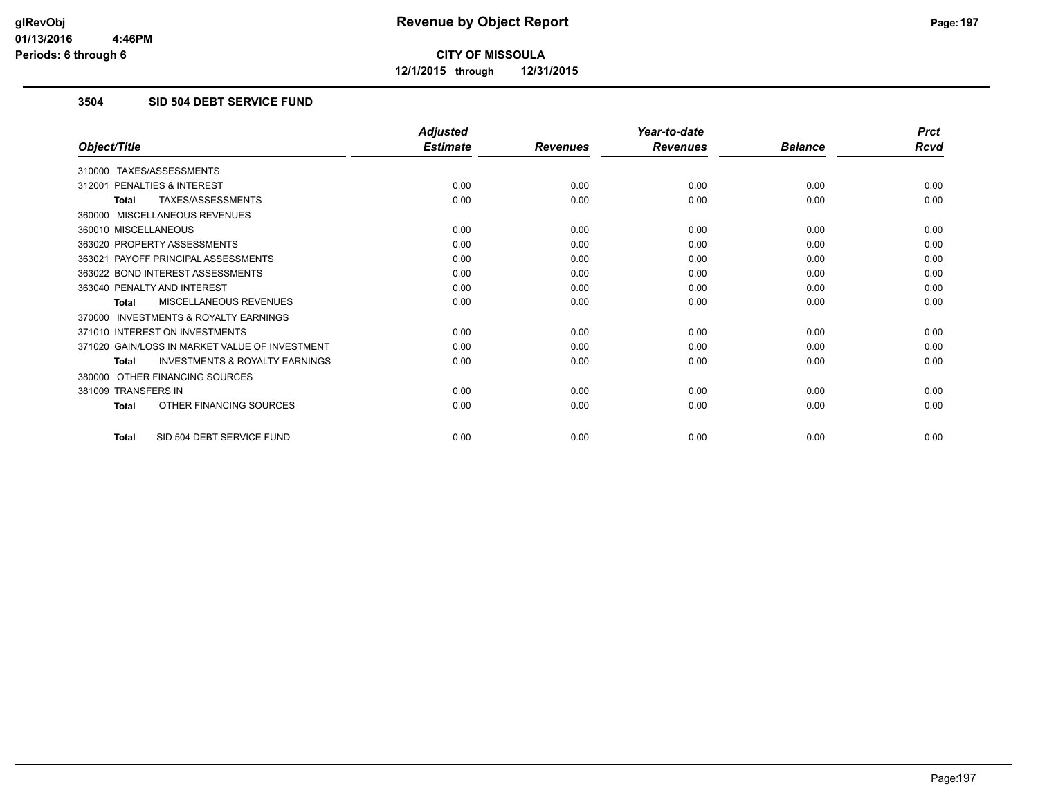**CITY OF MISSOULA**

**12/1/2015 through 12/31/2015**

### 3504 SID 504 DEBT SERVICE FUND

| Object/Title | Adjusted Estimate | Revenues | Year-to-date Revenues | Balance | Prct Rcvd |
|---|---|---|---|---|---|
| 310000 TAXES/ASSESSMENTS | | | | | |
| 312001 PENALTIES & INTEREST | 0.00 | 0.00 | 0.00 | 0.00 | 0.00 |
| **Total** TAXES/ASSESSMENTS | 0.00 | 0.00 | 0.00 | 0.00 | 0.00 |
| 360000 MISCELLANEOUS REVENUES | | | | | |
| 360010 MISCELLANEOUS | 0.00 | 0.00 | 0.00 | 0.00 | 0.00 |
| 363020 PROPERTY ASSESSMENTS | 0.00 | 0.00 | 0.00 | 0.00 | 0.00 |
| 363021 PAYOFF PRINCIPAL ASSESSMENTS | 0.00 | 0.00 | 0.00 | 0.00 | 0.00 |
| 363022 BOND INTEREST ASSESSMENTS | 0.00 | 0.00 | 0.00 | 0.00 | 0.00 |
| 363040 PENALTY AND INTEREST | 0.00 | 0.00 | 0.00 | 0.00 | 0.00 |
| **Total** MISCELLANEOUS REVENUES | 0.00 | 0.00 | 0.00 | 0.00 | 0.00 |
| 370000 INVESTMENTS & ROYALTY EARNINGS | | | | | |
| 371010 INTEREST ON INVESTMENTS | 0.00 | 0.00 | 0.00 | 0.00 | 0.00 |
| 371020 GAIN/LOSS IN MARKET VALUE OF INVESTMENT | 0.00 | 0.00 | 0.00 | 0.00 | 0.00 |
| **Total** INVESTMENTS & ROYALTY EARNINGS | 0.00 | 0.00 | 0.00 | 0.00 | 0.00 |
| 380000 OTHER FINANCING SOURCES | | | | | |
| 381009 TRANSFERS IN | 0.00 | 0.00 | 0.00 | 0.00 | 0.00 |
| **Total** OTHER FINANCING SOURCES | 0.00 | 0.00 | 0.00 | 0.00 | 0.00 |
| **Total** SID 504 DEBT SERVICE FUND | 0.00 | 0.00 | 0.00 | 0.00 | 0.00 |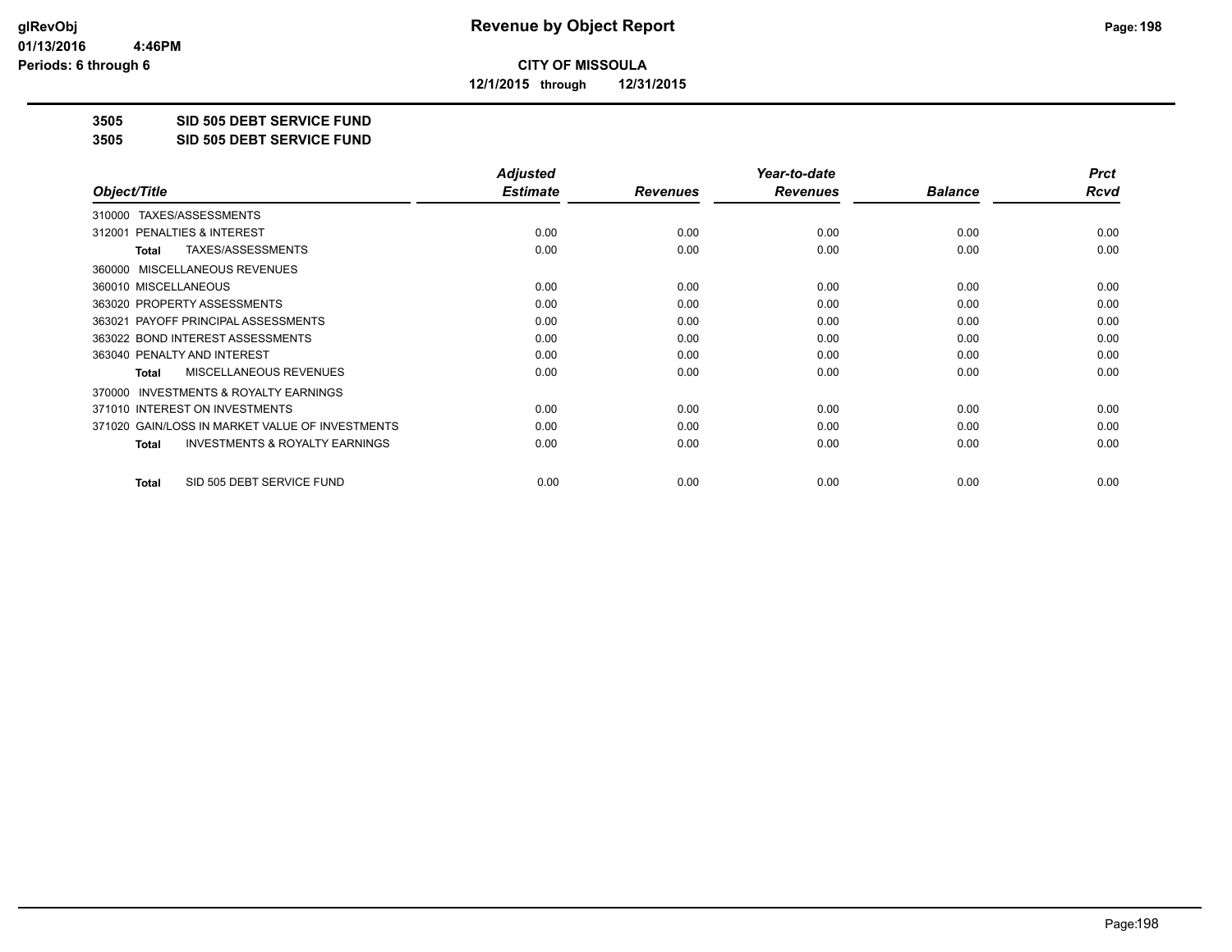**CITY OF MISSOULA**

**12/1/2015 through 12/31/2015**

## 3505 SID 505 DEBT SERVICE FUND

## 3505 SID 505 DEBT SERVICE FUND

| Object/Title | Adjusted Estimate | Revenues | Year-to-date Revenues | Balance | Prct Rcvd |
|---|---|---|---|---|---|
| 310000 TAXES/ASSESSMENTS | | | | | |
| 312001 PENALTIES & INTEREST | 0.00 | 0.00 | 0.00 | 0.00 | 0.00 |
| **Total** TAXES/ASSESSMENTS | 0.00 | 0.00 | 0.00 | 0.00 | 0.00 |
| 360000 MISCELLANEOUS REVENUES | | | | | |
| 360010 MISCELLANEOUS | 0.00 | 0.00 | 0.00 | 0.00 | 0.00 |
| 363020 PROPERTY ASSESSMENTS | 0.00 | 0.00 | 0.00 | 0.00 | 0.00 |
| 363021 PAYOFF PRINCIPAL ASSESSMENTS | 0.00 | 0.00 | 0.00 | 0.00 | 0.00 |
| 363022 BOND INTEREST ASSESSMENTS | 0.00 | 0.00 | 0.00 | 0.00 | 0.00 |
| 363040 PENALTY AND INTEREST | 0.00 | 0.00 | 0.00 | 0.00 | 0.00 |
| **Total** MISCELLANEOUS REVENUES | 0.00 | 0.00 | 0.00 | 0.00 | 0.00 |
| 370000 INVESTMENTS & ROYALTY EARNINGS | | | | | |
| 371010 INTEREST ON INVESTMENTS | 0.00 | 0.00 | 0.00 | 0.00 | 0.00 |
| 371020 GAIN/LOSS IN MARKET VALUE OF INVESTMENTS | 0.00 | 0.00 | 0.00 | 0.00 | 0.00 |
| **Total** INVESTMENTS & ROYALTY EARNINGS | 0.00 | 0.00 | 0.00 | 0.00 | 0.00 |
| **Total** SID 505 DEBT SERVICE FUND | 0.00 | 0.00 | 0.00 | 0.00 | 0.00 |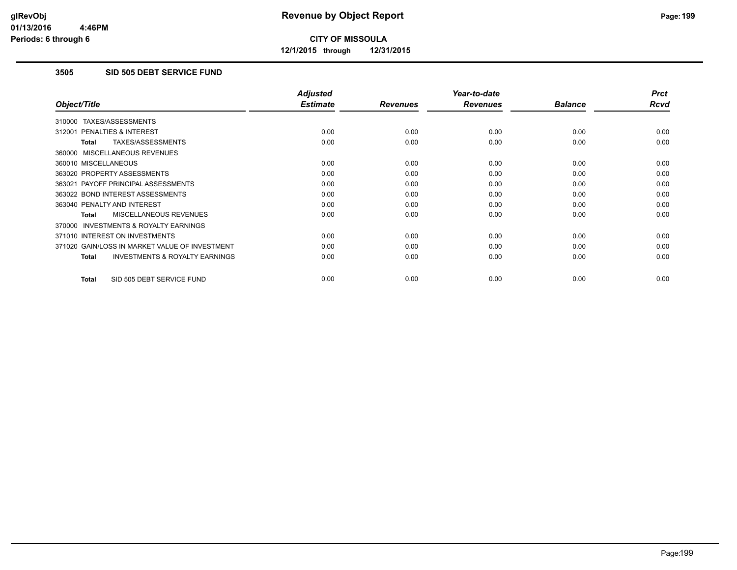# Revenue by Object Report

**CITY OF MISSOULA**

**12/1/2015 through 12/31/2015**

glRevObj
01/13/2016 4:46PM
Periods: 6 through 6

## 3505 SID 505 DEBT SERVICE FUND

| Object/Title | Adjusted Estimate | Revenues | Year-to-date Revenues | Balance | Prct Rcvd |
|---|---|---|---|---|---|
| 310000 TAXES/ASSESSMENTS | | | | | |
| 312001 PENALTIES & INTEREST | 0.00 | 0.00 | 0.00 | 0.00 | 0.00 |
| **Total** TAXES/ASSESSMENTS | 0.00 | 0.00 | 0.00 | 0.00 | 0.00 |
| 360000 MISCELLANEOUS REVENUES | | | | | |
| 360010 MISCELLANEOUS | 0.00 | 0.00 | 0.00 | 0.00 | 0.00 |
| 363020 PROPERTY ASSESSMENTS | 0.00 | 0.00 | 0.00 | 0.00 | 0.00 |
| 363021 PAYOFF PRINCIPAL ASSESSMENTS | 0.00 | 0.00 | 0.00 | 0.00 | 0.00 |
| 363022 BOND INTEREST ASSESSMENTS | 0.00 | 0.00 | 0.00 | 0.00 | 0.00 |
| 363040 PENALTY AND INTEREST | 0.00 | 0.00 | 0.00 | 0.00 | 0.00 |
| **Total** MISCELLANEOUS REVENUES | 0.00 | 0.00 | 0.00 | 0.00 | 0.00 |
| 370000 INVESTMENTS & ROYALTY EARNINGS | | | | | |
| 371010 INTEREST ON INVESTMENTS | 0.00 | 0.00 | 0.00 | 0.00 | 0.00 |
| 371020 GAIN/LOSS IN MARKET VALUE OF INVESTMENT | 0.00 | 0.00 | 0.00 | 0.00 | 0.00 |
| **Total** INVESTMENTS & ROYALTY EARNINGS | 0.00 | 0.00 | 0.00 | 0.00 | 0.00 |
| **Total** SID 505 DEBT SERVICE FUND | 0.00 | 0.00 | 0.00 | 0.00 | 0.00 |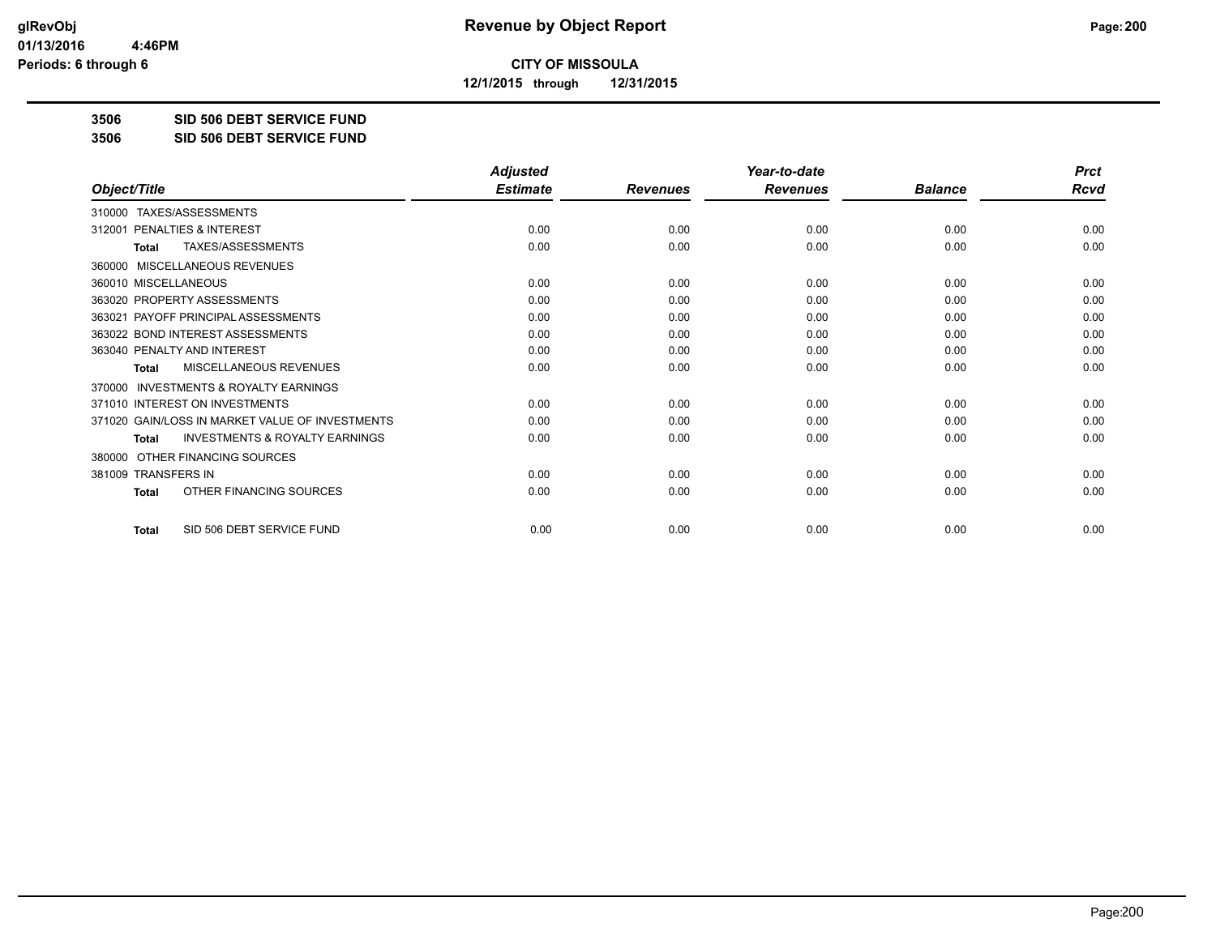**CITY OF MISSOULA**

**12/1/2015 through 12/31/2015**

**Revenue by Object Report**

glRevObj
01/13/2016 4:46PM
Periods: 6 through 6

## 3506 SID 506 DEBT SERVICE FUND

## 3506 SID 506 DEBT SERVICE FUND

| Object/Title | Adjusted Estimate | Revenues | Year-to-date Revenues | Balance | Prct Rcvd |
|---|---|---|---|---|---|
| 310000 TAXES/ASSESSMENTS | | | | | |
| 312001 PENALTIES & INTEREST | 0.00 | 0.00 | 0.00 | 0.00 | 0.00 |
| **Total** TAXES/ASSESSMENTS | 0.00 | 0.00 | 0.00 | 0.00 | 0.00 |
| 360000 MISCELLANEOUS REVENUES | | | | | |
| 360010 MISCELLANEOUS | 0.00 | 0.00 | 0.00 | 0.00 | 0.00 |
| 363020 PROPERTY ASSESSMENTS | 0.00 | 0.00 | 0.00 | 0.00 | 0.00 |
| 363021 PAYOFF PRINCIPAL ASSESSMENTS | 0.00 | 0.00 | 0.00 | 0.00 | 0.00 |
| 363022 BOND INTEREST ASSESSMENTS | 0.00 | 0.00 | 0.00 | 0.00 | 0.00 |
| 363040 PENALTY AND INTEREST | 0.00 | 0.00 | 0.00 | 0.00 | 0.00 |
| **Total** MISCELLANEOUS REVENUES | 0.00 | 0.00 | 0.00 | 0.00 | 0.00 |
| 370000 INVESTMENTS & ROYALTY EARNINGS | | | | | |
| 371010 INTEREST ON INVESTMENTS | 0.00 | 0.00 | 0.00 | 0.00 | 0.00 |
| 371020 GAIN/LOSS IN MARKET VALUE OF INVESTMENTS | 0.00 | 0.00 | 0.00 | 0.00 | 0.00 |
| **Total** INVESTMENTS & ROYALTY EARNINGS | 0.00 | 0.00 | 0.00 | 0.00 | 0.00 |
| 380000 OTHER FINANCING SOURCES | | | | | |
| 381009 TRANSFERS IN | 0.00 | 0.00 | 0.00 | 0.00 | 0.00 |
| **Total** OTHER FINANCING SOURCES | 0.00 | 0.00 | 0.00 | 0.00 | 0.00 |
| **Total** SID 506 DEBT SERVICE FUND | 0.00 | 0.00 | 0.00 | 0.00 | 0.00 |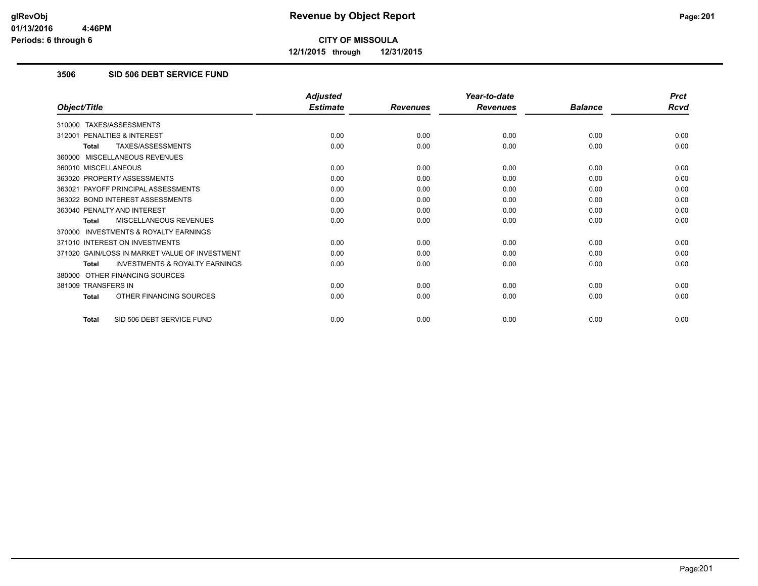**glRevObj**
**01/13/2016 4:46PM**
**Periods: 6 through 6**

# Revenue by Object Report

**CITY OF MISSOULA**

**12/1/2015 through 12/31/2015**

## 3506 SID 506 DEBT SERVICE FUND

| Object/Title | Adjusted Estimate | Revenues | Year-to-date Revenues | Balance | Prct Rcvd |
|---|---|---|---|---|---|
| 310000 TAXES/ASSESSMENTS | | | | | |
| 312001 PENALTIES & INTEREST | 0.00 | 0.00 | 0.00 | 0.00 | 0.00 |
| **Total** TAXES/ASSESSMENTS | 0.00 | 0.00 | 0.00 | 0.00 | 0.00 |
| 360000 MISCELLANEOUS REVENUES | | | | | |
| 360010 MISCELLANEOUS | 0.00 | 0.00 | 0.00 | 0.00 | 0.00 |
| 363020 PROPERTY ASSESSMENTS | 0.00 | 0.00 | 0.00 | 0.00 | 0.00 |
| 363021 PAYOFF PRINCIPAL ASSESSMENTS | 0.00 | 0.00 | 0.00 | 0.00 | 0.00 |
| 363022 BOND INTEREST ASSESSMENTS | 0.00 | 0.00 | 0.00 | 0.00 | 0.00 |
| 363040 PENALTY AND INTEREST | 0.00 | 0.00 | 0.00 | 0.00 | 0.00 |
| **Total** MISCELLANEOUS REVENUES | 0.00 | 0.00 | 0.00 | 0.00 | 0.00 |
| 370000 INVESTMENTS & ROYALTY EARNINGS | | | | | |
| 371010 INTEREST ON INVESTMENTS | 0.00 | 0.00 | 0.00 | 0.00 | 0.00 |
| 371020 GAIN/LOSS IN MARKET VALUE OF INVESTMENT | 0.00 | 0.00 | 0.00 | 0.00 | 0.00 |
| **Total** INVESTMENTS & ROYALTY EARNINGS | 0.00 | 0.00 | 0.00 | 0.00 | 0.00 |
| 380000 OTHER FINANCING SOURCES | | | | | |
| 381009 TRANSFERS IN | 0.00 | 0.00 | 0.00 | 0.00 | 0.00 |
| **Total** OTHER FINANCING SOURCES | 0.00 | 0.00 | 0.00 | 0.00 | 0.00 |
| **Total** SID 506 DEBT SERVICE FUND | 0.00 | 0.00 | 0.00 | 0.00 | 0.00 |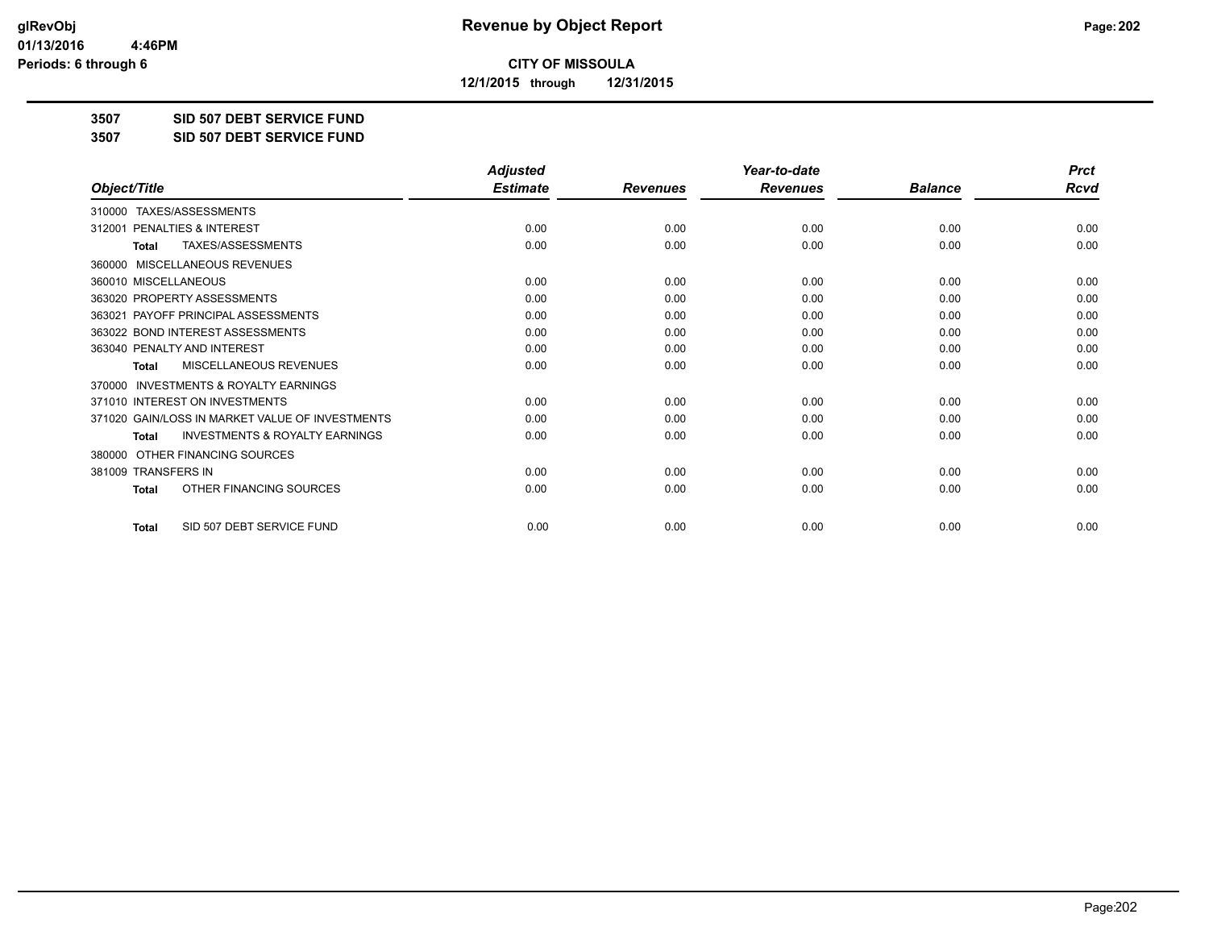**CITY OF MISSOULA**

**12/1/2015 through 12/31/2015**

**3507 SID 507 DEBT SERVICE FUND**

**3507 SID 507 DEBT SERVICE FUND**

| Object/Title | Adjusted Estimate | Revenues | Year-to-date Revenues | Balance | Prct Rcvd |
|---|---|---|---|---|---|
| 310000 TAXES/ASSESSMENTS | | | | | |
| 312001 PENALTIES & INTEREST | 0.00 | 0.00 | 0.00 | 0.00 | 0.00 |
| **Total** TAXES/ASSESSMENTS | 0.00 | 0.00 | 0.00 | 0.00 | 0.00 |
| 360000 MISCELLANEOUS REVENUES | | | | | |
| 360010 MISCELLANEOUS | 0.00 | 0.00 | 0.00 | 0.00 | 0.00 |
| 363020 PROPERTY ASSESSMENTS | 0.00 | 0.00 | 0.00 | 0.00 | 0.00 |
| 363021 PAYOFF PRINCIPAL ASSESSMENTS | 0.00 | 0.00 | 0.00 | 0.00 | 0.00 |
| 363022 BOND INTEREST ASSESSMENTS | 0.00 | 0.00 | 0.00 | 0.00 | 0.00 |
| 363040 PENALTY AND INTEREST | 0.00 | 0.00 | 0.00 | 0.00 | 0.00 |
| **Total** MISCELLANEOUS REVENUES | 0.00 | 0.00 | 0.00 | 0.00 | 0.00 |
| 370000 INVESTMENTS & ROYALTY EARNINGS | | | | | |
| 371010 INTEREST ON INVESTMENTS | 0.00 | 0.00 | 0.00 | 0.00 | 0.00 |
| 371020 GAIN/LOSS IN MARKET VALUE OF INVESTMENTS | 0.00 | 0.00 | 0.00 | 0.00 | 0.00 |
| **Total** INVESTMENTS & ROYALTY EARNINGS | 0.00 | 0.00 | 0.00 | 0.00 | 0.00 |
| 380000 OTHER FINANCING SOURCES | | | | | |
| 381009 TRANSFERS IN | 0.00 | 0.00 | 0.00 | 0.00 | 0.00 |
| **Total** OTHER FINANCING SOURCES | 0.00 | 0.00 | 0.00 | 0.00 | 0.00 |
| **Total** SID 507 DEBT SERVICE FUND | 0.00 | 0.00 | 0.00 | 0.00 | 0.00 |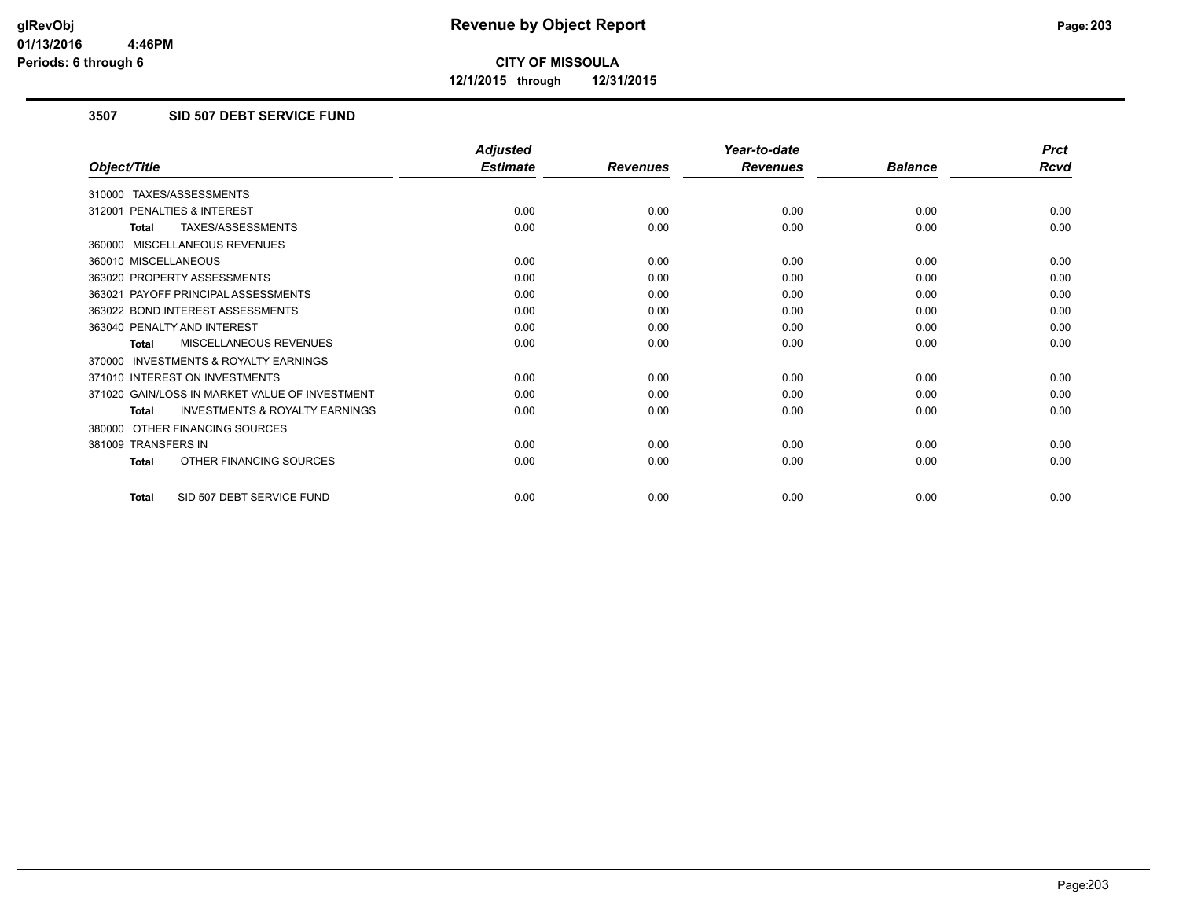**CITY OF MISSOULA**

**12/1/2015 through 12/31/2015**

### 3507 SID 507 DEBT SERVICE FUND

| Object/Title | Adjusted Estimate | Revenues | Year-to-date Revenues | Balance | Prct Rcvd |
|---|---|---|---|---|---|
| 310000 TAXES/ASSESSMENTS | | | | | |
| 312001 PENALTIES & INTEREST | 0.00 | 0.00 | 0.00 | 0.00 | 0.00 |
| **Total** TAXES/ASSESSMENTS | 0.00 | 0.00 | 0.00 | 0.00 | 0.00 |
| 360000 MISCELLANEOUS REVENUES | | | | | |
| 360010 MISCELLANEOUS | 0.00 | 0.00 | 0.00 | 0.00 | 0.00 |
| 363020 PROPERTY ASSESSMENTS | 0.00 | 0.00 | 0.00 | 0.00 | 0.00 |
| 363021 PAYOFF PRINCIPAL ASSESSMENTS | 0.00 | 0.00 | 0.00 | 0.00 | 0.00 |
| 363022 BOND INTEREST ASSESSMENTS | 0.00 | 0.00 | 0.00 | 0.00 | 0.00 |
| 363040 PENALTY AND INTEREST | 0.00 | 0.00 | 0.00 | 0.00 | 0.00 |
| **Total** MISCELLANEOUS REVENUES | 0.00 | 0.00 | 0.00 | 0.00 | 0.00 |
| 370000 INVESTMENTS & ROYALTY EARNINGS | | | | | |
| 371010 INTEREST ON INVESTMENTS | 0.00 | 0.00 | 0.00 | 0.00 | 0.00 |
| 371020 GAIN/LOSS IN MARKET VALUE OF INVESTMENT | 0.00 | 0.00 | 0.00 | 0.00 | 0.00 |
| **Total** INVESTMENTS & ROYALTY EARNINGS | 0.00 | 0.00 | 0.00 | 0.00 | 0.00 |
| 380000 OTHER FINANCING SOURCES | | | | | |
| 381009 TRANSFERS IN | 0.00 | 0.00 | 0.00 | 0.00 | 0.00 |
| **Total** OTHER FINANCING SOURCES | 0.00 | 0.00 | 0.00 | 0.00 | 0.00 |
| **Total** SID 507 DEBT SERVICE FUND | 0.00 | 0.00 | 0.00 | 0.00 | 0.00 |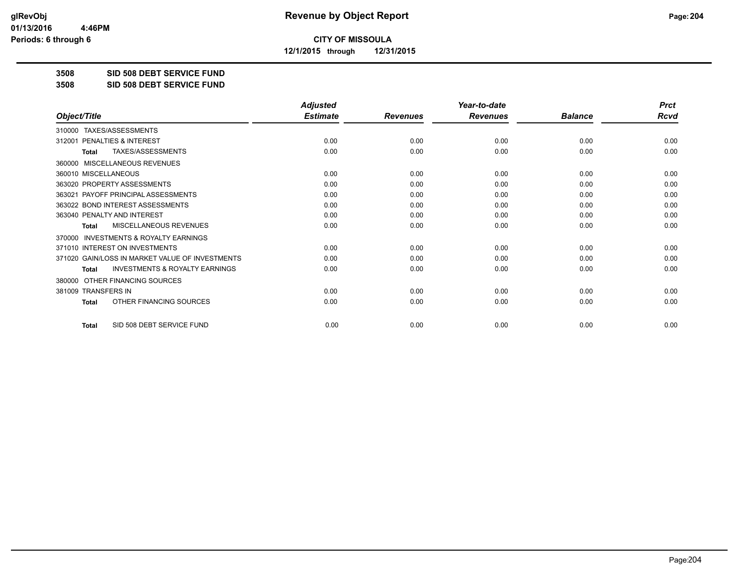**CITY OF MISSOULA**

**12/1/2015 through 12/31/2015**

## 3508 SID 508 DEBT SERVICE FUND

## 3508 SID 508 DEBT SERVICE FUND

| Object/Title | Adjusted Estimate | Revenues | Year-to-date Revenues | Balance | Prct Rcvd |
|---|---|---|---|---|---|
| 310000 TAXES/ASSESSMENTS | | | | | |
| 312001 PENALTIES & INTEREST | 0.00 | 0.00 | 0.00 | 0.00 | 0.00 |
| **Total** TAXES/ASSESSMENTS | 0.00 | 0.00 | 0.00 | 0.00 | 0.00 |
| 360000 MISCELLANEOUS REVENUES | | | | | |
| 360010 MISCELLANEOUS | 0.00 | 0.00 | 0.00 | 0.00 | 0.00 |
| 363020 PROPERTY ASSESSMENTS | 0.00 | 0.00 | 0.00 | 0.00 | 0.00 |
| 363021 PAYOFF PRINCIPAL ASSESSMENTS | 0.00 | 0.00 | 0.00 | 0.00 | 0.00 |
| 363022 BOND INTEREST ASSESSMENTS | 0.00 | 0.00 | 0.00 | 0.00 | 0.00 |
| 363040 PENALTY AND INTEREST | 0.00 | 0.00 | 0.00 | 0.00 | 0.00 |
| **Total** MISCELLANEOUS REVENUES | 0.00 | 0.00 | 0.00 | 0.00 | 0.00 |
| 370000 INVESTMENTS & ROYALTY EARNINGS | | | | | |
| 371010 INTEREST ON INVESTMENTS | 0.00 | 0.00 | 0.00 | 0.00 | 0.00 |
| 371020 GAIN/LOSS IN MARKET VALUE OF INVESTMENTS | 0.00 | 0.00 | 0.00 | 0.00 | 0.00 |
| **Total** INVESTMENTS & ROYALTY EARNINGS | 0.00 | 0.00 | 0.00 | 0.00 | 0.00 |
| 380000 OTHER FINANCING SOURCES | | | | | |
| 381009 TRANSFERS IN | 0.00 | 0.00 | 0.00 | 0.00 | 0.00 |
| **Total** OTHER FINANCING SOURCES | 0.00 | 0.00 | 0.00 | 0.00 | 0.00 |
| **Total** SID 508 DEBT SERVICE FUND | 0.00 | 0.00 | 0.00 | 0.00 | 0.00 |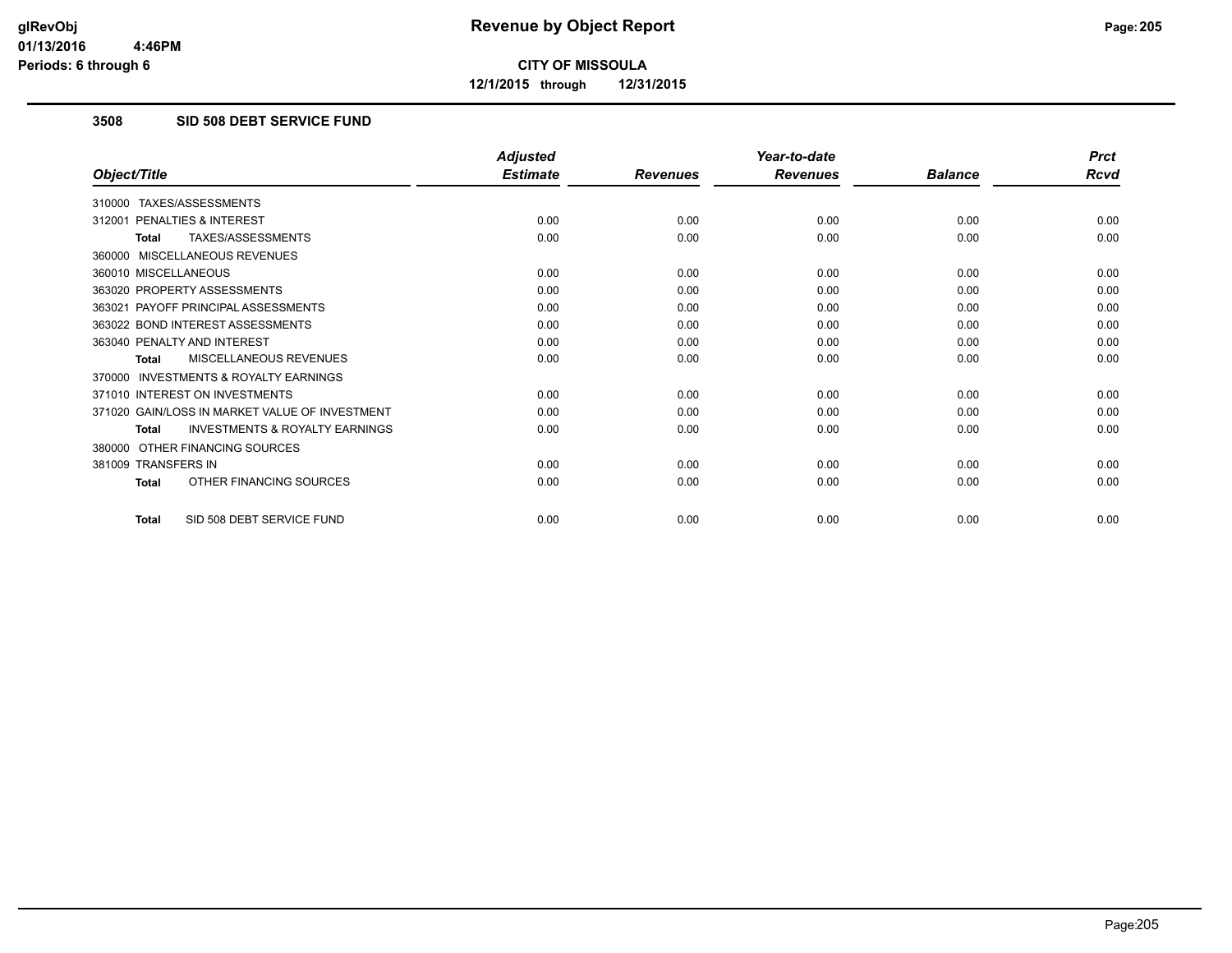**glRevObj**
**01/13/2016 4:46PM**
**Periods: 6 through 6**

# Revenue by Object Report

**CITY OF MISSOULA**

**12/1/2015 through 12/31/2015**

## 3508 SID 508 DEBT SERVICE FUND

| Object/Title | Adjusted Estimate | Revenues | Year-to-date Revenues | Balance | Prct Rcvd |
|---|---|---|---|---|---|
| 310000 TAXES/ASSESSMENTS | | | | | |
| 312001 PENALTIES & INTEREST | 0.00 | 0.00 | 0.00 | 0.00 | 0.00 |
| **Total** TAXES/ASSESSMENTS | 0.00 | 0.00 | 0.00 | 0.00 | 0.00 |
| 360000 MISCELLANEOUS REVENUES | | | | | |
| 360010 MISCELLANEOUS | 0.00 | 0.00 | 0.00 | 0.00 | 0.00 |
| 363020 PROPERTY ASSESSMENTS | 0.00 | 0.00 | 0.00 | 0.00 | 0.00 |
| 363021 PAYOFF PRINCIPAL ASSESSMENTS | 0.00 | 0.00 | 0.00 | 0.00 | 0.00 |
| 363022 BOND INTEREST ASSESSMENTS | 0.00 | 0.00 | 0.00 | 0.00 | 0.00 |
| 363040 PENALTY AND INTEREST | 0.00 | 0.00 | 0.00 | 0.00 | 0.00 |
| **Total** MISCELLANEOUS REVENUES | 0.00 | 0.00 | 0.00 | 0.00 | 0.00 |
| 370000 INVESTMENTS & ROYALTY EARNINGS | | | | | |
| 371010 INTEREST ON INVESTMENTS | 0.00 | 0.00 | 0.00 | 0.00 | 0.00 |
| 371020 GAIN/LOSS IN MARKET VALUE OF INVESTMENT | 0.00 | 0.00 | 0.00 | 0.00 | 0.00 |
| **Total** INVESTMENTS & ROYALTY EARNINGS | 0.00 | 0.00 | 0.00 | 0.00 | 0.00 |
| 380000 OTHER FINANCING SOURCES | | | | | |
| 381009 TRANSFERS IN | 0.00 | 0.00 | 0.00 | 0.00 | 0.00 |
| **Total** OTHER FINANCING SOURCES | 0.00 | 0.00 | 0.00 | 0.00 | 0.00 |
| **Total** SID 508 DEBT SERVICE FUND | 0.00 | 0.00 | 0.00 | 0.00 | 0.00 |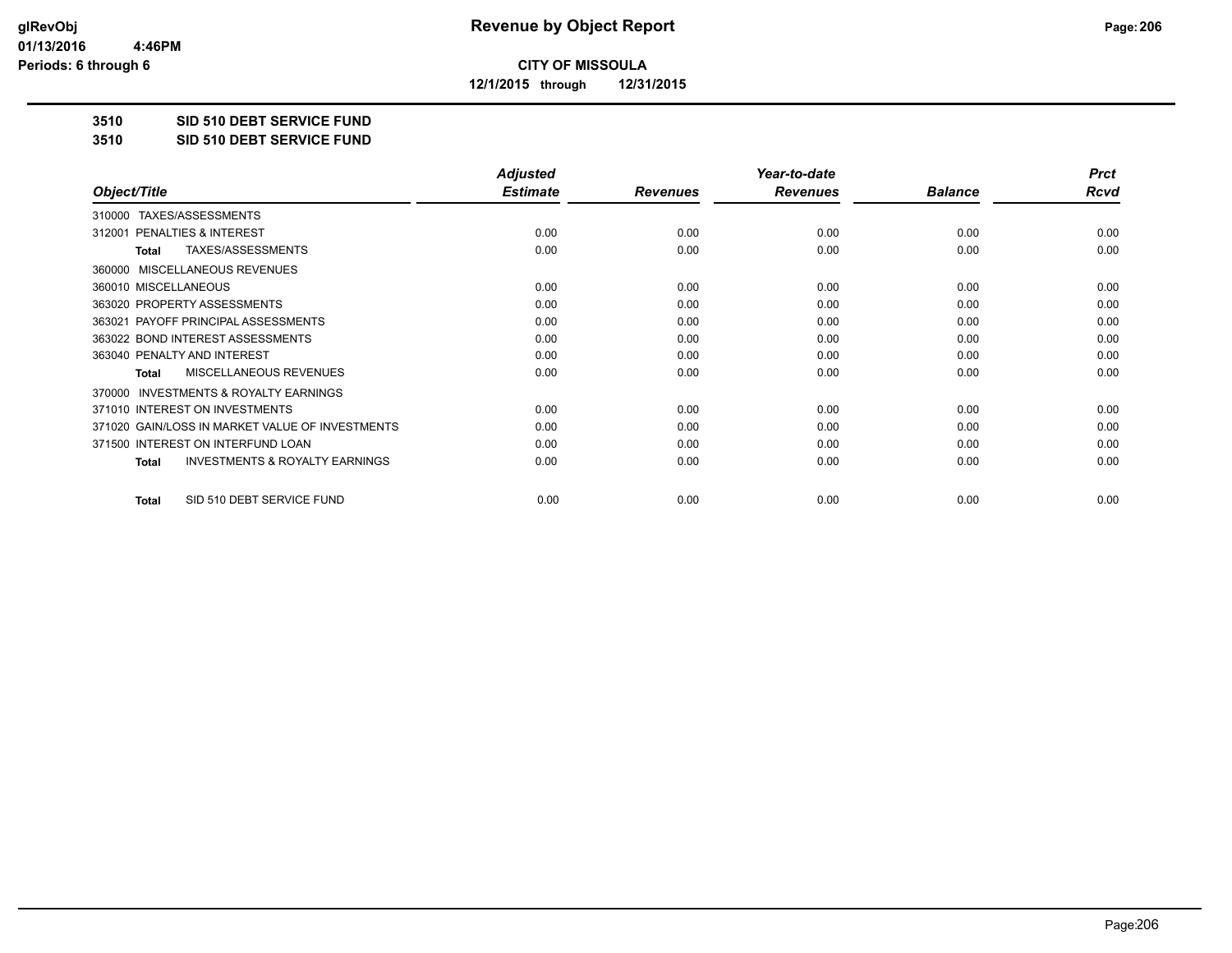**CITY OF MISSOULA**

**12/1/2015 through 12/31/2015**

**3510 SID 510 DEBT SERVICE FUND**

**3510 SID 510 DEBT SERVICE FUND**

| Object/Title | Adjusted Estimate | Revenues | Year-to-date Revenues | Balance | Prct Rcvd |
|---|---|---|---|---|---|
| 310000 TAXES/ASSESSMENTS | | | | | |
| 312001 PENALTIES & INTEREST | 0.00 | 0.00 | 0.00 | 0.00 | 0.00 |
| **Total** TAXES/ASSESSMENTS | 0.00 | 0.00 | 0.00 | 0.00 | 0.00 |
| 360000 MISCELLANEOUS REVENUES | | | | | |
| 360010 MISCELLANEOUS | 0.00 | 0.00 | 0.00 | 0.00 | 0.00 |
| 363020 PROPERTY ASSESSMENTS | 0.00 | 0.00 | 0.00 | 0.00 | 0.00 |
| 363021 PAYOFF PRINCIPAL ASSESSMENTS | 0.00 | 0.00 | 0.00 | 0.00 | 0.00 |
| 363022 BOND INTEREST ASSESSMENTS | 0.00 | 0.00 | 0.00 | 0.00 | 0.00 |
| 363040 PENALTY AND INTEREST | 0.00 | 0.00 | 0.00 | 0.00 | 0.00 |
| **Total** MISCELLANEOUS REVENUES | 0.00 | 0.00 | 0.00 | 0.00 | 0.00 |
| 370000 INVESTMENTS & ROYALTY EARNINGS | | | | | |
| 371010 INTEREST ON INVESTMENTS | 0.00 | 0.00 | 0.00 | 0.00 | 0.00 |
| 371020 GAIN/LOSS IN MARKET VALUE OF INVESTMENTS | 0.00 | 0.00 | 0.00 | 0.00 | 0.00 |
| 371500 INTEREST ON INTERFUND LOAN | 0.00 | 0.00 | 0.00 | 0.00 | 0.00 |
| **Total** INVESTMENTS & ROYALTY EARNINGS | 0.00 | 0.00 | 0.00 | 0.00 | 0.00 |
| **Total** SID 510 DEBT SERVICE FUND | 0.00 | 0.00 | 0.00 | 0.00 | 0.00 |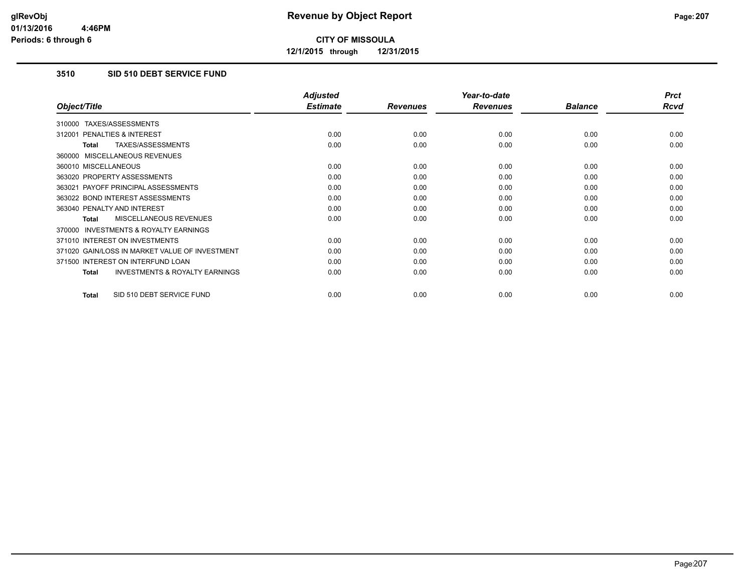# Revenue by Object Report

**CITY OF MISSOULA**

**12/1/2015 through 12/31/2015**

glRevObj
01/13/2016 4:46PM
Periods: 6 through 6

## 3510 SID 510 DEBT SERVICE FUND

| Object/Title | Adjusted Estimate | Revenues | Year-to-date Revenues | Balance | Prct Rcvd |
|---|---|---|---|---|---|
| 310000 TAXES/ASSESSMENTS | | | | | |
| 312001 PENALTIES & INTEREST | 0.00 | 0.00 | 0.00 | 0.00 | 0.00 |
| **Total** TAXES/ASSESSMENTS | 0.00 | 0.00 | 0.00 | 0.00 | 0.00 |
| 360000 MISCELLANEOUS REVENUES | | | | | |
| 360010 MISCELLANEOUS | 0.00 | 0.00 | 0.00 | 0.00 | 0.00 |
| 363020 PROPERTY ASSESSMENTS | 0.00 | 0.00 | 0.00 | 0.00 | 0.00 |
| 363021 PAYOFF PRINCIPAL ASSESSMENTS | 0.00 | 0.00 | 0.00 | 0.00 | 0.00 |
| 363022 BOND INTEREST ASSESSMENTS | 0.00 | 0.00 | 0.00 | 0.00 | 0.00 |
| 363040 PENALTY AND INTEREST | 0.00 | 0.00 | 0.00 | 0.00 | 0.00 |
| **Total** MISCELLANEOUS REVENUES | 0.00 | 0.00 | 0.00 | 0.00 | 0.00 |
| 370000 INVESTMENTS & ROYALTY EARNINGS | | | | | |
| 371010 INTEREST ON INVESTMENTS | 0.00 | 0.00 | 0.00 | 0.00 | 0.00 |
| 371020 GAIN/LOSS IN MARKET VALUE OF INVESTMENT | 0.00 | 0.00 | 0.00 | 0.00 | 0.00 |
| 371500 INTEREST ON INTERFUND LOAN | 0.00 | 0.00 | 0.00 | 0.00 | 0.00 |
| **Total** INVESTMENTS & ROYALTY EARNINGS | 0.00 | 0.00 | 0.00 | 0.00 | 0.00 |
| **Total** SID 510 DEBT SERVICE FUND | 0.00 | 0.00 | 0.00 | 0.00 | 0.00 |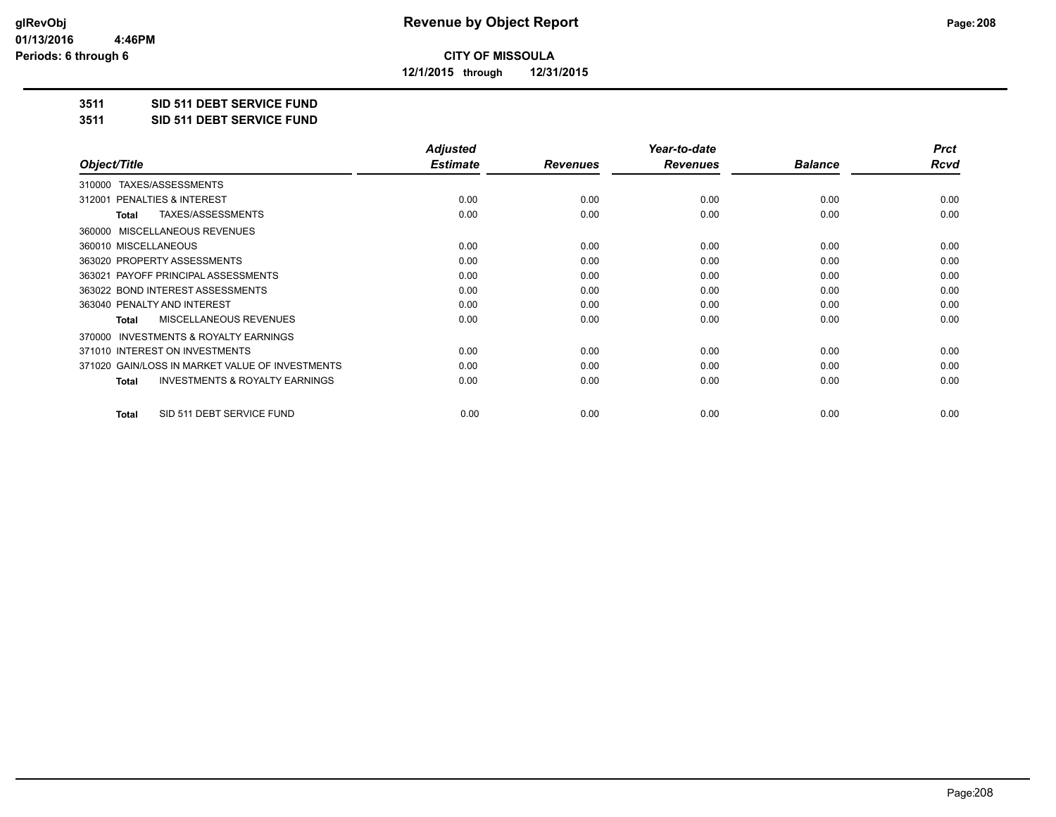**CITY OF MISSOULA**

**12/1/2015 through 12/31/2015**

**3511 SID 511 DEBT SERVICE FUND**

**3511 SID 511 DEBT SERVICE FUND**

| Object/Title | Adjusted Estimate | Revenues | Year-to-date Revenues | Balance | Prct Rcvd |
|---|---|---|---|---|---|
| 310000 TAXES/ASSESSMENTS | | | | | |
| 312001 PENALTIES & INTEREST | 0.00 | 0.00 | 0.00 | 0.00 | 0.00 |
| **Total** TAXES/ASSESSMENTS | 0.00 | 0.00 | 0.00 | 0.00 | 0.00 |
| 360000 MISCELLANEOUS REVENUES | | | | | |
| 360010 MISCELLANEOUS | 0.00 | 0.00 | 0.00 | 0.00 | 0.00 |
| 363020 PROPERTY ASSESSMENTS | 0.00 | 0.00 | 0.00 | 0.00 | 0.00 |
| 363021 PAYOFF PRINCIPAL ASSESSMENTS | 0.00 | 0.00 | 0.00 | 0.00 | 0.00 |
| 363022 BOND INTEREST ASSESSMENTS | 0.00 | 0.00 | 0.00 | 0.00 | 0.00 |
| 363040 PENALTY AND INTEREST | 0.00 | 0.00 | 0.00 | 0.00 | 0.00 |
| **Total** MISCELLANEOUS REVENUES | 0.00 | 0.00 | 0.00 | 0.00 | 0.00 |
| 370000 INVESTMENTS & ROYALTY EARNINGS | | | | | |
| 371010 INTEREST ON INVESTMENTS | 0.00 | 0.00 | 0.00 | 0.00 | 0.00 |
| 371020 GAIN/LOSS IN MARKET VALUE OF INVESTMENTS | 0.00 | 0.00 | 0.00 | 0.00 | 0.00 |
| **Total** INVESTMENTS & ROYALTY EARNINGS | 0.00 | 0.00 | 0.00 | 0.00 | 0.00 |
| **Total** SID 511 DEBT SERVICE FUND | 0.00 | 0.00 | 0.00 | 0.00 | 0.00 |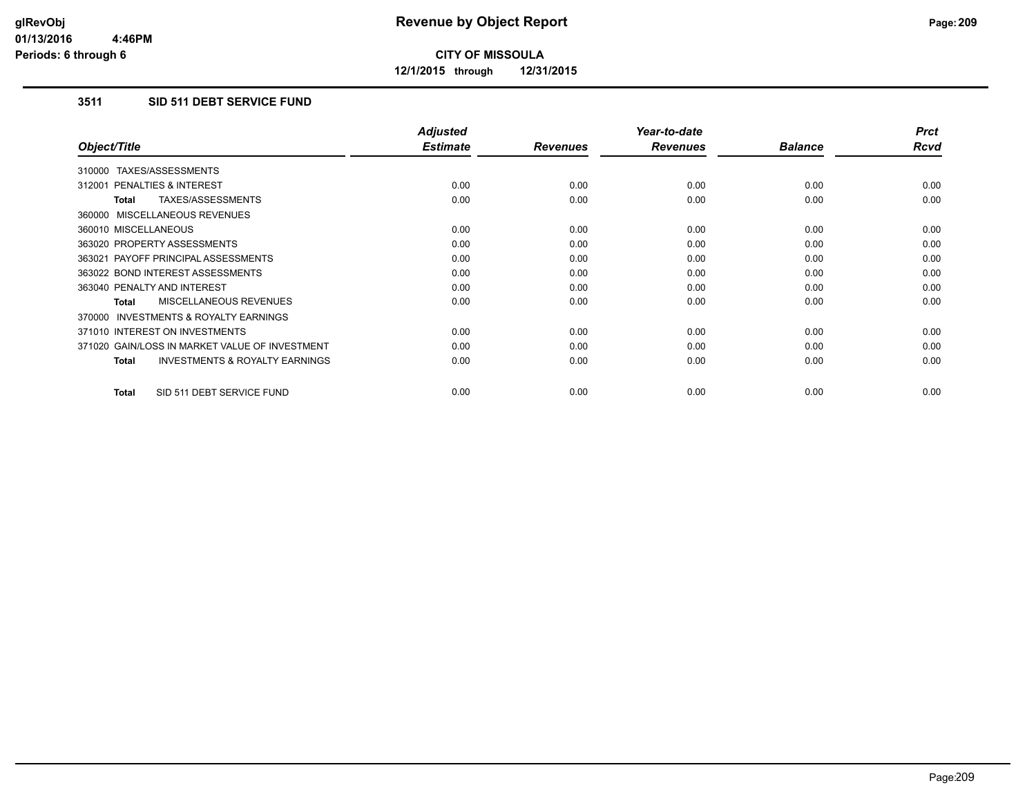**glRevObj**
**01/13/2016 4:46PM**
**Periods: 6 through 6**

# Revenue by Object Report

**CITY OF MISSOULA**

**12/1/2015 through 12/31/2015**

## 3511 SID 511 DEBT SERVICE FUND

| Object/Title | Adjusted Estimate | Revenues | Year-to-date Revenues | Balance | Prct Rcvd |
|---|---|---|---|---|---|
| 310000 TAXES/ASSESSMENTS | | | | | |
| 312001 PENALTIES & INTEREST | 0.00 | 0.00 | 0.00 | 0.00 | 0.00 |
| **Total** TAXES/ASSESSMENTS | 0.00 | 0.00 | 0.00 | 0.00 | 0.00 |
| 360000 MISCELLANEOUS REVENUES | | | | | |
| 360010 MISCELLANEOUS | 0.00 | 0.00 | 0.00 | 0.00 | 0.00 |
| 363020 PROPERTY ASSESSMENTS | 0.00 | 0.00 | 0.00 | 0.00 | 0.00 |
| 363021 PAYOFF PRINCIPAL ASSESSMENTS | 0.00 | 0.00 | 0.00 | 0.00 | 0.00 |
| 363022 BOND INTEREST ASSESSMENTS | 0.00 | 0.00 | 0.00 | 0.00 | 0.00 |
| 363040 PENALTY AND INTEREST | 0.00 | 0.00 | 0.00 | 0.00 | 0.00 |
| **Total** MISCELLANEOUS REVENUES | 0.00 | 0.00 | 0.00 | 0.00 | 0.00 |
| 370000 INVESTMENTS & ROYALTY EARNINGS | | | | | |
| 371010 INTEREST ON INVESTMENTS | 0.00 | 0.00 | 0.00 | 0.00 | 0.00 |
| 371020 GAIN/LOSS IN MARKET VALUE OF INVESTMENT | 0.00 | 0.00 | 0.00 | 0.00 | 0.00 |
| **Total** INVESTMENTS & ROYALTY EARNINGS | 0.00 | 0.00 | 0.00 | 0.00 | 0.00 |
| **Total** SID 511 DEBT SERVICE FUND | 0.00 | 0.00 | 0.00 | 0.00 | 0.00 |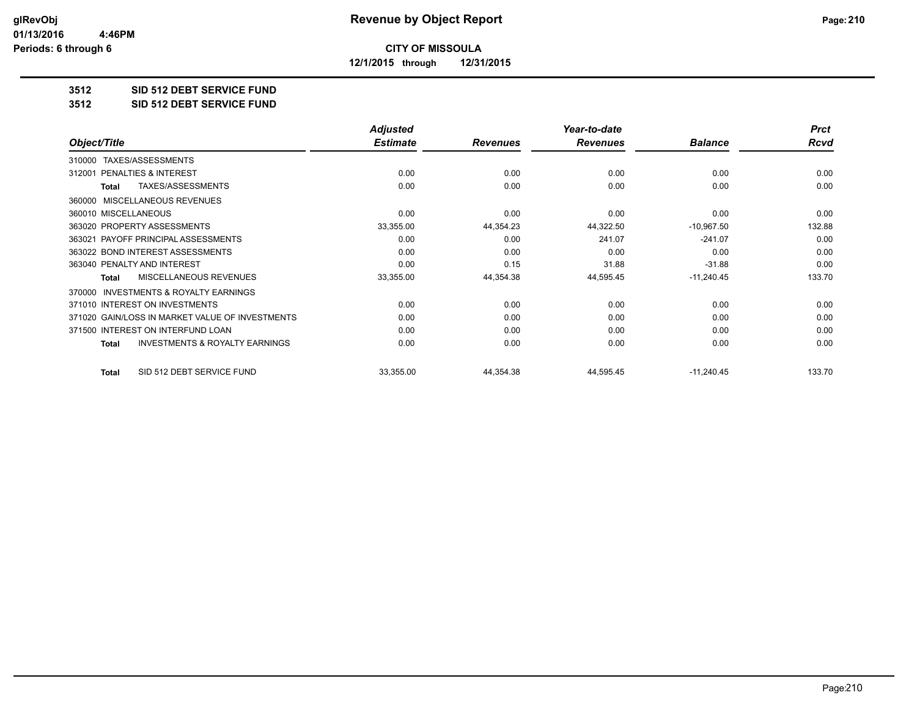**CITY OF MISSOULA**

**12/1/2015 through 12/31/2015**

**3512 SID 512 DEBT SERVICE FUND**

**3512 SID 512 DEBT SERVICE FUND**

| Object/Title | Adjusted Estimate | Revenues | Year-to-date Revenues | Balance | Prct Rcvd |
|---|---|---|---|---|---|
| 310000 TAXES/ASSESSMENTS | | | | | |
| 312001 PENALTIES & INTEREST | 0.00 | 0.00 | 0.00 | 0.00 | 0.00 |
| **Total** TAXES/ASSESSMENTS | 0.00 | 0.00 | 0.00 | 0.00 | 0.00 |
| 360000 MISCELLANEOUS REVENUES | | | | | |
| 360010 MISCELLANEOUS | 0.00 | 0.00 | 0.00 | 0.00 | 0.00 |
| 363020 PROPERTY ASSESSMENTS | 33,355.00 | 44,354.23 | 44,322.50 | -10,967.50 | 132.88 |
| 363021 PAYOFF PRINCIPAL ASSESSMENTS | 0.00 | 0.00 | 241.07 | -241.07 | 0.00 |
| 363022 BOND INTEREST ASSESSMENTS | 0.00 | 0.00 | 0.00 | 0.00 | 0.00 |
| 363040 PENALTY AND INTEREST | 0.00 | 0.15 | 31.88 | -31.88 | 0.00 |
| **Total** MISCELLANEOUS REVENUES | 33,355.00 | 44,354.38 | 44,595.45 | -11,240.45 | 133.70 |
| 370000 INVESTMENTS & ROYALTY EARNINGS | | | | | |
| 371010 INTEREST ON INVESTMENTS | 0.00 | 0.00 | 0.00 | 0.00 | 0.00 |
| 371020 GAIN/LOSS IN MARKET VALUE OF INVESTMENTS | 0.00 | 0.00 | 0.00 | 0.00 | 0.00 |
| 371500 INTEREST ON INTERFUND LOAN | 0.00 | 0.00 | 0.00 | 0.00 | 0.00 |
| **Total** INVESTMENTS & ROYALTY EARNINGS | 0.00 | 0.00 | 0.00 | 0.00 | 0.00 |
| **Total** SID 512 DEBT SERVICE FUND | 33,355.00 | 44,354.38 | 44,595.45 | -11,240.45 | 133.70 |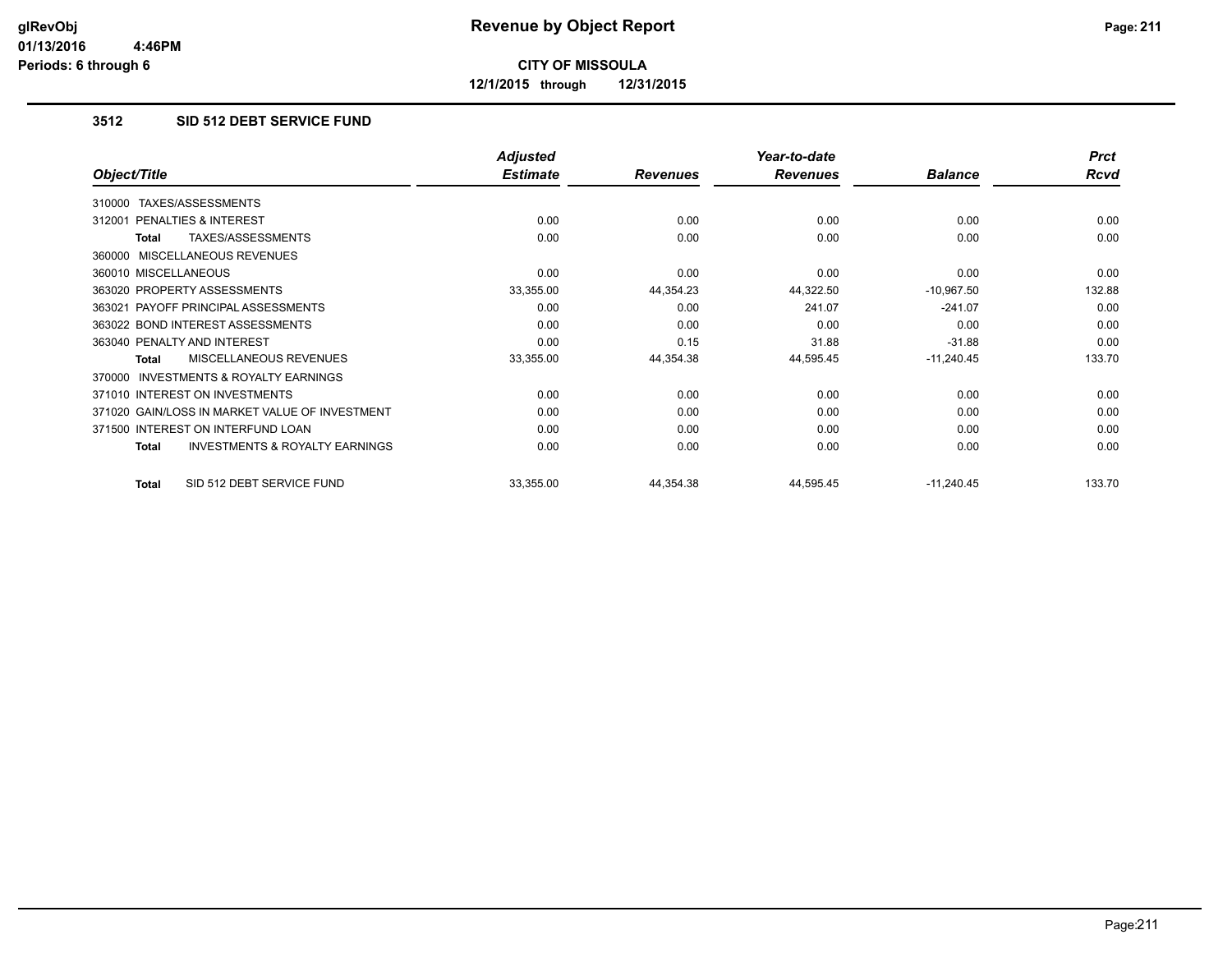**CITY OF MISSOULA**

**12/1/2015 through 12/31/2015**

### 3512 SID 512 DEBT SERVICE FUND

| Object/Title | Adjusted Estimate | Revenues | Year-to-date Revenues | Balance | Prct Rcvd |
|---|---|---|---|---|---|
| 310000 TAXES/ASSESSMENTS | | | | | |
| 312001 PENALTIES & INTEREST | 0.00 | 0.00 | 0.00 | 0.00 | 0.00 |
| Total TAXES/ASSESSMENTS | 0.00 | 0.00 | 0.00 | 0.00 | 0.00 |
| 360000 MISCELLANEOUS REVENUES | | | | | |
| 360010 MISCELLANEOUS | 0.00 | 0.00 | 0.00 | 0.00 | 0.00 |
| 363020 PROPERTY ASSESSMENTS | 33,355.00 | 44,354.23 | 44,322.50 | -10,967.50 | 132.88 |
| 363021 PAYOFF PRINCIPAL ASSESSMENTS | 0.00 | 0.00 | 241.07 | -241.07 | 0.00 |
| 363022 BOND INTEREST ASSESSMENTS | 0.00 | 0.00 | 0.00 | 0.00 | 0.00 |
| 363040 PENALTY AND INTEREST | 0.00 | 0.15 | 31.88 | -31.88 | 0.00 |
| Total MISCELLANEOUS REVENUES | 33,355.00 | 44,354.38 | 44,595.45 | -11,240.45 | 133.70 |
| 370000 INVESTMENTS & ROYALTY EARNINGS | | | | | |
| 371010 INTEREST ON INVESTMENTS | 0.00 | 0.00 | 0.00 | 0.00 | 0.00 |
| 371020 GAIN/LOSS IN MARKET VALUE OF INVESTMENT | 0.00 | 0.00 | 0.00 | 0.00 | 0.00 |
| 371500 INTEREST ON INTERFUND LOAN | 0.00 | 0.00 | 0.00 | 0.00 | 0.00 |
| Total INVESTMENTS & ROYALTY EARNINGS | 0.00 | 0.00 | 0.00 | 0.00 | 0.00 |
| Total SID 512 DEBT SERVICE FUND | 33,355.00 | 44,354.38 | 44,595.45 | -11,240.45 | 133.70 |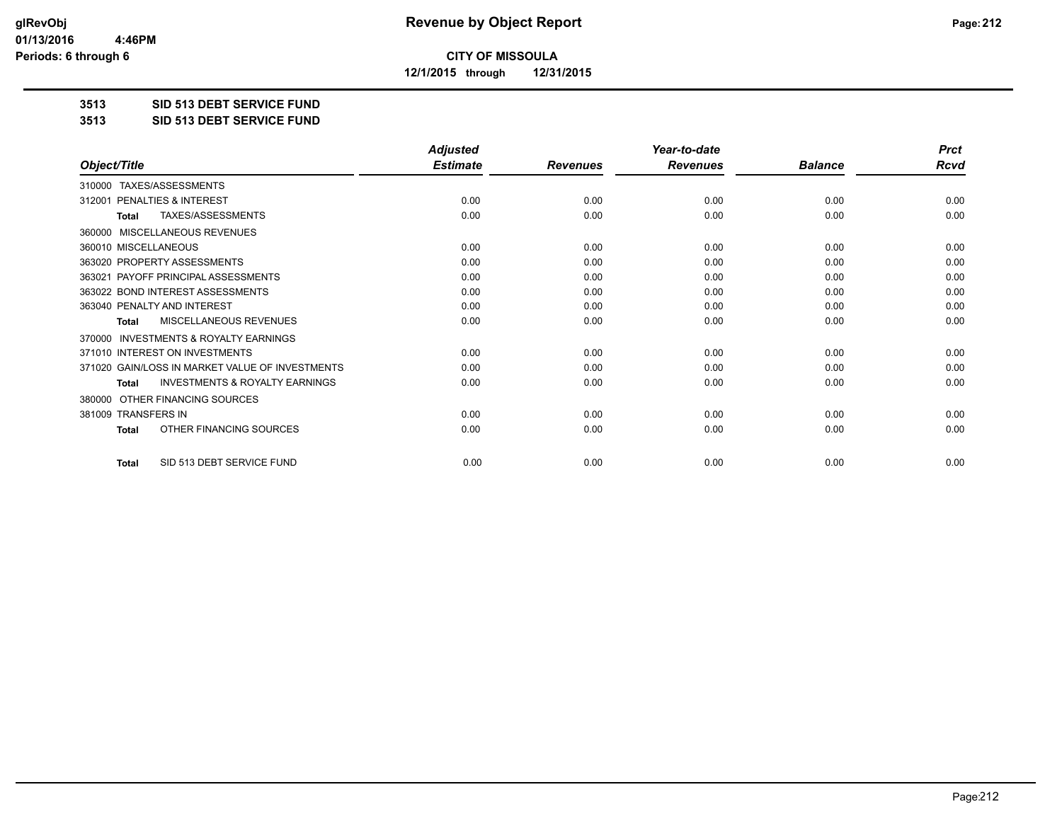**CITY OF MISSOULA**

**12/1/2015 through 12/31/2015**

**3513 SID 513 DEBT SERVICE FUND**

**3513 SID 513 DEBT SERVICE FUND**

| Object/Title | Adjusted Estimate | Revenues | Year-to-date Revenues | Balance | Prct Rcvd |
|---|---|---|---|---|---|
| 310000 TAXES/ASSESSMENTS | | | | | |
| 312001 PENALTIES & INTEREST | 0.00 | 0.00 | 0.00 | 0.00 | 0.00 |
| **Total** TAXES/ASSESSMENTS | 0.00 | 0.00 | 0.00 | 0.00 | 0.00 |
| 360000 MISCELLANEOUS REVENUES | | | | | |
| 360010 MISCELLANEOUS | 0.00 | 0.00 | 0.00 | 0.00 | 0.00 |
| 363020 PROPERTY ASSESSMENTS | 0.00 | 0.00 | 0.00 | 0.00 | 0.00 |
| 363021 PAYOFF PRINCIPAL ASSESSMENTS | 0.00 | 0.00 | 0.00 | 0.00 | 0.00 |
| 363022 BOND INTEREST ASSESSMENTS | 0.00 | 0.00 | 0.00 | 0.00 | 0.00 |
| 363040 PENALTY AND INTEREST | 0.00 | 0.00 | 0.00 | 0.00 | 0.00 |
| **Total** MISCELLANEOUS REVENUES | 0.00 | 0.00 | 0.00 | 0.00 | 0.00 |
| 370000 INVESTMENTS & ROYALTY EARNINGS | | | | | |
| 371010 INTEREST ON INVESTMENTS | 0.00 | 0.00 | 0.00 | 0.00 | 0.00 |
| 371020 GAIN/LOSS IN MARKET VALUE OF INVESTMENTS | 0.00 | 0.00 | 0.00 | 0.00 | 0.00 |
| **Total** INVESTMENTS & ROYALTY EARNINGS | 0.00 | 0.00 | 0.00 | 0.00 | 0.00 |
| 380000 OTHER FINANCING SOURCES | | | | | |
| 381009 TRANSFERS IN | 0.00 | 0.00 | 0.00 | 0.00 | 0.00 |
| **Total** OTHER FINANCING SOURCES | 0.00 | 0.00 | 0.00 | 0.00 | 0.00 |
| **Total** SID 513 DEBT SERVICE FUND | 0.00 | 0.00 | 0.00 | 0.00 | 0.00 |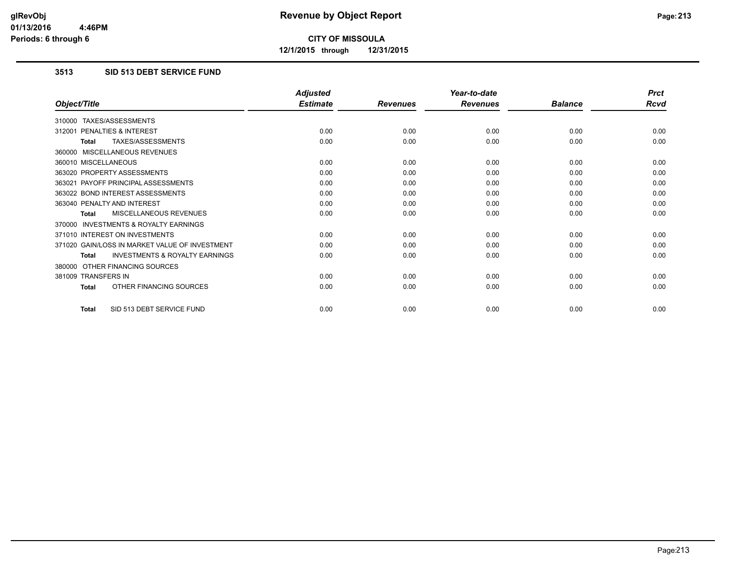**CITY OF MISSOULA**

**12/1/2015 through 12/31/2015**

### 3513 SID 513 DEBT SERVICE FUND

| Object/Title | Adjusted Estimate | Revenues | Year-to-date Revenues | Balance | Prct Rcvd |
|---|---|---|---|---|---|
| 310000 TAXES/ASSESSMENTS | | | | | |
| 312001 PENALTIES & INTEREST | 0.00 | 0.00 | 0.00 | 0.00 | 0.00 |
| **Total** TAXES/ASSESSMENTS | 0.00 | 0.00 | 0.00 | 0.00 | 0.00 |
| 360000 MISCELLANEOUS REVENUES | | | | | |
| 360010 MISCELLANEOUS | 0.00 | 0.00 | 0.00 | 0.00 | 0.00 |
| 363020 PROPERTY ASSESSMENTS | 0.00 | 0.00 | 0.00 | 0.00 | 0.00 |
| 363021 PAYOFF PRINCIPAL ASSESSMENTS | 0.00 | 0.00 | 0.00 | 0.00 | 0.00 |
| 363022 BOND INTEREST ASSESSMENTS | 0.00 | 0.00 | 0.00 | 0.00 | 0.00 |
| 363040 PENALTY AND INTEREST | 0.00 | 0.00 | 0.00 | 0.00 | 0.00 |
| **Total** MISCELLANEOUS REVENUES | 0.00 | 0.00 | 0.00 | 0.00 | 0.00 |
| 370000 INVESTMENTS & ROYALTY EARNINGS | | | | | |
| 371010 INTEREST ON INVESTMENTS | 0.00 | 0.00 | 0.00 | 0.00 | 0.00 |
| 371020 GAIN/LOSS IN MARKET VALUE OF INVESTMENT | 0.00 | 0.00 | 0.00 | 0.00 | 0.00 |
| **Total** INVESTMENTS & ROYALTY EARNINGS | 0.00 | 0.00 | 0.00 | 0.00 | 0.00 |
| 380000 OTHER FINANCING SOURCES | | | | | |
| 381009 TRANSFERS IN | 0.00 | 0.00 | 0.00 | 0.00 | 0.00 |
| **Total** OTHER FINANCING SOURCES | 0.00 | 0.00 | 0.00 | 0.00 | 0.00 |
| **Total** SID 513 DEBT SERVICE FUND | 0.00 | 0.00 | 0.00 | 0.00 | 0.00 |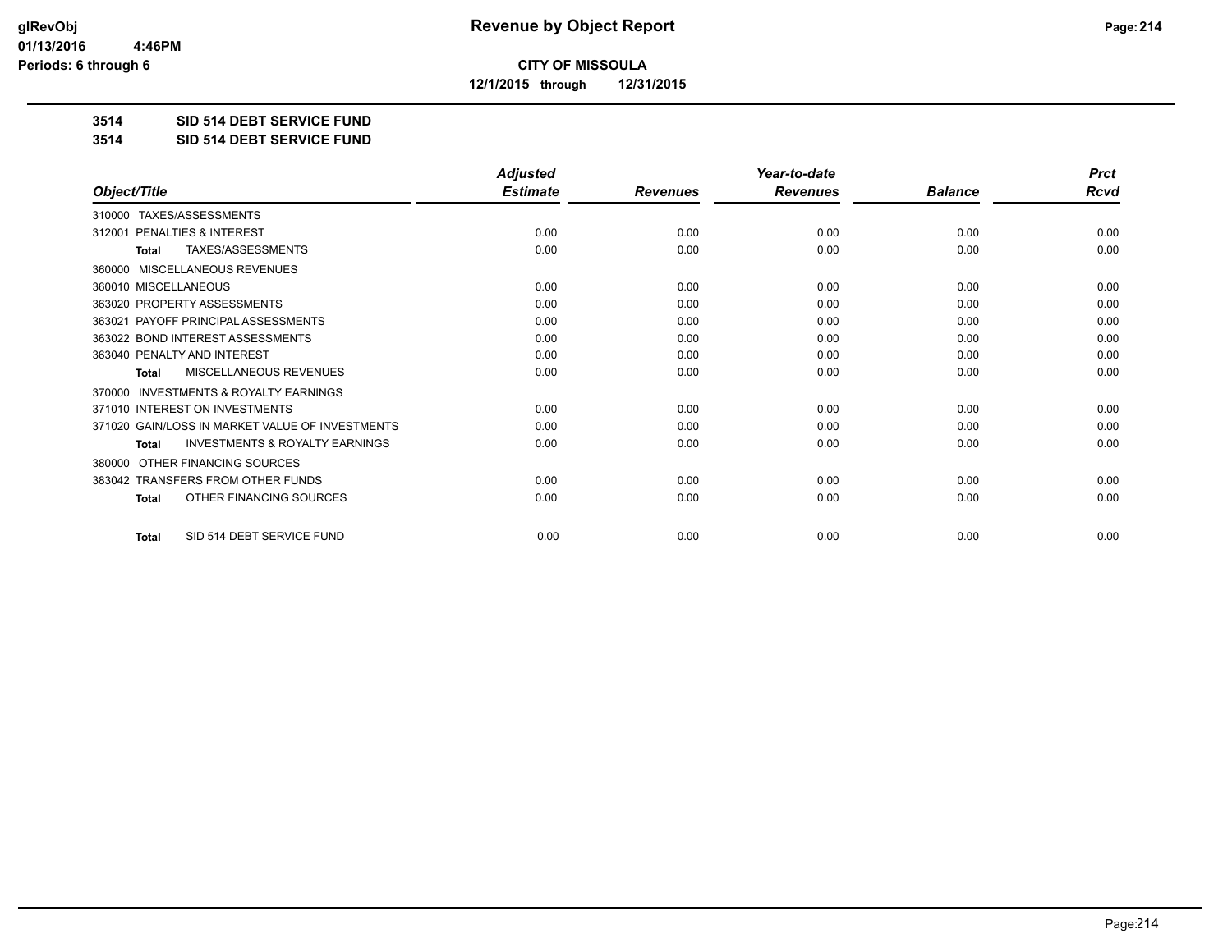**CITY OF MISSOULA**

**12/1/2015 through 12/31/2015**

**3514 SID 514 DEBT SERVICE FUND**

**3514 SID 514 DEBT SERVICE FUND**

| Object/Title | Adjusted Estimate | Revenues | Year-to-date Revenues | Balance | Prct Rcvd |
|---|---|---|---|---|---|
| 310000 TAXES/ASSESSMENTS | | | | | |
| 312001 PENALTIES & INTEREST | 0.00 | 0.00 | 0.00 | 0.00 | 0.00 |
| **Total** TAXES/ASSESSMENTS | 0.00 | 0.00 | 0.00 | 0.00 | 0.00 |
| 360000 MISCELLANEOUS REVENUES | | | | | |
| 360010 MISCELLANEOUS | 0.00 | 0.00 | 0.00 | 0.00 | 0.00 |
| 363020 PROPERTY ASSESSMENTS | 0.00 | 0.00 | 0.00 | 0.00 | 0.00 |
| 363021 PAYOFF PRINCIPAL ASSESSMENTS | 0.00 | 0.00 | 0.00 | 0.00 | 0.00 |
| 363022 BOND INTEREST ASSESSMENTS | 0.00 | 0.00 | 0.00 | 0.00 | 0.00 |
| 363040 PENALTY AND INTEREST | 0.00 | 0.00 | 0.00 | 0.00 | 0.00 |
| **Total** MISCELLANEOUS REVENUES | 0.00 | 0.00 | 0.00 | 0.00 | 0.00 |
| 370000 INVESTMENTS & ROYALTY EARNINGS | | | | | |
| 371010 INTEREST ON INVESTMENTS | 0.00 | 0.00 | 0.00 | 0.00 | 0.00 |
| 371020 GAIN/LOSS IN MARKET VALUE OF INVESTMENTS | 0.00 | 0.00 | 0.00 | 0.00 | 0.00 |
| **Total** INVESTMENTS & ROYALTY EARNINGS | 0.00 | 0.00 | 0.00 | 0.00 | 0.00 |
| 380000 OTHER FINANCING SOURCES | | | | | |
| 383042 TRANSFERS FROM OTHER FUNDS | 0.00 | 0.00 | 0.00 | 0.00 | 0.00 |
| **Total** OTHER FINANCING SOURCES | 0.00 | 0.00 | 0.00 | 0.00 | 0.00 |
| **Total** SID 514 DEBT SERVICE FUND | 0.00 | 0.00 | 0.00 | 0.00 | 0.00 |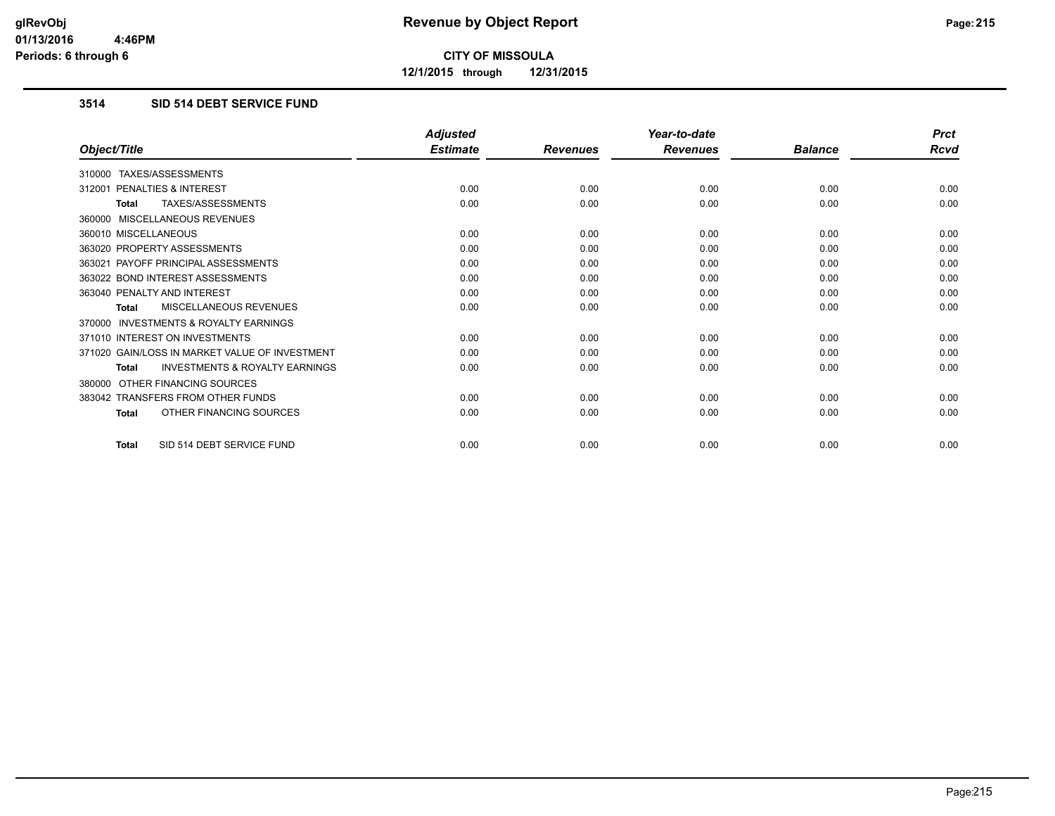# Revenue by Object Report

**CITY OF MISSOULA**

**12/1/2015 through 12/31/2015**

glRevObj
01/13/2016 4:46PM
Periods: 6 through 6

### 3514 SID 514 DEBT SERVICE FUND

| Object/Title | Adjusted Estimate | Revenues | Year-to-date Revenues | Balance | Prct Rcvd |
|---|---|---|---|---|---|
| 310000 TAXES/ASSESSMENTS | | | | | |
| 312001 PENALTIES & INTEREST | 0.00 | 0.00 | 0.00 | 0.00 | 0.00 |
| **Total** TAXES/ASSESSMENTS | 0.00 | 0.00 | 0.00 | 0.00 | 0.00 |
| 360000 MISCELLANEOUS REVENUES | | | | | |
| 360010 MISCELLANEOUS | 0.00 | 0.00 | 0.00 | 0.00 | 0.00 |
| 363020 PROPERTY ASSESSMENTS | 0.00 | 0.00 | 0.00 | 0.00 | 0.00 |
| 363021 PAYOFF PRINCIPAL ASSESSMENTS | 0.00 | 0.00 | 0.00 | 0.00 | 0.00 |
| 363022 BOND INTEREST ASSESSMENTS | 0.00 | 0.00 | 0.00 | 0.00 | 0.00 |
| 363040 PENALTY AND INTEREST | 0.00 | 0.00 | 0.00 | 0.00 | 0.00 |
| **Total** MISCELLANEOUS REVENUES | 0.00 | 0.00 | 0.00 | 0.00 | 0.00 |
| 370000 INVESTMENTS & ROYALTY EARNINGS | | | | | |
| 371010 INTEREST ON INVESTMENTS | 0.00 | 0.00 | 0.00 | 0.00 | 0.00 |
| 371020 GAIN/LOSS IN MARKET VALUE OF INVESTMENT | 0.00 | 0.00 | 0.00 | 0.00 | 0.00 |
| **Total** INVESTMENTS & ROYALTY EARNINGS | 0.00 | 0.00 | 0.00 | 0.00 | 0.00 |
| 380000 OTHER FINANCING SOURCES | | | | | |
| 383042 TRANSFERS FROM OTHER FUNDS | 0.00 | 0.00 | 0.00 | 0.00 | 0.00 |
| **Total** OTHER FINANCING SOURCES | 0.00 | 0.00 | 0.00 | 0.00 | 0.00 |
| **Total** SID 514 DEBT SERVICE FUND | 0.00 | 0.00 | 0.00 | 0.00 | 0.00 |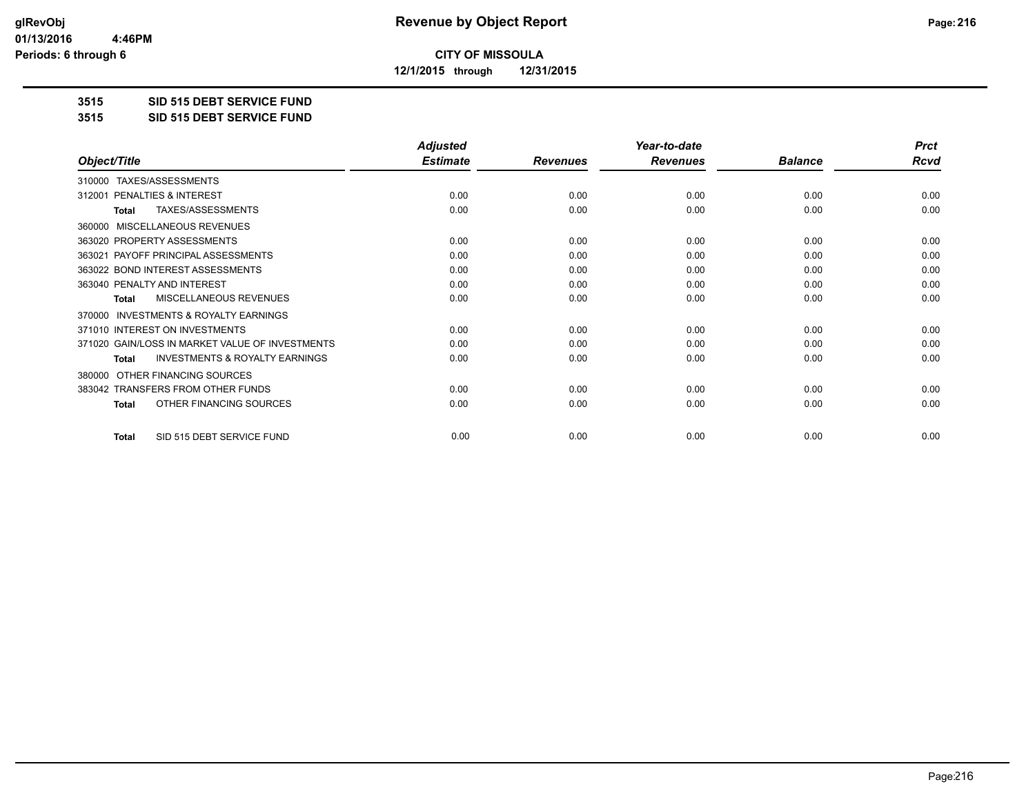glRevObj
01/13/2016 4:46PM
Periods: 6 through 6

# Revenue by Object Report

**CITY OF MISSOULA**

**12/1/2015 through 12/31/2015**

**3515 SID 515 DEBT SERVICE FUND**

**3515 SID 515 DEBT SERVICE FUND**

| Object/Title | Adjusted Estimate | Revenues | Year-to-date Revenues | Balance | Prct Rcvd |
|---|---|---|---|---|---|
| 310000 TAXES/ASSESSMENTS | | | | | |
| 312001 PENALTIES & INTEREST | 0.00 | 0.00 | 0.00 | 0.00 | 0.00 |
| **Total** TAXES/ASSESSMENTS | 0.00 | 0.00 | 0.00 | 0.00 | 0.00 |
| 360000 MISCELLANEOUS REVENUES | | | | | |
| 363020 PROPERTY ASSESSMENTS | 0.00 | 0.00 | 0.00 | 0.00 | 0.00 |
| 363021 PAYOFF PRINCIPAL ASSESSMENTS | 0.00 | 0.00 | 0.00 | 0.00 | 0.00 |
| 363022 BOND INTEREST ASSESSMENTS | 0.00 | 0.00 | 0.00 | 0.00 | 0.00 |
| 363040 PENALTY AND INTEREST | 0.00 | 0.00 | 0.00 | 0.00 | 0.00 |
| **Total** MISCELLANEOUS REVENUES | 0.00 | 0.00 | 0.00 | 0.00 | 0.00 |
| 370000 INVESTMENTS & ROYALTY EARNINGS | | | | | |
| 371010 INTEREST ON INVESTMENTS | 0.00 | 0.00 | 0.00 | 0.00 | 0.00 |
| 371020 GAIN/LOSS IN MARKET VALUE OF INVESTMENTS | 0.00 | 0.00 | 0.00 | 0.00 | 0.00 |
| **Total** INVESTMENTS & ROYALTY EARNINGS | 0.00 | 0.00 | 0.00 | 0.00 | 0.00 |
| 380000 OTHER FINANCING SOURCES | | | | | |
| 383042 TRANSFERS FROM OTHER FUNDS | 0.00 | 0.00 | 0.00 | 0.00 | 0.00 |
| **Total** OTHER FINANCING SOURCES | 0.00 | 0.00 | 0.00 | 0.00 | 0.00 |
| **Total** SID 515 DEBT SERVICE FUND | 0.00 | 0.00 | 0.00 | 0.00 | 0.00 |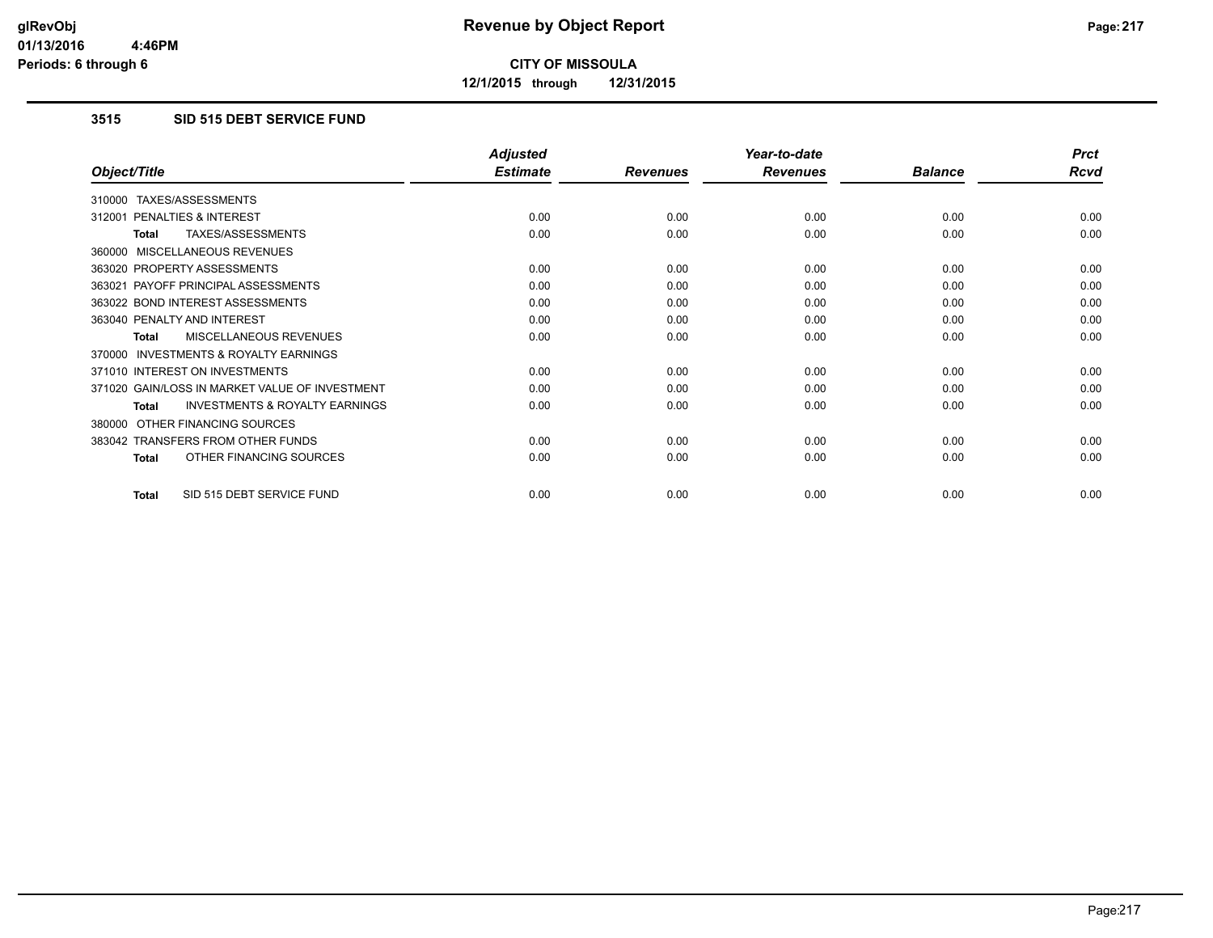**CITY OF MISSOULA**

**12/1/2015 through 12/31/2015**

## 3515 SID 515 DEBT SERVICE FUND

| Object/Title | Adjusted Estimate | Revenues | Year-to-date Revenues | Balance | Prct Rcvd |
|---|---|---|---|---|---|
| 310000 TAXES/ASSESSMENTS | | | | | |
| 312001 PENALTIES & INTEREST | 0.00 | 0.00 | 0.00 | 0.00 | 0.00 |
| **Total** TAXES/ASSESSMENTS | 0.00 | 0.00 | 0.00 | 0.00 | 0.00 |
| 360000 MISCELLANEOUS REVENUES | | | | | |
| 363020 PROPERTY ASSESSMENTS | 0.00 | 0.00 | 0.00 | 0.00 | 0.00 |
| 363021 PAYOFF PRINCIPAL ASSESSMENTS | 0.00 | 0.00 | 0.00 | 0.00 | 0.00 |
| 363022 BOND INTEREST ASSESSMENTS | 0.00 | 0.00 | 0.00 | 0.00 | 0.00 |
| 363040 PENALTY AND INTEREST | 0.00 | 0.00 | 0.00 | 0.00 | 0.00 |
| **Total** MISCELLANEOUS REVENUES | 0.00 | 0.00 | 0.00 | 0.00 | 0.00 |
| 370000 INVESTMENTS & ROYALTY EARNINGS | | | | | |
| 371010 INTEREST ON INVESTMENTS | 0.00 | 0.00 | 0.00 | 0.00 | 0.00 |
| 371020 GAIN/LOSS IN MARKET VALUE OF INVESTMENT | 0.00 | 0.00 | 0.00 | 0.00 | 0.00 |
| **Total** INVESTMENTS & ROYALTY EARNINGS | 0.00 | 0.00 | 0.00 | 0.00 | 0.00 |
| 380000 OTHER FINANCING SOURCES | | | | | |
| 383042 TRANSFERS FROM OTHER FUNDS | 0.00 | 0.00 | 0.00 | 0.00 | 0.00 |
| **Total** OTHER FINANCING SOURCES | 0.00 | 0.00 | 0.00 | 0.00 | 0.00 |
| **Total** SID 515 DEBT SERVICE FUND | 0.00 | 0.00 | 0.00 | 0.00 | 0.00 |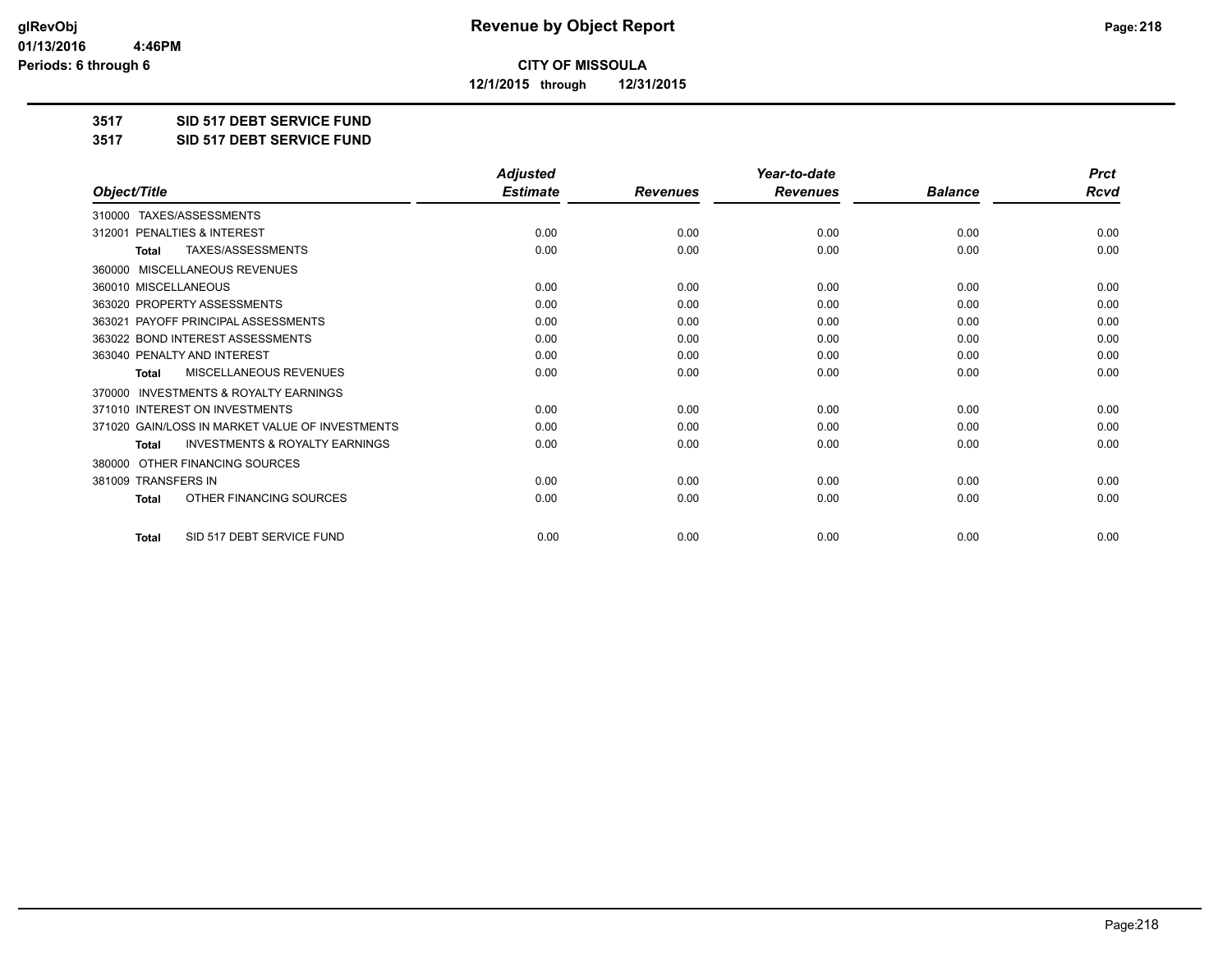**CITY OF MISSOULA**

**12/1/2015 through 12/31/2015**

**3517 SID 517 DEBT SERVICE FUND**

**3517 SID 517 DEBT SERVICE FUND**

| Object/Title | Adjusted Estimate | Revenues | Year-to-date Revenues | Balance | Prct Rcvd |
|---|---|---|---|---|---|
| 310000 TAXES/ASSESSMENTS | | | | | |
| 312001 PENALTIES & INTEREST | 0.00 | 0.00 | 0.00 | 0.00 | 0.00 |
| **Total** TAXES/ASSESSMENTS | 0.00 | 0.00 | 0.00 | 0.00 | 0.00 |
| 360000 MISCELLANEOUS REVENUES | | | | | |
| 360010 MISCELLANEOUS | 0.00 | 0.00 | 0.00 | 0.00 | 0.00 |
| 363020 PROPERTY ASSESSMENTS | 0.00 | 0.00 | 0.00 | 0.00 | 0.00 |
| 363021 PAYOFF PRINCIPAL ASSESSMENTS | 0.00 | 0.00 | 0.00 | 0.00 | 0.00 |
| 363022 BOND INTEREST ASSESSMENTS | 0.00 | 0.00 | 0.00 | 0.00 | 0.00 |
| 363040 PENALTY AND INTEREST | 0.00 | 0.00 | 0.00 | 0.00 | 0.00 |
| **Total** MISCELLANEOUS REVENUES | 0.00 | 0.00 | 0.00 | 0.00 | 0.00 |
| 370000 INVESTMENTS & ROYALTY EARNINGS | | | | | |
| 371010 INTEREST ON INVESTMENTS | 0.00 | 0.00 | 0.00 | 0.00 | 0.00 |
| 371020 GAIN/LOSS IN MARKET VALUE OF INVESTMENTS | 0.00 | 0.00 | 0.00 | 0.00 | 0.00 |
| **Total** INVESTMENTS & ROYALTY EARNINGS | 0.00 | 0.00 | 0.00 | 0.00 | 0.00 |
| 380000 OTHER FINANCING SOURCES | | | | | |
| 381009 TRANSFERS IN | 0.00 | 0.00 | 0.00 | 0.00 | 0.00 |
| **Total** OTHER FINANCING SOURCES | 0.00 | 0.00 | 0.00 | 0.00 | 0.00 |
| **Total** SID 517 DEBT SERVICE FUND | 0.00 | 0.00 | 0.00 | 0.00 | 0.00 |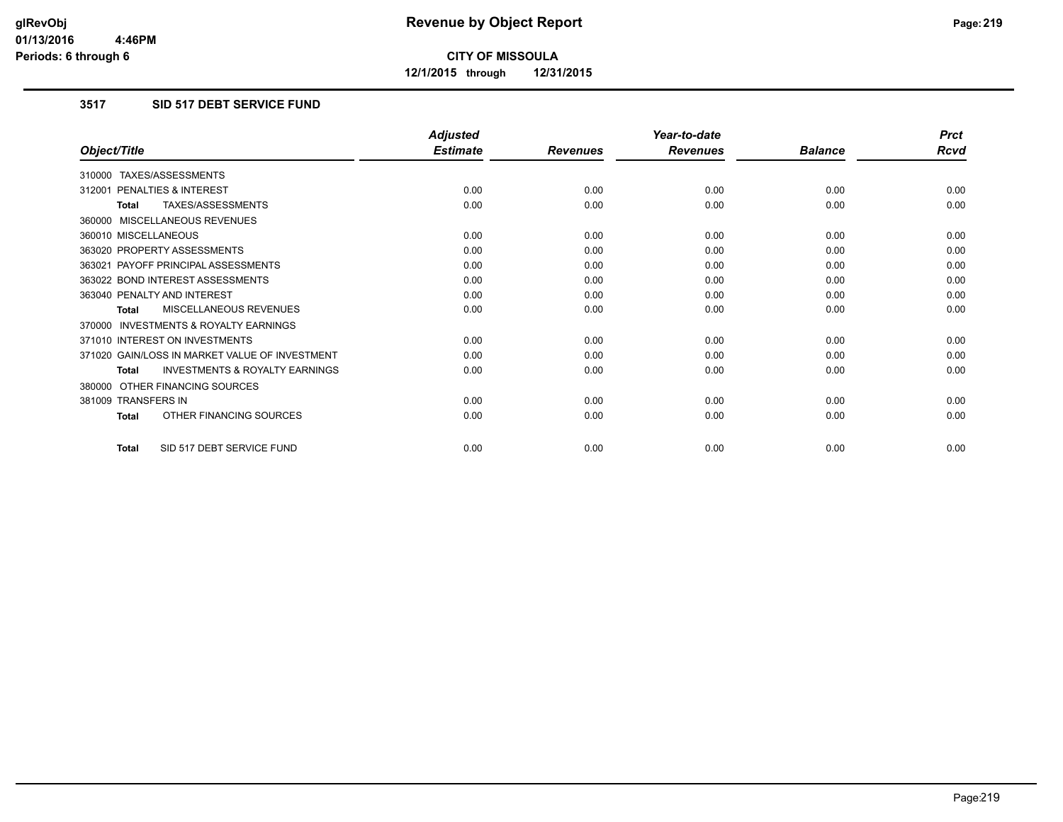**CITY OF MISSOULA**

**12/1/2015 through 12/31/2015**

### 3517 SID 517 DEBT SERVICE FUND

| Object/Title | Adjusted Estimate | Revenues | Year-to-date Revenues | Balance | Prct Rcvd |
|---|---|---|---|---|---|
| 310000 TAXES/ASSESSMENTS | | | | | |
| 312001 PENALTIES & INTEREST | 0.00 | 0.00 | 0.00 | 0.00 | 0.00 |
| **Total** TAXES/ASSESSMENTS | 0.00 | 0.00 | 0.00 | 0.00 | 0.00 |
| 360000 MISCELLANEOUS REVENUES | | | | | |
| 360010 MISCELLANEOUS | 0.00 | 0.00 | 0.00 | 0.00 | 0.00 |
| 363020 PROPERTY ASSESSMENTS | 0.00 | 0.00 | 0.00 | 0.00 | 0.00 |
| 363021 PAYOFF PRINCIPAL ASSESSMENTS | 0.00 | 0.00 | 0.00 | 0.00 | 0.00 |
| 363022 BOND INTEREST ASSESSMENTS | 0.00 | 0.00 | 0.00 | 0.00 | 0.00 |
| 363040 PENALTY AND INTEREST | 0.00 | 0.00 | 0.00 | 0.00 | 0.00 |
| **Total** MISCELLANEOUS REVENUES | 0.00 | 0.00 | 0.00 | 0.00 | 0.00 |
| 370000 INVESTMENTS & ROYALTY EARNINGS | | | | | |
| 371010 INTEREST ON INVESTMENTS | 0.00 | 0.00 | 0.00 | 0.00 | 0.00 |
| 371020 GAIN/LOSS IN MARKET VALUE OF INVESTMENT | 0.00 | 0.00 | 0.00 | 0.00 | 0.00 |
| **Total** INVESTMENTS & ROYALTY EARNINGS | 0.00 | 0.00 | 0.00 | 0.00 | 0.00 |
| 380000 OTHER FINANCING SOURCES | | | | | |
| 381009 TRANSFERS IN | 0.00 | 0.00 | 0.00 | 0.00 | 0.00 |
| **Total** OTHER FINANCING SOURCES | 0.00 | 0.00 | 0.00 | 0.00 | 0.00 |
| **Total** SID 517 DEBT SERVICE FUND | 0.00 | 0.00 | 0.00 | 0.00 | 0.00 |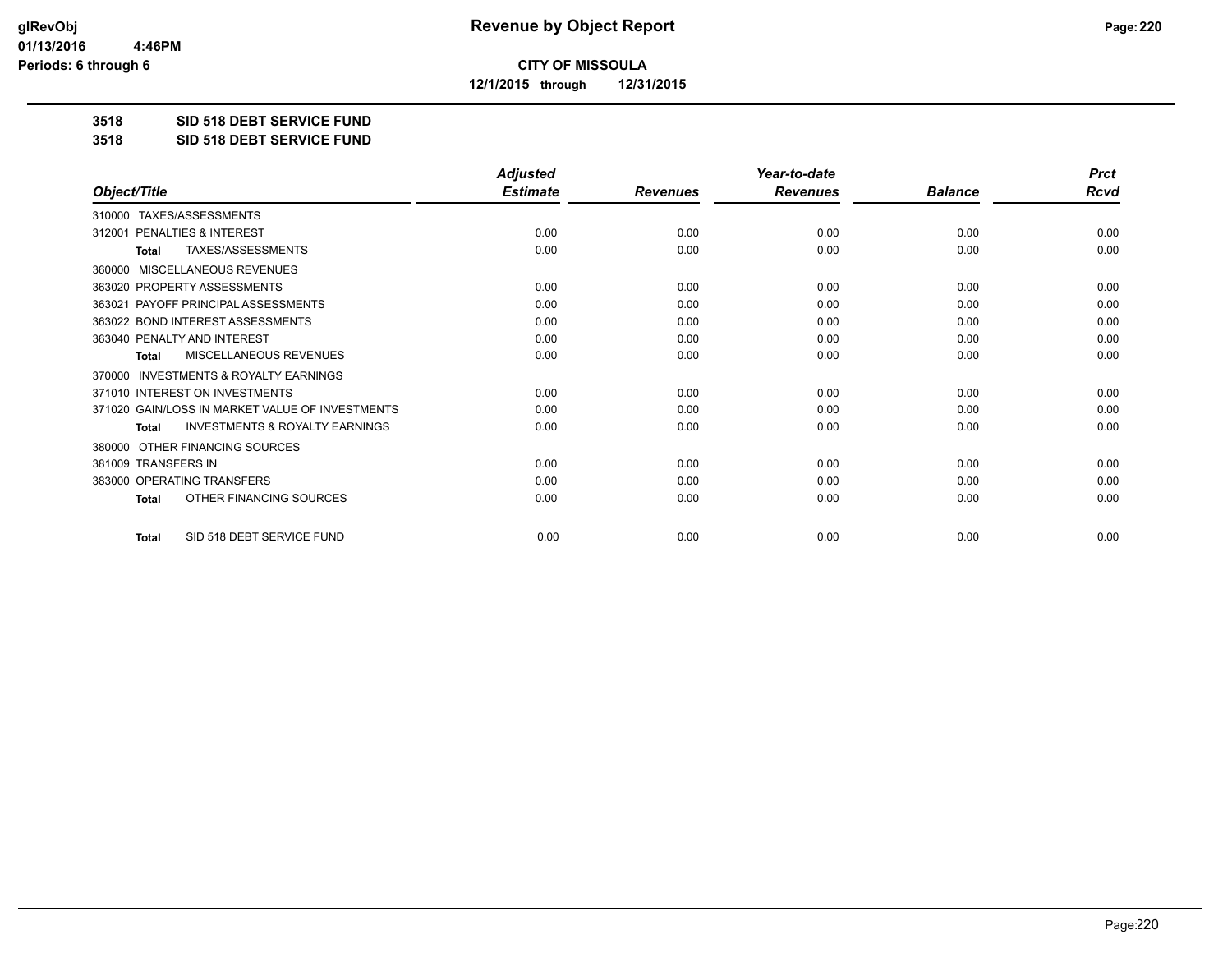**CITY OF MISSOULA**

**12/1/2015 through 12/31/2015**

**3518 SID 518 DEBT SERVICE FUND**

**3518 SID 518 DEBT SERVICE FUND**

| Object/Title | Adjusted Estimate | Revenues | Year-to-date Revenues | Balance | Prct Rcvd |
|---|---|---|---|---|---|
| 310000 TAXES/ASSESSMENTS | | | | | |
| 312001 PENALTIES & INTEREST | 0.00 | 0.00 | 0.00 | 0.00 | 0.00 |
| **Total** TAXES/ASSESSMENTS | 0.00 | 0.00 | 0.00 | 0.00 | 0.00 |
| 360000 MISCELLANEOUS REVENUES | | | | | |
| 363020 PROPERTY ASSESSMENTS | 0.00 | 0.00 | 0.00 | 0.00 | 0.00 |
| 363021 PAYOFF PRINCIPAL ASSESSMENTS | 0.00 | 0.00 | 0.00 | 0.00 | 0.00 |
| 363022 BOND INTEREST ASSESSMENTS | 0.00 | 0.00 | 0.00 | 0.00 | 0.00 |
| 363040 PENALTY AND INTEREST | 0.00 | 0.00 | 0.00 | 0.00 | 0.00 |
| **Total** MISCELLANEOUS REVENUES | 0.00 | 0.00 | 0.00 | 0.00 | 0.00 |
| 370000 INVESTMENTS & ROYALTY EARNINGS | | | | | |
| 371010 INTEREST ON INVESTMENTS | 0.00 | 0.00 | 0.00 | 0.00 | 0.00 |
| 371020 GAIN/LOSS IN MARKET VALUE OF INVESTMENTS | 0.00 | 0.00 | 0.00 | 0.00 | 0.00 |
| **Total** INVESTMENTS & ROYALTY EARNINGS | 0.00 | 0.00 | 0.00 | 0.00 | 0.00 |
| 380000 OTHER FINANCING SOURCES | | | | | |
| 381009 TRANSFERS IN | 0.00 | 0.00 | 0.00 | 0.00 | 0.00 |
| 383000 OPERATING TRANSFERS | 0.00 | 0.00 | 0.00 | 0.00 | 0.00 |
| **Total** OTHER FINANCING SOURCES | 0.00 | 0.00 | 0.00 | 0.00 | 0.00 |
| **Total** SID 518 DEBT SERVICE FUND | 0.00 | 0.00 | 0.00 | 0.00 | 0.00 |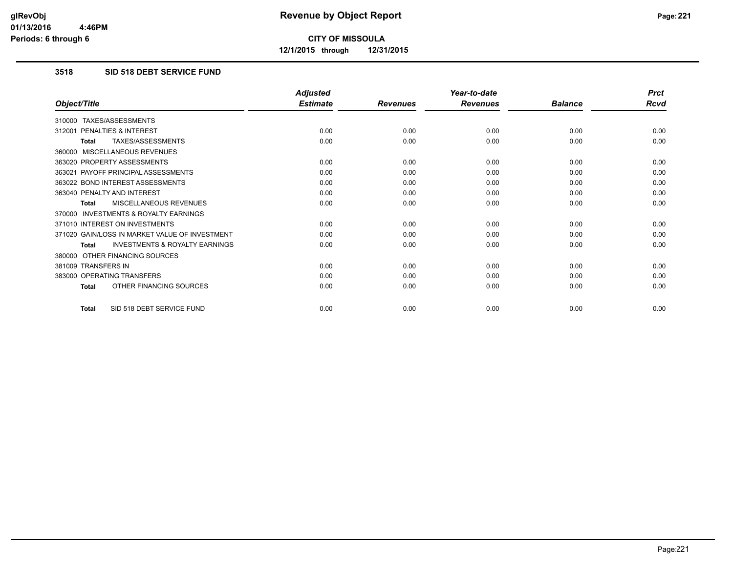**CITY OF MISSOULA**

**12/1/2015 through 12/31/2015**

### 3518 SID 518 DEBT SERVICE FUND

| Object/Title | Adjusted Estimate | Revenues | Year-to-date Revenues | Balance | Prct Rcvd |
|---|---|---|---|---|---|
| 310000 TAXES/ASSESSMENTS | | | | | |
| 312001 PENALTIES & INTEREST | 0.00 | 0.00 | 0.00 | 0.00 | 0.00 |
| **Total** TAXES/ASSESSMENTS | 0.00 | 0.00 | 0.00 | 0.00 | 0.00 |
| 360000 MISCELLANEOUS REVENUES | | | | | |
| 363020 PROPERTY ASSESSMENTS | 0.00 | 0.00 | 0.00 | 0.00 | 0.00 |
| 363021 PAYOFF PRINCIPAL ASSESSMENTS | 0.00 | 0.00 | 0.00 | 0.00 | 0.00 |
| 363022 BOND INTEREST ASSESSMENTS | 0.00 | 0.00 | 0.00 | 0.00 | 0.00 |
| 363040 PENALTY AND INTEREST | 0.00 | 0.00 | 0.00 | 0.00 | 0.00 |
| **Total** MISCELLANEOUS REVENUES | 0.00 | 0.00 | 0.00 | 0.00 | 0.00 |
| 370000 INVESTMENTS & ROYALTY EARNINGS | | | | | |
| 371010 INTEREST ON INVESTMENTS | 0.00 | 0.00 | 0.00 | 0.00 | 0.00 |
| 371020 GAIN/LOSS IN MARKET VALUE OF INVESTMENT | 0.00 | 0.00 | 0.00 | 0.00 | 0.00 |
| **Total** INVESTMENTS & ROYALTY EARNINGS | 0.00 | 0.00 | 0.00 | 0.00 | 0.00 |
| 380000 OTHER FINANCING SOURCES | | | | | |
| 381009 TRANSFERS IN | 0.00 | 0.00 | 0.00 | 0.00 | 0.00 |
| 383000 OPERATING TRANSFERS | 0.00 | 0.00 | 0.00 | 0.00 | 0.00 |
| **Total** OTHER FINANCING SOURCES | 0.00 | 0.00 | 0.00 | 0.00 | 0.00 |
| **Total** SID 518 DEBT SERVICE FUND | 0.00 | 0.00 | 0.00 | 0.00 | 0.00 |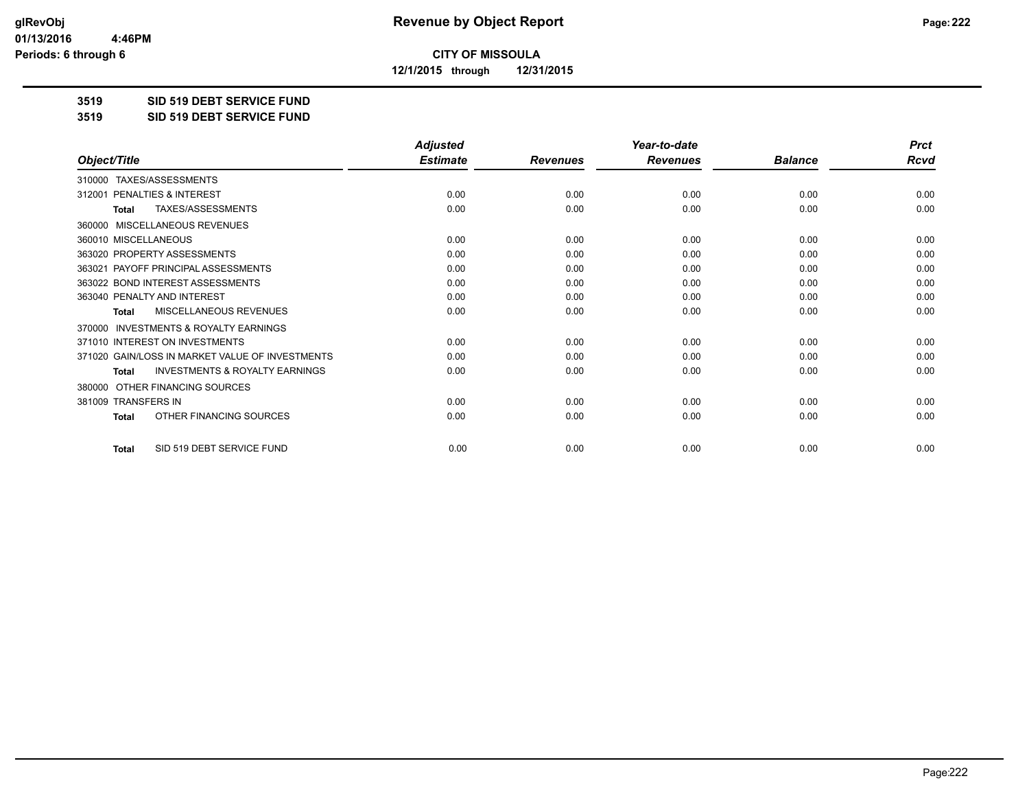**CITY OF MISSOULA**

**12/1/2015 through 12/31/2015**

## 3519 SID 519 DEBT SERVICE FUND

## 3519 SID 519 DEBT SERVICE FUND

| Object/Title | Adjusted Estimate | Revenues | Year-to-date Revenues | Balance | Prct Rcvd |
|---|---|---|---|---|---|
| 310000 TAXES/ASSESSMENTS | | | | | |
| 312001 PENALTIES & INTEREST | 0.00 | 0.00 | 0.00 | 0.00 | 0.00 |
| **Total** TAXES/ASSESSMENTS | 0.00 | 0.00 | 0.00 | 0.00 | 0.00 |
| 360000 MISCELLANEOUS REVENUES | | | | | |
| 360010 MISCELLANEOUS | 0.00 | 0.00 | 0.00 | 0.00 | 0.00 |
| 363020 PROPERTY ASSESSMENTS | 0.00 | 0.00 | 0.00 | 0.00 | 0.00 |
| 363021 PAYOFF PRINCIPAL ASSESSMENTS | 0.00 | 0.00 | 0.00 | 0.00 | 0.00 |
| 363022 BOND INTEREST ASSESSMENTS | 0.00 | 0.00 | 0.00 | 0.00 | 0.00 |
| 363040 PENALTY AND INTEREST | 0.00 | 0.00 | 0.00 | 0.00 | 0.00 |
| **Total** MISCELLANEOUS REVENUES | 0.00 | 0.00 | 0.00 | 0.00 | 0.00 |
| 370000 INVESTMENTS & ROYALTY EARNINGS | | | | | |
| 371010 INTEREST ON INVESTMENTS | 0.00 | 0.00 | 0.00 | 0.00 | 0.00 |
| 371020 GAIN/LOSS IN MARKET VALUE OF INVESTMENTS | 0.00 | 0.00 | 0.00 | 0.00 | 0.00 |
| **Total** INVESTMENTS & ROYALTY EARNINGS | 0.00 | 0.00 | 0.00 | 0.00 | 0.00 |
| 380000 OTHER FINANCING SOURCES | | | | | |
| 381009 TRANSFERS IN | 0.00 | 0.00 | 0.00 | 0.00 | 0.00 |
| **Total** OTHER FINANCING SOURCES | 0.00 | 0.00 | 0.00 | 0.00 | 0.00 |
| **Total** SID 519 DEBT SERVICE FUND | 0.00 | 0.00 | 0.00 | 0.00 | 0.00 |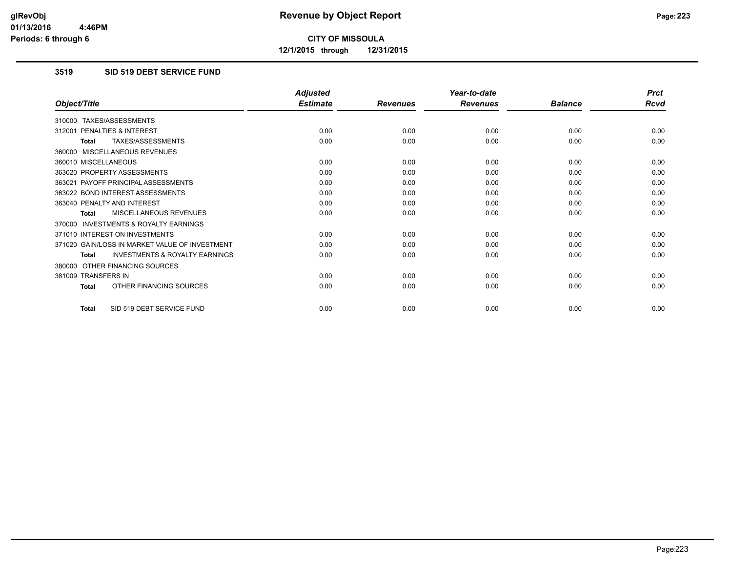**CITY OF MISSOULA**

**12/1/2015 through 12/31/2015**

## 3519 SID 519 DEBT SERVICE FUND

| Object/Title | Adjusted Estimate | Revenues | Year-to-date Revenues | Balance | Prct Rcvd |
|---|---|---|---|---|---|
| 310000 TAXES/ASSESSMENTS | | | | | |
| 312001 PENALTIES & INTEREST | 0.00 | 0.00 | 0.00 | 0.00 | 0.00 |
| **Total** TAXES/ASSESSMENTS | 0.00 | 0.00 | 0.00 | 0.00 | 0.00 |
| 360000 MISCELLANEOUS REVENUES | | | | | |
| 360010 MISCELLANEOUS | 0.00 | 0.00 | 0.00 | 0.00 | 0.00 |
| 363020 PROPERTY ASSESSMENTS | 0.00 | 0.00 | 0.00 | 0.00 | 0.00 |
| 363021 PAYOFF PRINCIPAL ASSESSMENTS | 0.00 | 0.00 | 0.00 | 0.00 | 0.00 |
| 363022 BOND INTEREST ASSESSMENTS | 0.00 | 0.00 | 0.00 | 0.00 | 0.00 |
| 363040 PENALTY AND INTEREST | 0.00 | 0.00 | 0.00 | 0.00 | 0.00 |
| **Total** MISCELLANEOUS REVENUES | 0.00 | 0.00 | 0.00 | 0.00 | 0.00 |
| 370000 INVESTMENTS & ROYALTY EARNINGS | | | | | |
| 371010 INTEREST ON INVESTMENTS | 0.00 | 0.00 | 0.00 | 0.00 | 0.00 |
| 371020 GAIN/LOSS IN MARKET VALUE OF INVESTMENT | 0.00 | 0.00 | 0.00 | 0.00 | 0.00 |
| **Total** INVESTMENTS & ROYALTY EARNINGS | 0.00 | 0.00 | 0.00 | 0.00 | 0.00 |
| 380000 OTHER FINANCING SOURCES | | | | | |
| 381009 TRANSFERS IN | 0.00 | 0.00 | 0.00 | 0.00 | 0.00 |
| **Total** OTHER FINANCING SOURCES | 0.00 | 0.00 | 0.00 | 0.00 | 0.00 |
| **Total** SID 519 DEBT SERVICE FUND | 0.00 | 0.00 | 0.00 | 0.00 | 0.00 |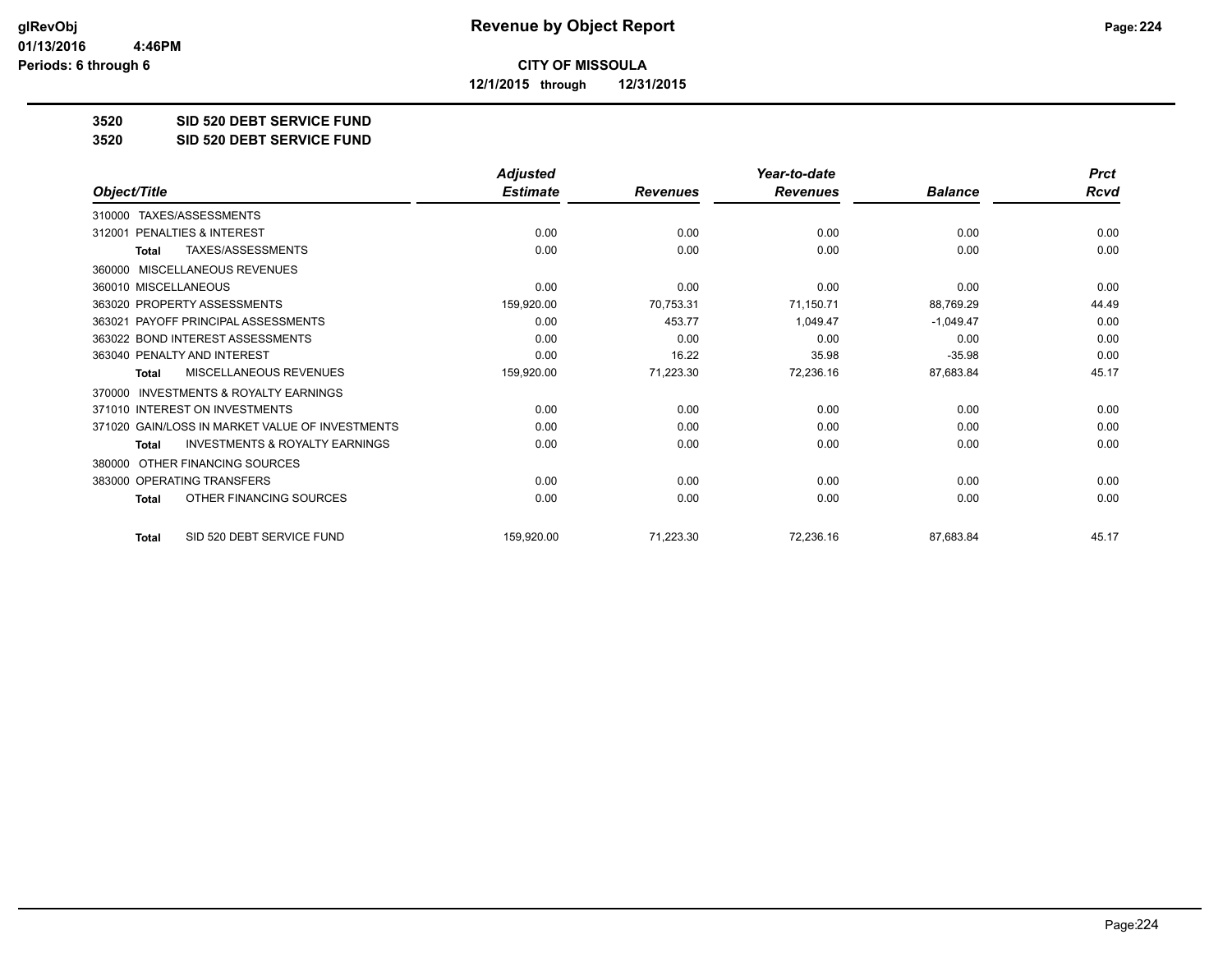**CITY OF MISSOULA**

**12/1/2015 through 12/31/2015**

**3520 SID 520 DEBT SERVICE FUND**

**3520 SID 520 DEBT SERVICE FUND**

| Object/Title | Adjusted Estimate | Revenues | Year-to-date Revenues | Balance | Prct Rcvd |
|---|---|---|---|---|---|
| 310000 TAXES/ASSESSMENTS | | | | | |
| 312001 PENALTIES & INTEREST | 0.00 | 0.00 | 0.00 | 0.00 | 0.00 |
| **Total** TAXES/ASSESSMENTS | 0.00 | 0.00 | 0.00 | 0.00 | 0.00 |
| 360000 MISCELLANEOUS REVENUES | | | | | |
| 360010 MISCELLANEOUS | 0.00 | 0.00 | 0.00 | 0.00 | 0.00 |
| 363020 PROPERTY ASSESSMENTS | 159,920.00 | 70,753.31 | 71,150.71 | 88,769.29 | 44.49 |
| 363021 PAYOFF PRINCIPAL ASSESSMENTS | 0.00 | 453.77 | 1,049.47 | -1,049.47 | 0.00 |
| 363022 BOND INTEREST ASSESSMENTS | 0.00 | 0.00 | 0.00 | 0.00 | 0.00 |
| 363040 PENALTY AND INTEREST | 0.00 | 16.22 | 35.98 | -35.98 | 0.00 |
| **Total** MISCELLANEOUS REVENUES | 159,920.00 | 71,223.30 | 72,236.16 | 87,683.84 | 45.17 |
| 370000 INVESTMENTS & ROYALTY EARNINGS | | | | | |
| 371010 INTEREST ON INVESTMENTS | 0.00 | 0.00 | 0.00 | 0.00 | 0.00 |
| 371020 GAIN/LOSS IN MARKET VALUE OF INVESTMENTS | 0.00 | 0.00 | 0.00 | 0.00 | 0.00 |
| **Total** INVESTMENTS & ROYALTY EARNINGS | 0.00 | 0.00 | 0.00 | 0.00 | 0.00 |
| 380000 OTHER FINANCING SOURCES | | | | | |
| 383000 OPERATING TRANSFERS | 0.00 | 0.00 | 0.00 | 0.00 | 0.00 |
| **Total** OTHER FINANCING SOURCES | 0.00 | 0.00 | 0.00 | 0.00 | 0.00 |
| **Total** SID 520 DEBT SERVICE FUND | 159,920.00 | 71,223.30 | 72,236.16 | 87,683.84 | 45.17 |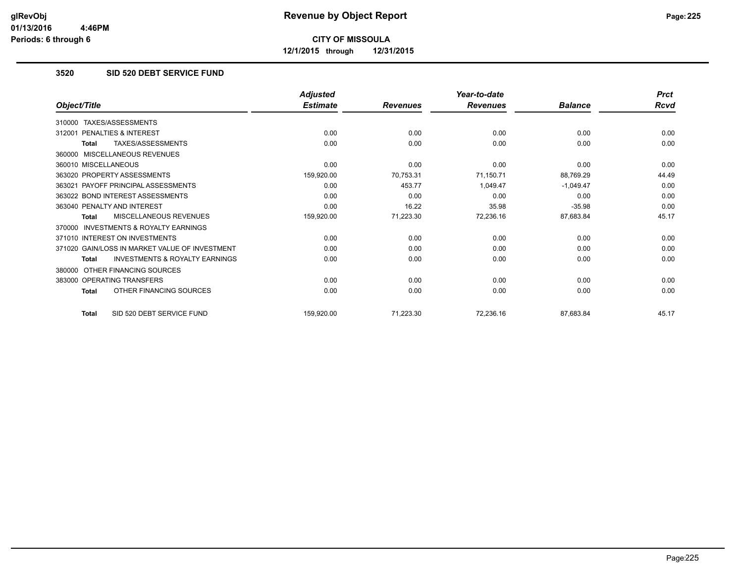**CITY OF MISSOULA**

**12/1/2015 through 12/31/2015**

## 3520 SID 520 DEBT SERVICE FUND

| Object/Title | Adjusted Estimate | Revenues | Year-to-date Revenues | Balance | Prct Rcvd |
|---|---|---|---|---|---|
| 310000 TAXES/ASSESSMENTS | | | | | |
| 312001 PENALTIES & INTEREST | 0.00 | 0.00 | 0.00 | 0.00 | 0.00 |
| **Total** TAXES/ASSESSMENTS | 0.00 | 0.00 | 0.00 | 0.00 | 0.00 |
| 360000 MISCELLANEOUS REVENUES | | | | | |
| 360010 MISCELLANEOUS | 0.00 | 0.00 | 0.00 | 0.00 | 0.00 |
| 363020 PROPERTY ASSESSMENTS | 159,920.00 | 70,753.31 | 71,150.71 | 88,769.29 | 44.49 |
| 363021 PAYOFF PRINCIPAL ASSESSMENTS | 0.00 | 453.77 | 1,049.47 | -1,049.47 | 0.00 |
| 363022 BOND INTEREST ASSESSMENTS | 0.00 | 0.00 | 0.00 | 0.00 | 0.00 |
| 363040 PENALTY AND INTEREST | 0.00 | 16.22 | 35.98 | -35.98 | 0.00 |
| **Total** MISCELLANEOUS REVENUES | 159,920.00 | 71,223.30 | 72,236.16 | 87,683.84 | 45.17 |
| 370000 INVESTMENTS & ROYALTY EARNINGS | | | | | |
| 371010 INTEREST ON INVESTMENTS | 0.00 | 0.00 | 0.00 | 0.00 | 0.00 |
| 371020 GAIN/LOSS IN MARKET VALUE OF INVESTMENT | 0.00 | 0.00 | 0.00 | 0.00 | 0.00 |
| **Total** INVESTMENTS & ROYALTY EARNINGS | 0.00 | 0.00 | 0.00 | 0.00 | 0.00 |
| 380000 OTHER FINANCING SOURCES | | | | | |
| 383000 OPERATING TRANSFERS | 0.00 | 0.00 | 0.00 | 0.00 | 0.00 |
| **Total** OTHER FINANCING SOURCES | 0.00 | 0.00 | 0.00 | 0.00 | 0.00 |
| **Total** SID 520 DEBT SERVICE FUND | 159,920.00 | 71,223.30 | 72,236.16 | 87,683.84 | 45.17 |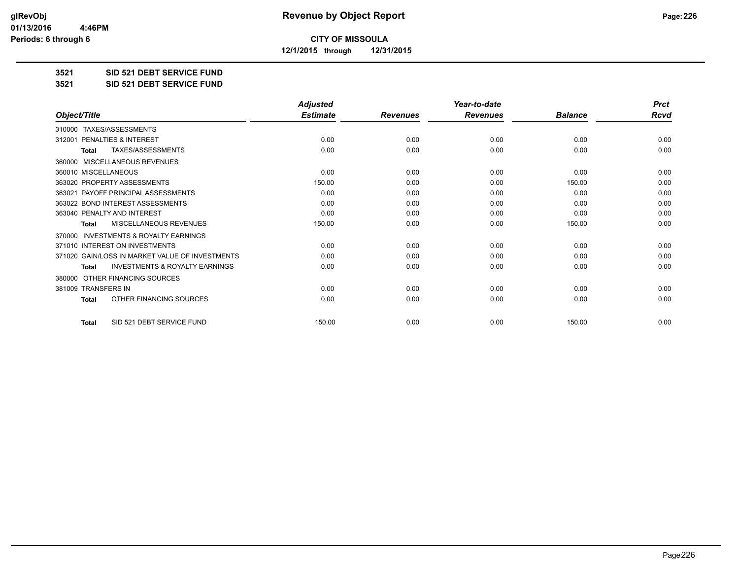# CITY OF MISSOULA

**12/1/2015 through 12/31/2015**

**3521 SID 521 DEBT SERVICE FUND**

**3521 SID 521 DEBT SERVICE FUND**

| Object/Title | Adjusted Estimate | Revenues | Year-to-date Revenues | Balance | Prct Rcvd |
|---|---|---|---|---|---|
| 310000 TAXES/ASSESSMENTS | | | | | |
| 312001 PENALTIES & INTEREST | 0.00 | 0.00 | 0.00 | 0.00 | 0.00 |
| **Total** TAXES/ASSESSMENTS | 0.00 | 0.00 | 0.00 | 0.00 | 0.00 |
| 360000 MISCELLANEOUS REVENUES | | | | | |
| 360010 MISCELLANEOUS | 0.00 | 0.00 | 0.00 | 0.00 | 0.00 |
| 363020 PROPERTY ASSESSMENTS | 150.00 | 0.00 | 0.00 | 150.00 | 0.00 |
| 363021 PAYOFF PRINCIPAL ASSESSMENTS | 0.00 | 0.00 | 0.00 | 0.00 | 0.00 |
| 363022 BOND INTEREST ASSESSMENTS | 0.00 | 0.00 | 0.00 | 0.00 | 0.00 |
| 363040 PENALTY AND INTEREST | 0.00 | 0.00 | 0.00 | 0.00 | 0.00 |
| **Total** MISCELLANEOUS REVENUES | 150.00 | 0.00 | 0.00 | 150.00 | 0.00 |
| 370000 INVESTMENTS & ROYALTY EARNINGS | | | | | |
| 371010 INTEREST ON INVESTMENTS | 0.00 | 0.00 | 0.00 | 0.00 | 0.00 |
| 371020 GAIN/LOSS IN MARKET VALUE OF INVESTMENTS | 0.00 | 0.00 | 0.00 | 0.00 | 0.00 |
| **Total** INVESTMENTS & ROYALTY EARNINGS | 0.00 | 0.00 | 0.00 | 0.00 | 0.00 |
| 380000 OTHER FINANCING SOURCES | | | | | |
| 381009 TRANSFERS IN | 0.00 | 0.00 | 0.00 | 0.00 | 0.00 |
| **Total** OTHER FINANCING SOURCES | 0.00 | 0.00 | 0.00 | 0.00 | 0.00 |
| **Total** SID 521 DEBT SERVICE FUND | 150.00 | 0.00 | 0.00 | 150.00 | 0.00 |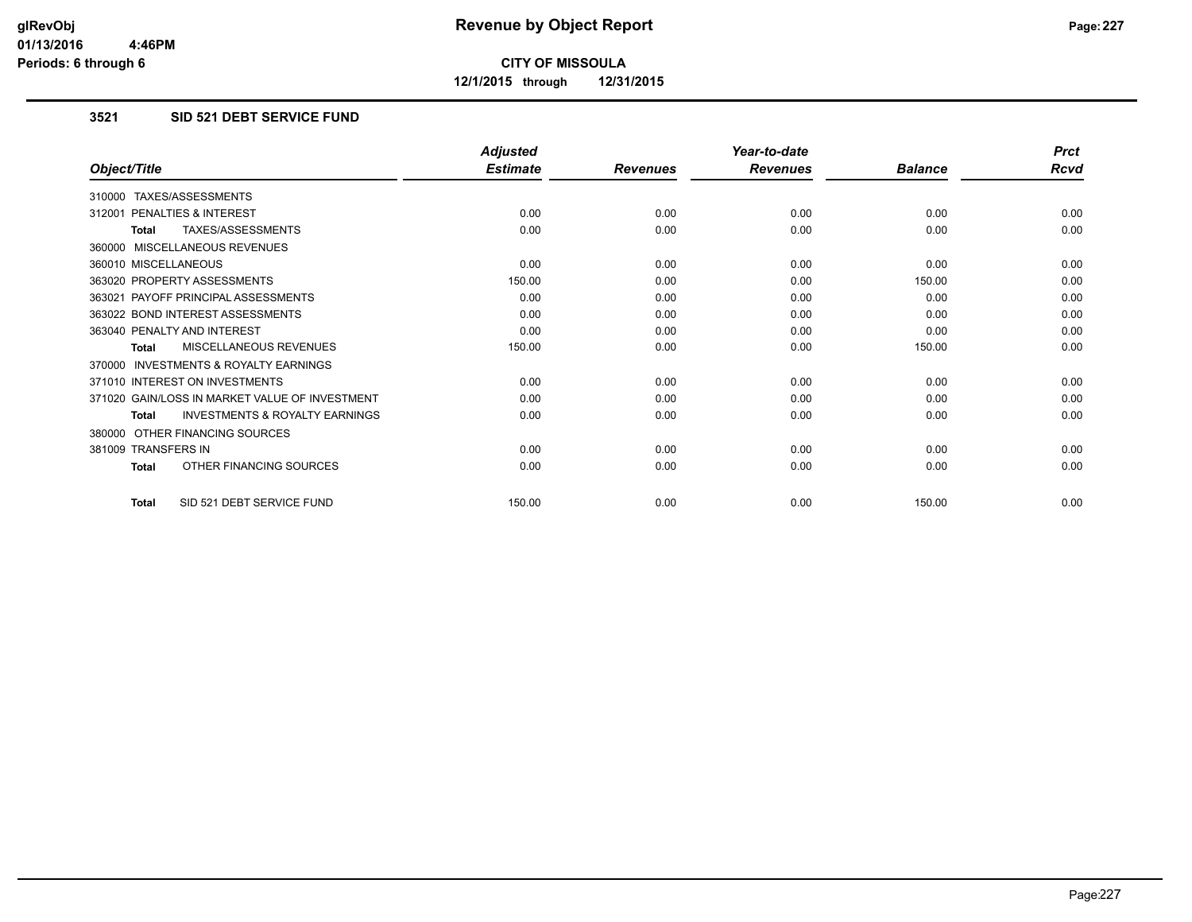**CITY OF MISSOULA**

**12/1/2015 through 12/31/2015**

### 3521 SID 521 DEBT SERVICE FUND

| Object/Title | Adjusted Estimate | Revenues | Year-to-date Revenues | Balance | Prct Rcvd |
|---|---|---|---|---|---|
| 310000 TAXES/ASSESSMENTS | | | | | |
| 312001 PENALTIES & INTEREST | 0.00 | 0.00 | 0.00 | 0.00 | 0.00 |
| **Total** TAXES/ASSESSMENTS | 0.00 | 0.00 | 0.00 | 0.00 | 0.00 |
| 360000 MISCELLANEOUS REVENUES | | | | | |
| 360010 MISCELLANEOUS | 0.00 | 0.00 | 0.00 | 0.00 | 0.00 |
| 363020 PROPERTY ASSESSMENTS | 150.00 | 0.00 | 0.00 | 150.00 | 0.00 |
| 363021 PAYOFF PRINCIPAL ASSESSMENTS | 0.00 | 0.00 | 0.00 | 0.00 | 0.00 |
| 363022 BOND INTEREST ASSESSMENTS | 0.00 | 0.00 | 0.00 | 0.00 | 0.00 |
| 363040 PENALTY AND INTEREST | 0.00 | 0.00 | 0.00 | 0.00 | 0.00 |
| **Total** MISCELLANEOUS REVENUES | 150.00 | 0.00 | 0.00 | 150.00 | 0.00 |
| 370000 INVESTMENTS & ROYALTY EARNINGS | | | | | |
| 371010 INTEREST ON INVESTMENTS | 0.00 | 0.00 | 0.00 | 0.00 | 0.00 |
| 371020 GAIN/LOSS IN MARKET VALUE OF INVESTMENT | 0.00 | 0.00 | 0.00 | 0.00 | 0.00 |
| **Total** INVESTMENTS & ROYALTY EARNINGS | 0.00 | 0.00 | 0.00 | 0.00 | 0.00 |
| 380000 OTHER FINANCING SOURCES | | | | | |
| 381009 TRANSFERS IN | 0.00 | 0.00 | 0.00 | 0.00 | 0.00 |
| **Total** OTHER FINANCING SOURCES | 0.00 | 0.00 | 0.00 | 0.00 | 0.00 |
| **Total** SID 521 DEBT SERVICE FUND | 150.00 | 0.00 | 0.00 | 150.00 | 0.00 |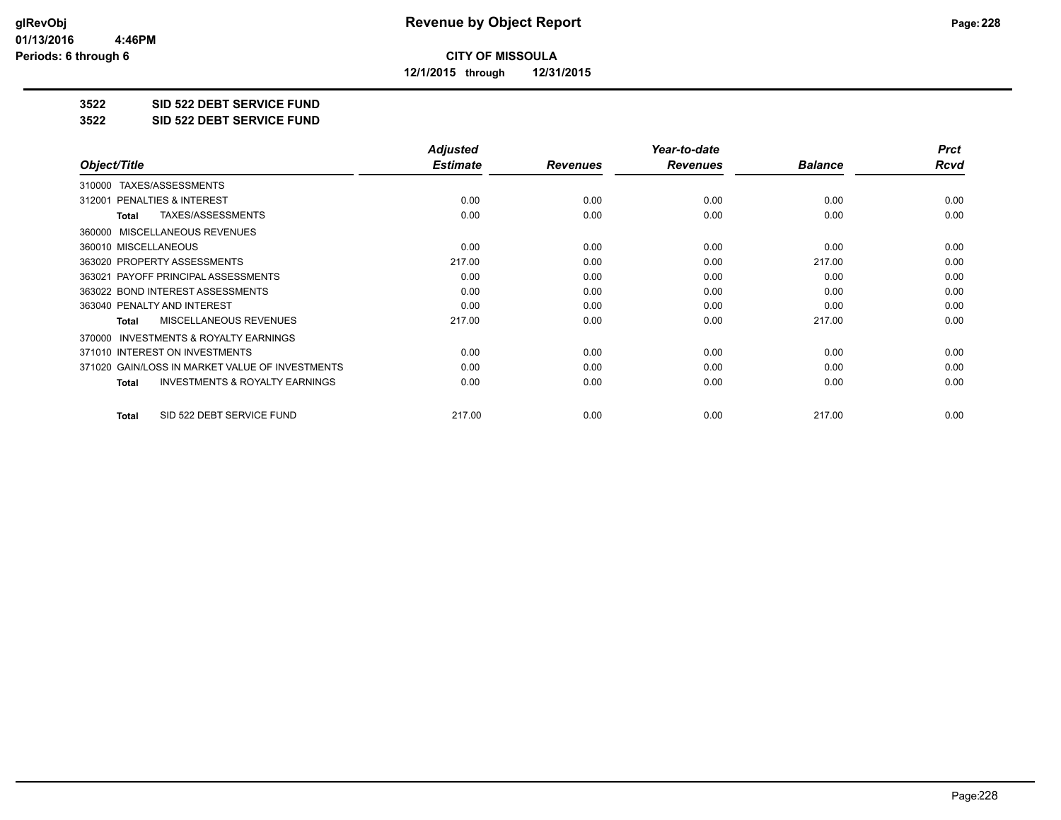# Revenue by Object Report

**CITY OF MISSOULA**

**12/1/2015 through 12/31/2015**

glRevObj
01/13/2016 4:46PM
Periods: 6 through 6

**3522 SID 522 DEBT SERVICE FUND**

**3522 SID 522 DEBT SERVICE FUND**

| Object/Title | Adjusted Estimate | Revenues | Year-to-date Revenues | Balance | Prct Rcvd |
|---|---|---|---|---|---|
| 310000 TAXES/ASSESSMENTS | | | | | |
| 312001 PENALTIES & INTEREST | 0.00 | 0.00 | 0.00 | 0.00 | 0.00 |
| **Total** TAXES/ASSESSMENTS | 0.00 | 0.00 | 0.00 | 0.00 | 0.00 |
| 360000 MISCELLANEOUS REVENUES | | | | | |
| 360010 MISCELLANEOUS | 0.00 | 0.00 | 0.00 | 0.00 | 0.00 |
| 363020 PROPERTY ASSESSMENTS | 217.00 | 0.00 | 0.00 | 217.00 | 0.00 |
| 363021 PAYOFF PRINCIPAL ASSESSMENTS | 0.00 | 0.00 | 0.00 | 0.00 | 0.00 |
| 363022 BOND INTEREST ASSESSMENTS | 0.00 | 0.00 | 0.00 | 0.00 | 0.00 |
| 363040 PENALTY AND INTEREST | 0.00 | 0.00 | 0.00 | 0.00 | 0.00 |
| **Total** MISCELLANEOUS REVENUES | 217.00 | 0.00 | 0.00 | 217.00 | 0.00 |
| 370000 INVESTMENTS & ROYALTY EARNINGS | | | | | |
| 371010 INTEREST ON INVESTMENTS | 0.00 | 0.00 | 0.00 | 0.00 | 0.00 |
| 371020 GAIN/LOSS IN MARKET VALUE OF INVESTMENTS | 0.00 | 0.00 | 0.00 | 0.00 | 0.00 |
| **Total** INVESTMENTS & ROYALTY EARNINGS | 0.00 | 0.00 | 0.00 | 0.00 | 0.00 |
| **Total** SID 522 DEBT SERVICE FUND | 217.00 | 0.00 | 0.00 | 217.00 | 0.00 |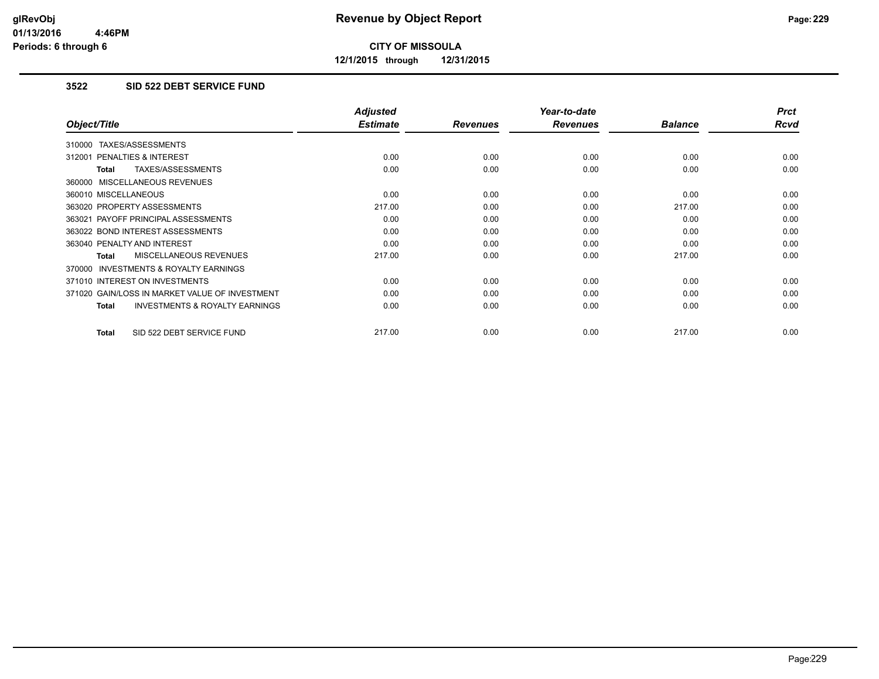**CITY OF MISSOULA**

**12/1/2015 through 12/31/2015**

## 3522 SID 522 DEBT SERVICE FUND

| Object/Title | Adjusted Estimate | Revenues | Year-to-date Revenues | Balance | Prct Rcvd |
|---|---|---|---|---|---|
| 310000 TAXES/ASSESSMENTS | | | | | |
| 312001 PENALTIES & INTEREST | 0.00 | 0.00 | 0.00 | 0.00 | 0.00 |
| **Total** TAXES/ASSESSMENTS | 0.00 | 0.00 | 0.00 | 0.00 | 0.00 |
| 360000 MISCELLANEOUS REVENUES | | | | | |
| 360010 MISCELLANEOUS | 0.00 | 0.00 | 0.00 | 0.00 | 0.00 |
| 363020 PROPERTY ASSESSMENTS | 217.00 | 0.00 | 0.00 | 217.00 | 0.00 |
| 363021 PAYOFF PRINCIPAL ASSESSMENTS | 0.00 | 0.00 | 0.00 | 0.00 | 0.00 |
| 363022 BOND INTEREST ASSESSMENTS | 0.00 | 0.00 | 0.00 | 0.00 | 0.00 |
| 363040 PENALTY AND INTEREST | 0.00 | 0.00 | 0.00 | 0.00 | 0.00 |
| **Total** MISCELLANEOUS REVENUES | 217.00 | 0.00 | 0.00 | 217.00 | 0.00 |
| 370000 INVESTMENTS & ROYALTY EARNINGS | | | | | |
| 371010 INTEREST ON INVESTMENTS | 0.00 | 0.00 | 0.00 | 0.00 | 0.00 |
| 371020 GAIN/LOSS IN MARKET VALUE OF INVESTMENT | 0.00 | 0.00 | 0.00 | 0.00 | 0.00 |
| **Total** INVESTMENTS & ROYALTY EARNINGS | 0.00 | 0.00 | 0.00 | 0.00 | 0.00 |
| **Total** SID 522 DEBT SERVICE FUND | 217.00 | 0.00 | 0.00 | 217.00 | 0.00 |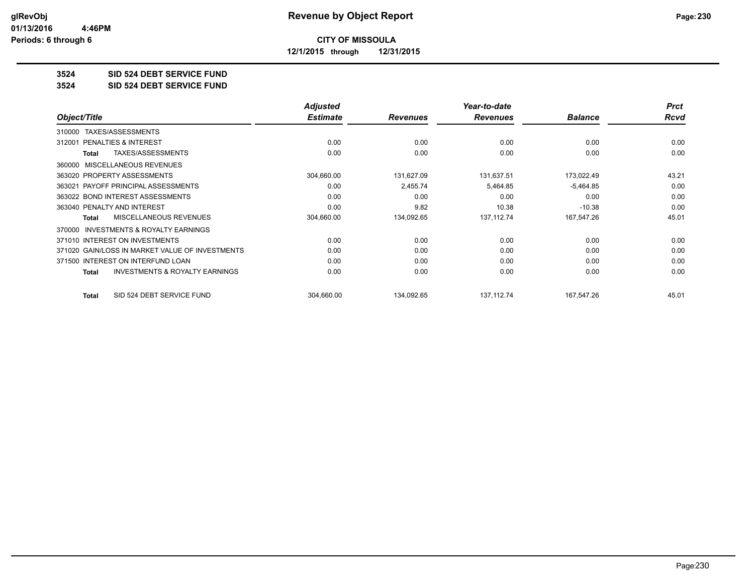# Revenue by Object Report

**CITY OF MISSOULA**

**12/1/2015 through 12/31/2015**

glRevObj
01/13/2016 4:46PM
Periods: 6 through 6

## 3524 SID 524 DEBT SERVICE FUND
## 3524 SID 524 DEBT SERVICE FUND

| Object/Title | Adjusted Estimate | Revenues | Year-to-date Revenues | Balance | Prct Rcvd |
|---|---|---|---|---|---|
| 310000 TAXES/ASSESSMENTS | | | | | |
| 312001 PENALTIES & INTEREST | 0.00 | 0.00 | 0.00 | 0.00 | 0.00 |
| **Total** TAXES/ASSESSMENTS | 0.00 | 0.00 | 0.00 | 0.00 | 0.00 |
| 360000 MISCELLANEOUS REVENUES | | | | | |
| 363020 PROPERTY ASSESSMENTS | 304,660.00 | 131,627.09 | 131,637.51 | 173,022.49 | 43.21 |
| 363021 PAYOFF PRINCIPAL ASSESSMENTS | 0.00 | 2,455.74 | 5,464.85 | -5,464.85 | 0.00 |
| 363022 BOND INTEREST ASSESSMENTS | 0.00 | 0.00 | 0.00 | 0.00 | 0.00 |
| 363040 PENALTY AND INTEREST | 0.00 | 9.82 | 10.38 | -10.38 | 0.00 |
| **Total** MISCELLANEOUS REVENUES | 304,660.00 | 134,092.65 | 137,112.74 | 167,547.26 | 45.01 |
| 370000 INVESTMENTS & ROYALTY EARNINGS | | | | | |
| 371010 INTEREST ON INVESTMENTS | 0.00 | 0.00 | 0.00 | 0.00 | 0.00 |
| 371020 GAIN/LOSS IN MARKET VALUE OF INVESTMENTS | 0.00 | 0.00 | 0.00 | 0.00 | 0.00 |
| 371500 INTEREST ON INTERFUND LOAN | 0.00 | 0.00 | 0.00 | 0.00 | 0.00 |
| **Total** INVESTMENTS & ROYALTY EARNINGS | 0.00 | 0.00 | 0.00 | 0.00 | 0.00 |
| **Total** SID 524 DEBT SERVICE FUND | 304,660.00 | 134,092.65 | 137,112.74 | 167,547.26 | 45.01 |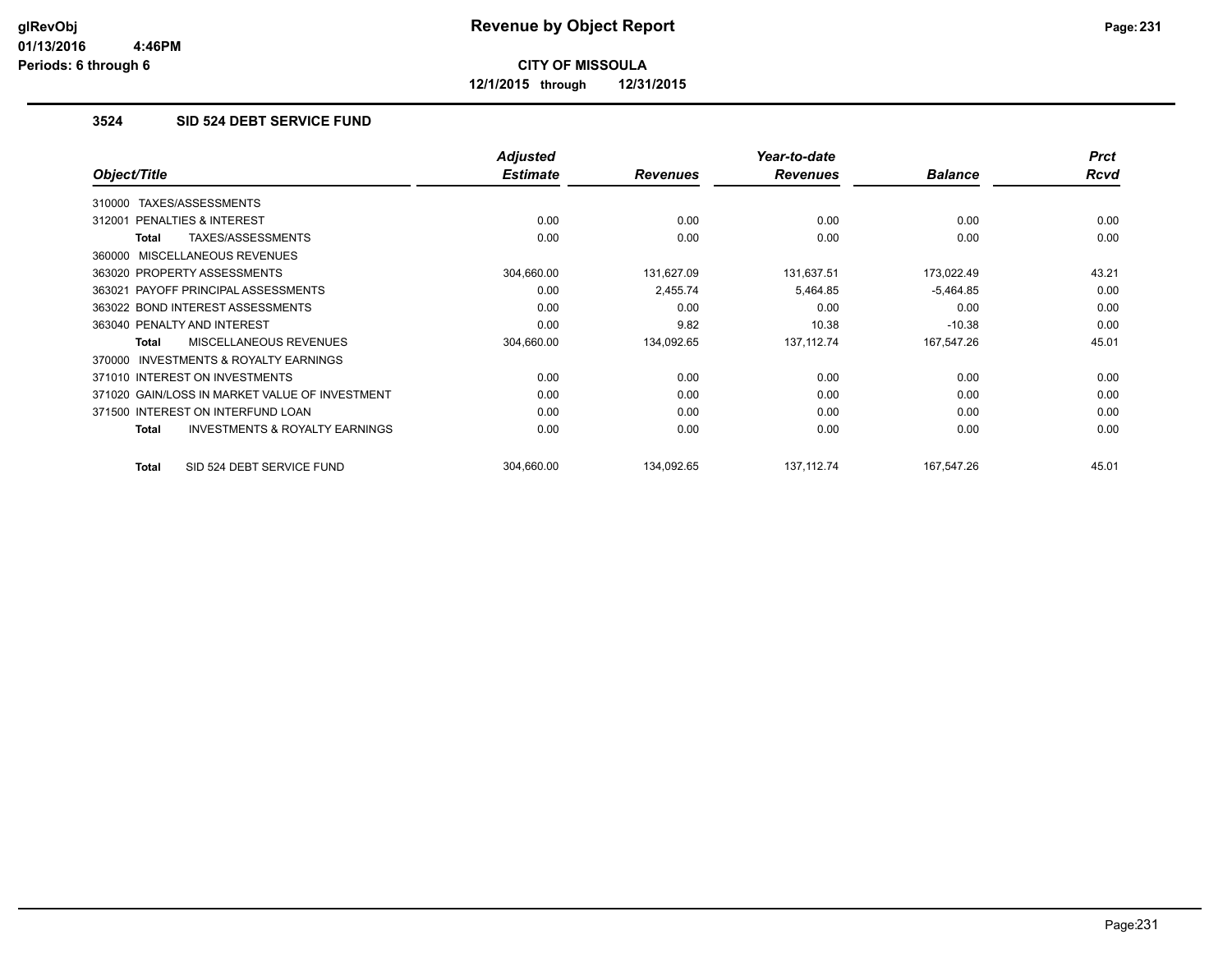# Revenue by Object Report

**CITY OF MISSOULA**

**12/1/2015 through 12/31/2015**

glRevObj
01/13/2016 4:46PM
Periods: 6 through 6

### 3524 SID 524 DEBT SERVICE FUND

| Object/Title | Adjusted Estimate | Revenues | Year-to-date Revenues | Balance | Prct Rcvd |
|---|---|---|---|---|---|
| 310000 TAXES/ASSESSMENTS | | | | | |
| 312001 PENALTIES & INTEREST | 0.00 | 0.00 | 0.00 | 0.00 | 0.00 |
| **Total** TAXES/ASSESSMENTS | 0.00 | 0.00 | 0.00 | 0.00 | 0.00 |
| 360000 MISCELLANEOUS REVENUES | | | | | |
| 363020 PROPERTY ASSESSMENTS | 304,660.00 | 131,627.09 | 131,637.51 | 173,022.49 | 43.21 |
| 363021 PAYOFF PRINCIPAL ASSESSMENTS | 0.00 | 2,455.74 | 5,464.85 | -5,464.85 | 0.00 |
| 363022 BOND INTEREST ASSESSMENTS | 0.00 | 0.00 | 0.00 | 0.00 | 0.00 |
| 363040 PENALTY AND INTEREST | 0.00 | 9.82 | 10.38 | -10.38 | 0.00 |
| **Total** MISCELLANEOUS REVENUES | 304,660.00 | 134,092.65 | 137,112.74 | 167,547.26 | 45.01 |
| 370000 INVESTMENTS & ROYALTY EARNINGS | | | | | |
| 371010 INTEREST ON INVESTMENTS | 0.00 | 0.00 | 0.00 | 0.00 | 0.00 |
| 371020 GAIN/LOSS IN MARKET VALUE OF INVESTMENT | 0.00 | 0.00 | 0.00 | 0.00 | 0.00 |
| 371500 INTEREST ON INTERFUND LOAN | 0.00 | 0.00 | 0.00 | 0.00 | 0.00 |
| **Total** INVESTMENTS & ROYALTY EARNINGS | 0.00 | 0.00 | 0.00 | 0.00 | 0.00 |
| **Total** SID 524 DEBT SERVICE FUND | 304,660.00 | 134,092.65 | 137,112.74 | 167,547.26 | 45.01 |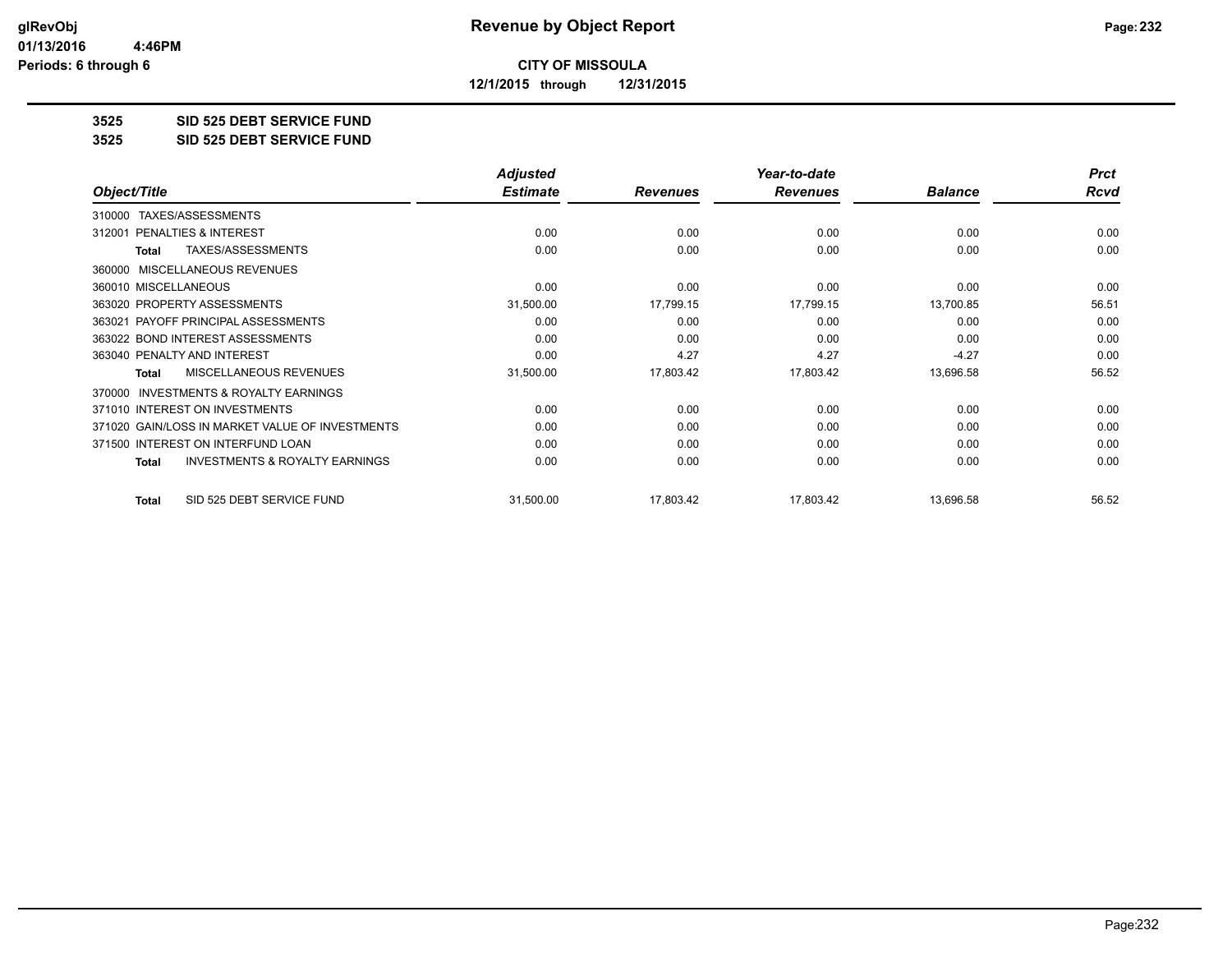# Revenue by Object Report

**CITY OF MISSOULA**

**12/1/2015 through 12/31/2015**

glRevObj
01/13/2016 4:46PM
Periods: 6 through 6

## 3525 SID 525 DEBT SERVICE FUND
## 3525 SID 525 DEBT SERVICE FUND

| Object/Title | Adjusted Estimate | Revenues | Year-to-date Revenues | Balance | Prct Rcvd |
|---|---|---|---|---|---|
| 310000 TAXES/ASSESSMENTS | | | | | |
| 312001 PENALTIES & INTEREST | 0.00 | 0.00 | 0.00 | 0.00 | 0.00 |
| **Total** TAXES/ASSESSMENTS | 0.00 | 0.00 | 0.00 | 0.00 | 0.00 |
| 360000 MISCELLANEOUS REVENUES | | | | | |
| 360010 MISCELLANEOUS | 0.00 | 0.00 | 0.00 | 0.00 | 0.00 |
| 363020 PROPERTY ASSESSMENTS | 31,500.00 | 17,799.15 | 17,799.15 | 13,700.85 | 56.51 |
| 363021 PAYOFF PRINCIPAL ASSESSMENTS | 0.00 | 0.00 | 0.00 | 0.00 | 0.00 |
| 363022 BOND INTEREST ASSESSMENTS | 0.00 | 0.00 | 0.00 | 0.00 | 0.00 |
| 363040 PENALTY AND INTEREST | 0.00 | 4.27 | 4.27 | -4.27 | 0.00 |
| **Total** MISCELLANEOUS REVENUES | 31,500.00 | 17,803.42 | 17,803.42 | 13,696.58 | 56.52 |
| 370000 INVESTMENTS & ROYALTY EARNINGS | | | | | |
| 371010 INTEREST ON INVESTMENTS | 0.00 | 0.00 | 0.00 | 0.00 | 0.00 |
| 371020 GAIN/LOSS IN MARKET VALUE OF INVESTMENTS | 0.00 | 0.00 | 0.00 | 0.00 | 0.00 |
| 371500 INTEREST ON INTERFUND LOAN | 0.00 | 0.00 | 0.00 | 0.00 | 0.00 |
| **Total** INVESTMENTS & ROYALTY EARNINGS | 0.00 | 0.00 | 0.00 | 0.00 | 0.00 |
| **Total** SID 525 DEBT SERVICE FUND | 31,500.00 | 17,803.42 | 17,803.42 | 13,696.58 | 56.52 |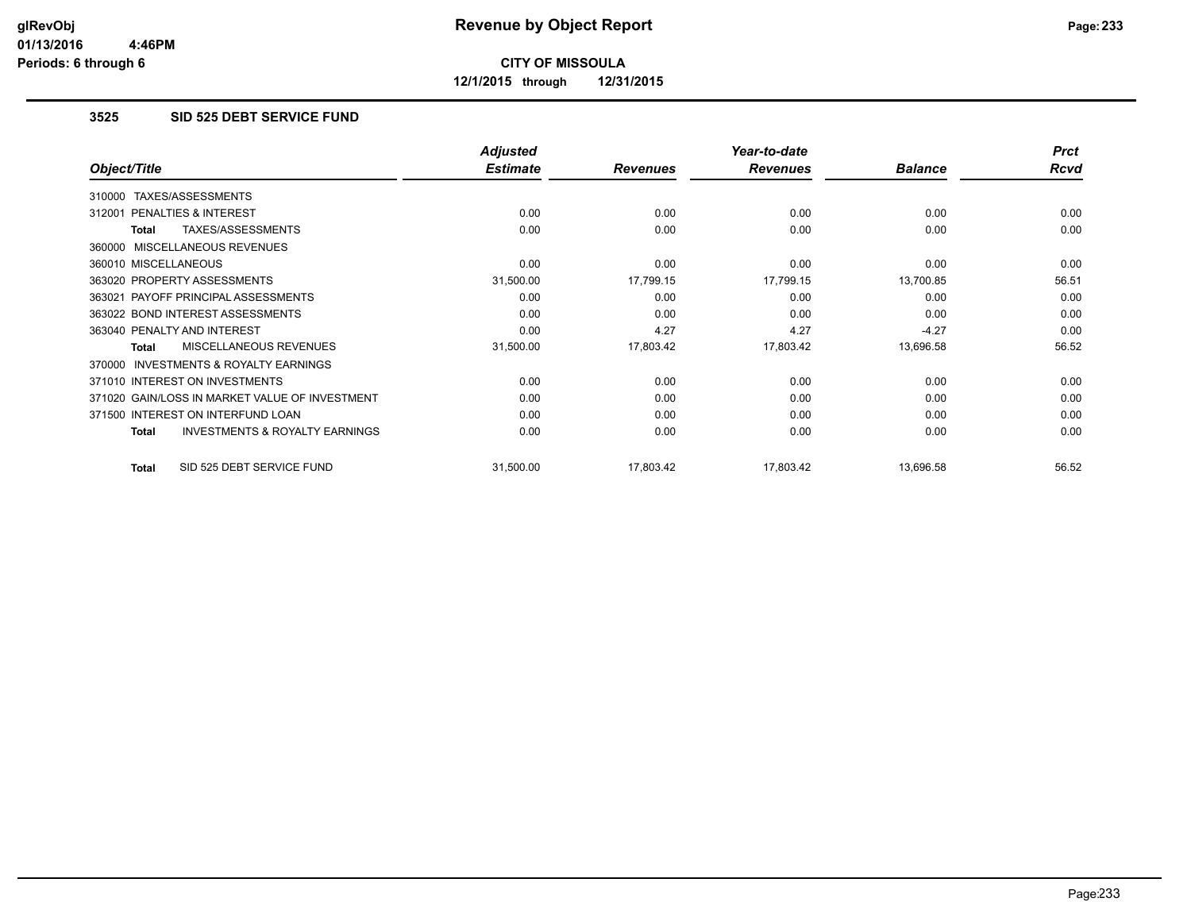**CITY OF MISSOULA**

**12/1/2015 through 12/31/2015**

## 3525 SID 525 DEBT SERVICE FUND

| Object/Title | Adjusted Estimate | Revenues | Year-to-date Revenues | Balance | Prct Rcvd |
|---|---|---|---|---|---|
| 310000 TAXES/ASSESSMENTS | | | | | |
| 312001 PENALTIES & INTEREST | 0.00 | 0.00 | 0.00 | 0.00 | 0.00 |
| **Total** TAXES/ASSESSMENTS | 0.00 | 0.00 | 0.00 | 0.00 | 0.00 |
| 360000 MISCELLANEOUS REVENUES | | | | | |
| 360010 MISCELLANEOUS | 0.00 | 0.00 | 0.00 | 0.00 | 0.00 |
| 363020 PROPERTY ASSESSMENTS | 31,500.00 | 17,799.15 | 17,799.15 | 13,700.85 | 56.51 |
| 363021 PAYOFF PRINCIPAL ASSESSMENTS | 0.00 | 0.00 | 0.00 | 0.00 | 0.00 |
| 363022 BOND INTEREST ASSESSMENTS | 0.00 | 0.00 | 0.00 | 0.00 | 0.00 |
| 363040 PENALTY AND INTEREST | 0.00 | 4.27 | 4.27 | -4.27 | 0.00 |
| **Total** MISCELLANEOUS REVENUES | 31,500.00 | 17,803.42 | 17,803.42 | 13,696.58 | 56.52 |
| 370000 INVESTMENTS & ROYALTY EARNINGS | | | | | |
| 371010 INTEREST ON INVESTMENTS | 0.00 | 0.00 | 0.00 | 0.00 | 0.00 |
| 371020 GAIN/LOSS IN MARKET VALUE OF INVESTMENT | 0.00 | 0.00 | 0.00 | 0.00 | 0.00 |
| 371500 INTEREST ON INTERFUND LOAN | 0.00 | 0.00 | 0.00 | 0.00 | 0.00 |
| **Total** INVESTMENTS & ROYALTY EARNINGS | 0.00 | 0.00 | 0.00 | 0.00 | 0.00 |
| **Total** SID 525 DEBT SERVICE FUND | 31,500.00 | 17,803.42 | 17,803.42 | 13,696.58 | 56.52 |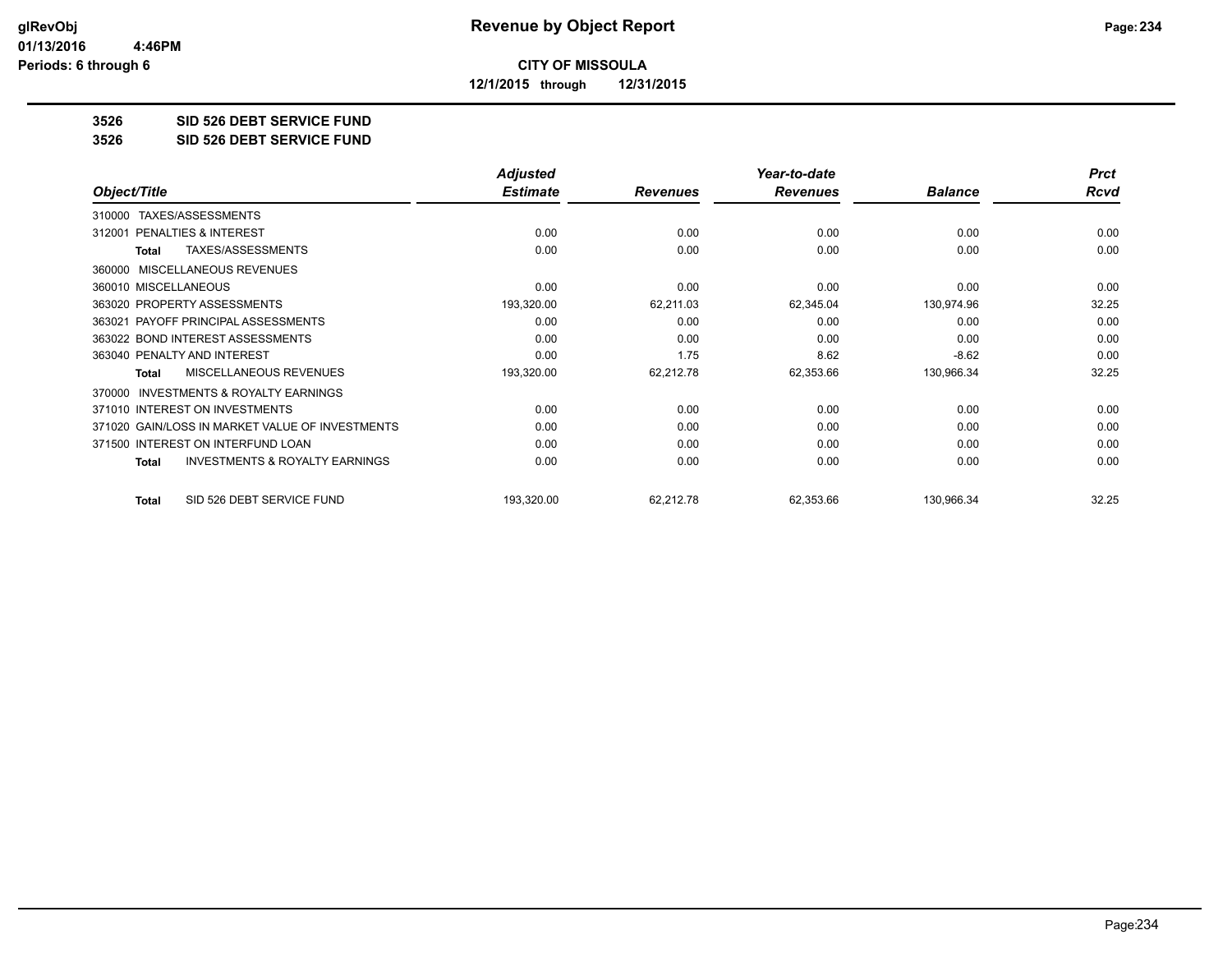# Revenue by Object Report

glRevObj
01/13/2016 4:46PM
Periods: 6 through 6

**CITY OF MISSOULA**

**12/1/2015 through 12/31/2015**

**3526 SID 526 DEBT SERVICE FUND**

**3526 SID 526 DEBT SERVICE FUND**

| Object/Title | Adjusted Estimate | Revenues | Year-to-date Revenues | Balance | Prct Rcvd |
|---|---|---|---|---|---|
| 310000 TAXES/ASSESSMENTS | | | | | |
| 312001 PENALTIES & INTEREST | 0.00 | 0.00 | 0.00 | 0.00 | 0.00 |
| **Total** TAXES/ASSESSMENTS | 0.00 | 0.00 | 0.00 | 0.00 | 0.00 |
| 360000 MISCELLANEOUS REVENUES | | | | | |
| 360010 MISCELLANEOUS | 0.00 | 0.00 | 0.00 | 0.00 | 0.00 |
| 363020 PROPERTY ASSESSMENTS | 193,320.00 | 62,211.03 | 62,345.04 | 130,974.96 | 32.25 |
| 363021 PAYOFF PRINCIPAL ASSESSMENTS | 0.00 | 0.00 | 0.00 | 0.00 | 0.00 |
| 363022 BOND INTEREST ASSESSMENTS | 0.00 | 0.00 | 0.00 | 0.00 | 0.00 |
| 363040 PENALTY AND INTEREST | 0.00 | 1.75 | 8.62 | -8.62 | 0.00 |
| **Total** MISCELLANEOUS REVENUES | 193,320.00 | 62,212.78 | 62,353.66 | 130,966.34 | 32.25 |
| 370000 INVESTMENTS & ROYALTY EARNINGS | | | | | |
| 371010 INTEREST ON INVESTMENTS | 0.00 | 0.00 | 0.00 | 0.00 | 0.00 |
| 371020 GAIN/LOSS IN MARKET VALUE OF INVESTMENTS | 0.00 | 0.00 | 0.00 | 0.00 | 0.00 |
| 371500 INTEREST ON INTERFUND LOAN | 0.00 | 0.00 | 0.00 | 0.00 | 0.00 |
| **Total** INVESTMENTS & ROYALTY EARNINGS | 0.00 | 0.00 | 0.00 | 0.00 | 0.00 |
| **Total** SID 526 DEBT SERVICE FUND | 193,320.00 | 62,212.78 | 62,353.66 | 130,966.34 | 32.25 |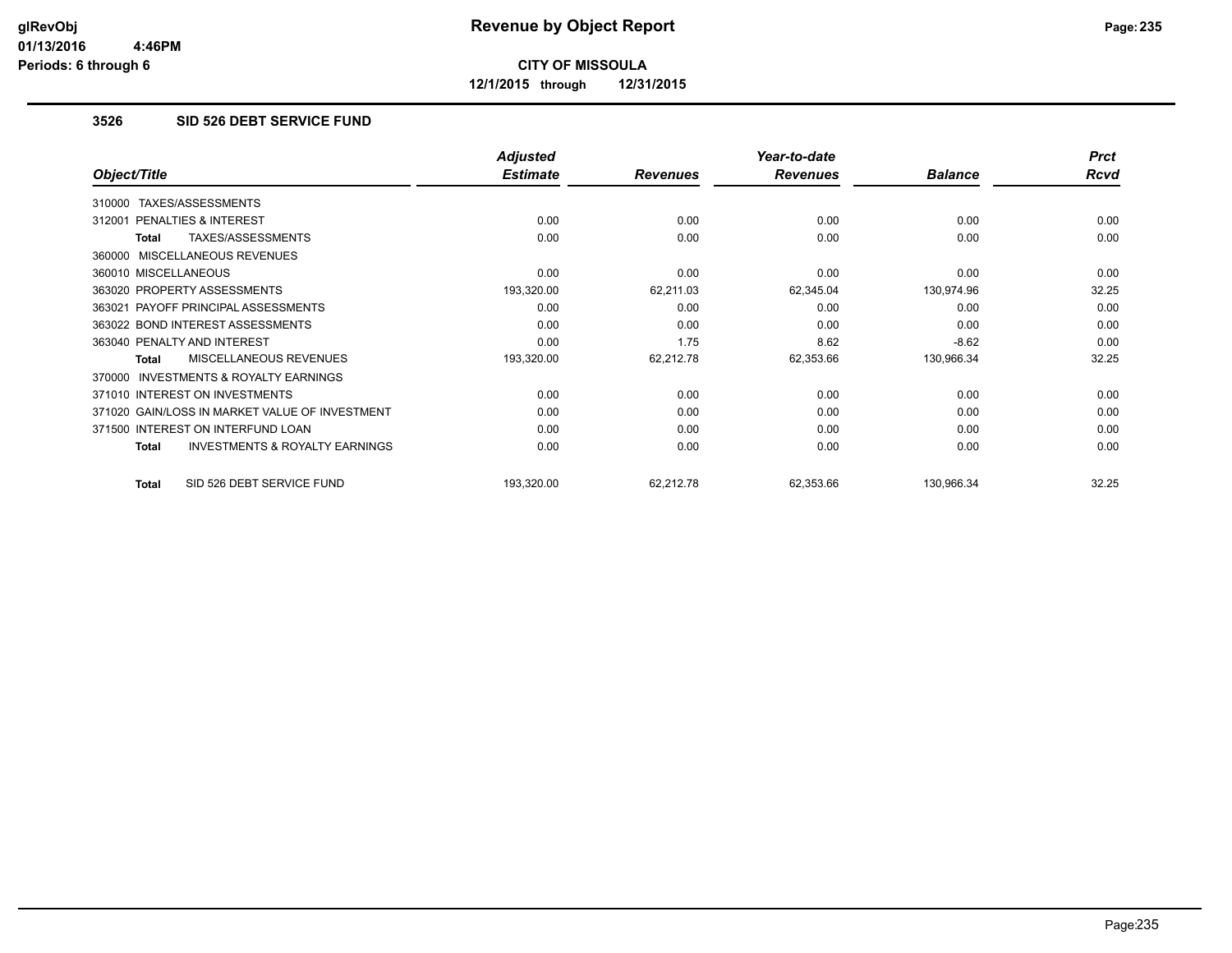# Revenue by Object Report

**CITY OF MISSOULA**

**12/1/2015 through 12/31/2015**

glRevObj
01/13/2016 4:46PM
Periods: 6 through 6

### 3526 SID 526 DEBT SERVICE FUND

| Object/Title | Adjusted Estimate | Revenues | Year-to-date Revenues | Balance | Prct Rcvd |
|---|---|---|---|---|---|
| 310000 TAXES/ASSESSMENTS | | | | | |
| 312001 PENALTIES & INTEREST | 0.00 | 0.00 | 0.00 | 0.00 | 0.00 |
| **Total** TAXES/ASSESSMENTS | 0.00 | 0.00 | 0.00 | 0.00 | 0.00 |
| 360000 MISCELLANEOUS REVENUES | | | | | |
| 360010 MISCELLANEOUS | 0.00 | 0.00 | 0.00 | 0.00 | 0.00 |
| 363020 PROPERTY ASSESSMENTS | 193,320.00 | 62,211.03 | 62,345.04 | 130,974.96 | 32.25 |
| 363021 PAYOFF PRINCIPAL ASSESSMENTS | 0.00 | 0.00 | 0.00 | 0.00 | 0.00 |
| 363022 BOND INTEREST ASSESSMENTS | 0.00 | 0.00 | 0.00 | 0.00 | 0.00 |
| 363040 PENALTY AND INTEREST | 0.00 | 1.75 | 8.62 | -8.62 | 0.00 |
| **Total** MISCELLANEOUS REVENUES | 193,320.00 | 62,212.78 | 62,353.66 | 130,966.34 | 32.25 |
| 370000 INVESTMENTS & ROYALTY EARNINGS | | | | | |
| 371010 INTEREST ON INVESTMENTS | 0.00 | 0.00 | 0.00 | 0.00 | 0.00 |
| 371020 GAIN/LOSS IN MARKET VALUE OF INVESTMENT | 0.00 | 0.00 | 0.00 | 0.00 | 0.00 |
| 371500 INTEREST ON INTERFUND LOAN | 0.00 | 0.00 | 0.00 | 0.00 | 0.00 |
| **Total** INVESTMENTS & ROYALTY EARNINGS | 0.00 | 0.00 | 0.00 | 0.00 | 0.00 |
| **Total** SID 526 DEBT SERVICE FUND | 193,320.00 | 62,212.78 | 62,353.66 | 130,966.34 | 32.25 |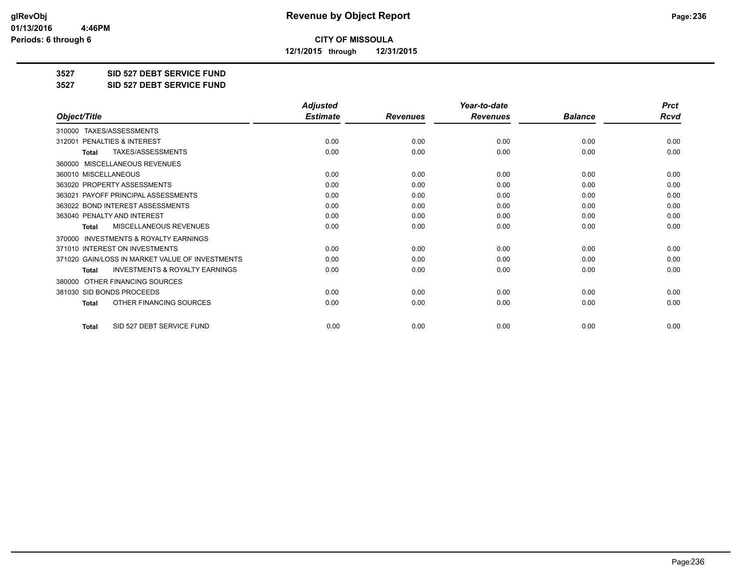# Revenue by Object Report

**CITY OF MISSOULA**

**12/1/2015 through 12/31/2015**

glRevObj
01/13/2016 4:46PM
Periods: 6 through 6

**3527 SID 527 DEBT SERVICE FUND**

**3527 SID 527 DEBT SERVICE FUND**

| Object/Title | Adjusted Estimate | Revenues | Year-to-date Revenues | Balance | Prct Rcvd |
|---|---|---|---|---|---|
| 310000 TAXES/ASSESSMENTS | | | | | |
| 312001 PENALTIES & INTEREST | 0.00 | 0.00 | 0.00 | 0.00 | 0.00 |
| **Total** TAXES/ASSESSMENTS | 0.00 | 0.00 | 0.00 | 0.00 | 0.00 |
| 360000 MISCELLANEOUS REVENUES | | | | | |
| 360010 MISCELLANEOUS | 0.00 | 0.00 | 0.00 | 0.00 | 0.00 |
| 363020 PROPERTY ASSESSMENTS | 0.00 | 0.00 | 0.00 | 0.00 | 0.00 |
| 363021 PAYOFF PRINCIPAL ASSESSMENTS | 0.00 | 0.00 | 0.00 | 0.00 | 0.00 |
| 363022 BOND INTEREST ASSESSMENTS | 0.00 | 0.00 | 0.00 | 0.00 | 0.00 |
| 363040 PENALTY AND INTEREST | 0.00 | 0.00 | 0.00 | 0.00 | 0.00 |
| **Total** MISCELLANEOUS REVENUES | 0.00 | 0.00 | 0.00 | 0.00 | 0.00 |
| 370000 INVESTMENTS & ROYALTY EARNINGS | | | | | |
| 371010 INTEREST ON INVESTMENTS | 0.00 | 0.00 | 0.00 | 0.00 | 0.00 |
| 371020 GAIN/LOSS IN MARKET VALUE OF INVESTMENTS | 0.00 | 0.00 | 0.00 | 0.00 | 0.00 |
| **Total** INVESTMENTS & ROYALTY EARNINGS | 0.00 | 0.00 | 0.00 | 0.00 | 0.00 |
| 380000 OTHER FINANCING SOURCES | | | | | |
| 381030 SID BONDS PROCEEDS | 0.00 | 0.00 | 0.00 | 0.00 | 0.00 |
| **Total** OTHER FINANCING SOURCES | 0.00 | 0.00 | 0.00 | 0.00 | 0.00 |
| **Total** SID 527 DEBT SERVICE FUND | 0.00 | 0.00 | 0.00 | 0.00 | 0.00 |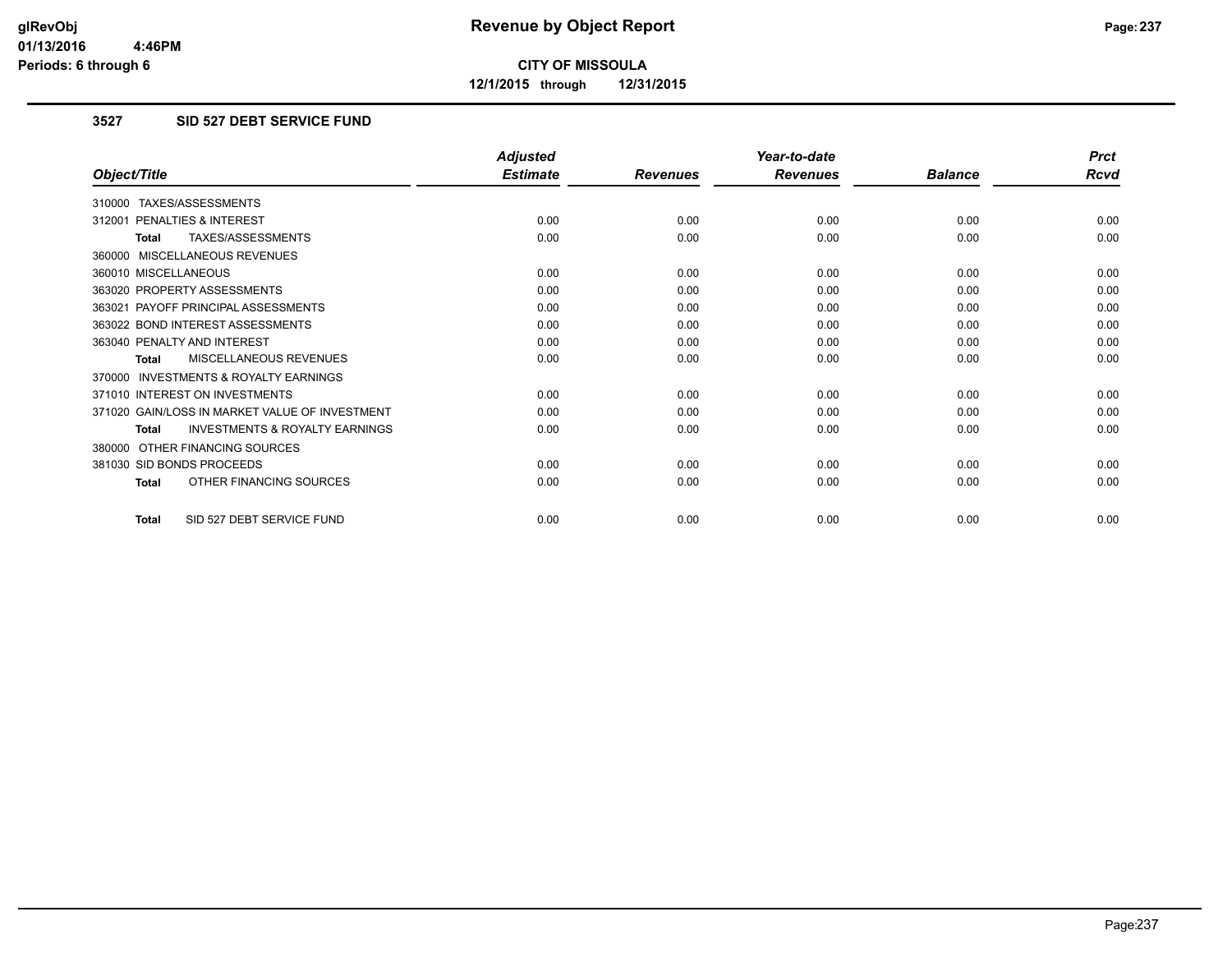glRevObj
01/13/2016 4:46PM
Periods: 6 through 6

# Revenue by Object Report

**CITY OF MISSOULA**

**12/1/2015 through 12/31/2015**

### 3527 SID 527 DEBT SERVICE FUND

| Object/Title | Adjusted Estimate | Revenues | Year-to-date Revenues | Balance | Prct Rcvd |
|---|---|---|---|---|---|
| 310000 TAXES/ASSESSMENTS | | | | | |
| 312001 PENALTIES & INTEREST | 0.00 | 0.00 | 0.00 | 0.00 | 0.00 |
| **Total** TAXES/ASSESSMENTS | 0.00 | 0.00 | 0.00 | 0.00 | 0.00 |
| 360000 MISCELLANEOUS REVENUES | | | | | |
| 360010 MISCELLANEOUS | 0.00 | 0.00 | 0.00 | 0.00 | 0.00 |
| 363020 PROPERTY ASSESSMENTS | 0.00 | 0.00 | 0.00 | 0.00 | 0.00 |
| 363021 PAYOFF PRINCIPAL ASSESSMENTS | 0.00 | 0.00 | 0.00 | 0.00 | 0.00 |
| 363022 BOND INTEREST ASSESSMENTS | 0.00 | 0.00 | 0.00 | 0.00 | 0.00 |
| 363040 PENALTY AND INTEREST | 0.00 | 0.00 | 0.00 | 0.00 | 0.00 |
| **Total** MISCELLANEOUS REVENUES | 0.00 | 0.00 | 0.00 | 0.00 | 0.00 |
| 370000 INVESTMENTS & ROYALTY EARNINGS | | | | | |
| 371010 INTEREST ON INVESTMENTS | 0.00 | 0.00 | 0.00 | 0.00 | 0.00 |
| 371020 GAIN/LOSS IN MARKET VALUE OF INVESTMENT | 0.00 | 0.00 | 0.00 | 0.00 | 0.00 |
| **Total** INVESTMENTS & ROYALTY EARNINGS | 0.00 | 0.00 | 0.00 | 0.00 | 0.00 |
| 380000 OTHER FINANCING SOURCES | | | | | |
| 381030 SID BONDS PROCEEDS | 0.00 | 0.00 | 0.00 | 0.00 | 0.00 |
| **Total** OTHER FINANCING SOURCES | 0.00 | 0.00 | 0.00 | 0.00 | 0.00 |
| **Total** SID 527 DEBT SERVICE FUND | 0.00 | 0.00 | 0.00 | 0.00 | 0.00 |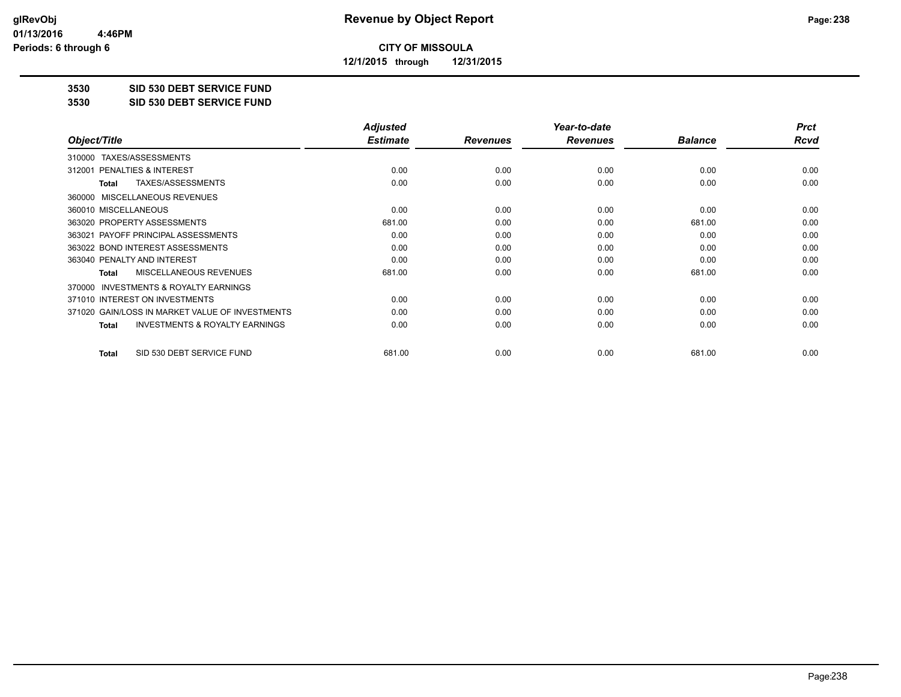**CITY OF MISSOULA**

**12/1/2015 through 12/31/2015**

**3530 SID 530 DEBT SERVICE FUND**

**3530 SID 530 DEBT SERVICE FUND**

| Object/Title | Adjusted Estimate | Revenues | Year-to-date Revenues | Balance | Prct Rcvd |
|---|---|---|---|---|---|
| 310000 TAXES/ASSESSMENTS | | | | | |
| 312001 PENALTIES & INTEREST | 0.00 | 0.00 | 0.00 | 0.00 | 0.00 |
| **Total** TAXES/ASSESSMENTS | 0.00 | 0.00 | 0.00 | 0.00 | 0.00 |
| 360000 MISCELLANEOUS REVENUES | | | | | |
| 360010 MISCELLANEOUS | 0.00 | 0.00 | 0.00 | 0.00 | 0.00 |
| 363020 PROPERTY ASSESSMENTS | 681.00 | 0.00 | 0.00 | 681.00 | 0.00 |
| 363021 PAYOFF PRINCIPAL ASSESSMENTS | 0.00 | 0.00 | 0.00 | 0.00 | 0.00 |
| 363022 BOND INTEREST ASSESSMENTS | 0.00 | 0.00 | 0.00 | 0.00 | 0.00 |
| 363040 PENALTY AND INTEREST | 0.00 | 0.00 | 0.00 | 0.00 | 0.00 |
| **Total** MISCELLANEOUS REVENUES | 681.00 | 0.00 | 0.00 | 681.00 | 0.00 |
| 370000 INVESTMENTS & ROYALTY EARNINGS | | | | | |
| 371010 INTEREST ON INVESTMENTS | 0.00 | 0.00 | 0.00 | 0.00 | 0.00 |
| 371020 GAIN/LOSS IN MARKET VALUE OF INVESTMENTS | 0.00 | 0.00 | 0.00 | 0.00 | 0.00 |
| **Total** INVESTMENTS & ROYALTY EARNINGS | 0.00 | 0.00 | 0.00 | 0.00 | 0.00 |
| **Total** SID 530 DEBT SERVICE FUND | 681.00 | 0.00 | 0.00 | 681.00 | 0.00 |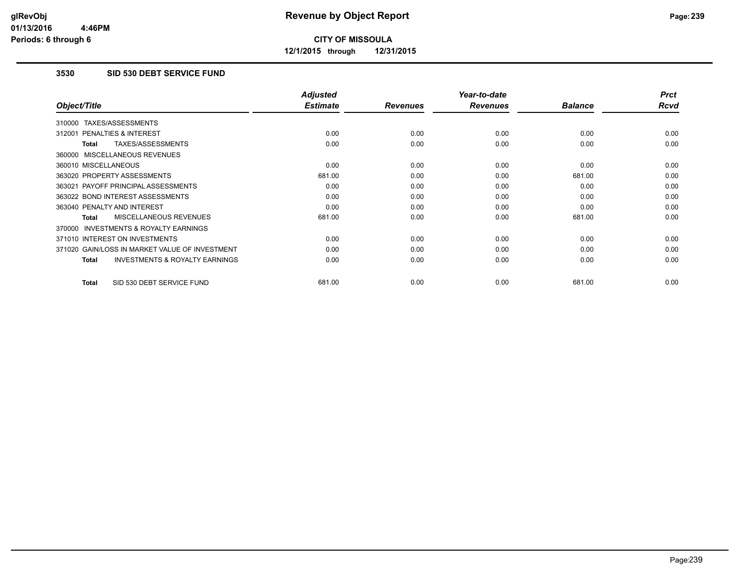**CITY OF MISSOULA**

**12/1/2015 through 12/31/2015**

## 3530 SID 530 DEBT SERVICE FUND

| Object/Title | Adjusted Estimate | Revenues | Year-to-date Revenues | Balance | Prct Rcvd |
|---|---|---|---|---|---|
| 310000 TAXES/ASSESSMENTS | | | | | |
| 312001 PENALTIES & INTEREST | 0.00 | 0.00 | 0.00 | 0.00 | 0.00 |
| **Total** TAXES/ASSESSMENTS | 0.00 | 0.00 | 0.00 | 0.00 | 0.00 |
| 360000 MISCELLANEOUS REVENUES | | | | | |
| 360010 MISCELLANEOUS | 0.00 | 0.00 | 0.00 | 0.00 | 0.00 |
| 363020 PROPERTY ASSESSMENTS | 681.00 | 0.00 | 0.00 | 681.00 | 0.00 |
| 363021 PAYOFF PRINCIPAL ASSESSMENTS | 0.00 | 0.00 | 0.00 | 0.00 | 0.00 |
| 363022 BOND INTEREST ASSESSMENTS | 0.00 | 0.00 | 0.00 | 0.00 | 0.00 |
| 363040 PENALTY AND INTEREST | 0.00 | 0.00 | 0.00 | 0.00 | 0.00 |
| **Total** MISCELLANEOUS REVENUES | 681.00 | 0.00 | 0.00 | 681.00 | 0.00 |
| 370000 INVESTMENTS & ROYALTY EARNINGS | | | | | |
| 371010 INTEREST ON INVESTMENTS | 0.00 | 0.00 | 0.00 | 0.00 | 0.00 |
| 371020 GAIN/LOSS IN MARKET VALUE OF INVESTMENT | 0.00 | 0.00 | 0.00 | 0.00 | 0.00 |
| **Total** INVESTMENTS & ROYALTY EARNINGS | 0.00 | 0.00 | 0.00 | 0.00 | 0.00 |
| **Total** SID 530 DEBT SERVICE FUND | 681.00 | 0.00 | 0.00 | 681.00 | 0.00 |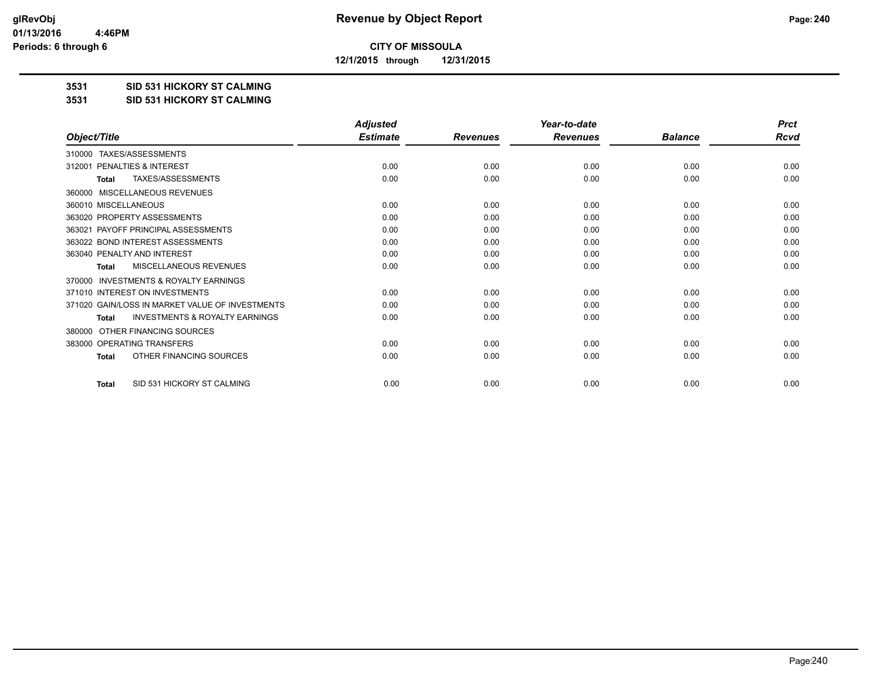**CITY OF MISSOULA**

**12/1/2015 through 12/31/2015**

## 3531 SID 531 HICKORY ST CALMING

## 3531 SID 531 HICKORY ST CALMING

| Object/Title | Adjusted Estimate | Revenues | Year-to-date Revenues | Balance | Prct Rcvd |
|---|---|---|---|---|---|
| 310000 TAXES/ASSESSMENTS | | | | | |
| 312001 PENALTIES & INTEREST | 0.00 | 0.00 | 0.00 | 0.00 | 0.00 |
| **Total** TAXES/ASSESSMENTS | 0.00 | 0.00 | 0.00 | 0.00 | 0.00 |
| 360000 MISCELLANEOUS REVENUES | | | | | |
| 360010 MISCELLANEOUS | 0.00 | 0.00 | 0.00 | 0.00 | 0.00 |
| 363020 PROPERTY ASSESSMENTS | 0.00 | 0.00 | 0.00 | 0.00 | 0.00 |
| 363021 PAYOFF PRINCIPAL ASSESSMENTS | 0.00 | 0.00 | 0.00 | 0.00 | 0.00 |
| 363022 BOND INTEREST ASSESSMENTS | 0.00 | 0.00 | 0.00 | 0.00 | 0.00 |
| 363040 PENALTY AND INTEREST | 0.00 | 0.00 | 0.00 | 0.00 | 0.00 |
| **Total** MISCELLANEOUS REVENUES | 0.00 | 0.00 | 0.00 | 0.00 | 0.00 |
| 370000 INVESTMENTS & ROYALTY EARNINGS | | | | | |
| 371010 INTEREST ON INVESTMENTS | 0.00 | 0.00 | 0.00 | 0.00 | 0.00 |
| 371020 GAIN/LOSS IN MARKET VALUE OF INVESTMENTS | 0.00 | 0.00 | 0.00 | 0.00 | 0.00 |
| **Total** INVESTMENTS & ROYALTY EARNINGS | 0.00 | 0.00 | 0.00 | 0.00 | 0.00 |
| 380000 OTHER FINANCING SOURCES | | | | | |
| 383000 OPERATING TRANSFERS | 0.00 | 0.00 | 0.00 | 0.00 | 0.00 |
| **Total** OTHER FINANCING SOURCES | 0.00 | 0.00 | 0.00 | 0.00 | 0.00 |
| **Total** SID 531 HICKORY ST CALMING | 0.00 | 0.00 | 0.00 | 0.00 | 0.00 |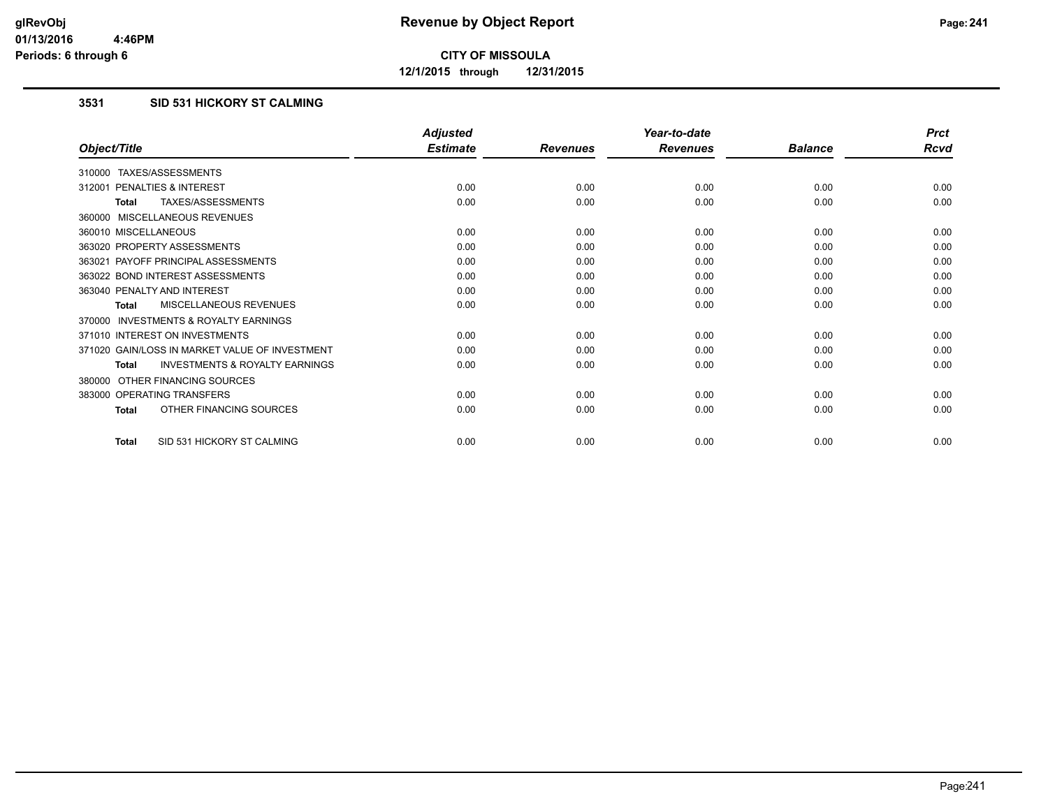**CITY OF MISSOULA**

**12/1/2015 through 12/31/2015**

### 3531 SID 531 HICKORY ST CALMING

| Object/Title | Adjusted Estimate | Revenues | Year-to-date Revenues | Balance | Prct Rcvd |
|---|---|---|---|---|---|
| 310000 TAXES/ASSESSMENTS | | | | | |
| 312001 PENALTIES & INTEREST | 0.00 | 0.00 | 0.00 | 0.00 | 0.00 |
| **Total** TAXES/ASSESSMENTS | 0.00 | 0.00 | 0.00 | 0.00 | 0.00 |
| 360000 MISCELLANEOUS REVENUES | | | | | |
| 360010 MISCELLANEOUS | 0.00 | 0.00 | 0.00 | 0.00 | 0.00 |
| 363020 PROPERTY ASSESSMENTS | 0.00 | 0.00 | 0.00 | 0.00 | 0.00 |
| 363021 PAYOFF PRINCIPAL ASSESSMENTS | 0.00 | 0.00 | 0.00 | 0.00 | 0.00 |
| 363022 BOND INTEREST ASSESSMENTS | 0.00 | 0.00 | 0.00 | 0.00 | 0.00 |
| 363040 PENALTY AND INTEREST | 0.00 | 0.00 | 0.00 | 0.00 | 0.00 |
| **Total** MISCELLANEOUS REVENUES | 0.00 | 0.00 | 0.00 | 0.00 | 0.00 |
| 370000 INVESTMENTS & ROYALTY EARNINGS | | | | | |
| 371010 INTEREST ON INVESTMENTS | 0.00 | 0.00 | 0.00 | 0.00 | 0.00 |
| 371020 GAIN/LOSS IN MARKET VALUE OF INVESTMENT | 0.00 | 0.00 | 0.00 | 0.00 | 0.00 |
| **Total** INVESTMENTS & ROYALTY EARNINGS | 0.00 | 0.00 | 0.00 | 0.00 | 0.00 |
| 380000 OTHER FINANCING SOURCES | | | | | |
| 383000 OPERATING TRANSFERS | 0.00 | 0.00 | 0.00 | 0.00 | 0.00 |
| **Total** OTHER FINANCING SOURCES | 0.00 | 0.00 | 0.00 | 0.00 | 0.00 |
| **Total** SID 531 HICKORY ST CALMING | 0.00 | 0.00 | 0.00 | 0.00 | 0.00 |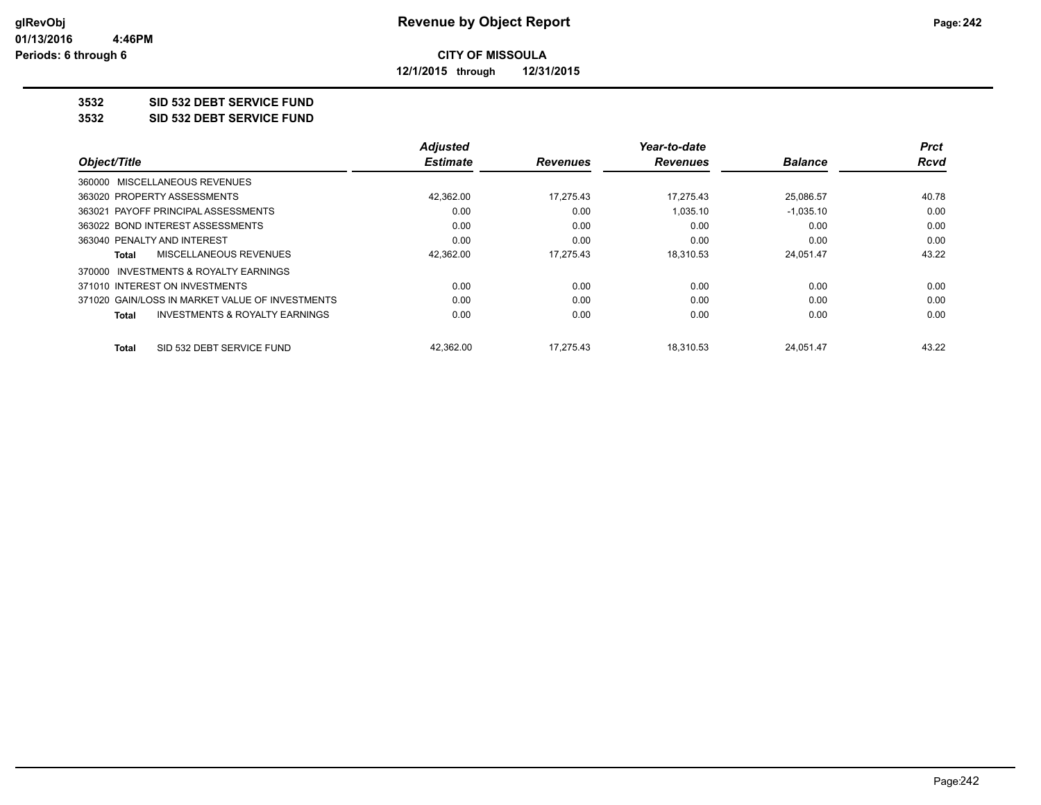# Revenue by Object Report

**CITY OF MISSOULA**

**12/1/2015 through 12/31/2015**

glRevObj
01/13/2016 4:46PM
Periods: 6 through 6

**3532 SID 532 DEBT SERVICE FUND**

**3532 SID 532 DEBT SERVICE FUND**

| Object/Title | Adjusted Estimate | Revenues | Year-to-date Revenues | Balance | Prct Rcvd |
|---|---|---|---|---|---|
| 360000 MISCELLANEOUS REVENUES | | | | | |
| 363020 PROPERTY ASSESSMENTS | 42,362.00 | 17,275.43 | 17,275.43 | 25,086.57 | 40.78 |
| 363021 PAYOFF PRINCIPAL ASSESSMENTS | 0.00 | 0.00 | 1,035.10 | -1,035.10 | 0.00 |
| 363022 BOND INTEREST ASSESSMENTS | 0.00 | 0.00 | 0.00 | 0.00 | 0.00 |
| 363040 PENALTY AND INTEREST | 0.00 | 0.00 | 0.00 | 0.00 | 0.00 |
| **Total** MISCELLANEOUS REVENUES | 42,362.00 | 17,275.43 | 18,310.53 | 24,051.47 | 43.22 |
| 370000 INVESTMENTS & ROYALTY EARNINGS | | | | | |
| 371010 INTEREST ON INVESTMENTS | 0.00 | 0.00 | 0.00 | 0.00 | 0.00 |
| 371020 GAIN/LOSS IN MARKET VALUE OF INVESTMENTS | 0.00 | 0.00 | 0.00 | 0.00 | 0.00 |
| **Total** INVESTMENTS & ROYALTY EARNINGS | 0.00 | 0.00 | 0.00 | 0.00 | 0.00 |
| **Total** SID 532 DEBT SERVICE FUND | 42,362.00 | 17,275.43 | 18,310.53 | 24,051.47 | 43.22 |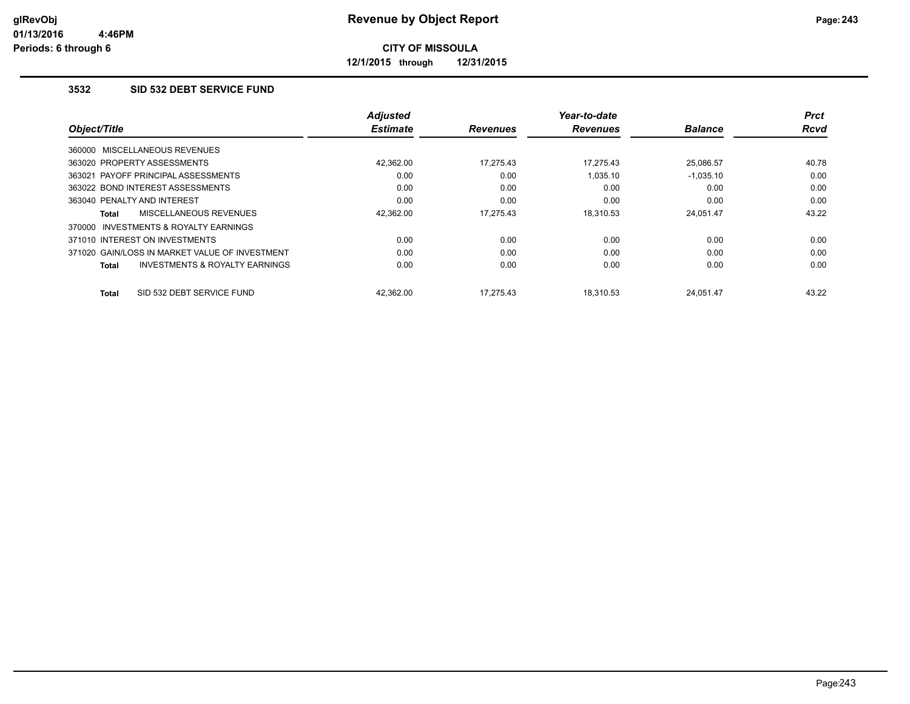# Revenue by Object Report

glRevObj
01/13/2016 4:46PM
Periods: 6 through 6

**CITY OF MISSOULA**

**12/1/2015 through 12/31/2015**

### 3532 SID 532 DEBT SERVICE FUND

| Object/Title | Adjusted Estimate | Revenues | Year-to-date Revenues | Balance | Prct Rcvd |
|---|---|---|---|---|---|
| 360000 MISCELLANEOUS REVENUES | | | | | |
| 363020 PROPERTY ASSESSMENTS | 42,362.00 | 17,275.43 | 17,275.43 | 25,086.57 | 40.78 |
| 363021 PAYOFF PRINCIPAL ASSESSMENTS | 0.00 | 0.00 | 1,035.10 | -1,035.10 | 0.00 |
| 363022 BOND INTEREST ASSESSMENTS | 0.00 | 0.00 | 0.00 | 0.00 | 0.00 |
| 363040 PENALTY AND INTEREST | 0.00 | 0.00 | 0.00 | 0.00 | 0.00 |
| **Total** MISCELLANEOUS REVENUES | 42,362.00 | 17,275.43 | 18,310.53 | 24,051.47 | 43.22 |
| 370000 INVESTMENTS & ROYALTY EARNINGS | | | | | |
| 371010 INTEREST ON INVESTMENTS | 0.00 | 0.00 | 0.00 | 0.00 | 0.00 |
| 371020 GAIN/LOSS IN MARKET VALUE OF INVESTMENT | 0.00 | 0.00 | 0.00 | 0.00 | 0.00 |
| **Total** INVESTMENTS & ROYALTY EARNINGS | 0.00 | 0.00 | 0.00 | 0.00 | 0.00 |
| **Total** SID 532 DEBT SERVICE FUND | 42,362.00 | 17,275.43 | 18,310.53 | 24,051.47 | 43.22 |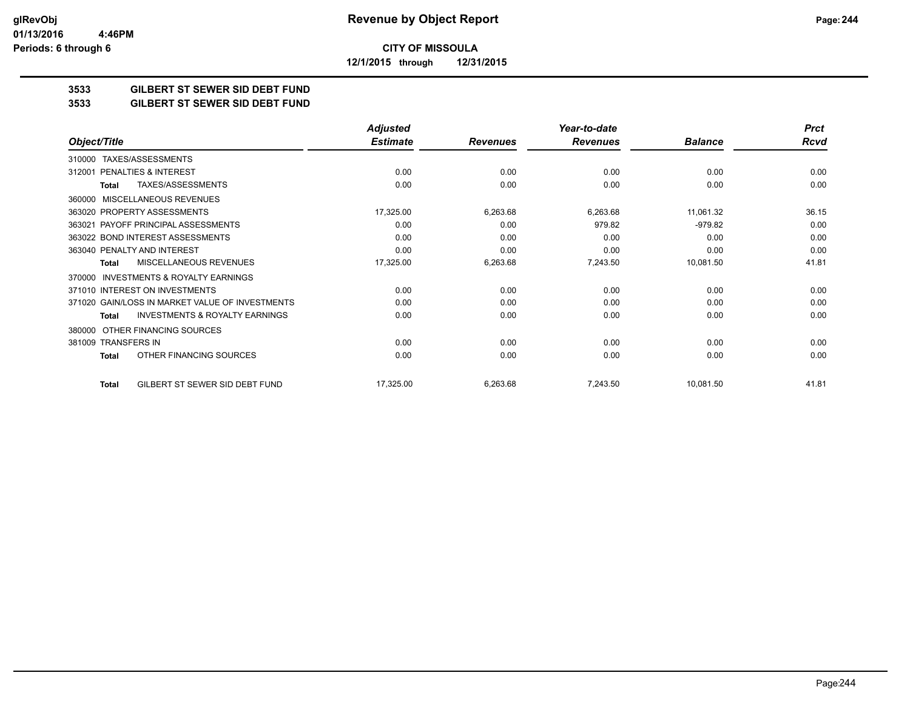# Revenue by Object Report

**CITY OF MISSOULA**

**12/1/2015 through 12/31/2015**

glRevObj
01/13/2016 4:46PM
Periods: 6 through 6

## 3533 GILBERT ST SEWER SID DEBT FUND
## 3533 GILBERT ST SEWER SID DEBT FUND

| Object/Title | Adjusted Estimate | Revenues | Year-to-date Revenues | Balance | Prct Rcvd |
|---|---|---|---|---|---|
| 310000 TAXES/ASSESSMENTS | | | | | |
| 312001 PENALTIES & INTEREST | 0.00 | 0.00 | 0.00 | 0.00 | 0.00 |
| Total TAXES/ASSESSMENTS | 0.00 | 0.00 | 0.00 | 0.00 | 0.00 |
| 360000 MISCELLANEOUS REVENUES | | | | | |
| 363020 PROPERTY ASSESSMENTS | 17,325.00 | 6,263.68 | 6,263.68 | 11,061.32 | 36.15 |
| 363021 PAYOFF PRINCIPAL ASSESSMENTS | 0.00 | 0.00 | 979.82 | -979.82 | 0.00 |
| 363022 BOND INTEREST ASSESSMENTS | 0.00 | 0.00 | 0.00 | 0.00 | 0.00 |
| 363040 PENALTY AND INTEREST | 0.00 | 0.00 | 0.00 | 0.00 | 0.00 |
| Total MISCELLANEOUS REVENUES | 17,325.00 | 6,263.68 | 7,243.50 | 10,081.50 | 41.81 |
| 370000 INVESTMENTS & ROYALTY EARNINGS | | | | | |
| 371010 INTEREST ON INVESTMENTS | 0.00 | 0.00 | 0.00 | 0.00 | 0.00 |
| 371020 GAIN/LOSS IN MARKET VALUE OF INVESTMENTS | 0.00 | 0.00 | 0.00 | 0.00 | 0.00 |
| Total INVESTMENTS & ROYALTY EARNINGS | 0.00 | 0.00 | 0.00 | 0.00 | 0.00 |
| 380000 OTHER FINANCING SOURCES | | | | | |
| 381009 TRANSFERS IN | 0.00 | 0.00 | 0.00 | 0.00 | 0.00 |
| Total OTHER FINANCING SOURCES | 0.00 | 0.00 | 0.00 | 0.00 | 0.00 |
| Total GILBERT ST SEWER SID DEBT FUND | 17,325.00 | 6,263.68 | 7,243.50 | 10,081.50 | 41.81 |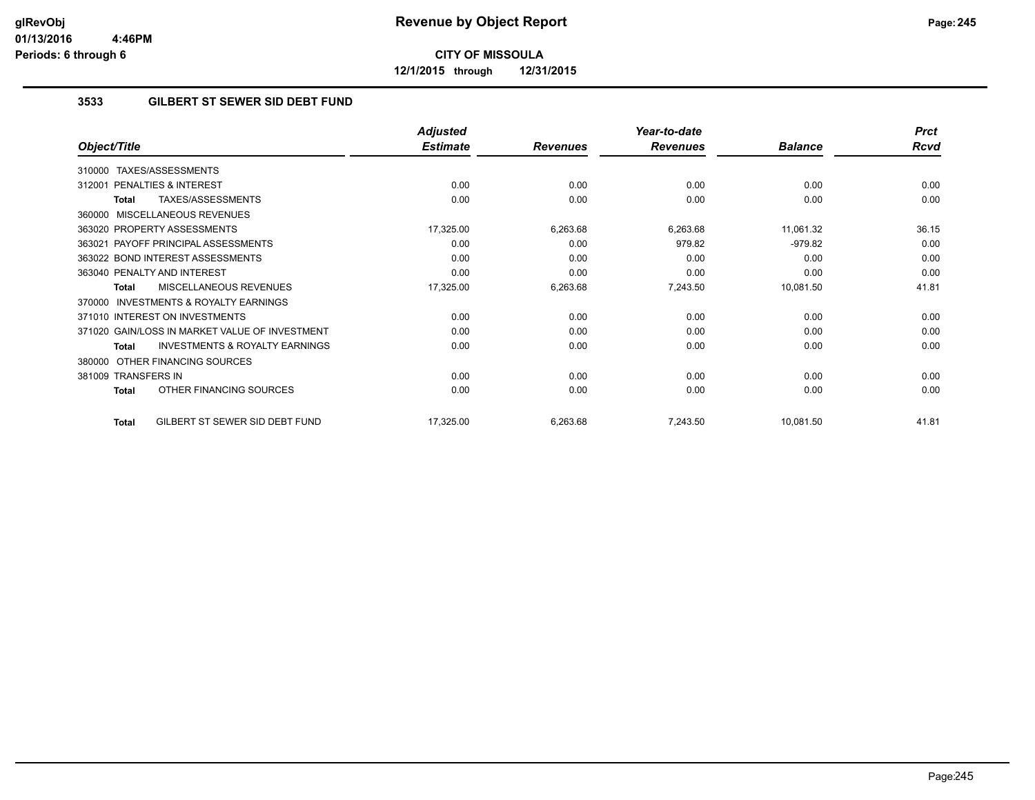# CITY OF MISSOULA

**12/1/2015 through 12/31/2015**

### 3533 GILBERT ST SEWER SID DEBT FUND

| Object/Title | Adjusted Estimate | Revenues | Year-to-date Revenues | Balance | Prct Rcvd |
|---|---|---|---|---|---|
| 310000 TAXES/ASSESSMENTS | | | | | |
| 312001 PENALTIES & INTEREST | 0.00 | 0.00 | 0.00 | 0.00 | 0.00 |
| **Total** TAXES/ASSESSMENTS | 0.00 | 0.00 | 0.00 | 0.00 | 0.00 |
| 360000 MISCELLANEOUS REVENUES | | | | | |
| 363020 PROPERTY ASSESSMENTS | 17,325.00 | 6,263.68 | 6,263.68 | 11,061.32 | 36.15 |
| 363021 PAYOFF PRINCIPAL ASSESSMENTS | 0.00 | 0.00 | 979.82 | -979.82 | 0.00 |
| 363022 BOND INTEREST ASSESSMENTS | 0.00 | 0.00 | 0.00 | 0.00 | 0.00 |
| 363040 PENALTY AND INTEREST | 0.00 | 0.00 | 0.00 | 0.00 | 0.00 |
| **Total** MISCELLANEOUS REVENUES | 17,325.00 | 6,263.68 | 7,243.50 | 10,081.50 | 41.81 |
| 370000 INVESTMENTS & ROYALTY EARNINGS | | | | | |
| 371010 INTEREST ON INVESTMENTS | 0.00 | 0.00 | 0.00 | 0.00 | 0.00 |
| 371020 GAIN/LOSS IN MARKET VALUE OF INVESTMENT | 0.00 | 0.00 | 0.00 | 0.00 | 0.00 |
| **Total** INVESTMENTS & ROYALTY EARNINGS | 0.00 | 0.00 | 0.00 | 0.00 | 0.00 |
| 380000 OTHER FINANCING SOURCES | | | | | |
| 381009 TRANSFERS IN | 0.00 | 0.00 | 0.00 | 0.00 | 0.00 |
| **Total** OTHER FINANCING SOURCES | 0.00 | 0.00 | 0.00 | 0.00 | 0.00 |
| **Total** GILBERT ST SEWER SID DEBT FUND | 17,325.00 | 6,263.68 | 7,243.50 | 10,081.50 | 41.81 |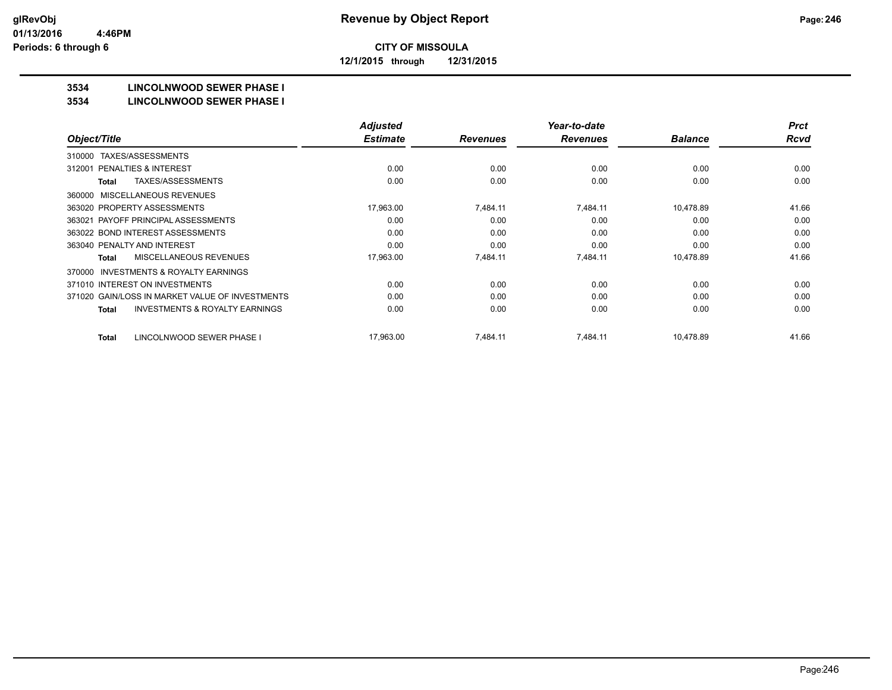**glRevObj**
**01/13/2016 4:46PM**
**Periods: 6 through 6**

# Revenue by Object Report

**CITY OF MISSOULA**

**12/1/2015 through 12/31/2015**

## 3534 LINCOLNWOOD SEWER PHASE I
## 3534 LINCOLNWOOD SEWER PHASE I

| Object/Title | Adjusted Estimate | Revenues | Year-to-date Revenues | Balance | Prct Rcvd |
|---|---|---|---|---|---|
| 310000 TAXES/ASSESSMENTS | | | | | |
| 312001 PENALTIES & INTEREST | 0.00 | 0.00 | 0.00 | 0.00 | 0.00 |
| **Total** TAXES/ASSESSMENTS | 0.00 | 0.00 | 0.00 | 0.00 | 0.00 |
| 360000 MISCELLANEOUS REVENUES | | | | | |
| 363020 PROPERTY ASSESSMENTS | 17,963.00 | 7,484.11 | 7,484.11 | 10,478.89 | 41.66 |
| 363021 PAYOFF PRINCIPAL ASSESSMENTS | 0.00 | 0.00 | 0.00 | 0.00 | 0.00 |
| 363022 BOND INTEREST ASSESSMENTS | 0.00 | 0.00 | 0.00 | 0.00 | 0.00 |
| 363040 PENALTY AND INTEREST | 0.00 | 0.00 | 0.00 | 0.00 | 0.00 |
| **Total** MISCELLANEOUS REVENUES | 17,963.00 | 7,484.11 | 7,484.11 | 10,478.89 | 41.66 |
| 370000 INVESTMENTS & ROYALTY EARNINGS | | | | | |
| 371010 INTEREST ON INVESTMENTS | 0.00 | 0.00 | 0.00 | 0.00 | 0.00 |
| 371020 GAIN/LOSS IN MARKET VALUE OF INVESTMENTS | 0.00 | 0.00 | 0.00 | 0.00 | 0.00 |
| **Total** INVESTMENTS & ROYALTY EARNINGS | 0.00 | 0.00 | 0.00 | 0.00 | 0.00 |
| **Total** LINCOLNWOOD SEWER PHASE I | 17,963.00 | 7,484.11 | 7,484.11 | 10,478.89 | 41.66 |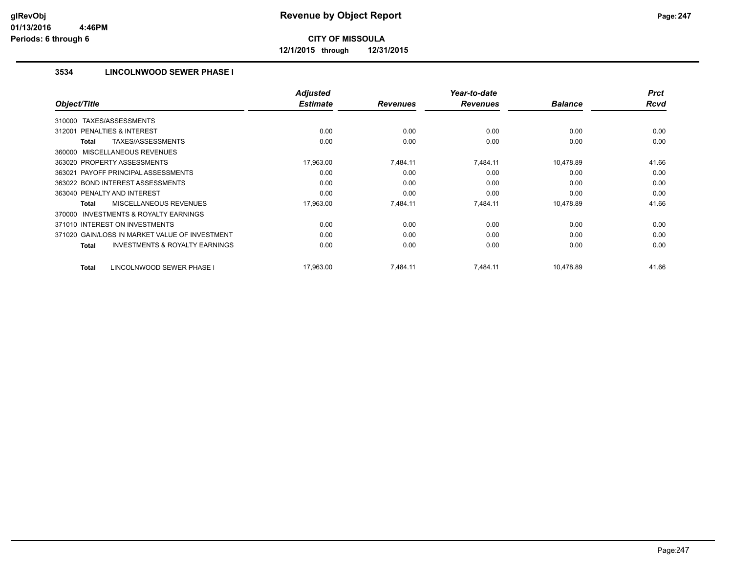# Revenue by Object Report

glRevObj
01/13/2016 4:46PM
Periods: 6 through 6

**CITY OF MISSOULA**

**12/1/2015 through 12/31/2015**

### 3534 LINCOLNWOOD SEWER PHASE I

| Object/Title | Adjusted Estimate | Revenues | Year-to-date Revenues | Balance | Prct Rcvd |
|---|---|---|---|---|---|
| 310000 TAXES/ASSESSMENTS | | | | | |
| 312001 PENALTIES & INTEREST | 0.00 | 0.00 | 0.00 | 0.00 | 0.00 |
| **Total** TAXES/ASSESSMENTS | 0.00 | 0.00 | 0.00 | 0.00 | 0.00 |
| 360000 MISCELLANEOUS REVENUES | | | | | |
| 363020 PROPERTY ASSESSMENTS | 17,963.00 | 7,484.11 | 7,484.11 | 10,478.89 | 41.66 |
| 363021 PAYOFF PRINCIPAL ASSESSMENTS | 0.00 | 0.00 | 0.00 | 0.00 | 0.00 |
| 363022 BOND INTEREST ASSESSMENTS | 0.00 | 0.00 | 0.00 | 0.00 | 0.00 |
| 363040 PENALTY AND INTEREST | 0.00 | 0.00 | 0.00 | 0.00 | 0.00 |
| **Total** MISCELLANEOUS REVENUES | 17,963.00 | 7,484.11 | 7,484.11 | 10,478.89 | 41.66 |
| 370000 INVESTMENTS & ROYALTY EARNINGS | | | | | |
| 371010 INTEREST ON INVESTMENTS | 0.00 | 0.00 | 0.00 | 0.00 | 0.00 |
| 371020 GAIN/LOSS IN MARKET VALUE OF INVESTMENT | 0.00 | 0.00 | 0.00 | 0.00 | 0.00 |
| **Total** INVESTMENTS & ROYALTY EARNINGS | 0.00 | 0.00 | 0.00 | 0.00 | 0.00 |
| **Total** LINCOLNWOOD SEWER PHASE I | 17,963.00 | 7,484.11 | 7,484.11 | 10,478.89 | 41.66 |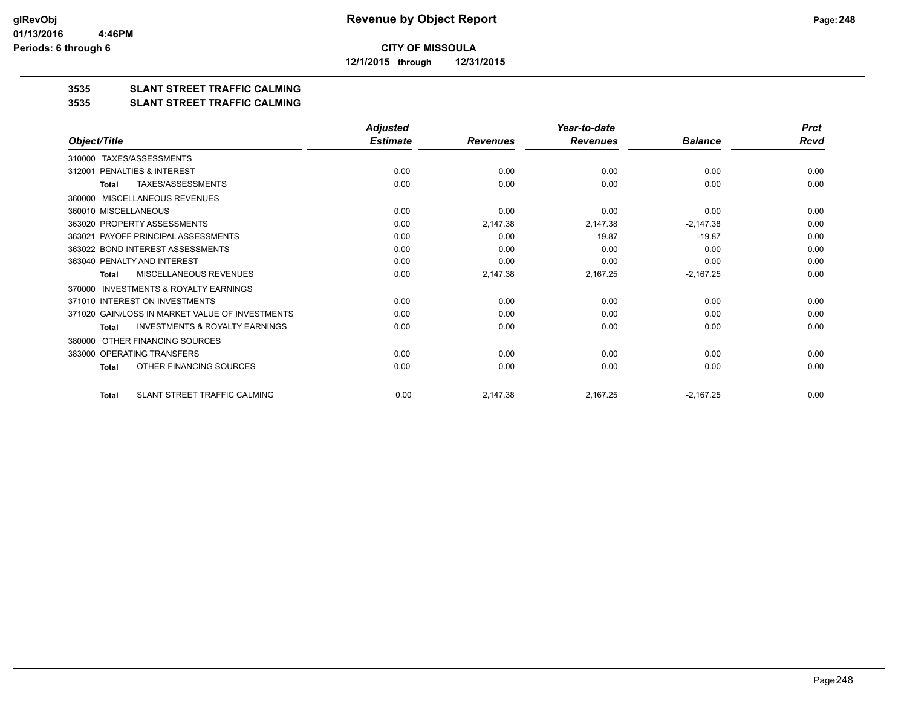**glRevObj**
**01/13/2016 4:46PM**
**Periods: 6 through 6**

# Revenue by Object Report

**CITY OF MISSOULA**

**12/1/2015 through 12/31/2015**

## 3535 SLANT STREET TRAFFIC CALMING
## 3535 SLANT STREET TRAFFIC CALMING

| Object/Title | Adjusted Estimate | Revenues | Year-to-date Revenues | Balance | Prct Rcvd |
|---|---|---|---|---|---|
| 310000 TAXES/ASSESSMENTS | | | | | |
| 312001 PENALTIES & INTEREST | 0.00 | 0.00 | 0.00 | 0.00 | 0.00 |
| **Total** TAXES/ASSESSMENTS | 0.00 | 0.00 | 0.00 | 0.00 | 0.00 |
| 360000 MISCELLANEOUS REVENUES | | | | | |
| 360010 MISCELLANEOUS | 0.00 | 0.00 | 0.00 | 0.00 | 0.00 |
| 363020 PROPERTY ASSESSMENTS | 0.00 | 2,147.38 | 2,147.38 | -2,147.38 | 0.00 |
| 363021 PAYOFF PRINCIPAL ASSESSMENTS | 0.00 | 0.00 | 19.87 | -19.87 | 0.00 |
| 363022 BOND INTEREST ASSESSMENTS | 0.00 | 0.00 | 0.00 | 0.00 | 0.00 |
| 363040 PENALTY AND INTEREST | 0.00 | 0.00 | 0.00 | 0.00 | 0.00 |
| **Total** MISCELLANEOUS REVENUES | 0.00 | 2,147.38 | 2,167.25 | -2,167.25 | 0.00 |
| 370000 INVESTMENTS & ROYALTY EARNINGS | | | | | |
| 371010 INTEREST ON INVESTMENTS | 0.00 | 0.00 | 0.00 | 0.00 | 0.00 |
| 371020 GAIN/LOSS IN MARKET VALUE OF INVESTMENTS | 0.00 | 0.00 | 0.00 | 0.00 | 0.00 |
| **Total** INVESTMENTS & ROYALTY EARNINGS | 0.00 | 0.00 | 0.00 | 0.00 | 0.00 |
| 380000 OTHER FINANCING SOURCES | | | | | |
| 383000 OPERATING TRANSFERS | 0.00 | 0.00 | 0.00 | 0.00 | 0.00 |
| **Total** OTHER FINANCING SOURCES | 0.00 | 0.00 | 0.00 | 0.00 | 0.00 |
| **Total** SLANT STREET TRAFFIC CALMING | 0.00 | 2,147.38 | 2,167.25 | -2,167.25 | 0.00 |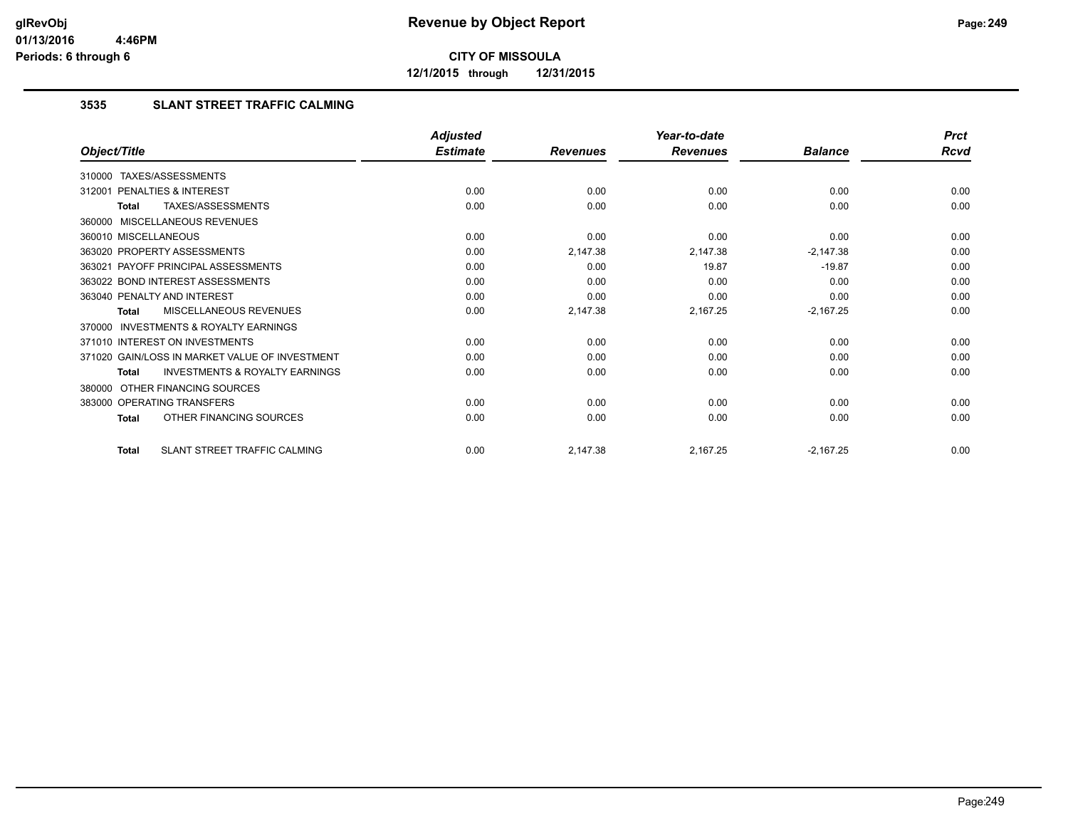**CITY OF MISSOULA**

**12/1/2015 through 12/31/2015**

### 3535 SLANT STREET TRAFFIC CALMING

| Object/Title | Adjusted Estimate | Revenues | Year-to-date Revenues | Balance | Prct Rcvd |
|---|---|---|---|---|---|
| 310000 TAXES/ASSESSMENTS | | | | | |
| 312001 PENALTIES & INTEREST | 0.00 | 0.00 | 0.00 | 0.00 | 0.00 |
| **Total** TAXES/ASSESSMENTS | 0.00 | 0.00 | 0.00 | 0.00 | 0.00 |
| 360000 MISCELLANEOUS REVENUES | | | | | |
| 360010 MISCELLANEOUS | 0.00 | 0.00 | 0.00 | 0.00 | 0.00 |
| 363020 PROPERTY ASSESSMENTS | 0.00 | 2,147.38 | 2,147.38 | -2,147.38 | 0.00 |
| 363021 PAYOFF PRINCIPAL ASSESSMENTS | 0.00 | 0.00 | 19.87 | -19.87 | 0.00 |
| 363022 BOND INTEREST ASSESSMENTS | 0.00 | 0.00 | 0.00 | 0.00 | 0.00 |
| 363040 PENALTY AND INTEREST | 0.00 | 0.00 | 0.00 | 0.00 | 0.00 |
| **Total** MISCELLANEOUS REVENUES | 0.00 | 2,147.38 | 2,167.25 | -2,167.25 | 0.00 |
| 370000 INVESTMENTS & ROYALTY EARNINGS | | | | | |
| 371010 INTEREST ON INVESTMENTS | 0.00 | 0.00 | 0.00 | 0.00 | 0.00 |
| 371020 GAIN/LOSS IN MARKET VALUE OF INVESTMENT | 0.00 | 0.00 | 0.00 | 0.00 | 0.00 |
| **Total** INVESTMENTS & ROYALTY EARNINGS | 0.00 | 0.00 | 0.00 | 0.00 | 0.00 |
| 380000 OTHER FINANCING SOURCES | | | | | |
| 383000 OPERATING TRANSFERS | 0.00 | 0.00 | 0.00 | 0.00 | 0.00 |
| **Total** OTHER FINANCING SOURCES | 0.00 | 0.00 | 0.00 | 0.00 | 0.00 |
| **Total** SLANT STREET TRAFFIC CALMING | 0.00 | 2,147.38 | 2,167.25 | -2,167.25 | 0.00 |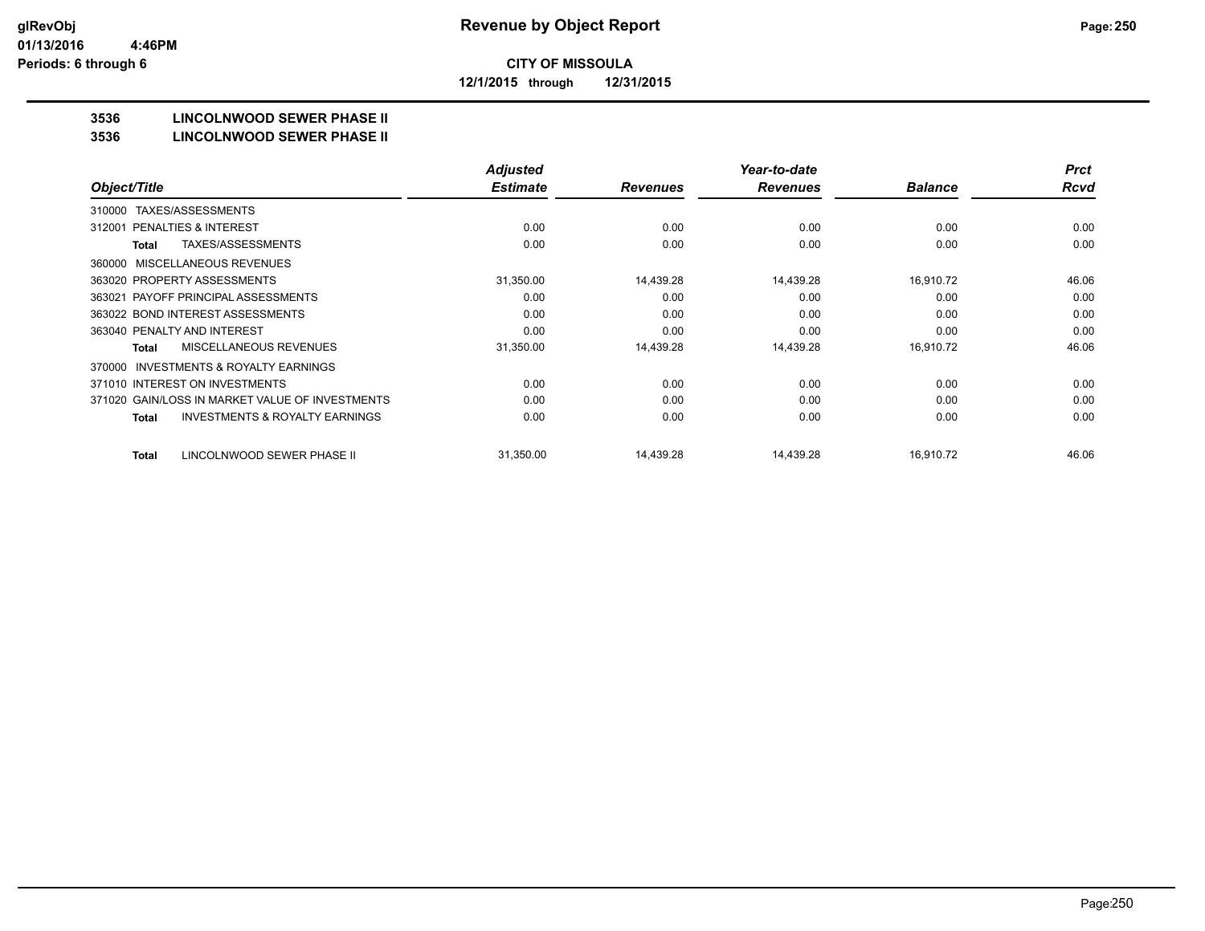**glRevObj**
**01/13/2016 4:46PM**
**Periods: 6 through 6**

# Revenue by Object Report

**CITY OF MISSOULA**

**12/1/2015 through 12/31/2015**

## 3536 LINCOLNWOOD SEWER PHASE II
## 3536 LINCOLNWOOD SEWER PHASE II

| Object/Title | Adjusted Estimate | Revenues | Year-to-date Revenues | Balance | Prct Rcvd |
|---|---|---|---|---|---|
| 310000 TAXES/ASSESSMENTS | | | | | |
| 312001 PENALTIES & INTEREST | 0.00 | 0.00 | 0.00 | 0.00 | 0.00 |
| **Total** TAXES/ASSESSMENTS | 0.00 | 0.00 | 0.00 | 0.00 | 0.00 |
| 360000 MISCELLANEOUS REVENUES | | | | | |
| 363020 PROPERTY ASSESSMENTS | 31,350.00 | 14,439.28 | 14,439.28 | 16,910.72 | 46.06 |
| 363021 PAYOFF PRINCIPAL ASSESSMENTS | 0.00 | 0.00 | 0.00 | 0.00 | 0.00 |
| 363022 BOND INTEREST ASSESSMENTS | 0.00 | 0.00 | 0.00 | 0.00 | 0.00 |
| 363040 PENALTY AND INTEREST | 0.00 | 0.00 | 0.00 | 0.00 | 0.00 |
| **Total** MISCELLANEOUS REVENUES | 31,350.00 | 14,439.28 | 14,439.28 | 16,910.72 | 46.06 |
| 370000 INVESTMENTS & ROYALTY EARNINGS | | | | | |
| 371010 INTEREST ON INVESTMENTS | 0.00 | 0.00 | 0.00 | 0.00 | 0.00 |
| 371020 GAIN/LOSS IN MARKET VALUE OF INVESTMENTS | 0.00 | 0.00 | 0.00 | 0.00 | 0.00 |
| **Total** INVESTMENTS & ROYALTY EARNINGS | 0.00 | 0.00 | 0.00 | 0.00 | 0.00 |
| **Total** LINCOLNWOOD SEWER PHASE II | 31,350.00 | 14,439.28 | 14,439.28 | 16,910.72 | 46.06 |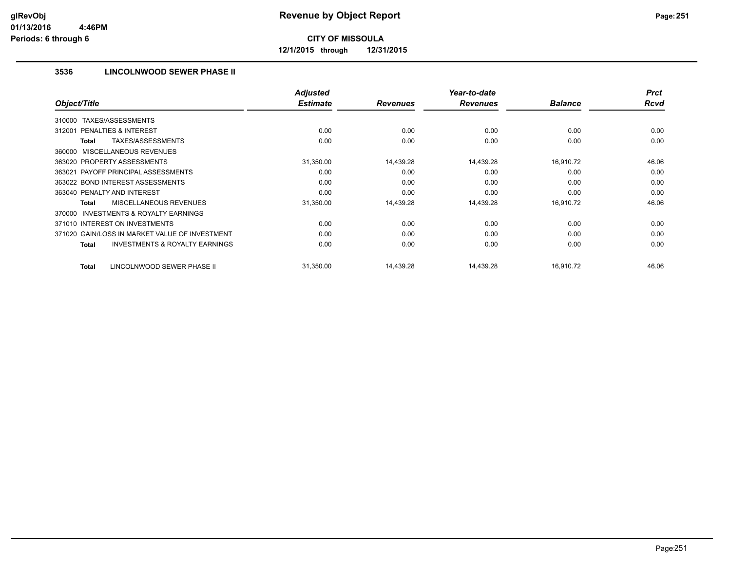glRevObj
01/13/2016 4:46PM
Periods: 6 through 6

# Revenue by Object Report

**CITY OF MISSOULA**

**12/1/2015 through 12/31/2015**

### 3536 LINCOLNWOOD SEWER PHASE II

| Object/Title | Adjusted Estimate | Revenues | Year-to-date Revenues | Balance | Prct Rcvd |
|---|---|---|---|---|---|
| 310000 TAXES/ASSESSMENTS | | | | | |
| 312001 PENALTIES & INTEREST | 0.00 | 0.00 | 0.00 | 0.00 | 0.00 |
| **Total** TAXES/ASSESSMENTS | 0.00 | 0.00 | 0.00 | 0.00 | 0.00 |
| 360000 MISCELLANEOUS REVENUES | | | | | |
| 363020 PROPERTY ASSESSMENTS | 31,350.00 | 14,439.28 | 14,439.28 | 16,910.72 | 46.06 |
| 363021 PAYOFF PRINCIPAL ASSESSMENTS | 0.00 | 0.00 | 0.00 | 0.00 | 0.00 |
| 363022 BOND INTEREST ASSESSMENTS | 0.00 | 0.00 | 0.00 | 0.00 | 0.00 |
| 363040 PENALTY AND INTEREST | 0.00 | 0.00 | 0.00 | 0.00 | 0.00 |
| **Total** MISCELLANEOUS REVENUES | 31,350.00 | 14,439.28 | 14,439.28 | 16,910.72 | 46.06 |
| 370000 INVESTMENTS & ROYALTY EARNINGS | | | | | |
| 371010 INTEREST ON INVESTMENTS | 0.00 | 0.00 | 0.00 | 0.00 | 0.00 |
| 371020 GAIN/LOSS IN MARKET VALUE OF INVESTMENT | 0.00 | 0.00 | 0.00 | 0.00 | 0.00 |
| **Total** INVESTMENTS & ROYALTY EARNINGS | 0.00 | 0.00 | 0.00 | 0.00 | 0.00 |
| **Total** LINCOLNWOOD SEWER PHASE II | 31,350.00 | 14,439.28 | 14,439.28 | 16,910.72 | 46.06 |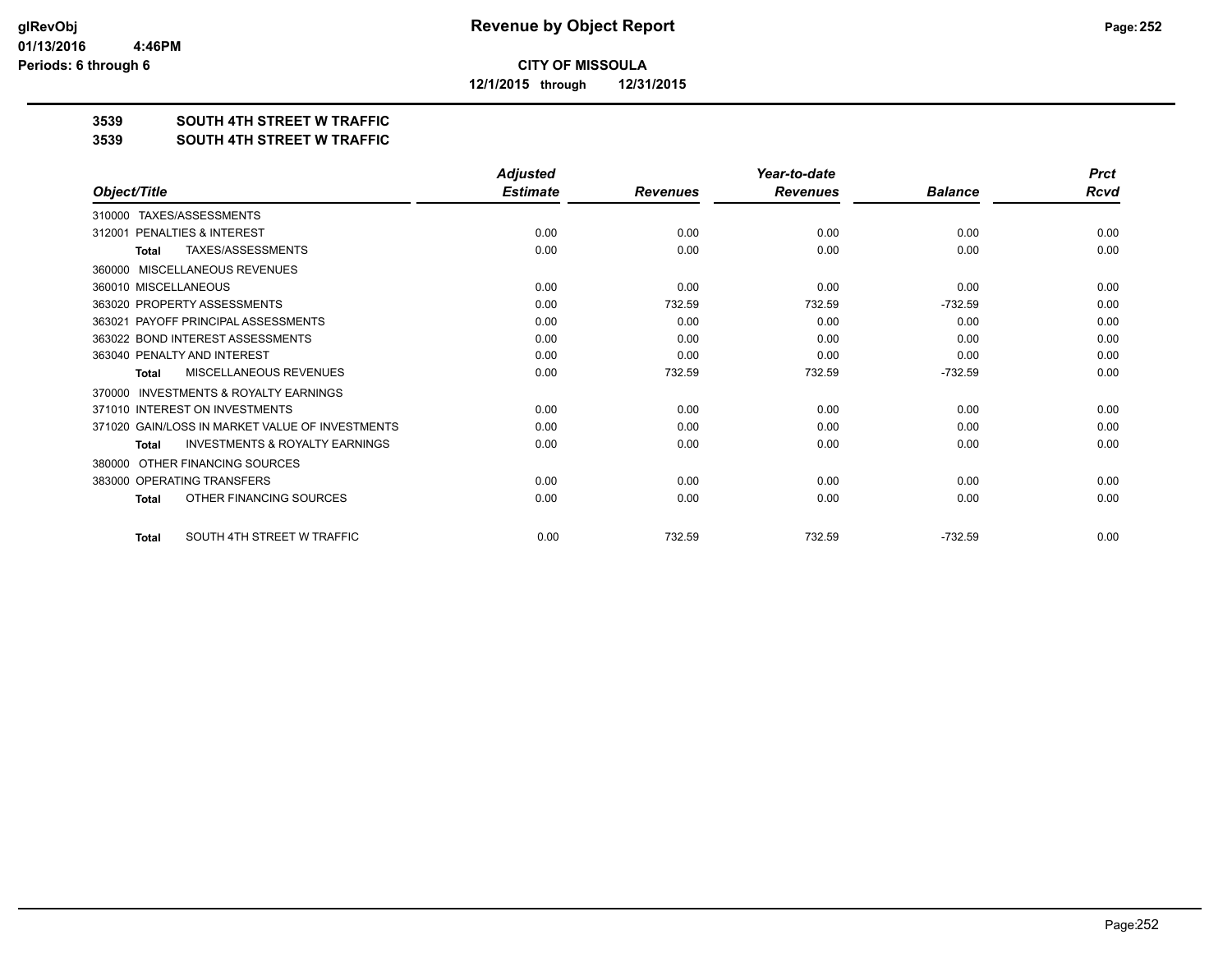**CITY OF MISSOULA**

**12/1/2015 through 12/31/2015**

**3539 SOUTH 4TH STREET W TRAFFIC**

**3539 SOUTH 4TH STREET W TRAFFIC**

| Object/Title | Adjusted Estimate | Revenues | Year-to-date Revenues | Balance | Prct Rcvd |
|---|---|---|---|---|---|
| 310000 TAXES/ASSESSMENTS | | | | | |
| 312001 PENALTIES & INTEREST | 0.00 | 0.00 | 0.00 | 0.00 | 0.00 |
| **Total** TAXES/ASSESSMENTS | 0.00 | 0.00 | 0.00 | 0.00 | 0.00 |
| 360000 MISCELLANEOUS REVENUES | | | | | |
| 360010 MISCELLANEOUS | 0.00 | 0.00 | 0.00 | 0.00 | 0.00 |
| 363020 PROPERTY ASSESSMENTS | 0.00 | 732.59 | 732.59 | -732.59 | 0.00 |
| 363021 PAYOFF PRINCIPAL ASSESSMENTS | 0.00 | 0.00 | 0.00 | 0.00 | 0.00 |
| 363022 BOND INTEREST ASSESSMENTS | 0.00 | 0.00 | 0.00 | 0.00 | 0.00 |
| 363040 PENALTY AND INTEREST | 0.00 | 0.00 | 0.00 | 0.00 | 0.00 |
| **Total** MISCELLANEOUS REVENUES | 0.00 | 732.59 | 732.59 | -732.59 | 0.00 |
| 370000 INVESTMENTS & ROYALTY EARNINGS | | | | | |
| 371010 INTEREST ON INVESTMENTS | 0.00 | 0.00 | 0.00 | 0.00 | 0.00 |
| 371020 GAIN/LOSS IN MARKET VALUE OF INVESTMENTS | 0.00 | 0.00 | 0.00 | 0.00 | 0.00 |
| **Total** INVESTMENTS & ROYALTY EARNINGS | 0.00 | 0.00 | 0.00 | 0.00 | 0.00 |
| 380000 OTHER FINANCING SOURCES | | | | | |
| 383000 OPERATING TRANSFERS | 0.00 | 0.00 | 0.00 | 0.00 | 0.00 |
| **Total** OTHER FINANCING SOURCES | 0.00 | 0.00 | 0.00 | 0.00 | 0.00 |
| **Total** SOUTH 4TH STREET W TRAFFIC | 0.00 | 732.59 | 732.59 | -732.59 | 0.00 |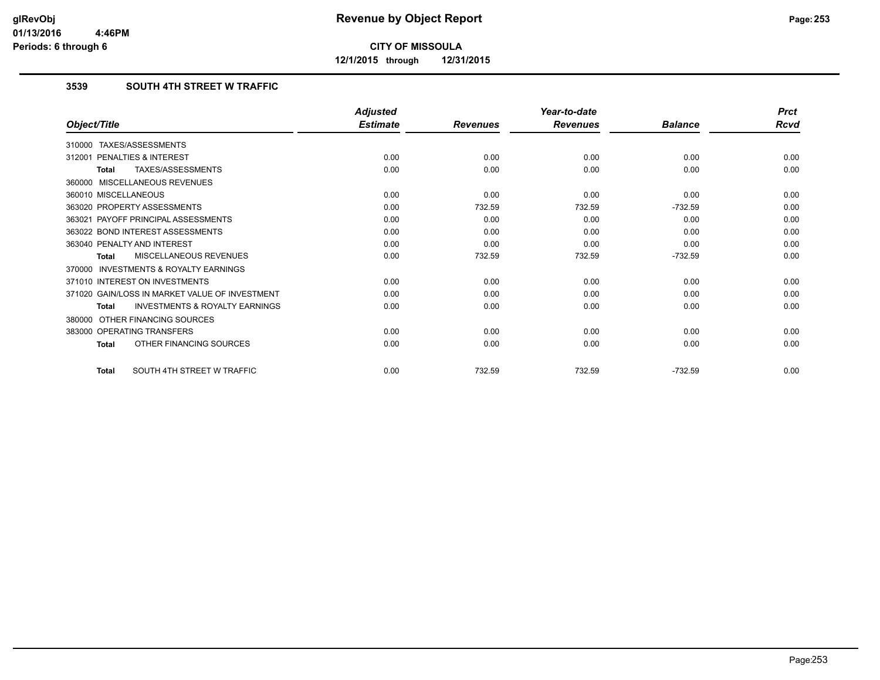# Revenue by Object Report

**CITY OF MISSOULA**

**12/1/2015 through 12/31/2015**

glRevObj
01/13/2016 4:46PM
Periods: 6 through 6

## 3539 SOUTH 4TH STREET W TRAFFIC

| Object/Title | Adjusted Estimate | Revenues | Year-to-date Revenues | Balance | Prct Rcvd |
|---|---|---|---|---|---|
| 310000 TAXES/ASSESSMENTS | | | | | |
| 312001 PENALTIES & INTEREST | 0.00 | 0.00 | 0.00 | 0.00 | 0.00 |
| **Total** TAXES/ASSESSMENTS | 0.00 | 0.00 | 0.00 | 0.00 | 0.00 |
| 360000 MISCELLANEOUS REVENUES | | | | | |
| 360010 MISCELLANEOUS | 0.00 | 0.00 | 0.00 | 0.00 | 0.00 |
| 363020 PROPERTY ASSESSMENTS | 0.00 | 732.59 | 732.59 | -732.59 | 0.00 |
| 363021 PAYOFF PRINCIPAL ASSESSMENTS | 0.00 | 0.00 | 0.00 | 0.00 | 0.00 |
| 363022 BOND INTEREST ASSESSMENTS | 0.00 | 0.00 | 0.00 | 0.00 | 0.00 |
| 363040 PENALTY AND INTEREST | 0.00 | 0.00 | 0.00 | 0.00 | 0.00 |
| **Total** MISCELLANEOUS REVENUES | 0.00 | 732.59 | 732.59 | -732.59 | 0.00 |
| 370000 INVESTMENTS & ROYALTY EARNINGS | | | | | |
| 371010 INTEREST ON INVESTMENTS | 0.00 | 0.00 | 0.00 | 0.00 | 0.00 |
| 371020 GAIN/LOSS IN MARKET VALUE OF INVESTMENT | 0.00 | 0.00 | 0.00 | 0.00 | 0.00 |
| **Total** INVESTMENTS & ROYALTY EARNINGS | 0.00 | 0.00 | 0.00 | 0.00 | 0.00 |
| 380000 OTHER FINANCING SOURCES | | | | | |
| 383000 OPERATING TRANSFERS | 0.00 | 0.00 | 0.00 | 0.00 | 0.00 |
| **Total** OTHER FINANCING SOURCES | 0.00 | 0.00 | 0.00 | 0.00 | 0.00 |
| **Total** SOUTH 4TH STREET W TRAFFIC | 0.00 | 732.59 | 732.59 | -732.59 | 0.00 |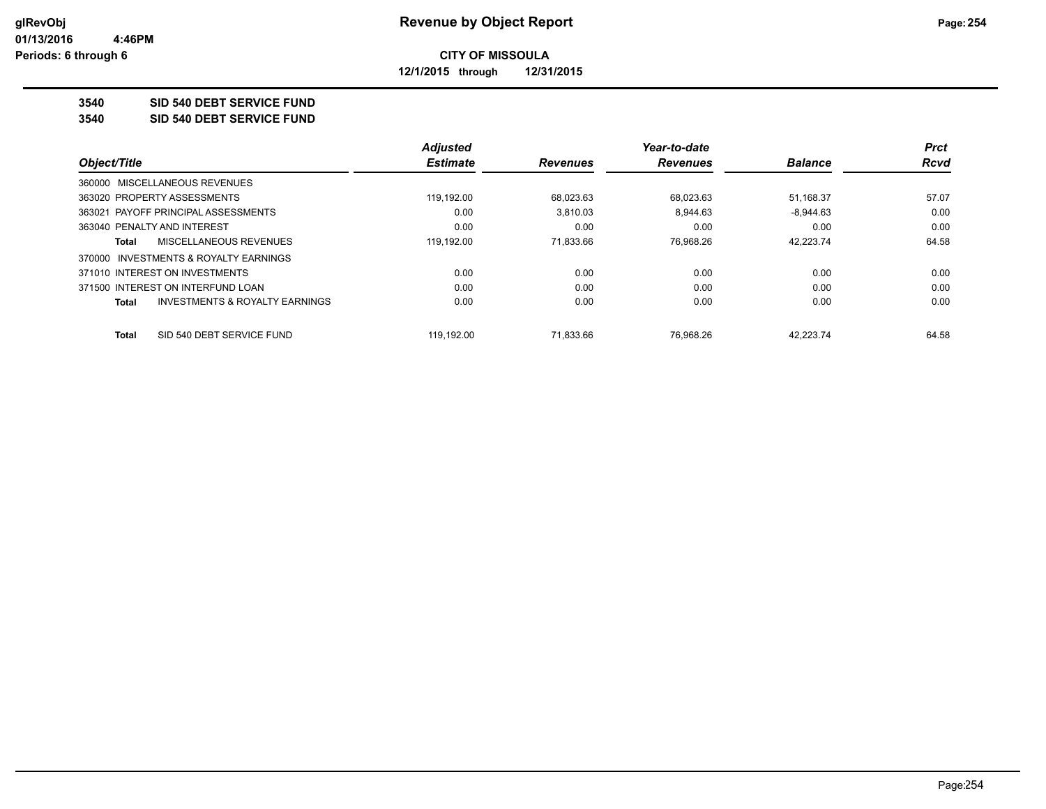# Revenue by Object Report

glRevObj
01/13/2016 4:46PM
Periods: 6 through 6

**CITY OF MISSOULA**

**12/1/2015 through 12/31/2015**

**3540 SID 540 DEBT SERVICE FUND**

**3540 SID 540 DEBT SERVICE FUND**

| Object/Title | Adjusted Estimate | Revenues | Year-to-date Revenues | Balance | Prct Rcvd |
|---|---|---|---|---|---|
| 360000 MISCELLANEOUS REVENUES | | | | | |
| 363020 PROPERTY ASSESSMENTS | 119,192.00 | 68,023.63 | 68,023.63 | 51,168.37 | 57.07 |
| 363021 PAYOFF PRINCIPAL ASSESSMENTS | 0.00 | 3,810.03 | 8,944.63 | -8,944.63 | 0.00 |
| 363040 PENALTY AND INTEREST | 0.00 | 0.00 | 0.00 | 0.00 | 0.00 |
| **Total** MISCELLANEOUS REVENUES | 119,192.00 | 71,833.66 | 76,968.26 | 42,223.74 | 64.58 |
| 370000 INVESTMENTS & ROYALTY EARNINGS | | | | | |
| 371010 INTEREST ON INVESTMENTS | 0.00 | 0.00 | 0.00 | 0.00 | 0.00 |
| 371500 INTEREST ON INTERFUND LOAN | 0.00 | 0.00 | 0.00 | 0.00 | 0.00 |
| **Total** INVESTMENTS & ROYALTY EARNINGS | 0.00 | 0.00 | 0.00 | 0.00 | 0.00 |
| **Total** SID 540 DEBT SERVICE FUND | 119,192.00 | 71,833.66 | 76,968.26 | 42,223.74 | 64.58 |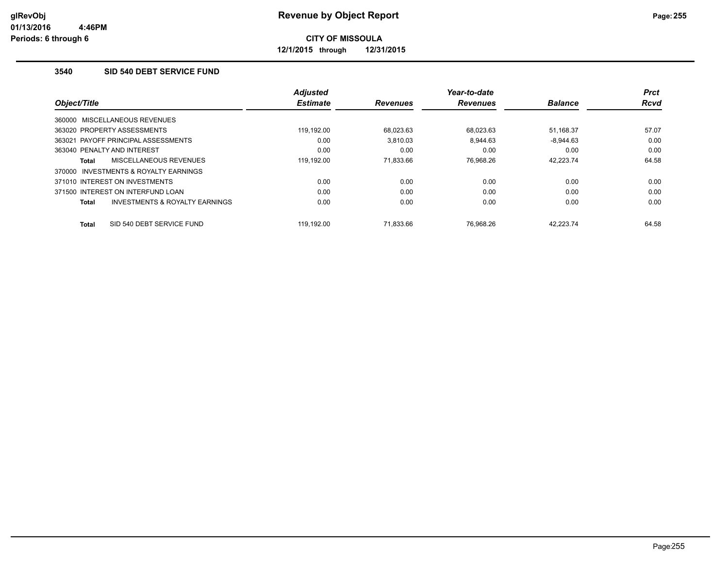**CITY OF MISSOULA**

**12/1/2015 through 12/31/2015**

### 3540 SID 540 DEBT SERVICE FUND

| Object/Title | Adjusted Estimate | Revenues | Year-to-date Revenues | Balance | Prct Rcvd |
|---|---|---|---|---|---|
| 360000 MISCELLANEOUS REVENUES | | | | | |
| 363020 PROPERTY ASSESSMENTS | 119,192.00 | 68,023.63 | 68,023.63 | 51,168.37 | 57.07 |
| 363021 PAYOFF PRINCIPAL ASSESSMENTS | 0.00 | 3,810.03 | 8,944.63 | -8,944.63 | 0.00 |
| 363040 PENALTY AND INTEREST | 0.00 | 0.00 | 0.00 | 0.00 | 0.00 |
| **Total** MISCELLANEOUS REVENUES | 119,192.00 | 71,833.66 | 76,968.26 | 42,223.74 | 64.58 |
| 370000 INVESTMENTS & ROYALTY EARNINGS | | | | | |
| 371010 INTEREST ON INVESTMENTS | 0.00 | 0.00 | 0.00 | 0.00 | 0.00 |
| 371500 INTEREST ON INTERFUND LOAN | 0.00 | 0.00 | 0.00 | 0.00 | 0.00 |
| **Total** INVESTMENTS & ROYALTY EARNINGS | 0.00 | 0.00 | 0.00 | 0.00 | 0.00 |
| **Total** SID 540 DEBT SERVICE FUND | 119,192.00 | 71,833.66 | 76,968.26 | 42,223.74 | 64.58 |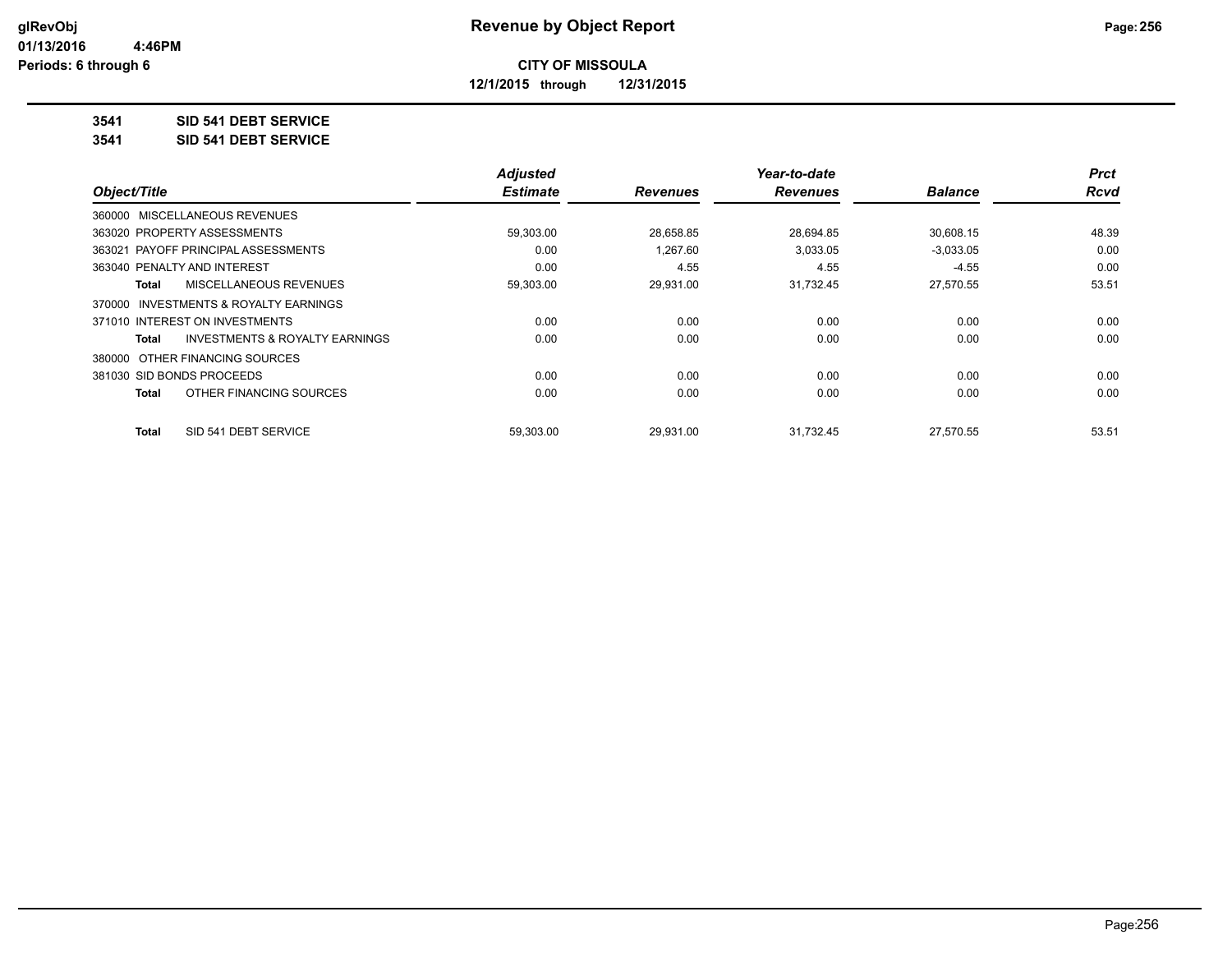**glRevObj**
**01/13/2016 4:46PM**
**Periods: 6 through 6**

# Revenue by Object Report

**CITY OF MISSOULA**

**12/1/2015 through 12/31/2015**

**3541 SID 541 DEBT SERVICE**

**3541 SID 541 DEBT SERVICE**

| Object/Title | Adjusted Estimate | Revenues | Year-to-date Revenues | Balance | Prct Rcvd |
|---|---|---|---|---|---|
| 360000 MISCELLANEOUS REVENUES | | | | | |
| 363020 PROPERTY ASSESSMENTS | 59,303.00 | 28,658.85 | 28,694.85 | 30,608.15 | 48.39 |
| 363021 PAYOFF PRINCIPAL ASSESSMENTS | 0.00 | 1,267.60 | 3,033.05 | -3,033.05 | 0.00 |
| 363040 PENALTY AND INTEREST | 0.00 | 4.55 | 4.55 | -4.55 | 0.00 |
| **Total** MISCELLANEOUS REVENUES | 59,303.00 | 29,931.00 | 31,732.45 | 27,570.55 | 53.51 |
| 370000 INVESTMENTS & ROYALTY EARNINGS | | | | | |
| 371010 INTEREST ON INVESTMENTS | 0.00 | 0.00 | 0.00 | 0.00 | 0.00 |
| **Total** INVESTMENTS & ROYALTY EARNINGS | 0.00 | 0.00 | 0.00 | 0.00 | 0.00 |
| 380000 OTHER FINANCING SOURCES | | | | | |
| 381030 SID BONDS PROCEEDS | 0.00 | 0.00 | 0.00 | 0.00 | 0.00 |
| **Total** OTHER FINANCING SOURCES | 0.00 | 0.00 | 0.00 | 0.00 | 0.00 |
| **Total** SID 541 DEBT SERVICE | 59,303.00 | 29,931.00 | 31,732.45 | 27,570.55 | 53.51 |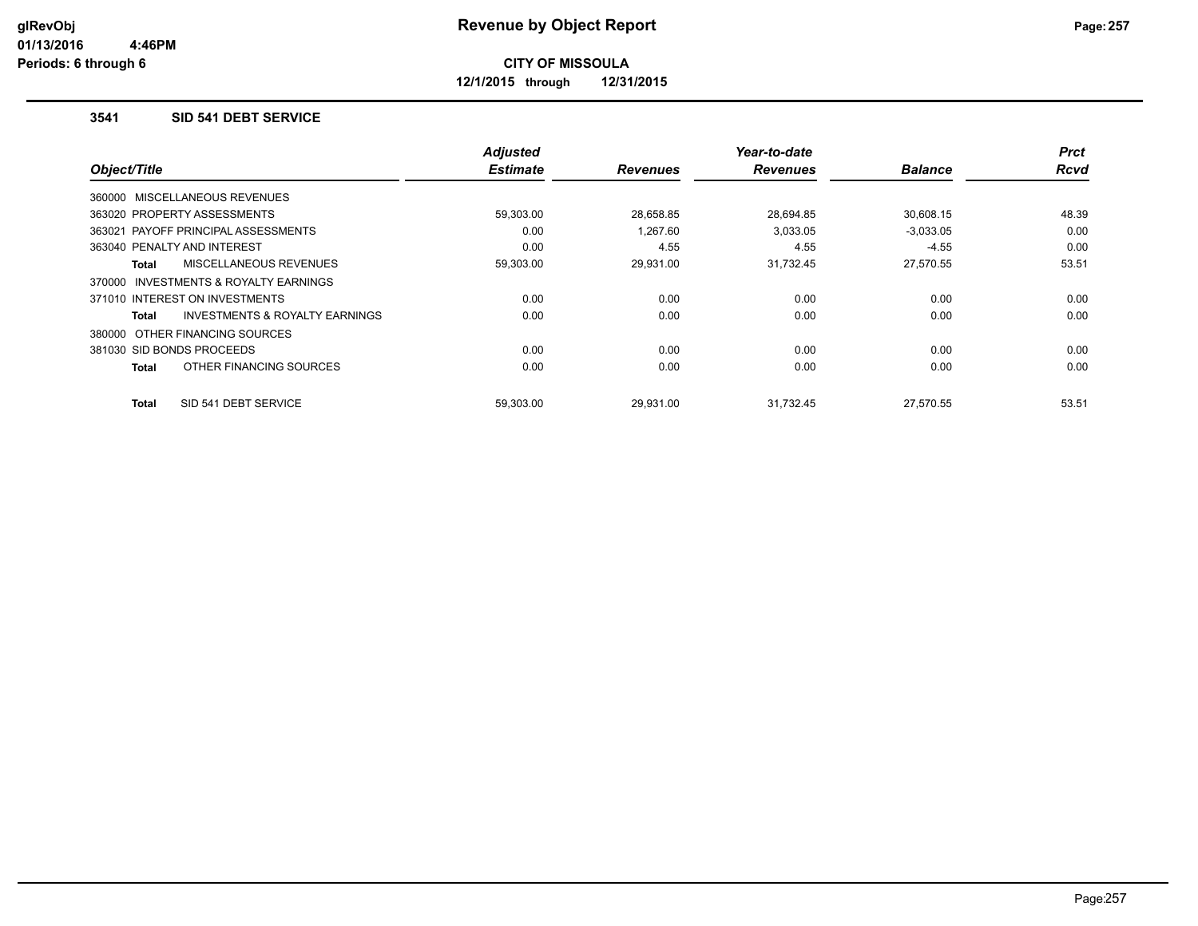# Revenue by Object Report

**CITY OF MISSOULA**

**12/1/2015 through 12/31/2015**

glRevObj
01/13/2016 4:46PM
Periods: 6 through 6

### 3541 SID 541 DEBT SERVICE

| Object/Title | Adjusted Estimate | Revenues | Year-to-date Revenues | Balance | Prct Rcvd |
|---|---|---|---|---|---|
| 360000 MISCELLANEOUS REVENUES | | | | | |
| 363020 PROPERTY ASSESSMENTS | 59,303.00 | 28,658.85 | 28,694.85 | 30,608.15 | 48.39 |
| 363021 PAYOFF PRINCIPAL ASSESSMENTS | 0.00 | 1,267.60 | 3,033.05 | -3,033.05 | 0.00 |
| 363040 PENALTY AND INTEREST | 0.00 | 4.55 | 4.55 | -4.55 | 0.00 |
| **Total** MISCELLANEOUS REVENUES | 59,303.00 | 29,931.00 | 31,732.45 | 27,570.55 | 53.51 |
| 370000 INVESTMENTS & ROYALTY EARNINGS | | | | | |
| 371010 INTEREST ON INVESTMENTS | 0.00 | 0.00 | 0.00 | 0.00 | 0.00 |
| **Total** INVESTMENTS & ROYALTY EARNINGS | 0.00 | 0.00 | 0.00 | 0.00 | 0.00 |
| 380000 OTHER FINANCING SOURCES | | | | | |
| 381030 SID BONDS PROCEEDS | 0.00 | 0.00 | 0.00 | 0.00 | 0.00 |
| **Total** OTHER FINANCING SOURCES | 0.00 | 0.00 | 0.00 | 0.00 | 0.00 |
| **Total** SID 541 DEBT SERVICE | 59,303.00 | 29,931.00 | 31,732.45 | 27,570.55 | 53.51 |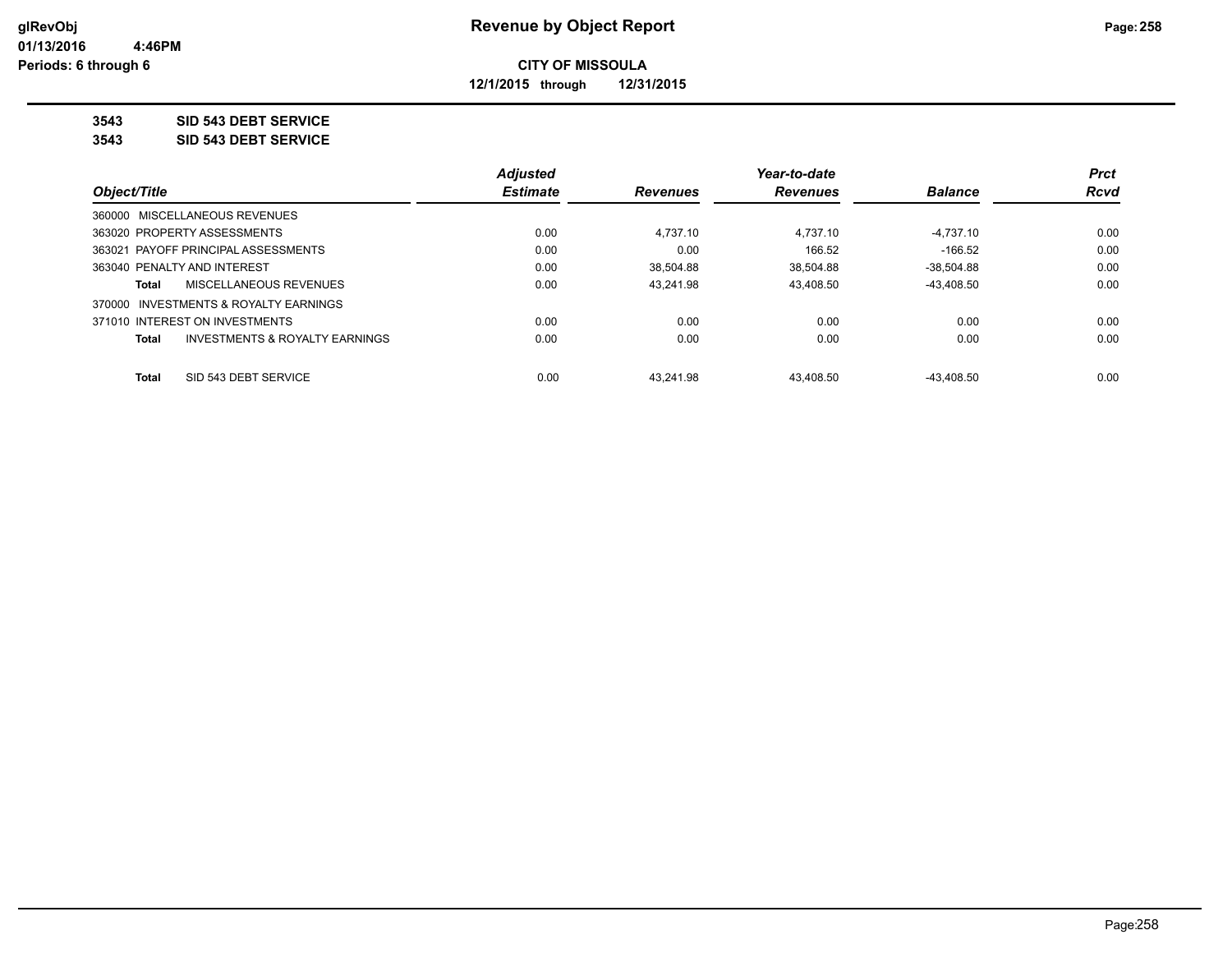# Revenue by Object Report

**CITY OF MISSOULA**

**12/1/2015 through 12/31/2015**

glRevObj
01/13/2016 4:46PM
Periods: 6 through 6

**3543 SID 543 DEBT SERVICE**

**3543 SID 543 DEBT SERVICE**

| Object/Title | Adjusted Estimate | Revenues | Year-to-date Revenues | Balance | Prct Rcvd |
|---|---|---|---|---|---|
| 360000 MISCELLANEOUS REVENUES | | | | | |
| 363020 PROPERTY ASSESSMENTS | 0.00 | 4,737.10 | 4,737.10 | -4,737.10 | 0.00 |
| 363021 PAYOFF PRINCIPAL ASSESSMENTS | 0.00 | 0.00 | 166.52 | -166.52 | 0.00 |
| 363040 PENALTY AND INTEREST | 0.00 | 38,504.88 | 38,504.88 | -38,504.88 | 0.00 |
| **Total** MISCELLANEOUS REVENUES | 0.00 | 43,241.98 | 43,408.50 | -43,408.50 | 0.00 |
| 370000 INVESTMENTS & ROYALTY EARNINGS | | | | | |
| 371010 INTEREST ON INVESTMENTS | 0.00 | 0.00 | 0.00 | 0.00 | 0.00 |
| **Total** INVESTMENTS & ROYALTY EARNINGS | 0.00 | 0.00 | 0.00 | 0.00 | 0.00 |
| **Total** SID 543 DEBT SERVICE | 0.00 | 43,241.98 | 43,408.50 | -43,408.50 | 0.00 |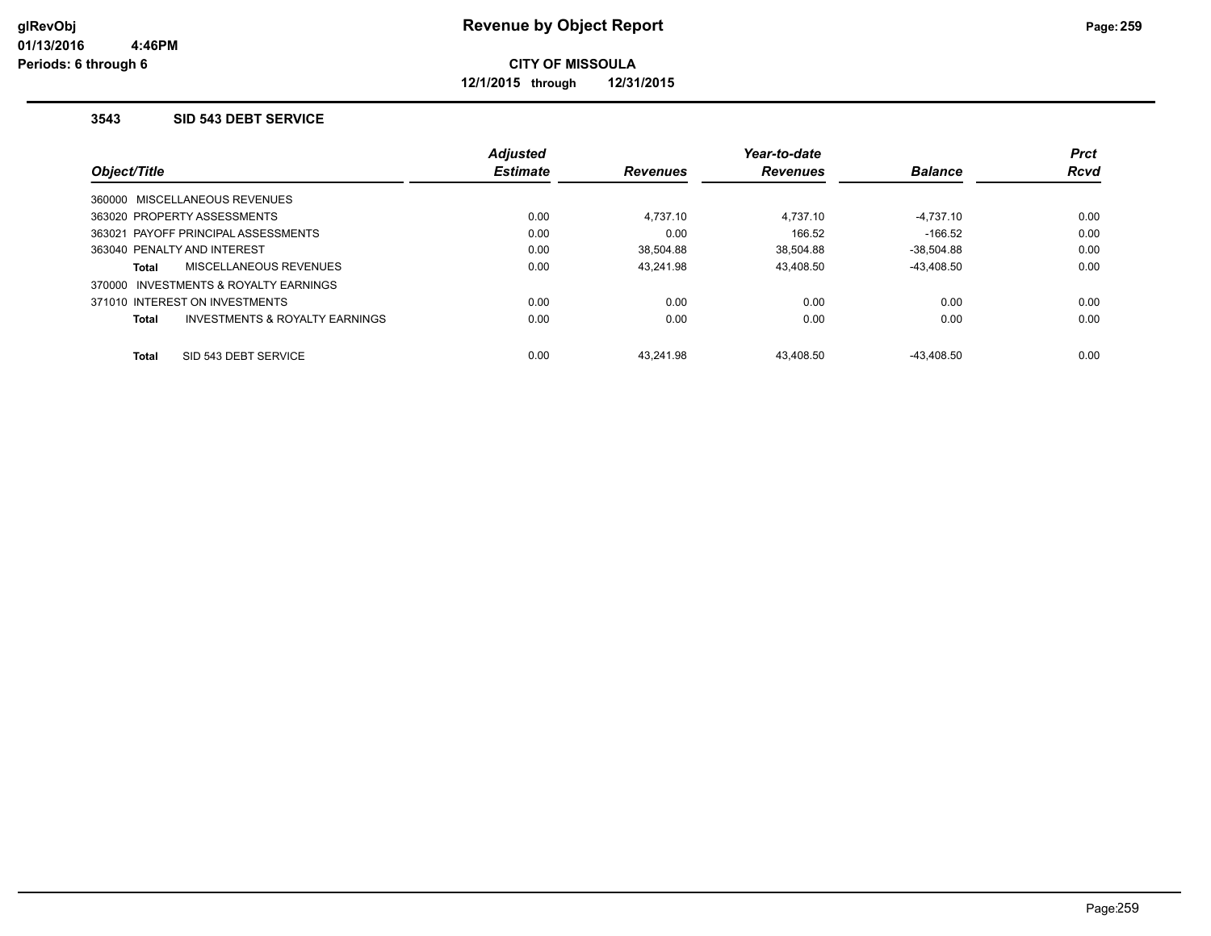# Revenue by Object Report

**CITY OF MISSOULA**

**12/1/2015 through 12/31/2015**

glRevObj
01/13/2016 4:46PM
Periods: 6 through 6

### 3543 SID 543 DEBT SERVICE

| Object/Title | Adjusted Estimate | Revenues | Year-to-date Revenues | Balance | Prct Rcvd |
|---|---|---|---|---|---|
| 360000 MISCELLANEOUS REVENUES | | | | | |
| 363020 PROPERTY ASSESSMENTS | 0.00 | 4,737.10 | 4,737.10 | -4,737.10 | 0.00 |
| 363021 PAYOFF PRINCIPAL ASSESSMENTS | 0.00 | 0.00 | 166.52 | -166.52 | 0.00 |
| 363040 PENALTY AND INTEREST | 0.00 | 38,504.88 | 38,504.88 | -38,504.88 | 0.00 |
| **Total** MISCELLANEOUS REVENUES | 0.00 | 43,241.98 | 43,408.50 | -43,408.50 | 0.00 |
| 370000 INVESTMENTS & ROYALTY EARNINGS | | | | | |
| 371010 INTEREST ON INVESTMENTS | 0.00 | 0.00 | 0.00 | 0.00 | 0.00 |
| **Total** INVESTMENTS & ROYALTY EARNINGS | 0.00 | 0.00 | 0.00 | 0.00 | 0.00 |
| **Total** SID 543 DEBT SERVICE | 0.00 | 43,241.98 | 43,408.50 | -43,408.50 | 0.00 |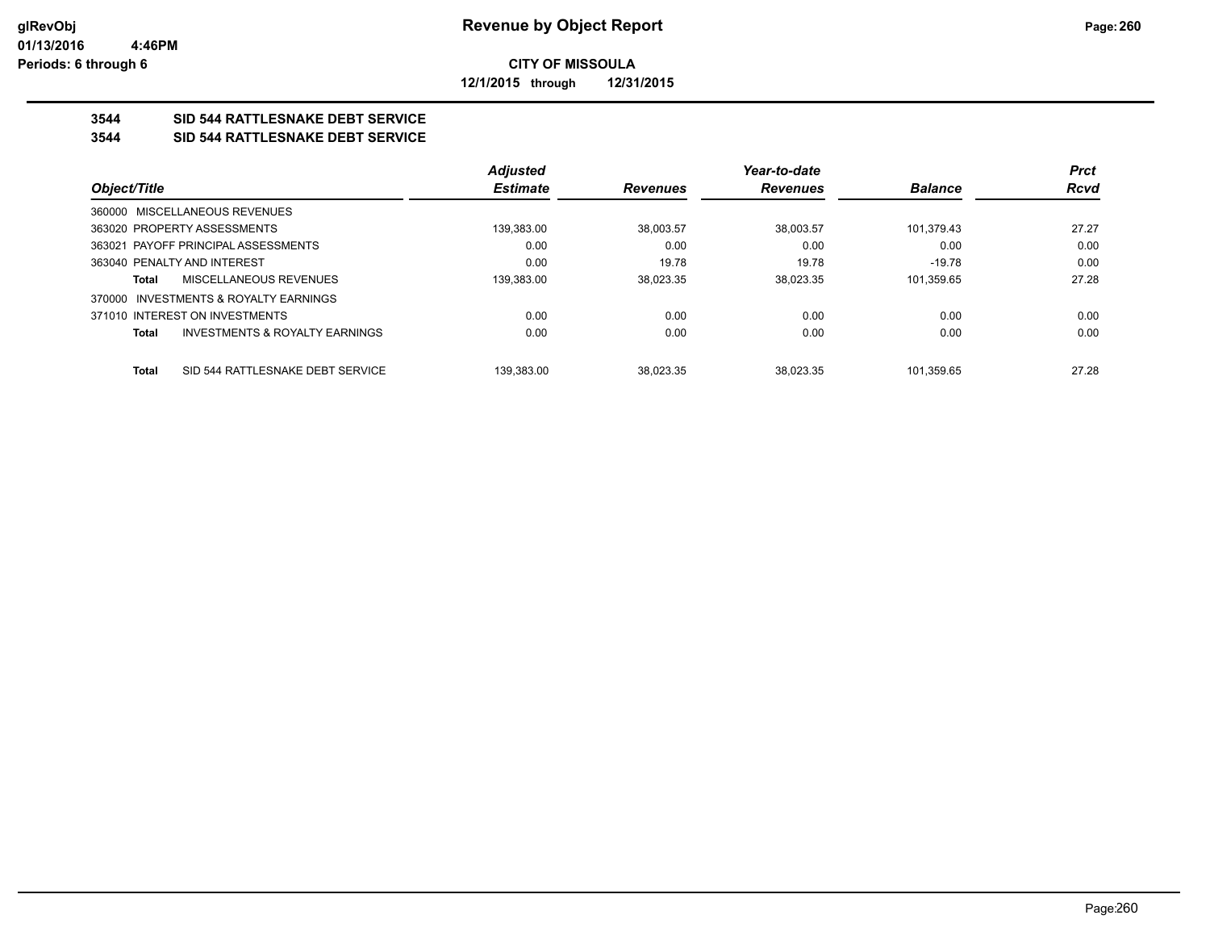**CITY OF MISSOULA**

**12/1/2015 through 12/31/2015**

## 3544 SID 544 RATTLESNAKE DEBT SERVICE

## 3544 SID 544 RATTLESNAKE DEBT SERVICE

| Object/Title | Adjusted Estimate | Revenues | Year-to-date Revenues | Balance | Prct Rcvd |
|---|---|---|---|---|---|
| 360000 MISCELLANEOUS REVENUES | | | | | |
| 363020 PROPERTY ASSESSMENTS | 139,383.00 | 38,003.57 | 38,003.57 | 101,379.43 | 27.27 |
| 363021 PAYOFF PRINCIPAL ASSESSMENTS | 0.00 | 0.00 | 0.00 | 0.00 | 0.00 |
| 363040 PENALTY AND INTEREST | 0.00 | 19.78 | 19.78 | -19.78 | 0.00 |
| **Total** MISCELLANEOUS REVENUES | 139,383.00 | 38,023.35 | 38,023.35 | 101,359.65 | 27.28 |
| 370000 INVESTMENTS & ROYALTY EARNINGS | | | | | |
| 371010 INTEREST ON INVESTMENTS | 0.00 | 0.00 | 0.00 | 0.00 | 0.00 |
| **Total** INVESTMENTS & ROYALTY EARNINGS | 0.00 | 0.00 | 0.00 | 0.00 | 0.00 |
| **Total** SID 544 RATTLESNAKE DEBT SERVICE | 139,383.00 | 38,023.35 | 38,023.35 | 101,359.65 | 27.28 |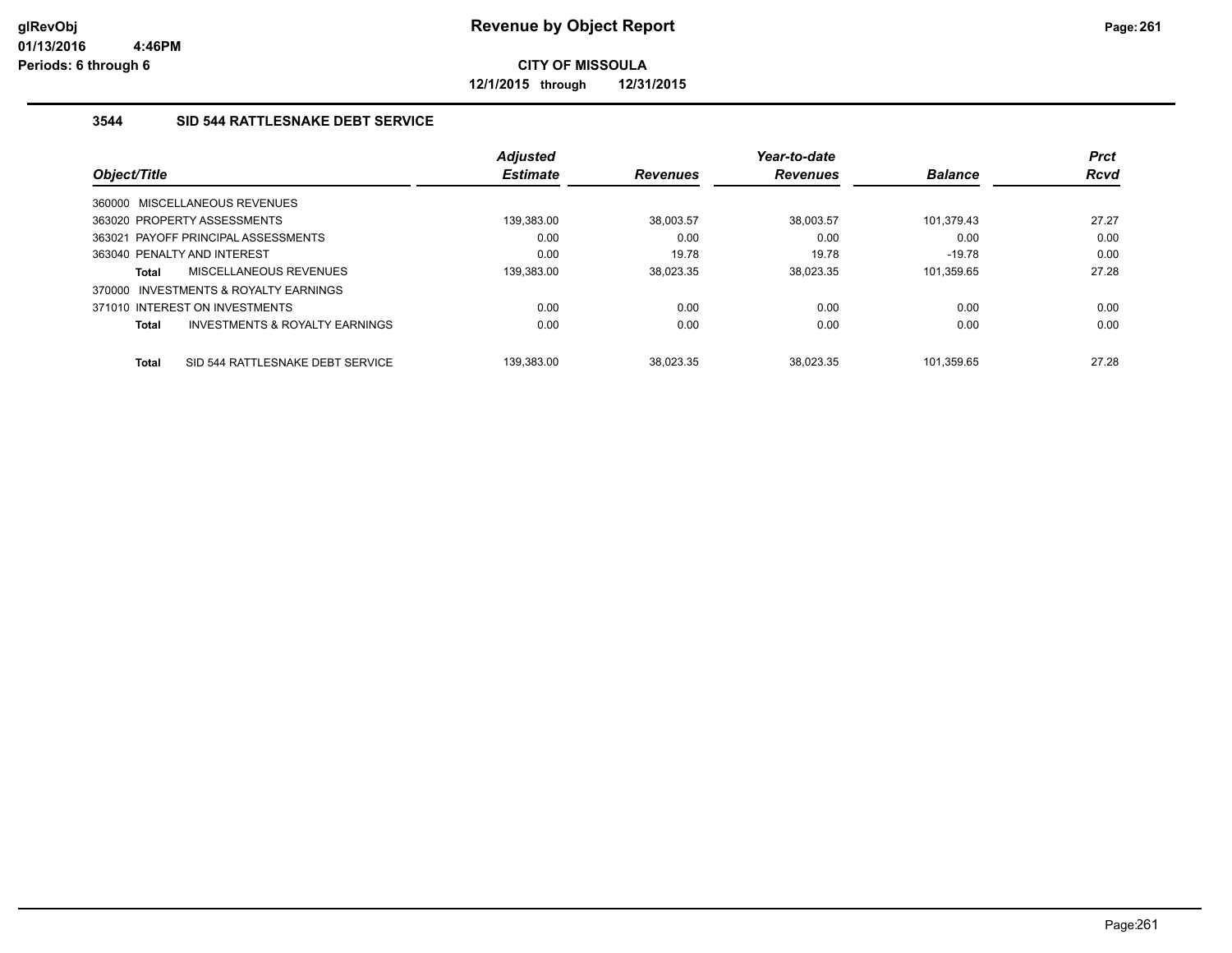**CITY OF MISSOULA**

**12/1/2015 through 12/31/2015**

### 3544 SID 544 RATTLESNAKE DEBT SERVICE

| Object/Title | Adjusted Estimate | Revenues | Year-to-date Revenues | Balance | Prct Rcvd |
|---|---|---|---|---|---|
| 360000 MISCELLANEOUS REVENUES | | | | | |
| 363020 PROPERTY ASSESSMENTS | 139,383.00 | 38,003.57 | 38,003.57 | 101,379.43 | 27.27 |
| 363021 PAYOFF PRINCIPAL ASSESSMENTS | 0.00 | 0.00 | 0.00 | 0.00 | 0.00 |
| 363040 PENALTY AND INTEREST | 0.00 | 19.78 | 19.78 | -19.78 | 0.00 |
| **Total** MISCELLANEOUS REVENUES | 139,383.00 | 38,023.35 | 38,023.35 | 101,359.65 | 27.28 |
| 370000 INVESTMENTS & ROYALTY EARNINGS | | | | | |
| 371010 INTEREST ON INVESTMENTS | 0.00 | 0.00 | 0.00 | 0.00 | 0.00 |
| **Total** INVESTMENTS & ROYALTY EARNINGS | 0.00 | 0.00 | 0.00 | 0.00 | 0.00 |
| **Total** SID 544 RATTLESNAKE DEBT SERVICE | 139,383.00 | 38,023.35 | 38,023.35 | 101,359.65 | 27.28 |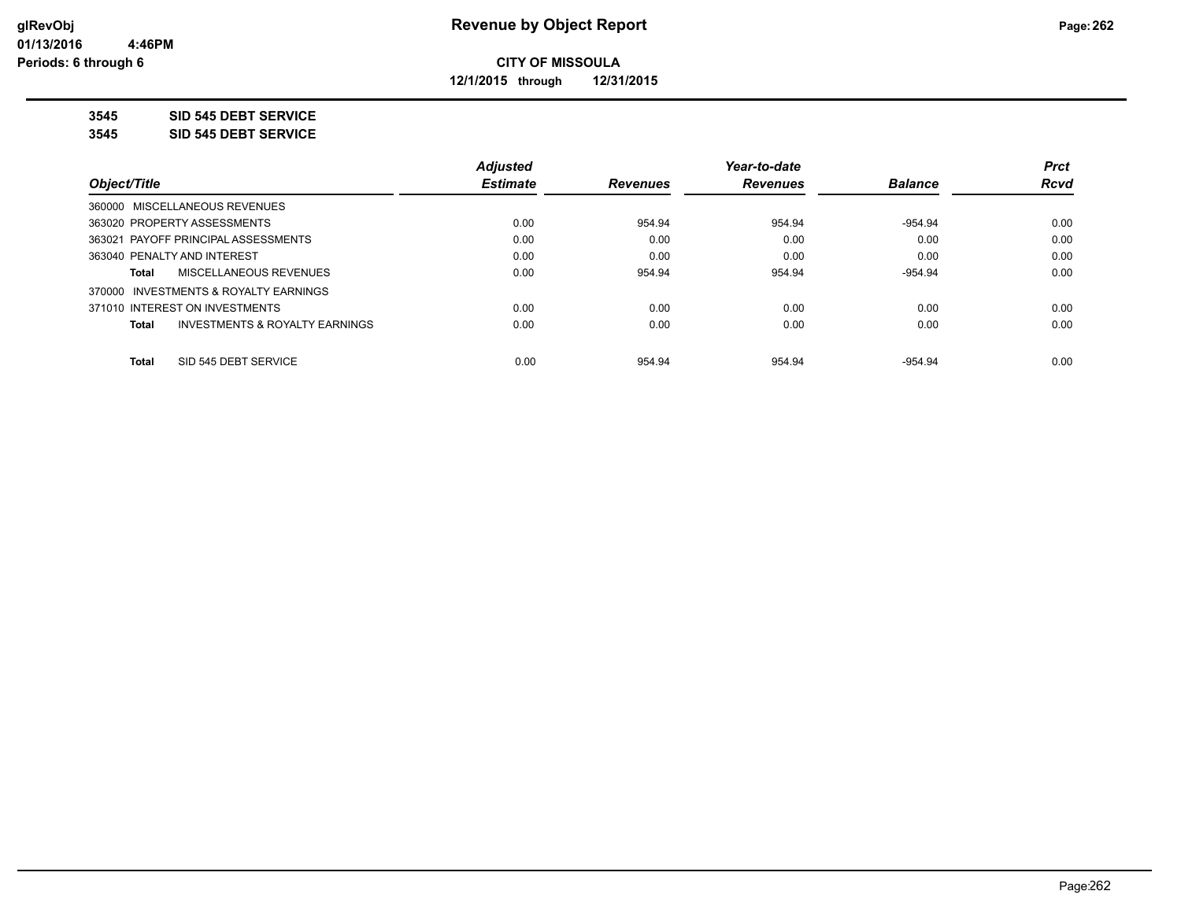# Revenue by Object Report

**CITY OF MISSOULA**

**12/1/2015 through 12/31/2015**

glRevObj
01/13/2016 4:46PM
Periods: 6 through 6

**3545 SID 545 DEBT SERVICE**

**3545 SID 545 DEBT SERVICE**

| Object/Title | Adjusted Estimate | Revenues | Year-to-date Revenues | Balance | Prct Rcvd |
|---|---|---|---|---|---|
| 360000 MISCELLANEOUS REVENUES | | | | | |
| 363020 PROPERTY ASSESSMENTS | 0.00 | 954.94 | 954.94 | -954.94 | 0.00 |
| 363021 PAYOFF PRINCIPAL ASSESSMENTS | 0.00 | 0.00 | 0.00 | 0.00 | 0.00 |
| 363040 PENALTY AND INTEREST | 0.00 | 0.00 | 0.00 | 0.00 | 0.00 |
| **Total** MISCELLANEOUS REVENUES | 0.00 | 954.94 | 954.94 | -954.94 | 0.00 |
| 370000 INVESTMENTS & ROYALTY EARNINGS | | | | | |
| 371010 INTEREST ON INVESTMENTS | 0.00 | 0.00 | 0.00 | 0.00 | 0.00 |
| **Total** INVESTMENTS & ROYALTY EARNINGS | 0.00 | 0.00 | 0.00 | 0.00 | 0.00 |
| **Total** SID 545 DEBT SERVICE | 0.00 | 954.94 | 954.94 | -954.94 | 0.00 |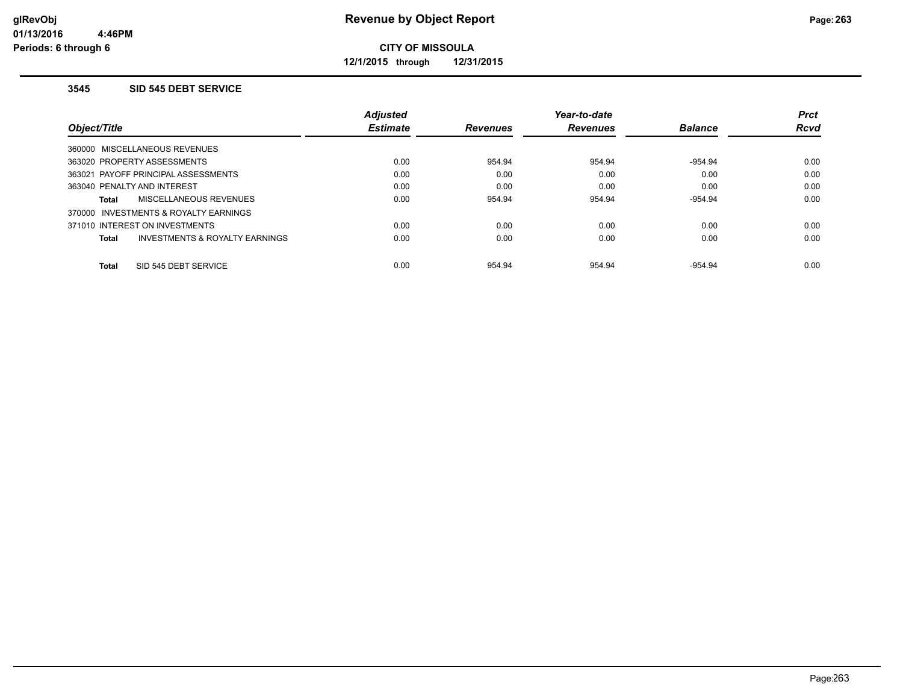# Revenue by Object Report

**CITY OF MISSOULA**

**12/1/2015 through 12/31/2015**

glRevObj
01/13/2016 4:46PM
Periods: 6 through 6

### 3545 SID 545 DEBT SERVICE

| Object/Title | Adjusted Estimate | Revenues | Year-to-date Revenues | Balance | Prct Rcvd |
|---|---|---|---|---|---|
| 360000 MISCELLANEOUS REVENUES | | | | | |
| 363020 PROPERTY ASSESSMENTS | 0.00 | 954.94 | 954.94 | -954.94 | 0.00 |
| 363021 PAYOFF PRINCIPAL ASSESSMENTS | 0.00 | 0.00 | 0.00 | 0.00 | 0.00 |
| 363040 PENALTY AND INTEREST | 0.00 | 0.00 | 0.00 | 0.00 | 0.00 |
| **Total** MISCELLANEOUS REVENUES | 0.00 | 954.94 | 954.94 | -954.94 | 0.00 |
| 370000 INVESTMENTS & ROYALTY EARNINGS | | | | | |
| 371010 INTEREST ON INVESTMENTS | 0.00 | 0.00 | 0.00 | 0.00 | 0.00 |
| **Total** INVESTMENTS & ROYALTY EARNINGS | 0.00 | 0.00 | 0.00 | 0.00 | 0.00 |
| **Total** SID 545 DEBT SERVICE | 0.00 | 954.94 | 954.94 | -954.94 | 0.00 |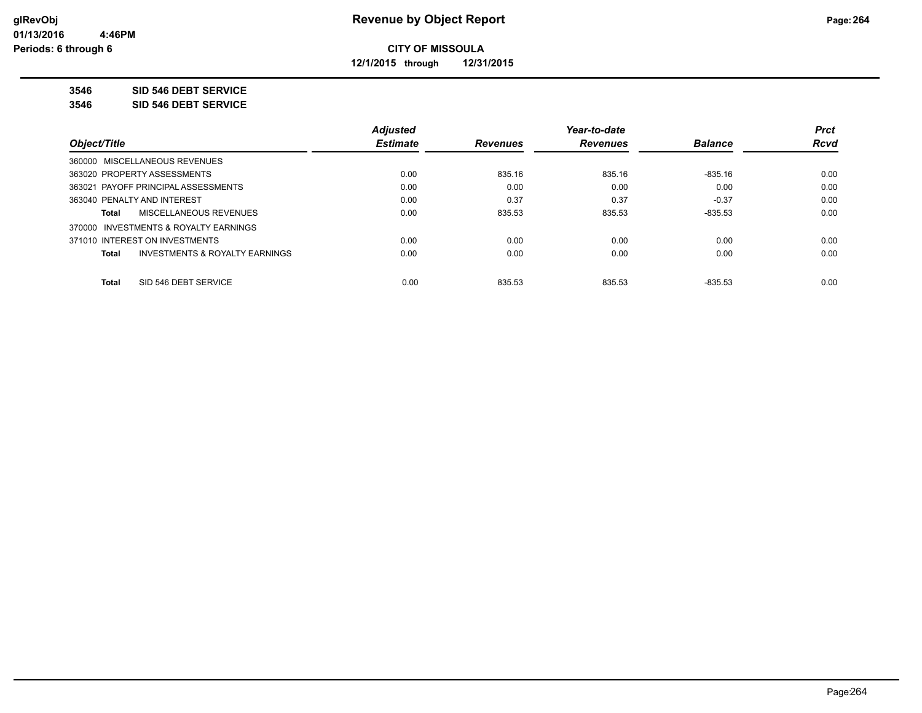# Revenue by Object Report

**CITY OF MISSOULA**

**12/1/2015 through 12/31/2015**

glRevObj
01/13/2016 4:46PM
Periods: 6 through 6

**3546 SID 546 DEBT SERVICE**

**3546 SID 546 DEBT SERVICE**

| Object/Title | Adjusted Estimate | Revenues | Year-to-date Revenues | Balance | Prct Rcvd |
|---|---|---|---|---|---|
| 360000 MISCELLANEOUS REVENUES | | | | | |
| 363020 PROPERTY ASSESSMENTS | 0.00 | 835.16 | 835.16 | -835.16 | 0.00 |
| 363021 PAYOFF PRINCIPAL ASSESSMENTS | 0.00 | 0.00 | 0.00 | 0.00 | 0.00 |
| 363040 PENALTY AND INTEREST | 0.00 | 0.37 | 0.37 | -0.37 | 0.00 |
| **Total** MISCELLANEOUS REVENUES | 0.00 | 835.53 | 835.53 | -835.53 | 0.00 |
| 370000 INVESTMENTS & ROYALTY EARNINGS | | | | | |
| 371010 INTEREST ON INVESTMENTS | 0.00 | 0.00 | 0.00 | 0.00 | 0.00 |
| **Total** INVESTMENTS & ROYALTY EARNINGS | 0.00 | 0.00 | 0.00 | 0.00 | 0.00 |
| **Total** SID 546 DEBT SERVICE | 0.00 | 835.53 | 835.53 | -835.53 | 0.00 |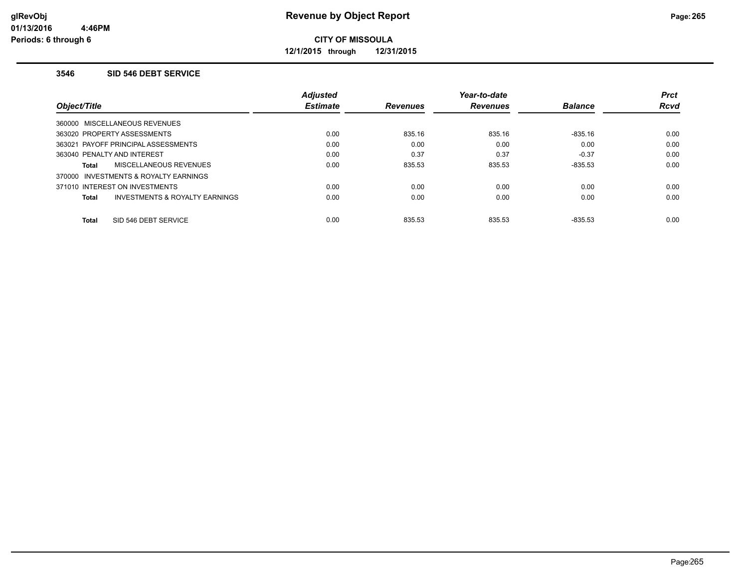glRevObj
01/13/2016 4:46PM
Periods: 6 through 6

# Revenue by Object Report

**CITY OF MISSOULA**

**12/1/2015 through 12/31/2015**

### 3546 SID 546 DEBT SERVICE

| Object/Title | Adjusted Estimate | Revenues | Year-to-date Revenues | Balance | Prct Rcvd |
|---|---|---|---|---|---|
| 360000 MISCELLANEOUS REVENUES | | | | | |
| 363020 PROPERTY ASSESSMENTS | 0.00 | 835.16 | 835.16 | -835.16 | 0.00 |
| 363021 PAYOFF PRINCIPAL ASSESSMENTS | 0.00 | 0.00 | 0.00 | 0.00 | 0.00 |
| 363040 PENALTY AND INTEREST | 0.00 | 0.37 | 0.37 | -0.37 | 0.00 |
| **Total** MISCELLANEOUS REVENUES | 0.00 | 835.53 | 835.53 | -835.53 | 0.00 |
| 370000 INVESTMENTS & ROYALTY EARNINGS | | | | | |
| 371010 INTEREST ON INVESTMENTS | 0.00 | 0.00 | 0.00 | 0.00 | 0.00 |
| **Total** INVESTMENTS & ROYALTY EARNINGS | 0.00 | 0.00 | 0.00 | 0.00 | 0.00 |
| **Total** SID 546 DEBT SERVICE | 0.00 | 835.53 | 835.53 | -835.53 | 0.00 |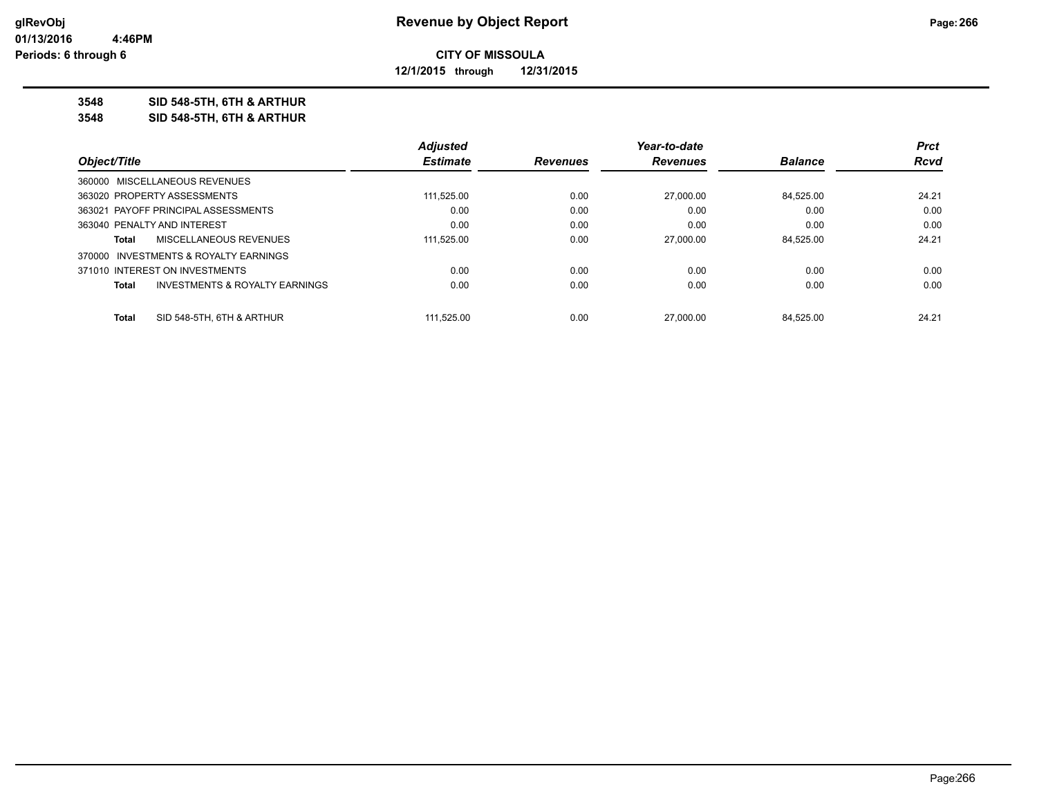**CITY OF MISSOULA**

**12/1/2015 through 12/31/2015**

**3548 SID 548-5TH, 6TH & ARTHUR**

**3548 SID 548-5TH, 6TH & ARTHUR**

| Object/Title | Adjusted Estimate | Revenues | Year-to-date Revenues | Balance | Prct Rcvd |
|---|---|---|---|---|---|
| 360000 MISCELLANEOUS REVENUES | | | | | |
| 363020 PROPERTY ASSESSMENTS | 111,525.00 | 0.00 | 27,000.00 | 84,525.00 | 24.21 |
| 363021 PAYOFF PRINCIPAL ASSESSMENTS | 0.00 | 0.00 | 0.00 | 0.00 | 0.00 |
| 363040 PENALTY AND INTEREST | 0.00 | 0.00 | 0.00 | 0.00 | 0.00 |
| **Total** MISCELLANEOUS REVENUES | 111,525.00 | 0.00 | 27,000.00 | 84,525.00 | 24.21 |
| 370000 INVESTMENTS & ROYALTY EARNINGS | | | | | |
| 371010 INTEREST ON INVESTMENTS | 0.00 | 0.00 | 0.00 | 0.00 | 0.00 |
| **Total** INVESTMENTS & ROYALTY EARNINGS | 0.00 | 0.00 | 0.00 | 0.00 | 0.00 |
| **Total** SID 548-5TH, 6TH & ARTHUR | 111,525.00 | 0.00 | 27,000.00 | 84,525.00 | 24.21 |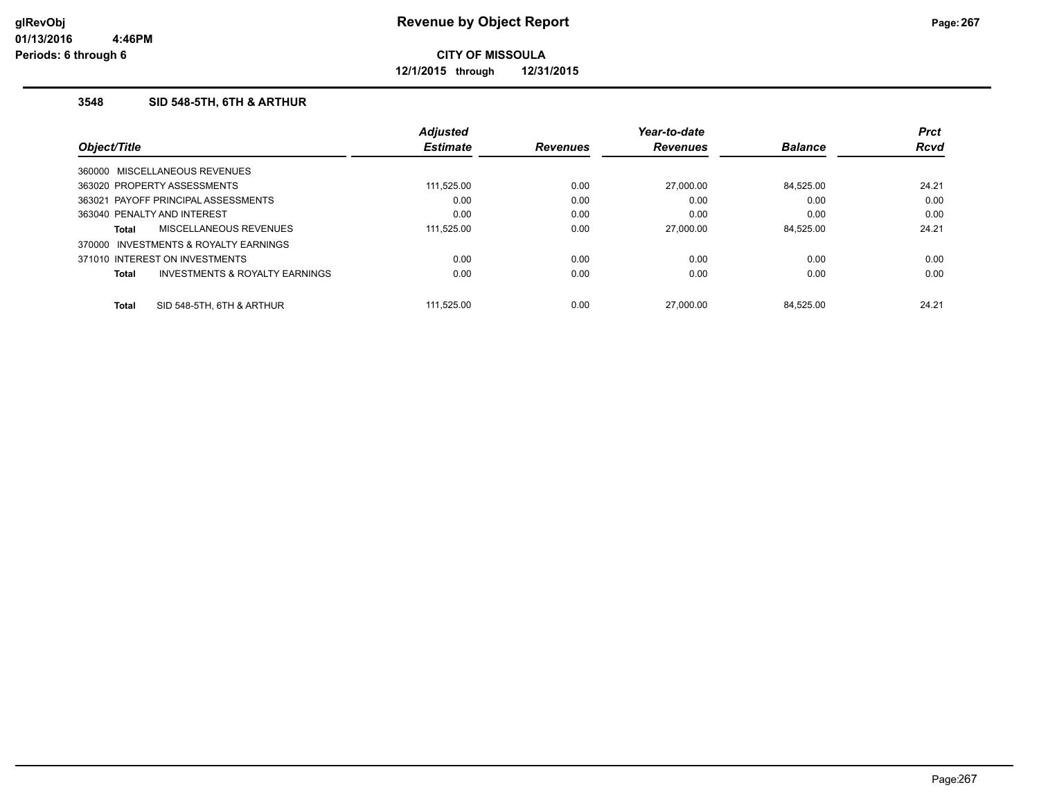**CITY OF MISSOULA**

**12/1/2015 through 12/31/2015**

### 3548 SID 548-5TH, 6TH & ARTHUR

| Object/Title | Adjusted Estimate | Revenues | Year-to-date Revenues | Balance | Prct Rcvd |
|---|---|---|---|---|---|
| 360000 MISCELLANEOUS REVENUES | | | | | |
| 363020 PROPERTY ASSESSMENTS | 111,525.00 | 0.00 | 27,000.00 | 84,525.00 | 24.21 |
| 363021 PAYOFF PRINCIPAL ASSESSMENTS | 0.00 | 0.00 | 0.00 | 0.00 | 0.00 |
| 363040 PENALTY AND INTEREST | 0.00 | 0.00 | 0.00 | 0.00 | 0.00 |
| **Total** MISCELLANEOUS REVENUES | 111,525.00 | 0.00 | 27,000.00 | 84,525.00 | 24.21 |
| 370000 INVESTMENTS & ROYALTY EARNINGS | | | | | |
| 371010 INTEREST ON INVESTMENTS | 0.00 | 0.00 | 0.00 | 0.00 | 0.00 |
| **Total** INVESTMENTS & ROYALTY EARNINGS | 0.00 | 0.00 | 0.00 | 0.00 | 0.00 |
| **Total** SID 548-5TH, 6TH & ARTHUR | 111,525.00 | 0.00 | 27,000.00 | 84,525.00 | 24.21 |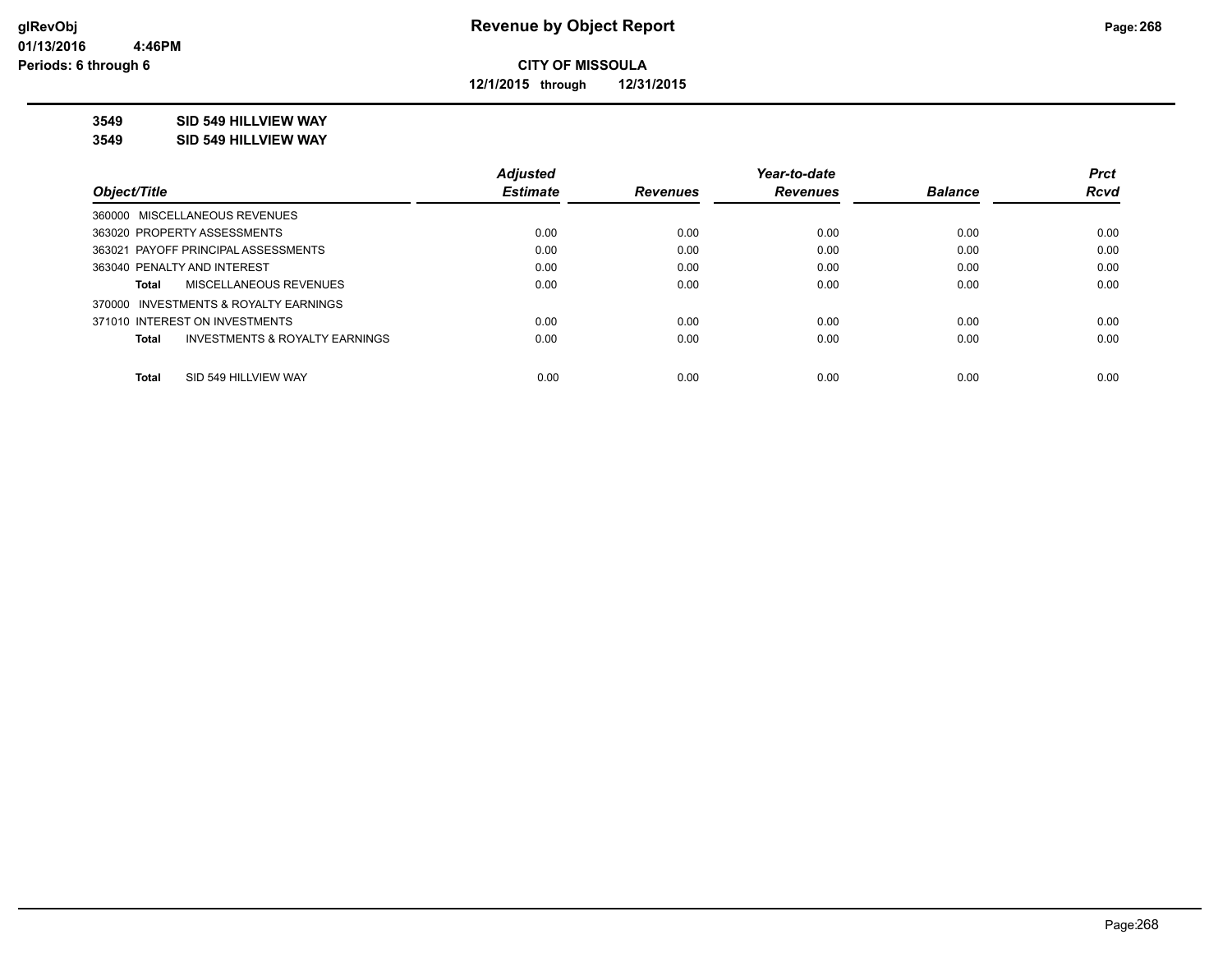# Revenue by Object Report

**CITY OF MISSOULA**

**12/1/2015 through 12/31/2015**

glRevObj
01/13/2016 4:46PM
Periods: 6 through 6

**3549 SID 549 HILLVIEW WAY**

**3549 SID 549 HILLVIEW WAY**

| Object/Title | Adjusted Estimate | Revenues | Year-to-date Revenues | Balance | Prct Rcvd |
|---|---|---|---|---|---|
| 360000 MISCELLANEOUS REVENUES | | | | | |
| 363020 PROPERTY ASSESSMENTS | 0.00 | 0.00 | 0.00 | 0.00 | 0.00 |
| 363021 PAYOFF PRINCIPAL ASSESSMENTS | 0.00 | 0.00 | 0.00 | 0.00 | 0.00 |
| 363040 PENALTY AND INTEREST | 0.00 | 0.00 | 0.00 | 0.00 | 0.00 |
| **Total** MISCELLANEOUS REVENUES | 0.00 | 0.00 | 0.00 | 0.00 | 0.00 |
| 370000 INVESTMENTS & ROYALTY EARNINGS | | | | | |
| 371010 INTEREST ON INVESTMENTS | 0.00 | 0.00 | 0.00 | 0.00 | 0.00 |
| **Total** INVESTMENTS & ROYALTY EARNINGS | 0.00 | 0.00 | 0.00 | 0.00 | 0.00 |
| **Total** SID 549 HILLVIEW WAY | 0.00 | 0.00 | 0.00 | 0.00 | 0.00 |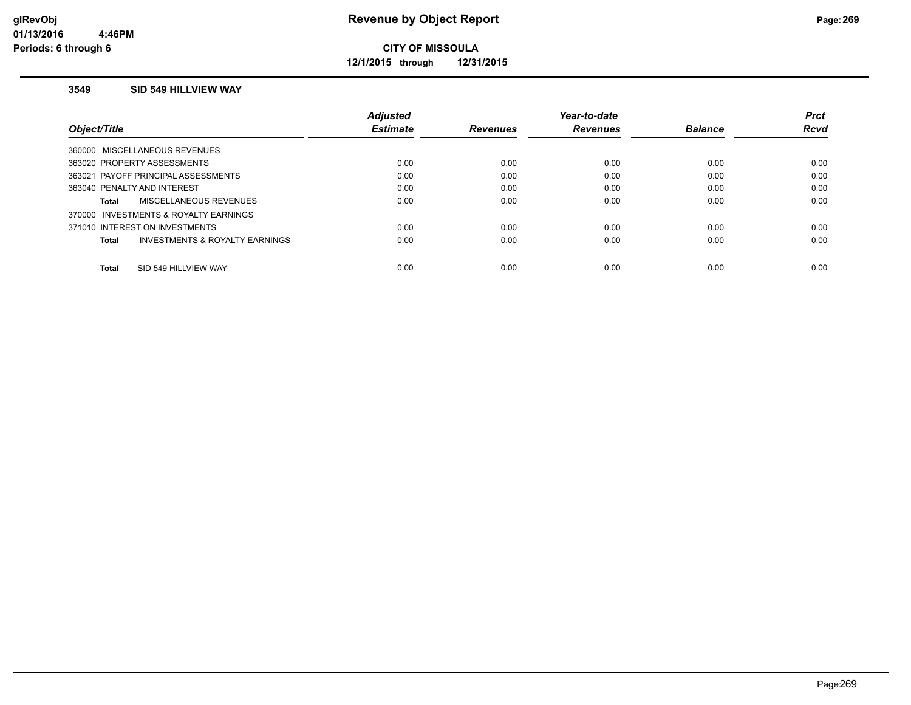# Revenue by Object Report

**CITY OF MISSOULA**

**12/1/2015 through 12/31/2015**

glRevObj
01/13/2016 4:46PM
Periods: 6 through 6

### 3549 SID 549 HILLVIEW WAY

| Object/Title | Adjusted Estimate | Revenues | Year-to-date Revenues | Balance | Prct Rcvd |
|---|---|---|---|---|---|
| 360000 MISCELLANEOUS REVENUES | | | | | |
| 363020 PROPERTY ASSESSMENTS | 0.00 | 0.00 | 0.00 | 0.00 | 0.00 |
| 363021 PAYOFF PRINCIPAL ASSESSMENTS | 0.00 | 0.00 | 0.00 | 0.00 | 0.00 |
| 363040 PENALTY AND INTEREST | 0.00 | 0.00 | 0.00 | 0.00 | 0.00 |
| **Total** MISCELLANEOUS REVENUES | 0.00 | 0.00 | 0.00 | 0.00 | 0.00 |
| 370000 INVESTMENTS & ROYALTY EARNINGS | | | | | |
| 371010 INTEREST ON INVESTMENTS | 0.00 | 0.00 | 0.00 | 0.00 | 0.00 |
| **Total** INVESTMENTS & ROYALTY EARNINGS | 0.00 | 0.00 | 0.00 | 0.00 | 0.00 |
| **Total** SID 549 HILLVIEW WAY | 0.00 | 0.00 | 0.00 | 0.00 | 0.00 |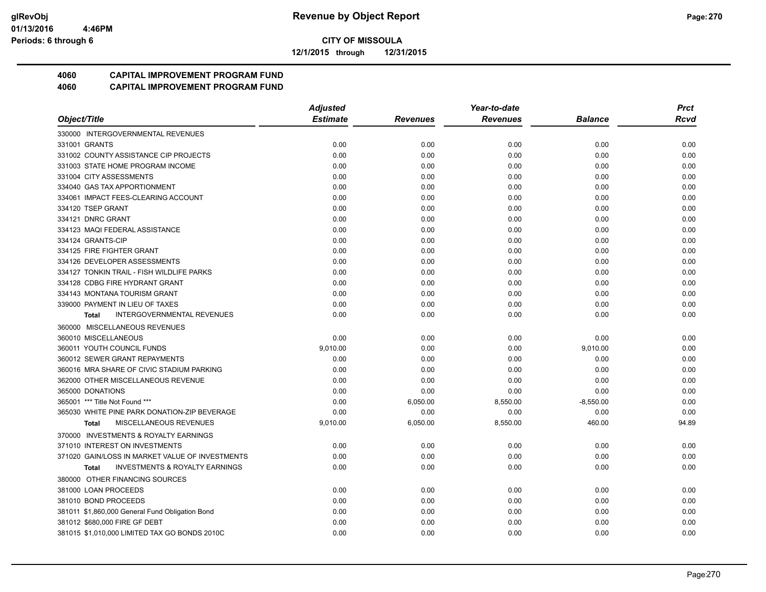# CITY OF MISSOULA

**12/1/2015 through 12/31/2015**

## 4060 CAPITAL IMPROVEMENT PROGRAM FUND
## 4060 CAPITAL IMPROVEMENT PROGRAM FUND

| Object/Title | Adjusted Estimate | Revenues | Year-to-date Revenues | Balance | Prct Rcvd |
|---|---|---|---|---|---|
| 330000 INTERGOVERNMENTAL REVENUES | | | | | |
| 331001 GRANTS | 0.00 | 0.00 | 0.00 | 0.00 | 0.00 |
| 331002 COUNTY ASSISTANCE CIP PROJECTS | 0.00 | 0.00 | 0.00 | 0.00 | 0.00 |
| 331003 STATE HOME PROGRAM INCOME | 0.00 | 0.00 | 0.00 | 0.00 | 0.00 |
| 331004 CITY ASSESSMENTS | 0.00 | 0.00 | 0.00 | 0.00 | 0.00 |
| 334040 GAS TAX APPORTIONMENT | 0.00 | 0.00 | 0.00 | 0.00 | 0.00 |
| 334061 IMPACT FEES-CLEARING ACCOUNT | 0.00 | 0.00 | 0.00 | 0.00 | 0.00 |
| 334120 TSEP GRANT | 0.00 | 0.00 | 0.00 | 0.00 | 0.00 |
| 334121 DNRC GRANT | 0.00 | 0.00 | 0.00 | 0.00 | 0.00 |
| 334123 MAQI FEDERAL ASSISTANCE | 0.00 | 0.00 | 0.00 | 0.00 | 0.00 |
| 334124 GRANTS-CIP | 0.00 | 0.00 | 0.00 | 0.00 | 0.00 |
| 334125 FIRE FIGHTER GRANT | 0.00 | 0.00 | 0.00 | 0.00 | 0.00 |
| 334126 DEVELOPER ASSESSMENTS | 0.00 | 0.00 | 0.00 | 0.00 | 0.00 |
| 334127 TONKIN TRAIL - FISH WILDLIFE PARKS | 0.00 | 0.00 | 0.00 | 0.00 | 0.00 |
| 334128 CDBG FIRE HYDRANT GRANT | 0.00 | 0.00 | 0.00 | 0.00 | 0.00 |
| 334143 MONTANA TOURISM GRANT | 0.00 | 0.00 | 0.00 | 0.00 | 0.00 |
| 339000 PAYMENT IN LIEU OF TAXES | 0.00 | 0.00 | 0.00 | 0.00 | 0.00 |
| **Total** INTERGOVERNMENTAL REVENUES | 0.00 | 0.00 | 0.00 | 0.00 | 0.00 |
| 360000 MISCELLANEOUS REVENUES | | | | | |
| 360010 MISCELLANEOUS | 0.00 | 0.00 | 0.00 | 0.00 | 0.00 |
| 360011 YOUTH COUNCIL FUNDS | 9,010.00 | 0.00 | 0.00 | 9,010.00 | 0.00 |
| 360012 SEWER GRANT REPAYMENTS | 0.00 | 0.00 | 0.00 | 0.00 | 0.00 |
| 360016 MRA SHARE OF CIVIC STADIUM PARKING | 0.00 | 0.00 | 0.00 | 0.00 | 0.00 |
| 362000 OTHER MISCELLANEOUS REVENUE | 0.00 | 0.00 | 0.00 | 0.00 | 0.00 |
| 365000 DONATIONS | 0.00 | 0.00 | 0.00 | 0.00 | 0.00 |
| 365001 *** Title Not Found *** | 0.00 | 6,050.00 | 8,550.00 | -8,550.00 | 0.00 |
| 365030 WHITE PINE PARK DONATION-ZIP BEVERAGE | 0.00 | 0.00 | 0.00 | 0.00 | 0.00 |
| **Total** MISCELLANEOUS REVENUES | 9,010.00 | 6,050.00 | 8,550.00 | 460.00 | 94.89 |
| 370000 INVESTMENTS & ROYALTY EARNINGS | | | | | |
| 371010 INTEREST ON INVESTMENTS | 0.00 | 0.00 | 0.00 | 0.00 | 0.00 |
| 371020 GAIN/LOSS IN MARKET VALUE OF INVESTMENTS | 0.00 | 0.00 | 0.00 | 0.00 | 0.00 |
| **Total** INVESTMENTS & ROYALTY EARNINGS | 0.00 | 0.00 | 0.00 | 0.00 | 0.00 |
| 380000 OTHER FINANCING SOURCES | | | | | |
| 381000 LOAN PROCEEDS | 0.00 | 0.00 | 0.00 | 0.00 | 0.00 |
| 381010 BOND PROCEEDS | 0.00 | 0.00 | 0.00 | 0.00 | 0.00 |
| 381011 $1,860,000 General Fund Obligation Bond | 0.00 | 0.00 | 0.00 | 0.00 | 0.00 |
| 381012 $680,000 FIRE GF DEBT | 0.00 | 0.00 | 0.00 | 0.00 | 0.00 |
| 381015 $1,010,000 LIMITED TAX GO BONDS 2010C | 0.00 | 0.00 | 0.00 | 0.00 | 0.00 |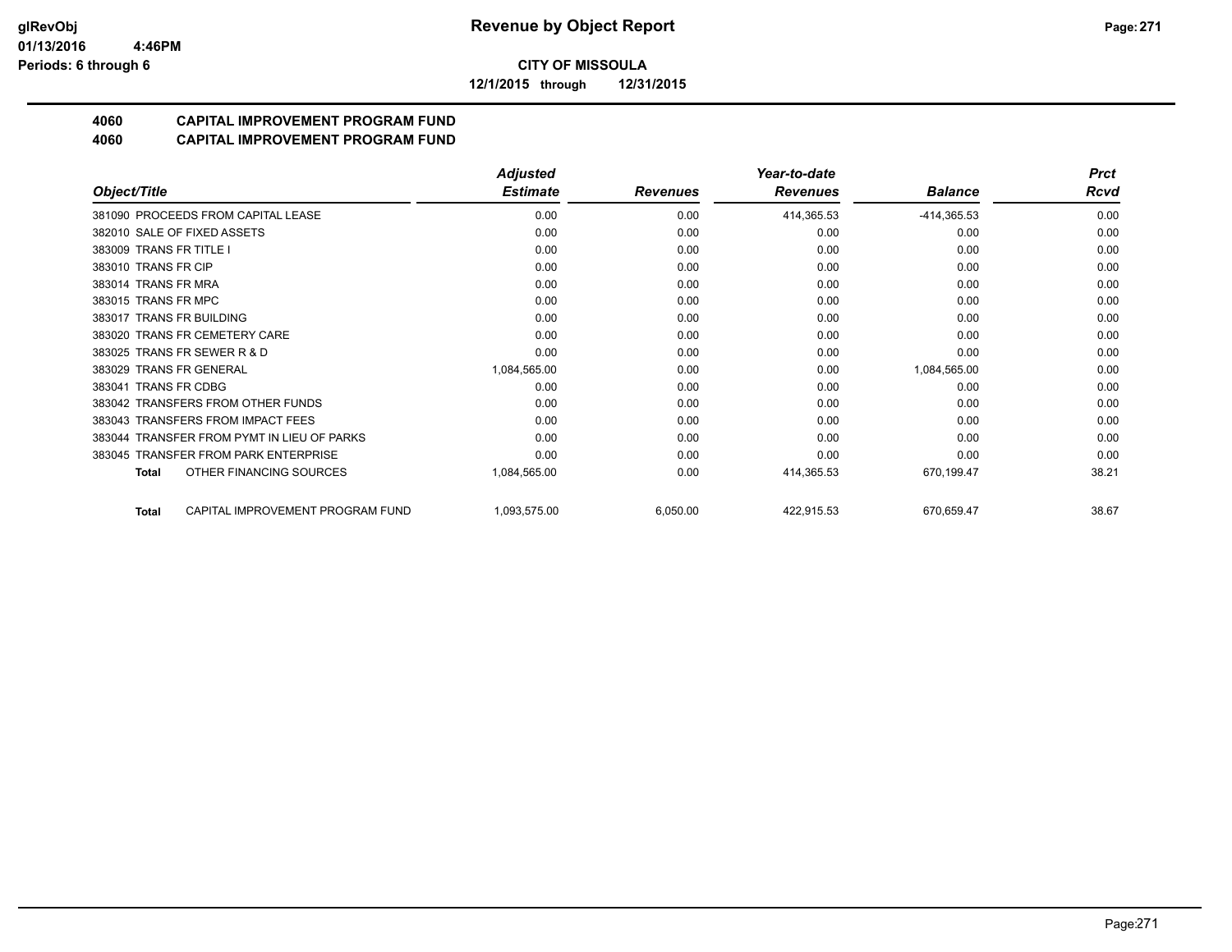**CITY OF MISSOULA**

**12/1/2015 through 12/31/2015**

## 4060 CAPITAL IMPROVEMENT PROGRAM FUND
## 4060 CAPITAL IMPROVEMENT PROGRAM FUND

| Object/Title | Adjusted Estimate | Revenues | Year-to-date Revenues | Balance | Prct Rcvd |
|---|---|---|---|---|---|
| 381090 PROCEEDS FROM CAPITAL LEASE | 0.00 | 0.00 | 414,365.53 | -414,365.53 | 0.00 |
| 382010 SALE OF FIXED ASSETS | 0.00 | 0.00 | 0.00 | 0.00 | 0.00 |
| 383009 TRANS FR TITLE I | 0.00 | 0.00 | 0.00 | 0.00 | 0.00 |
| 383010 TRANS FR CIP | 0.00 | 0.00 | 0.00 | 0.00 | 0.00 |
| 383014 TRANS FR MRA | 0.00 | 0.00 | 0.00 | 0.00 | 0.00 |
| 383015 TRANS FR MPC | 0.00 | 0.00 | 0.00 | 0.00 | 0.00 |
| 383017 TRANS FR BUILDING | 0.00 | 0.00 | 0.00 | 0.00 | 0.00 |
| 383020 TRANS FR CEMETERY CARE | 0.00 | 0.00 | 0.00 | 0.00 | 0.00 |
| 383025 TRANS FR SEWER R & D | 0.00 | 0.00 | 0.00 | 0.00 | 0.00 |
| 383029 TRANS FR GENERAL | 1,084,565.00 | 0.00 | 0.00 | 1,084,565.00 | 0.00 |
| 383041 TRANS FR CDBG | 0.00 | 0.00 | 0.00 | 0.00 | 0.00 |
| 383042 TRANSFERS FROM OTHER FUNDS | 0.00 | 0.00 | 0.00 | 0.00 | 0.00 |
| 383043 TRANSFERS FROM IMPACT FEES | 0.00 | 0.00 | 0.00 | 0.00 | 0.00 |
| 383044 TRANSFER FROM PYMT IN LIEU OF PARKS | 0.00 | 0.00 | 0.00 | 0.00 | 0.00 |
| 383045 TRANSFER FROM PARK ENTERPRISE | 0.00 | 0.00 | 0.00 | 0.00 | 0.00 |
| **Total** OTHER FINANCING SOURCES | 1,084,565.00 | 0.00 | 414,365.53 | 670,199.47 | 38.21 |
| **Total** CAPITAL IMPROVEMENT PROGRAM FUND | 1,093,575.00 | 6,050.00 | 422,915.53 | 670,659.47 | 38.67 |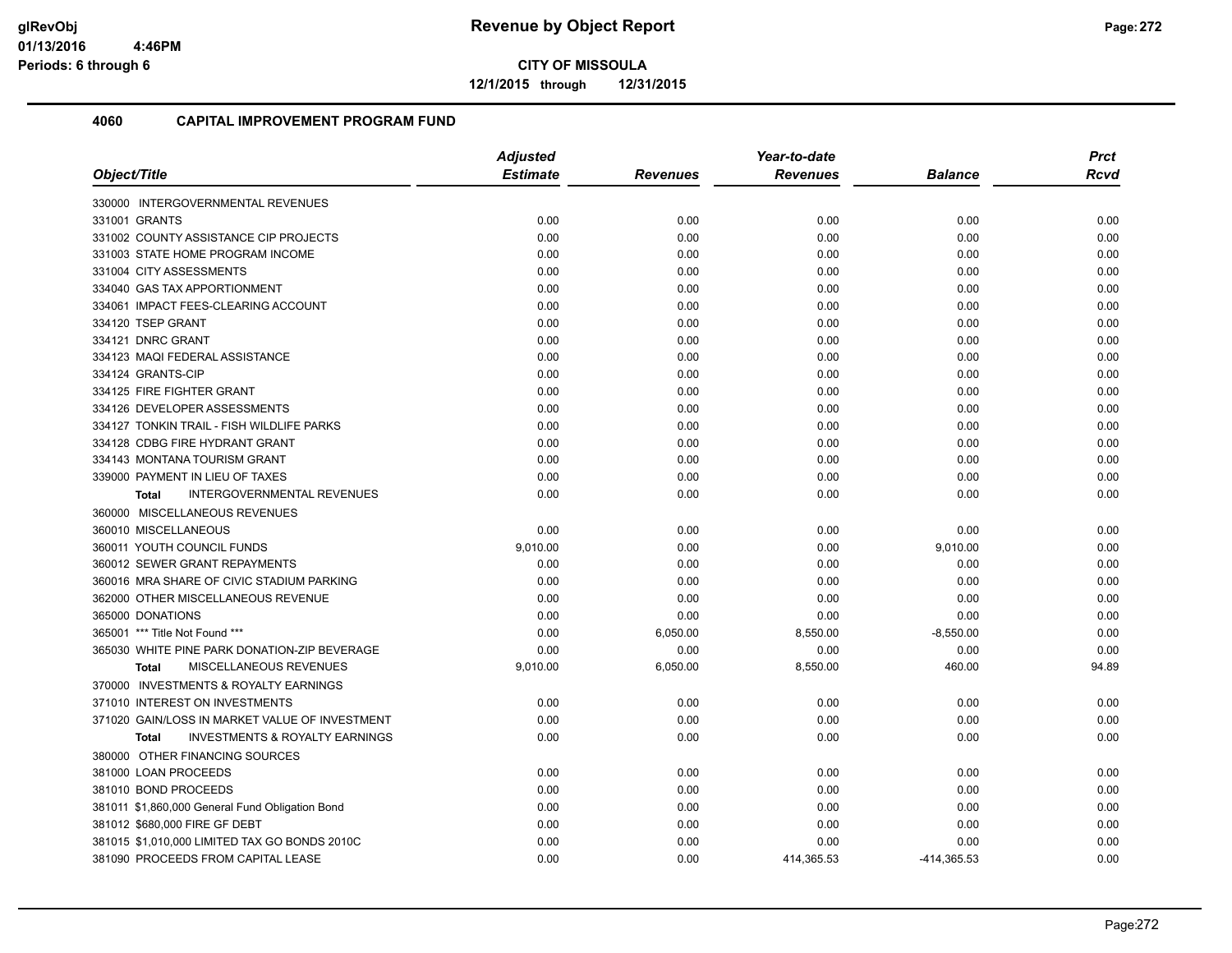**CITY OF MISSOULA**

**12/1/2015 through 12/31/2015**

## 4060 CAPITAL IMPROVEMENT PROGRAM FUND

| Object/Title | Adjusted Estimate | Revenues | Year-to-date Revenues | Balance | Prct Rcvd |
|---|---|---|---|---|---|
| 330000 INTERGOVERNMENTAL REVENUES | | | | | |
| 331001 GRANTS | 0.00 | 0.00 | 0.00 | 0.00 | 0.00 |
| 331002 COUNTY ASSISTANCE CIP PROJECTS | 0.00 | 0.00 | 0.00 | 0.00 | 0.00 |
| 331003 STATE HOME PROGRAM INCOME | 0.00 | 0.00 | 0.00 | 0.00 | 0.00 |
| 331004 CITY ASSESSMENTS | 0.00 | 0.00 | 0.00 | 0.00 | 0.00 |
| 334040 GAS TAX APPORTIONMENT | 0.00 | 0.00 | 0.00 | 0.00 | 0.00 |
| 334061 IMPACT FEES-CLEARING ACCOUNT | 0.00 | 0.00 | 0.00 | 0.00 | 0.00 |
| 334120 TSEP GRANT | 0.00 | 0.00 | 0.00 | 0.00 | 0.00 |
| 334121 DNRC GRANT | 0.00 | 0.00 | 0.00 | 0.00 | 0.00 |
| 334123 MAQI FEDERAL ASSISTANCE | 0.00 | 0.00 | 0.00 | 0.00 | 0.00 |
| 334124 GRANTS-CIP | 0.00 | 0.00 | 0.00 | 0.00 | 0.00 |
| 334125 FIRE FIGHTER GRANT | 0.00 | 0.00 | 0.00 | 0.00 | 0.00 |
| 334126 DEVELOPER ASSESSMENTS | 0.00 | 0.00 | 0.00 | 0.00 | 0.00 |
| 334127 TONKIN TRAIL - FISH WILDLIFE PARKS | 0.00 | 0.00 | 0.00 | 0.00 | 0.00 |
| 334128 CDBG FIRE HYDRANT GRANT | 0.00 | 0.00 | 0.00 | 0.00 | 0.00 |
| 334143 MONTANA TOURISM GRANT | 0.00 | 0.00 | 0.00 | 0.00 | 0.00 |
| 339000 PAYMENT IN LIEU OF TAXES | 0.00 | 0.00 | 0.00 | 0.00 | 0.00 |
| **Total** INTERGOVERNMENTAL REVENUES | 0.00 | 0.00 | 0.00 | 0.00 | 0.00 |
| 360000 MISCELLANEOUS REVENUES | | | | | |
| 360010 MISCELLANEOUS | 0.00 | 0.00 | 0.00 | 0.00 | 0.00 |
| 360011 YOUTH COUNCIL FUNDS | 9,010.00 | 0.00 | 0.00 | 9,010.00 | 0.00 |
| 360012 SEWER GRANT REPAYMENTS | 0.00 | 0.00 | 0.00 | 0.00 | 0.00 |
| 360016 MRA SHARE OF CIVIC STADIUM PARKING | 0.00 | 0.00 | 0.00 | 0.00 | 0.00 |
| 362000 OTHER MISCELLANEOUS REVENUE | 0.00 | 0.00 | 0.00 | 0.00 | 0.00 |
| 365000 DONATIONS | 0.00 | 0.00 | 0.00 | 0.00 | 0.00 |
| 365001 *** Title Not Found *** | 0.00 | 6,050.00 | 8,550.00 | -8,550.00 | 0.00 |
| 365030 WHITE PINE PARK DONATION-ZIP BEVERAGE | 0.00 | 0.00 | 0.00 | 0.00 | 0.00 |
| **Total** MISCELLANEOUS REVENUES | 9,010.00 | 6,050.00 | 8,550.00 | 460.00 | 94.89 |
| 370000 INVESTMENTS & ROYALTY EARNINGS | | | | | |
| 371010 INTEREST ON INVESTMENTS | 0.00 | 0.00 | 0.00 | 0.00 | 0.00 |
| 371020 GAIN/LOSS IN MARKET VALUE OF INVESTMENT | 0.00 | 0.00 | 0.00 | 0.00 | 0.00 |
| **Total** INVESTMENTS & ROYALTY EARNINGS | 0.00 | 0.00 | 0.00 | 0.00 | 0.00 |
| 380000 OTHER FINANCING SOURCES | | | | | |
| 381000 LOAN PROCEEDS | 0.00 | 0.00 | 0.00 | 0.00 | 0.00 |
| 381010 BOND PROCEEDS | 0.00 | 0.00 | 0.00 | 0.00 | 0.00 |
| 381011 $1,860,000 General Fund Obligation Bond | 0.00 | 0.00 | 0.00 | 0.00 | 0.00 |
| 381012 $680,000 FIRE GF DEBT | 0.00 | 0.00 | 0.00 | 0.00 | 0.00 |
| 381015 $1,010,000 LIMITED TAX GO BONDS 2010C | 0.00 | 0.00 | 0.00 | 0.00 | 0.00 |
| 381090 PROCEEDS FROM CAPITAL LEASE | 0.00 | 0.00 | 414,365.53 | -414,365.53 | 0.00 |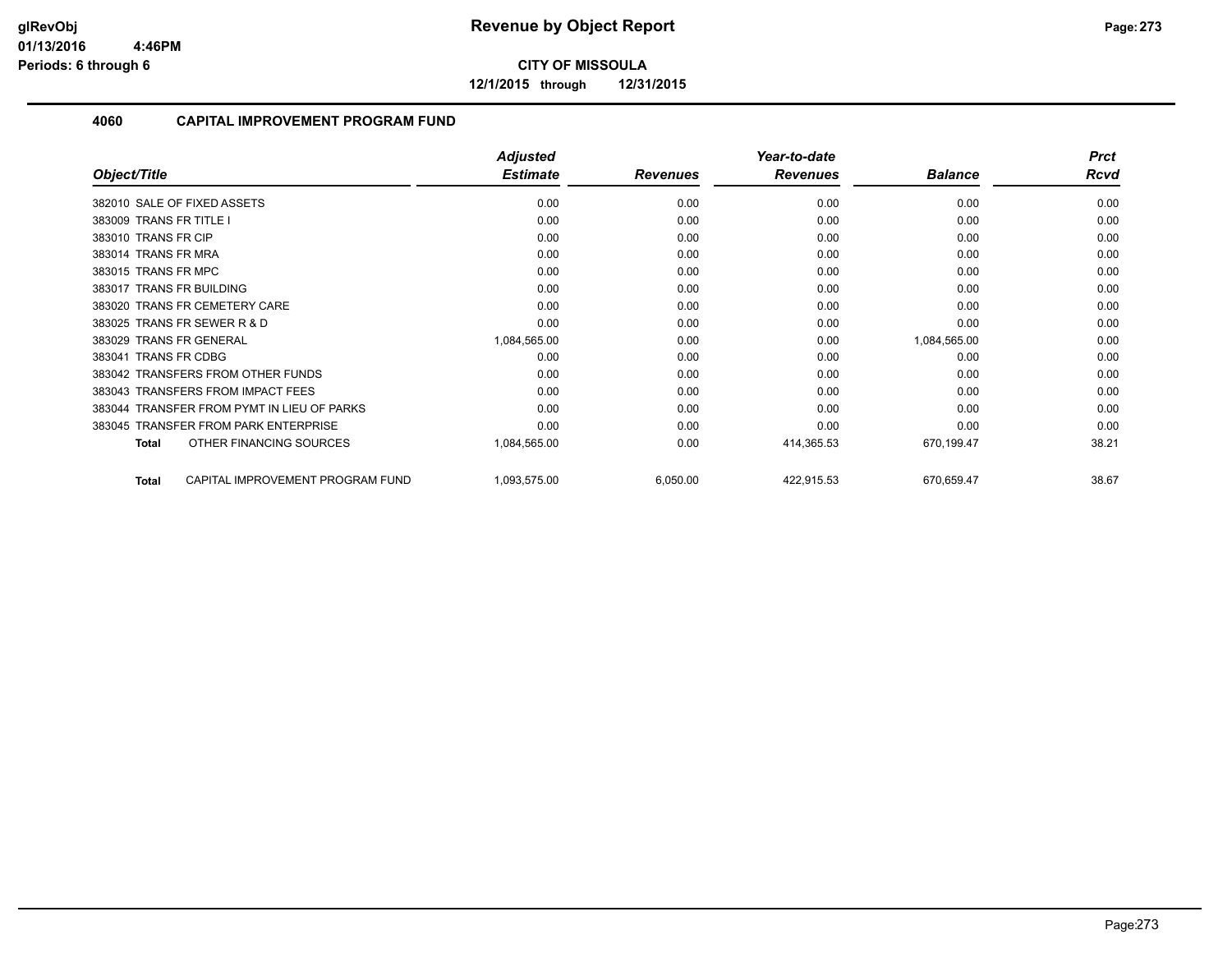**CITY OF MISSOULA**

**12/1/2015 through 12/31/2015**

## 4060 CAPITAL IMPROVEMENT PROGRAM FUND

| Object/Title | Adjusted Estimate | Revenues | Year-to-date Revenues | Balance | Prct Rcvd |
|---|---|---|---|---|---|
| 382010 SALE OF FIXED ASSETS | 0.00 | 0.00 | 0.00 | 0.00 | 0.00 |
| 383009 TRANS FR TITLE I | 0.00 | 0.00 | 0.00 | 0.00 | 0.00 |
| 383010 TRANS FR CIP | 0.00 | 0.00 | 0.00 | 0.00 | 0.00 |
| 383014 TRANS FR MRA | 0.00 | 0.00 | 0.00 | 0.00 | 0.00 |
| 383015 TRANS FR MPC | 0.00 | 0.00 | 0.00 | 0.00 | 0.00 |
| 383017 TRANS FR BUILDING | 0.00 | 0.00 | 0.00 | 0.00 | 0.00 |
| 383020 TRANS FR CEMETERY CARE | 0.00 | 0.00 | 0.00 | 0.00 | 0.00 |
| 383025 TRANS FR SEWER R & D | 0.00 | 0.00 | 0.00 | 0.00 | 0.00 |
| 383029 TRANS FR GENERAL | 1,084,565.00 | 0.00 | 0.00 | 1,084,565.00 | 0.00 |
| 383041 TRANS FR CDBG | 0.00 | 0.00 | 0.00 | 0.00 | 0.00 |
| 383042 TRANSFERS FROM OTHER FUNDS | 0.00 | 0.00 | 0.00 | 0.00 | 0.00 |
| 383043 TRANSFERS FROM IMPACT FEES | 0.00 | 0.00 | 0.00 | 0.00 | 0.00 |
| 383044 TRANSFER FROM PYMT IN LIEU OF PARKS | 0.00 | 0.00 | 0.00 | 0.00 | 0.00 |
| 383045 TRANSFER FROM PARK ENTERPRISE | 0.00 | 0.00 | 0.00 | 0.00 | 0.00 |
| **Total** OTHER FINANCING SOURCES | 1,084,565.00 | 0.00 | 414,365.53 | 670,199.47 | 38.21 |
| **Total** CAPITAL IMPROVEMENT PROGRAM FUND | 1,093,575.00 | 6,050.00 | 422,915.53 | 670,659.47 | 38.67 |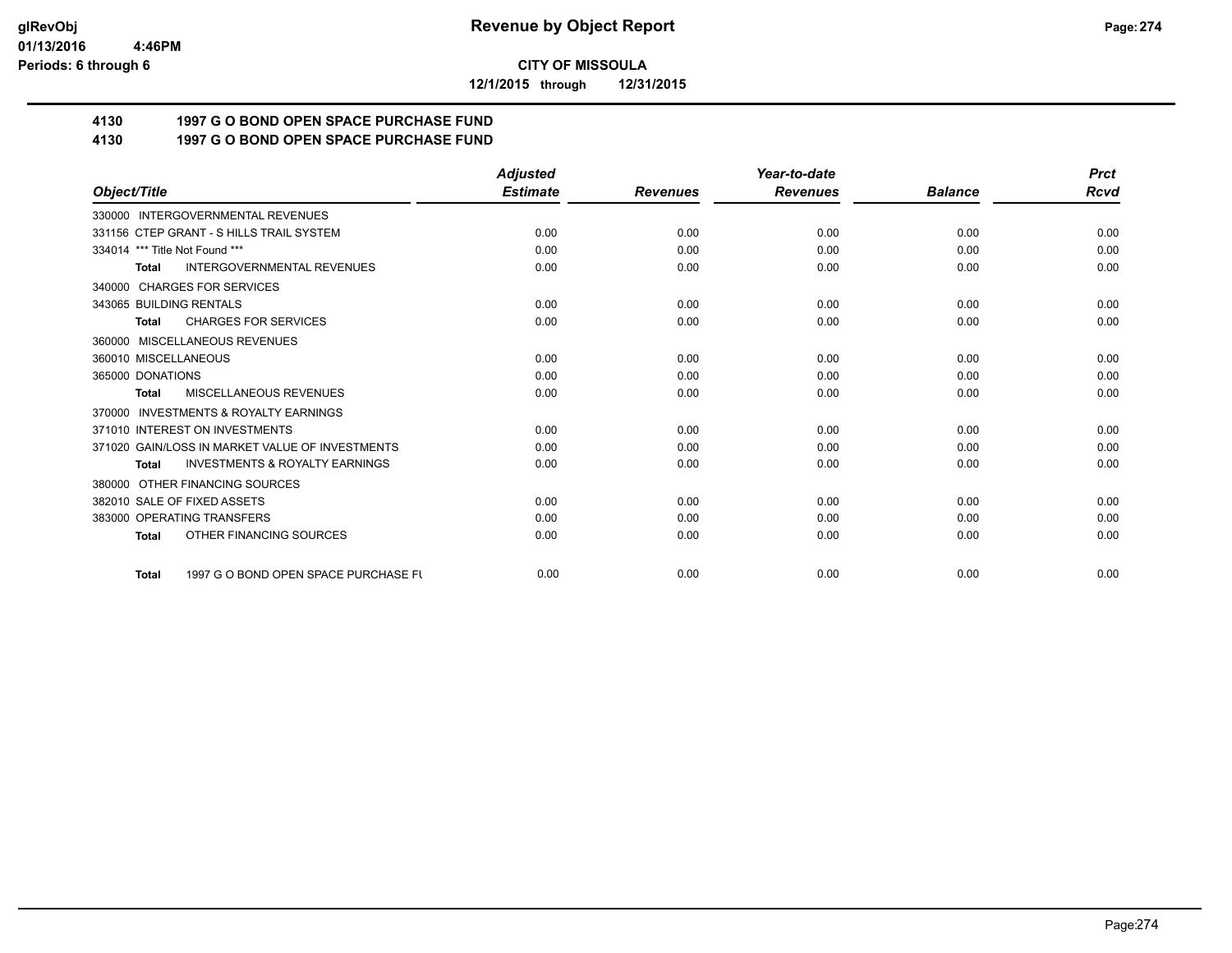**CITY OF MISSOULA**

**12/1/2015 through 12/31/2015**

## 4130 1997 G O BOND OPEN SPACE PURCHASE FUND
## 4130 1997 G O BOND OPEN SPACE PURCHASE FUND

| Object/Title | Adjusted Estimate | Revenues | Year-to-date Revenues | Balance | Prct Rcvd |
|---|---|---|---|---|---|
| 330000 INTERGOVERNMENTAL REVENUES | | | | | |
| 331156 CTEP GRANT - S HILLS TRAIL SYSTEM | 0.00 | 0.00 | 0.00 | 0.00 | 0.00 |
| 334014 *** Title Not Found *** | 0.00 | 0.00 | 0.00 | 0.00 | 0.00 |
| **Total** INTERGOVERNMENTAL REVENUES | 0.00 | 0.00 | 0.00 | 0.00 | 0.00 |
| 340000 CHARGES FOR SERVICES | | | | | |
| 343065 BUILDING RENTALS | 0.00 | 0.00 | 0.00 | 0.00 | 0.00 |
| **Total** CHARGES FOR SERVICES | 0.00 | 0.00 | 0.00 | 0.00 | 0.00 |
| 360000 MISCELLANEOUS REVENUES | | | | | |
| 360010 MISCELLANEOUS | 0.00 | 0.00 | 0.00 | 0.00 | 0.00 |
| 365000 DONATIONS | 0.00 | 0.00 | 0.00 | 0.00 | 0.00 |
| **Total** MISCELLANEOUS REVENUES | 0.00 | 0.00 | 0.00 | 0.00 | 0.00 |
| 370000 INVESTMENTS & ROYALTY EARNINGS | | | | | |
| 371010 INTEREST ON INVESTMENTS | 0.00 | 0.00 | 0.00 | 0.00 | 0.00 |
| 371020 GAIN/LOSS IN MARKET VALUE OF INVESTMENTS | 0.00 | 0.00 | 0.00 | 0.00 | 0.00 |
| **Total** INVESTMENTS & ROYALTY EARNINGS | 0.00 | 0.00 | 0.00 | 0.00 | 0.00 |
| 380000 OTHER FINANCING SOURCES | | | | | |
| 382010 SALE OF FIXED ASSETS | 0.00 | 0.00 | 0.00 | 0.00 | 0.00 |
| 383000 OPERATING TRANSFERS | 0.00 | 0.00 | 0.00 | 0.00 | 0.00 |
| **Total** OTHER FINANCING SOURCES | 0.00 | 0.00 | 0.00 | 0.00 | 0.00 |
| **Total** 1997 G O BOND OPEN SPACE PURCHASE FU | 0.00 | 0.00 | 0.00 | 0.00 | 0.00 |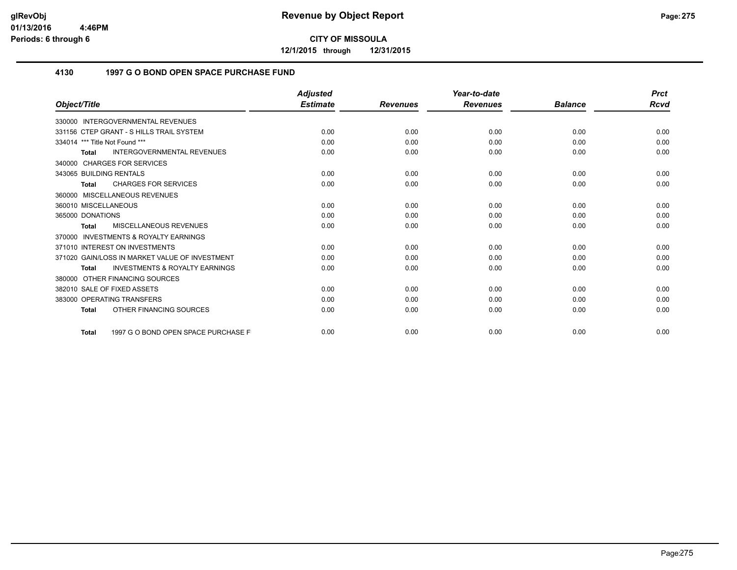**CITY OF MISSOULA**

**12/1/2015 through 12/31/2015**

## 4130 1997 G O BOND OPEN SPACE PURCHASE FUND

| Object/Title | Adjusted Estimate | Revenues | Year-to-date Revenues | Balance | Prct Rcvd |
|---|---|---|---|---|---|
| 330000 INTERGOVERNMENTAL REVENUES | | | | | |
| 331156 CTEP GRANT - S HILLS TRAIL SYSTEM | 0.00 | 0.00 | 0.00 | 0.00 | 0.00 |
| 334014 *** Title Not Found *** | 0.00 | 0.00 | 0.00 | 0.00 | 0.00 |
| **Total** INTERGOVERNMENTAL REVENUES | 0.00 | 0.00 | 0.00 | 0.00 | 0.00 |
| 340000 CHARGES FOR SERVICES | | | | | |
| 343065 BUILDING RENTALS | 0.00 | 0.00 | 0.00 | 0.00 | 0.00 |
| **Total** CHARGES FOR SERVICES | 0.00 | 0.00 | 0.00 | 0.00 | 0.00 |
| 360000 MISCELLANEOUS REVENUES | | | | | |
| 360010 MISCELLANEOUS | 0.00 | 0.00 | 0.00 | 0.00 | 0.00 |
| 365000 DONATIONS | 0.00 | 0.00 | 0.00 | 0.00 | 0.00 |
| **Total** MISCELLANEOUS REVENUES | 0.00 | 0.00 | 0.00 | 0.00 | 0.00 |
| 370000 INVESTMENTS & ROYALTY EARNINGS | | | | | |
| 371010 INTEREST ON INVESTMENTS | 0.00 | 0.00 | 0.00 | 0.00 | 0.00 |
| 371020 GAIN/LOSS IN MARKET VALUE OF INVESTMENT | 0.00 | 0.00 | 0.00 | 0.00 | 0.00 |
| **Total** INVESTMENTS & ROYALTY EARNINGS | 0.00 | 0.00 | 0.00 | 0.00 | 0.00 |
| 380000 OTHER FINANCING SOURCES | | | | | |
| 382010 SALE OF FIXED ASSETS | 0.00 | 0.00 | 0.00 | 0.00 | 0.00 |
| 383000 OPERATING TRANSFERS | 0.00 | 0.00 | 0.00 | 0.00 | 0.00 |
| **Total** OTHER FINANCING SOURCES | 0.00 | 0.00 | 0.00 | 0.00 | 0.00 |
| **Total** 1997 G O BOND OPEN SPACE PURCHASE F | 0.00 | 0.00 | 0.00 | 0.00 | 0.00 |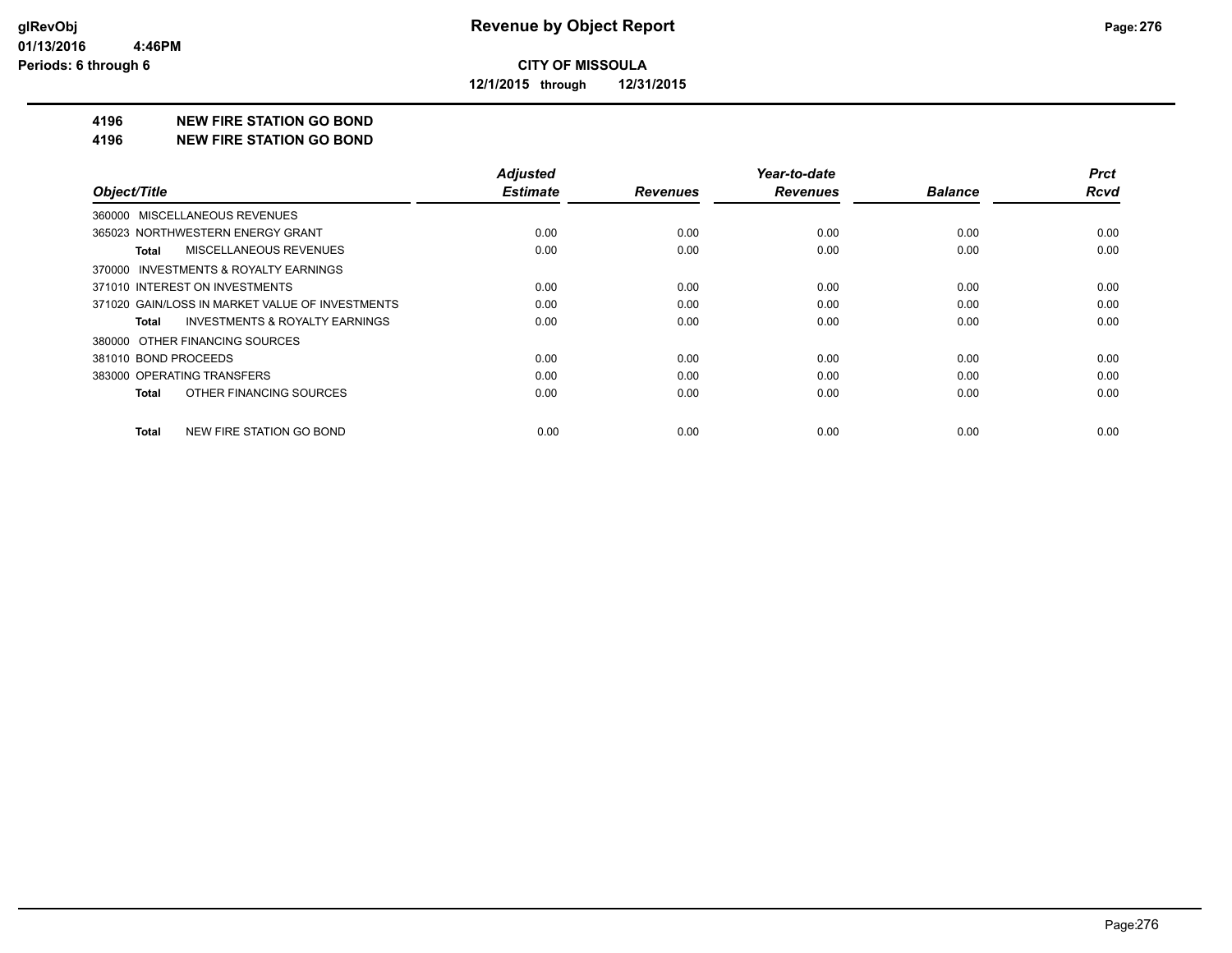**Revenue by Object Report**

**CITY OF MISSOULA**

**12/1/2015 through 12/31/2015**

glRevObj
01/13/2016 4:46PM
Periods: 6 through 6

**4196 NEW FIRE STATION GO BOND**

**4196 NEW FIRE STATION GO BOND**

| Object/Title | Adjusted Estimate | Revenues | Year-to-date Revenues | Balance | Prct Rcvd |
|---|---|---|---|---|---|
| 360000 MISCELLANEOUS REVENUES | | | | | |
| 365023 NORTHWESTERN ENERGY GRANT | 0.00 | 0.00 | 0.00 | 0.00 | 0.00 |
| **Total** MISCELLANEOUS REVENUES | 0.00 | 0.00 | 0.00 | 0.00 | 0.00 |
| 370000 INVESTMENTS & ROYALTY EARNINGS | | | | | |
| 371010 INTEREST ON INVESTMENTS | 0.00 | 0.00 | 0.00 | 0.00 | 0.00 |
| 371020 GAIN/LOSS IN MARKET VALUE OF INVESTMENTS | 0.00 | 0.00 | 0.00 | 0.00 | 0.00 |
| **Total** INVESTMENTS & ROYALTY EARNINGS | 0.00 | 0.00 | 0.00 | 0.00 | 0.00 |
| 380000 OTHER FINANCING SOURCES | | | | | |
| 381010 BOND PROCEEDS | 0.00 | 0.00 | 0.00 | 0.00 | 0.00 |
| 383000 OPERATING TRANSFERS | 0.00 | 0.00 | 0.00 | 0.00 | 0.00 |
| **Total** OTHER FINANCING SOURCES | 0.00 | 0.00 | 0.00 | 0.00 | 0.00 |
| **Total** NEW FIRE STATION GO BOND | 0.00 | 0.00 | 0.00 | 0.00 | 0.00 |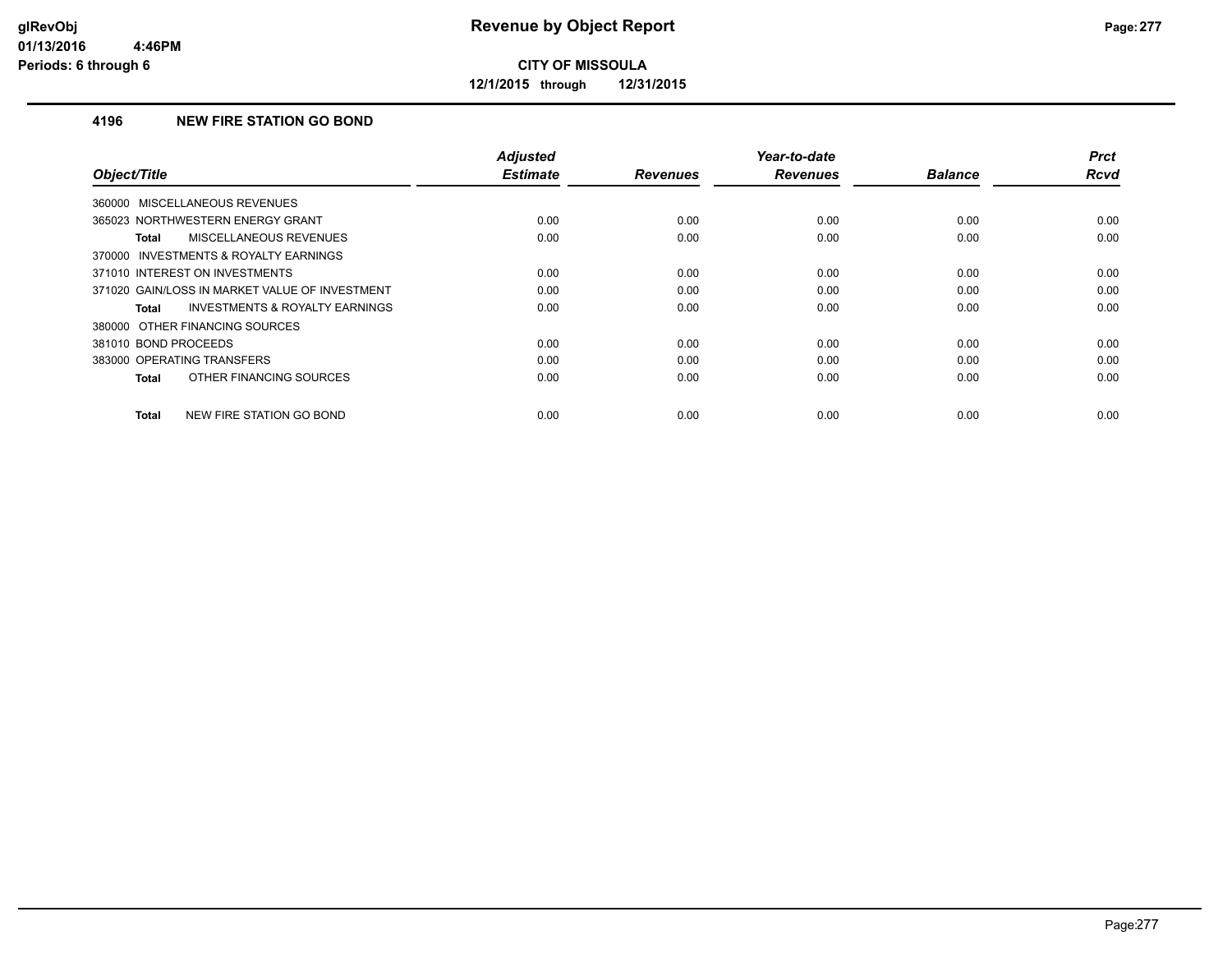**CITY OF MISSOULA**

**12/1/2015 through 12/31/2015**

### 4196 NEW FIRE STATION GO BOND

| Object/Title | Adjusted Estimate | Revenues | Year-to-date Revenues | Balance | Prct Rcvd |
|---|---|---|---|---|---|
| 360000 MISCELLANEOUS REVENUES | | | | | |
| 365023 NORTHWESTERN ENERGY GRANT | 0.00 | 0.00 | 0.00 | 0.00 | 0.00 |
| **Total** MISCELLANEOUS REVENUES | 0.00 | 0.00 | 0.00 | 0.00 | 0.00 |
| 370000 INVESTMENTS & ROYALTY EARNINGS | | | | | |
| 371010 INTEREST ON INVESTMENTS | 0.00 | 0.00 | 0.00 | 0.00 | 0.00 |
| 371020 GAIN/LOSS IN MARKET VALUE OF INVESTMENT | 0.00 | 0.00 | 0.00 | 0.00 | 0.00 |
| **Total** INVESTMENTS & ROYALTY EARNINGS | 0.00 | 0.00 | 0.00 | 0.00 | 0.00 |
| 380000 OTHER FINANCING SOURCES | | | | | |
| 381010 BOND PROCEEDS | 0.00 | 0.00 | 0.00 | 0.00 | 0.00 |
| 383000 OPERATING TRANSFERS | 0.00 | 0.00 | 0.00 | 0.00 | 0.00 |
| **Total** OTHER FINANCING SOURCES | 0.00 | 0.00 | 0.00 | 0.00 | 0.00 |
| **Total** NEW FIRE STATION GO BOND | 0.00 | 0.00 | 0.00 | 0.00 | 0.00 |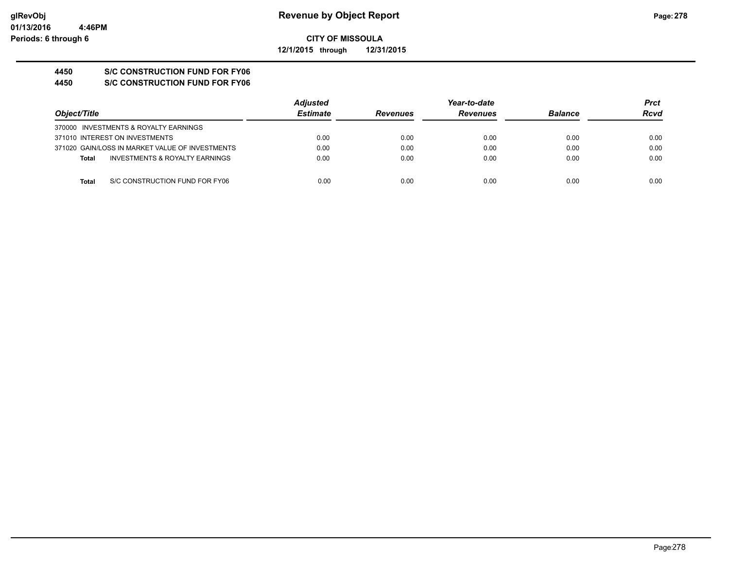**glRevObj**
**01/13/2016 4:46PM**
**Periods: 6 through 6**

# Revenue by Object Report

**CITY OF MISSOULA**

**12/1/2015 through 12/31/2015**

## 4450 S/C CONSTRUCTION FUND FOR FY06
## 4450 S/C CONSTRUCTION FUND FOR FY06

| Object/Title | Adjusted Estimate | Revenues | Year-to-date Revenues | Balance | Prct Rcvd |
|---|---|---|---|---|---|
| 370000 INVESTMENTS & ROYALTY EARNINGS | | | | | |
| 371010 INTEREST ON INVESTMENTS | 0.00 | 0.00 | 0.00 | 0.00 | 0.00 |
| 371020 GAIN/LOSS IN MARKET VALUE OF INVESTMENTS | 0.00 | 0.00 | 0.00 | 0.00 | 0.00 |
| **Total** INVESTMENTS & ROYALTY EARNINGS | 0.00 | 0.00 | 0.00 | 0.00 | 0.00 |
| **Total** S/C CONSTRUCTION FUND FOR FY06 | 0.00 | 0.00 | 0.00 | 0.00 | 0.00 |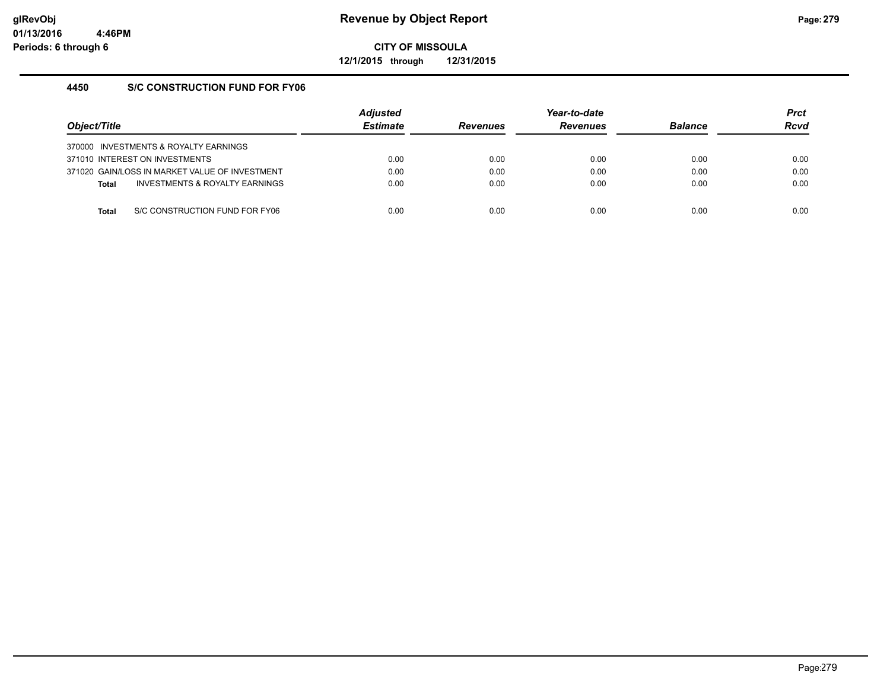# Revenue by Object Report

**CITY OF MISSOULA**

**12/1/2015 through 12/31/2015**

glRevObj
01/13/2016 4:46PM
Periods: 6 through 6

## 4450 S/C CONSTRUCTION FUND FOR FY06

| Object/Title | Adjusted Estimate | Revenues | Year-to-date Revenues | Balance | Prct Rcvd |
|---|---|---|---|---|---|
| 370000 INVESTMENTS & ROYALTY EARNINGS | | | | | |
| 371010 INTEREST ON INVESTMENTS | 0.00 | 0.00 | 0.00 | 0.00 | 0.00 |
| 371020 GAIN/LOSS IN MARKET VALUE OF INVESTMENT | 0.00 | 0.00 | 0.00 | 0.00 | 0.00 |
| **Total** INVESTMENTS & ROYALTY EARNINGS | 0.00 | 0.00 | 0.00 | 0.00 | 0.00 |
| **Total** S/C CONSTRUCTION FUND FOR FY06 | 0.00 | 0.00 | 0.00 | 0.00 | 0.00 |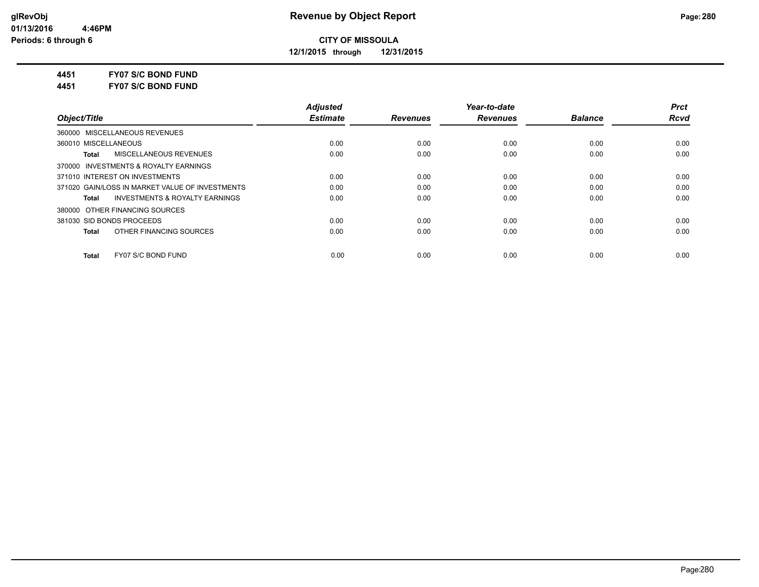**CITY OF MISSOULA**

**12/1/2015 through 12/31/2015**

**4451 FY07 S/C BOND FUND**

**4451 FY07 S/C BOND FUND**

| Object/Title | Adjusted Estimate | Revenues | Year-to-date Revenues | Balance | Prct Rcvd |
|---|---|---|---|---|---|
| 360000 MISCELLANEOUS REVENUES | | | | | |
| 360010 MISCELLANEOUS | 0.00 | 0.00 | 0.00 | 0.00 | 0.00 |
| **Total** MISCELLANEOUS REVENUES | 0.00 | 0.00 | 0.00 | 0.00 | 0.00 |
| 370000 INVESTMENTS & ROYALTY EARNINGS | | | | | |
| 371010 INTEREST ON INVESTMENTS | 0.00 | 0.00 | 0.00 | 0.00 | 0.00 |
| 371020 GAIN/LOSS IN MARKET VALUE OF INVESTMENTS | 0.00 | 0.00 | 0.00 | 0.00 | 0.00 |
| **Total** INVESTMENTS & ROYALTY EARNINGS | 0.00 | 0.00 | 0.00 | 0.00 | 0.00 |
| 380000 OTHER FINANCING SOURCES | | | | | |
| 381030 SID BONDS PROCEEDS | 0.00 | 0.00 | 0.00 | 0.00 | 0.00 |
| **Total** OTHER FINANCING SOURCES | 0.00 | 0.00 | 0.00 | 0.00 | 0.00 |
| **Total** FY07 S/C BOND FUND | 0.00 | 0.00 | 0.00 | 0.00 | 0.00 |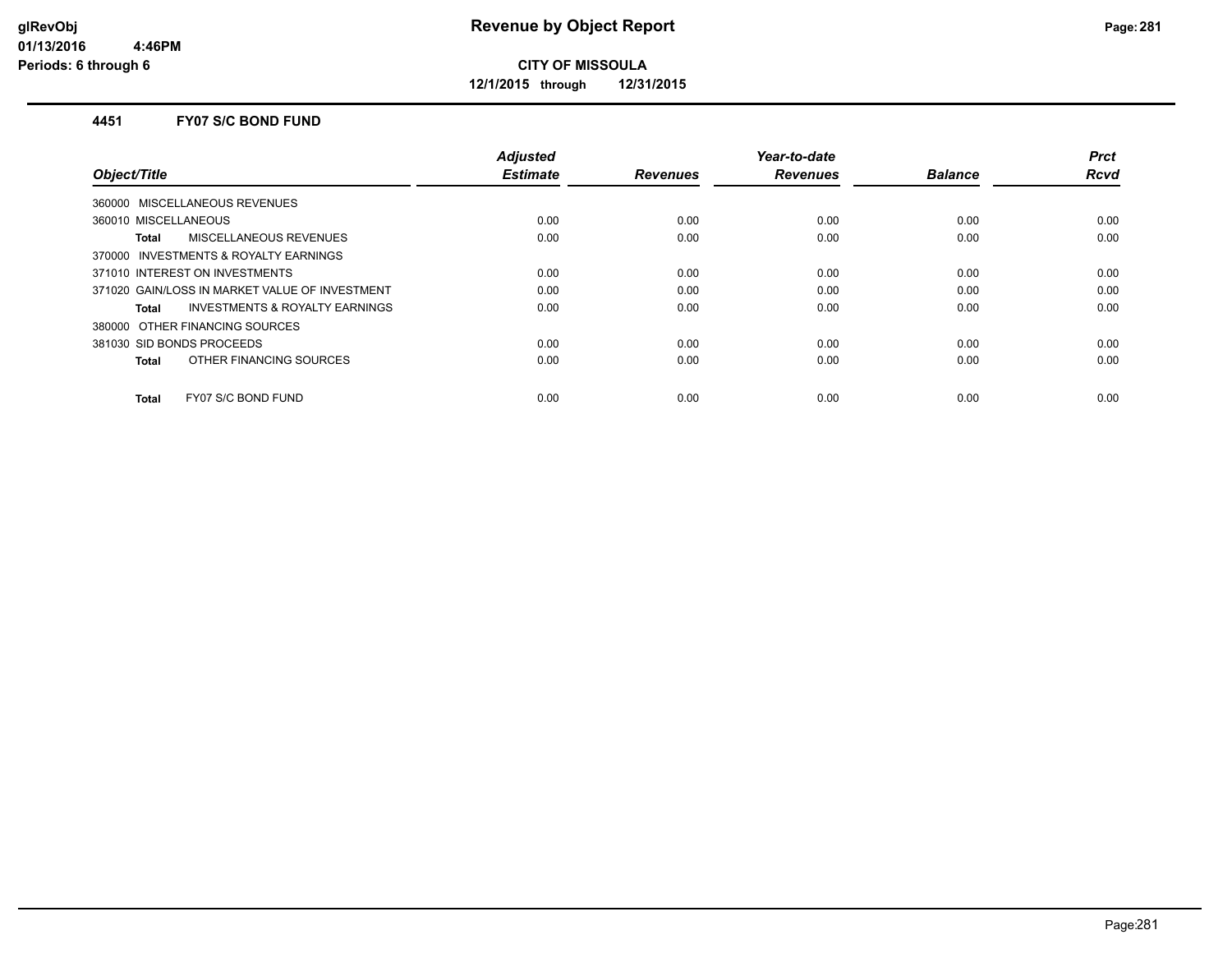**CITY OF MISSOULA**

**12/1/2015 through 12/31/2015**

## 4451 FY07 S/C BOND FUND

| Object/Title | Adjusted Estimate | Revenues | Year-to-date Revenues | Balance | Prct Rcvd |
|---|---|---|---|---|---|
| 360000 MISCELLANEOUS REVENUES | | | | | |
| 360010 MISCELLANEOUS | 0.00 | 0.00 | 0.00 | 0.00 | 0.00 |
| **Total** MISCELLANEOUS REVENUES | 0.00 | 0.00 | 0.00 | 0.00 | 0.00 |
| 370000 INVESTMENTS & ROYALTY EARNINGS | | | | | |
| 371010 INTEREST ON INVESTMENTS | 0.00 | 0.00 | 0.00 | 0.00 | 0.00 |
| 371020 GAIN/LOSS IN MARKET VALUE OF INVESTMENT | 0.00 | 0.00 | 0.00 | 0.00 | 0.00 |
| **Total** INVESTMENTS & ROYALTY EARNINGS | 0.00 | 0.00 | 0.00 | 0.00 | 0.00 |
| 380000 OTHER FINANCING SOURCES | | | | | |
| 381030 SID BONDS PROCEEDS | 0.00 | 0.00 | 0.00 | 0.00 | 0.00 |
| **Total** OTHER FINANCING SOURCES | 0.00 | 0.00 | 0.00 | 0.00 | 0.00 |
| **Total** FY07 S/C BOND FUND | 0.00 | 0.00 | 0.00 | 0.00 | 0.00 |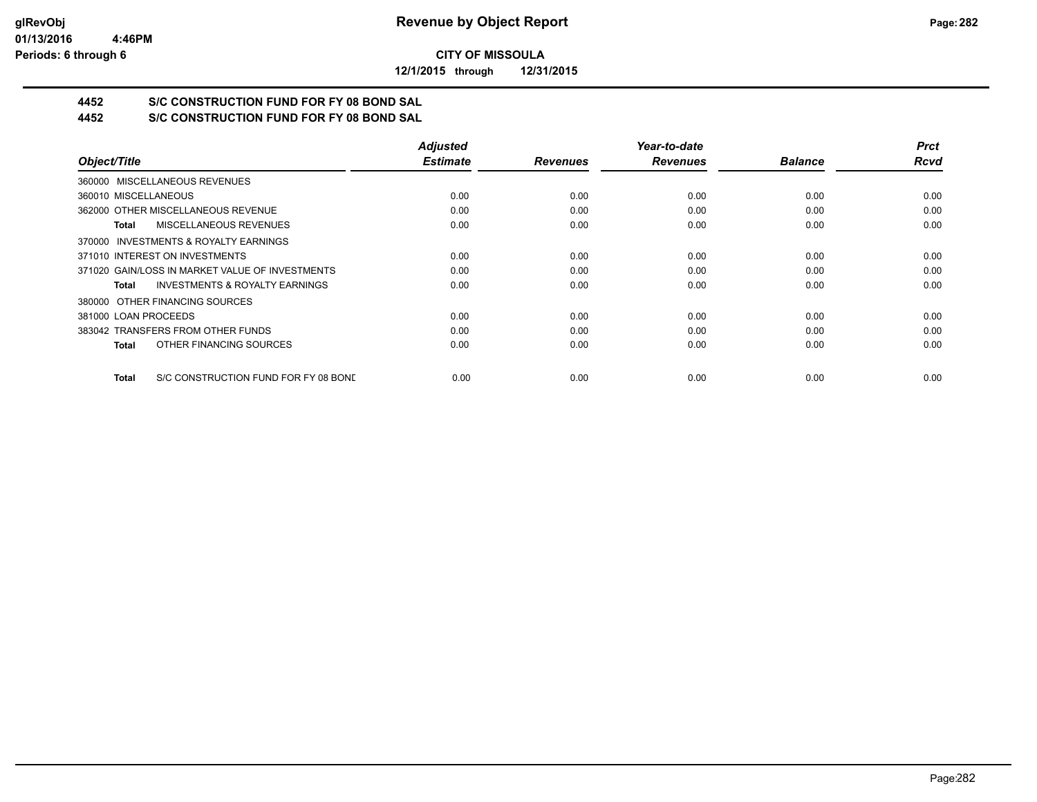**Revenue by Object Report**

**CITY OF MISSOULA**

**12/1/2015 through 12/31/2015**

glRevObj
01/13/2016 4:46PM
Periods: 6 through 6

## 4452 S/C CONSTRUCTION FUND FOR FY 08 BOND SAL
## 4452 S/C CONSTRUCTION FUND FOR FY 08 BOND SAL

| Object/Title | Adjusted Estimate | Revenues | Year-to-date Revenues | Balance | Prct Rcvd |
|---|---|---|---|---|---|
| 360000 MISCELLANEOUS REVENUES | | | | | |
| 360010 MISCELLANEOUS | 0.00 | 0.00 | 0.00 | 0.00 | 0.00 |
| 362000 OTHER MISCELLANEOUS REVENUE | 0.00 | 0.00 | 0.00 | 0.00 | 0.00 |
| **Total** MISCELLANEOUS REVENUES | 0.00 | 0.00 | 0.00 | 0.00 | 0.00 |
| 370000 INVESTMENTS & ROYALTY EARNINGS | | | | | |
| 371010 INTEREST ON INVESTMENTS | 0.00 | 0.00 | 0.00 | 0.00 | 0.00 |
| 371020 GAIN/LOSS IN MARKET VALUE OF INVESTMENTS | 0.00 | 0.00 | 0.00 | 0.00 | 0.00 |
| **Total** INVESTMENTS & ROYALTY EARNINGS | 0.00 | 0.00 | 0.00 | 0.00 | 0.00 |
| 380000 OTHER FINANCING SOURCES | | | | | |
| 381000 LOAN PROCEEDS | 0.00 | 0.00 | 0.00 | 0.00 | 0.00 |
| 383042 TRANSFERS FROM OTHER FUNDS | 0.00 | 0.00 | 0.00 | 0.00 | 0.00 |
| **Total** OTHER FINANCING SOURCES | 0.00 | 0.00 | 0.00 | 0.00 | 0.00 |
| **Total** S/C CONSTRUCTION FUND FOR FY 08 BOND | 0.00 | 0.00 | 0.00 | 0.00 | 0.00 |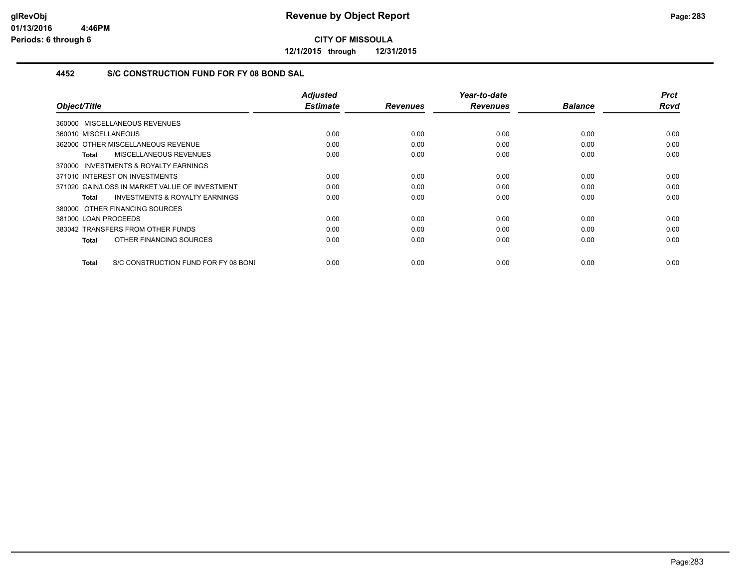**CITY OF MISSOULA**

**12/1/2015 through 12/31/2015**

### 4452 S/C CONSTRUCTION FUND FOR FY 08 BOND SAL

| Object/Title | Adjusted Estimate | Revenues | Year-to-date Revenues | Balance | Prct Rcvd |
|---|---|---|---|---|---|
| 360000 MISCELLANEOUS REVENUES | | | | | |
| 360010 MISCELLANEOUS | 0.00 | 0.00 | 0.00 | 0.00 | 0.00 |
| 362000 OTHER MISCELLANEOUS REVENUE | 0.00 | 0.00 | 0.00 | 0.00 | 0.00 |
| **Total** MISCELLANEOUS REVENUES | 0.00 | 0.00 | 0.00 | 0.00 | 0.00 |
| 370000 INVESTMENTS & ROYALTY EARNINGS | | | | | |
| 371010 INTEREST ON INVESTMENTS | 0.00 | 0.00 | 0.00 | 0.00 | 0.00 |
| 371020 GAIN/LOSS IN MARKET VALUE OF INVESTMENT | 0.00 | 0.00 | 0.00 | 0.00 | 0.00 |
| **Total** INVESTMENTS & ROYALTY EARNINGS | 0.00 | 0.00 | 0.00 | 0.00 | 0.00 |
| 380000 OTHER FINANCING SOURCES | | | | | |
| 381000 LOAN PROCEEDS | 0.00 | 0.00 | 0.00 | 0.00 | 0.00 |
| 383042 TRANSFERS FROM OTHER FUNDS | 0.00 | 0.00 | 0.00 | 0.00 | 0.00 |
| **Total** OTHER FINANCING SOURCES | 0.00 | 0.00 | 0.00 | 0.00 | 0.00 |
| **Total** S/C CONSTRUCTION FUND FOR FY 08 BONI | 0.00 | 0.00 | 0.00 | 0.00 | 0.00 |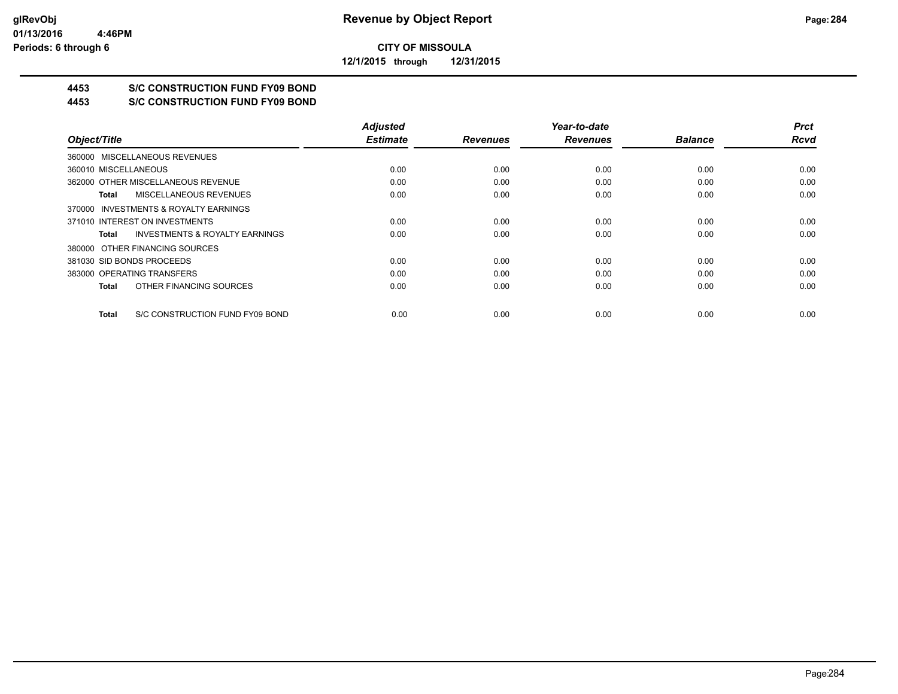**CITY OF MISSOULA**

**12/1/2015 through 12/31/2015**

# 4453 S/C CONSTRUCTION FUND FY09 BOND

## 4453 S/C CONSTRUCTION FUND FY09 BOND

| Object/Title | Adjusted Estimate | Revenues | Year-to-date Revenues | Balance | Prct Rcvd |
|---|---|---|---|---|---|
| 360000 MISCELLANEOUS REVENUES | | | | | |
| 360010 MISCELLANEOUS | 0.00 | 0.00 | 0.00 | 0.00 | 0.00 |
| 362000 OTHER MISCELLANEOUS REVENUE | 0.00 | 0.00 | 0.00 | 0.00 | 0.00 |
| **Total** MISCELLANEOUS REVENUES | 0.00 | 0.00 | 0.00 | 0.00 | 0.00 |
| 370000 INVESTMENTS & ROYALTY EARNINGS | | | | | |
| 371010 INTEREST ON INVESTMENTS | 0.00 | 0.00 | 0.00 | 0.00 | 0.00 |
| **Total** INVESTMENTS & ROYALTY EARNINGS | 0.00 | 0.00 | 0.00 | 0.00 | 0.00 |
| 380000 OTHER FINANCING SOURCES | | | | | |
| 381030 SID BONDS PROCEEDS | 0.00 | 0.00 | 0.00 | 0.00 | 0.00 |
| 383000 OPERATING TRANSFERS | 0.00 | 0.00 | 0.00 | 0.00 | 0.00 |
| **Total** OTHER FINANCING SOURCES | 0.00 | 0.00 | 0.00 | 0.00 | 0.00 |
| **Total** S/C CONSTRUCTION FUND FY09 BOND | 0.00 | 0.00 | 0.00 | 0.00 | 0.00 |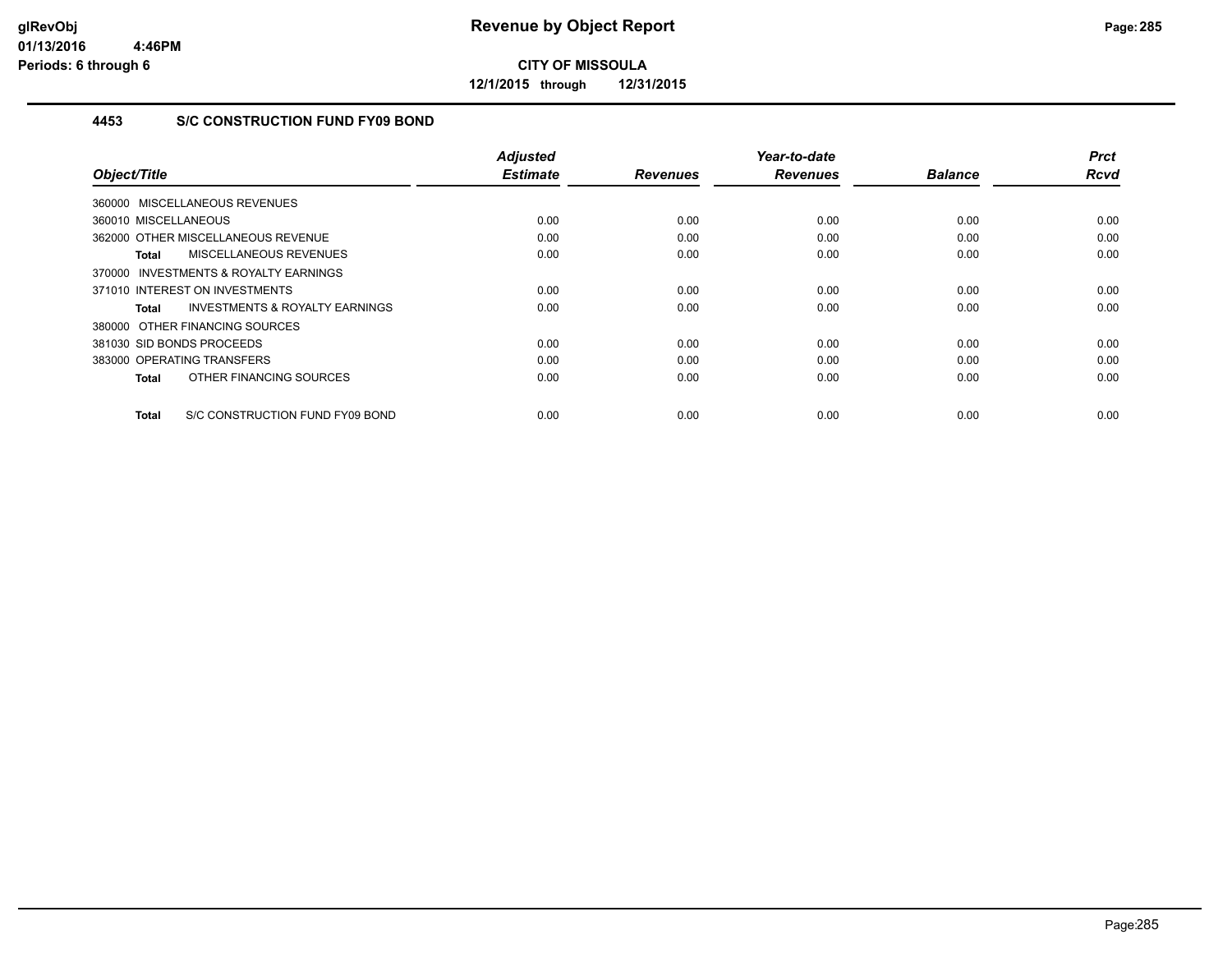**CITY OF MISSOULA**

**12/1/2015 through 12/31/2015**

### 4453 S/C CONSTRUCTION FUND FY09 BOND

| Object/Title | Adjusted Estimate | Revenues | Year-to-date Revenues | Balance | Prct Rcvd |
|---|---|---|---|---|---|
| 360000 MISCELLANEOUS REVENUES | | | | | |
| 360010 MISCELLANEOUS | 0.00 | 0.00 | 0.00 | 0.00 | 0.00 |
| 362000 OTHER MISCELLANEOUS REVENUE | 0.00 | 0.00 | 0.00 | 0.00 | 0.00 |
| **Total** MISCELLANEOUS REVENUES | 0.00 | 0.00 | 0.00 | 0.00 | 0.00 |
| 370000 INVESTMENTS & ROYALTY EARNINGS | | | | | |
| 371010 INTEREST ON INVESTMENTS | 0.00 | 0.00 | 0.00 | 0.00 | 0.00 |
| **Total** INVESTMENTS & ROYALTY EARNINGS | 0.00 | 0.00 | 0.00 | 0.00 | 0.00 |
| 380000 OTHER FINANCING SOURCES | | | | | |
| 381030 SID BONDS PROCEEDS | 0.00 | 0.00 | 0.00 | 0.00 | 0.00 |
| 383000 OPERATING TRANSFERS | 0.00 | 0.00 | 0.00 | 0.00 | 0.00 |
| **Total** OTHER FINANCING SOURCES | 0.00 | 0.00 | 0.00 | 0.00 | 0.00 |
| **Total** S/C CONSTRUCTION FUND FY09 BOND | 0.00 | 0.00 | 0.00 | 0.00 | 0.00 |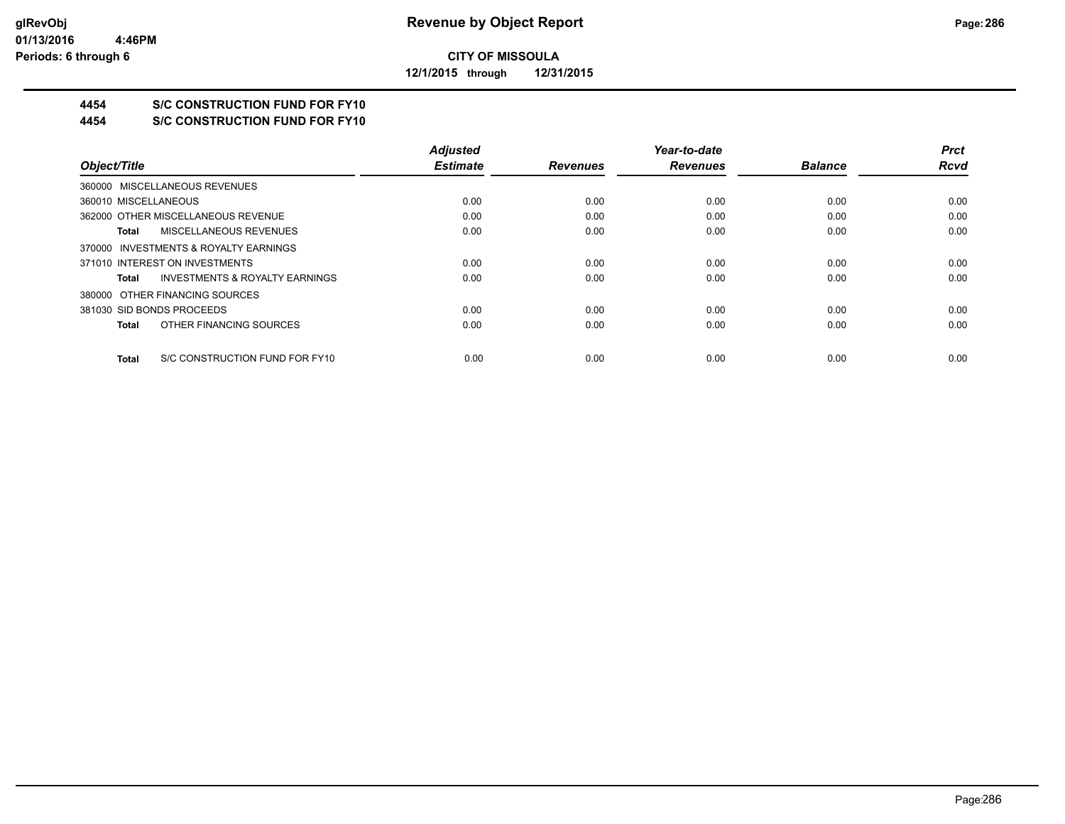**CITY OF MISSOULA**

**12/1/2015 through 12/31/2015**

## 4454 S/C CONSTRUCTION FUND FOR FY10

## 4454 S/C CONSTRUCTION FUND FOR FY10

| Object/Title | Adjusted Estimate | Revenues | Year-to-date Revenues | Balance | Prct Rcvd |
|---|---|---|---|---|---|
| 360000 MISCELLANEOUS REVENUES | | | | | |
| 360010 MISCELLANEOUS | 0.00 | 0.00 | 0.00 | 0.00 | 0.00 |
| 362000 OTHER MISCELLANEOUS REVENUE | 0.00 | 0.00 | 0.00 | 0.00 | 0.00 |
| **Total** MISCELLANEOUS REVENUES | 0.00 | 0.00 | 0.00 | 0.00 | 0.00 |
| 370000 INVESTMENTS & ROYALTY EARNINGS | | | | | |
| 371010 INTEREST ON INVESTMENTS | 0.00 | 0.00 | 0.00 | 0.00 | 0.00 |
| **Total** INVESTMENTS & ROYALTY EARNINGS | 0.00 | 0.00 | 0.00 | 0.00 | 0.00 |
| 380000 OTHER FINANCING SOURCES | | | | | |
| 381030 SID BONDS PROCEEDS | 0.00 | 0.00 | 0.00 | 0.00 | 0.00 |
| **Total** OTHER FINANCING SOURCES | 0.00 | 0.00 | 0.00 | 0.00 | 0.00 |
| **Total** S/C CONSTRUCTION FUND FOR FY10 | 0.00 | 0.00 | 0.00 | 0.00 | 0.00 |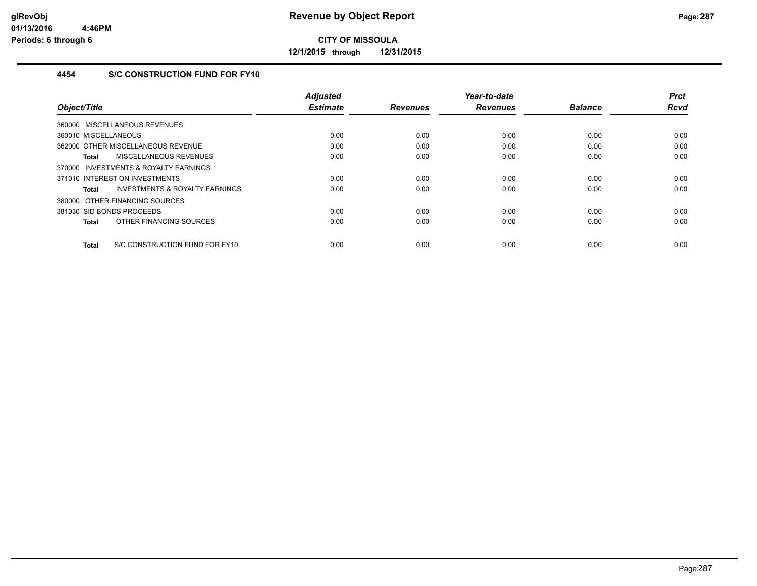**CITY OF MISSOULA**

**12/1/2015 through 12/31/2015**

### 4454 S/C CONSTRUCTION FUND FOR FY10

| Object/Title | Adjusted Estimate | Revenues | Year-to-date Revenues | Balance | Prct Rcvd |
|---|---|---|---|---|---|
| 360000 MISCELLANEOUS REVENUES | | | | | |
| 360010 MISCELLANEOUS | 0.00 | 0.00 | 0.00 | 0.00 | 0.00 |
| 362000 OTHER MISCELLANEOUS REVENUE | 0.00 | 0.00 | 0.00 | 0.00 | 0.00 |
| **Total** MISCELLANEOUS REVENUES | 0.00 | 0.00 | 0.00 | 0.00 | 0.00 |
| 370000 INVESTMENTS & ROYALTY EARNINGS | | | | | |
| 371010 INTEREST ON INVESTMENTS | 0.00 | 0.00 | 0.00 | 0.00 | 0.00 |
| **Total** INVESTMENTS & ROYALTY EARNINGS | 0.00 | 0.00 | 0.00 | 0.00 | 0.00 |
| 380000 OTHER FINANCING SOURCES | | | | | |
| 381030 SID BONDS PROCEEDS | 0.00 | 0.00 | 0.00 | 0.00 | 0.00 |
| **Total** OTHER FINANCING SOURCES | 0.00 | 0.00 | 0.00 | 0.00 | 0.00 |
| **Total** S/C CONSTRUCTION FUND FOR FY10 | 0.00 | 0.00 | 0.00 | 0.00 | 0.00 |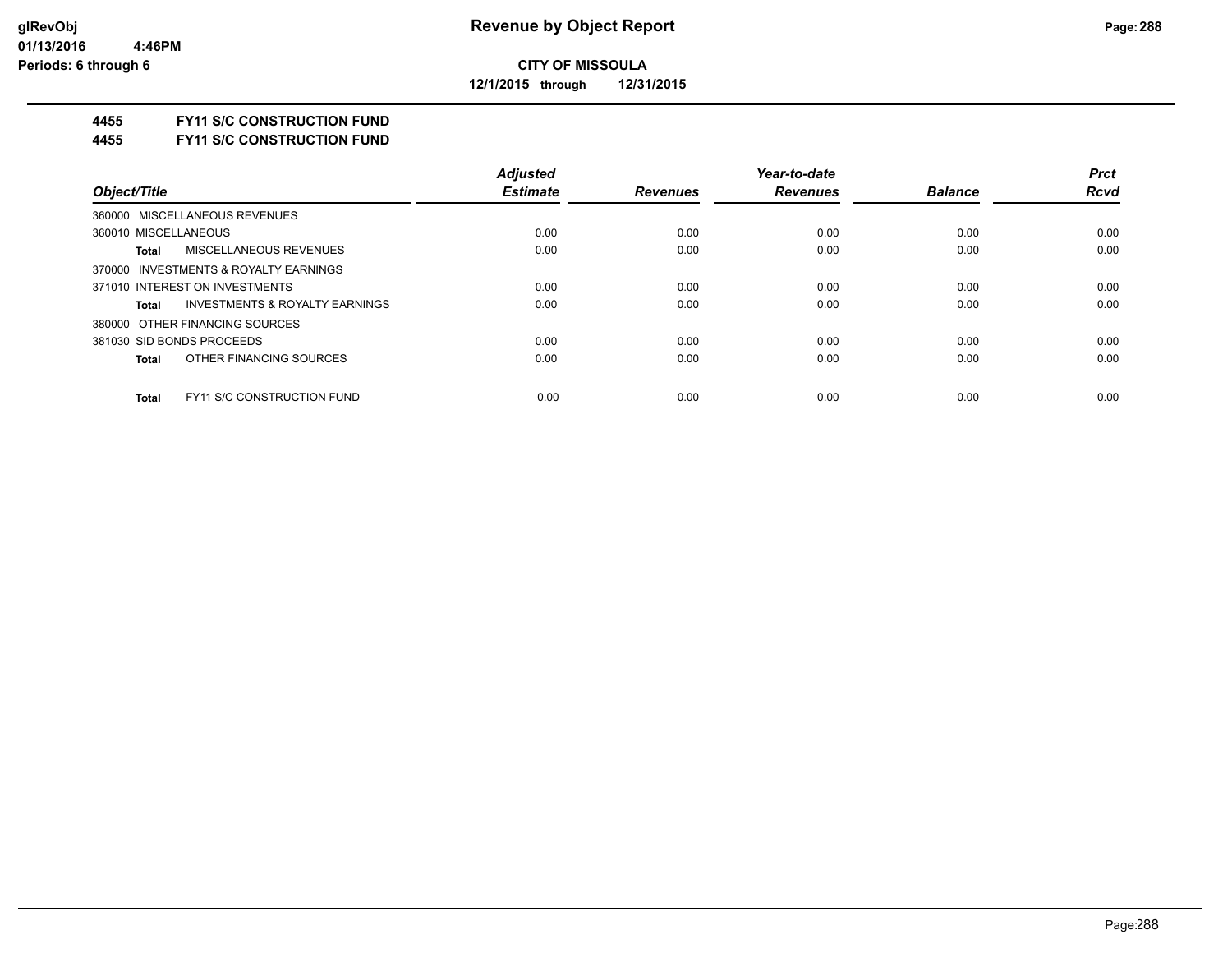**CITY OF MISSOULA**

**12/1/2015 through 12/31/2015**

**4455 FY11 S/C CONSTRUCTION FUND**

**4455 FY11 S/C CONSTRUCTION FUND**

| Object/Title | Adjusted Estimate | Revenues | Year-to-date Revenues | Balance | Prct Rcvd |
|---|---|---|---|---|---|
| 360000 MISCELLANEOUS REVENUES | | | | | |
| 360010 MISCELLANEOUS | 0.00 | 0.00 | 0.00 | 0.00 | 0.00 |
| **Total** MISCELLANEOUS REVENUES | 0.00 | 0.00 | 0.00 | 0.00 | 0.00 |
| 370000 INVESTMENTS & ROYALTY EARNINGS | | | | | |
| 371010 INTEREST ON INVESTMENTS | 0.00 | 0.00 | 0.00 | 0.00 | 0.00 |
| **Total** INVESTMENTS & ROYALTY EARNINGS | 0.00 | 0.00 | 0.00 | 0.00 | 0.00 |
| 380000 OTHER FINANCING SOURCES | | | | | |
| 381030 SID BONDS PROCEEDS | 0.00 | 0.00 | 0.00 | 0.00 | 0.00 |
| **Total** OTHER FINANCING SOURCES | 0.00 | 0.00 | 0.00 | 0.00 | 0.00 |
| **Total** FY11 S/C CONSTRUCTION FUND | 0.00 | 0.00 | 0.00 | 0.00 | 0.00 |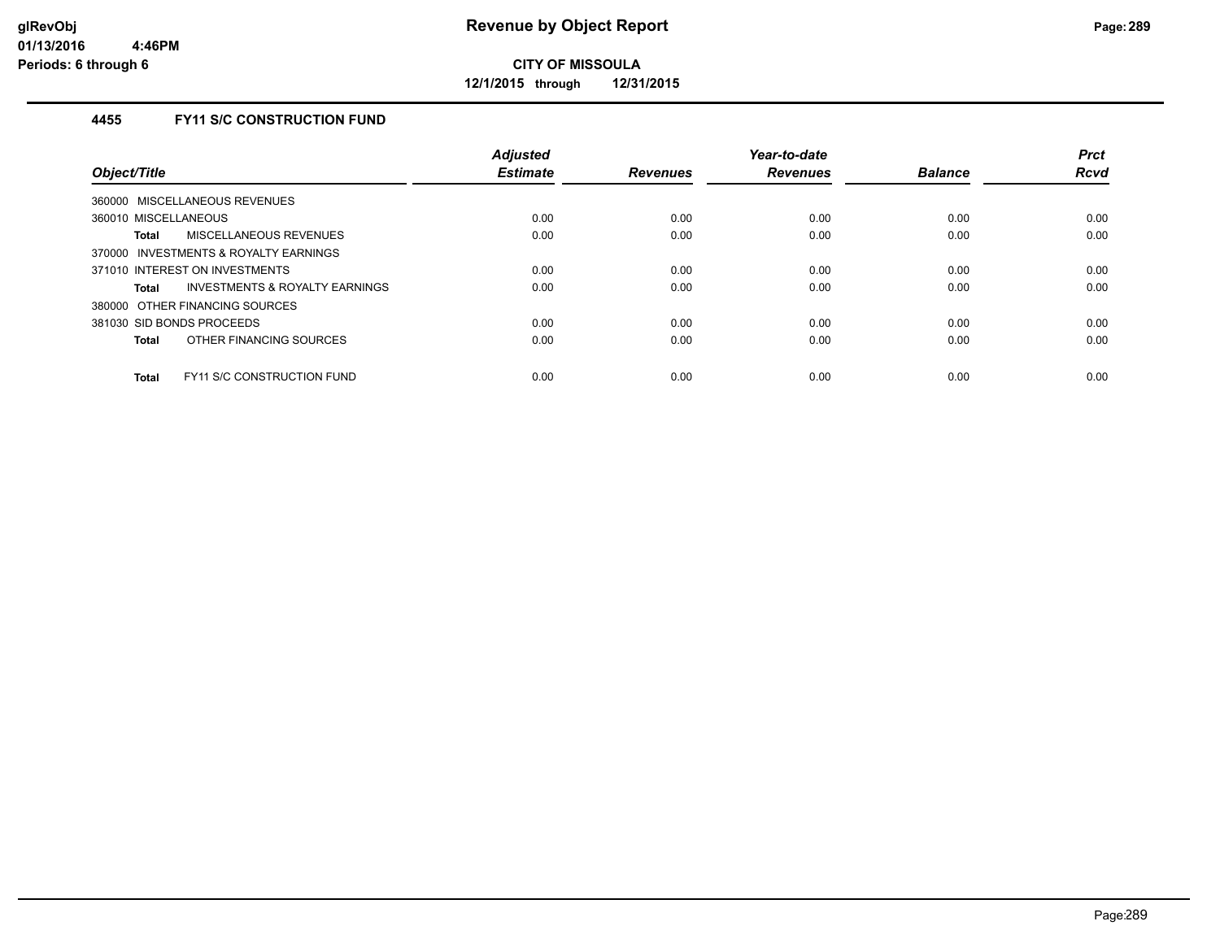**CITY OF MISSOULA**

**12/1/2015 through 12/31/2015**

### 4455 FY11 S/C CONSTRUCTION FUND

| Object/Title | Adjusted Estimate | Revenues | Year-to-date Revenues | Balance | Prct Rcvd |
|---|---|---|---|---|---|
| 360000 MISCELLANEOUS REVENUES | | | | | |
| 360010 MISCELLANEOUS | 0.00 | 0.00 | 0.00 | 0.00 | 0.00 |
| **Total** MISCELLANEOUS REVENUES | 0.00 | 0.00 | 0.00 | 0.00 | 0.00 |
| 370000 INVESTMENTS & ROYALTY EARNINGS | | | | | |
| 371010 INTEREST ON INVESTMENTS | 0.00 | 0.00 | 0.00 | 0.00 | 0.00 |
| **Total** INVESTMENTS & ROYALTY EARNINGS | 0.00 | 0.00 | 0.00 | 0.00 | 0.00 |
| 380000 OTHER FINANCING SOURCES | | | | | |
| 381030 SID BONDS PROCEEDS | 0.00 | 0.00 | 0.00 | 0.00 | 0.00 |
| **Total** OTHER FINANCING SOURCES | 0.00 | 0.00 | 0.00 | 0.00 | 0.00 |
| **Total** FY11 S/C CONSTRUCTION FUND | 0.00 | 0.00 | 0.00 | 0.00 | 0.00 |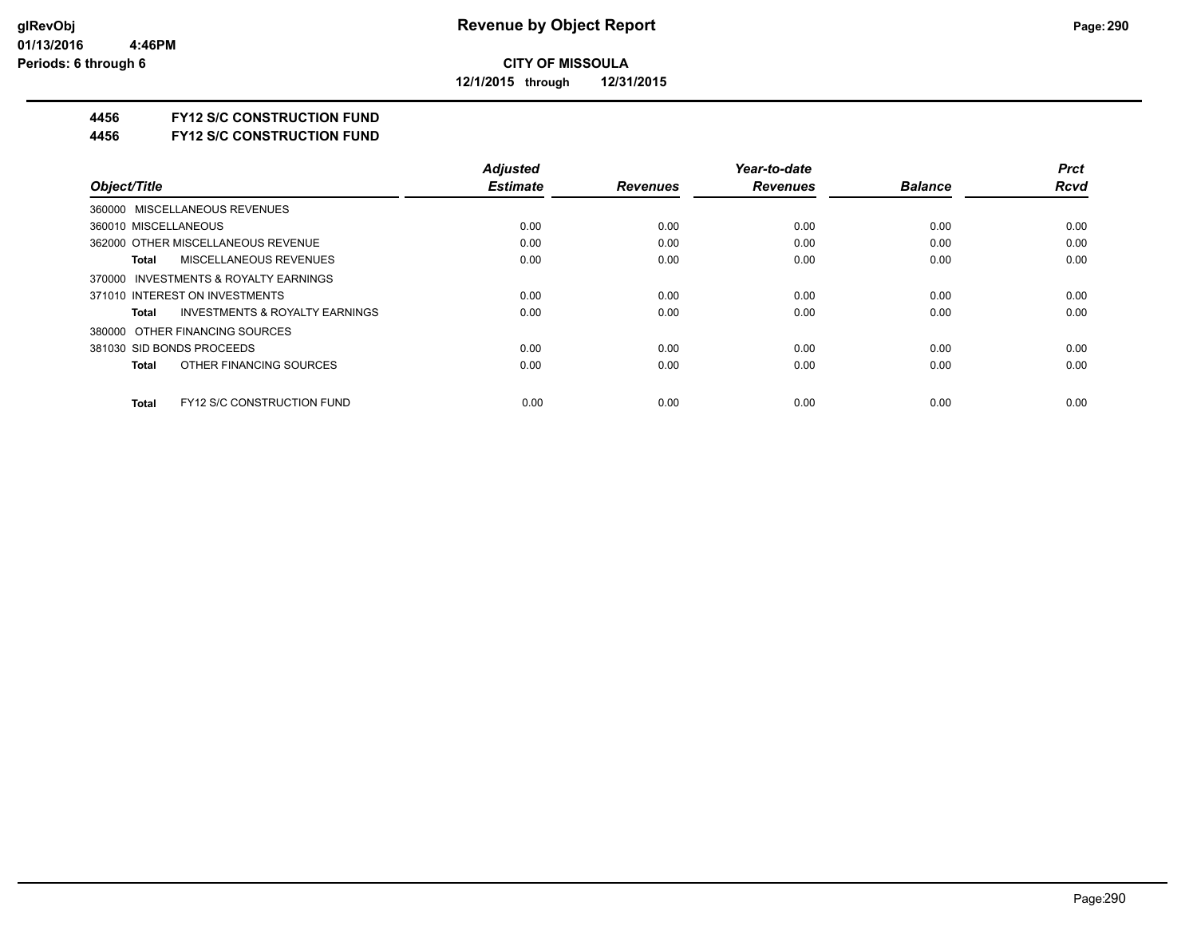**Revenue by Object Report**

**CITY OF MISSOULA**

**12/1/2015 through 12/31/2015**

glRevObj
01/13/2016 4:46PM
Periods: 6 through 6

**4456 FY12 S/C CONSTRUCTION FUND**

**4456 FY12 S/C CONSTRUCTION FUND**

| Object/Title | Adjusted Estimate | Revenues | Year-to-date Revenues | Balance | Prct Rcvd |
|---|---|---|---|---|---|
| 360000 MISCELLANEOUS REVENUES | | | | | |
| 360010 MISCELLANEOUS | 0.00 | 0.00 | 0.00 | 0.00 | 0.00 |
| 362000 OTHER MISCELLANEOUS REVENUE | 0.00 | 0.00 | 0.00 | 0.00 | 0.00 |
| **Total** MISCELLANEOUS REVENUES | 0.00 | 0.00 | 0.00 | 0.00 | 0.00 |
| 370000 INVESTMENTS & ROYALTY EARNINGS | | | | | |
| 371010 INTEREST ON INVESTMENTS | 0.00 | 0.00 | 0.00 | 0.00 | 0.00 |
| **Total** INVESTMENTS & ROYALTY EARNINGS | 0.00 | 0.00 | 0.00 | 0.00 | 0.00 |
| 380000 OTHER FINANCING SOURCES | | | | | |
| 381030 SID BONDS PROCEEDS | 0.00 | 0.00 | 0.00 | 0.00 | 0.00 |
| **Total** OTHER FINANCING SOURCES | 0.00 | 0.00 | 0.00 | 0.00 | 0.00 |
| **Total** FY12 S/C CONSTRUCTION FUND | 0.00 | 0.00 | 0.00 | 0.00 | 0.00 |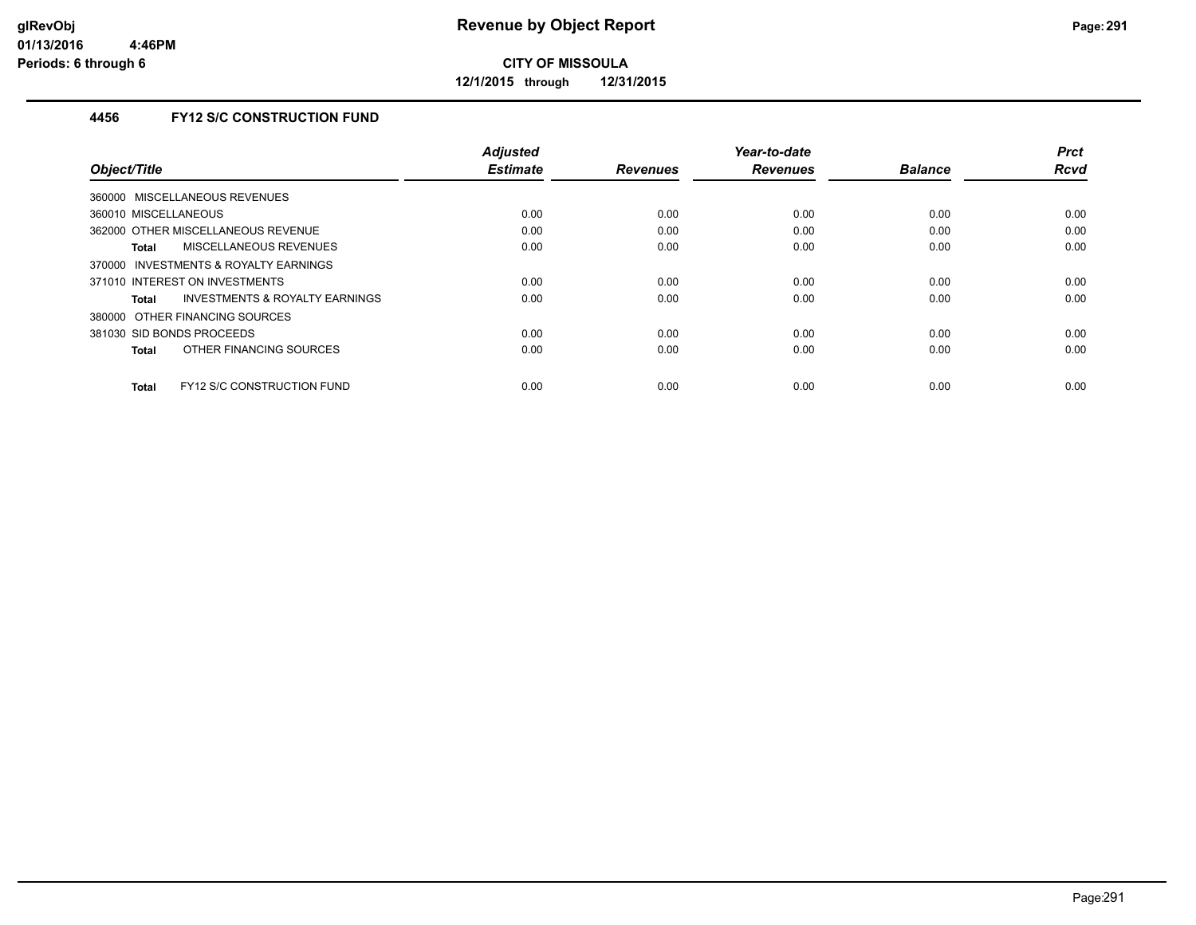**Revenue by Object Report**

**CITY OF MISSOULA**

**12/1/2015 through 12/31/2015**

glRevObj
01/13/2016 4:46PM
Periods: 6 through 6

### 4456 FY12 S/C CONSTRUCTION FUND

| Object/Title | Adjusted Estimate | Revenues | Year-to-date Revenues | Balance | Prct Rcvd |
|---|---|---|---|---|---|
| 360000 MISCELLANEOUS REVENUES | | | | | |
| 360010 MISCELLANEOUS | 0.00 | 0.00 | 0.00 | 0.00 | 0.00 |
| 362000 OTHER MISCELLANEOUS REVENUE | 0.00 | 0.00 | 0.00 | 0.00 | 0.00 |
| **Total** MISCELLANEOUS REVENUES | 0.00 | 0.00 | 0.00 | 0.00 | 0.00 |
| 370000 INVESTMENTS & ROYALTY EARNINGS | | | | | |
| 371010 INTEREST ON INVESTMENTS | 0.00 | 0.00 | 0.00 | 0.00 | 0.00 |
| **Total** INVESTMENTS & ROYALTY EARNINGS | 0.00 | 0.00 | 0.00 | 0.00 | 0.00 |
| 380000 OTHER FINANCING SOURCES | | | | | |
| 381030 SID BONDS PROCEEDS | 0.00 | 0.00 | 0.00 | 0.00 | 0.00 |
| **Total** OTHER FINANCING SOURCES | 0.00 | 0.00 | 0.00 | 0.00 | 0.00 |
| **Total** FY12 S/C CONSTRUCTION FUND | 0.00 | 0.00 | 0.00 | 0.00 | 0.00 |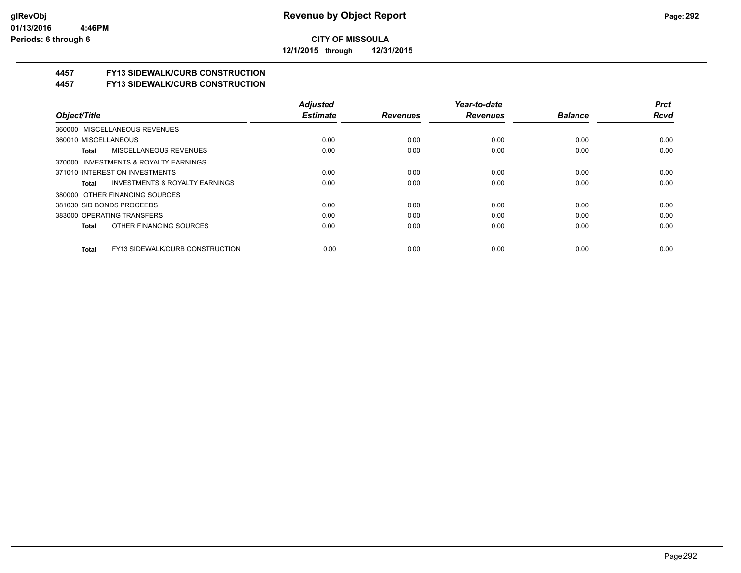# Revenue by Object Report

**CITY OF MISSOULA**

**12/1/2015 through 12/31/2015**

glRevObj
01/13/2016 4:46PM
Periods: 6 through 6

## 4457 FY13 SIDEWALK/CURB CONSTRUCTION
## 4457 FY13 SIDEWALK/CURB CONSTRUCTION

| Object/Title | Adjusted Estimate | Revenues | Year-to-date Revenues | Balance | Prct Rcvd |
|---|---|---|---|---|---|
| 360000 MISCELLANEOUS REVENUES | | | | | |
| 360010 MISCELLANEOUS | 0.00 | 0.00 | 0.00 | 0.00 | 0.00 |
| **Total** MISCELLANEOUS REVENUES | 0.00 | 0.00 | 0.00 | 0.00 | 0.00 |
| 370000 INVESTMENTS & ROYALTY EARNINGS | | | | | |
| 371010 INTEREST ON INVESTMENTS | 0.00 | 0.00 | 0.00 | 0.00 | 0.00 |
| **Total** INVESTMENTS & ROYALTY EARNINGS | 0.00 | 0.00 | 0.00 | 0.00 | 0.00 |
| 380000 OTHER FINANCING SOURCES | | | | | |
| 381030 SID BONDS PROCEEDS | 0.00 | 0.00 | 0.00 | 0.00 | 0.00 |
| 383000 OPERATING TRANSFERS | 0.00 | 0.00 | 0.00 | 0.00 | 0.00 |
| **Total** OTHER FINANCING SOURCES | 0.00 | 0.00 | 0.00 | 0.00 | 0.00 |
| **Total** FY13 SIDEWALK/CURB CONSTRUCTION | 0.00 | 0.00 | 0.00 | 0.00 | 0.00 |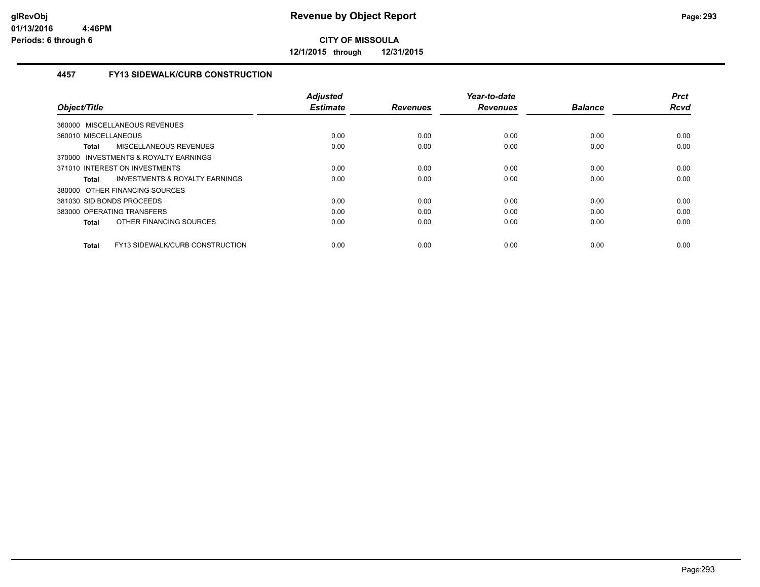# Revenue by Object Report

**CITY OF MISSOULA**

**12/1/2015 through 12/31/2015**

glRevObj
01/13/2016 4:46PM
Periods: 6 through 6

## 4457 FY13 SIDEWALK/CURB CONSTRUCTION

| Object/Title | Adjusted Estimate | Revenues | Year-to-date Revenues | Balance | Prct Rcvd |
|---|---|---|---|---|---|
| 360000 MISCELLANEOUS REVENUES | | | | | |
| 360010 MISCELLANEOUS | 0.00 | 0.00 | 0.00 | 0.00 | 0.00 |
| **Total** MISCELLANEOUS REVENUES | 0.00 | 0.00 | 0.00 | 0.00 | 0.00 |
| 370000 INVESTMENTS & ROYALTY EARNINGS | | | | | |
| 371010 INTEREST ON INVESTMENTS | 0.00 | 0.00 | 0.00 | 0.00 | 0.00 |
| **Total** INVESTMENTS & ROYALTY EARNINGS | 0.00 | 0.00 | 0.00 | 0.00 | 0.00 |
| 380000 OTHER FINANCING SOURCES | | | | | |
| 381030 SID BONDS PROCEEDS | 0.00 | 0.00 | 0.00 | 0.00 | 0.00 |
| 383000 OPERATING TRANSFERS | 0.00 | 0.00 | 0.00 | 0.00 | 0.00 |
| **Total** OTHER FINANCING SOURCES | 0.00 | 0.00 | 0.00 | 0.00 | 0.00 |
| **Total** FY13 SIDEWALK/CURB CONSTRUCTION | 0.00 | 0.00 | 0.00 | 0.00 | 0.00 |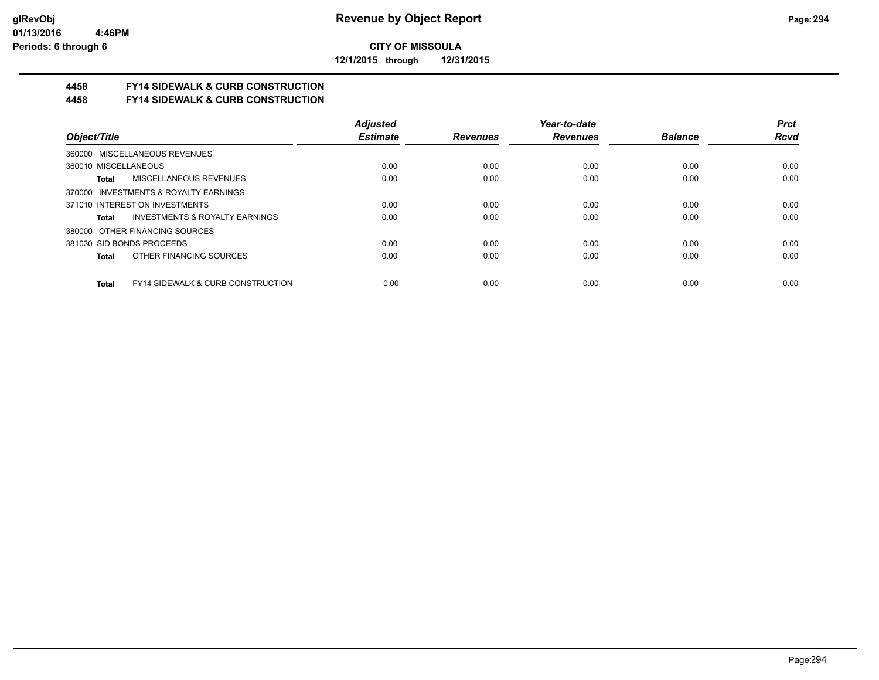**glRevObj**
**01/13/2016 4:46PM**
**Periods: 6 through 6**

# Revenue by Object Report

**CITY OF MISSOULA**

**12/1/2015 through 12/31/2015**

## 4458 FY14 SIDEWALK & CURB CONSTRUCTION
## 4458 FY14 SIDEWALK & CURB CONSTRUCTION

| Object/Title | Adjusted Estimate | Revenues | Year-to-date Revenues | Balance | Prct Rcvd |
|---|---|---|---|---|---|
| 360000 MISCELLANEOUS REVENUES | | | | | |
| 360010 MISCELLANEOUS | 0.00 | 0.00 | 0.00 | 0.00 | 0.00 |
| **Total** MISCELLANEOUS REVENUES | 0.00 | 0.00 | 0.00 | 0.00 | 0.00 |
| 370000 INVESTMENTS & ROYALTY EARNINGS | | | | | |
| 371010 INTEREST ON INVESTMENTS | 0.00 | 0.00 | 0.00 | 0.00 | 0.00 |
| **Total** INVESTMENTS & ROYALTY EARNINGS | 0.00 | 0.00 | 0.00 | 0.00 | 0.00 |
| 380000 OTHER FINANCING SOURCES | | | | | |
| 381030 SID BONDS PROCEEDS | 0.00 | 0.00 | 0.00 | 0.00 | 0.00 |
| **Total** OTHER FINANCING SOURCES | 0.00 | 0.00 | 0.00 | 0.00 | 0.00 |
| **Total** FY14 SIDEWALK & CURB CONSTRUCTION | 0.00 | 0.00 | 0.00 | 0.00 | 0.00 |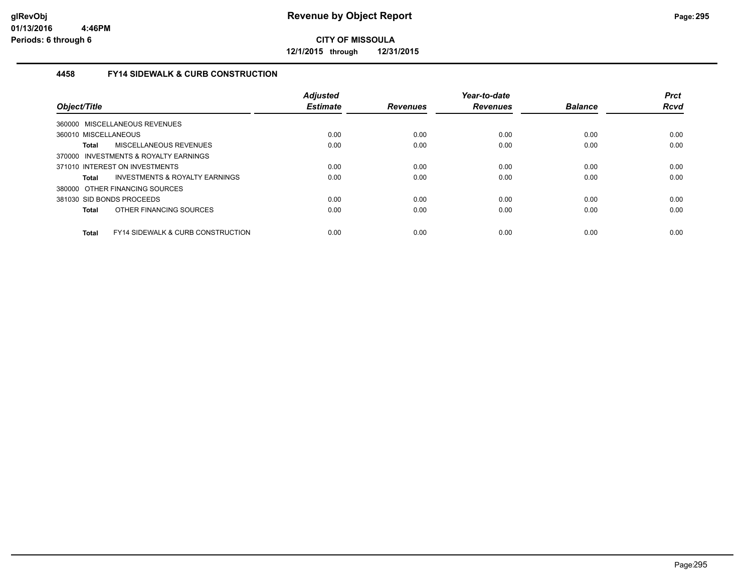# Revenue by Object Report

**CITY OF MISSOULA**

**12/1/2015 through 12/31/2015**

glRevObj
01/13/2016 4:46PM
Periods: 6 through 6

## 4458 FY14 SIDEWALK & CURB CONSTRUCTION

| Object/Title | Adjusted Estimate | Revenues | Year-to-date Revenues | Balance | Prct Rcvd |
|---|---|---|---|---|---|
| 360000 MISCELLANEOUS REVENUES | | | | | |
| 360010 MISCELLANEOUS | 0.00 | 0.00 | 0.00 | 0.00 | 0.00 |
| **Total** MISCELLANEOUS REVENUES | 0.00 | 0.00 | 0.00 | 0.00 | 0.00 |
| 370000 INVESTMENTS & ROYALTY EARNINGS | | | | | |
| 371010 INTEREST ON INVESTMENTS | 0.00 | 0.00 | 0.00 | 0.00 | 0.00 |
| **Total** INVESTMENTS & ROYALTY EARNINGS | 0.00 | 0.00 | 0.00 | 0.00 | 0.00 |
| 380000 OTHER FINANCING SOURCES | | | | | |
| 381030 SID BONDS PROCEEDS | 0.00 | 0.00 | 0.00 | 0.00 | 0.00 |
| **Total** OTHER FINANCING SOURCES | 0.00 | 0.00 | 0.00 | 0.00 | 0.00 |
| **Total** FY14 SIDEWALK & CURB CONSTRUCTION | 0.00 | 0.00 | 0.00 | 0.00 | 0.00 |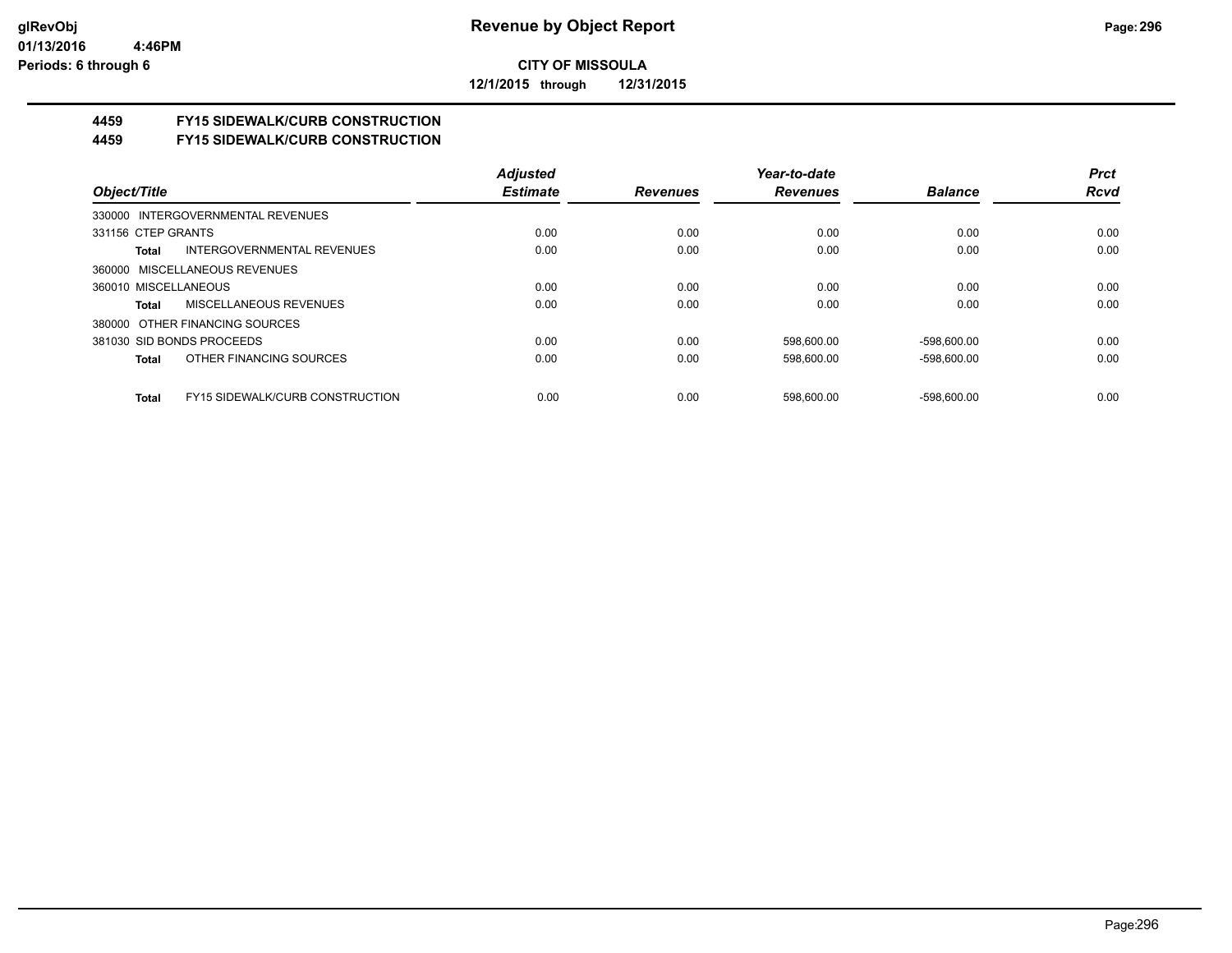**CITY OF MISSOULA**

**12/1/2015 through 12/31/2015**

**4459 FY15 SIDEWALK/CURB CONSTRUCTION**

**4459 FY15 SIDEWALK/CURB CONSTRUCTION**

| Object/Title | | Adjusted Estimate | Revenues | Year-to-date Revenues | Balance | Prct Rcvd |
|---|---|---|---|---|---|---|
| 330000 INTERGOVERNMENTAL REVENUES | | | | | | |
| 331156 CTEP GRANTS | | 0.00 | 0.00 | 0.00 | 0.00 | 0.00 |
| Total | INTERGOVERNMENTAL REVENUES | 0.00 | 0.00 | 0.00 | 0.00 | 0.00 |
| 360000 MISCELLANEOUS REVENUES | | | | | | |
| 360010 MISCELLANEOUS | | 0.00 | 0.00 | 0.00 | 0.00 | 0.00 |
| Total | MISCELLANEOUS REVENUES | 0.00 | 0.00 | 0.00 | 0.00 | 0.00 |
| 380000 OTHER FINANCING SOURCES | | | | | | |
| 381030 SID BONDS PROCEEDS | | 0.00 | 0.00 | 598,600.00 | -598,600.00 | 0.00 |
| Total | OTHER FINANCING SOURCES | 0.00 | 0.00 | 598,600.00 | -598,600.00 | 0.00 |
| Total | FY15 SIDEWALK/CURB CONSTRUCTION | 0.00 | 0.00 | 598,600.00 | -598,600.00 | 0.00 |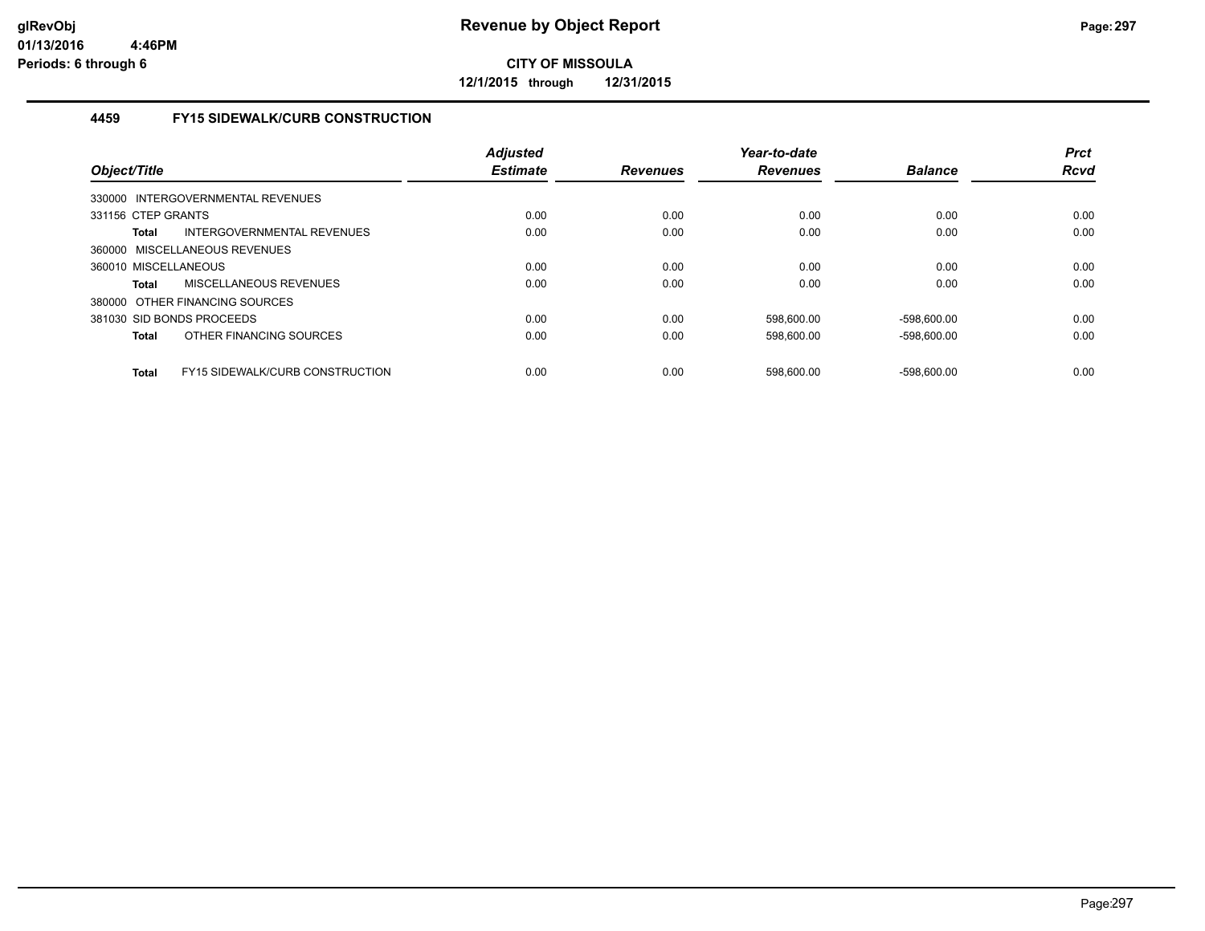# CITY OF MISSOULA

**12/1/2015 through 12/31/2015**

## 4459 FY15 SIDEWALK/CURB CONSTRUCTION

| Object/Title | Adjusted Estimate | Revenues | Year-to-date Revenues | Balance | Prct Rcvd |
|---|---|---|---|---|---|
| 330000 INTERGOVERNMENTAL REVENUES | | | | | |
| 331156 CTEP GRANTS | 0.00 | 0.00 | 0.00 | 0.00 | 0.00 |
| **Total** INTERGOVERNMENTAL REVENUES | 0.00 | 0.00 | 0.00 | 0.00 | 0.00 |
| 360000 MISCELLANEOUS REVENUES | | | | | |
| 360010 MISCELLANEOUS | 0.00 | 0.00 | 0.00 | 0.00 | 0.00 |
| **Total** MISCELLANEOUS REVENUES | 0.00 | 0.00 | 0.00 | 0.00 | 0.00 |
| 380000 OTHER FINANCING SOURCES | | | | | |
| 381030 SID BONDS PROCEEDS | 0.00 | 0.00 | 598,600.00 | -598,600.00 | 0.00 |
| **Total** OTHER FINANCING SOURCES | 0.00 | 0.00 | 598,600.00 | -598,600.00 | 0.00 |
| **Total** FY15 SIDEWALK/CURB CONSTRUCTION | 0.00 | 0.00 | 598,600.00 | -598,600.00 | 0.00 |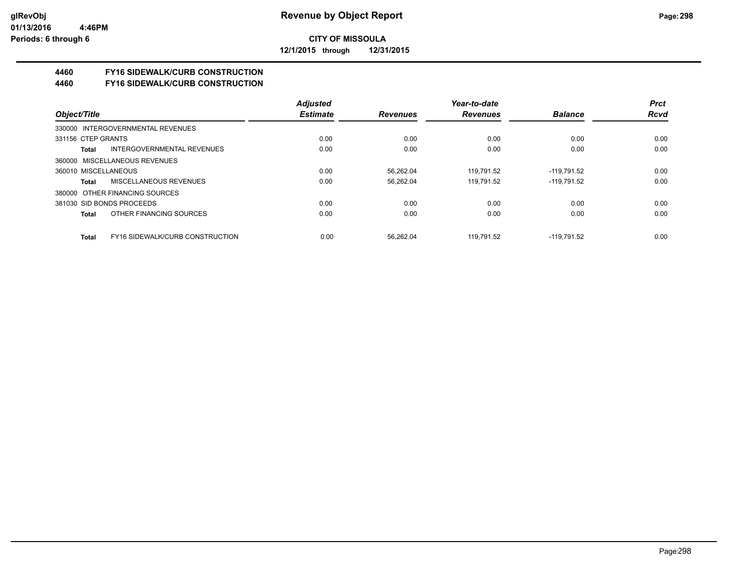**glRevObj**
**01/13/2016 4:46PM**
**Periods: 6 through 6**

# Revenue by Object Report

**CITY OF MISSOULA**

**12/1/2015 through 12/31/2015**

## 4460 FY16 SIDEWALK/CURB CONSTRUCTION
## 4460 FY16 SIDEWALK/CURB CONSTRUCTION

| Object/Title | | Adjusted Estimate | Revenues | Year-to-date Revenues | Balance | Prct Rcvd |
|---|---|---|---|---|---|---|
| 330000 INTERGOVERNMENTAL REVENUES | | | | | | |
| 331156 CTEP GRANTS | | 0.00 | 0.00 | 0.00 | 0.00 | 0.00 |
| **Total** | INTERGOVERNMENTAL REVENUES | 0.00 | 0.00 | 0.00 | 0.00 | 0.00 |
| 360000 MISCELLANEOUS REVENUES | | | | | | |
| 360010 MISCELLANEOUS | | 0.00 | 56,262.04 | 119,791.52 | -119,791.52 | 0.00 |
| **Total** | MISCELLANEOUS REVENUES | 0.00 | 56,262.04 | 119,791.52 | -119,791.52 | 0.00 |
| 380000 OTHER FINANCING SOURCES | | | | | | |
| 381030 SID BONDS PROCEEDS | | 0.00 | 0.00 | 0.00 | 0.00 | 0.00 |
| **Total** | OTHER FINANCING SOURCES | 0.00 | 0.00 | 0.00 | 0.00 | 0.00 |
| **Total** | FY16 SIDEWALK/CURB CONSTRUCTION | 0.00 | 56,262.04 | 119,791.52 | -119,791.52 | 0.00 |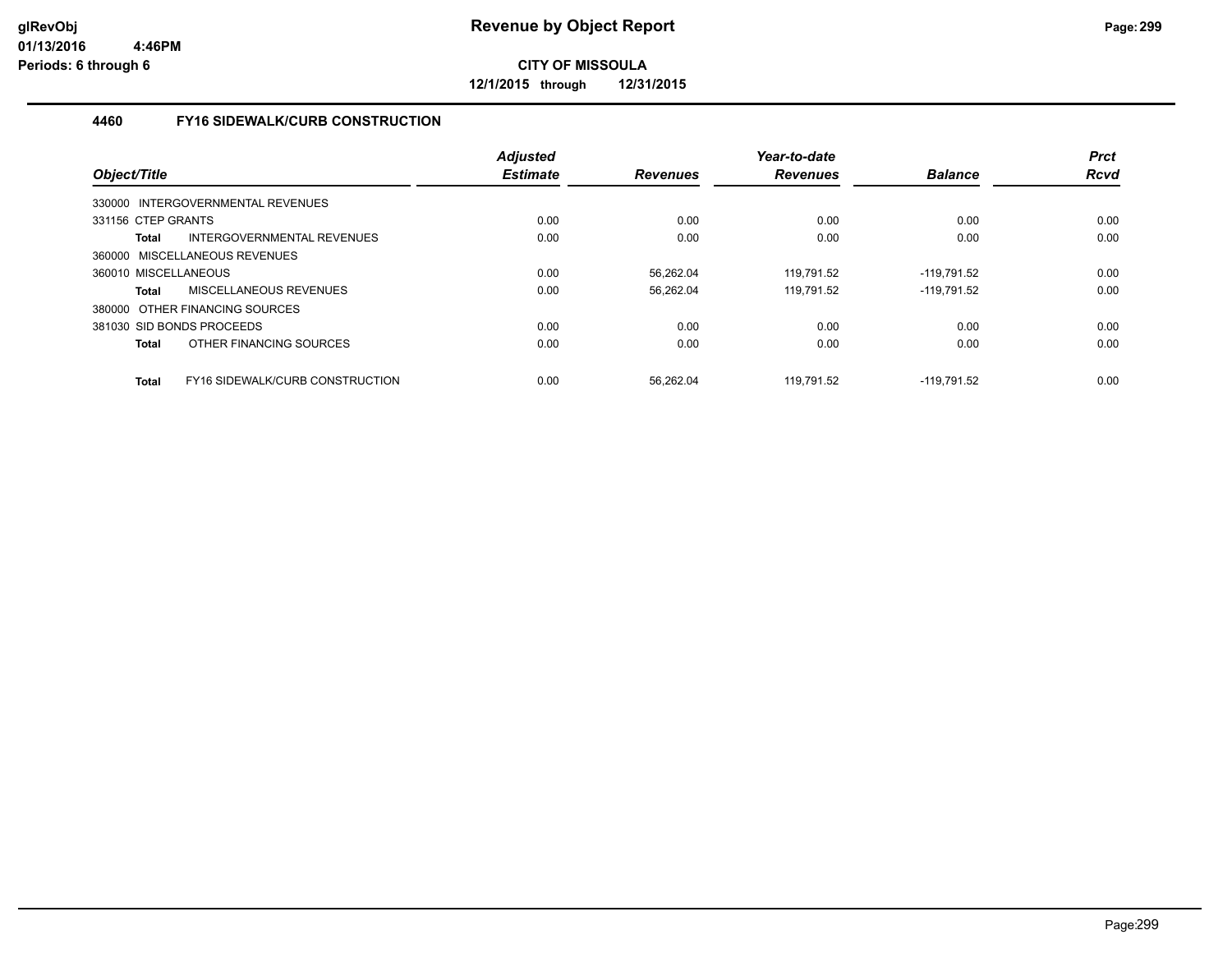# Revenue by Object Report

**CITY OF MISSOULA**

**12/1/2015 through 12/31/2015**

glRevObj
01/13/2016 4:46PM
Periods: 6 through 6

### 4460 FY16 SIDEWALK/CURB CONSTRUCTION

| Object/Title | | Adjusted Estimate | Revenues | Year-to-date Revenues | Balance | Prct Rcvd |
|---|---|---|---|---|---|---|
| 330000 INTERGOVERNMENTAL REVENUES | | | | | | |
| 331156 CTEP GRANTS | | 0.00 | 0.00 | 0.00 | 0.00 | 0.00 |
| **Total** | INTERGOVERNMENTAL REVENUES | 0.00 | 0.00 | 0.00 | 0.00 | 0.00 |
| 360000 MISCELLANEOUS REVENUES | | | | | | |
| 360010 MISCELLANEOUS | | 0.00 | 56,262.04 | 119,791.52 | -119,791.52 | 0.00 |
| **Total** | MISCELLANEOUS REVENUES | 0.00 | 56,262.04 | 119,791.52 | -119,791.52 | 0.00 |
| 380000 OTHER FINANCING SOURCES | | | | | | |
| 381030 SID BONDS PROCEEDS | | 0.00 | 0.00 | 0.00 | 0.00 | 0.00 |
| **Total** | OTHER FINANCING SOURCES | 0.00 | 0.00 | 0.00 | 0.00 | 0.00 |
| **Total** | FY16 SIDEWALK/CURB CONSTRUCTION | 0.00 | 56,262.04 | 119,791.52 | -119,791.52 | 0.00 |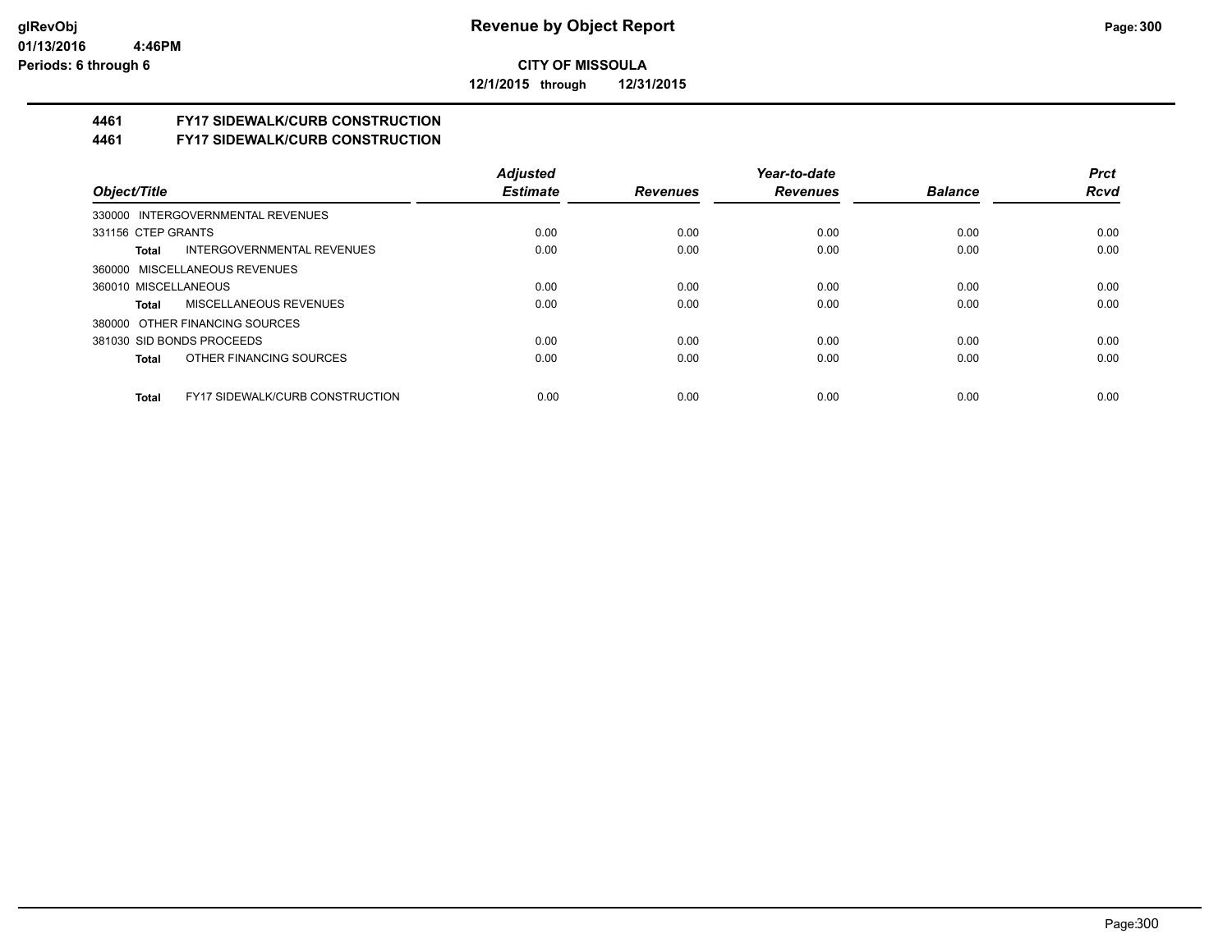# Revenue by Object Report

glRevObj
01/13/2016 4:46PM
Periods: 6 through 6

**CITY OF MISSOULA**

**12/1/2015 through 12/31/2015**

## 4461 FY17 SIDEWALK/CURB CONSTRUCTION
## 4461 FY17 SIDEWALK/CURB CONSTRUCTION

| Object/Title | Adjusted Estimate | Revenues | Year-to-date Revenues | Balance | Prct Rcvd |
|---|---|---|---|---|---|
| 330000 INTERGOVERNMENTAL REVENUES | | | | | |
| 331156 CTEP GRANTS | 0.00 | 0.00 | 0.00 | 0.00 | 0.00 |
| **Total** INTERGOVERNMENTAL REVENUES | 0.00 | 0.00 | 0.00 | 0.00 | 0.00 |
| 360000 MISCELLANEOUS REVENUES | | | | | |
| 360010 MISCELLANEOUS | 0.00 | 0.00 | 0.00 | 0.00 | 0.00 |
| **Total** MISCELLANEOUS REVENUES | 0.00 | 0.00 | 0.00 | 0.00 | 0.00 |
| 380000 OTHER FINANCING SOURCES | | | | | |
| 381030 SID BONDS PROCEEDS | 0.00 | 0.00 | 0.00 | 0.00 | 0.00 |
| **Total** OTHER FINANCING SOURCES | 0.00 | 0.00 | 0.00 | 0.00 | 0.00 |
| **Total** FY17 SIDEWALK/CURB CONSTRUCTION | 0.00 | 0.00 | 0.00 | 0.00 | 0.00 |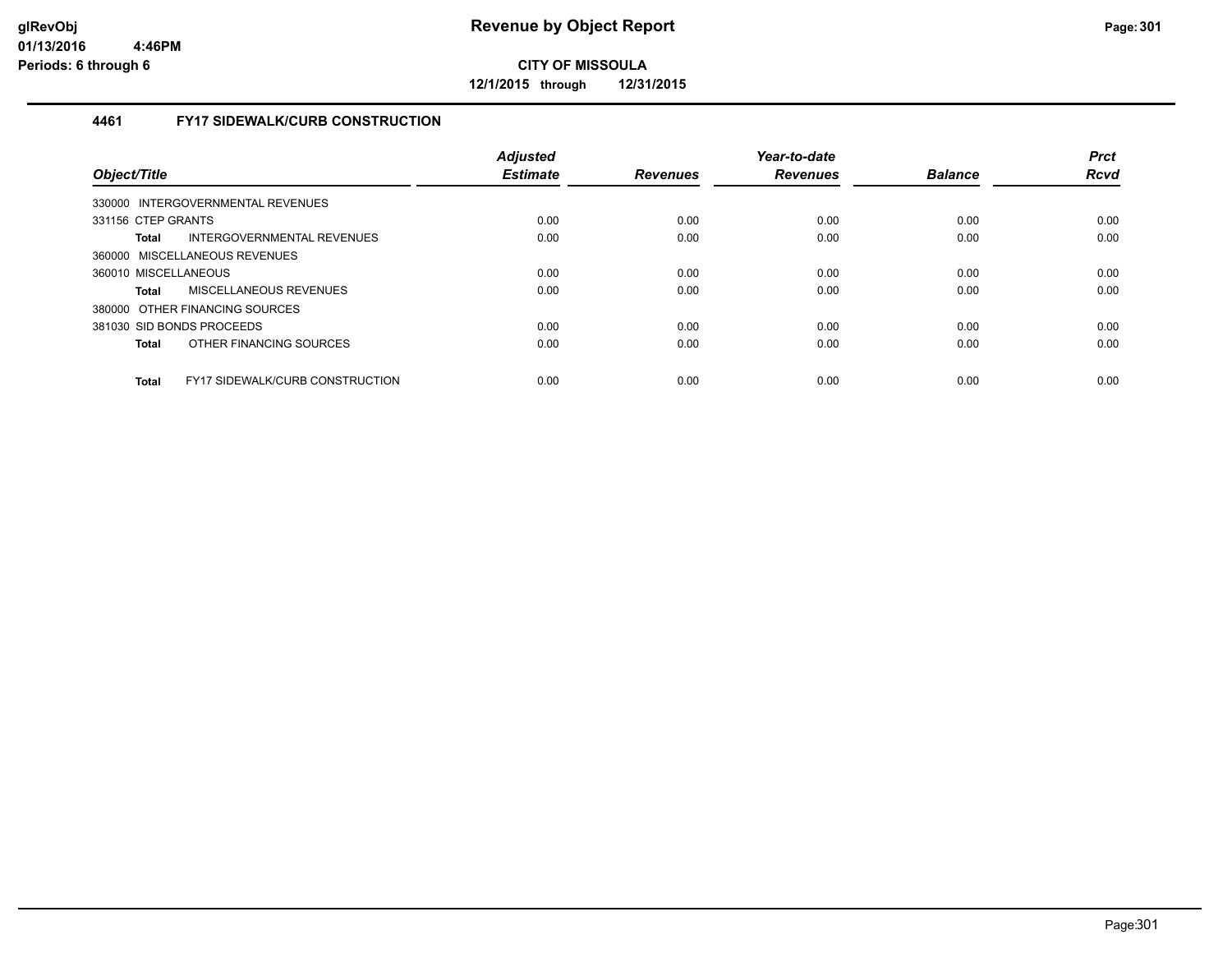# Revenue by Object Report

**CITY OF MISSOULA**

**12/1/2015 through 12/31/2015**

### 4461 FY17 SIDEWALK/CURB CONSTRUCTION

| Object/Title | Adjusted Estimate | Revenues | Year-to-date Revenues | Balance | Prct Rcvd |
|---|---|---|---|---|---|
| 330000 INTERGOVERNMENTAL REVENUES | | | | | |
| 331156 CTEP GRANTS | 0.00 | 0.00 | 0.00 | 0.00 | 0.00 |
| **Total** INTERGOVERNMENTAL REVENUES | 0.00 | 0.00 | 0.00 | 0.00 | 0.00 |
| 360000 MISCELLANEOUS REVENUES | | | | | |
| 360010 MISCELLANEOUS | 0.00 | 0.00 | 0.00 | 0.00 | 0.00 |
| **Total** MISCELLANEOUS REVENUES | 0.00 | 0.00 | 0.00 | 0.00 | 0.00 |
| 380000 OTHER FINANCING SOURCES | | | | | |
| 381030 SID BONDS PROCEEDS | 0.00 | 0.00 | 0.00 | 0.00 | 0.00 |
| **Total** OTHER FINANCING SOURCES | 0.00 | 0.00 | 0.00 | 0.00 | 0.00 |
| **Total** FY17 SIDEWALK/CURB CONSTRUCTION | 0.00 | 0.00 | 0.00 | 0.00 | 0.00 |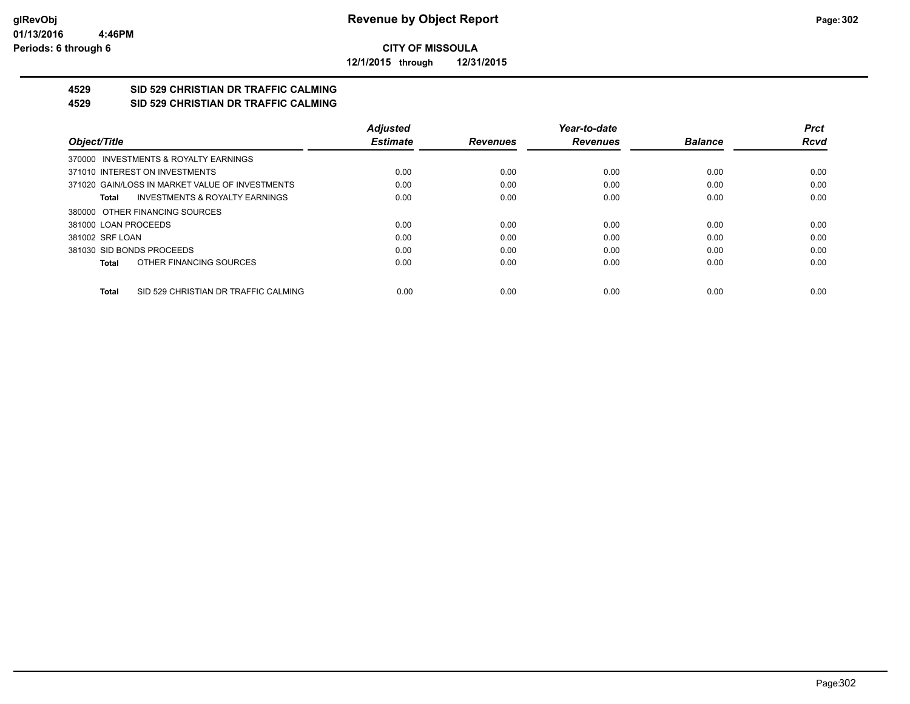# Revenue by Object Report

**CITY OF MISSOULA**

**12/1/2015 through 12/31/2015**

glRevObj
01/13/2016 4:46PM
Periods: 6 through 6

## 4529 SID 529 CHRISTIAN DR TRAFFIC CALMING
## 4529 SID 529 CHRISTIAN DR TRAFFIC CALMING

| Object/Title | Adjusted Estimate | Revenues | Year-to-date Revenues | Balance | Prct Rcvd |
|---|---|---|---|---|---|
| 370000 INVESTMENTS & ROYALTY EARNINGS | | | | | |
| 371010 INTEREST ON INVESTMENTS | 0.00 | 0.00 | 0.00 | 0.00 | 0.00 |
| 371020 GAIN/LOSS IN MARKET VALUE OF INVESTMENTS | 0.00 | 0.00 | 0.00 | 0.00 | 0.00 |
| **Total** INVESTMENTS & ROYALTY EARNINGS | 0.00 | 0.00 | 0.00 | 0.00 | 0.00 |
| 380000 OTHER FINANCING SOURCES | | | | | |
| 381000 LOAN PROCEEDS | 0.00 | 0.00 | 0.00 | 0.00 | 0.00 |
| 381002 SRF LOAN | 0.00 | 0.00 | 0.00 | 0.00 | 0.00 |
| 381030 SID BONDS PROCEEDS | 0.00 | 0.00 | 0.00 | 0.00 | 0.00 |
| **Total** OTHER FINANCING SOURCES | 0.00 | 0.00 | 0.00 | 0.00 | 0.00 |
| **Total** SID 529 CHRISTIAN DR TRAFFIC CALMING | 0.00 | 0.00 | 0.00 | 0.00 | 0.00 |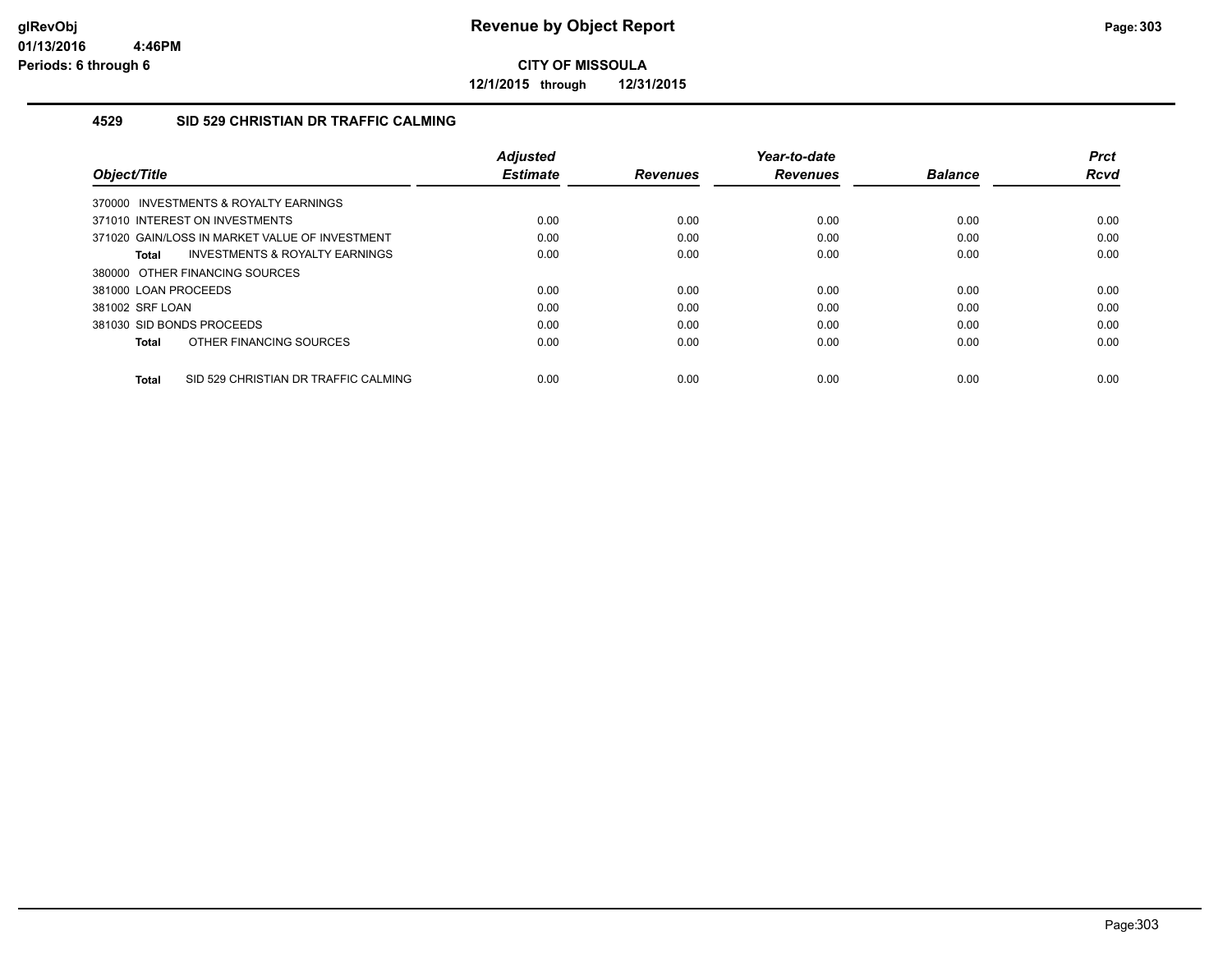# Revenue by Object Report

glRevObj
01/13/2016 4:46PM
Periods: 6 through 6

**CITY OF MISSOULA**

**12/1/2015 through 12/31/2015**

### 4529 SID 529 CHRISTIAN DR TRAFFIC CALMING

| Object/Title | Adjusted Estimate | Revenues | Year-to-date Revenues | Balance | Prct Rcvd |
|---|---|---|---|---|---|
| 370000 INVESTMENTS & ROYALTY EARNINGS | | | | | |
| 371010 INTEREST ON INVESTMENTS | 0.00 | 0.00 | 0.00 | 0.00 | 0.00 |
| 371020 GAIN/LOSS IN MARKET VALUE OF INVESTMENT | 0.00 | 0.00 | 0.00 | 0.00 | 0.00 |
| **Total** INVESTMENTS & ROYALTY EARNINGS | 0.00 | 0.00 | 0.00 | 0.00 | 0.00 |
| 380000 OTHER FINANCING SOURCES | | | | | |
| 381000 LOAN PROCEEDS | 0.00 | 0.00 | 0.00 | 0.00 | 0.00 |
| 381002 SRF LOAN | 0.00 | 0.00 | 0.00 | 0.00 | 0.00 |
| 381030 SID BONDS PROCEEDS | 0.00 | 0.00 | 0.00 | 0.00 | 0.00 |
| **Total** OTHER FINANCING SOURCES | 0.00 | 0.00 | 0.00 | 0.00 | 0.00 |
| **Total** SID 529 CHRISTIAN DR TRAFFIC CALMING | 0.00 | 0.00 | 0.00 | 0.00 | 0.00 |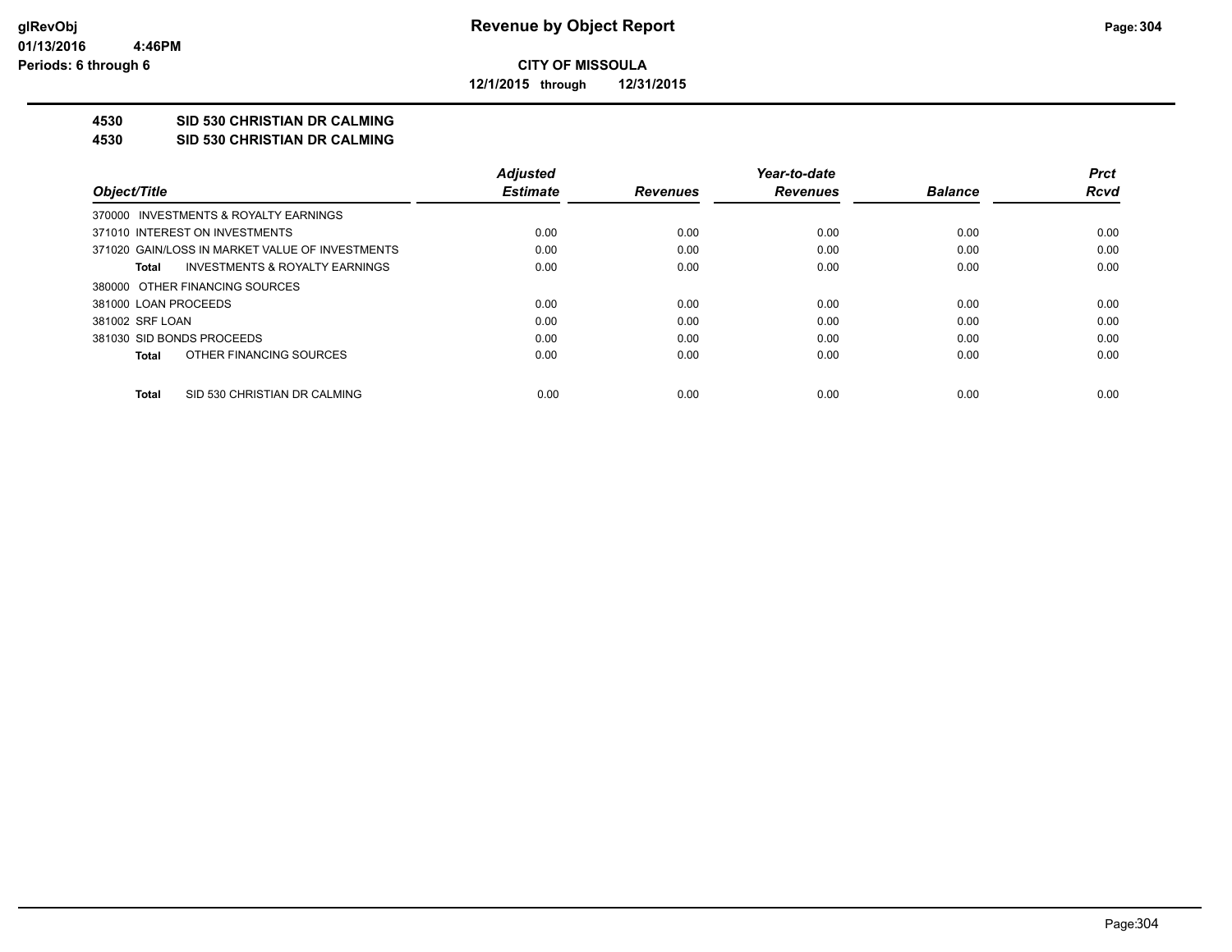# Revenue by Object Report

**CITY OF MISSOULA**

**12/1/2015 through 12/31/2015**

glRevObj
01/13/2016 4:46PM
Periods: 6 through 6

**4530 SID 530 CHRISTIAN DR CALMING**

**4530 SID 530 CHRISTIAN DR CALMING**

| Object/Title | Adjusted Estimate | Revenues | Year-to-date Revenues | Balance | Prct Rcvd |
|---|---|---|---|---|---|
| 370000 INVESTMENTS & ROYALTY EARNINGS | | | | | |
| 371010 INTEREST ON INVESTMENTS | 0.00 | 0.00 | 0.00 | 0.00 | 0.00 |
| 371020 GAIN/LOSS IN MARKET VALUE OF INVESTMENTS | 0.00 | 0.00 | 0.00 | 0.00 | 0.00 |
| **Total** INVESTMENTS & ROYALTY EARNINGS | 0.00 | 0.00 | 0.00 | 0.00 | 0.00 |
| 380000 OTHER FINANCING SOURCES | | | | | |
| 381000 LOAN PROCEEDS | 0.00 | 0.00 | 0.00 | 0.00 | 0.00 |
| 381002 SRF LOAN | 0.00 | 0.00 | 0.00 | 0.00 | 0.00 |
| 381030 SID BONDS PROCEEDS | 0.00 | 0.00 | 0.00 | 0.00 | 0.00 |
| **Total** OTHER FINANCING SOURCES | 0.00 | 0.00 | 0.00 | 0.00 | 0.00 |
| **Total** SID 530 CHRISTIAN DR CALMING | 0.00 | 0.00 | 0.00 | 0.00 | 0.00 |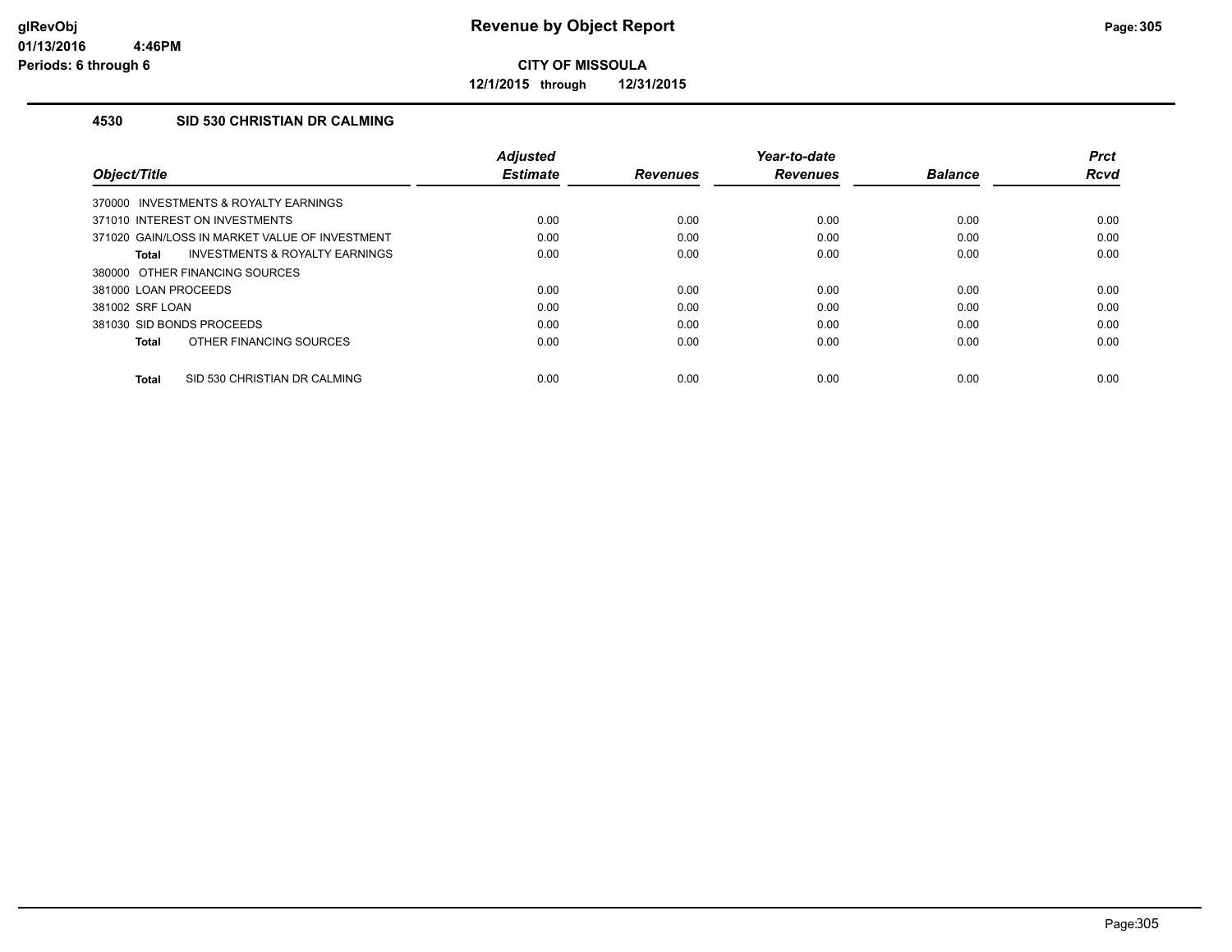# Revenue by Object Report

**CITY OF MISSOULA**

**12/1/2015 through 12/31/2015**

glRevObj
01/13/2016 4:46PM
Periods: 6 through 6

### 4530 SID 530 CHRISTIAN DR CALMING

| Object/Title | Adjusted Estimate | Revenues | Year-to-date Revenues | Balance | Prct Rcvd |
|---|---|---|---|---|---|
| 370000 INVESTMENTS & ROYALTY EARNINGS | | | | | |
| 371010 INTEREST ON INVESTMENTS | 0.00 | 0.00 | 0.00 | 0.00 | 0.00 |
| 371020 GAIN/LOSS IN MARKET VALUE OF INVESTMENT | 0.00 | 0.00 | 0.00 | 0.00 | 0.00 |
| **Total** INVESTMENTS & ROYALTY EARNINGS | 0.00 | 0.00 | 0.00 | 0.00 | 0.00 |
| 380000 OTHER FINANCING SOURCES | | | | | |
| 381000 LOAN PROCEEDS | 0.00 | 0.00 | 0.00 | 0.00 | 0.00 |
| 381002 SRF LOAN | 0.00 | 0.00 | 0.00 | 0.00 | 0.00 |
| 381030 SID BONDS PROCEEDS | 0.00 | 0.00 | 0.00 | 0.00 | 0.00 |
| **Total** OTHER FINANCING SOURCES | 0.00 | 0.00 | 0.00 | 0.00 | 0.00 |
| **Total** SID 530 CHRISTIAN DR CALMING | 0.00 | 0.00 | 0.00 | 0.00 | 0.00 |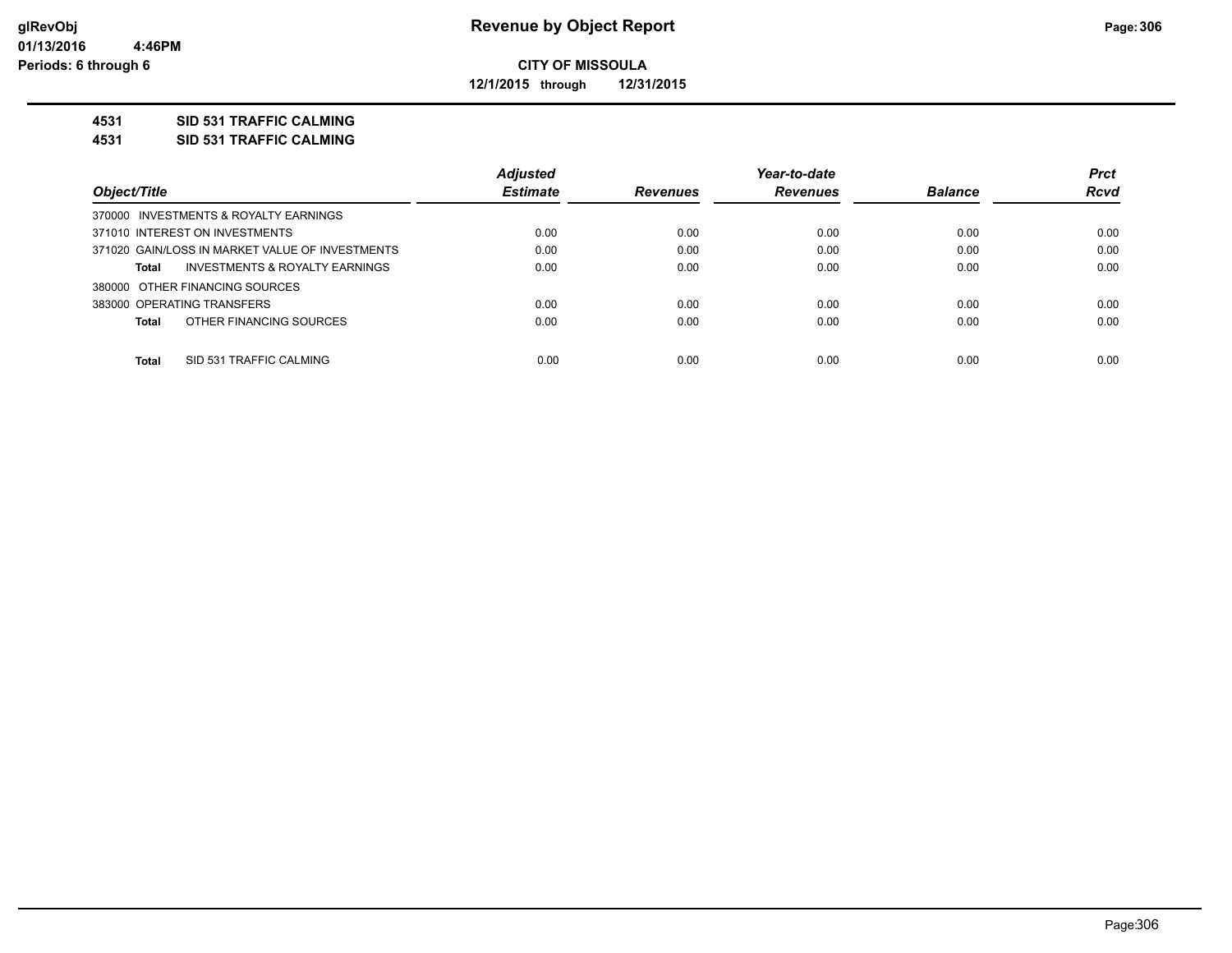**CITY OF MISSOULA**

**12/1/2015 through 12/31/2015**

**4531 SID 531 TRAFFIC CALMING**

**4531 SID 531 TRAFFIC CALMING**

| Object/Title | Adjusted Estimate | Revenues | Year-to-date Revenues | Balance | Prct Rcvd |
|---|---|---|---|---|---|
| 370000 INVESTMENTS & ROYALTY EARNINGS | | | | | |
| 371010 INTEREST ON INVESTMENTS | 0.00 | 0.00 | 0.00 | 0.00 | 0.00 |
| 371020 GAIN/LOSS IN MARKET VALUE OF INVESTMENTS | 0.00 | 0.00 | 0.00 | 0.00 | 0.00 |
| **Total** INVESTMENTS & ROYALTY EARNINGS | 0.00 | 0.00 | 0.00 | 0.00 | 0.00 |
| 380000 OTHER FINANCING SOURCES | | | | | |
| 383000 OPERATING TRANSFERS | 0.00 | 0.00 | 0.00 | 0.00 | 0.00 |
| **Total** OTHER FINANCING SOURCES | 0.00 | 0.00 | 0.00 | 0.00 | 0.00 |
| **Total** SID 531 TRAFFIC CALMING | 0.00 | 0.00 | 0.00 | 0.00 | 0.00 |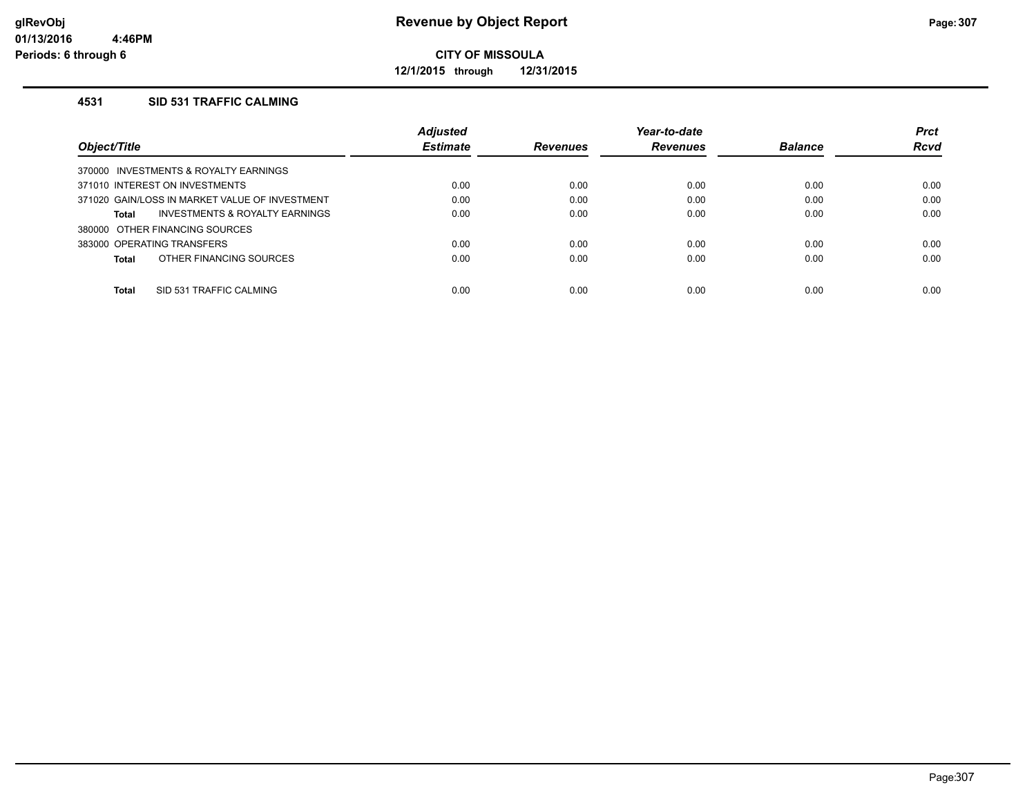# Revenue by Object Report

glRevObj
01/13/2016 4:46PM
Periods: 6 through 6

**CITY OF MISSOULA**

**12/1/2015 through 12/31/2015**

## 4531 SID 531 TRAFFIC CALMING

| Object/Title | Adjusted Estimate | Revenues | Year-to-date Revenues | Balance | Prct Rcvd |
|---|---|---|---|---|---|
| 370000 INVESTMENTS & ROYALTY EARNINGS | | | | | |
| 371010 INTEREST ON INVESTMENTS | 0.00 | 0.00 | 0.00 | 0.00 | 0.00 |
| 371020 GAIN/LOSS IN MARKET VALUE OF INVESTMENT | 0.00 | 0.00 | 0.00 | 0.00 | 0.00 |
| **Total** INVESTMENTS & ROYALTY EARNINGS | 0.00 | 0.00 | 0.00 | 0.00 | 0.00 |
| 380000 OTHER FINANCING SOURCES | | | | | |
| 383000 OPERATING TRANSFERS | 0.00 | 0.00 | 0.00 | 0.00 | 0.00 |
| **Total** OTHER FINANCING SOURCES | 0.00 | 0.00 | 0.00 | 0.00 | 0.00 |
| **Total** SID 531 TRAFFIC CALMING | 0.00 | 0.00 | 0.00 | 0.00 | 0.00 |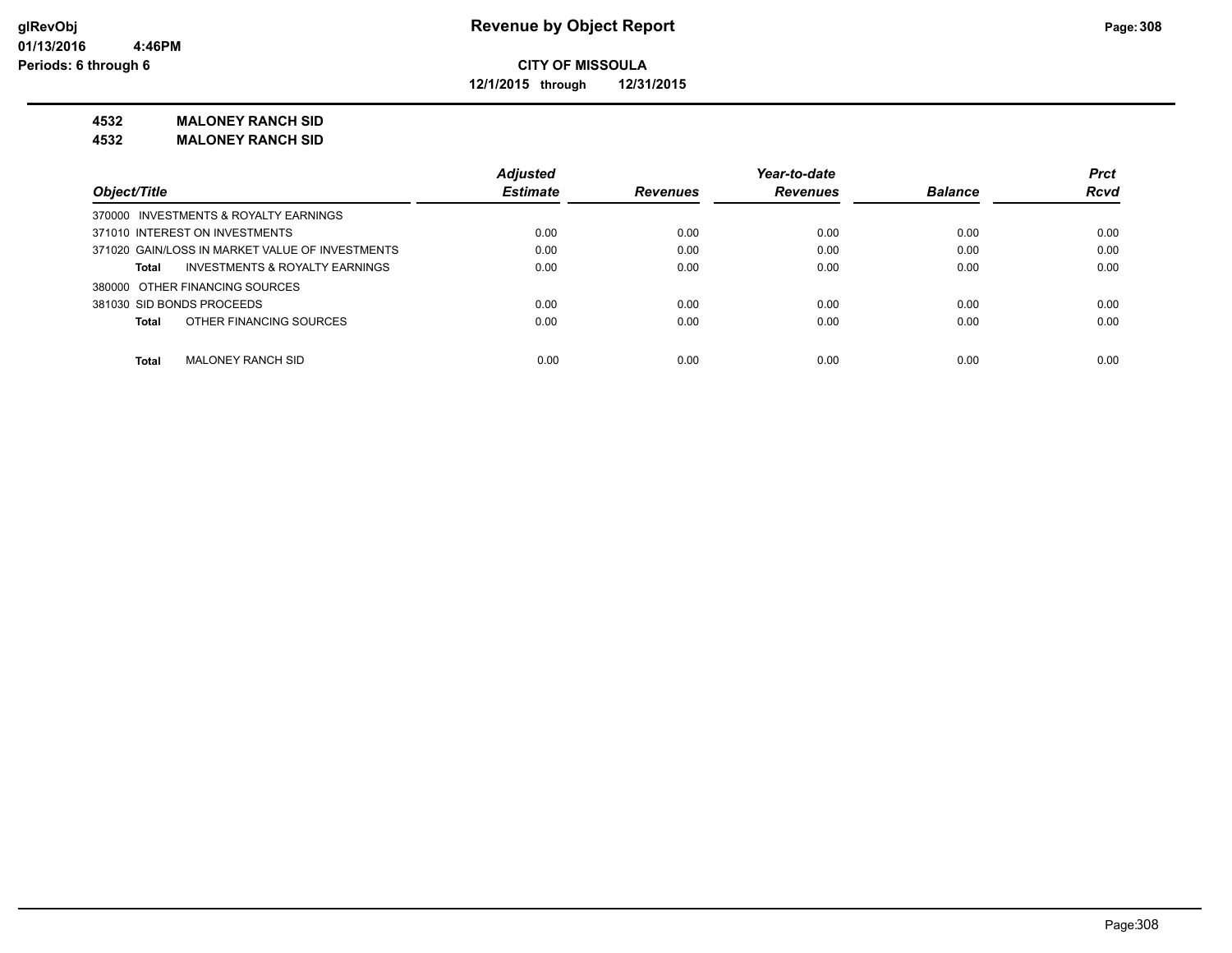# Revenue by Object Report

glRevObj
01/13/2016 4:46PM
Periods: 6 through 6

**CITY OF MISSOULA**

**12/1/2015 through 12/31/2015**

**4532 MALONEY RANCH SID**

**4532 MALONEY RANCH SID**

| Object/Title | Adjusted Estimate | Revenues | Year-to-date Revenues | Balance | Prct Rcvd |
|---|---|---|---|---|---|
| 370000 INVESTMENTS & ROYALTY EARNINGS | | | | | |
| 371010 INTEREST ON INVESTMENTS | 0.00 | 0.00 | 0.00 | 0.00 | 0.00 |
| 371020 GAIN/LOSS IN MARKET VALUE OF INVESTMENTS | 0.00 | 0.00 | 0.00 | 0.00 | 0.00 |
| **Total** INVESTMENTS & ROYALTY EARNINGS | 0.00 | 0.00 | 0.00 | 0.00 | 0.00 |
| 380000 OTHER FINANCING SOURCES | | | | | |
| 381030 SID BONDS PROCEEDS | 0.00 | 0.00 | 0.00 | 0.00 | 0.00 |
| **Total** OTHER FINANCING SOURCES | 0.00 | 0.00 | 0.00 | 0.00 | 0.00 |
| **Total** MALONEY RANCH SID | 0.00 | 0.00 | 0.00 | 0.00 | 0.00 |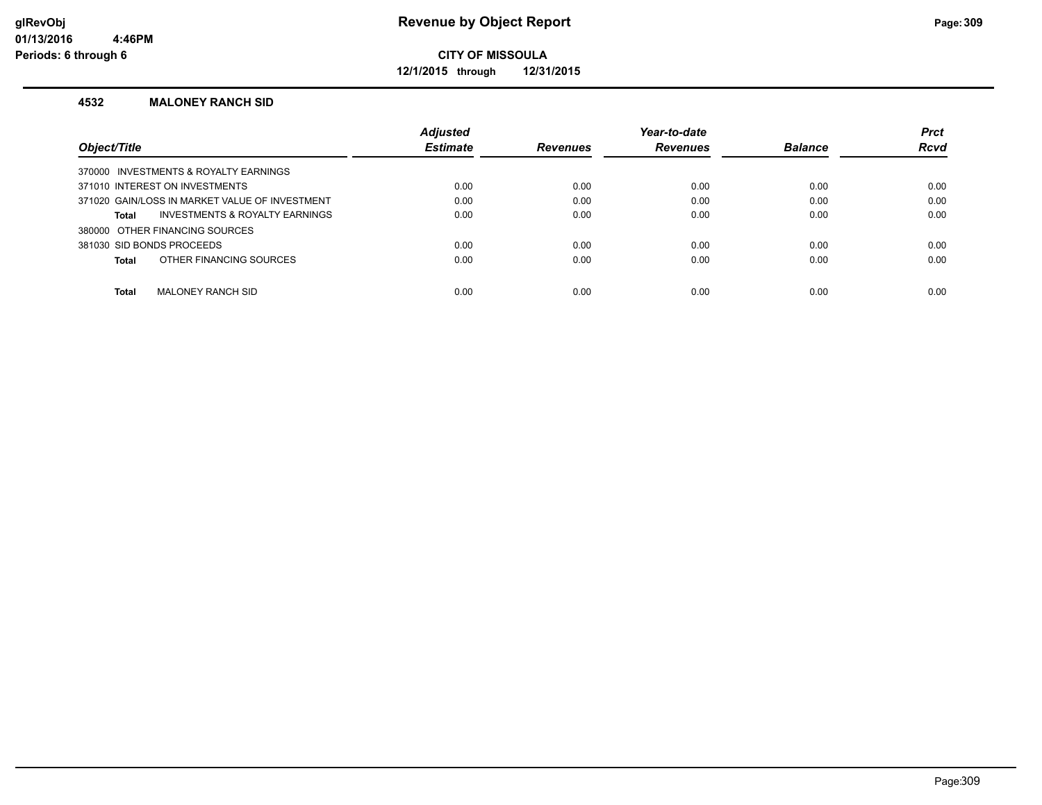**Revenue by Object Report**

**CITY OF MISSOULA**

**12/1/2015 through 12/31/2015**

## 4532 MALONEY RANCH SID

| Object/Title | Adjusted Estimate | Revenues | Year-to-date Revenues | Balance | Prct Rcvd |
|---|---|---|---|---|---|
| 370000 INVESTMENTS & ROYALTY EARNINGS | | | | | |
| 371010 INTEREST ON INVESTMENTS | 0.00 | 0.00 | 0.00 | 0.00 | 0.00 |
| 371020 GAIN/LOSS IN MARKET VALUE OF INVESTMENT | 0.00 | 0.00 | 0.00 | 0.00 | 0.00 |
| **Total** INVESTMENTS & ROYALTY EARNINGS | 0.00 | 0.00 | 0.00 | 0.00 | 0.00 |
| 380000 OTHER FINANCING SOURCES | | | | | |
| 381030 SID BONDS PROCEEDS | 0.00 | 0.00 | 0.00 | 0.00 | 0.00 |
| **Total** OTHER FINANCING SOURCES | 0.00 | 0.00 | 0.00 | 0.00 | 0.00 |
| **Total** MALONEY RANCH SID | 0.00 | 0.00 | 0.00 | 0.00 | 0.00 |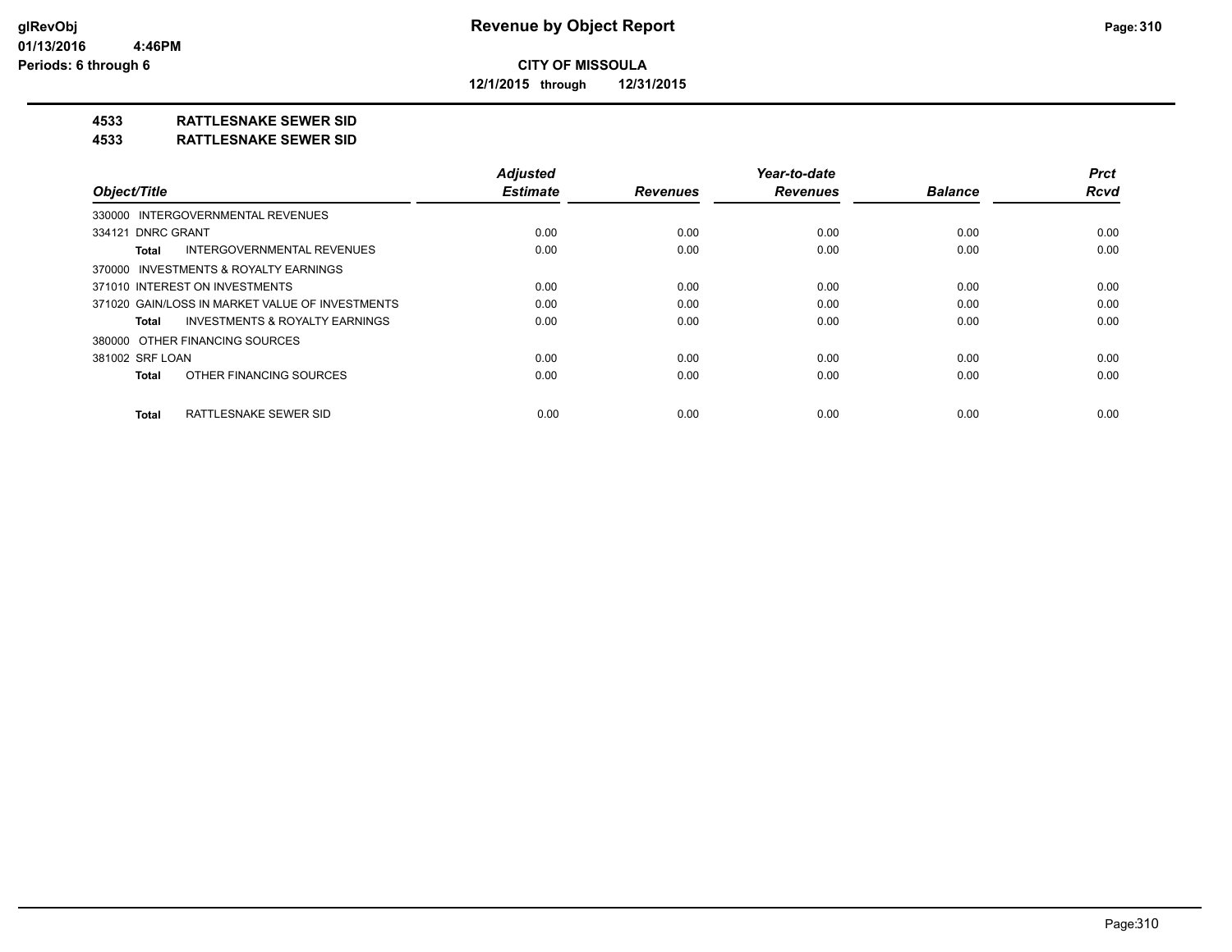**glRevObj**
**01/13/2016 4:46PM**
**Periods: 6 through 6**

# Revenue by Object Report

**CITY OF MISSOULA**

**12/1/2015 through 12/31/2015**

## 4533 RATTLESNAKE SEWER SID
## 4533 RATTLESNAKE SEWER SID

| Object/Title | Adjusted Estimate | Revenues | Year-to-date Revenues | Balance | Prct Rcvd |
|---|---|---|---|---|---|
| 330000 INTERGOVERNMENTAL REVENUES | | | | | |
| 334121 DNRC GRANT | 0.00 | 0.00 | 0.00 | 0.00 | 0.00 |
| **Total** INTERGOVERNMENTAL REVENUES | 0.00 | 0.00 | 0.00 | 0.00 | 0.00 |
| 370000 INVESTMENTS & ROYALTY EARNINGS | | | | | |
| 371010 INTEREST ON INVESTMENTS | 0.00 | 0.00 | 0.00 | 0.00 | 0.00 |
| 371020 GAIN/LOSS IN MARKET VALUE OF INVESTMENTS | 0.00 | 0.00 | 0.00 | 0.00 | 0.00 |
| **Total** INVESTMENTS & ROYALTY EARNINGS | 0.00 | 0.00 | 0.00 | 0.00 | 0.00 |
| 380000 OTHER FINANCING SOURCES | | | | | |
| 381002 SRF LOAN | 0.00 | 0.00 | 0.00 | 0.00 | 0.00 |
| **Total** OTHER FINANCING SOURCES | 0.00 | 0.00 | 0.00 | 0.00 | 0.00 |
| **Total** RATTLESNAKE SEWER SID | 0.00 | 0.00 | 0.00 | 0.00 | 0.00 |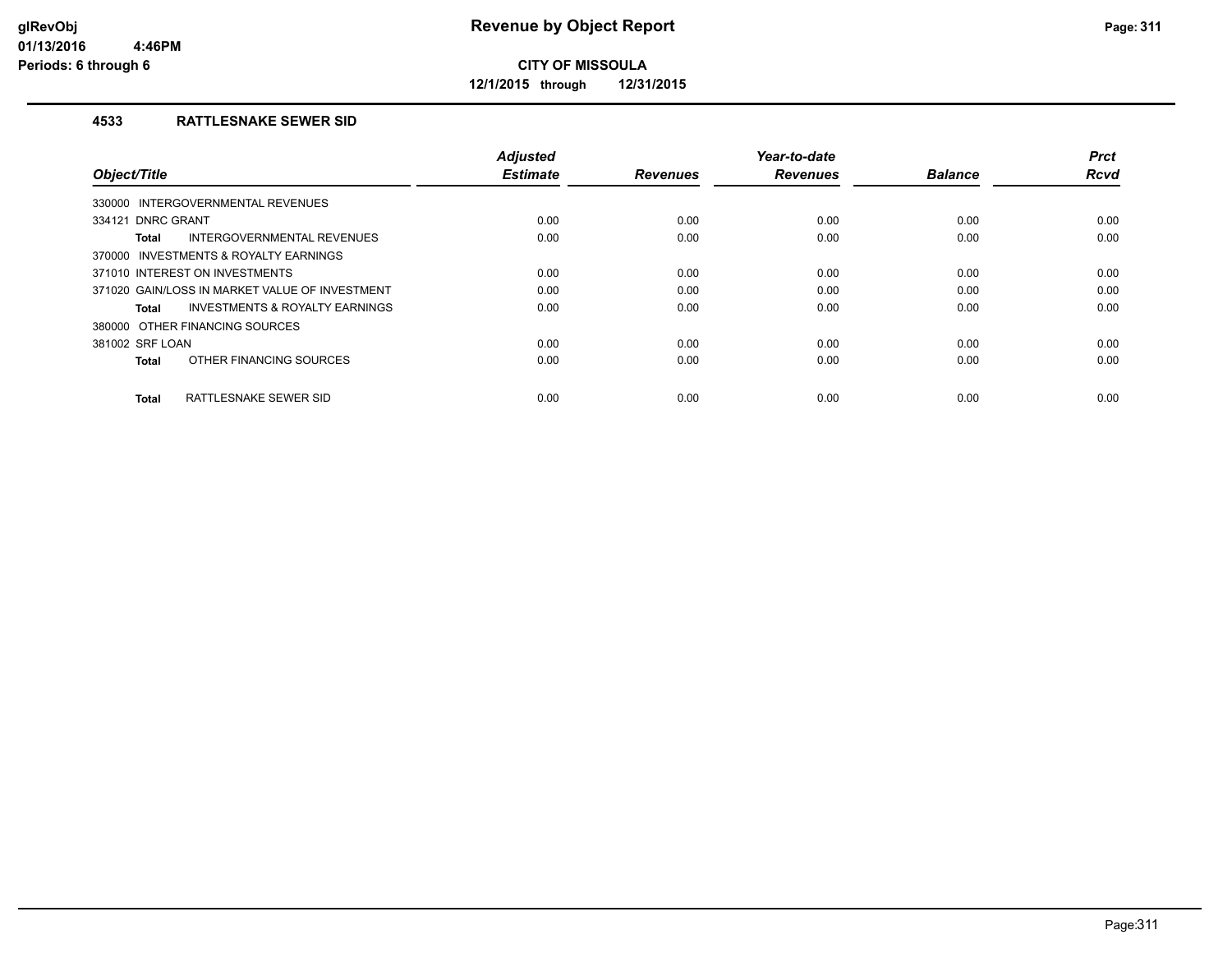# Revenue by Object Report

**CITY OF MISSOULA**

**12/1/2015 through 12/31/2015**

glRevObj
01/13/2016 4:46PM
Periods: 6 through 6

## 4533 RATTLESNAKE SEWER SID

| Object/Title | Adjusted Estimate | Revenues | Year-to-date Revenues | Balance | Prct Rcvd |
|---|---|---|---|---|---|
| 330000 INTERGOVERNMENTAL REVENUES | | | | | |
| 334121 DNRC GRANT | 0.00 | 0.00 | 0.00 | 0.00 | 0.00 |
| **Total** INTERGOVERNMENTAL REVENUES | 0.00 | 0.00 | 0.00 | 0.00 | 0.00 |
| 370000 INVESTMENTS & ROYALTY EARNINGS | | | | | |
| 371010 INTEREST ON INVESTMENTS | 0.00 | 0.00 | 0.00 | 0.00 | 0.00 |
| 371020 GAIN/LOSS IN MARKET VALUE OF INVESTMENT | 0.00 | 0.00 | 0.00 | 0.00 | 0.00 |
| **Total** INVESTMENTS & ROYALTY EARNINGS | 0.00 | 0.00 | 0.00 | 0.00 | 0.00 |
| 380000 OTHER FINANCING SOURCES | | | | | |
| 381002 SRF LOAN | 0.00 | 0.00 | 0.00 | 0.00 | 0.00 |
| **Total** OTHER FINANCING SOURCES | 0.00 | 0.00 | 0.00 | 0.00 | 0.00 |
| **Total** RATTLESNAKE SEWER SID | 0.00 | 0.00 | 0.00 | 0.00 | 0.00 |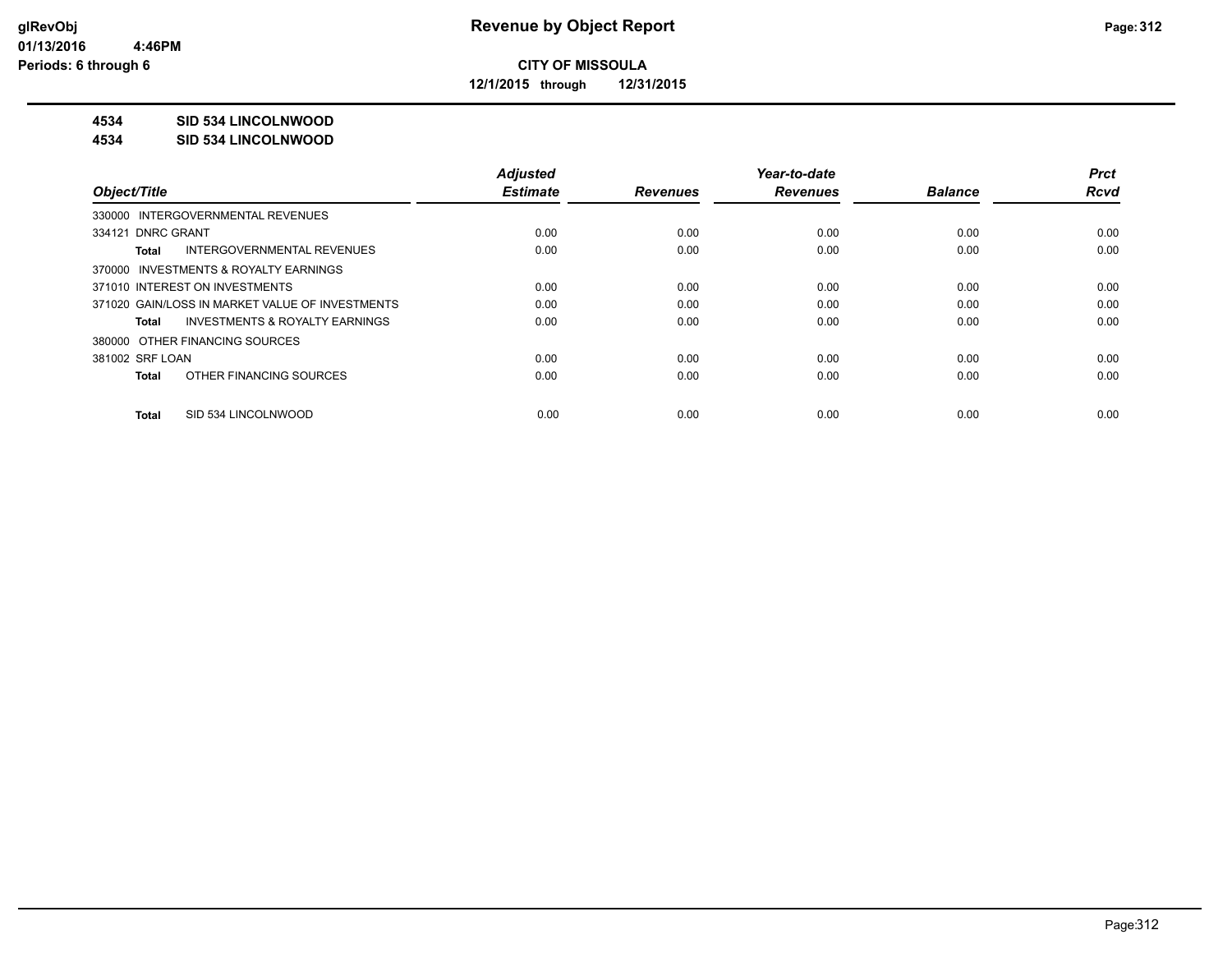**Revenue by Object Report**

**CITY OF MISSOULA**

**12/1/2015 through 12/31/2015**

**4534 SID 534 LINCOLNWOOD**

**4534 SID 534 LINCOLNWOOD**

| Object/Title | Adjusted Estimate | Revenues | Year-to-date Revenues | Balance | Prct Rcvd |
|---|---|---|---|---|---|
| 330000 INTERGOVERNMENTAL REVENUES | | | | | |
| 334121 DNRC GRANT | 0.00 | 0.00 | 0.00 | 0.00 | 0.00 |
| **Total** INTERGOVERNMENTAL REVENUES | 0.00 | 0.00 | 0.00 | 0.00 | 0.00 |
| 370000 INVESTMENTS & ROYALTY EARNINGS | | | | | |
| 371010 INTEREST ON INVESTMENTS | 0.00 | 0.00 | 0.00 | 0.00 | 0.00 |
| 371020 GAIN/LOSS IN MARKET VALUE OF INVESTMENTS | 0.00 | 0.00 | 0.00 | 0.00 | 0.00 |
| **Total** INVESTMENTS & ROYALTY EARNINGS | 0.00 | 0.00 | 0.00 | 0.00 | 0.00 |
| 380000 OTHER FINANCING SOURCES | | | | | |
| 381002 SRF LOAN | 0.00 | 0.00 | 0.00 | 0.00 | 0.00 |
| **Total** OTHER FINANCING SOURCES | 0.00 | 0.00 | 0.00 | 0.00 | 0.00 |
| **Total** SID 534 LINCOLNWOOD | 0.00 | 0.00 | 0.00 | 0.00 | 0.00 |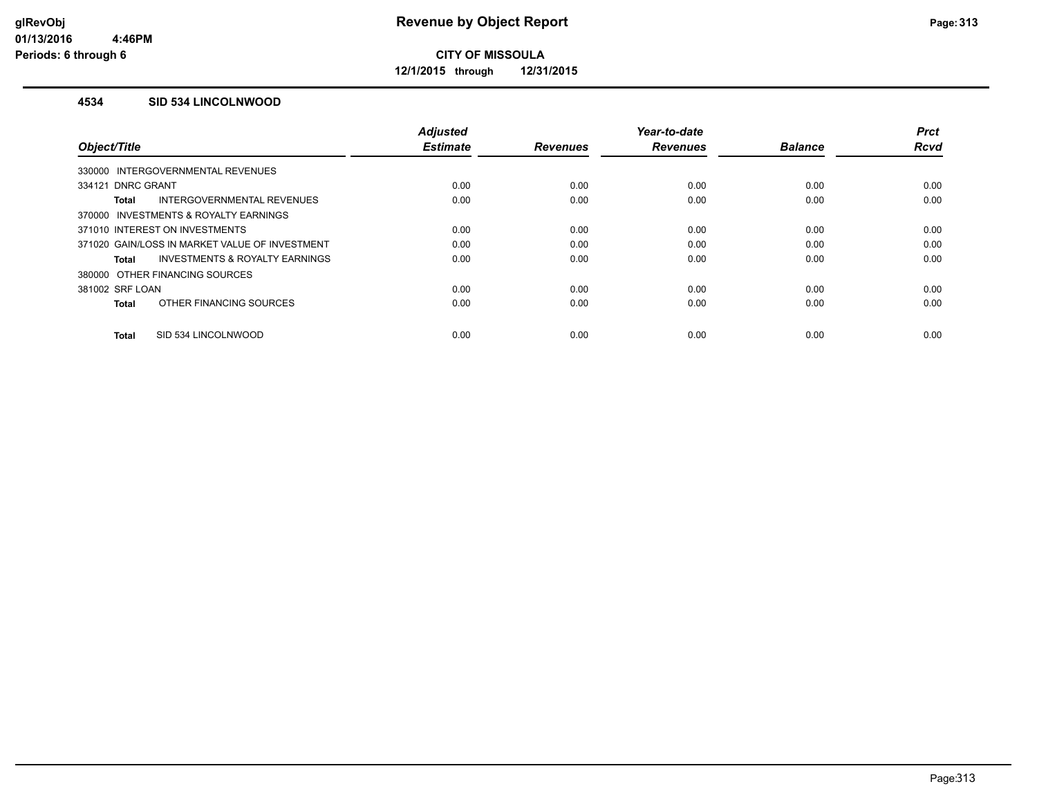# Revenue by Object Report

**CITY OF MISSOULA**

**12/1/2015 through 12/31/2015**

glRevObj
01/13/2016 4:46PM
Periods: 6 through 6

## 4534 SID 534 LINCOLNWOOD

| Object/Title | Adjusted Estimate | Revenues | Year-to-date Revenues | Balance | Prct Rcvd |
|---|---|---|---|---|---|
| 330000 INTERGOVERNMENTAL REVENUES | | | | | |
| 334121 DNRC GRANT | 0.00 | 0.00 | 0.00 | 0.00 | 0.00 |
| **Total** INTERGOVERNMENTAL REVENUES | 0.00 | 0.00 | 0.00 | 0.00 | 0.00 |
| 370000 INVESTMENTS & ROYALTY EARNINGS | | | | | |
| 371010 INTEREST ON INVESTMENTS | 0.00 | 0.00 | 0.00 | 0.00 | 0.00 |
| 371020 GAIN/LOSS IN MARKET VALUE OF INVESTMENT | 0.00 | 0.00 | 0.00 | 0.00 | 0.00 |
| **Total** INVESTMENTS & ROYALTY EARNINGS | 0.00 | 0.00 | 0.00 | 0.00 | 0.00 |
| 380000 OTHER FINANCING SOURCES | | | | | |
| 381002 SRF LOAN | 0.00 | 0.00 | 0.00 | 0.00 | 0.00 |
| **Total** OTHER FINANCING SOURCES | 0.00 | 0.00 | 0.00 | 0.00 | 0.00 |
| **Total** SID 534 LINCOLNWOOD | 0.00 | 0.00 | 0.00 | 0.00 | 0.00 |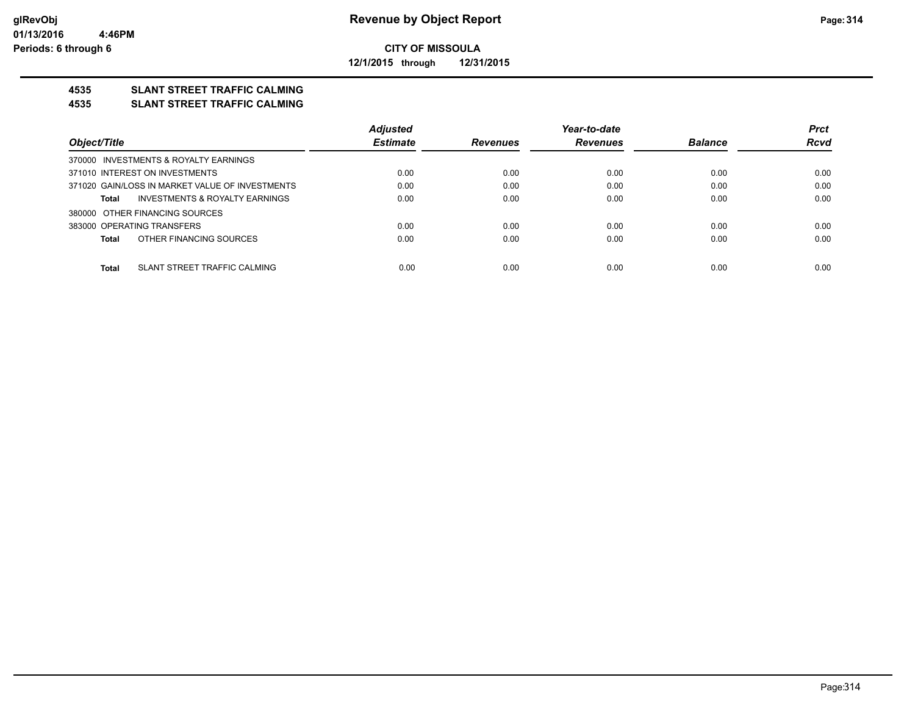**Revenue by Object Report**

**CITY OF MISSOULA**

**12/1/2015 through 12/31/2015**

glRevObj
01/13/2016 4:46PM
Periods: 6 through 6

## 4535 SLANT STREET TRAFFIC CALMING
## 4535 SLANT STREET TRAFFIC CALMING

| Object/Title | Adjusted Estimate | Revenues | Year-to-date Revenues | Balance | Prct Rcvd |
|---|---|---|---|---|---|
| 370000 INVESTMENTS & ROYALTY EARNINGS | | | | | |
| 371010 INTEREST ON INVESTMENTS | 0.00 | 0.00 | 0.00 | 0.00 | 0.00 |
| 371020 GAIN/LOSS IN MARKET VALUE OF INVESTMENTS | 0.00 | 0.00 | 0.00 | 0.00 | 0.00 |
| **Total** INVESTMENTS & ROYALTY EARNINGS | 0.00 | 0.00 | 0.00 | 0.00 | 0.00 |
| 380000 OTHER FINANCING SOURCES | | | | | |
| 383000 OPERATING TRANSFERS | 0.00 | 0.00 | 0.00 | 0.00 | 0.00 |
| **Total** OTHER FINANCING SOURCES | 0.00 | 0.00 | 0.00 | 0.00 | 0.00 |
| **Total** SLANT STREET TRAFFIC CALMING | 0.00 | 0.00 | 0.00 | 0.00 | 0.00 |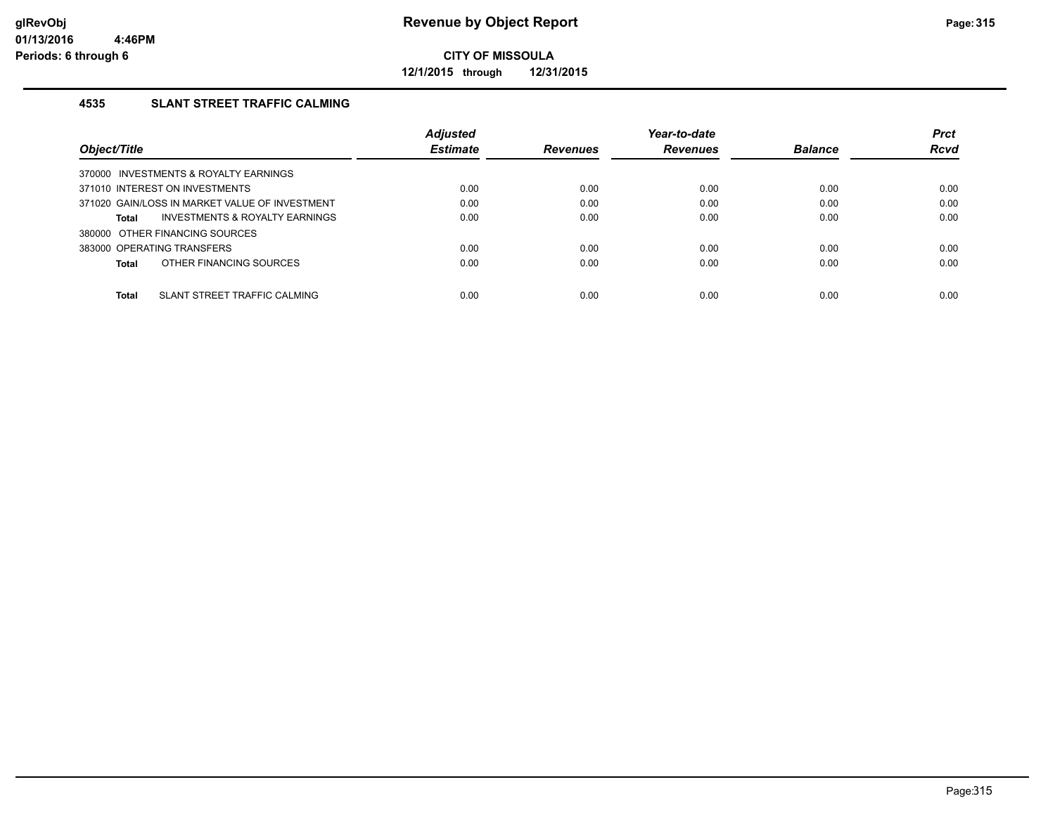# Revenue by Object Report

**CITY OF MISSOULA**

**12/1/2015 through 12/31/2015**

glRevObj
01/13/2016 4:46PM
Periods: 6 through 6

### 4535 SLANT STREET TRAFFIC CALMING

| Object/Title | Adjusted Estimate | Revenues | Year-to-date Revenues | Balance | Prct Rcvd |
|---|---|---|---|---|---|
| 370000 INVESTMENTS & ROYALTY EARNINGS | | | | | |
| 371010 INTEREST ON INVESTMENTS | 0.00 | 0.00 | 0.00 | 0.00 | 0.00 |
| 371020 GAIN/LOSS IN MARKET VALUE OF INVESTMENT | 0.00 | 0.00 | 0.00 | 0.00 | 0.00 |
| **Total** INVESTMENTS & ROYALTY EARNINGS | 0.00 | 0.00 | 0.00 | 0.00 | 0.00 |
| 380000 OTHER FINANCING SOURCES | | | | | |
| 383000 OPERATING TRANSFERS | 0.00 | 0.00 | 0.00 | 0.00 | 0.00 |
| **Total** OTHER FINANCING SOURCES | 0.00 | 0.00 | 0.00 | 0.00 | 0.00 |
| **Total** SLANT STREET TRAFFIC CALMING | 0.00 | 0.00 | 0.00 | 0.00 | 0.00 |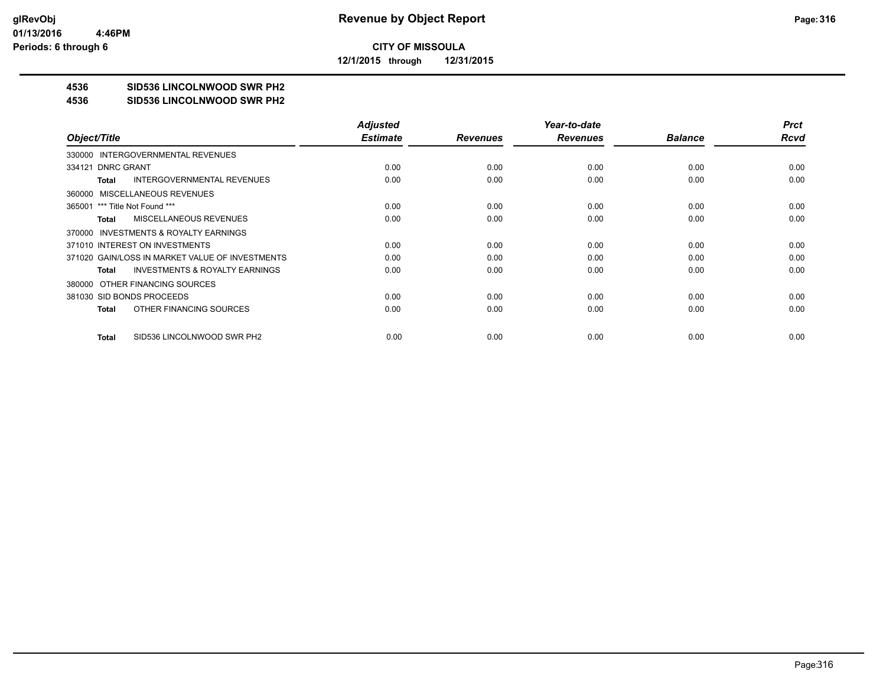# Revenue by Object Report

glRevObj
01/13/2016 4:46PM
Periods: 6 through 6

**CITY OF MISSOULA**

**12/1/2015 through 12/31/2015**

**4536 SID536 LINCOLNWOOD SWR PH2**

**4536 SID536 LINCOLNWOOD SWR PH2**

| Object/Title | Adjusted Estimate | Revenues | Year-to-date Revenues | Balance | Prct Rcvd |
|---|---|---|---|---|---|
| 330000 INTERGOVERNMENTAL REVENUES | | | | | |
| 334121 DNRC GRANT | 0.00 | 0.00 | 0.00 | 0.00 | 0.00 |
| **Total** INTERGOVERNMENTAL REVENUES | 0.00 | 0.00 | 0.00 | 0.00 | 0.00 |
| 360000 MISCELLANEOUS REVENUES | | | | | |
| 365001 *** Title Not Found *** | 0.00 | 0.00 | 0.00 | 0.00 | 0.00 |
| **Total** MISCELLANEOUS REVENUES | 0.00 | 0.00 | 0.00 | 0.00 | 0.00 |
| 370000 INVESTMENTS & ROYALTY EARNINGS | | | | | |
| 371010 INTEREST ON INVESTMENTS | 0.00 | 0.00 | 0.00 | 0.00 | 0.00 |
| 371020 GAIN/LOSS IN MARKET VALUE OF INVESTMENTS | 0.00 | 0.00 | 0.00 | 0.00 | 0.00 |
| **Total** INVESTMENTS & ROYALTY EARNINGS | 0.00 | 0.00 | 0.00 | 0.00 | 0.00 |
| 380000 OTHER FINANCING SOURCES | | | | | |
| 381030 SID BONDS PROCEEDS | 0.00 | 0.00 | 0.00 | 0.00 | 0.00 |
| **Total** OTHER FINANCING SOURCES | 0.00 | 0.00 | 0.00 | 0.00 | 0.00 |
| **Total** SID536 LINCOLNWOOD SWR PH2 | 0.00 | 0.00 | 0.00 | 0.00 | 0.00 |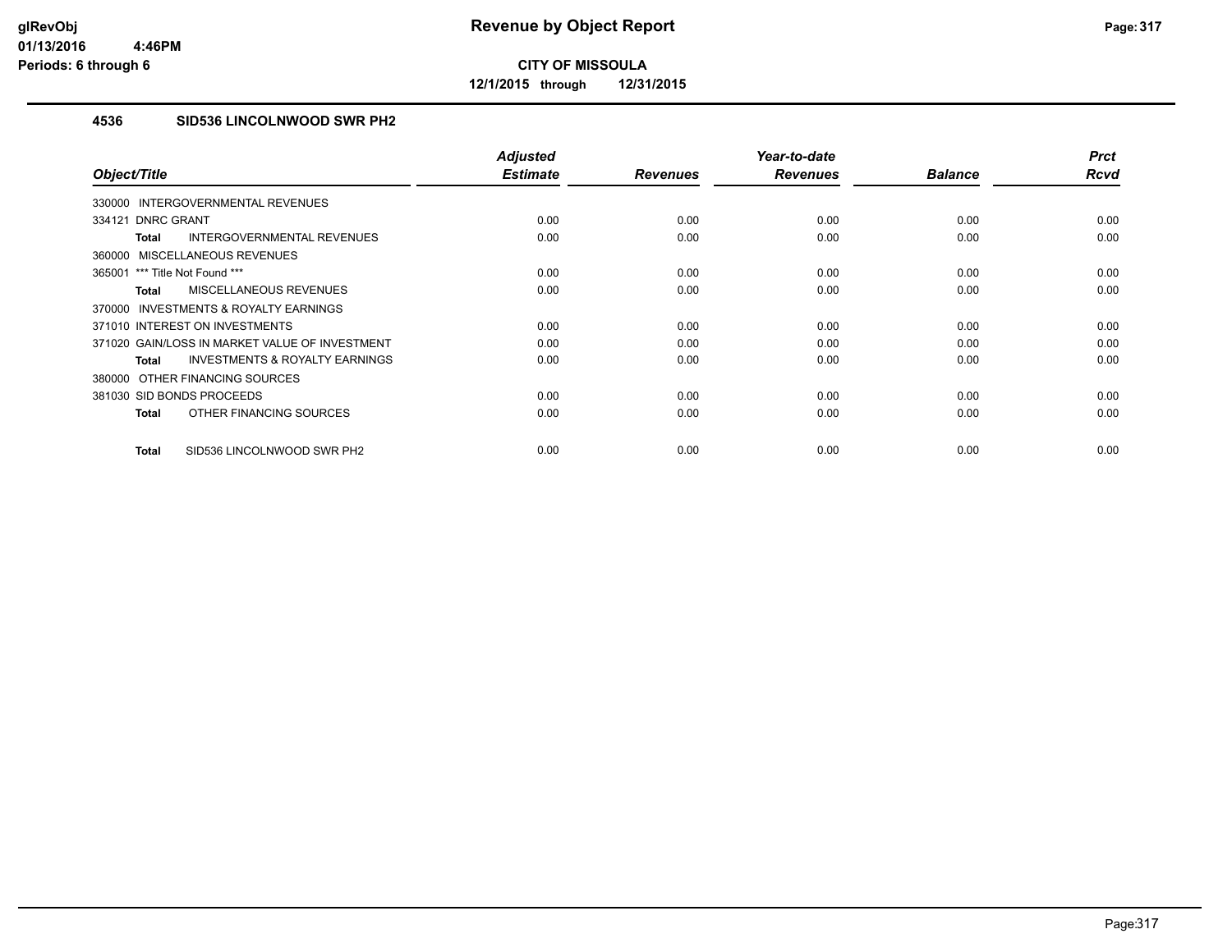**glRevObj**
**01/13/2016 4:46PM**
**Periods: 6 through 6**

# Revenue by Object Report

**CITY OF MISSOULA**

**12/1/2015 through 12/31/2015**

## 4536 SID536 LINCOLNWOOD SWR PH2

| Object/Title | Adjusted Estimate | Revenues | Year-to-date Revenues | Balance | Prct Rcvd |
|---|---|---|---|---|---|
| 330000 INTERGOVERNMENTAL REVENUES | | | | | |
| 334121 DNRC GRANT | 0.00 | 0.00 | 0.00 | 0.00 | 0.00 |
| **Total** INTERGOVERNMENTAL REVENUES | 0.00 | 0.00 | 0.00 | 0.00 | 0.00 |
| 360000 MISCELLANEOUS REVENUES | | | | | |
| 365001 *** Title Not Found *** | 0.00 | 0.00 | 0.00 | 0.00 | 0.00 |
| **Total** MISCELLANEOUS REVENUES | 0.00 | 0.00 | 0.00 | 0.00 | 0.00 |
| 370000 INVESTMENTS & ROYALTY EARNINGS | | | | | |
| 371010 INTEREST ON INVESTMENTS | 0.00 | 0.00 | 0.00 | 0.00 | 0.00 |
| 371020 GAIN/LOSS IN MARKET VALUE OF INVESTMENT | 0.00 | 0.00 | 0.00 | 0.00 | 0.00 |
| **Total** INVESTMENTS & ROYALTY EARNINGS | 0.00 | 0.00 | 0.00 | 0.00 | 0.00 |
| 380000 OTHER FINANCING SOURCES | | | | | |
| 381030 SID BONDS PROCEEDS | 0.00 | 0.00 | 0.00 | 0.00 | 0.00 |
| **Total** OTHER FINANCING SOURCES | 0.00 | 0.00 | 0.00 | 0.00 | 0.00 |
| **Total** SID536 LINCOLNWOOD SWR PH2 | 0.00 | 0.00 | 0.00 | 0.00 | 0.00 |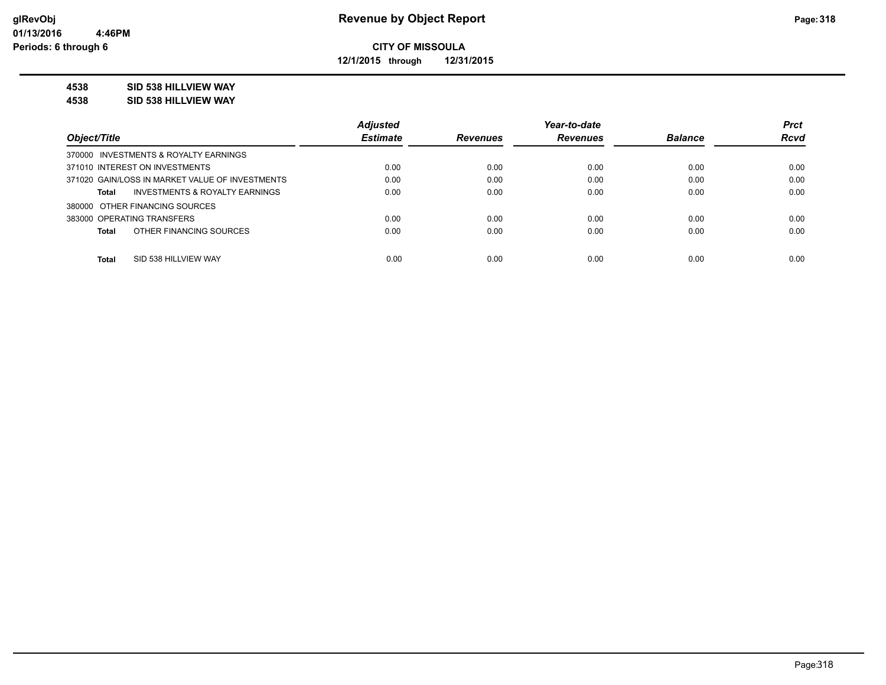**CITY OF MISSOULA**

**12/1/2015 through 12/31/2015**

**4538 SID 538 HILLVIEW WAY**

**4538 SID 538 HILLVIEW WAY**

| Object/Title | Adjusted Estimate | Revenues | Year-to-date Revenues | Balance | Prct Rcvd |
|---|---|---|---|---|---|
| 370000 INVESTMENTS & ROYALTY EARNINGS | | | | | |
| 371010 INTEREST ON INVESTMENTS | 0.00 | 0.00 | 0.00 | 0.00 | 0.00 |
| 371020 GAIN/LOSS IN MARKET VALUE OF INVESTMENTS | 0.00 | 0.00 | 0.00 | 0.00 | 0.00 |
| **Total** INVESTMENTS & ROYALTY EARNINGS | 0.00 | 0.00 | 0.00 | 0.00 | 0.00 |
| 380000 OTHER FINANCING SOURCES | | | | | |
| 383000 OPERATING TRANSFERS | 0.00 | 0.00 | 0.00 | 0.00 | 0.00 |
| **Total** OTHER FINANCING SOURCES | 0.00 | 0.00 | 0.00 | 0.00 | 0.00 |
| **Total** SID 538 HILLVIEW WAY | 0.00 | 0.00 | 0.00 | 0.00 | 0.00 |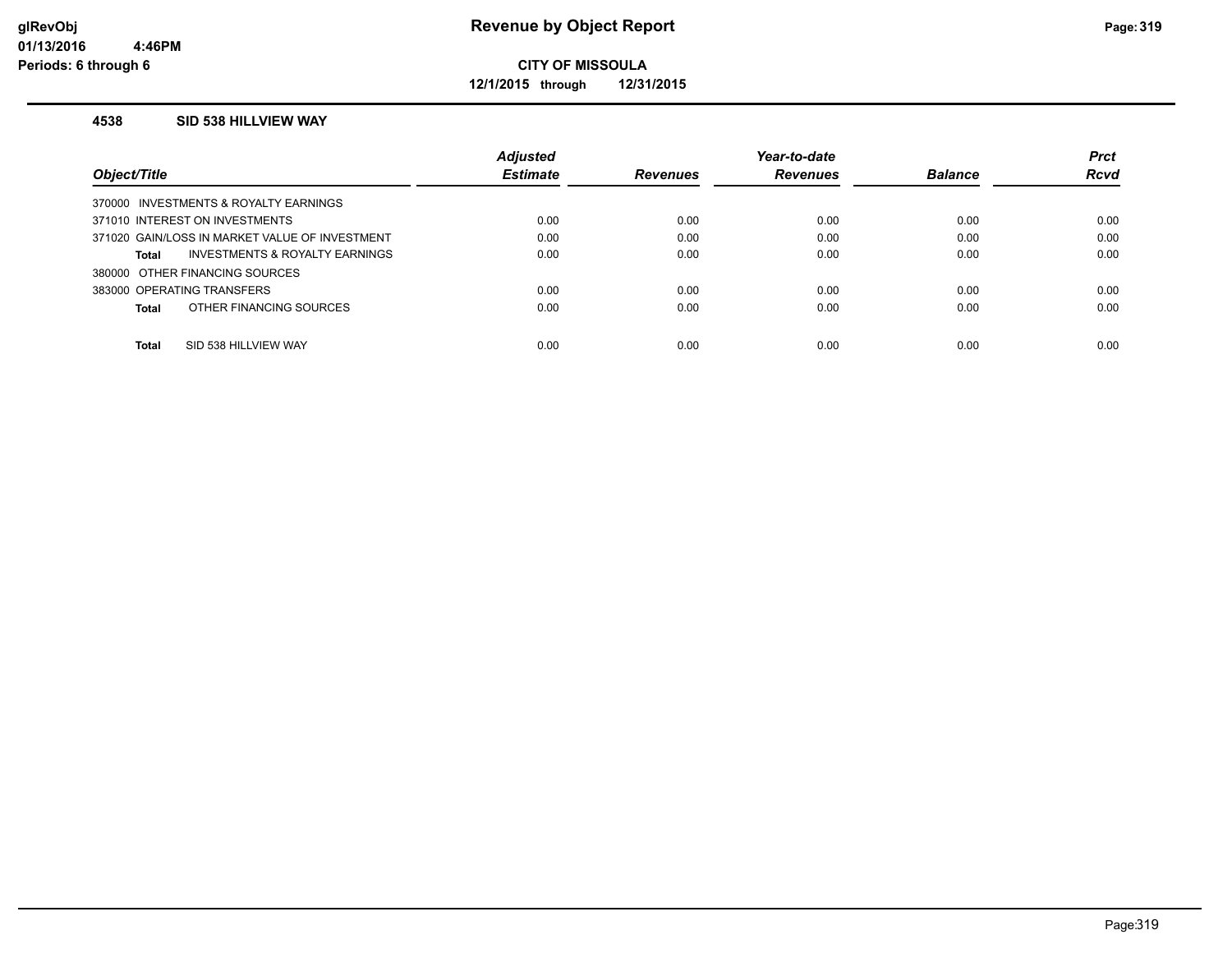**CITY OF MISSOULA**

**12/1/2015 through 12/31/2015**

### 4538 SID 538 HILLVIEW WAY

| Object/Title | Adjusted Estimate | Revenues | Year-to-date Revenues | Balance | Prct Rcvd |
|---|---|---|---|---|---|
| 370000 INVESTMENTS & ROYALTY EARNINGS | | | | | |
| 371010 INTEREST ON INVESTMENTS | 0.00 | 0.00 | 0.00 | 0.00 | 0.00 |
| 371020 GAIN/LOSS IN MARKET VALUE OF INVESTMENT | 0.00 | 0.00 | 0.00 | 0.00 | 0.00 |
| **Total** INVESTMENTS & ROYALTY EARNINGS | 0.00 | 0.00 | 0.00 | 0.00 | 0.00 |
| 380000 OTHER FINANCING SOURCES | | | | | |
| 383000 OPERATING TRANSFERS | 0.00 | 0.00 | 0.00 | 0.00 | 0.00 |
| **Total** OTHER FINANCING SOURCES | 0.00 | 0.00 | 0.00 | 0.00 | 0.00 |
| **Total** SID 538 HILLVIEW WAY | 0.00 | 0.00 | 0.00 | 0.00 | 0.00 |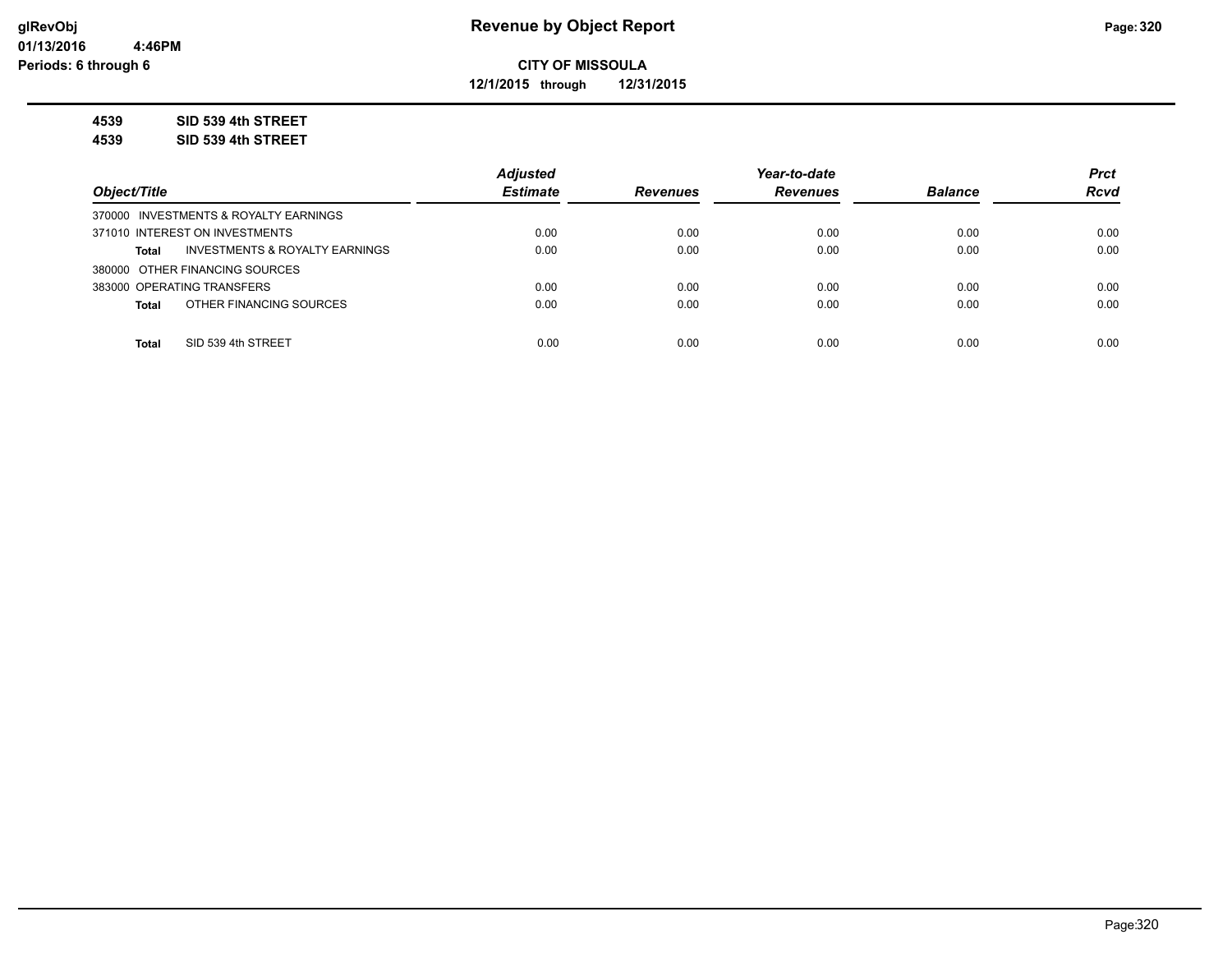**CITY OF MISSOULA**

**12/1/2015 through 12/31/2015**

**4539 SID 539 4th STREET**

**4539 SID 539 4th STREET**

| Object/Title | Adjusted Estimate | Revenues | Year-to-date Revenues | Balance | Prct Rcvd |
|---|---|---|---|---|---|
| 370000 INVESTMENTS & ROYALTY EARNINGS | | | | | |
| 371010 INTEREST ON INVESTMENTS | 0.00 | 0.00 | 0.00 | 0.00 | 0.00 |
| **Total** INVESTMENTS & ROYALTY EARNINGS | 0.00 | 0.00 | 0.00 | 0.00 | 0.00 |
| 380000 OTHER FINANCING SOURCES | | | | | |
| 383000 OPERATING TRANSFERS | 0.00 | 0.00 | 0.00 | 0.00 | 0.00 |
| **Total** OTHER FINANCING SOURCES | 0.00 | 0.00 | 0.00 | 0.00 | 0.00 |
| **Total** SID 539 4th STREET | 0.00 | 0.00 | 0.00 | 0.00 | 0.00 |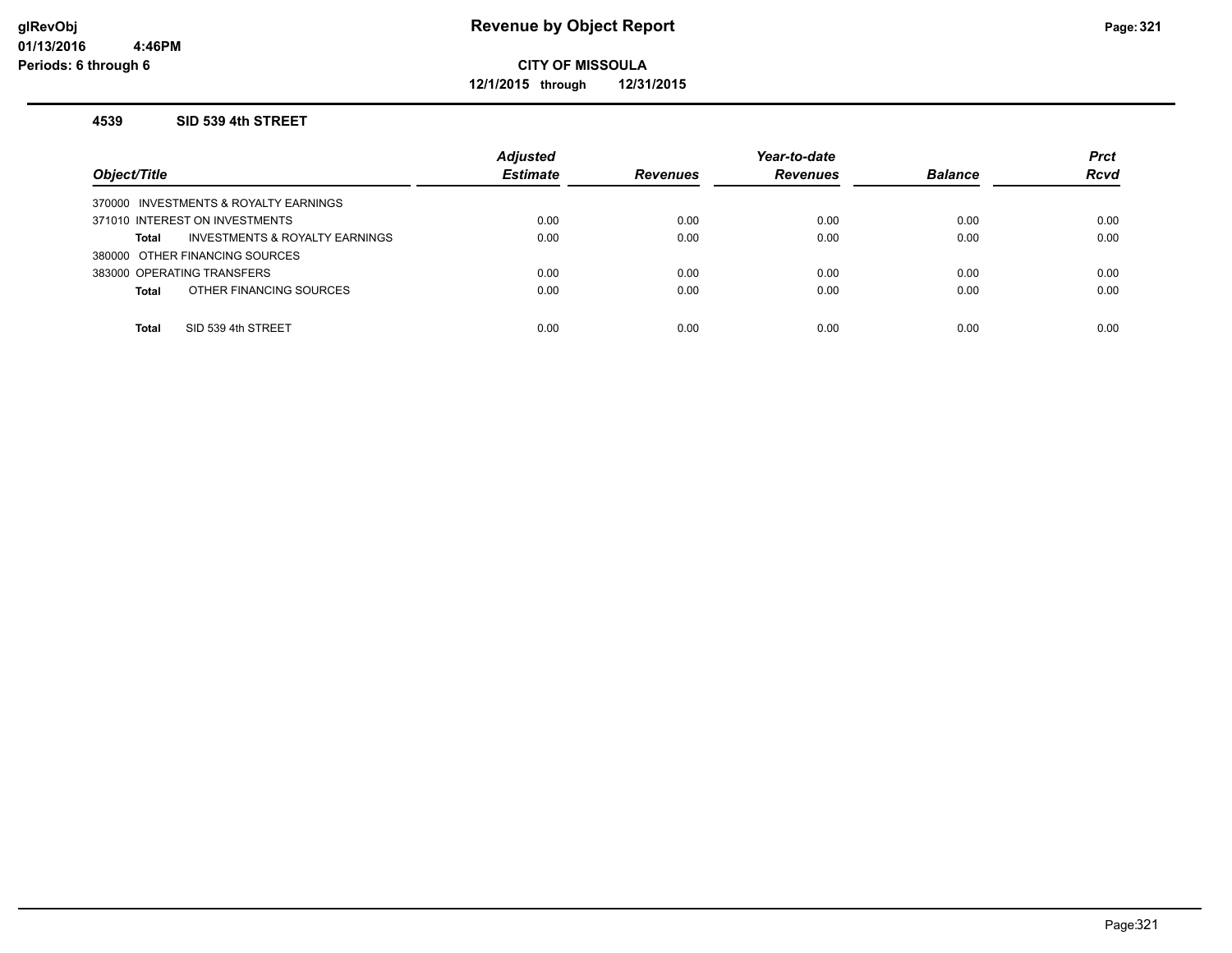**glRevObj**
**01/13/2016 4:46PM**
**Periods: 6 through 6**

# Revenue by Object Report

**CITY OF MISSOULA**

**12/1/2015 through 12/31/2015**

### 4539 SID 539 4th STREET

| Object/Title | | Adjusted Estimate | Revenues | Year-to-date Revenues | Balance | Prct Rcvd |
|---|---|---|---|---|---|---|
| 370000 INVESTMENTS & ROYALTY EARNINGS | | | | | | |
| 371010 INTEREST ON INVESTMENTS | | 0.00 | 0.00 | 0.00 | 0.00 | 0.00 |
| **Total** | INVESTMENTS & ROYALTY EARNINGS | 0.00 | 0.00 | 0.00 | 0.00 | 0.00 |
| 380000 OTHER FINANCING SOURCES | | | | | | |
| 383000 OPERATING TRANSFERS | | 0.00 | 0.00 | 0.00 | 0.00 | 0.00 |
| **Total** | OTHER FINANCING SOURCES | 0.00 | 0.00 | 0.00 | 0.00 | 0.00 |
| **Total** | SID 539 4th STREET | 0.00 | 0.00 | 0.00 | 0.00 | 0.00 |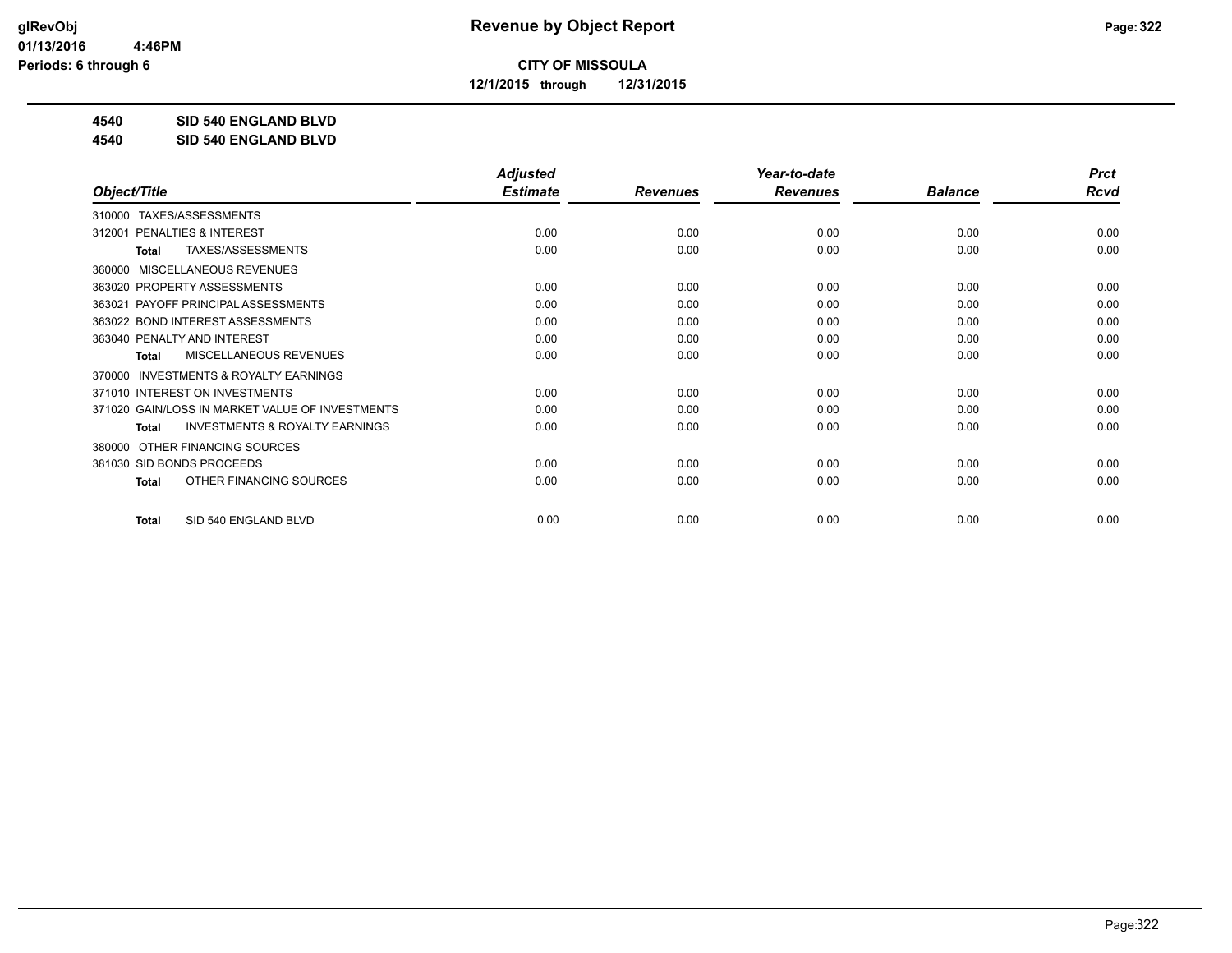**glRevObj**
**01/13/2016 4:46PM**
**Periods: 6 through 6**

# Revenue by Object Report

**CITY OF MISSOULA**

**12/1/2015 through 12/31/2015**

**4540 SID 540 ENGLAND BLVD**
**4540 SID 540 ENGLAND BLVD**

| Object/Title | Adjusted Estimate | Revenues | Year-to-date Revenues | Balance | Prct Rcvd |
|---|---|---|---|---|---|
| 310000 TAXES/ASSESSMENTS | | | | | |
| 312001 PENALTIES & INTEREST | 0.00 | 0.00 | 0.00 | 0.00 | 0.00 |
| **Total** TAXES/ASSESSMENTS | 0.00 | 0.00 | 0.00 | 0.00 | 0.00 |
| 360000 MISCELLANEOUS REVENUES | | | | | |
| 363020 PROPERTY ASSESSMENTS | 0.00 | 0.00 | 0.00 | 0.00 | 0.00 |
| 363021 PAYOFF PRINCIPAL ASSESSMENTS | 0.00 | 0.00 | 0.00 | 0.00 | 0.00 |
| 363022 BOND INTEREST ASSESSMENTS | 0.00 | 0.00 | 0.00 | 0.00 | 0.00 |
| 363040 PENALTY AND INTEREST | 0.00 | 0.00 | 0.00 | 0.00 | 0.00 |
| **Total** MISCELLANEOUS REVENUES | 0.00 | 0.00 | 0.00 | 0.00 | 0.00 |
| 370000 INVESTMENTS & ROYALTY EARNINGS | | | | | |
| 371010 INTEREST ON INVESTMENTS | 0.00 | 0.00 | 0.00 | 0.00 | 0.00 |
| 371020 GAIN/LOSS IN MARKET VALUE OF INVESTMENTS | 0.00 | 0.00 | 0.00 | 0.00 | 0.00 |
| **Total** INVESTMENTS & ROYALTY EARNINGS | 0.00 | 0.00 | 0.00 | 0.00 | 0.00 |
| 380000 OTHER FINANCING SOURCES | | | | | |
| 381030 SID BONDS PROCEEDS | 0.00 | 0.00 | 0.00 | 0.00 | 0.00 |
| **Total** OTHER FINANCING SOURCES | 0.00 | 0.00 | 0.00 | 0.00 | 0.00 |
| **Total** SID 540 ENGLAND BLVD | 0.00 | 0.00 | 0.00 | 0.00 | 0.00 |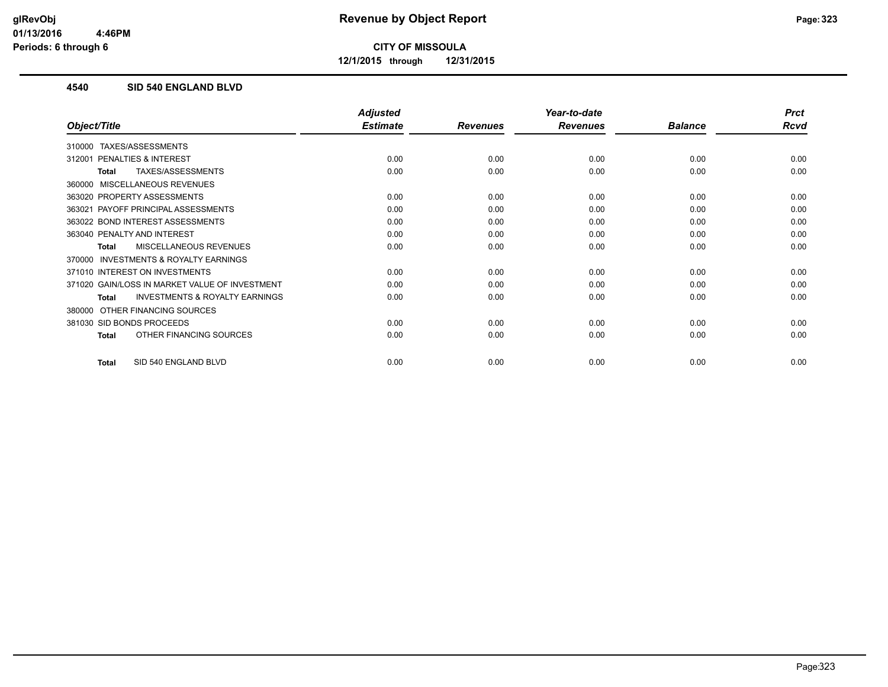**glRevObj**
**01/13/2016 4:46PM**
**Periods: 6 through 6**

# Revenue by Object Report

**CITY OF MISSOULA**

**12/1/2015 through 12/31/2015**

## 4540 SID 540 ENGLAND BLVD

| Object/Title | Adjusted Estimate | Revenues | Year-to-date Revenues | Balance | Prct Rcvd |
|---|---|---|---|---|---|
| 310000 TAXES/ASSESSMENTS | | | | | |
| 312001 PENALTIES & INTEREST | 0.00 | 0.00 | 0.00 | 0.00 | 0.00 |
| **Total** TAXES/ASSESSMENTS | 0.00 | 0.00 | 0.00 | 0.00 | 0.00 |
| 360000 MISCELLANEOUS REVENUES | | | | | |
| 363020 PROPERTY ASSESSMENTS | 0.00 | 0.00 | 0.00 | 0.00 | 0.00 |
| 363021 PAYOFF PRINCIPAL ASSESSMENTS | 0.00 | 0.00 | 0.00 | 0.00 | 0.00 |
| 363022 BOND INTEREST ASSESSMENTS | 0.00 | 0.00 | 0.00 | 0.00 | 0.00 |
| 363040 PENALTY AND INTEREST | 0.00 | 0.00 | 0.00 | 0.00 | 0.00 |
| **Total** MISCELLANEOUS REVENUES | 0.00 | 0.00 | 0.00 | 0.00 | 0.00 |
| 370000 INVESTMENTS & ROYALTY EARNINGS | | | | | |
| 371010 INTEREST ON INVESTMENTS | 0.00 | 0.00 | 0.00 | 0.00 | 0.00 |
| 371020 GAIN/LOSS IN MARKET VALUE OF INVESTMENT | 0.00 | 0.00 | 0.00 | 0.00 | 0.00 |
| **Total** INVESTMENTS & ROYALTY EARNINGS | 0.00 | 0.00 | 0.00 | 0.00 | 0.00 |
| 380000 OTHER FINANCING SOURCES | | | | | |
| 381030 SID BONDS PROCEEDS | 0.00 | 0.00 | 0.00 | 0.00 | 0.00 |
| **Total** OTHER FINANCING SOURCES | 0.00 | 0.00 | 0.00 | 0.00 | 0.00 |
| **Total** SID 540 ENGLAND BLVD | 0.00 | 0.00 | 0.00 | 0.00 | 0.00 |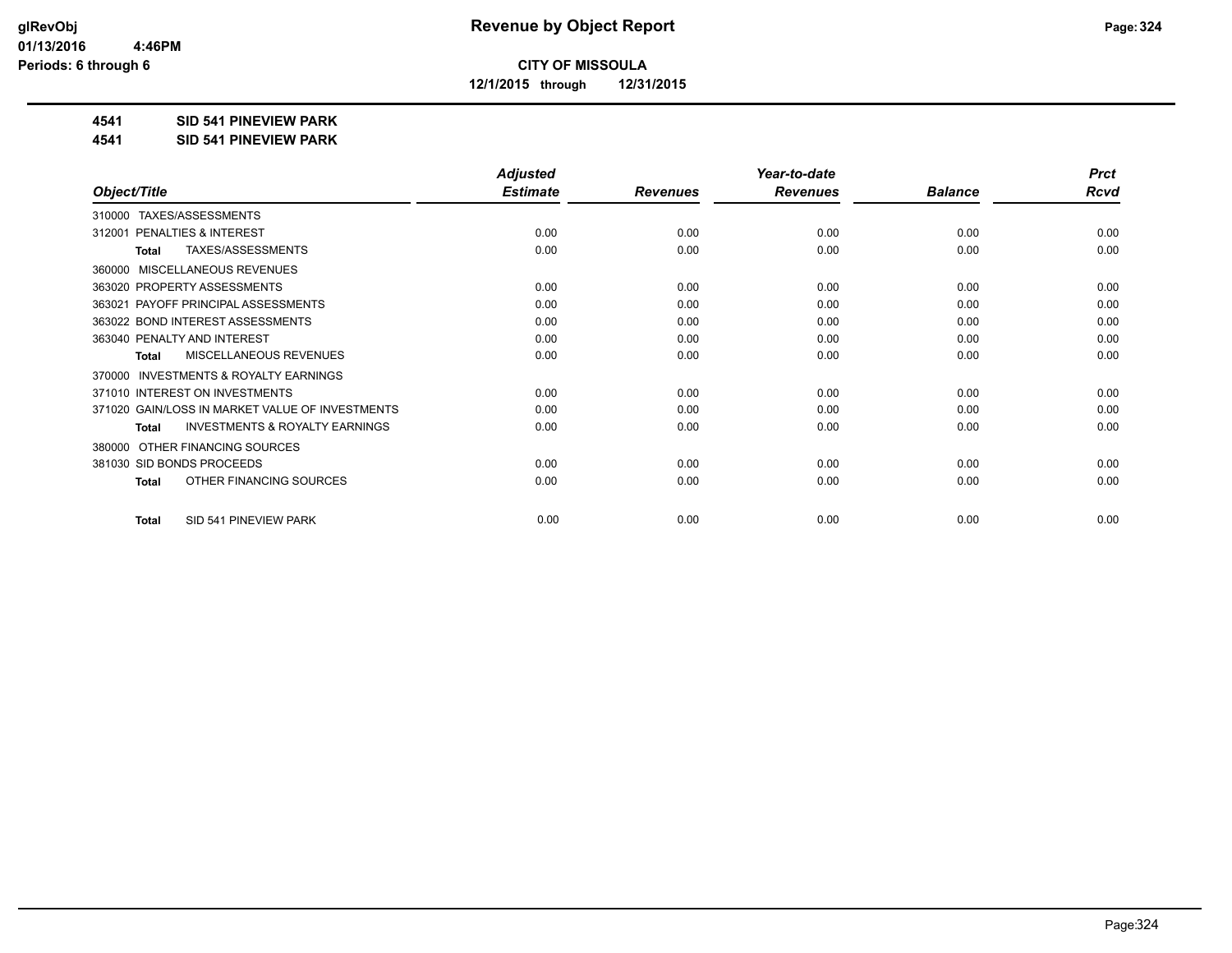# Revenue by Object Report

**CITY OF MISSOULA**

**12/1/2015 through 12/31/2015**

glRevObj
01/13/2016 4:46PM
Periods: 6 through 6

**4541 SID 541 PINEVIEW PARK**

**4541 SID 541 PINEVIEW PARK**

| Object/Title | Adjusted Estimate | Revenues | Year-to-date Revenues | Balance | Prct Rcvd |
|---|---|---|---|---|---|
| 310000 TAXES/ASSESSMENTS | | | | | |
| 312001 PENALTIES & INTEREST | 0.00 | 0.00 | 0.00 | 0.00 | 0.00 |
| **Total** TAXES/ASSESSMENTS | 0.00 | 0.00 | 0.00 | 0.00 | 0.00 |
| 360000 MISCELLANEOUS REVENUES | | | | | |
| 363020 PROPERTY ASSESSMENTS | 0.00 | 0.00 | 0.00 | 0.00 | 0.00 |
| 363021 PAYOFF PRINCIPAL ASSESSMENTS | 0.00 | 0.00 | 0.00 | 0.00 | 0.00 |
| 363022 BOND INTEREST ASSESSMENTS | 0.00 | 0.00 | 0.00 | 0.00 | 0.00 |
| 363040 PENALTY AND INTEREST | 0.00 | 0.00 | 0.00 | 0.00 | 0.00 |
| **Total** MISCELLANEOUS REVENUES | 0.00 | 0.00 | 0.00 | 0.00 | 0.00 |
| 370000 INVESTMENTS & ROYALTY EARNINGS | | | | | |
| 371010 INTEREST ON INVESTMENTS | 0.00 | 0.00 | 0.00 | 0.00 | 0.00 |
| 371020 GAIN/LOSS IN MARKET VALUE OF INVESTMENTS | 0.00 | 0.00 | 0.00 | 0.00 | 0.00 |
| **Total** INVESTMENTS & ROYALTY EARNINGS | 0.00 | 0.00 | 0.00 | 0.00 | 0.00 |
| 380000 OTHER FINANCING SOURCES | | | | | |
| 381030 SID BONDS PROCEEDS | 0.00 | 0.00 | 0.00 | 0.00 | 0.00 |
| **Total** OTHER FINANCING SOURCES | 0.00 | 0.00 | 0.00 | 0.00 | 0.00 |
| **Total** SID 541 PINEVIEW PARK | 0.00 | 0.00 | 0.00 | 0.00 | 0.00 |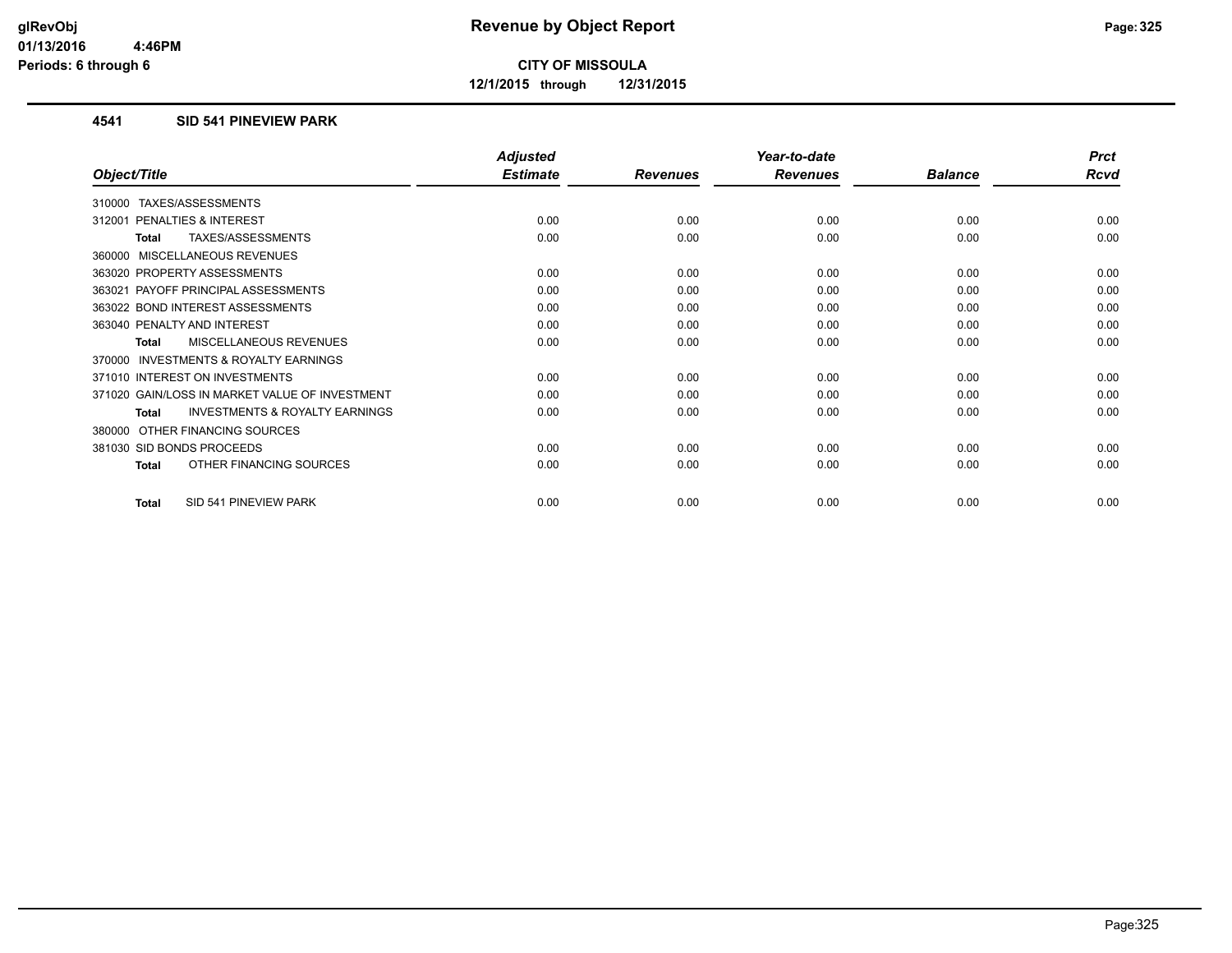**glRevObj**
**01/13/2016 4:46PM**
**Periods: 6 through 6**

# Revenue by Object Report

**CITY OF MISSOULA**

**12/1/2015 through 12/31/2015**

## 4541 SID 541 PINEVIEW PARK

| Object/Title | Adjusted Estimate | Revenues | Year-to-date Revenues | Balance | Prct Rcvd |
|---|---|---|---|---|---|
| 310000 TAXES/ASSESSMENTS | | | | | |
| 312001 PENALTIES & INTEREST | 0.00 | 0.00 | 0.00 | 0.00 | 0.00 |
| **Total** TAXES/ASSESSMENTS | 0.00 | 0.00 | 0.00 | 0.00 | 0.00 |
| 360000 MISCELLANEOUS REVENUES | | | | | |
| 363020 PROPERTY ASSESSMENTS | 0.00 | 0.00 | 0.00 | 0.00 | 0.00 |
| 363021 PAYOFF PRINCIPAL ASSESSMENTS | 0.00 | 0.00 | 0.00 | 0.00 | 0.00 |
| 363022 BOND INTEREST ASSESSMENTS | 0.00 | 0.00 | 0.00 | 0.00 | 0.00 |
| 363040 PENALTY AND INTEREST | 0.00 | 0.00 | 0.00 | 0.00 | 0.00 |
| **Total** MISCELLANEOUS REVENUES | 0.00 | 0.00 | 0.00 | 0.00 | 0.00 |
| 370000 INVESTMENTS & ROYALTY EARNINGS | | | | | |
| 371010 INTEREST ON INVESTMENTS | 0.00 | 0.00 | 0.00 | 0.00 | 0.00 |
| 371020 GAIN/LOSS IN MARKET VALUE OF INVESTMENT | 0.00 | 0.00 | 0.00 | 0.00 | 0.00 |
| **Total** INVESTMENTS & ROYALTY EARNINGS | 0.00 | 0.00 | 0.00 | 0.00 | 0.00 |
| 380000 OTHER FINANCING SOURCES | | | | | |
| 381030 SID BONDS PROCEEDS | 0.00 | 0.00 | 0.00 | 0.00 | 0.00 |
| **Total** OTHER FINANCING SOURCES | 0.00 | 0.00 | 0.00 | 0.00 | 0.00 |
| **Total** SID 541 PINEVIEW PARK | 0.00 | 0.00 | 0.00 | 0.00 | 0.00 |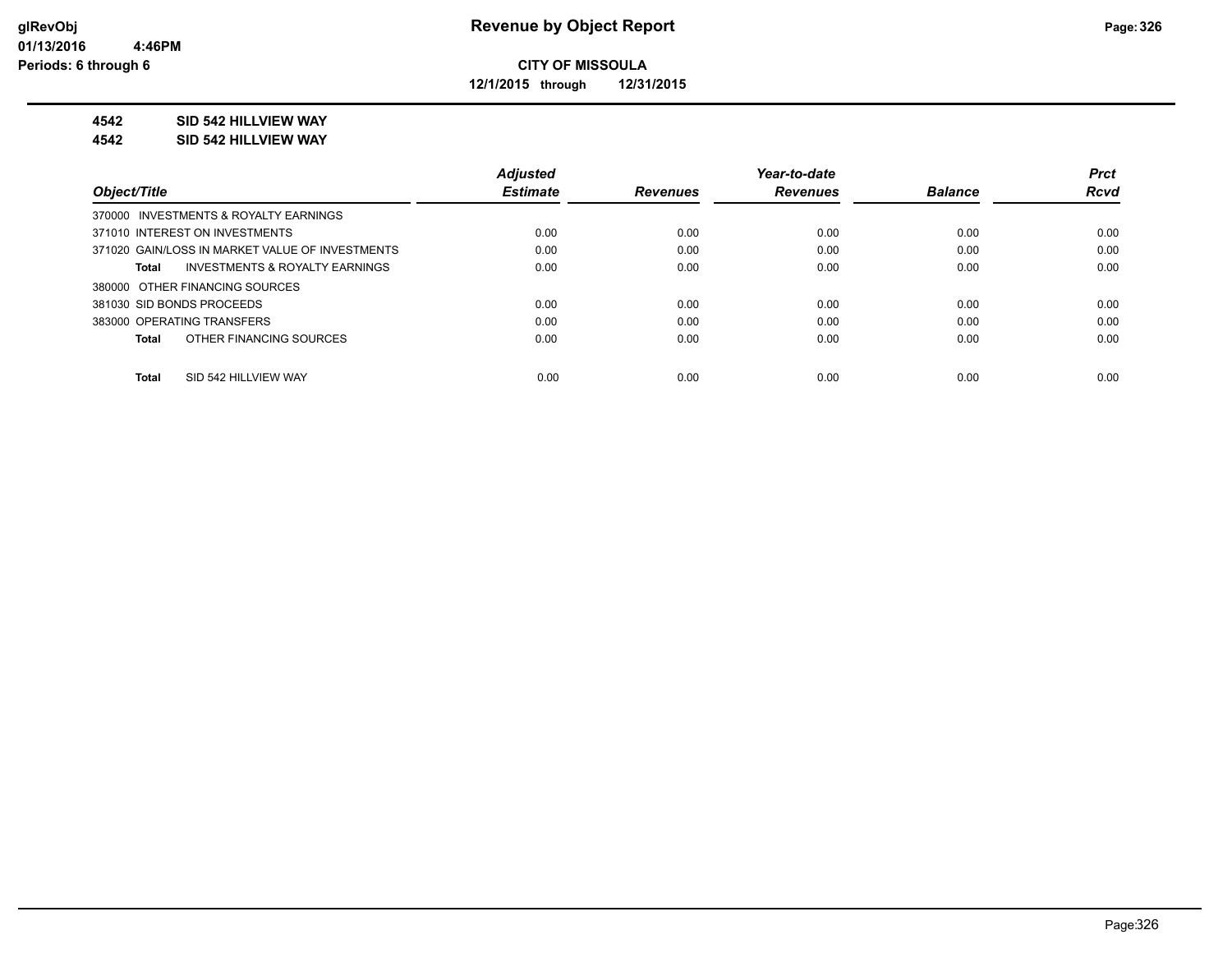**glRevObj**
**01/13/2016 4:46PM**
**Periods: 6 through 6**

# Revenue by Object Report

**CITY OF MISSOULA**

**12/1/2015 through 12/31/2015**

**4542 SID 542 HILLVIEW WAY**

**4542 SID 542 HILLVIEW WAY**

| Object/Title | Adjusted Estimate | Revenues | Year-to-date Revenues | Balance | Prct Rcvd |
|---|---|---|---|---|---|
| 370000 INVESTMENTS & ROYALTY EARNINGS | | | | | |
| 371010 INTEREST ON INVESTMENTS | 0.00 | 0.00 | 0.00 | 0.00 | 0.00 |
| 371020 GAIN/LOSS IN MARKET VALUE OF INVESTMENTS | 0.00 | 0.00 | 0.00 | 0.00 | 0.00 |
| **Total** INVESTMENTS & ROYALTY EARNINGS | 0.00 | 0.00 | 0.00 | 0.00 | 0.00 |
| 380000 OTHER FINANCING SOURCES | | | | | |
| 381030 SID BONDS PROCEEDS | 0.00 | 0.00 | 0.00 | 0.00 | 0.00 |
| 383000 OPERATING TRANSFERS | 0.00 | 0.00 | 0.00 | 0.00 | 0.00 |
| **Total** OTHER FINANCING SOURCES | 0.00 | 0.00 | 0.00 | 0.00 | 0.00 |
| **Total** SID 542 HILLVIEW WAY | 0.00 | 0.00 | 0.00 | 0.00 | 0.00 |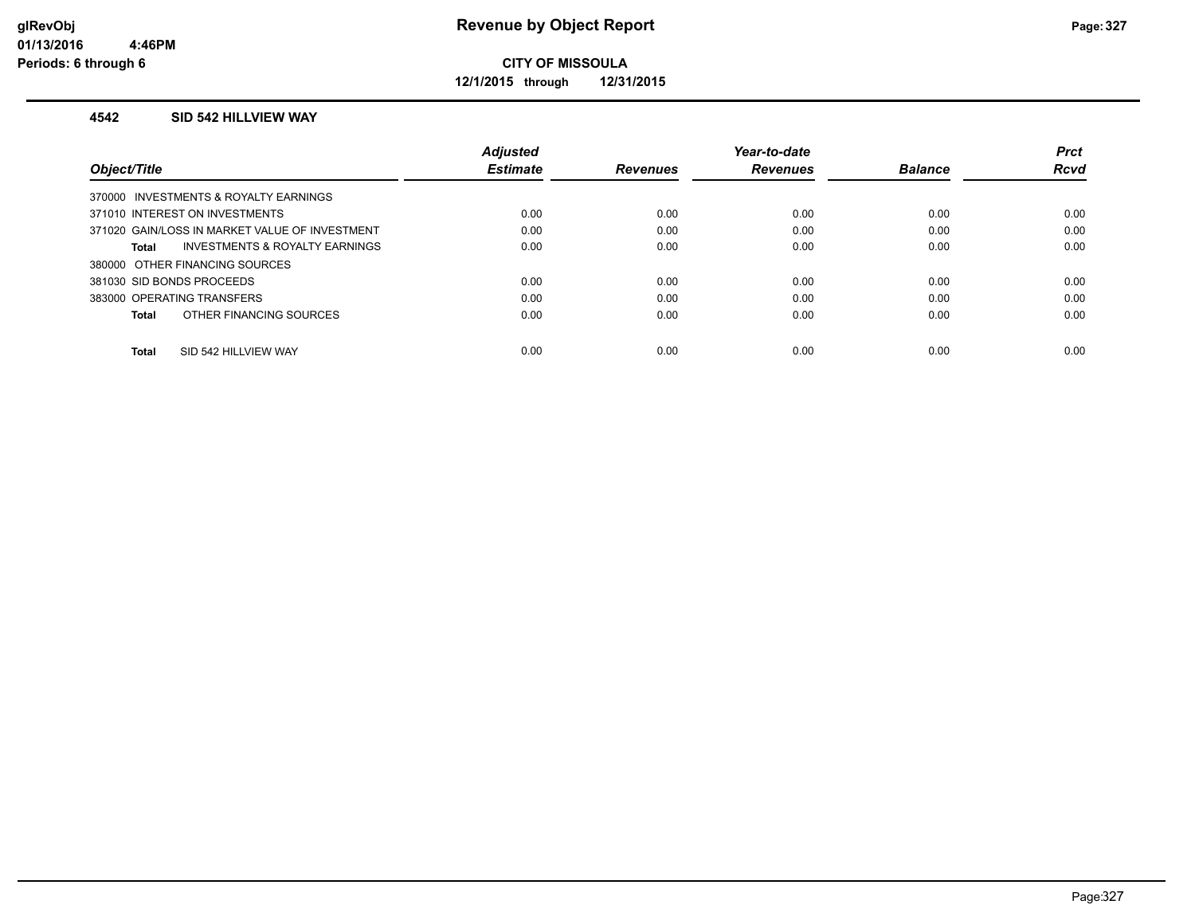# Revenue by Object Report

**CITY OF MISSOULA**

**12/1/2015 through 12/31/2015**

glRevObj
01/13/2016 4:46PM
Periods: 6 through 6

### 4542 SID 542 HILLVIEW WAY

| Object/Title | Adjusted Estimate | Revenues | Year-to-date Revenues | Balance | Prct Rcvd |
|---|---|---|---|---|---|
| 370000 INVESTMENTS & ROYALTY EARNINGS | | | | | |
| 371010 INTEREST ON INVESTMENTS | 0.00 | 0.00 | 0.00 | 0.00 | 0.00 |
| 371020 GAIN/LOSS IN MARKET VALUE OF INVESTMENT | 0.00 | 0.00 | 0.00 | 0.00 | 0.00 |
| **Total** INVESTMENTS & ROYALTY EARNINGS | 0.00 | 0.00 | 0.00 | 0.00 | 0.00 |
| 380000 OTHER FINANCING SOURCES | | | | | |
| 381030 SID BONDS PROCEEDS | 0.00 | 0.00 | 0.00 | 0.00 | 0.00 |
| 383000 OPERATING TRANSFERS | 0.00 | 0.00 | 0.00 | 0.00 | 0.00 |
| **Total** OTHER FINANCING SOURCES | 0.00 | 0.00 | 0.00 | 0.00 | 0.00 |
| **Total** SID 542 HILLVIEW WAY | 0.00 | 0.00 | 0.00 | 0.00 | 0.00 |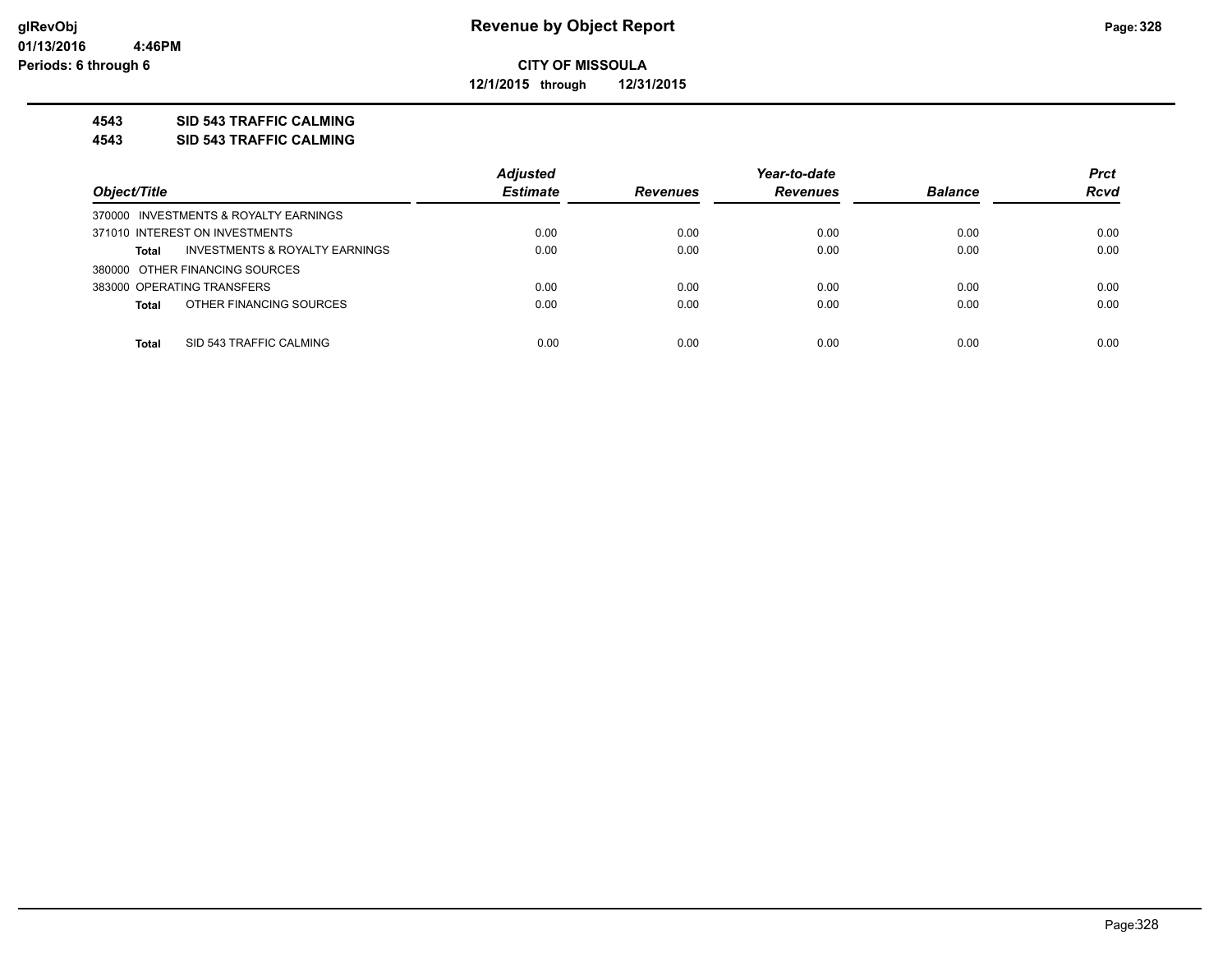**glRevObj**
**01/13/2016 4:46PM**
**Periods: 6 through 6**

# Revenue by Object Report

**CITY OF MISSOULA**

**12/1/2015 through 12/31/2015**

**4543 SID 543 TRAFFIC CALMING**

**4543 SID 543 TRAFFIC CALMING**

| Object/Title | Adjusted Estimate | Revenues | Year-to-date Revenues | Balance | Prct Rcvd |
|---|---|---|---|---|---|
| 370000 INVESTMENTS & ROYALTY EARNINGS | | | | | |
| 371010 INTEREST ON INVESTMENTS | 0.00 | 0.00 | 0.00 | 0.00 | 0.00 |
| **Total** INVESTMENTS & ROYALTY EARNINGS | 0.00 | 0.00 | 0.00 | 0.00 | 0.00 |
| 380000 OTHER FINANCING SOURCES | | | | | |
| 383000 OPERATING TRANSFERS | 0.00 | 0.00 | 0.00 | 0.00 | 0.00 |
| **Total** OTHER FINANCING SOURCES | 0.00 | 0.00 | 0.00 | 0.00 | 0.00 |
| **Total** SID 543 TRAFFIC CALMING | 0.00 | 0.00 | 0.00 | 0.00 | 0.00 |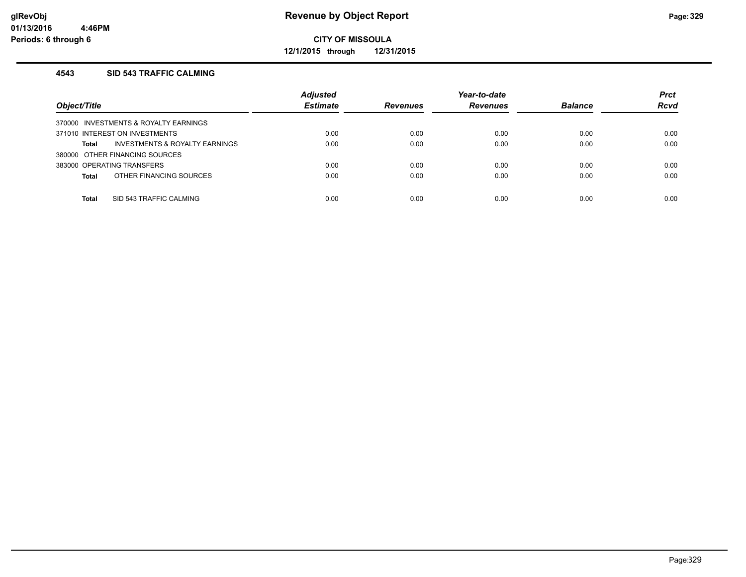**glRevObj**
**01/13/2016 4:46PM**
**Periods: 6 through 6**

# Revenue by Object Report

**CITY OF MISSOULA**

**12/1/2015 through 12/31/2015**

### 4543 SID 543 TRAFFIC CALMING

| Object/Title | Adjusted Estimate | Revenues | Year-to-date Revenues | Balance | Prct Rcvd |
|---|---|---|---|---|---|
| 370000 INVESTMENTS & ROYALTY EARNINGS | | | | | |
| 371010 INTEREST ON INVESTMENTS | 0.00 | 0.00 | 0.00 | 0.00 | 0.00 |
| **Total** INVESTMENTS & ROYALTY EARNINGS | 0.00 | 0.00 | 0.00 | 0.00 | 0.00 |
| 380000 OTHER FINANCING SOURCES | | | | | |
| 383000 OPERATING TRANSFERS | 0.00 | 0.00 | 0.00 | 0.00 | 0.00 |
| **Total** OTHER FINANCING SOURCES | 0.00 | 0.00 | 0.00 | 0.00 | 0.00 |
| **Total** SID 543 TRAFFIC CALMING | 0.00 | 0.00 | 0.00 | 0.00 | 0.00 |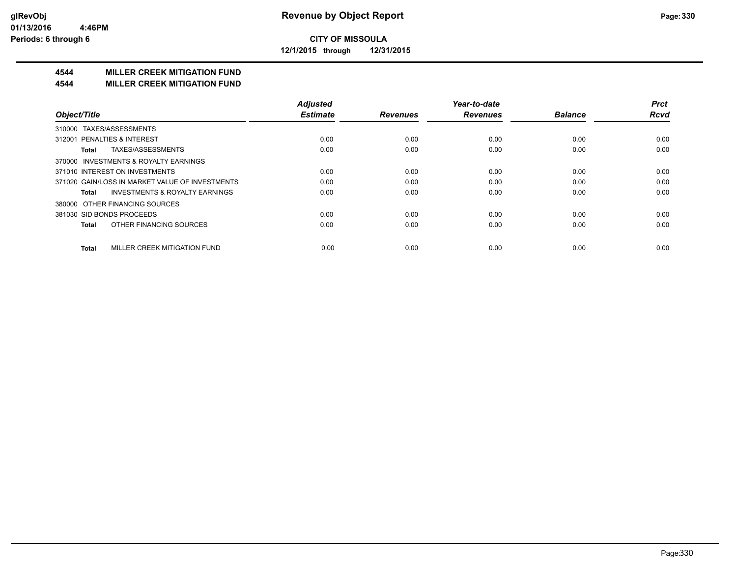**Revenue by Object Report**

**CITY OF MISSOULA**

**12/1/2015 through 12/31/2015**

glRevObj
01/13/2016 4:46PM
Periods: 6 through 6

## 4544 MILLER CREEK MITIGATION FUND
## 4544 MILLER CREEK MITIGATION FUND

| Object/Title | Adjusted Estimate | Revenues | Year-to-date Revenues | Balance | Prct Rcvd |
|---|---|---|---|---|---|
| 310000 TAXES/ASSESSMENTS | | | | | |
| 312001 PENALTIES & INTEREST | 0.00 | 0.00 | 0.00 | 0.00 | 0.00 |
| **Total** TAXES/ASSESSMENTS | 0.00 | 0.00 | 0.00 | 0.00 | 0.00 |
| 370000 INVESTMENTS & ROYALTY EARNINGS | | | | | |
| 371010 INTEREST ON INVESTMENTS | 0.00 | 0.00 | 0.00 | 0.00 | 0.00 |
| 371020 GAIN/LOSS IN MARKET VALUE OF INVESTMENTS | 0.00 | 0.00 | 0.00 | 0.00 | 0.00 |
| **Total** INVESTMENTS & ROYALTY EARNINGS | 0.00 | 0.00 | 0.00 | 0.00 | 0.00 |
| 380000 OTHER FINANCING SOURCES | | | | | |
| 381030 SID BONDS PROCEEDS | 0.00 | 0.00 | 0.00 | 0.00 | 0.00 |
| **Total** OTHER FINANCING SOURCES | 0.00 | 0.00 | 0.00 | 0.00 | 0.00 |
| **Total** MILLER CREEK MITIGATION FUND | 0.00 | 0.00 | 0.00 | 0.00 | 0.00 |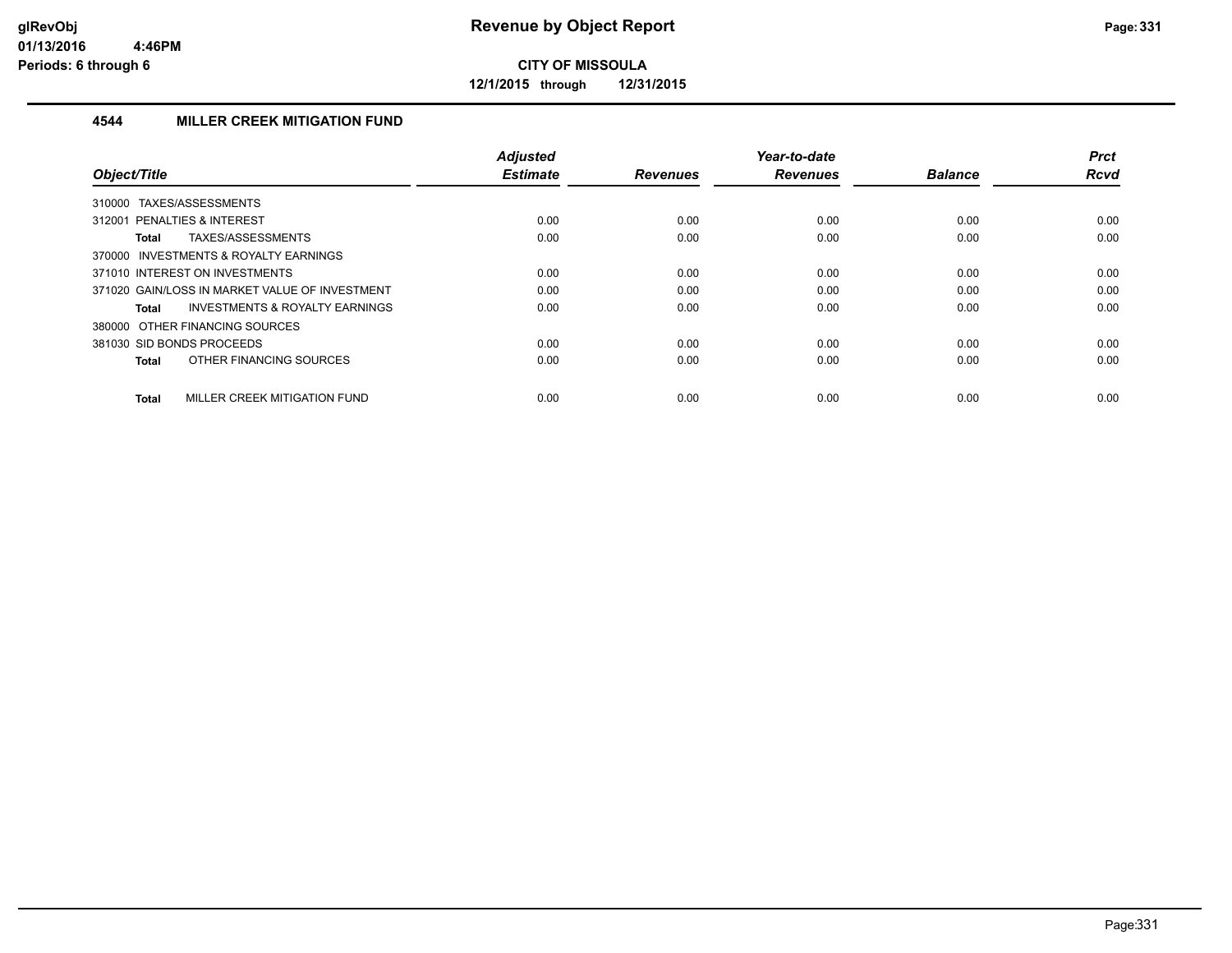**CITY OF MISSOULA**

**12/1/2015 through 12/31/2015**

### 4544 MILLER CREEK MITIGATION FUND

| Object/Title | Adjusted Estimate | Revenues | Year-to-date Revenues | Balance | Prct Rcvd |
|---|---|---|---|---|---|
| 310000 TAXES/ASSESSMENTS | | | | | |
| 312001 PENALTIES & INTEREST | 0.00 | 0.00 | 0.00 | 0.00 | 0.00 |
| **Total** TAXES/ASSESSMENTS | 0.00 | 0.00 | 0.00 | 0.00 | 0.00 |
| 370000 INVESTMENTS & ROYALTY EARNINGS | | | | | |
| 371010 INTEREST ON INVESTMENTS | 0.00 | 0.00 | 0.00 | 0.00 | 0.00 |
| 371020 GAIN/LOSS IN MARKET VALUE OF INVESTMENT | 0.00 | 0.00 | 0.00 | 0.00 | 0.00 |
| **Total** INVESTMENTS & ROYALTY EARNINGS | 0.00 | 0.00 | 0.00 | 0.00 | 0.00 |
| 380000 OTHER FINANCING SOURCES | | | | | |
| 381030 SID BONDS PROCEEDS | 0.00 | 0.00 | 0.00 | 0.00 | 0.00 |
| **Total** OTHER FINANCING SOURCES | 0.00 | 0.00 | 0.00 | 0.00 | 0.00 |
| **Total** MILLER CREEK MITIGATION FUND | 0.00 | 0.00 | 0.00 | 0.00 | 0.00 |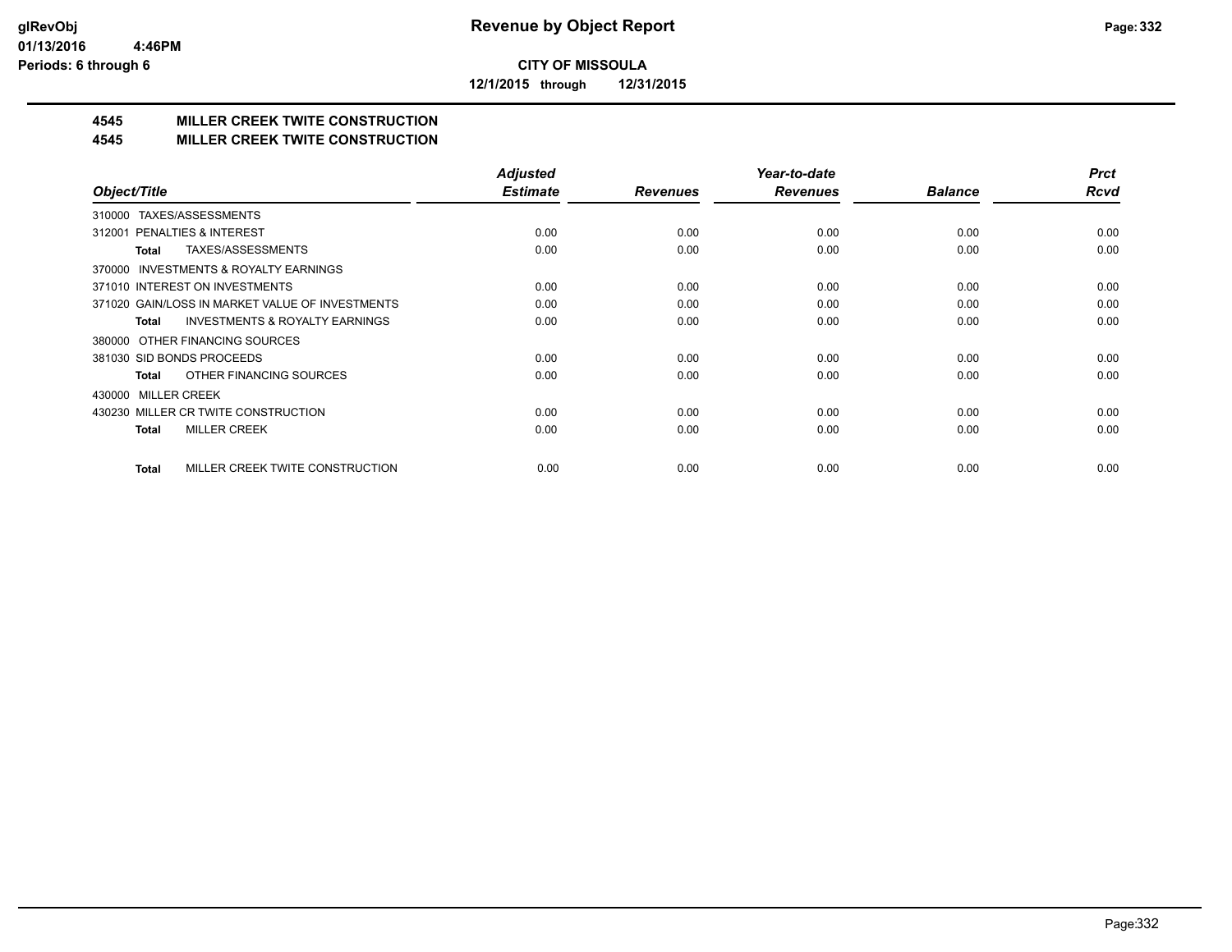**glRevObj**
**01/13/2016 4:46PM**
**Periods: 6 through 6**

# Revenue by Object Report

**CITY OF MISSOULA**

**12/1/2015 through 12/31/2015**

## 4545 MILLER CREEK TWITE CONSTRUCTION
## 4545 MILLER CREEK TWITE CONSTRUCTION

| Object/Title | Adjusted Estimate | Revenues | Year-to-date Revenues | Balance | Prct Rcvd |
|---|---|---|---|---|---|
| 310000 TAXES/ASSESSMENTS | | | | | |
| 312001 PENALTIES & INTEREST | 0.00 | 0.00 | 0.00 | 0.00 | 0.00 |
| **Total** TAXES/ASSESSMENTS | 0.00 | 0.00 | 0.00 | 0.00 | 0.00 |
| 370000 INVESTMENTS & ROYALTY EARNINGS | | | | | |
| 371010 INTEREST ON INVESTMENTS | 0.00 | 0.00 | 0.00 | 0.00 | 0.00 |
| 371020 GAIN/LOSS IN MARKET VALUE OF INVESTMENTS | 0.00 | 0.00 | 0.00 | 0.00 | 0.00 |
| **Total** INVESTMENTS & ROYALTY EARNINGS | 0.00 | 0.00 | 0.00 | 0.00 | 0.00 |
| 380000 OTHER FINANCING SOURCES | | | | | |
| 381030 SID BONDS PROCEEDS | 0.00 | 0.00 | 0.00 | 0.00 | 0.00 |
| **Total** OTHER FINANCING SOURCES | 0.00 | 0.00 | 0.00 | 0.00 | 0.00 |
| 430000 MILLER CREEK | | | | | |
| 430230 MILLER CR TWITE CONSTRUCTION | 0.00 | 0.00 | 0.00 | 0.00 | 0.00 |
| **Total** MILLER CREEK | 0.00 | 0.00 | 0.00 | 0.00 | 0.00 |
| **Total** MILLER CREEK TWITE CONSTRUCTION | 0.00 | 0.00 | 0.00 | 0.00 | 0.00 |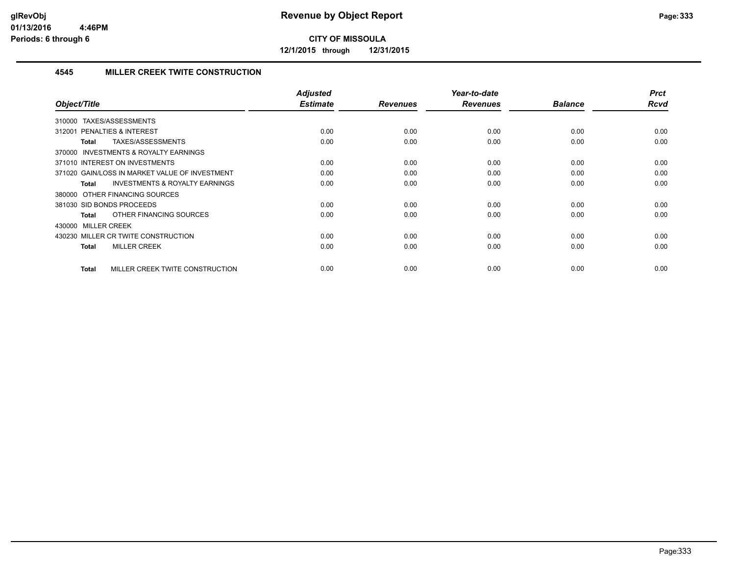**CITY OF MISSOULA**

**12/1/2015 through 12/31/2015**

### 4545 MILLER CREEK TWITE CONSTRUCTION

| Object/Title | Adjusted Estimate | Revenues | Year-to-date Revenues | Balance | Prct Rcvd |
|---|---|---|---|---|---|
| 310000 TAXES/ASSESSMENTS | | | | | |
| 312001 PENALTIES & INTEREST | 0.00 | 0.00 | 0.00 | 0.00 | 0.00 |
| **Total** TAXES/ASSESSMENTS | 0.00 | 0.00 | 0.00 | 0.00 | 0.00 |
| 370000 INVESTMENTS & ROYALTY EARNINGS | | | | | |
| 371010 INTEREST ON INVESTMENTS | 0.00 | 0.00 | 0.00 | 0.00 | 0.00 |
| 371020 GAIN/LOSS IN MARKET VALUE OF INVESTMENT | 0.00 | 0.00 | 0.00 | 0.00 | 0.00 |
| **Total** INVESTMENTS & ROYALTY EARNINGS | 0.00 | 0.00 | 0.00 | 0.00 | 0.00 |
| 380000 OTHER FINANCING SOURCES | | | | | |
| 381030 SID BONDS PROCEEDS | 0.00 | 0.00 | 0.00 | 0.00 | 0.00 |
| **Total** OTHER FINANCING SOURCES | 0.00 | 0.00 | 0.00 | 0.00 | 0.00 |
| 430000 MILLER CREEK | | | | | |
| 430230 MILLER CR TWITE CONSTRUCTION | 0.00 | 0.00 | 0.00 | 0.00 | 0.00 |
| **Total** MILLER CREEK | 0.00 | 0.00 | 0.00 | 0.00 | 0.00 |
| **Total** MILLER CREEK TWITE CONSTRUCTION | 0.00 | 0.00 | 0.00 | 0.00 | 0.00 |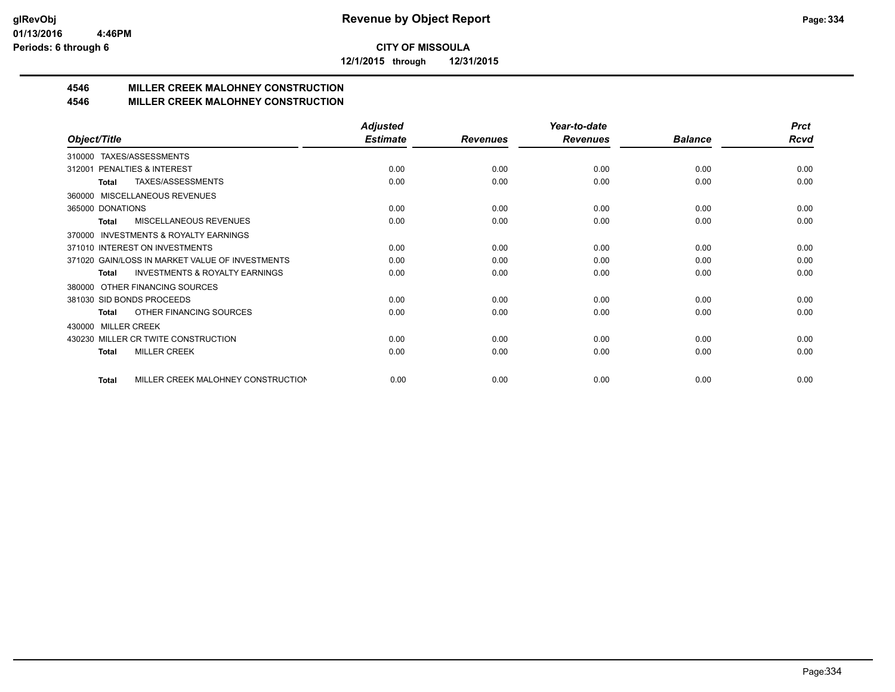**glRevObj**
**01/13/2016 4:46PM**
**Periods: 6 through 6**

# Revenue by Object Report

**CITY OF MISSOULA**
**12/1/2015 through 12/31/2015**

## 4546 MILLER CREEK MALOHNEY CONSTRUCTION
## 4546 MILLER CREEK MALOHNEY CONSTRUCTION

| Object/Title | Adjusted Estimate | Revenues | Year-to-date Revenues | Balance | Prct Rcvd |
|---|---|---|---|---|---|
| 310000 TAXES/ASSESSMENTS | | | | | |
| 312001 PENALTIES & INTEREST | 0.00 | 0.00 | 0.00 | 0.00 | 0.00 |
| **Total** TAXES/ASSESSMENTS | 0.00 | 0.00 | 0.00 | 0.00 | 0.00 |
| 360000 MISCELLANEOUS REVENUES | | | | | |
| 365000 DONATIONS | 0.00 | 0.00 | 0.00 | 0.00 | 0.00 |
| **Total** MISCELLANEOUS REVENUES | 0.00 | 0.00 | 0.00 | 0.00 | 0.00 |
| 370000 INVESTMENTS & ROYALTY EARNINGS | | | | | |
| 371010 INTEREST ON INVESTMENTS | 0.00 | 0.00 | 0.00 | 0.00 | 0.00 |
| 371020 GAIN/LOSS IN MARKET VALUE OF INVESTMENTS | 0.00 | 0.00 | 0.00 | 0.00 | 0.00 |
| **Total** INVESTMENTS & ROYALTY EARNINGS | 0.00 | 0.00 | 0.00 | 0.00 | 0.00 |
| 380000 OTHER FINANCING SOURCES | | | | | |
| 381030 SID BONDS PROCEEDS | 0.00 | 0.00 | 0.00 | 0.00 | 0.00 |
| **Total** OTHER FINANCING SOURCES | 0.00 | 0.00 | 0.00 | 0.00 | 0.00 |
| 430000 MILLER CREEK | | | | | |
| 430230 MILLER CR TWITE CONSTRUCTION | 0.00 | 0.00 | 0.00 | 0.00 | 0.00 |
| **Total** MILLER CREEK | 0.00 | 0.00 | 0.00 | 0.00 | 0.00 |
| **Total** MILLER CREEK MALOHNEY CONSTRUCTION | 0.00 | 0.00 | 0.00 | 0.00 | 0.00 |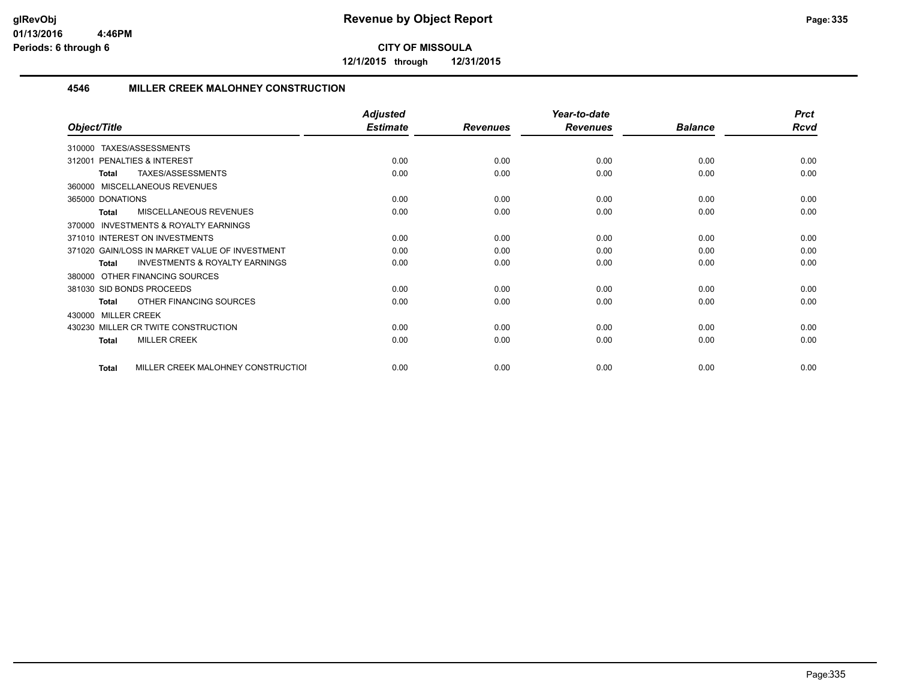# Revenue by Object Report

**CITY OF MISSOULA**

**12/1/2015 through 12/31/2015**

glRevObj
01/13/2016 4:46PM
Periods: 6 through 6

## 4546 MILLER CREEK MALOHNEY CONSTRUCTION

| Object/Title | Adjusted Estimate | Revenues | Year-to-date Revenues | Balance | Prct Rcvd |
|---|---|---|---|---|---|
| 310000 TAXES/ASSESSMENTS | | | | | |
| 312001 PENALTIES & INTEREST | 0.00 | 0.00 | 0.00 | 0.00 | 0.00 |
| **Total** TAXES/ASSESSMENTS | 0.00 | 0.00 | 0.00 | 0.00 | 0.00 |
| 360000 MISCELLANEOUS REVENUES | | | | | |
| 365000 DONATIONS | 0.00 | 0.00 | 0.00 | 0.00 | 0.00 |
| **Total** MISCELLANEOUS REVENUES | 0.00 | 0.00 | 0.00 | 0.00 | 0.00 |
| 370000 INVESTMENTS & ROYALTY EARNINGS | | | | | |
| 371010 INTEREST ON INVESTMENTS | 0.00 | 0.00 | 0.00 | 0.00 | 0.00 |
| 371020 GAIN/LOSS IN MARKET VALUE OF INVESTMENT | 0.00 | 0.00 | 0.00 | 0.00 | 0.00 |
| **Total** INVESTMENTS & ROYALTY EARNINGS | 0.00 | 0.00 | 0.00 | 0.00 | 0.00 |
| 380000 OTHER FINANCING SOURCES | | | | | |
| 381030 SID BONDS PROCEEDS | 0.00 | 0.00 | 0.00 | 0.00 | 0.00 |
| **Total** OTHER FINANCING SOURCES | 0.00 | 0.00 | 0.00 | 0.00 | 0.00 |
| 430000 MILLER CREEK | | | | | |
| 430230 MILLER CR TWITE CONSTRUCTION | 0.00 | 0.00 | 0.00 | 0.00 | 0.00 |
| **Total** MILLER CREEK | 0.00 | 0.00 | 0.00 | 0.00 | 0.00 |
| **Total** MILLER CREEK MALOHNEY CONSTRUCTIOI | 0.00 | 0.00 | 0.00 | 0.00 | 0.00 |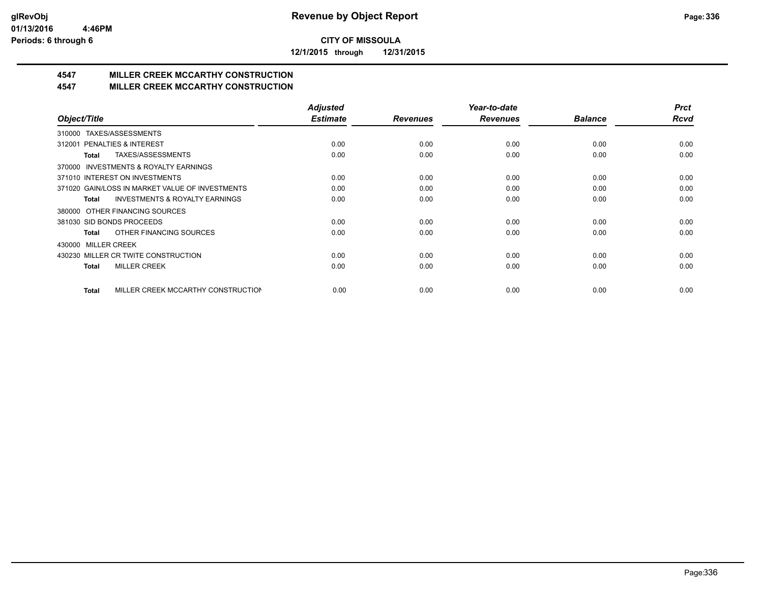**CITY OF MISSOULA**

**12/1/2015 through 12/31/2015**

# 4547 MILLER CREEK MCCARTHY CONSTRUCTION

## 4547 MILLER CREEK MCCARTHY CONSTRUCTION

| Object/Title | Adjusted Estimate | Revenues | Year-to-date Revenues | Balance | Prct Rcvd |
|---|---|---|---|---|---|
| 310000 TAXES/ASSESSMENTS | | | | | |
| 312001 PENALTIES & INTEREST | 0.00 | 0.00 | 0.00 | 0.00 | 0.00 |
| **Total** TAXES/ASSESSMENTS | 0.00 | 0.00 | 0.00 | 0.00 | 0.00 |
| 370000 INVESTMENTS & ROYALTY EARNINGS | | | | | |
| 371010 INTEREST ON INVESTMENTS | 0.00 | 0.00 | 0.00 | 0.00 | 0.00 |
| 371020 GAIN/LOSS IN MARKET VALUE OF INVESTMENTS | 0.00 | 0.00 | 0.00 | 0.00 | 0.00 |
| **Total** INVESTMENTS & ROYALTY EARNINGS | 0.00 | 0.00 | 0.00 | 0.00 | 0.00 |
| 380000 OTHER FINANCING SOURCES | | | | | |
| 381030 SID BONDS PROCEEDS | 0.00 | 0.00 | 0.00 | 0.00 | 0.00 |
| **Total** OTHER FINANCING SOURCES | 0.00 | 0.00 | 0.00 | 0.00 | 0.00 |
| 430000 MILLER CREEK | | | | | |
| 430230 MILLER CR TWITE CONSTRUCTION | 0.00 | 0.00 | 0.00 | 0.00 | 0.00 |
| **Total** MILLER CREEK | 0.00 | 0.00 | 0.00 | 0.00 | 0.00 |
| **Total** MILLER CREEK MCCARTHY CONSTRUCTION | 0.00 | 0.00 | 0.00 | 0.00 | 0.00 |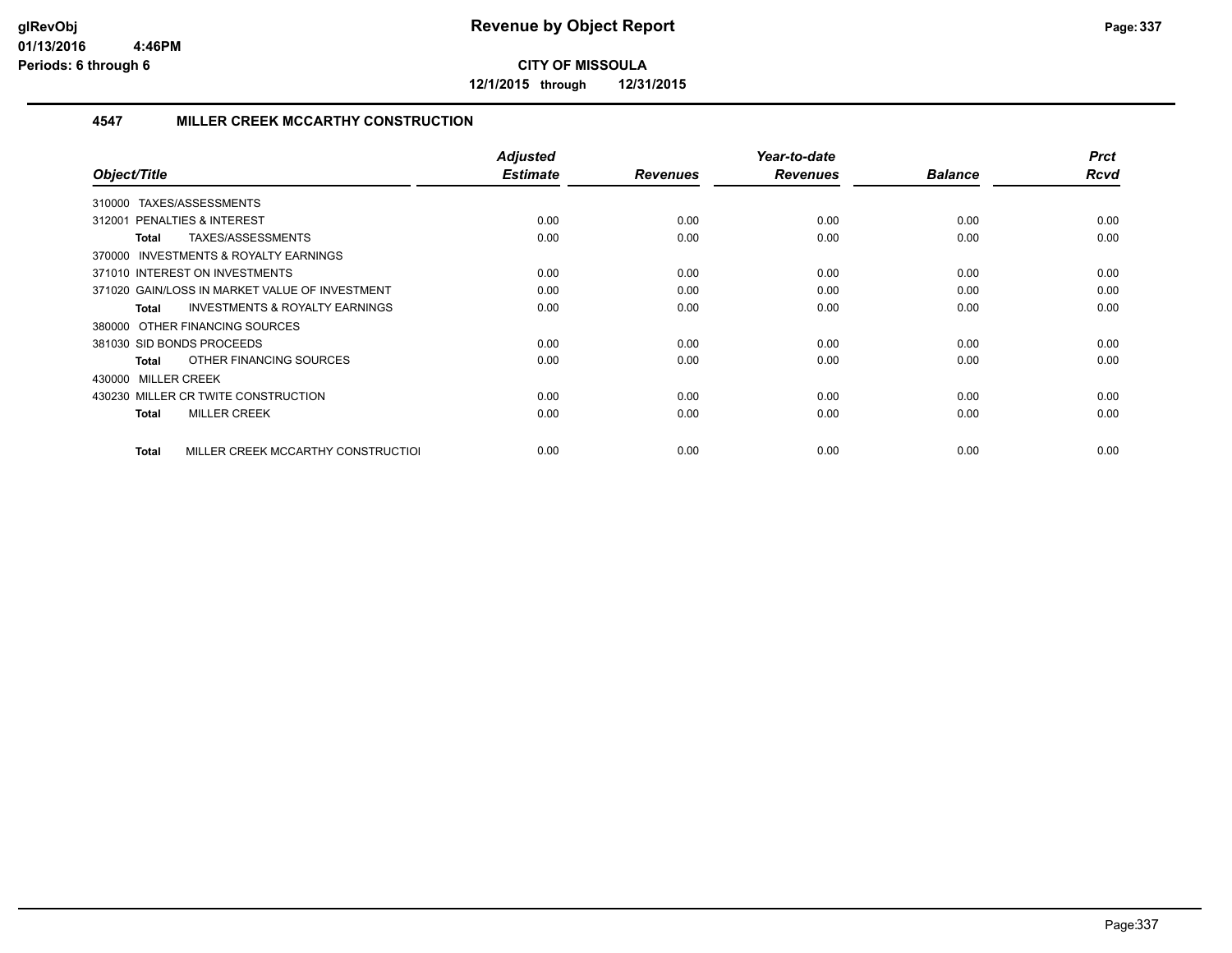# Revenue by Object Report

**CITY OF MISSOULA**

**12/1/2015 through 12/31/2015**

glRevObj
01/13/2016 4:46PM
Periods: 6 through 6

## 4547 MILLER CREEK MCCARTHY CONSTRUCTION

| Object/Title | Adjusted Estimate | Revenues | Year-to-date Revenues | Balance | Prct Rcvd |
|---|---|---|---|---|---|
| 310000 TAXES/ASSESSMENTS | | | | | |
| 312001 PENALTIES & INTEREST | 0.00 | 0.00 | 0.00 | 0.00 | 0.00 |
| **Total** TAXES/ASSESSMENTS | 0.00 | 0.00 | 0.00 | 0.00 | 0.00 |
| 370000 INVESTMENTS & ROYALTY EARNINGS | | | | | |
| 371010 INTEREST ON INVESTMENTS | 0.00 | 0.00 | 0.00 | 0.00 | 0.00 |
| 371020 GAIN/LOSS IN MARKET VALUE OF INVESTMENT | 0.00 | 0.00 | 0.00 | 0.00 | 0.00 |
| **Total** INVESTMENTS & ROYALTY EARNINGS | 0.00 | 0.00 | 0.00 | 0.00 | 0.00 |
| 380000 OTHER FINANCING SOURCES | | | | | |
| 381030 SID BONDS PROCEEDS | 0.00 | 0.00 | 0.00 | 0.00 | 0.00 |
| **Total** OTHER FINANCING SOURCES | 0.00 | 0.00 | 0.00 | 0.00 | 0.00 |
| 430000 MILLER CREEK | | | | | |
| 430230 MILLER CR TWITE CONSTRUCTION | 0.00 | 0.00 | 0.00 | 0.00 | 0.00 |
| **Total** MILLER CREEK | 0.00 | 0.00 | 0.00 | 0.00 | 0.00 |
| **Total** MILLER CREEK MCCARTHY CONSTRUCTIOI | 0.00 | 0.00 | 0.00 | 0.00 | 0.00 |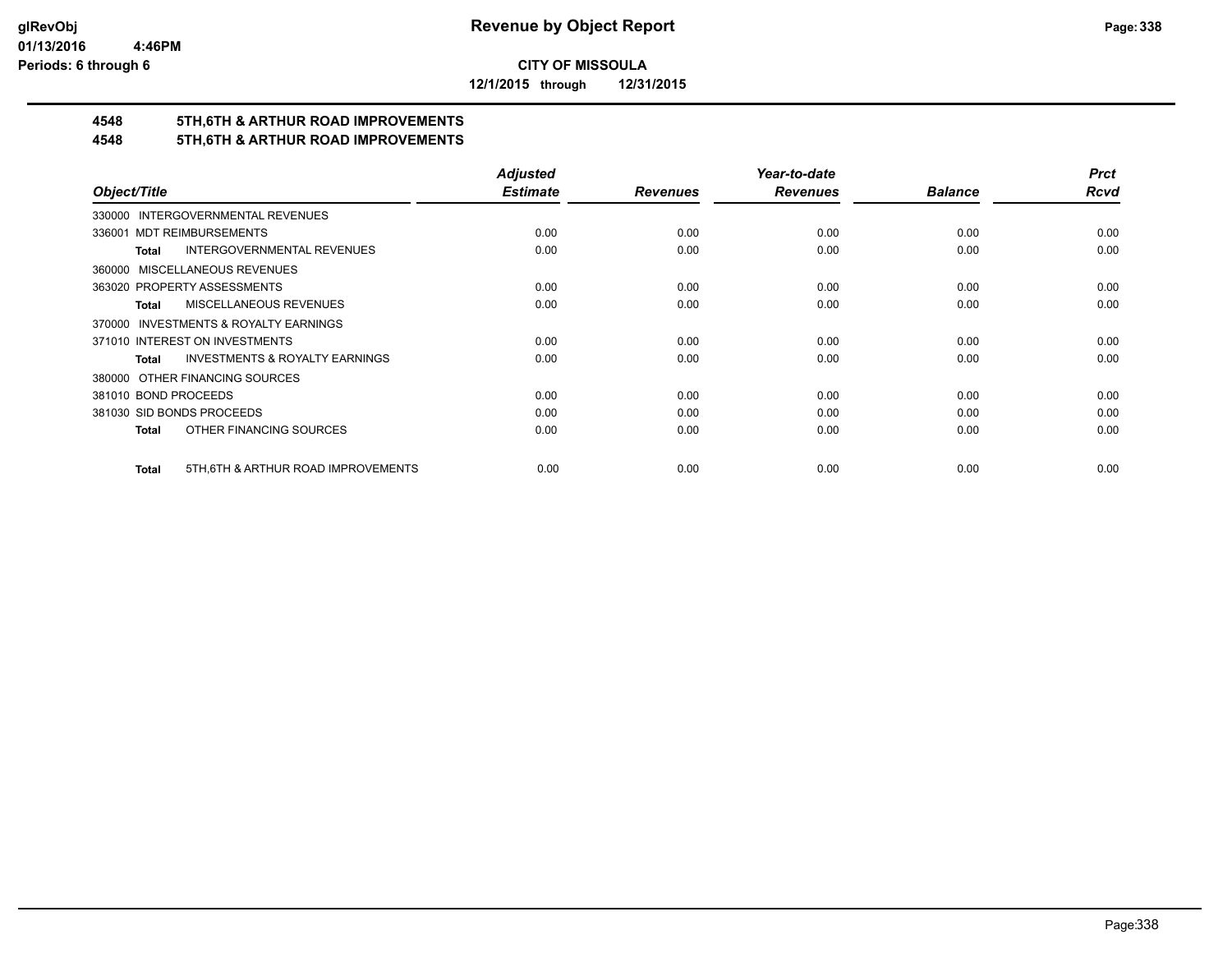# Revenue by Object Report

**CITY OF MISSOULA**

**12/1/2015 through 12/31/2015**

glRevObj
01/13/2016 4:46PM
Periods: 6 through 6

## 4548 5TH,6TH & ARTHUR ROAD IMPROVEMENTS
## 4548 5TH,6TH & ARTHUR ROAD IMPROVEMENTS

| Object/Title | Adjusted Estimate | Revenues | Year-to-date Revenues | Balance | Prct Rcvd |
|---|---|---|---|---|---|
| 330000 INTERGOVERNMENTAL REVENUES | | | | | |
| 336001 MDT REIMBURSEMENTS | 0.00 | 0.00 | 0.00 | 0.00 | 0.00 |
| **Total** INTERGOVERNMENTAL REVENUES | 0.00 | 0.00 | 0.00 | 0.00 | 0.00 |
| 360000 MISCELLANEOUS REVENUES | | | | | |
| 363020 PROPERTY ASSESSMENTS | 0.00 | 0.00 | 0.00 | 0.00 | 0.00 |
| **Total** MISCELLANEOUS REVENUES | 0.00 | 0.00 | 0.00 | 0.00 | 0.00 |
| 370000 INVESTMENTS & ROYALTY EARNINGS | | | | | |
| 371010 INTEREST ON INVESTMENTS | 0.00 | 0.00 | 0.00 | 0.00 | 0.00 |
| **Total** INVESTMENTS & ROYALTY EARNINGS | 0.00 | 0.00 | 0.00 | 0.00 | 0.00 |
| 380000 OTHER FINANCING SOURCES | | | | | |
| 381010 BOND PROCEEDS | 0.00 | 0.00 | 0.00 | 0.00 | 0.00 |
| 381030 SID BONDS PROCEEDS | 0.00 | 0.00 | 0.00 | 0.00 | 0.00 |
| **Total** OTHER FINANCING SOURCES | 0.00 | 0.00 | 0.00 | 0.00 | 0.00 |
| **Total** 5TH,6TH & ARTHUR ROAD IMPROVEMENTS | 0.00 | 0.00 | 0.00 | 0.00 | 0.00 |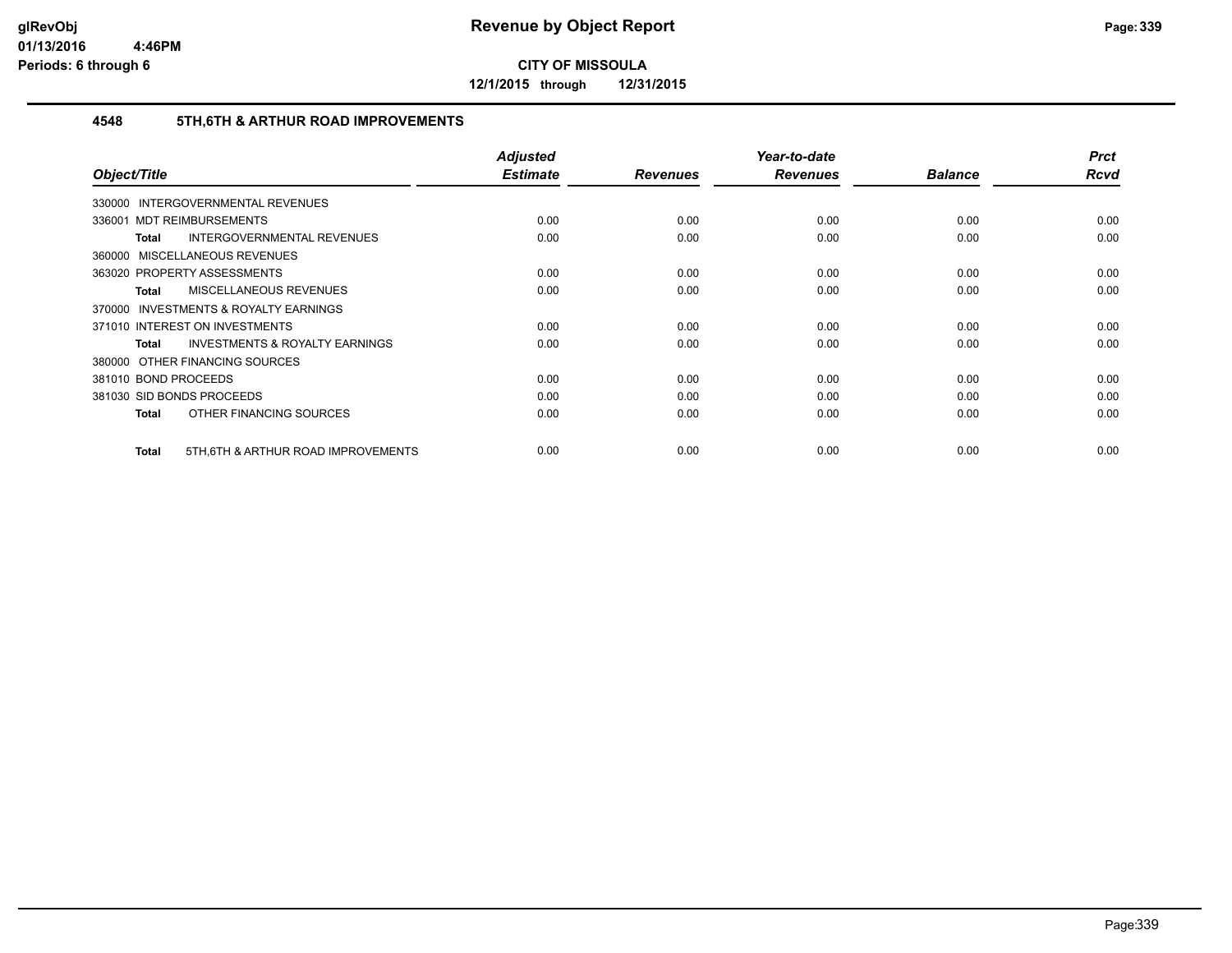**CITY OF MISSOULA**

**12/1/2015 through 12/31/2015**

## 4548 5TH,6TH & ARTHUR ROAD IMPROVEMENTS

| Object/Title | Adjusted Estimate | Revenues | Year-to-date Revenues | Balance | Prct Rcvd |
|---|---|---|---|---|---|
| 330000 INTERGOVERNMENTAL REVENUES | | | | | |
| 336001 MDT REIMBURSEMENTS | 0.00 | 0.00 | 0.00 | 0.00 | 0.00 |
| **Total** INTERGOVERNMENTAL REVENUES | 0.00 | 0.00 | 0.00 | 0.00 | 0.00 |
| 360000 MISCELLANEOUS REVENUES | | | | | |
| 363020 PROPERTY ASSESSMENTS | 0.00 | 0.00 | 0.00 | 0.00 | 0.00 |
| **Total** MISCELLANEOUS REVENUES | 0.00 | 0.00 | 0.00 | 0.00 | 0.00 |
| 370000 INVESTMENTS & ROYALTY EARNINGS | | | | | |
| 371010 INTEREST ON INVESTMENTS | 0.00 | 0.00 | 0.00 | 0.00 | 0.00 |
| **Total** INVESTMENTS & ROYALTY EARNINGS | 0.00 | 0.00 | 0.00 | 0.00 | 0.00 |
| 380000 OTHER FINANCING SOURCES | | | | | |
| 381010 BOND PROCEEDS | 0.00 | 0.00 | 0.00 | 0.00 | 0.00 |
| 381030 SID BONDS PROCEEDS | 0.00 | 0.00 | 0.00 | 0.00 | 0.00 |
| **Total** OTHER FINANCING SOURCES | 0.00 | 0.00 | 0.00 | 0.00 | 0.00 |
| **Total** 5TH,6TH & ARTHUR ROAD IMPROVEMENTS | 0.00 | 0.00 | 0.00 | 0.00 | 0.00 |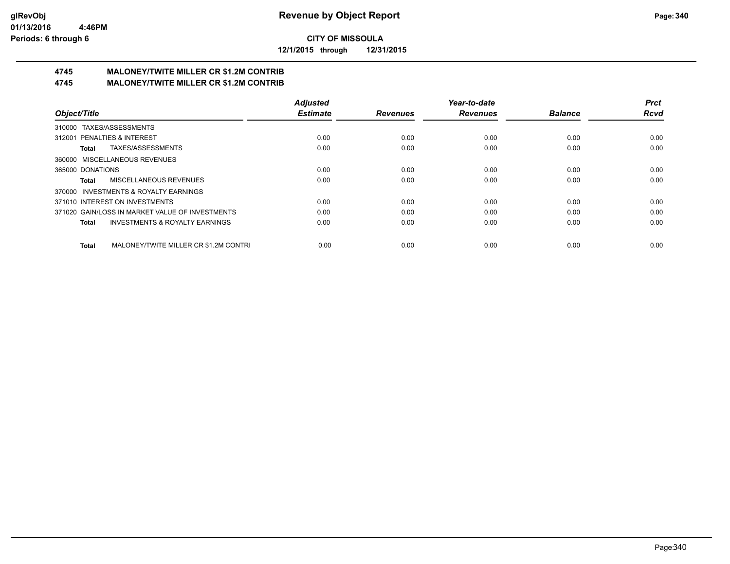# Revenue by Object Report

**CITY OF MISSOULA**

**12/1/2015 through 12/31/2015**

glRevObj
01/13/2016 4:46PM
Periods: 6 through 6

**4745 MALONEY/TWITE MILLER CR $1.2M CONTRIB**

**4745 MALONEY/TWITE MILLER CR $1.2M CONTRIB**

| Object/Title | Adjusted Estimate | Revenues | Year-to-date Revenues | Balance | Prct Rcvd |
|---|---|---|---|---|---|
| 310000 TAXES/ASSESSMENTS | | | | | |
| 312001 PENALTIES & INTEREST | 0.00 | 0.00 | 0.00 | 0.00 | 0.00 |
| **Total** TAXES/ASSESSMENTS | 0.00 | 0.00 | 0.00 | 0.00 | 0.00 |
| 360000 MISCELLANEOUS REVENUES | | | | | |
| 365000 DONATIONS | 0.00 | 0.00 | 0.00 | 0.00 | 0.00 |
| **Total** MISCELLANEOUS REVENUES | 0.00 | 0.00 | 0.00 | 0.00 | 0.00 |
| 370000 INVESTMENTS & ROYALTY EARNINGS | | | | | |
| 371010 INTEREST ON INVESTMENTS | 0.00 | 0.00 | 0.00 | 0.00 | 0.00 |
| 371020 GAIN/LOSS IN MARKET VALUE OF INVESTMENTS | 0.00 | 0.00 | 0.00 | 0.00 | 0.00 |
| **Total** INVESTMENTS & ROYALTY EARNINGS | 0.00 | 0.00 | 0.00 | 0.00 | 0.00 |
| **Total** MALONEY/TWITE MILLER CR $1.2M CONTRI | 0.00 | 0.00 | 0.00 | 0.00 | 0.00 |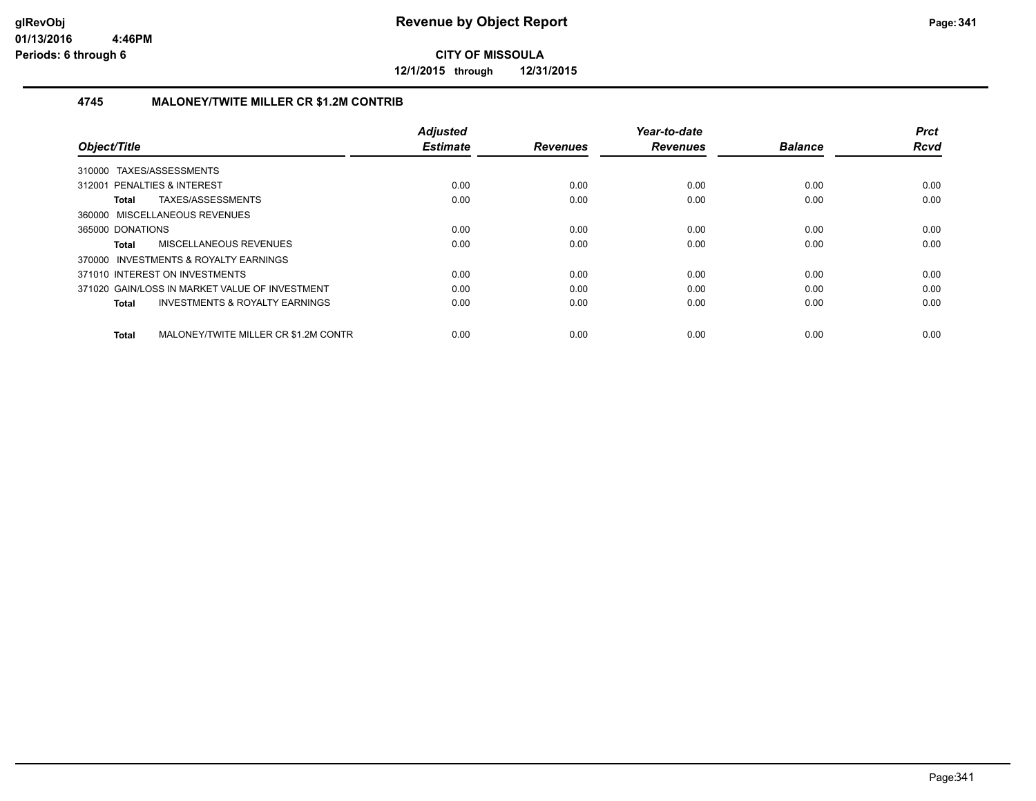glRevObj
01/13/2016 4:46PM
Periods: 6 through 6

# Revenue by Object Report

**CITY OF MISSOULA**

**12/1/2015 through 12/31/2015**

## 4745 MALONEY/TWITE MILLER CR $1.2M CONTRIB

| Object/Title | Adjusted Estimate | Revenues | Year-to-date Revenues | Balance | Prct Rcvd |
|---|---|---|---|---|---|
| 310000 TAXES/ASSESSMENTS | | | | | |
| 312001 PENALTIES & INTEREST | 0.00 | 0.00 | 0.00 | 0.00 | 0.00 |
| **Total** TAXES/ASSESSMENTS | 0.00 | 0.00 | 0.00 | 0.00 | 0.00 |
| 360000 MISCELLANEOUS REVENUES | | | | | |
| 365000 DONATIONS | 0.00 | 0.00 | 0.00 | 0.00 | 0.00 |
| **Total** MISCELLANEOUS REVENUES | 0.00 | 0.00 | 0.00 | 0.00 | 0.00 |
| 370000 INVESTMENTS & ROYALTY EARNINGS | | | | | |
| 371010 INTEREST ON INVESTMENTS | 0.00 | 0.00 | 0.00 | 0.00 | 0.00 |
| 371020 GAIN/LOSS IN MARKET VALUE OF INVESTMENT | 0.00 | 0.00 | 0.00 | 0.00 | 0.00 |
| **Total** INVESTMENTS & ROYALTY EARNINGS | 0.00 | 0.00 | 0.00 | 0.00 | 0.00 |
| **Total** MALONEY/TWITE MILLER CR $1.2M CONTR | 0.00 | 0.00 | 0.00 | 0.00 | 0.00 |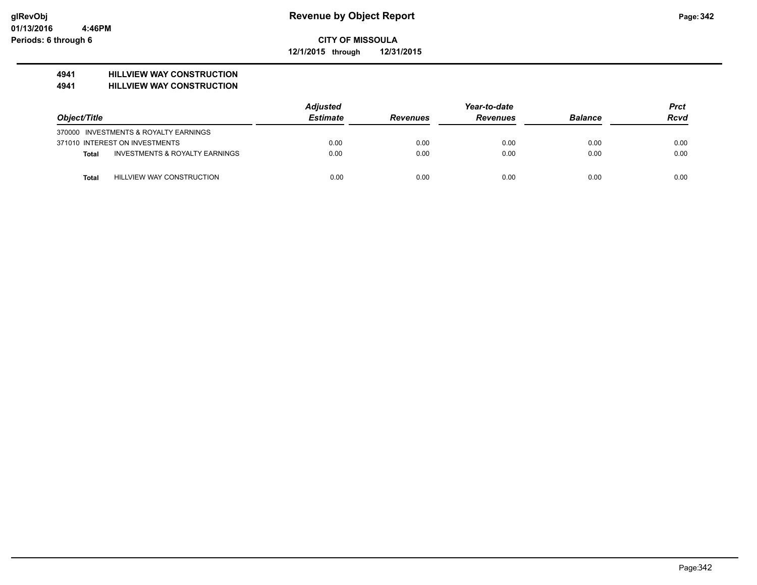# Revenue by Object Report

**CITY OF MISSOULA**

**12/1/2015 through 12/31/2015**

glRevObj
01/13/2016 4:46PM
Periods: 6 through 6

## 4941 HILLVIEW WAY CONSTRUCTION
## 4941 HILLVIEW WAY CONSTRUCTION

| Object/Title | Adjusted Estimate | Revenues | Year-to-date Revenues | Balance | Prct Rcvd |
|---|---|---|---|---|---|
| 370000 INVESTMENTS & ROYALTY EARNINGS | | | | | |
| 371010 INTEREST ON INVESTMENTS | 0.00 | 0.00 | 0.00 | 0.00 | 0.00 |
| **Total** INVESTMENTS & ROYALTY EARNINGS | 0.00 | 0.00 | 0.00 | 0.00 | 0.00 |
| **Total** HILLVIEW WAY CONSTRUCTION | 0.00 | 0.00 | 0.00 | 0.00 | 0.00 |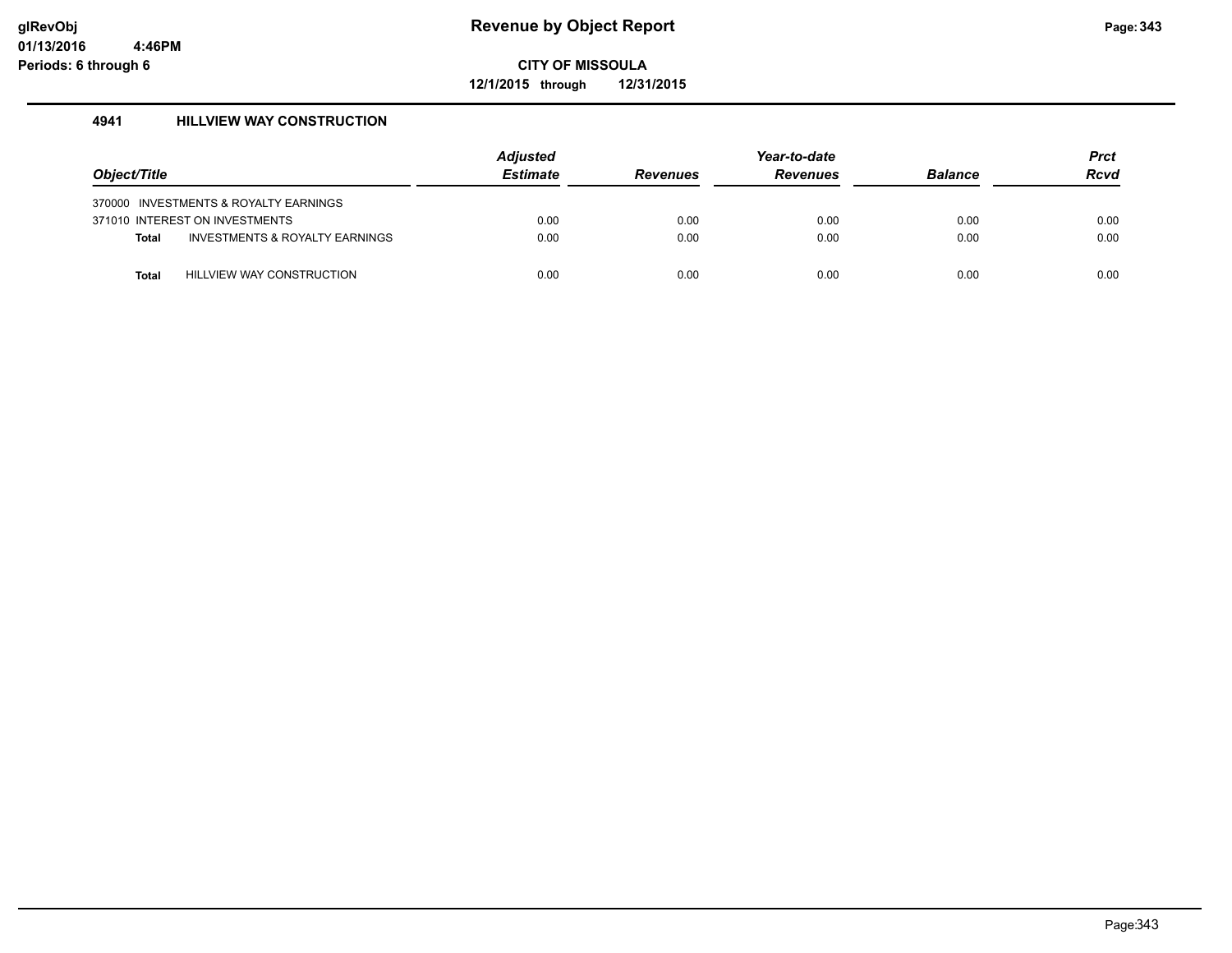# Revenue by Object Report

**CITY OF MISSOULA**

**12/1/2015 through 12/31/2015**

glRevObj
01/13/2016 4:46PM
Periods: 6 through 6

### 4941 HILLVIEW WAY CONSTRUCTION

| Object/Title | Adjusted Estimate | Revenues | Year-to-date Revenues | Balance | Prct Rcvd |
|---|---|---|---|---|---|
| 370000 INVESTMENTS & ROYALTY EARNINGS | | | | | |
| 371010 INTEREST ON INVESTMENTS | 0.00 | 0.00 | 0.00 | 0.00 | 0.00 |
| **Total** INVESTMENTS & ROYALTY EARNINGS | 0.00 | 0.00 | 0.00 | 0.00 | 0.00 |
| **Total** HILLVIEW WAY CONSTRUCTION | 0.00 | 0.00 | 0.00 | 0.00 | 0.00 |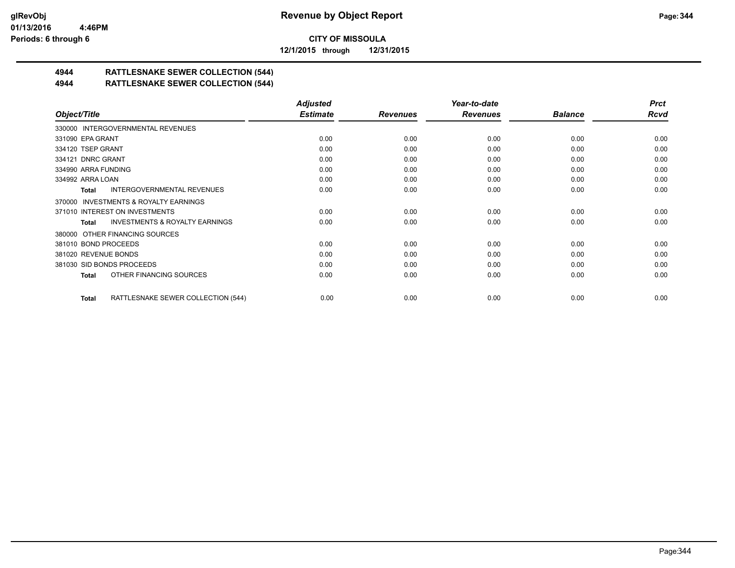# CITY OF MISSOULA

**12/1/2015 through 12/31/2015**

## 4944 RATTLESNAKE SEWER COLLECTION (544)
## 4944 RATTLESNAKE SEWER COLLECTION (544)

| Object/Title | Adjusted Estimate | Revenues | Year-to-date Revenues | Balance | Prct Rcvd |
|---|---|---|---|---|---|
| 330000 INTERGOVERNMENTAL REVENUES | | | | | |
| 331090 EPA GRANT | 0.00 | 0.00 | 0.00 | 0.00 | 0.00 |
| 334120 TSEP GRANT | 0.00 | 0.00 | 0.00 | 0.00 | 0.00 |
| 334121 DNRC GRANT | 0.00 | 0.00 | 0.00 | 0.00 | 0.00 |
| 334990 ARRA FUNDING | 0.00 | 0.00 | 0.00 | 0.00 | 0.00 |
| 334992 ARRA LOAN | 0.00 | 0.00 | 0.00 | 0.00 | 0.00 |
| **Total** INTERGOVERNMENTAL REVENUES | 0.00 | 0.00 | 0.00 | 0.00 | 0.00 |
| 370000 INVESTMENTS & ROYALTY EARNINGS | | | | | |
| 371010 INTEREST ON INVESTMENTS | 0.00 | 0.00 | 0.00 | 0.00 | 0.00 |
| **Total** INVESTMENTS & ROYALTY EARNINGS | 0.00 | 0.00 | 0.00 | 0.00 | 0.00 |
| 380000 OTHER FINANCING SOURCES | | | | | |
| 381010 BOND PROCEEDS | 0.00 | 0.00 | 0.00 | 0.00 | 0.00 |
| 381020 REVENUE BONDS | 0.00 | 0.00 | 0.00 | 0.00 | 0.00 |
| 381030 SID BONDS PROCEEDS | 0.00 | 0.00 | 0.00 | 0.00 | 0.00 |
| **Total** OTHER FINANCING SOURCES | 0.00 | 0.00 | 0.00 | 0.00 | 0.00 |
| **Total** RATTLESNAKE SEWER COLLECTION (544) | 0.00 | 0.00 | 0.00 | 0.00 | 0.00 |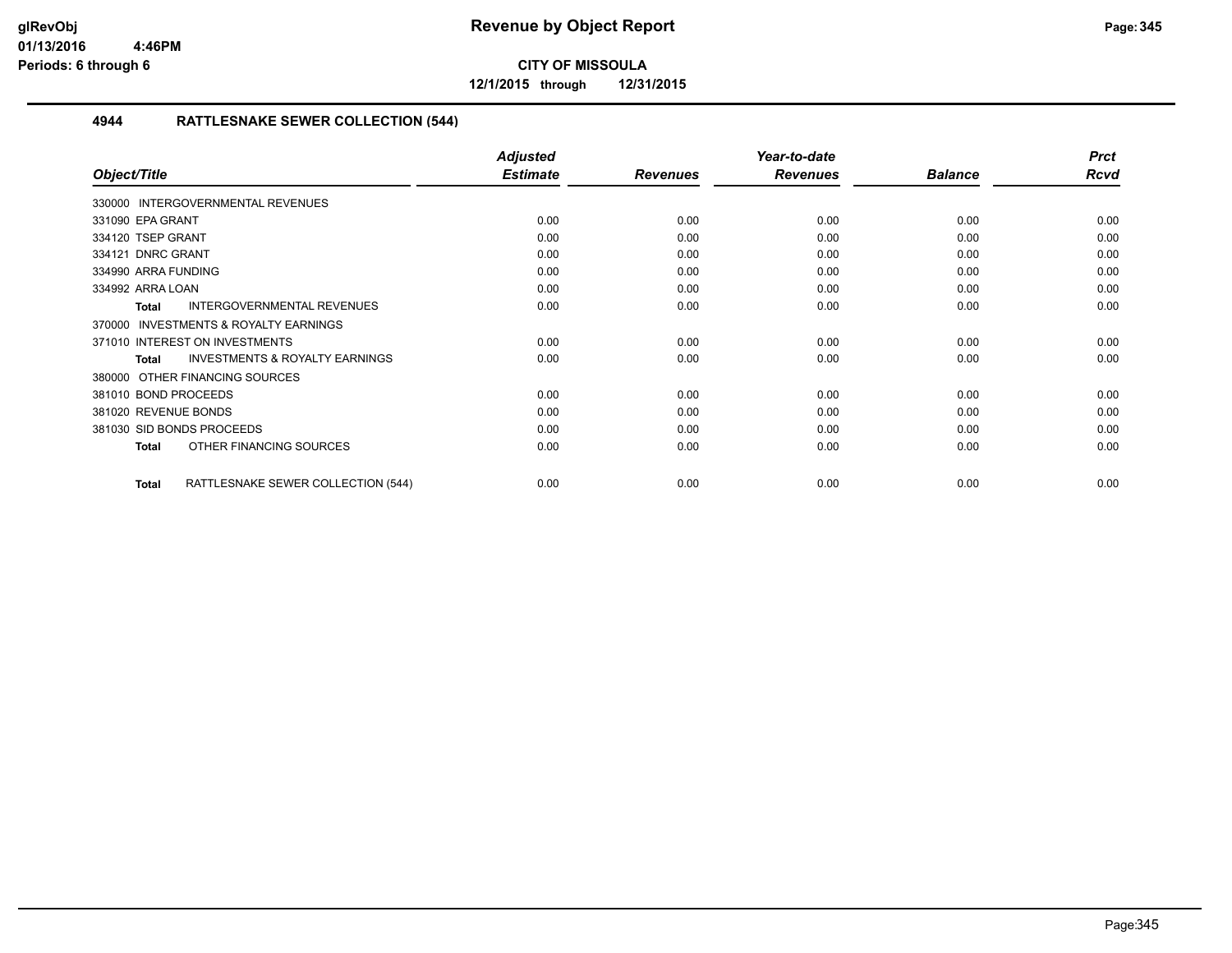# Revenue by Object Report

**CITY OF MISSOULA**

**12/1/2015 through 12/31/2015**

glRevObj
01/13/2016 4:46PM
Periods: 6 through 6

## 4944 RATTLESNAKE SEWER COLLECTION (544)

| Object/Title | Adjusted Estimate | Revenues | Year-to-date Revenues | Balance | Prct Rcvd |
|---|---|---|---|---|---|
| 330000 INTERGOVERNMENTAL REVENUES | | | | | |
| 331090 EPA GRANT | 0.00 | 0.00 | 0.00 | 0.00 | 0.00 |
| 334120 TSEP GRANT | 0.00 | 0.00 | 0.00 | 0.00 | 0.00 |
| 334121 DNRC GRANT | 0.00 | 0.00 | 0.00 | 0.00 | 0.00 |
| 334990 ARRA FUNDING | 0.00 | 0.00 | 0.00 | 0.00 | 0.00 |
| 334992 ARRA LOAN | 0.00 | 0.00 | 0.00 | 0.00 | 0.00 |
| **Total** INTERGOVERNMENTAL REVENUES | 0.00 | 0.00 | 0.00 | 0.00 | 0.00 |
| 370000 INVESTMENTS & ROYALTY EARNINGS | | | | | |
| 371010 INTEREST ON INVESTMENTS | 0.00 | 0.00 | 0.00 | 0.00 | 0.00 |
| **Total** INVESTMENTS & ROYALTY EARNINGS | 0.00 | 0.00 | 0.00 | 0.00 | 0.00 |
| 380000 OTHER FINANCING SOURCES | | | | | |
| 381010 BOND PROCEEDS | 0.00 | 0.00 | 0.00 | 0.00 | 0.00 |
| 381020 REVENUE BONDS | 0.00 | 0.00 | 0.00 | 0.00 | 0.00 |
| 381030 SID BONDS PROCEEDS | 0.00 | 0.00 | 0.00 | 0.00 | 0.00 |
| **Total** OTHER FINANCING SOURCES | 0.00 | 0.00 | 0.00 | 0.00 | 0.00 |
| **Total** RATTLESNAKE SEWER COLLECTION (544) | 0.00 | 0.00 | 0.00 | 0.00 | 0.00 |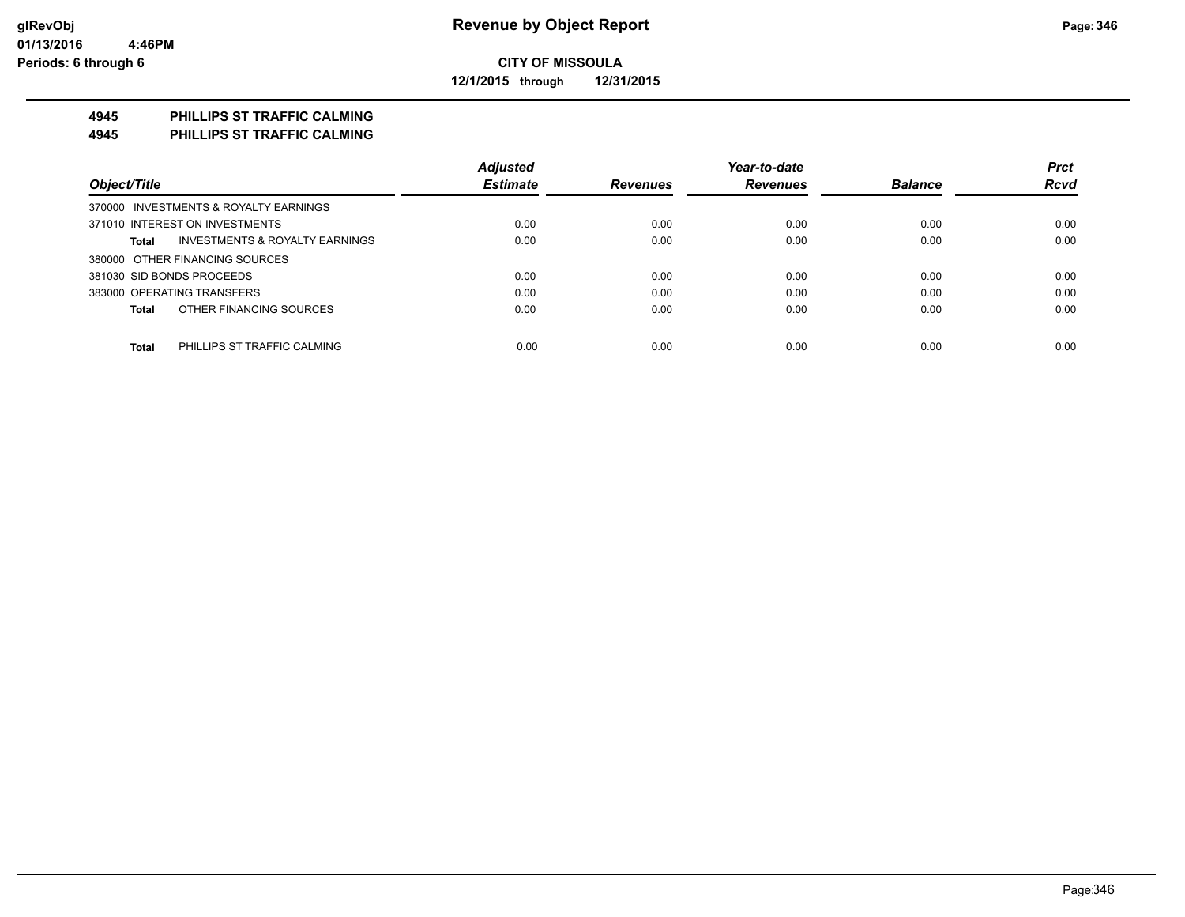# Revenue by Object Report

**CITY OF MISSOULA**

**12/1/2015 through 12/31/2015**

glRevObj
01/13/2016 4:46PM
Periods: 6 through 6

## 4945 PHILLIPS ST TRAFFIC CALMING
## 4945 PHILLIPS ST TRAFFIC CALMING

| Object/Title | Adjusted Estimate | Revenues | Year-to-date Revenues | Balance | Prct Rcvd |
|---|---|---|---|---|---|
| 370000 INVESTMENTS & ROYALTY EARNINGS | | | | | |
| 371010 INTEREST ON INVESTMENTS | 0.00 | 0.00 | 0.00 | 0.00 | 0.00 |
| **Total** INVESTMENTS & ROYALTY EARNINGS | 0.00 | 0.00 | 0.00 | 0.00 | 0.00 |
| 380000 OTHER FINANCING SOURCES | | | | | |
| 381030 SID BONDS PROCEEDS | 0.00 | 0.00 | 0.00 | 0.00 | 0.00 |
| 383000 OPERATING TRANSFERS | 0.00 | 0.00 | 0.00 | 0.00 | 0.00 |
| **Total** OTHER FINANCING SOURCES | 0.00 | 0.00 | 0.00 | 0.00 | 0.00 |
| **Total** PHILLIPS ST TRAFFIC CALMING | 0.00 | 0.00 | 0.00 | 0.00 | 0.00 |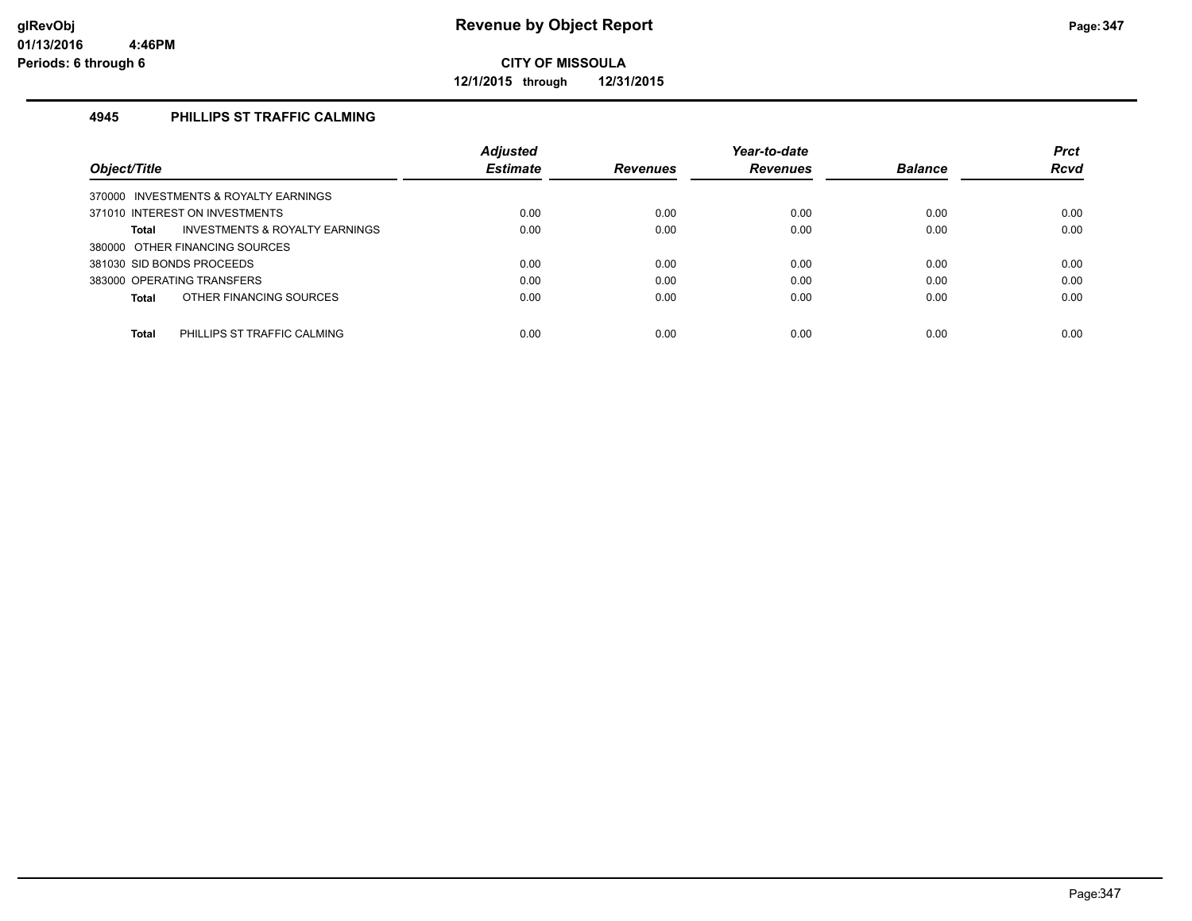# Revenue by Object Report

**CITY OF MISSOULA**

**12/1/2015 through 12/31/2015**

glRevObj
01/13/2016 4:46PM
Periods: 6 through 6

### 4945 PHILLIPS ST TRAFFIC CALMING

| Object/Title | Adjusted Estimate | Revenues | Year-to-date Revenues | Balance | Prct Rcvd |
|---|---|---|---|---|---|
| 370000 INVESTMENTS & ROYALTY EARNINGS | | | | | |
| 371010 INTEREST ON INVESTMENTS | 0.00 | 0.00 | 0.00 | 0.00 | 0.00 |
| **Total** INVESTMENTS & ROYALTY EARNINGS | 0.00 | 0.00 | 0.00 | 0.00 | 0.00 |
| 380000 OTHER FINANCING SOURCES | | | | | |
| 381030 SID BONDS PROCEEDS | 0.00 | 0.00 | 0.00 | 0.00 | 0.00 |
| 383000 OPERATING TRANSFERS | 0.00 | 0.00 | 0.00 | 0.00 | 0.00 |
| **Total** OTHER FINANCING SOURCES | 0.00 | 0.00 | 0.00 | 0.00 | 0.00 |
| **Total** PHILLIPS ST TRAFFIC CALMING | 0.00 | 0.00 | 0.00 | 0.00 | 0.00 |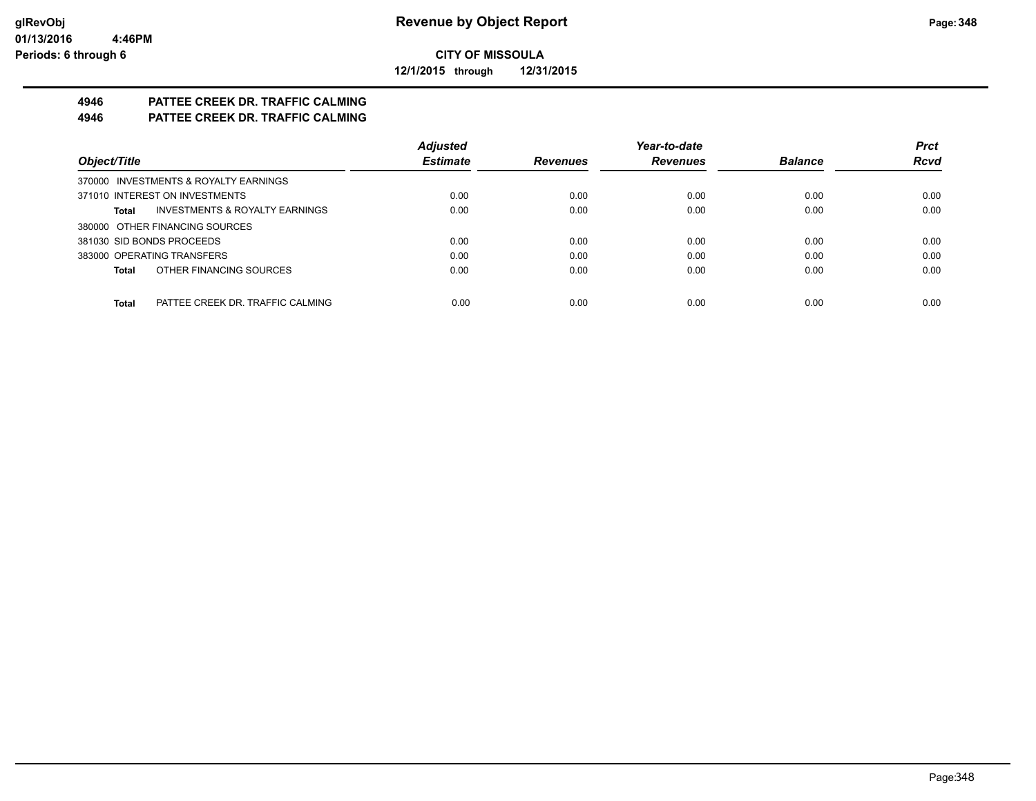# CITY OF MISSOULA

**12/1/2015 through 12/31/2015**

## 4946 PATTEE CREEK DR. TRAFFIC CALMING
## 4946 PATTEE CREEK DR. TRAFFIC CALMING

| Object/Title | | Adjusted Estimate | Revenues | Year-to-date Revenues | Balance | Prct Rcvd |
|---|---|---|---|---|---|---|
| 370000 INVESTMENTS & ROYALTY EARNINGS | | | | | | |
| 371010 INTEREST ON INVESTMENTS | | 0.00 | 0.00 | 0.00 | 0.00 | 0.00 |
| **Total** | INVESTMENTS & ROYALTY EARNINGS | 0.00 | 0.00 | 0.00 | 0.00 | 0.00 |
| 380000 OTHER FINANCING SOURCES | | | | | | |
| 381030 SID BONDS PROCEEDS | | 0.00 | 0.00 | 0.00 | 0.00 | 0.00 |
| 383000 OPERATING TRANSFERS | | 0.00 | 0.00 | 0.00 | 0.00 | 0.00 |
| **Total** | OTHER FINANCING SOURCES | 0.00 | 0.00 | 0.00 | 0.00 | 0.00 |
| **Total** | PATTEE CREEK DR. TRAFFIC CALMING | 0.00 | 0.00 | 0.00 | 0.00 | 0.00 |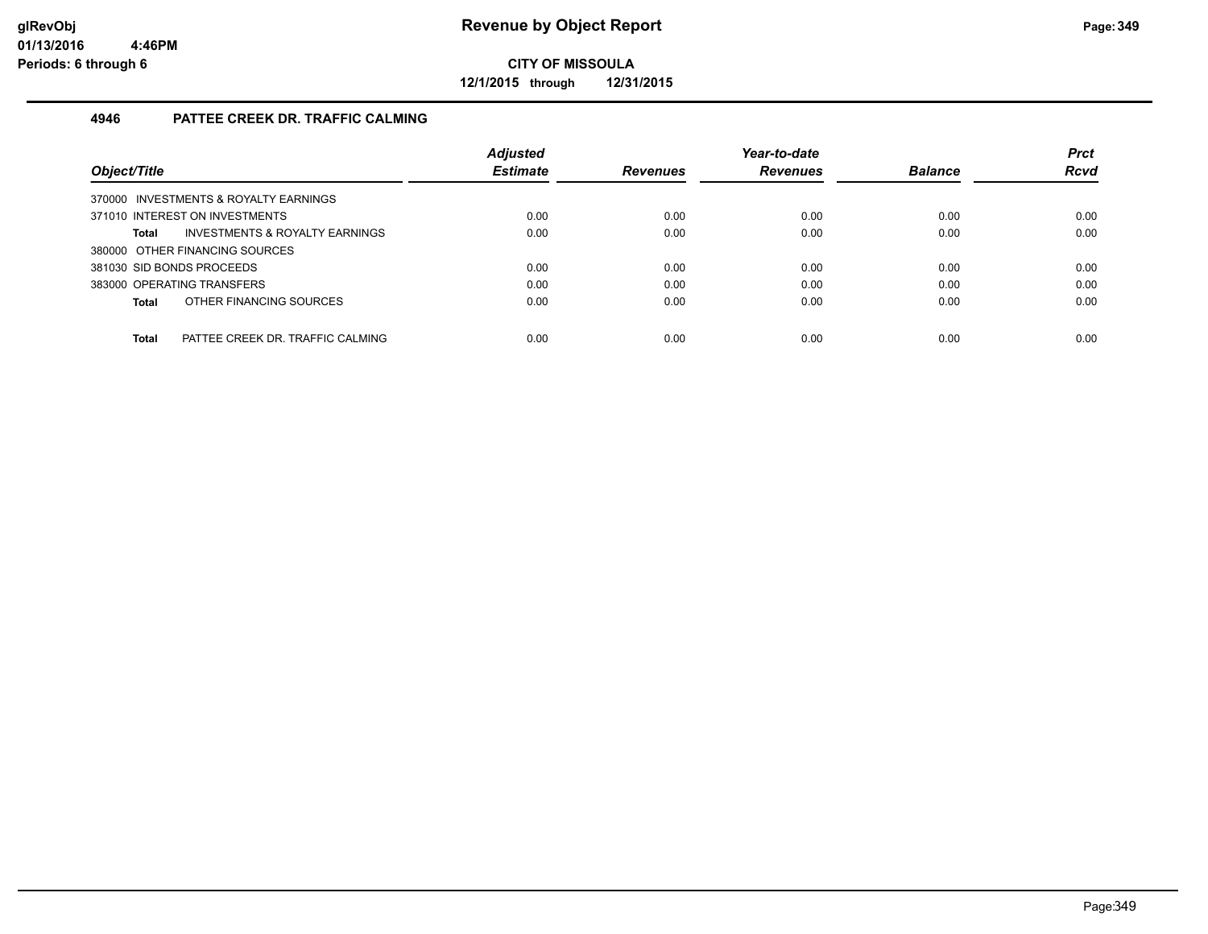glRevObj
01/13/2016 4:46PM
Periods: 6 through 6

# Revenue by Object Report

**CITY OF MISSOULA**

**12/1/2015 through 12/31/2015**

## 4946 PATTEE CREEK DR. TRAFFIC CALMING

| Object/Title | Adjusted Estimate | Revenues | Year-to-date Revenues | Balance | Prct Rcvd |
|---|---|---|---|---|---|
| 370000 INVESTMENTS & ROYALTY EARNINGS | | | | | |
| 371010 INTEREST ON INVESTMENTS | 0.00 | 0.00 | 0.00 | 0.00 | 0.00 |
| **Total** INVESTMENTS & ROYALTY EARNINGS | 0.00 | 0.00 | 0.00 | 0.00 | 0.00 |
| 380000 OTHER FINANCING SOURCES | | | | | |
| 381030 SID BONDS PROCEEDS | 0.00 | 0.00 | 0.00 | 0.00 | 0.00 |
| 383000 OPERATING TRANSFERS | 0.00 | 0.00 | 0.00 | 0.00 | 0.00 |
| **Total** OTHER FINANCING SOURCES | 0.00 | 0.00 | 0.00 | 0.00 | 0.00 |
| **Total** PATTEE CREEK DR. TRAFFIC CALMING | 0.00 | 0.00 | 0.00 | 0.00 | 0.00 |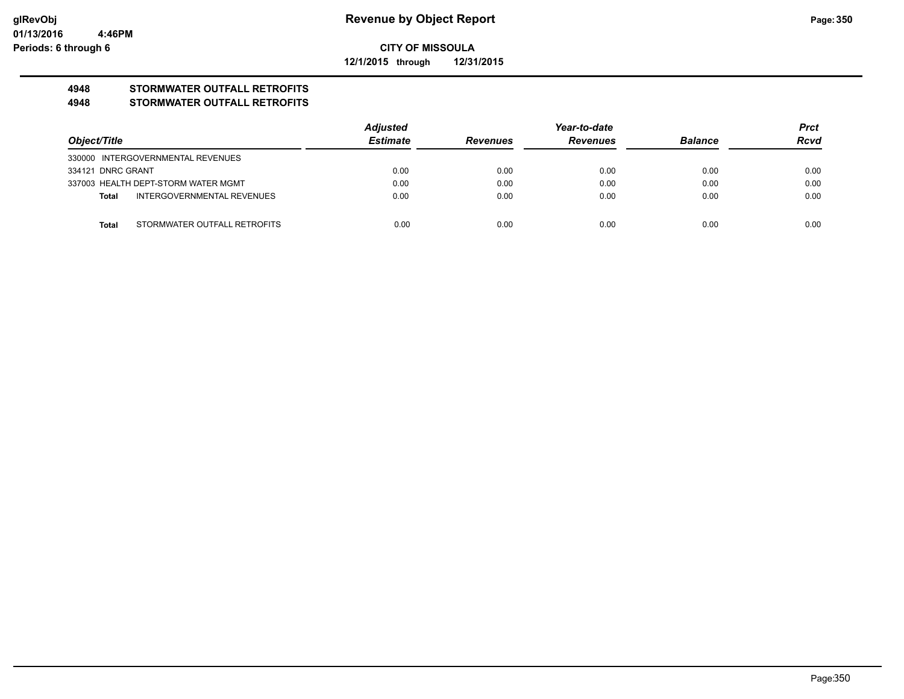**CITY OF MISSOULA**

**12/1/2015 through 12/31/2015**

**4948 STORMWATER OUTFALL RETROFITS**

**4948 STORMWATER OUTFALL RETROFITS**

| Object/Title | Adjusted Estimate | Revenues | Year-to-date Revenues | Balance | Prct Rcvd |
|---|---|---|---|---|---|
| 330000 INTERGOVERNMENTAL REVENUES | | | | | |
| 334121 DNRC GRANT | 0.00 | 0.00 | 0.00 | 0.00 | 0.00 |
| 337003 HEALTH DEPT-STORM WATER MGMT | 0.00 | 0.00 | 0.00 | 0.00 | 0.00 |
| **Total** INTERGOVERNMENTAL REVENUES | 0.00 | 0.00 | 0.00 | 0.00 | 0.00 |
| **Total** STORMWATER OUTFALL RETROFITS | 0.00 | 0.00 | 0.00 | 0.00 | 0.00 |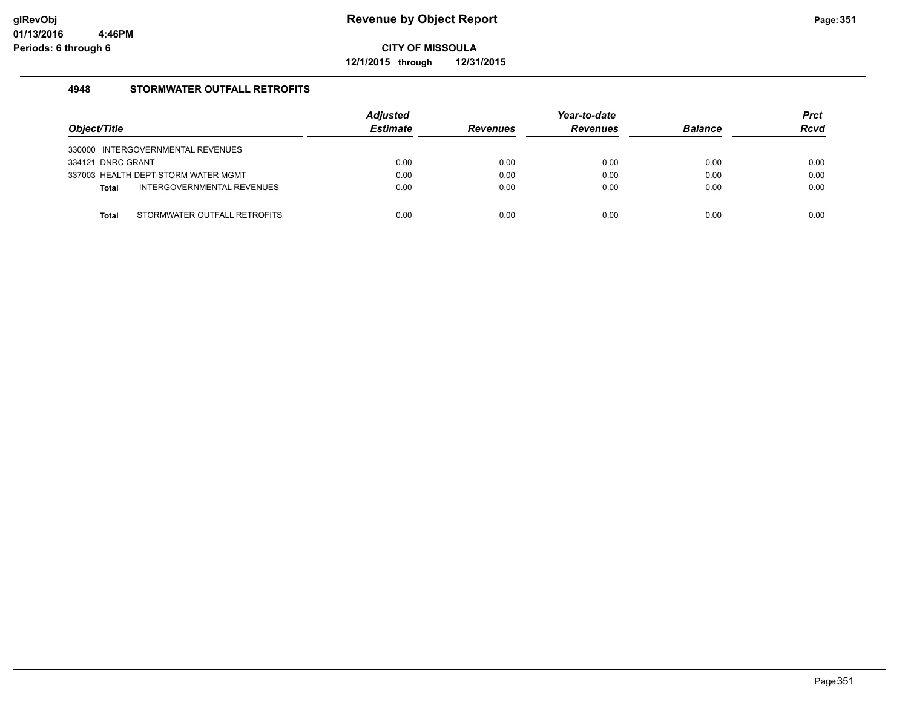# Revenue by Object Report

**CITY OF MISSOULA**

**12/1/2015 through 12/31/2015**

glRevObj
01/13/2016 4:46PM
Periods: 6 through 6

## 4948 STORMWATER OUTFALL RETROFITS

| Object/Title | Adjusted Estimate | Revenues | Year-to-date Revenues | Balance | Prct Rcvd |
|---|---|---|---|---|---|
| 330000 INTERGOVERNMENTAL REVENUES | | | | | |
| 334121 DNRC GRANT | 0.00 | 0.00 | 0.00 | 0.00 | 0.00 |
| 337003 HEALTH DEPT-STORM WATER MGMT | 0.00 | 0.00 | 0.00 | 0.00 | 0.00 |
| **Total** INTERGOVERNMENTAL REVENUES | 0.00 | 0.00 | 0.00 | 0.00 | 0.00 |
| **Total** STORMWATER OUTFALL RETROFITS | 0.00 | 0.00 | 0.00 | 0.00 | 0.00 |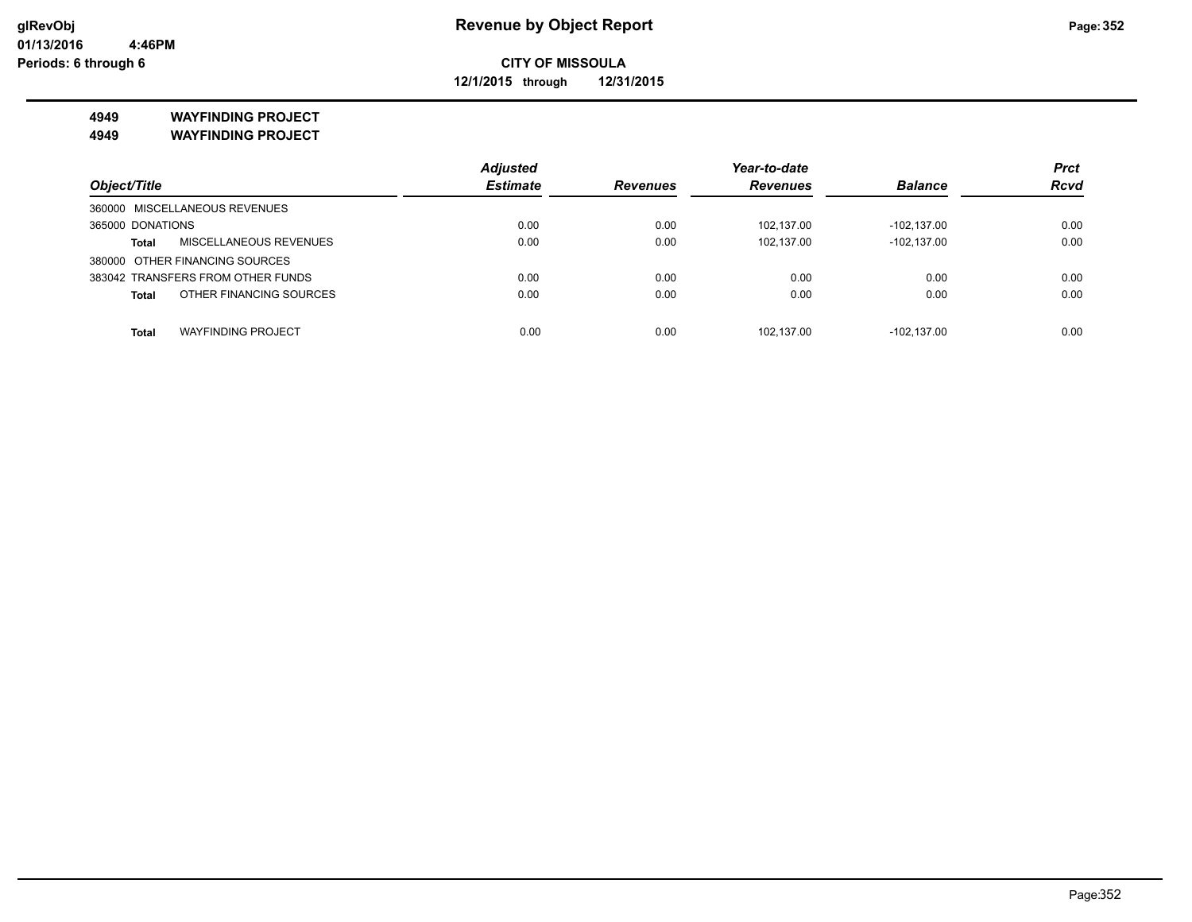# Revenue by Object Report

**CITY OF MISSOULA**

**12/1/2015 through 12/31/2015**

glRevObj
01/13/2016 4:46PM
Periods: 6 through 6

**4949 WAYFINDING PROJECT**

**4949 WAYFINDING PROJECT**

| Object/Title | | Adjusted Estimate | Revenues | Year-to-date Revenues | Balance | Prct Rcvd |
|---|---|---|---|---|---|---|
| 360000 MISCELLANEOUS REVENUES | | | | | | |
| 365000 DONATIONS | | 0.00 | 0.00 | 102,137.00 | -102,137.00 | 0.00 |
| **Total** | MISCELLANEOUS REVENUES | 0.00 | 0.00 | 102,137.00 | -102,137.00 | 0.00 |
| 380000 OTHER FINANCING SOURCES | | | | | | |
| 383042 TRANSFERS FROM OTHER FUNDS | | 0.00 | 0.00 | 0.00 | 0.00 | 0.00 |
| **Total** | OTHER FINANCING SOURCES | 0.00 | 0.00 | 0.00 | 0.00 | 0.00 |
| **Total** | WAYFINDING PROJECT | 0.00 | 0.00 | 102,137.00 | -102,137.00 | 0.00 |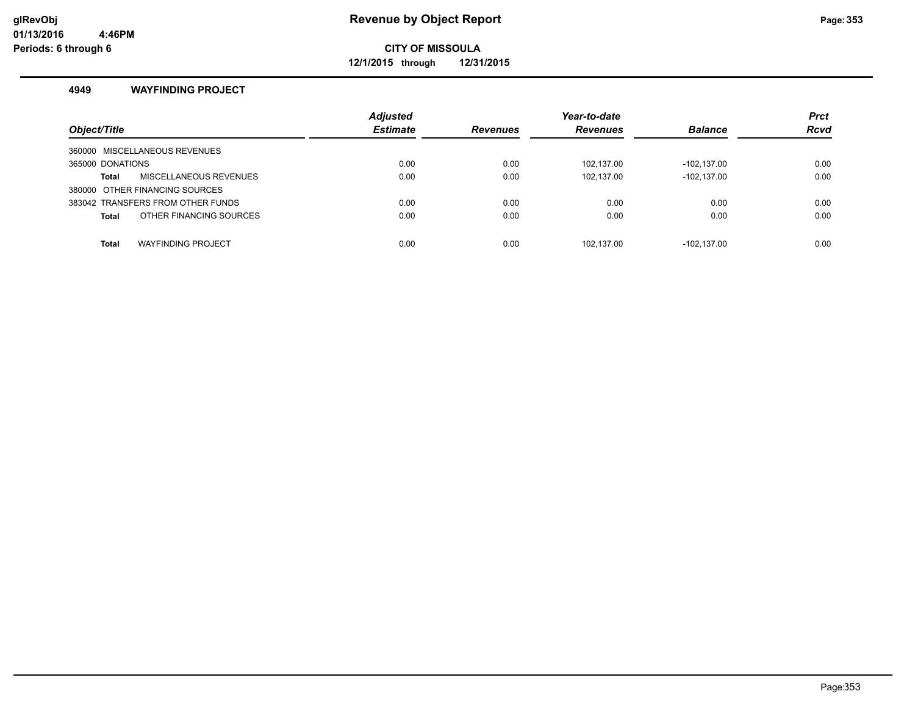# Revenue by Object Report

**CITY OF MISSOULA**

**12/1/2015 through 12/31/2015**

### 4949 WAYFINDING PROJECT

| Object/Title | Adjusted Estimate | Revenues | Year-to-date Revenues | Balance | Prct Rcvd |
|---|---|---|---|---|---|
| 360000 MISCELLANEOUS REVENUES | | | | | |
| 365000 DONATIONS | 0.00 | 0.00 | 102,137.00 | -102,137.00 | 0.00 |
| **Total** MISCELLANEOUS REVENUES | 0.00 | 0.00 | 102,137.00 | -102,137.00 | 0.00 |
| 380000 OTHER FINANCING SOURCES | | | | | |
| 383042 TRANSFERS FROM OTHER FUNDS | 0.00 | 0.00 | 0.00 | 0.00 | 0.00 |
| **Total** OTHER FINANCING SOURCES | 0.00 | 0.00 | 0.00 | 0.00 | 0.00 |
| **Total** WAYFINDING PROJECT | 0.00 | 0.00 | 102,137.00 | -102,137.00 | 0.00 |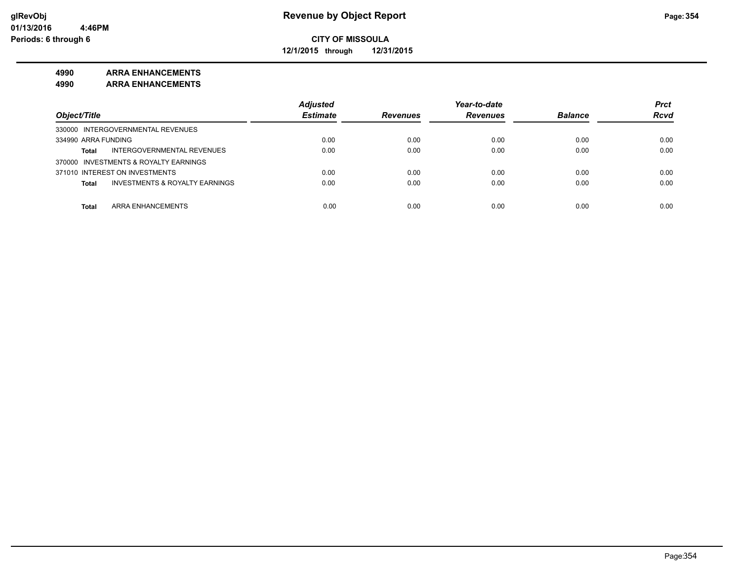# Revenue by Object Report

**CITY OF MISSOULA**

**12/1/2015 through 12/31/2015**

**4990 ARRA ENHANCEMENTS**

**4990 ARRA ENHANCEMENTS**

| Object/Title | Adjusted Estimate | Revenues | Year-to-date Revenues | Balance | Prct Rcvd |
|---|---|---|---|---|---|
| 330000 INTERGOVERNMENTAL REVENUES | | | | | |
| 334990 ARRA FUNDING | 0.00 | 0.00 | 0.00 | 0.00 | 0.00 |
| **Total** INTERGOVERNMENTAL REVENUES | 0.00 | 0.00 | 0.00 | 0.00 | 0.00 |
| 370000 INVESTMENTS & ROYALTY EARNINGS | | | | | |
| 371010 INTEREST ON INVESTMENTS | 0.00 | 0.00 | 0.00 | 0.00 | 0.00 |
| **Total** INVESTMENTS & ROYALTY EARNINGS | 0.00 | 0.00 | 0.00 | 0.00 | 0.00 |
| **Total** ARRA ENHANCEMENTS | 0.00 | 0.00 | 0.00 | 0.00 | 0.00 |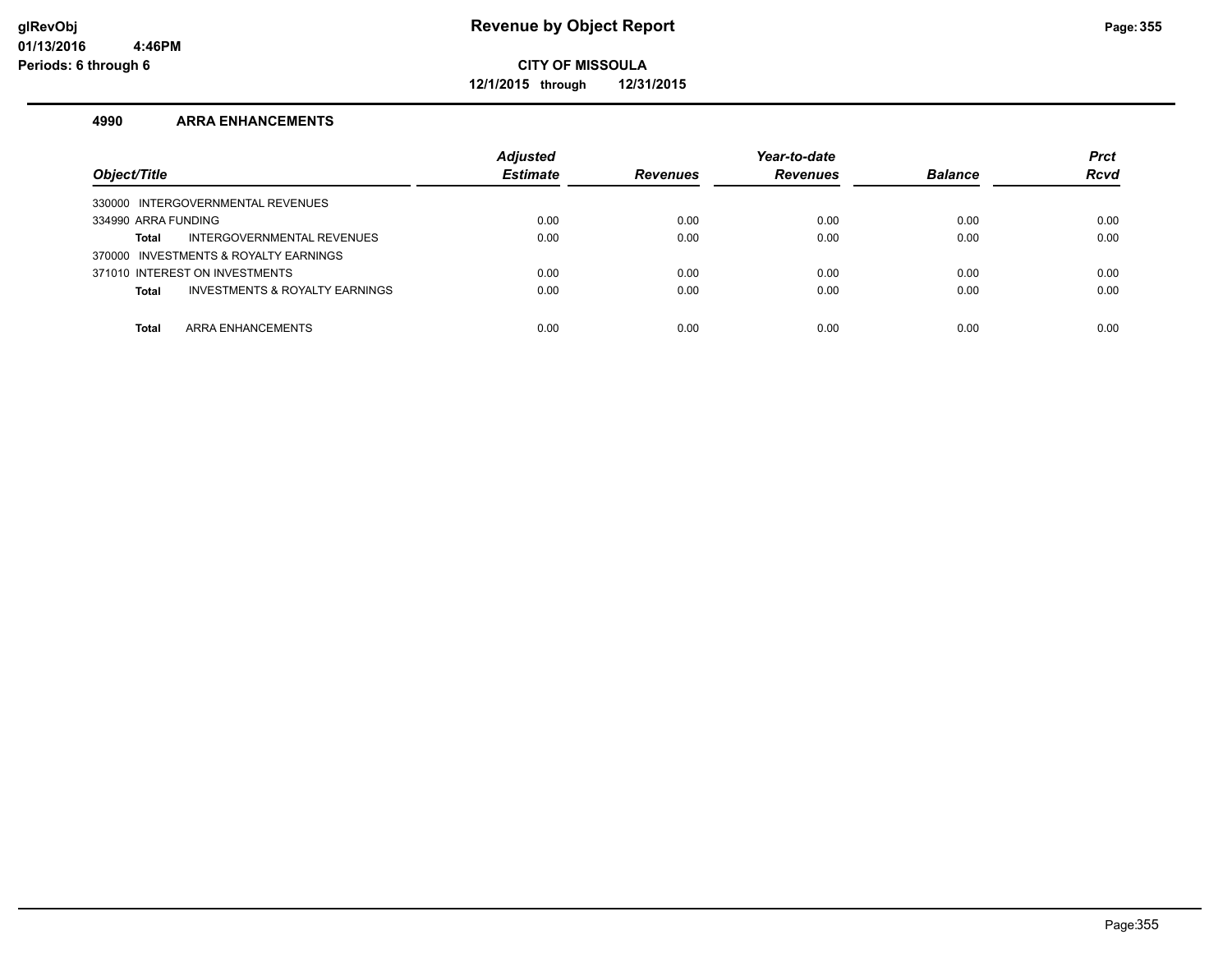# Revenue by Object Report

**CITY OF MISSOULA**

**12/1/2015 through 12/31/2015**

glRevObj
01/13/2016 4:46PM
Periods: 6 through 6

## 4990 ARRA ENHANCEMENTS

| Object/Title | Adjusted Estimate | Revenues | Year-to-date Revenues | Balance | Prct Rcvd |
|---|---|---|---|---|---|
| 330000 INTERGOVERNMENTAL REVENUES | | | | | |
| 334990 ARRA FUNDING | 0.00 | 0.00 | 0.00 | 0.00 | 0.00 |
| **Total** INTERGOVERNMENTAL REVENUES | 0.00 | 0.00 | 0.00 | 0.00 | 0.00 |
| 370000 INVESTMENTS & ROYALTY EARNINGS | | | | | |
| 371010 INTEREST ON INVESTMENTS | 0.00 | 0.00 | 0.00 | 0.00 | 0.00 |
| **Total** INVESTMENTS & ROYALTY EARNINGS | 0.00 | 0.00 | 0.00 | 0.00 | 0.00 |
| **Total** ARRA ENHANCEMENTS | 0.00 | 0.00 | 0.00 | 0.00 | 0.00 |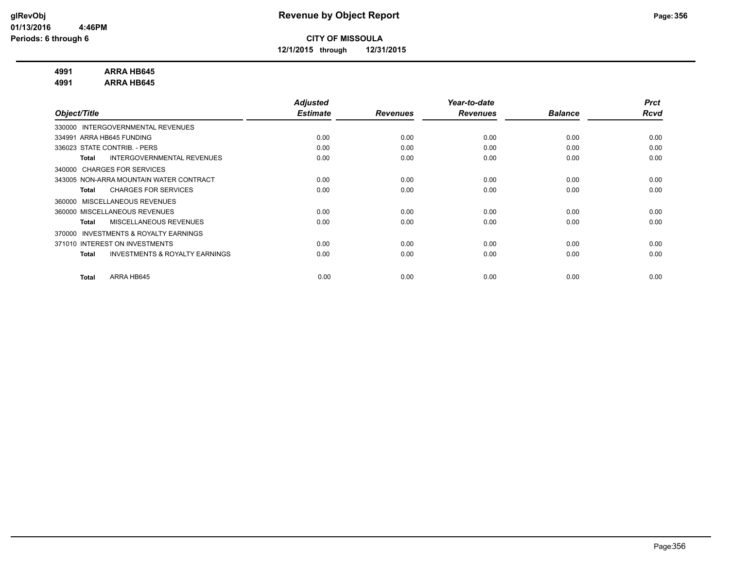**CITY OF MISSOULA**

**12/1/2015 through 12/31/2015**

**4991 ARRA HB645**

**4991 ARRA HB645**

| Object/Title | Adjusted Estimate | Revenues | Year-to-date Revenues | Balance | Prct Rcvd |
|---|---|---|---|---|---|
| 330000 INTERGOVERNMENTAL REVENUES | | | | | |
| 334991 ARRA HB645 FUNDING | 0.00 | 0.00 | 0.00 | 0.00 | 0.00 |
| 336023 STATE CONTRIB. - PERS | 0.00 | 0.00 | 0.00 | 0.00 | 0.00 |
| **Total** INTERGOVERNMENTAL REVENUES | 0.00 | 0.00 | 0.00 | 0.00 | 0.00 |
| 340000 CHARGES FOR SERVICES | | | | | |
| 343005 NON-ARRA MOUNTAIN WATER CONTRACT | 0.00 | 0.00 | 0.00 | 0.00 | 0.00 |
| **Total** CHARGES FOR SERVICES | 0.00 | 0.00 | 0.00 | 0.00 | 0.00 |
| 360000 MISCELLANEOUS REVENUES | | | | | |
| 360000 MISCELLANEOUS REVENUES | 0.00 | 0.00 | 0.00 | 0.00 | 0.00 |
| **Total** MISCELLANEOUS REVENUES | 0.00 | 0.00 | 0.00 | 0.00 | 0.00 |
| 370000 INVESTMENTS & ROYALTY EARNINGS | | | | | |
| 371010 INTEREST ON INVESTMENTS | 0.00 | 0.00 | 0.00 | 0.00 | 0.00 |
| **Total** INVESTMENTS & ROYALTY EARNINGS | 0.00 | 0.00 | 0.00 | 0.00 | 0.00 |
| **Total** ARRA HB645 | 0.00 | 0.00 | 0.00 | 0.00 | 0.00 |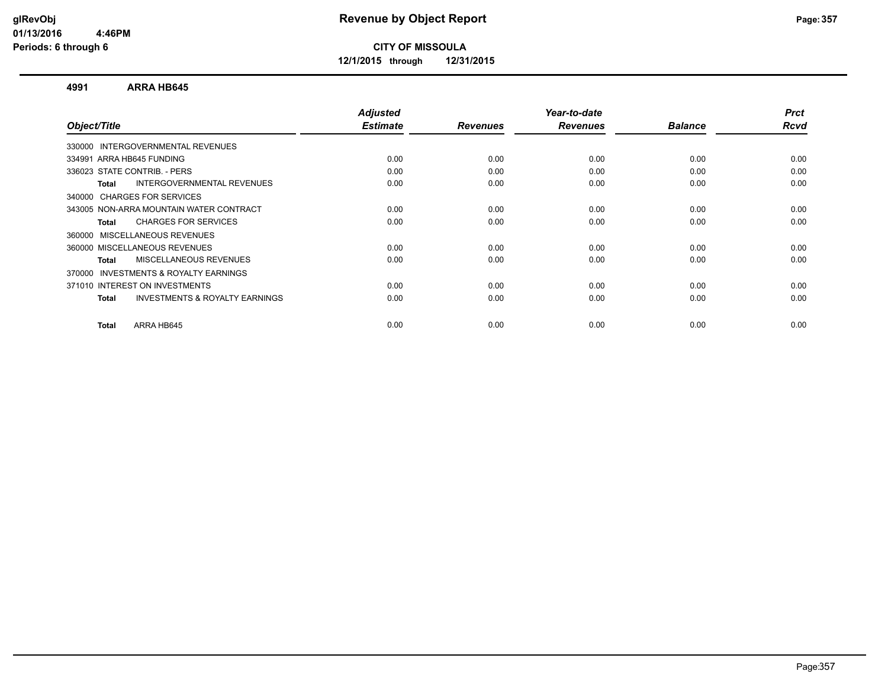# Revenue by Object Report

**CITY OF MISSOULA**

**12/1/2015 through 12/31/2015**

glRevObj
01/13/2016 4:46PM
Periods: 6 through 6

### 4991 ARRA HB645

| Object/Title | Adjusted Estimate | Revenues | Year-to-date Revenues | Balance | Prct Rcvd |
|---|---|---|---|---|---|
| 330000 INTERGOVERNMENTAL REVENUES | | | | | |
| 334991 ARRA HB645 FUNDING | 0.00 | 0.00 | 0.00 | 0.00 | 0.00 |
| 336023 STATE CONTRIB. - PERS | 0.00 | 0.00 | 0.00 | 0.00 | 0.00 |
| **Total** INTERGOVERNMENTAL REVENUES | 0.00 | 0.00 | 0.00 | 0.00 | 0.00 |
| 340000 CHARGES FOR SERVICES | | | | | |
| 343005 NON-ARRA MOUNTAIN WATER CONTRACT | 0.00 | 0.00 | 0.00 | 0.00 | 0.00 |
| **Total** CHARGES FOR SERVICES | 0.00 | 0.00 | 0.00 | 0.00 | 0.00 |
| 360000 MISCELLANEOUS REVENUES | | | | | |
| 360000 MISCELLANEOUS REVENUES | 0.00 | 0.00 | 0.00 | 0.00 | 0.00 |
| **Total** MISCELLANEOUS REVENUES | 0.00 | 0.00 | 0.00 | 0.00 | 0.00 |
| 370000 INVESTMENTS & ROYALTY EARNINGS | | | | | |
| 371010 INTEREST ON INVESTMENTS | 0.00 | 0.00 | 0.00 | 0.00 | 0.00 |
| **Total** INVESTMENTS & ROYALTY EARNINGS | 0.00 | 0.00 | 0.00 | 0.00 | 0.00 |
| **Total** ARRA HB645 | 0.00 | 0.00 | 0.00 | 0.00 | 0.00 |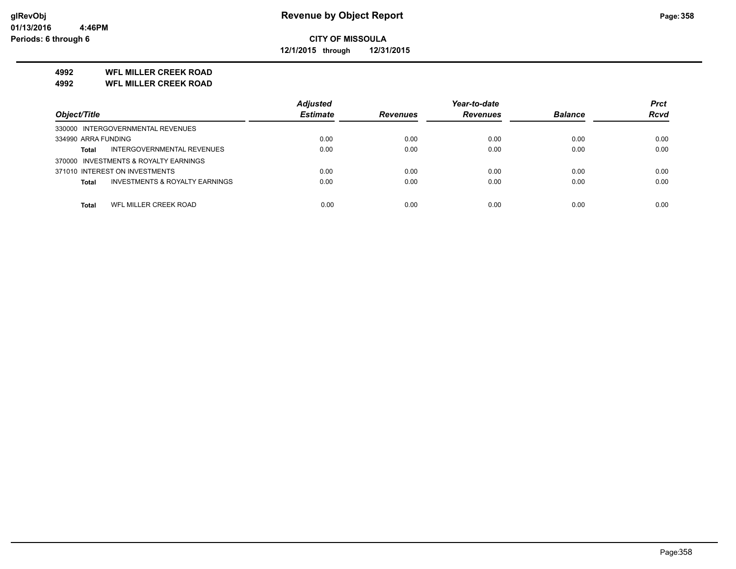**glRevObj**
**01/13/2016 4:46PM**
**Periods: 6 through 6**

# Revenue by Object Report

**CITY OF MISSOULA**

**12/1/2015 through 12/31/2015**

**4992 WFL MILLER CREEK ROAD**
**4992 WFL MILLER CREEK ROAD**

| Object/Title | Adjusted Estimate | Revenues | Year-to-date Revenues | Balance | Prct Rcvd |
|---|---|---|---|---|---|
| 330000 INTERGOVERNMENTAL REVENUES | | | | | |
| 334990 ARRA FUNDING | 0.00 | 0.00 | 0.00 | 0.00 | 0.00 |
| **Total** INTERGOVERNMENTAL REVENUES | 0.00 | 0.00 | 0.00 | 0.00 | 0.00 |
| 370000 INVESTMENTS & ROYALTY EARNINGS | | | | | |
| 371010 INTEREST ON INVESTMENTS | 0.00 | 0.00 | 0.00 | 0.00 | 0.00 |
| **Total** INVESTMENTS & ROYALTY EARNINGS | 0.00 | 0.00 | 0.00 | 0.00 | 0.00 |
| **Total** WFL MILLER CREEK ROAD | 0.00 | 0.00 | 0.00 | 0.00 | 0.00 |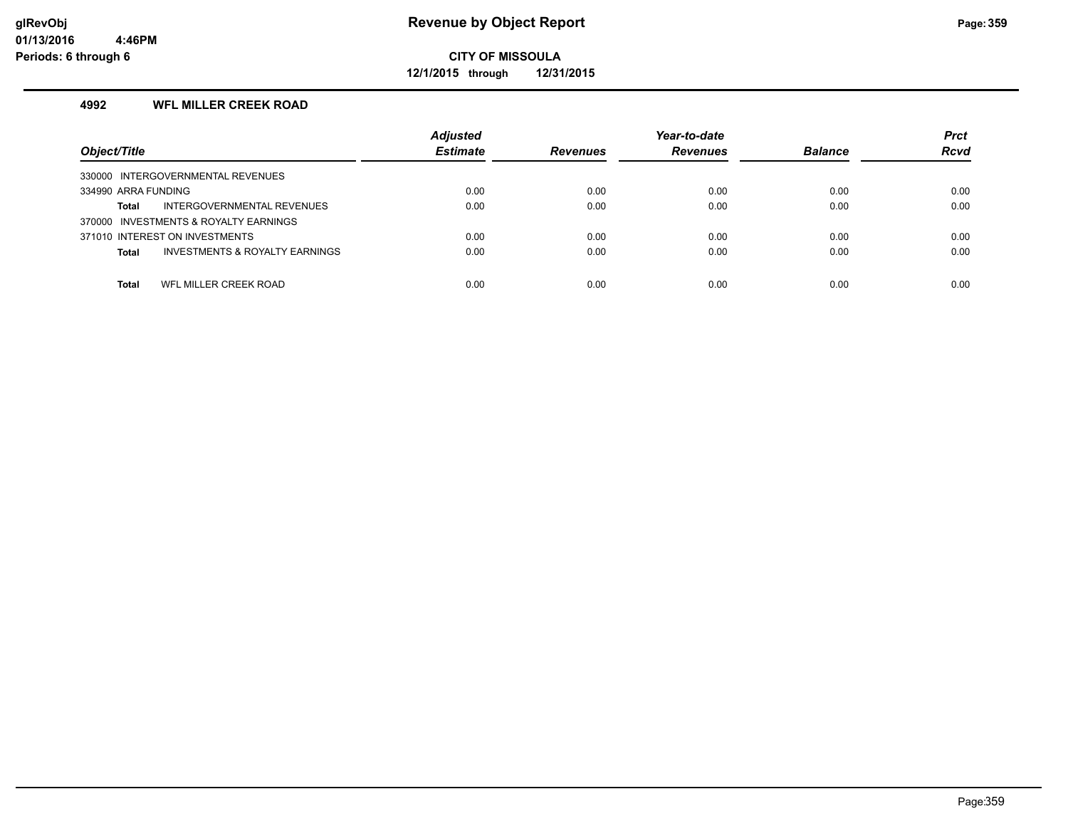# Revenue by Object Report

**CITY OF MISSOULA**

**12/1/2015 through 12/31/2015**

## 4992 WFL MILLER CREEK ROAD

| Object/Title | Adjusted Estimate | Revenues | Year-to-date Revenues | Balance | Prct Rcvd |
|---|---|---|---|---|---|
| 330000 INTERGOVERNMENTAL REVENUES | | | | | |
| 334990 ARRA FUNDING | 0.00 | 0.00 | 0.00 | 0.00 | 0.00 |
| **Total** INTERGOVERNMENTAL REVENUES | 0.00 | 0.00 | 0.00 | 0.00 | 0.00 |
| 370000 INVESTMENTS & ROYALTY EARNINGS | | | | | |
| 371010 INTEREST ON INVESTMENTS | 0.00 | 0.00 | 0.00 | 0.00 | 0.00 |
| **Total** INVESTMENTS & ROYALTY EARNINGS | 0.00 | 0.00 | 0.00 | 0.00 | 0.00 |
| **Total** WFL MILLER CREEK ROAD | 0.00 | 0.00 | 0.00 | 0.00 | 0.00 |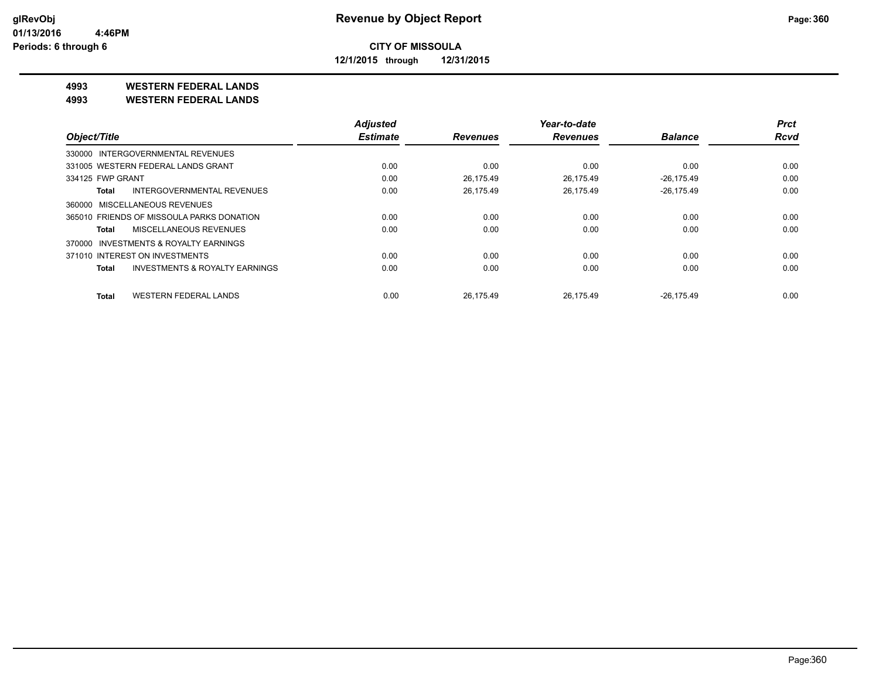**CITY OF MISSOULA**

**12/1/2015 through 12/31/2015**

## 4993 WESTERN FEDERAL LANDS

## 4993 WESTERN FEDERAL LANDS

| Object/Title | Adjusted Estimate | Revenues | Year-to-date Revenues | Balance | Prct Rcvd |
|---|---|---|---|---|---|
| 330000 INTERGOVERNMENTAL REVENUES | | | | | |
| 331005 WESTERN FEDERAL LANDS GRANT | 0.00 | 0.00 | 0.00 | 0.00 | 0.00 |
| 334125 FWP GRANT | 0.00 | 26,175.49 | 26,175.49 | -26,175.49 | 0.00 |
| **Total** INTERGOVERNMENTAL REVENUES | 0.00 | 26,175.49 | 26,175.49 | -26,175.49 | 0.00 |
| 360000 MISCELLANEOUS REVENUES | | | | | |
| 365010 FRIENDS OF MISSOULA PARKS DONATION | 0.00 | 0.00 | 0.00 | 0.00 | 0.00 |
| **Total** MISCELLANEOUS REVENUES | 0.00 | 0.00 | 0.00 | 0.00 | 0.00 |
| 370000 INVESTMENTS & ROYALTY EARNINGS | | | | | |
| 371010 INTEREST ON INVESTMENTS | 0.00 | 0.00 | 0.00 | 0.00 | 0.00 |
| **Total** INVESTMENTS & ROYALTY EARNINGS | 0.00 | 0.00 | 0.00 | 0.00 | 0.00 |
| **Total** WESTERN FEDERAL LANDS | 0.00 | 26,175.49 | 26,175.49 | -26,175.49 | 0.00 |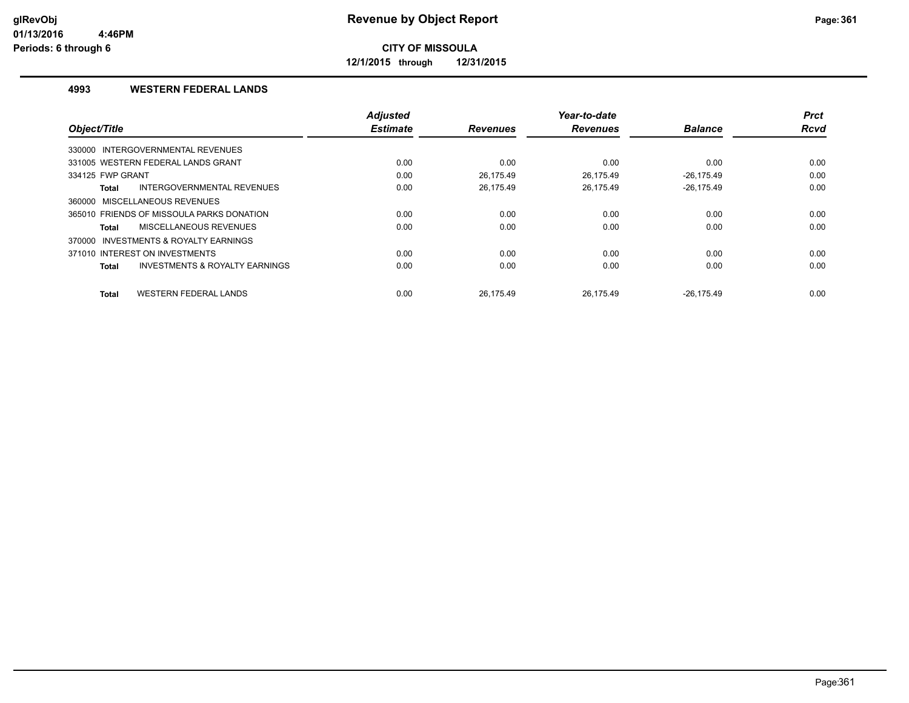**Revenue by Object Report**

**CITY OF MISSOULA**

**12/1/2015 through 12/31/2015**

### 4993 WESTERN FEDERAL LANDS

| Object/Title | Adjusted Estimate | Revenues | Year-to-date Revenues | Balance | Prct Rcvd |
|---|---|---|---|---|---|
| 330000 INTERGOVERNMENTAL REVENUES | | | | | |
| 331005 WESTERN FEDERAL LANDS GRANT | 0.00 | 0.00 | 0.00 | 0.00 | 0.00 |
| 334125 FWP GRANT | 0.00 | 26,175.49 | 26,175.49 | -26,175.49 | 0.00 |
| **Total** INTERGOVERNMENTAL REVENUES | 0.00 | 26,175.49 | 26,175.49 | -26,175.49 | 0.00 |
| 360000 MISCELLANEOUS REVENUES | | | | | |
| 365010 FRIENDS OF MISSOULA PARKS DONATION | 0.00 | 0.00 | 0.00 | 0.00 | 0.00 |
| **Total** MISCELLANEOUS REVENUES | 0.00 | 0.00 | 0.00 | 0.00 | 0.00 |
| 370000 INVESTMENTS & ROYALTY EARNINGS | | | | | |
| 371010 INTEREST ON INVESTMENTS | 0.00 | 0.00 | 0.00 | 0.00 | 0.00 |
| **Total** INVESTMENTS & ROYALTY EARNINGS | 0.00 | 0.00 | 0.00 | 0.00 | 0.00 |
| **Total** WESTERN FEDERAL LANDS | 0.00 | 26,175.49 | 26,175.49 | -26,175.49 | 0.00 |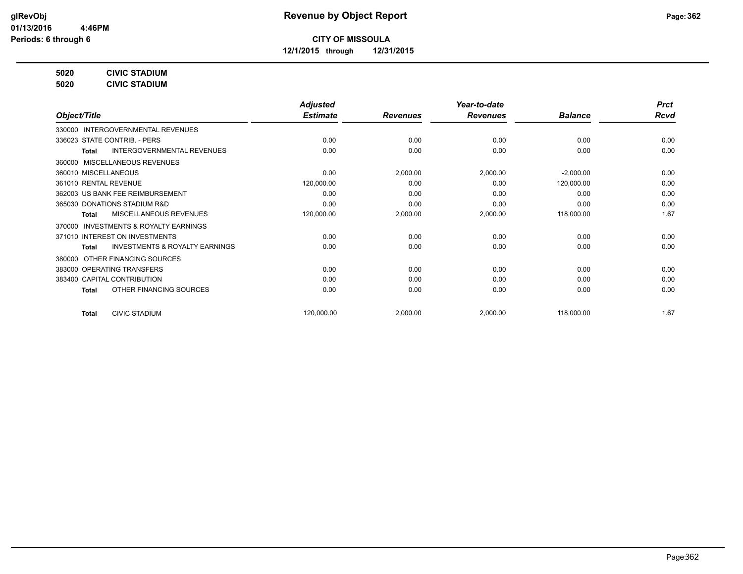**Revenue by Object Report**

**CITY OF MISSOULA**

**12/1/2015 through 12/31/2015**

glRevObj
01/13/2016 4:46PM
Periods: 6 through 6

**5020 CIVIC STADIUM**

**5020 CIVIC STADIUM**

| Object/Title | Adjusted Estimate | Revenues | Year-to-date Revenues | Balance | Prct Rcvd |
|---|---|---|---|---|---|
| 330000 INTERGOVERNMENTAL REVENUES | | | | | |
| 336023 STATE CONTRIB. - PERS | 0.00 | 0.00 | 0.00 | 0.00 | 0.00 |
| **Total** INTERGOVERNMENTAL REVENUES | 0.00 | 0.00 | 0.00 | 0.00 | 0.00 |
| 360000 MISCELLANEOUS REVENUES | | | | | |
| 360010 MISCELLANEOUS | 0.00 | 2,000.00 | 2,000.00 | -2,000.00 | 0.00 |
| 361010 RENTAL REVENUE | 120,000.00 | 0.00 | 0.00 | 120,000.00 | 0.00 |
| 362003 US BANK FEE REIMBURSEMENT | 0.00 | 0.00 | 0.00 | 0.00 | 0.00 |
| 365030 DONATIONS STADIUM R&D | 0.00 | 0.00 | 0.00 | 0.00 | 0.00 |
| **Total** MISCELLANEOUS REVENUES | 120,000.00 | 2,000.00 | 2,000.00 | 118,000.00 | 1.67 |
| 370000 INVESTMENTS & ROYALTY EARNINGS | | | | | |
| 371010 INTEREST ON INVESTMENTS | 0.00 | 0.00 | 0.00 | 0.00 | 0.00 |
| **Total** INVESTMENTS & ROYALTY EARNINGS | 0.00 | 0.00 | 0.00 | 0.00 | 0.00 |
| 380000 OTHER FINANCING SOURCES | | | | | |
| 383000 OPERATING TRANSFERS | 0.00 | 0.00 | 0.00 | 0.00 | 0.00 |
| 383400 CAPITAL CONTRIBUTION | 0.00 | 0.00 | 0.00 | 0.00 | 0.00 |
| **Total** OTHER FINANCING SOURCES | 0.00 | 0.00 | 0.00 | 0.00 | 0.00 |
| **Total** CIVIC STADIUM | 120,000.00 | 2,000.00 | 2,000.00 | 118,000.00 | 1.67 |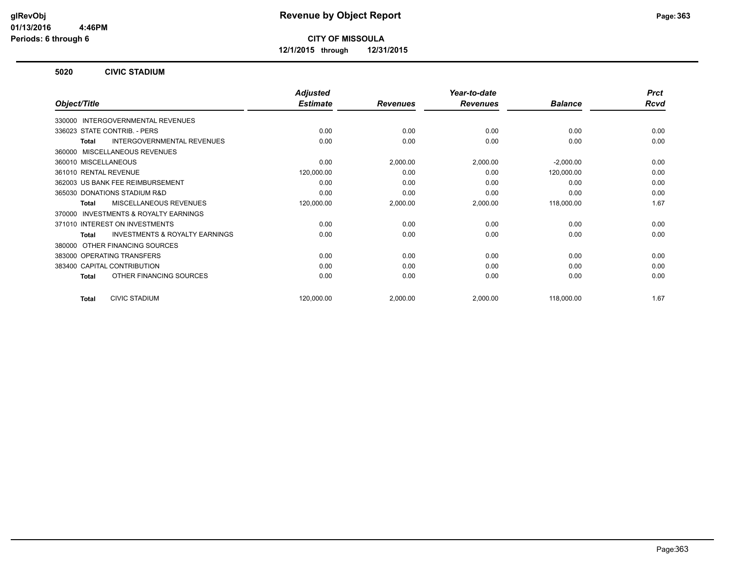# Revenue by Object Report

**CITY OF MISSOULA**

**12/1/2015 through 12/31/2015**

glRevObj
01/13/2016 4:46PM
Periods: 6 through 6

## 5020 CIVIC STADIUM

| Object/Title | Adjusted Estimate | Revenues | Year-to-date Revenues | Balance | Prct Rcvd |
|---|---|---|---|---|---|
| 330000 INTERGOVERNMENTAL REVENUES | | | | | |
| 336023 STATE CONTRIB. - PERS | 0.00 | 0.00 | 0.00 | 0.00 | 0.00 |
| **Total** INTERGOVERNMENTAL REVENUES | 0.00 | 0.00 | 0.00 | 0.00 | 0.00 |
| 360000 MISCELLANEOUS REVENUES | | | | | |
| 360010 MISCELLANEOUS | 0.00 | 2,000.00 | 2,000.00 | -2,000.00 | 0.00 |
| 361010 RENTAL REVENUE | 120,000.00 | 0.00 | 0.00 | 120,000.00 | 0.00 |
| 362003 US BANK FEE REIMBURSEMENT | 0.00 | 0.00 | 0.00 | 0.00 | 0.00 |
| 365030 DONATIONS STADIUM R&D | 0.00 | 0.00 | 0.00 | 0.00 | 0.00 |
| **Total** MISCELLANEOUS REVENUES | 120,000.00 | 2,000.00 | 2,000.00 | 118,000.00 | 1.67 |
| 370000 INVESTMENTS & ROYALTY EARNINGS | | | | | |
| 371010 INTEREST ON INVESTMENTS | 0.00 | 0.00 | 0.00 | 0.00 | 0.00 |
| **Total** INVESTMENTS & ROYALTY EARNINGS | 0.00 | 0.00 | 0.00 | 0.00 | 0.00 |
| 380000 OTHER FINANCING SOURCES | | | | | |
| 383000 OPERATING TRANSFERS | 0.00 | 0.00 | 0.00 | 0.00 | 0.00 |
| 383400 CAPITAL CONTRIBUTION | 0.00 | 0.00 | 0.00 | 0.00 | 0.00 |
| **Total** OTHER FINANCING SOURCES | 0.00 | 0.00 | 0.00 | 0.00 | 0.00 |
| **Total** CIVIC STADIUM | 120,000.00 | 2,000.00 | 2,000.00 | 118,000.00 | 1.67 |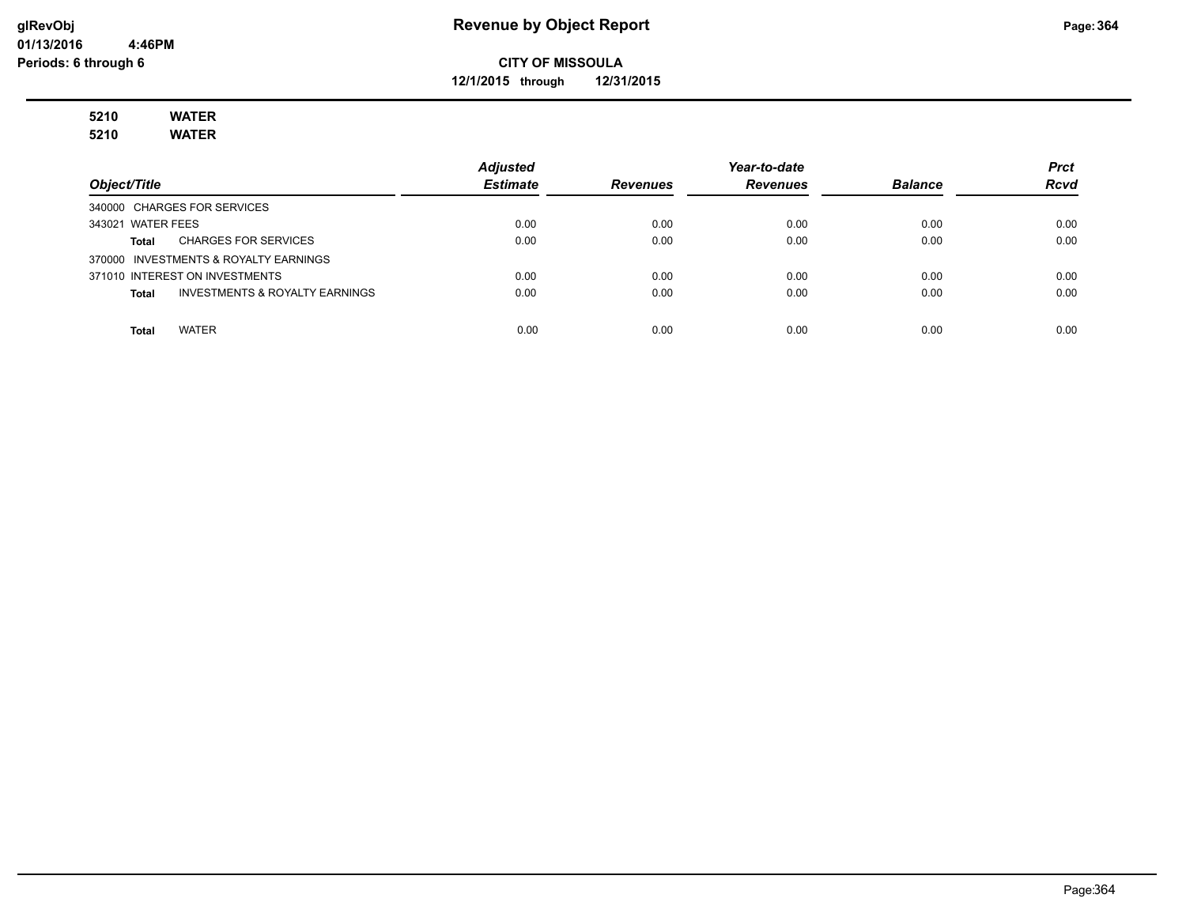# Revenue by Object Report

**CITY OF MISSOULA**

**12/1/2015 through 12/31/2015**

glRevObj
01/13/2016 4:46PM
Periods: 6 through 6

**5210 WATER**
**5210 WATER**

| Object/Title | Adjusted Estimate | Revenues | Year-to-date Revenues | Balance | Prct Rcvd |
|---|---|---|---|---|---|
| 340000 CHARGES FOR SERVICES | | | | | |
| 343021 WATER FEES | 0.00 | 0.00 | 0.00 | 0.00 | 0.00 |
| **Total** CHARGES FOR SERVICES | 0.00 | 0.00 | 0.00 | 0.00 | 0.00 |
| 370000 INVESTMENTS & ROYALTY EARNINGS | | | | | |
| 371010 INTEREST ON INVESTMENTS | 0.00 | 0.00 | 0.00 | 0.00 | 0.00 |
| **Total** INVESTMENTS & ROYALTY EARNINGS | 0.00 | 0.00 | 0.00 | 0.00 | 0.00 |
| **Total** WATER | 0.00 | 0.00 | 0.00 | 0.00 | 0.00 |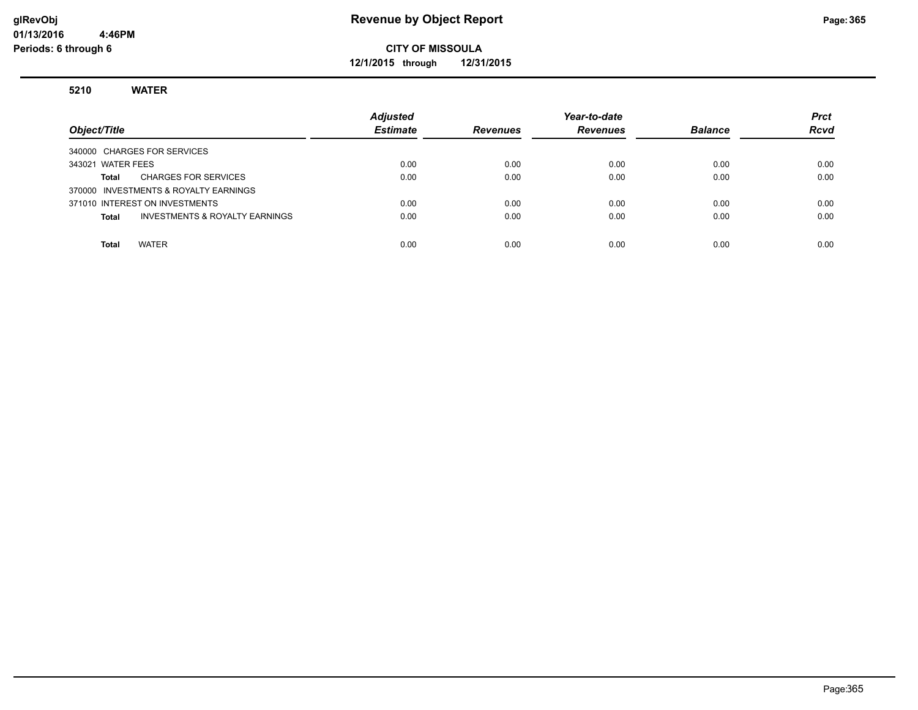**glRevObj**
**01/13/2016 4:46PM**
**Periods: 6 through 6**

# Revenue by Object Report

**CITY OF MISSOULA**
**12/1/2015 through 12/31/2015**

## 5210 WATER

| Object/Title | Adjusted Estimate | Revenues | Year-to-date Revenues | Balance | Prct Rcvd |
|---|---|---|---|---|---|
| 340000 CHARGES FOR SERVICES | | | | | |
| 343021 WATER FEES | 0.00 | 0.00 | 0.00 | 0.00 | 0.00 |
| **Total** CHARGES FOR SERVICES | 0.00 | 0.00 | 0.00 | 0.00 | 0.00 |
| 370000 INVESTMENTS & ROYALTY EARNINGS | | | | | |
| 371010 INTEREST ON INVESTMENTS | 0.00 | 0.00 | 0.00 | 0.00 | 0.00 |
| **Total** INVESTMENTS & ROYALTY EARNINGS | 0.00 | 0.00 | 0.00 | 0.00 | 0.00 |
| **Total** WATER | 0.00 | 0.00 | 0.00 | 0.00 | 0.00 |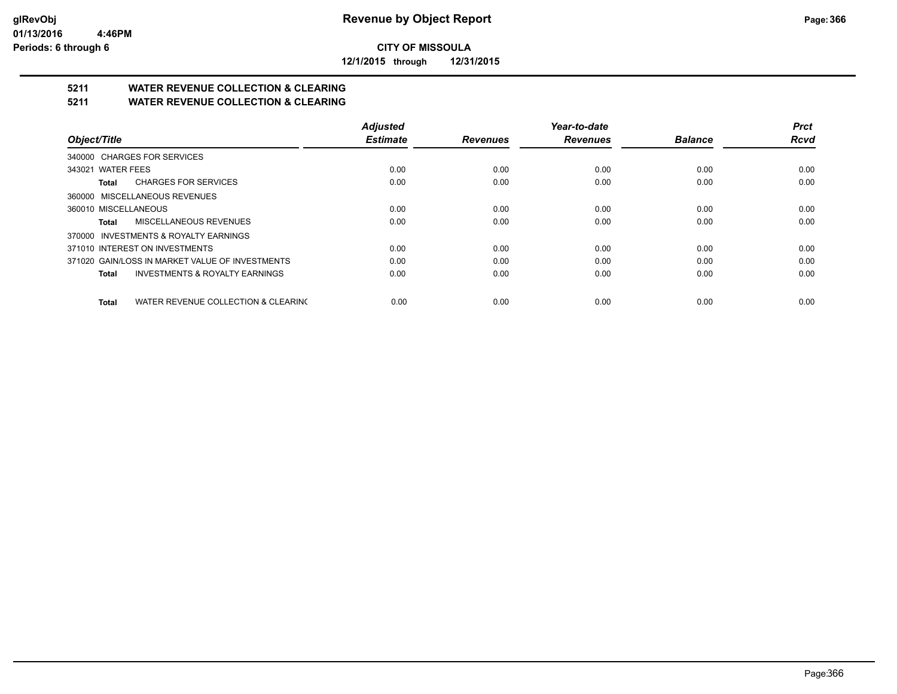# Revenue by Object Report

**CITY OF MISSOULA**

**12/1/2015 through 12/31/2015**

glRevObj
01/13/2016 4:46PM
Periods: 6 through 6

## 5211 WATER REVENUE COLLECTION & CLEARING
## 5211 WATER REVENUE COLLECTION & CLEARING

| Object/Title | Adjusted Estimate | Revenues | Year-to-date Revenues | Balance | Prct Rcvd |
|---|---|---|---|---|---|
| 340000 CHARGES FOR SERVICES | | | | | |
| 343021 WATER FEES | 0.00 | 0.00 | 0.00 | 0.00 | 0.00 |
| **Total** CHARGES FOR SERVICES | 0.00 | 0.00 | 0.00 | 0.00 | 0.00 |
| 360000 MISCELLANEOUS REVENUES | | | | | |
| 360010 MISCELLANEOUS | 0.00 | 0.00 | 0.00 | 0.00 | 0.00 |
| **Total** MISCELLANEOUS REVENUES | 0.00 | 0.00 | 0.00 | 0.00 | 0.00 |
| 370000 INVESTMENTS & ROYALTY EARNINGS | | | | | |
| 371010 INTEREST ON INVESTMENTS | 0.00 | 0.00 | 0.00 | 0.00 | 0.00 |
| 371020 GAIN/LOSS IN MARKET VALUE OF INVESTMENTS | 0.00 | 0.00 | 0.00 | 0.00 | 0.00 |
| **Total** INVESTMENTS & ROYALTY EARNINGS | 0.00 | 0.00 | 0.00 | 0.00 | 0.00 |
| **Total** WATER REVENUE COLLECTION & CLEARINC | 0.00 | 0.00 | 0.00 | 0.00 | 0.00 |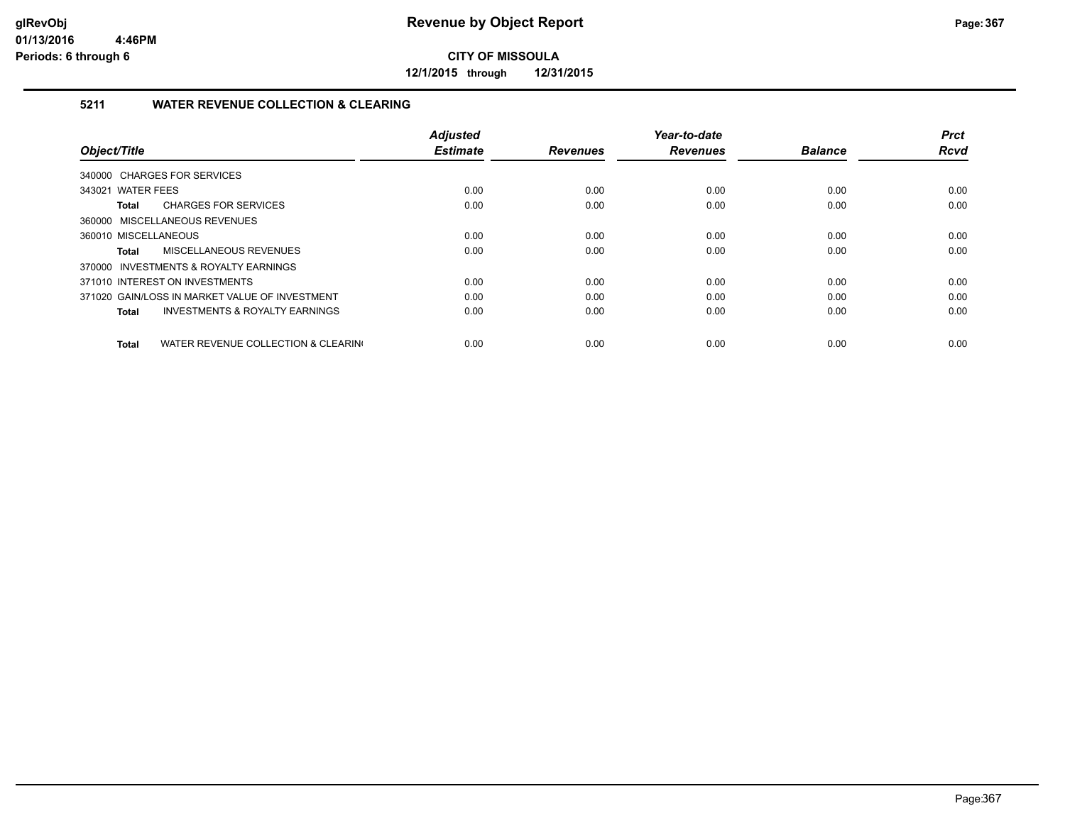**Revenue by Object Report**

**CITY OF MISSOULA**

**12/1/2015 through 12/31/2015**

glRevObj
01/13/2016 4:46PM
Periods: 6 through 6

## 5211 WATER REVENUE COLLECTION & CLEARING

| Object/Title | Adjusted Estimate | Revenues | Year-to-date Revenues | Balance | Prct Rcvd |
|---|---|---|---|---|---|
| 340000 CHARGES FOR SERVICES | | | | | |
| 343021 WATER FEES | 0.00 | 0.00 | 0.00 | 0.00 | 0.00 |
| **Total** CHARGES FOR SERVICES | 0.00 | 0.00 | 0.00 | 0.00 | 0.00 |
| 360000 MISCELLANEOUS REVENUES | | | | | |
| 360010 MISCELLANEOUS | 0.00 | 0.00 | 0.00 | 0.00 | 0.00 |
| **Total** MISCELLANEOUS REVENUES | 0.00 | 0.00 | 0.00 | 0.00 | 0.00 |
| 370000 INVESTMENTS & ROYALTY EARNINGS | | | | | |
| 371010 INTEREST ON INVESTMENTS | 0.00 | 0.00 | 0.00 | 0.00 | 0.00 |
| 371020 GAIN/LOSS IN MARKET VALUE OF INVESTMENT | 0.00 | 0.00 | 0.00 | 0.00 | 0.00 |
| **Total** INVESTMENTS & ROYALTY EARNINGS | 0.00 | 0.00 | 0.00 | 0.00 | 0.00 |
| **Total** WATER REVENUE COLLECTION & CLEARIN( | 0.00 | 0.00 | 0.00 | 0.00 | 0.00 |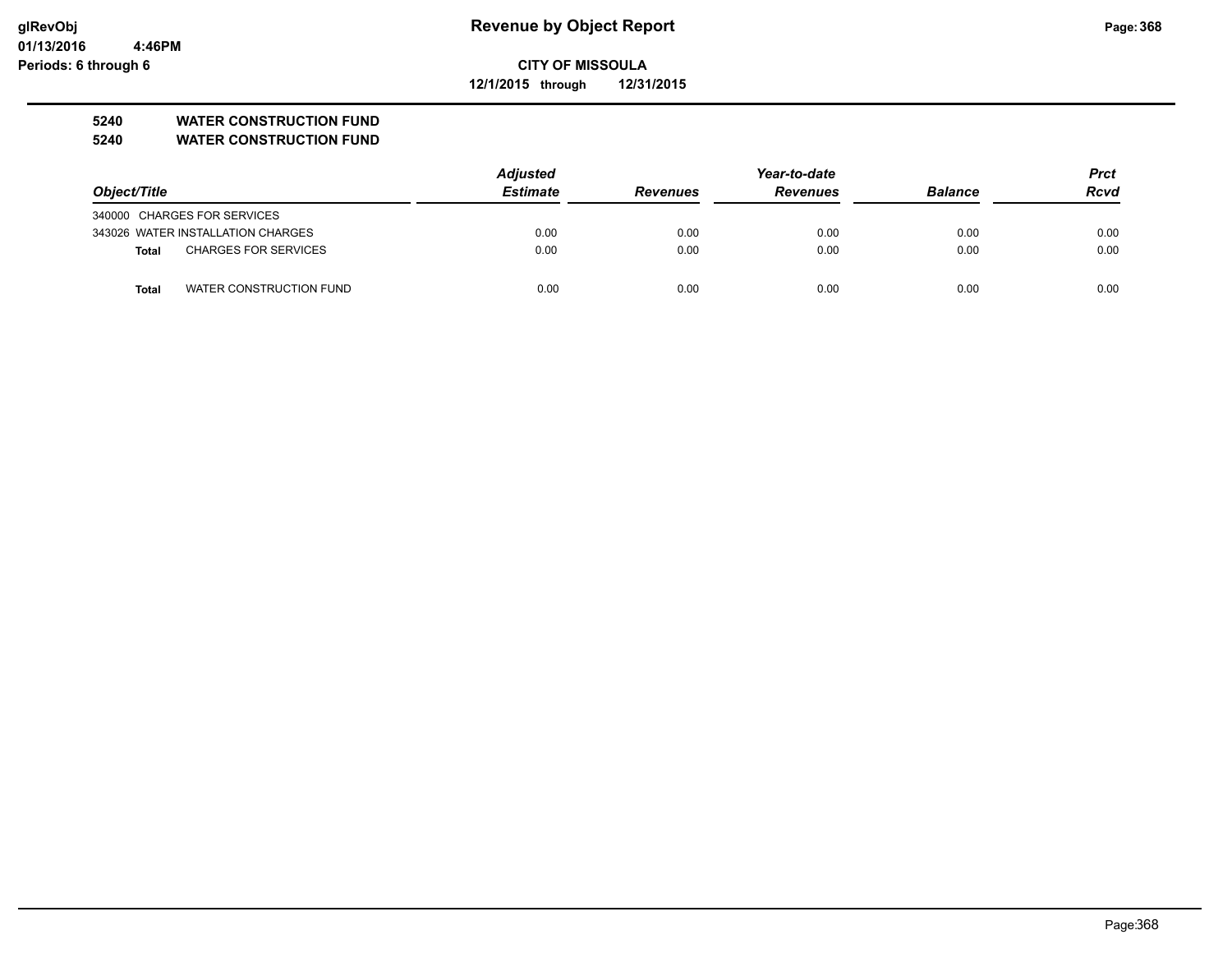# Revenue by Object Report

**CITY OF MISSOULA**

**12/1/2015 through 12/31/2015**

glRevObj
01/13/2016 4:46PM
Periods: 6 through 6

## 5240 WATER CONSTRUCTION FUND
## 5240 WATER CONSTRUCTION FUND

| Object/Title | | Adjusted Estimate | Revenues | Year-to-date Revenues | Balance | Prct Rcvd |
|---|---|---|---|---|---|---|
| 340000 CHARGES FOR SERVICES | | | | | | |
| 343026 WATER INSTALLATION CHARGES | | 0.00 | 0.00 | 0.00 | 0.00 | 0.00 |
| **Total** | CHARGES FOR SERVICES | 0.00 | 0.00 | 0.00 | 0.00 | 0.00 |
| **Total** | WATER CONSTRUCTION FUND | 0.00 | 0.00 | 0.00 | 0.00 | 0.00 |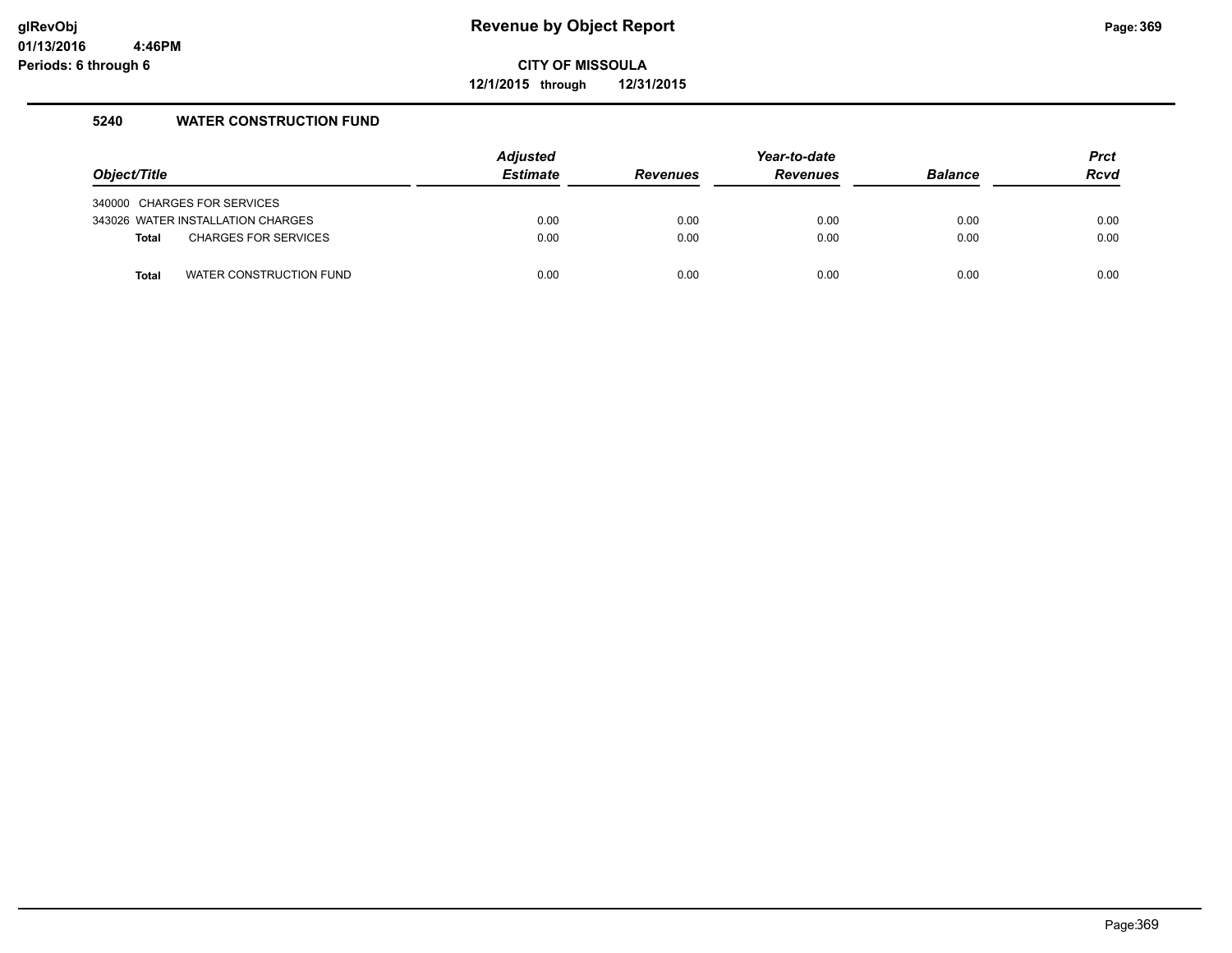**CITY OF MISSOULA**

**12/1/2015 through 12/31/2015**

## 5240 WATER CONSTRUCTION FUND

| Object/Title | Adjusted Estimate | Revenues | Year-to-date Revenues | Balance | Prct Rcvd |
|---|---|---|---|---|---|
| 340000 CHARGES FOR SERVICES | | | | | |
| 343026 WATER INSTALLATION CHARGES | 0.00 | 0.00 | 0.00 | 0.00 | 0.00 |
| **Total** CHARGES FOR SERVICES | 0.00 | 0.00 | 0.00 | 0.00 | 0.00 |
| **Total** WATER CONSTRUCTION FUND | 0.00 | 0.00 | 0.00 | 0.00 | 0.00 |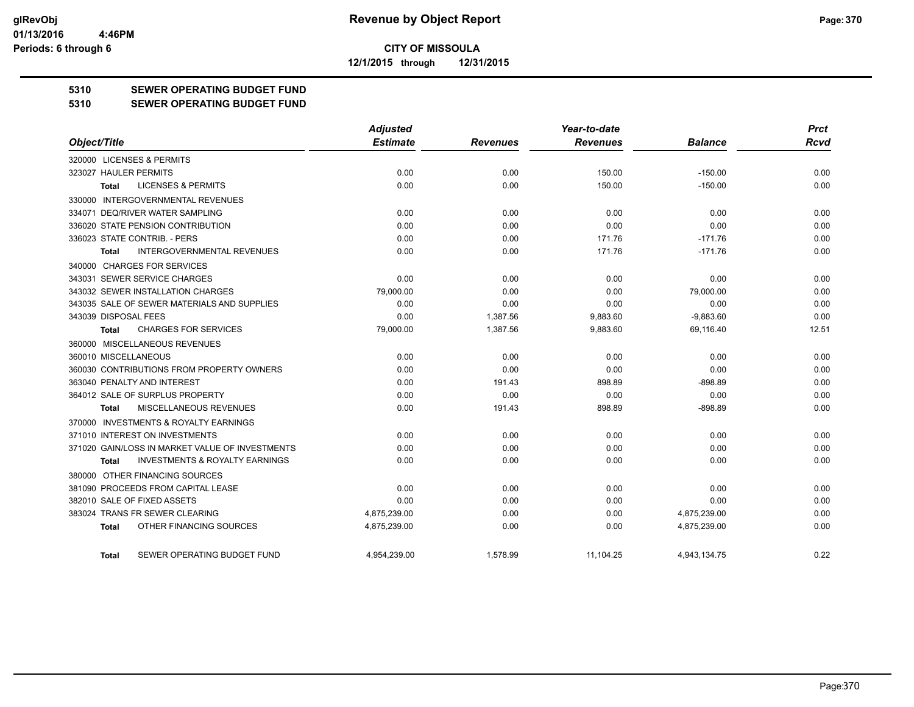**CITY OF MISSOULA**

**12/1/2015 through 12/31/2015**

**Revenue by Object Report**

glRevObj
01/13/2016 4:46PM
Periods: 6 through 6

## 5310 SEWER OPERATING BUDGET FUND
## 5310 SEWER OPERATING BUDGET FUND

| Object/Title | Adjusted Estimate | Revenues | Year-to-date Revenues | Balance | Prct Rcvd |
|---|---|---|---|---|---|
| 320000 LICENSES & PERMITS | | | | | |
| 323027 HAULER PERMITS | 0.00 | 0.00 | 150.00 | -150.00 | 0.00 |
| Total LICENSES & PERMITS | 0.00 | 0.00 | 150.00 | -150.00 | 0.00 |
| 330000 INTERGOVERNMENTAL REVENUES | | | | | |
| 334071 DEQ/RIVER WATER SAMPLING | 0.00 | 0.00 | 0.00 | 0.00 | 0.00 |
| 336020 STATE PENSION CONTRIBUTION | 0.00 | 0.00 | 0.00 | 0.00 | 0.00 |
| 336023 STATE CONTRIB. - PERS | 0.00 | 0.00 | 171.76 | -171.76 | 0.00 |
| Total INTERGOVERNMENTAL REVENUES | 0.00 | 0.00 | 171.76 | -171.76 | 0.00 |
| 340000 CHARGES FOR SERVICES | | | | | |
| 343031 SEWER SERVICE CHARGES | 0.00 | 0.00 | 0.00 | 0.00 | 0.00 |
| 343032 SEWER INSTALLATION CHARGES | 79,000.00 | 0.00 | 0.00 | 79,000.00 | 0.00 |
| 343035 SALE OF SEWER MATERIALS AND SUPPLIES | 0.00 | 0.00 | 0.00 | 0.00 | 0.00 |
| 343039 DISPOSAL FEES | 0.00 | 1,387.56 | 9,883.60 | -9,883.60 | 0.00 |
| Total CHARGES FOR SERVICES | 79,000.00 | 1,387.56 | 9,883.60 | 69,116.40 | 12.51 |
| 360000 MISCELLANEOUS REVENUES | | | | | |
| 360010 MISCELLANEOUS | 0.00 | 0.00 | 0.00 | 0.00 | 0.00 |
| 360030 CONTRIBUTIONS FROM PROPERTY OWNERS | 0.00 | 0.00 | 0.00 | 0.00 | 0.00 |
| 363040 PENALTY AND INTEREST | 0.00 | 191.43 | 898.89 | -898.89 | 0.00 |
| 364012 SALE OF SURPLUS PROPERTY | 0.00 | 0.00 | 0.00 | 0.00 | 0.00 |
| Total MISCELLANEOUS REVENUES | 0.00 | 191.43 | 898.89 | -898.89 | 0.00 |
| 370000 INVESTMENTS & ROYALTY EARNINGS | | | | | |
| 371010 INTEREST ON INVESTMENTS | 0.00 | 0.00 | 0.00 | 0.00 | 0.00 |
| 371020 GAIN/LOSS IN MARKET VALUE OF INVESTMENTS | 0.00 | 0.00 | 0.00 | 0.00 | 0.00 |
| Total INVESTMENTS & ROYALTY EARNINGS | 0.00 | 0.00 | 0.00 | 0.00 | 0.00 |
| 380000 OTHER FINANCING SOURCES | | | | | |
| 381090 PROCEEDS FROM CAPITAL LEASE | 0.00 | 0.00 | 0.00 | 0.00 | 0.00 |
| 382010 SALE OF FIXED ASSETS | 0.00 | 0.00 | 0.00 | 0.00 | 0.00 |
| 383024 TRANS FR SEWER CLEARING | 4,875,239.00 | 0.00 | 0.00 | 4,875,239.00 | 0.00 |
| Total OTHER FINANCING SOURCES | 4,875,239.00 | 0.00 | 0.00 | 4,875,239.00 | 0.00 |
| Total SEWER OPERATING BUDGET FUND | 4,954,239.00 | 1,578.99 | 11,104.25 | 4,943,134.75 | 0.22 |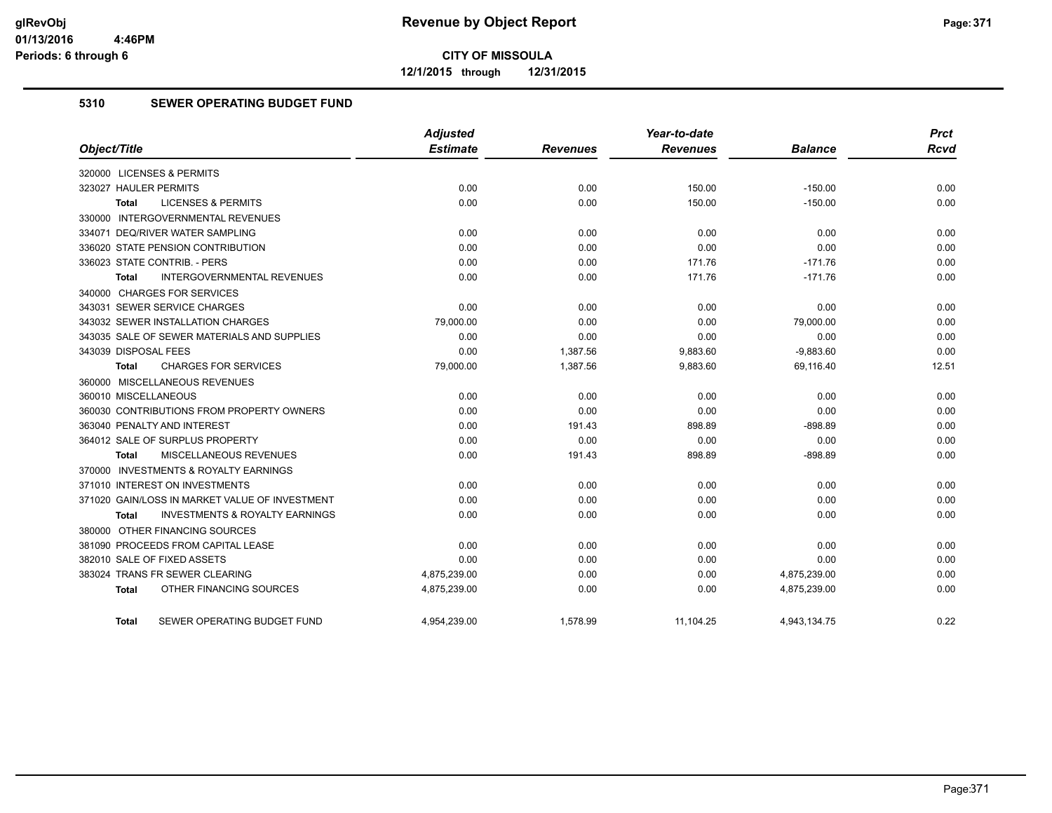# Revenue by Object Report

**CITY OF MISSOULA**

**12/1/2015 through 12/31/2015**

glRevObj
01/13/2016 4:46PM
Periods: 6 through 6

## 5310 SEWER OPERATING BUDGET FUND

| Object/Title | Adjusted Estimate | Revenues | Year-to-date Revenues | Balance | Prct Rcvd |
|---|---|---|---|---|---|
| 320000 LICENSES & PERMITS | | | | | |
| 323027 HAULER PERMITS | 0.00 | 0.00 | 150.00 | -150.00 | 0.00 |
| **Total** LICENSES & PERMITS | 0.00 | 0.00 | 150.00 | -150.00 | 0.00 |
| 330000 INTERGOVERNMENTAL REVENUES | | | | | |
| 334071 DEQ/RIVER WATER SAMPLING | 0.00 | 0.00 | 0.00 | 0.00 | 0.00 |
| 336020 STATE PENSION CONTRIBUTION | 0.00 | 0.00 | 0.00 | 0.00 | 0.00 |
| 336023 STATE CONTRIB. - PERS | 0.00 | 0.00 | 171.76 | -171.76 | 0.00 |
| **Total** INTERGOVERNMENTAL REVENUES | 0.00 | 0.00 | 171.76 | -171.76 | 0.00 |
| 340000 CHARGES FOR SERVICES | | | | | |
| 343031 SEWER SERVICE CHARGES | 0.00 | 0.00 | 0.00 | 0.00 | 0.00 |
| 343032 SEWER INSTALLATION CHARGES | 79,000.00 | 0.00 | 0.00 | 79,000.00 | 0.00 |
| 343035 SALE OF SEWER MATERIALS AND SUPPLIES | 0.00 | 0.00 | 0.00 | 0.00 | 0.00 |
| 343039 DISPOSAL FEES | 0.00 | 1,387.56 | 9,883.60 | -9,883.60 | 0.00 |
| **Total** CHARGES FOR SERVICES | 79,000.00 | 1,387.56 | 9,883.60 | 69,116.40 | 12.51 |
| 360000 MISCELLANEOUS REVENUES | | | | | |
| 360010 MISCELLANEOUS | 0.00 | 0.00 | 0.00 | 0.00 | 0.00 |
| 360030 CONTRIBUTIONS FROM PROPERTY OWNERS | 0.00 | 0.00 | 0.00 | 0.00 | 0.00 |
| 363040 PENALTY AND INTEREST | 0.00 | 191.43 | 898.89 | -898.89 | 0.00 |
| 364012 SALE OF SURPLUS PROPERTY | 0.00 | 0.00 | 0.00 | 0.00 | 0.00 |
| **Total** MISCELLANEOUS REVENUES | 0.00 | 191.43 | 898.89 | -898.89 | 0.00 |
| 370000 INVESTMENTS & ROYALTY EARNINGS | | | | | |
| 371010 INTEREST ON INVESTMENTS | 0.00 | 0.00 | 0.00 | 0.00 | 0.00 |
| 371020 GAIN/LOSS IN MARKET VALUE OF INVESTMENT | 0.00 | 0.00 | 0.00 | 0.00 | 0.00 |
| **Total** INVESTMENTS & ROYALTY EARNINGS | 0.00 | 0.00 | 0.00 | 0.00 | 0.00 |
| 380000 OTHER FINANCING SOURCES | | | | | |
| 381090 PROCEEDS FROM CAPITAL LEASE | 0.00 | 0.00 | 0.00 | 0.00 | 0.00 |
| 382010 SALE OF FIXED ASSETS | 0.00 | 0.00 | 0.00 | 0.00 | 0.00 |
| 383024 TRANS FR SEWER CLEARING | 4,875,239.00 | 0.00 | 0.00 | 4,875,239.00 | 0.00 |
| **Total** OTHER FINANCING SOURCES | 4,875,239.00 | 0.00 | 0.00 | 4,875,239.00 | 0.00 |
| **Total** SEWER OPERATING BUDGET FUND | 4,954,239.00 | 1,578.99 | 11,104.25 | 4,943,134.75 | 0.22 |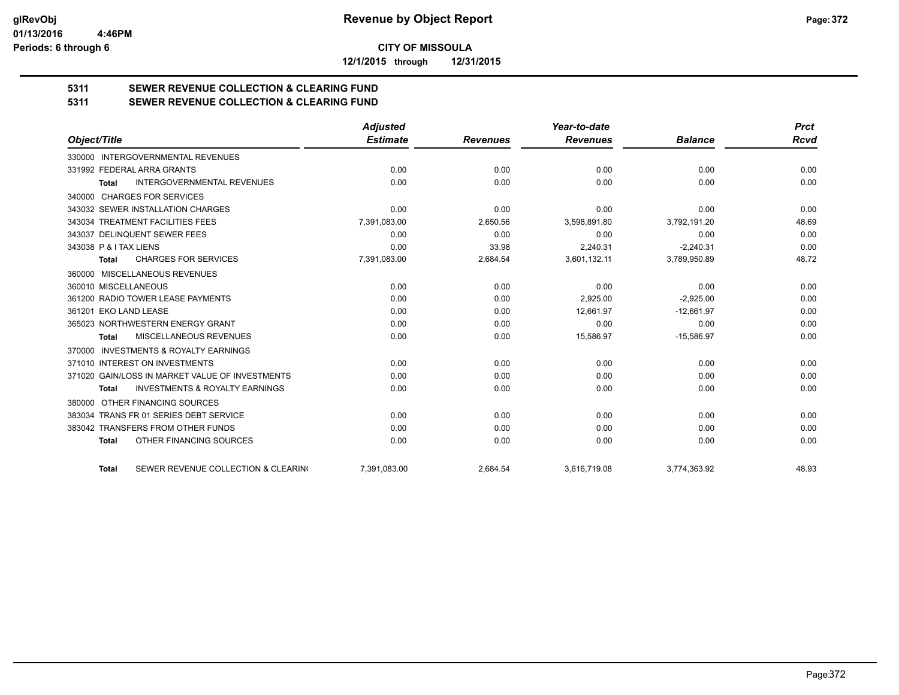**CITY OF MISSOULA**

**12/1/2015 through 12/31/2015**

## 5311 SEWER REVENUE COLLECTION & CLEARING FUND

## 5311 SEWER REVENUE COLLECTION & CLEARING FUND

| Object/Title | Adjusted Estimate | Revenues | Year-to-date Revenues | Balance | Prct Rcvd |
|---|---|---|---|---|---|
| 330000 INTERGOVERNMENTAL REVENUES | | | | | |
| 331992 FEDERAL ARRA GRANTS | 0.00 | 0.00 | 0.00 | 0.00 | 0.00 |
| **Total** INTERGOVERNMENTAL REVENUES | 0.00 | 0.00 | 0.00 | 0.00 | 0.00 |
| 340000 CHARGES FOR SERVICES | | | | | |
| 343032 SEWER INSTALLATION CHARGES | 0.00 | 0.00 | 0.00 | 0.00 | 0.00 |
| 343034 TREATMENT FACILITIES FEES | 7,391,083.00 | 2,650.56 | 3,598,891.80 | 3,792,191.20 | 48.69 |
| 343037 DELINQUENT SEWER FEES | 0.00 | 0.00 | 0.00 | 0.00 | 0.00 |
| 343038 P & I TAX LIENS | 0.00 | 33.98 | 2,240.31 | -2,240.31 | 0.00 |
| **Total** CHARGES FOR SERVICES | 7,391,083.00 | 2,684.54 | 3,601,132.11 | 3,789,950.89 | 48.72 |
| 360000 MISCELLANEOUS REVENUES | | | | | |
| 360010 MISCELLANEOUS | 0.00 | 0.00 | 0.00 | 0.00 | 0.00 |
| 361200 RADIO TOWER LEASE PAYMENTS | 0.00 | 0.00 | 2,925.00 | -2,925.00 | 0.00 |
| 361201 EKO LAND LEASE | 0.00 | 0.00 | 12,661.97 | -12,661.97 | 0.00 |
| 365023 NORTHWESTERN ENERGY GRANT | 0.00 | 0.00 | 0.00 | 0.00 | 0.00 |
| **Total** MISCELLANEOUS REVENUES | 0.00 | 0.00 | 15,586.97 | -15,586.97 | 0.00 |
| 370000 INVESTMENTS & ROYALTY EARNINGS | | | | | |
| 371010 INTEREST ON INVESTMENTS | 0.00 | 0.00 | 0.00 | 0.00 | 0.00 |
| 371020 GAIN/LOSS IN MARKET VALUE OF INVESTMENTS | 0.00 | 0.00 | 0.00 | 0.00 | 0.00 |
| **Total** INVESTMENTS & ROYALTY EARNINGS | 0.00 | 0.00 | 0.00 | 0.00 | 0.00 |
| 380000 OTHER FINANCING SOURCES | | | | | |
| 383034 TRANS FR 01 SERIES DEBT SERVICE | 0.00 | 0.00 | 0.00 | 0.00 | 0.00 |
| 383042 TRANSFERS FROM OTHER FUNDS | 0.00 | 0.00 | 0.00 | 0.00 | 0.00 |
| **Total** OTHER FINANCING SOURCES | 0.00 | 0.00 | 0.00 | 0.00 | 0.00 |
| **Total** SEWER REVENUE COLLECTION & CLEARIN( | 7,391,083.00 | 2,684.54 | 3,616,719.08 | 3,774,363.92 | 48.93 |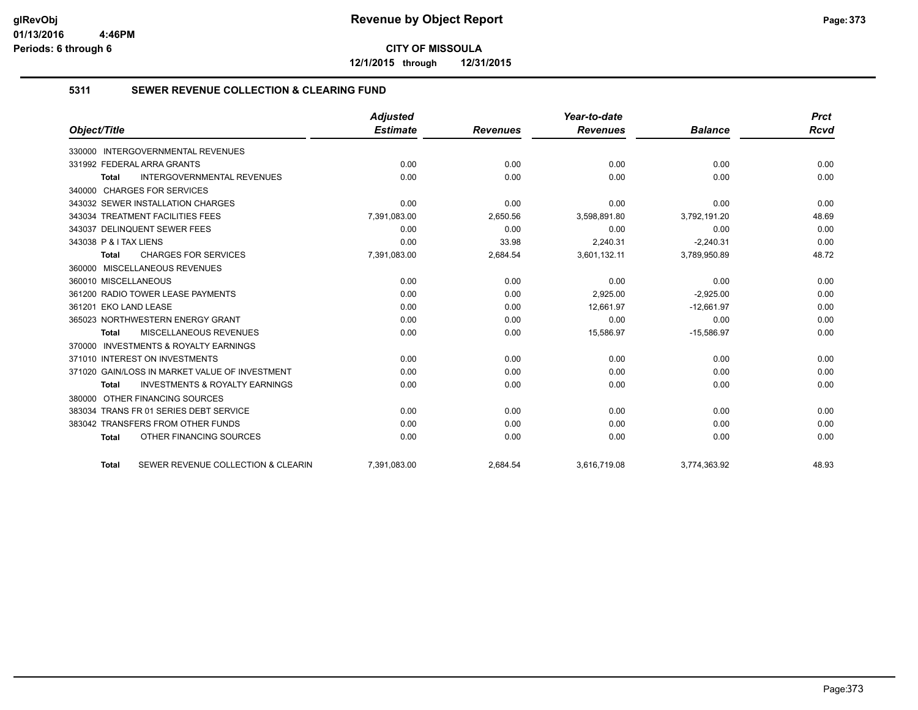## CITY OF MISSOULA

**12/1/2015 through 12/31/2015**

### 5311 SEWER REVENUE COLLECTION & CLEARING FUND

| Object/Title | Adjusted Estimate | Revenues | Year-to-date Revenues | Balance | Prct Rcvd |
|---|---|---|---|---|---|
| 330000 INTERGOVERNMENTAL REVENUES | | | | | |
| 331992 FEDERAL ARRA GRANTS | 0.00 | 0.00 | 0.00 | 0.00 | 0.00 |
| **Total** INTERGOVERNMENTAL REVENUES | 0.00 | 0.00 | 0.00 | 0.00 | 0.00 |
| 340000 CHARGES FOR SERVICES | | | | | |
| 343032 SEWER INSTALLATION CHARGES | 0.00 | 0.00 | 0.00 | 0.00 | 0.00 |
| 343034 TREATMENT FACILITIES FEES | 7,391,083.00 | 2,650.56 | 3,598,891.80 | 3,792,191.20 | 48.69 |
| 343037 DELINQUENT SEWER FEES | 0.00 | 0.00 | 0.00 | 0.00 | 0.00 |
| 343038 P & I TAX LIENS | 0.00 | 33.98 | 2,240.31 | -2,240.31 | 0.00 |
| **Total** CHARGES FOR SERVICES | 7,391,083.00 | 2,684.54 | 3,601,132.11 | 3,789,950.89 | 48.72 |
| 360000 MISCELLANEOUS REVENUES | | | | | |
| 360010 MISCELLANEOUS | 0.00 | 0.00 | 0.00 | 0.00 | 0.00 |
| 361200 RADIO TOWER LEASE PAYMENTS | 0.00 | 0.00 | 2,925.00 | -2,925.00 | 0.00 |
| 361201 EKO LAND LEASE | 0.00 | 0.00 | 12,661.97 | -12,661.97 | 0.00 |
| 365023 NORTHWESTERN ENERGY GRANT | 0.00 | 0.00 | 0.00 | 0.00 | 0.00 |
| **Total** MISCELLANEOUS REVENUES | 0.00 | 0.00 | 15,586.97 | -15,586.97 | 0.00 |
| 370000 INVESTMENTS & ROYALTY EARNINGS | | | | | |
| 371010 INTEREST ON INVESTMENTS | 0.00 | 0.00 | 0.00 | 0.00 | 0.00 |
| 371020 GAIN/LOSS IN MARKET VALUE OF INVESTMENT | 0.00 | 0.00 | 0.00 | 0.00 | 0.00 |
| **Total** INVESTMENTS & ROYALTY EARNINGS | 0.00 | 0.00 | 0.00 | 0.00 | 0.00 |
| 380000 OTHER FINANCING SOURCES | | | | | |
| 383034 TRANS FR 01 SERIES DEBT SERVICE | 0.00 | 0.00 | 0.00 | 0.00 | 0.00 |
| 383042 TRANSFERS FROM OTHER FUNDS | 0.00 | 0.00 | 0.00 | 0.00 | 0.00 |
| **Total** OTHER FINANCING SOURCES | 0.00 | 0.00 | 0.00 | 0.00 | 0.00 |
| **Total** SEWER REVENUE COLLECTION & CLEARIN | 7,391,083.00 | 2,684.54 | 3,616,719.08 | 3,774,363.92 | 48.93 |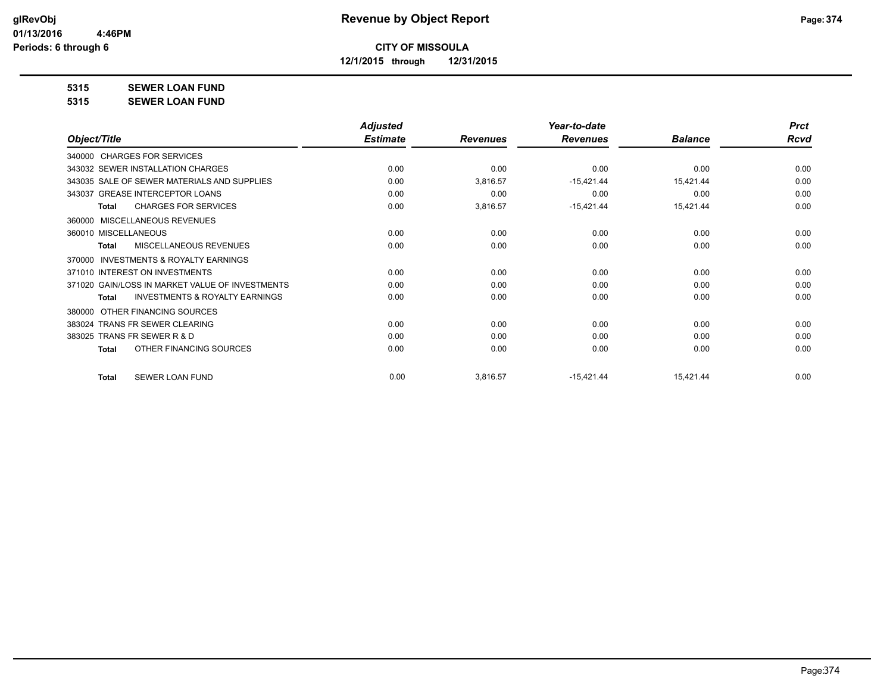# CITY OF MISSOULA

**12/1/2015 through 12/31/2015**

**Revenue by Object Report**

glRevObj
01/13/2016 4:46PM
Periods: 6 through 6

## 5315 SEWER LOAN FUND
## 5315 SEWER LOAN FUND

| Object/Title | Adjusted Estimate | Revenues | Year-to-date Revenues | Balance | Prct Rcvd |
|---|---|---|---|---|---|
| 340000 CHARGES FOR SERVICES | | | | | |
| 343032 SEWER INSTALLATION CHARGES | 0.00 | 0.00 | 0.00 | 0.00 | 0.00 |
| 343035 SALE OF SEWER MATERIALS AND SUPPLIES | 0.00 | 3,816.57 | -15,421.44 | 15,421.44 | 0.00 |
| 343037 GREASE INTERCEPTOR LOANS | 0.00 | 0.00 | 0.00 | 0.00 | 0.00 |
| **Total** CHARGES FOR SERVICES | 0.00 | 3,816.57 | -15,421.44 | 15,421.44 | 0.00 |
| 360000 MISCELLANEOUS REVENUES | | | | | |
| 360010 MISCELLANEOUS | 0.00 | 0.00 | 0.00 | 0.00 | 0.00 |
| **Total** MISCELLANEOUS REVENUES | 0.00 | 0.00 | 0.00 | 0.00 | 0.00 |
| 370000 INVESTMENTS & ROYALTY EARNINGS | | | | | |
| 371010 INTEREST ON INVESTMENTS | 0.00 | 0.00 | 0.00 | 0.00 | 0.00 |
| 371020 GAIN/LOSS IN MARKET VALUE OF INVESTMENTS | 0.00 | 0.00 | 0.00 | 0.00 | 0.00 |
| **Total** INVESTMENTS & ROYALTY EARNINGS | 0.00 | 0.00 | 0.00 | 0.00 | 0.00 |
| 380000 OTHER FINANCING SOURCES | | | | | |
| 383024 TRANS FR SEWER CLEARING | 0.00 | 0.00 | 0.00 | 0.00 | 0.00 |
| 383025 TRANS FR SEWER R & D | 0.00 | 0.00 | 0.00 | 0.00 | 0.00 |
| **Total** OTHER FINANCING SOURCES | 0.00 | 0.00 | 0.00 | 0.00 | 0.00 |
| **Total** SEWER LOAN FUND | 0.00 | 3,816.57 | -15,421.44 | 15,421.44 | 0.00 |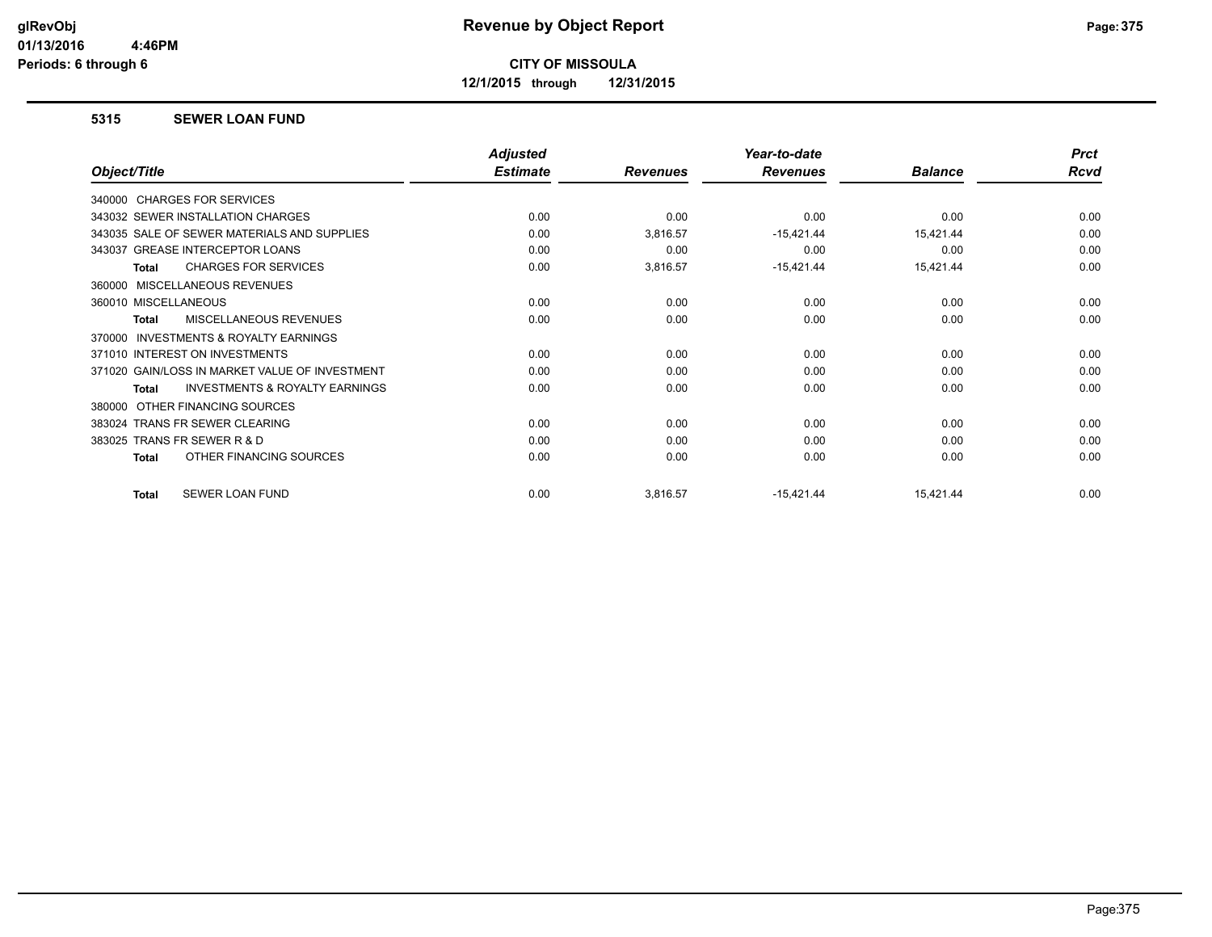# Revenue by Object Report

**CITY OF MISSOULA**

**12/1/2015 through 12/31/2015**

glRevObj
01/13/2016 4:46PM
Periods: 6 through 6

## 5315 SEWER LOAN FUND

| Object/Title | Adjusted Estimate | Revenues | Year-to-date Revenues | Balance | Prct Rcvd |
|---|---|---|---|---|---|
| 340000 CHARGES FOR SERVICES | | | | | |
| 343032 SEWER INSTALLATION CHARGES | 0.00 | 0.00 | 0.00 | 0.00 | 0.00 |
| 343035 SALE OF SEWER MATERIALS AND SUPPLIES | 0.00 | 3,816.57 | -15,421.44 | 15,421.44 | 0.00 |
| 343037 GREASE INTERCEPTOR LOANS | 0.00 | 0.00 | 0.00 | 0.00 | 0.00 |
| **Total** CHARGES FOR SERVICES | 0.00 | 3,816.57 | -15,421.44 | 15,421.44 | 0.00 |
| 360000 MISCELLANEOUS REVENUES | | | | | |
| 360010 MISCELLANEOUS | 0.00 | 0.00 | 0.00 | 0.00 | 0.00 |
| **Total** MISCELLANEOUS REVENUES | 0.00 | 0.00 | 0.00 | 0.00 | 0.00 |
| 370000 INVESTMENTS & ROYALTY EARNINGS | | | | | |
| 371010 INTEREST ON INVESTMENTS | 0.00 | 0.00 | 0.00 | 0.00 | 0.00 |
| 371020 GAIN/LOSS IN MARKET VALUE OF INVESTMENT | 0.00 | 0.00 | 0.00 | 0.00 | 0.00 |
| **Total** INVESTMENTS & ROYALTY EARNINGS | 0.00 | 0.00 | 0.00 | 0.00 | 0.00 |
| 380000 OTHER FINANCING SOURCES | | | | | |
| 383024 TRANS FR SEWER CLEARING | 0.00 | 0.00 | 0.00 | 0.00 | 0.00 |
| 383025 TRANS FR SEWER R & D | 0.00 | 0.00 | 0.00 | 0.00 | 0.00 |
| **Total** OTHER FINANCING SOURCES | 0.00 | 0.00 | 0.00 | 0.00 | 0.00 |
| **Total** SEWER LOAN FUND | 0.00 | 3,816.57 | -15,421.44 | 15,421.44 | 0.00 |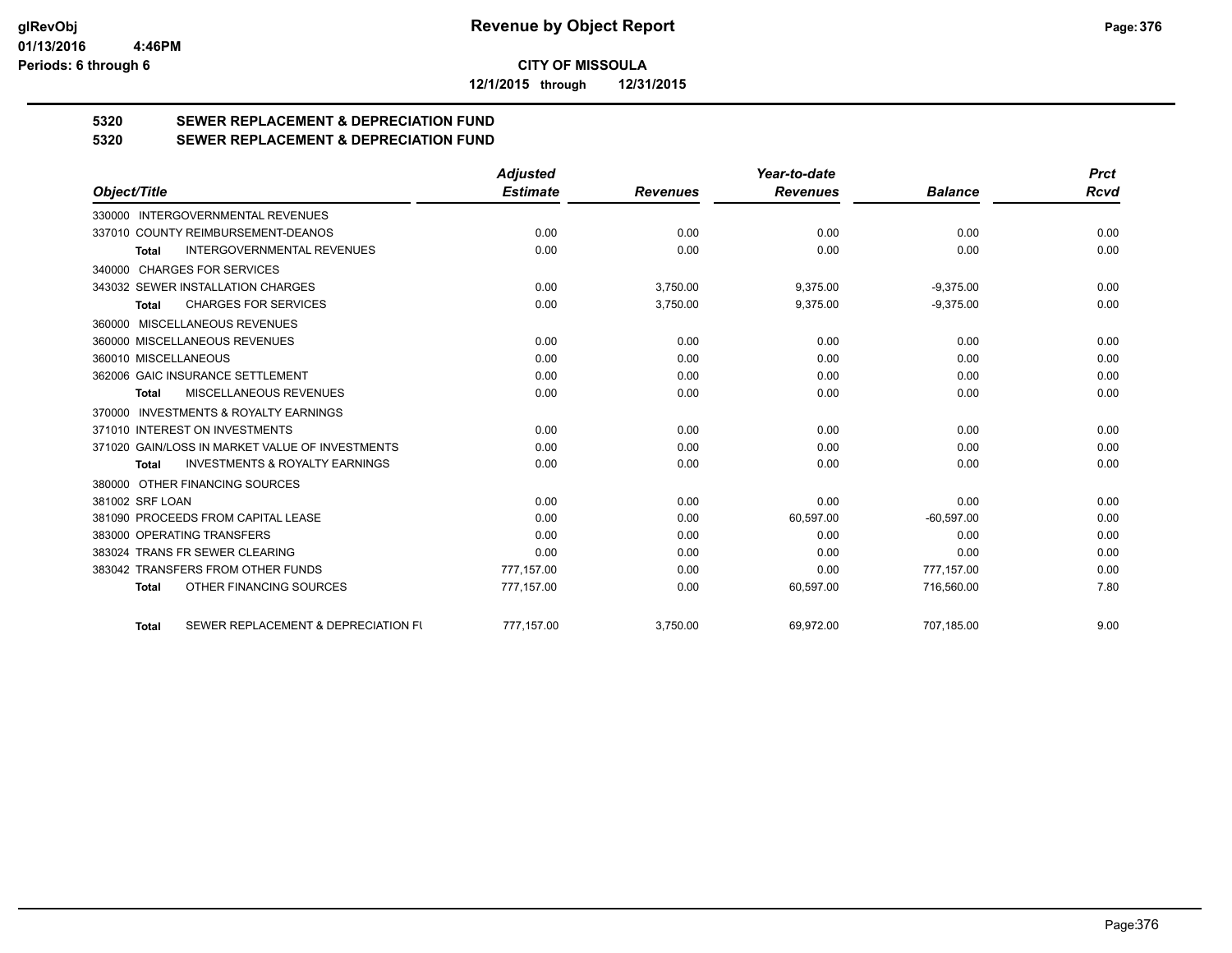**CITY OF MISSOULA**

**12/1/2015 through 12/31/2015**

## 5320 SEWER REPLACEMENT & DEPRECIATION FUND
## 5320 SEWER REPLACEMENT & DEPRECIATION FUND

| Object/Title | Adjusted Estimate | Revenues | Year-to-date Revenues | Balance | Prct Rcvd |
|---|---|---|---|---|---|
| 330000 INTERGOVERNMENTAL REVENUES | | | | | |
| 337010 COUNTY REIMBURSEMENT-DEANOS | 0.00 | 0.00 | 0.00 | 0.00 | 0.00 |
| **Total** INTERGOVERNMENTAL REVENUES | 0.00 | 0.00 | 0.00 | 0.00 | 0.00 |
| 340000 CHARGES FOR SERVICES | | | | | |
| 343032 SEWER INSTALLATION CHARGES | 0.00 | 3,750.00 | 9,375.00 | -9,375.00 | 0.00 |
| **Total** CHARGES FOR SERVICES | 0.00 | 3,750.00 | 9,375.00 | -9,375.00 | 0.00 |
| 360000 MISCELLANEOUS REVENUES | | | | | |
| 360000 MISCELLANEOUS REVENUES | 0.00 | 0.00 | 0.00 | 0.00 | 0.00 |
| 360010 MISCELLANEOUS | 0.00 | 0.00 | 0.00 | 0.00 | 0.00 |
| 362006 GAIC INSURANCE SETTLEMENT | 0.00 | 0.00 | 0.00 | 0.00 | 0.00 |
| **Total** MISCELLANEOUS REVENUES | 0.00 | 0.00 | 0.00 | 0.00 | 0.00 |
| 370000 INVESTMENTS & ROYALTY EARNINGS | | | | | |
| 371010 INTEREST ON INVESTMENTS | 0.00 | 0.00 | 0.00 | 0.00 | 0.00 |
| 371020 GAIN/LOSS IN MARKET VALUE OF INVESTMENTS | 0.00 | 0.00 | 0.00 | 0.00 | 0.00 |
| **Total** INVESTMENTS & ROYALTY EARNINGS | 0.00 | 0.00 | 0.00 | 0.00 | 0.00 |
| 380000 OTHER FINANCING SOURCES | | | | | |
| 381002 SRF LOAN | 0.00 | 0.00 | 0.00 | 0.00 | 0.00 |
| 381090 PROCEEDS FROM CAPITAL LEASE | 0.00 | 0.00 | 60,597.00 | -60,597.00 | 0.00 |
| 383000 OPERATING TRANSFERS | 0.00 | 0.00 | 0.00 | 0.00 | 0.00 |
| 383024 TRANS FR SEWER CLEARING | 0.00 | 0.00 | 0.00 | 0.00 | 0.00 |
| 383042 TRANSFERS FROM OTHER FUNDS | 777,157.00 | 0.00 | 0.00 | 777,157.00 | 0.00 |
| **Total** OTHER FINANCING SOURCES | 777,157.00 | 0.00 | 60,597.00 | 716,560.00 | 7.80 |
| **Total** SEWER REPLACEMENT & DEPRECIATION FU | 777,157.00 | 3,750.00 | 69,972.00 | 707,185.00 | 9.00 |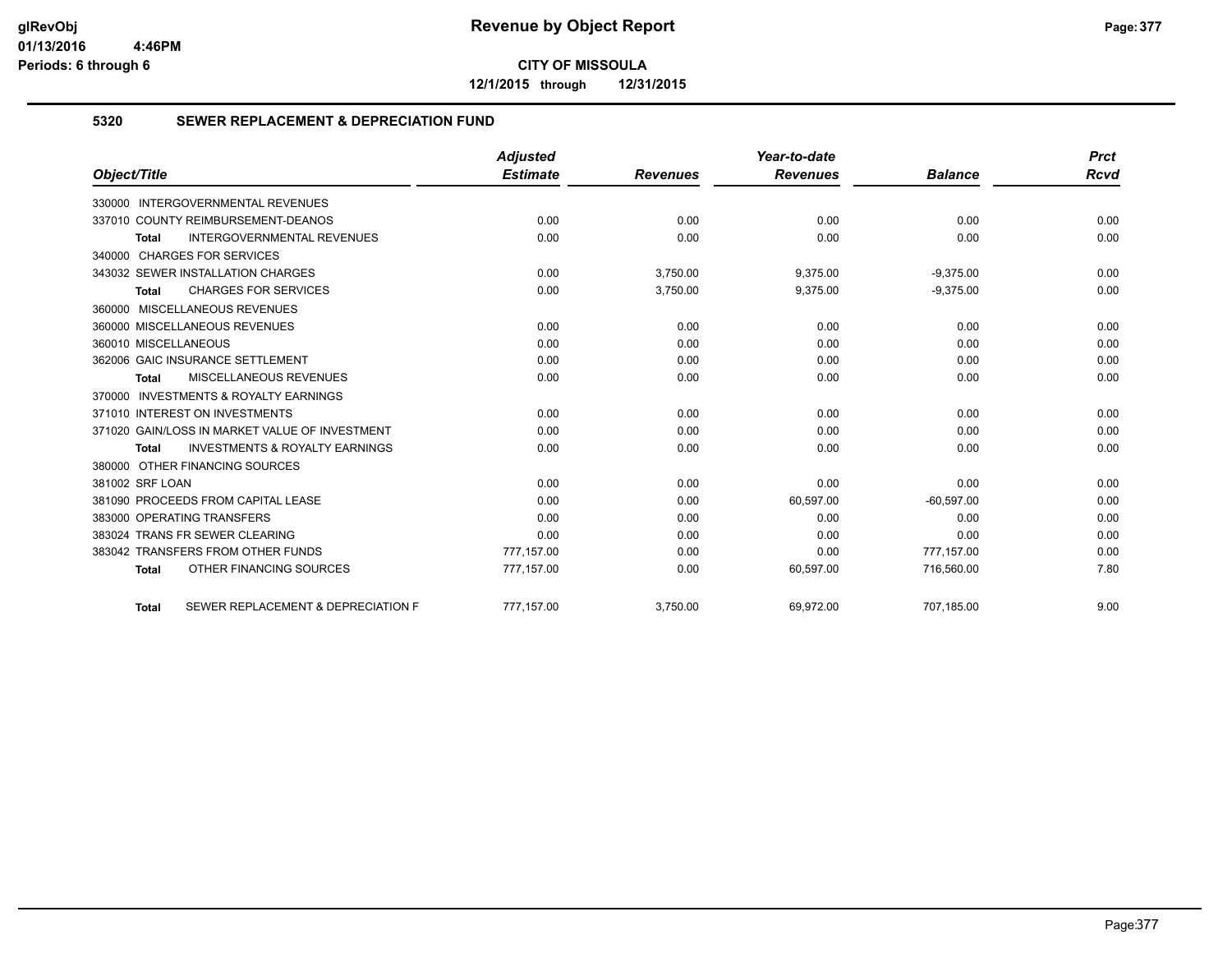**CITY OF MISSOULA**

**12/1/2015 through 12/31/2015**

## 5320 SEWER REPLACEMENT & DEPRECIATION FUND

| Object/Title | Adjusted Estimate | Revenues | Year-to-date Revenues | Balance | Prct Rcvd |
|---|---|---|---|---|---|
| 330000 INTERGOVERNMENTAL REVENUES | | | | | |
| 337010 COUNTY REIMBURSEMENT-DEANOS | 0.00 | 0.00 | 0.00 | 0.00 | 0.00 |
| **Total** INTERGOVERNMENTAL REVENUES | 0.00 | 0.00 | 0.00 | 0.00 | 0.00 |
| 340000 CHARGES FOR SERVICES | | | | | |
| 343032 SEWER INSTALLATION CHARGES | 0.00 | 3,750.00 | 9,375.00 | -9,375.00 | 0.00 |
| **Total** CHARGES FOR SERVICES | 0.00 | 3,750.00 | 9,375.00 | -9,375.00 | 0.00 |
| 360000 MISCELLANEOUS REVENUES | | | | | |
| 360000 MISCELLANEOUS REVENUES | 0.00 | 0.00 | 0.00 | 0.00 | 0.00 |
| 360010 MISCELLANEOUS | 0.00 | 0.00 | 0.00 | 0.00 | 0.00 |
| 362006 GAIC INSURANCE SETTLEMENT | 0.00 | 0.00 | 0.00 | 0.00 | 0.00 |
| **Total** MISCELLANEOUS REVENUES | 0.00 | 0.00 | 0.00 | 0.00 | 0.00 |
| 370000 INVESTMENTS & ROYALTY EARNINGS | | | | | |
| 371010 INTEREST ON INVESTMENTS | 0.00 | 0.00 | 0.00 | 0.00 | 0.00 |
| 371020 GAIN/LOSS IN MARKET VALUE OF INVESTMENT | 0.00 | 0.00 | 0.00 | 0.00 | 0.00 |
| **Total** INVESTMENTS & ROYALTY EARNINGS | 0.00 | 0.00 | 0.00 | 0.00 | 0.00 |
| 380000 OTHER FINANCING SOURCES | | | | | |
| 381002 SRF LOAN | 0.00 | 0.00 | 0.00 | 0.00 | 0.00 |
| 381090 PROCEEDS FROM CAPITAL LEASE | 0.00 | 0.00 | 60,597.00 | -60,597.00 | 0.00 |
| 383000 OPERATING TRANSFERS | 0.00 | 0.00 | 0.00 | 0.00 | 0.00 |
| 383024 TRANS FR SEWER CLEARING | 0.00 | 0.00 | 0.00 | 0.00 | 0.00 |
| 383042 TRANSFERS FROM OTHER FUNDS | 777,157.00 | 0.00 | 0.00 | 777,157.00 | 0.00 |
| **Total** OTHER FINANCING SOURCES | 777,157.00 | 0.00 | 60,597.00 | 716,560.00 | 7.80 |
| **Total** SEWER REPLACEMENT & DEPRECIATION F | 777,157.00 | 3,750.00 | 69,972.00 | 707,185.00 | 9.00 |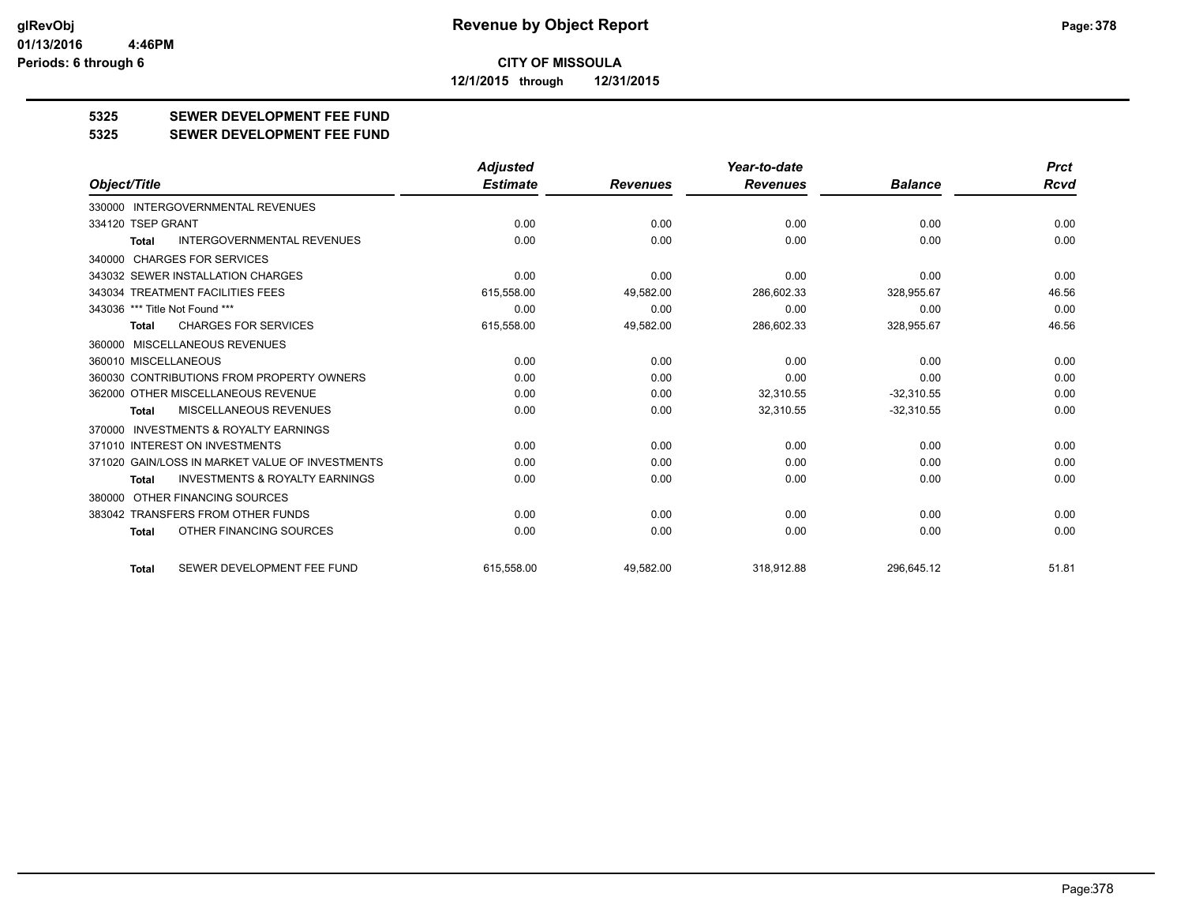**CITY OF MISSOULA**

**12/1/2015 through 12/31/2015**

## 5325 SEWER DEVELOPMENT FEE FUND

## 5325 SEWER DEVELOPMENT FEE FUND

| Object/Title | Adjusted Estimate | Revenues | Year-to-date Revenues | Balance | Prct Rcvd |
|---|---|---|---|---|---|
| 330000 INTERGOVERNMENTAL REVENUES | | | | | |
| 334120 TSEP GRANT | 0.00 | 0.00 | 0.00 | 0.00 | 0.00 |
| **Total** INTERGOVERNMENTAL REVENUES | 0.00 | 0.00 | 0.00 | 0.00 | 0.00 |
| 340000 CHARGES FOR SERVICES | | | | | |
| 343032 SEWER INSTALLATION CHARGES | 0.00 | 0.00 | 0.00 | 0.00 | 0.00 |
| 343034 TREATMENT FACILITIES FEES | 615,558.00 | 49,582.00 | 286,602.33 | 328,955.67 | 46.56 |
| 343036 *** Title Not Found *** | 0.00 | 0.00 | 0.00 | 0.00 | 0.00 |
| **Total** CHARGES FOR SERVICES | 615,558.00 | 49,582.00 | 286,602.33 | 328,955.67 | 46.56 |
| 360000 MISCELLANEOUS REVENUES | | | | | |
| 360010 MISCELLANEOUS | 0.00 | 0.00 | 0.00 | 0.00 | 0.00 |
| 360030 CONTRIBUTIONS FROM PROPERTY OWNERS | 0.00 | 0.00 | 0.00 | 0.00 | 0.00 |
| 362000 OTHER MISCELLANEOUS REVENUE | 0.00 | 0.00 | 32,310.55 | -32,310.55 | 0.00 |
| **Total** MISCELLANEOUS REVENUES | 0.00 | 0.00 | 32,310.55 | -32,310.55 | 0.00 |
| 370000 INVESTMENTS & ROYALTY EARNINGS | | | | | |
| 371010 INTEREST ON INVESTMENTS | 0.00 | 0.00 | 0.00 | 0.00 | 0.00 |
| 371020 GAIN/LOSS IN MARKET VALUE OF INVESTMENTS | 0.00 | 0.00 | 0.00 | 0.00 | 0.00 |
| **Total** INVESTMENTS & ROYALTY EARNINGS | 0.00 | 0.00 | 0.00 | 0.00 | 0.00 |
| 380000 OTHER FINANCING SOURCES | | | | | |
| 383042 TRANSFERS FROM OTHER FUNDS | 0.00 | 0.00 | 0.00 | 0.00 | 0.00 |
| **Total** OTHER FINANCING SOURCES | 0.00 | 0.00 | 0.00 | 0.00 | 0.00 |
| **Total** SEWER DEVELOPMENT FEE FUND | 615,558.00 | 49,582.00 | 318,912.88 | 296,645.12 | 51.81 |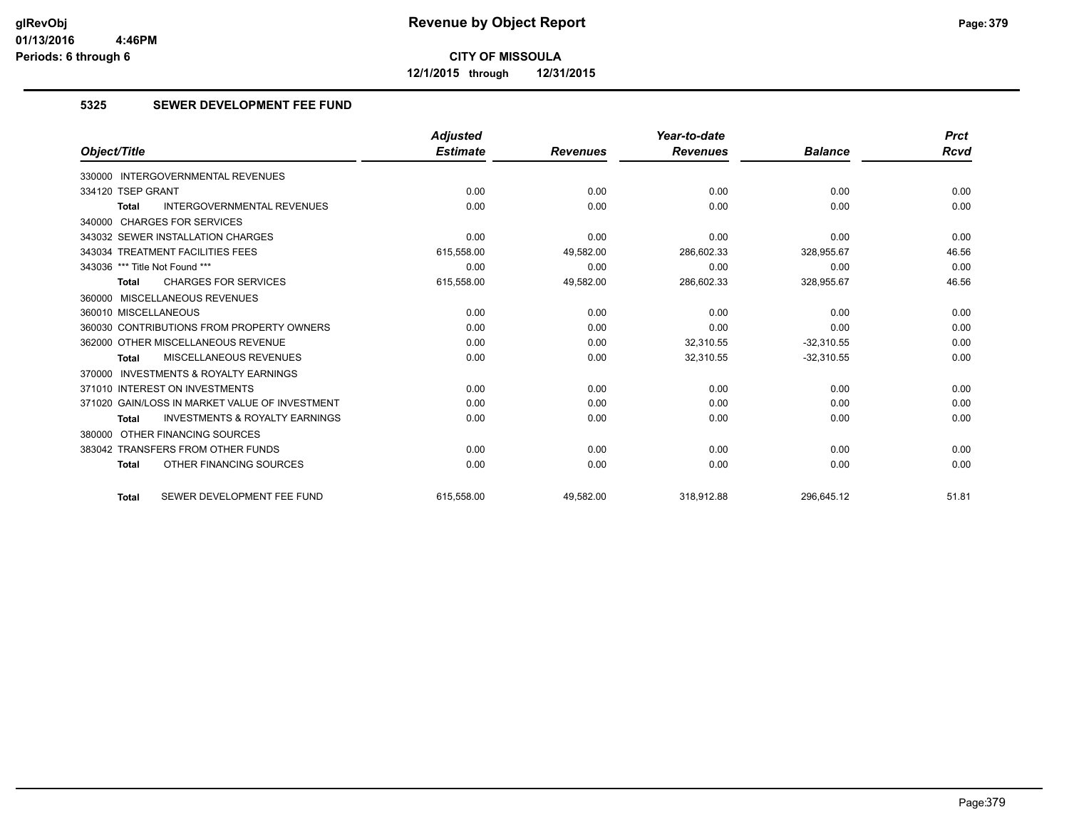**CITY OF MISSOULA**

**12/1/2015 through 12/31/2015**

## 5325 SEWER DEVELOPMENT FEE FUND

| Object/Title | Adjusted Estimate | Revenues | Year-to-date Revenues | Balance | Prct Rcvd |
|---|---|---|---|---|---|
| 330000 INTERGOVERNMENTAL REVENUES | | | | | |
| 334120 TSEP GRANT | 0.00 | 0.00 | 0.00 | 0.00 | 0.00 |
| **Total** INTERGOVERNMENTAL REVENUES | 0.00 | 0.00 | 0.00 | 0.00 | 0.00 |
| 340000 CHARGES FOR SERVICES | | | | | |
| 343032 SEWER INSTALLATION CHARGES | 0.00 | 0.00 | 0.00 | 0.00 | 0.00 |
| 343034 TREATMENT FACILITIES FEES | 615,558.00 | 49,582.00 | 286,602.33 | 328,955.67 | 46.56 |
| 343036 *** Title Not Found *** | 0.00 | 0.00 | 0.00 | 0.00 | 0.00 |
| **Total** CHARGES FOR SERVICES | 615,558.00 | 49,582.00 | 286,602.33 | 328,955.67 | 46.56 |
| 360000 MISCELLANEOUS REVENUES | | | | | |
| 360010 MISCELLANEOUS | 0.00 | 0.00 | 0.00 | 0.00 | 0.00 |
| 360030 CONTRIBUTIONS FROM PROPERTY OWNERS | 0.00 | 0.00 | 0.00 | 0.00 | 0.00 |
| 362000 OTHER MISCELLANEOUS REVENUE | 0.00 | 0.00 | 32,310.55 | -32,310.55 | 0.00 |
| **Total** MISCELLANEOUS REVENUES | 0.00 | 0.00 | 32,310.55 | -32,310.55 | 0.00 |
| 370000 INVESTMENTS & ROYALTY EARNINGS | | | | | |
| 371010 INTEREST ON INVESTMENTS | 0.00 | 0.00 | 0.00 | 0.00 | 0.00 |
| 371020 GAIN/LOSS IN MARKET VALUE OF INVESTMENT | 0.00 | 0.00 | 0.00 | 0.00 | 0.00 |
| **Total** INVESTMENTS & ROYALTY EARNINGS | 0.00 | 0.00 | 0.00 | 0.00 | 0.00 |
| 380000 OTHER FINANCING SOURCES | | | | | |
| 383042 TRANSFERS FROM OTHER FUNDS | 0.00 | 0.00 | 0.00 | 0.00 | 0.00 |
| **Total** OTHER FINANCING SOURCES | 0.00 | 0.00 | 0.00 | 0.00 | 0.00 |
| **Total** SEWER DEVELOPMENT FEE FUND | 615,558.00 | 49,582.00 | 318,912.88 | 296,645.12 | 51.81 |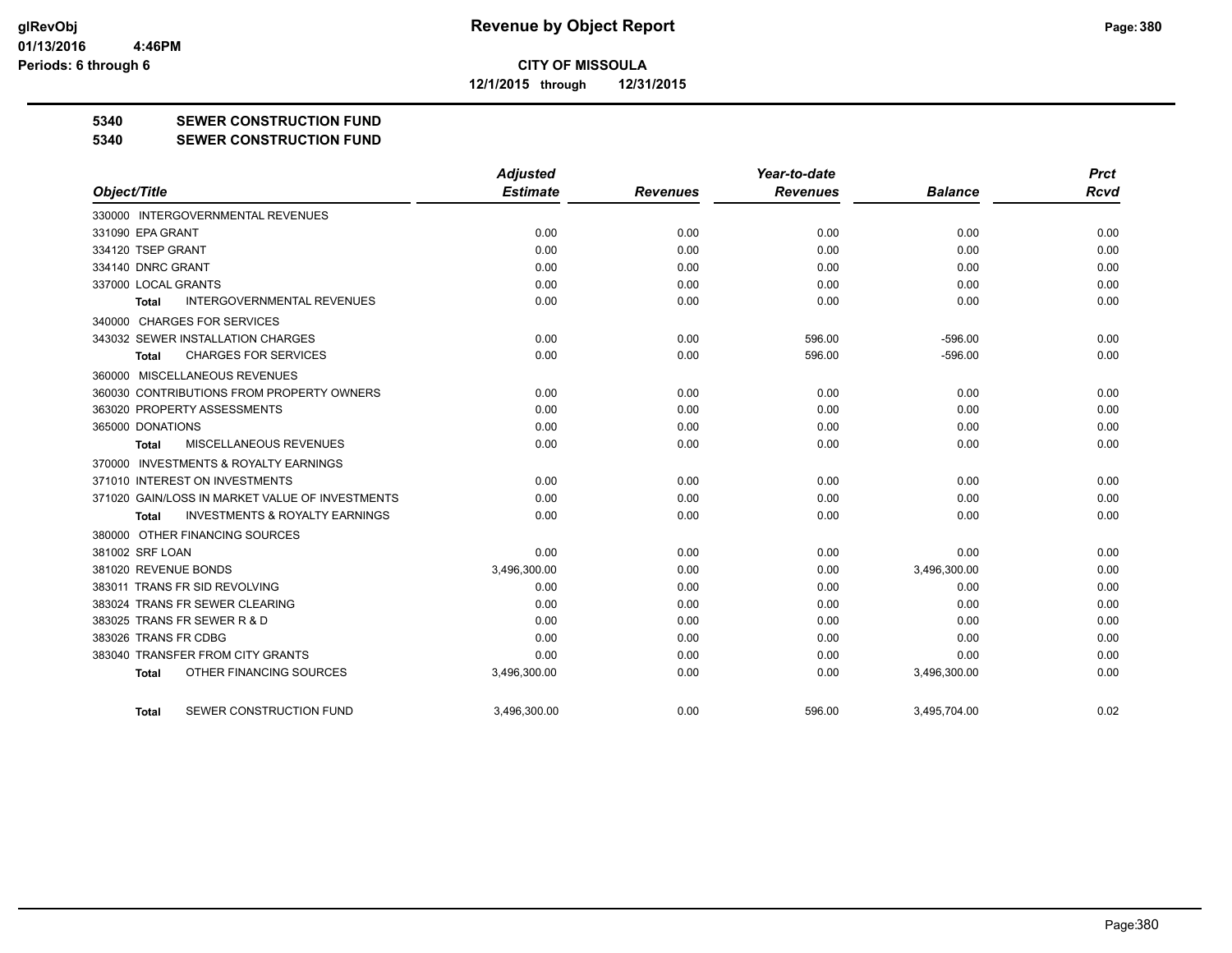**glRevObj**
**01/13/2016 4:46PM**
**Periods: 6 through 6**

# Revenue by Object Report

**CITY OF MISSOULA**

**12/1/2015 through 12/31/2015**

## 5340 SEWER CONSTRUCTION FUND
## 5340 SEWER CONSTRUCTION FUND

| Object/Title | Adjusted Estimate | Revenues | Year-to-date Revenues | Balance | Prct Rcvd |
|---|---|---|---|---|---|
| 330000 INTERGOVERNMENTAL REVENUES | | | | | |
| 331090 EPA GRANT | 0.00 | 0.00 | 0.00 | 0.00 | 0.00 |
| 334120 TSEP GRANT | 0.00 | 0.00 | 0.00 | 0.00 | 0.00 |
| 334140 DNRC GRANT | 0.00 | 0.00 | 0.00 | 0.00 | 0.00 |
| 337000 LOCAL GRANTS | 0.00 | 0.00 | 0.00 | 0.00 | 0.00 |
| **Total** INTERGOVERNMENTAL REVENUES | 0.00 | 0.00 | 0.00 | 0.00 | 0.00 |
| 340000 CHARGES FOR SERVICES | | | | | |
| 343032 SEWER INSTALLATION CHARGES | 0.00 | 0.00 | 596.00 | -596.00 | 0.00 |
| **Total** CHARGES FOR SERVICES | 0.00 | 0.00 | 596.00 | -596.00 | 0.00 |
| 360000 MISCELLANEOUS REVENUES | | | | | |
| 360030 CONTRIBUTIONS FROM PROPERTY OWNERS | 0.00 | 0.00 | 0.00 | 0.00 | 0.00 |
| 363020 PROPERTY ASSESSMENTS | 0.00 | 0.00 | 0.00 | 0.00 | 0.00 |
| 365000 DONATIONS | 0.00 | 0.00 | 0.00 | 0.00 | 0.00 |
| **Total** MISCELLANEOUS REVENUES | 0.00 | 0.00 | 0.00 | 0.00 | 0.00 |
| 370000 INVESTMENTS & ROYALTY EARNINGS | | | | | |
| 371010 INTEREST ON INVESTMENTS | 0.00 | 0.00 | 0.00 | 0.00 | 0.00 |
| 371020 GAIN/LOSS IN MARKET VALUE OF INVESTMENTS | 0.00 | 0.00 | 0.00 | 0.00 | 0.00 |
| **Total** INVESTMENTS & ROYALTY EARNINGS | 0.00 | 0.00 | 0.00 | 0.00 | 0.00 |
| 380000 OTHER FINANCING SOURCES | | | | | |
| 381002 SRF LOAN | 0.00 | 0.00 | 0.00 | 0.00 | 0.00 |
| 381020 REVENUE BONDS | 3,496,300.00 | 0.00 | 0.00 | 3,496,300.00 | 0.00 |
| 383011 TRANS FR SID REVOLVING | 0.00 | 0.00 | 0.00 | 0.00 | 0.00 |
| 383024 TRANS FR SEWER CLEARING | 0.00 | 0.00 | 0.00 | 0.00 | 0.00 |
| 383025 TRANS FR SEWER R & D | 0.00 | 0.00 | 0.00 | 0.00 | 0.00 |
| 383026 TRANS FR CDBG | 0.00 | 0.00 | 0.00 | 0.00 | 0.00 |
| 383040 TRANSFER FROM CITY GRANTS | 0.00 | 0.00 | 0.00 | 0.00 | 0.00 |
| **Total** OTHER FINANCING SOURCES | 3,496,300.00 | 0.00 | 0.00 | 3,496,300.00 | 0.00 |
| **Total** SEWER CONSTRUCTION FUND | 3,496,300.00 | 0.00 | 596.00 | 3,495,704.00 | 0.02 |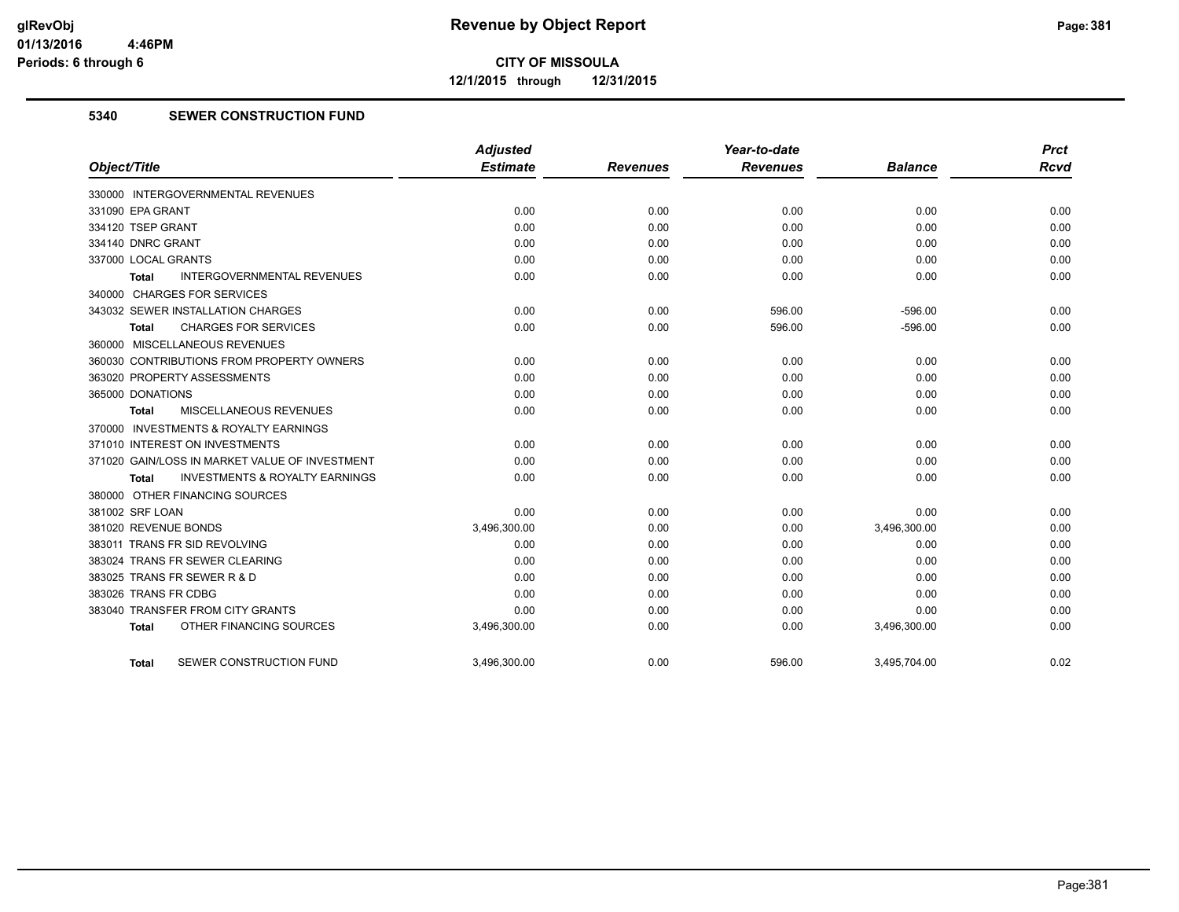**CITY OF MISSOULA**

**12/1/2015 through 12/31/2015**

## 5340 SEWER CONSTRUCTION FUND

| Object/Title | Adjusted Estimate | Revenues | Year-to-date Revenues | Balance | Prct Rcvd |
|---|---|---|---|---|---|
| 330000 INTERGOVERNMENTAL REVENUES | | | | | |
| 331090 EPA GRANT | 0.00 | 0.00 | 0.00 | 0.00 | 0.00 |
| 334120 TSEP GRANT | 0.00 | 0.00 | 0.00 | 0.00 | 0.00 |
| 334140 DNRC GRANT | 0.00 | 0.00 | 0.00 | 0.00 | 0.00 |
| 337000 LOCAL GRANTS | 0.00 | 0.00 | 0.00 | 0.00 | 0.00 |
| **Total** INTERGOVERNMENTAL REVENUES | 0.00 | 0.00 | 0.00 | 0.00 | 0.00 |
| 340000 CHARGES FOR SERVICES | | | | | |
| 343032 SEWER INSTALLATION CHARGES | 0.00 | 0.00 | 596.00 | -596.00 | 0.00 |
| **Total** CHARGES FOR SERVICES | 0.00 | 0.00 | 596.00 | -596.00 | 0.00 |
| 360000 MISCELLANEOUS REVENUES | | | | | |
| 360030 CONTRIBUTIONS FROM PROPERTY OWNERS | 0.00 | 0.00 | 0.00 | 0.00 | 0.00 |
| 363020 PROPERTY ASSESSMENTS | 0.00 | 0.00 | 0.00 | 0.00 | 0.00 |
| 365000 DONATIONS | 0.00 | 0.00 | 0.00 | 0.00 | 0.00 |
| **Total** MISCELLANEOUS REVENUES | 0.00 | 0.00 | 0.00 | 0.00 | 0.00 |
| 370000 INVESTMENTS & ROYALTY EARNINGS | | | | | |
| 371010 INTEREST ON INVESTMENTS | 0.00 | 0.00 | 0.00 | 0.00 | 0.00 |
| 371020 GAIN/LOSS IN MARKET VALUE OF INVESTMENT | 0.00 | 0.00 | 0.00 | 0.00 | 0.00 |
| **Total** INVESTMENTS & ROYALTY EARNINGS | 0.00 | 0.00 | 0.00 | 0.00 | 0.00 |
| 380000 OTHER FINANCING SOURCES | | | | | |
| 381002 SRF LOAN | 0.00 | 0.00 | 0.00 | 0.00 | 0.00 |
| 381020 REVENUE BONDS | 3,496,300.00 | 0.00 | 0.00 | 3,496,300.00 | 0.00 |
| 383011 TRANS FR SID REVOLVING | 0.00 | 0.00 | 0.00 | 0.00 | 0.00 |
| 383024 TRANS FR SEWER CLEARING | 0.00 | 0.00 | 0.00 | 0.00 | 0.00 |
| 383025 TRANS FR SEWER R & D | 0.00 | 0.00 | 0.00 | 0.00 | 0.00 |
| 383026 TRANS FR CDBG | 0.00 | 0.00 | 0.00 | 0.00 | 0.00 |
| 383040 TRANSFER FROM CITY GRANTS | 0.00 | 0.00 | 0.00 | 0.00 | 0.00 |
| **Total** OTHER FINANCING SOURCES | 3,496,300.00 | 0.00 | 0.00 | 3,496,300.00 | 0.00 |
| **Total** SEWER CONSTRUCTION FUND | 3,496,300.00 | 0.00 | 596.00 | 3,495,704.00 | 0.02 |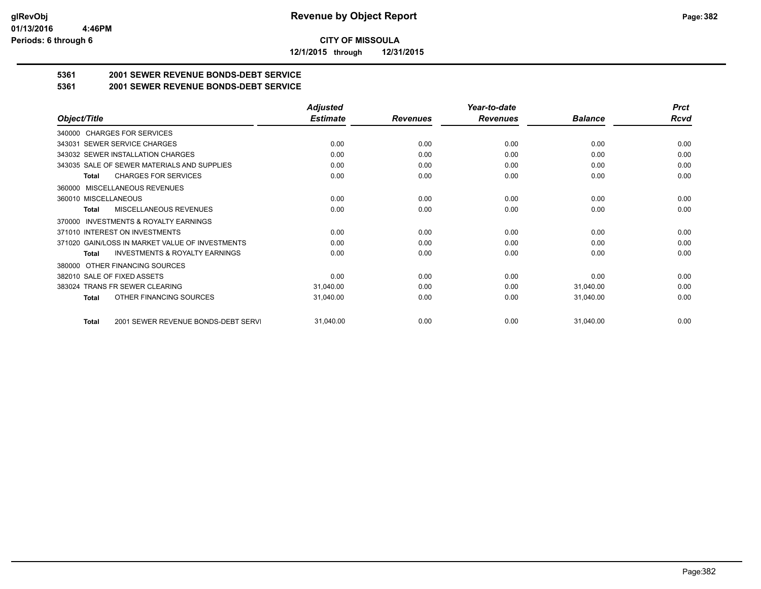**glRevObj**
**01/13/2016 4:46PM**
**Periods: 6 through 6**

# Revenue by Object Report

**CITY OF MISSOULA**

**12/1/2015 through 12/31/2015**

## 5361 2001 SEWER REVENUE BONDS-DEBT SERVICE
## 5361 2001 SEWER REVENUE BONDS-DEBT SERVICE

| Object/Title | *Adjusted Estimate* | *Revenues* | *Year-to-date Revenues* | *Balance* | *Prct Rcvd* |
|---|---|---|---|---|---|
| 340000 CHARGES FOR SERVICES | | | | | |
| 343031 SEWER SERVICE CHARGES | 0.00 | 0.00 | 0.00 | 0.00 | 0.00 |
| 343032 SEWER INSTALLATION CHARGES | 0.00 | 0.00 | 0.00 | 0.00 | 0.00 |
| 343035 SALE OF SEWER MATERIALS AND SUPPLIES | 0.00 | 0.00 | 0.00 | 0.00 | 0.00 |
| **Total** CHARGES FOR SERVICES | 0.00 | 0.00 | 0.00 | 0.00 | 0.00 |
| 360000 MISCELLANEOUS REVENUES | | | | | |
| 360010 MISCELLANEOUS | 0.00 | 0.00 | 0.00 | 0.00 | 0.00 |
| **Total** MISCELLANEOUS REVENUES | 0.00 | 0.00 | 0.00 | 0.00 | 0.00 |
| 370000 INVESTMENTS & ROYALTY EARNINGS | | | | | |
| 371010 INTEREST ON INVESTMENTS | 0.00 | 0.00 | 0.00 | 0.00 | 0.00 |
| 371020 GAIN/LOSS IN MARKET VALUE OF INVESTMENTS | 0.00 | 0.00 | 0.00 | 0.00 | 0.00 |
| **Total** INVESTMENTS & ROYALTY EARNINGS | 0.00 | 0.00 | 0.00 | 0.00 | 0.00 |
| 380000 OTHER FINANCING SOURCES | | | | | |
| 382010 SALE OF FIXED ASSETS | 0.00 | 0.00 | 0.00 | 0.00 | 0.00 |
| 383024 TRANS FR SEWER CLEARING | 31,040.00 | 0.00 | 0.00 | 31,040.00 | 0.00 |
| **Total** OTHER FINANCING SOURCES | 31,040.00 | 0.00 | 0.00 | 31,040.00 | 0.00 |
| **Total** 2001 SEWER REVENUE BONDS-DEBT SERVI | 31,040.00 | 0.00 | 0.00 | 31,040.00 | 0.00 |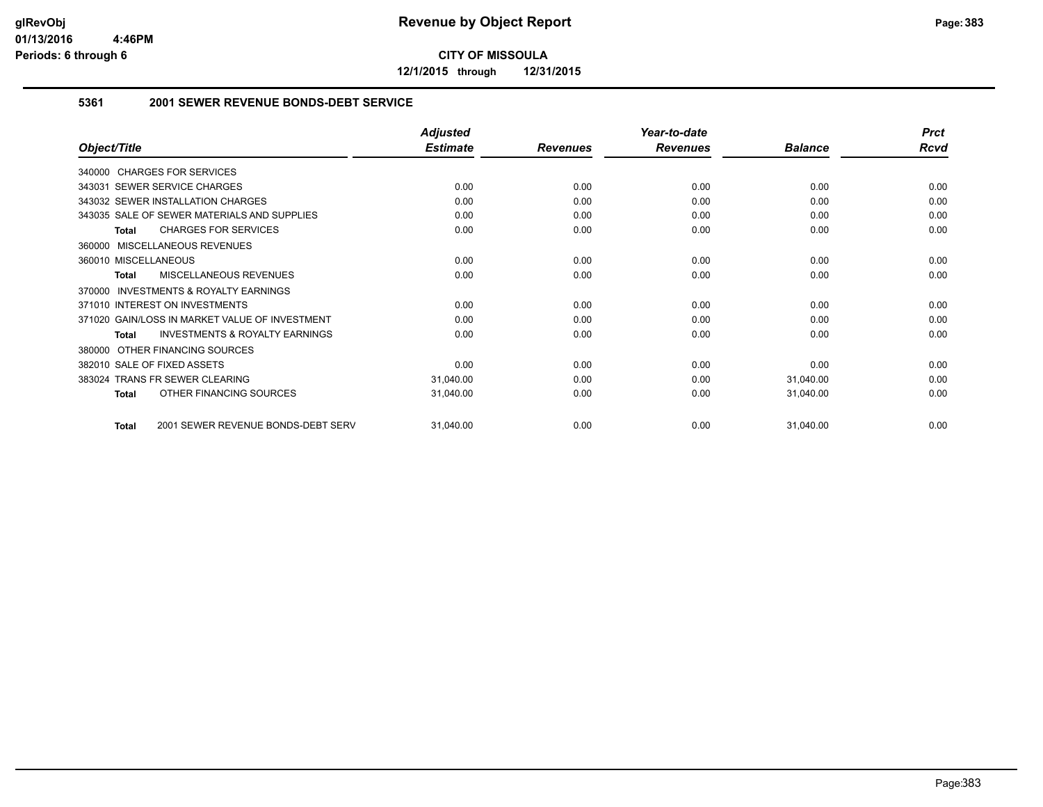**CITY OF MISSOULA**

**12/1/2015 through 12/31/2015**

## 5361 2001 SEWER REVENUE BONDS-DEBT SERVICE

| Object/Title | Adjusted Estimate | Revenues | Year-to-date Revenues | Balance | Prct Rcvd |
|---|---|---|---|---|---|
| 340000 CHARGES FOR SERVICES | | | | | |
| 343031 SEWER SERVICE CHARGES | 0.00 | 0.00 | 0.00 | 0.00 | 0.00 |
| 343032 SEWER INSTALLATION CHARGES | 0.00 | 0.00 | 0.00 | 0.00 | 0.00 |
| 343035 SALE OF SEWER MATERIALS AND SUPPLIES | 0.00 | 0.00 | 0.00 | 0.00 | 0.00 |
| **Total** CHARGES FOR SERVICES | 0.00 | 0.00 | 0.00 | 0.00 | 0.00 |
| 360000 MISCELLANEOUS REVENUES | | | | | |
| 360010 MISCELLANEOUS | 0.00 | 0.00 | 0.00 | 0.00 | 0.00 |
| **Total** MISCELLANEOUS REVENUES | 0.00 | 0.00 | 0.00 | 0.00 | 0.00 |
| 370000 INVESTMENTS & ROYALTY EARNINGS | | | | | |
| 371010 INTEREST ON INVESTMENTS | 0.00 | 0.00 | 0.00 | 0.00 | 0.00 |
| 371020 GAIN/LOSS IN MARKET VALUE OF INVESTMENT | 0.00 | 0.00 | 0.00 | 0.00 | 0.00 |
| **Total** INVESTMENTS & ROYALTY EARNINGS | 0.00 | 0.00 | 0.00 | 0.00 | 0.00 |
| 380000 OTHER FINANCING SOURCES | | | | | |
| 382010 SALE OF FIXED ASSETS | 0.00 | 0.00 | 0.00 | 0.00 | 0.00 |
| 383024 TRANS FR SEWER CLEARING | 31,040.00 | 0.00 | 0.00 | 31,040.00 | 0.00 |
| **Total** OTHER FINANCING SOURCES | 31,040.00 | 0.00 | 0.00 | 31,040.00 | 0.00 |
| **Total** 2001 SEWER REVENUE BONDS-DEBT SERV | 31,040.00 | 0.00 | 0.00 | 31,040.00 | 0.00 |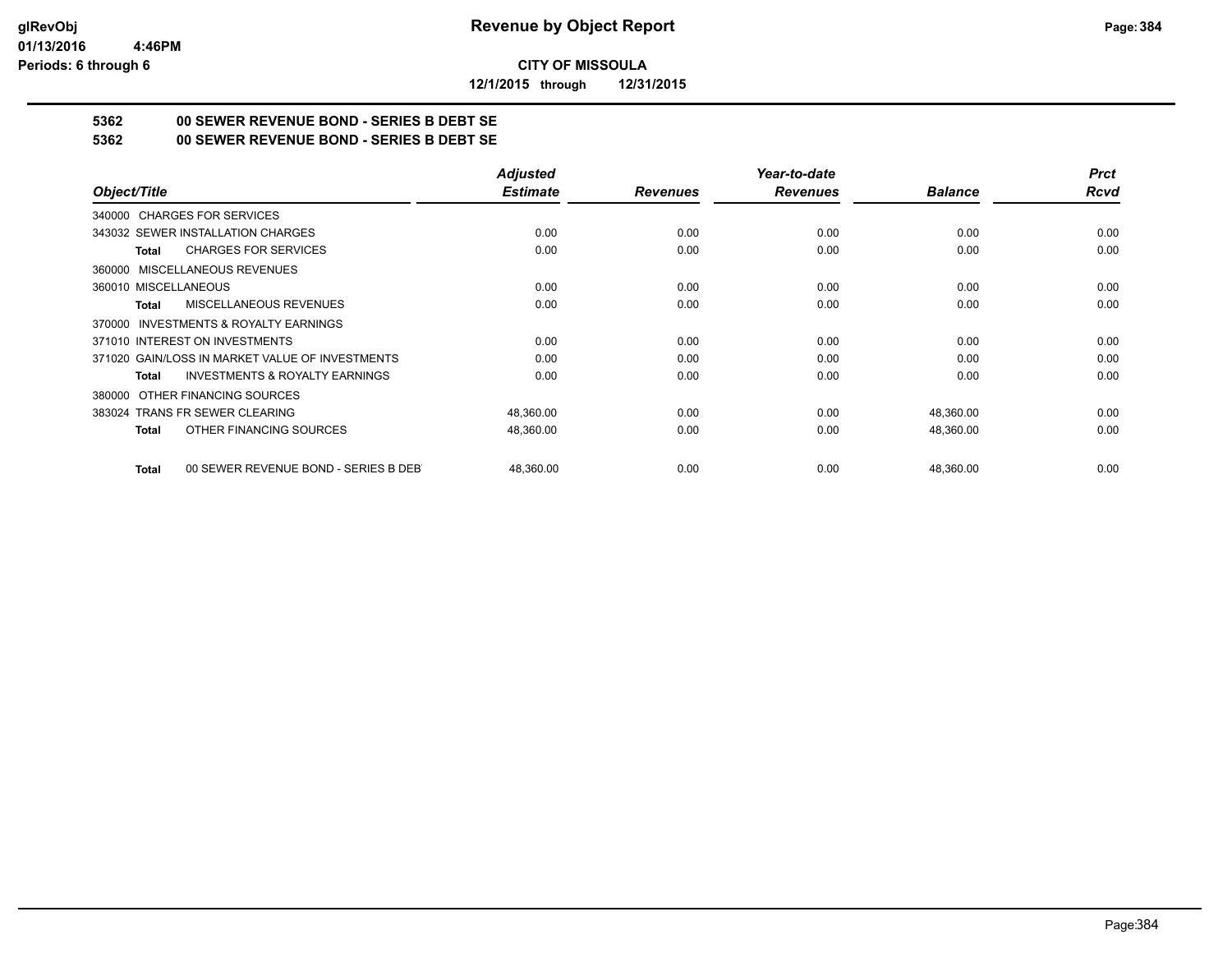**CITY OF MISSOULA**

**12/1/2015 through 12/31/2015**

# Revenue by Object Report

**5362 00 SEWER REVENUE BOND - SERIES B DEBT SE**

**5362 00 SEWER REVENUE BOND - SERIES B DEBT SE**

| Object/Title | Adjusted Estimate | Revenues | Year-to-date Revenues | Balance | Prct Rcvd |
|---|---|---|---|---|---|
| 340000 CHARGES FOR SERVICES | | | | | |
| 343032 SEWER INSTALLATION CHARGES | 0.00 | 0.00 | 0.00 | 0.00 | 0.00 |
| **Total** CHARGES FOR SERVICES | 0.00 | 0.00 | 0.00 | 0.00 | 0.00 |
| 360000 MISCELLANEOUS REVENUES | | | | | |
| 360010 MISCELLANEOUS | 0.00 | 0.00 | 0.00 | 0.00 | 0.00 |
| **Total** MISCELLANEOUS REVENUES | 0.00 | 0.00 | 0.00 | 0.00 | 0.00 |
| 370000 INVESTMENTS & ROYALTY EARNINGS | | | | | |
| 371010 INTEREST ON INVESTMENTS | 0.00 | 0.00 | 0.00 | 0.00 | 0.00 |
| 371020 GAIN/LOSS IN MARKET VALUE OF INVESTMENTS | 0.00 | 0.00 | 0.00 | 0.00 | 0.00 |
| **Total** INVESTMENTS & ROYALTY EARNINGS | 0.00 | 0.00 | 0.00 | 0.00 | 0.00 |
| 380000 OTHER FINANCING SOURCES | | | | | |
| 383024 TRANS FR SEWER CLEARING | 48,360.00 | 0.00 | 0.00 | 48,360.00 | 0.00 |
| **Total** OTHER FINANCING SOURCES | 48,360.00 | 0.00 | 0.00 | 48,360.00 | 0.00 |
| **Total** 00 SEWER REVENUE BOND - SERIES B DEBT | 48,360.00 | 0.00 | 0.00 | 48,360.00 | 0.00 |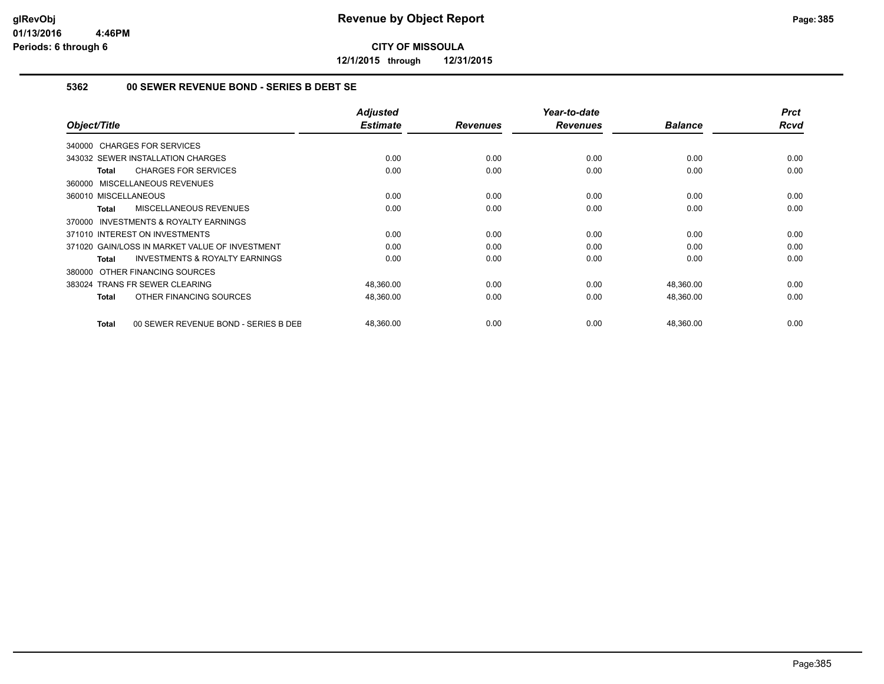# Revenue by Object Report

**CITY OF MISSOULA**

**12/1/2015 through 12/31/2015**

glRevObj
01/13/2016 4:46PM
Periods: 6 through 6

## 5362 00 SEWER REVENUE BOND - SERIES B DEBT SE

| Object/Title | Adjusted Estimate | Revenues | Year-to-date Revenues | Balance | Prct Rcvd |
|---|---|---|---|---|---|
| 340000 CHARGES FOR SERVICES | | | | | |
| 343032 SEWER INSTALLATION CHARGES | 0.00 | 0.00 | 0.00 | 0.00 | 0.00 |
| **Total** CHARGES FOR SERVICES | 0.00 | 0.00 | 0.00 | 0.00 | 0.00 |
| 360000 MISCELLANEOUS REVENUES | | | | | |
| 360010 MISCELLANEOUS | 0.00 | 0.00 | 0.00 | 0.00 | 0.00 |
| **Total** MISCELLANEOUS REVENUES | 0.00 | 0.00 | 0.00 | 0.00 | 0.00 |
| 370000 INVESTMENTS & ROYALTY EARNINGS | | | | | |
| 371010 INTEREST ON INVESTMENTS | 0.00 | 0.00 | 0.00 | 0.00 | 0.00 |
| 371020 GAIN/LOSS IN MARKET VALUE OF INVESTMENT | 0.00 | 0.00 | 0.00 | 0.00 | 0.00 |
| **Total** INVESTMENTS & ROYALTY EARNINGS | 0.00 | 0.00 | 0.00 | 0.00 | 0.00 |
| 380000 OTHER FINANCING SOURCES | | | | | |
| 383024 TRANS FR SEWER CLEARING | 48,360.00 | 0.00 | 0.00 | 48,360.00 | 0.00 |
| **Total** OTHER FINANCING SOURCES | 48,360.00 | 0.00 | 0.00 | 48,360.00 | 0.00 |
| **Total** 00 SEWER REVENUE BOND - SERIES B DEB | 48,360.00 | 0.00 | 0.00 | 48,360.00 | 0.00 |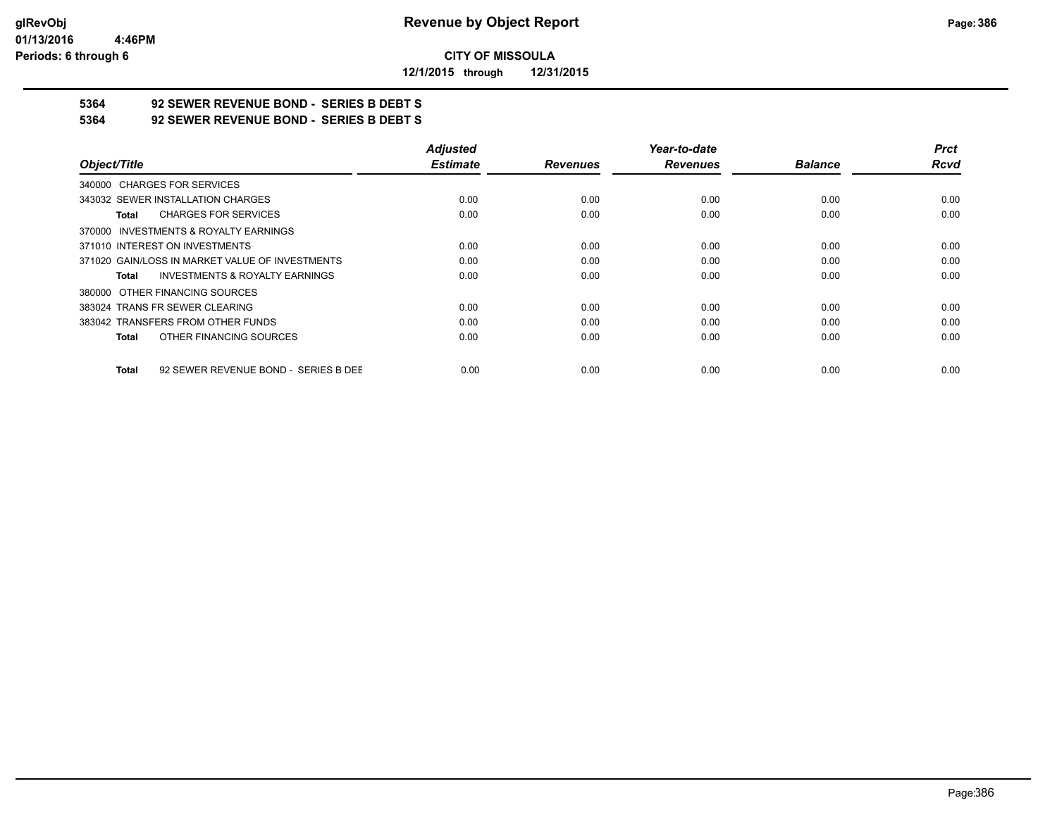**CITY OF MISSOULA**

**12/1/2015 through 12/31/2015**

## 5364 92 SEWER REVENUE BOND - SERIES B DEBT S

## 5364 92 SEWER REVENUE BOND - SERIES B DEBT S

| Object/Title | Adjusted Estimate | Revenues | Year-to-date Revenues | Balance | Prct Rcvd |
|---|---|---|---|---|---|
| 340000 CHARGES FOR SERVICES | | | | | |
| 343032 SEWER INSTALLATION CHARGES | 0.00 | 0.00 | 0.00 | 0.00 | 0.00 |
| **Total** CHARGES FOR SERVICES | 0.00 | 0.00 | 0.00 | 0.00 | 0.00 |
| 370000 INVESTMENTS & ROYALTY EARNINGS | | | | | |
| 371010 INTEREST ON INVESTMENTS | 0.00 | 0.00 | 0.00 | 0.00 | 0.00 |
| 371020 GAIN/LOSS IN MARKET VALUE OF INVESTMENTS | 0.00 | 0.00 | 0.00 | 0.00 | 0.00 |
| **Total** INVESTMENTS & ROYALTY EARNINGS | 0.00 | 0.00 | 0.00 | 0.00 | 0.00 |
| 380000 OTHER FINANCING SOURCES | | | | | |
| 383024 TRANS FR SEWER CLEARING | 0.00 | 0.00 | 0.00 | 0.00 | 0.00 |
| 383042 TRANSFERS FROM OTHER FUNDS | 0.00 | 0.00 | 0.00 | 0.00 | 0.00 |
| **Total** OTHER FINANCING SOURCES | 0.00 | 0.00 | 0.00 | 0.00 | 0.00 |
| **Total** 92 SEWER REVENUE BOND - SERIES B DEE | 0.00 | 0.00 | 0.00 | 0.00 | 0.00 |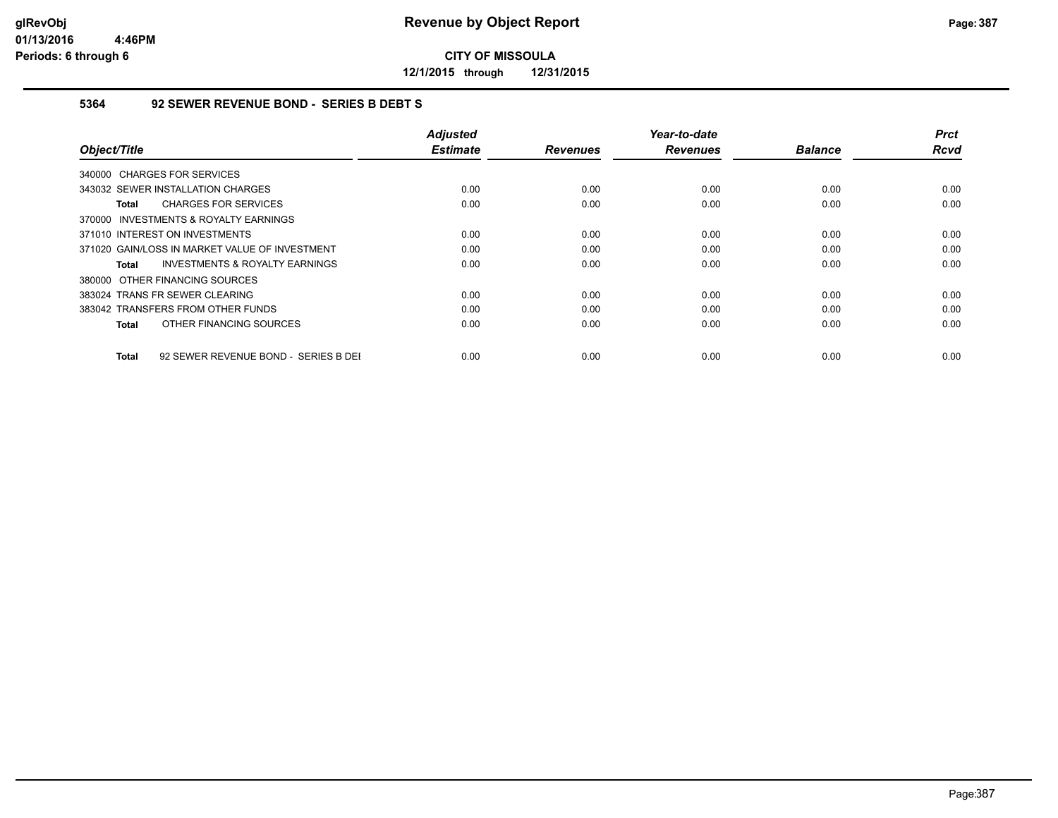**glRevObj**
**01/13/2016 4:46PM**
**Periods: 6 through 6**

# Revenue by Object Report

**CITY OF MISSOULA**

**12/1/2015 through 12/31/2015**

## 5364 92 SEWER REVENUE BOND - SERIES B DEBT S

| Object/Title | Adjusted Estimate | Revenues | Year-to-date Revenues | Balance | Prct Rcvd |
|---|---|---|---|---|---|
| 340000 CHARGES FOR SERVICES | | | | | |
| 343032 SEWER INSTALLATION CHARGES | 0.00 | 0.00 | 0.00 | 0.00 | 0.00 |
| **Total** CHARGES FOR SERVICES | 0.00 | 0.00 | 0.00 | 0.00 | 0.00 |
| 370000 INVESTMENTS & ROYALTY EARNINGS | | | | | |
| 371010 INTEREST ON INVESTMENTS | 0.00 | 0.00 | 0.00 | 0.00 | 0.00 |
| 371020 GAIN/LOSS IN MARKET VALUE OF INVESTMENT | 0.00 | 0.00 | 0.00 | 0.00 | 0.00 |
| **Total** INVESTMENTS & ROYALTY EARNINGS | 0.00 | 0.00 | 0.00 | 0.00 | 0.00 |
| 380000 OTHER FINANCING SOURCES | | | | | |
| 383024 TRANS FR SEWER CLEARING | 0.00 | 0.00 | 0.00 | 0.00 | 0.00 |
| 383042 TRANSFERS FROM OTHER FUNDS | 0.00 | 0.00 | 0.00 | 0.00 | 0.00 |
| **Total** OTHER FINANCING SOURCES | 0.00 | 0.00 | 0.00 | 0.00 | 0.00 |
| **Total** 92 SEWER REVENUE BOND - SERIES B DEI | 0.00 | 0.00 | 0.00 | 0.00 | 0.00 |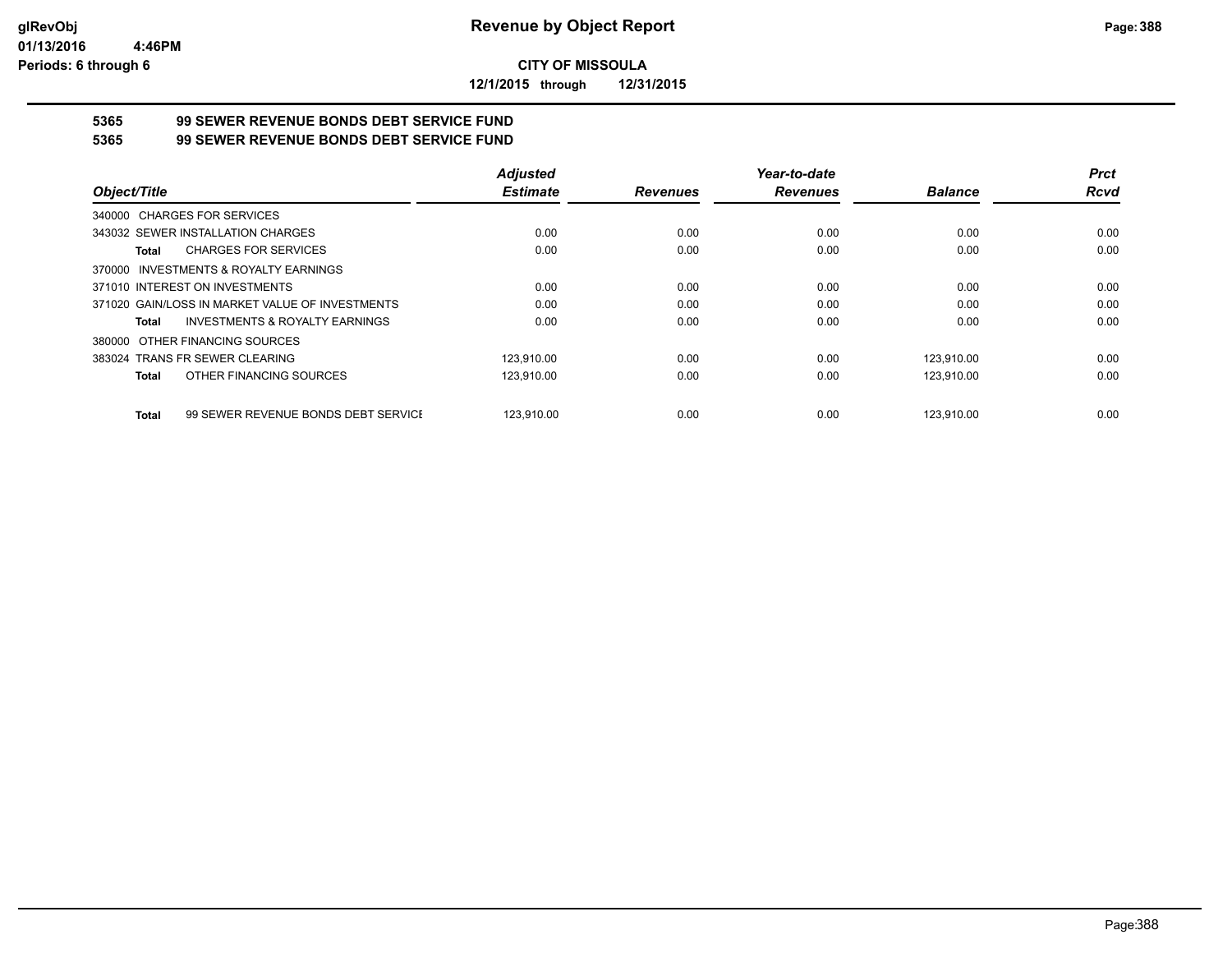**Revenue by Object Report**

**CITY OF MISSOULA**

**12/1/2015 through 12/31/2015**

glRevObj
01/13/2016 4:46PM
Periods: 6 through 6

## 5365 99 SEWER REVENUE BONDS DEBT SERVICE FUND
## 5365 99 SEWER REVENUE BONDS DEBT SERVICE FUND

| Object/Title | Adjusted Estimate | Revenues | Year-to-date Revenues | Balance | Prct Rcvd |
|---|---|---|---|---|---|
| 340000 CHARGES FOR SERVICES | | | | | |
| 343032 SEWER INSTALLATION CHARGES | 0.00 | 0.00 | 0.00 | 0.00 | 0.00 |
| **Total** CHARGES FOR SERVICES | 0.00 | 0.00 | 0.00 | 0.00 | 0.00 |
| 370000 INVESTMENTS & ROYALTY EARNINGS | | | | | |
| 371010 INTEREST ON INVESTMENTS | 0.00 | 0.00 | 0.00 | 0.00 | 0.00 |
| 371020 GAIN/LOSS IN MARKET VALUE OF INVESTMENTS | 0.00 | 0.00 | 0.00 | 0.00 | 0.00 |
| **Total** INVESTMENTS & ROYALTY EARNINGS | 0.00 | 0.00 | 0.00 | 0.00 | 0.00 |
| 380000 OTHER FINANCING SOURCES | | | | | |
| 383024 TRANS FR SEWER CLEARING | 123,910.00 | 0.00 | 0.00 | 123,910.00 | 0.00 |
| **Total** OTHER FINANCING SOURCES | 123,910.00 | 0.00 | 0.00 | 123,910.00 | 0.00 |
| **Total** 99 SEWER REVENUE BONDS DEBT SERVICE | 123,910.00 | 0.00 | 0.00 | 123,910.00 | 0.00 |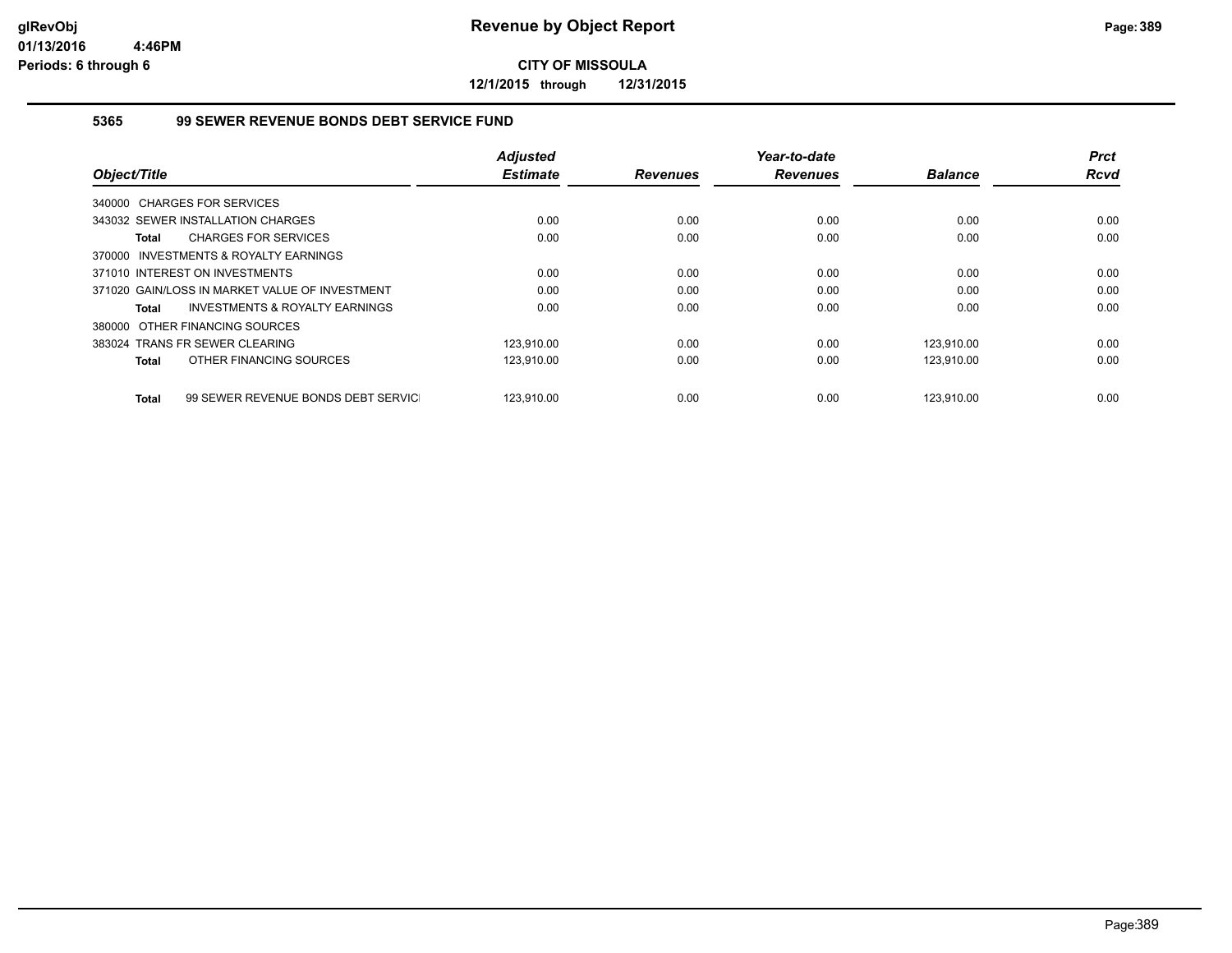**CITY OF MISSOULA**

**12/1/2015 through 12/31/2015**

### 5365 99 SEWER REVENUE BONDS DEBT SERVICE FUND

| Object/Title | Adjusted Estimate | Revenues | Year-to-date Revenues | Balance | Prct Rcvd |
|---|---|---|---|---|---|
| 340000 CHARGES FOR SERVICES | | | | | |
| 343032 SEWER INSTALLATION CHARGES | 0.00 | 0.00 | 0.00 | 0.00 | 0.00 |
| **Total** CHARGES FOR SERVICES | 0.00 | 0.00 | 0.00 | 0.00 | 0.00 |
| 370000 INVESTMENTS & ROYALTY EARNINGS | | | | | |
| 371010 INTEREST ON INVESTMENTS | 0.00 | 0.00 | 0.00 | 0.00 | 0.00 |
| 371020 GAIN/LOSS IN MARKET VALUE OF INVESTMENT | 0.00 | 0.00 | 0.00 | 0.00 | 0.00 |
| **Total** INVESTMENTS & ROYALTY EARNINGS | 0.00 | 0.00 | 0.00 | 0.00 | 0.00 |
| 380000 OTHER FINANCING SOURCES | | | | | |
| 383024 TRANS FR SEWER CLEARING | 123,910.00 | 0.00 | 0.00 | 123,910.00 | 0.00 |
| **Total** OTHER FINANCING SOURCES | 123,910.00 | 0.00 | 0.00 | 123,910.00 | 0.00 |
| **Total** 99 SEWER REVENUE BONDS DEBT SERVICI | 123,910.00 | 0.00 | 0.00 | 123,910.00 | 0.00 |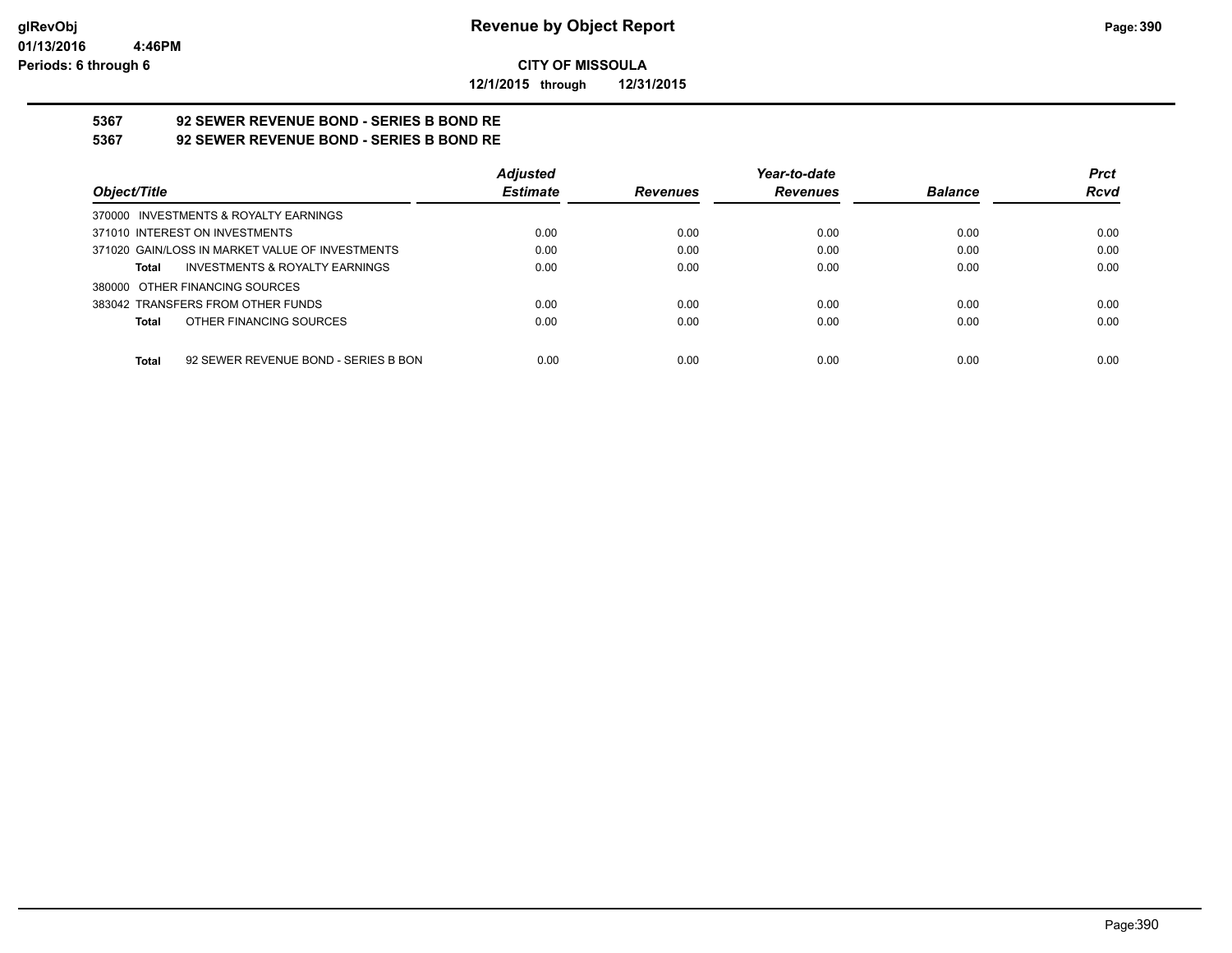**glRevObj**
**01/13/2016 4:46PM**
**Periods: 6 through 6**

# Revenue by Object Report

**CITY OF MISSOULA**

**12/1/2015 through 12/31/2015**

**5367 92 SEWER REVENUE BOND - SERIES B BOND RE**

**5367 92 SEWER REVENUE BOND - SERIES B BOND RE**

| Object/Title | Adjusted Estimate | Revenues | Year-to-date Revenues | Balance | Prct Rcvd |
|---|---|---|---|---|---|
| 370000 INVESTMENTS & ROYALTY EARNINGS | | | | | |
| 371010 INTEREST ON INVESTMENTS | 0.00 | 0.00 | 0.00 | 0.00 | 0.00 |
| 371020 GAIN/LOSS IN MARKET VALUE OF INVESTMENTS | 0.00 | 0.00 | 0.00 | 0.00 | 0.00 |
| **Total** INVESTMENTS & ROYALTY EARNINGS | 0.00 | 0.00 | 0.00 | 0.00 | 0.00 |
| 380000 OTHER FINANCING SOURCES | | | | | |
| 383042 TRANSFERS FROM OTHER FUNDS | 0.00 | 0.00 | 0.00 | 0.00 | 0.00 |
| **Total** OTHER FINANCING SOURCES | 0.00 | 0.00 | 0.00 | 0.00 | 0.00 |
| **Total** 92 SEWER REVENUE BOND - SERIES B BON | 0.00 | 0.00 | 0.00 | 0.00 | 0.00 |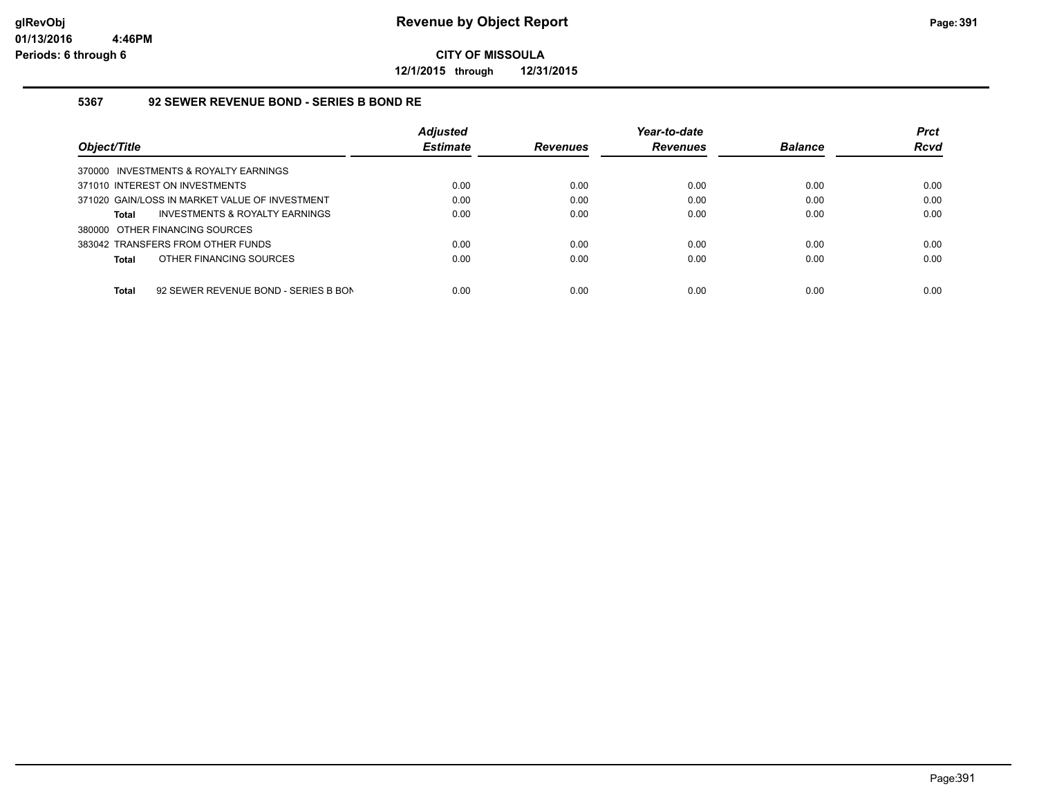# Revenue by Object Report

**CITY OF MISSOULA**

**12/1/2015 through 12/31/2015**

glRevObj
01/13/2016 4:46PM
Periods: 6 through 6

### 5367 92 SEWER REVENUE BOND - SERIES B BOND RE

| Object/Title | Adjusted Estimate | Revenues | Year-to-date Revenues | Balance | Prct Rcvd |
|---|---|---|---|---|---|
| 370000 INVESTMENTS & ROYALTY EARNINGS | | | | | |
| 371010 INTEREST ON INVESTMENTS | 0.00 | 0.00 | 0.00 | 0.00 | 0.00 |
| 371020 GAIN/LOSS IN MARKET VALUE OF INVESTMENT | 0.00 | 0.00 | 0.00 | 0.00 | 0.00 |
| **Total** INVESTMENTS & ROYALTY EARNINGS | 0.00 | 0.00 | 0.00 | 0.00 | 0.00 |
| 380000 OTHER FINANCING SOURCES | | | | | |
| 383042 TRANSFERS FROM OTHER FUNDS | 0.00 | 0.00 | 0.00 | 0.00 | 0.00 |
| **Total** OTHER FINANCING SOURCES | 0.00 | 0.00 | 0.00 | 0.00 | 0.00 |
| **Total** 92 SEWER REVENUE BOND - SERIES B BON | 0.00 | 0.00 | 0.00 | 0.00 | 0.00 |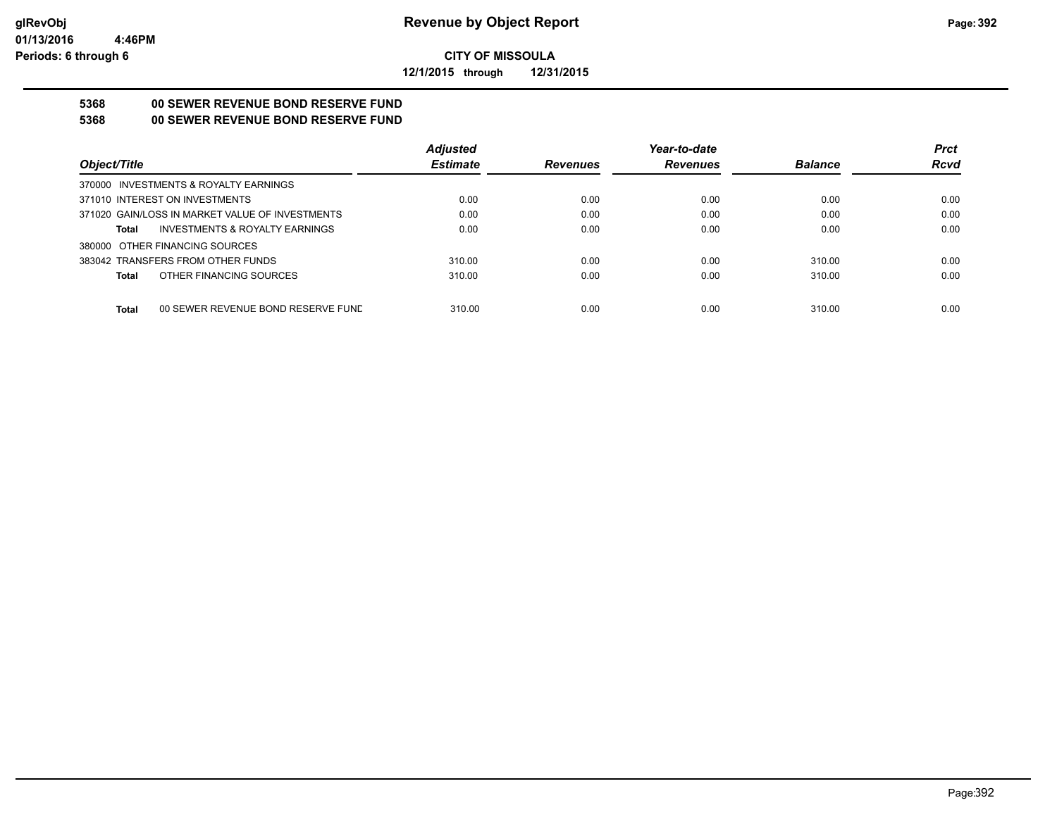glRevObj
01/13/2016 4:46PM
Periods: 6 through 6

# Revenue by Object Report

**CITY OF MISSOULA**

**12/1/2015 through 12/31/2015**

**5368 00 SEWER REVENUE BOND RESERVE FUND**

**5368 00 SEWER REVENUE BOND RESERVE FUND**

| Object/Title | Adjusted Estimate | Revenues | Year-to-date Revenues | Balance | Prct Rcvd |
|---|---|---|---|---|---|
| 370000 INVESTMENTS & ROYALTY EARNINGS | | | | | |
| 371010 INTEREST ON INVESTMENTS | 0.00 | 0.00 | 0.00 | 0.00 | 0.00 |
| 371020 GAIN/LOSS IN MARKET VALUE OF INVESTMENTS | 0.00 | 0.00 | 0.00 | 0.00 | 0.00 |
| **Total** INVESTMENTS & ROYALTY EARNINGS | 0.00 | 0.00 | 0.00 | 0.00 | 0.00 |
| 380000 OTHER FINANCING SOURCES | | | | | |
| 383042 TRANSFERS FROM OTHER FUNDS | 310.00 | 0.00 | 0.00 | 310.00 | 0.00 |
| **Total** OTHER FINANCING SOURCES | 310.00 | 0.00 | 0.00 | 310.00 | 0.00 |
| **Total** 00 SEWER REVENUE BOND RESERVE FUND | 310.00 | 0.00 | 0.00 | 310.00 | 0.00 |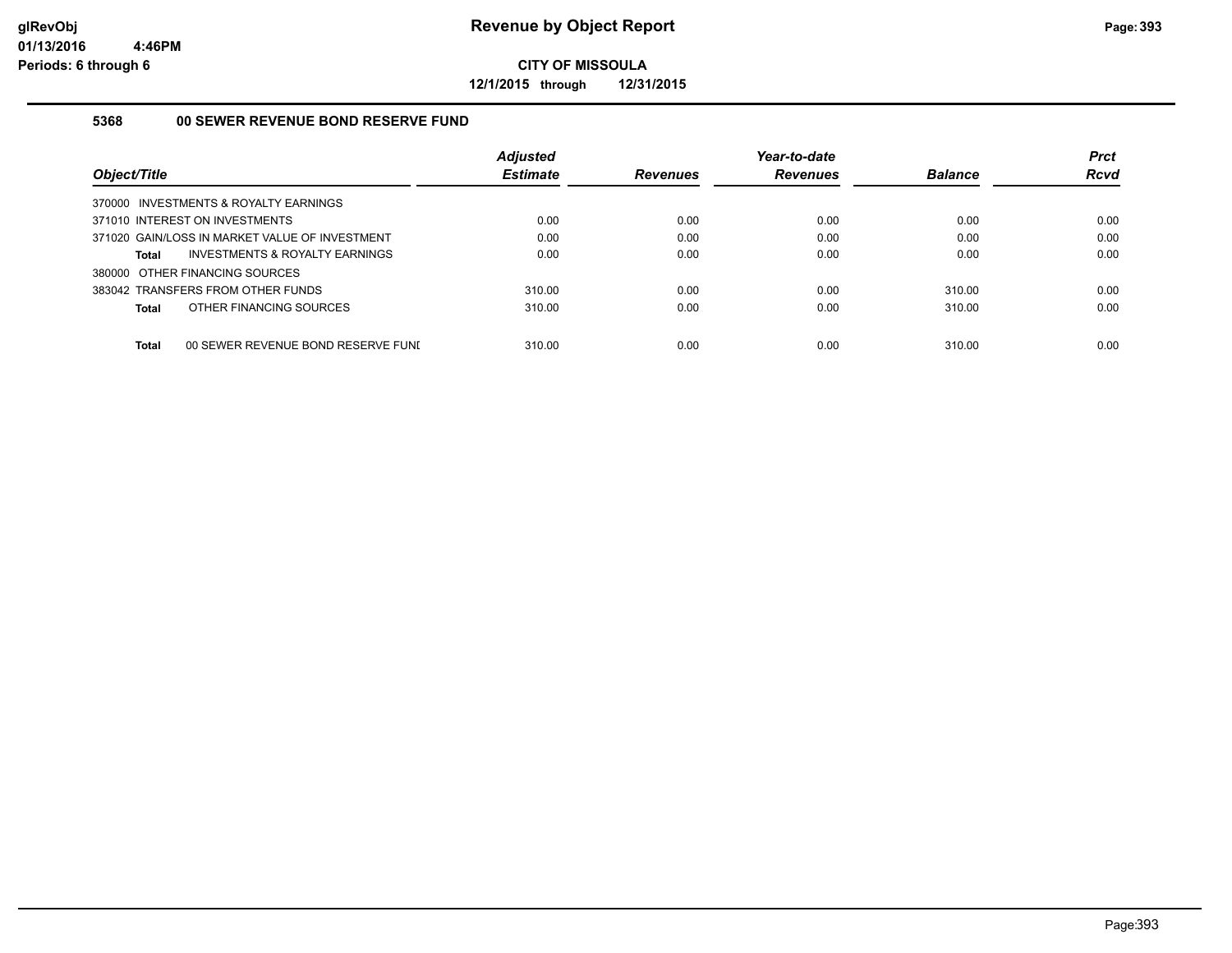**CITY OF MISSOULA**

**12/1/2015 through 12/31/2015**

### 5368 00 SEWER REVENUE BOND RESERVE FUND

| Object/Title | | Adjusted Estimate | Revenues | Year-to-date Revenues | Balance | Prct Rcvd |
|---|---|---|---|---|---|---|
| 370000 INVESTMENTS & ROYALTY EARNINGS | | | | | | |
| 371010 INTEREST ON INVESTMENTS | | 0.00 | 0.00 | 0.00 | 0.00 | 0.00 |
| 371020 GAIN/LOSS IN MARKET VALUE OF INVESTMENT | | 0.00 | 0.00 | 0.00 | 0.00 | 0.00 |
| **Total** | INVESTMENTS & ROYALTY EARNINGS | 0.00 | 0.00 | 0.00 | 0.00 | 0.00 |
| 380000 OTHER FINANCING SOURCES | | | | | | |
| 383042 TRANSFERS FROM OTHER FUNDS | | 310.00 | 0.00 | 0.00 | 310.00 | 0.00 |
| **Total** | OTHER FINANCING SOURCES | 310.00 | 0.00 | 0.00 | 310.00 | 0.00 |
| **Total** | 00 SEWER REVENUE BOND RESERVE FUNI | 310.00 | 0.00 | 0.00 | 310.00 | 0.00 |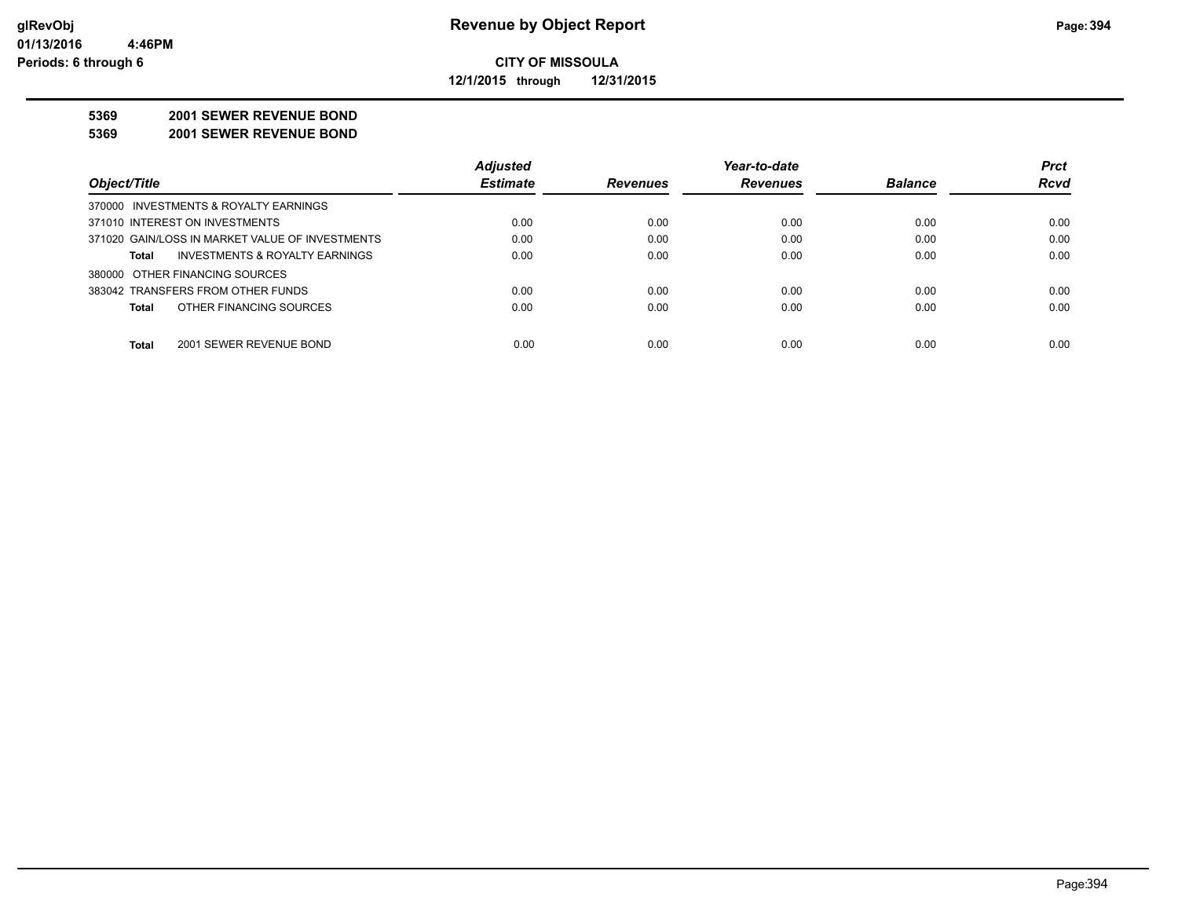**CITY OF MISSOULA**

**12/1/2015 through 12/31/2015**

**Revenue by Object Report**

**5369 2001 SEWER REVENUE BOND**

**5369 2001 SEWER REVENUE BOND**

| Object/Title | Adjusted Estimate | Revenues | Year-to-date Revenues | Balance | Prct Rcvd |
|---|---|---|---|---|---|
| 370000 INVESTMENTS & ROYALTY EARNINGS | | | | | |
| 371010 INTEREST ON INVESTMENTS | 0.00 | 0.00 | 0.00 | 0.00 | 0.00 |
| 371020 GAIN/LOSS IN MARKET VALUE OF INVESTMENTS | 0.00 | 0.00 | 0.00 | 0.00 | 0.00 |
| **Total** INVESTMENTS & ROYALTY EARNINGS | 0.00 | 0.00 | 0.00 | 0.00 | 0.00 |
| 380000 OTHER FINANCING SOURCES | | | | | |
| 383042 TRANSFERS FROM OTHER FUNDS | 0.00 | 0.00 | 0.00 | 0.00 | 0.00 |
| **Total** OTHER FINANCING SOURCES | 0.00 | 0.00 | 0.00 | 0.00 | 0.00 |
| **Total** 2001 SEWER REVENUE BOND | 0.00 | 0.00 | 0.00 | 0.00 | 0.00 |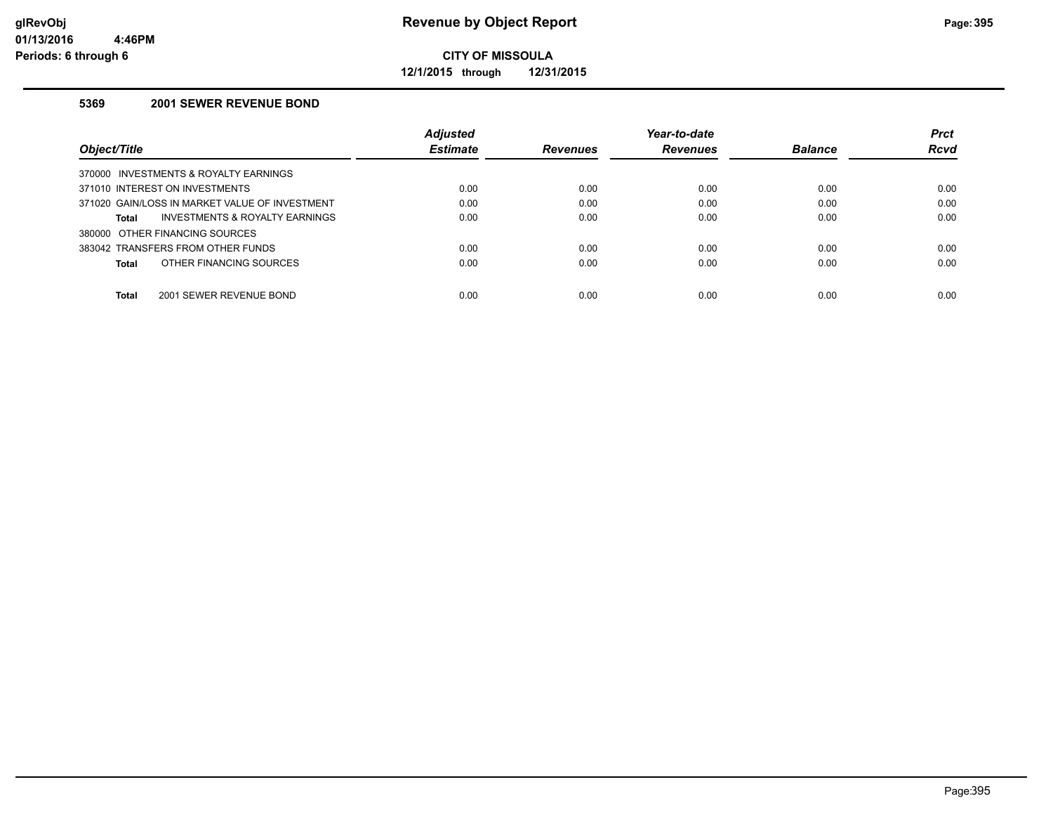# Revenue by Object Report

**CITY OF MISSOULA**

**12/1/2015 through 12/31/2015**

## 5369 2001 SEWER REVENUE BOND

| Object/Title | Adjusted Estimate | Revenues | Year-to-date Revenues | Balance | Prct Rcvd |
|---|---|---|---|---|---|
| 370000 INVESTMENTS & ROYALTY EARNINGS | | | | | |
| 371010 INTEREST ON INVESTMENTS | 0.00 | 0.00 | 0.00 | 0.00 | 0.00 |
| 371020 GAIN/LOSS IN MARKET VALUE OF INVESTMENT | 0.00 | 0.00 | 0.00 | 0.00 | 0.00 |
| **Total** INVESTMENTS & ROYALTY EARNINGS | 0.00 | 0.00 | 0.00 | 0.00 | 0.00 |
| 380000 OTHER FINANCING SOURCES | | | | | |
| 383042 TRANSFERS FROM OTHER FUNDS | 0.00 | 0.00 | 0.00 | 0.00 | 0.00 |
| **Total** OTHER FINANCING SOURCES | 0.00 | 0.00 | 0.00 | 0.00 | 0.00 |
| **Total** 2001 SEWER REVENUE BOND | 0.00 | 0.00 | 0.00 | 0.00 | 0.00 |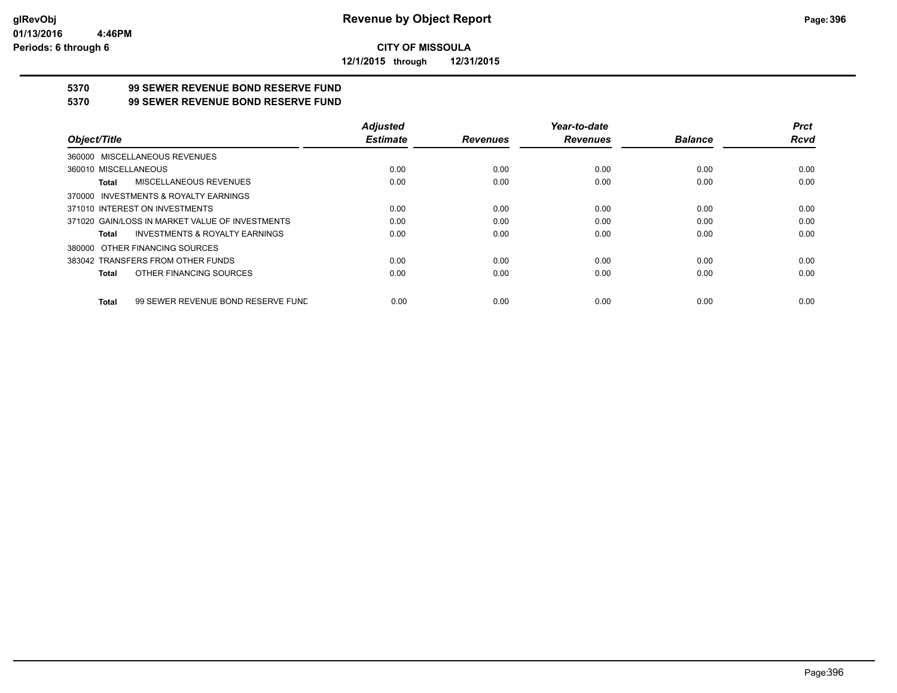**CITY OF MISSOULA**

**12/1/2015 through 12/31/2015**

## 5370 99 SEWER REVENUE BOND RESERVE FUND

## 5370 99 SEWER REVENUE BOND RESERVE FUND

| Object/Title | Adjusted Estimate | Revenues | Year-to-date Revenues | Balance | Prct Rcvd |
|---|---|---|---|---|---|
| 360000 MISCELLANEOUS REVENUES | | | | | |
| 360010 MISCELLANEOUS | 0.00 | 0.00 | 0.00 | 0.00 | 0.00 |
| **Total** MISCELLANEOUS REVENUES | 0.00 | 0.00 | 0.00 | 0.00 | 0.00 |
| 370000 INVESTMENTS & ROYALTY EARNINGS | | | | | |
| 371010 INTEREST ON INVESTMENTS | 0.00 | 0.00 | 0.00 | 0.00 | 0.00 |
| 371020 GAIN/LOSS IN MARKET VALUE OF INVESTMENTS | 0.00 | 0.00 | 0.00 | 0.00 | 0.00 |
| **Total** INVESTMENTS & ROYALTY EARNINGS | 0.00 | 0.00 | 0.00 | 0.00 | 0.00 |
| 380000 OTHER FINANCING SOURCES | | | | | |
| 383042 TRANSFERS FROM OTHER FUNDS | 0.00 | 0.00 | 0.00 | 0.00 | 0.00 |
| **Total** OTHER FINANCING SOURCES | 0.00 | 0.00 | 0.00 | 0.00 | 0.00 |
| **Total** 99 SEWER REVENUE BOND RESERVE FUND | 0.00 | 0.00 | 0.00 | 0.00 | 0.00 |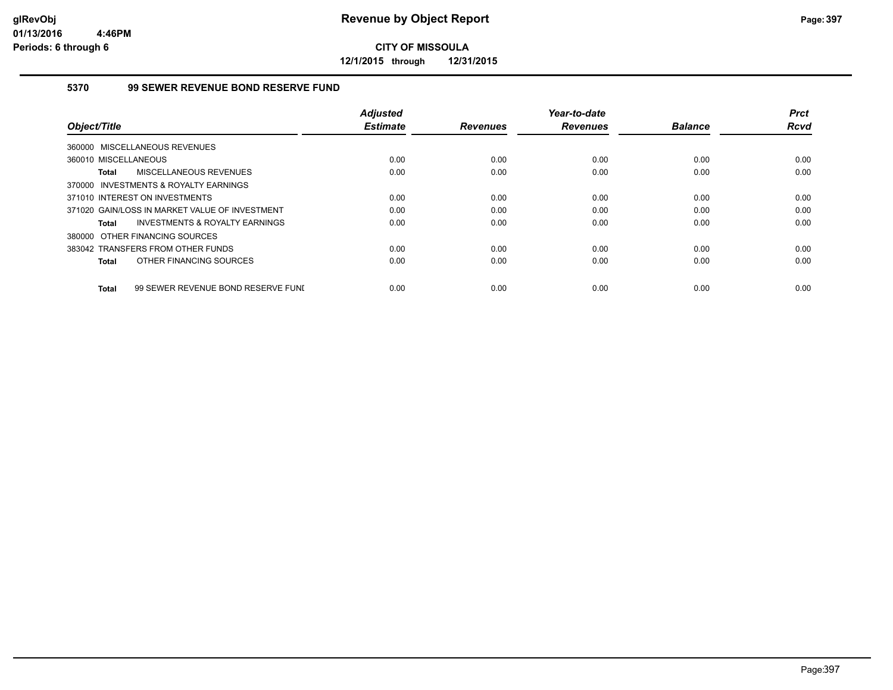# Revenue by Object Report

**CITY OF MISSOULA**

**12/1/2015 through 12/31/2015**

glRevObj
01/13/2016 4:46PM
Periods: 6 through 6

### 5370 99 SEWER REVENUE BOND RESERVE FUND

| Object/Title | Adjusted Estimate | Revenues | Year-to-date Revenues | Balance | Prct Rcvd |
|---|---|---|---|---|---|
| 360000 MISCELLANEOUS REVENUES | | | | | |
| 360010 MISCELLANEOUS | 0.00 | 0.00 | 0.00 | 0.00 | 0.00 |
| **Total** MISCELLANEOUS REVENUES | 0.00 | 0.00 | 0.00 | 0.00 | 0.00 |
| 370000 INVESTMENTS & ROYALTY EARNINGS | | | | | |
| 371010 INTEREST ON INVESTMENTS | 0.00 | 0.00 | 0.00 | 0.00 | 0.00 |
| 371020 GAIN/LOSS IN MARKET VALUE OF INVESTMENT | 0.00 | 0.00 | 0.00 | 0.00 | 0.00 |
| **Total** INVESTMENTS & ROYALTY EARNINGS | 0.00 | 0.00 | 0.00 | 0.00 | 0.00 |
| 380000 OTHER FINANCING SOURCES | | | | | |
| 383042 TRANSFERS FROM OTHER FUNDS | 0.00 | 0.00 | 0.00 | 0.00 | 0.00 |
| **Total** OTHER FINANCING SOURCES | 0.00 | 0.00 | 0.00 | 0.00 | 0.00 |
| **Total** 99 SEWER REVENUE BOND RESERVE FUND | 0.00 | 0.00 | 0.00 | 0.00 | 0.00 |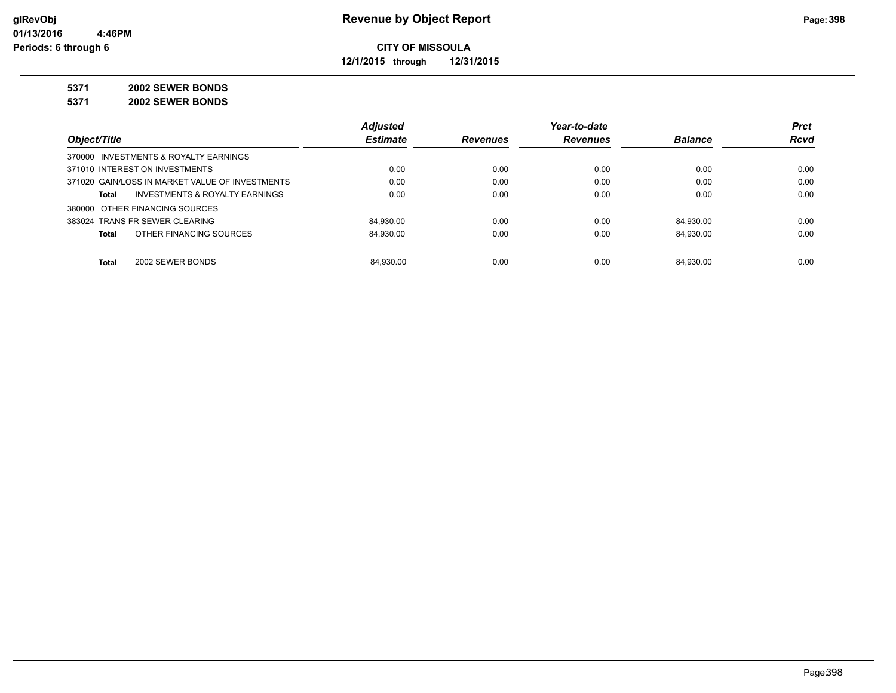**glRevObj**
**01/13/2016 4:46PM**
**Periods: 6 through 6**

# Revenue by Object Report

**CITY OF MISSOULA**

**12/1/2015 through 12/31/2015**

**5371 2002 SEWER BONDS**

**5371 2002 SEWER BONDS**

| Object/Title | Adjusted Estimate | Revenues | Year-to-date Revenues | Balance | Prct Rcvd |
|---|---|---|---|---|---|
| 370000 INVESTMENTS & ROYALTY EARNINGS | | | | | |
| 371010 INTEREST ON INVESTMENTS | 0.00 | 0.00 | 0.00 | 0.00 | 0.00 |
| 371020 GAIN/LOSS IN MARKET VALUE OF INVESTMENTS | 0.00 | 0.00 | 0.00 | 0.00 | 0.00 |
| **Total** INVESTMENTS & ROYALTY EARNINGS | 0.00 | 0.00 | 0.00 | 0.00 | 0.00 |
| 380000 OTHER FINANCING SOURCES | | | | | |
| 383024 TRANS FR SEWER CLEARING | 84,930.00 | 0.00 | 0.00 | 84,930.00 | 0.00 |
| **Total** OTHER FINANCING SOURCES | 84,930.00 | 0.00 | 0.00 | 84,930.00 | 0.00 |
| **Total** 2002 SEWER BONDS | 84,930.00 | 0.00 | 0.00 | 84,930.00 | 0.00 |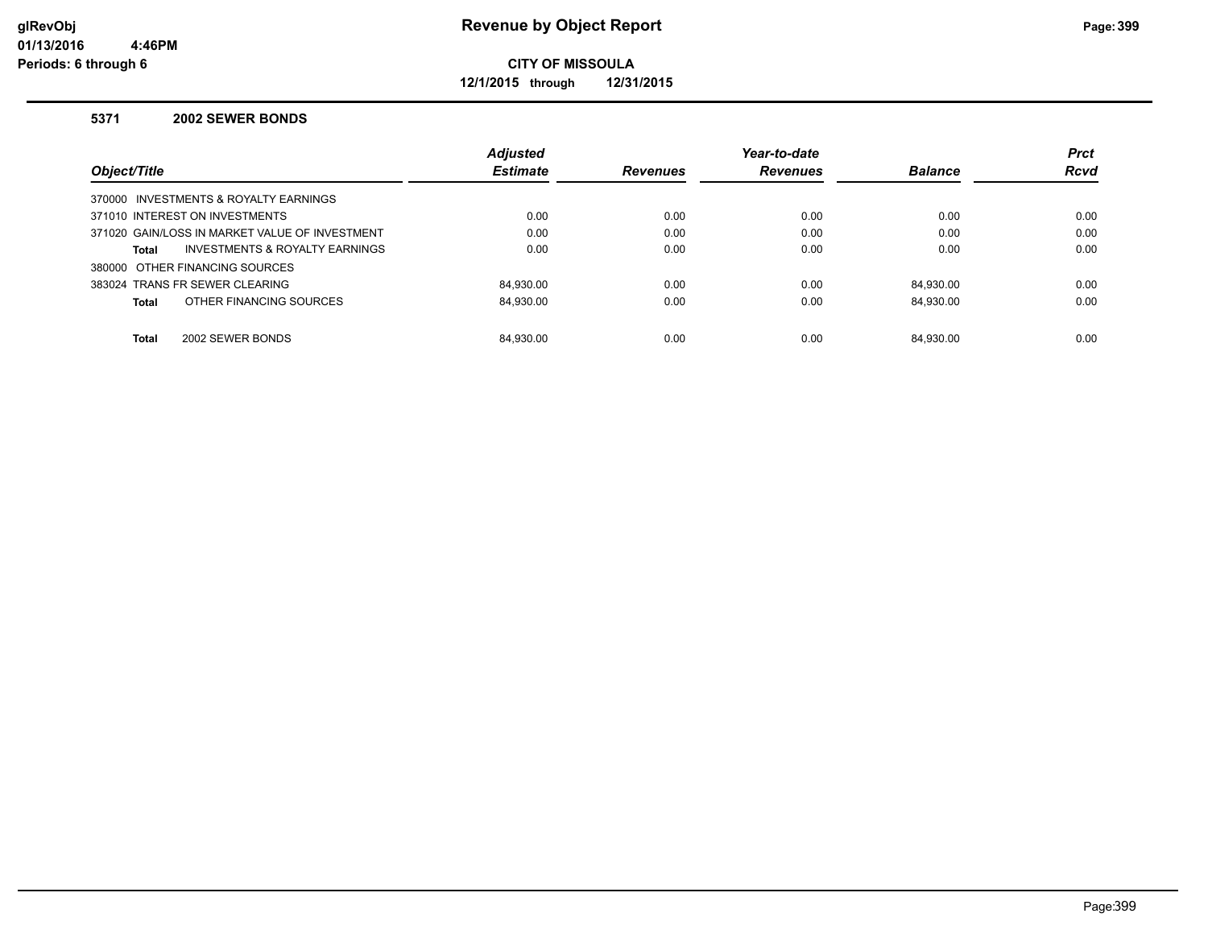# Revenue by Object Report

**CITY OF MISSOULA**

**12/1/2015 through 12/31/2015**

glRevObj
01/13/2016 4:46PM
Periods: 6 through 6

### 5371 2002 SEWER BONDS

| Object/Title | Adjusted Estimate | Revenues | Year-to-date Revenues | Balance | Prct Rcvd |
|---|---|---|---|---|---|
| 370000 INVESTMENTS & ROYALTY EARNINGS | | | | | |
| 371010 INTEREST ON INVESTMENTS | 0.00 | 0.00 | 0.00 | 0.00 | 0.00 |
| 371020 GAIN/LOSS IN MARKET VALUE OF INVESTMENT | 0.00 | 0.00 | 0.00 | 0.00 | 0.00 |
| **Total** INVESTMENTS & ROYALTY EARNINGS | 0.00 | 0.00 | 0.00 | 0.00 | 0.00 |
| 380000 OTHER FINANCING SOURCES | | | | | |
| 383024 TRANS FR SEWER CLEARING | 84,930.00 | 0.00 | 0.00 | 84,930.00 | 0.00 |
| **Total** OTHER FINANCING SOURCES | 84,930.00 | 0.00 | 0.00 | 84,930.00 | 0.00 |
| **Total** 2002 SEWER BONDS | 84,930.00 | 0.00 | 0.00 | 84,930.00 | 0.00 |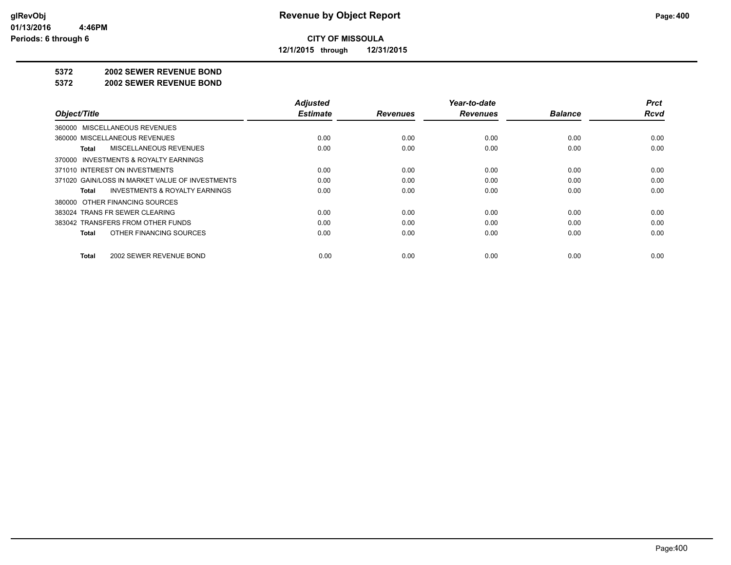**glRevObj**
**01/13/2016 4:46PM**
**Periods: 6 through 6**

# Revenue by Object Report

**CITY OF MISSOULA**

**12/1/2015 through 12/31/2015**

## 5372 2002 SEWER REVENUE BOND

## 5372 2002 SEWER REVENUE BOND

| Object/Title | Adjusted Estimate | Revenues | Year-to-date Revenues | Balance | Prct Rcvd |
|---|---|---|---|---|---|
| 360000 MISCELLANEOUS REVENUES | | | | | |
| 360000 MISCELLANEOUS REVENUES | 0.00 | 0.00 | 0.00 | 0.00 | 0.00 |
| **Total** MISCELLANEOUS REVENUES | 0.00 | 0.00 | 0.00 | 0.00 | 0.00 |
| 370000 INVESTMENTS & ROYALTY EARNINGS | | | | | |
| 371010 INTEREST ON INVESTMENTS | 0.00 | 0.00 | 0.00 | 0.00 | 0.00 |
| 371020 GAIN/LOSS IN MARKET VALUE OF INVESTMENTS | 0.00 | 0.00 | 0.00 | 0.00 | 0.00 |
| **Total** INVESTMENTS & ROYALTY EARNINGS | 0.00 | 0.00 | 0.00 | 0.00 | 0.00 |
| 380000 OTHER FINANCING SOURCES | | | | | |
| 383024 TRANS FR SEWER CLEARING | 0.00 | 0.00 | 0.00 | 0.00 | 0.00 |
| 383042 TRANSFERS FROM OTHER FUNDS | 0.00 | 0.00 | 0.00 | 0.00 | 0.00 |
| **Total** OTHER FINANCING SOURCES | 0.00 | 0.00 | 0.00 | 0.00 | 0.00 |
| **Total** 2002 SEWER REVENUE BOND | 0.00 | 0.00 | 0.00 | 0.00 | 0.00 |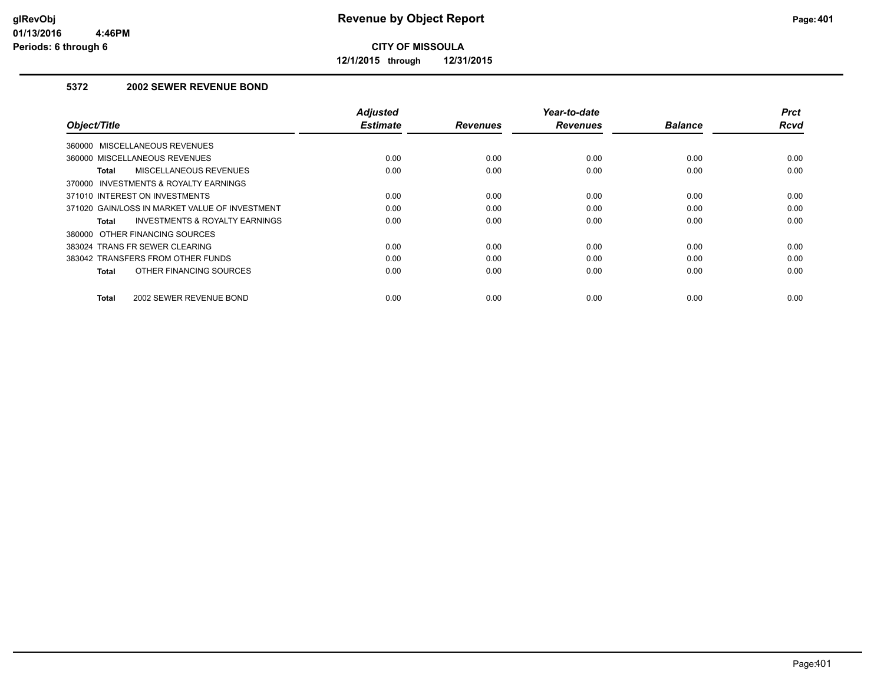# Revenue by Object Report

**CITY OF MISSOULA**

**12/1/2015 through 12/31/2015**

glRevObj
01/13/2016 4:46PM
Periods: 6 through 6

### 5372 2002 SEWER REVENUE BOND

| Object/Title | Adjusted Estimate | Revenues | Year-to-date Revenues | Balance | Prct Rcvd |
|---|---|---|---|---|---|
| 360000 MISCELLANEOUS REVENUES | | | | | |
| 360000 MISCELLANEOUS REVENUES | 0.00 | 0.00 | 0.00 | 0.00 | 0.00 |
| **Total** MISCELLANEOUS REVENUES | 0.00 | 0.00 | 0.00 | 0.00 | 0.00 |
| 370000 INVESTMENTS & ROYALTY EARNINGS | | | | | |
| 371010 INTEREST ON INVESTMENTS | 0.00 | 0.00 | 0.00 | 0.00 | 0.00 |
| 371020 GAIN/LOSS IN MARKET VALUE OF INVESTMENT | 0.00 | 0.00 | 0.00 | 0.00 | 0.00 |
| **Total** INVESTMENTS & ROYALTY EARNINGS | 0.00 | 0.00 | 0.00 | 0.00 | 0.00 |
| 380000 OTHER FINANCING SOURCES | | | | | |
| 383024 TRANS FR SEWER CLEARING | 0.00 | 0.00 | 0.00 | 0.00 | 0.00 |
| 383042 TRANSFERS FROM OTHER FUNDS | 0.00 | 0.00 | 0.00 | 0.00 | 0.00 |
| **Total** OTHER FINANCING SOURCES | 0.00 | 0.00 | 0.00 | 0.00 | 0.00 |
| **Total** 2002 SEWER REVENUE BOND | 0.00 | 0.00 | 0.00 | 0.00 | 0.00 |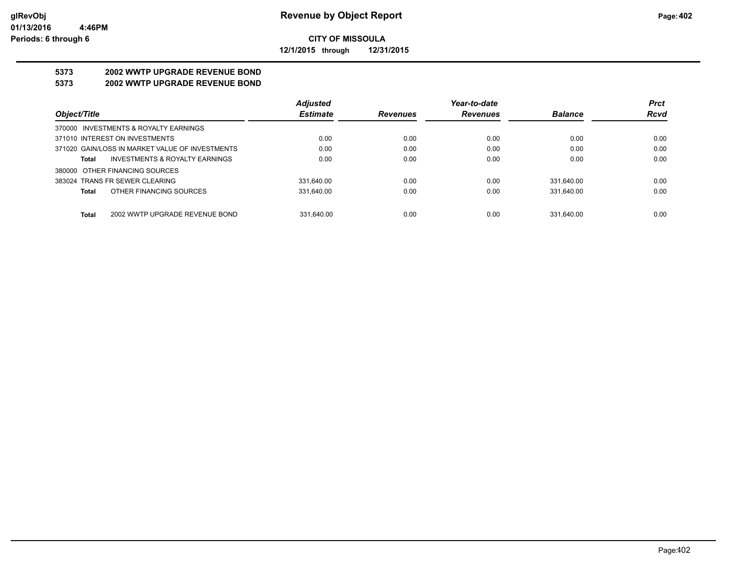**Revenue by Object Report**

**CITY OF MISSOULA**

**12/1/2015 through 12/31/2015**

**5373 2002 WWTP UPGRADE REVENUE BOND**

**5373 2002 WWTP UPGRADE REVENUE BOND**

| Object/Title | Adjusted Estimate | Revenues | Year-to-date Revenues | Balance | Prct Rcvd |
|---|---|---|---|---|---|
| 370000 INVESTMENTS & ROYALTY EARNINGS | | | | | |
| 371010 INTEREST ON INVESTMENTS | 0.00 | 0.00 | 0.00 | 0.00 | 0.00 |
| 371020 GAIN/LOSS IN MARKET VALUE OF INVESTMENTS | 0.00 | 0.00 | 0.00 | 0.00 | 0.00 |
| **Total** INVESTMENTS & ROYALTY EARNINGS | 0.00 | 0.00 | 0.00 | 0.00 | 0.00 |
| 380000 OTHER FINANCING SOURCES | | | | | |
| 383024 TRANS FR SEWER CLEARING | 331,640.00 | 0.00 | 0.00 | 331,640.00 | 0.00 |
| **Total** OTHER FINANCING SOURCES | 331,640.00 | 0.00 | 0.00 | 331,640.00 | 0.00 |
| **Total** 2002 WWTP UPGRADE REVENUE BOND | 331,640.00 | 0.00 | 0.00 | 331,640.00 | 0.00 |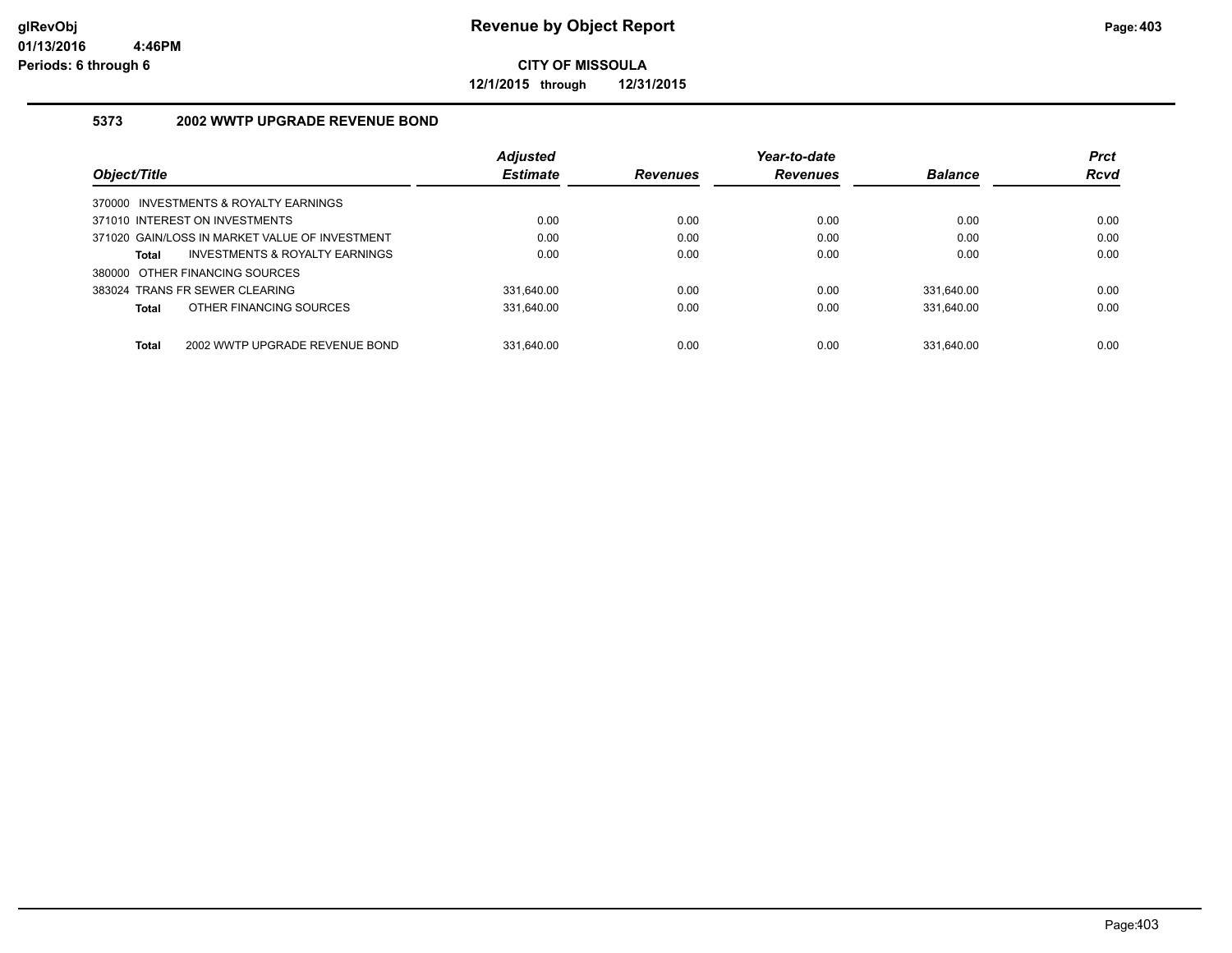# Revenue by Object Report

**CITY OF MISSOULA**

**12/1/2015 through 12/31/2015**

glRevObj
01/13/2016 4:46PM
Periods: 6 through 6

### 5373 2002 WWTP UPGRADE REVENUE BOND

| Object/Title | Adjusted Estimate | Revenues | Year-to-date Revenues | Balance | Prct Rcvd |
|---|---|---|---|---|---|
| 370000 INVESTMENTS & ROYALTY EARNINGS | | | | | |
| 371010 INTEREST ON INVESTMENTS | 0.00 | 0.00 | 0.00 | 0.00 | 0.00 |
| 371020 GAIN/LOSS IN MARKET VALUE OF INVESTMENT | 0.00 | 0.00 | 0.00 | 0.00 | 0.00 |
| **Total** INVESTMENTS & ROYALTY EARNINGS | 0.00 | 0.00 | 0.00 | 0.00 | 0.00 |
| 380000 OTHER FINANCING SOURCES | | | | | |
| 383024 TRANS FR SEWER CLEARING | 331,640.00 | 0.00 | 0.00 | 331,640.00 | 0.00 |
| **Total** OTHER FINANCING SOURCES | 331,640.00 | 0.00 | 0.00 | 331,640.00 | 0.00 |
| **Total** 2002 WWTP UPGRADE REVENUE BOND | 331,640.00 | 0.00 | 0.00 | 331,640.00 | 0.00 |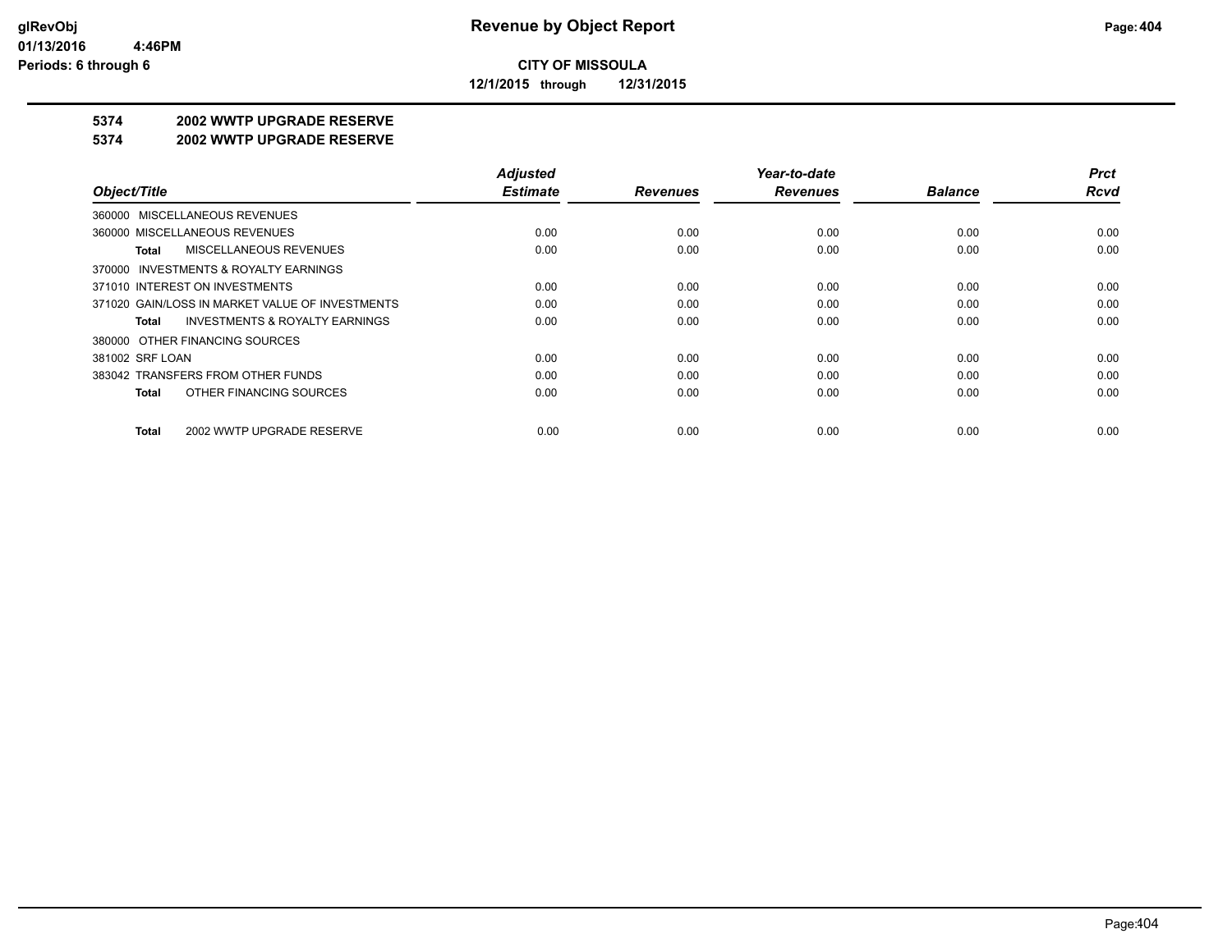**CITY OF MISSOULA**

**12/1/2015 through 12/31/2015**

**5374 2002 WWTP UPGRADE RESERVE**

**5374 2002 WWTP UPGRADE RESERVE**

| Object/Title | Adjusted Estimate | Revenues | Year-to-date Revenues | Balance | Prct Rcvd |
|---|---|---|---|---|---|
| 360000 MISCELLANEOUS REVENUES | | | | | |
| 360000 MISCELLANEOUS REVENUES | 0.00 | 0.00 | 0.00 | 0.00 | 0.00 |
| **Total** MISCELLANEOUS REVENUES | 0.00 | 0.00 | 0.00 | 0.00 | 0.00 |
| 370000 INVESTMENTS & ROYALTY EARNINGS | | | | | |
| 371010 INTEREST ON INVESTMENTS | 0.00 | 0.00 | 0.00 | 0.00 | 0.00 |
| 371020 GAIN/LOSS IN MARKET VALUE OF INVESTMENTS | 0.00 | 0.00 | 0.00 | 0.00 | 0.00 |
| **Total** INVESTMENTS & ROYALTY EARNINGS | 0.00 | 0.00 | 0.00 | 0.00 | 0.00 |
| 380000 OTHER FINANCING SOURCES | | | | | |
| 381002 SRF LOAN | 0.00 | 0.00 | 0.00 | 0.00 | 0.00 |
| 383042 TRANSFERS FROM OTHER FUNDS | 0.00 | 0.00 | 0.00 | 0.00 | 0.00 |
| **Total** OTHER FINANCING SOURCES | 0.00 | 0.00 | 0.00 | 0.00 | 0.00 |
| **Total** 2002 WWTP UPGRADE RESERVE | 0.00 | 0.00 | 0.00 | 0.00 | 0.00 |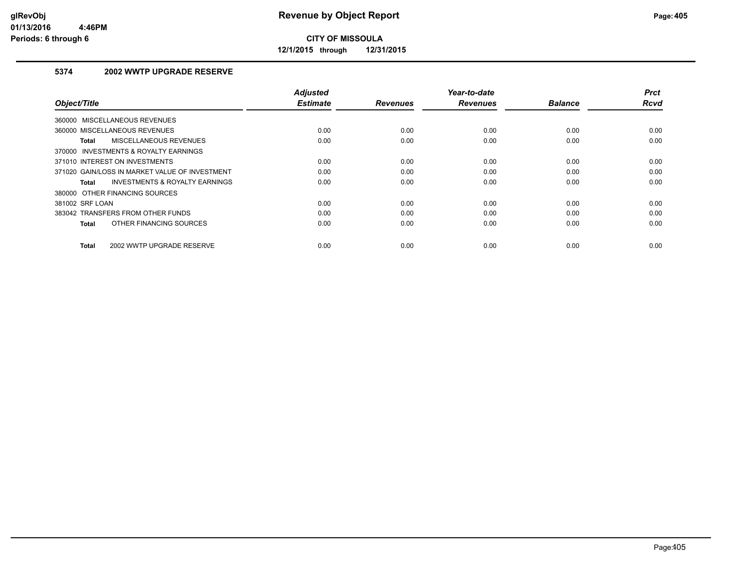**CITY OF MISSOULA**

**12/1/2015 through 12/31/2015**

### 5374 2002 WWTP UPGRADE RESERVE

| Object/Title | Adjusted Estimate | Revenues | Year-to-date Revenues | Balance | Prct Rcvd |
|---|---|---|---|---|---|
| 360000 MISCELLANEOUS REVENUES | | | | | |
| 360000 MISCELLANEOUS REVENUES | 0.00 | 0.00 | 0.00 | 0.00 | 0.00 |
| **Total** MISCELLANEOUS REVENUES | 0.00 | 0.00 | 0.00 | 0.00 | 0.00 |
| 370000 INVESTMENTS & ROYALTY EARNINGS | | | | | |
| 371010 INTEREST ON INVESTMENTS | 0.00 | 0.00 | 0.00 | 0.00 | 0.00 |
| 371020 GAIN/LOSS IN MARKET VALUE OF INVESTMENT | 0.00 | 0.00 | 0.00 | 0.00 | 0.00 |
| **Total** INVESTMENTS & ROYALTY EARNINGS | 0.00 | 0.00 | 0.00 | 0.00 | 0.00 |
| 380000 OTHER FINANCING SOURCES | | | | | |
| 381002 SRF LOAN | 0.00 | 0.00 | 0.00 | 0.00 | 0.00 |
| 383042 TRANSFERS FROM OTHER FUNDS | 0.00 | 0.00 | 0.00 | 0.00 | 0.00 |
| **Total** OTHER FINANCING SOURCES | 0.00 | 0.00 | 0.00 | 0.00 | 0.00 |
| **Total** 2002 WWTP UPGRADE RESERVE | 0.00 | 0.00 | 0.00 | 0.00 | 0.00 |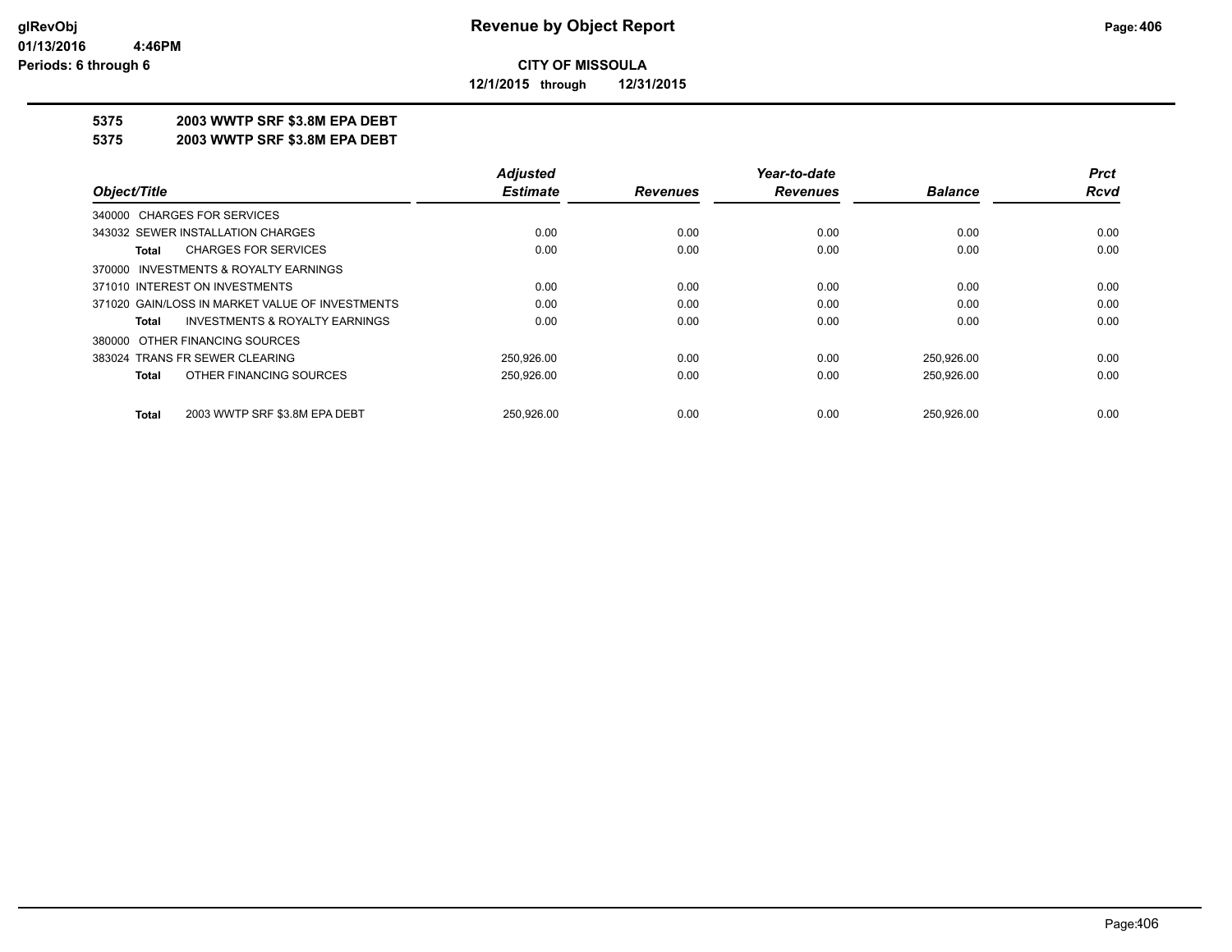**CITY OF MISSOULA**

**12/1/2015 through 12/31/2015**

**5375 2003 WWTP SRF $3.8M EPA DEBT**

**5375 2003 WWTP SRF $3.8M EPA DEBT**

| Object/Title | Adjusted Estimate | Revenues | Year-to-date Revenues | Balance | Prct Rcvd |
|---|---|---|---|---|---|
| 340000 CHARGES FOR SERVICES | | | | | |
| 343032 SEWER INSTALLATION CHARGES | 0.00 | 0.00 | 0.00 | 0.00 | 0.00 |
| **Total** CHARGES FOR SERVICES | 0.00 | 0.00 | 0.00 | 0.00 | 0.00 |
| 370000 INVESTMENTS & ROYALTY EARNINGS | | | | | |
| 371010 INTEREST ON INVESTMENTS | 0.00 | 0.00 | 0.00 | 0.00 | 0.00 |
| 371020 GAIN/LOSS IN MARKET VALUE OF INVESTMENTS | 0.00 | 0.00 | 0.00 | 0.00 | 0.00 |
| **Total** INVESTMENTS & ROYALTY EARNINGS | 0.00 | 0.00 | 0.00 | 0.00 | 0.00 |
| 380000 OTHER FINANCING SOURCES | | | | | |
| 383024 TRANS FR SEWER CLEARING | 250,926.00 | 0.00 | 0.00 | 250,926.00 | 0.00 |
| **Total** OTHER FINANCING SOURCES | 250,926.00 | 0.00 | 0.00 | 250,926.00 | 0.00 |
| **Total** 2003 WWTP SRF $3.8M EPA DEBT | 250,926.00 | 0.00 | 0.00 | 250,926.00 | 0.00 |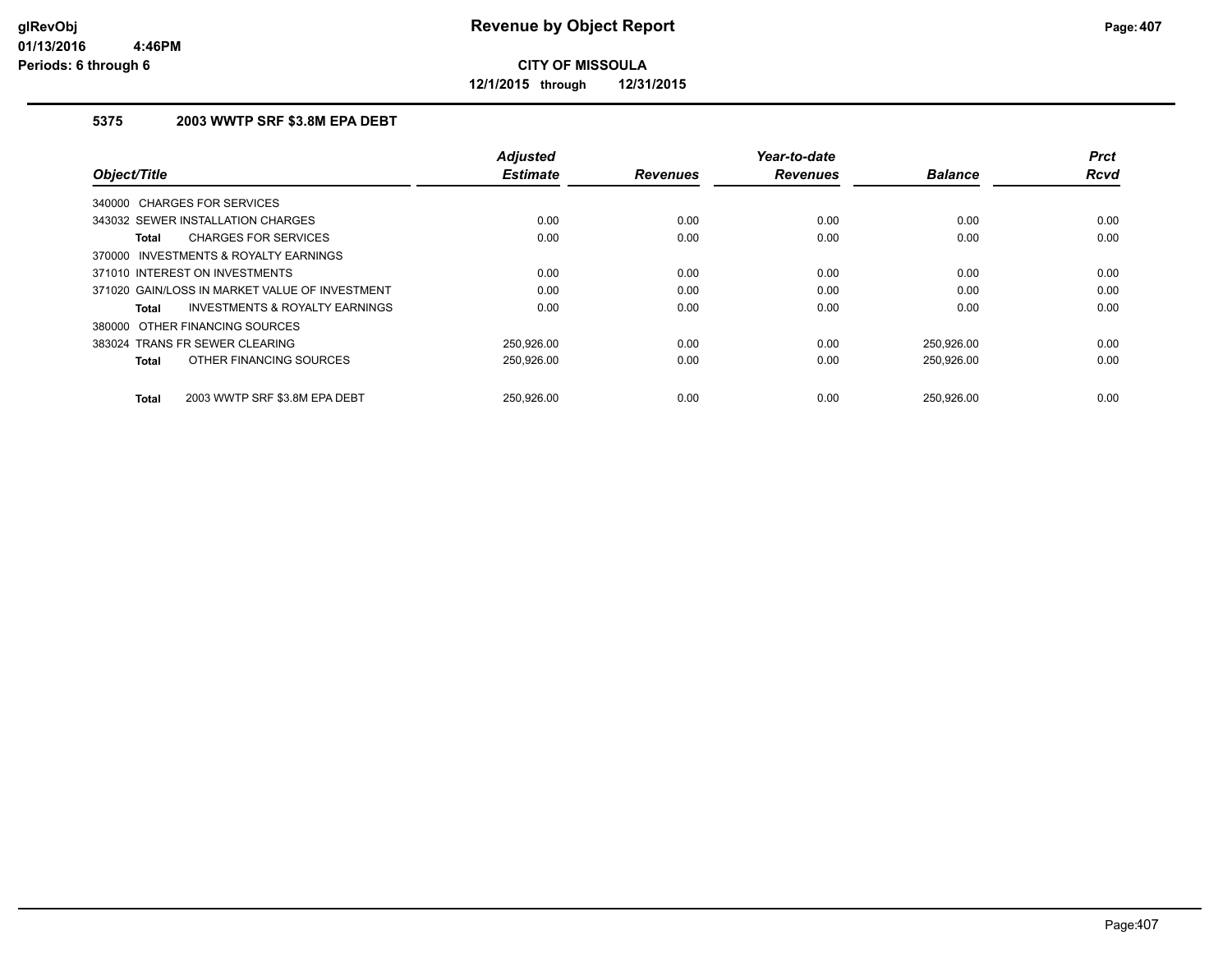**glRevObj**
**01/13/2016 4:46PM**
**Periods: 6 through 6**

# Revenue by Object Report

**CITY OF MISSOULA**

**12/1/2015 through 12/31/2015**

### 5375 2003 WWTP SRF $3.8M EPA DEBT

| Object/Title | Adjusted Estimate | Revenues | Year-to-date Revenues | Balance | Prct Rcvd |
|---|---|---|---|---|---|
| 340000 CHARGES FOR SERVICES | | | | | |
| 343032 SEWER INSTALLATION CHARGES | 0.00 | 0.00 | 0.00 | 0.00 | 0.00 |
| **Total** CHARGES FOR SERVICES | 0.00 | 0.00 | 0.00 | 0.00 | 0.00 |
| 370000 INVESTMENTS & ROYALTY EARNINGS | | | | | |
| 371010 INTEREST ON INVESTMENTS | 0.00 | 0.00 | 0.00 | 0.00 | 0.00 |
| 371020 GAIN/LOSS IN MARKET VALUE OF INVESTMENT | 0.00 | 0.00 | 0.00 | 0.00 | 0.00 |
| **Total** INVESTMENTS & ROYALTY EARNINGS | 0.00 | 0.00 | 0.00 | 0.00 | 0.00 |
| 380000 OTHER FINANCING SOURCES | | | | | |
| 383024 TRANS FR SEWER CLEARING | 250,926.00 | 0.00 | 0.00 | 250,926.00 | 0.00 |
| **Total** OTHER FINANCING SOURCES | 250,926.00 | 0.00 | 0.00 | 250,926.00 | 0.00 |
| **Total** 2003 WWTP SRF $3.8M EPA DEBT | 250,926.00 | 0.00 | 0.00 | 250,926.00 | 0.00 |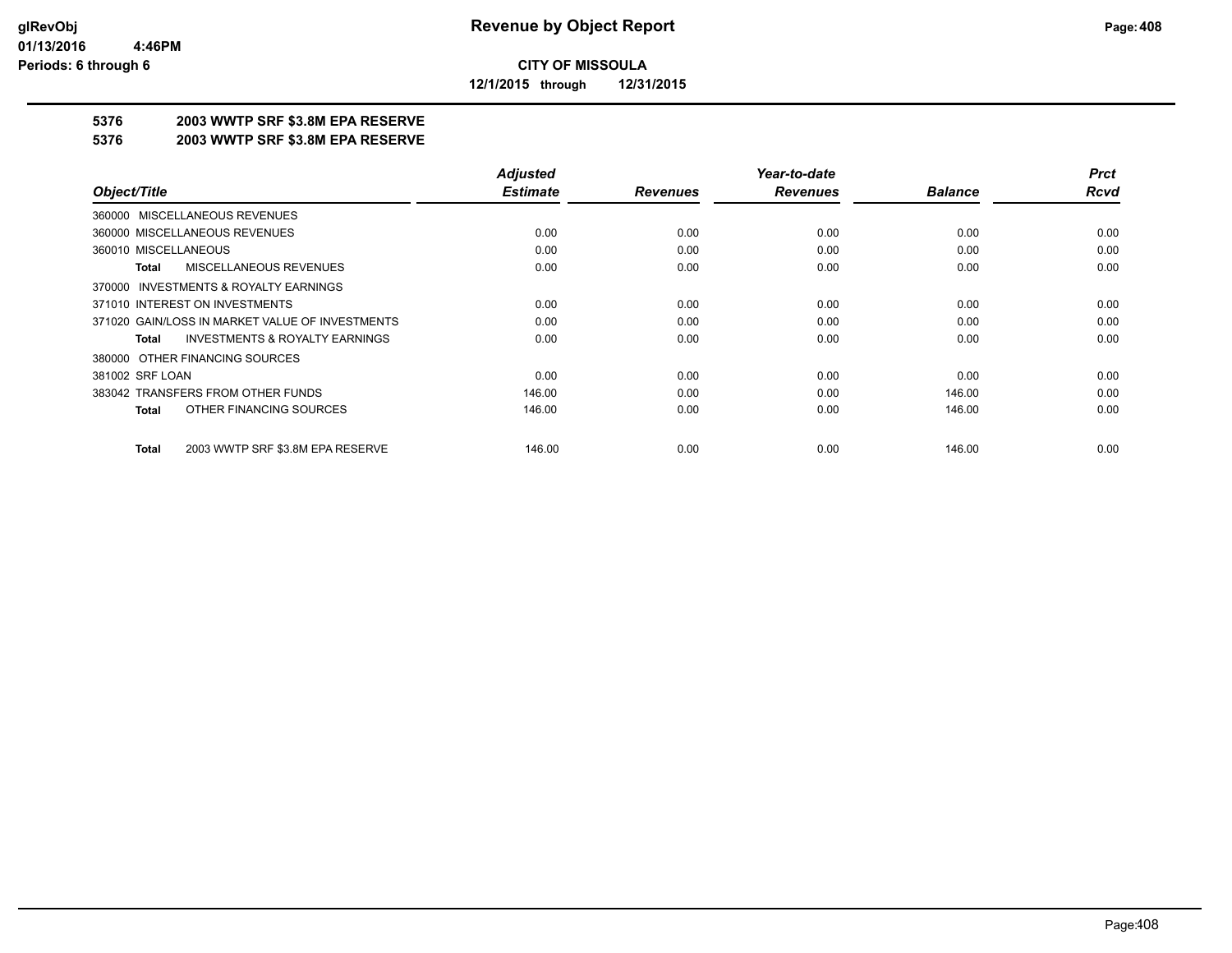# Revenue by Object Report

**CITY OF MISSOULA**

**12/1/2015 through 12/31/2015**

glRevObj
01/13/2016 4:46PM
Periods: 6 through 6

**5376 2003 WWTP SRF $3.8M EPA RESERVE**

**5376 2003 WWTP SRF $3.8M EPA RESERVE**

| Object/Title | Adjusted Estimate | Revenues | Year-to-date Revenues | Balance | Prct Rcvd |
|---|---|---|---|---|---|
| 360000 MISCELLANEOUS REVENUES | | | | | |
| 360000 MISCELLANEOUS REVENUES | 0.00 | 0.00 | 0.00 | 0.00 | 0.00 |
| 360010 MISCELLANEOUS | 0.00 | 0.00 | 0.00 | 0.00 | 0.00 |
| **Total** MISCELLANEOUS REVENUES | 0.00 | 0.00 | 0.00 | 0.00 | 0.00 |
| 370000 INVESTMENTS & ROYALTY EARNINGS | | | | | |
| 371010 INTEREST ON INVESTMENTS | 0.00 | 0.00 | 0.00 | 0.00 | 0.00 |
| 371020 GAIN/LOSS IN MARKET VALUE OF INVESTMENTS | 0.00 | 0.00 | 0.00 | 0.00 | 0.00 |
| **Total** INVESTMENTS & ROYALTY EARNINGS | 0.00 | 0.00 | 0.00 | 0.00 | 0.00 |
| 380000 OTHER FINANCING SOURCES | | | | | |
| 381002 SRF LOAN | 0.00 | 0.00 | 0.00 | 0.00 | 0.00 |
| 383042 TRANSFERS FROM OTHER FUNDS | 146.00 | 0.00 | 0.00 | 146.00 | 0.00 |
| **Total** OTHER FINANCING SOURCES | 146.00 | 0.00 | 0.00 | 146.00 | 0.00 |
| **Total** 2003 WWTP SRF $3.8M EPA RESERVE | 146.00 | 0.00 | 0.00 | 146.00 | 0.00 |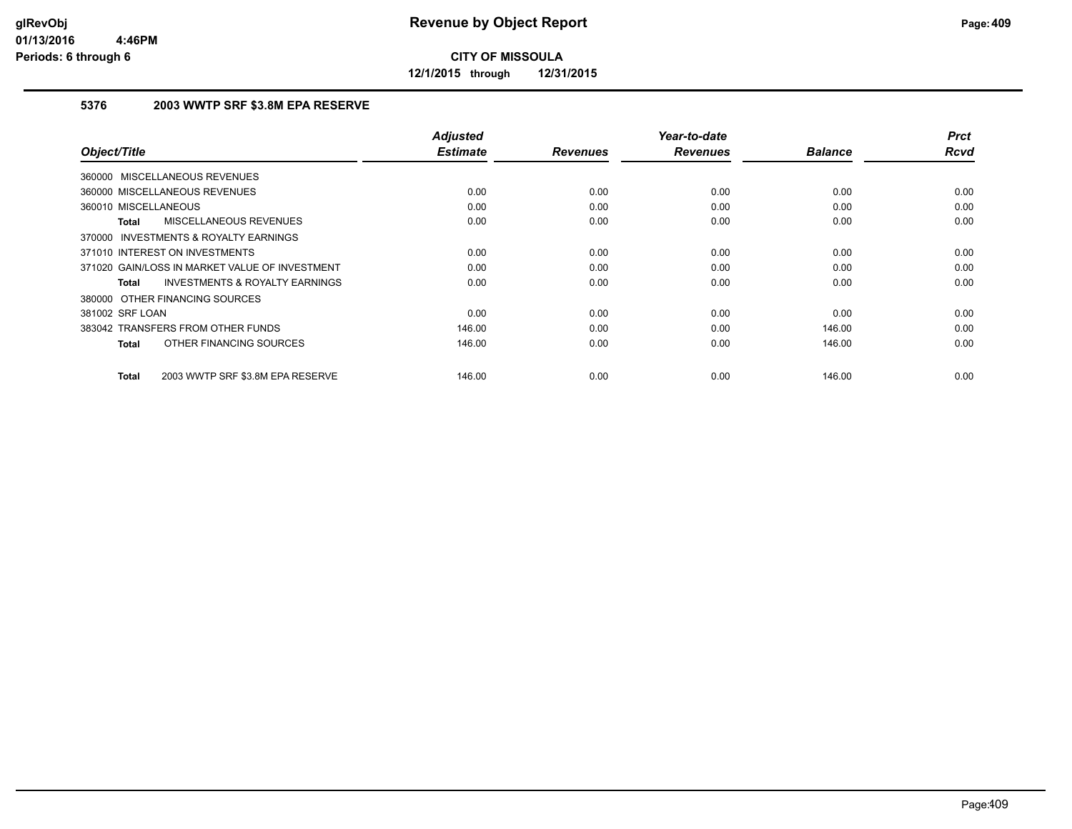**CITY OF MISSOULA**

**12/1/2015 through 12/31/2015**

### 5376 2003 WWTP SRF $3.8M EPA RESERVE

| Object/Title | Adjusted Estimate | Revenues | Year-to-date Revenues | Balance | Prct Rcvd |
|---|---|---|---|---|---|
| 360000 MISCELLANEOUS REVENUES | | | | | |
| 360000 MISCELLANEOUS REVENUES | 0.00 | 0.00 | 0.00 | 0.00 | 0.00 |
| 360010 MISCELLANEOUS | 0.00 | 0.00 | 0.00 | 0.00 | 0.00 |
| **Total** MISCELLANEOUS REVENUES | 0.00 | 0.00 | 0.00 | 0.00 | 0.00 |
| 370000 INVESTMENTS & ROYALTY EARNINGS | | | | | |
| 371010 INTEREST ON INVESTMENTS | 0.00 | 0.00 | 0.00 | 0.00 | 0.00 |
| 371020 GAIN/LOSS IN MARKET VALUE OF INVESTMENT | 0.00 | 0.00 | 0.00 | 0.00 | 0.00 |
| **Total** INVESTMENTS & ROYALTY EARNINGS | 0.00 | 0.00 | 0.00 | 0.00 | 0.00 |
| 380000 OTHER FINANCING SOURCES | | | | | |
| 381002 SRF LOAN | 0.00 | 0.00 | 0.00 | 0.00 | 0.00 |
| 383042 TRANSFERS FROM OTHER FUNDS | 146.00 | 0.00 | 0.00 | 146.00 | 0.00 |
| **Total** OTHER FINANCING SOURCES | 146.00 | 0.00 | 0.00 | 146.00 | 0.00 |
| **Total** 2003 WWTP SRF $3.8M EPA RESERVE | 146.00 | 0.00 | 0.00 | 146.00 | 0.00 |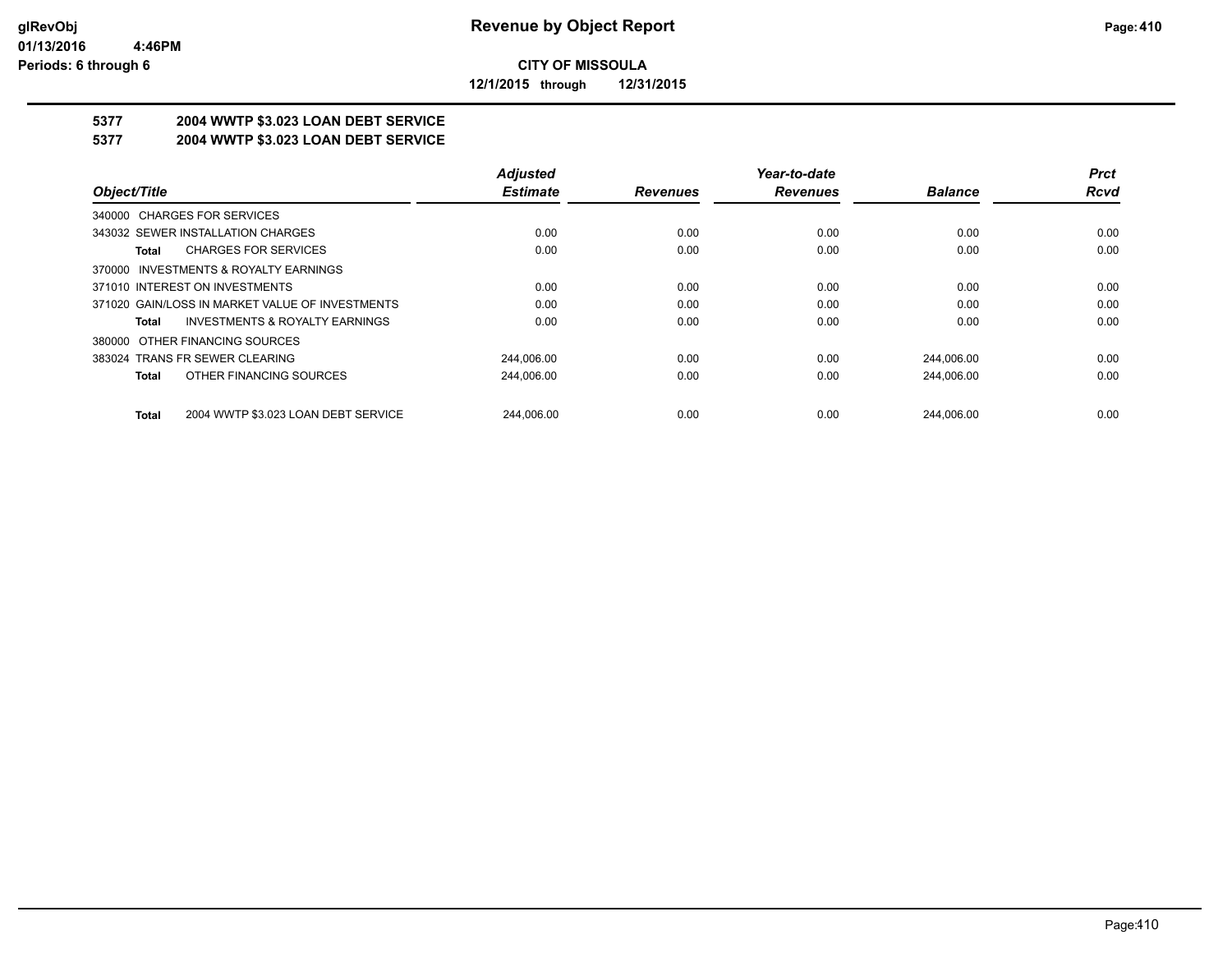**CITY OF MISSOULA**

**12/1/2015 through 12/31/2015**

## 5377 2004 WWTP $3.023 LOAN DEBT SERVICE

## 5377 2004 WWTP $3.023 LOAN DEBT SERVICE

| Object/Title | Adjusted Estimate | Revenues | Year-to-date Revenues | Balance | Prct Rcvd |
|---|---|---|---|---|---|
| 340000 CHARGES FOR SERVICES | | | | | |
| 343032 SEWER INSTALLATION CHARGES | 0.00 | 0.00 | 0.00 | 0.00 | 0.00 |
| **Total** CHARGES FOR SERVICES | 0.00 | 0.00 | 0.00 | 0.00 | 0.00 |
| 370000 INVESTMENTS & ROYALTY EARNINGS | | | | | |
| 371010 INTEREST ON INVESTMENTS | 0.00 | 0.00 | 0.00 | 0.00 | 0.00 |
| 371020 GAIN/LOSS IN MARKET VALUE OF INVESTMENTS | 0.00 | 0.00 | 0.00 | 0.00 | 0.00 |
| **Total** INVESTMENTS & ROYALTY EARNINGS | 0.00 | 0.00 | 0.00 | 0.00 | 0.00 |
| 380000 OTHER FINANCING SOURCES | | | | | |
| 383024 TRANS FR SEWER CLEARING | 244,006.00 | 0.00 | 0.00 | 244,006.00 | 0.00 |
| **Total** OTHER FINANCING SOURCES | 244,006.00 | 0.00 | 0.00 | 244,006.00 | 0.00 |
| **Total** 2004 WWTP $3.023 LOAN DEBT SERVICE | 244,006.00 | 0.00 | 0.00 | 244,006.00 | 0.00 |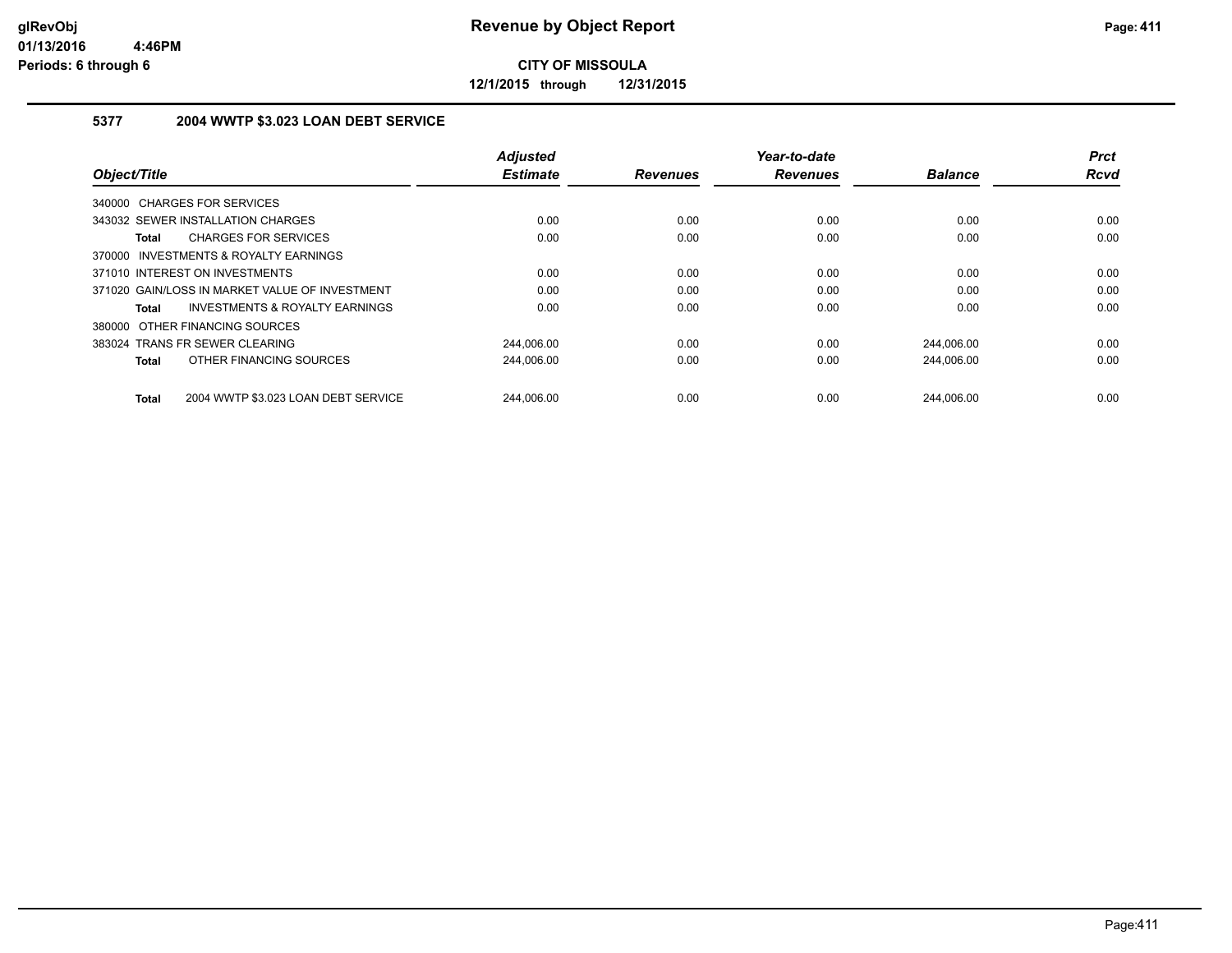**CITY OF MISSOULA**

**12/1/2015 through 12/31/2015**

### 5377 2004 WWTP $3.023 LOAN DEBT SERVICE

| Object/Title | Adjusted Estimate | Revenues | Year-to-date Revenues | Balance | Prct Rcvd |
|---|---|---|---|---|---|
| 340000 CHARGES FOR SERVICES | | | | | |
| 343032 SEWER INSTALLATION CHARGES | 0.00 | 0.00 | 0.00 | 0.00 | 0.00 |
| **Total** CHARGES FOR SERVICES | 0.00 | 0.00 | 0.00 | 0.00 | 0.00 |
| 370000 INVESTMENTS & ROYALTY EARNINGS | | | | | |
| 371010 INTEREST ON INVESTMENTS | 0.00 | 0.00 | 0.00 | 0.00 | 0.00 |
| 371020 GAIN/LOSS IN MARKET VALUE OF INVESTMENT | 0.00 | 0.00 | 0.00 | 0.00 | 0.00 |
| **Total** INVESTMENTS & ROYALTY EARNINGS | 0.00 | 0.00 | 0.00 | 0.00 | 0.00 |
| 380000 OTHER FINANCING SOURCES | | | | | |
| 383024 TRANS FR SEWER CLEARING | 244,006.00 | 0.00 | 0.00 | 244,006.00 | 0.00 |
| **Total** OTHER FINANCING SOURCES | 244,006.00 | 0.00 | 0.00 | 244,006.00 | 0.00 |
| **Total** 2004 WWTP $3.023 LOAN DEBT SERVICE | 244,006.00 | 0.00 | 0.00 | 244,006.00 | 0.00 |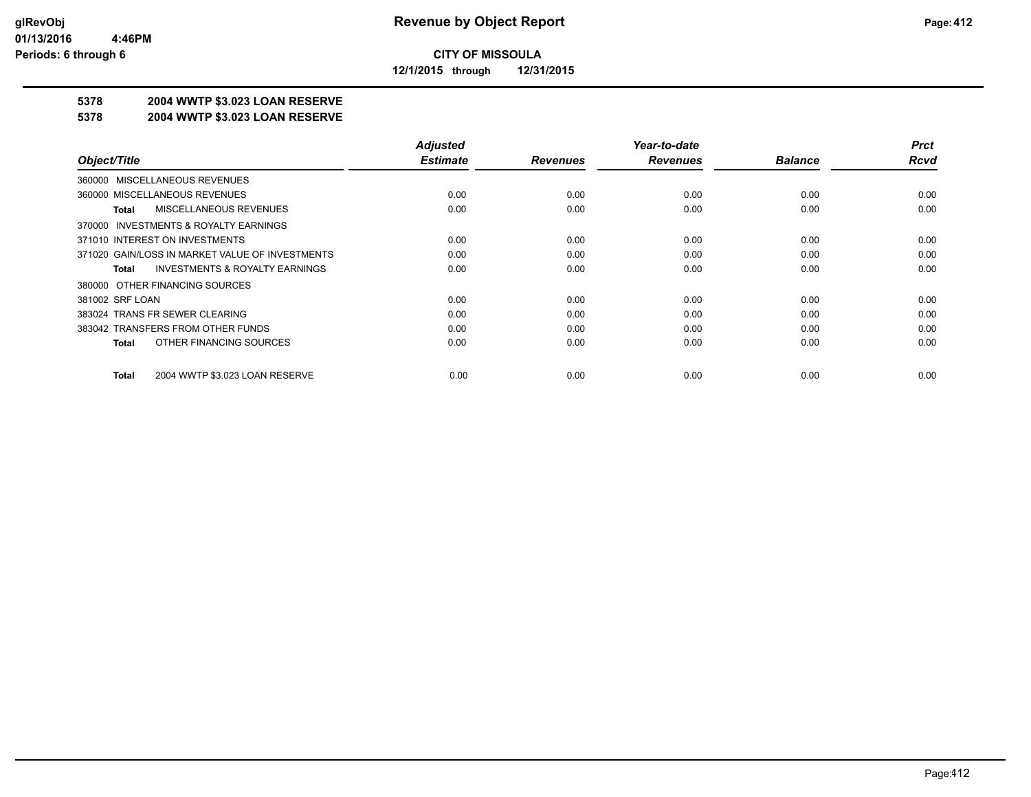**CITY OF MISSOULA**

**12/1/2015 through 12/31/2015**

## 5378 2004 WWTP $3.023 LOAN RESERVE

## 5378 2004 WWTP $3.023 LOAN RESERVE

| Object/Title | Adjusted Estimate | Revenues | Year-to-date Revenues | Balance | Prct Rcvd |
|---|---|---|---|---|---|
| 360000 MISCELLANEOUS REVENUES | | | | | |
| 360000 MISCELLANEOUS REVENUES | 0.00 | 0.00 | 0.00 | 0.00 | 0.00 |
| **Total** MISCELLANEOUS REVENUES | 0.00 | 0.00 | 0.00 | 0.00 | 0.00 |
| 370000 INVESTMENTS & ROYALTY EARNINGS | | | | | |
| 371010 INTEREST ON INVESTMENTS | 0.00 | 0.00 | 0.00 | 0.00 | 0.00 |
| 371020 GAIN/LOSS IN MARKET VALUE OF INVESTMENTS | 0.00 | 0.00 | 0.00 | 0.00 | 0.00 |
| **Total** INVESTMENTS & ROYALTY EARNINGS | 0.00 | 0.00 | 0.00 | 0.00 | 0.00 |
| 380000 OTHER FINANCING SOURCES | | | | | |
| 381002 SRF LOAN | 0.00 | 0.00 | 0.00 | 0.00 | 0.00 |
| 383024 TRANS FR SEWER CLEARING | 0.00 | 0.00 | 0.00 | 0.00 | 0.00 |
| 383042 TRANSFERS FROM OTHER FUNDS | 0.00 | 0.00 | 0.00 | 0.00 | 0.00 |
| **Total** OTHER FINANCING SOURCES | 0.00 | 0.00 | 0.00 | 0.00 | 0.00 |
| **Total** 2004 WWTP $3.023 LOAN RESERVE | 0.00 | 0.00 | 0.00 | 0.00 | 0.00 |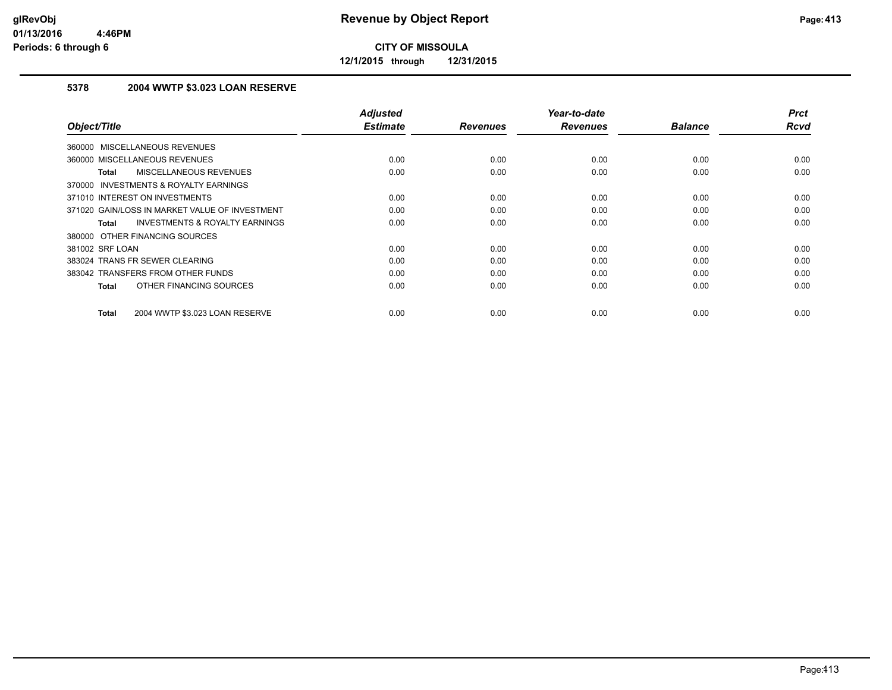**Revenue by Object Report**

**CITY OF MISSOULA**

**12/1/2015 through 12/31/2015**

glRevObj
01/13/2016 4:46PM
Periods: 6 through 6

### 5378 2004 WWTP $3.023 LOAN RESERVE

| Object/Title | Adjusted Estimate | Revenues | Year-to-date Revenues | Balance | Prct Rcvd |
|---|---|---|---|---|---|
| 360000 MISCELLANEOUS REVENUES | | | | | |
| 360000 MISCELLANEOUS REVENUES | 0.00 | 0.00 | 0.00 | 0.00 | 0.00 |
| **Total** MISCELLANEOUS REVENUES | 0.00 | 0.00 | 0.00 | 0.00 | 0.00 |
| 370000 INVESTMENTS & ROYALTY EARNINGS | | | | | |
| 371010 INTEREST ON INVESTMENTS | 0.00 | 0.00 | 0.00 | 0.00 | 0.00 |
| 371020 GAIN/LOSS IN MARKET VALUE OF INVESTMENT | 0.00 | 0.00 | 0.00 | 0.00 | 0.00 |
| **Total** INVESTMENTS & ROYALTY EARNINGS | 0.00 | 0.00 | 0.00 | 0.00 | 0.00 |
| 380000 OTHER FINANCING SOURCES | | | | | |
| 381002 SRF LOAN | 0.00 | 0.00 | 0.00 | 0.00 | 0.00 |
| 383024 TRANS FR SEWER CLEARING | 0.00 | 0.00 | 0.00 | 0.00 | 0.00 |
| 383042 TRANSFERS FROM OTHER FUNDS | 0.00 | 0.00 | 0.00 | 0.00 | 0.00 |
| **Total** OTHER FINANCING SOURCES | 0.00 | 0.00 | 0.00 | 0.00 | 0.00 |
| **Total** 2004 WWTP $3.023 LOAN RESERVE | 0.00 | 0.00 | 0.00 | 0.00 | 0.00 |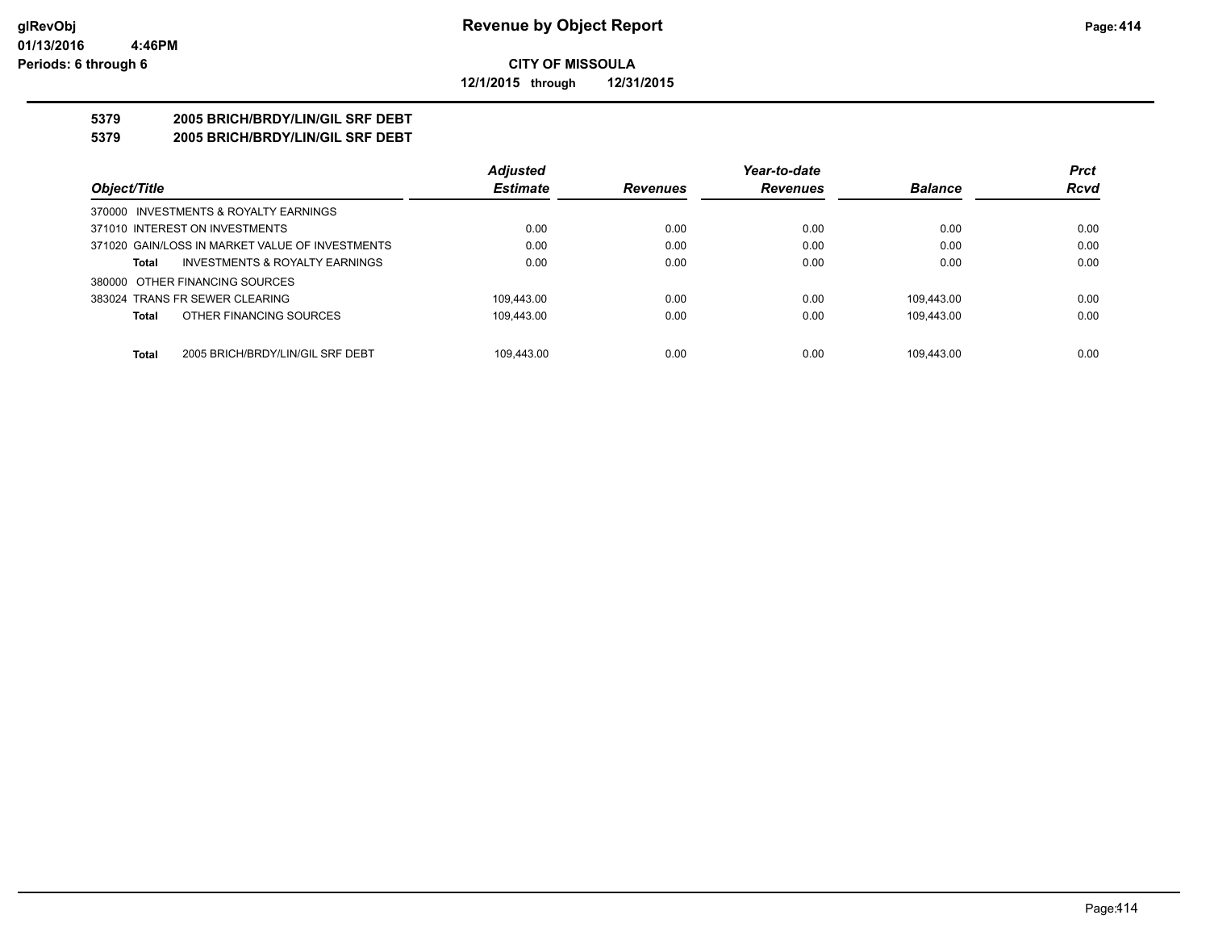**CITY OF MISSOULA**

**12/1/2015 through 12/31/2015**

## 5379 2005 BRICH/BRDY/LIN/GIL SRF DEBT

## 5379 2005 BRICH/BRDY/LIN/GIL SRF DEBT

| Object/Title | Adjusted Estimate | Revenues | Year-to-date Revenues | Balance | Prct Rcvd |
|---|---|---|---|---|---|
| 370000 INVESTMENTS & ROYALTY EARNINGS | | | | | |
| 371010 INTEREST ON INVESTMENTS | 0.00 | 0.00 | 0.00 | 0.00 | 0.00 |
| 371020 GAIN/LOSS IN MARKET VALUE OF INVESTMENTS | 0.00 | 0.00 | 0.00 | 0.00 | 0.00 |
| **Total** INVESTMENTS & ROYALTY EARNINGS | 0.00 | 0.00 | 0.00 | 0.00 | 0.00 |
| 380000 OTHER FINANCING SOURCES | | | | | |
| 383024 TRANS FR SEWER CLEARING | 109,443.00 | 0.00 | 0.00 | 109,443.00 | 0.00 |
| **Total** OTHER FINANCING SOURCES | 109,443.00 | 0.00 | 0.00 | 109,443.00 | 0.00 |
| **Total** 2005 BRICH/BRDY/LIN/GIL SRF DEBT | 109,443.00 | 0.00 | 0.00 | 109,443.00 | 0.00 |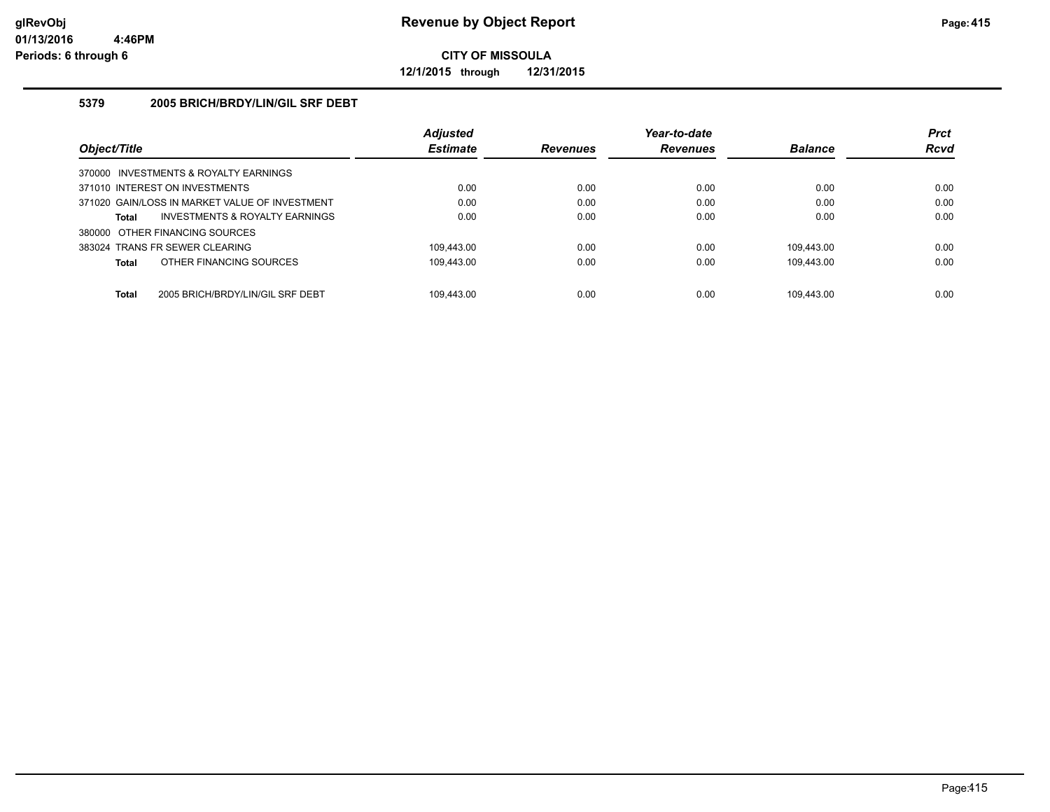# Revenue by Object Report

**CITY OF MISSOULA**

**12/1/2015 through 12/31/2015**

glRevObj
01/13/2016 4:46PM
Periods: 6 through 6

## 5379 2005 BRICH/BRDY/LIN/GIL SRF DEBT

| Object/Title | Adjusted Estimate | Revenues | Year-to-date Revenues | Balance | Prct Rcvd |
|---|---|---|---|---|---|
| 370000 INVESTMENTS & ROYALTY EARNINGS | | | | | |
| 371010 INTEREST ON INVESTMENTS | 0.00 | 0.00 | 0.00 | 0.00 | 0.00 |
| 371020 GAIN/LOSS IN MARKET VALUE OF INVESTMENT | 0.00 | 0.00 | 0.00 | 0.00 | 0.00 |
| **Total** INVESTMENTS & ROYALTY EARNINGS | 0.00 | 0.00 | 0.00 | 0.00 | 0.00 |
| 380000 OTHER FINANCING SOURCES | | | | | |
| 383024 TRANS FR SEWER CLEARING | 109,443.00 | 0.00 | 0.00 | 109,443.00 | 0.00 |
| **Total** OTHER FINANCING SOURCES | 109,443.00 | 0.00 | 0.00 | 109,443.00 | 0.00 |
| **Total** 2005 BRICH/BRDY/LIN/GIL SRF DEBT | 109,443.00 | 0.00 | 0.00 | 109,443.00 | 0.00 |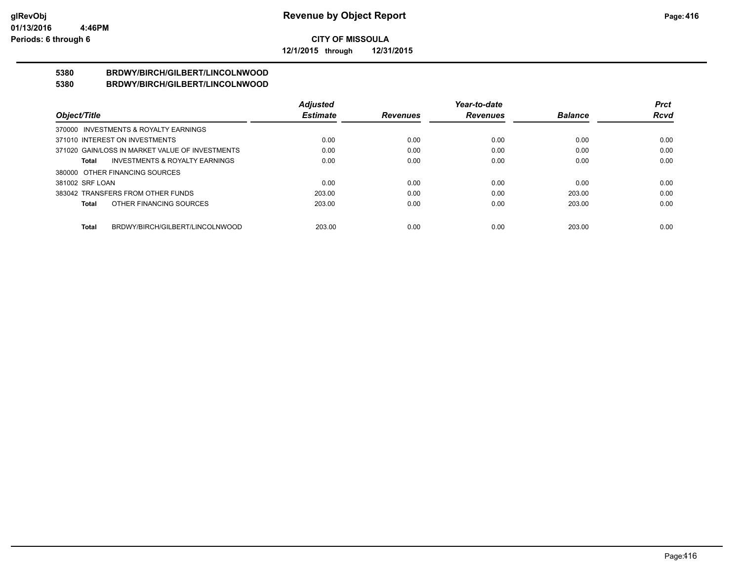# CITY OF MISSOULA

**12/1/2015 through 12/31/2015**

## 5380 BRDWY/BIRCH/GILBERT/LINCOLNWOOD
## 5380 BRDWY/BIRCH/GILBERT/LINCOLNWOOD

| Object/Title | Adjusted Estimate | Revenues | Year-to-date Revenues | Balance | Prct Rcvd |
|---|---|---|---|---|---|
| 370000 INVESTMENTS & ROYALTY EARNINGS | | | | | |
| 371010 INTEREST ON INVESTMENTS | 0.00 | 0.00 | 0.00 | 0.00 | 0.00 |
| 371020 GAIN/LOSS IN MARKET VALUE OF INVESTMENTS | 0.00 | 0.00 | 0.00 | 0.00 | 0.00 |
| **Total** INVESTMENTS & ROYALTY EARNINGS | 0.00 | 0.00 | 0.00 | 0.00 | 0.00 |
| 380000 OTHER FINANCING SOURCES | | | | | |
| 381002 SRF LOAN | 0.00 | 0.00 | 0.00 | 0.00 | 0.00 |
| 383042 TRANSFERS FROM OTHER FUNDS | 203.00 | 0.00 | 0.00 | 203.00 | 0.00 |
| **Total** OTHER FINANCING SOURCES | 203.00 | 0.00 | 0.00 | 203.00 | 0.00 |
| **Total** BRDWY/BIRCH/GILBERT/LINCOLNWOOD | 203.00 | 0.00 | 0.00 | 203.00 | 0.00 |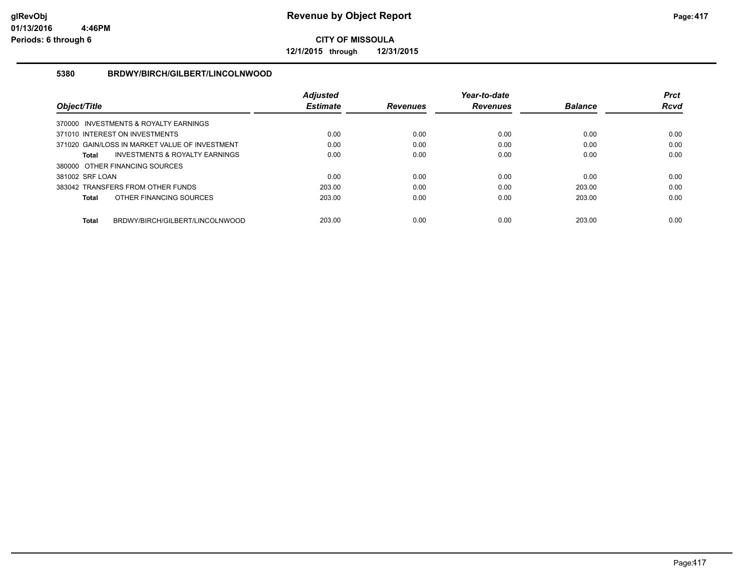# Revenue by Object Report

**CITY OF MISSOULA**

**12/1/2015 through 12/31/2015**

glRevObj
01/13/2016 4:46PM
Periods: 6 through 6

### 5380 BRDWY/BIRCH/GILBERT/LINCOLNWOOD

| Object/Title | Adjusted Estimate | Revenues | Year-to-date Revenues | Balance | Prct Rcvd |
|---|---|---|---|---|---|
| 370000 INVESTMENTS & ROYALTY EARNINGS | | | | | |
| 371010 INTEREST ON INVESTMENTS | 0.00 | 0.00 | 0.00 | 0.00 | 0.00 |
| 371020 GAIN/LOSS IN MARKET VALUE OF INVESTMENT | 0.00 | 0.00 | 0.00 | 0.00 | 0.00 |
| **Total** INVESTMENTS & ROYALTY EARNINGS | 0.00 | 0.00 | 0.00 | 0.00 | 0.00 |
| 380000 OTHER FINANCING SOURCES | | | | | |
| 381002 SRF LOAN | 0.00 | 0.00 | 0.00 | 0.00 | 0.00 |
| 383042 TRANSFERS FROM OTHER FUNDS | 203.00 | 0.00 | 0.00 | 203.00 | 0.00 |
| **Total** OTHER FINANCING SOURCES | 203.00 | 0.00 | 0.00 | 203.00 | 0.00 |
| **Total** BRDWY/BIRCH/GILBERT/LINCOLNWOOD | 203.00 | 0.00 | 0.00 | 203.00 | 0.00 |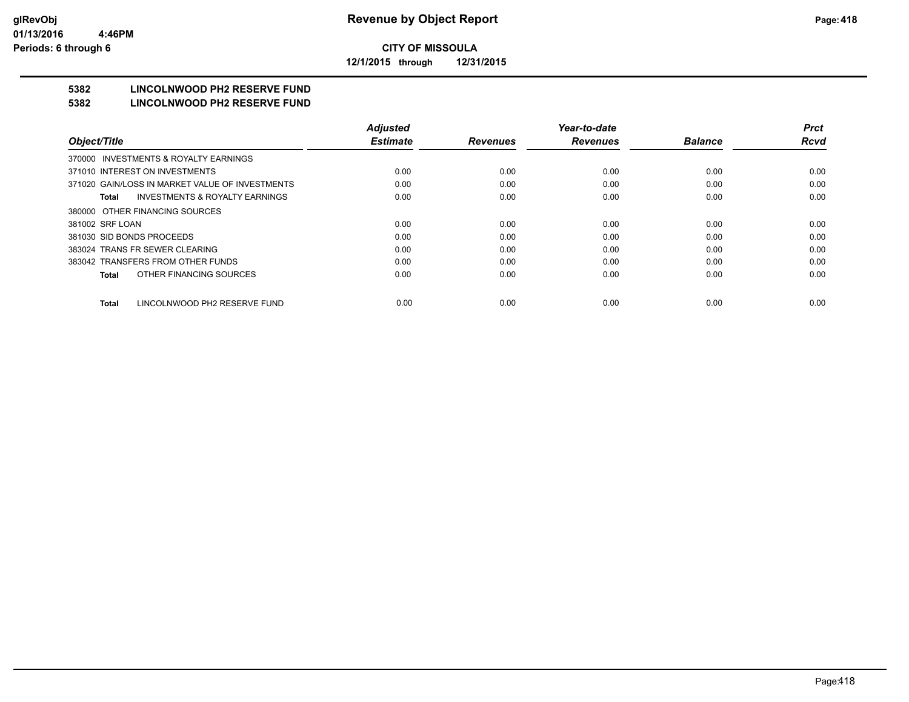**CITY OF MISSOULA**

**12/1/2015 through 12/31/2015**

## 5382 LINCOLNWOOD PH2 RESERVE FUND

## 5382 LINCOLNWOOD PH2 RESERVE FUND

| Object/Title | Adjusted Estimate | Revenues | Year-to-date Revenues | Balance | Prct Rcvd |
|---|---|---|---|---|---|
| 370000 INVESTMENTS & ROYALTY EARNINGS | | | | | |
| 371010 INTEREST ON INVESTMENTS | 0.00 | 0.00 | 0.00 | 0.00 | 0.00 |
| 371020 GAIN/LOSS IN MARKET VALUE OF INVESTMENTS | 0.00 | 0.00 | 0.00 | 0.00 | 0.00 |
| **Total** INVESTMENTS & ROYALTY EARNINGS | 0.00 | 0.00 | 0.00 | 0.00 | 0.00 |
| 380000 OTHER FINANCING SOURCES | | | | | |
| 381002 SRF LOAN | 0.00 | 0.00 | 0.00 | 0.00 | 0.00 |
| 381030 SID BONDS PROCEEDS | 0.00 | 0.00 | 0.00 | 0.00 | 0.00 |
| 383024 TRANS FR SEWER CLEARING | 0.00 | 0.00 | 0.00 | 0.00 | 0.00 |
| 383042 TRANSFERS FROM OTHER FUNDS | 0.00 | 0.00 | 0.00 | 0.00 | 0.00 |
| **Total** OTHER FINANCING SOURCES | 0.00 | 0.00 | 0.00 | 0.00 | 0.00 |
| **Total** LINCOLNWOOD PH2 RESERVE FUND | 0.00 | 0.00 | 0.00 | 0.00 | 0.00 |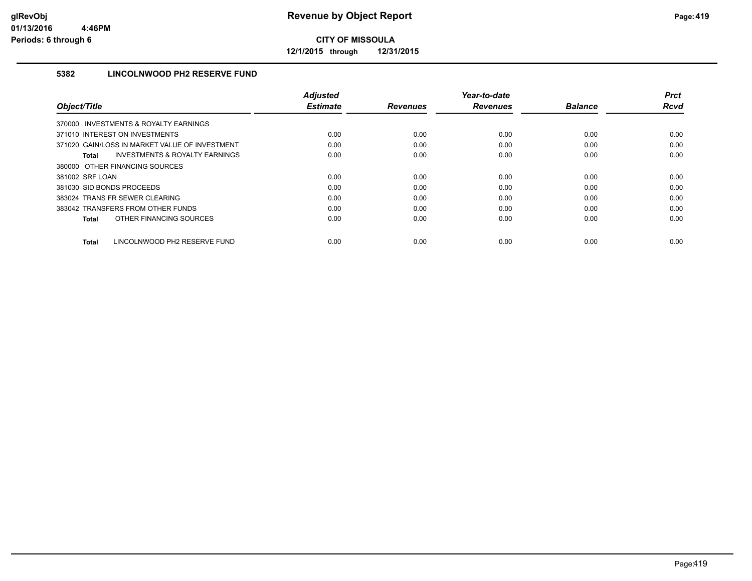# Revenue by Object Report

**CITY OF MISSOULA**

**12/1/2015 through 12/31/2015**

glRevObj
01/13/2016 4:46PM
Periods: 6 through 6

### 5382 LINCOLNWOOD PH2 RESERVE FUND

| Object/Title | Adjusted Estimate | Revenues | Year-to-date Revenues | Balance | Prct Rcvd |
|---|---|---|---|---|---|
| 370000 INVESTMENTS & ROYALTY EARNINGS | | | | | |
| 371010 INTEREST ON INVESTMENTS | 0.00 | 0.00 | 0.00 | 0.00 | 0.00 |
| 371020 GAIN/LOSS IN MARKET VALUE OF INVESTMENT | 0.00 | 0.00 | 0.00 | 0.00 | 0.00 |
| **Total** INVESTMENTS & ROYALTY EARNINGS | 0.00 | 0.00 | 0.00 | 0.00 | 0.00 |
| 380000 OTHER FINANCING SOURCES | | | | | |
| 381002 SRF LOAN | 0.00 | 0.00 | 0.00 | 0.00 | 0.00 |
| 381030 SID BONDS PROCEEDS | 0.00 | 0.00 | 0.00 | 0.00 | 0.00 |
| 383024 TRANS FR SEWER CLEARING | 0.00 | 0.00 | 0.00 | 0.00 | 0.00 |
| 383042 TRANSFERS FROM OTHER FUNDS | 0.00 | 0.00 | 0.00 | 0.00 | 0.00 |
| **Total** OTHER FINANCING SOURCES | 0.00 | 0.00 | 0.00 | 0.00 | 0.00 |
| **Total** LINCOLNWOOD PH2 RESERVE FUND | 0.00 | 0.00 | 0.00 | 0.00 | 0.00 |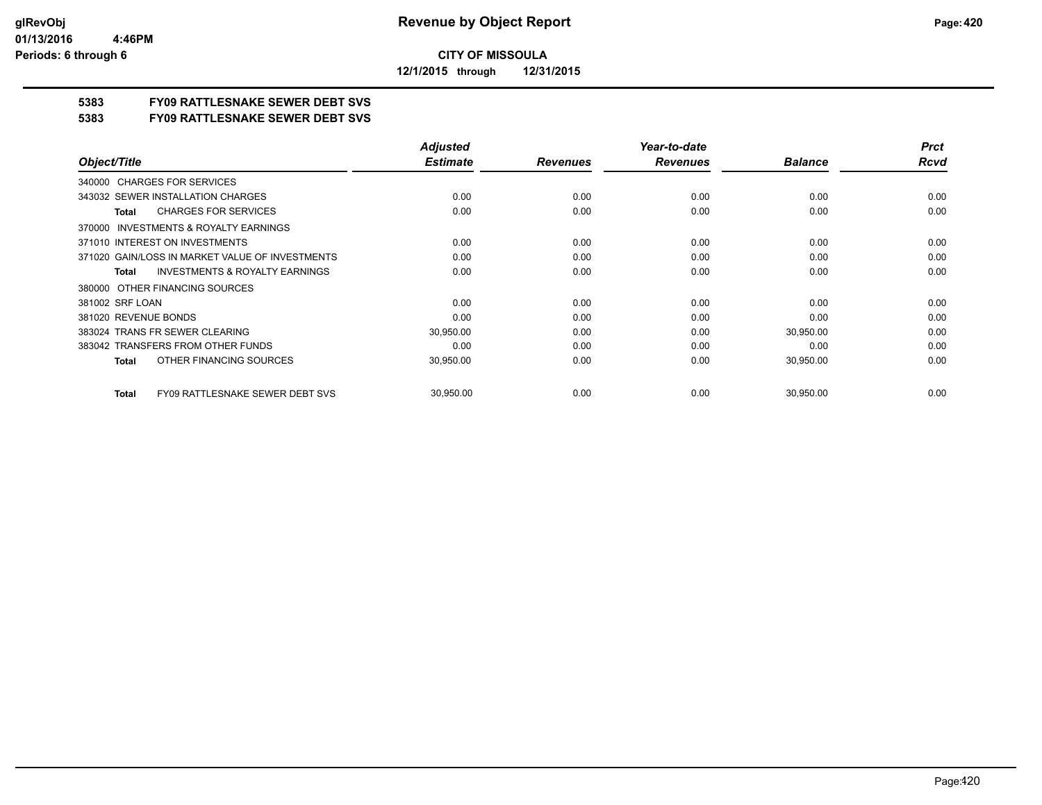**CITY OF MISSOULA**

**12/1/2015 through 12/31/2015**

**5383 FY09 RATTLESNAKE SEWER DEBT SVS**

**5383 FY09 RATTLESNAKE SEWER DEBT SVS**

| Object/Title | Adjusted Estimate | Revenues | Year-to-date Revenues | Balance | Prct Rcvd |
|---|---|---|---|---|---|
| 340000 CHARGES FOR SERVICES | | | | | |
| 343032 SEWER INSTALLATION CHARGES | 0.00 | 0.00 | 0.00 | 0.00 | 0.00 |
| **Total** CHARGES FOR SERVICES | 0.00 | 0.00 | 0.00 | 0.00 | 0.00 |
| 370000 INVESTMENTS & ROYALTY EARNINGS | | | | | |
| 371010 INTEREST ON INVESTMENTS | 0.00 | 0.00 | 0.00 | 0.00 | 0.00 |
| 371020 GAIN/LOSS IN MARKET VALUE OF INVESTMENTS | 0.00 | 0.00 | 0.00 | 0.00 | 0.00 |
| **Total** INVESTMENTS & ROYALTY EARNINGS | 0.00 | 0.00 | 0.00 | 0.00 | 0.00 |
| 380000 OTHER FINANCING SOURCES | | | | | |
| 381002 SRF LOAN | 0.00 | 0.00 | 0.00 | 0.00 | 0.00 |
| 381020 REVENUE BONDS | 0.00 | 0.00 | 0.00 | 0.00 | 0.00 |
| 383024 TRANS FR SEWER CLEARING | 30,950.00 | 0.00 | 0.00 | 30,950.00 | 0.00 |
| 383042 TRANSFERS FROM OTHER FUNDS | 0.00 | 0.00 | 0.00 | 0.00 | 0.00 |
| **Total** OTHER FINANCING SOURCES | 30,950.00 | 0.00 | 0.00 | 30,950.00 | 0.00 |
| **Total** FY09 RATTLESNAKE SEWER DEBT SVS | 30,950.00 | 0.00 | 0.00 | 30,950.00 | 0.00 |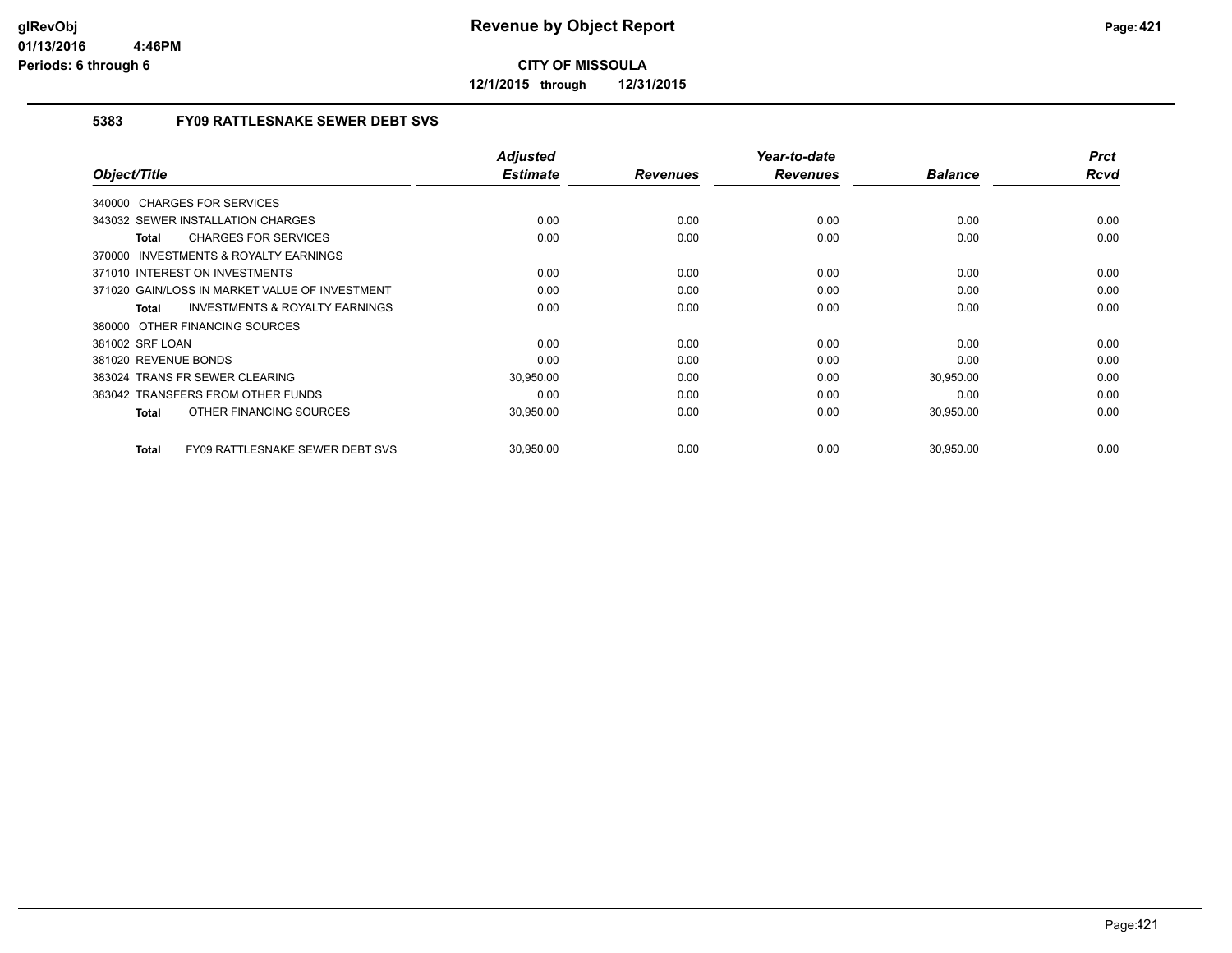# Revenue by Object Report

**CITY OF MISSOULA**

**12/1/2015 through 12/31/2015**

glRevObj
01/13/2016 4:46PM
Periods: 6 through 6

### 5383 FY09 RATTLESNAKE SEWER DEBT SVS

| Object/Title | Adjusted Estimate | Revenues | Year-to-date Revenues | Balance | Prct Rcvd |
|---|---|---|---|---|---|
| 340000 CHARGES FOR SERVICES | | | | | |
| 343032 SEWER INSTALLATION CHARGES | 0.00 | 0.00 | 0.00 | 0.00 | 0.00 |
| **Total** CHARGES FOR SERVICES | 0.00 | 0.00 | 0.00 | 0.00 | 0.00 |
| 370000 INVESTMENTS & ROYALTY EARNINGS | | | | | |
| 371010 INTEREST ON INVESTMENTS | 0.00 | 0.00 | 0.00 | 0.00 | 0.00 |
| 371020 GAIN/LOSS IN MARKET VALUE OF INVESTMENT | 0.00 | 0.00 | 0.00 | 0.00 | 0.00 |
| **Total** INVESTMENTS & ROYALTY EARNINGS | 0.00 | 0.00 | 0.00 | 0.00 | 0.00 |
| 380000 OTHER FINANCING SOURCES | | | | | |
| 381002 SRF LOAN | 0.00 | 0.00 | 0.00 | 0.00 | 0.00 |
| 381020 REVENUE BONDS | 0.00 | 0.00 | 0.00 | 0.00 | 0.00 |
| 383024 TRANS FR SEWER CLEARING | 30,950.00 | 0.00 | 0.00 | 30,950.00 | 0.00 |
| 383042 TRANSFERS FROM OTHER FUNDS | 0.00 | 0.00 | 0.00 | 0.00 | 0.00 |
| **Total** OTHER FINANCING SOURCES | 30,950.00 | 0.00 | 0.00 | 30,950.00 | 0.00 |
| **Total** FY09 RATTLESNAKE SEWER DEBT SVS | 30,950.00 | 0.00 | 0.00 | 30,950.00 | 0.00 |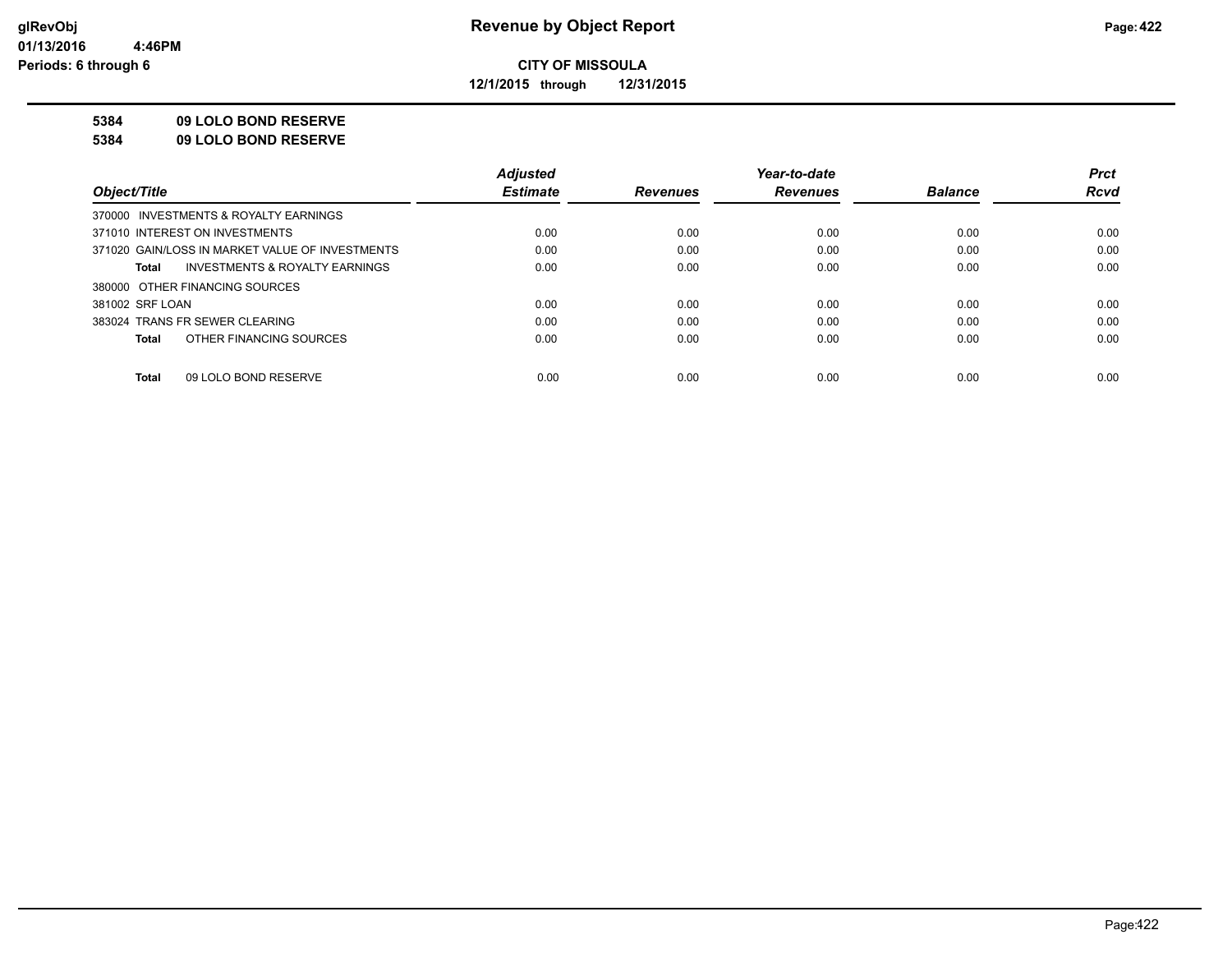# Revenue by Object Report

**CITY OF MISSOULA**

**12/1/2015 through 12/31/2015**

glRevObj
01/13/2016 4:46PM
Periods: 6 through 6

**5384 09 LOLO BOND RESERVE**

**5384 09 LOLO BOND RESERVE**

| Object/Title | Adjusted Estimate | Revenues | Year-to-date Revenues | Balance | Prct Rcvd |
|---|---|---|---|---|---|
| 370000 INVESTMENTS & ROYALTY EARNINGS | | | | | |
| 371010 INTEREST ON INVESTMENTS | 0.00 | 0.00 | 0.00 | 0.00 | 0.00 |
| 371020 GAIN/LOSS IN MARKET VALUE OF INVESTMENTS | 0.00 | 0.00 | 0.00 | 0.00 | 0.00 |
| **Total** INVESTMENTS & ROYALTY EARNINGS | 0.00 | 0.00 | 0.00 | 0.00 | 0.00 |
| 380000 OTHER FINANCING SOURCES | | | | | |
| 381002 SRF LOAN | 0.00 | 0.00 | 0.00 | 0.00 | 0.00 |
| 383024 TRANS FR SEWER CLEARING | 0.00 | 0.00 | 0.00 | 0.00 | 0.00 |
| **Total** OTHER FINANCING SOURCES | 0.00 | 0.00 | 0.00 | 0.00 | 0.00 |
| **Total** 09 LOLO BOND RESERVE | 0.00 | 0.00 | 0.00 | 0.00 | 0.00 |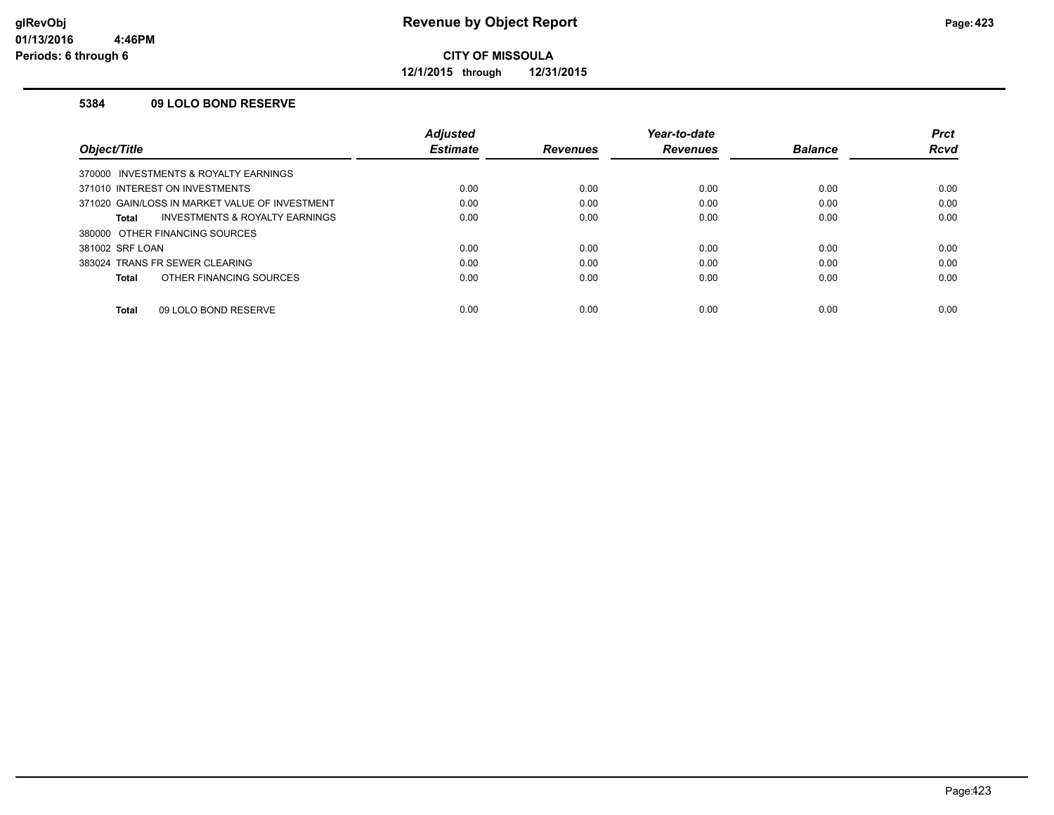# Revenue by Object Report

**CITY OF MISSOULA**

**12/1/2015 through 12/31/2015**

### 5384 09 LOLO BOND RESERVE

| Object/Title | Adjusted Estimate | Revenues | Year-to-date Revenues | Balance | Prct Rcvd |
|---|---|---|---|---|---|
| 370000 INVESTMENTS & ROYALTY EARNINGS | | | | | |
| 371010 INTEREST ON INVESTMENTS | 0.00 | 0.00 | 0.00 | 0.00 | 0.00 |
| 371020 GAIN/LOSS IN MARKET VALUE OF INVESTMENT | 0.00 | 0.00 | 0.00 | 0.00 | 0.00 |
| **Total** INVESTMENTS & ROYALTY EARNINGS | 0.00 | 0.00 | 0.00 | 0.00 | 0.00 |
| 380000 OTHER FINANCING SOURCES | | | | | |
| 381002 SRF LOAN | 0.00 | 0.00 | 0.00 | 0.00 | 0.00 |
| 383024 TRANS FR SEWER CLEARING | 0.00 | 0.00 | 0.00 | 0.00 | 0.00 |
| **Total** OTHER FINANCING SOURCES | 0.00 | 0.00 | 0.00 | 0.00 | 0.00 |
| **Total** 09 LOLO BOND RESERVE | 0.00 | 0.00 | 0.00 | 0.00 | 0.00 |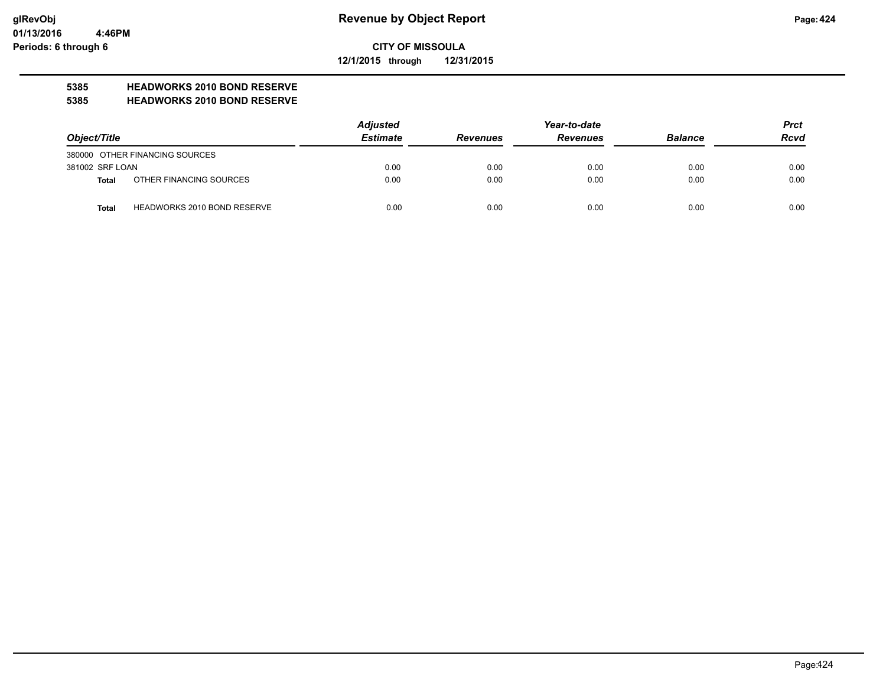# Revenue by Object Report

**CITY OF MISSOULA**

**12/1/2015 through 12/31/2015**

glRevObj
01/13/2016 4:46PM
Periods: 6 through 6

**5385 HEADWORKS 2010 BOND RESERVE**

**5385 HEADWORKS 2010 BOND RESERVE**

| Object/Title | | Adjusted Estimate | Revenues | Year-to-date Revenues | Balance | Prct Rcvd |
|---|---|---|---|---|---|---|
| 380000 OTHER FINANCING SOURCES | | | | | | |
| 381002 SRF LOAN | | 0.00 | 0.00 | 0.00 | 0.00 | 0.00 |
| **Total** | OTHER FINANCING SOURCES | 0.00 | 0.00 | 0.00 | 0.00 | 0.00 |
| **Total** | HEADWORKS 2010 BOND RESERVE | 0.00 | 0.00 | 0.00 | 0.00 | 0.00 |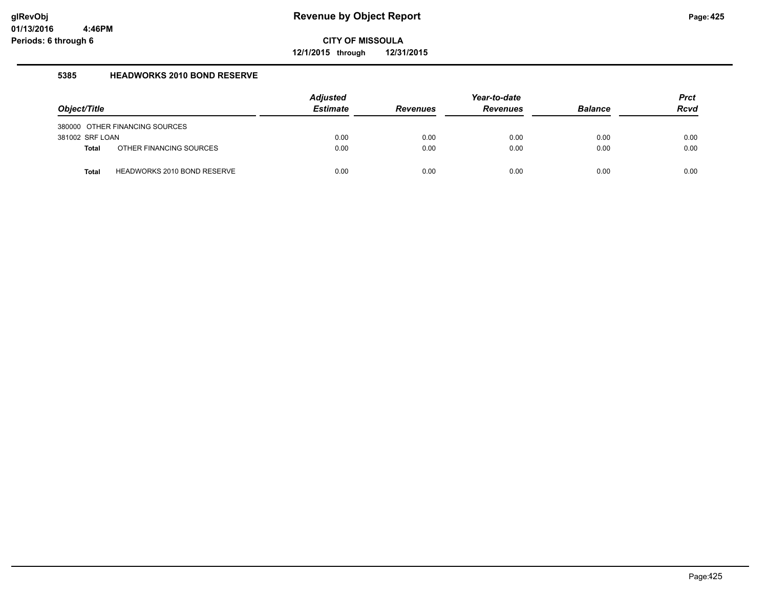**glRevObj**
**01/13/2016 4:46PM**
**Periods: 6 through 6**

# Revenue by Object Report

**CITY OF MISSOULA**

**12/1/2015 through 12/31/2015**

### 5385 HEADWORKS 2010 BOND RESERVE

| Object/Title | Adjusted Estimate | Revenues | Year-to-date Revenues | Balance | Prct Rcvd |
|---|---|---|---|---|---|
| 380000 OTHER FINANCING SOURCES | | | | | |
| 381002 SRF LOAN | 0.00 | 0.00 | 0.00 | 0.00 | 0.00 |
| **Total** OTHER FINANCING SOURCES | 0.00 | 0.00 | 0.00 | 0.00 | 0.00 |
| **Total** HEADWORKS 2010 BOND RESERVE | 0.00 | 0.00 | 0.00 | 0.00 | 0.00 |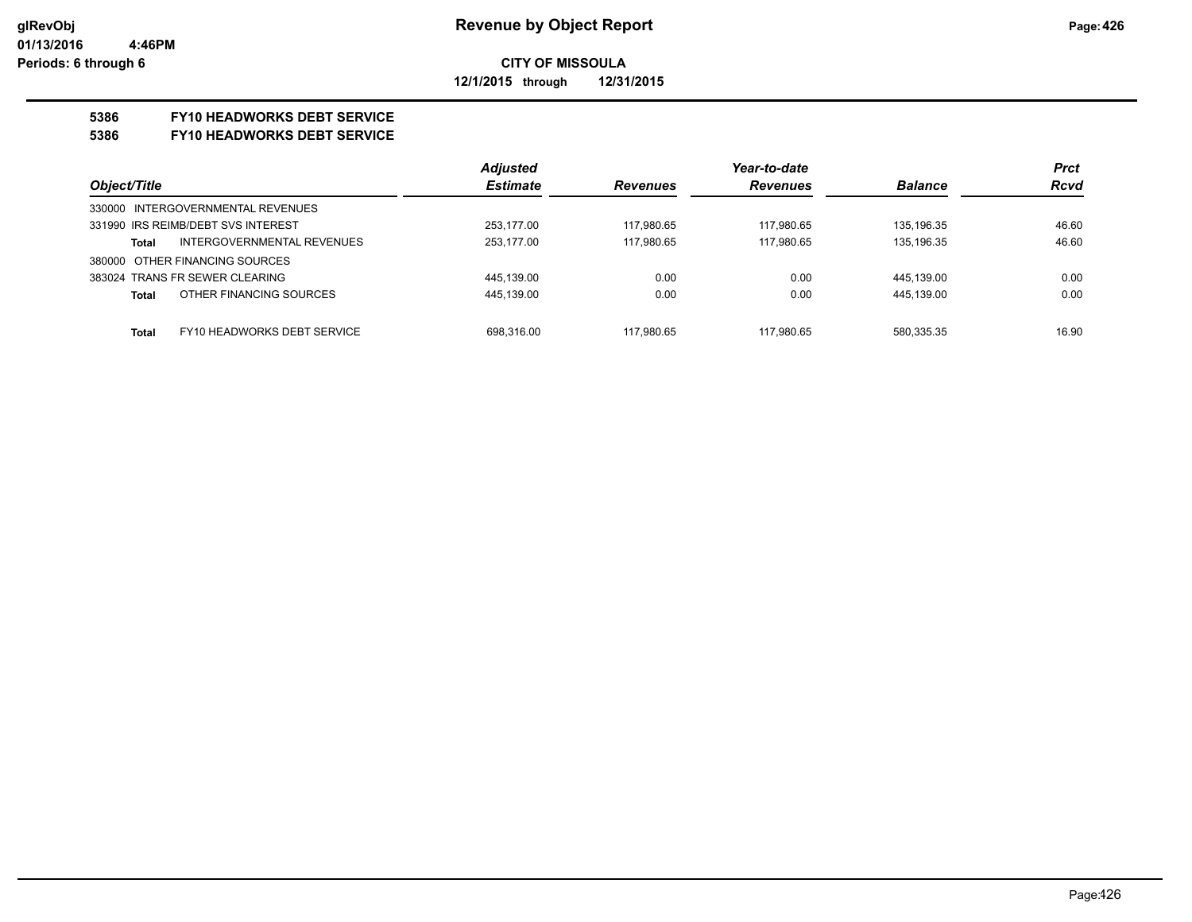# Revenue by Object Report

**CITY OF MISSOULA**

**12/1/2015 through 12/31/2015**

glRevObj
01/13/2016 4:46PM
Periods: 6 through 6

**5386 FY10 HEADWORKS DEBT SERVICE**

**5386 FY10 HEADWORKS DEBT SERVICE**

| Object/Title | | Adjusted Estimate | Revenues | Year-to-date Revenues | Balance | Prct Rcvd |
|---|---|---|---|---|---|---|
| 330000 INTERGOVERNMENTAL REVENUES | | | | | | |
| 331990 IRS REIMB/DEBT SVS INTEREST | | 253,177.00 | 117,980.65 | 117,980.65 | 135,196.35 | 46.60 |
| Total | INTERGOVERNMENTAL REVENUES | 253,177.00 | 117,980.65 | 117,980.65 | 135,196.35 | 46.60 |
| 380000 OTHER FINANCING SOURCES | | | | | | |
| 383024 TRANS FR SEWER CLEARING | | 445,139.00 | 0.00 | 0.00 | 445,139.00 | 0.00 |
| Total | OTHER FINANCING SOURCES | 445,139.00 | 0.00 | 0.00 | 445,139.00 | 0.00 |
| Total | FY10 HEADWORKS DEBT SERVICE | 698,316.00 | 117,980.65 | 117,980.65 | 580,335.35 | 16.90 |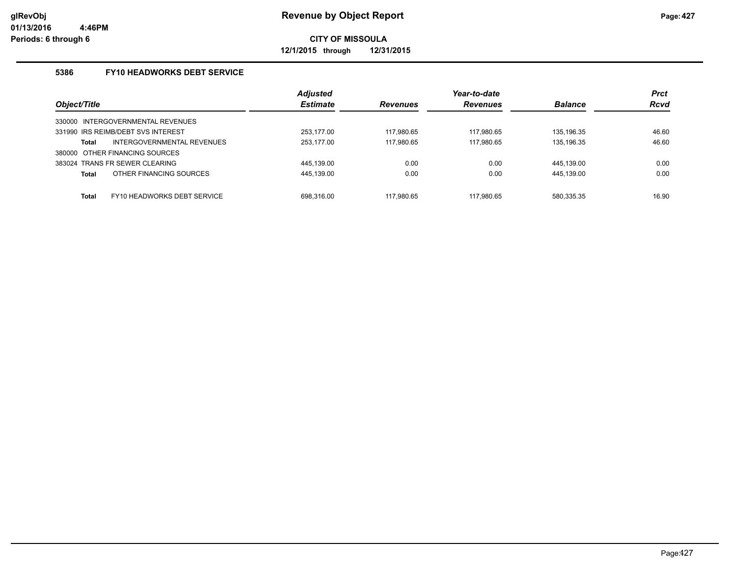# Revenue by Object Report

glRevObj
01/13/2016 4:46PM
Periods: 6 through 6

**CITY OF MISSOULA**

**12/1/2015 through 12/31/2015**

## 5386 FY10 HEADWORKS DEBT SERVICE

| Object/Title | Adjusted Estimate | Revenues | Year-to-date Revenues | Balance | Prct Rcvd |
|---|---|---|---|---|---|
| 330000 INTERGOVERNMENTAL REVENUES | | | | | |
| 331990 IRS REIMB/DEBT SVS INTEREST | 253,177.00 | 117,980.65 | 117,980.65 | 135,196.35 | 46.60 |
| **Total** INTERGOVERNMENTAL REVENUES | 253,177.00 | 117,980.65 | 117,980.65 | 135,196.35 | 46.60 |
| 380000 OTHER FINANCING SOURCES | | | | | |
| 383024 TRANS FR SEWER CLEARING | 445,139.00 | 0.00 | 0.00 | 445,139.00 | 0.00 |
| **Total** OTHER FINANCING SOURCES | 445,139.00 | 0.00 | 0.00 | 445,139.00 | 0.00 |
| **Total** FY10 HEADWORKS DEBT SERVICE | 698,316.00 | 117,980.65 | 117,980.65 | 580,335.35 | 16.90 |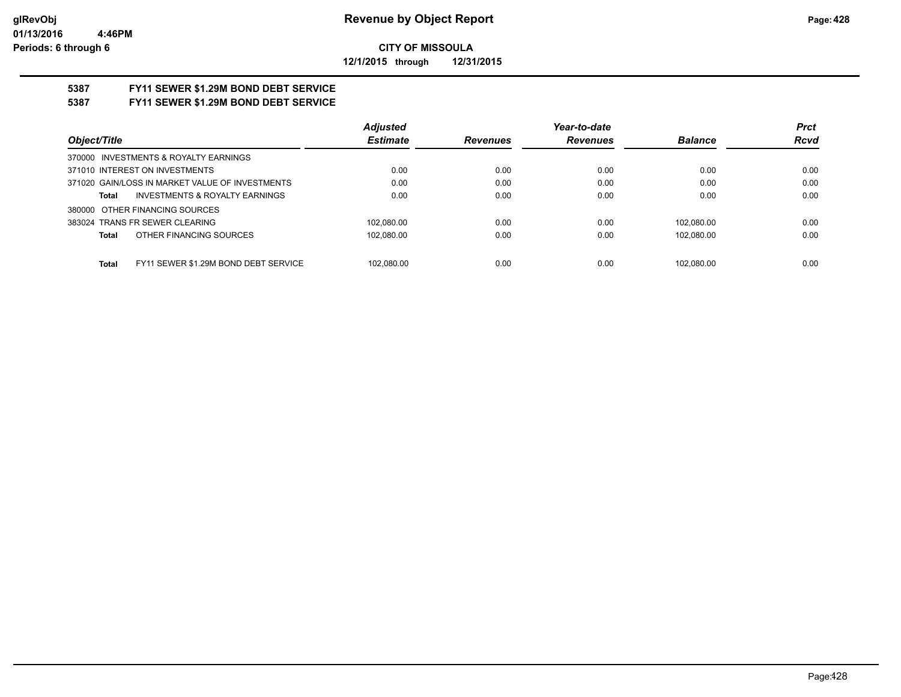**CITY OF MISSOULA**

**12/1/2015 through 12/31/2015**

## 5387 FY11 SEWER $1.29M BOND DEBT SERVICE
## 5387 FY11 SEWER $1.29M BOND DEBT SERVICE

| Object/Title | Adjusted Estimate | Revenues | Year-to-date Revenues | Balance | Prct Rcvd |
|---|---|---|---|---|---|
| 370000 INVESTMENTS & ROYALTY EARNINGS | | | | | |
| 371010 INTEREST ON INVESTMENTS | 0.00 | 0.00 | 0.00 | 0.00 | 0.00 |
| 371020 GAIN/LOSS IN MARKET VALUE OF INVESTMENTS | 0.00 | 0.00 | 0.00 | 0.00 | 0.00 |
| **Total** INVESTMENTS & ROYALTY EARNINGS | 0.00 | 0.00 | 0.00 | 0.00 | 0.00 |
| 380000 OTHER FINANCING SOURCES | | | | | |
| 383024 TRANS FR SEWER CLEARING | 102,080.00 | 0.00 | 0.00 | 102,080.00 | 0.00 |
| **Total** OTHER FINANCING SOURCES | 102,080.00 | 0.00 | 0.00 | 102,080.00 | 0.00 |
| **Total** FY11 SEWER $1.29M BOND DEBT SERVICE | 102,080.00 | 0.00 | 0.00 | 102,080.00 | 0.00 |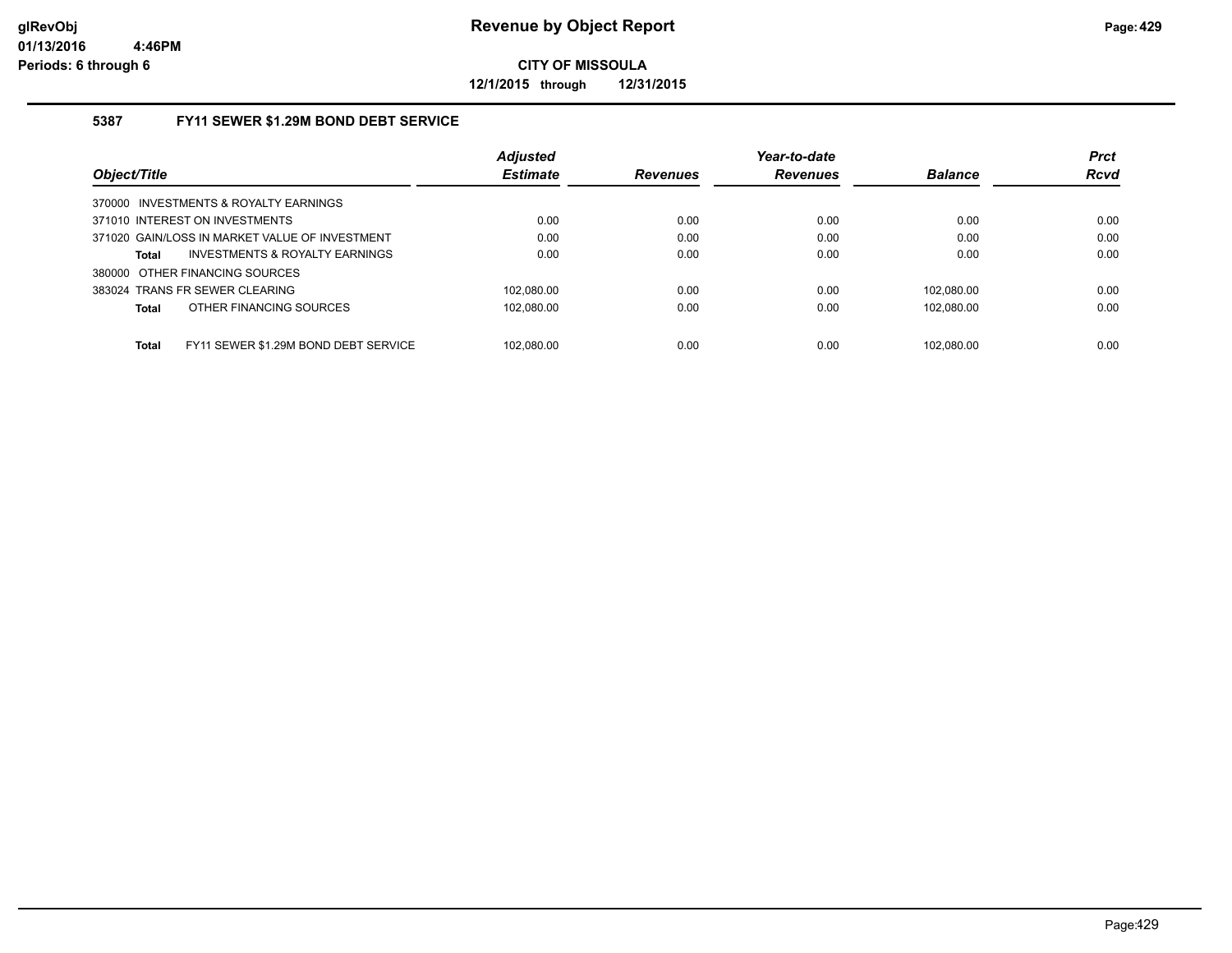# Revenue by Object Report

**CITY OF MISSOULA**

**12/1/2015 through 12/31/2015**

glRevObj
01/13/2016 4:46PM
Periods: 6 through 6

## 5387 FY11 SEWER $1.29M BOND DEBT SERVICE

| Object/Title | Adjusted Estimate | Revenues | Year-to-date Revenues | Balance | Prct Rcvd |
|---|---|---|---|---|---|
| 370000 INVESTMENTS & ROYALTY EARNINGS | | | | | |
| 371010 INTEREST ON INVESTMENTS | 0.00 | 0.00 | 0.00 | 0.00 | 0.00 |
| 371020 GAIN/LOSS IN MARKET VALUE OF INVESTMENT | 0.00 | 0.00 | 0.00 | 0.00 | 0.00 |
| **Total** INVESTMENTS & ROYALTY EARNINGS | 0.00 | 0.00 | 0.00 | 0.00 | 0.00 |
| 380000 OTHER FINANCING SOURCES | | | | | |
| 383024 TRANS FR SEWER CLEARING | 102,080.00 | 0.00 | 0.00 | 102,080.00 | 0.00 |
| **Total** OTHER FINANCING SOURCES | 102,080.00 | 0.00 | 0.00 | 102,080.00 | 0.00 |
| **Total** FY11 SEWER $1.29M BOND DEBT SERVICE | 102,080.00 | 0.00 | 0.00 | 102,080.00 | 0.00 |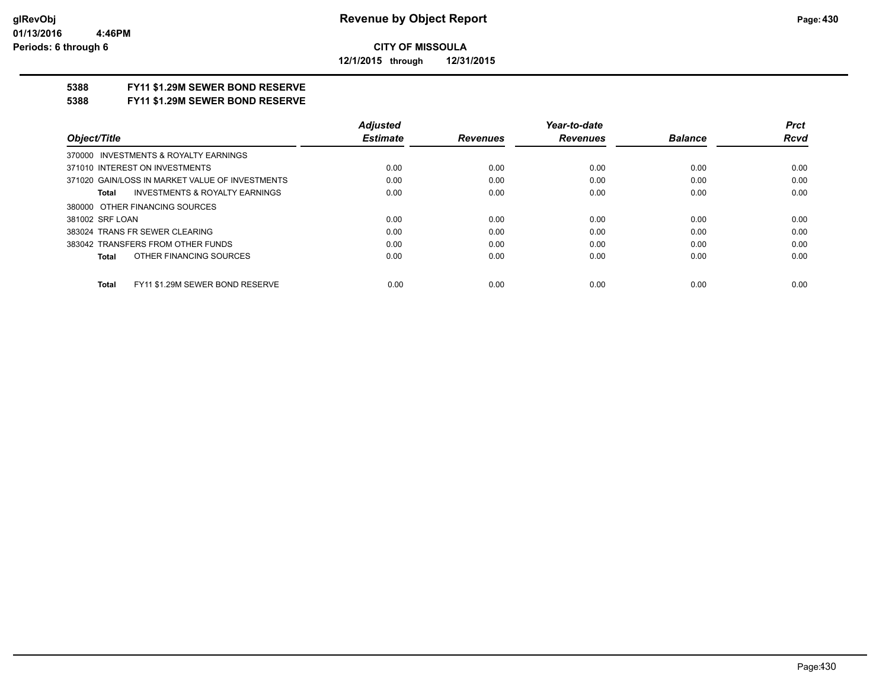# Revenue by Object Report

**CITY OF MISSOULA**

**12/1/2015 through 12/31/2015**

glRevObj
01/13/2016 4:46PM
Periods: 6 through 6

## 5388 FY11 $1.29M SEWER BOND RESERVE
## 5388 FY11 $1.29M SEWER BOND RESERVE

| Object/Title | Adjusted Estimate | Revenues | Year-to-date Revenues | Balance | Prct Rcvd |
|---|---|---|---|---|---|
| 370000 INVESTMENTS & ROYALTY EARNINGS | | | | | |
| 371010 INTEREST ON INVESTMENTS | 0.00 | 0.00 | 0.00 | 0.00 | 0.00 |
| 371020 GAIN/LOSS IN MARKET VALUE OF INVESTMENTS | 0.00 | 0.00 | 0.00 | 0.00 | 0.00 |
| **Total** INVESTMENTS & ROYALTY EARNINGS | 0.00 | 0.00 | 0.00 | 0.00 | 0.00 |
| 380000 OTHER FINANCING SOURCES | | | | | |
| 381002 SRF LOAN | 0.00 | 0.00 | 0.00 | 0.00 | 0.00 |
| 383024 TRANS FR SEWER CLEARING | 0.00 | 0.00 | 0.00 | 0.00 | 0.00 |
| 383042 TRANSFERS FROM OTHER FUNDS | 0.00 | 0.00 | 0.00 | 0.00 | 0.00 |
| **Total** OTHER FINANCING SOURCES | 0.00 | 0.00 | 0.00 | 0.00 | 0.00 |
| **Total** FY11 $1.29M SEWER BOND RESERVE | 0.00 | 0.00 | 0.00 | 0.00 | 0.00 |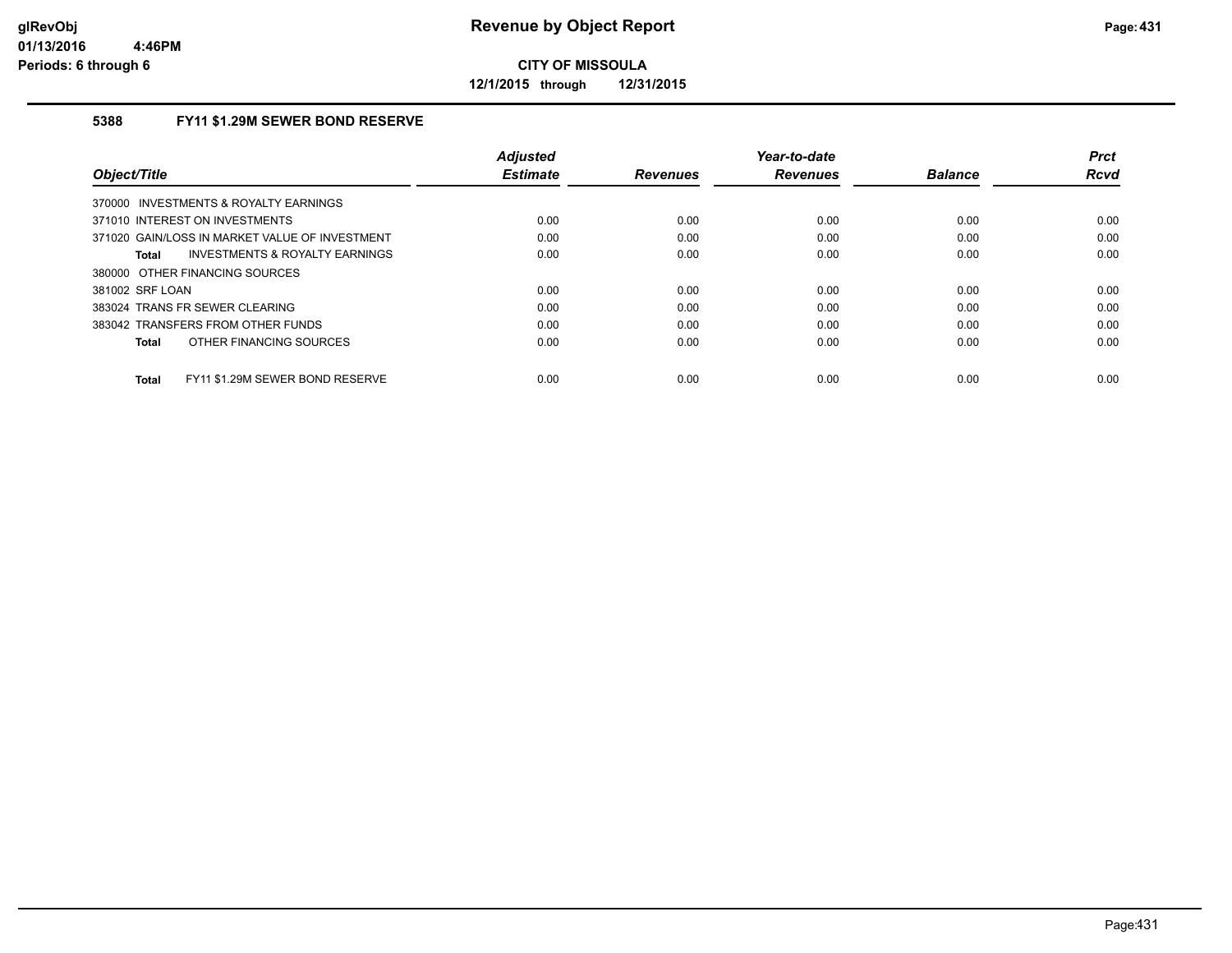# Revenue by Object Report

**CITY OF MISSOULA**

**12/1/2015 through 12/31/2015**

glRevObj
01/13/2016 4:46PM
Periods: 6 through 6

## 5388 FY11 $1.29M SEWER BOND RESERVE

| Object/Title | Adjusted Estimate | Revenues | Year-to-date Revenues | Balance | Prct Rcvd |
|---|---|---|---|---|---|
| 370000 INVESTMENTS & ROYALTY EARNINGS | | | | | |
| 371010 INTEREST ON INVESTMENTS | 0.00 | 0.00 | 0.00 | 0.00 | 0.00 |
| 371020 GAIN/LOSS IN MARKET VALUE OF INVESTMENT | 0.00 | 0.00 | 0.00 | 0.00 | 0.00 |
| **Total** INVESTMENTS & ROYALTY EARNINGS | 0.00 | 0.00 | 0.00 | 0.00 | 0.00 |
| 380000 OTHER FINANCING SOURCES | | | | | |
| 381002 SRF LOAN | 0.00 | 0.00 | 0.00 | 0.00 | 0.00 |
| 383024 TRANS FR SEWER CLEARING | 0.00 | 0.00 | 0.00 | 0.00 | 0.00 |
| 383042 TRANSFERS FROM OTHER FUNDS | 0.00 | 0.00 | 0.00 | 0.00 | 0.00 |
| **Total** OTHER FINANCING SOURCES | 0.00 | 0.00 | 0.00 | 0.00 | 0.00 |
| **Total** FY11 $1.29M SEWER BOND RESERVE | 0.00 | 0.00 | 0.00 | 0.00 | 0.00 |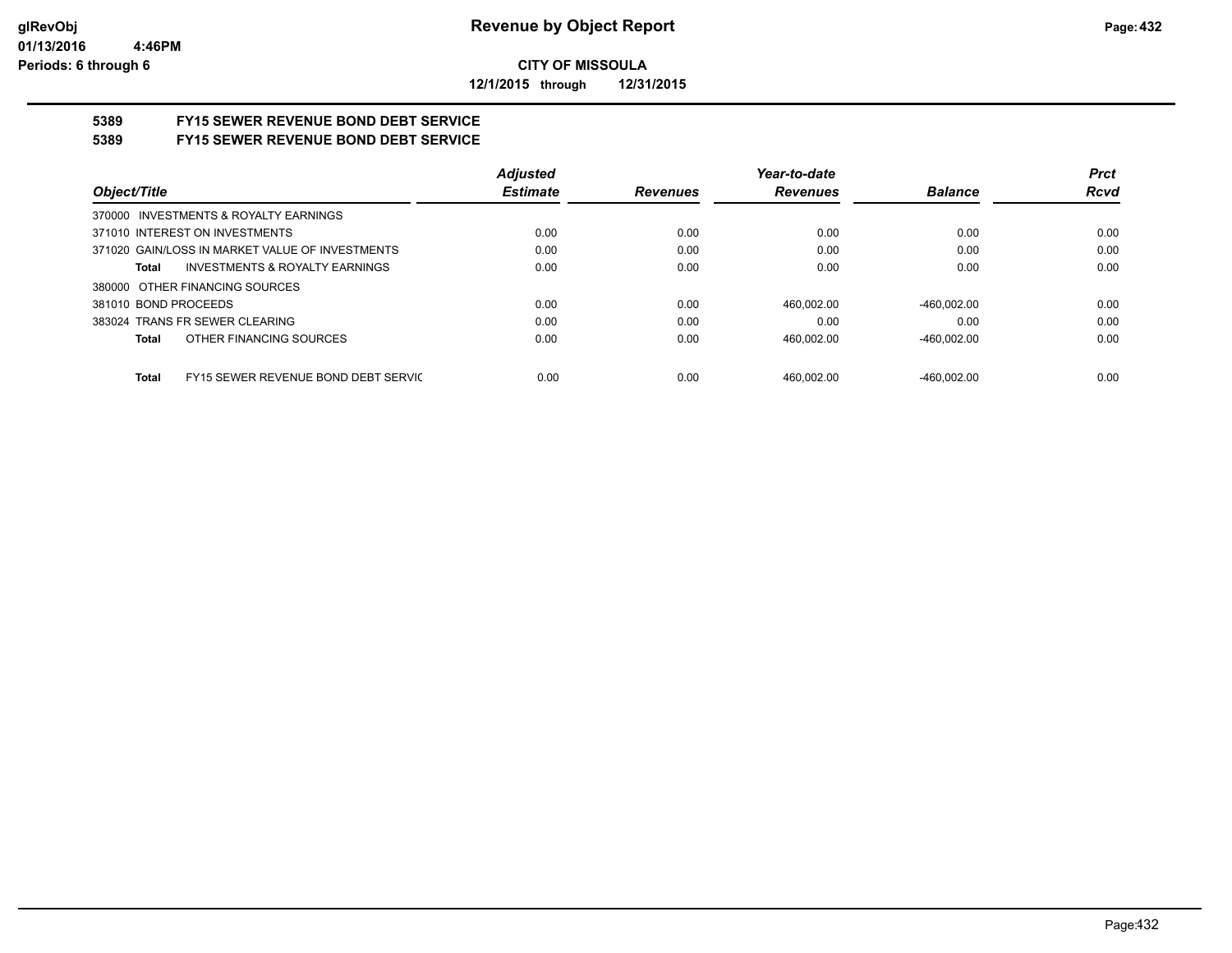**CITY OF MISSOULA**

**12/1/2015 through 12/31/2015**

## 5389 FY15 SEWER REVENUE BOND DEBT SERVICE

## 5389 FY15 SEWER REVENUE BOND DEBT SERVICE

| Object/Title | Adjusted Estimate | Revenues | Year-to-date Revenues | Balance | Prct Rcvd |
|---|---|---|---|---|---|
| 370000 INVESTMENTS & ROYALTY EARNINGS | | | | | |
| 371010 INTEREST ON INVESTMENTS | 0.00 | 0.00 | 0.00 | 0.00 | 0.00 |
| 371020 GAIN/LOSS IN MARKET VALUE OF INVESTMENTS | 0.00 | 0.00 | 0.00 | 0.00 | 0.00 |
| **Total** INVESTMENTS & ROYALTY EARNINGS | 0.00 | 0.00 | 0.00 | 0.00 | 0.00 |
| 380000 OTHER FINANCING SOURCES | | | | | |
| 381010 BOND PROCEEDS | 0.00 | 0.00 | 460,002.00 | -460,002.00 | 0.00 |
| 383024 TRANS FR SEWER CLEARING | 0.00 | 0.00 | 0.00 | 0.00 | 0.00 |
| **Total** OTHER FINANCING SOURCES | 0.00 | 0.00 | 460,002.00 | -460,002.00 | 0.00 |
| **Total** FY15 SEWER REVENUE BOND DEBT SERVIC | 0.00 | 0.00 | 460,002.00 | -460,002.00 | 0.00 |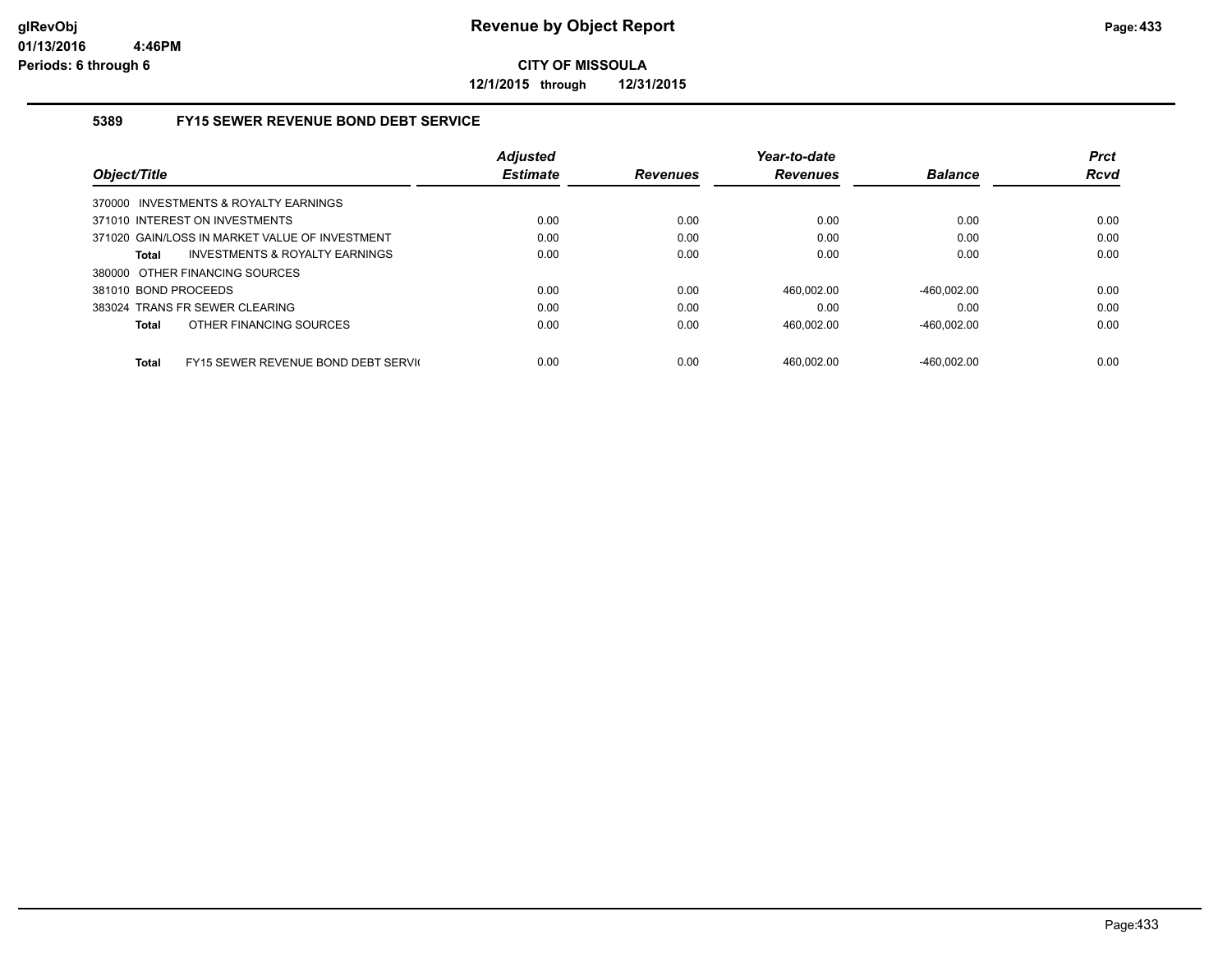**glRevObj**
**01/13/2016 4:46PM**
**Periods: 6 through 6**

# Revenue by Object Report

**CITY OF MISSOULA**

**12/1/2015 through 12/31/2015**

## 5389 FY15 SEWER REVENUE BOND DEBT SERVICE

| Object/Title | Adjusted Estimate | Revenues | Year-to-date Revenues | Balance | Prct Rcvd |
|---|---|---|---|---|---|
| 370000 INVESTMENTS & ROYALTY EARNINGS | | | | | |
| 371010 INTEREST ON INVESTMENTS | 0.00 | 0.00 | 0.00 | 0.00 | 0.00 |
| 371020 GAIN/LOSS IN MARKET VALUE OF INVESTMENT | 0.00 | 0.00 | 0.00 | 0.00 | 0.00 |
| **Total** INVESTMENTS & ROYALTY EARNINGS | 0.00 | 0.00 | 0.00 | 0.00 | 0.00 |
| 380000 OTHER FINANCING SOURCES | | | | | |
| 381010 BOND PROCEEDS | 0.00 | 0.00 | 460,002.00 | -460,002.00 | 0.00 |
| 383024 TRANS FR SEWER CLEARING | 0.00 | 0.00 | 0.00 | 0.00 | 0.00 |
| **Total** OTHER FINANCING SOURCES | 0.00 | 0.00 | 460,002.00 | -460,002.00 | 0.00 |
| **Total** FY15 SEWER REVENUE BOND DEBT SERVI( | 0.00 | 0.00 | 460,002.00 | -460,002.00 | 0.00 |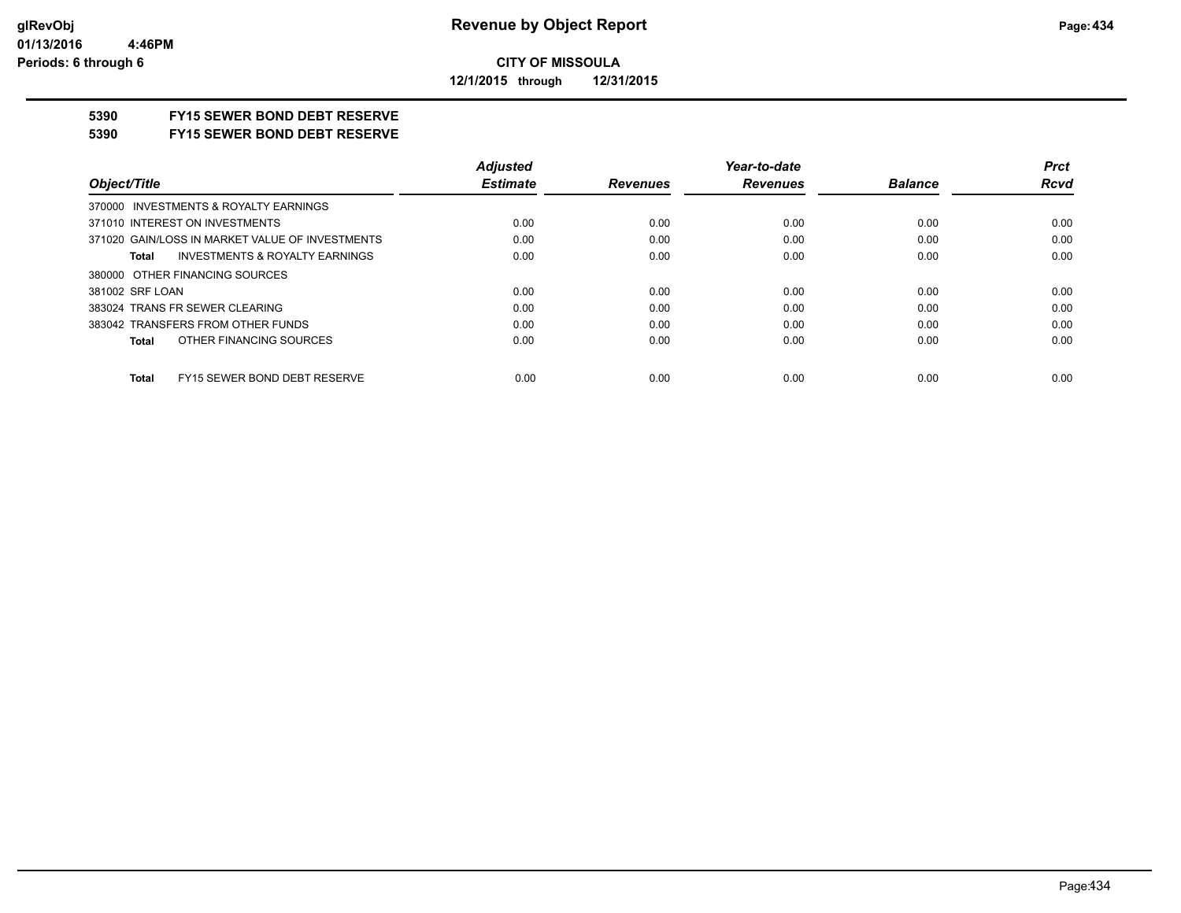**CITY OF MISSOULA**

**12/1/2015 through 12/31/2015**

**5390 FY15 SEWER BOND DEBT RESERVE**

**5390 FY15 SEWER BOND DEBT RESERVE**

| Object/Title | Adjusted Estimate | Revenues | Year-to-date Revenues | Balance | Prct Rcvd |
|---|---|---|---|---|---|
| 370000 INVESTMENTS & ROYALTY EARNINGS | | | | | |
| 371010 INTEREST ON INVESTMENTS | 0.00 | 0.00 | 0.00 | 0.00 | 0.00 |
| 371020 GAIN/LOSS IN MARKET VALUE OF INVESTMENTS | 0.00 | 0.00 | 0.00 | 0.00 | 0.00 |
| **Total** INVESTMENTS & ROYALTY EARNINGS | 0.00 | 0.00 | 0.00 | 0.00 | 0.00 |
| 380000 OTHER FINANCING SOURCES | | | | | |
| 381002 SRF LOAN | 0.00 | 0.00 | 0.00 | 0.00 | 0.00 |
| 383024 TRANS FR SEWER CLEARING | 0.00 | 0.00 | 0.00 | 0.00 | 0.00 |
| 383042 TRANSFERS FROM OTHER FUNDS | 0.00 | 0.00 | 0.00 | 0.00 | 0.00 |
| **Total** OTHER FINANCING SOURCES | 0.00 | 0.00 | 0.00 | 0.00 | 0.00 |
| **Total** FY15 SEWER BOND DEBT RESERVE | 0.00 | 0.00 | 0.00 | 0.00 | 0.00 |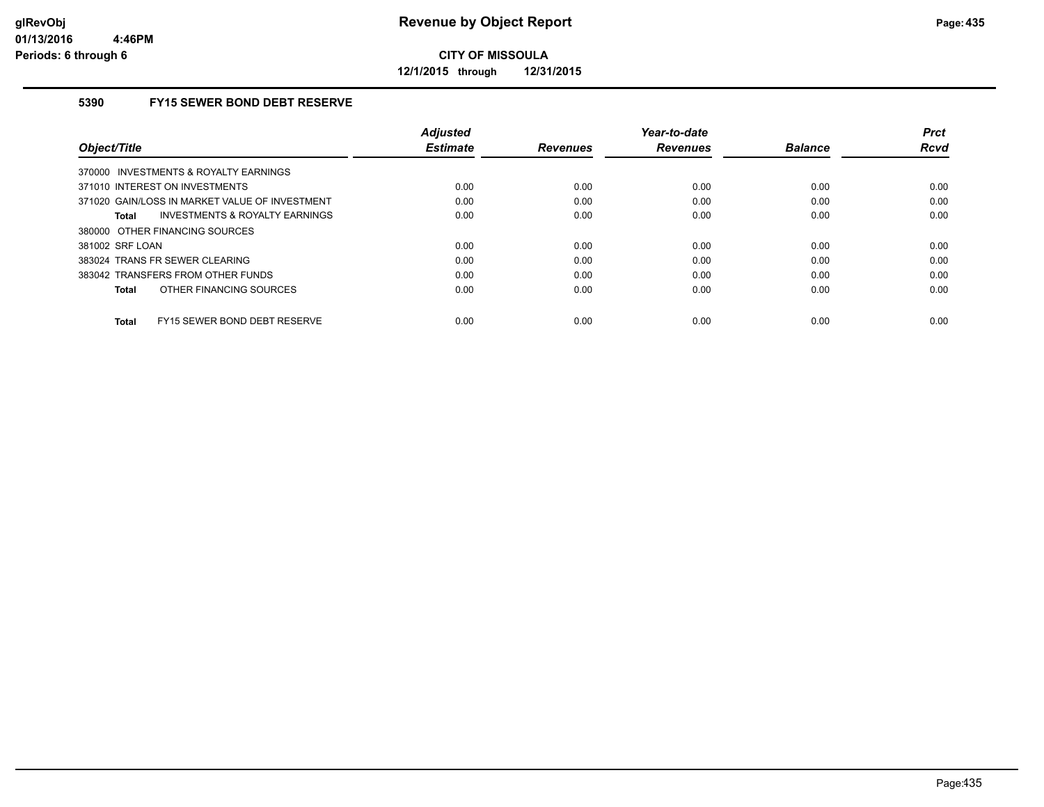# Revenue by Object Report

**CITY OF MISSOULA**

**12/1/2015 through 12/31/2015**

glRevObj
01/13/2016 4:46PM
Periods: 6 through 6

## 5390 FY15 SEWER BOND DEBT RESERVE

| Object/Title | Adjusted Estimate | Revenues | Year-to-date Revenues | Balance | Prct Rcvd |
|---|---|---|---|---|---|
| 370000 INVESTMENTS & ROYALTY EARNINGS | | | | | |
| 371010 INTEREST ON INVESTMENTS | 0.00 | 0.00 | 0.00 | 0.00 | 0.00 |
| 371020 GAIN/LOSS IN MARKET VALUE OF INVESTMENT | 0.00 | 0.00 | 0.00 | 0.00 | 0.00 |
| **Total** INVESTMENTS & ROYALTY EARNINGS | 0.00 | 0.00 | 0.00 | 0.00 | 0.00 |
| 380000 OTHER FINANCING SOURCES | | | | | |
| 381002 SRF LOAN | 0.00 | 0.00 | 0.00 | 0.00 | 0.00 |
| 383024 TRANS FR SEWER CLEARING | 0.00 | 0.00 | 0.00 | 0.00 | 0.00 |
| 383042 TRANSFERS FROM OTHER FUNDS | 0.00 | 0.00 | 0.00 | 0.00 | 0.00 |
| **Total** OTHER FINANCING SOURCES | 0.00 | 0.00 | 0.00 | 0.00 | 0.00 |
| **Total** FY15 SEWER BOND DEBT RESERVE | 0.00 | 0.00 | 0.00 | 0.00 | 0.00 |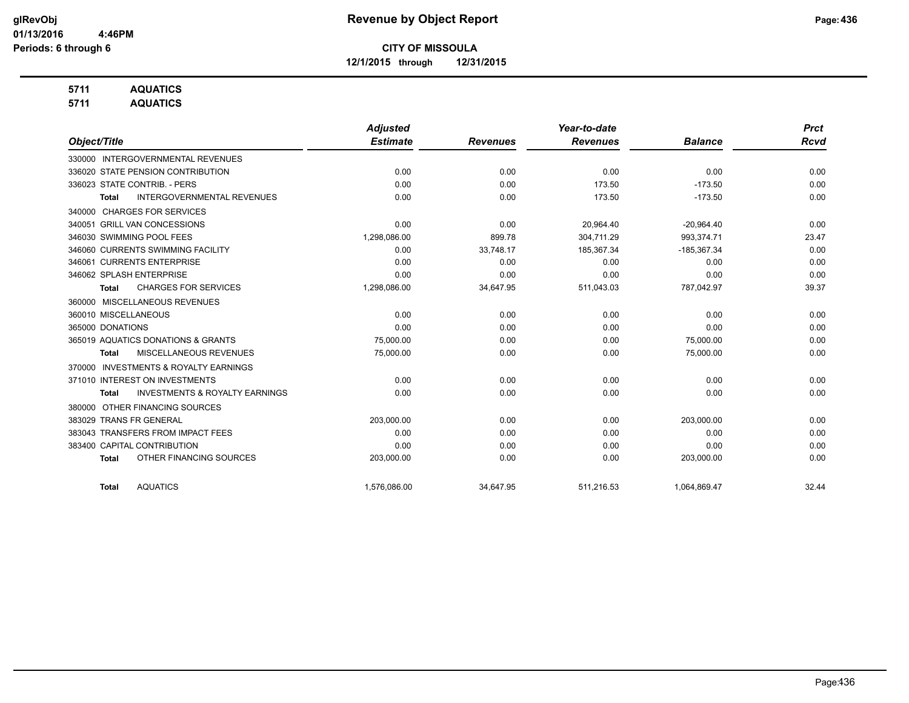# Revenue by Object Report

**CITY OF MISSOULA**

**12/1/2015 through 12/31/2015**

glRevObj
01/13/2016 4:46PM
Periods: 6 through 6

**5711 AQUATICS**
**5711 AQUATICS**

| Object/Title | Adjusted Estimate | Revenues | Year-to-date Revenues | Balance | Prct Rcvd |
|---|---|---|---|---|---|
| 330000 INTERGOVERNMENTAL REVENUES | | | | | |
| 336020 STATE PENSION CONTRIBUTION | 0.00 | 0.00 | 0.00 | 0.00 | 0.00 |
| 336023 STATE CONTRIB. - PERS | 0.00 | 0.00 | 173.50 | -173.50 | 0.00 |
| **Total** INTERGOVERNMENTAL REVENUES | 0.00 | 0.00 | 173.50 | -173.50 | 0.00 |
| 340000 CHARGES FOR SERVICES | | | | | |
| 340051 GRILL VAN CONCESSIONS | 0.00 | 0.00 | 20,964.40 | -20,964.40 | 0.00 |
| 346030 SWIMMING POOL FEES | 1,298,086.00 | 899.78 | 304,711.29 | 993,374.71 | 23.47 |
| 346060 CURRENTS SWIMMING FACILITY | 0.00 | 33,748.17 | 185,367.34 | -185,367.34 | 0.00 |
| 346061 CURRENTS ENTERPRISE | 0.00 | 0.00 | 0.00 | 0.00 | 0.00 |
| 346062 SPLASH ENTERPRISE | 0.00 | 0.00 | 0.00 | 0.00 | 0.00 |
| **Total** CHARGES FOR SERVICES | 1,298,086.00 | 34,647.95 | 511,043.03 | 787,042.97 | 39.37 |
| 360000 MISCELLANEOUS REVENUES | | | | | |
| 360010 MISCELLANEOUS | 0.00 | 0.00 | 0.00 | 0.00 | 0.00 |
| 365000 DONATIONS | 0.00 | 0.00 | 0.00 | 0.00 | 0.00 |
| 365019 AQUATICS DONATIONS & GRANTS | 75,000.00 | 0.00 | 0.00 | 75,000.00 | 0.00 |
| **Total** MISCELLANEOUS REVENUES | 75,000.00 | 0.00 | 0.00 | 75,000.00 | 0.00 |
| 370000 INVESTMENTS & ROYALTY EARNINGS | | | | | |
| 371010 INTEREST ON INVESTMENTS | 0.00 | 0.00 | 0.00 | 0.00 | 0.00 |
| **Total** INVESTMENTS & ROYALTY EARNINGS | 0.00 | 0.00 | 0.00 | 0.00 | 0.00 |
| 380000 OTHER FINANCING SOURCES | | | | | |
| 383029 TRANS FR GENERAL | 203,000.00 | 0.00 | 0.00 | 203,000.00 | 0.00 |
| 383043 TRANSFERS FROM IMPACT FEES | 0.00 | 0.00 | 0.00 | 0.00 | 0.00 |
| 383400 CAPITAL CONTRIBUTION | 0.00 | 0.00 | 0.00 | 0.00 | 0.00 |
| **Total** OTHER FINANCING SOURCES | 203,000.00 | 0.00 | 0.00 | 203,000.00 | 0.00 |
| **Total** AQUATICS | 1,576,086.00 | 34,647.95 | 511,216.53 | 1,064,869.47 | 32.44 |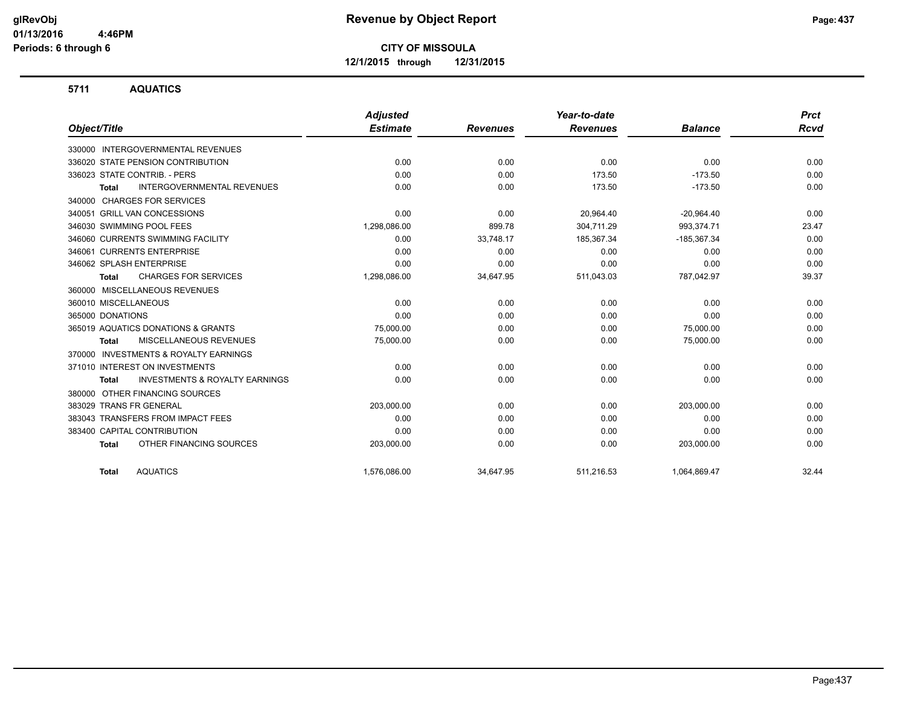# Revenue by Object Report

**CITY OF MISSOULA**

**12/1/2015 through 12/31/2015**

glRevObj
01/13/2016 4:46PM
Periods: 6 through 6

## 5711 AQUATICS

| Object/Title | Adjusted Estimate | Revenues | Year-to-date Revenues | Balance | Prct Rcvd |
|---|---|---|---|---|---|
| 330000 INTERGOVERNMENTAL REVENUES | | | | | |
| 336020 STATE PENSION CONTRIBUTION | 0.00 | 0.00 | 0.00 | 0.00 | 0.00 |
| 336023 STATE CONTRIB. - PERS | 0.00 | 0.00 | 173.50 | -173.50 | 0.00 |
| **Total** INTERGOVERNMENTAL REVENUES | 0.00 | 0.00 | 173.50 | -173.50 | 0.00 |
| 340000 CHARGES FOR SERVICES | | | | | |
| 340051 GRILL VAN CONCESSIONS | 0.00 | 0.00 | 20,964.40 | -20,964.40 | 0.00 |
| 346030 SWIMMING POOL FEES | 1,298,086.00 | 899.78 | 304,711.29 | 993,374.71 | 23.47 |
| 346060 CURRENTS SWIMMING FACILITY | 0.00 | 33,748.17 | 185,367.34 | -185,367.34 | 0.00 |
| 346061 CURRENTS ENTERPRISE | 0.00 | 0.00 | 0.00 | 0.00 | 0.00 |
| 346062 SPLASH ENTERPRISE | 0.00 | 0.00 | 0.00 | 0.00 | 0.00 |
| **Total** CHARGES FOR SERVICES | 1,298,086.00 | 34,647.95 | 511,043.03 | 787,042.97 | 39.37 |
| 360000 MISCELLANEOUS REVENUES | | | | | |
| 360010 MISCELLANEOUS | 0.00 | 0.00 | 0.00 | 0.00 | 0.00 |
| 365000 DONATIONS | 0.00 | 0.00 | 0.00 | 0.00 | 0.00 |
| 365019 AQUATICS DONATIONS & GRANTS | 75,000.00 | 0.00 | 0.00 | 75,000.00 | 0.00 |
| **Total** MISCELLANEOUS REVENUES | 75,000.00 | 0.00 | 0.00 | 75,000.00 | 0.00 |
| 370000 INVESTMENTS & ROYALTY EARNINGS | | | | | |
| 371010 INTEREST ON INVESTMENTS | 0.00 | 0.00 | 0.00 | 0.00 | 0.00 |
| **Total** INVESTMENTS & ROYALTY EARNINGS | 0.00 | 0.00 | 0.00 | 0.00 | 0.00 |
| 380000 OTHER FINANCING SOURCES | | | | | |
| 383029 TRANS FR GENERAL | 203,000.00 | 0.00 | 0.00 | 203,000.00 | 0.00 |
| 383043 TRANSFERS FROM IMPACT FEES | 0.00 | 0.00 | 0.00 | 0.00 | 0.00 |
| 383400 CAPITAL CONTRIBUTION | 0.00 | 0.00 | 0.00 | 0.00 | 0.00 |
| **Total** OTHER FINANCING SOURCES | 203,000.00 | 0.00 | 0.00 | 203,000.00 | 0.00 |
| **Total** AQUATICS | 1,576,086.00 | 34,647.95 | 511,216.53 | 1,064,869.47 | 32.44 |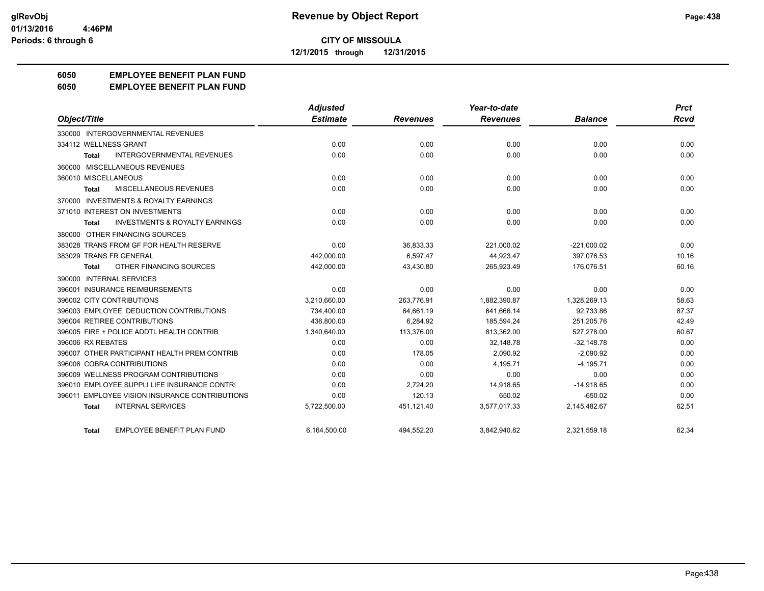# Revenue by Object Report

glRevObj
01/13/2016 4:46PM
Periods: 6 through 6

**CITY OF MISSOULA**

**12/1/2015 through 12/31/2015**

## 6050 EMPLOYEE BENEFIT PLAN FUND
## 6050 EMPLOYEE BENEFIT PLAN FUND

| Object/Title | Adjusted Estimate | Revenues | Year-to-date Revenues | Balance | Prct Rcvd |
|---|---|---|---|---|---|
| 330000 INTERGOVERNMENTAL REVENUES | | | | | |
| 334112 WELLNESS GRANT | 0.00 | 0.00 | 0.00 | 0.00 | 0.00 |
| **Total** INTERGOVERNMENTAL REVENUES | 0.00 | 0.00 | 0.00 | 0.00 | 0.00 |
| 360000 MISCELLANEOUS REVENUES | | | | | |
| 360010 MISCELLANEOUS | 0.00 | 0.00 | 0.00 | 0.00 | 0.00 |
| **Total** MISCELLANEOUS REVENUES | 0.00 | 0.00 | 0.00 | 0.00 | 0.00 |
| 370000 INVESTMENTS & ROYALTY EARNINGS | | | | | |
| 371010 INTEREST ON INVESTMENTS | 0.00 | 0.00 | 0.00 | 0.00 | 0.00 |
| **Total** INVESTMENTS & ROYALTY EARNINGS | 0.00 | 0.00 | 0.00 | 0.00 | 0.00 |
| 380000 OTHER FINANCING SOURCES | | | | | |
| 383028 TRANS FROM GF FOR HEALTH RESERVE | 0.00 | 36,833.33 | 221,000.02 | -221,000.02 | 0.00 |
| 383029 TRANS FR GENERAL | 442,000.00 | 6,597.47 | 44,923.47 | 397,076.53 | 10.16 |
| **Total** OTHER FINANCING SOURCES | 442,000.00 | 43,430.80 | 265,923.49 | 176,076.51 | 60.16 |
| 390000 INTERNAL SERVICES | | | | | |
| 396001 INSURANCE REIMBURSEMENTS | 0.00 | 0.00 | 0.00 | 0.00 | 0.00 |
| 396002 CITY CONTRIBUTIONS | 3,210,660.00 | 263,776.91 | 1,882,390.87 | 1,328,269.13 | 58.63 |
| 396003 EMPLOYEE DEDUCTION CONTRIBUTIONS | 734,400.00 | 64,661.19 | 641,666.14 | 92,733.86 | 87.37 |
| 396004 RETIREE CONTRIBUTIONS | 436,800.00 | 6,284.92 | 185,594.24 | 251,205.76 | 42.49 |
| 396005 FIRE + POLICE ADDTL HEALTH CONTRIB | 1,340,640.00 | 113,376.00 | 813,362.00 | 527,278.00 | 60.67 |
| 396006 RX REBATES | 0.00 | 0.00 | 32,148.78 | -32,148.78 | 0.00 |
| 396007 OTHER PARTICIPANT HEALTH PREM CONTRIB | 0.00 | 178.05 | 2,090.92 | -2,090.92 | 0.00 |
| 396008 COBRA CONTRIBUTIONS | 0.00 | 0.00 | 4,195.71 | -4,195.71 | 0.00 |
| 396009 WELLNESS PROGRAM CONTRIBUTIONS | 0.00 | 0.00 | 0.00 | 0.00 | 0.00 |
| 396010 EMPLOYEE SUPPLI LIFE INSURANCE CONTRI | 0.00 | 2,724.20 | 14,918.65 | -14,918.65 | 0.00 |
| 396011 EMPLOYEE VISION INSURANCE CONTRIBUTIONS | 0.00 | 120.13 | 650.02 | -650.02 | 0.00 |
| **Total** INTERNAL SERVICES | 5,722,500.00 | 451,121.40 | 3,577,017.33 | 2,145,482.67 | 62.51 |
| **Total** EMPLOYEE BENEFIT PLAN FUND | 6,164,500.00 | 494,552.20 | 3,842,940.82 | 2,321,559.18 | 62.34 |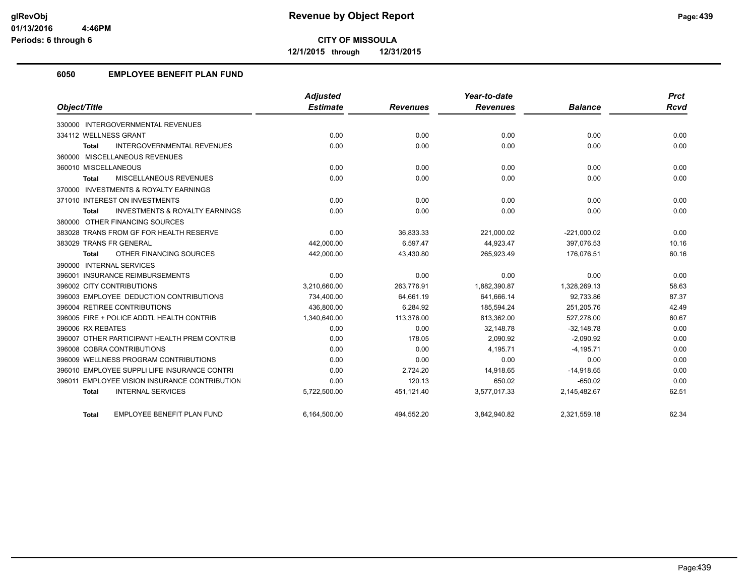**CITY OF MISSOULA**

**12/1/2015 through 12/31/2015**

## 6050 EMPLOYEE BENEFIT PLAN FUND

| Object/Title | Adjusted Estimate | Revenues | Year-to-date Revenues | Balance | Prct Rcvd |
|---|---|---|---|---|---|
| 330000 INTERGOVERNMENTAL REVENUES | | | | | |
| 334112 WELLNESS GRANT | 0.00 | 0.00 | 0.00 | 0.00 | 0.00 |
| **Total** INTERGOVERNMENTAL REVENUES | 0.00 | 0.00 | 0.00 | 0.00 | 0.00 |
| 360000 MISCELLANEOUS REVENUES | | | | | |
| 360010 MISCELLANEOUS | 0.00 | 0.00 | 0.00 | 0.00 | 0.00 |
| **Total** MISCELLANEOUS REVENUES | 0.00 | 0.00 | 0.00 | 0.00 | 0.00 |
| 370000 INVESTMENTS & ROYALTY EARNINGS | | | | | |
| 371010 INTEREST ON INVESTMENTS | 0.00 | 0.00 | 0.00 | 0.00 | 0.00 |
| **Total** INVESTMENTS & ROYALTY EARNINGS | 0.00 | 0.00 | 0.00 | 0.00 | 0.00 |
| 380000 OTHER FINANCING SOURCES | | | | | |
| 383028 TRANS FROM GF FOR HEALTH RESERVE | 0.00 | 36,833.33 | 221,000.02 | -221,000.02 | 0.00 |
| 383029 TRANS FR GENERAL | 442,000.00 | 6,597.47 | 44,923.47 | 397,076.53 | 10.16 |
| **Total** OTHER FINANCING SOURCES | 442,000.00 | 43,430.80 | 265,923.49 | 176,076.51 | 60.16 |
| 390000 INTERNAL SERVICES | | | | | |
| 396001 INSURANCE REIMBURSEMENTS | 0.00 | 0.00 | 0.00 | 0.00 | 0.00 |
| 396002 CITY CONTRIBUTIONS | 3,210,660.00 | 263,776.91 | 1,882,390.87 | 1,328,269.13 | 58.63 |
| 396003 EMPLOYEE DEDUCTION CONTRIBUTIONS | 734,400.00 | 64,661.19 | 641,666.14 | 92,733.86 | 87.37 |
| 396004 RETIREE CONTRIBUTIONS | 436,800.00 | 6,284.92 | 185,594.24 | 251,205.76 | 42.49 |
| 396005 FIRE + POLICE ADDTL HEALTH CONTRIB | 1,340,640.00 | 113,376.00 | 813,362.00 | 527,278.00 | 60.67 |
| 396006 RX REBATES | 0.00 | 0.00 | 32,148.78 | -32,148.78 | 0.00 |
| 396007 OTHER PARTICIPANT HEALTH PREM CONTRIB | 0.00 | 178.05 | 2,090.92 | -2,090.92 | 0.00 |
| 396008 COBRA CONTRIBUTIONS | 0.00 | 0.00 | 4,195.71 | -4,195.71 | 0.00 |
| 396009 WELLNESS PROGRAM CONTRIBUTIONS | 0.00 | 0.00 | 0.00 | 0.00 | 0.00 |
| 396010 EMPLOYEE SUPPLI LIFE INSURANCE CONTRI | 0.00 | 2,724.20 | 14,918.65 | -14,918.65 | 0.00 |
| 396011 EMPLOYEE VISION INSURANCE CONTRIBUTION | 0.00 | 120.13 | 650.02 | -650.02 | 0.00 |
| **Total** INTERNAL SERVICES | 5,722,500.00 | 451,121.40 | 3,577,017.33 | 2,145,482.67 | 62.51 |
| **Total** EMPLOYEE BENEFIT PLAN FUND | 6,164,500.00 | 494,552.20 | 3,842,940.82 | 2,321,559.18 | 62.34 |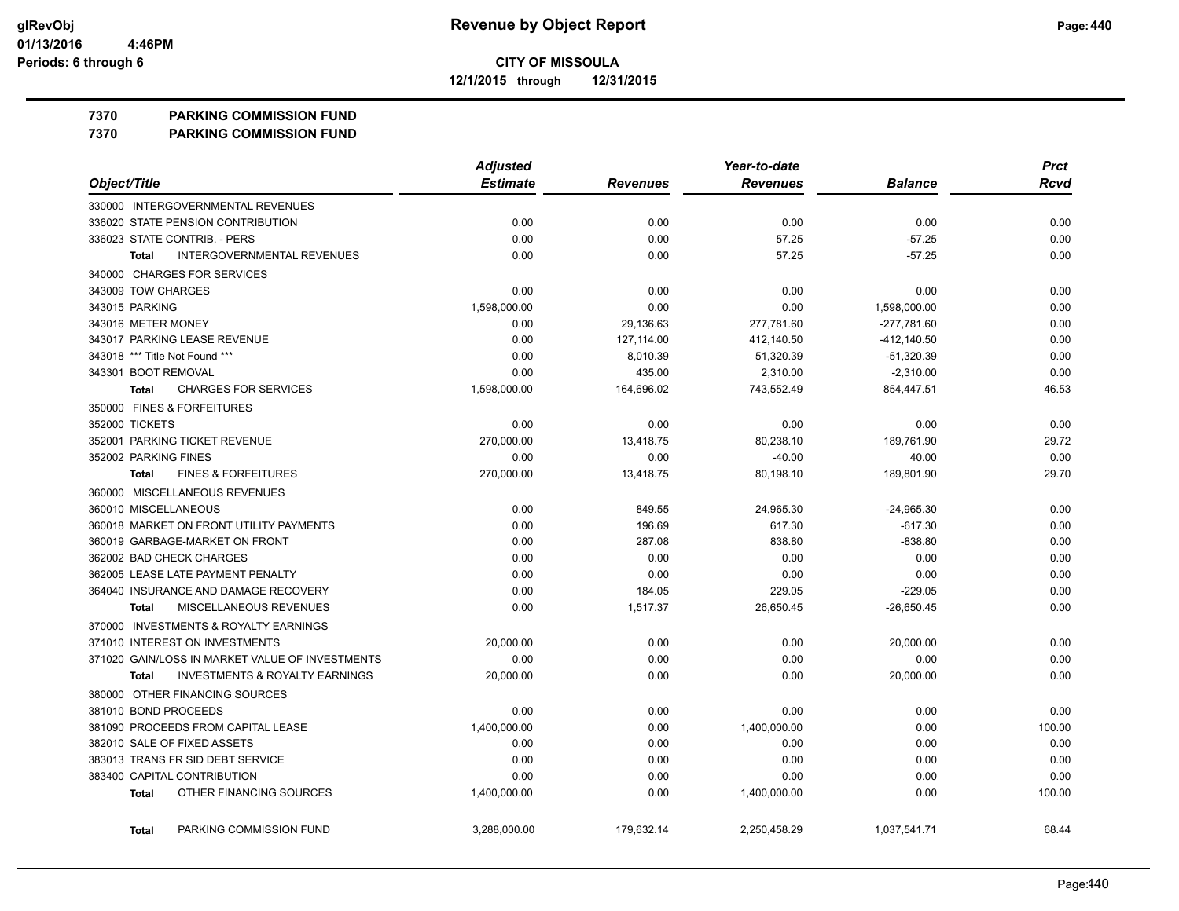**Revenue by Object Report**

**CITY OF MISSOULA**

**12/1/2015 through 12/31/2015**

glRevObj
01/13/2016 4:46PM
Periods: 6 through 6

**7370 PARKING COMMISSION FUND**
**7370 PARKING COMMISSION FUND**

| Object/Title | Adjusted Estimate | Revenues | Year-to-date Revenues | Balance | Prct Rcvd |
|---|---|---|---|---|---|
| 330000 INTERGOVERNMENTAL REVENUES | | | | | |
| 336020 STATE PENSION CONTRIBUTION | 0.00 | 0.00 | 0.00 | 0.00 | 0.00 |
| 336023 STATE CONTRIB. - PERS | 0.00 | 0.00 | 57.25 | -57.25 | 0.00 |
| **Total** INTERGOVERNMENTAL REVENUES | 0.00 | 0.00 | 57.25 | -57.25 | 0.00 |
| 340000 CHARGES FOR SERVICES | | | | | |
| 343009 TOW CHARGES | 0.00 | 0.00 | 0.00 | 0.00 | 0.00 |
| 343015 PARKING | 1,598,000.00 | 0.00 | 0.00 | 1,598,000.00 | 0.00 |
| 343016 METER MONEY | 0.00 | 29,136.63 | 277,781.60 | -277,781.60 | 0.00 |
| 343017 PARKING LEASE REVENUE | 0.00 | 127,114.00 | 412,140.50 | -412,140.50 | 0.00 |
| 343018 *** Title Not Found *** | 0.00 | 8,010.39 | 51,320.39 | -51,320.39 | 0.00 |
| 343301 BOOT REMOVAL | 0.00 | 435.00 | 2,310.00 | -2,310.00 | 0.00 |
| **Total** CHARGES FOR SERVICES | 1,598,000.00 | 164,696.02 | 743,552.49 | 854,447.51 | 46.53 |
| 350000 FINES & FORFEITURES | | | | | |
| 352000 TICKETS | 0.00 | 0.00 | 0.00 | 0.00 | 0.00 |
| 352001 PARKING TICKET REVENUE | 270,000.00 | 13,418.75 | 80,238.10 | 189,761.90 | 29.72 |
| 352002 PARKING FINES | 0.00 | 0.00 | -40.00 | 40.00 | 0.00 |
| **Total** FINES & FORFEITURES | 270,000.00 | 13,418.75 | 80,198.10 | 189,801.90 | 29.70 |
| 360000 MISCELLANEOUS REVENUES | | | | | |
| 360010 MISCELLANEOUS | 0.00 | 849.55 | 24,965.30 | -24,965.30 | 0.00 |
| 360018 MARKET ON FRONT UTILITY PAYMENTS | 0.00 | 196.69 | 617.30 | -617.30 | 0.00 |
| 360019 GARBAGE-MARKET ON FRONT | 0.00 | 287.08 | 838.80 | -838.80 | 0.00 |
| 362002 BAD CHECK CHARGES | 0.00 | 0.00 | 0.00 | 0.00 | 0.00 |
| 362005 LEASE LATE PAYMENT PENALTY | 0.00 | 0.00 | 0.00 | 0.00 | 0.00 |
| 364040 INSURANCE AND DAMAGE RECOVERY | 0.00 | 184.05 | 229.05 | -229.05 | 0.00 |
| **Total** MISCELLANEOUS REVENUES | 0.00 | 1,517.37 | 26,650.45 | -26,650.45 | 0.00 |
| 370000 INVESTMENTS & ROYALTY EARNINGS | | | | | |
| 371010 INTEREST ON INVESTMENTS | 20,000.00 | 0.00 | 0.00 | 20,000.00 | 0.00 |
| 371020 GAIN/LOSS IN MARKET VALUE OF INVESTMENTS | 0.00 | 0.00 | 0.00 | 0.00 | 0.00 |
| **Total** INVESTMENTS & ROYALTY EARNINGS | 20,000.00 | 0.00 | 0.00 | 20,000.00 | 0.00 |
| 380000 OTHER FINANCING SOURCES | | | | | |
| 381010 BOND PROCEEDS | 0.00 | 0.00 | 0.00 | 0.00 | 0.00 |
| 381090 PROCEEDS FROM CAPITAL LEASE | 1,400,000.00 | 0.00 | 1,400,000.00 | 0.00 | 100.00 |
| 382010 SALE OF FIXED ASSETS | 0.00 | 0.00 | 0.00 | 0.00 | 0.00 |
| 383013 TRANS FR SID DEBT SERVICE | 0.00 | 0.00 | 0.00 | 0.00 | 0.00 |
| 383400 CAPITAL CONTRIBUTION | 0.00 | 0.00 | 0.00 | 0.00 | 0.00 |
| **Total** OTHER FINANCING SOURCES | 1,400,000.00 | 0.00 | 1,400,000.00 | 0.00 | 100.00 |
| **Total** PARKING COMMISSION FUND | 3,288,000.00 | 179,632.14 | 2,250,458.29 | 1,037,541.71 | 68.44 |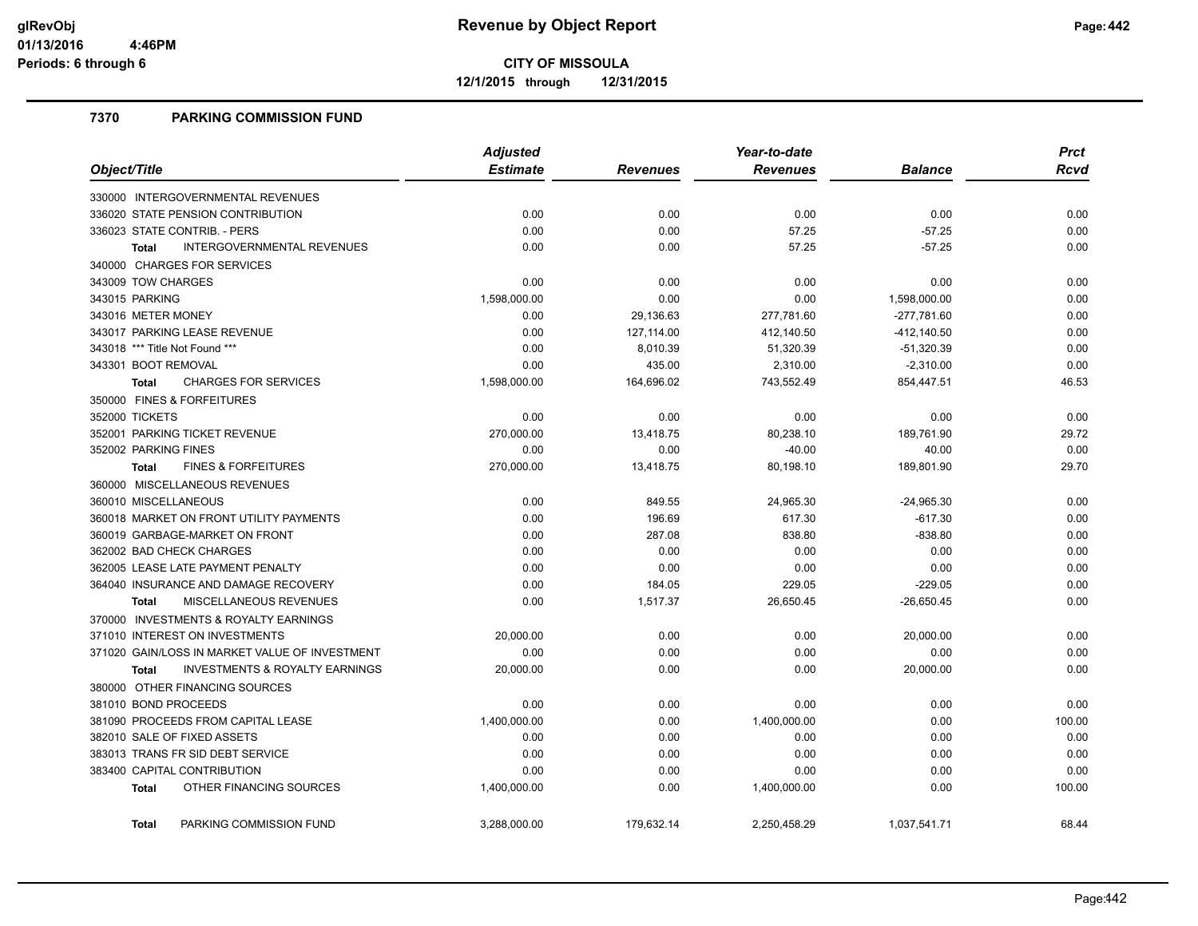**glRevObj**
**01/13/2016 4:46PM**
**Periods: 6 through 6**

# Revenue by Object Report

**CITY OF MISSOULA**

**12/1/2015 through 12/31/2015**

## 7370 PARKING COMMISSION FUND

| Object/Title | Adjusted Estimate | Revenues | Year-to-date Revenues | Balance | Prct Rcvd |
|---|---|---|---|---|---|
| 330000 INTERGOVERNMENTAL REVENUES | | | | | |
| 336020 STATE PENSION CONTRIBUTION | 0.00 | 0.00 | 0.00 | 0.00 | 0.00 |
| 336023 STATE CONTRIB. - PERS | 0.00 | 0.00 | 57.25 | -57.25 | 0.00 |
| **Total** INTERGOVERNMENTAL REVENUES | 0.00 | 0.00 | 57.25 | -57.25 | 0.00 |
| 340000 CHARGES FOR SERVICES | | | | | |
| 343009 TOW CHARGES | 0.00 | 0.00 | 0.00 | 0.00 | 0.00 |
| 343015 PARKING | 1,598,000.00 | 0.00 | 0.00 | 1,598,000.00 | 0.00 |
| 343016 METER MONEY | 0.00 | 29,136.63 | 277,781.60 | -277,781.60 | 0.00 |
| 343017 PARKING LEASE REVENUE | 0.00 | 127,114.00 | 412,140.50 | -412,140.50 | 0.00 |
| 343018 *** Title Not Found *** | 0.00 | 8,010.39 | 51,320.39 | -51,320.39 | 0.00 |
| 343301 BOOT REMOVAL | 0.00 | 435.00 | 2,310.00 | -2,310.00 | 0.00 |
| **Total** CHARGES FOR SERVICES | 1,598,000.00 | 164,696.02 | 743,552.49 | 854,447.51 | 46.53 |
| 350000 FINES & FORFEITURES | | | | | |
| 352000 TICKETS | 0.00 | 0.00 | 0.00 | 0.00 | 0.00 |
| 352001 PARKING TICKET REVENUE | 270,000.00 | 13,418.75 | 80,238.10 | 189,761.90 | 29.72 |
| 352002 PARKING FINES | 0.00 | 0.00 | -40.00 | 40.00 | 0.00 |
| **Total** FINES & FORFEITURES | 270,000.00 | 13,418.75 | 80,198.10 | 189,801.90 | 29.70 |
| 360000 MISCELLANEOUS REVENUES | | | | | |
| 360010 MISCELLANEOUS | 0.00 | 849.55 | 24,965.30 | -24,965.30 | 0.00 |
| 360018 MARKET ON FRONT UTILITY PAYMENTS | 0.00 | 196.69 | 617.30 | -617.30 | 0.00 |
| 360019 GARBAGE-MARKET ON FRONT | 0.00 | 287.08 | 838.80 | -838.80 | 0.00 |
| 362002 BAD CHECK CHARGES | 0.00 | 0.00 | 0.00 | 0.00 | 0.00 |
| 362005 LEASE LATE PAYMENT PENALTY | 0.00 | 0.00 | 0.00 | 0.00 | 0.00 |
| 364040 INSURANCE AND DAMAGE RECOVERY | 0.00 | 184.05 | 229.05 | -229.05 | 0.00 |
| **Total** MISCELLANEOUS REVENUES | 0.00 | 1,517.37 | 26,650.45 | -26,650.45 | 0.00 |
| 370000 INVESTMENTS & ROYALTY EARNINGS | | | | | |
| 371010 INTEREST ON INVESTMENTS | 20,000.00 | 0.00 | 0.00 | 20,000.00 | 0.00 |
| 371020 GAIN/LOSS IN MARKET VALUE OF INVESTMENT | 0.00 | 0.00 | 0.00 | 0.00 | 0.00 |
| **Total** INVESTMENTS & ROYALTY EARNINGS | 20,000.00 | 0.00 | 0.00 | 20,000.00 | 0.00 |
| 380000 OTHER FINANCING SOURCES | | | | | |
| 381010 BOND PROCEEDS | 0.00 | 0.00 | 0.00 | 0.00 | 0.00 |
| 381090 PROCEEDS FROM CAPITAL LEASE | 1,400,000.00 | 0.00 | 1,400,000.00 | 0.00 | 100.00 |
| 382010 SALE OF FIXED ASSETS | 0.00 | 0.00 | 0.00 | 0.00 | 0.00 |
| 383013 TRANS FR SID DEBT SERVICE | 0.00 | 0.00 | 0.00 | 0.00 | 0.00 |
| 383400 CAPITAL CONTRIBUTION | 0.00 | 0.00 | 0.00 | 0.00 | 0.00 |
| **Total** OTHER FINANCING SOURCES | 1,400,000.00 | 0.00 | 1,400,000.00 | 0.00 | 100.00 |
| **Total** PARKING COMMISSION FUND | 3,288,000.00 | 179,632.14 | 2,250,458.29 | 1,037,541.71 | 68.44 |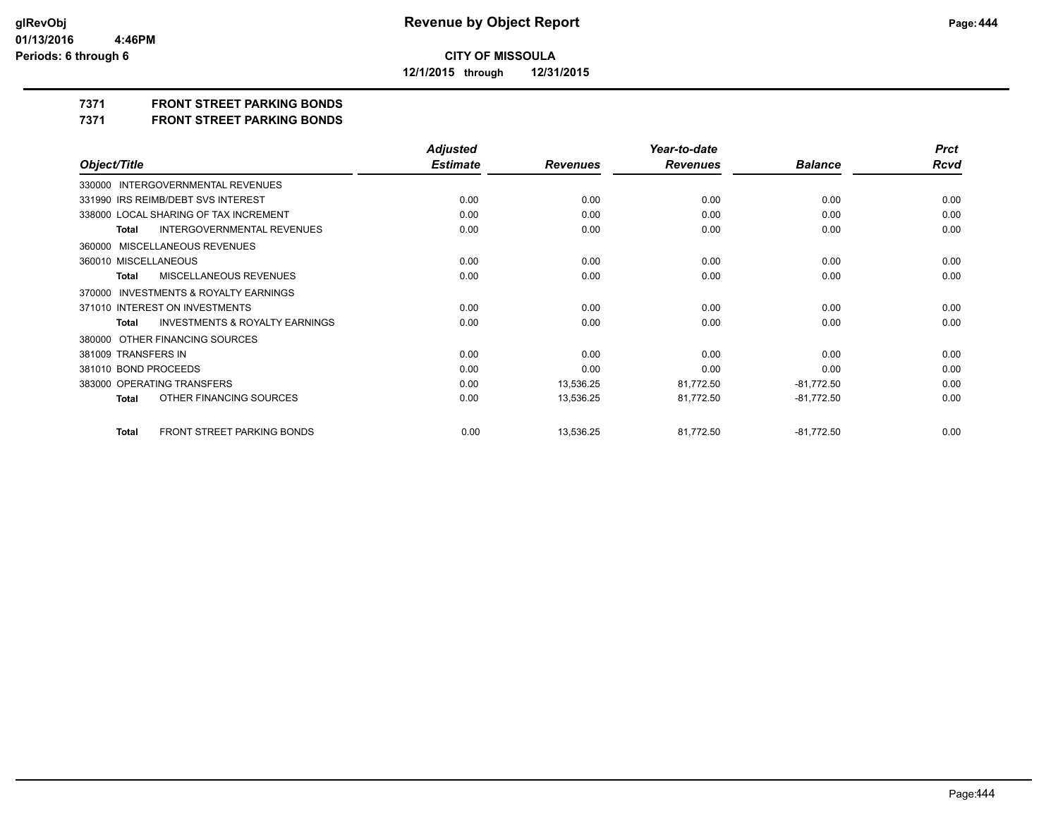# Revenue by Object Report

**CITY OF MISSOULA**

**12/1/2015 through 12/31/2015**

glRevObj
01/13/2016 4:46PM
Periods: 6 through 6

## 7371 FRONT STREET PARKING BONDS
## 7371 FRONT STREET PARKING BONDS

| Object/Title | Adjusted Estimate | Revenues | Year-to-date Revenues | Balance | Prct Rcvd |
|---|---|---|---|---|---|
| 330000 INTERGOVERNMENTAL REVENUES | | | | | |
| 331990 IRS REIMB/DEBT SVS INTEREST | 0.00 | 0.00 | 0.00 | 0.00 | 0.00 |
| 338000 LOCAL SHARING OF TAX INCREMENT | 0.00 | 0.00 | 0.00 | 0.00 | 0.00 |
| Total INTERGOVERNMENTAL REVENUES | 0.00 | 0.00 | 0.00 | 0.00 | 0.00 |
| 360000 MISCELLANEOUS REVENUES | | | | | |
| 360010 MISCELLANEOUS | 0.00 | 0.00 | 0.00 | 0.00 | 0.00 |
| Total MISCELLANEOUS REVENUES | 0.00 | 0.00 | 0.00 | 0.00 | 0.00 |
| 370000 INVESTMENTS & ROYALTY EARNINGS | | | | | |
| 371010 INTEREST ON INVESTMENTS | 0.00 | 0.00 | 0.00 | 0.00 | 0.00 |
| Total INVESTMENTS & ROYALTY EARNINGS | 0.00 | 0.00 | 0.00 | 0.00 | 0.00 |
| 380000 OTHER FINANCING SOURCES | | | | | |
| 381009 TRANSFERS IN | 0.00 | 0.00 | 0.00 | 0.00 | 0.00 |
| 381010 BOND PROCEEDS | 0.00 | 0.00 | 0.00 | 0.00 | 0.00 |
| 383000 OPERATING TRANSFERS | 0.00 | 13,536.25 | 81,772.50 | -81,772.50 | 0.00 |
| Total OTHER FINANCING SOURCES | 0.00 | 13,536.25 | 81,772.50 | -81,772.50 | 0.00 |
| Total FRONT STREET PARKING BONDS | 0.00 | 13,536.25 | 81,772.50 | -81,772.50 | 0.00 |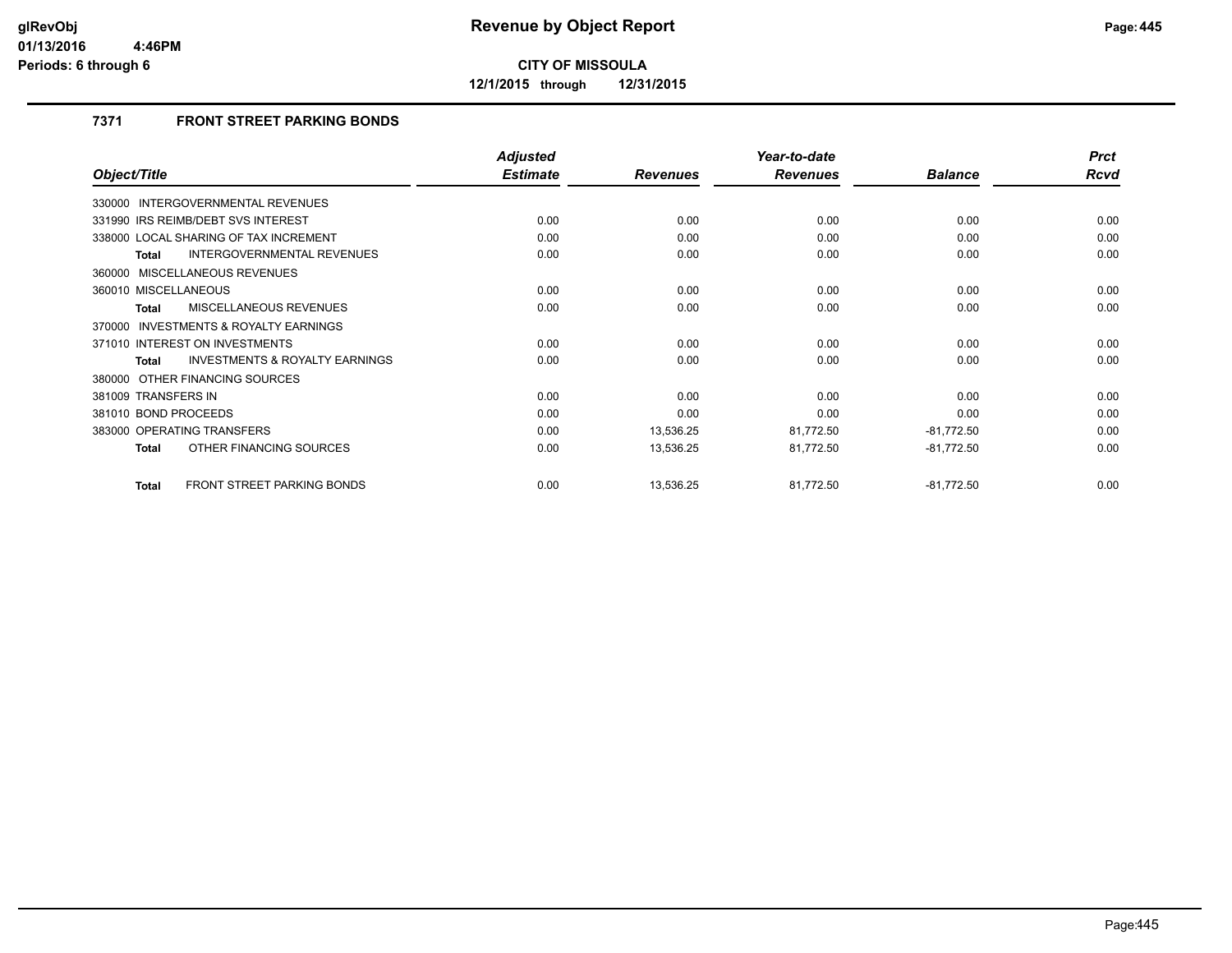**glRevObj**
**01/13/2016 4:46PM**
**Periods: 6 through 6**

# Revenue by Object Report

**CITY OF MISSOULA**

**12/1/2015 through 12/31/2015**

## 7371 FRONT STREET PARKING BONDS

| Object/Title | Adjusted Estimate | Revenues | Year-to-date Revenues | Balance | Prct Rcvd |
|---|---|---|---|---|---|
| 330000 INTERGOVERNMENTAL REVENUES | | | | | |
| 331990 IRS REIMB/DEBT SVS INTEREST | 0.00 | 0.00 | 0.00 | 0.00 | 0.00 |
| 338000 LOCAL SHARING OF TAX INCREMENT | 0.00 | 0.00 | 0.00 | 0.00 | 0.00 |
| **Total** INTERGOVERNMENTAL REVENUES | 0.00 | 0.00 | 0.00 | 0.00 | 0.00 |
| 360000 MISCELLANEOUS REVENUES | | | | | |
| 360010 MISCELLANEOUS | 0.00 | 0.00 | 0.00 | 0.00 | 0.00 |
| **Total** MISCELLANEOUS REVENUES | 0.00 | 0.00 | 0.00 | 0.00 | 0.00 |
| 370000 INVESTMENTS & ROYALTY EARNINGS | | | | | |
| 371010 INTEREST ON INVESTMENTS | 0.00 | 0.00 | 0.00 | 0.00 | 0.00 |
| **Total** INVESTMENTS & ROYALTY EARNINGS | 0.00 | 0.00 | 0.00 | 0.00 | 0.00 |
| 380000 OTHER FINANCING SOURCES | | | | | |
| 381009 TRANSFERS IN | 0.00 | 0.00 | 0.00 | 0.00 | 0.00 |
| 381010 BOND PROCEEDS | 0.00 | 0.00 | 0.00 | 0.00 | 0.00 |
| 383000 OPERATING TRANSFERS | 0.00 | 13,536.25 | 81,772.50 | -81,772.50 | 0.00 |
| **Total** OTHER FINANCING SOURCES | 0.00 | 13,536.25 | 81,772.50 | -81,772.50 | 0.00 |
| **Total** FRONT STREET PARKING BONDS | 0.00 | 13,536.25 | 81,772.50 | -81,772.50 | 0.00 |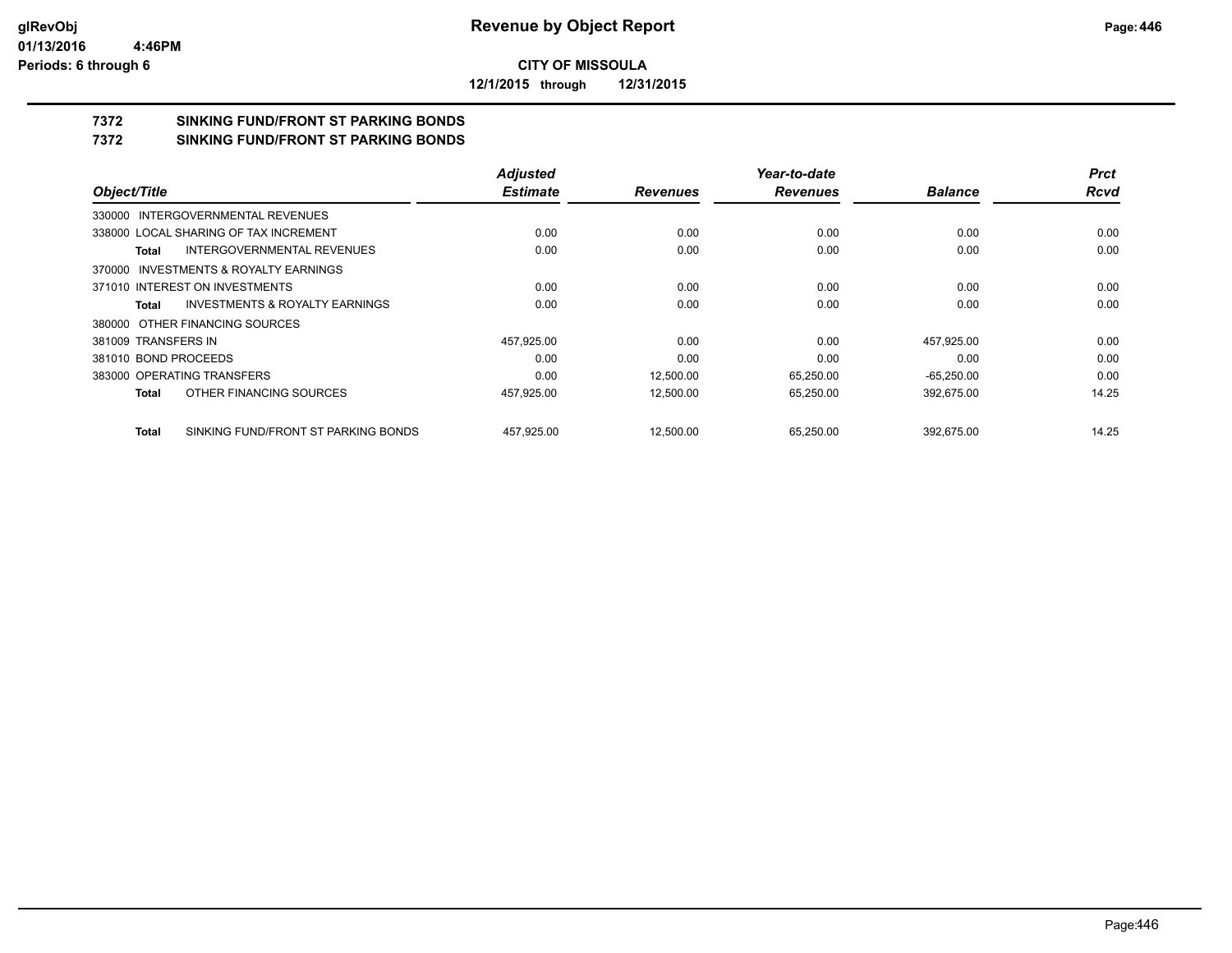# Revenue by Object Report

**CITY OF MISSOULA**

**12/1/2015 through 12/31/2015**

glRevObj
01/13/2016 4:46PM
Periods: 6 through 6

## 7372 SINKING FUND/FRONT ST PARKING BONDS
## 7372 SINKING FUND/FRONT ST PARKING BONDS

| Object/Title | Adjusted Estimate | Revenues | Year-to-date Revenues | Balance | Prct Rcvd |
|---|---|---|---|---|---|
| 330000 INTERGOVERNMENTAL REVENUES | | | | | |
| 338000 LOCAL SHARING OF TAX INCREMENT | 0.00 | 0.00 | 0.00 | 0.00 | 0.00 |
| **Total** INTERGOVERNMENTAL REVENUES | 0.00 | 0.00 | 0.00 | 0.00 | 0.00 |
| 370000 INVESTMENTS & ROYALTY EARNINGS | | | | | |
| 371010 INTEREST ON INVESTMENTS | 0.00 | 0.00 | 0.00 | 0.00 | 0.00 |
| **Total** INVESTMENTS & ROYALTY EARNINGS | 0.00 | 0.00 | 0.00 | 0.00 | 0.00 |
| 380000 OTHER FINANCING SOURCES | | | | | |
| 381009 TRANSFERS IN | 457,925.00 | 0.00 | 0.00 | 457,925.00 | 0.00 |
| 381010 BOND PROCEEDS | 0.00 | 0.00 | 0.00 | 0.00 | 0.00 |
| 383000 OPERATING TRANSFERS | 0.00 | 12,500.00 | 65,250.00 | -65,250.00 | 0.00 |
| **Total** OTHER FINANCING SOURCES | 457,925.00 | 12,500.00 | 65,250.00 | 392,675.00 | 14.25 |
| **Total** SINKING FUND/FRONT ST PARKING BONDS | 457,925.00 | 12,500.00 | 65,250.00 | 392,675.00 | 14.25 |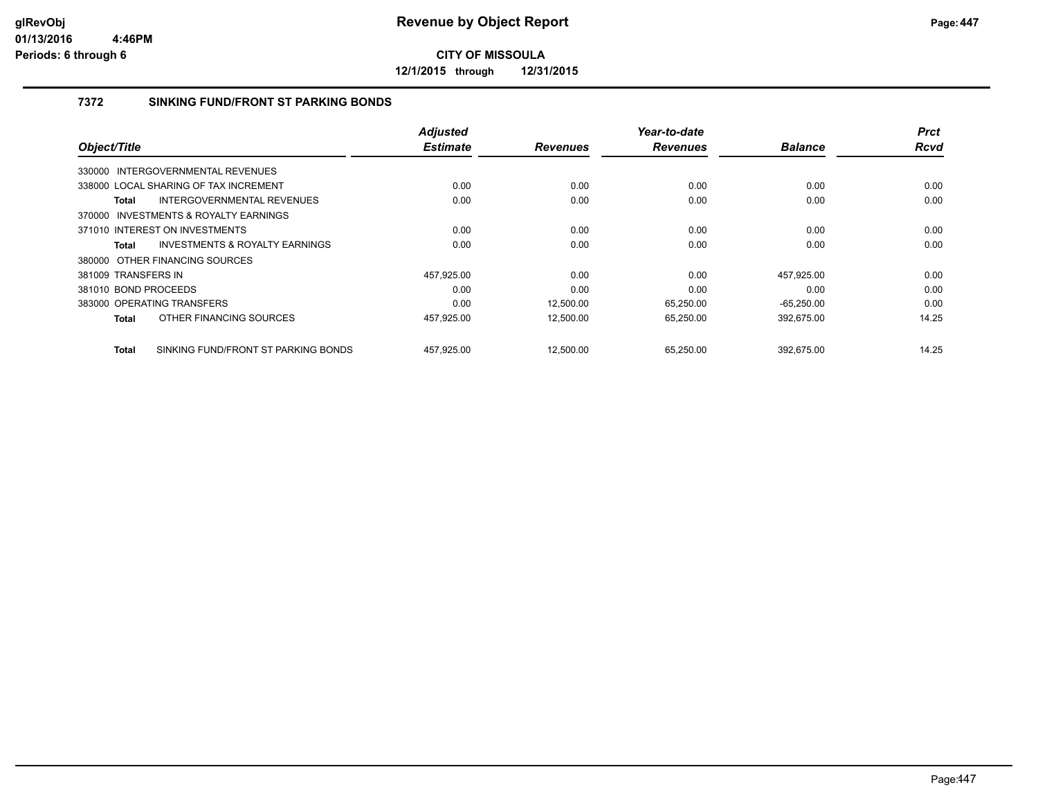**CITY OF MISSOULA**

**12/1/2015 through 12/31/2015**

**Revenue by Object Report**

glRevObj
01/13/2016 4:46PM
Periods: 6 through 6

### 7372 SINKING FUND/FRONT ST PARKING BONDS

| Object/Title | Adjusted Estimate | Revenues | Year-to-date Revenues | Balance | Prct Rcvd |
|---|---|---|---|---|---|
| 330000 INTERGOVERNMENTAL REVENUES | | | | | |
| 338000 LOCAL SHARING OF TAX INCREMENT | 0.00 | 0.00 | 0.00 | 0.00 | 0.00 |
| **Total** INTERGOVERNMENTAL REVENUES | 0.00 | 0.00 | 0.00 | 0.00 | 0.00 |
| 370000 INVESTMENTS & ROYALTY EARNINGS | | | | | |
| 371010 INTEREST ON INVESTMENTS | 0.00 | 0.00 | 0.00 | 0.00 | 0.00 |
| **Total** INVESTMENTS & ROYALTY EARNINGS | 0.00 | 0.00 | 0.00 | 0.00 | 0.00 |
| 380000 OTHER FINANCING SOURCES | | | | | |
| 381009 TRANSFERS IN | 457,925.00 | 0.00 | 0.00 | 457,925.00 | 0.00 |
| 381010 BOND PROCEEDS | 0.00 | 0.00 | 0.00 | 0.00 | 0.00 |
| 383000 OPERATING TRANSFERS | 0.00 | 12,500.00 | 65,250.00 | -65,250.00 | 0.00 |
| **Total** OTHER FINANCING SOURCES | 457,925.00 | 12,500.00 | 65,250.00 | 392,675.00 | 14.25 |
| **Total** SINKING FUND/FRONT ST PARKING BONDS | 457,925.00 | 12,500.00 | 65,250.00 | 392,675.00 | 14.25 |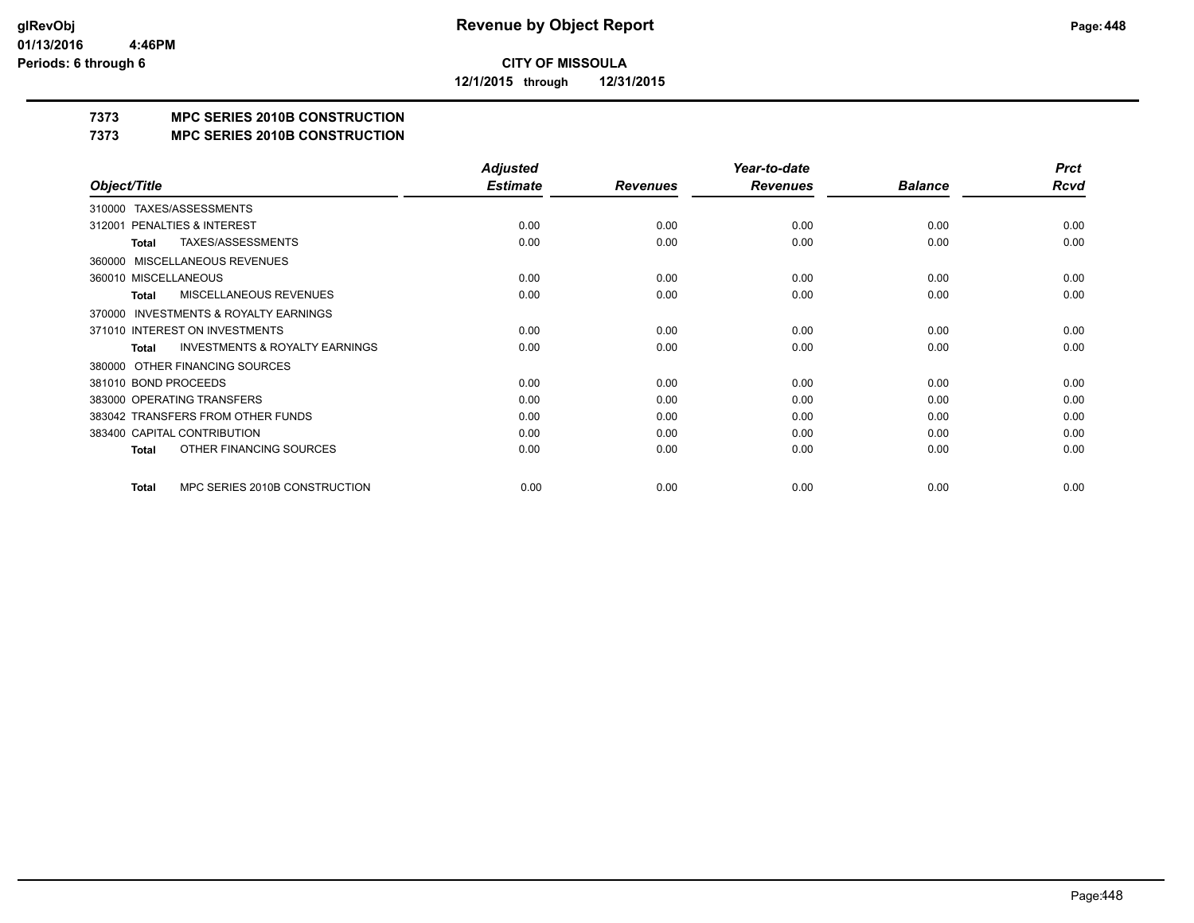**CITY OF MISSOULA**

**12/1/2015 through 12/31/2015**

# Revenue by Object Report

**Periods: 6 through 6**

## 7373 MPC SERIES 2010B CONSTRUCTION

## 7373 MPC SERIES 2010B CONSTRUCTION

| Object/Title | Adjusted Estimate | Revenues | Year-to-date Revenues | Balance | Prct Rcvd |
|---|---|---|---|---|---|
| 310000 TAXES/ASSESSMENTS | | | | | |
| 312001 PENALTIES & INTEREST | 0.00 | 0.00 | 0.00 | 0.00 | 0.00 |
| **Total** TAXES/ASSESSMENTS | 0.00 | 0.00 | 0.00 | 0.00 | 0.00 |
| 360000 MISCELLANEOUS REVENUES | | | | | |
| 360010 MISCELLANEOUS | 0.00 | 0.00 | 0.00 | 0.00 | 0.00 |
| **Total** MISCELLANEOUS REVENUES | 0.00 | 0.00 | 0.00 | 0.00 | 0.00 |
| 370000 INVESTMENTS & ROYALTY EARNINGS | | | | | |
| 371010 INTEREST ON INVESTMENTS | 0.00 | 0.00 | 0.00 | 0.00 | 0.00 |
| **Total** INVESTMENTS & ROYALTY EARNINGS | 0.00 | 0.00 | 0.00 | 0.00 | 0.00 |
| 380000 OTHER FINANCING SOURCES | | | | | |
| 381010 BOND PROCEEDS | 0.00 | 0.00 | 0.00 | 0.00 | 0.00 |
| 383000 OPERATING TRANSFERS | 0.00 | 0.00 | 0.00 | 0.00 | 0.00 |
| 383042 TRANSFERS FROM OTHER FUNDS | 0.00 | 0.00 | 0.00 | 0.00 | 0.00 |
| 383400 CAPITAL CONTRIBUTION | 0.00 | 0.00 | 0.00 | 0.00 | 0.00 |
| **Total** OTHER FINANCING SOURCES | 0.00 | 0.00 | 0.00 | 0.00 | 0.00 |
| **Total** MPC SERIES 2010B CONSTRUCTION | 0.00 | 0.00 | 0.00 | 0.00 | 0.00 |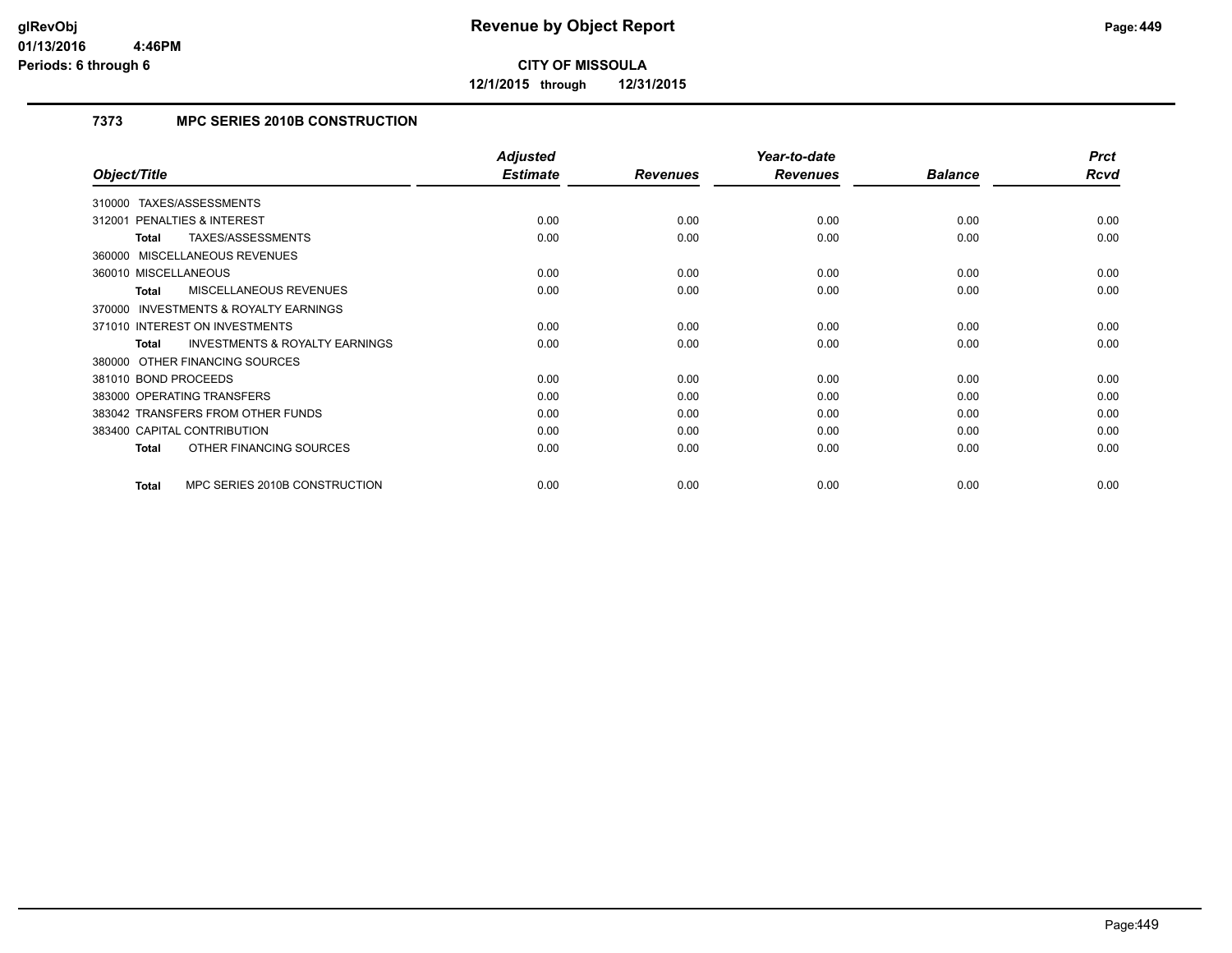# Revenue by Object Report

**CITY OF MISSOULA**

**12/1/2015 through 12/31/2015**

glRevObj
01/13/2016 4:46PM
Periods: 6 through 6

## 7373 MPC SERIES 2010B CONSTRUCTION

| Object/Title | Adjusted Estimate | Revenues | Year-to-date Revenues | Balance | Prct Rcvd |
|---|---|---|---|---|---|
| 310000 TAXES/ASSESSMENTS | | | | | |
| 312001 PENALTIES & INTEREST | 0.00 | 0.00 | 0.00 | 0.00 | 0.00 |
| **Total** TAXES/ASSESSMENTS | 0.00 | 0.00 | 0.00 | 0.00 | 0.00 |
| 360000 MISCELLANEOUS REVENUES | | | | | |
| 360010 MISCELLANEOUS | 0.00 | 0.00 | 0.00 | 0.00 | 0.00 |
| **Total** MISCELLANEOUS REVENUES | 0.00 | 0.00 | 0.00 | 0.00 | 0.00 |
| 370000 INVESTMENTS & ROYALTY EARNINGS | | | | | |
| 371010 INTEREST ON INVESTMENTS | 0.00 | 0.00 | 0.00 | 0.00 | 0.00 |
| **Total** INVESTMENTS & ROYALTY EARNINGS | 0.00 | 0.00 | 0.00 | 0.00 | 0.00 |
| 380000 OTHER FINANCING SOURCES | | | | | |
| 381010 BOND PROCEEDS | 0.00 | 0.00 | 0.00 | 0.00 | 0.00 |
| 383000 OPERATING TRANSFERS | 0.00 | 0.00 | 0.00 | 0.00 | 0.00 |
| 383042 TRANSFERS FROM OTHER FUNDS | 0.00 | 0.00 | 0.00 | 0.00 | 0.00 |
| 383400 CAPITAL CONTRIBUTION | 0.00 | 0.00 | 0.00 | 0.00 | 0.00 |
| **Total** OTHER FINANCING SOURCES | 0.00 | 0.00 | 0.00 | 0.00 | 0.00 |
| **Total** MPC SERIES 2010B CONSTRUCTION | 0.00 | 0.00 | 0.00 | 0.00 | 0.00 |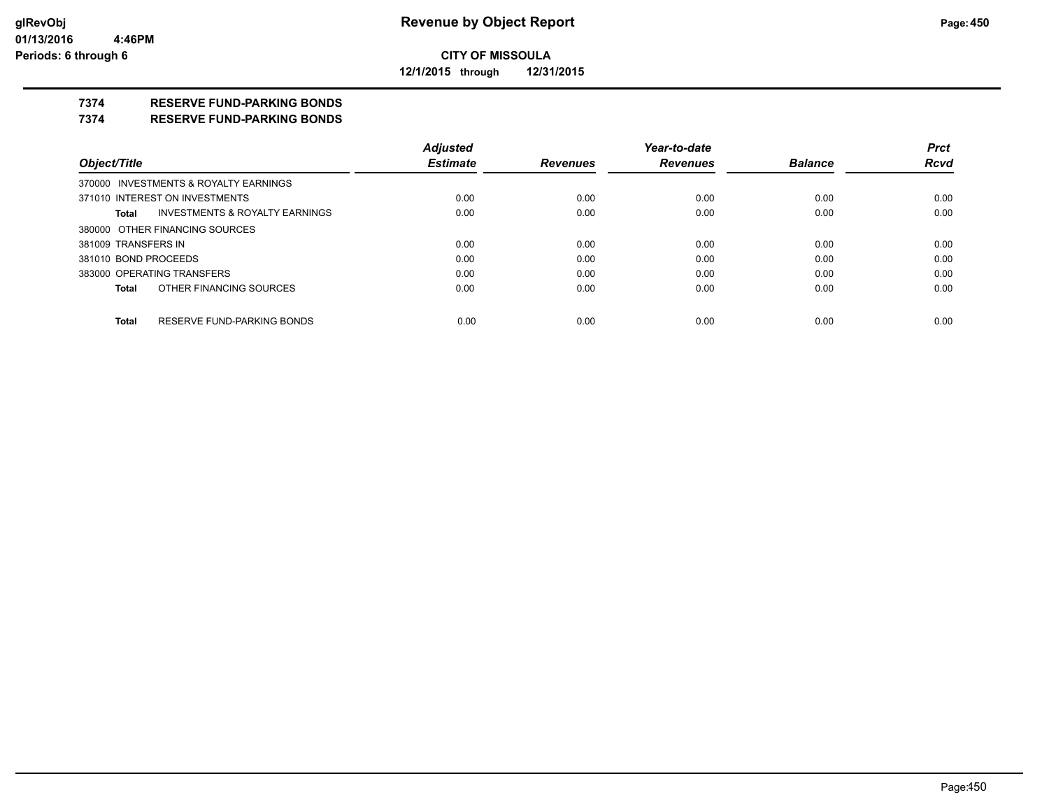glRevObj
01/13/2016 4:46PM
Periods: 6 through 6

# Revenue by Object Report

**CITY OF MISSOULA**

**12/1/2015 through 12/31/2015**

**7374 RESERVE FUND-PARKING BONDS**

**7374 RESERVE FUND-PARKING BONDS**

| Object/Title | Adjusted Estimate | Revenues | Year-to-date Revenues | Balance | Prct Rcvd |
|---|---|---|---|---|---|
| 370000 INVESTMENTS & ROYALTY EARNINGS | | | | | |
| 371010 INTEREST ON INVESTMENTS | 0.00 | 0.00 | 0.00 | 0.00 | 0.00 |
| **Total** INVESTMENTS & ROYALTY EARNINGS | 0.00 | 0.00 | 0.00 | 0.00 | 0.00 |
| 380000 OTHER FINANCING SOURCES | | | | | |
| 381009 TRANSFERS IN | 0.00 | 0.00 | 0.00 | 0.00 | 0.00 |
| 381010 BOND PROCEEDS | 0.00 | 0.00 | 0.00 | 0.00 | 0.00 |
| 383000 OPERATING TRANSFERS | 0.00 | 0.00 | 0.00 | 0.00 | 0.00 |
| **Total** OTHER FINANCING SOURCES | 0.00 | 0.00 | 0.00 | 0.00 | 0.00 |
| **Total** RESERVE FUND-PARKING BONDS | 0.00 | 0.00 | 0.00 | 0.00 | 0.00 |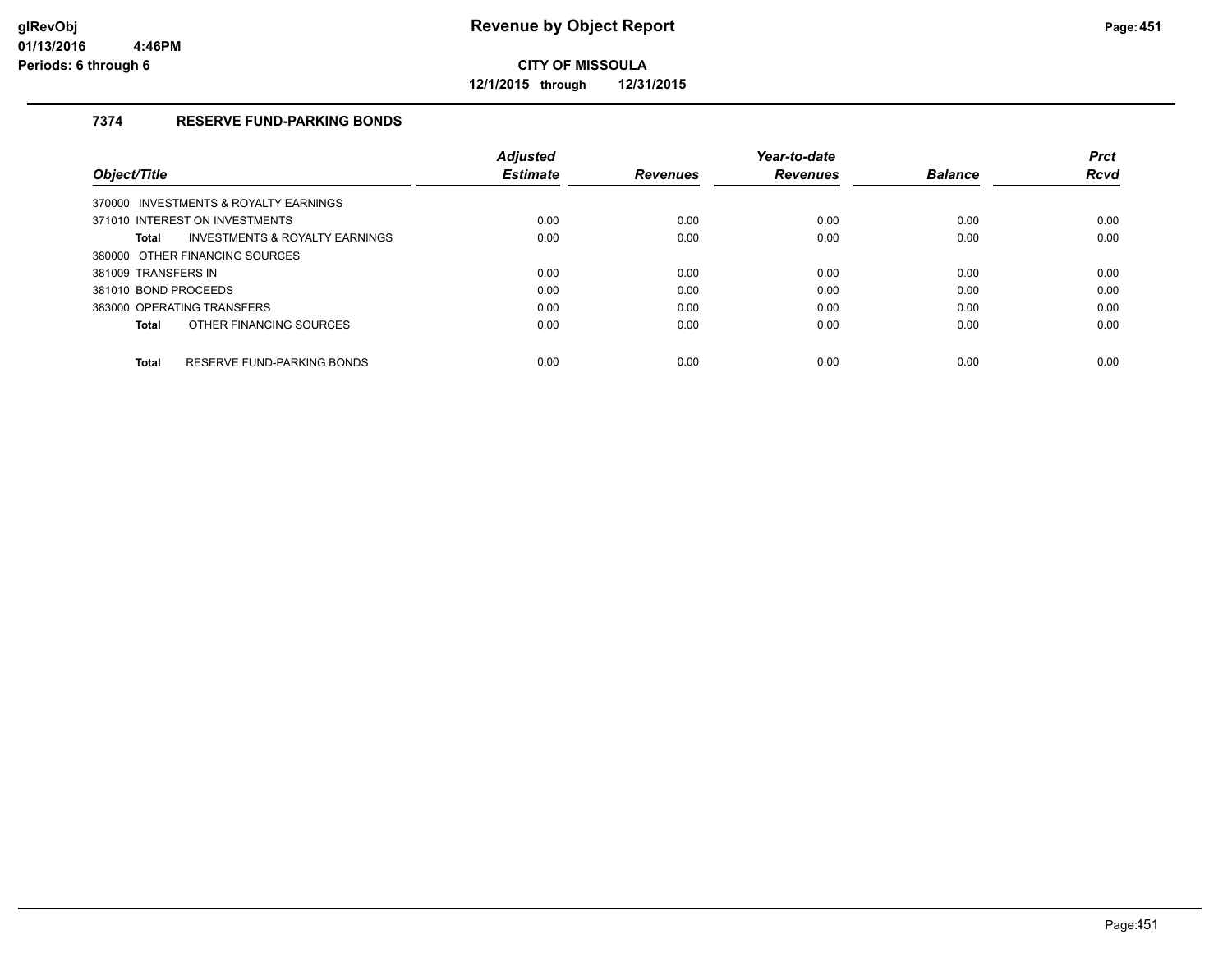# Revenue by Object Report

**CITY OF MISSOULA**

**12/1/2015 through 12/31/2015**

glRevObj
01/13/2016 4:46PM
Periods: 6 through 6

## 7374 RESERVE FUND-PARKING BONDS

| Object/Title | Adjusted Estimate | Revenues | Year-to-date Revenues | Balance | Prct Rcvd |
|---|---|---|---|---|---|
| 370000 INVESTMENTS & ROYALTY EARNINGS | | | | | |
| 371010 INTEREST ON INVESTMENTS | 0.00 | 0.00 | 0.00 | 0.00 | 0.00 |
| **Total** INVESTMENTS & ROYALTY EARNINGS | 0.00 | 0.00 | 0.00 | 0.00 | 0.00 |
| 380000 OTHER FINANCING SOURCES | | | | | |
| 381009 TRANSFERS IN | 0.00 | 0.00 | 0.00 | 0.00 | 0.00 |
| 381010 BOND PROCEEDS | 0.00 | 0.00 | 0.00 | 0.00 | 0.00 |
| 383000 OPERATING TRANSFERS | 0.00 | 0.00 | 0.00 | 0.00 | 0.00 |
| **Total** OTHER FINANCING SOURCES | 0.00 | 0.00 | 0.00 | 0.00 | 0.00 |
| **Total** RESERVE FUND-PARKING BONDS | 0.00 | 0.00 | 0.00 | 0.00 | 0.00 |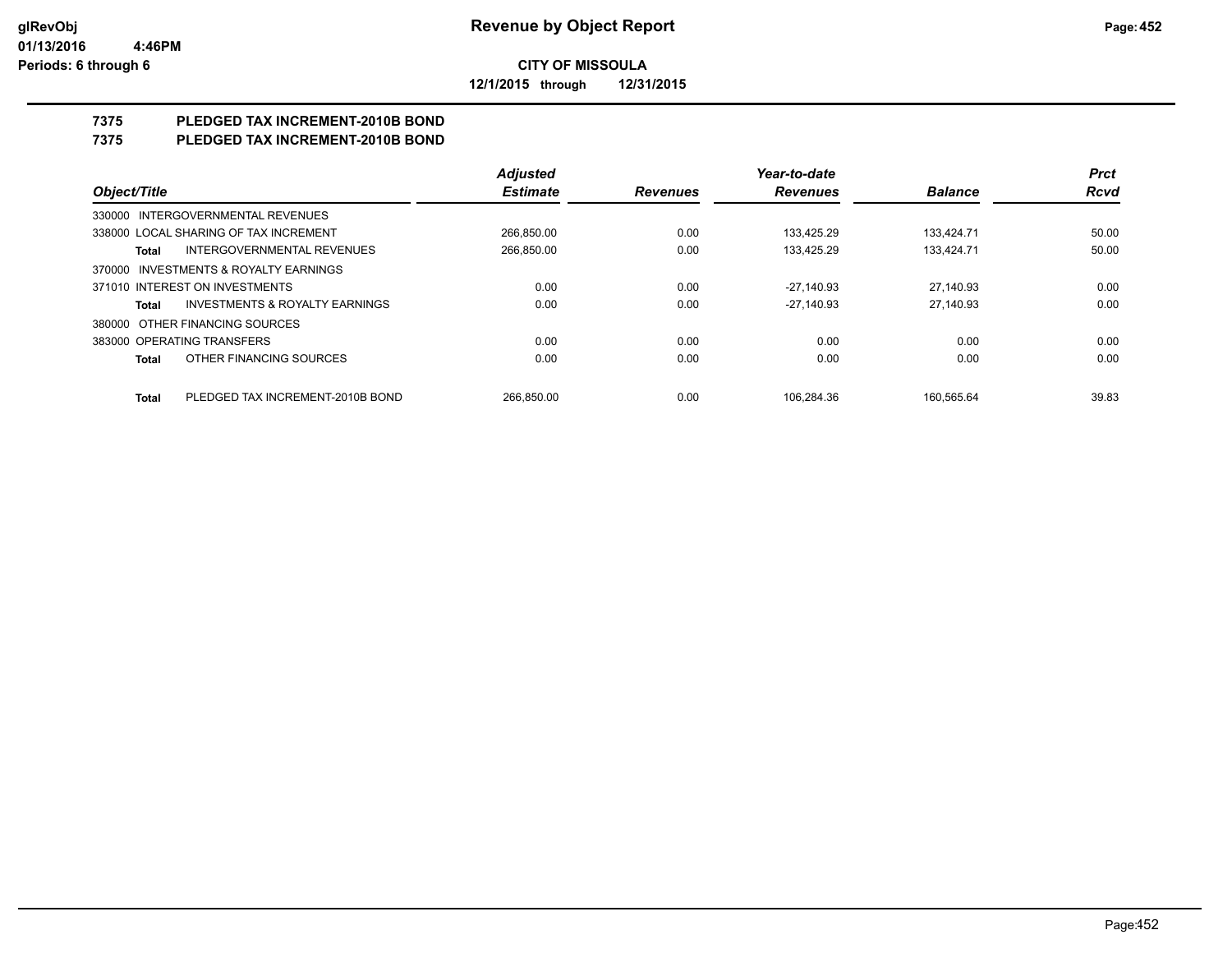# Revenue by Object Report

**CITY OF MISSOULA**

**12/1/2015 through 12/31/2015**

glRevObj
01/13/2016 4:46PM
Periods: 6 through 6

## 7375 PLEDGED TAX INCREMENT-2010B BOND
## 7375 PLEDGED TAX INCREMENT-2010B BOND

| Object/Title | | Adjusted Estimate | Revenues | Year-to-date Revenues | Balance | Prct Rcvd |
|---|---|---|---|---|---|---|
| 330000 INTERGOVERNMENTAL REVENUES | | | | | | |
| 338000 LOCAL SHARING OF TAX INCREMENT | | 266,850.00 | 0.00 | 133,425.29 | 133,424.71 | 50.00 |
| Total | INTERGOVERNMENTAL REVENUES | 266,850.00 | 0.00 | 133,425.29 | 133,424.71 | 50.00 |
| 370000 INVESTMENTS & ROYALTY EARNINGS | | | | | | |
| 371010 INTEREST ON INVESTMENTS | | 0.00 | 0.00 | -27,140.93 | 27,140.93 | 0.00 |
| Total | INVESTMENTS & ROYALTY EARNINGS | 0.00 | 0.00 | -27,140.93 | 27,140.93 | 0.00 |
| 380000 OTHER FINANCING SOURCES | | | | | | |
| 383000 OPERATING TRANSFERS | | 0.00 | 0.00 | 0.00 | 0.00 | 0.00 |
| Total | OTHER FINANCING SOURCES | 0.00 | 0.00 | 0.00 | 0.00 | 0.00 |
| Total | PLEDGED TAX INCREMENT-2010B BOND | 266,850.00 | 0.00 | 106,284.36 | 160,565.64 | 39.83 |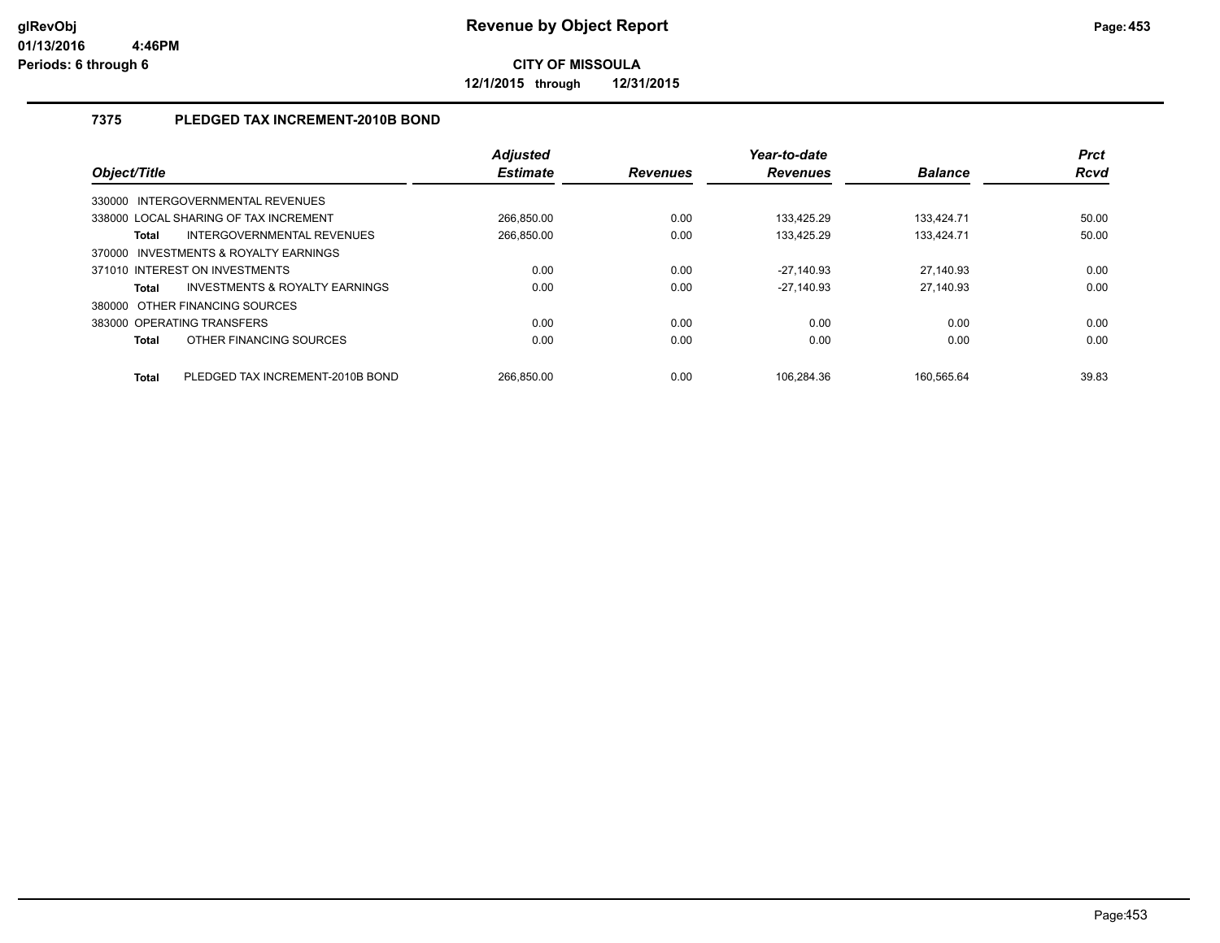glRevObj
01/13/2016 4:46PM
Periods: 6 through 6

# Revenue by Object Report

**CITY OF MISSOULA**

**12/1/2015 through 12/31/2015**

### 7375 PLEDGED TAX INCREMENT-2010B BOND

| Object/Title | | Adjusted Estimate | Revenues | Year-to-date Revenues | Balance | Prct Rcvd |
|---|---|---|---|---|---|---|
| 330000 INTERGOVERNMENTAL REVENUES | | | | | | |
| 338000 LOCAL SHARING OF TAX INCREMENT | | 266,850.00 | 0.00 | 133,425.29 | 133,424.71 | 50.00 |
| **Total** | INTERGOVERNMENTAL REVENUES | 266,850.00 | 0.00 | 133,425.29 | 133,424.71 | 50.00 |
| 370000 INVESTMENTS & ROYALTY EARNINGS | | | | | | |
| 371010 INTEREST ON INVESTMENTS | | 0.00 | 0.00 | -27,140.93 | 27,140.93 | 0.00 |
| **Total** | INVESTMENTS & ROYALTY EARNINGS | 0.00 | 0.00 | -27,140.93 | 27,140.93 | 0.00 |
| 380000 OTHER FINANCING SOURCES | | | | | | |
| 383000 OPERATING TRANSFERS | | 0.00 | 0.00 | 0.00 | 0.00 | 0.00 |
| **Total** | OTHER FINANCING SOURCES | 0.00 | 0.00 | 0.00 | 0.00 | 0.00 |
| **Total** | PLEDGED TAX INCREMENT-2010B BOND | 266,850.00 | 0.00 | 106,284.36 | 160,565.64 | 39.83 |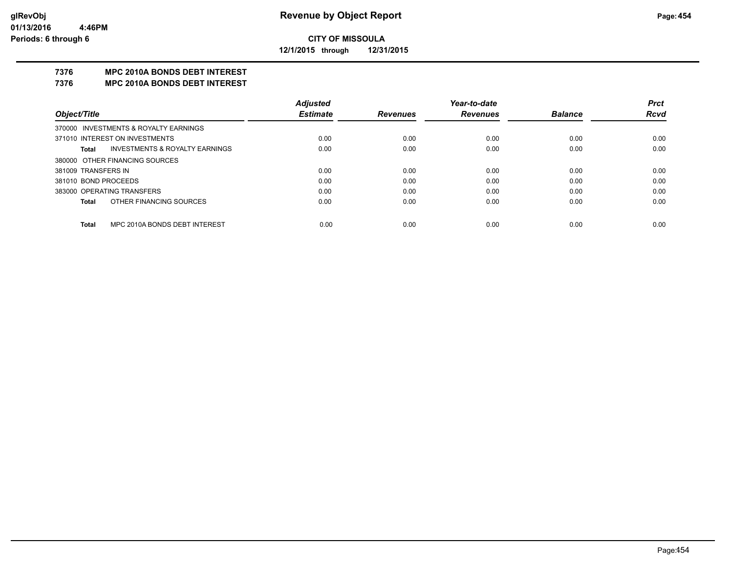**CITY OF MISSOULA**

**12/1/2015 through 12/31/2015**

# 7376 MPC 2010A BONDS DEBT INTEREST

## 7376 MPC 2010A BONDS DEBT INTEREST

| Object/Title | Adjusted Estimate | Revenues | Year-to-date Revenues | Balance | Prct Rcvd |
|---|---|---|---|---|---|
| 370000 INVESTMENTS & ROYALTY EARNINGS | | | | | |
| 371010 INTEREST ON INVESTMENTS | 0.00 | 0.00 | 0.00 | 0.00 | 0.00 |
| **Total** INVESTMENTS & ROYALTY EARNINGS | 0.00 | 0.00 | 0.00 | 0.00 | 0.00 |
| 380000 OTHER FINANCING SOURCES | | | | | |
| 381009 TRANSFERS IN | 0.00 | 0.00 | 0.00 | 0.00 | 0.00 |
| 381010 BOND PROCEEDS | 0.00 | 0.00 | 0.00 | 0.00 | 0.00 |
| 383000 OPERATING TRANSFERS | 0.00 | 0.00 | 0.00 | 0.00 | 0.00 |
| **Total** OTHER FINANCING SOURCES | 0.00 | 0.00 | 0.00 | 0.00 | 0.00 |
| **Total** MPC 2010A BONDS DEBT INTEREST | 0.00 | 0.00 | 0.00 | 0.00 | 0.00 |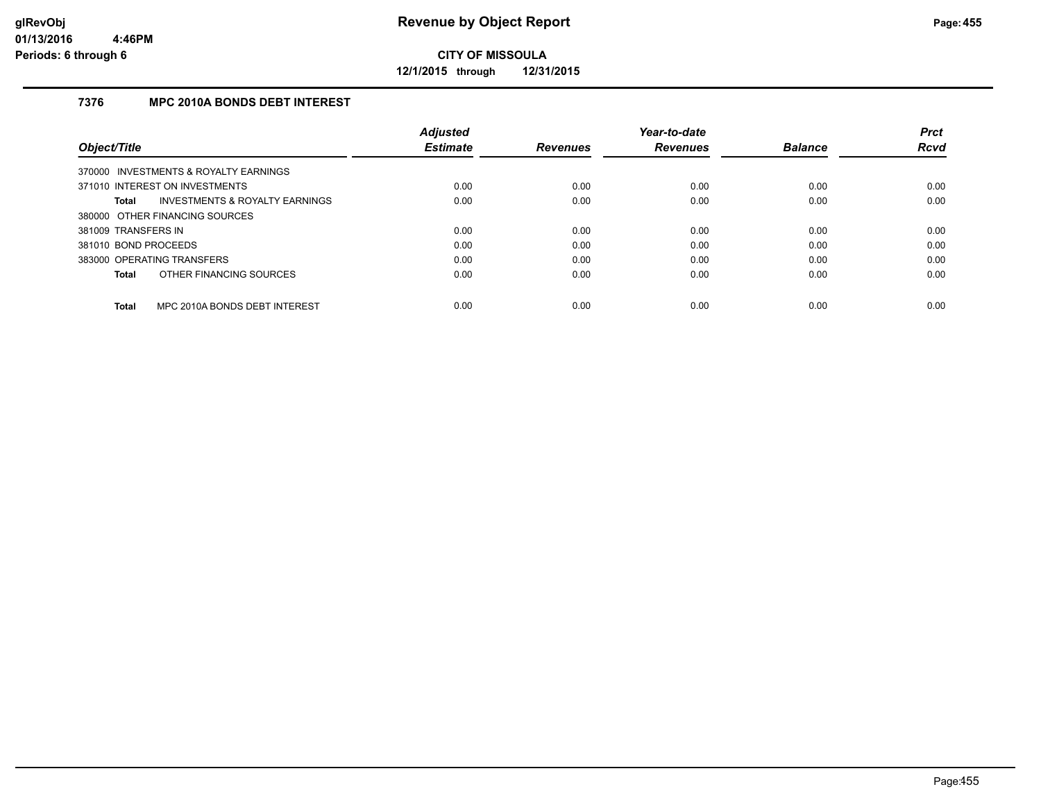# Revenue by Object Report

**CITY OF MISSOULA**

**12/1/2015 through 12/31/2015**

glRevObj
01/13/2016 4:46PM
Periods: 6 through 6

### 7376 MPC 2010A BONDS DEBT INTEREST

| Object/Title | Adjusted Estimate | Revenues | Year-to-date Revenues | Balance | Prct Rcvd |
|---|---|---|---|---|---|
| 370000 INVESTMENTS & ROYALTY EARNINGS | | | | | |
| 371010 INTEREST ON INVESTMENTS | 0.00 | 0.00 | 0.00 | 0.00 | 0.00 |
| **Total** INVESTMENTS & ROYALTY EARNINGS | 0.00 | 0.00 | 0.00 | 0.00 | 0.00 |
| 380000 OTHER FINANCING SOURCES | | | | | |
| 381009 TRANSFERS IN | 0.00 | 0.00 | 0.00 | 0.00 | 0.00 |
| 381010 BOND PROCEEDS | 0.00 | 0.00 | 0.00 | 0.00 | 0.00 |
| 383000 OPERATING TRANSFERS | 0.00 | 0.00 | 0.00 | 0.00 | 0.00 |
| **Total** OTHER FINANCING SOURCES | 0.00 | 0.00 | 0.00 | 0.00 | 0.00 |
| **Total** MPC 2010A BONDS DEBT INTEREST | 0.00 | 0.00 | 0.00 | 0.00 | 0.00 |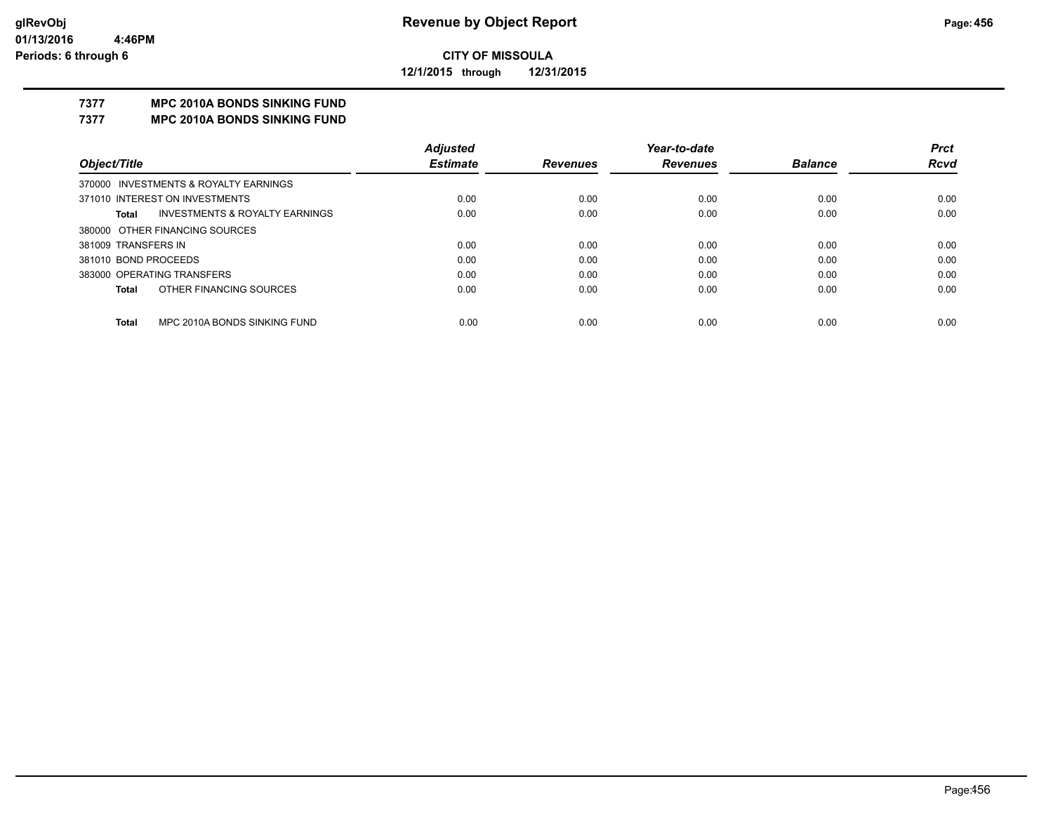# Revenue by Object Report

**CITY OF MISSOULA**

**12/1/2015 through 12/31/2015**

glRevObj
01/13/2016 4:46PM
Periods: 6 through 6

## 7377 MPC 2010A BONDS SINKING FUND
## 7377 MPC 2010A BONDS SINKING FUND

| Object/Title | Adjusted Estimate | Revenues | Year-to-date Revenues | Balance | Prct Rcvd |
|---|---|---|---|---|---|
| 370000 INVESTMENTS & ROYALTY EARNINGS | | | | | |
| 371010 INTEREST ON INVESTMENTS | 0.00 | 0.00 | 0.00 | 0.00 | 0.00 |
| **Total** INVESTMENTS & ROYALTY EARNINGS | 0.00 | 0.00 | 0.00 | 0.00 | 0.00 |
| 380000 OTHER FINANCING SOURCES | | | | | |
| 381009 TRANSFERS IN | 0.00 | 0.00 | 0.00 | 0.00 | 0.00 |
| 381010 BOND PROCEEDS | 0.00 | 0.00 | 0.00 | 0.00 | 0.00 |
| 383000 OPERATING TRANSFERS | 0.00 | 0.00 | 0.00 | 0.00 | 0.00 |
| **Total** OTHER FINANCING SOURCES | 0.00 | 0.00 | 0.00 | 0.00 | 0.00 |
| **Total** MPC 2010A BONDS SINKING FUND | 0.00 | 0.00 | 0.00 | 0.00 | 0.00 |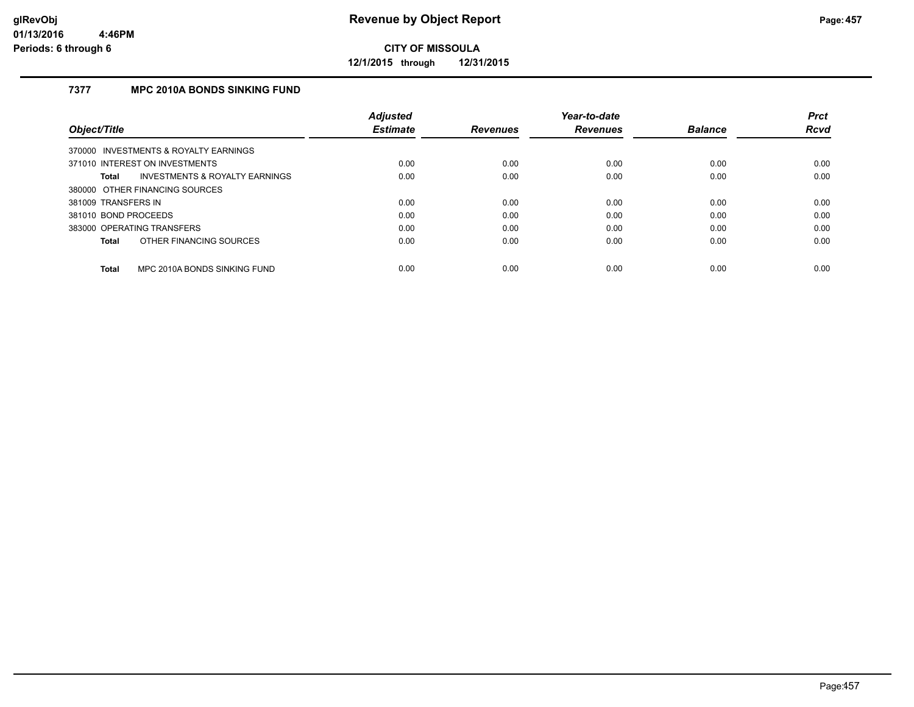**Revenue by Object Report**

**CITY OF MISSOULA**

**12/1/2015 through 12/31/2015**

glRevObj
01/13/2016 4:46PM
Periods: 6 through 6

## 7377 MPC 2010A BONDS SINKING FUND

| Object/Title | Adjusted Estimate | Revenues | Year-to-date Revenues | Balance | Prct Rcvd |
|---|---|---|---|---|---|
| 370000 INVESTMENTS & ROYALTY EARNINGS | | | | | |
| 371010 INTEREST ON INVESTMENTS | 0.00 | 0.00 | 0.00 | 0.00 | 0.00 |
| **Total** INVESTMENTS & ROYALTY EARNINGS | 0.00 | 0.00 | 0.00 | 0.00 | 0.00 |
| 380000 OTHER FINANCING SOURCES | | | | | |
| 381009 TRANSFERS IN | 0.00 | 0.00 | 0.00 | 0.00 | 0.00 |
| 381010 BOND PROCEEDS | 0.00 | 0.00 | 0.00 | 0.00 | 0.00 |
| 383000 OPERATING TRANSFERS | 0.00 | 0.00 | 0.00 | 0.00 | 0.00 |
| **Total** OTHER FINANCING SOURCES | 0.00 | 0.00 | 0.00 | 0.00 | 0.00 |
| **Total** MPC 2010A BONDS SINKING FUND | 0.00 | 0.00 | 0.00 | 0.00 | 0.00 |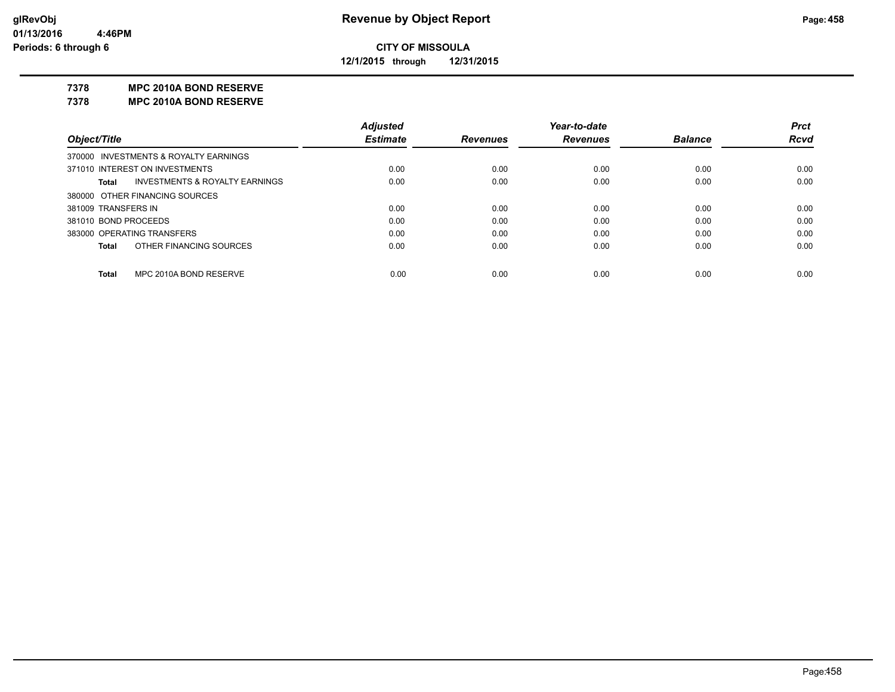**Revenue by Object Report**

**CITY OF MISSOULA**

**12/1/2015 through 12/31/2015**

glRevObj
01/13/2016 4:46PM
Periods: 6 through 6

**7378 MPC 2010A BOND RESERVE**

**7378 MPC 2010A BOND RESERVE**

| Object/Title | Adjusted Estimate | Revenues | Year-to-date Revenues | Balance | Prct Rcvd |
|---|---|---|---|---|---|
| 370000 INVESTMENTS & ROYALTY EARNINGS | | | | | |
| 371010 INTEREST ON INVESTMENTS | 0.00 | 0.00 | 0.00 | 0.00 | 0.00 |
| **Total** INVESTMENTS & ROYALTY EARNINGS | 0.00 | 0.00 | 0.00 | 0.00 | 0.00 |
| 380000 OTHER FINANCING SOURCES | | | | | |
| 381009 TRANSFERS IN | 0.00 | 0.00 | 0.00 | 0.00 | 0.00 |
| 381010 BOND PROCEEDS | 0.00 | 0.00 | 0.00 | 0.00 | 0.00 |
| 383000 OPERATING TRANSFERS | 0.00 | 0.00 | 0.00 | 0.00 | 0.00 |
| **Total** OTHER FINANCING SOURCES | 0.00 | 0.00 | 0.00 | 0.00 | 0.00 |
| **Total** MPC 2010A BOND RESERVE | 0.00 | 0.00 | 0.00 | 0.00 | 0.00 |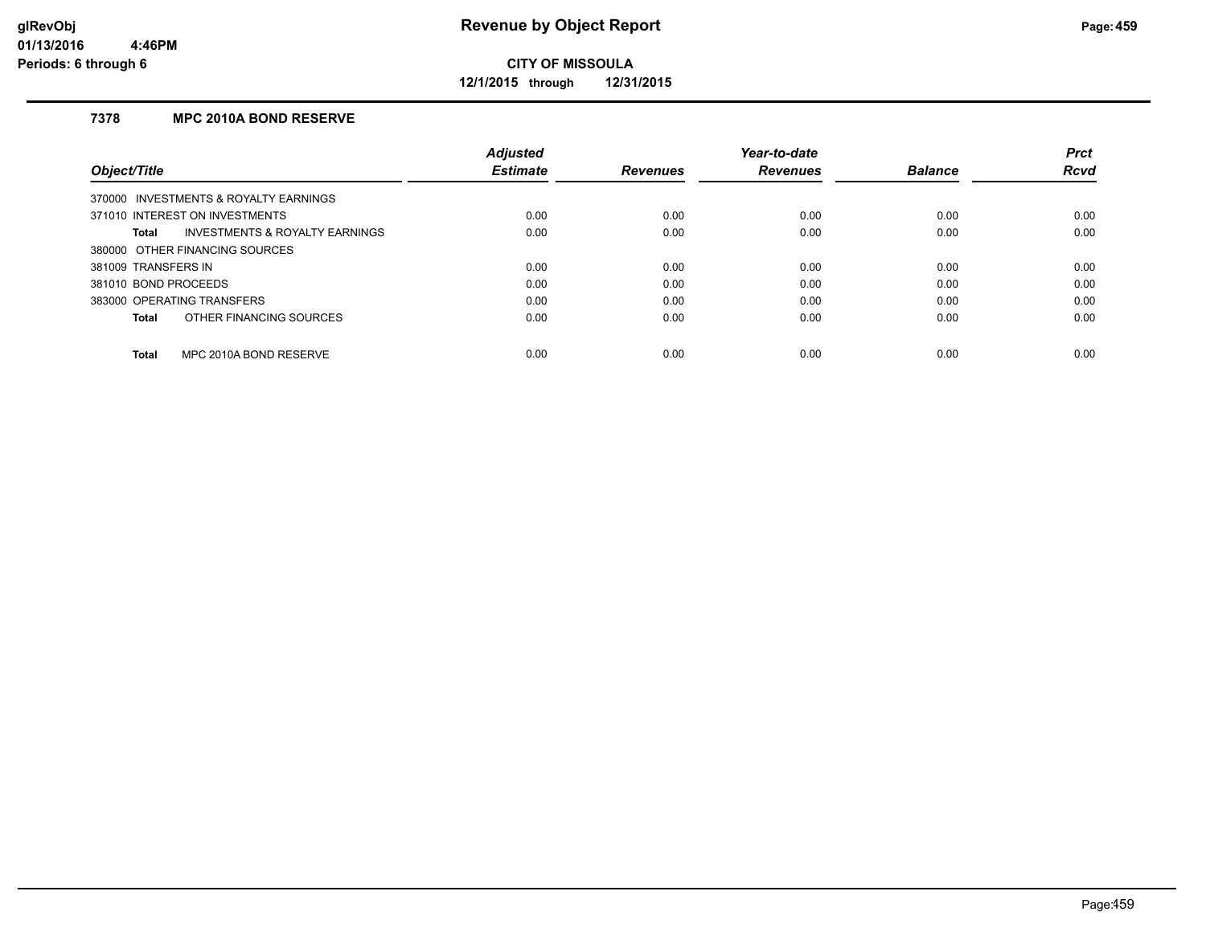**glRevObj** **Revenue by Object Report**
**01/13/2016 4:46PM**
**Periods: 6 through 6**

**CITY OF MISSOULA**

**12/1/2015 through 12/31/2015**

### 7378 MPC 2010A BOND RESERVE

| Object/Title | Adjusted Estimate | Revenues | Year-to-date Revenues | Balance | Prct Rcvd |
|---|---|---|---|---|---|
| 370000 INVESTMENTS & ROYALTY EARNINGS | | | | | |
| 371010 INTEREST ON INVESTMENTS | 0.00 | 0.00 | 0.00 | 0.00 | 0.00 |
| **Total** INVESTMENTS & ROYALTY EARNINGS | 0.00 | 0.00 | 0.00 | 0.00 | 0.00 |
| 380000 OTHER FINANCING SOURCES | | | | | |
| 381009 TRANSFERS IN | 0.00 | 0.00 | 0.00 | 0.00 | 0.00 |
| 381010 BOND PROCEEDS | 0.00 | 0.00 | 0.00 | 0.00 | 0.00 |
| 383000 OPERATING TRANSFERS | 0.00 | 0.00 | 0.00 | 0.00 | 0.00 |
| **Total** OTHER FINANCING SOURCES | 0.00 | 0.00 | 0.00 | 0.00 | 0.00 |
| **Total** MPC 2010A BOND RESERVE | 0.00 | 0.00 | 0.00 | 0.00 | 0.00 |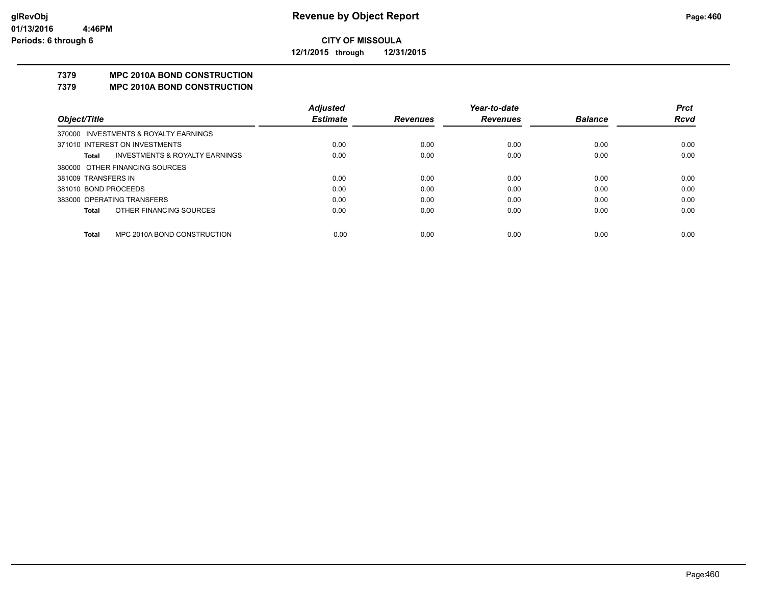# Revenue by Object Report

**CITY OF MISSOULA**

**12/1/2015 through 12/31/2015**

glRevObj
01/13/2016 4:46PM
Periods: 6 through 6

## 7379 MPC 2010A BOND CONSTRUCTION
## 7379 MPC 2010A BOND CONSTRUCTION

| Object/Title | Adjusted Estimate | Revenues | Year-to-date Revenues | Balance | Prct Rcvd |
|---|---|---|---|---|---|
| 370000 INVESTMENTS & ROYALTY EARNINGS | | | | | |
| 371010 INTEREST ON INVESTMENTS | 0.00 | 0.00 | 0.00 | 0.00 | 0.00 |
| **Total** INVESTMENTS & ROYALTY EARNINGS | 0.00 | 0.00 | 0.00 | 0.00 | 0.00 |
| 380000 OTHER FINANCING SOURCES | | | | | |
| 381009 TRANSFERS IN | 0.00 | 0.00 | 0.00 | 0.00 | 0.00 |
| 381010 BOND PROCEEDS | 0.00 | 0.00 | 0.00 | 0.00 | 0.00 |
| 383000 OPERATING TRANSFERS | 0.00 | 0.00 | 0.00 | 0.00 | 0.00 |
| **Total** OTHER FINANCING SOURCES | 0.00 | 0.00 | 0.00 | 0.00 | 0.00 |
| **Total** MPC 2010A BOND CONSTRUCTION | 0.00 | 0.00 | 0.00 | 0.00 | 0.00 |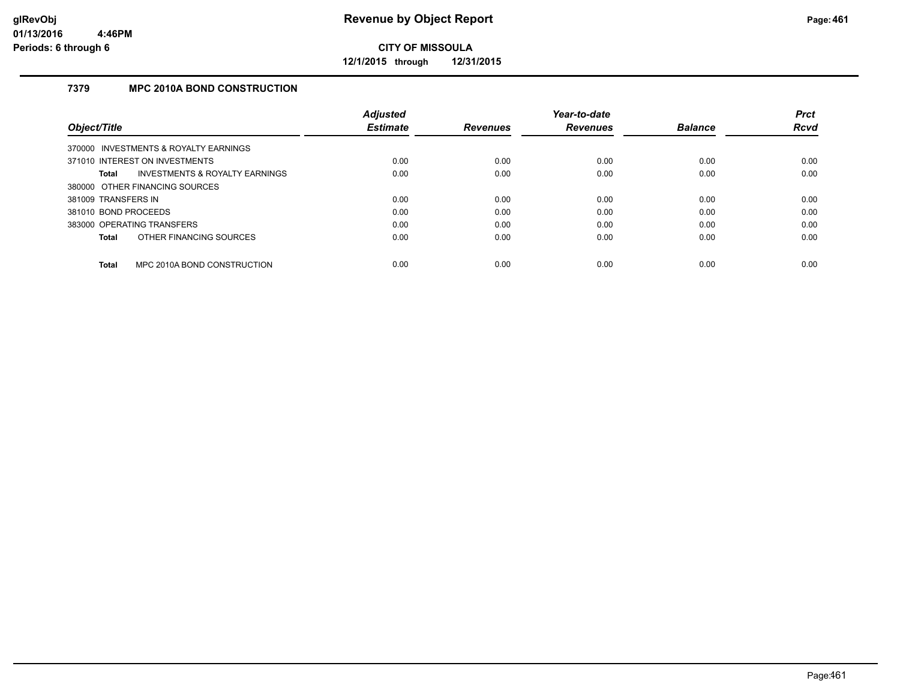**Revenue by Object Report**

**CITY OF MISSOULA**

**12/1/2015 through 12/31/2015**

glRevObj
01/13/2016 4:46PM
Periods: 6 through 6

### 7379 MPC 2010A BOND CONSTRUCTION

| Object/Title | Adjusted Estimate | Revenues | Year-to-date Revenues | Balance | Prct Rcvd |
|---|---|---|---|---|---|
| 370000 INVESTMENTS & ROYALTY EARNINGS | | | | | |
| 371010 INTEREST ON INVESTMENTS | 0.00 | 0.00 | 0.00 | 0.00 | 0.00 |
| **Total** INVESTMENTS & ROYALTY EARNINGS | 0.00 | 0.00 | 0.00 | 0.00 | 0.00 |
| 380000 OTHER FINANCING SOURCES | | | | | |
| 381009 TRANSFERS IN | 0.00 | 0.00 | 0.00 | 0.00 | 0.00 |
| 381010 BOND PROCEEDS | 0.00 | 0.00 | 0.00 | 0.00 | 0.00 |
| 383000 OPERATING TRANSFERS | 0.00 | 0.00 | 0.00 | 0.00 | 0.00 |
| **Total** OTHER FINANCING SOURCES | 0.00 | 0.00 | 0.00 | 0.00 | 0.00 |
| **Total** MPC 2010A BOND CONSTRUCTION | 0.00 | 0.00 | 0.00 | 0.00 | 0.00 |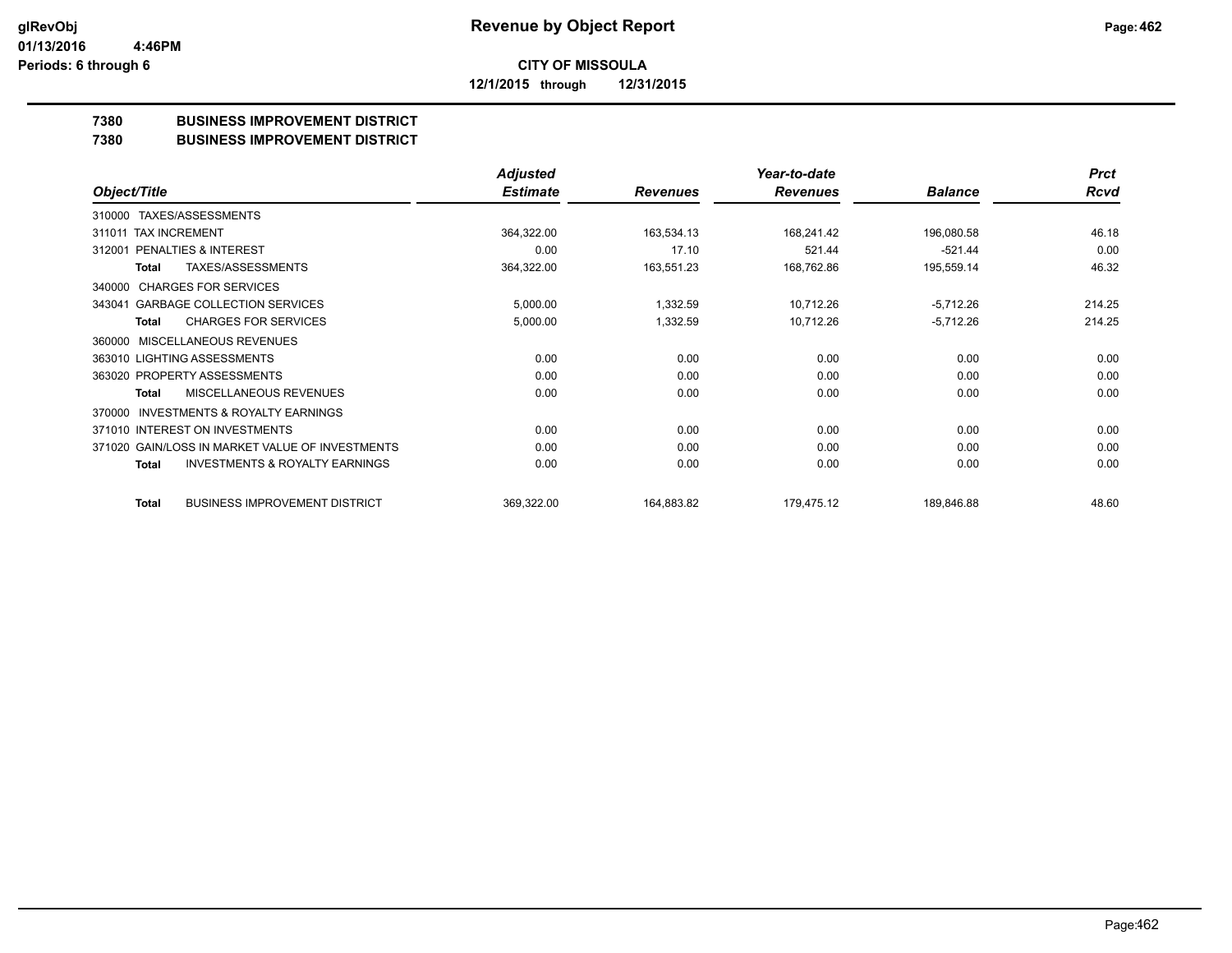**CITY OF MISSOULA**

**12/1/2015 through 12/31/2015**

## 7380 BUSINESS IMPROVEMENT DISTRICT

## 7380 BUSINESS IMPROVEMENT DISTRICT

| Object/Title | Adjusted Estimate | Revenues | Year-to-date Revenues | Balance | Prct Rcvd |
|---|---|---|---|---|---|
| 310000 TAXES/ASSESSMENTS | | | | | |
| 311011 TAX INCREMENT | 364,322.00 | 163,534.13 | 168,241.42 | 196,080.58 | 46.18 |
| 312001 PENALTIES & INTEREST | 0.00 | 17.10 | 521.44 | -521.44 | 0.00 |
| **Total** TAXES/ASSESSMENTS | 364,322.00 | 163,551.23 | 168,762.86 | 195,559.14 | 46.32 |
| 340000 CHARGES FOR SERVICES | | | | | |
| 343041 GARBAGE COLLECTION SERVICES | 5,000.00 | 1,332.59 | 10,712.26 | -5,712.26 | 214.25 |
| **Total** CHARGES FOR SERVICES | 5,000.00 | 1,332.59 | 10,712.26 | -5,712.26 | 214.25 |
| 360000 MISCELLANEOUS REVENUES | | | | | |
| 363010 LIGHTING ASSESSMENTS | 0.00 | 0.00 | 0.00 | 0.00 | 0.00 |
| 363020 PROPERTY ASSESSMENTS | 0.00 | 0.00 | 0.00 | 0.00 | 0.00 |
| **Total** MISCELLANEOUS REVENUES | 0.00 | 0.00 | 0.00 | 0.00 | 0.00 |
| 370000 INVESTMENTS & ROYALTY EARNINGS | | | | | |
| 371010 INTEREST ON INVESTMENTS | 0.00 | 0.00 | 0.00 | 0.00 | 0.00 |
| 371020 GAIN/LOSS IN MARKET VALUE OF INVESTMENTS | 0.00 | 0.00 | 0.00 | 0.00 | 0.00 |
| **Total** INVESTMENTS & ROYALTY EARNINGS | 0.00 | 0.00 | 0.00 | 0.00 | 0.00 |
| **Total** BUSINESS IMPROVEMENT DISTRICT | 369,322.00 | 164,883.82 | 179,475.12 | 189,846.88 | 48.60 |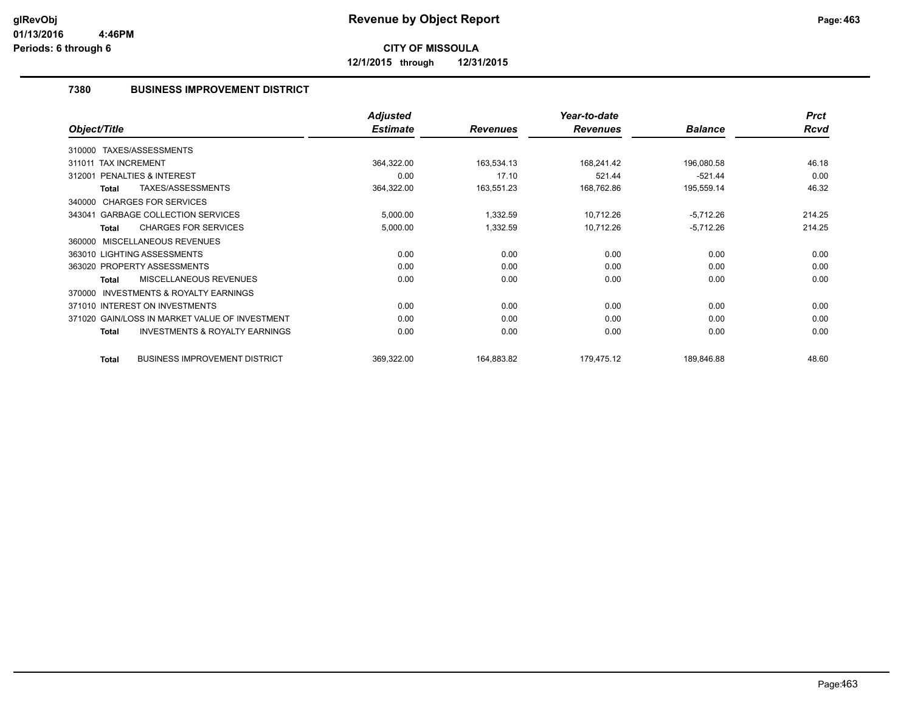**glRevObj**
**01/13/2016 4:46PM**
**Periods: 6 through 6**

# Revenue by Object Report

**CITY OF MISSOULA**

**12/1/2015 through 12/31/2015**

## 7380 BUSINESS IMPROVEMENT DISTRICT

| Object/Title | Adjusted Estimate | Revenues | Year-to-date Revenues | Balance | Prct Rcvd |
|---|---|---|---|---|---|
| 310000 TAXES/ASSESSMENTS | | | | | |
| 311011 TAX INCREMENT | 364,322.00 | 163,534.13 | 168,241.42 | 196,080.58 | 46.18 |
| 312001 PENALTIES & INTEREST | 0.00 | 17.10 | 521.44 | -521.44 | 0.00 |
| **Total** TAXES/ASSESSMENTS | 364,322.00 | 163,551.23 | 168,762.86 | 195,559.14 | 46.32 |
| 340000 CHARGES FOR SERVICES | | | | | |
| 343041 GARBAGE COLLECTION SERVICES | 5,000.00 | 1,332.59 | 10,712.26 | -5,712.26 | 214.25 |
| **Total** CHARGES FOR SERVICES | 5,000.00 | 1,332.59 | 10,712.26 | -5,712.26 | 214.25 |
| 360000 MISCELLANEOUS REVENUES | | | | | |
| 363010 LIGHTING ASSESSMENTS | 0.00 | 0.00 | 0.00 | 0.00 | 0.00 |
| 363020 PROPERTY ASSESSMENTS | 0.00 | 0.00 | 0.00 | 0.00 | 0.00 |
| **Total** MISCELLANEOUS REVENUES | 0.00 | 0.00 | 0.00 | 0.00 | 0.00 |
| 370000 INVESTMENTS & ROYALTY EARNINGS | | | | | |
| 371010 INTEREST ON INVESTMENTS | 0.00 | 0.00 | 0.00 | 0.00 | 0.00 |
| 371020 GAIN/LOSS IN MARKET VALUE OF INVESTMENT | 0.00 | 0.00 | 0.00 | 0.00 | 0.00 |
| **Total** INVESTMENTS & ROYALTY EARNINGS | 0.00 | 0.00 | 0.00 | 0.00 | 0.00 |
| **Total** BUSINESS IMPROVEMENT DISTRICT | 369,322.00 | 164,883.82 | 179,475.12 | 189,846.88 | 48.60 |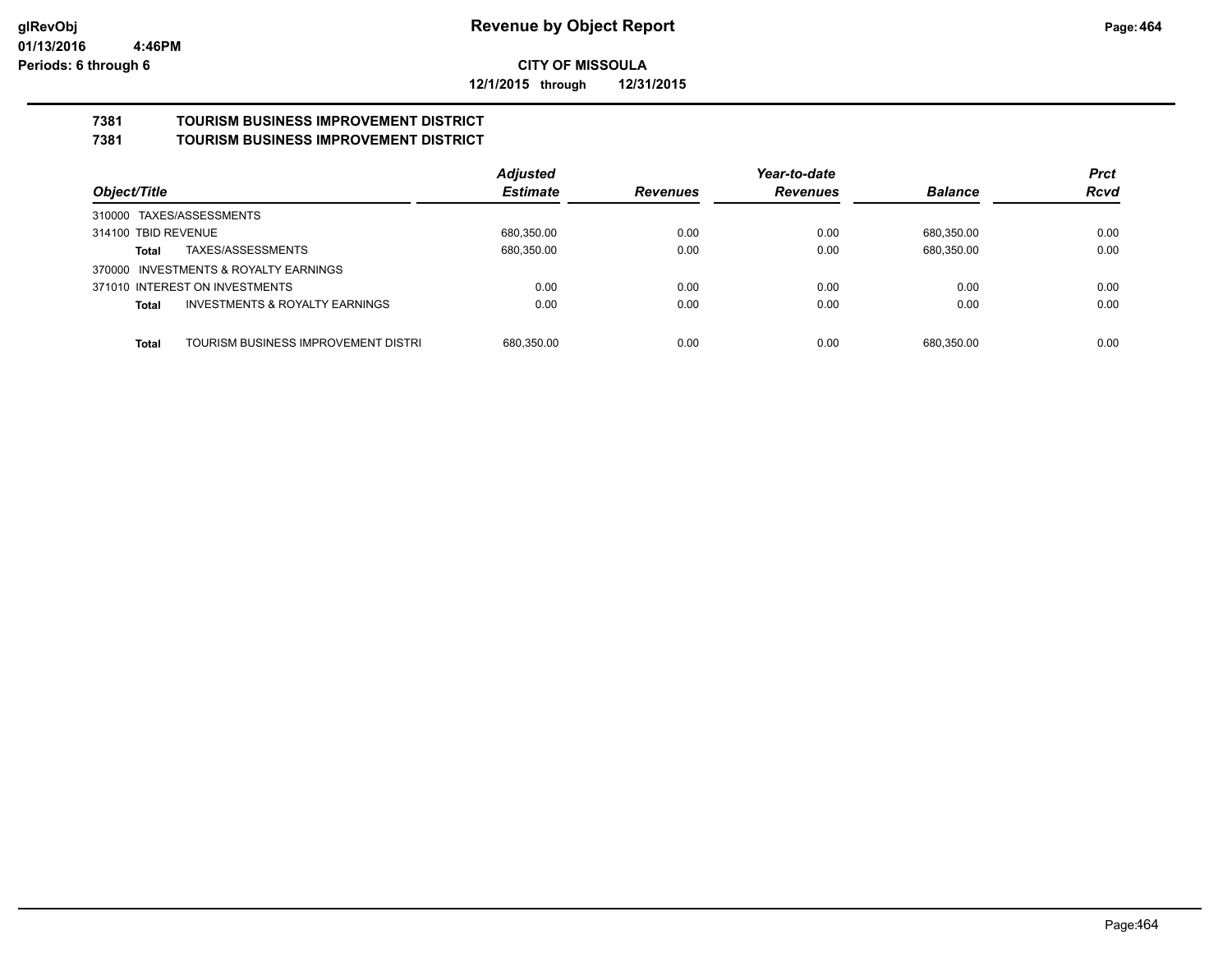# Revenue by Object Report

**CITY OF MISSOULA**

**12/1/2015 through 12/31/2015**

glRevObj
01/13/2016 4:46PM
Periods: 6 through 6

## 7381 TOURISM BUSINESS IMPROVEMENT DISTRICT
## 7381 TOURISM BUSINESS IMPROVEMENT DISTRICT

| Object/Title | Adjusted Estimate | Revenues | Year-to-date Revenues | Balance | Prct Rcvd |
|---|---|---|---|---|---|
| 310000 TAXES/ASSESSMENTS | | | | | |
| 314100 TBID REVENUE | 680,350.00 | 0.00 | 0.00 | 680,350.00 | 0.00 |
| **Total** TAXES/ASSESSMENTS | 680,350.00 | 0.00 | 0.00 | 680,350.00 | 0.00 |
| 370000 INVESTMENTS & ROYALTY EARNINGS | | | | | |
| 371010 INTEREST ON INVESTMENTS | 0.00 | 0.00 | 0.00 | 0.00 | 0.00 |
| **Total** INVESTMENTS & ROYALTY EARNINGS | 0.00 | 0.00 | 0.00 | 0.00 | 0.00 |
| **Total** TOURISM BUSINESS IMPROVEMENT DISTRI | 680,350.00 | 0.00 | 0.00 | 680,350.00 | 0.00 |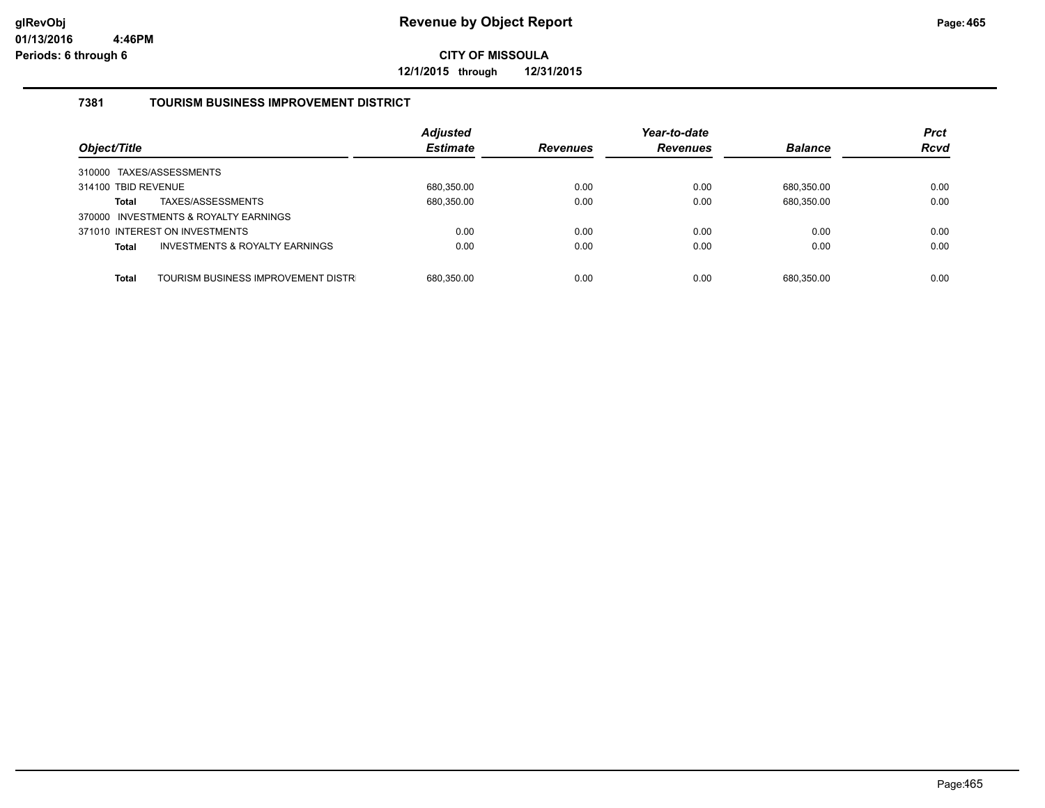# Revenue by Object Report

**CITY OF MISSOULA**

**12/1/2015 through 12/31/2015**

glRevObj
01/13/2016 4:46PM
Periods: 6 through 6

## 7381 TOURISM BUSINESS IMPROVEMENT DISTRICT

| Object/Title | Adjusted Estimate | Revenues | Year-to-date Revenues | Balance | Prct Rcvd |
|---|---|---|---|---|---|
| 310000 TAXES/ASSESSMENTS | | | | | |
| 314100 TBID REVENUE | 680,350.00 | 0.00 | 0.00 | 680,350.00 | 0.00 |
| **Total** TAXES/ASSESSMENTS | 680,350.00 | 0.00 | 0.00 | 680,350.00 | 0.00 |
| 370000 INVESTMENTS & ROYALTY EARNINGS | | | | | |
| 371010 INTEREST ON INVESTMENTS | 0.00 | 0.00 | 0.00 | 0.00 | 0.00 |
| **Total** INVESTMENTS & ROYALTY EARNINGS | 0.00 | 0.00 | 0.00 | 0.00 | 0.00 |
| **Total** TOURISM BUSINESS IMPROVEMENT DISTR | 680,350.00 | 0.00 | 0.00 | 680,350.00 | 0.00 |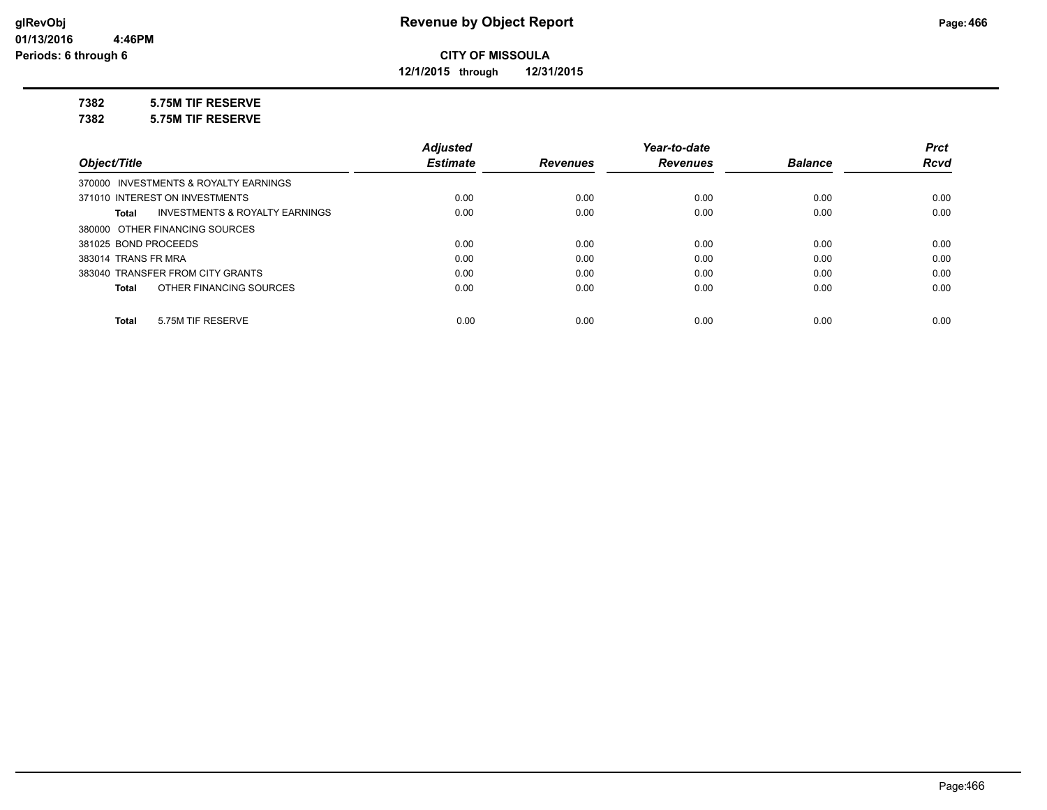**glRevObj**
**01/13/2016 4:46PM**
**Periods: 6 through 6**

# Revenue by Object Report

**CITY OF MISSOULA**

**12/1/2015 through 12/31/2015**

## 7382 5.75M TIF RESERVE
## 7382 5.75M TIF RESERVE

| Object/Title | Adjusted Estimate | Revenues | Year-to-date Revenues | Balance | Prct Rcvd |
|---|---|---|---|---|---|
| 370000 INVESTMENTS & ROYALTY EARNINGS | | | | | |
| 371010 INTEREST ON INVESTMENTS | 0.00 | 0.00 | 0.00 | 0.00 | 0.00 |
| **Total** INVESTMENTS & ROYALTY EARNINGS | 0.00 | 0.00 | 0.00 | 0.00 | 0.00 |
| 380000 OTHER FINANCING SOURCES | | | | | |
| 381025 BOND PROCEEDS | 0.00 | 0.00 | 0.00 | 0.00 | 0.00 |
| 383014 TRANS FR MRA | 0.00 | 0.00 | 0.00 | 0.00 | 0.00 |
| 383040 TRANSFER FROM CITY GRANTS | 0.00 | 0.00 | 0.00 | 0.00 | 0.00 |
| **Total** OTHER FINANCING SOURCES | 0.00 | 0.00 | 0.00 | 0.00 | 0.00 |
| **Total** 5.75M TIF RESERVE | 0.00 | 0.00 | 0.00 | 0.00 | 0.00 |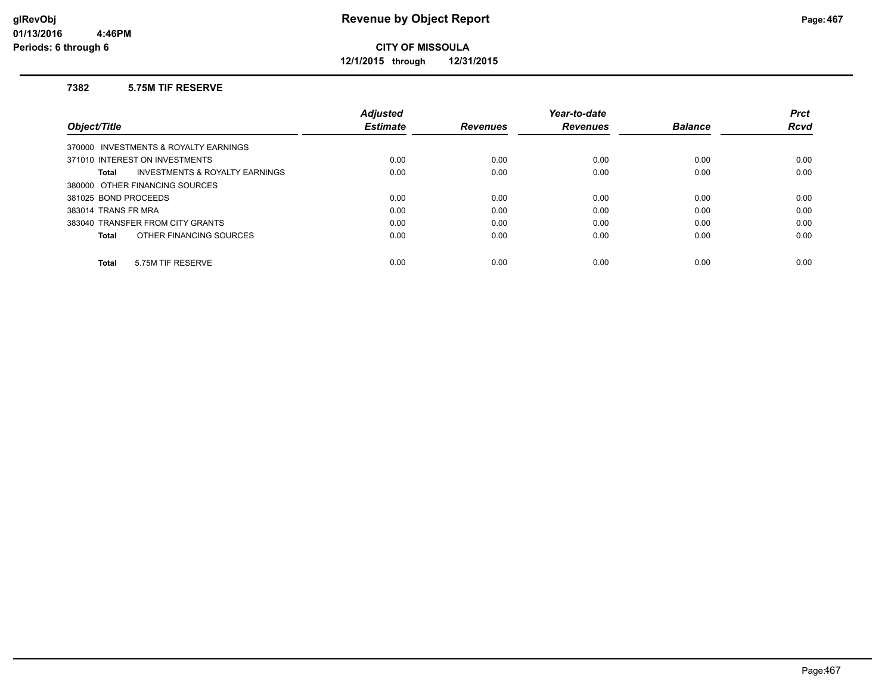# Revenue by Object Report

**CITY OF MISSOULA**

**12/1/2015 through 12/31/2015**

glRevObj
01/13/2016 4:46PM
Periods: 6 through 6

### 7382 5.75M TIF RESERVE

| Object/Title | Adjusted Estimate | Revenues | Year-to-date Revenues | Balance | Prct Rcvd |
|---|---|---|---|---|---|
| 370000 INVESTMENTS & ROYALTY EARNINGS | | | | | |
| 371010 INTEREST ON INVESTMENTS | 0.00 | 0.00 | 0.00 | 0.00 | 0.00 |
| **Total** INVESTMENTS & ROYALTY EARNINGS | 0.00 | 0.00 | 0.00 | 0.00 | 0.00 |
| 380000 OTHER FINANCING SOURCES | | | | | |
| 381025 BOND PROCEEDS | 0.00 | 0.00 | 0.00 | 0.00 | 0.00 |
| 383014 TRANS FR MRA | 0.00 | 0.00 | 0.00 | 0.00 | 0.00 |
| 383040 TRANSFER FROM CITY GRANTS | 0.00 | 0.00 | 0.00 | 0.00 | 0.00 |
| **Total** OTHER FINANCING SOURCES | 0.00 | 0.00 | 0.00 | 0.00 | 0.00 |
| **Total** 5.75M TIF RESERVE | 0.00 | 0.00 | 0.00 | 0.00 | 0.00 |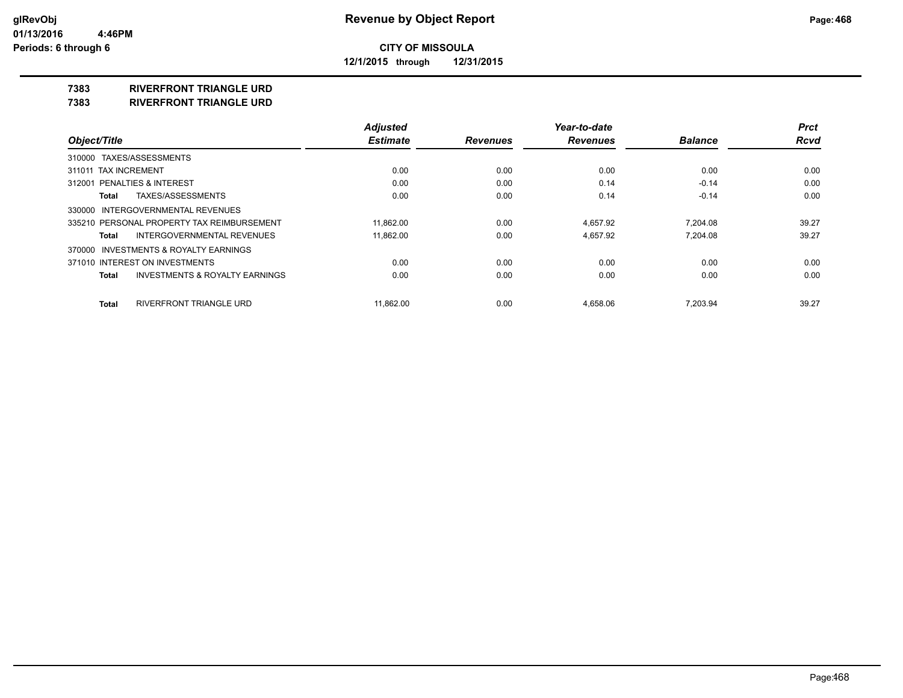# Revenue by Object Report

**CITY OF MISSOULA**

**12/1/2015 through 12/31/2015**

glRevObj
01/13/2016 4:46PM
Periods: 6 through 6

**7383 RIVERFRONT TRIANGLE URD**

**7383 RIVERFRONT TRIANGLE URD**

| Object/Title | Adjusted Estimate | Revenues | Year-to-date Revenues | Balance | Prct Rcvd |
|---|---|---|---|---|---|
| 310000 TAXES/ASSESSMENTS | | | | | |
| 311011 TAX INCREMENT | 0.00 | 0.00 | 0.00 | 0.00 | 0.00 |
| 312001 PENALTIES & INTEREST | 0.00 | 0.00 | 0.14 | -0.14 | 0.00 |
| **Total** TAXES/ASSESSMENTS | 0.00 | 0.00 | 0.14 | -0.14 | 0.00 |
| 330000 INTERGOVERNMENTAL REVENUES | | | | | |
| 335210 PERSONAL PROPERTY TAX REIMBURSEMENT | 11,862.00 | 0.00 | 4,657.92 | 7,204.08 | 39.27 |
| **Total** INTERGOVERNMENTAL REVENUES | 11,862.00 | 0.00 | 4,657.92 | 7,204.08 | 39.27 |
| 370000 INVESTMENTS & ROYALTY EARNINGS | | | | | |
| 371010 INTEREST ON INVESTMENTS | 0.00 | 0.00 | 0.00 | 0.00 | 0.00 |
| **Total** INVESTMENTS & ROYALTY EARNINGS | 0.00 | 0.00 | 0.00 | 0.00 | 0.00 |
| **Total** RIVERFRONT TRIANGLE URD | 11,862.00 | 0.00 | 4,658.06 | 7,203.94 | 39.27 |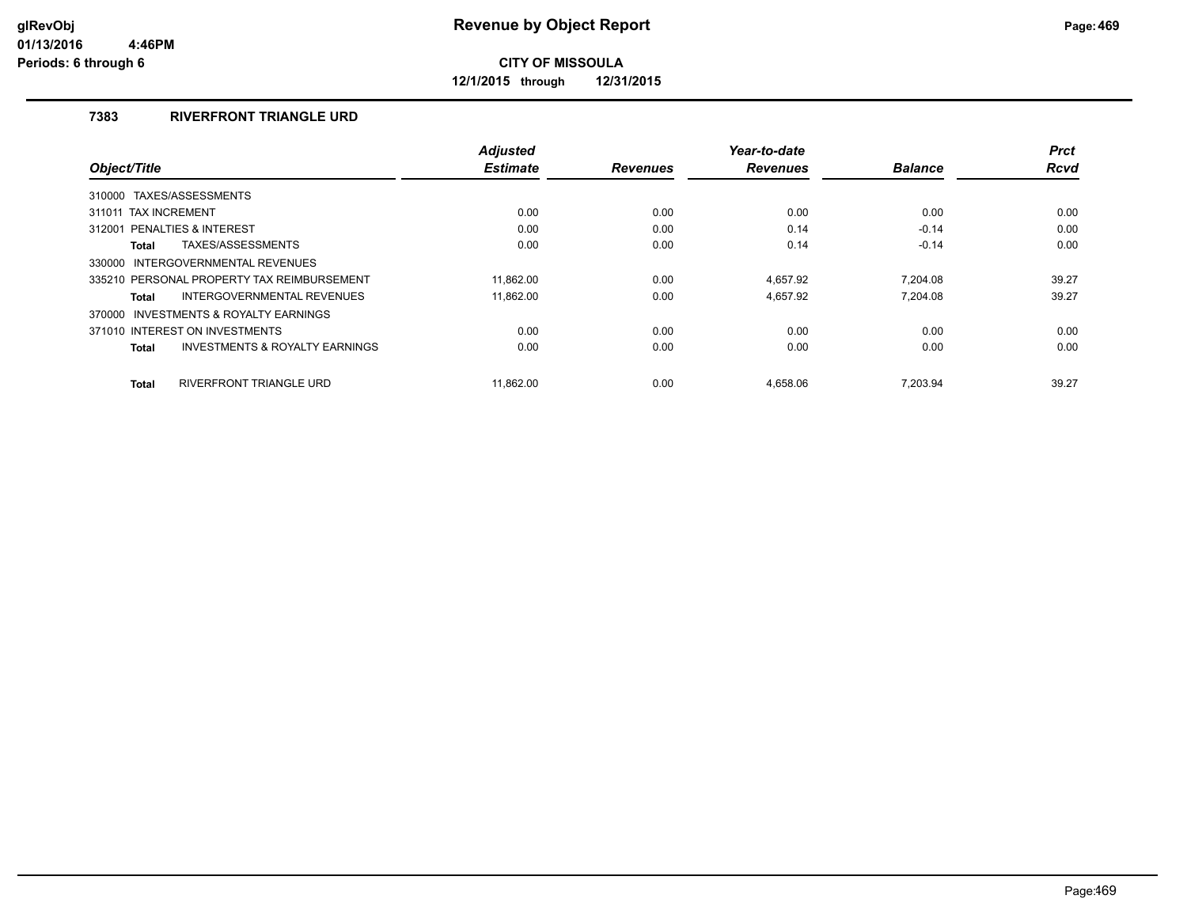# Revenue by Object Report

glRevObj
01/13/2016 4:46PM
Periods: 6 through 6

**CITY OF MISSOULA**

**12/1/2015 through 12/31/2015**

## 7383 RIVERFRONT TRIANGLE URD

| Object/Title | Adjusted Estimate | Revenues | Year-to-date Revenues | Balance | Prct Rcvd |
|---|---|---|---|---|---|
| 310000 TAXES/ASSESSMENTS | | | | | |
| 311011 TAX INCREMENT | 0.00 | 0.00 | 0.00 | 0.00 | 0.00 |
| 312001 PENALTIES & INTEREST | 0.00 | 0.00 | 0.14 | -0.14 | 0.00 |
| **Total** TAXES/ASSESSMENTS | 0.00 | 0.00 | 0.14 | -0.14 | 0.00 |
| 330000 INTERGOVERNMENTAL REVENUES | | | | | |
| 335210 PERSONAL PROPERTY TAX REIMBURSEMENT | 11,862.00 | 0.00 | 4,657.92 | 7,204.08 | 39.27 |
| **Total** INTERGOVERNMENTAL REVENUES | 11,862.00 | 0.00 | 4,657.92 | 7,204.08 | 39.27 |
| 370000 INVESTMENTS & ROYALTY EARNINGS | | | | | |
| 371010 INTEREST ON INVESTMENTS | 0.00 | 0.00 | 0.00 | 0.00 | 0.00 |
| **Total** INVESTMENTS & ROYALTY EARNINGS | 0.00 | 0.00 | 0.00 | 0.00 | 0.00 |
| **Total** RIVERFRONT TRIANGLE URD | 11,862.00 | 0.00 | 4,658.06 | 7,203.94 | 39.27 |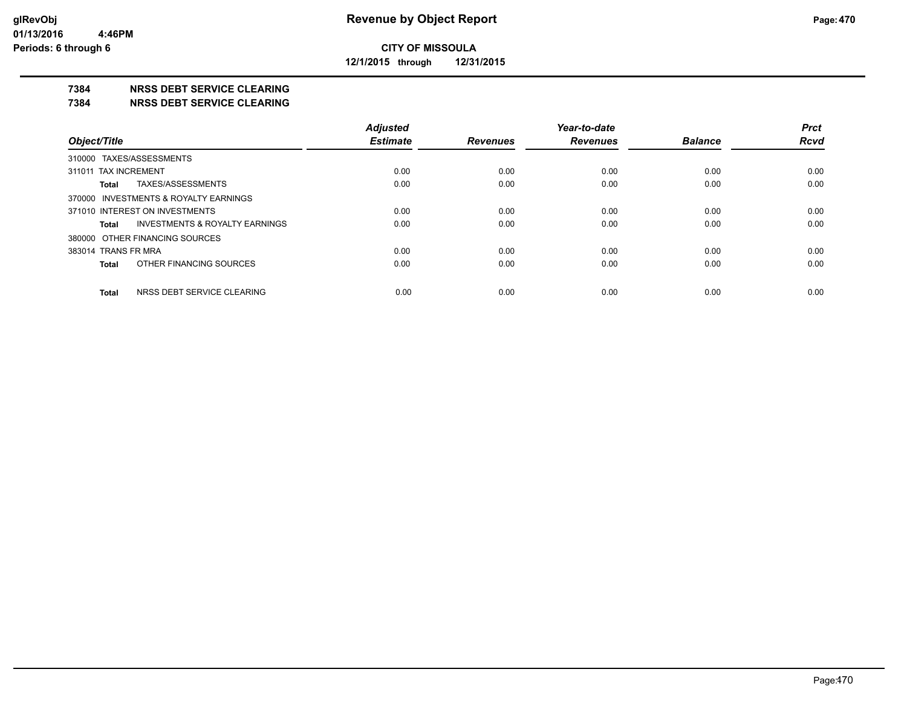# CITY OF MISSOULA

**12/1/2015 through 12/31/2015**

## 7384 NRSS DEBT SERVICE CLEARING
## 7384 NRSS DEBT SERVICE CLEARING

| Object/Title | Adjusted Estimate | Revenues | Year-to-date Revenues | Balance | Prct Rcvd |
|---|---|---|---|---|---|
| 310000 TAXES/ASSESSMENTS | | | | | |
| 311011 TAX INCREMENT | 0.00 | 0.00 | 0.00 | 0.00 | 0.00 |
| **Total** TAXES/ASSESSMENTS | 0.00 | 0.00 | 0.00 | 0.00 | 0.00 |
| 370000 INVESTMENTS & ROYALTY EARNINGS | | | | | |
| 371010 INTEREST ON INVESTMENTS | 0.00 | 0.00 | 0.00 | 0.00 | 0.00 |
| **Total** INVESTMENTS & ROYALTY EARNINGS | 0.00 | 0.00 | 0.00 | 0.00 | 0.00 |
| 380000 OTHER FINANCING SOURCES | | | | | |
| 383014 TRANS FR MRA | 0.00 | 0.00 | 0.00 | 0.00 | 0.00 |
| **Total** OTHER FINANCING SOURCES | 0.00 | 0.00 | 0.00 | 0.00 | 0.00 |
| **Total** NRSS DEBT SERVICE CLEARING | 0.00 | 0.00 | 0.00 | 0.00 | 0.00 |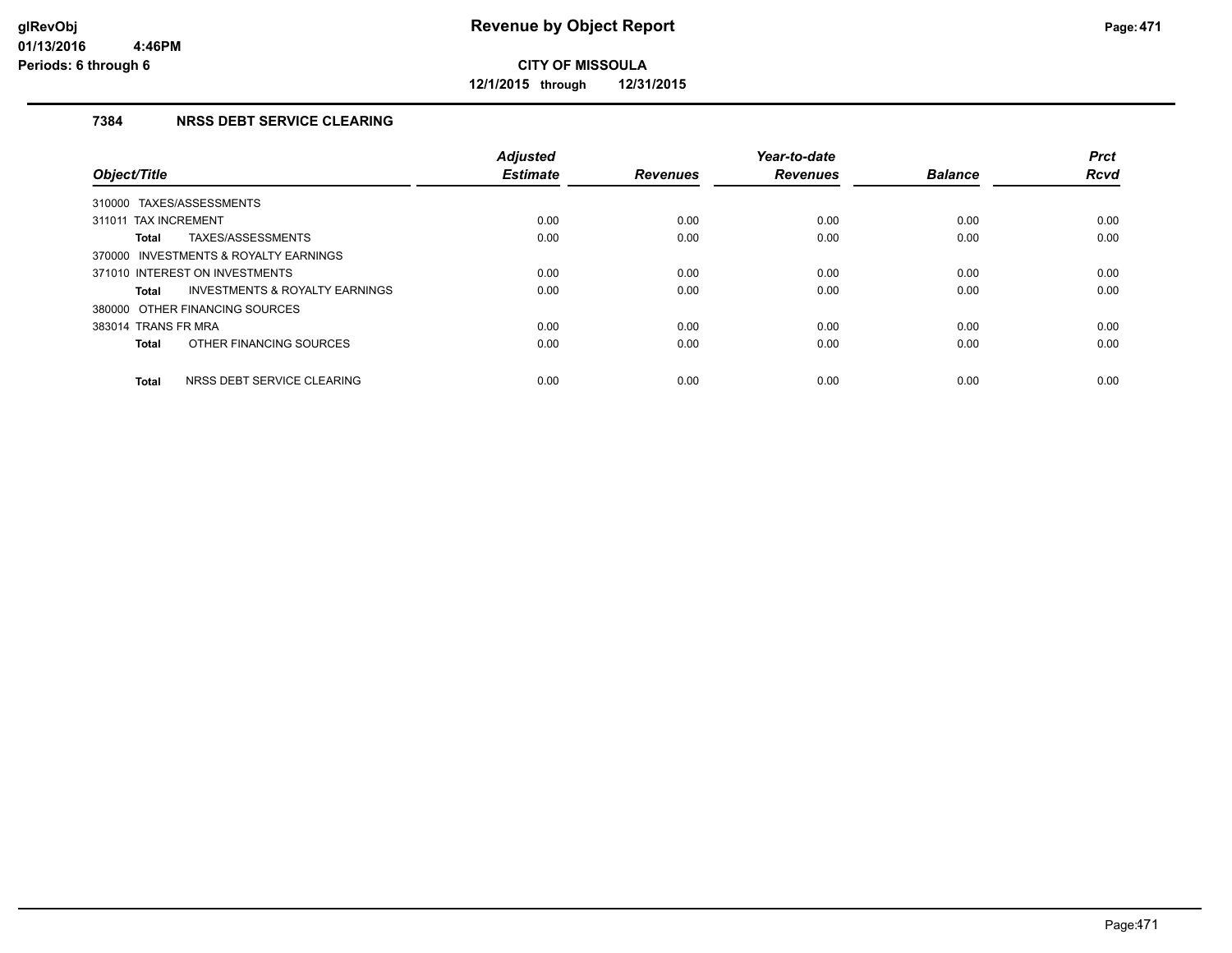# Revenue by Object Report

**CITY OF MISSOULA**

**12/1/2015 through 12/31/2015**

glRevObj
01/13/2016 4:46PM
Periods: 6 through 6

### 7384 NRSS DEBT SERVICE CLEARING

| Object/Title | Adjusted Estimate | Revenues | Year-to-date Revenues | Balance | Prct Rcvd |
|---|---|---|---|---|---|
| 310000 TAXES/ASSESSMENTS | | | | | |
| 311011 TAX INCREMENT | 0.00 | 0.00 | 0.00 | 0.00 | 0.00 |
| **Total** TAXES/ASSESSMENTS | 0.00 | 0.00 | 0.00 | 0.00 | 0.00 |
| 370000 INVESTMENTS & ROYALTY EARNINGS | | | | | |
| 371010 INTEREST ON INVESTMENTS | 0.00 | 0.00 | 0.00 | 0.00 | 0.00 |
| **Total** INVESTMENTS & ROYALTY EARNINGS | 0.00 | 0.00 | 0.00 | 0.00 | 0.00 |
| 380000 OTHER FINANCING SOURCES | | | | | |
| 383014 TRANS FR MRA | 0.00 | 0.00 | 0.00 | 0.00 | 0.00 |
| **Total** OTHER FINANCING SOURCES | 0.00 | 0.00 | 0.00 | 0.00 | 0.00 |
| **Total** NRSS DEBT SERVICE CLEARING | 0.00 | 0.00 | 0.00 | 0.00 | 0.00 |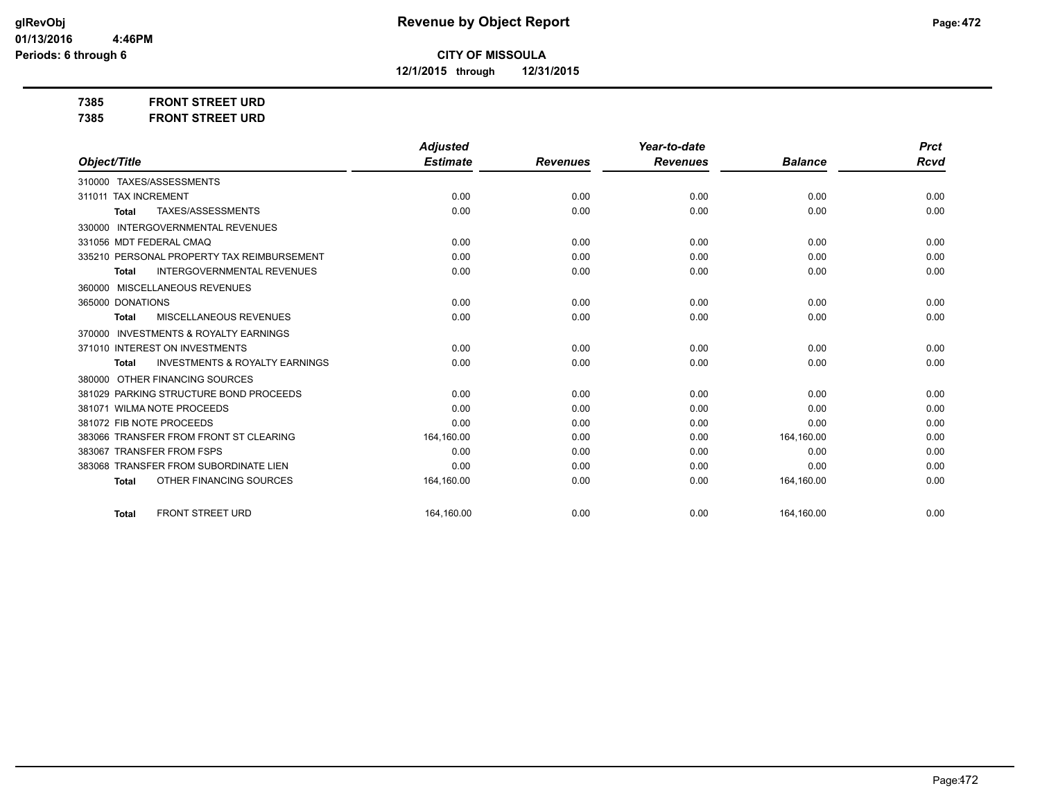**CITY OF MISSOULA**

**12/1/2015 through 12/31/2015**

**7385 FRONT STREET URD**

**7385 FRONT STREET URD**

| Object/Title | Adjusted Estimate | Revenues | Year-to-date Revenues | Balance | Prct Rcvd |
|---|---|---|---|---|---|
| 310000 TAXES/ASSESSMENTS | | | | | |
| 311011 TAX INCREMENT | 0.00 | 0.00 | 0.00 | 0.00 | 0.00 |
| **Total** TAXES/ASSESSMENTS | 0.00 | 0.00 | 0.00 | 0.00 | 0.00 |
| 330000 INTERGOVERNMENTAL REVENUES | | | | | |
| 331056 MDT FEDERAL CMAQ | 0.00 | 0.00 | 0.00 | 0.00 | 0.00 |
| 335210 PERSONAL PROPERTY TAX REIMBURSEMENT | 0.00 | 0.00 | 0.00 | 0.00 | 0.00 |
| **Total** INTERGOVERNMENTAL REVENUES | 0.00 | 0.00 | 0.00 | 0.00 | 0.00 |
| 360000 MISCELLANEOUS REVENUES | | | | | |
| 365000 DONATIONS | 0.00 | 0.00 | 0.00 | 0.00 | 0.00 |
| **Total** MISCELLANEOUS REVENUES | 0.00 | 0.00 | 0.00 | 0.00 | 0.00 |
| 370000 INVESTMENTS & ROYALTY EARNINGS | | | | | |
| 371010 INTEREST ON INVESTMENTS | 0.00 | 0.00 | 0.00 | 0.00 | 0.00 |
| **Total** INVESTMENTS & ROYALTY EARNINGS | 0.00 | 0.00 | 0.00 | 0.00 | 0.00 |
| 380000 OTHER FINANCING SOURCES | | | | | |
| 381029 PARKING STRUCTURE BOND PROCEEDS | 0.00 | 0.00 | 0.00 | 0.00 | 0.00 |
| 381071 WILMA NOTE PROCEEDS | 0.00 | 0.00 | 0.00 | 0.00 | 0.00 |
| 381072 FIB NOTE PROCEEDS | 0.00 | 0.00 | 0.00 | 0.00 | 0.00 |
| 383066 TRANSFER FROM FRONT ST CLEARING | 164,160.00 | 0.00 | 0.00 | 164,160.00 | 0.00 |
| 383067 TRANSFER FROM FSPS | 0.00 | 0.00 | 0.00 | 0.00 | 0.00 |
| 383068 TRANSFER FROM SUBORDINATE LIEN | 0.00 | 0.00 | 0.00 | 0.00 | 0.00 |
| **Total** OTHER FINANCING SOURCES | 164,160.00 | 0.00 | 0.00 | 164,160.00 | 0.00 |
| **Total** FRONT STREET URD | 164,160.00 | 0.00 | 0.00 | 164,160.00 | 0.00 |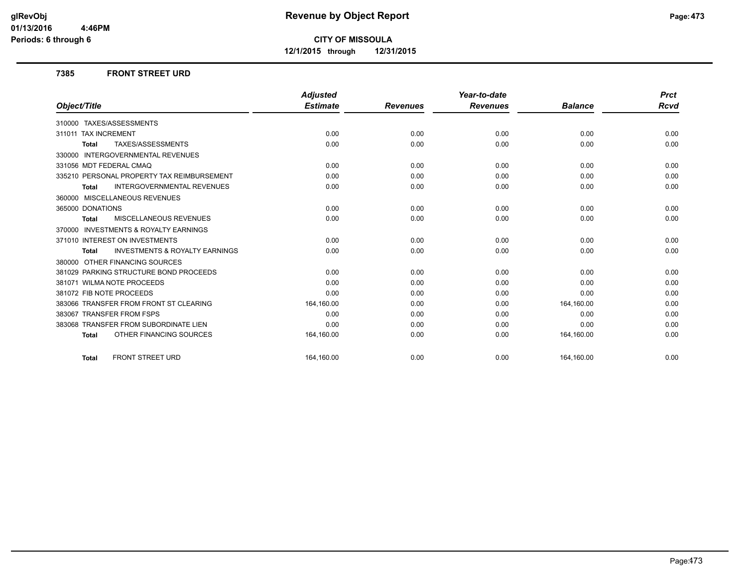**CITY OF MISSOULA**

**12/1/2015 through 12/31/2015**

## 7385 FRONT STREET URD

| Object/Title | Adjusted Estimate | Revenues | Year-to-date Revenues | Balance | Prct Rcvd |
|---|---|---|---|---|---|
| 310000 TAXES/ASSESSMENTS | | | | | |
| 311011 TAX INCREMENT | 0.00 | 0.00 | 0.00 | 0.00 | 0.00 |
| **Total** TAXES/ASSESSMENTS | 0.00 | 0.00 | 0.00 | 0.00 | 0.00 |
| 330000 INTERGOVERNMENTAL REVENUES | | | | | |
| 331056 MDT FEDERAL CMAQ | 0.00 | 0.00 | 0.00 | 0.00 | 0.00 |
| 335210 PERSONAL PROPERTY TAX REIMBURSEMENT | 0.00 | 0.00 | 0.00 | 0.00 | 0.00 |
| **Total** INTERGOVERNMENTAL REVENUES | 0.00 | 0.00 | 0.00 | 0.00 | 0.00 |
| 360000 MISCELLANEOUS REVENUES | | | | | |
| 365000 DONATIONS | 0.00 | 0.00 | 0.00 | 0.00 | 0.00 |
| **Total** MISCELLANEOUS REVENUES | 0.00 | 0.00 | 0.00 | 0.00 | 0.00 |
| 370000 INVESTMENTS & ROYALTY EARNINGS | | | | | |
| 371010 INTEREST ON INVESTMENTS | 0.00 | 0.00 | 0.00 | 0.00 | 0.00 |
| **Total** INVESTMENTS & ROYALTY EARNINGS | 0.00 | 0.00 | 0.00 | 0.00 | 0.00 |
| 380000 OTHER FINANCING SOURCES | | | | | |
| 381029 PARKING STRUCTURE BOND PROCEEDS | 0.00 | 0.00 | 0.00 | 0.00 | 0.00 |
| 381071 WILMA NOTE PROCEEDS | 0.00 | 0.00 | 0.00 | 0.00 | 0.00 |
| 381072 FIB NOTE PROCEEDS | 0.00 | 0.00 | 0.00 | 0.00 | 0.00 |
| 383066 TRANSFER FROM FRONT ST CLEARING | 164,160.00 | 0.00 | 0.00 | 164,160.00 | 0.00 |
| 383067 TRANSFER FROM FSPS | 0.00 | 0.00 | 0.00 | 0.00 | 0.00 |
| 383068 TRANSFER FROM SUBORDINATE LIEN | 0.00 | 0.00 | 0.00 | 0.00 | 0.00 |
| **Total** OTHER FINANCING SOURCES | 164,160.00 | 0.00 | 0.00 | 164,160.00 | 0.00 |
| **Total** FRONT STREET URD | 164,160.00 | 0.00 | 0.00 | 164,160.00 | 0.00 |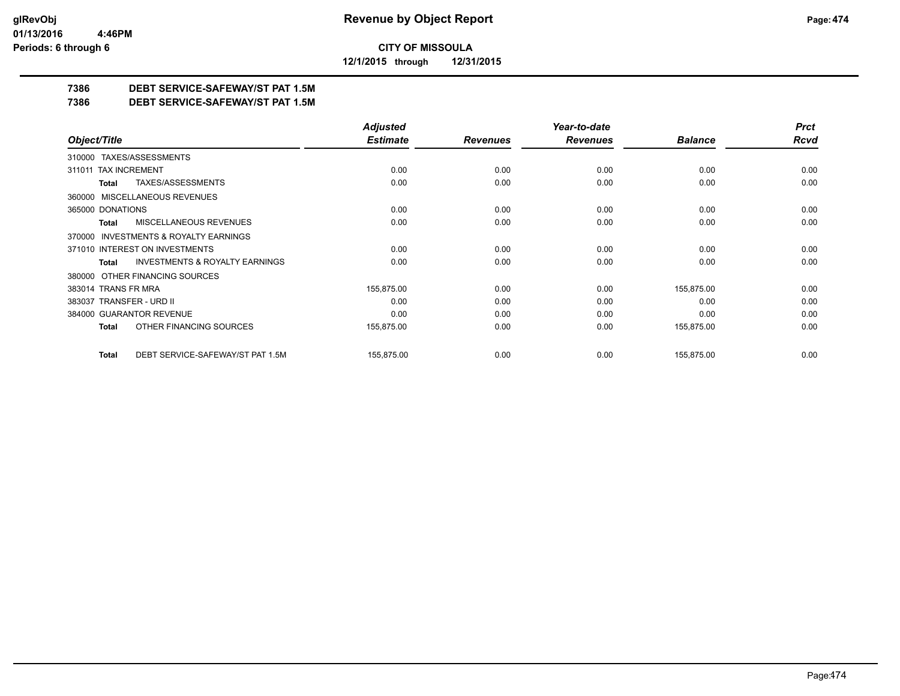# Revenue by Object Report

**CITY OF MISSOULA**

**12/1/2015 through 12/31/2015**

glRevObj
01/13/2016 4:46PM
Periods: 6 through 6

**7386 DEBT SERVICE-SAFEWAY/ST PAT 1.5M**

**7386 DEBT SERVICE-SAFEWAY/ST PAT 1.5M**

| Object/Title | Adjusted Estimate | Revenues | Year-to-date Revenues | Balance | Prct Rcvd |
|---|---|---|---|---|---|
| 310000 TAXES/ASSESSMENTS | | | | | |
| 311011 TAX INCREMENT | 0.00 | 0.00 | 0.00 | 0.00 | 0.00 |
| **Total** TAXES/ASSESSMENTS | 0.00 | 0.00 | 0.00 | 0.00 | 0.00 |
| 360000 MISCELLANEOUS REVENUES | | | | | |
| 365000 DONATIONS | 0.00 | 0.00 | 0.00 | 0.00 | 0.00 |
| **Total** MISCELLANEOUS REVENUES | 0.00 | 0.00 | 0.00 | 0.00 | 0.00 |
| 370000 INVESTMENTS & ROYALTY EARNINGS | | | | | |
| 371010 INTEREST ON INVESTMENTS | 0.00 | 0.00 | 0.00 | 0.00 | 0.00 |
| **Total** INVESTMENTS & ROYALTY EARNINGS | 0.00 | 0.00 | 0.00 | 0.00 | 0.00 |
| 380000 OTHER FINANCING SOURCES | | | | | |
| 383014 TRANS FR MRA | 155,875.00 | 0.00 | 0.00 | 155,875.00 | 0.00 |
| 383037 TRANSFER - URD II | 0.00 | 0.00 | 0.00 | 0.00 | 0.00 |
| 384000 GUARANTOR REVENUE | 0.00 | 0.00 | 0.00 | 0.00 | 0.00 |
| **Total** OTHER FINANCING SOURCES | 155,875.00 | 0.00 | 0.00 | 155,875.00 | 0.00 |
| **Total** DEBT SERVICE-SAFEWAY/ST PAT 1.5M | 155,875.00 | 0.00 | 0.00 | 155,875.00 | 0.00 |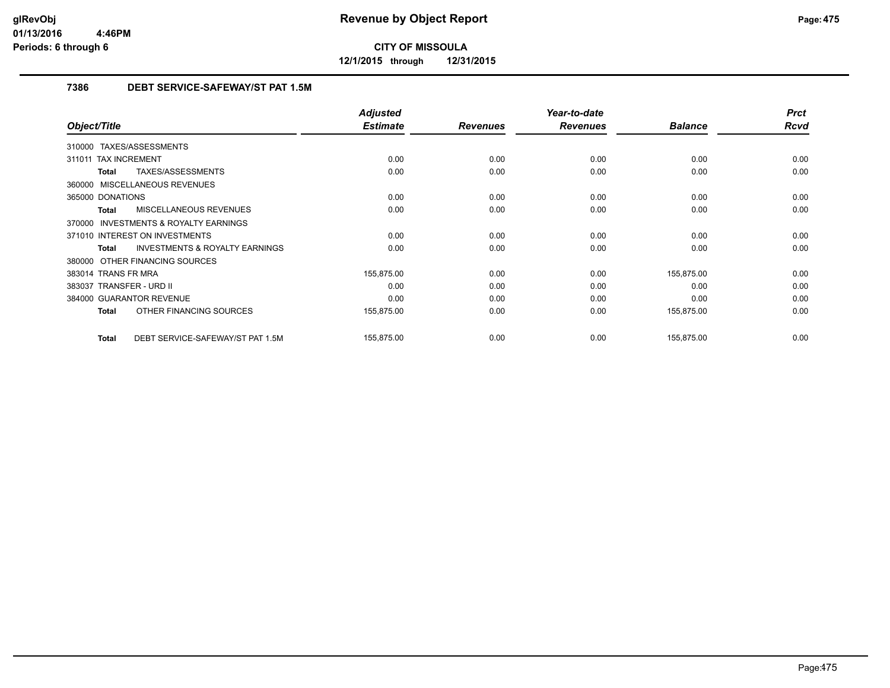**glRevObj**
**01/13/2016 4:46PM**
**Periods: 6 through 6**

# Revenue by Object Report

**CITY OF MISSOULA**

**12/1/2015 through 12/31/2015**

## 7386 DEBT SERVICE-SAFEWAY/ST PAT 1.5M

| Object/Title | Adjusted Estimate | Revenues | Year-to-date Revenues | Balance | Prct Rcvd |
|---|---|---|---|---|---|
| 310000 TAXES/ASSESSMENTS | | | | | |
| 311011 TAX INCREMENT | 0.00 | 0.00 | 0.00 | 0.00 | 0.00 |
| **Total** TAXES/ASSESSMENTS | 0.00 | 0.00 | 0.00 | 0.00 | 0.00 |
| 360000 MISCELLANEOUS REVENUES | | | | | |
| 365000 DONATIONS | 0.00 | 0.00 | 0.00 | 0.00 | 0.00 |
| **Total** MISCELLANEOUS REVENUES | 0.00 | 0.00 | 0.00 | 0.00 | 0.00 |
| 370000 INVESTMENTS & ROYALTY EARNINGS | | | | | |
| 371010 INTEREST ON INVESTMENTS | 0.00 | 0.00 | 0.00 | 0.00 | 0.00 |
| **Total** INVESTMENTS & ROYALTY EARNINGS | 0.00 | 0.00 | 0.00 | 0.00 | 0.00 |
| 380000 OTHER FINANCING SOURCES | | | | | |
| 383014 TRANS FR MRA | 155,875.00 | 0.00 | 0.00 | 155,875.00 | 0.00 |
| 383037 TRANSFER - URD II | 0.00 | 0.00 | 0.00 | 0.00 | 0.00 |
| 384000 GUARANTOR REVENUE | 0.00 | 0.00 | 0.00 | 0.00 | 0.00 |
| **Total** OTHER FINANCING SOURCES | 155,875.00 | 0.00 | 0.00 | 155,875.00 | 0.00 |
| **Total** DEBT SERVICE-SAFEWAY/ST PAT 1.5M | 155,875.00 | 0.00 | 0.00 | 155,875.00 | 0.00 |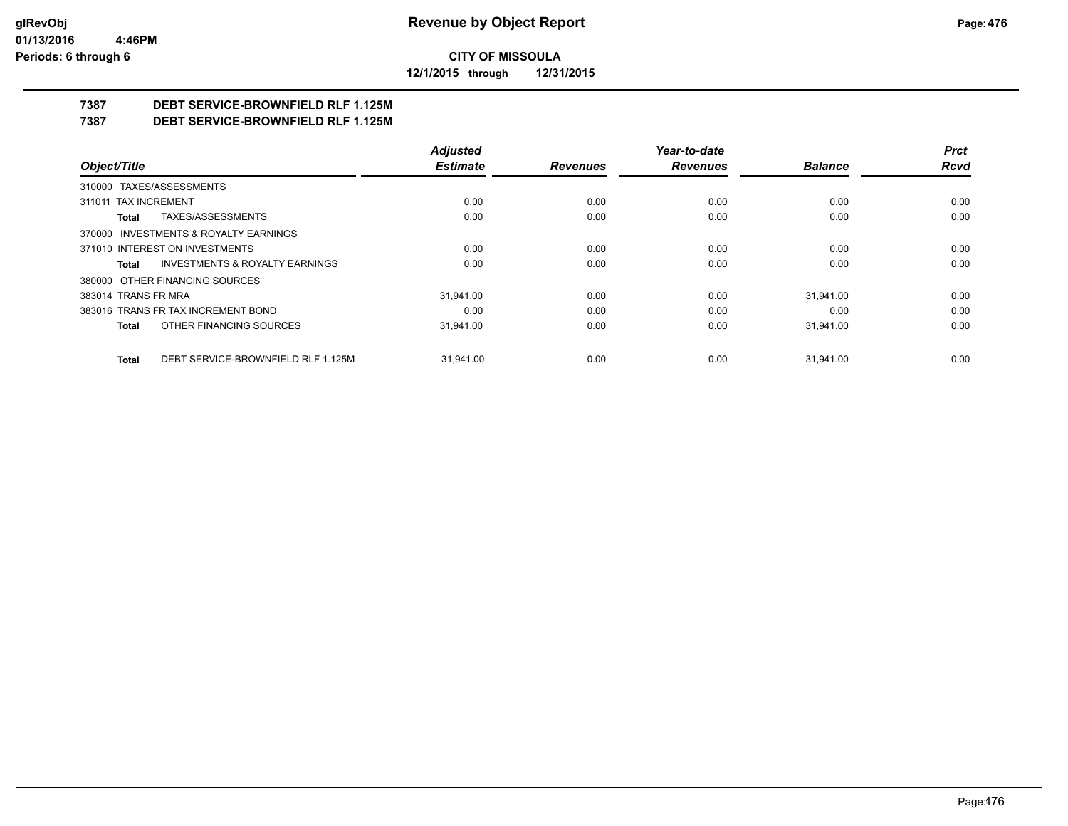**CITY OF MISSOULA**

**12/1/2015 through 12/31/2015**

## 7387 DEBT SERVICE-BROWNFIELD RLF 1.125M

## 7387 DEBT SERVICE-BROWNFIELD RLF 1.125M

| Object/Title | Adjusted Estimate | Revenues | Year-to-date Revenues | Balance | Prct Rcvd |
|---|---|---|---|---|---|
| 310000 TAXES/ASSESSMENTS | | | | | |
| 311011 TAX INCREMENT | 0.00 | 0.00 | 0.00 | 0.00 | 0.00 |
| **Total** TAXES/ASSESSMENTS | 0.00 | 0.00 | 0.00 | 0.00 | 0.00 |
| 370000 INVESTMENTS & ROYALTY EARNINGS | | | | | |
| 371010 INTEREST ON INVESTMENTS | 0.00 | 0.00 | 0.00 | 0.00 | 0.00 |
| **Total** INVESTMENTS & ROYALTY EARNINGS | 0.00 | 0.00 | 0.00 | 0.00 | 0.00 |
| 380000 OTHER FINANCING SOURCES | | | | | |
| 383014 TRANS FR MRA | 31,941.00 | 0.00 | 0.00 | 31,941.00 | 0.00 |
| 383016 TRANS FR TAX INCREMENT BOND | 0.00 | 0.00 | 0.00 | 0.00 | 0.00 |
| **Total** OTHER FINANCING SOURCES | 31,941.00 | 0.00 | 0.00 | 31,941.00 | 0.00 |
| **Total** DEBT SERVICE-BROWNFIELD RLF 1.125M | 31,941.00 | 0.00 | 0.00 | 31,941.00 | 0.00 |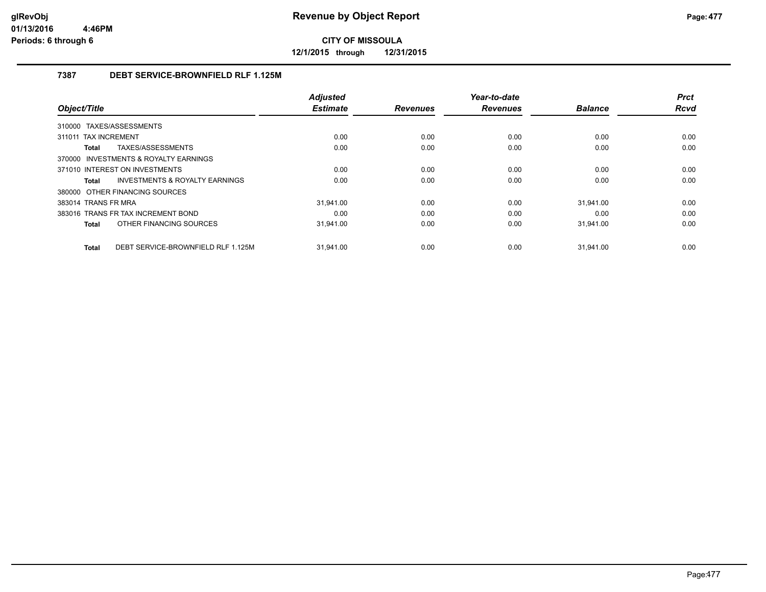# Revenue by Object Report

glRevObj
01/13/2016 4:46PM
Periods: 6 through 6

**CITY OF MISSOULA**

**12/1/2015 through 12/31/2015**

## 7387 DEBT SERVICE-BROWNFIELD RLF 1.125M

| Object/Title | Adjusted Estimate | Revenues | Year-to-date Revenues | Balance | Prct Rcvd |
|---|---|---|---|---|---|
| 310000 TAXES/ASSESSMENTS | | | | | |
| 311011 TAX INCREMENT | 0.00 | 0.00 | 0.00 | 0.00 | 0.00 |
| **Total** TAXES/ASSESSMENTS | 0.00 | 0.00 | 0.00 | 0.00 | 0.00 |
| 370000 INVESTMENTS & ROYALTY EARNINGS | | | | | |
| 371010 INTEREST ON INVESTMENTS | 0.00 | 0.00 | 0.00 | 0.00 | 0.00 |
| **Total** INVESTMENTS & ROYALTY EARNINGS | 0.00 | 0.00 | 0.00 | 0.00 | 0.00 |
| 380000 OTHER FINANCING SOURCES | | | | | |
| 383014 TRANS FR MRA | 31,941.00 | 0.00 | 0.00 | 31,941.00 | 0.00 |
| 383016 TRANS FR TAX INCREMENT BOND | 0.00 | 0.00 | 0.00 | 0.00 | 0.00 |
| **Total** OTHER FINANCING SOURCES | 31,941.00 | 0.00 | 0.00 | 31,941.00 | 0.00 |
| **Total** DEBT SERVICE-BROWNFIELD RLF 1.125M | 31,941.00 | 0.00 | 0.00 | 31,941.00 | 0.00 |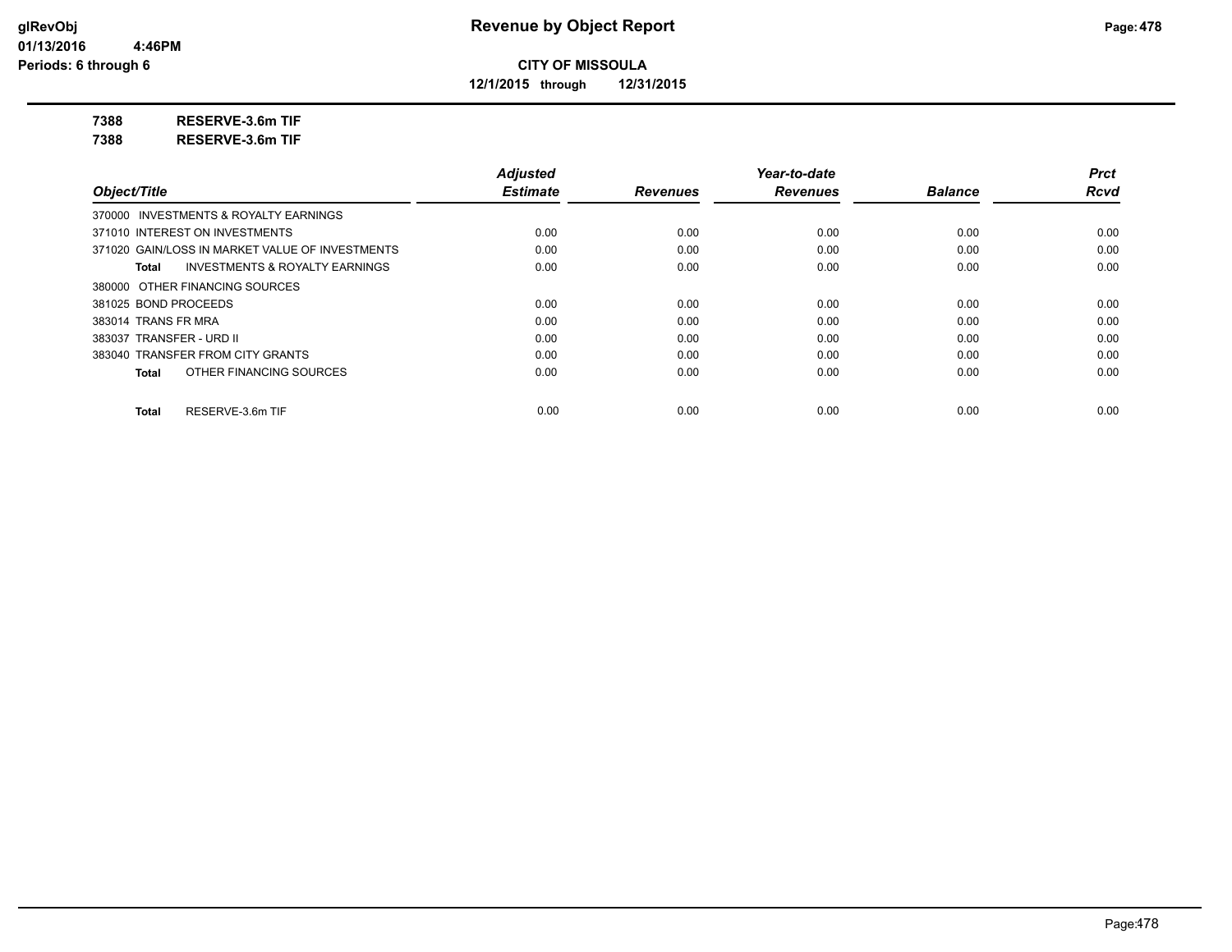**CITY OF MISSOULA**

**12/1/2015 through 12/31/2015**

**7388 RESERVE-3.6m TIF**

**7388 RESERVE-3.6m TIF**

| Object/Title | Adjusted Estimate | Revenues | Year-to-date Revenues | Balance | Prct Rcvd |
|---|---|---|---|---|---|
| 370000 INVESTMENTS & ROYALTY EARNINGS | | | | | |
| 371010 INTEREST ON INVESTMENTS | 0.00 | 0.00 | 0.00 | 0.00 | 0.00 |
| 371020 GAIN/LOSS IN MARKET VALUE OF INVESTMENTS | 0.00 | 0.00 | 0.00 | 0.00 | 0.00 |
| **Total** INVESTMENTS & ROYALTY EARNINGS | 0.00 | 0.00 | 0.00 | 0.00 | 0.00 |
| 380000 OTHER FINANCING SOURCES | | | | | |
| 381025 BOND PROCEEDS | 0.00 | 0.00 | 0.00 | 0.00 | 0.00 |
| 383014 TRANS FR MRA | 0.00 | 0.00 | 0.00 | 0.00 | 0.00 |
| 383037 TRANSFER - URD II | 0.00 | 0.00 | 0.00 | 0.00 | 0.00 |
| 383040 TRANSFER FROM CITY GRANTS | 0.00 | 0.00 | 0.00 | 0.00 | 0.00 |
| **Total** OTHER FINANCING SOURCES | 0.00 | 0.00 | 0.00 | 0.00 | 0.00 |
| **Total** RESERVE-3.6m TIF | 0.00 | 0.00 | 0.00 | 0.00 | 0.00 |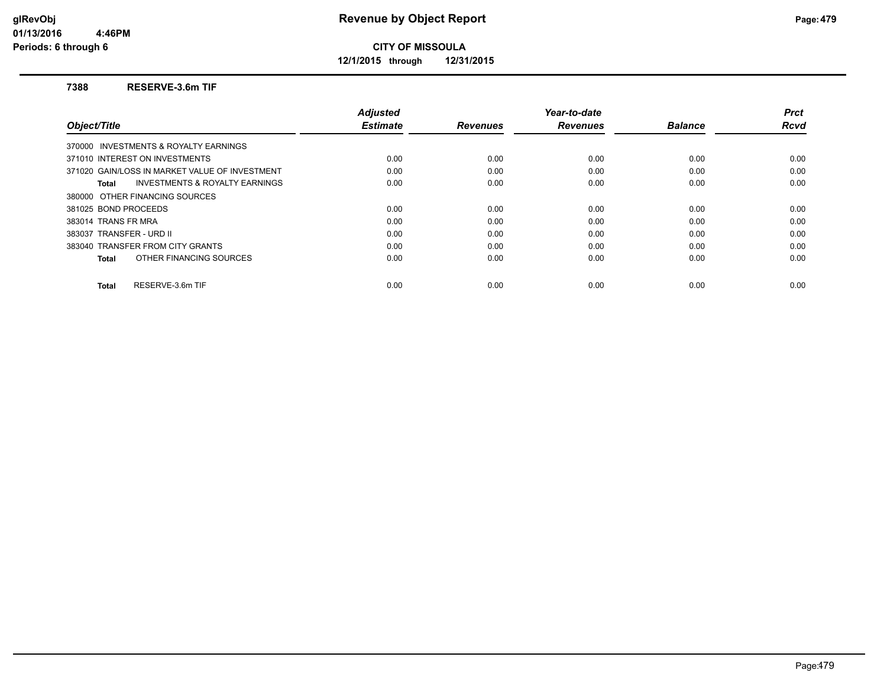**Revenue by Object Report**

**CITY OF MISSOULA**

**12/1/2015 through 12/31/2015**

glRevObj
01/13/2016 4:46PM
Periods: 6 through 6

### 7388 RESERVE-3.6m TIF

| Object/Title | Adjusted Estimate | Revenues | Year-to-date Revenues | Balance | Prct Rcvd |
|---|---|---|---|---|---|
| 370000 INVESTMENTS & ROYALTY EARNINGS | | | | | |
| 371010 INTEREST ON INVESTMENTS | 0.00 | 0.00 | 0.00 | 0.00 | 0.00 |
| 371020 GAIN/LOSS IN MARKET VALUE OF INVESTMENT | 0.00 | 0.00 | 0.00 | 0.00 | 0.00 |
| **Total** INVESTMENTS & ROYALTY EARNINGS | 0.00 | 0.00 | 0.00 | 0.00 | 0.00 |
| 380000 OTHER FINANCING SOURCES | | | | | |
| 381025 BOND PROCEEDS | 0.00 | 0.00 | 0.00 | 0.00 | 0.00 |
| 383014 TRANS FR MRA | 0.00 | 0.00 | 0.00 | 0.00 | 0.00 |
| 383037 TRANSFER - URD II | 0.00 | 0.00 | 0.00 | 0.00 | 0.00 |
| 383040 TRANSFER FROM CITY GRANTS | 0.00 | 0.00 | 0.00 | 0.00 | 0.00 |
| **Total** OTHER FINANCING SOURCES | 0.00 | 0.00 | 0.00 | 0.00 | 0.00 |
| **Total** RESERVE-3.6m TIF | 0.00 | 0.00 | 0.00 | 0.00 | 0.00 |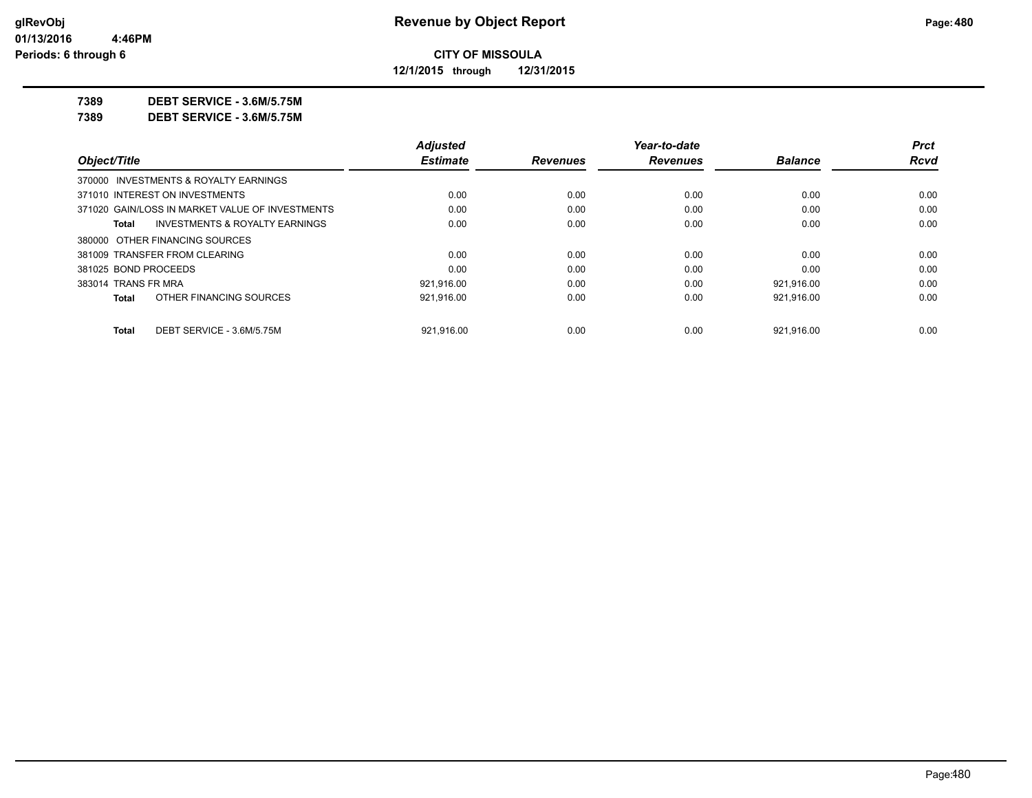**CITY OF MISSOULA**

**12/1/2015 through 12/31/2015**

**7389 DEBT SERVICE - 3.6M/5.75M**

**7389 DEBT SERVICE - 3.6M/5.75M**

| Object/Title | Adjusted Estimate | Revenues | Year-to-date Revenues | Balance | Prct Rcvd |
|---|---|---|---|---|---|
| 370000 INVESTMENTS & ROYALTY EARNINGS | | | | | |
| 371010 INTEREST ON INVESTMENTS | 0.00 | 0.00 | 0.00 | 0.00 | 0.00 |
| 371020 GAIN/LOSS IN MARKET VALUE OF INVESTMENTS | 0.00 | 0.00 | 0.00 | 0.00 | 0.00 |
| **Total** INVESTMENTS & ROYALTY EARNINGS | 0.00 | 0.00 | 0.00 | 0.00 | 0.00 |
| 380000 OTHER FINANCING SOURCES | | | | | |
| 381009 TRANSFER FROM CLEARING | 0.00 | 0.00 | 0.00 | 0.00 | 0.00 |
| 381025 BOND PROCEEDS | 0.00 | 0.00 | 0.00 | 0.00 | 0.00 |
| 383014 TRANS FR MRA | 921,916.00 | 0.00 | 0.00 | 921,916.00 | 0.00 |
| **Total** OTHER FINANCING SOURCES | 921,916.00 | 0.00 | 0.00 | 921,916.00 | 0.00 |
| **Total** DEBT SERVICE - 3.6M/5.75M | 921,916.00 | 0.00 | 0.00 | 921,916.00 | 0.00 |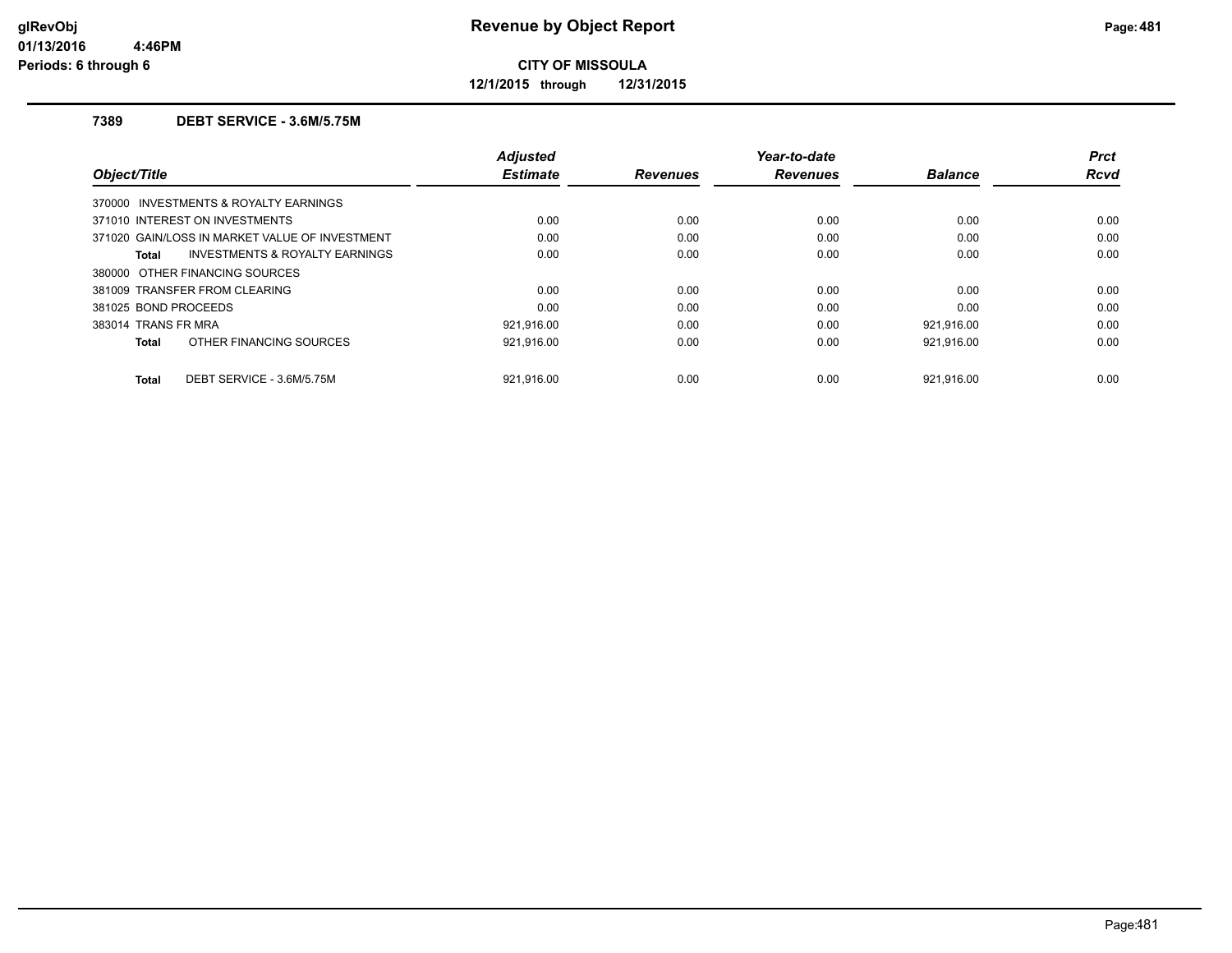# Revenue by Object Report

glRevObj
01/13/2016 4:46PM
Periods: 6 through 6

**CITY OF MISSOULA**

**12/1/2015 through 12/31/2015**

## 7389 DEBT SERVICE - 3.6M/5.75M

| Object/Title | Adjusted Estimate | Revenues | Year-to-date Revenues | Balance | Prct Rcvd |
|---|---|---|---|---|---|
| 370000 INVESTMENTS & ROYALTY EARNINGS | | | | | |
| 371010 INTEREST ON INVESTMENTS | 0.00 | 0.00 | 0.00 | 0.00 | 0.00 |
| 371020 GAIN/LOSS IN MARKET VALUE OF INVESTMENT | 0.00 | 0.00 | 0.00 | 0.00 | 0.00 |
| **Total** INVESTMENTS & ROYALTY EARNINGS | 0.00 | 0.00 | 0.00 | 0.00 | 0.00 |
| 380000 OTHER FINANCING SOURCES | | | | | |
| 381009 TRANSFER FROM CLEARING | 0.00 | 0.00 | 0.00 | 0.00 | 0.00 |
| 381025 BOND PROCEEDS | 0.00 | 0.00 | 0.00 | 0.00 | 0.00 |
| 383014 TRANS FR MRA | 921,916.00 | 0.00 | 0.00 | 921,916.00 | 0.00 |
| **Total** OTHER FINANCING SOURCES | 921,916.00 | 0.00 | 0.00 | 921,916.00 | 0.00 |
| **Total** DEBT SERVICE - 3.6M/5.75M | 921,916.00 | 0.00 | 0.00 | 921,916.00 | 0.00 |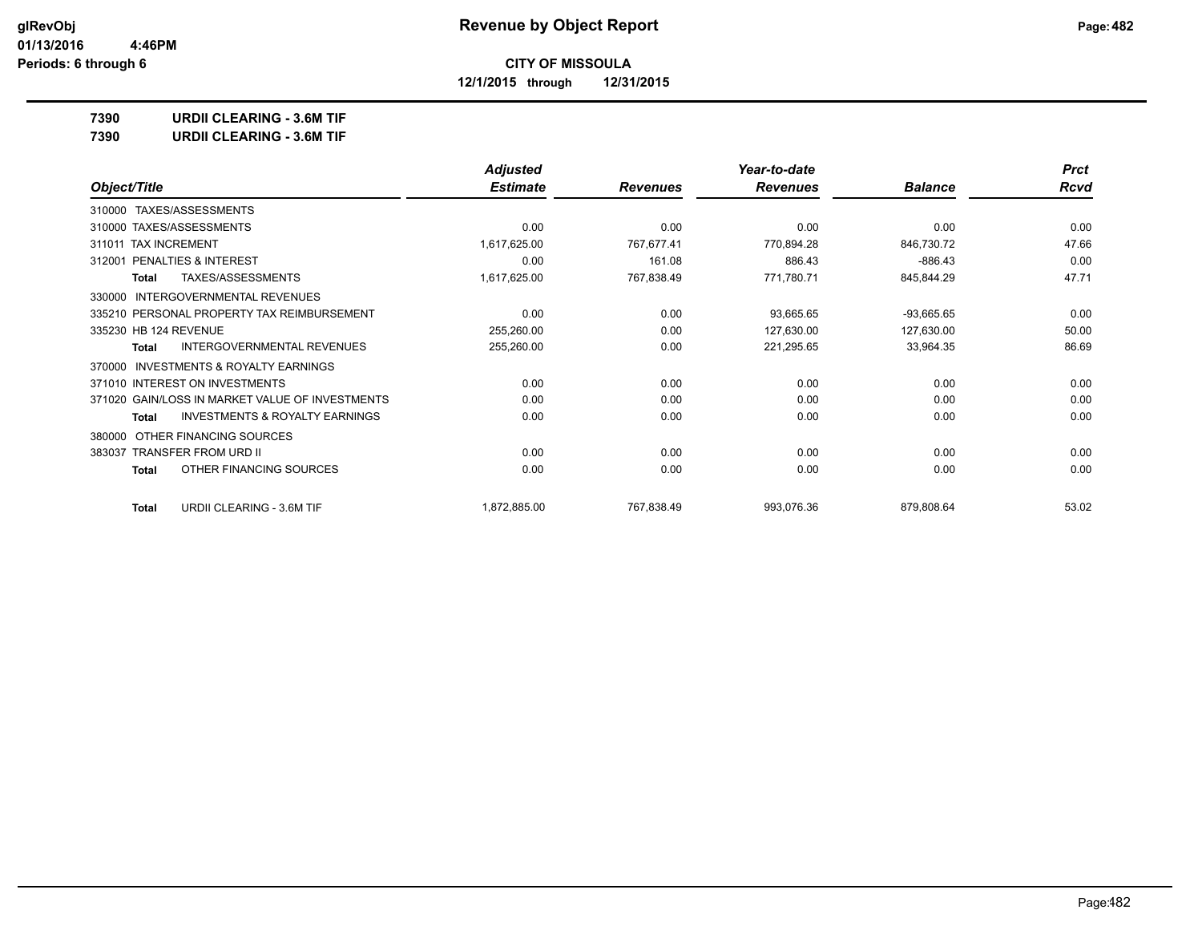# Revenue by Object Report

**CITY OF MISSOULA**

**12/1/2015 through 12/31/2015**

glRevObj
01/13/2016 4:46PM
Periods: 6 through 6

**7390 URDII CLEARING - 3.6M TIF**

**7390 URDII CLEARING - 3.6M TIF**

| Object/Title | Adjusted Estimate | Revenues | Year-to-date Revenues | Balance | Prct Rcvd |
|---|---|---|---|---|---|
| 310000 TAXES/ASSESSMENTS | | | | | |
| 310000 TAXES/ASSESSMENTS | 0.00 | 0.00 | 0.00 | 0.00 | 0.00 |
| 311011 TAX INCREMENT | 1,617,625.00 | 767,677.41 | 770,894.28 | 846,730.72 | 47.66 |
| 312001 PENALTIES & INTEREST | 0.00 | 161.08 | 886.43 | -886.43 | 0.00 |
| **Total** TAXES/ASSESSMENTS | 1,617,625.00 | 767,838.49 | 771,780.71 | 845,844.29 | 47.71 |
| 330000 INTERGOVERNMENTAL REVENUES | | | | | |
| 335210 PERSONAL PROPERTY TAX REIMBURSEMENT | 0.00 | 0.00 | 93,665.65 | -93,665.65 | 0.00 |
| 335230 HB 124 REVENUE | 255,260.00 | 0.00 | 127,630.00 | 127,630.00 | 50.00 |
| **Total** INTERGOVERNMENTAL REVENUES | 255,260.00 | 0.00 | 221,295.65 | 33,964.35 | 86.69 |
| 370000 INVESTMENTS & ROYALTY EARNINGS | | | | | |
| 371010 INTEREST ON INVESTMENTS | 0.00 | 0.00 | 0.00 | 0.00 | 0.00 |
| 371020 GAIN/LOSS IN MARKET VALUE OF INVESTMENTS | 0.00 | 0.00 | 0.00 | 0.00 | 0.00 |
| **Total** INVESTMENTS & ROYALTY EARNINGS | 0.00 | 0.00 | 0.00 | 0.00 | 0.00 |
| 380000 OTHER FINANCING SOURCES | | | | | |
| 383037 TRANSFER FROM URD II | 0.00 | 0.00 | 0.00 | 0.00 | 0.00 |
| **Total** OTHER FINANCING SOURCES | 0.00 | 0.00 | 0.00 | 0.00 | 0.00 |
| **Total** URDII CLEARING - 3.6M TIF | 1,872,885.00 | 767,838.49 | 993,076.36 | 879,808.64 | 53.02 |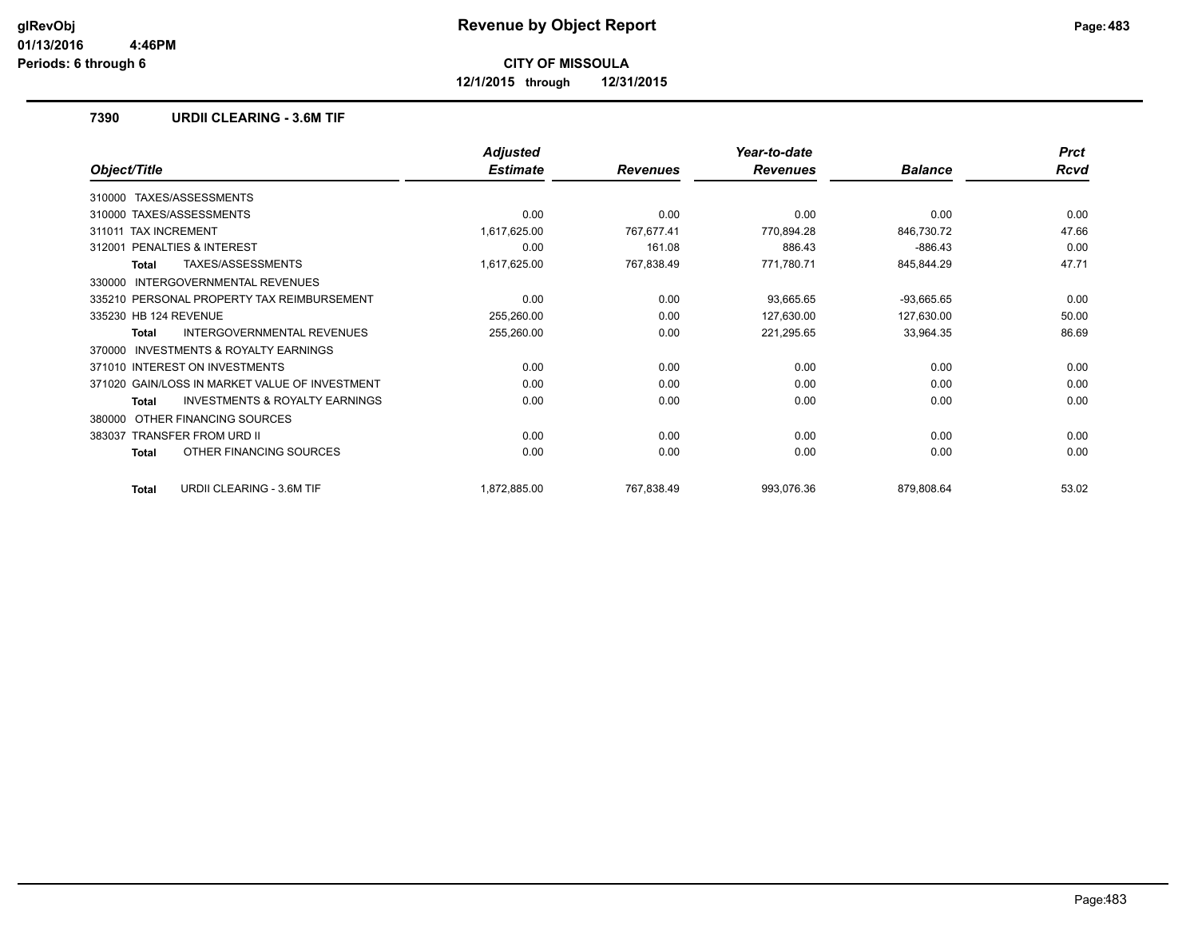# Revenue by Object Report

**CITY OF MISSOULA**

**12/1/2015 through 12/31/2015**

glRevObj
01/13/2016 4:46PM
Periods: 6 through 6

## 7390 URDII CLEARING - 3.6M TIF

| Object/Title | Adjusted Estimate | Revenues | Year-to-date Revenues | Balance | Prct Rcvd |
|---|---|---|---|---|---|
| 310000 TAXES/ASSESSMENTS | | | | | |
| 310000 TAXES/ASSESSMENTS | 0.00 | 0.00 | 0.00 | 0.00 | 0.00 |
| 311011 TAX INCREMENT | 1,617,625.00 | 767,677.41 | 770,894.28 | 846,730.72 | 47.66 |
| 312001 PENALTIES & INTEREST | 0.00 | 161.08 | 886.43 | -886.43 | 0.00 |
| **Total** TAXES/ASSESSMENTS | 1,617,625.00 | 767,838.49 | 771,780.71 | 845,844.29 | 47.71 |
| 330000 INTERGOVERNMENTAL REVENUES | | | | | |
| 335210 PERSONAL PROPERTY TAX REIMBURSEMENT | 0.00 | 0.00 | 93,665.65 | -93,665.65 | 0.00 |
| 335230 HB 124 REVENUE | 255,260.00 | 0.00 | 127,630.00 | 127,630.00 | 50.00 |
| **Total** INTERGOVERNMENTAL REVENUES | 255,260.00 | 0.00 | 221,295.65 | 33,964.35 | 86.69 |
| 370000 INVESTMENTS & ROYALTY EARNINGS | | | | | |
| 371010 INTEREST ON INVESTMENTS | 0.00 | 0.00 | 0.00 | 0.00 | 0.00 |
| 371020 GAIN/LOSS IN MARKET VALUE OF INVESTMENT | 0.00 | 0.00 | 0.00 | 0.00 | 0.00 |
| **Total** INVESTMENTS & ROYALTY EARNINGS | 0.00 | 0.00 | 0.00 | 0.00 | 0.00 |
| 380000 OTHER FINANCING SOURCES | | | | | |
| 383037 TRANSFER FROM URD II | 0.00 | 0.00 | 0.00 | 0.00 | 0.00 |
| **Total** OTHER FINANCING SOURCES | 0.00 | 0.00 | 0.00 | 0.00 | 0.00 |
| **Total** URDII CLEARING - 3.6M TIF | 1,872,885.00 | 767,838.49 | 993,076.36 | 879,808.64 | 53.02 |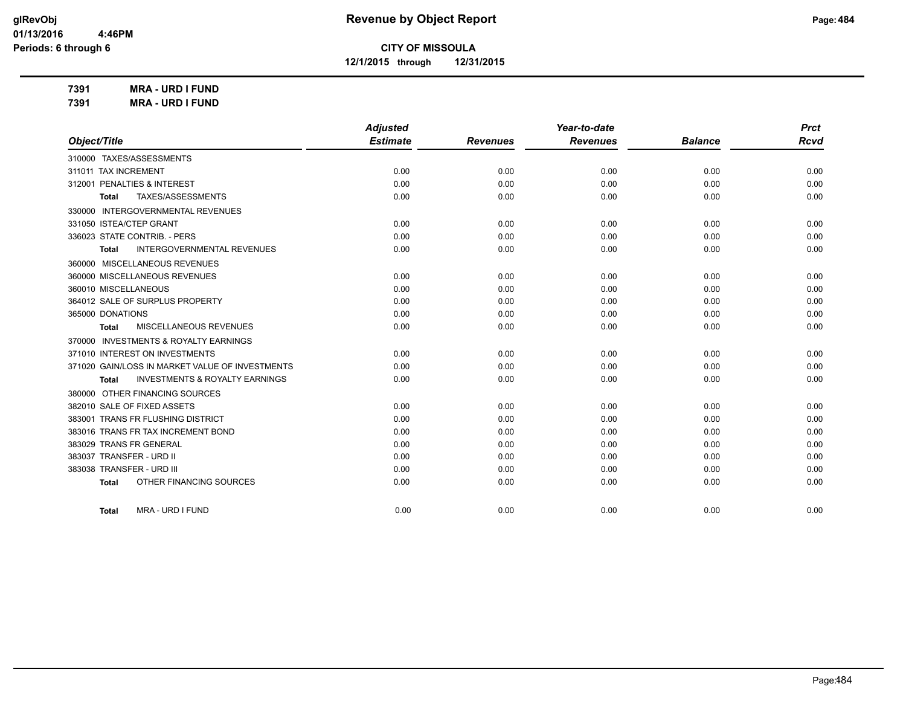# Revenue by Object Report

**CITY OF MISSOULA**

**12/1/2015 through 12/31/2015**

glRevObj
01/13/2016 4:46PM
Periods: 6 through 6

**7391 MRA - URD I FUND**
**7391 MRA - URD I FUND**

| Object/Title | Adjusted Estimate | Revenues | Year-to-date Revenues | Balance | Prct Rcvd |
|---|---|---|---|---|---|
| 310000 TAXES/ASSESSMENTS | | | | | |
| 311011 TAX INCREMENT | 0.00 | 0.00 | 0.00 | 0.00 | 0.00 |
| 312001 PENALTIES & INTEREST | 0.00 | 0.00 | 0.00 | 0.00 | 0.00 |
| **Total** TAXES/ASSESSMENTS | 0.00 | 0.00 | 0.00 | 0.00 | 0.00 |
| 330000 INTERGOVERNMENTAL REVENUES | | | | | |
| 331050 ISTEA/CTEP GRANT | 0.00 | 0.00 | 0.00 | 0.00 | 0.00 |
| 336023 STATE CONTRIB. - PERS | 0.00 | 0.00 | 0.00 | 0.00 | 0.00 |
| **Total** INTERGOVERNMENTAL REVENUES | 0.00 | 0.00 | 0.00 | 0.00 | 0.00 |
| 360000 MISCELLANEOUS REVENUES | | | | | |
| 360000 MISCELLANEOUS REVENUES | 0.00 | 0.00 | 0.00 | 0.00 | 0.00 |
| 360010 MISCELLANEOUS | 0.00 | 0.00 | 0.00 | 0.00 | 0.00 |
| 364012 SALE OF SURPLUS PROPERTY | 0.00 | 0.00 | 0.00 | 0.00 | 0.00 |
| 365000 DONATIONS | 0.00 | 0.00 | 0.00 | 0.00 | 0.00 |
| **Total** MISCELLANEOUS REVENUES | 0.00 | 0.00 | 0.00 | 0.00 | 0.00 |
| 370000 INVESTMENTS & ROYALTY EARNINGS | | | | | |
| 371010 INTEREST ON INVESTMENTS | 0.00 | 0.00 | 0.00 | 0.00 | 0.00 |
| 371020 GAIN/LOSS IN MARKET VALUE OF INVESTMENTS | 0.00 | 0.00 | 0.00 | 0.00 | 0.00 |
| **Total** INVESTMENTS & ROYALTY EARNINGS | 0.00 | 0.00 | 0.00 | 0.00 | 0.00 |
| 380000 OTHER FINANCING SOURCES | | | | | |
| 382010 SALE OF FIXED ASSETS | 0.00 | 0.00 | 0.00 | 0.00 | 0.00 |
| 383001 TRANS FR FLUSHING DISTRICT | 0.00 | 0.00 | 0.00 | 0.00 | 0.00 |
| 383016 TRANS FR TAX INCREMENT BOND | 0.00 | 0.00 | 0.00 | 0.00 | 0.00 |
| 383029 TRANS FR GENERAL | 0.00 | 0.00 | 0.00 | 0.00 | 0.00 |
| 383037 TRANSFER - URD II | 0.00 | 0.00 | 0.00 | 0.00 | 0.00 |
| 383038 TRANSFER - URD III | 0.00 | 0.00 | 0.00 | 0.00 | 0.00 |
| **Total** OTHER FINANCING SOURCES | 0.00 | 0.00 | 0.00 | 0.00 | 0.00 |
| **Total** MRA - URD I FUND | 0.00 | 0.00 | 0.00 | 0.00 | 0.00 |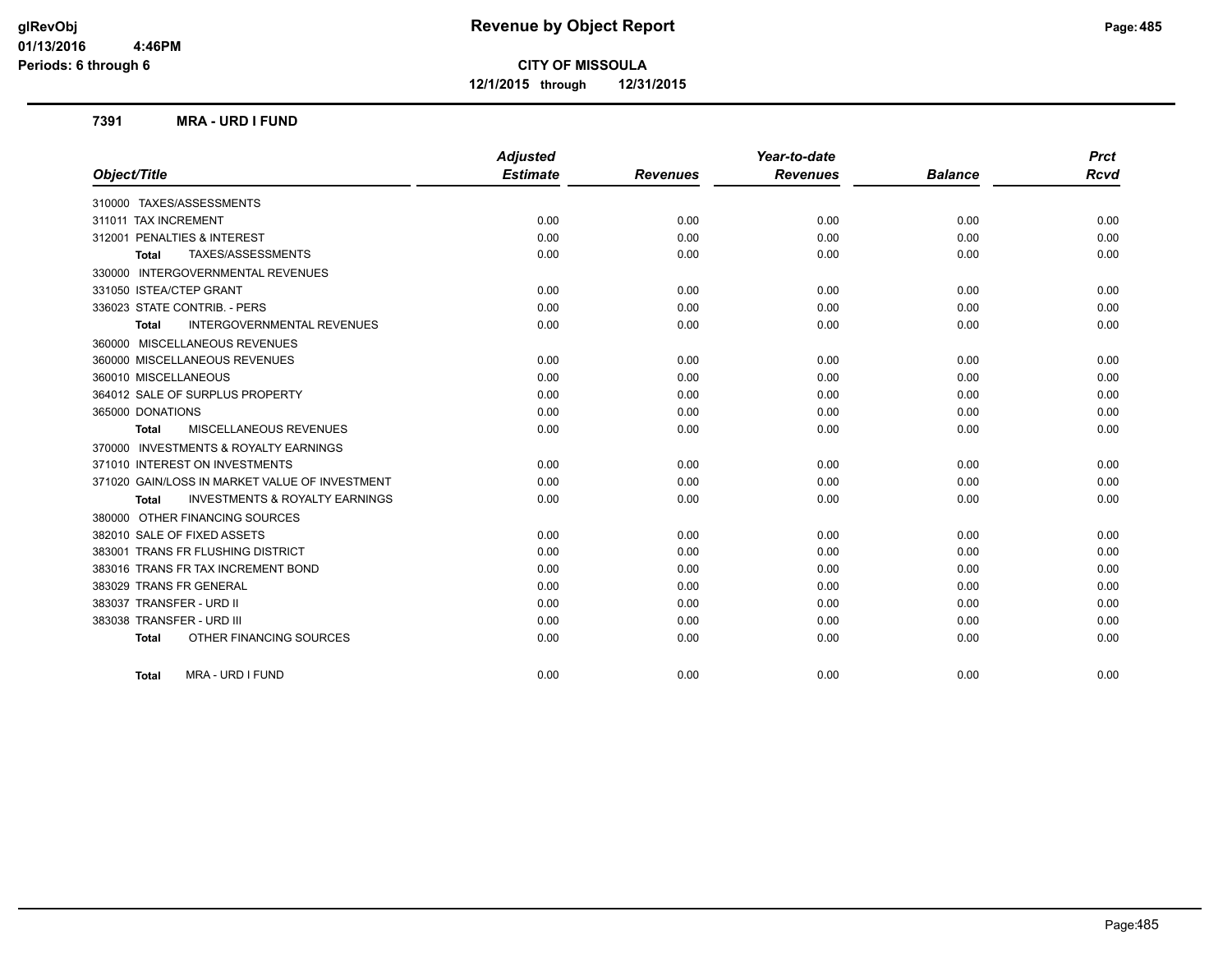# Revenue by Object Report

**CITY OF MISSOULA**

**12/1/2015 through 12/31/2015**

glRevObj
01/13/2016 4:46PM
Periods: 6 through 6

## 7391 MRA - URD I FUND

| Object/Title | Adjusted Estimate | Revenues | Year-to-date Revenues | Balance | Prct Rcvd |
|---|---|---|---|---|---|
| 310000 TAXES/ASSESSMENTS | | | | | |
| 311011 TAX INCREMENT | 0.00 | 0.00 | 0.00 | 0.00 | 0.00 |
| 312001 PENALTIES & INTEREST | 0.00 | 0.00 | 0.00 | 0.00 | 0.00 |
| **Total** TAXES/ASSESSMENTS | 0.00 | 0.00 | 0.00 | 0.00 | 0.00 |
| 330000 INTERGOVERNMENTAL REVENUES | | | | | |
| 331050 ISTEA/CTEP GRANT | 0.00 | 0.00 | 0.00 | 0.00 | 0.00 |
| 336023 STATE CONTRIB. - PERS | 0.00 | 0.00 | 0.00 | 0.00 | 0.00 |
| **Total** INTERGOVERNMENTAL REVENUES | 0.00 | 0.00 | 0.00 | 0.00 | 0.00 |
| 360000 MISCELLANEOUS REVENUES | | | | | |
| 360000 MISCELLANEOUS REVENUES | 0.00 | 0.00 | 0.00 | 0.00 | 0.00 |
| 360010 MISCELLANEOUS | 0.00 | 0.00 | 0.00 | 0.00 | 0.00 |
| 364012 SALE OF SURPLUS PROPERTY | 0.00 | 0.00 | 0.00 | 0.00 | 0.00 |
| 365000 DONATIONS | 0.00 | 0.00 | 0.00 | 0.00 | 0.00 |
| **Total** MISCELLANEOUS REVENUES | 0.00 | 0.00 | 0.00 | 0.00 | 0.00 |
| 370000 INVESTMENTS & ROYALTY EARNINGS | | | | | |
| 371010 INTEREST ON INVESTMENTS | 0.00 | 0.00 | 0.00 | 0.00 | 0.00 |
| 371020 GAIN/LOSS IN MARKET VALUE OF INVESTMENT | 0.00 | 0.00 | 0.00 | 0.00 | 0.00 |
| **Total** INVESTMENTS & ROYALTY EARNINGS | 0.00 | 0.00 | 0.00 | 0.00 | 0.00 |
| 380000 OTHER FINANCING SOURCES | | | | | |
| 382010 SALE OF FIXED ASSETS | 0.00 | 0.00 | 0.00 | 0.00 | 0.00 |
| 383001 TRANS FR FLUSHING DISTRICT | 0.00 | 0.00 | 0.00 | 0.00 | 0.00 |
| 383016 TRANS FR TAX INCREMENT BOND | 0.00 | 0.00 | 0.00 | 0.00 | 0.00 |
| 383029 TRANS FR GENERAL | 0.00 | 0.00 | 0.00 | 0.00 | 0.00 |
| 383037 TRANSFER - URD II | 0.00 | 0.00 | 0.00 | 0.00 | 0.00 |
| 383038 TRANSFER - URD III | 0.00 | 0.00 | 0.00 | 0.00 | 0.00 |
| **Total** OTHER FINANCING SOURCES | 0.00 | 0.00 | 0.00 | 0.00 | 0.00 |
| **Total** MRA - URD I FUND | 0.00 | 0.00 | 0.00 | 0.00 | 0.00 |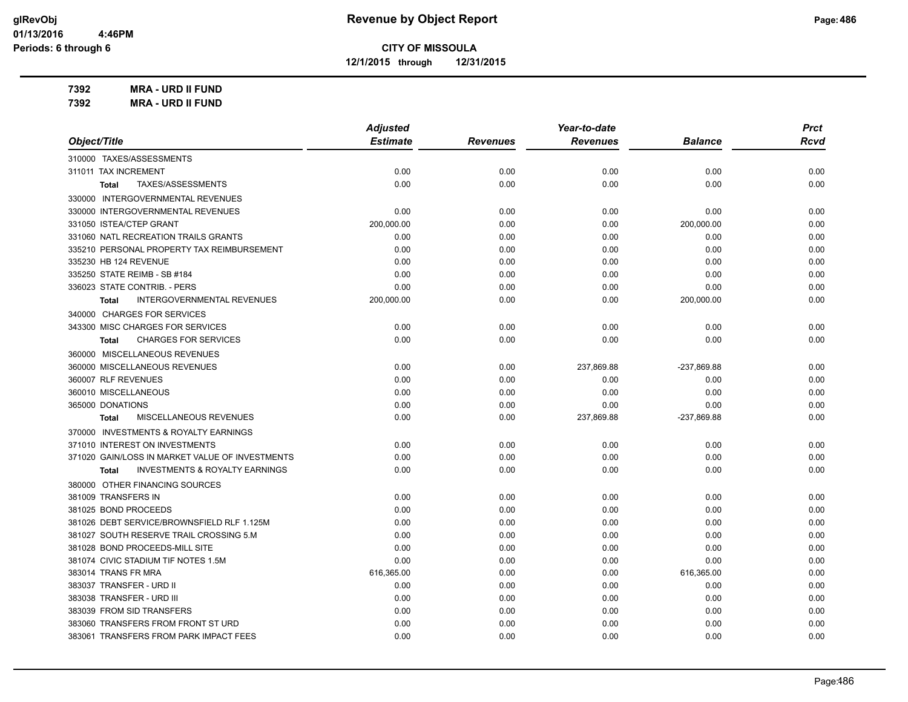# Revenue by Object Report

**CITY OF MISSOULA**

**12/1/2015 through 12/31/2015**

glRevObj
01/13/2016 4:46PM
Periods: 6 through 6

**7392 MRA - URD II FUND**
**7392 MRA - URD II FUND**

| Object/Title | Adjusted Estimate | Revenues | Year-to-date Revenues | Balance | Prct Rcvd |
|---|---|---|---|---|---|
| 310000 TAXES/ASSESSMENTS | | | | | |
| 311011 TAX INCREMENT | 0.00 | 0.00 | 0.00 | 0.00 | 0.00 |
| **Total** TAXES/ASSESSMENTS | 0.00 | 0.00 | 0.00 | 0.00 | 0.00 |
| 330000 INTERGOVERNMENTAL REVENUES | | | | | |
| 330000 INTERGOVERNMENTAL REVENUES | 0.00 | 0.00 | 0.00 | 0.00 | 0.00 |
| 331050 ISTEA/CTEP GRANT | 200,000.00 | 0.00 | 0.00 | 200,000.00 | 0.00 |
| 331060 NATL RECREATION TRAILS GRANTS | 0.00 | 0.00 | 0.00 | 0.00 | 0.00 |
| 335210 PERSONAL PROPERTY TAX REIMBURSEMENT | 0.00 | 0.00 | 0.00 | 0.00 | 0.00 |
| 335230 HB 124 REVENUE | 0.00 | 0.00 | 0.00 | 0.00 | 0.00 |
| 335250 STATE REIMB - SB #184 | 0.00 | 0.00 | 0.00 | 0.00 | 0.00 |
| 336023 STATE CONTRIB. - PERS | 0.00 | 0.00 | 0.00 | 0.00 | 0.00 |
| **Total** INTERGOVERNMENTAL REVENUES | 200,000.00 | 0.00 | 0.00 | 200,000.00 | 0.00 |
| 340000 CHARGES FOR SERVICES | | | | | |
| 343300 MISC CHARGES FOR SERVICES | 0.00 | 0.00 | 0.00 | 0.00 | 0.00 |
| **Total** CHARGES FOR SERVICES | 0.00 | 0.00 | 0.00 | 0.00 | 0.00 |
| 360000 MISCELLANEOUS REVENUES | | | | | |
| 360000 MISCELLANEOUS REVENUES | 0.00 | 0.00 | 237,869.88 | -237,869.88 | 0.00 |
| 360007 RLF REVENUES | 0.00 | 0.00 | 0.00 | 0.00 | 0.00 |
| 360010 MISCELLANEOUS | 0.00 | 0.00 | 0.00 | 0.00 | 0.00 |
| 365000 DONATIONS | 0.00 | 0.00 | 0.00 | 0.00 | 0.00 |
| **Total** MISCELLANEOUS REVENUES | 0.00 | 0.00 | 237,869.88 | -237,869.88 | 0.00 |
| 370000 INVESTMENTS & ROYALTY EARNINGS | | | | | |
| 371010 INTEREST ON INVESTMENTS | 0.00 | 0.00 | 0.00 | 0.00 | 0.00 |
| 371020 GAIN/LOSS IN MARKET VALUE OF INVESTMENTS | 0.00 | 0.00 | 0.00 | 0.00 | 0.00 |
| **Total** INVESTMENTS & ROYALTY EARNINGS | 0.00 | 0.00 | 0.00 | 0.00 | 0.00 |
| 380000 OTHER FINANCING SOURCES | | | | | |
| 381009 TRANSFERS IN | 0.00 | 0.00 | 0.00 | 0.00 | 0.00 |
| 381025 BOND PROCEEDS | 0.00 | 0.00 | 0.00 | 0.00 | 0.00 |
| 381026 DEBT SERVICE/BROWNSFIELD RLF 1.125M | 0.00 | 0.00 | 0.00 | 0.00 | 0.00 |
| 381027 SOUTH RESERVE TRAIL CROSSING 5.M | 0.00 | 0.00 | 0.00 | 0.00 | 0.00 |
| 381028 BOND PROCEEDS-MILL SITE | 0.00 | 0.00 | 0.00 | 0.00 | 0.00 |
| 381074 CIVIC STADIUM TIF NOTES 1.5M | 0.00 | 0.00 | 0.00 | 0.00 | 0.00 |
| 383014 TRANS FR MRA | 616,365.00 | 0.00 | 0.00 | 616,365.00 | 0.00 |
| 383037 TRANSFER - URD II | 0.00 | 0.00 | 0.00 | 0.00 | 0.00 |
| 383038 TRANSFER - URD III | 0.00 | 0.00 | 0.00 | 0.00 | 0.00 |
| 383039 FROM SID TRANSFERS | 0.00 | 0.00 | 0.00 | 0.00 | 0.00 |
| 383060 TRANSFERS FROM FRONT ST URD | 0.00 | 0.00 | 0.00 | 0.00 | 0.00 |
| 383061 TRANSFERS FROM PARK IMPACT FEES | 0.00 | 0.00 | 0.00 | 0.00 | 0.00 |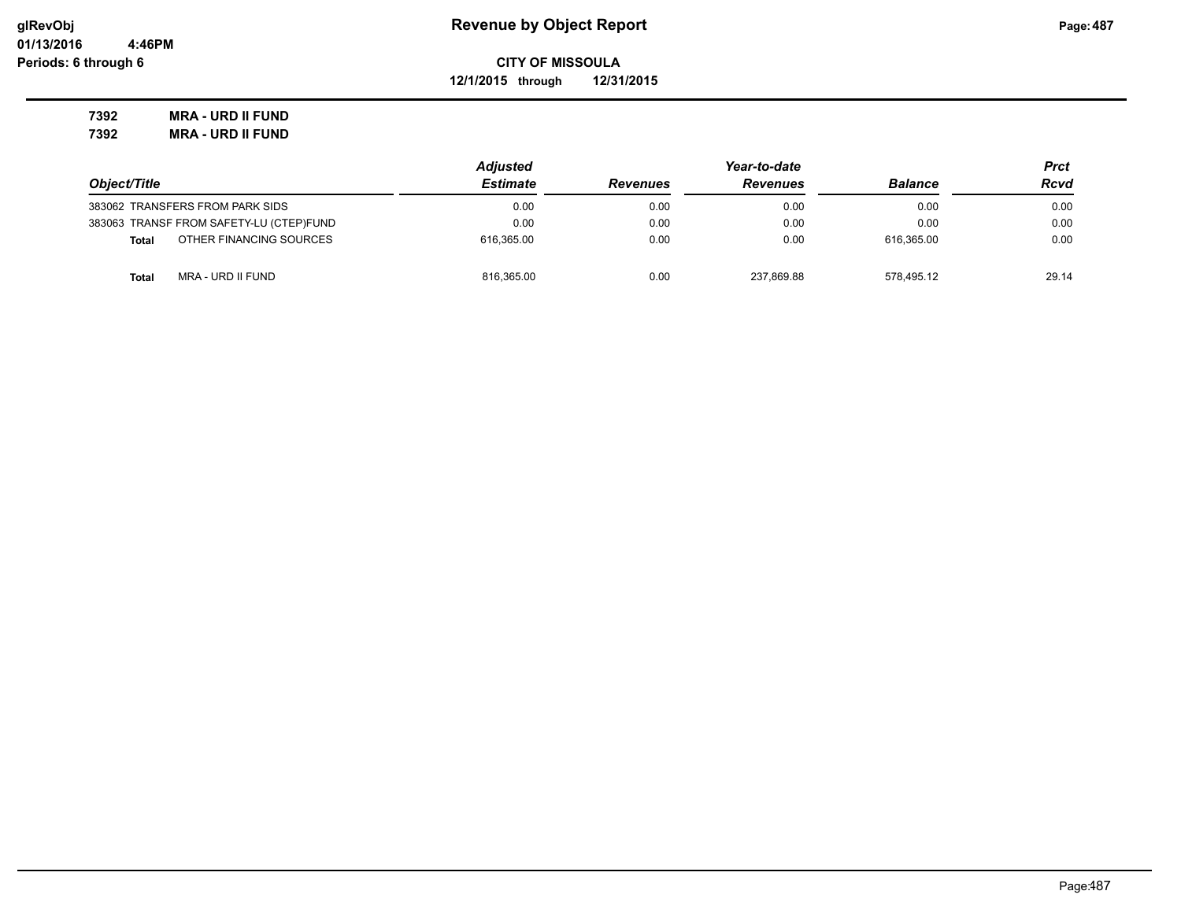# Revenue by Object Report

glRevObj
01/13/2016 4:46PM
Periods: 6 through 6

**CITY OF MISSOULA**

**12/1/2015 through 12/31/2015**

**7392 MRA - URD II FUND**

**7392 MRA - URD II FUND**

| Object/Title | Adjusted Estimate | Revenues | Year-to-date Revenues | Balance | Prct Rcvd |
|---|---|---|---|---|---|
| 383062 TRANSFERS FROM PARK SIDS | 0.00 | 0.00 | 0.00 | 0.00 | 0.00 |
| 383063 TRANSF FROM SAFETY-LU (CTEP)FUND | 0.00 | 0.00 | 0.00 | 0.00 | 0.00 |
| **Total** OTHER FINANCING SOURCES | 616,365.00 | 0.00 | 0.00 | 616,365.00 | 0.00 |
| **Total** MRA - URD II FUND | 816,365.00 | 0.00 | 237,869.88 | 578,495.12 | 29.14 |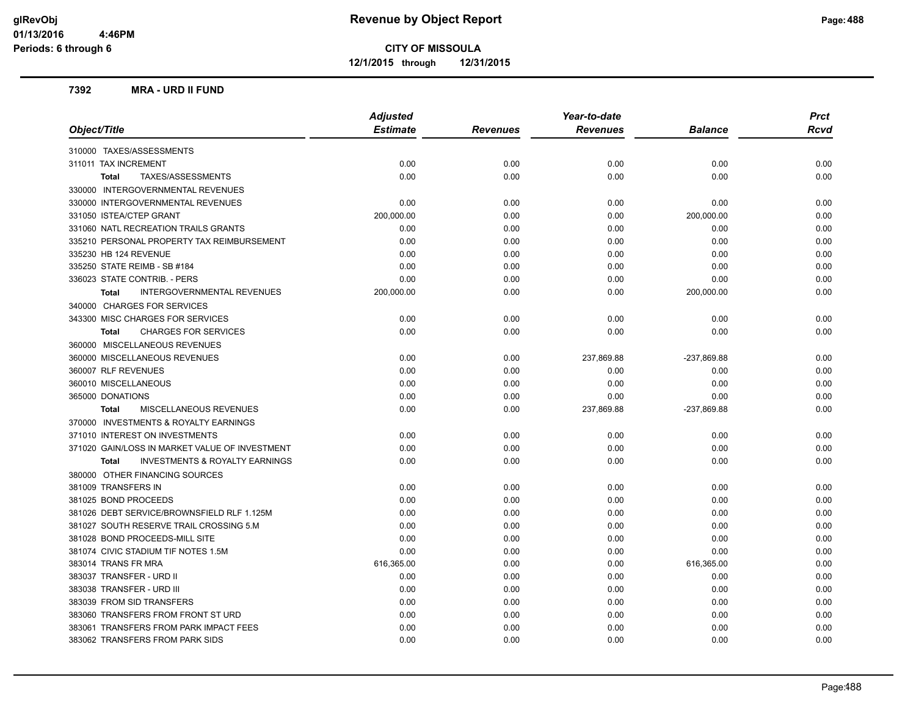glRevObj
01/13/2016 4:46PM
Periods: 6 through 6

# Revenue by Object Report

**CITY OF MISSOULA**

**12/1/2015 through 12/31/2015**

**7392 MRA - URD II FUND**

| Object/Title | Adjusted Estimate | Revenues | Year-to-date Revenues | Balance | Prct Rcvd |
|---|---|---|---|---|---|
| 310000 TAXES/ASSESSMENTS | | | | | |
| 311011 TAX INCREMENT | 0.00 | 0.00 | 0.00 | 0.00 | 0.00 |
| **Total** TAXES/ASSESSMENTS | 0.00 | 0.00 | 0.00 | 0.00 | 0.00 |
| 330000 INTERGOVERNMENTAL REVENUES | | | | | |
| 330000 INTERGOVERNMENTAL REVENUES | 0.00 | 0.00 | 0.00 | 0.00 | 0.00 |
| 331050 ISTEA/CTEP GRANT | 200,000.00 | 0.00 | 0.00 | 200,000.00 | 0.00 |
| 331060 NATL RECREATION TRAILS GRANTS | 0.00 | 0.00 | 0.00 | 0.00 | 0.00 |
| 335210 PERSONAL PROPERTY TAX REIMBURSEMENT | 0.00 | 0.00 | 0.00 | 0.00 | 0.00 |
| 335230 HB 124 REVENUE | 0.00 | 0.00 | 0.00 | 0.00 | 0.00 |
| 335250 STATE REIMB - SB #184 | 0.00 | 0.00 | 0.00 | 0.00 | 0.00 |
| 336023 STATE CONTRIB. - PERS | 0.00 | 0.00 | 0.00 | 0.00 | 0.00 |
| **Total** INTERGOVERNMENTAL REVENUES | 200,000.00 | 0.00 | 0.00 | 200,000.00 | 0.00 |
| 340000 CHARGES FOR SERVICES | | | | | |
| 343300 MISC CHARGES FOR SERVICES | 0.00 | 0.00 | 0.00 | 0.00 | 0.00 |
| **Total** CHARGES FOR SERVICES | 0.00 | 0.00 | 0.00 | 0.00 | 0.00 |
| 360000 MISCELLANEOUS REVENUES | | | | | |
| 360000 MISCELLANEOUS REVENUES | 0.00 | 0.00 | 237,869.88 | -237,869.88 | 0.00 |
| 360007 RLF REVENUES | 0.00 | 0.00 | 0.00 | 0.00 | 0.00 |
| 360010 MISCELLANEOUS | 0.00 | 0.00 | 0.00 | 0.00 | 0.00 |
| 365000 DONATIONS | 0.00 | 0.00 | 0.00 | 0.00 | 0.00 |
| **Total** MISCELLANEOUS REVENUES | 0.00 | 0.00 | 237,869.88 | -237,869.88 | 0.00 |
| 370000 INVESTMENTS & ROYALTY EARNINGS | | | | | |
| 371010 INTEREST ON INVESTMENTS | 0.00 | 0.00 | 0.00 | 0.00 | 0.00 |
| 371020 GAIN/LOSS IN MARKET VALUE OF INVESTMENT | 0.00 | 0.00 | 0.00 | 0.00 | 0.00 |
| **Total** INVESTMENTS & ROYALTY EARNINGS | 0.00 | 0.00 | 0.00 | 0.00 | 0.00 |
| 380000 OTHER FINANCING SOURCES | | | | | |
| 381009 TRANSFERS IN | 0.00 | 0.00 | 0.00 | 0.00 | 0.00 |
| 381025 BOND PROCEEDS | 0.00 | 0.00 | 0.00 | 0.00 | 0.00 |
| 381026 DEBT SERVICE/BROWNSFIELD RLF 1.125M | 0.00 | 0.00 | 0.00 | 0.00 | 0.00 |
| 381027 SOUTH RESERVE TRAIL CROSSING 5.M | 0.00 | 0.00 | 0.00 | 0.00 | 0.00 |
| 381028 BOND PROCEEDS-MILL SITE | 0.00 | 0.00 | 0.00 | 0.00 | 0.00 |
| 381074 CIVIC STADIUM TIF NOTES 1.5M | 0.00 | 0.00 | 0.00 | 0.00 | 0.00 |
| 383014 TRANS FR MRA | 616,365.00 | 0.00 | 0.00 | 616,365.00 | 0.00 |
| 383037 TRANSFER - URD II | 0.00 | 0.00 | 0.00 | 0.00 | 0.00 |
| 383038 TRANSFER - URD III | 0.00 | 0.00 | 0.00 | 0.00 | 0.00 |
| 383039 FROM SID TRANSFERS | 0.00 | 0.00 | 0.00 | 0.00 | 0.00 |
| 383060 TRANSFERS FROM FRONT ST URD | 0.00 | 0.00 | 0.00 | 0.00 | 0.00 |
| 383061 TRANSFERS FROM PARK IMPACT FEES | 0.00 | 0.00 | 0.00 | 0.00 | 0.00 |
| 383062 TRANSFERS FROM PARK SIDS | 0.00 | 0.00 | 0.00 | 0.00 | 0.00 |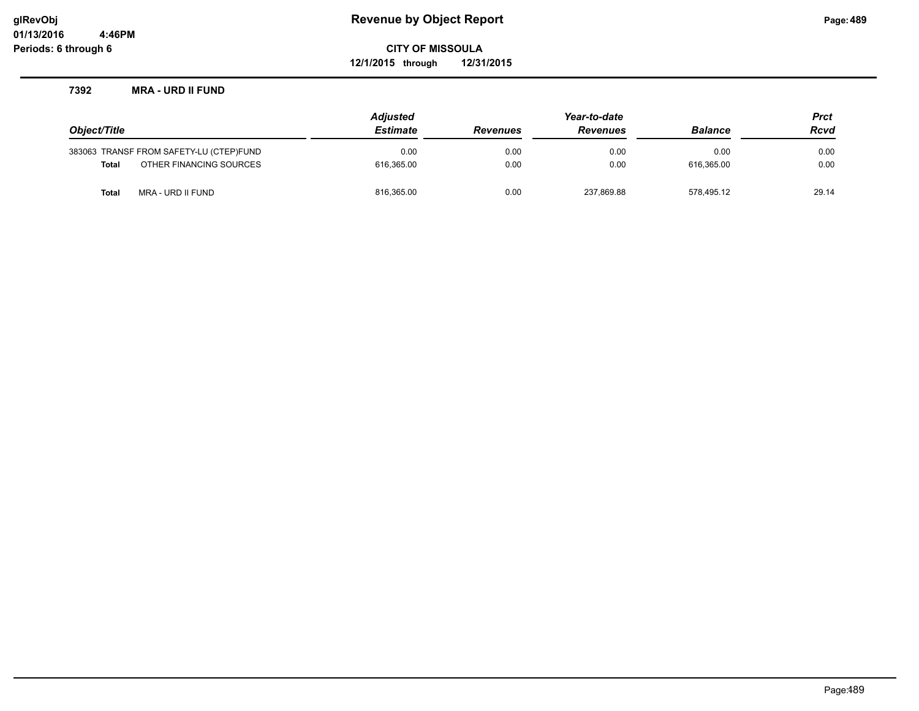# Revenue by Object Report

**glRevObj**
**01/13/2016 4:46PM**
**Periods: 6 through 6**

**CITY OF MISSOULA**
**12/1/2015 through 12/31/2015**

**7392 MRA - URD II FUND**

| Object/Title | | *Adjusted Estimate* | *Revenues* | *Year-to-date Revenues* | *Balance* | *Prct Rcvd* |
|---|---|---|---|---|---|---|
| 383063 | TRANSF FROM SAFETY-LU (CTEP)FUND | 0.00 | 0.00 | 0.00 | 0.00 | 0.00 |
| **Total** | OTHER FINANCING SOURCES | 616,365.00 | 0.00 | 0.00 | 616,365.00 | 0.00 |
| **Total** | MRA - URD II FUND | 816,365.00 | 0.00 | 237,869.88 | 578,495.12 | 29.14 |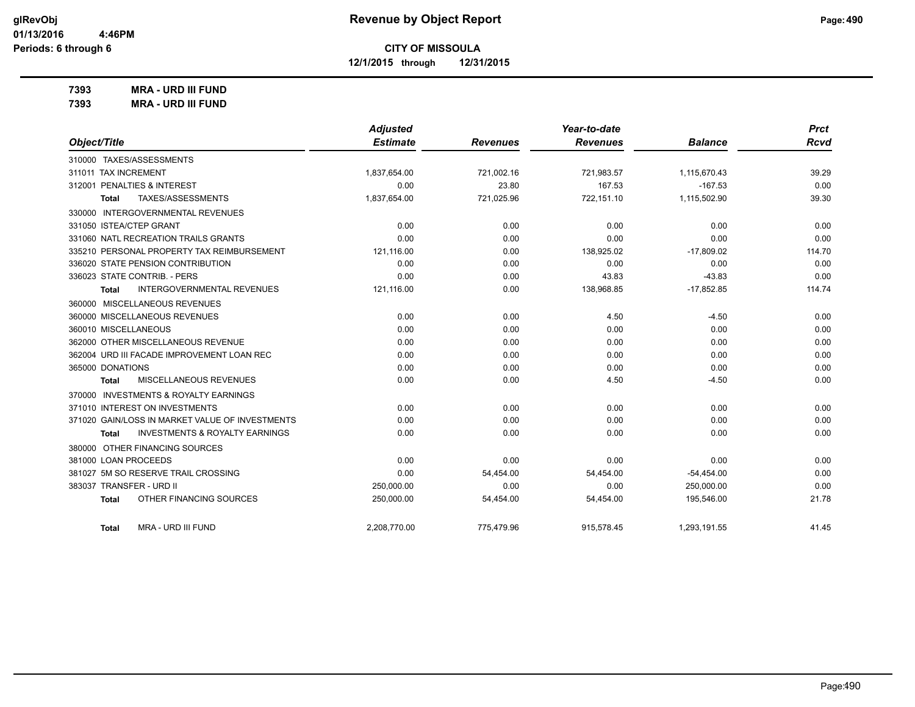# Revenue by Object Report

**CITY OF MISSOULA**

**12/1/2015 through 12/31/2015**

glRevObj
01/13/2016 4:46PM
Periods: 6 through 6

**7393 MRA - URD III FUND**
**7393 MRA - URD III FUND**

| Object/Title | Adjusted Estimate | Revenues | Year-to-date Revenues | Balance | Prct Rcvd |
|---|---|---|---|---|---|
| 310000 TAXES/ASSESSMENTS | | | | | |
| 311011 TAX INCREMENT | 1,837,654.00 | 721,002.16 | 721,983.57 | 1,115,670.43 | 39.29 |
| 312001 PENALTIES & INTEREST | 0.00 | 23.80 | 167.53 | -167.53 | 0.00 |
| **Total** TAXES/ASSESSMENTS | 1,837,654.00 | 721,025.96 | 722,151.10 | 1,115,502.90 | 39.30 |
| 330000 INTERGOVERNMENTAL REVENUES | | | | | |
| 331050 ISTEA/CTEP GRANT | 0.00 | 0.00 | 0.00 | 0.00 | 0.00 |
| 331060 NATL RECREATION TRAILS GRANTS | 0.00 | 0.00 | 0.00 | 0.00 | 0.00 |
| 335210 PERSONAL PROPERTY TAX REIMBURSEMENT | 121,116.00 | 0.00 | 138,925.02 | -17,809.02 | 114.70 |
| 336020 STATE PENSION CONTRIBUTION | 0.00 | 0.00 | 0.00 | 0.00 | 0.00 |
| 336023 STATE CONTRIB. - PERS | 0.00 | 0.00 | 43.83 | -43.83 | 0.00 |
| **Total** INTERGOVERNMENTAL REVENUES | 121,116.00 | 0.00 | 138,968.85 | -17,852.85 | 114.74 |
| 360000 MISCELLANEOUS REVENUES | | | | | |
| 360000 MISCELLANEOUS REVENUES | 0.00 | 0.00 | 4.50 | -4.50 | 0.00 |
| 360010 MISCELLANEOUS | 0.00 | 0.00 | 0.00 | 0.00 | 0.00 |
| 362000 OTHER MISCELLANEOUS REVENUE | 0.00 | 0.00 | 0.00 | 0.00 | 0.00 |
| 362004 URD III FACADE IMPROVEMENT LOAN REC | 0.00 | 0.00 | 0.00 | 0.00 | 0.00 |
| 365000 DONATIONS | 0.00 | 0.00 | 0.00 | 0.00 | 0.00 |
| **Total** MISCELLANEOUS REVENUES | 0.00 | 0.00 | 4.50 | -4.50 | 0.00 |
| 370000 INVESTMENTS & ROYALTY EARNINGS | | | | | |
| 371010 INTEREST ON INVESTMENTS | 0.00 | 0.00 | 0.00 | 0.00 | 0.00 |
| 371020 GAIN/LOSS IN MARKET VALUE OF INVESTMENTS | 0.00 | 0.00 | 0.00 | 0.00 | 0.00 |
| **Total** INVESTMENTS & ROYALTY EARNINGS | 0.00 | 0.00 | 0.00 | 0.00 | 0.00 |
| 380000 OTHER FINANCING SOURCES | | | | | |
| 381000 LOAN PROCEEDS | 0.00 | 0.00 | 0.00 | 0.00 | 0.00 |
| 381027 5M SO RESERVE TRAIL CROSSING | 0.00 | 54,454.00 | 54,454.00 | -54,454.00 | 0.00 |
| 383037 TRANSFER - URD II | 250,000.00 | 0.00 | 0.00 | 250,000.00 | 0.00 |
| **Total** OTHER FINANCING SOURCES | 250,000.00 | 54,454.00 | 54,454.00 | 195,546.00 | 21.78 |
| **Total** MRA - URD III FUND | 2,208,770.00 | 775,479.96 | 915,578.45 | 1,293,191.55 | 41.45 |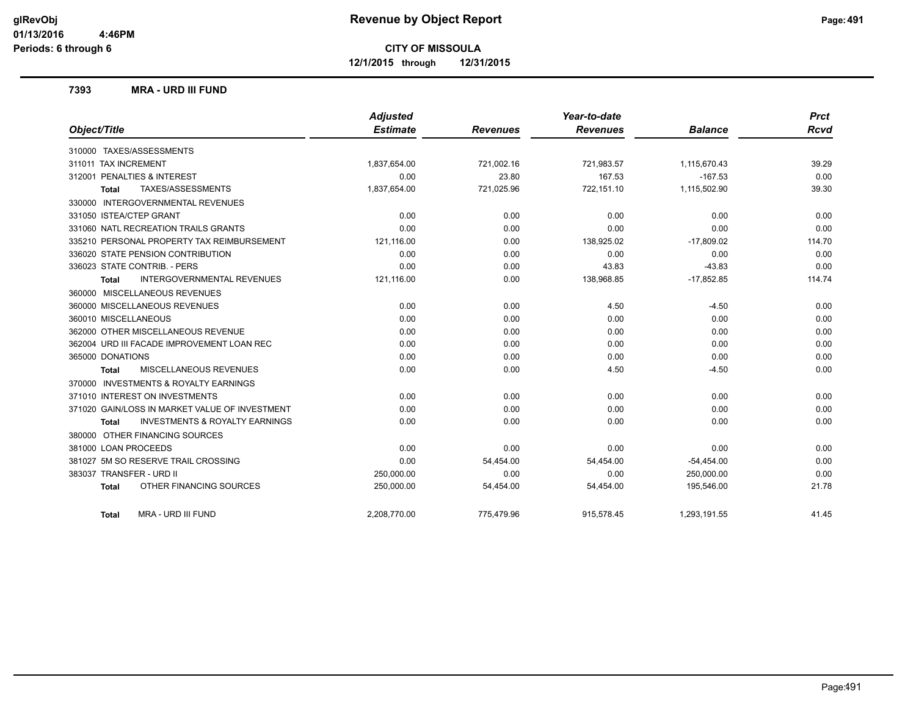# Revenue by Object Report

**CITY OF MISSOULA**

**12/1/2015 through 12/31/2015**

glRevObj
01/13/2016 4:46PM
Periods: 6 through 6

## 7393 MRA - URD III FUND

| Object/Title | Adjusted Estimate | Revenues | Year-to-date Revenues | Balance | Prct Rcvd |
|---|---|---|---|---|---|
| 310000 TAXES/ASSESSMENTS | | | | | |
| 311011 TAX INCREMENT | 1,837,654.00 | 721,002.16 | 721,983.57 | 1,115,670.43 | 39.29 |
| 312001 PENALTIES & INTEREST | 0.00 | 23.80 | 167.53 | -167.53 | 0.00 |
| **Total** TAXES/ASSESSMENTS | 1,837,654.00 | 721,025.96 | 722,151.10 | 1,115,502.90 | 39.30 |
| 330000 INTERGOVERNMENTAL REVENUES | | | | | |
| 331050 ISTEA/CTEP GRANT | 0.00 | 0.00 | 0.00 | 0.00 | 0.00 |
| 331060 NATL RECREATION TRAILS GRANTS | 0.00 | 0.00 | 0.00 | 0.00 | 0.00 |
| 335210 PERSONAL PROPERTY TAX REIMBURSEMENT | 121,116.00 | 0.00 | 138,925.02 | -17,809.02 | 114.70 |
| 336020 STATE PENSION CONTRIBUTION | 0.00 | 0.00 | 0.00 | 0.00 | 0.00 |
| 336023 STATE CONTRIB. - PERS | 0.00 | 0.00 | 43.83 | -43.83 | 0.00 |
| **Total** INTERGOVERNMENTAL REVENUES | 121,116.00 | 0.00 | 138,968.85 | -17,852.85 | 114.74 |
| 360000 MISCELLANEOUS REVENUES | | | | | |
| 360000 MISCELLANEOUS REVENUES | 0.00 | 0.00 | 4.50 | -4.50 | 0.00 |
| 360010 MISCELLANEOUS | 0.00 | 0.00 | 0.00 | 0.00 | 0.00 |
| 362000 OTHER MISCELLANEOUS REVENUE | 0.00 | 0.00 | 0.00 | 0.00 | 0.00 |
| 362004 URD III FACADE IMPROVEMENT LOAN REC | 0.00 | 0.00 | 0.00 | 0.00 | 0.00 |
| 365000 DONATIONS | 0.00 | 0.00 | 0.00 | 0.00 | 0.00 |
| **Total** MISCELLANEOUS REVENUES | 0.00 | 0.00 | 4.50 | -4.50 | 0.00 |
| 370000 INVESTMENTS & ROYALTY EARNINGS | | | | | |
| 371010 INTEREST ON INVESTMENTS | 0.00 | 0.00 | 0.00 | 0.00 | 0.00 |
| 371020 GAIN/LOSS IN MARKET VALUE OF INVESTMENT | 0.00 | 0.00 | 0.00 | 0.00 | 0.00 |
| **Total** INVESTMENTS & ROYALTY EARNINGS | 0.00 | 0.00 | 0.00 | 0.00 | 0.00 |
| 380000 OTHER FINANCING SOURCES | | | | | |
| 381000 LOAN PROCEEDS | 0.00 | 0.00 | 0.00 | 0.00 | 0.00 |
| 381027 5M SO RESERVE TRAIL CROSSING | 0.00 | 54,454.00 | 54,454.00 | -54,454.00 | 0.00 |
| 383037 TRANSFER - URD II | 250,000.00 | 0.00 | 0.00 | 250,000.00 | 0.00 |
| **Total** OTHER FINANCING SOURCES | 250,000.00 | 54,454.00 | 54,454.00 | 195,546.00 | 21.78 |
| **Total** MRA - URD III FUND | 2,208,770.00 | 775,479.96 | 915,578.45 | 1,293,191.55 | 41.45 |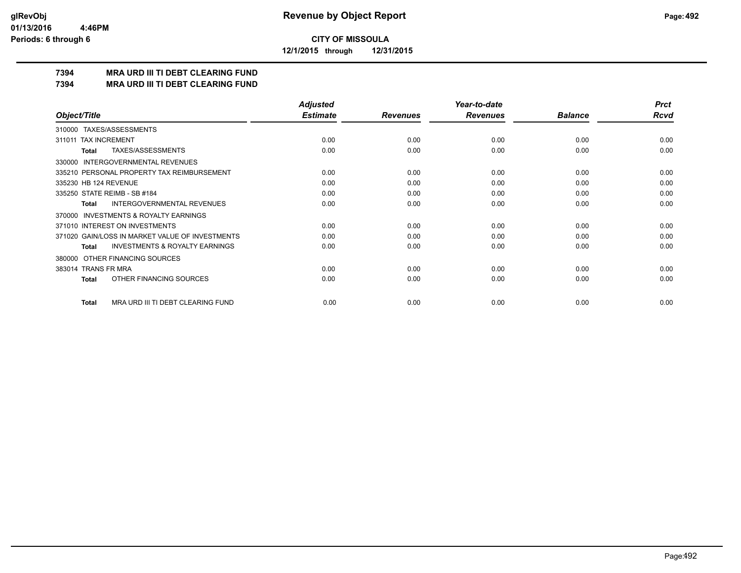**CITY OF MISSOULA**

**12/1/2015 through 12/31/2015**

## 7394 MRA URD III TI DEBT CLEARING FUND
## 7394 MRA URD III TI DEBT CLEARING FUND

| Object/Title | Adjusted Estimate | Revenues | Year-to-date Revenues | Balance | Prct Rcvd |
|---|---|---|---|---|---|
| 310000 TAXES/ASSESSMENTS | | | | | |
| 311011 TAX INCREMENT | 0.00 | 0.00 | 0.00 | 0.00 | 0.00 |
| **Total** TAXES/ASSESSMENTS | 0.00 | 0.00 | 0.00 | 0.00 | 0.00 |
| 330000 INTERGOVERNMENTAL REVENUES | | | | | |
| 335210 PERSONAL PROPERTY TAX REIMBURSEMENT | 0.00 | 0.00 | 0.00 | 0.00 | 0.00 |
| 335230 HB 124 REVENUE | 0.00 | 0.00 | 0.00 | 0.00 | 0.00 |
| 335250 STATE REIMB - SB #184 | 0.00 | 0.00 | 0.00 | 0.00 | 0.00 |
| **Total** INTERGOVERNMENTAL REVENUES | 0.00 | 0.00 | 0.00 | 0.00 | 0.00 |
| 370000 INVESTMENTS & ROYALTY EARNINGS | | | | | |
| 371010 INTEREST ON INVESTMENTS | 0.00 | 0.00 | 0.00 | 0.00 | 0.00 |
| 371020 GAIN/LOSS IN MARKET VALUE OF INVESTMENTS | 0.00 | 0.00 | 0.00 | 0.00 | 0.00 |
| **Total** INVESTMENTS & ROYALTY EARNINGS | 0.00 | 0.00 | 0.00 | 0.00 | 0.00 |
| 380000 OTHER FINANCING SOURCES | | | | | |
| 383014 TRANS FR MRA | 0.00 | 0.00 | 0.00 | 0.00 | 0.00 |
| **Total** OTHER FINANCING SOURCES | 0.00 | 0.00 | 0.00 | 0.00 | 0.00 |
| **Total** MRA URD III TI DEBT CLEARING FUND | 0.00 | 0.00 | 0.00 | 0.00 | 0.00 |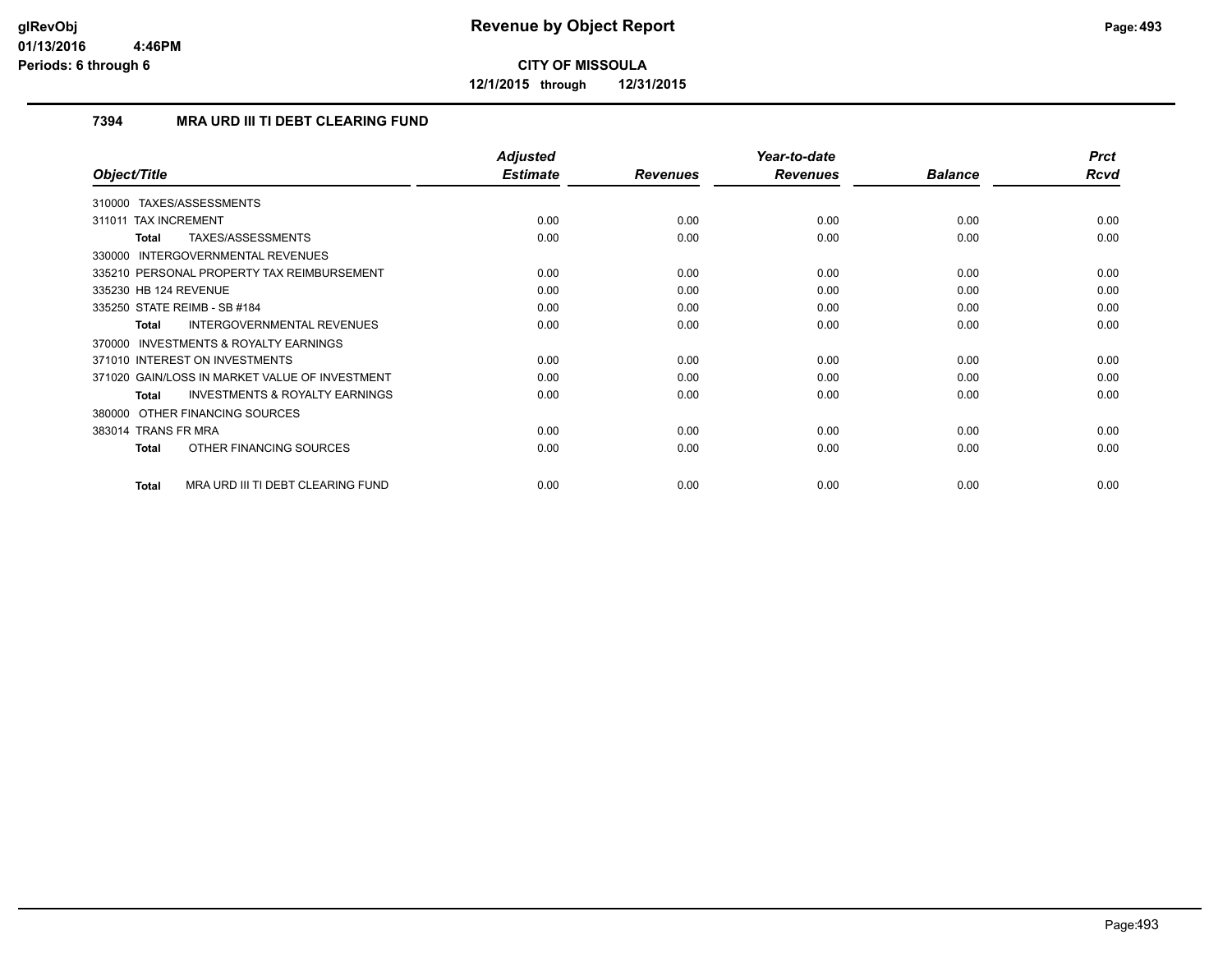**CITY OF MISSOULA**

**12/1/2015 through 12/31/2015**

### 7394 MRA URD III TI DEBT CLEARING FUND

| Object/Title | Adjusted Estimate | Revenues | Year-to-date Revenues | Balance | Prct Rcvd |
|---|---|---|---|---|---|
| 310000 TAXES/ASSESSMENTS | | | | | |
| 311011 TAX INCREMENT | 0.00 | 0.00 | 0.00 | 0.00 | 0.00 |
| **Total** TAXES/ASSESSMENTS | 0.00 | 0.00 | 0.00 | 0.00 | 0.00 |
| 330000 INTERGOVERNMENTAL REVENUES | | | | | |
| 335210 PERSONAL PROPERTY TAX REIMBURSEMENT | 0.00 | 0.00 | 0.00 | 0.00 | 0.00 |
| 335230 HB 124 REVENUE | 0.00 | 0.00 | 0.00 | 0.00 | 0.00 |
| 335250 STATE REIMB - SB #184 | 0.00 | 0.00 | 0.00 | 0.00 | 0.00 |
| **Total** INTERGOVERNMENTAL REVENUES | 0.00 | 0.00 | 0.00 | 0.00 | 0.00 |
| 370000 INVESTMENTS & ROYALTY EARNINGS | | | | | |
| 371010 INTEREST ON INVESTMENTS | 0.00 | 0.00 | 0.00 | 0.00 | 0.00 |
| 371020 GAIN/LOSS IN MARKET VALUE OF INVESTMENT | 0.00 | 0.00 | 0.00 | 0.00 | 0.00 |
| **Total** INVESTMENTS & ROYALTY EARNINGS | 0.00 | 0.00 | 0.00 | 0.00 | 0.00 |
| 380000 OTHER FINANCING SOURCES | | | | | |
| 383014 TRANS FR MRA | 0.00 | 0.00 | 0.00 | 0.00 | 0.00 |
| **Total** OTHER FINANCING SOURCES | 0.00 | 0.00 | 0.00 | 0.00 | 0.00 |
| **Total** MRA URD III TI DEBT CLEARING FUND | 0.00 | 0.00 | 0.00 | 0.00 | 0.00 |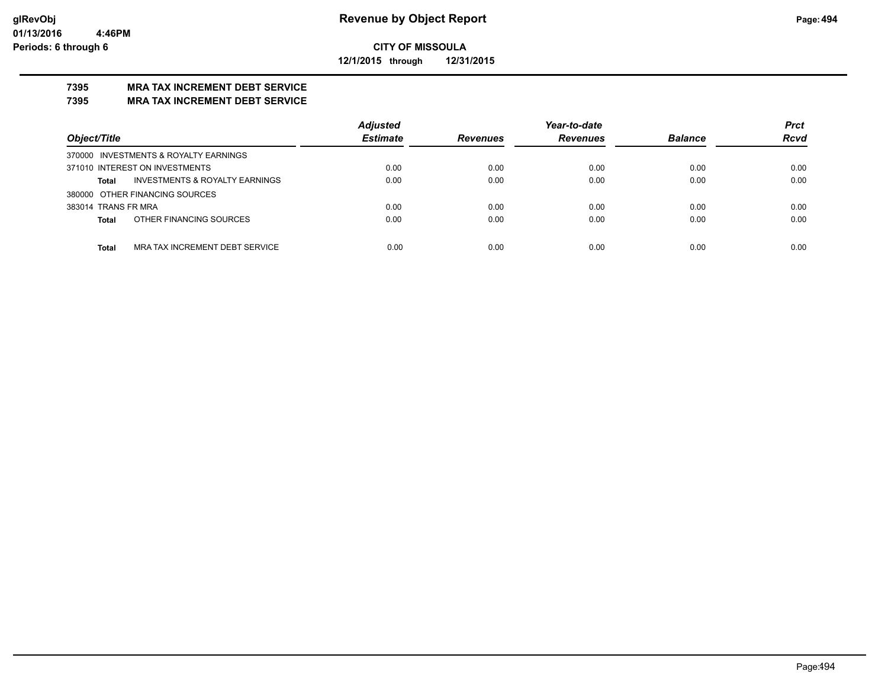# Revenue by Object Report

**CITY OF MISSOULA**

**12/1/2015 through 12/31/2015**

glRevObj
01/13/2016 4:46PM
Periods: 6 through 6

## 7395 MRA TAX INCREMENT DEBT SERVICE
## 7395 MRA TAX INCREMENT DEBT SERVICE

| Object/Title | Adjusted Estimate | Revenues | Year-to-date Revenues | Balance | Prct Rcvd |
|---|---|---|---|---|---|
| 370000 INVESTMENTS & ROYALTY EARNINGS | | | | | |
| 371010 INTEREST ON INVESTMENTS | 0.00 | 0.00 | 0.00 | 0.00 | 0.00 |
| **Total** INVESTMENTS & ROYALTY EARNINGS | 0.00 | 0.00 | 0.00 | 0.00 | 0.00 |
| 380000 OTHER FINANCING SOURCES | | | | | |
| 383014 TRANS FR MRA | 0.00 | 0.00 | 0.00 | 0.00 | 0.00 |
| **Total** OTHER FINANCING SOURCES | 0.00 | 0.00 | 0.00 | 0.00 | 0.00 |
| **Total** MRA TAX INCREMENT DEBT SERVICE | 0.00 | 0.00 | 0.00 | 0.00 | 0.00 |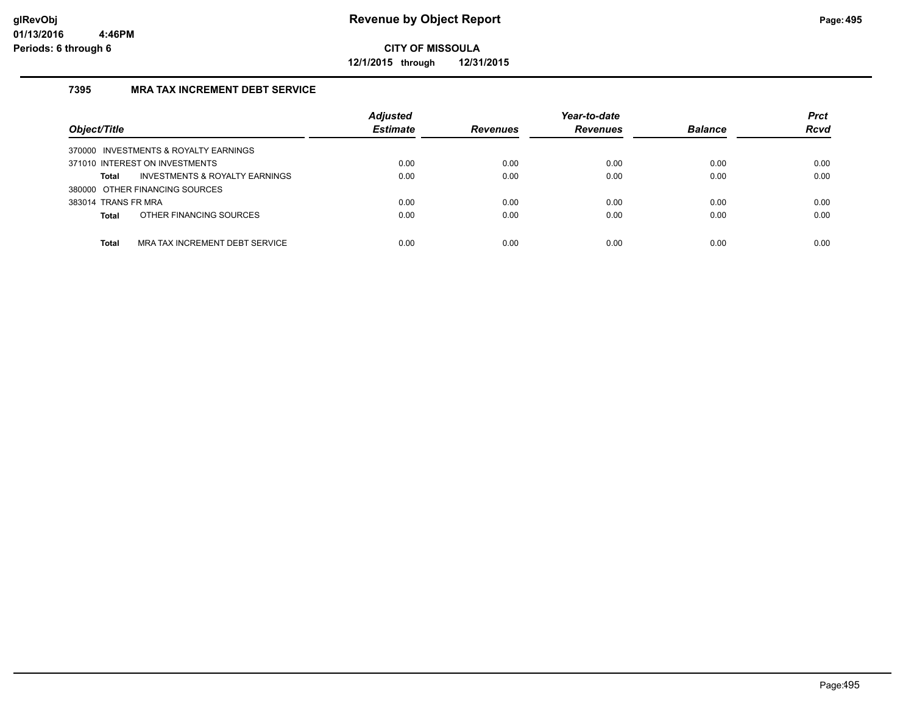# Revenue by Object Report

**CITY OF MISSOULA**

**12/1/2015 through 12/31/2015**

### 7395 MRA TAX INCREMENT DEBT SERVICE

| Object/Title | Adjusted Estimate | Revenues | Year-to-date Revenues | Balance | Prct Rcvd |
|---|---|---|---|---|---|
| 370000 INVESTMENTS & ROYALTY EARNINGS | | | | | |
| 371010 INTEREST ON INVESTMENTS | 0.00 | 0.00 | 0.00 | 0.00 | 0.00 |
| **Total** INVESTMENTS & ROYALTY EARNINGS | 0.00 | 0.00 | 0.00 | 0.00 | 0.00 |
| 380000 OTHER FINANCING SOURCES | | | | | |
| 383014 TRANS FR MRA | 0.00 | 0.00 | 0.00 | 0.00 | 0.00 |
| **Total** OTHER FINANCING SOURCES | 0.00 | 0.00 | 0.00 | 0.00 | 0.00 |
| **Total** MRA TAX INCREMENT DEBT SERVICE | 0.00 | 0.00 | 0.00 | 0.00 | 0.00 |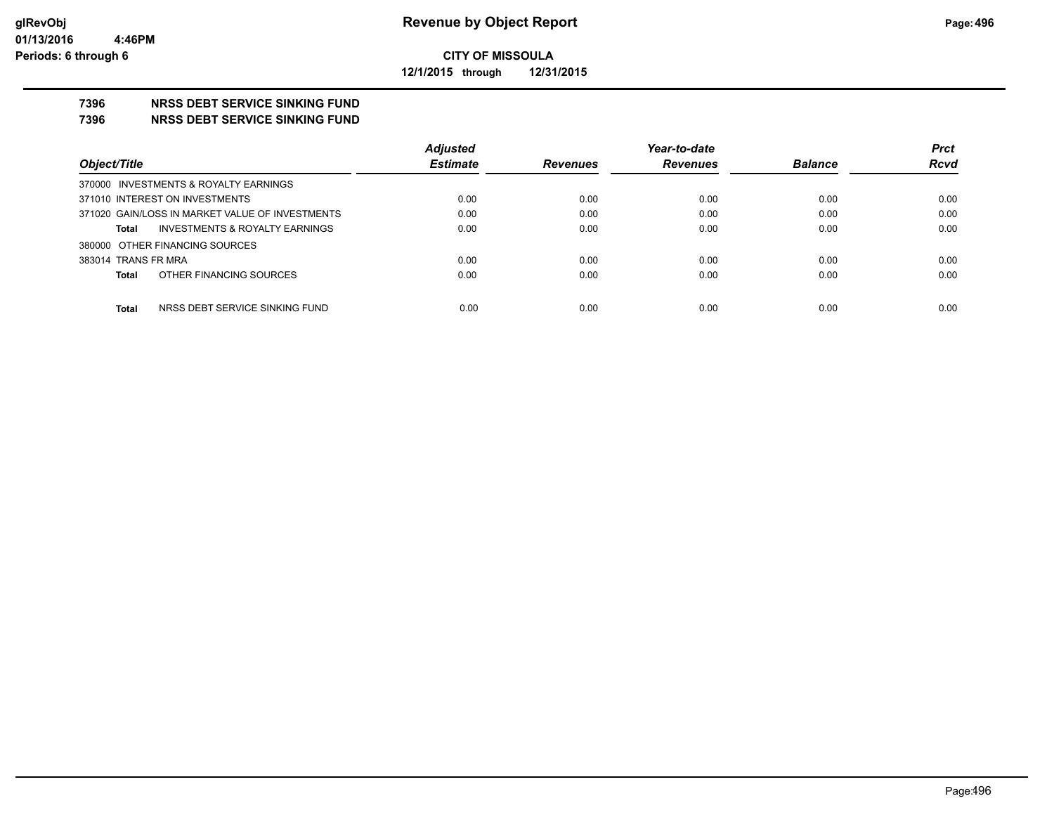**CITY OF MISSOULA**

**12/1/2015 through 12/31/2015**

**Revenue by Object Report**

glRevObj
01/13/2016 4:46PM
Periods: 6 through 6

## 7396 NRSS DEBT SERVICE SINKING FUND
## 7396 NRSS DEBT SERVICE SINKING FUND

| Object/Title | Adjusted Estimate | Revenues | Year-to-date Revenues | Balance | Prct Rcvd |
|---|---|---|---|---|---|
| 370000 INVESTMENTS & ROYALTY EARNINGS | | | | | |
| 371010 INTEREST ON INVESTMENTS | 0.00 | 0.00 | 0.00 | 0.00 | 0.00 |
| 371020 GAIN/LOSS IN MARKET VALUE OF INVESTMENTS | 0.00 | 0.00 | 0.00 | 0.00 | 0.00 |
| **Total** INVESTMENTS & ROYALTY EARNINGS | 0.00 | 0.00 | 0.00 | 0.00 | 0.00 |
| 380000 OTHER FINANCING SOURCES | | | | | |
| 383014 TRANS FR MRA | 0.00 | 0.00 | 0.00 | 0.00 | 0.00 |
| **Total** OTHER FINANCING SOURCES | 0.00 | 0.00 | 0.00 | 0.00 | 0.00 |
| **Total** NRSS DEBT SERVICE SINKING FUND | 0.00 | 0.00 | 0.00 | 0.00 | 0.00 |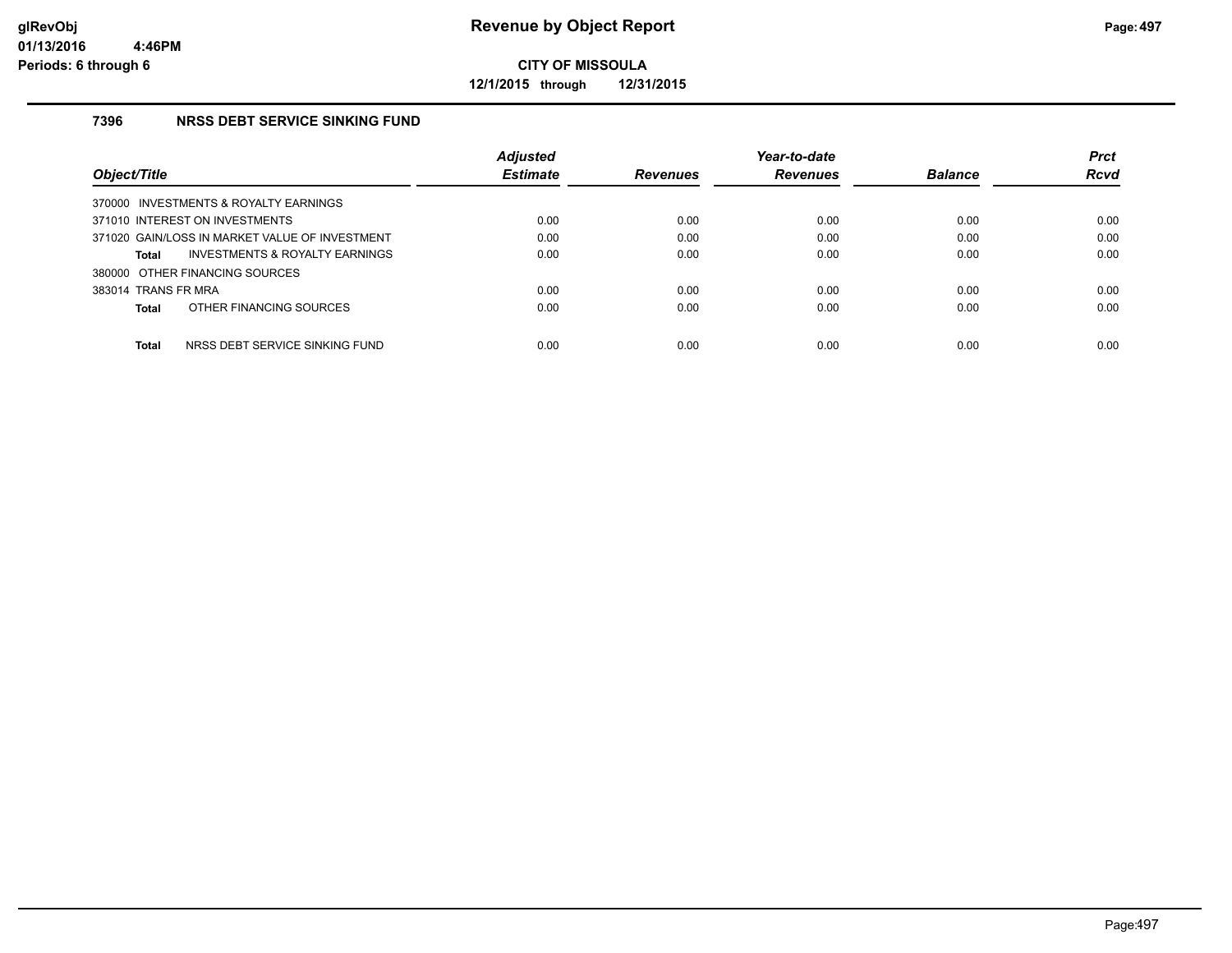# Revenue by Object Report

**CITY OF MISSOULA**

**12/1/2015 through 12/31/2015**

glRevObj
01/13/2016 4:46PM
Periods: 6 through 6

### 7396 NRSS DEBT SERVICE SINKING FUND

| Object/Title | Adjusted Estimate | Revenues | Year-to-date Revenues | Balance | Prct Rcvd |
|---|---|---|---|---|---|
| 370000 INVESTMENTS & ROYALTY EARNINGS | | | | | |
| 371010 INTEREST ON INVESTMENTS | 0.00 | 0.00 | 0.00 | 0.00 | 0.00 |
| 371020 GAIN/LOSS IN MARKET VALUE OF INVESTMENT | 0.00 | 0.00 | 0.00 | 0.00 | 0.00 |
| **Total** INVESTMENTS & ROYALTY EARNINGS | 0.00 | 0.00 | 0.00 | 0.00 | 0.00 |
| 380000 OTHER FINANCING SOURCES | | | | | |
| 383014 TRANS FR MRA | 0.00 | 0.00 | 0.00 | 0.00 | 0.00 |
| **Total** OTHER FINANCING SOURCES | 0.00 | 0.00 | 0.00 | 0.00 | 0.00 |
| **Total** NRSS DEBT SERVICE SINKING FUND | 0.00 | 0.00 | 0.00 | 0.00 | 0.00 |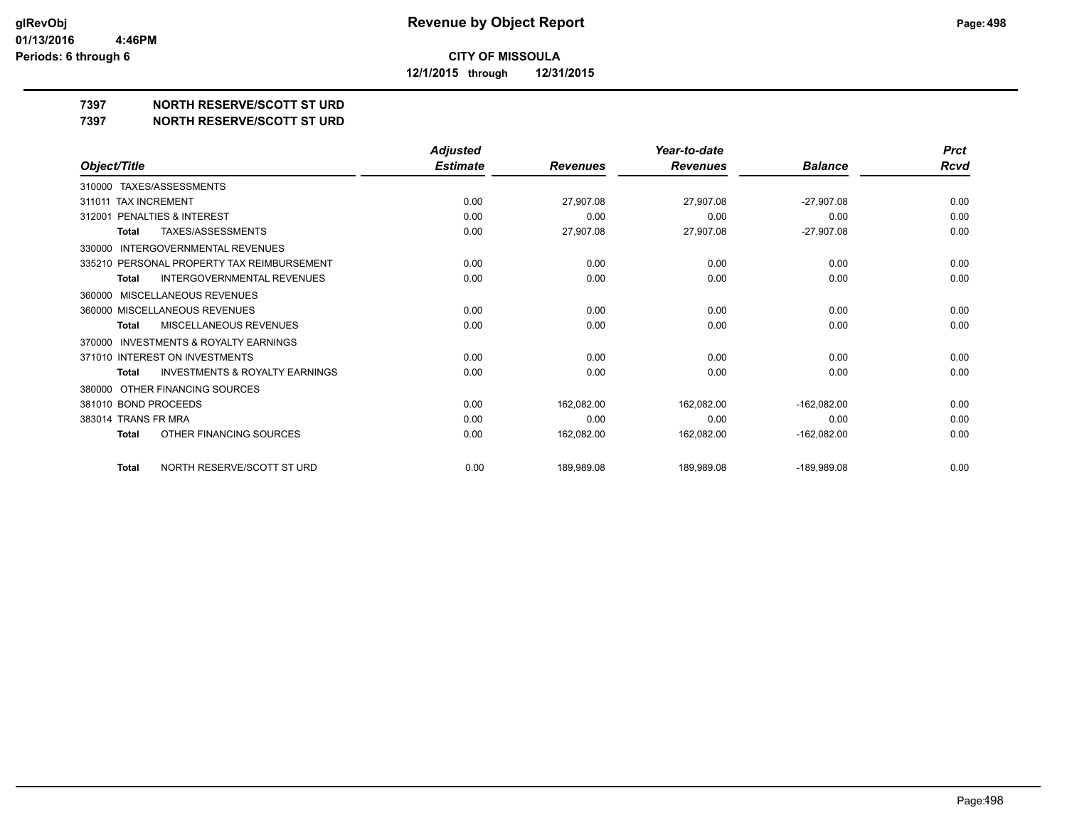# Revenue by Object Report

**CITY OF MISSOULA**

**12/1/2015 through 12/31/2015**

glRevObj
01/13/2016 4:46PM
Periods: 6 through 6

## 7397 NORTH RESERVE/SCOTT ST URD
## 7397 NORTH RESERVE/SCOTT ST URD

| Object/Title | Adjusted Estimate | Revenues | Year-to-date Revenues | Balance | Prct Rcvd |
|---|---|---|---|---|---|
| 310000 TAXES/ASSESSMENTS | | | | | |
| 311011 TAX INCREMENT | 0.00 | 27,907.08 | 27,907.08 | -27,907.08 | 0.00 |
| 312001 PENALTIES & INTEREST | 0.00 | 0.00 | 0.00 | 0.00 | 0.00 |
| **Total** TAXES/ASSESSMENTS | 0.00 | 27,907.08 | 27,907.08 | -27,907.08 | 0.00 |
| 330000 INTERGOVERNMENTAL REVENUES | | | | | |
| 335210 PERSONAL PROPERTY TAX REIMBURSEMENT | 0.00 | 0.00 | 0.00 | 0.00 | 0.00 |
| **Total** INTERGOVERNMENTAL REVENUES | 0.00 | 0.00 | 0.00 | 0.00 | 0.00 |
| 360000 MISCELLANEOUS REVENUES | | | | | |
| 360000 MISCELLANEOUS REVENUES | 0.00 | 0.00 | 0.00 | 0.00 | 0.00 |
| **Total** MISCELLANEOUS REVENUES | 0.00 | 0.00 | 0.00 | 0.00 | 0.00 |
| 370000 INVESTMENTS & ROYALTY EARNINGS | | | | | |
| 371010 INTEREST ON INVESTMENTS | 0.00 | 0.00 | 0.00 | 0.00 | 0.00 |
| **Total** INVESTMENTS & ROYALTY EARNINGS | 0.00 | 0.00 | 0.00 | 0.00 | 0.00 |
| 380000 OTHER FINANCING SOURCES | | | | | |
| 381010 BOND PROCEEDS | 0.00 | 162,082.00 | 162,082.00 | -162,082.00 | 0.00 |
| 383014 TRANS FR MRA | 0.00 | 0.00 | 0.00 | 0.00 | 0.00 |
| **Total** OTHER FINANCING SOURCES | 0.00 | 162,082.00 | 162,082.00 | -162,082.00 | 0.00 |
| **Total** NORTH RESERVE/SCOTT ST URD | 0.00 | 189,989.08 | 189,989.08 | -189,989.08 | 0.00 |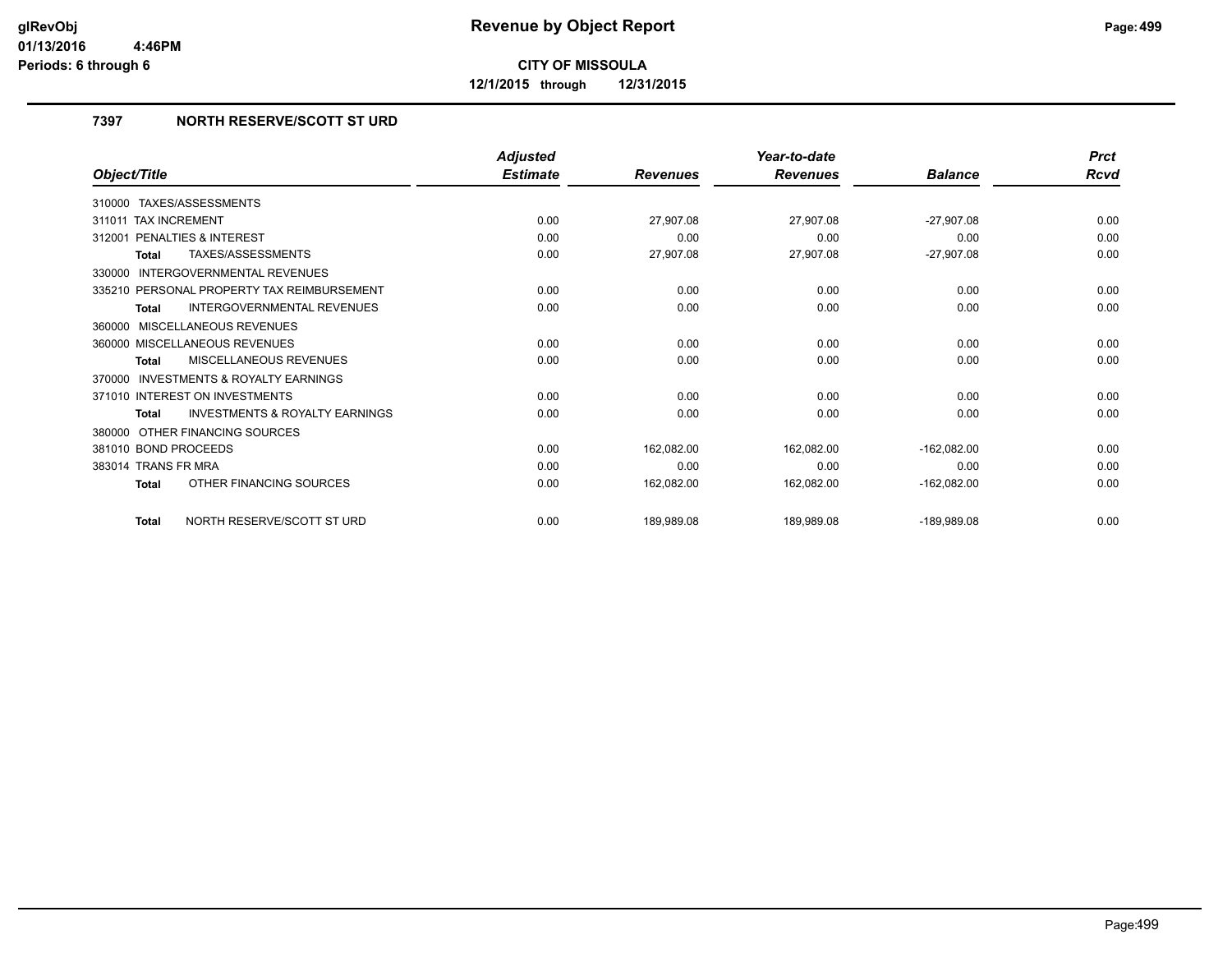# Revenue by Object Report

**CITY OF MISSOULA**

**12/1/2015 through 12/31/2015**

glRevObj
01/13/2016 4:46PM
Periods: 6 through 6

### 7397 NORTH RESERVE/SCOTT ST URD

| Object/Title | Adjusted Estimate | Revenues | Year-to-date Revenues | Balance | Prct Rcvd |
|---|---|---|---|---|---|
| 310000 TAXES/ASSESSMENTS | | | | | |
| 311011 TAX INCREMENT | 0.00 | 27,907.08 | 27,907.08 | -27,907.08 | 0.00 |
| 312001 PENALTIES & INTEREST | 0.00 | 0.00 | 0.00 | 0.00 | 0.00 |
| **Total** TAXES/ASSESSMENTS | 0.00 | 27,907.08 | 27,907.08 | -27,907.08 | 0.00 |
| 330000 INTERGOVERNMENTAL REVENUES | | | | | |
| 335210 PERSONAL PROPERTY TAX REIMBURSEMENT | 0.00 | 0.00 | 0.00 | 0.00 | 0.00 |
| **Total** INTERGOVERNMENTAL REVENUES | 0.00 | 0.00 | 0.00 | 0.00 | 0.00 |
| 360000 MISCELLANEOUS REVENUES | | | | | |
| 360000 MISCELLANEOUS REVENUES | 0.00 | 0.00 | 0.00 | 0.00 | 0.00 |
| **Total** MISCELLANEOUS REVENUES | 0.00 | 0.00 | 0.00 | 0.00 | 0.00 |
| 370000 INVESTMENTS & ROYALTY EARNINGS | | | | | |
| 371010 INTEREST ON INVESTMENTS | 0.00 | 0.00 | 0.00 | 0.00 | 0.00 |
| **Total** INVESTMENTS & ROYALTY EARNINGS | 0.00 | 0.00 | 0.00 | 0.00 | 0.00 |
| 380000 OTHER FINANCING SOURCES | | | | | |
| 381010 BOND PROCEEDS | 0.00 | 162,082.00 | 162,082.00 | -162,082.00 | 0.00 |
| 383014 TRANS FR MRA | 0.00 | 0.00 | 0.00 | 0.00 | 0.00 |
| **Total** OTHER FINANCING SOURCES | 0.00 | 162,082.00 | 162,082.00 | -162,082.00 | 0.00 |
| **Total** NORTH RESERVE/SCOTT ST URD | 0.00 | 189,989.08 | 189,989.08 | -189,989.08 | 0.00 |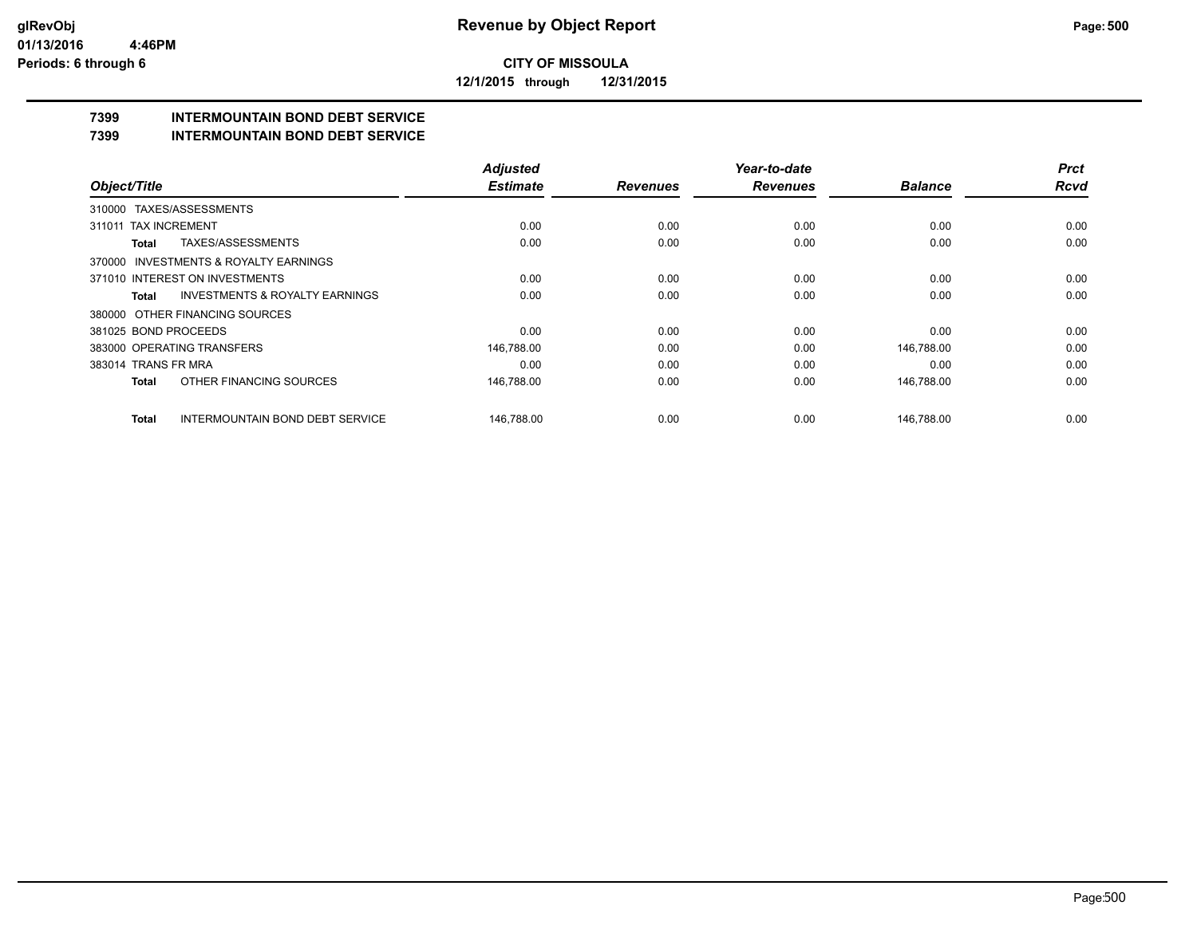**CITY OF MISSOULA**

**12/1/2015 through 12/31/2015**

# Revenue by Object Report

glRevObj
01/13/2016 4:46PM
Periods: 6 through 6

## 7399 INTERMOUNTAIN BOND DEBT SERVICE
## 7399 INTERMOUNTAIN BOND DEBT SERVICE

| Object/Title | Adjusted Estimate | Revenues | Year-to-date Revenues | Balance | Prct Rcvd |
|---|---|---|---|---|---|
| 310000 TAXES/ASSESSMENTS | | | | | |
| 311011 TAX INCREMENT | 0.00 | 0.00 | 0.00 | 0.00 | 0.00 |
| **Total** TAXES/ASSESSMENTS | 0.00 | 0.00 | 0.00 | 0.00 | 0.00 |
| 370000 INVESTMENTS & ROYALTY EARNINGS | | | | | |
| 371010 INTEREST ON INVESTMENTS | 0.00 | 0.00 | 0.00 | 0.00 | 0.00 |
| **Total** INVESTMENTS & ROYALTY EARNINGS | 0.00 | 0.00 | 0.00 | 0.00 | 0.00 |
| 380000 OTHER FINANCING SOURCES | | | | | |
| 381025 BOND PROCEEDS | 0.00 | 0.00 | 0.00 | 0.00 | 0.00 |
| 383000 OPERATING TRANSFERS | 146,788.00 | 0.00 | 0.00 | 146,788.00 | 0.00 |
| 383014 TRANS FR MRA | 0.00 | 0.00 | 0.00 | 0.00 | 0.00 |
| **Total** OTHER FINANCING SOURCES | 146,788.00 | 0.00 | 0.00 | 146,788.00 | 0.00 |
| **Total** INTERMOUNTAIN BOND DEBT SERVICE | 146,788.00 | 0.00 | 0.00 | 146,788.00 | 0.00 |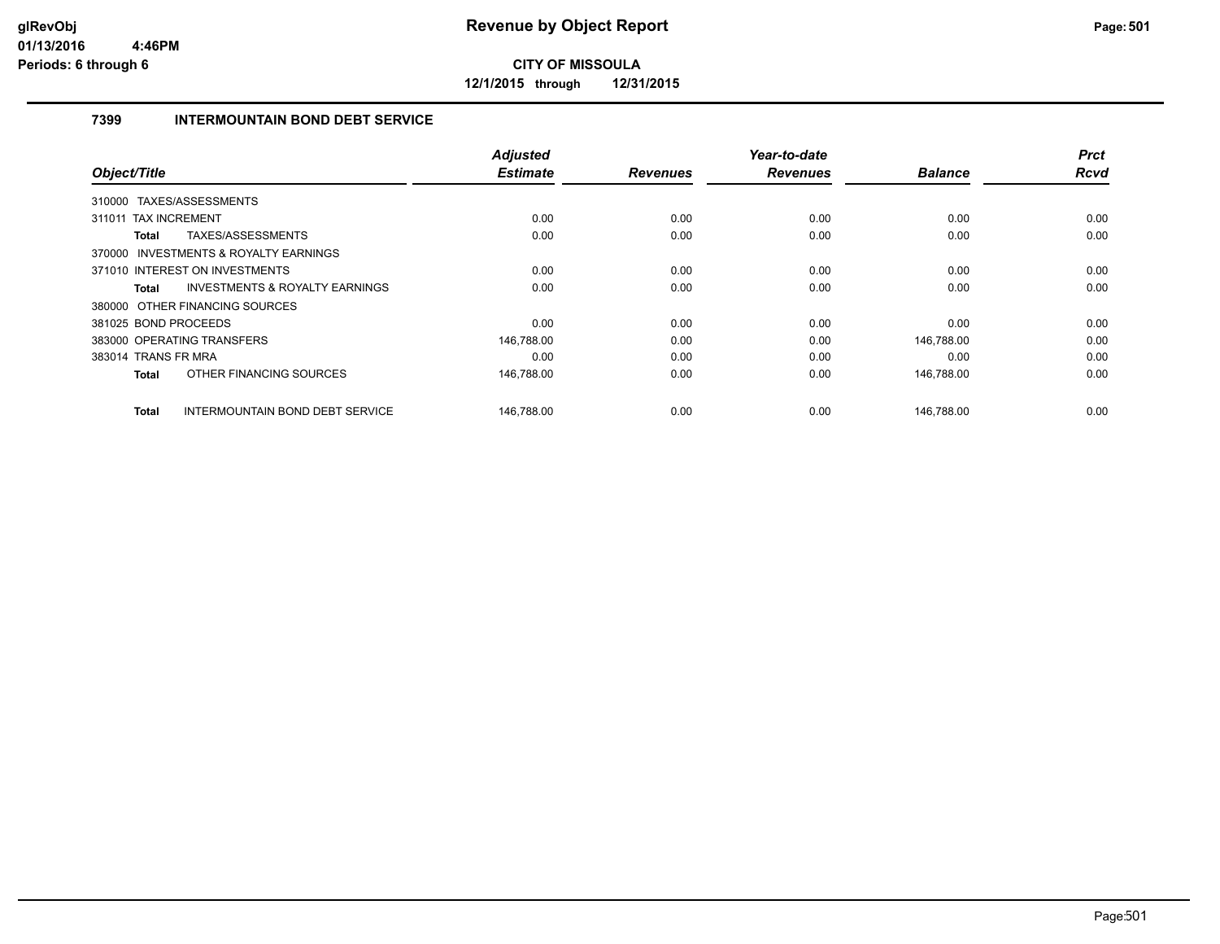**CITY OF MISSOULA**

**12/1/2015 through 12/31/2015**

## 7399 INTERMOUNTAIN BOND DEBT SERVICE

| Object/Title | Adjusted Estimate | Revenues | Year-to-date Revenues | Balance | Prct Rcvd |
|---|---|---|---|---|---|
| 310000 TAXES/ASSESSMENTS | | | | | |
| 311011 TAX INCREMENT | 0.00 | 0.00 | 0.00 | 0.00 | 0.00 |
| **Total** TAXES/ASSESSMENTS | 0.00 | 0.00 | 0.00 | 0.00 | 0.00 |
| 370000 INVESTMENTS & ROYALTY EARNINGS | | | | | |
| 371010 INTEREST ON INVESTMENTS | 0.00 | 0.00 | 0.00 | 0.00 | 0.00 |
| **Total** INVESTMENTS & ROYALTY EARNINGS | 0.00 | 0.00 | 0.00 | 0.00 | 0.00 |
| 380000 OTHER FINANCING SOURCES | | | | | |
| 381025 BOND PROCEEDS | 0.00 | 0.00 | 0.00 | 0.00 | 0.00 |
| 383000 OPERATING TRANSFERS | 146,788.00 | 0.00 | 0.00 | 146,788.00 | 0.00 |
| 383014 TRANS FR MRA | 0.00 | 0.00 | 0.00 | 0.00 | 0.00 |
| **Total** OTHER FINANCING SOURCES | 146,788.00 | 0.00 | 0.00 | 146,788.00 | 0.00 |
| **Total** INTERMOUNTAIN BOND DEBT SERVICE | 146,788.00 | 0.00 | 0.00 | 146,788.00 | 0.00 |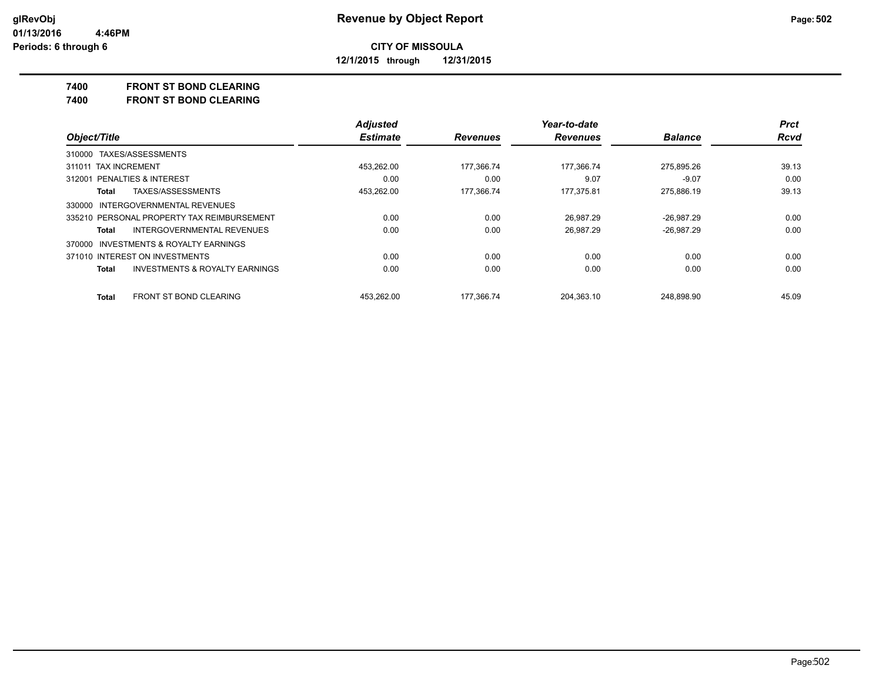**CITY OF MISSOULA**

**12/1/2015 through 12/31/2015**

**7400 FRONT ST BOND CLEARING**

**7400 FRONT ST BOND CLEARING**

| Object/Title | Adjusted Estimate | Revenues | Year-to-date Revenues | Balance | Prct Rcvd |
|---|---|---|---|---|---|
| 310000 TAXES/ASSESSMENTS | | | | | |
| 311011 TAX INCREMENT | 453,262.00 | 177,366.74 | 177,366.74 | 275,895.26 | 39.13 |
| 312001 PENALTIES & INTEREST | 0.00 | 0.00 | 9.07 | -9.07 | 0.00 |
| **Total** TAXES/ASSESSMENTS | 453,262.00 | 177,366.74 | 177,375.81 | 275,886.19 | 39.13 |
| 330000 INTERGOVERNMENTAL REVENUES | | | | | |
| 335210 PERSONAL PROPERTY TAX REIMBURSEMENT | 0.00 | 0.00 | 26,987.29 | -26,987.29 | 0.00 |
| **Total** INTERGOVERNMENTAL REVENUES | 0.00 | 0.00 | 26,987.29 | -26,987.29 | 0.00 |
| 370000 INVESTMENTS & ROYALTY EARNINGS | | | | | |
| 371010 INTEREST ON INVESTMENTS | 0.00 | 0.00 | 0.00 | 0.00 | 0.00 |
| **Total** INVESTMENTS & ROYALTY EARNINGS | 0.00 | 0.00 | 0.00 | 0.00 | 0.00 |
| **Total** FRONT ST BOND CLEARING | 453,262.00 | 177,366.74 | 204,363.10 | 248,898.90 | 45.09 |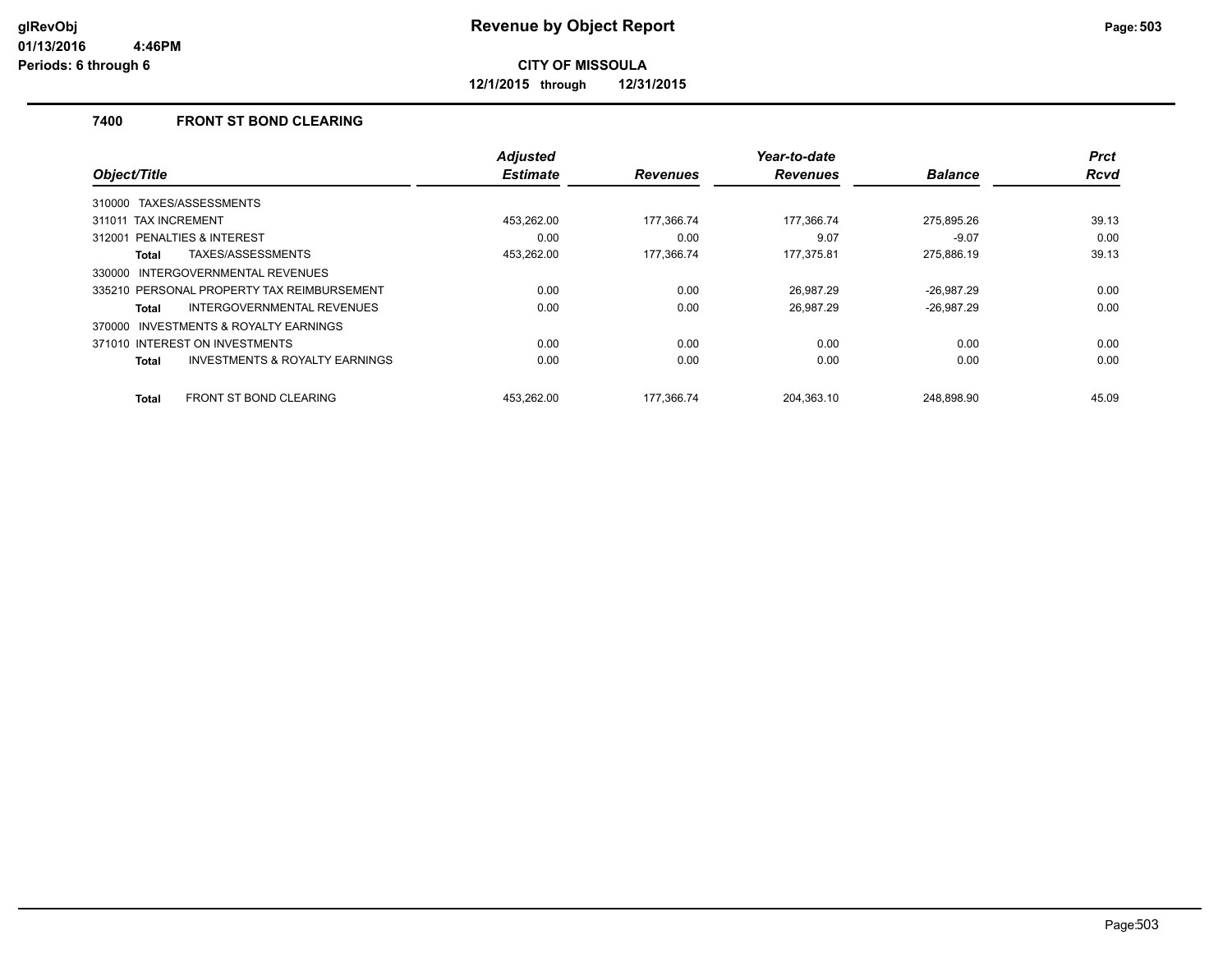# Revenue by Object Report

**CITY OF MISSOULA**

**12/1/2015 through 12/31/2015**

glRevObj
01/13/2016 4:46PM
Periods: 6 through 6

## 7400 FRONT ST BOND CLEARING

| Object/Title | | Adjusted Estimate | Revenues | Year-to-date Revenues | Balance | Prct Rcvd |
|---|---|---|---|---|---|---|
| 310000 TAXES/ASSESSMENTS | | | | | | |
| 311011 TAX INCREMENT | | 453,262.00 | 177,366.74 | 177,366.74 | 275,895.26 | 39.13 |
| 312001 PENALTIES & INTEREST | | 0.00 | 0.00 | 9.07 | -9.07 | 0.00 |
| **Total** | TAXES/ASSESSMENTS | 453,262.00 | 177,366.74 | 177,375.81 | 275,886.19 | 39.13 |
| 330000 INTERGOVERNMENTAL REVENUES | | | | | | |
| 335210 PERSONAL PROPERTY TAX REIMBURSEMENT | | 0.00 | 0.00 | 26,987.29 | -26,987.29 | 0.00 |
| **Total** | INTERGOVERNMENTAL REVENUES | 0.00 | 0.00 | 26,987.29 | -26,987.29 | 0.00 |
| 370000 INVESTMENTS & ROYALTY EARNINGS | | | | | | |
| 371010 INTEREST ON INVESTMENTS | | 0.00 | 0.00 | 0.00 | 0.00 | 0.00 |
| **Total** | INVESTMENTS & ROYALTY EARNINGS | 0.00 | 0.00 | 0.00 | 0.00 | 0.00 |
| **Total** | FRONT ST BOND CLEARING | 453,262.00 | 177,366.74 | 204,363.10 | 248,898.90 | 45.09 |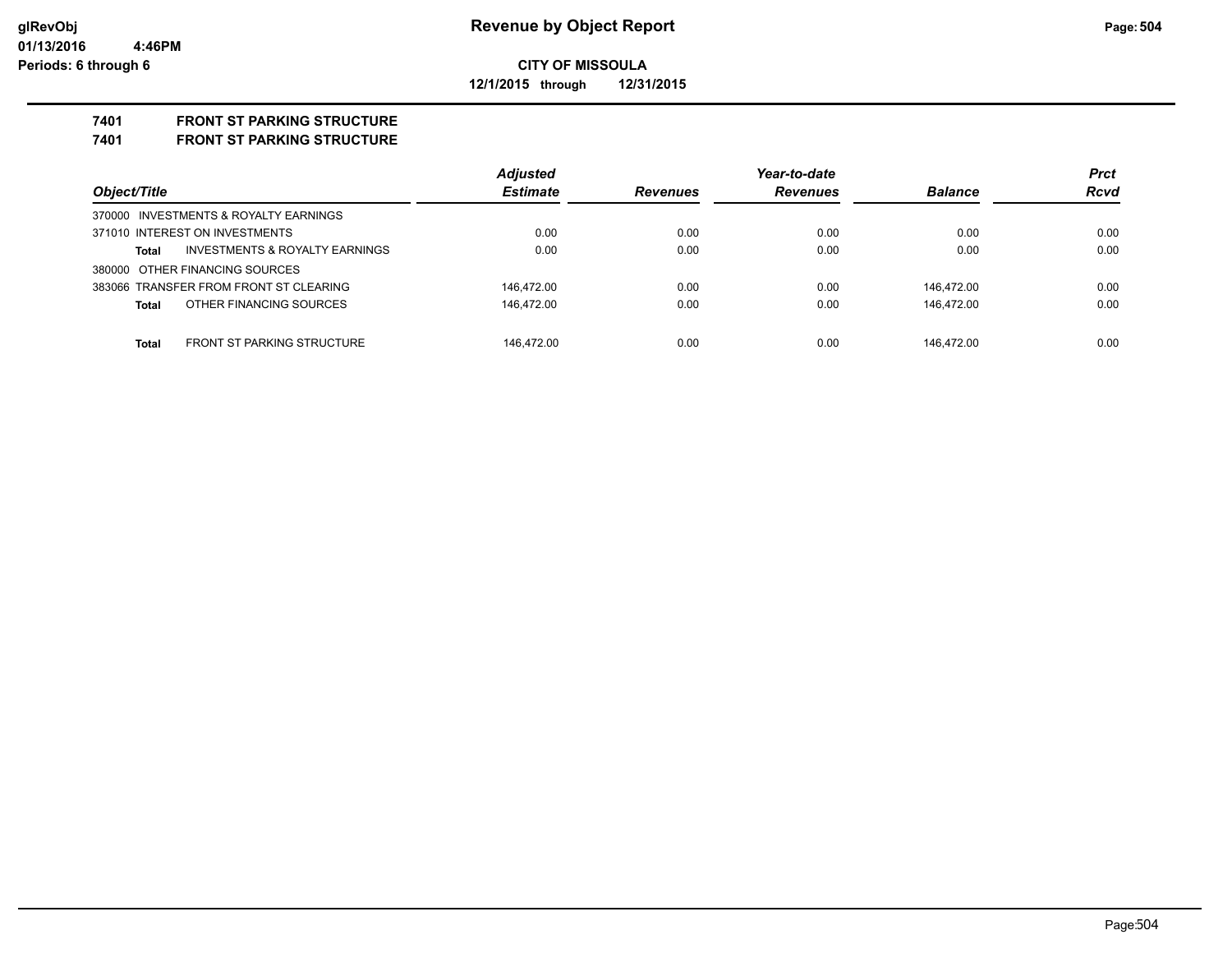# Revenue by Object Report

**CITY OF MISSOULA**

**12/1/2015 through 12/31/2015**

glRevObj
01/13/2016 4:46PM
Periods: 6 through 6

**7401 FRONT ST PARKING STRUCTURE**

**7401 FRONT ST PARKING STRUCTURE**

| Object/Title | Adjusted Estimate | Revenues | Year-to-date Revenues | Balance | Prct Rcvd |
|---|---|---|---|---|---|
| 370000 INVESTMENTS & ROYALTY EARNINGS | | | | | |
| 371010 INTEREST ON INVESTMENTS | 0.00 | 0.00 | 0.00 | 0.00 | 0.00 |
| **Total** INVESTMENTS & ROYALTY EARNINGS | 0.00 | 0.00 | 0.00 | 0.00 | 0.00 |
| 380000 OTHER FINANCING SOURCES | | | | | |
| 383066 TRANSFER FROM FRONT ST CLEARING | 146,472.00 | 0.00 | 0.00 | 146,472.00 | 0.00 |
| **Total** OTHER FINANCING SOURCES | 146,472.00 | 0.00 | 0.00 | 146,472.00 | 0.00 |
| **Total** FRONT ST PARKING STRUCTURE | 146,472.00 | 0.00 | 0.00 | 146,472.00 | 0.00 |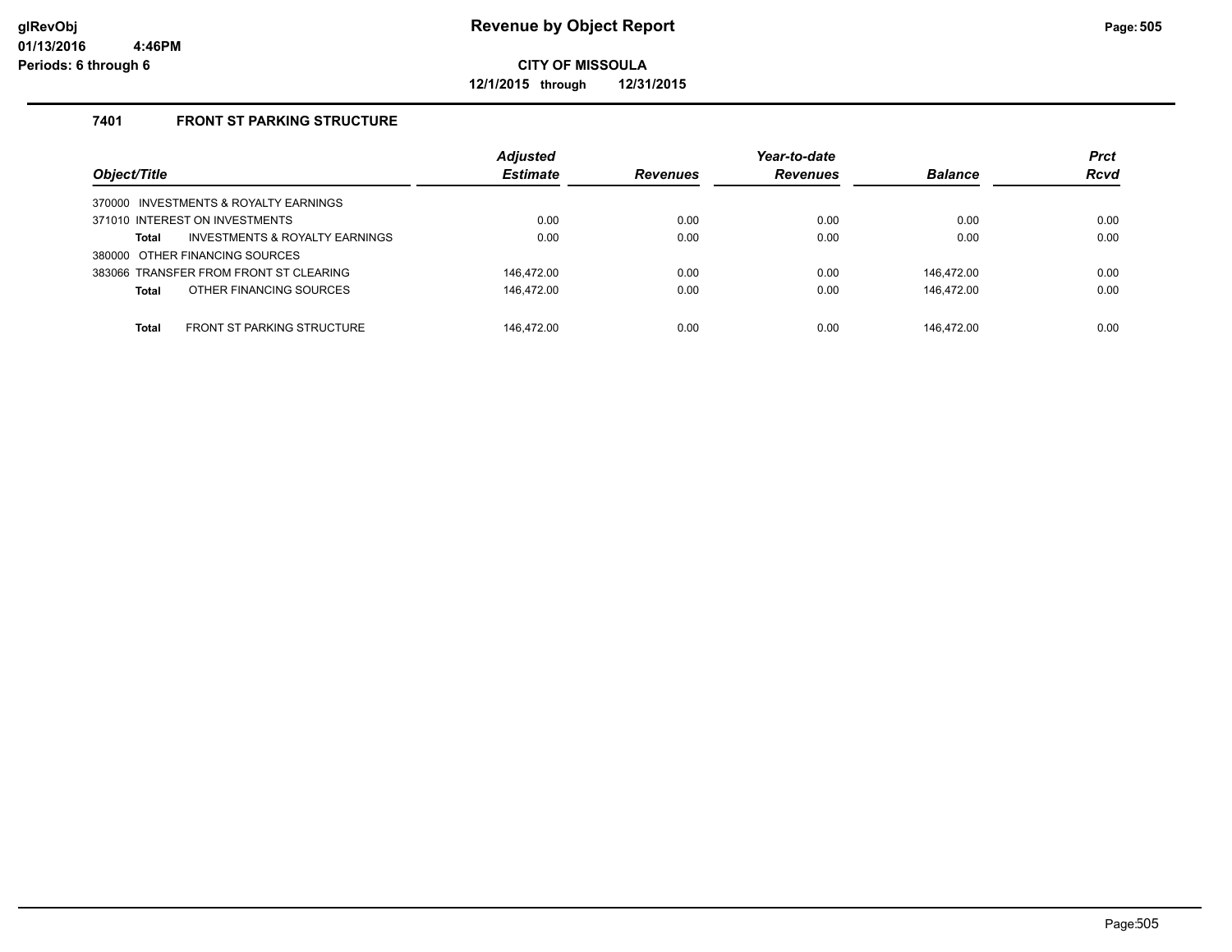# Revenue by Object Report

**CITY OF MISSOULA**

**12/1/2015 through 12/31/2015**

glRevObj
01/13/2016 4:46PM
Periods: 6 through 6

### 7401 FRONT ST PARKING STRUCTURE

| Object/Title | Adjusted Estimate | Revenues | Year-to-date Revenues | Balance | Prct Rcvd |
|---|---|---|---|---|---|
| 370000 INVESTMENTS & ROYALTY EARNINGS | | | | | |
| 371010 INTEREST ON INVESTMENTS | 0.00 | 0.00 | 0.00 | 0.00 | 0.00 |
| **Total** INVESTMENTS & ROYALTY EARNINGS | 0.00 | 0.00 | 0.00 | 0.00 | 0.00 |
| 380000 OTHER FINANCING SOURCES | | | | | |
| 383066 TRANSFER FROM FRONT ST CLEARING | 146,472.00 | 0.00 | 0.00 | 146,472.00 | 0.00 |
| **Total** OTHER FINANCING SOURCES | 146,472.00 | 0.00 | 0.00 | 146,472.00 | 0.00 |
| **Total** FRONT ST PARKING STRUCTURE | 146,472.00 | 0.00 | 0.00 | 146,472.00 | 0.00 |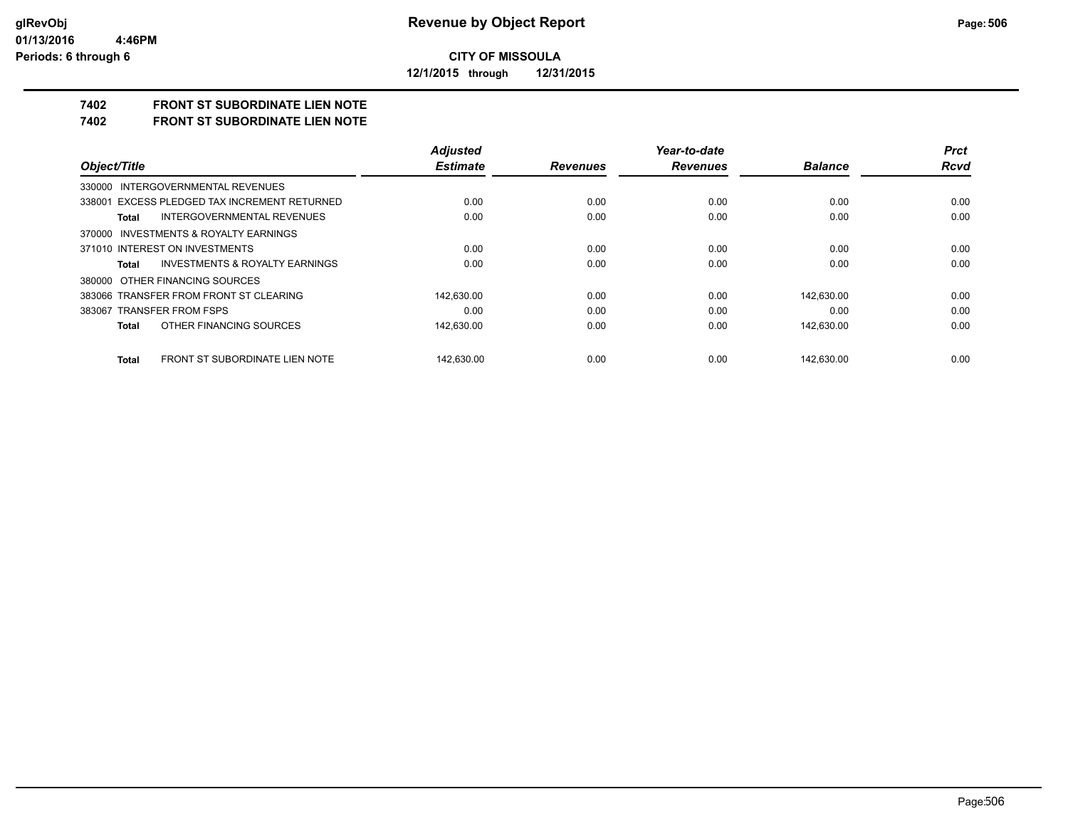**glRevObj**
**01/13/2016 4:46PM**
**Periods: 6 through 6**

# Revenue by Object Report

**CITY OF MISSOULA**

**12/1/2015 through 12/31/2015**

## 7402 FRONT ST SUBORDINATE LIEN NOTE
## 7402 FRONT ST SUBORDINATE LIEN NOTE

| Object/Title | Adjusted Estimate | Revenues | Year-to-date Revenues | Balance | Prct Rcvd |
|---|---|---|---|---|---|
| 330000 INTERGOVERNMENTAL REVENUES | | | | | |
| 338001 EXCESS PLEDGED TAX INCREMENT RETURNED | 0.00 | 0.00 | 0.00 | 0.00 | 0.00 |
| **Total** INTERGOVERNMENTAL REVENUES | 0.00 | 0.00 | 0.00 | 0.00 | 0.00 |
| 370000 INVESTMENTS & ROYALTY EARNINGS | | | | | |
| 371010 INTEREST ON INVESTMENTS | 0.00 | 0.00 | 0.00 | 0.00 | 0.00 |
| **Total** INVESTMENTS & ROYALTY EARNINGS | 0.00 | 0.00 | 0.00 | 0.00 | 0.00 |
| 380000 OTHER FINANCING SOURCES | | | | | |
| 383066 TRANSFER FROM FRONT ST CLEARING | 142,630.00 | 0.00 | 0.00 | 142,630.00 | 0.00 |
| 383067 TRANSFER FROM FSPS | 0.00 | 0.00 | 0.00 | 0.00 | 0.00 |
| **Total** OTHER FINANCING SOURCES | 142,630.00 | 0.00 | 0.00 | 142,630.00 | 0.00 |
| **Total** FRONT ST SUBORDINATE LIEN NOTE | 142,630.00 | 0.00 | 0.00 | 142,630.00 | 0.00 |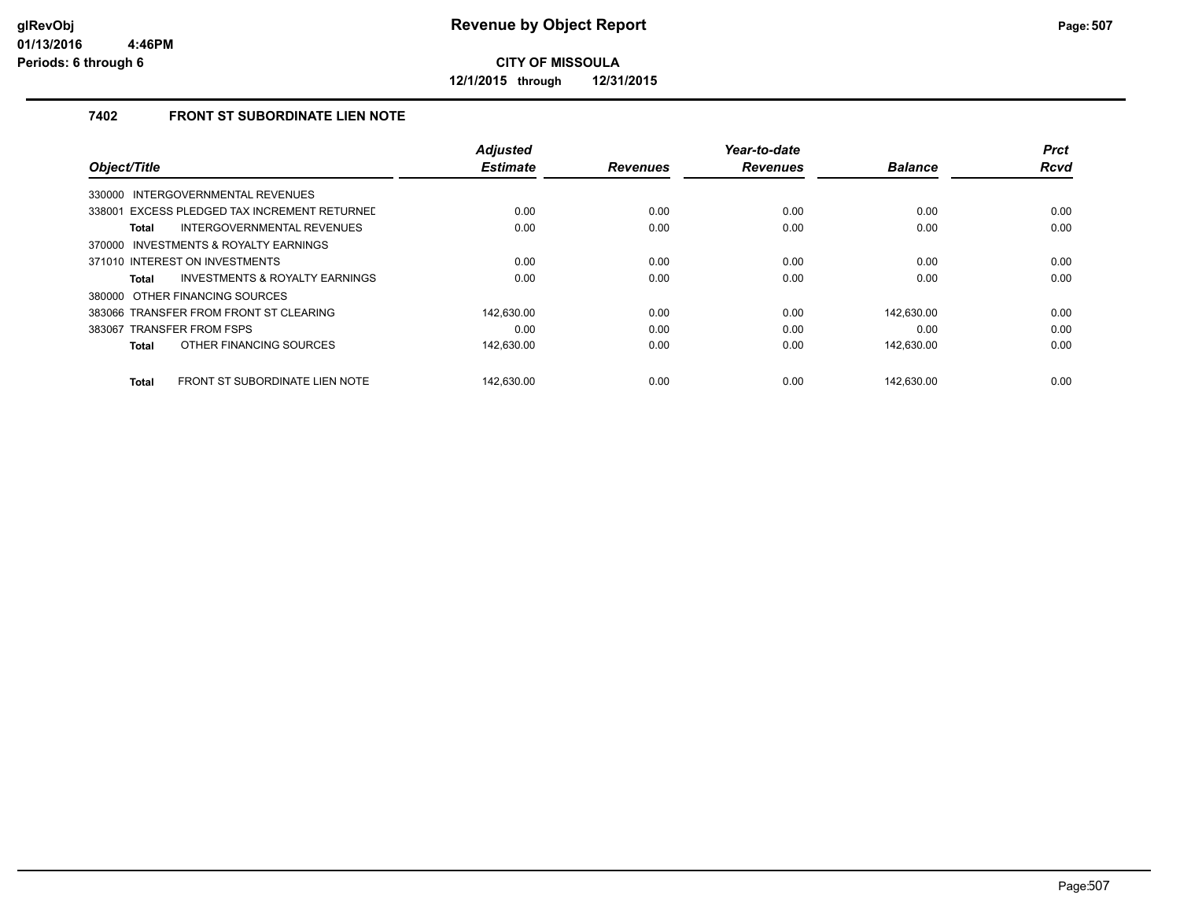# Revenue by Object Report

**CITY OF MISSOULA**

**12/1/2015 through 12/31/2015**

glRevObj
01/13/2016 4:46PM
Periods: 6 through 6

## 7402 FRONT ST SUBORDINATE LIEN NOTE

| Object/Title | Adjusted Estimate | Revenues | Year-to-date Revenues | Balance | Prct Rcvd |
|---|---|---|---|---|---|
| 330000 INTERGOVERNMENTAL REVENUES | | | | | |
| 338001 EXCESS PLEDGED TAX INCREMENT RETURNED | 0.00 | 0.00 | 0.00 | 0.00 | 0.00 |
| **Total** INTERGOVERNMENTAL REVENUES | 0.00 | 0.00 | 0.00 | 0.00 | 0.00 |
| 370000 INVESTMENTS & ROYALTY EARNINGS | | | | | |
| 371010 INTEREST ON INVESTMENTS | 0.00 | 0.00 | 0.00 | 0.00 | 0.00 |
| **Total** INVESTMENTS & ROYALTY EARNINGS | 0.00 | 0.00 | 0.00 | 0.00 | 0.00 |
| 380000 OTHER FINANCING SOURCES | | | | | |
| 383066 TRANSFER FROM FRONT ST CLEARING | 142,630.00 | 0.00 | 0.00 | 142,630.00 | 0.00 |
| 383067 TRANSFER FROM FSPS | 0.00 | 0.00 | 0.00 | 0.00 | 0.00 |
| **Total** OTHER FINANCING SOURCES | 142,630.00 | 0.00 | 0.00 | 142,630.00 | 0.00 |
| **Total** FRONT ST SUBORDINATE LIEN NOTE | 142,630.00 | 0.00 | 0.00 | 142,630.00 | 0.00 |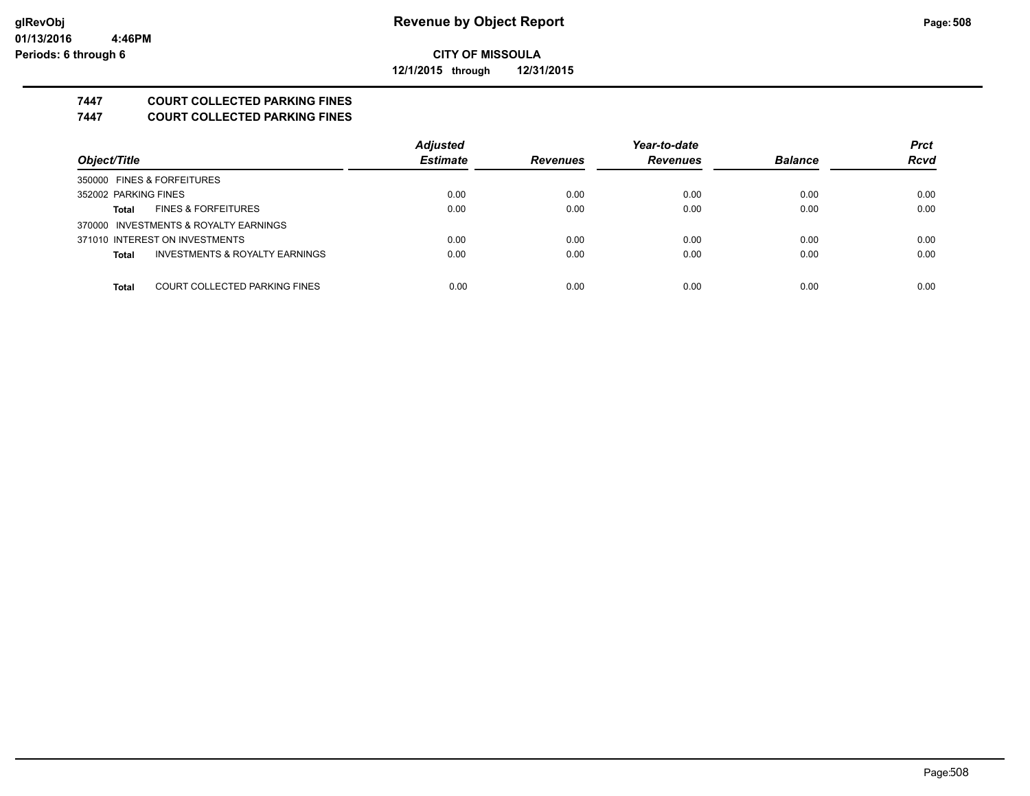**Revenue by Object Report**

**CITY OF MISSOULA**

**12/1/2015 through 12/31/2015**

glRevObj
01/13/2016 4:46PM
Periods: 6 through 6

## 7447 COURT COLLECTED PARKING FINES
## 7447 COURT COLLECTED PARKING FINES

| Object/Title | Adjusted Estimate | Revenues | Year-to-date Revenues | Balance | Prct Rcvd |
|---|---|---|---|---|---|
| 350000 FINES & FORFEITURES | | | | | |
| 352002 PARKING FINES | 0.00 | 0.00 | 0.00 | 0.00 | 0.00 |
| **Total** FINES & FORFEITURES | 0.00 | 0.00 | 0.00 | 0.00 | 0.00 |
| 370000 INVESTMENTS & ROYALTY EARNINGS | | | | | |
| 371010 INTEREST ON INVESTMENTS | 0.00 | 0.00 | 0.00 | 0.00 | 0.00 |
| **Total** INVESTMENTS & ROYALTY EARNINGS | 0.00 | 0.00 | 0.00 | 0.00 | 0.00 |
| **Total** COURT COLLECTED PARKING FINES | 0.00 | 0.00 | 0.00 | 0.00 | 0.00 |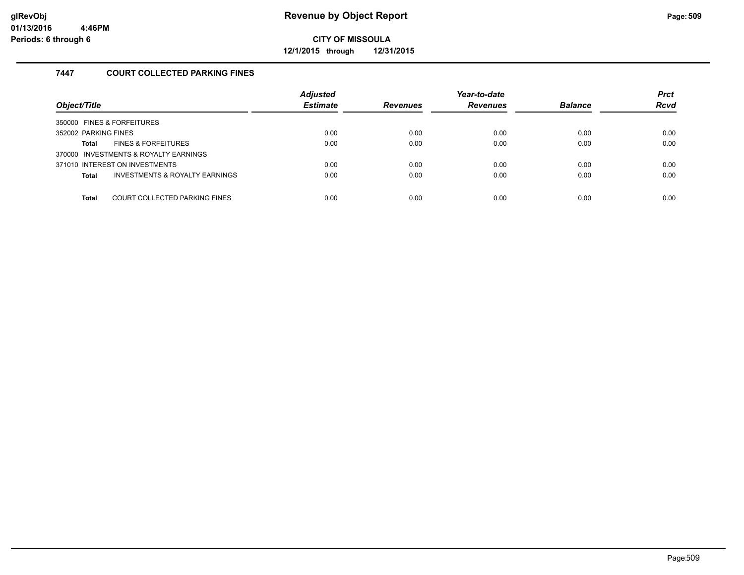# Revenue by Object Report

**CITY OF MISSOULA**

**12/1/2015 through 12/31/2015**

glRevObj
01/13/2016 4:46PM
Periods: 6 through 6

## 7447 COURT COLLECTED PARKING FINES

| Object/Title | Adjusted Estimate | Revenues | Year-to-date Revenues | Balance | Prct Rcvd |
|---|---|---|---|---|---|
| 350000 FINES & FORFEITURES | | | | | |
| 352002 PARKING FINES | 0.00 | 0.00 | 0.00 | 0.00 | 0.00 |
| **Total** FINES & FORFEITURES | 0.00 | 0.00 | 0.00 | 0.00 | 0.00 |
| 370000 INVESTMENTS & ROYALTY EARNINGS | | | | | |
| 371010 INTEREST ON INVESTMENTS | 0.00 | 0.00 | 0.00 | 0.00 | 0.00 |
| **Total** INVESTMENTS & ROYALTY EARNINGS | 0.00 | 0.00 | 0.00 | 0.00 | 0.00 |
| **Total** COURT COLLECTED PARKING FINES | 0.00 | 0.00 | 0.00 | 0.00 | 0.00 |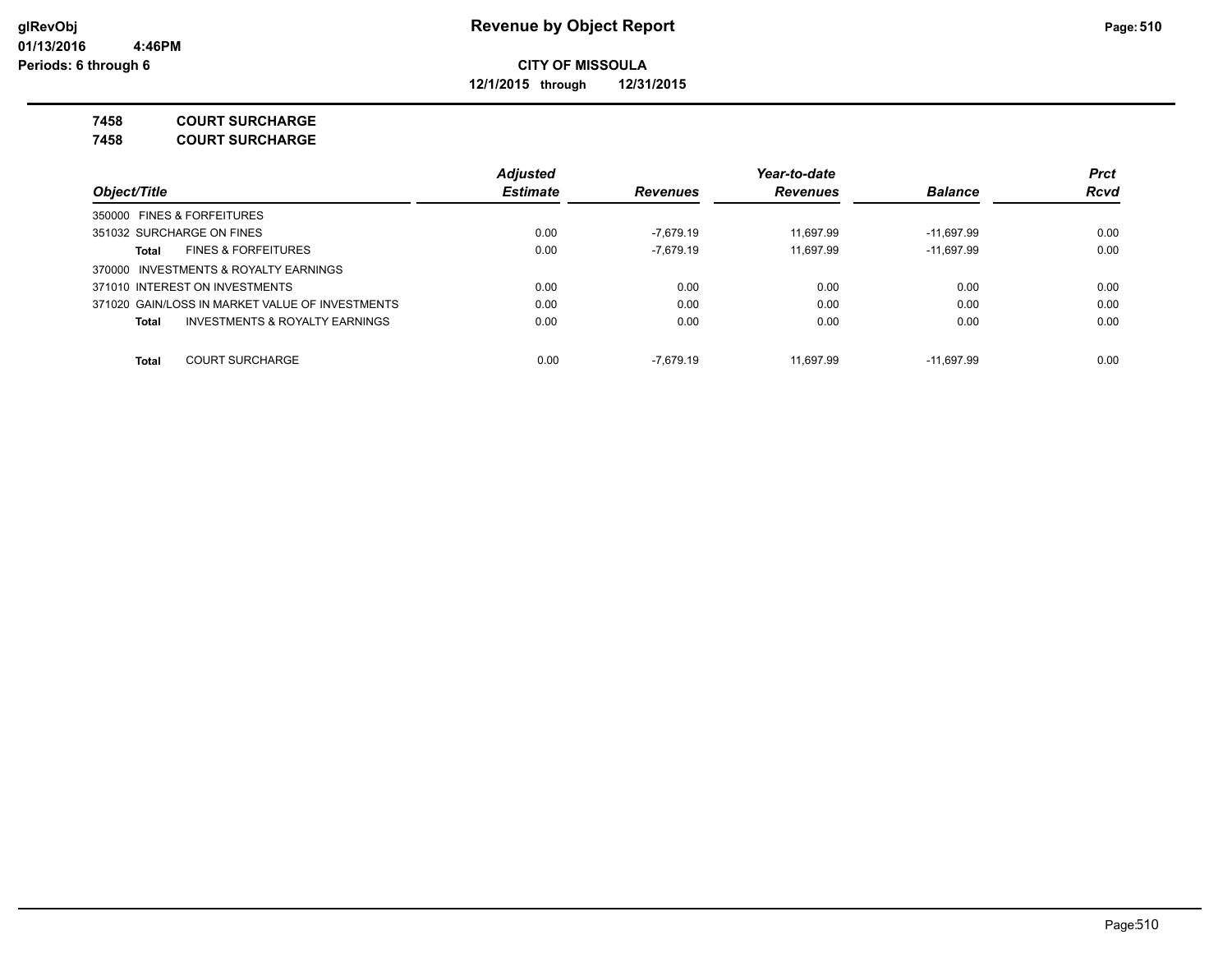# Revenue by Object Report

**CITY OF MISSOULA**

**12/1/2015 through 12/31/2015**

glRevObj
01/13/2016 4:46PM
Periods: 6 through 6

**7458 COURT SURCHARGE**

**7458 COURT SURCHARGE**

| Object/Title | Adjusted Estimate | Revenues | Year-to-date Revenues | Balance | Prct Rcvd |
|---|---|---|---|---|---|
| 350000 FINES & FORFEITURES | | | | | |
| 351032 SURCHARGE ON FINES | 0.00 | -7,679.19 | 11,697.99 | -11,697.99 | 0.00 |
| **Total** FINES & FORFEITURES | 0.00 | -7,679.19 | 11,697.99 | -11,697.99 | 0.00 |
| 370000 INVESTMENTS & ROYALTY EARNINGS | | | | | |
| 371010 INTEREST ON INVESTMENTS | 0.00 | 0.00 | 0.00 | 0.00 | 0.00 |
| 371020 GAIN/LOSS IN MARKET VALUE OF INVESTMENTS | 0.00 | 0.00 | 0.00 | 0.00 | 0.00 |
| **Total** INVESTMENTS & ROYALTY EARNINGS | 0.00 | 0.00 | 0.00 | 0.00 | 0.00 |
| **Total** COURT SURCHARGE | 0.00 | -7,679.19 | 11,697.99 | -11,697.99 | 0.00 |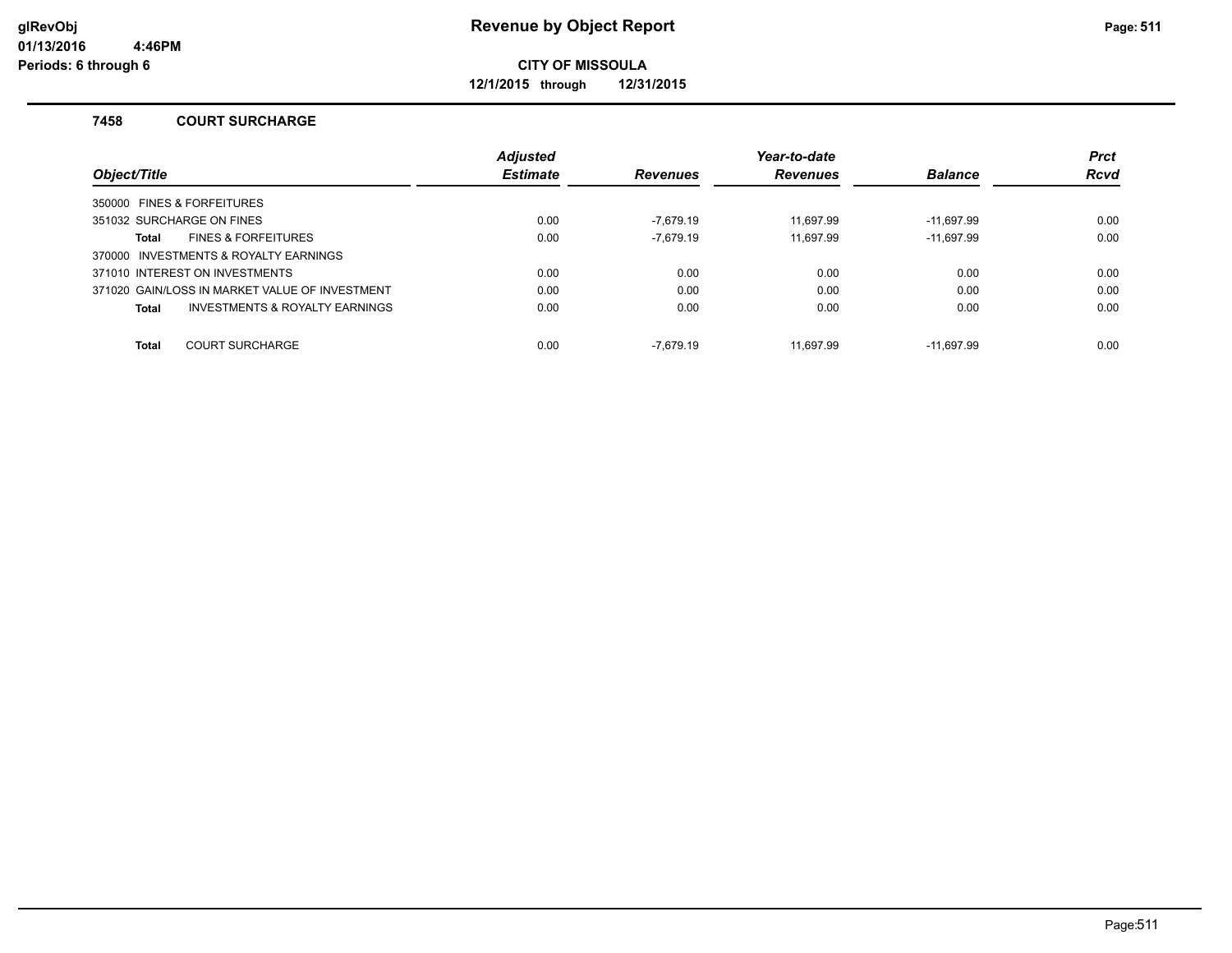# Revenue by Object Report

**CITY OF MISSOULA**

**12/1/2015 through 12/31/2015**

glRevObj
01/13/2016 4:46PM
Periods: 6 through 6

### 7458 COURT SURCHARGE

| Object/Title | Adjusted Estimate | Revenues | Year-to-date Revenues | Balance | Prct Rcvd |
|---|---|---|---|---|---|
| 350000 FINES & FORFEITURES | | | | | |
| 351032 SURCHARGE ON FINES | 0.00 | -7,679.19 | 11,697.99 | -11,697.99 | 0.00 |
| **Total** FINES & FORFEITURES | 0.00 | -7,679.19 | 11,697.99 | -11,697.99 | 0.00 |
| 370000 INVESTMENTS & ROYALTY EARNINGS | | | | | |
| 371010 INTEREST ON INVESTMENTS | 0.00 | 0.00 | 0.00 | 0.00 | 0.00 |
| 371020 GAIN/LOSS IN MARKET VALUE OF INVESTMENT | 0.00 | 0.00 | 0.00 | 0.00 | 0.00 |
| **Total** INVESTMENTS & ROYALTY EARNINGS | 0.00 | 0.00 | 0.00 | 0.00 | 0.00 |
| **Total** COURT SURCHARGE | 0.00 | -7,679.19 | 11,697.99 | -11,697.99 | 0.00 |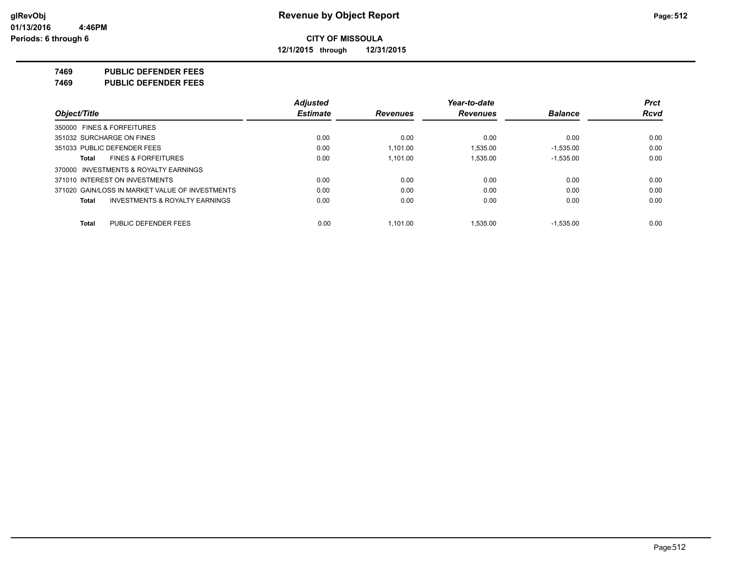**CITY OF MISSOULA**

**12/1/2015 through 12/31/2015**

## 7469 PUBLIC DEFENDER FEES

## 7469 PUBLIC DEFENDER FEES

| Object/Title | Adjusted Estimate | Revenues | Year-to-date Revenues | Balance | Prct Rcvd |
|---|---|---|---|---|---|
| 350000 FINES & FORFEITURES | | | | | |
| 351032 SURCHARGE ON FINES | 0.00 | 0.00 | 0.00 | 0.00 | 0.00 |
| 351033 PUBLIC DEFENDER FEES | 0.00 | 1,101.00 | 1,535.00 | -1,535.00 | 0.00 |
| **Total** FINES & FORFEITURES | 0.00 | 1,101.00 | 1,535.00 | -1,535.00 | 0.00 |
| 370000 INVESTMENTS & ROYALTY EARNINGS | | | | | |
| 371010 INTEREST ON INVESTMENTS | 0.00 | 0.00 | 0.00 | 0.00 | 0.00 |
| 371020 GAIN/LOSS IN MARKET VALUE OF INVESTMENTS | 0.00 | 0.00 | 0.00 | 0.00 | 0.00 |
| **Total** INVESTMENTS & ROYALTY EARNINGS | 0.00 | 0.00 | 0.00 | 0.00 | 0.00 |
| **Total** PUBLIC DEFENDER FEES | 0.00 | 1,101.00 | 1,535.00 | -1,535.00 | 0.00 |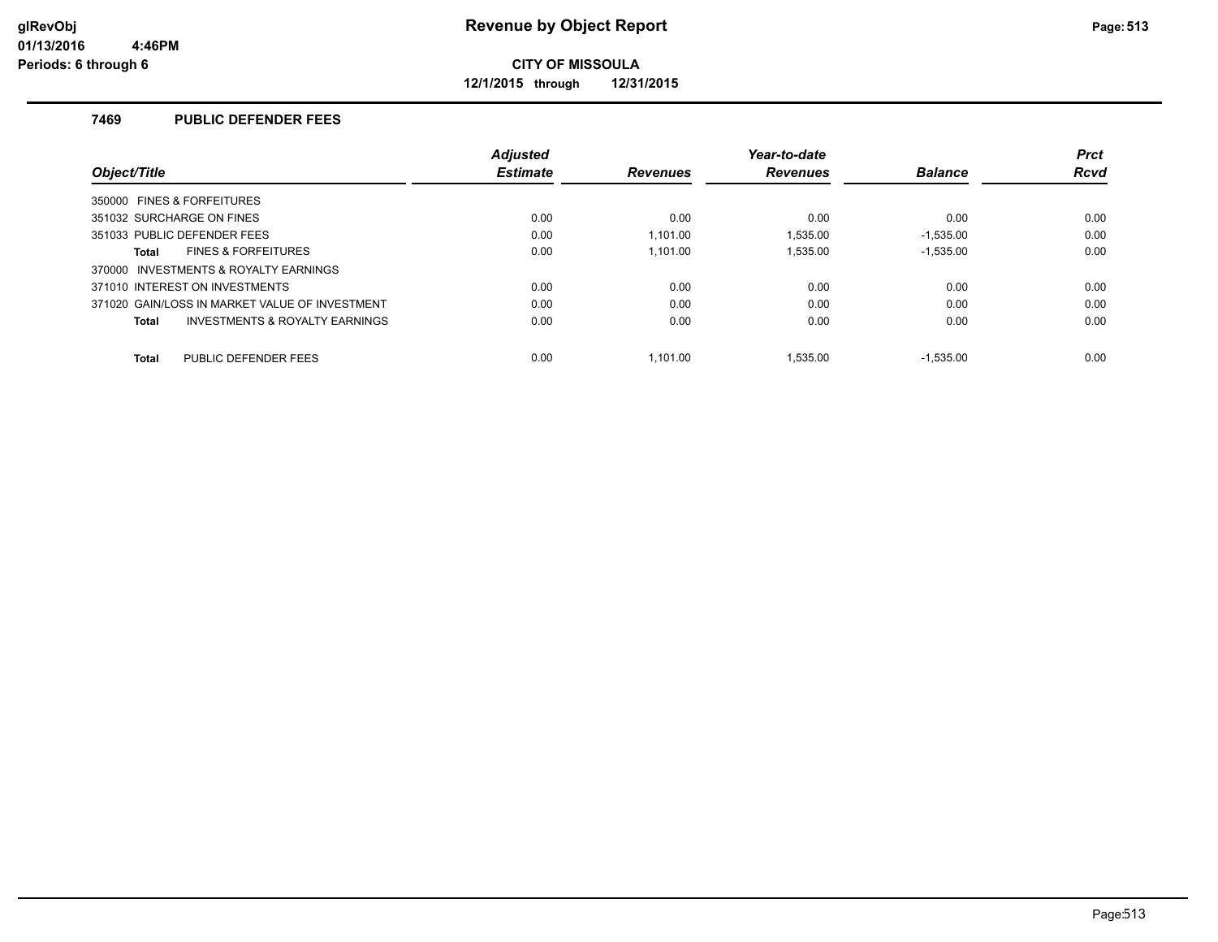**glRevObj**
**01/13/2016 4:46PM**
**Periods: 6 through 6**

# Revenue by Object Report

**CITY OF MISSOULA**

**12/1/2015 through 12/31/2015**

## 7469 PUBLIC DEFENDER FEES

| Object/Title | Adjusted Estimate | Revenues | Year-to-date Revenues | Balance | Prct Rcvd |
|---|---|---|---|---|---|
| 350000 FINES & FORFEITURES | | | | | |
| 351032 SURCHARGE ON FINES | 0.00 | 0.00 | 0.00 | 0.00 | 0.00 |
| 351033 PUBLIC DEFENDER FEES | 0.00 | 1,101.00 | 1,535.00 | -1,535.00 | 0.00 |
| **Total** FINES & FORFEITURES | 0.00 | 1,101.00 | 1,535.00 | -1,535.00 | 0.00 |
| 370000 INVESTMENTS & ROYALTY EARNINGS | | | | | |
| 371010 INTEREST ON INVESTMENTS | 0.00 | 0.00 | 0.00 | 0.00 | 0.00 |
| 371020 GAIN/LOSS IN MARKET VALUE OF INVESTMENT | 0.00 | 0.00 | 0.00 | 0.00 | 0.00 |
| **Total** INVESTMENTS & ROYALTY EARNINGS | 0.00 | 0.00 | 0.00 | 0.00 | 0.00 |
| **Total** PUBLIC DEFENDER FEES | 0.00 | 1,101.00 | 1,535.00 | -1,535.00 | 0.00 |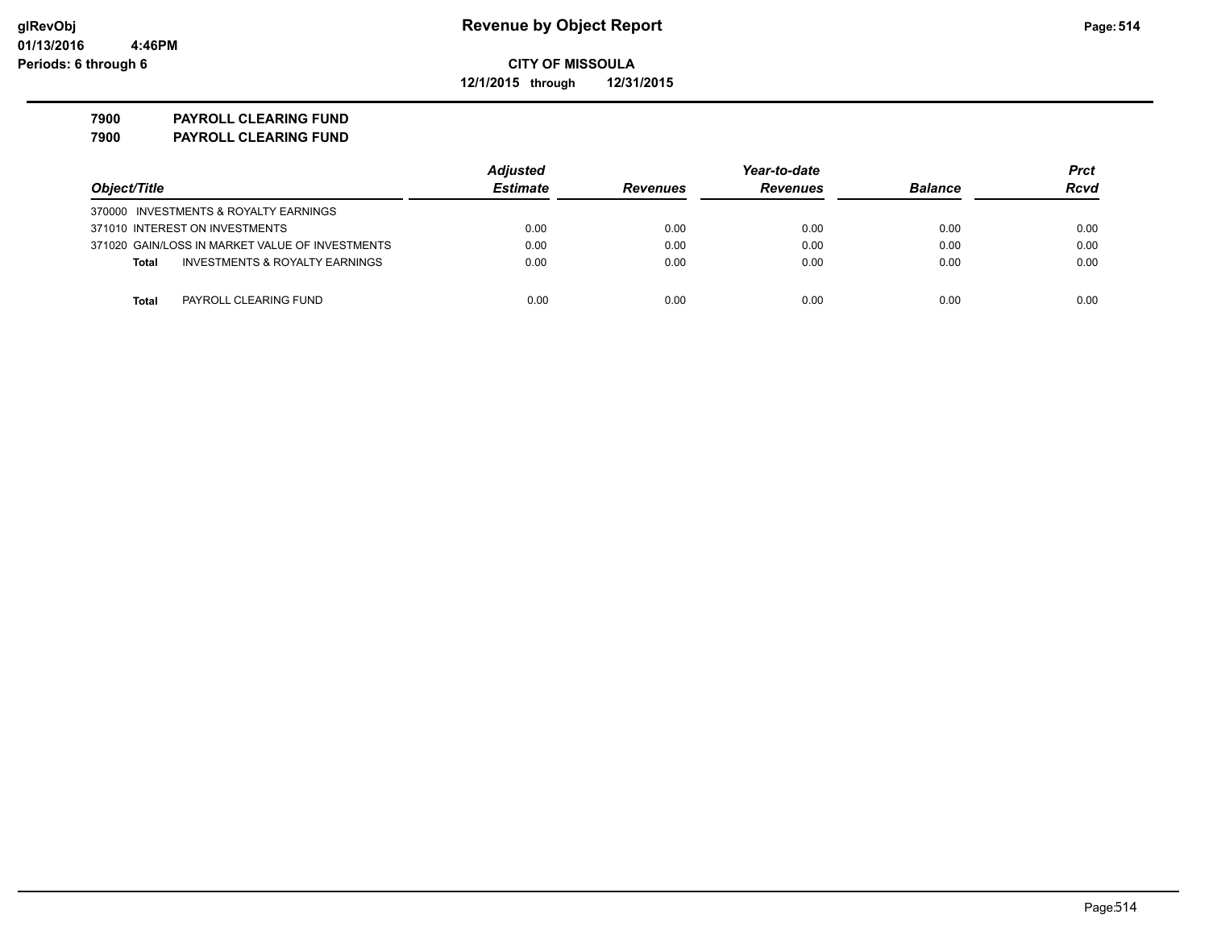**Revenue by Object Report**

**CITY OF MISSOULA**

**12/1/2015 through 12/31/2015**

glRevObj
01/13/2016 4:46PM
Periods: 6 through 6

**7900 PAYROLL CLEARING FUND**
**7900 PAYROLL CLEARING FUND**

| Object/Title | Adjusted Estimate | Revenues | Year-to-date Revenues | Balance | Prct Rcvd |
|---|---|---|---|---|---|
| 370000 INVESTMENTS & ROYALTY EARNINGS | | | | | |
| 371010 INTEREST ON INVESTMENTS | 0.00 | 0.00 | 0.00 | 0.00 | 0.00 |
| 371020 GAIN/LOSS IN MARKET VALUE OF INVESTMENTS | 0.00 | 0.00 | 0.00 | 0.00 | 0.00 |
| **Total** INVESTMENTS & ROYALTY EARNINGS | 0.00 | 0.00 | 0.00 | 0.00 | 0.00 |
| **Total** PAYROLL CLEARING FUND | 0.00 | 0.00 | 0.00 | 0.00 | 0.00 |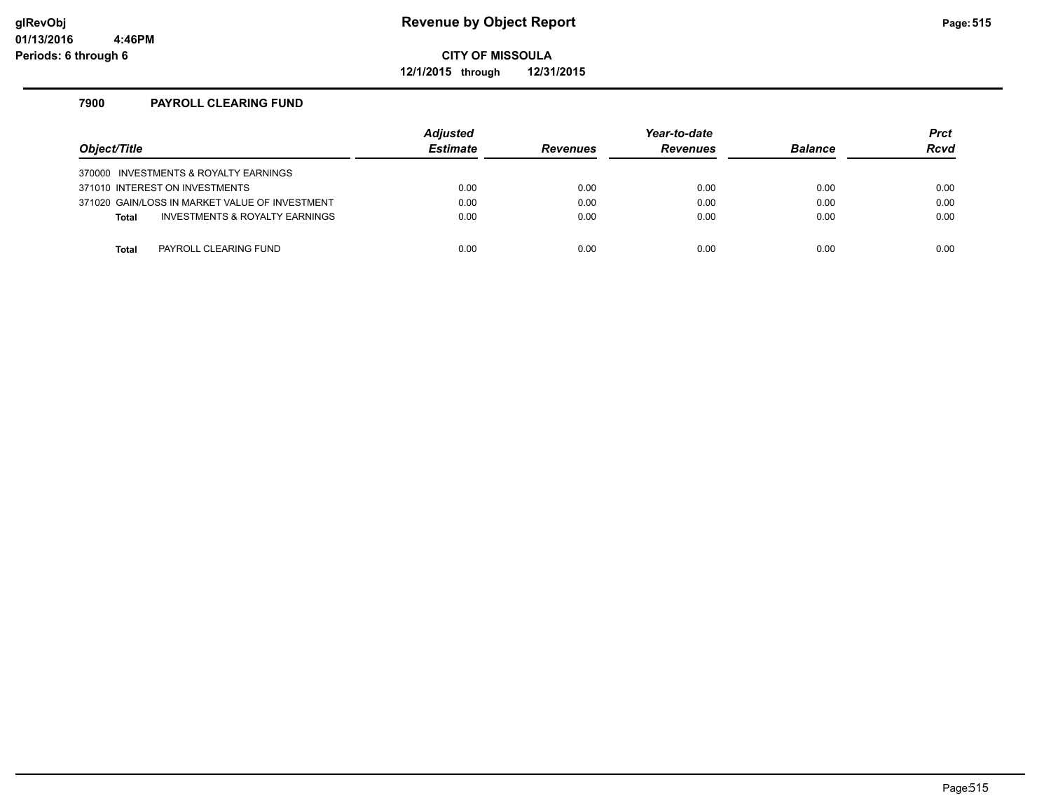# Revenue by Object Report

**CITY OF MISSOULA**

**12/1/2015 through 12/31/2015**

glRevObj
01/13/2016 4:46PM
Periods: 6 through 6

## 7900 PAYROLL CLEARING FUND

| Object/Title | Adjusted Estimate | Revenues | Year-to-date Revenues | Balance | Prct Rcvd |
|---|---|---|---|---|---|
| 370000 INVESTMENTS & ROYALTY EARNINGS | | | | | |
| 371010 INTEREST ON INVESTMENTS | 0.00 | 0.00 | 0.00 | 0.00 | 0.00 |
| 371020 GAIN/LOSS IN MARKET VALUE OF INVESTMENT | 0.00 | 0.00 | 0.00 | 0.00 | 0.00 |
| **Total** INVESTMENTS & ROYALTY EARNINGS | 0.00 | 0.00 | 0.00 | 0.00 | 0.00 |
| **Total** PAYROLL CLEARING FUND | 0.00 | 0.00 | 0.00 | 0.00 | 0.00 |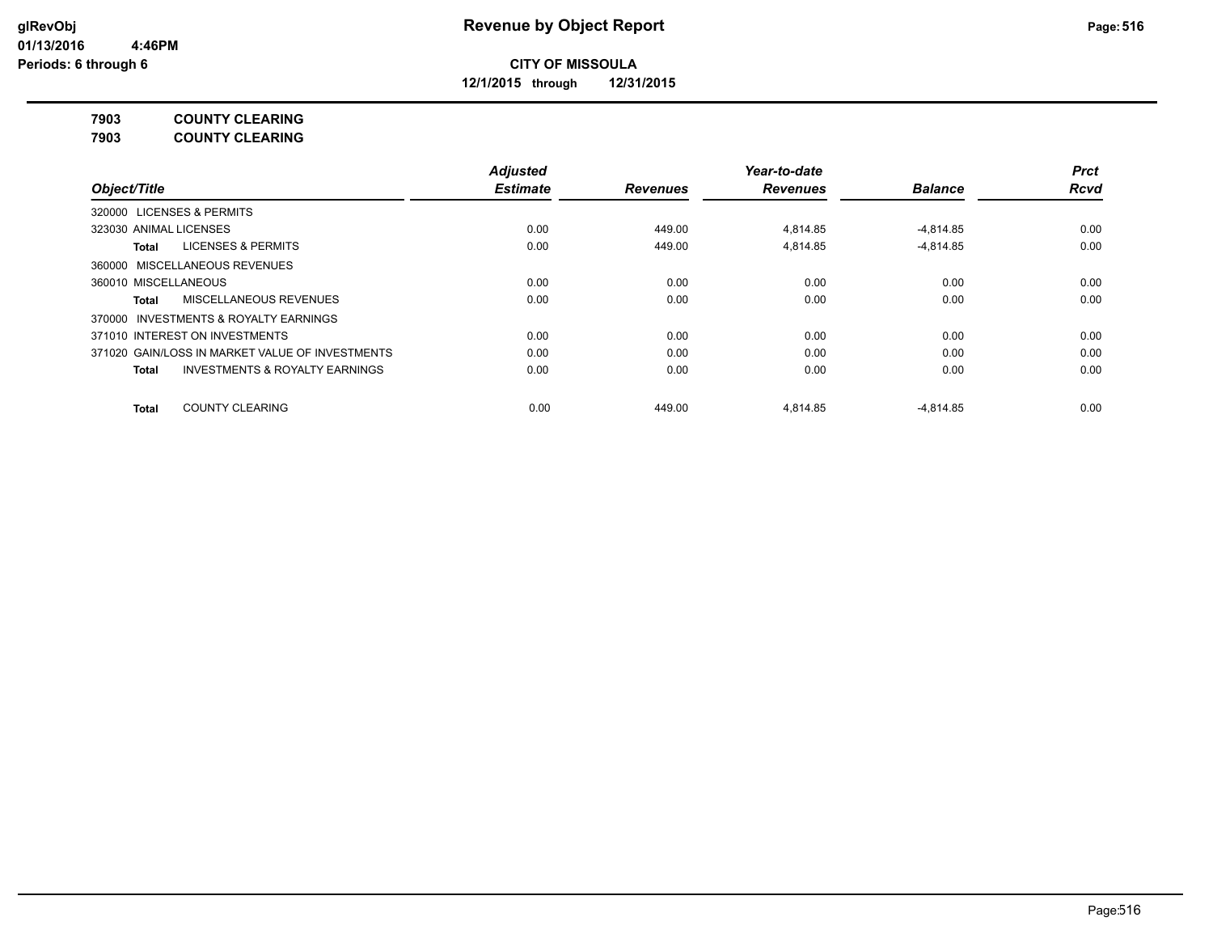**Revenue by Object Report**

**CITY OF MISSOULA**

**12/1/2015 through 12/31/2015**

glRevObj
01/13/2016 4:46PM
Periods: 6 through 6

**7903 COUNTY CLEARING**
**7903 COUNTY CLEARING**

| Object/Title | Adjusted Estimate | Revenues | Year-to-date Revenues | Balance | Prct Rcvd |
|---|---|---|---|---|---|
| 320000 LICENSES & PERMITS | | | | | |
| 323030 ANIMAL LICENSES | 0.00 | 449.00 | 4,814.85 | -4,814.85 | 0.00 |
| **Total** LICENSES & PERMITS | 0.00 | 449.00 | 4,814.85 | -4,814.85 | 0.00 |
| 360000 MISCELLANEOUS REVENUES | | | | | |
| 360010 MISCELLANEOUS | 0.00 | 0.00 | 0.00 | 0.00 | 0.00 |
| **Total** MISCELLANEOUS REVENUES | 0.00 | 0.00 | 0.00 | 0.00 | 0.00 |
| 370000 INVESTMENTS & ROYALTY EARNINGS | | | | | |
| 371010 INTEREST ON INVESTMENTS | 0.00 | 0.00 | 0.00 | 0.00 | 0.00 |
| 371020 GAIN/LOSS IN MARKET VALUE OF INVESTMENTS | 0.00 | 0.00 | 0.00 | 0.00 | 0.00 |
| **Total** INVESTMENTS & ROYALTY EARNINGS | 0.00 | 0.00 | 0.00 | 0.00 | 0.00 |
| **Total** COUNTY CLEARING | 0.00 | 449.00 | 4,814.85 | -4,814.85 | 0.00 |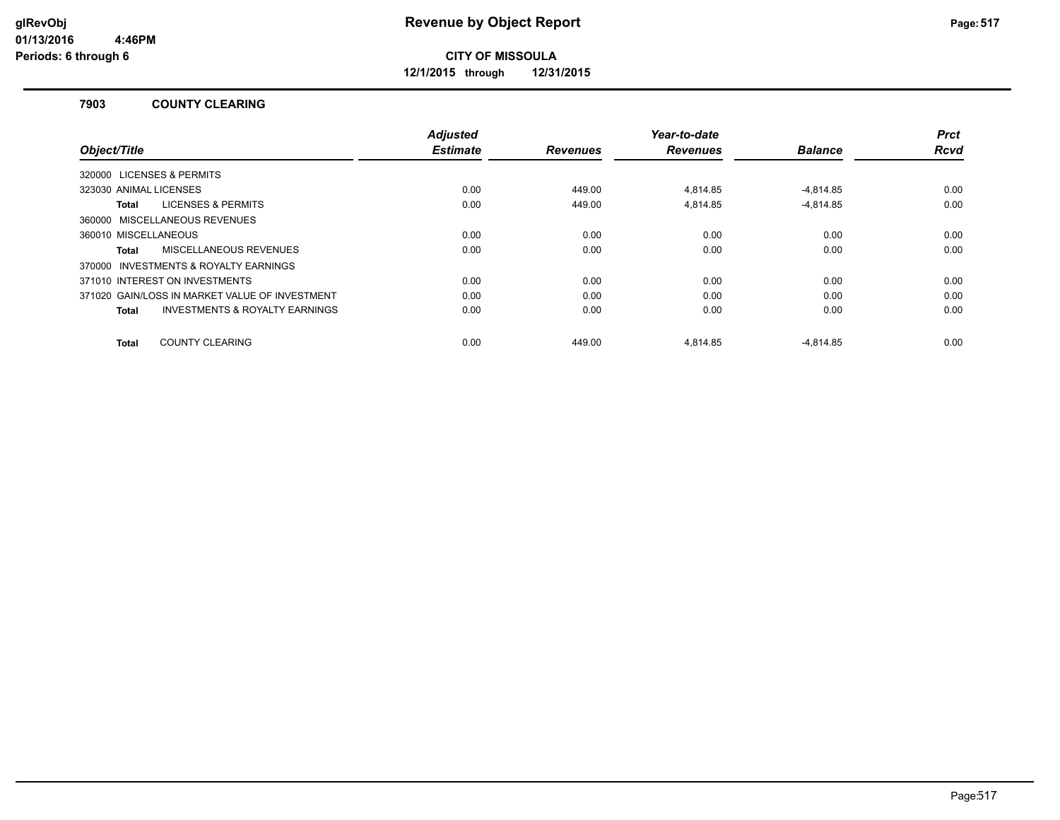# Revenue by Object Report

glRevObj
01/13/2016 4:46PM
Periods: 6 through 6

**CITY OF MISSOULA**

**12/1/2015 through 12/31/2015**

### 7903 COUNTY CLEARING

| Object/Title | Adjusted Estimate | Revenues | Year-to-date Revenues | Balance | Prct Rcvd |
|---|---|---|---|---|---|
| 320000 LICENSES & PERMITS | | | | | |
| 323030 ANIMAL LICENSES | 0.00 | 449.00 | 4,814.85 | -4,814.85 | 0.00 |
| **Total** LICENSES & PERMITS | 0.00 | 449.00 | 4,814.85 | -4,814.85 | 0.00 |
| 360000 MISCELLANEOUS REVENUES | | | | | |
| 360010 MISCELLANEOUS | 0.00 | 0.00 | 0.00 | 0.00 | 0.00 |
| **Total** MISCELLANEOUS REVENUES | 0.00 | 0.00 | 0.00 | 0.00 | 0.00 |
| 370000 INVESTMENTS & ROYALTY EARNINGS | | | | | |
| 371010 INTEREST ON INVESTMENTS | 0.00 | 0.00 | 0.00 | 0.00 | 0.00 |
| 371020 GAIN/LOSS IN MARKET VALUE OF INVESTMENT | 0.00 | 0.00 | 0.00 | 0.00 | 0.00 |
| **Total** INVESTMENTS & ROYALTY EARNINGS | 0.00 | 0.00 | 0.00 | 0.00 | 0.00 |
| **Total** COUNTY CLEARING | 0.00 | 449.00 | 4,814.85 | -4,814.85 | 0.00 |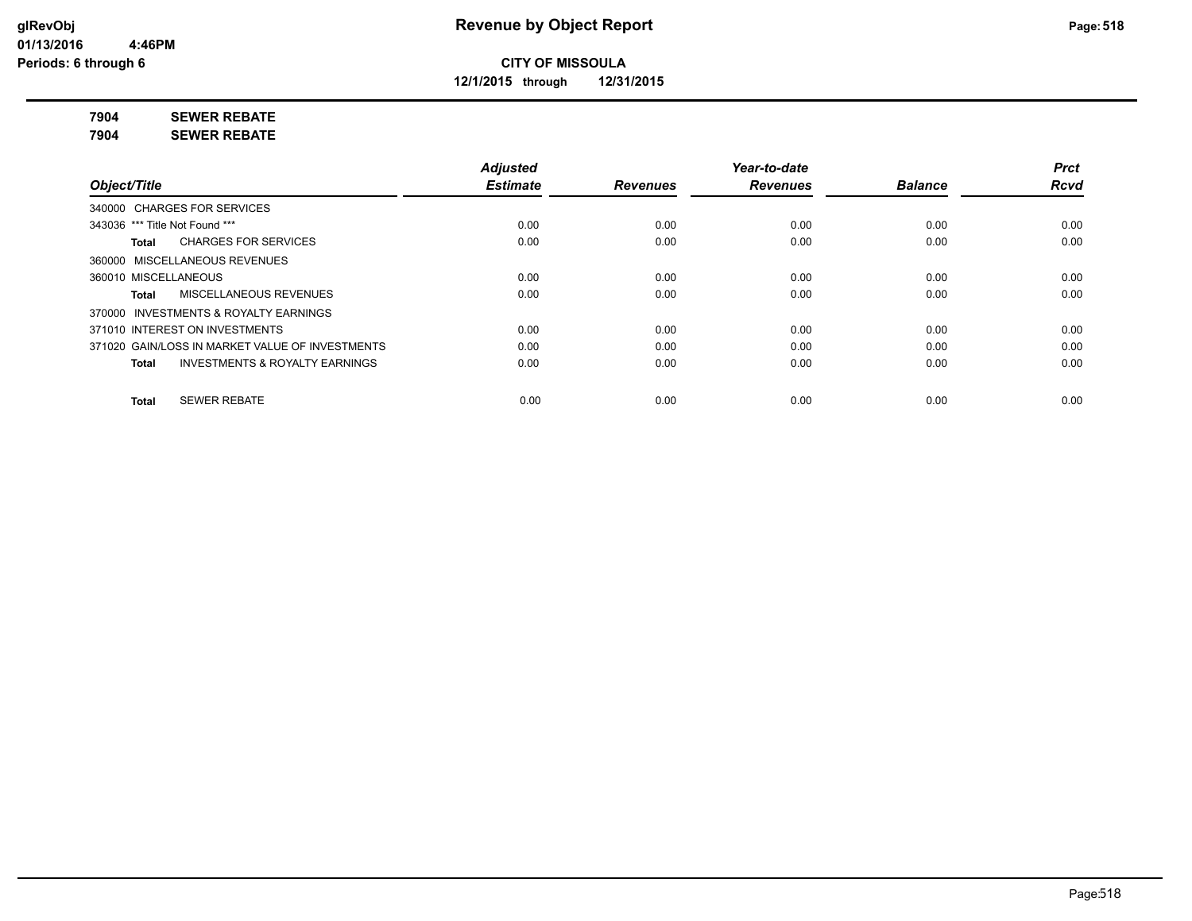**CITY OF MISSOULA**

**12/1/2015 through 12/31/2015**

**7904 SEWER REBATE**

**7904 SEWER REBATE**

| Object/Title | Adjusted Estimate | Revenues | Year-to-date Revenues | Balance | Prct Rcvd |
|---|---|---|---|---|---|
| 340000 CHARGES FOR SERVICES | | | | | |
| 343036 *** Title Not Found *** | 0.00 | 0.00 | 0.00 | 0.00 | 0.00 |
| **Total** CHARGES FOR SERVICES | 0.00 | 0.00 | 0.00 | 0.00 | 0.00 |
| 360000 MISCELLANEOUS REVENUES | | | | | |
| 360010 MISCELLANEOUS | 0.00 | 0.00 | 0.00 | 0.00 | 0.00 |
| **Total** MISCELLANEOUS REVENUES | 0.00 | 0.00 | 0.00 | 0.00 | 0.00 |
| 370000 INVESTMENTS & ROYALTY EARNINGS | | | | | |
| 371010 INTEREST ON INVESTMENTS | 0.00 | 0.00 | 0.00 | 0.00 | 0.00 |
| 371020 GAIN/LOSS IN MARKET VALUE OF INVESTMENTS | 0.00 | 0.00 | 0.00 | 0.00 | 0.00 |
| **Total** INVESTMENTS & ROYALTY EARNINGS | 0.00 | 0.00 | 0.00 | 0.00 | 0.00 |
| **Total** SEWER REBATE | 0.00 | 0.00 | 0.00 | 0.00 | 0.00 |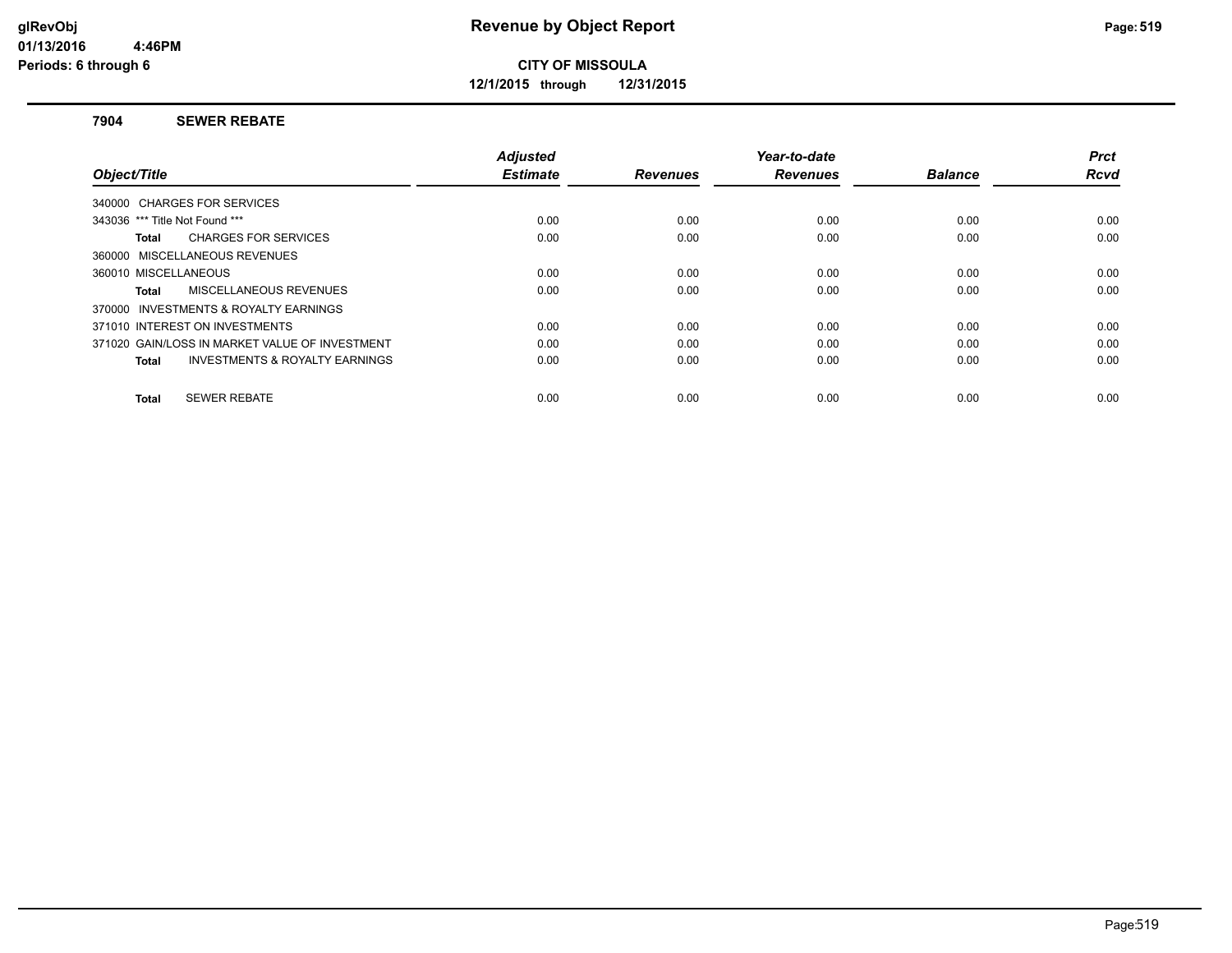# Revenue by Object Report

**CITY OF MISSOULA**

**12/1/2015 through 12/31/2015**

glRevObj
01/13/2016 4:46PM
Periods: 6 through 6

## 7904 SEWER REBATE

| Object/Title | Adjusted Estimate | Revenues | Year-to-date Revenues | Balance | Prct Rcvd |
|---|---|---|---|---|---|
| 340000 CHARGES FOR SERVICES | | | | | |
| 343036 *** Title Not Found *** | 0.00 | 0.00 | 0.00 | 0.00 | 0.00 |
| **Total** CHARGES FOR SERVICES | 0.00 | 0.00 | 0.00 | 0.00 | 0.00 |
| 360000 MISCELLANEOUS REVENUES | | | | | |
| 360010 MISCELLANEOUS | 0.00 | 0.00 | 0.00 | 0.00 | 0.00 |
| **Total** MISCELLANEOUS REVENUES | 0.00 | 0.00 | 0.00 | 0.00 | 0.00 |
| 370000 INVESTMENTS & ROYALTY EARNINGS | | | | | |
| 371010 INTEREST ON INVESTMENTS | 0.00 | 0.00 | 0.00 | 0.00 | 0.00 |
| 371020 GAIN/LOSS IN MARKET VALUE OF INVESTMENT | 0.00 | 0.00 | 0.00 | 0.00 | 0.00 |
| **Total** INVESTMENTS & ROYALTY EARNINGS | 0.00 | 0.00 | 0.00 | 0.00 | 0.00 |
| **Total** SEWER REBATE | 0.00 | 0.00 | 0.00 | 0.00 | 0.00 |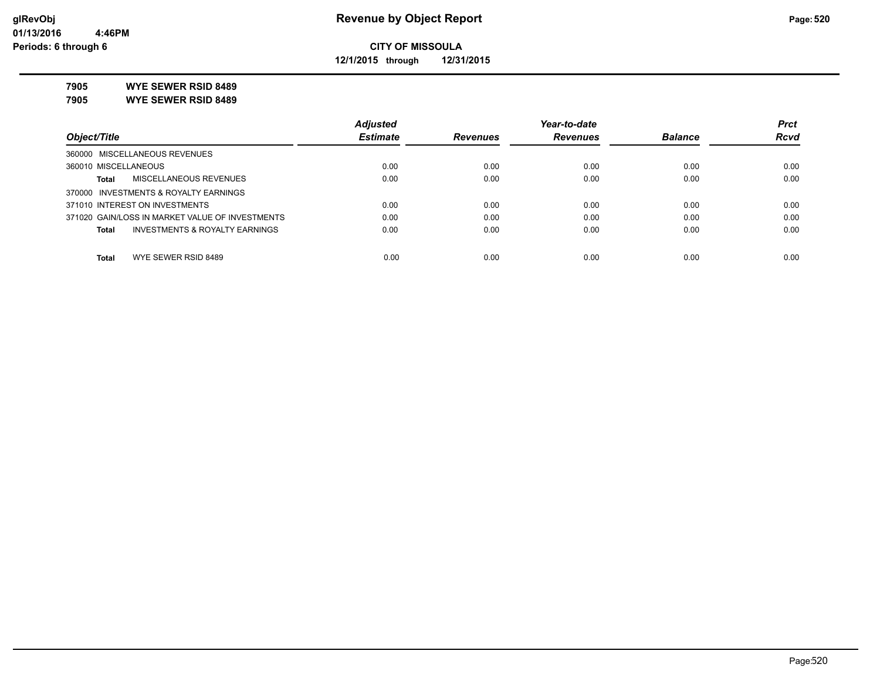**CITY OF MISSOULA**

**12/1/2015 through 12/31/2015**

**7905 WYE SEWER RSID 8489**

**7905 WYE SEWER RSID 8489**

| Object/Title | Adjusted Estimate | Revenues | Year-to-date Revenues | Balance | Prct Rcvd |
|---|---|---|---|---|---|
| 360000 MISCELLANEOUS REVENUES | | | | | |
| 360010 MISCELLANEOUS | 0.00 | 0.00 | 0.00 | 0.00 | 0.00 |
| **Total** MISCELLANEOUS REVENUES | 0.00 | 0.00 | 0.00 | 0.00 | 0.00 |
| 370000 INVESTMENTS & ROYALTY EARNINGS | | | | | |
| 371010 INTEREST ON INVESTMENTS | 0.00 | 0.00 | 0.00 | 0.00 | 0.00 |
| 371020 GAIN/LOSS IN MARKET VALUE OF INVESTMENTS | 0.00 | 0.00 | 0.00 | 0.00 | 0.00 |
| **Total** INVESTMENTS & ROYALTY EARNINGS | 0.00 | 0.00 | 0.00 | 0.00 | 0.00 |
| **Total** WYE SEWER RSID 8489 | 0.00 | 0.00 | 0.00 | 0.00 | 0.00 |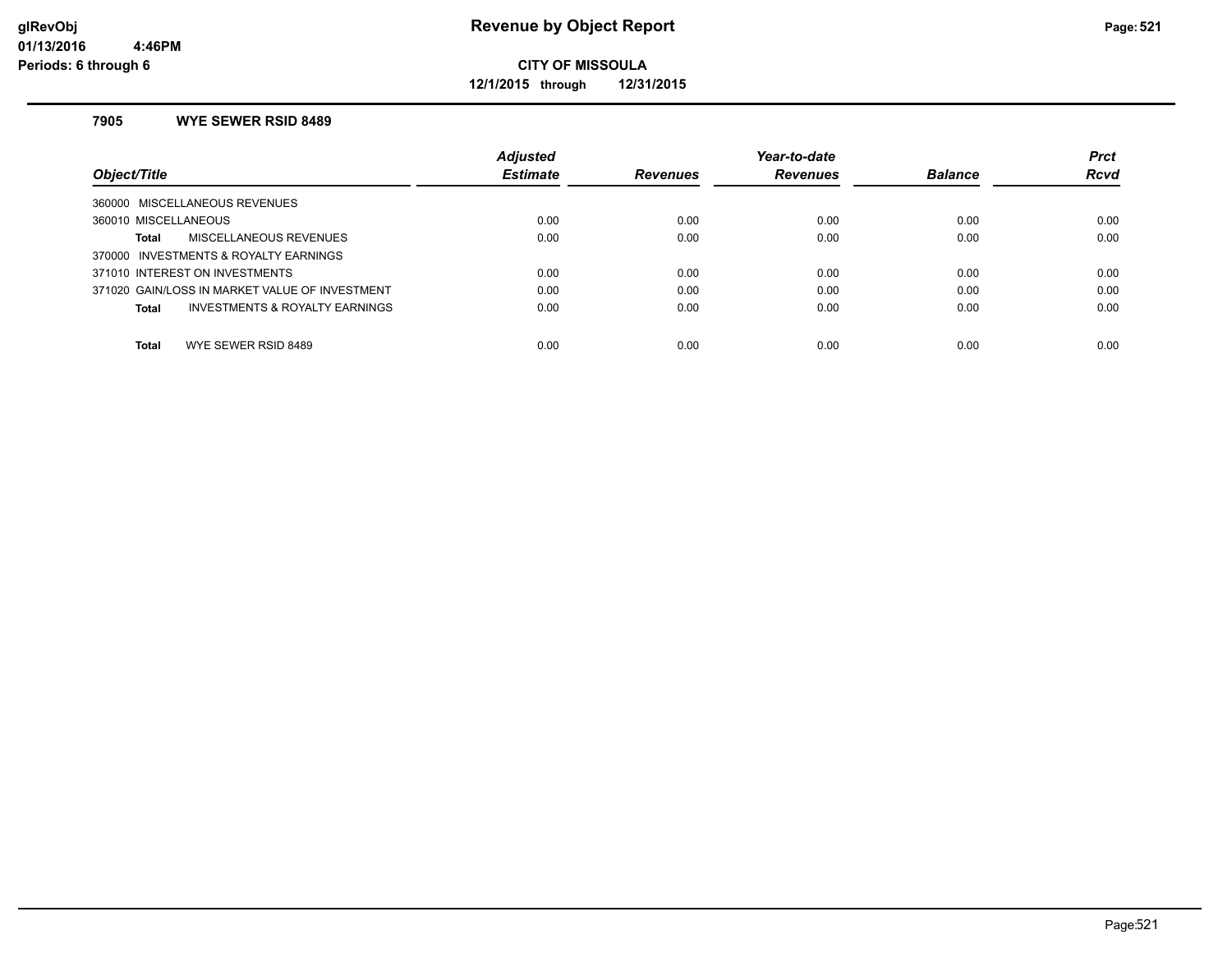# Revenue by Object Report

**CITY OF MISSOULA**

**12/1/2015 through 12/31/2015**

glRevObj
01/13/2016 4:46PM
Periods: 6 through 6

### 7905 WYE SEWER RSID 8489

| Object/Title | Adjusted Estimate | Revenues | Year-to-date Revenues | Balance | Prct Rcvd |
|---|---|---|---|---|---|
| 360000 MISCELLANEOUS REVENUES | | | | | |
| 360010 MISCELLANEOUS | 0.00 | 0.00 | 0.00 | 0.00 | 0.00 |
| **Total** MISCELLANEOUS REVENUES | 0.00 | 0.00 | 0.00 | 0.00 | 0.00 |
| 370000 INVESTMENTS & ROYALTY EARNINGS | | | | | |
| 371010 INTEREST ON INVESTMENTS | 0.00 | 0.00 | 0.00 | 0.00 | 0.00 |
| 371020 GAIN/LOSS IN MARKET VALUE OF INVESTMENT | 0.00 | 0.00 | 0.00 | 0.00 | 0.00 |
| **Total** INVESTMENTS & ROYALTY EARNINGS | 0.00 | 0.00 | 0.00 | 0.00 | 0.00 |
| **Total** WYE SEWER RSID 8489 | 0.00 | 0.00 | 0.00 | 0.00 | 0.00 |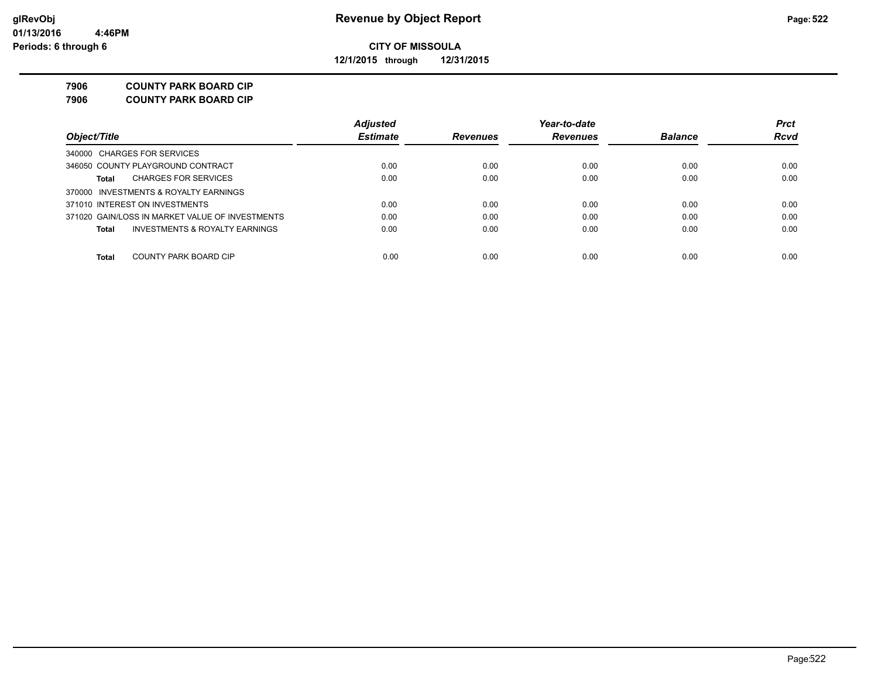# Revenue by Object Report

**CITY OF MISSOULA**

**12/1/2015 through 12/31/2015**

glRevObj
01/13/2016 4:46PM
Periods: 6 through 6

**7906 COUNTY PARK BOARD CIP**

**7906 COUNTY PARK BOARD CIP**

| Object/Title | Adjusted Estimate | Revenues | Year-to-date Revenues | Balance | Prct Rcvd |
|---|---|---|---|---|---|
| 340000 CHARGES FOR SERVICES | | | | | |
| 346050 COUNTY PLAYGROUND CONTRACT | 0.00 | 0.00 | 0.00 | 0.00 | 0.00 |
| **Total** CHARGES FOR SERVICES | 0.00 | 0.00 | 0.00 | 0.00 | 0.00 |
| 370000 INVESTMENTS & ROYALTY EARNINGS | | | | | |
| 371010 INTEREST ON INVESTMENTS | 0.00 | 0.00 | 0.00 | 0.00 | 0.00 |
| 371020 GAIN/LOSS IN MARKET VALUE OF INVESTMENTS | 0.00 | 0.00 | 0.00 | 0.00 | 0.00 |
| **Total** INVESTMENTS & ROYALTY EARNINGS | 0.00 | 0.00 | 0.00 | 0.00 | 0.00 |
| **Total** COUNTY PARK BOARD CIP | 0.00 | 0.00 | 0.00 | 0.00 | 0.00 |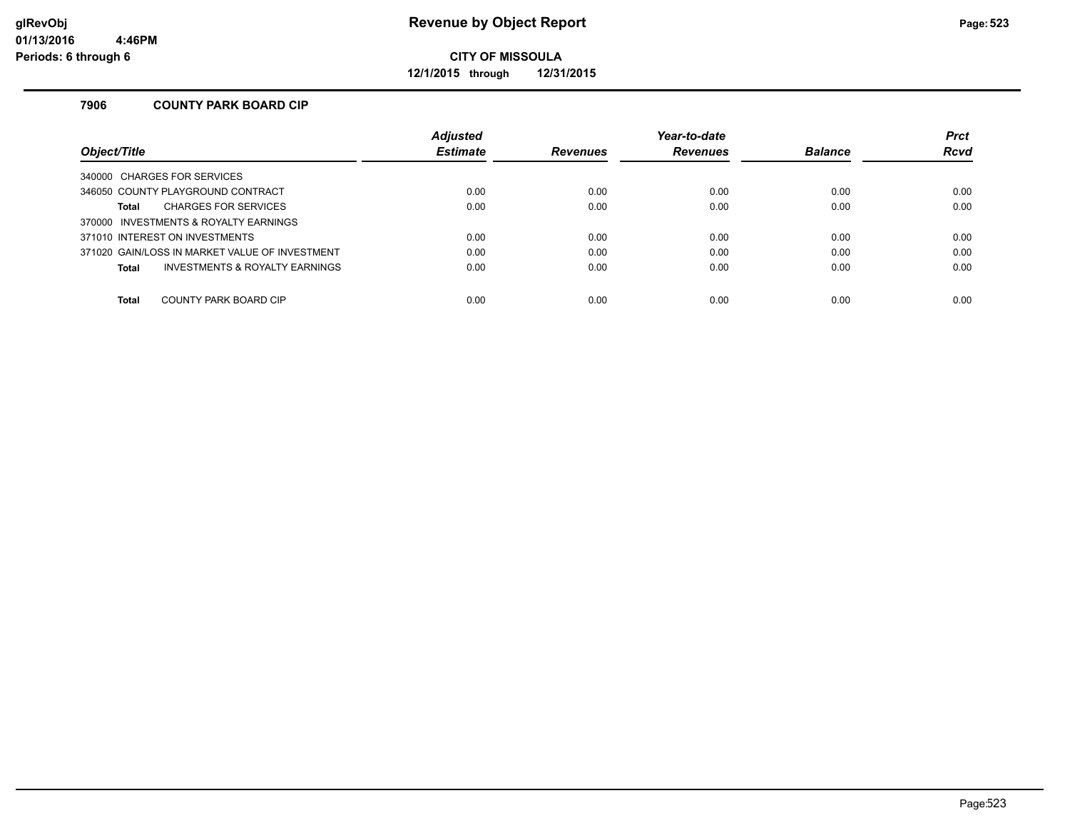**Revenue by Object Report**

**CITY OF MISSOULA**

**12/1/2015 through 12/31/2015**

glRevObj
01/13/2016 4:46PM
Periods: 6 through 6

## 7906 COUNTY PARK BOARD CIP

| Object/Title | Adjusted Estimate | Revenues | Year-to-date Revenues | Balance | Prct Rcvd |
|---|---|---|---|---|---|
| 340000 CHARGES FOR SERVICES | | | | | |
| 346050 COUNTY PLAYGROUND CONTRACT | 0.00 | 0.00 | 0.00 | 0.00 | 0.00 |
| **Total** CHARGES FOR SERVICES | 0.00 | 0.00 | 0.00 | 0.00 | 0.00 |
| 370000 INVESTMENTS & ROYALTY EARNINGS | | | | | |
| 371010 INTEREST ON INVESTMENTS | 0.00 | 0.00 | 0.00 | 0.00 | 0.00 |
| 371020 GAIN/LOSS IN MARKET VALUE OF INVESTMENT | 0.00 | 0.00 | 0.00 | 0.00 | 0.00 |
| **Total** INVESTMENTS & ROYALTY EARNINGS | 0.00 | 0.00 | 0.00 | 0.00 | 0.00 |
| **Total** COUNTY PARK BOARD CIP | 0.00 | 0.00 | 0.00 | 0.00 | 0.00 |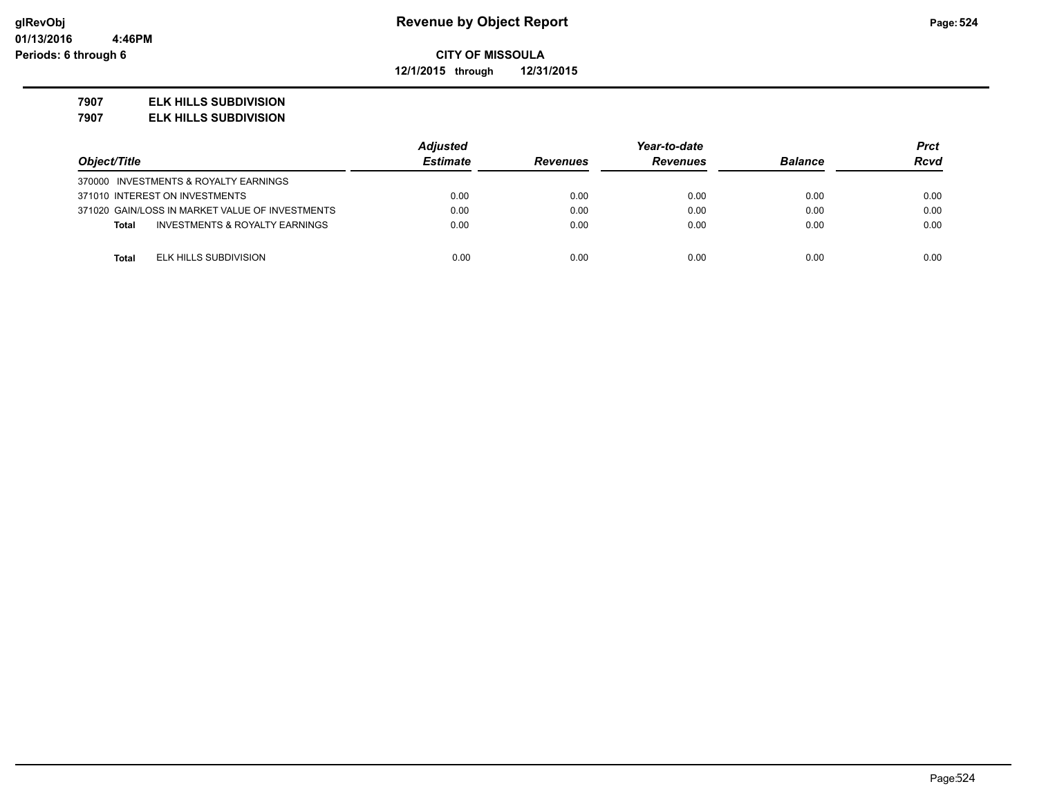**glRevObj**
**01/13/2016 4:46PM**
**Periods: 6 through 6**

# Revenue by Object Report

**CITY OF MISSOULA**

**12/1/2015 through 12/31/2015**

**7907 ELK HILLS SUBDIVISION**
**7907 ELK HILLS SUBDIVISION**

| Object/Title | Adjusted Estimate | Revenues | Year-to-date Revenues | Balance | Prct Rcvd |
|---|---|---|---|---|---|
| 370000 INVESTMENTS & ROYALTY EARNINGS | | | | | |
| 371010 INTEREST ON INVESTMENTS | 0.00 | 0.00 | 0.00 | 0.00 | 0.00 |
| 371020 GAIN/LOSS IN MARKET VALUE OF INVESTMENTS | 0.00 | 0.00 | 0.00 | 0.00 | 0.00 |
| **Total** INVESTMENTS & ROYALTY EARNINGS | 0.00 | 0.00 | 0.00 | 0.00 | 0.00 |
| **Total** ELK HILLS SUBDIVISION | 0.00 | 0.00 | 0.00 | 0.00 | 0.00 |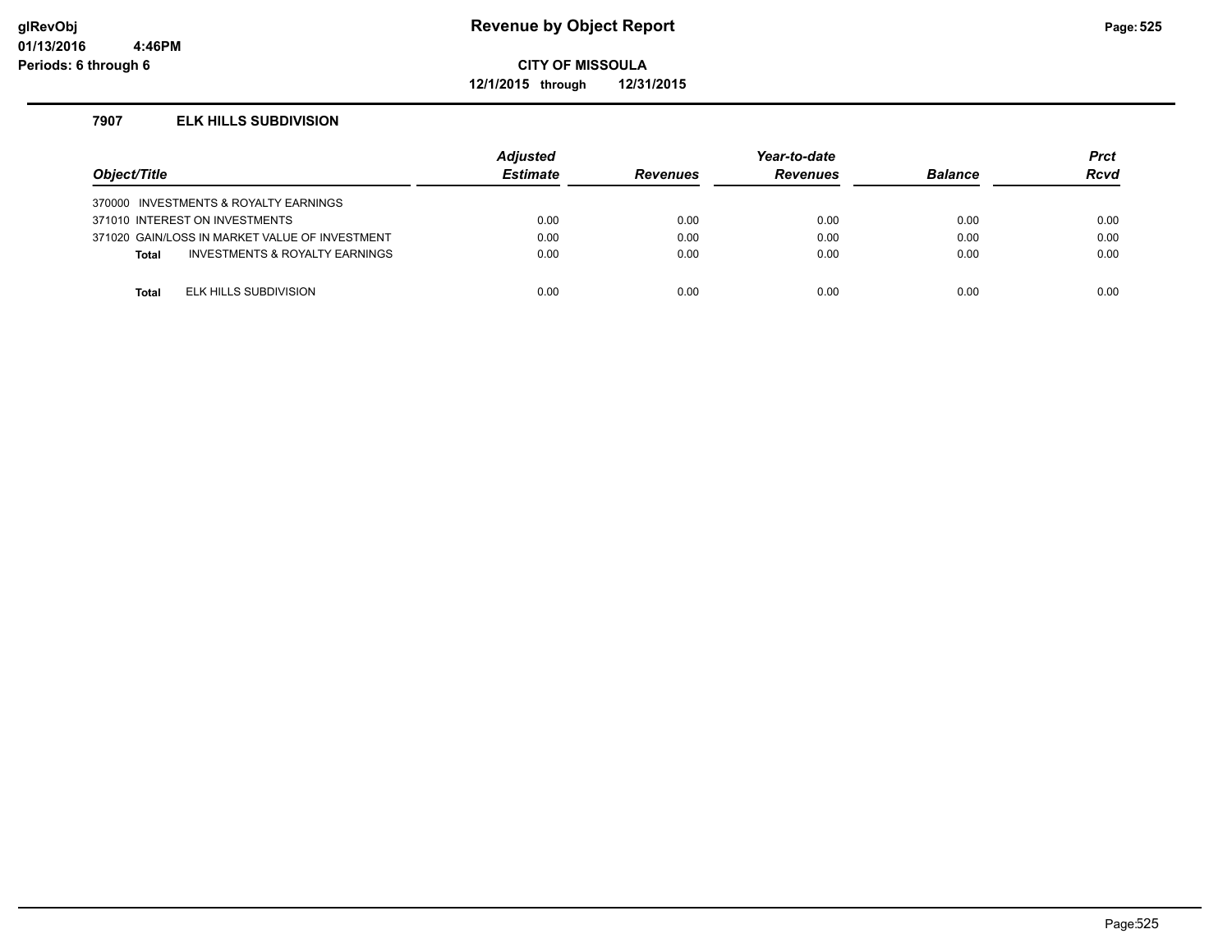# Revenue by Object Report

glRevObj
01/13/2016 4:46PM
Periods: 6 through 6

**CITY OF MISSOULA**

**12/1/2015 through 12/31/2015**

## 7907 ELK HILLS SUBDIVISION

| Object/Title | | Adjusted Estimate | Revenues | Year-to-date Revenues | Balance | Prct Rcvd |
|---|---|---|---|---|---|---|
| 370000 INVESTMENTS & ROYALTY EARNINGS | | | | | | |
| 371010 INTEREST ON INVESTMENTS | | 0.00 | 0.00 | 0.00 | 0.00 | 0.00 |
| 371020 GAIN/LOSS IN MARKET VALUE OF INVESTMENT | | 0.00 | 0.00 | 0.00 | 0.00 | 0.00 |
| **Total** | INVESTMENTS & ROYALTY EARNINGS | 0.00 | 0.00 | 0.00 | 0.00 | 0.00 |
| | | | | | | |
| **Total** | ELK HILLS SUBDIVISION | 0.00 | 0.00 | 0.00 | 0.00 | 0.00 |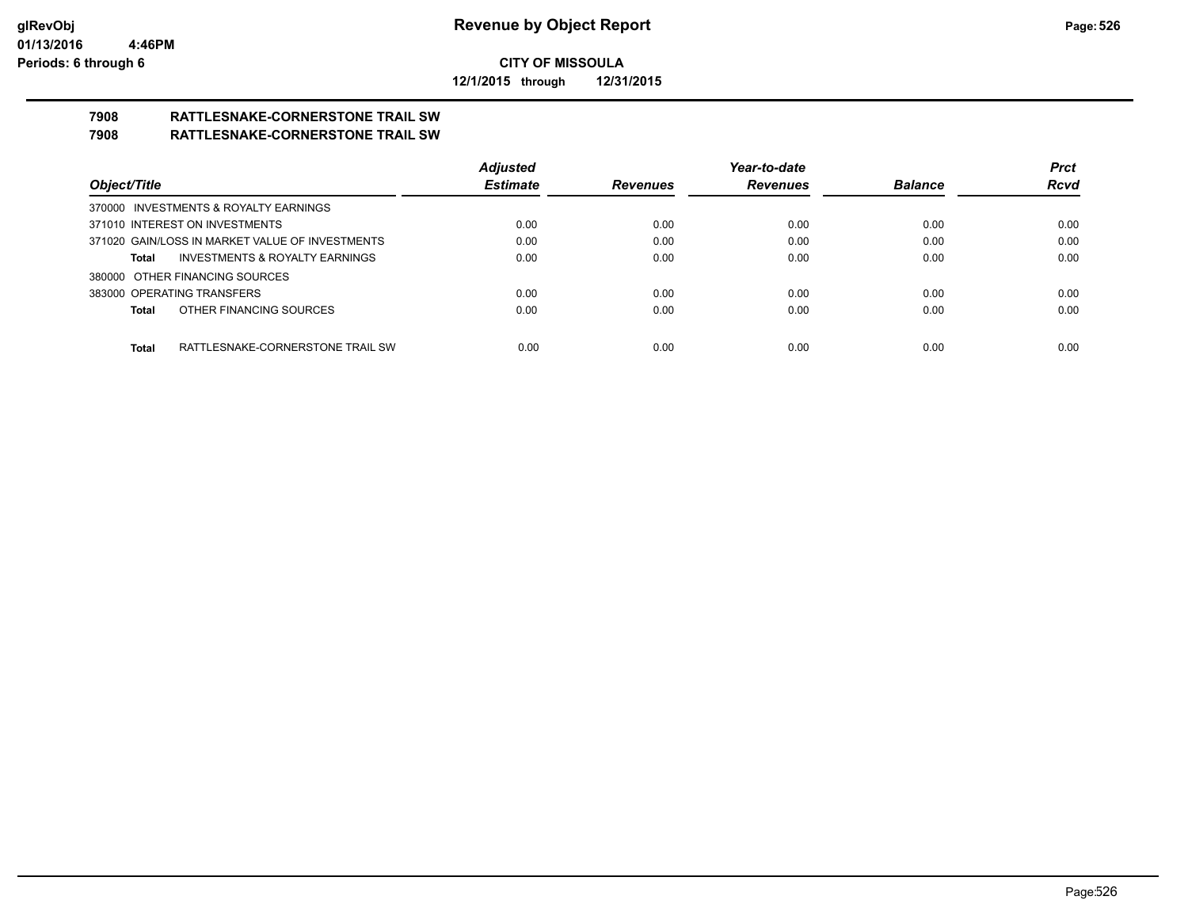**glRevObj**
**01/13/2016 4:46PM**
**Periods: 6 through 6**

# Revenue by Object Report

**CITY OF MISSOULA**

**12/1/2015 through 12/31/2015**

## 7908 RATTLESNAKE-CORNERSTONE TRAIL SW
## 7908 RATTLESNAKE-CORNERSTONE TRAIL SW

| Object/Title | Adjusted Estimate | Revenues | Year-to-date Revenues | Balance | Prct Rcvd |
|---|---|---|---|---|---|
| 370000 INVESTMENTS & ROYALTY EARNINGS | | | | | |
| 371010 INTEREST ON INVESTMENTS | 0.00 | 0.00 | 0.00 | 0.00 | 0.00 |
| 371020 GAIN/LOSS IN MARKET VALUE OF INVESTMENTS | 0.00 | 0.00 | 0.00 | 0.00 | 0.00 |
| **Total** INVESTMENTS & ROYALTY EARNINGS | 0.00 | 0.00 | 0.00 | 0.00 | 0.00 |
| 380000 OTHER FINANCING SOURCES | | | | | |
| 383000 OPERATING TRANSFERS | 0.00 | 0.00 | 0.00 | 0.00 | 0.00 |
| **Total** OTHER FINANCING SOURCES | 0.00 | 0.00 | 0.00 | 0.00 | 0.00 |
| **Total** RATTLESNAKE-CORNERSTONE TRAIL SW | 0.00 | 0.00 | 0.00 | 0.00 | 0.00 |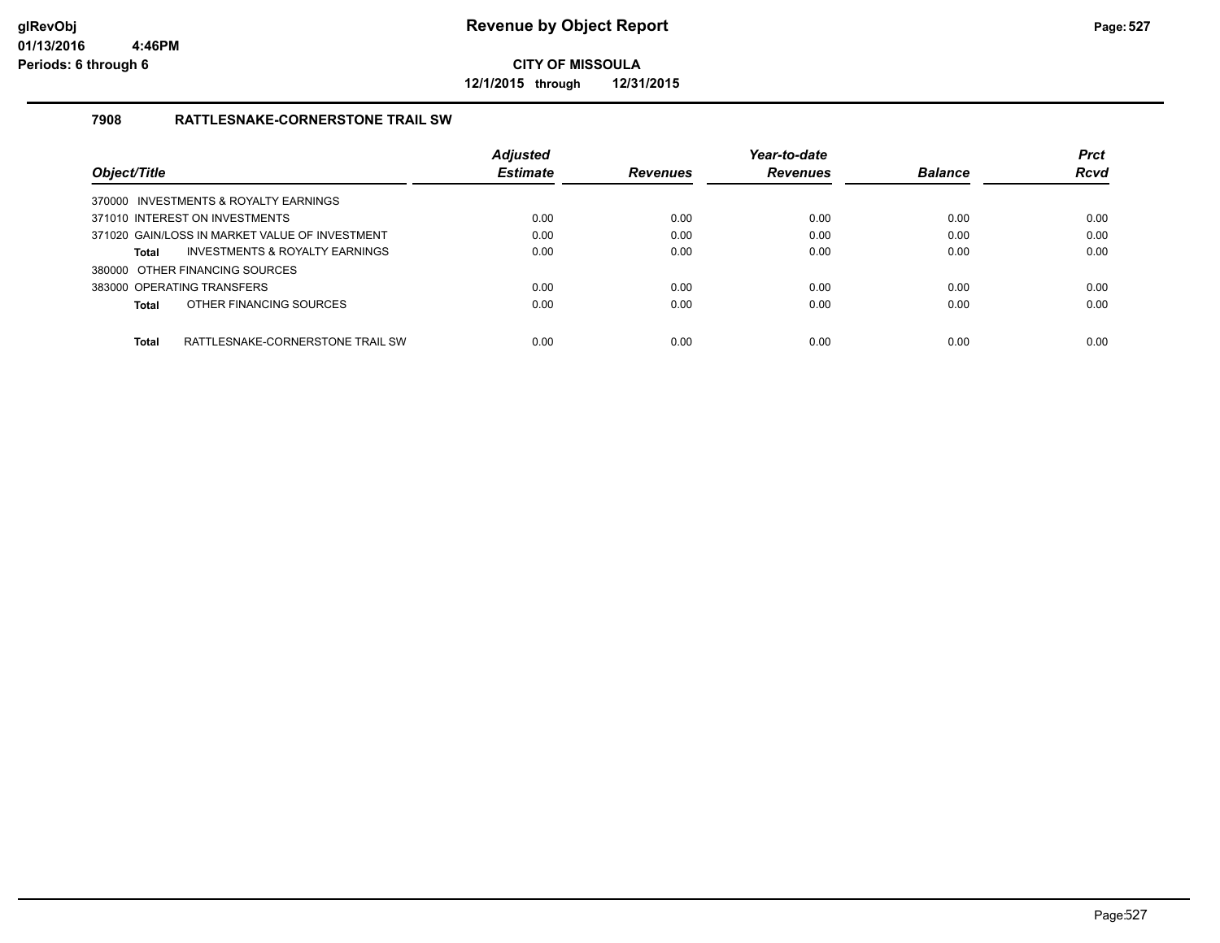**CITY OF MISSOULA**

**12/1/2015 through 12/31/2015**

### 7908 RATTLESNAKE-CORNERSTONE TRAIL SW

| Object/Title | Adjusted Estimate | Revenues | Year-to-date Revenues | Balance | Prct Rcvd |
|---|---|---|---|---|---|
| 370000 INVESTMENTS & ROYALTY EARNINGS | | | | | |
| 371010 INTEREST ON INVESTMENTS | 0.00 | 0.00 | 0.00 | 0.00 | 0.00 |
| 371020 GAIN/LOSS IN MARKET VALUE OF INVESTMENT | 0.00 | 0.00 | 0.00 | 0.00 | 0.00 |
| **Total** INVESTMENTS & ROYALTY EARNINGS | 0.00 | 0.00 | 0.00 | 0.00 | 0.00 |
| 380000 OTHER FINANCING SOURCES | | | | | |
| 383000 OPERATING TRANSFERS | 0.00 | 0.00 | 0.00 | 0.00 | 0.00 |
| **Total** OTHER FINANCING SOURCES | 0.00 | 0.00 | 0.00 | 0.00 | 0.00 |
| **Total** RATTLESNAKE-CORNERSTONE TRAIL SW | 0.00 | 0.00 | 0.00 | 0.00 | 0.00 |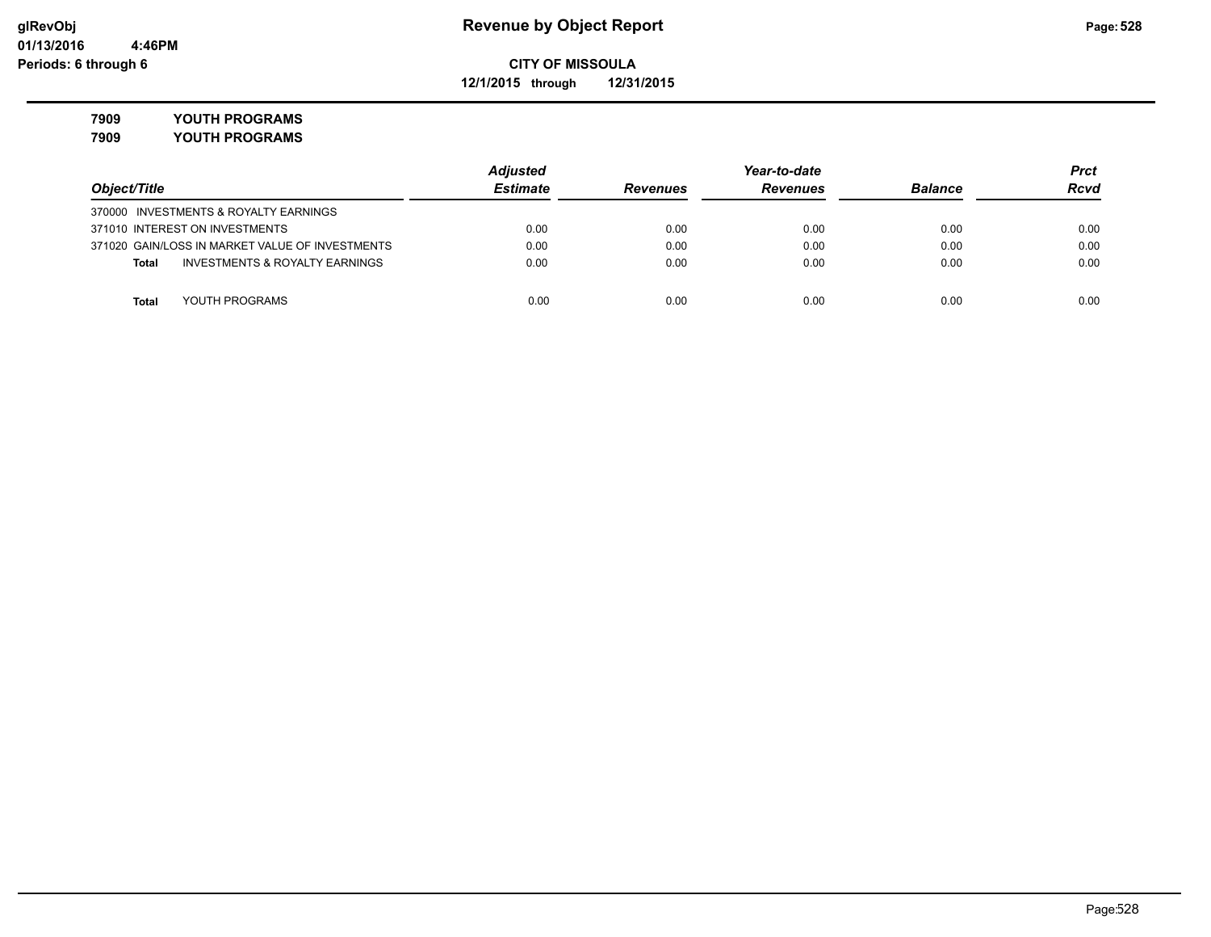# Revenue by Object Report

**CITY OF MISSOULA**

**12/1/2015 through 12/31/2015**

glRevObj
01/13/2016 4:46PM
Periods: 6 through 6

**7909 YOUTH PROGRAMS**

**7909 YOUTH PROGRAMS**

| Object/Title | Adjusted Estimate | Revenues | Year-to-date Revenues | Balance | Prct Rcvd |
|---|---|---|---|---|---|
| 370000 INVESTMENTS & ROYALTY EARNINGS | | | | | |
| 371010 INTEREST ON INVESTMENTS | 0.00 | 0.00 | 0.00 | 0.00 | 0.00 |
| 371020 GAIN/LOSS IN MARKET VALUE OF INVESTMENTS | 0.00 | 0.00 | 0.00 | 0.00 | 0.00 |
| **Total** INVESTMENTS & ROYALTY EARNINGS | 0.00 | 0.00 | 0.00 | 0.00 | 0.00 |
| **Total** YOUTH PROGRAMS | 0.00 | 0.00 | 0.00 | 0.00 | 0.00 |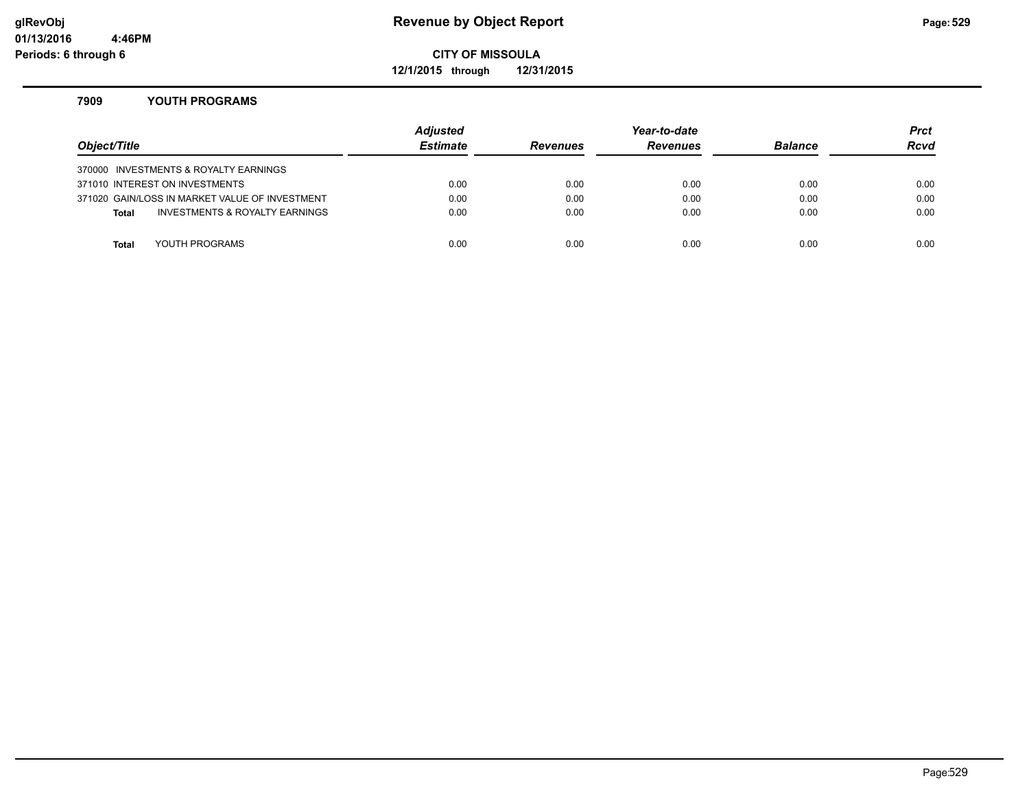# Revenue by Object Report

glRevObj
01/13/2016 4:46PM
Periods: 6 through 6

**CITY OF MISSOULA**

**12/1/2015 through 12/31/2015**

### 7909 YOUTH PROGRAMS

| Object/Title | Adjusted Estimate | Revenues | Year-to-date Revenues | Balance | Prct Rcvd |
|---|---|---|---|---|---|
| 370000 INVESTMENTS & ROYALTY EARNINGS | | | | | |
| 371010 INTEREST ON INVESTMENTS | 0.00 | 0.00 | 0.00 | 0.00 | 0.00 |
| 371020 GAIN/LOSS IN MARKET VALUE OF INVESTMENT | 0.00 | 0.00 | 0.00 | 0.00 | 0.00 |
| **Total** INVESTMENTS & ROYALTY EARNINGS | 0.00 | 0.00 | 0.00 | 0.00 | 0.00 |
| **Total** YOUTH PROGRAMS | 0.00 | 0.00 | 0.00 | 0.00 | 0.00 |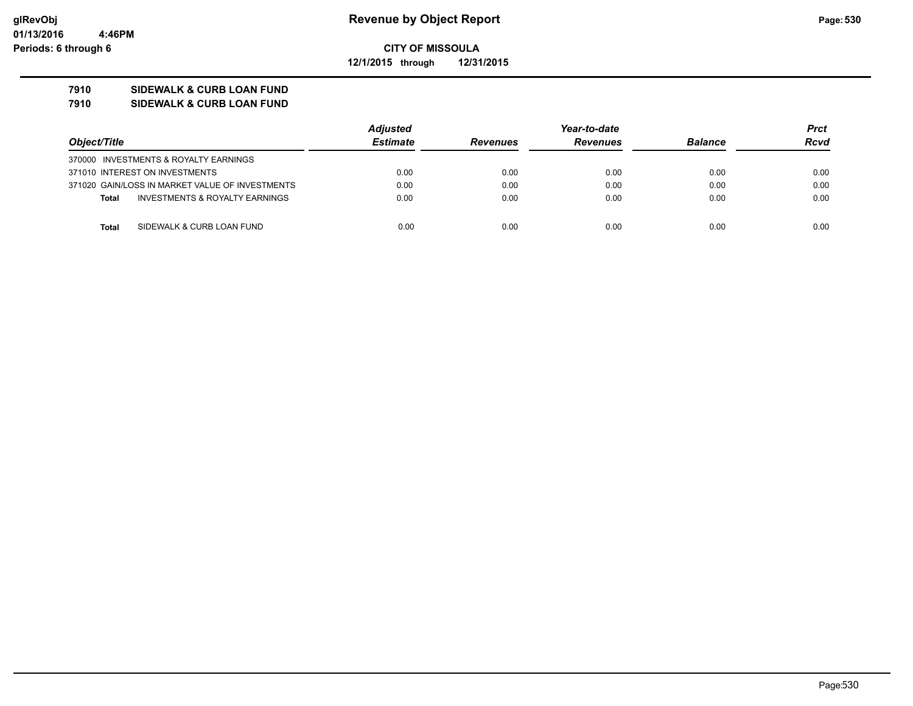# Revenue by Object Report

**CITY OF MISSOULA**

**12/1/2015 through 12/31/2015**

**7910 SIDEWALK & CURB LOAN FUND**

**7910 SIDEWALK & CURB LOAN FUND**

| Object/Title | Adjusted Estimate | Revenues | Year-to-date Revenues | Balance | Prct Rcvd |
|---|---|---|---|---|---|
| 370000 INVESTMENTS & ROYALTY EARNINGS | | | | | |
| 371010 INTEREST ON INVESTMENTS | 0.00 | 0.00 | 0.00 | 0.00 | 0.00 |
| 371020 GAIN/LOSS IN MARKET VALUE OF INVESTMENTS | 0.00 | 0.00 | 0.00 | 0.00 | 0.00 |
| **Total** INVESTMENTS & ROYALTY EARNINGS | 0.00 | 0.00 | 0.00 | 0.00 | 0.00 |
| **Total** SIDEWALK & CURB LOAN FUND | 0.00 | 0.00 | 0.00 | 0.00 | 0.00 |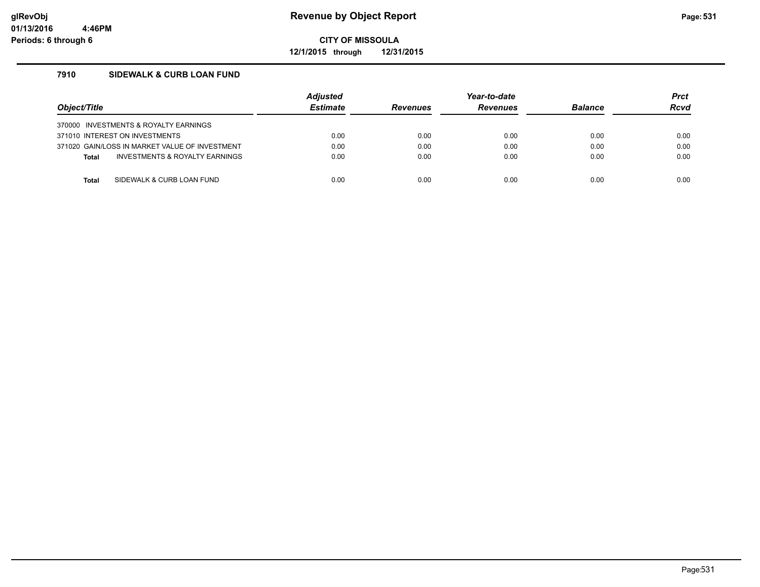**CITY OF MISSOULA**

**12/1/2015 through 12/31/2015**

### 7910 SIDEWALK & CURB LOAN FUND

| Object/Title | Adjusted Estimate | Revenues | Year-to-date Revenues | Balance | Prct Rcvd |
|---|---|---|---|---|---|
| 370000 INVESTMENTS & ROYALTY EARNINGS | | | | | |
| 371010 INTEREST ON INVESTMENTS | 0.00 | 0.00 | 0.00 | 0.00 | 0.00 |
| 371020 GAIN/LOSS IN MARKET VALUE OF INVESTMENT | 0.00 | 0.00 | 0.00 | 0.00 | 0.00 |
| **Total** INVESTMENTS & ROYALTY EARNINGS | 0.00 | 0.00 | 0.00 | 0.00 | 0.00 |
| **Total** SIDEWALK & CURB LOAN FUND | 0.00 | 0.00 | 0.00 | 0.00 | 0.00 |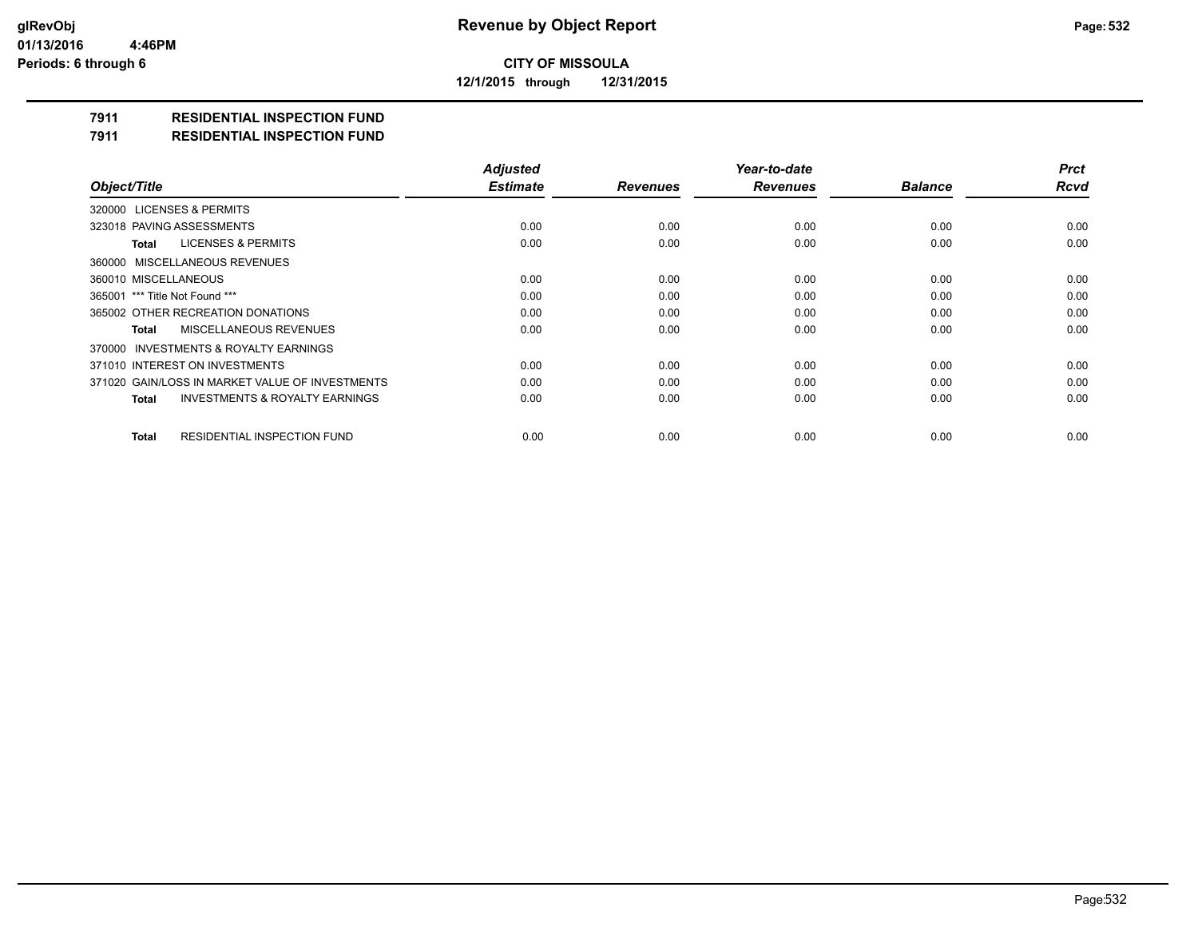**CITY OF MISSOULA**

**12/1/2015 through 12/31/2015**

**glRevObj**
**01/13/2016 4:46PM**
**Periods: 6 through 6**

# Revenue by Object Report

## 7911 RESIDENTIAL INSPECTION FUND
## 7911 RESIDENTIAL INSPECTION FUND

| Object/Title | Adjusted Estimate | Revenues | Year-to-date Revenues | Balance | Prct Rcvd |
|---|---|---|---|---|---|
| 320000 LICENSES & PERMITS | | | | | |
| 323018 PAVING ASSESSMENTS | 0.00 | 0.00 | 0.00 | 0.00 | 0.00 |
| **Total** LICENSES & PERMITS | 0.00 | 0.00 | 0.00 | 0.00 | 0.00 |
| 360000 MISCELLANEOUS REVENUES | | | | | |
| 360010 MISCELLANEOUS | 0.00 | 0.00 | 0.00 | 0.00 | 0.00 |
| 365001 *** Title Not Found *** | 0.00 | 0.00 | 0.00 | 0.00 | 0.00 |
| 365002 OTHER RECREATION DONATIONS | 0.00 | 0.00 | 0.00 | 0.00 | 0.00 |
| **Total** MISCELLANEOUS REVENUES | 0.00 | 0.00 | 0.00 | 0.00 | 0.00 |
| 370000 INVESTMENTS & ROYALTY EARNINGS | | | | | |
| 371010 INTEREST ON INVESTMENTS | 0.00 | 0.00 | 0.00 | 0.00 | 0.00 |
| 371020 GAIN/LOSS IN MARKET VALUE OF INVESTMENTS | 0.00 | 0.00 | 0.00 | 0.00 | 0.00 |
| **Total** INVESTMENTS & ROYALTY EARNINGS | 0.00 | 0.00 | 0.00 | 0.00 | 0.00 |
| **Total** RESIDENTIAL INSPECTION FUND | 0.00 | 0.00 | 0.00 | 0.00 | 0.00 |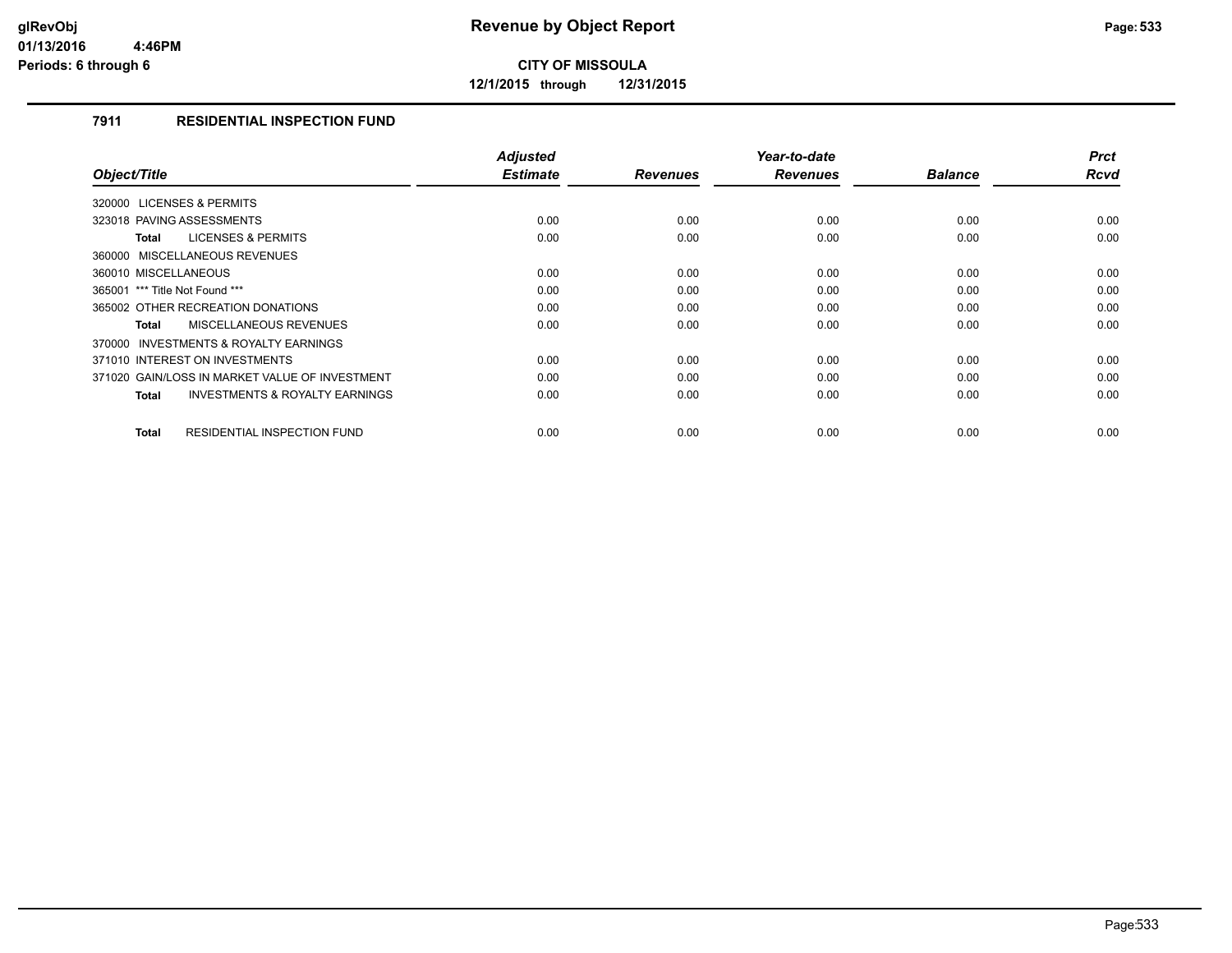# Revenue by Object Report

glRevObj
01/13/2016 4:46PM
Periods: 6 through 6

**CITY OF MISSOULA**

**12/1/2015 through 12/31/2015**

## 7911 RESIDENTIAL INSPECTION FUND

| Object/Title | Adjusted Estimate | Revenues | Year-to-date Revenues | Balance | Prct Rcvd |
|---|---|---|---|---|---|
| 320000 LICENSES & PERMITS | | | | | |
| 323018 PAVING ASSESSMENTS | 0.00 | 0.00 | 0.00 | 0.00 | 0.00 |
| **Total** LICENSES & PERMITS | 0.00 | 0.00 | 0.00 | 0.00 | 0.00 |
| 360000 MISCELLANEOUS REVENUES | | | | | |
| 360010 MISCELLANEOUS | 0.00 | 0.00 | 0.00 | 0.00 | 0.00 |
| 365001 *** Title Not Found *** | 0.00 | 0.00 | 0.00 | 0.00 | 0.00 |
| 365002 OTHER RECREATION DONATIONS | 0.00 | 0.00 | 0.00 | 0.00 | 0.00 |
| **Total** MISCELLANEOUS REVENUES | 0.00 | 0.00 | 0.00 | 0.00 | 0.00 |
| 370000 INVESTMENTS & ROYALTY EARNINGS | | | | | |
| 371010 INTEREST ON INVESTMENTS | 0.00 | 0.00 | 0.00 | 0.00 | 0.00 |
| 371020 GAIN/LOSS IN MARKET VALUE OF INVESTMENT | 0.00 | 0.00 | 0.00 | 0.00 | 0.00 |
| **Total** INVESTMENTS & ROYALTY EARNINGS | 0.00 | 0.00 | 0.00 | 0.00 | 0.00 |
| **Total** RESIDENTIAL INSPECTION FUND | 0.00 | 0.00 | 0.00 | 0.00 | 0.00 |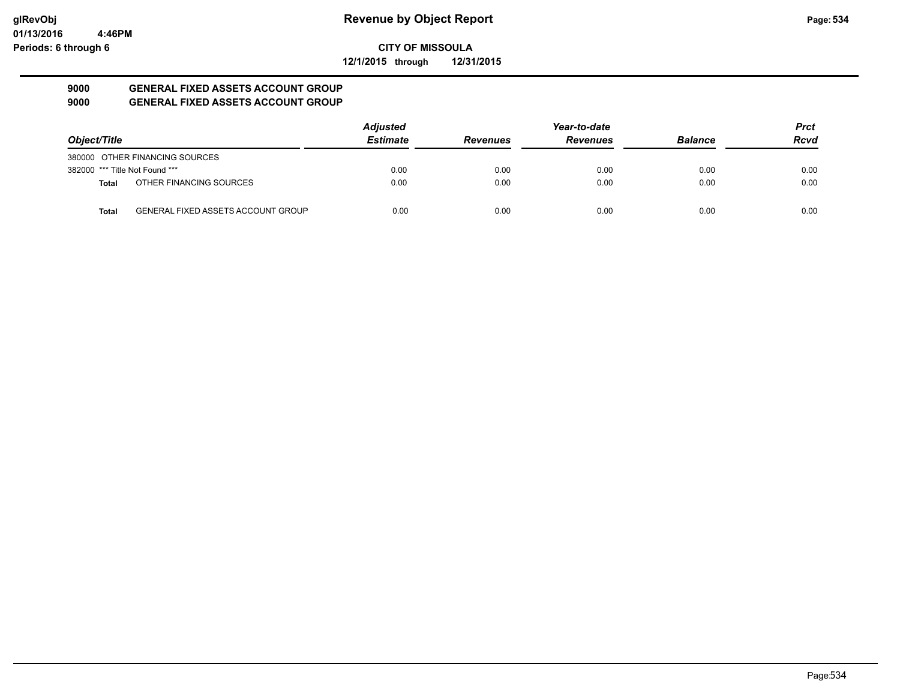**Revenue by Object Report**

**CITY OF MISSOULA**

**12/1/2015 through 12/31/2015**

glRevObj
01/13/2016 4:46PM
Periods: 6 through 6

## 9000 GENERAL FIXED ASSETS ACCOUNT GROUP
## 9000 GENERAL FIXED ASSETS ACCOUNT GROUP

| Object/Title | | Adjusted Estimate | Revenues | Year-to-date Revenues | Balance | Prct Rcvd |
|---|---|---|---|---|---|---|
| 380000 OTHER FINANCING SOURCES | | | | | | |
| 382000 *** Title Not Found *** | | 0.00 | 0.00 | 0.00 | 0.00 | 0.00 |
| **Total** | OTHER FINANCING SOURCES | 0.00 | 0.00 | 0.00 | 0.00 | 0.00 |
| **Total** | GENERAL FIXED ASSETS ACCOUNT GROUP | 0.00 | 0.00 | 0.00 | 0.00 | 0.00 |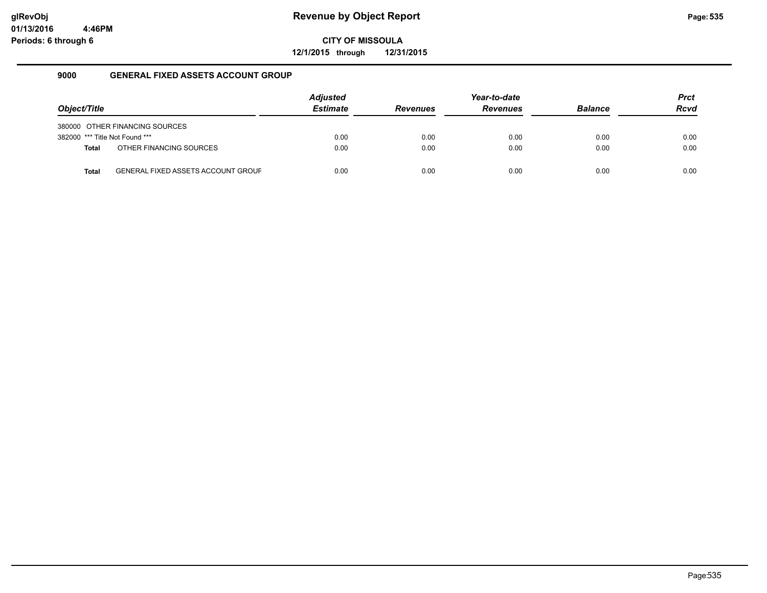**glRevObj**
**01/13/2016 4:46PM**
**Periods: 6 through 6**

# Revenue by Object Report

**CITY OF MISSOULA**

**12/1/2015 through 12/31/2015**

## 9000 GENERAL FIXED ASSETS ACCOUNT GROUP

| Object/Title | | Adjusted Estimate | Revenues | Year-to-date Revenues | Balance | Prct Rcvd |
|---|---|---|---|---|---|---|
| 380000 | OTHER FINANCING SOURCES | | | | | |
| 382000 | *** Title Not Found *** | 0.00 | 0.00 | 0.00 | 0.00 | 0.00 |
| **Total** | OTHER FINANCING SOURCES | 0.00 | 0.00 | 0.00 | 0.00 | 0.00 |
| **Total** | GENERAL FIXED ASSETS ACCOUNT GROUF | 0.00 | 0.00 | 0.00 | 0.00 | 0.00 |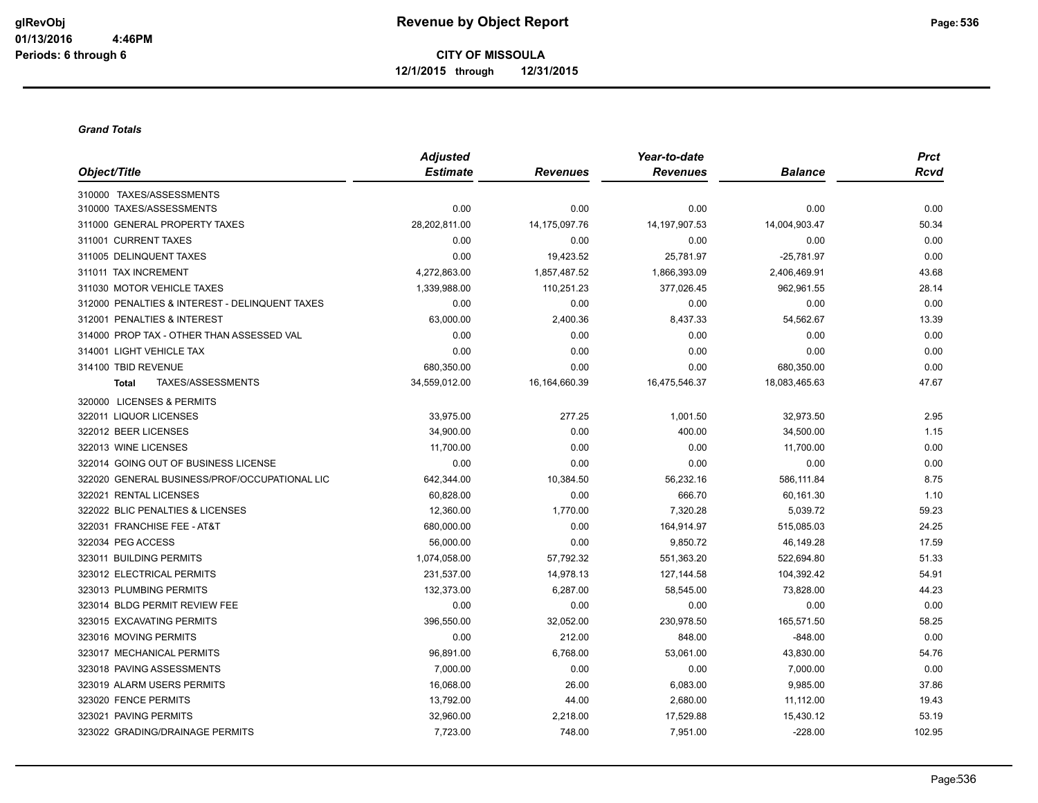**CITY OF MISSOULA**

**12/1/2015 through 12/31/2015**

***Grand Totals***

| Object/Title | Adjusted Estimate | Revenues | Year-to-date Revenues | Balance | Prct Rcvd |
|---|---|---|---|---|---|
| 310000 TAXES/ASSESSMENTS | | | | | |
| 310000 TAXES/ASSESSMENTS | 0.00 | 0.00 | 0.00 | 0.00 | 0.00 |
| 311000 GENERAL PROPERTY TAXES | 28,202,811.00 | 14,175,097.76 | 14,197,907.53 | 14,004,903.47 | 50.34 |
| 311001 CURRENT TAXES | 0.00 | 0.00 | 0.00 | 0.00 | 0.00 |
| 311005 DELINQUENT TAXES | 0.00 | 19,423.52 | 25,781.97 | -25,781.97 | 0.00 |
| 311011 TAX INCREMENT | 4,272,863.00 | 1,857,487.52 | 1,866,393.09 | 2,406,469.91 | 43.68 |
| 311030 MOTOR VEHICLE TAXES | 1,339,988.00 | 110,251.23 | 377,026.45 | 962,961.55 | 28.14 |
| 312000 PENALTIES & INTEREST - DELINQUENT TAXES | 0.00 | 0.00 | 0.00 | 0.00 | 0.00 |
| 312001 PENALTIES & INTEREST | 63,000.00 | 2,400.36 | 8,437.33 | 54,562.67 | 13.39 |
| 314000 PROP TAX - OTHER THAN ASSESSED VAL | 0.00 | 0.00 | 0.00 | 0.00 | 0.00 |
| 314001 LIGHT VEHICLE TAX | 0.00 | 0.00 | 0.00 | 0.00 | 0.00 |
| 314100 TBID REVENUE | 680,350.00 | 0.00 | 0.00 | 680,350.00 | 0.00 |
| **Total** TAXES/ASSESSMENTS | 34,559,012.00 | 16,164,660.39 | 16,475,546.37 | 18,083,465.63 | 47.67 |
| 320000 LICENSES & PERMITS | | | | | |
| 322011 LIQUOR LICENSES | 33,975.00 | 277.25 | 1,001.50 | 32,973.50 | 2.95 |
| 322012 BEER LICENSES | 34,900.00 | 0.00 | 400.00 | 34,500.00 | 1.15 |
| 322013 WINE LICENSES | 11,700.00 | 0.00 | 0.00 | 11,700.00 | 0.00 |
| 322014 GOING OUT OF BUSINESS LICENSE | 0.00 | 0.00 | 0.00 | 0.00 | 0.00 |
| 322020 GENERAL BUSINESS/PROF/OCCUPATIONAL LIC | 642,344.00 | 10,384.50 | 56,232.16 | 586,111.84 | 8.75 |
| 322021 RENTAL LICENSES | 60,828.00 | 0.00 | 666.70 | 60,161.30 | 1.10 |
| 322022 BLIC PENALTIES & LICENSES | 12,360.00 | 1,770.00 | 7,320.28 | 5,039.72 | 59.23 |
| 322031 FRANCHISE FEE - AT&T | 680,000.00 | 0.00 | 164,914.97 | 515,085.03 | 24.25 |
| 322034 PEG ACCESS | 56,000.00 | 0.00 | 9,850.72 | 46,149.28 | 17.59 |
| 323011 BUILDING PERMITS | 1,074,058.00 | 57,792.32 | 551,363.20 | 522,694.80 | 51.33 |
| 323012 ELECTRICAL PERMITS | 231,537.00 | 14,978.13 | 127,144.58 | 104,392.42 | 54.91 |
| 323013 PLUMBING PERMITS | 132,373.00 | 6,287.00 | 58,545.00 | 73,828.00 | 44.23 |
| 323014 BLDG PERMIT REVIEW FEE | 0.00 | 0.00 | 0.00 | 0.00 | 0.00 |
| 323015 EXCAVATING PERMITS | 396,550.00 | 32,052.00 | 230,978.50 | 165,571.50 | 58.25 |
| 323016 MOVING PERMITS | 0.00 | 212.00 | 848.00 | -848.00 | 0.00 |
| 323017 MECHANICAL PERMITS | 96,891.00 | 6,768.00 | 53,061.00 | 43,830.00 | 54.76 |
| 323018 PAVING ASSESSMENTS | 7,000.00 | 0.00 | 0.00 | 7,000.00 | 0.00 |
| 323019 ALARM USERS PERMITS | 16,068.00 | 26.00 | 6,083.00 | 9,985.00 | 37.86 |
| 323020 FENCE PERMITS | 13,792.00 | 44.00 | 2,680.00 | 11,112.00 | 19.43 |
| 323021 PAVING PERMITS | 32,960.00 | 2,218.00 | 17,529.88 | 15,430.12 | 53.19 |
| 323022 GRADING/DRAINAGE PERMITS | 7,723.00 | 748.00 | 7,951.00 | -228.00 | 102.95 |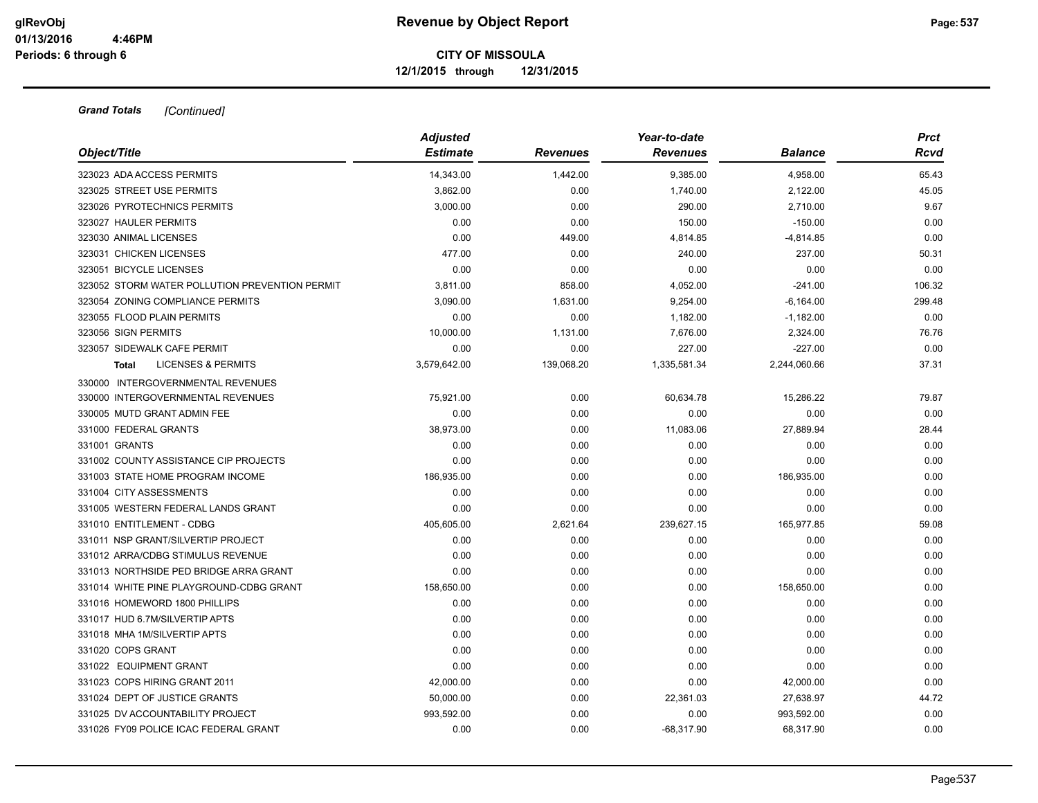**CITY OF MISSOULA**

**12/1/2015 through 12/31/2015**

***Grand Totals*** *[Continued]*

| Object/Title | Adjusted Estimate | Revenues | Year-to-date Revenues | Balance | Prct Rcvd |
|---|---|---|---|---|---|
| 323023 ADA ACCESS PERMITS | 14,343.00 | 1,442.00 | 9,385.00 | 4,958.00 | 65.43 |
| 323025 STREET USE PERMITS | 3,862.00 | 0.00 | 1,740.00 | 2,122.00 | 45.05 |
| 323026 PYROTECHNICS PERMITS | 3,000.00 | 0.00 | 290.00 | 2,710.00 | 9.67 |
| 323027 HAULER PERMITS | 0.00 | 0.00 | 150.00 | -150.00 | 0.00 |
| 323030 ANIMAL LICENSES | 0.00 | 449.00 | 4,814.85 | -4,814.85 | 0.00 |
| 323031 CHICKEN LICENSES | 477.00 | 0.00 | 240.00 | 237.00 | 50.31 |
| 323051 BICYCLE LICENSES | 0.00 | 0.00 | 0.00 | 0.00 | 0.00 |
| 323052 STORM WATER POLLUTION PREVENTION PERMIT | 3,811.00 | 858.00 | 4,052.00 | -241.00 | 106.32 |
| 323054 ZONING COMPLIANCE PERMITS | 3,090.00 | 1,631.00 | 9,254.00 | -6,164.00 | 299.48 |
| 323055 FLOOD PLAIN PERMITS | 0.00 | 0.00 | 1,182.00 | -1,182.00 | 0.00 |
| 323056 SIGN PERMITS | 10,000.00 | 1,131.00 | 7,676.00 | 2,324.00 | 76.76 |
| 323057 SIDEWALK CAFE PERMIT | 0.00 | 0.00 | 227.00 | -227.00 | 0.00 |
| **Total** LICENSES & PERMITS | 3,579,642.00 | 139,068.20 | 1,335,581.34 | 2,244,060.66 | 37.31 |
| 330000 INTERGOVERNMENTAL REVENUES | | | | | |
| 330000 INTERGOVERNMENTAL REVENUES | 75,921.00 | 0.00 | 60,634.78 | 15,286.22 | 79.87 |
| 330005 MUTD GRANT ADMIN FEE | 0.00 | 0.00 | 0.00 | 0.00 | 0.00 |
| 331000 FEDERAL GRANTS | 38,973.00 | 0.00 | 11,083.06 | 27,889.94 | 28.44 |
| 331001 GRANTS | 0.00 | 0.00 | 0.00 | 0.00 | 0.00 |
| 331002 COUNTY ASSISTANCE CIP PROJECTS | 0.00 | 0.00 | 0.00 | 0.00 | 0.00 |
| 331003 STATE HOME PROGRAM INCOME | 186,935.00 | 0.00 | 0.00 | 186,935.00 | 0.00 |
| 331004 CITY ASSESSMENTS | 0.00 | 0.00 | 0.00 | 0.00 | 0.00 |
| 331005 WESTERN FEDERAL LANDS GRANT | 0.00 | 0.00 | 0.00 | 0.00 | 0.00 |
| 331010 ENTITLEMENT - CDBG | 405,605.00 | 2,621.64 | 239,627.15 | 165,977.85 | 59.08 |
| 331011 NSP GRANT/SILVERTIP PROJECT | 0.00 | 0.00 | 0.00 | 0.00 | 0.00 |
| 331012 ARRA/CDBG STIMULUS REVENUE | 0.00 | 0.00 | 0.00 | 0.00 | 0.00 |
| 331013 NORTHSIDE PED BRIDGE ARRA GRANT | 0.00 | 0.00 | 0.00 | 0.00 | 0.00 |
| 331014 WHITE PINE PLAYGROUND-CDBG GRANT | 158,650.00 | 0.00 | 0.00 | 158,650.00 | 0.00 |
| 331016 HOMEWORD 1800 PHILLIPS | 0.00 | 0.00 | 0.00 | 0.00 | 0.00 |
| 331017 HUD 6.7M/SILVERTIP APTS | 0.00 | 0.00 | 0.00 | 0.00 | 0.00 |
| 331018 MHA 1M/SILVERTIP APTS | 0.00 | 0.00 | 0.00 | 0.00 | 0.00 |
| 331020 COPS GRANT | 0.00 | 0.00 | 0.00 | 0.00 | 0.00 |
| 331022 EQUIPMENT GRANT | 0.00 | 0.00 | 0.00 | 0.00 | 0.00 |
| 331023 COPS HIRING GRANT 2011 | 42,000.00 | 0.00 | 0.00 | 42,000.00 | 0.00 |
| 331024 DEPT OF JUSTICE GRANTS | 50,000.00 | 0.00 | 22,361.03 | 27,638.97 | 44.72 |
| 331025 DV ACCOUNTABILITY PROJECT | 993,592.00 | 0.00 | 0.00 | 993,592.00 | 0.00 |
| 331026 FY09 POLICE ICAC FEDERAL GRANT | 0.00 | 0.00 | -68,317.90 | 68,317.90 | 0.00 |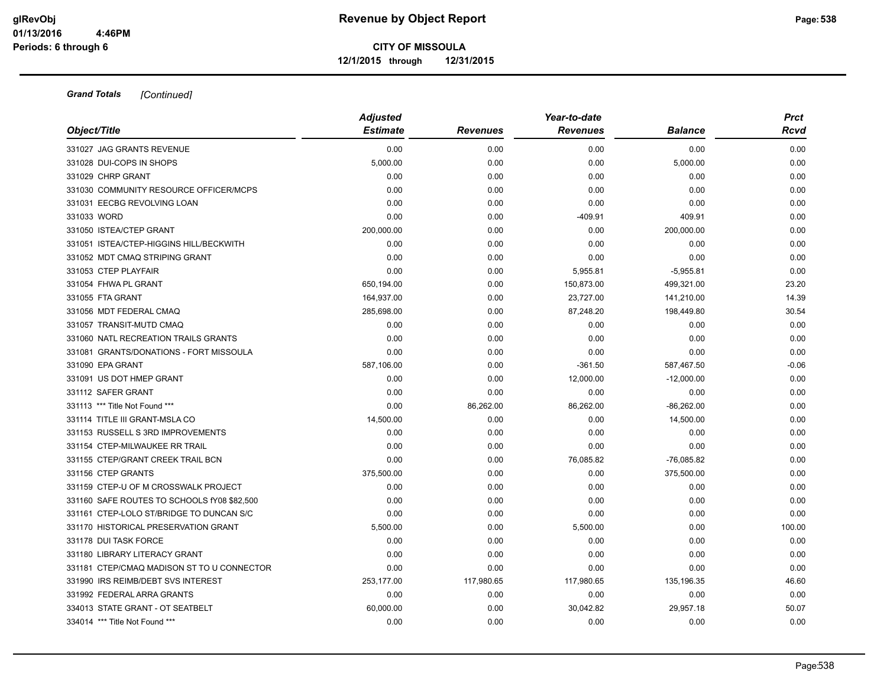**CITY OF MISSOULA**

**12/1/2015 through 12/31/2015**

***Grand Totals*** *[Continued]*

| Object/Title | Adjusted Estimate | Revenues | Year-to-date Revenues | Balance | Prct Rcvd |
|---|---|---|---|---|---|
| 331027 JAG GRANTS REVENUE | 0.00 | 0.00 | 0.00 | 0.00 | 0.00 |
| 331028 DUI-COPS IN SHOPS | 5,000.00 | 0.00 | 0.00 | 5,000.00 | 0.00 |
| 331029 CHRP GRANT | 0.00 | 0.00 | 0.00 | 0.00 | 0.00 |
| 331030 COMMUNITY RESOURCE OFFICER/MCPS | 0.00 | 0.00 | 0.00 | 0.00 | 0.00 |
| 331031 EECBG REVOLVING LOAN | 0.00 | 0.00 | 0.00 | 0.00 | 0.00 |
| 331033 WORD | 0.00 | 0.00 | -409.91 | 409.91 | 0.00 |
| 331050 ISTEA/CTEP GRANT | 200,000.00 | 0.00 | 0.00 | 200,000.00 | 0.00 |
| 331051 ISTEA/CTEP-HIGGINS HILL/BECKWITH | 0.00 | 0.00 | 0.00 | 0.00 | 0.00 |
| 331052 MDT CMAQ STRIPING GRANT | 0.00 | 0.00 | 0.00 | 0.00 | 0.00 |
| 331053 CTEP PLAYFAIR | 0.00 | 0.00 | 5,955.81 | -5,955.81 | 0.00 |
| 331054 FHWA PL GRANT | 650,194.00 | 0.00 | 150,873.00 | 499,321.00 | 23.20 |
| 331055 FTA GRANT | 164,937.00 | 0.00 | 23,727.00 | 141,210.00 | 14.39 |
| 331056 MDT FEDERAL CMAQ | 285,698.00 | 0.00 | 87,248.20 | 198,449.80 | 30.54 |
| 331057 TRANSIT-MUTD CMAQ | 0.00 | 0.00 | 0.00 | 0.00 | 0.00 |
| 331060 NATL RECREATION TRAILS GRANTS | 0.00 | 0.00 | 0.00 | 0.00 | 0.00 |
| 331081 GRANTS/DONATIONS - FORT MISSOULA | 0.00 | 0.00 | 0.00 | 0.00 | 0.00 |
| 331090 EPA GRANT | 587,106.00 | 0.00 | -361.50 | 587,467.50 | -0.06 |
| 331091 US DOT HMEP GRANT | 0.00 | 0.00 | 12,000.00 | -12,000.00 | 0.00 |
| 331112 SAFER GRANT | 0.00 | 0.00 | 0.00 | 0.00 | 0.00 |
| 331113 *** Title Not Found *** | 0.00 | 86,262.00 | 86,262.00 | -86,262.00 | 0.00 |
| 331114 TITLE III GRANT-MSLA CO | 14,500.00 | 0.00 | 0.00 | 14,500.00 | 0.00 |
| 331153 RUSSELL S 3RD IMPROVEMENTS | 0.00 | 0.00 | 0.00 | 0.00 | 0.00 |
| 331154 CTEP-MILWAUKEE RR TRAIL | 0.00 | 0.00 | 0.00 | 0.00 | 0.00 |
| 331155 CTEP/GRANT CREEK TRAIL BCN | 0.00 | 0.00 | 76,085.82 | -76,085.82 | 0.00 |
| 331156 CTEP GRANTS | 375,500.00 | 0.00 | 0.00 | 375,500.00 | 0.00 |
| 331159 CTEP-U OF M CROSSWALK PROJECT | 0.00 | 0.00 | 0.00 | 0.00 | 0.00 |
| 331160 SAFE ROUTES TO SCHOOLS fY08 $82,500 | 0.00 | 0.00 | 0.00 | 0.00 | 0.00 |
| 331161 CTEP-LOLO ST/BRIDGE TO DUNCAN S/C | 0.00 | 0.00 | 0.00 | 0.00 | 0.00 |
| 331170 HISTORICAL PRESERVATION GRANT | 5,500.00 | 0.00 | 5,500.00 | 0.00 | 100.00 |
| 331178 DUI TASK FORCE | 0.00 | 0.00 | 0.00 | 0.00 | 0.00 |
| 331180 LIBRARY LITERACY GRANT | 0.00 | 0.00 | 0.00 | 0.00 | 0.00 |
| 331181 CTEP/CMAQ MADISON ST TO U CONNECTOR | 0.00 | 0.00 | 0.00 | 0.00 | 0.00 |
| 331990 IRS REIMB/DEBT SVS INTEREST | 253,177.00 | 117,980.65 | 117,980.65 | 135,196.35 | 46.60 |
| 331992 FEDERAL ARRA GRANTS | 0.00 | 0.00 | 0.00 | 0.00 | 0.00 |
| 334013 STATE GRANT - OT SEATBELT | 60,000.00 | 0.00 | 30,042.82 | 29,957.18 | 50.07 |
| 334014 *** Title Not Found *** | 0.00 | 0.00 | 0.00 | 0.00 | 0.00 |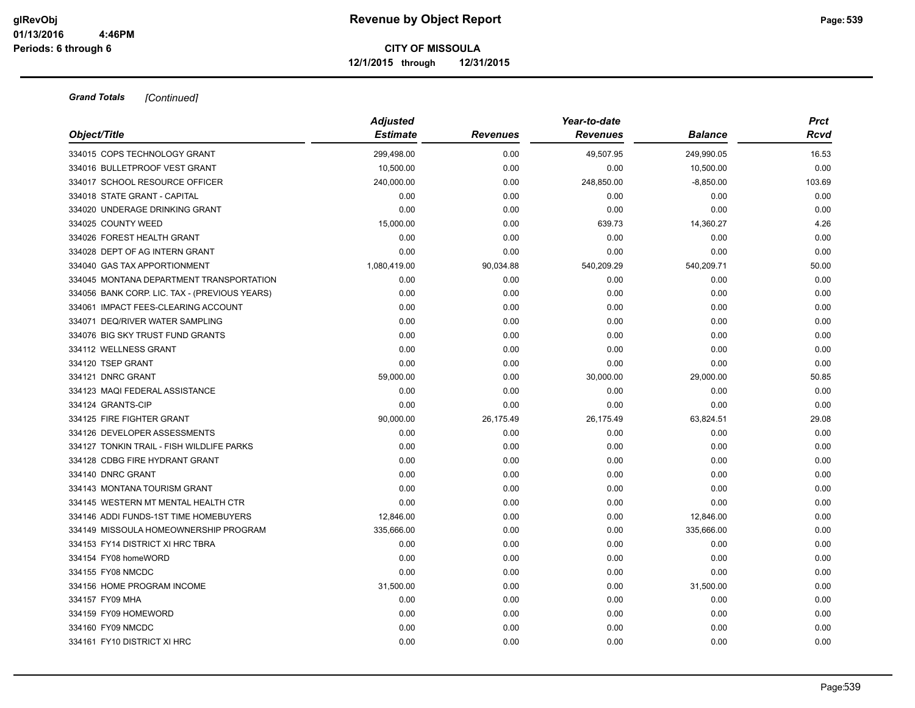**Grand Totals** *[Continued]*

| Object/Title | Adjusted Estimate | Revenues | Year-to-date Revenues | Balance | Prct Rcvd |
|---|---|---|---|---|---|
| 334015 COPS TECHNOLOGY GRANT | 299,498.00 | 0.00 | 49,507.95 | 249,990.05 | 16.53 |
| 334016 BULLETPROOF VEST GRANT | 10,500.00 | 0.00 | 0.00 | 10,500.00 | 0.00 |
| 334017 SCHOOL RESOURCE OFFICER | 240,000.00 | 0.00 | 248,850.00 | -8,850.00 | 103.69 |
| 334018 STATE GRANT - CAPITAL | 0.00 | 0.00 | 0.00 | 0.00 | 0.00 |
| 334020 UNDERAGE DRINKING GRANT | 0.00 | 0.00 | 0.00 | 0.00 | 0.00 |
| 334025 COUNTY WEED | 15,000.00 | 0.00 | 639.73 | 14,360.27 | 4.26 |
| 334026 FOREST HEALTH GRANT | 0.00 | 0.00 | 0.00 | 0.00 | 0.00 |
| 334028 DEPT OF AG INTERN GRANT | 0.00 | 0.00 | 0.00 | 0.00 | 0.00 |
| 334040 GAS TAX APPORTIONMENT | 1,080,419.00 | 90,034.88 | 540,209.29 | 540,209.71 | 50.00 |
| 334045 MONTANA DEPARTMENT TRANSPORTATION | 0.00 | 0.00 | 0.00 | 0.00 | 0.00 |
| 334056 BANK CORP. LIC. TAX - (PREVIOUS YEARS) | 0.00 | 0.00 | 0.00 | 0.00 | 0.00 |
| 334061 IMPACT FEES-CLEARING ACCOUNT | 0.00 | 0.00 | 0.00 | 0.00 | 0.00 |
| 334071 DEQ/RIVER WATER SAMPLING | 0.00 | 0.00 | 0.00 | 0.00 | 0.00 |
| 334076 BIG SKY TRUST FUND GRANTS | 0.00 | 0.00 | 0.00 | 0.00 | 0.00 |
| 334112 WELLNESS GRANT | 0.00 | 0.00 | 0.00 | 0.00 | 0.00 |
| 334120 TSEP GRANT | 0.00 | 0.00 | 0.00 | 0.00 | 0.00 |
| 334121 DNRC GRANT | 59,000.00 | 0.00 | 30,000.00 | 29,000.00 | 50.85 |
| 334123 MAQI FEDERAL ASSISTANCE | 0.00 | 0.00 | 0.00 | 0.00 | 0.00 |
| 334124 GRANTS-CIP | 0.00 | 0.00 | 0.00 | 0.00 | 0.00 |
| 334125 FIRE FIGHTER GRANT | 90,000.00 | 26,175.49 | 26,175.49 | 63,824.51 | 29.08 |
| 334126 DEVELOPER ASSESSMENTS | 0.00 | 0.00 | 0.00 | 0.00 | 0.00 |
| 334127 TONKIN TRAIL - FISH WILDLIFE PARKS | 0.00 | 0.00 | 0.00 | 0.00 | 0.00 |
| 334128 CDBG FIRE HYDRANT GRANT | 0.00 | 0.00 | 0.00 | 0.00 | 0.00 |
| 334140 DNRC GRANT | 0.00 | 0.00 | 0.00 | 0.00 | 0.00 |
| 334143 MONTANA TOURISM GRANT | 0.00 | 0.00 | 0.00 | 0.00 | 0.00 |
| 334145 WESTERN MT MENTAL HEALTH CTR | 0.00 | 0.00 | 0.00 | 0.00 | 0.00 |
| 334146 ADDI FUNDS-1ST TIME HOMEBUYERS | 12,846.00 | 0.00 | 0.00 | 12,846.00 | 0.00 |
| 334149 MISSOULA HOMEOWNERSHIP PROGRAM | 335,666.00 | 0.00 | 0.00 | 335,666.00 | 0.00 |
| 334153 FY14 DISTRICT XI HRC TBRA | 0.00 | 0.00 | 0.00 | 0.00 | 0.00 |
| 334154 FY08 homeWORD | 0.00 | 0.00 | 0.00 | 0.00 | 0.00 |
| 334155 FY08 NMCDC | 0.00 | 0.00 | 0.00 | 0.00 | 0.00 |
| 334156 HOME PROGRAM INCOME | 31,500.00 | 0.00 | 0.00 | 31,500.00 | 0.00 |
| 334157 FY09 MHA | 0.00 | 0.00 | 0.00 | 0.00 | 0.00 |
| 334159 FY09 HOMEWORD | 0.00 | 0.00 | 0.00 | 0.00 | 0.00 |
| 334160 FY09 NMCDC | 0.00 | 0.00 | 0.00 | 0.00 | 0.00 |
| 334161 FY10 DISTRICT XI HRC | 0.00 | 0.00 | 0.00 | 0.00 | 0.00 |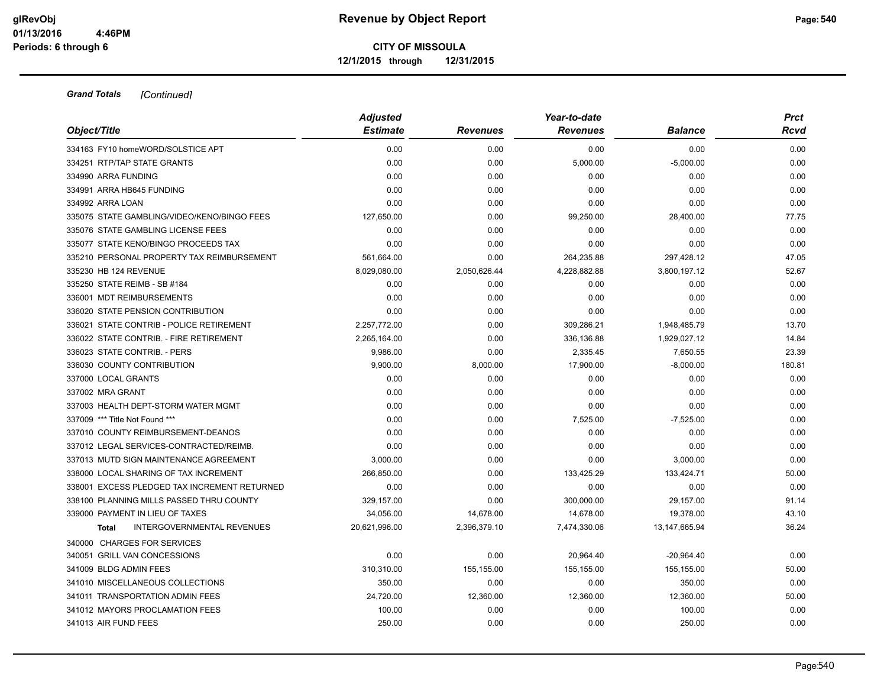# Revenue by Object Report

**CITY OF MISSOULA**

**12/1/2015 through 12/31/2015**

glRevObj
01/13/2016 4:46PM
Periods: 6 through 6

***Grand Totals*** *[Continued]*

| Object/Title | Adjusted Estimate | Revenues | Year-to-date Revenues | Balance | Prct Rcvd |
|---|---|---|---|---|---|
| 334163 FY10 homeWORD/SOLSTICE APT | 0.00 | 0.00 | 0.00 | 0.00 | 0.00 |
| 334251 RTP/TAP STATE GRANTS | 0.00 | 0.00 | 5,000.00 | -5,000.00 | 0.00 |
| 334990 ARRA FUNDING | 0.00 | 0.00 | 0.00 | 0.00 | 0.00 |
| 334991 ARRA HB645 FUNDING | 0.00 | 0.00 | 0.00 | 0.00 | 0.00 |
| 334992 ARRA LOAN | 0.00 | 0.00 | 0.00 | 0.00 | 0.00 |
| 335075 STATE GAMBLING/VIDEO/KENO/BINGO FEES | 127,650.00 | 0.00 | 99,250.00 | 28,400.00 | 77.75 |
| 335076 STATE GAMBLING LICENSE FEES | 0.00 | 0.00 | 0.00 | 0.00 | 0.00 |
| 335077 STATE KENO/BINGO PROCEEDS TAX | 0.00 | 0.00 | 0.00 | 0.00 | 0.00 |
| 335210 PERSONAL PROPERTY TAX REIMBURSEMENT | 561,664.00 | 0.00 | 264,235.88 | 297,428.12 | 47.05 |
| 335230 HB 124 REVENUE | 8,029,080.00 | 2,050,626.44 | 4,228,882.88 | 3,800,197.12 | 52.67 |
| 335250 STATE REIMB - SB #184 | 0.00 | 0.00 | 0.00 | 0.00 | 0.00 |
| 336001 MDT REIMBURSEMENTS | 0.00 | 0.00 | 0.00 | 0.00 | 0.00 |
| 336020 STATE PENSION CONTRIBUTION | 0.00 | 0.00 | 0.00 | 0.00 | 0.00 |
| 336021 STATE CONTRIB - POLICE RETIREMENT | 2,257,772.00 | 0.00 | 309,286.21 | 1,948,485.79 | 13.70 |
| 336022 STATE CONTRIB. - FIRE RETIREMENT | 2,265,164.00 | 0.00 | 336,136.88 | 1,929,027.12 | 14.84 |
| 336023 STATE CONTRIB. - PERS | 9,986.00 | 0.00 | 2,335.45 | 7,650.55 | 23.39 |
| 336030 COUNTY CONTRIBUTION | 9,900.00 | 8,000.00 | 17,900.00 | -8,000.00 | 180.81 |
| 337000 LOCAL GRANTS | 0.00 | 0.00 | 0.00 | 0.00 | 0.00 |
| 337002 MRA GRANT | 0.00 | 0.00 | 0.00 | 0.00 | 0.00 |
| 337003 HEALTH DEPT-STORM WATER MGMT | 0.00 | 0.00 | 0.00 | 0.00 | 0.00 |
| 337009 *** Title Not Found *** | 0.00 | 0.00 | 7,525.00 | -7,525.00 | 0.00 |
| 337010 COUNTY REIMBURSEMENT-DEANOS | 0.00 | 0.00 | 0.00 | 0.00 | 0.00 |
| 337012 LEGAL SERVICES-CONTRACTED/REIMB. | 0.00 | 0.00 | 0.00 | 0.00 | 0.00 |
| 337013 MUTD SIGN MAINTENANCE AGREEMENT | 3,000.00 | 0.00 | 0.00 | 3,000.00 | 0.00 |
| 338000 LOCAL SHARING OF TAX INCREMENT | 266,850.00 | 0.00 | 133,425.29 | 133,424.71 | 50.00 |
| 338001 EXCESS PLEDGED TAX INCREMENT RETURNED | 0.00 | 0.00 | 0.00 | 0.00 | 0.00 |
| 338100 PLANNING MILLS PASSED THRU COUNTY | 329,157.00 | 0.00 | 300,000.00 | 29,157.00 | 91.14 |
| 339000 PAYMENT IN LIEU OF TAXES | 34,056.00 | 14,678.00 | 14,678.00 | 19,378.00 | 43.10 |
| **Total** INTERGOVERNMENTAL REVENUES | 20,621,996.00 | 2,396,379.10 | 7,474,330.06 | 13,147,665.94 | 36.24 |
| 340000 CHARGES FOR SERVICES | | | | | |
| 340051 GRILL VAN CONCESSIONS | 0.00 | 0.00 | 20,964.40 | -20,964.40 | 0.00 |
| 341009 BLDG ADMIN FEES | 310,310.00 | 155,155.00 | 155,155.00 | 155,155.00 | 50.00 |
| 341010 MISCELLANEOUS COLLECTIONS | 350.00 | 0.00 | 0.00 | 350.00 | 0.00 |
| 341011 TRANSPORTATION ADMIN FEES | 24,720.00 | 12,360.00 | 12,360.00 | 12,360.00 | 50.00 |
| 341012 MAYORS PROCLAMATION FEES | 100.00 | 0.00 | 0.00 | 100.00 | 0.00 |
| 341013 AIR FUND FEES | 250.00 | 0.00 | 0.00 | 250.00 | 0.00 |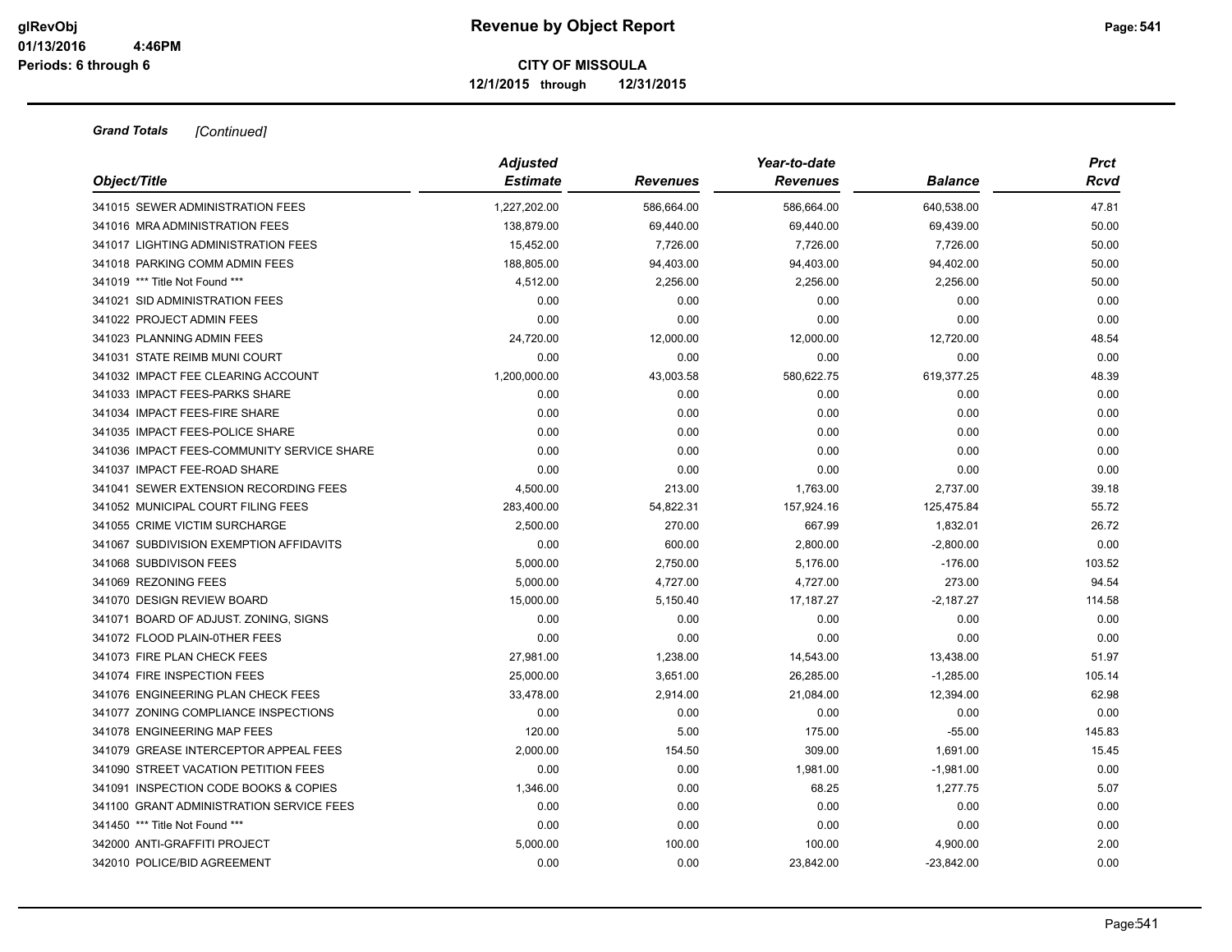# Revenue by Object Report

**CITY OF MISSOULA**

**12/1/2015 through 12/31/2015**

glRevObj
01/13/2016 4:46PM
Periods: 6 through 6

***Grand Totals*** *[Continued]*

| Object/Title | Adjusted Estimate | Revenues | Year-to-date Revenues | Balance | Prct Rcvd |
|---|---|---|---|---|---|
| 341015 SEWER ADMINISTRATION FEES | 1,227,202.00 | 586,664.00 | 586,664.00 | 640,538.00 | 47.81 |
| 341016 MRA ADMINISTRATION FEES | 138,879.00 | 69,440.00 | 69,440.00 | 69,439.00 | 50.00 |
| 341017 LIGHTING ADMINISTRATION FEES | 15,452.00 | 7,726.00 | 7,726.00 | 7,726.00 | 50.00 |
| 341018 PARKING COMM ADMIN FEES | 188,805.00 | 94,403.00 | 94,403.00 | 94,402.00 | 50.00 |
| 341019 *** Title Not Found *** | 4,512.00 | 2,256.00 | 2,256.00 | 2,256.00 | 50.00 |
| 341021 SID ADMINISTRATION FEES | 0.00 | 0.00 | 0.00 | 0.00 | 0.00 |
| 341022 PROJECT ADMIN FEES | 0.00 | 0.00 | 0.00 | 0.00 | 0.00 |
| 341023 PLANNING ADMIN FEES | 24,720.00 | 12,000.00 | 12,000.00 | 12,720.00 | 48.54 |
| 341031 STATE REIMB MUNI COURT | 0.00 | 0.00 | 0.00 | 0.00 | 0.00 |
| 341032 IMPACT FEE CLEARING ACCOUNT | 1,200,000.00 | 43,003.58 | 580,622.75 | 619,377.25 | 48.39 |
| 341033 IMPACT FEES-PARKS SHARE | 0.00 | 0.00 | 0.00 | 0.00 | 0.00 |
| 341034 IMPACT FEES-FIRE SHARE | 0.00 | 0.00 | 0.00 | 0.00 | 0.00 |
| 341035 IMPACT FEES-POLICE SHARE | 0.00 | 0.00 | 0.00 | 0.00 | 0.00 |
| 341036 IMPACT FEES-COMMUNITY SERVICE SHARE | 0.00 | 0.00 | 0.00 | 0.00 | 0.00 |
| 341037 IMPACT FEE-ROAD SHARE | 0.00 | 0.00 | 0.00 | 0.00 | 0.00 |
| 341041 SEWER EXTENSION RECORDING FEES | 4,500.00 | 213.00 | 1,763.00 | 2,737.00 | 39.18 |
| 341052 MUNICIPAL COURT FILING FEES | 283,400.00 | 54,822.31 | 157,924.16 | 125,475.84 | 55.72 |
| 341055 CRIME VICTIM SURCHARGE | 2,500.00 | 270.00 | 667.99 | 1,832.01 | 26.72 |
| 341067 SUBDIVISION EXEMPTION AFFIDAVITS | 0.00 | 600.00 | 2,800.00 | -2,800.00 | 0.00 |
| 341068 SUBDIVISON FEES | 5,000.00 | 2,750.00 | 5,176.00 | -176.00 | 103.52 |
| 341069 REZONING FEES | 5,000.00 | 4,727.00 | 4,727.00 | 273.00 | 94.54 |
| 341070 DESIGN REVIEW BOARD | 15,000.00 | 5,150.40 | 17,187.27 | -2,187.27 | 114.58 |
| 341071 BOARD OF ADJUST. ZONING, SIGNS | 0.00 | 0.00 | 0.00 | 0.00 | 0.00 |
| 341072 FLOOD PLAIN-0THER FEES | 0.00 | 0.00 | 0.00 | 0.00 | 0.00 |
| 341073 FIRE PLAN CHECK FEES | 27,981.00 | 1,238.00 | 14,543.00 | 13,438.00 | 51.97 |
| 341074 FIRE INSPECTION FEES | 25,000.00 | 3,651.00 | 26,285.00 | -1,285.00 | 105.14 |
| 341076 ENGINEERING PLAN CHECK FEES | 33,478.00 | 2,914.00 | 21,084.00 | 12,394.00 | 62.98 |
| 341077 ZONING COMPLIANCE INSPECTIONS | 0.00 | 0.00 | 0.00 | 0.00 | 0.00 |
| 341078 ENGINEERING MAP FEES | 120.00 | 5.00 | 175.00 | -55.00 | 145.83 |
| 341079 GREASE INTERCEPTOR APPEAL FEES | 2,000.00 | 154.50 | 309.00 | 1,691.00 | 15.45 |
| 341090 STREET VACATION PETITION FEES | 0.00 | 0.00 | 1,981.00 | -1,981.00 | 0.00 |
| 341091 INSPECTION CODE BOOKS & COPIES | 1,346.00 | 0.00 | 68.25 | 1,277.75 | 5.07 |
| 341100 GRANT ADMINISTRATION SERVICE FEES | 0.00 | 0.00 | 0.00 | 0.00 | 0.00 |
| 341450 *** Title Not Found *** | 0.00 | 0.00 | 0.00 | 0.00 | 0.00 |
| 342000 ANTI-GRAFFITI PROJECT | 5,000.00 | 100.00 | 100.00 | 4,900.00 | 2.00 |
| 342010 POLICE/BID AGREEMENT | 0.00 | 0.00 | 23,842.00 | -23,842.00 | 0.00 |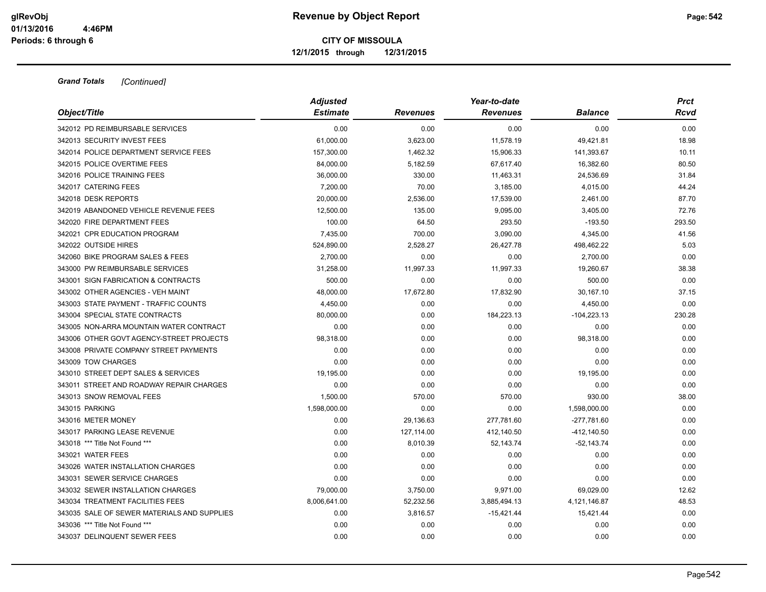**CITY OF MISSOULA**

**12/1/2015 through 12/31/2015**

***Grand Totals*** *[Continued]*

| Object/Title | Adjusted Estimate | Revenues | Year-to-date Revenues | Balance | Prct Rcvd |
|---|---|---|---|---|---|
| 342012 PD REIMBURSABLE SERVICES | 0.00 | 0.00 | 0.00 | 0.00 | 0.00 |
| 342013 SECURITY INVEST FEES | 61,000.00 | 3,623.00 | 11,578.19 | 49,421.81 | 18.98 |
| 342014 POLICE DEPARTMENT SERVICE FEES | 157,300.00 | 1,462.32 | 15,906.33 | 141,393.67 | 10.11 |
| 342015 POLICE OVERTIME FEES | 84,000.00 | 5,182.59 | 67,617.40 | 16,382.60 | 80.50 |
| 342016 POLICE TRAINING FEES | 36,000.00 | 330.00 | 11,463.31 | 24,536.69 | 31.84 |
| 342017 CATERING FEES | 7,200.00 | 70.00 | 3,185.00 | 4,015.00 | 44.24 |
| 342018 DESK REPORTS | 20,000.00 | 2,536.00 | 17,539.00 | 2,461.00 | 87.70 |
| 342019 ABANDONED VEHICLE REVENUE FEES | 12,500.00 | 135.00 | 9,095.00 | 3,405.00 | 72.76 |
| 342020 FIRE DEPARTMENT FEES | 100.00 | 64.50 | 293.50 | -193.50 | 293.50 |
| 342021 CPR EDUCATION PROGRAM | 7,435.00 | 700.00 | 3,090.00 | 4,345.00 | 41.56 |
| 342022 OUTSIDE HIRES | 524,890.00 | 2,528.27 | 26,427.78 | 498,462.22 | 5.03 |
| 342060 BIKE PROGRAM SALES & FEES | 2,700.00 | 0.00 | 0.00 | 2,700.00 | 0.00 |
| 343000 PW REIMBURSABLE SERVICES | 31,258.00 | 11,997.33 | 11,997.33 | 19,260.67 | 38.38 |
| 343001 SIGN FABRICATION & CONTRACTS | 500.00 | 0.00 | 0.00 | 500.00 | 0.00 |
| 343002 OTHER AGENCIES - VEH MAINT | 48,000.00 | 17,672.80 | 17,832.90 | 30,167.10 | 37.15 |
| 343003 STATE PAYMENT - TRAFFIC COUNTS | 4,450.00 | 0.00 | 0.00 | 4,450.00 | 0.00 |
| 343004 SPECIAL STATE CONTRACTS | 80,000.00 | 0.00 | 184,223.13 | -104,223.13 | 230.28 |
| 343005 NON-ARRA MOUNTAIN WATER CONTRACT | 0.00 | 0.00 | 0.00 | 0.00 | 0.00 |
| 343006 OTHER GOVT AGENCY-STREET PROJECTS | 98,318.00 | 0.00 | 0.00 | 98,318.00 | 0.00 |
| 343008 PRIVATE COMPANY STREET PAYMENTS | 0.00 | 0.00 | 0.00 | 0.00 | 0.00 |
| 343009 TOW CHARGES | 0.00 | 0.00 | 0.00 | 0.00 | 0.00 |
| 343010 STREET DEPT SALES & SERVICES | 19,195.00 | 0.00 | 0.00 | 19,195.00 | 0.00 |
| 343011 STREET AND ROADWAY REPAIR CHARGES | 0.00 | 0.00 | 0.00 | 0.00 | 0.00 |
| 343013 SNOW REMOVAL FEES | 1,500.00 | 570.00 | 570.00 | 930.00 | 38.00 |
| 343015 PARKING | 1,598,000.00 | 0.00 | 0.00 | 1,598,000.00 | 0.00 |
| 343016 METER MONEY | 0.00 | 29,136.63 | 277,781.60 | -277,781.60 | 0.00 |
| 343017 PARKING LEASE REVENUE | 0.00 | 127,114.00 | 412,140.50 | -412,140.50 | 0.00 |
| 343018 *** Title Not Found *** | 0.00 | 8,010.39 | 52,143.74 | -52,143.74 | 0.00 |
| 343021 WATER FEES | 0.00 | 0.00 | 0.00 | 0.00 | 0.00 |
| 343026 WATER INSTALLATION CHARGES | 0.00 | 0.00 | 0.00 | 0.00 | 0.00 |
| 343031 SEWER SERVICE CHARGES | 0.00 | 0.00 | 0.00 | 0.00 | 0.00 |
| 343032 SEWER INSTALLATION CHARGES | 79,000.00 | 3,750.00 | 9,971.00 | 69,029.00 | 12.62 |
| 343034 TREATMENT FACILITIES FEES | 8,006,641.00 | 52,232.56 | 3,885,494.13 | 4,121,146.87 | 48.53 |
| 343035 SALE OF SEWER MATERIALS AND SUPPLIES | 0.00 | 3,816.57 | -15,421.44 | 15,421.44 | 0.00 |
| 343036 *** Title Not Found *** | 0.00 | 0.00 | 0.00 | 0.00 | 0.00 |
| 343037 DELINQUENT SEWER FEES | 0.00 | 0.00 | 0.00 | 0.00 | 0.00 |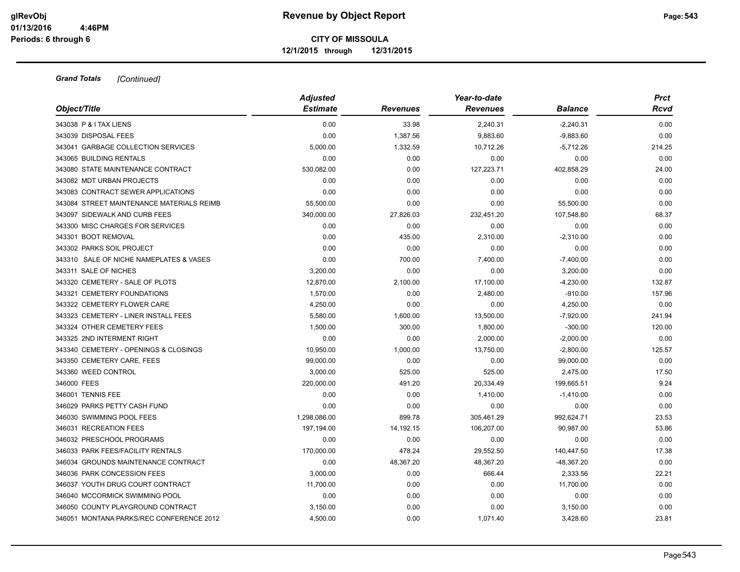# CITY OF MISSOULA

**12/1/2015 through 12/31/2015**

***Grand Totals*** *[Continued]*

| Object/Title | Adjusted Estimate | Revenues | Year-to-date Revenues | Balance | Prct Rcvd |
|---|---|---|---|---|---|
| 343038 P & I TAX LIENS | 0.00 | 33.98 | 2,240.31 | -2,240.31 | 0.00 |
| 343039 DISPOSAL FEES | 0.00 | 1,387.56 | 9,883.60 | -9,883.60 | 0.00 |
| 343041 GARBAGE COLLECTION SERVICES | 5,000.00 | 1,332.59 | 10,712.26 | -5,712.26 | 214.25 |
| 343065 BUILDING RENTALS | 0.00 | 0.00 | 0.00 | 0.00 | 0.00 |
| 343080 STATE MAINTENANCE CONTRACT | 530,082.00 | 0.00 | 127,223.71 | 402,858.29 | 24.00 |
| 343082 MDT URBAN PROJECTS | 0.00 | 0.00 | 0.00 | 0.00 | 0.00 |
| 343083 CONTRACT SEWER APPLICATIONS | 0.00 | 0.00 | 0.00 | 0.00 | 0.00 |
| 343084 STREET MAINTENANCE MATERIALS REIMB | 55,500.00 | 0.00 | 0.00 | 55,500.00 | 0.00 |
| 343097 SIDEWALK AND CURB FEES | 340,000.00 | 27,826.03 | 232,451.20 | 107,548.80 | 68.37 |
| 343300 MISC CHARGES FOR SERVICES | 0.00 | 0.00 | 0.00 | 0.00 | 0.00 |
| 343301 BOOT REMOVAL | 0.00 | 435.00 | 2,310.00 | -2,310.00 | 0.00 |
| 343302 PARKS SOIL PROJECT | 0.00 | 0.00 | 0.00 | 0.00 | 0.00 |
| 343310 SALE OF NICHE NAMEPLATES & VASES | 0.00 | 700.00 | 7,400.00 | -7,400.00 | 0.00 |
| 343311 SALE OF NICHES | 3,200.00 | 0.00 | 0.00 | 3,200.00 | 0.00 |
| 343320 CEMETERY - SALE OF PLOTS | 12,870.00 | 2,100.00 | 17,100.00 | -4,230.00 | 132.87 |
| 343321 CEMETERY FOUNDATIONS | 1,570.00 | 0.00 | 2,480.00 | -910.00 | 157.96 |
| 343322 CEMETERY FLOWER CARE | 4,250.00 | 0.00 | 0.00 | 4,250.00 | 0.00 |
| 343323 CEMETERY - LINER INSTALL FEES | 5,580.00 | 1,600.00 | 13,500.00 | -7,920.00 | 241.94 |
| 343324 OTHER CEMETERY FEES | 1,500.00 | 300.00 | 1,800.00 | -300.00 | 120.00 |
| 343325 2ND INTERMENT RIGHT | 0.00 | 0.00 | 2,000.00 | -2,000.00 | 0.00 |
| 343340 CEMETERY - OPENINGS & CLOSINGS | 10,950.00 | 1,000.00 | 13,750.00 | -2,800.00 | 125.57 |
| 343350 CEMETERY CARE, FEES | 99,000.00 | 0.00 | 0.00 | 99,000.00 | 0.00 |
| 343360 WEED CONTROL | 3,000.00 | 525.00 | 525.00 | 2,475.00 | 17.50 |
| 346000 FEES | 220,000.00 | 491.20 | 20,334.49 | 199,665.51 | 9.24 |
| 346001 TENNIS FEE | 0.00 | 0.00 | 1,410.00 | -1,410.00 | 0.00 |
| 346029 PARKS PETTY CASH FUND | 0.00 | 0.00 | 0.00 | 0.00 | 0.00 |
| 346030 SWIMMING POOL FEES | 1,298,086.00 | 899.78 | 305,461.29 | 992,624.71 | 23.53 |
| 346031 RECREATION FEES | 197,194.00 | 14,192.15 | 106,207.00 | 90,987.00 | 53.86 |
| 346032 PRESCHOOL PROGRAMS | 0.00 | 0.00 | 0.00 | 0.00 | 0.00 |
| 346033 PARK FEES/FACILITY RENTALS | 170,000.00 | 478.24 | 29,552.50 | 140,447.50 | 17.38 |
| 346034 GROUNDS MAINTENANCE CONTRACT | 0.00 | 48,367.20 | 48,367.20 | -48,367.20 | 0.00 |
| 346036 PARK CONCESSION FEES | 3,000.00 | 0.00 | 666.44 | 2,333.56 | 22.21 |
| 346037 YOUTH DRUG COURT CONTRACT | 11,700.00 | 0.00 | 0.00 | 11,700.00 | 0.00 |
| 346040 MCCORMICK SWIMMING POOL | 0.00 | 0.00 | 0.00 | 0.00 | 0.00 |
| 346050 COUNTY PLAYGROUND CONTRACT | 3,150.00 | 0.00 | 0.00 | 3,150.00 | 0.00 |
| 346051 MONTANA PARKS/REC CONFERENCE 2012 | 4,500.00 | 0.00 | 1,071.40 | 3,428.60 | 23.81 |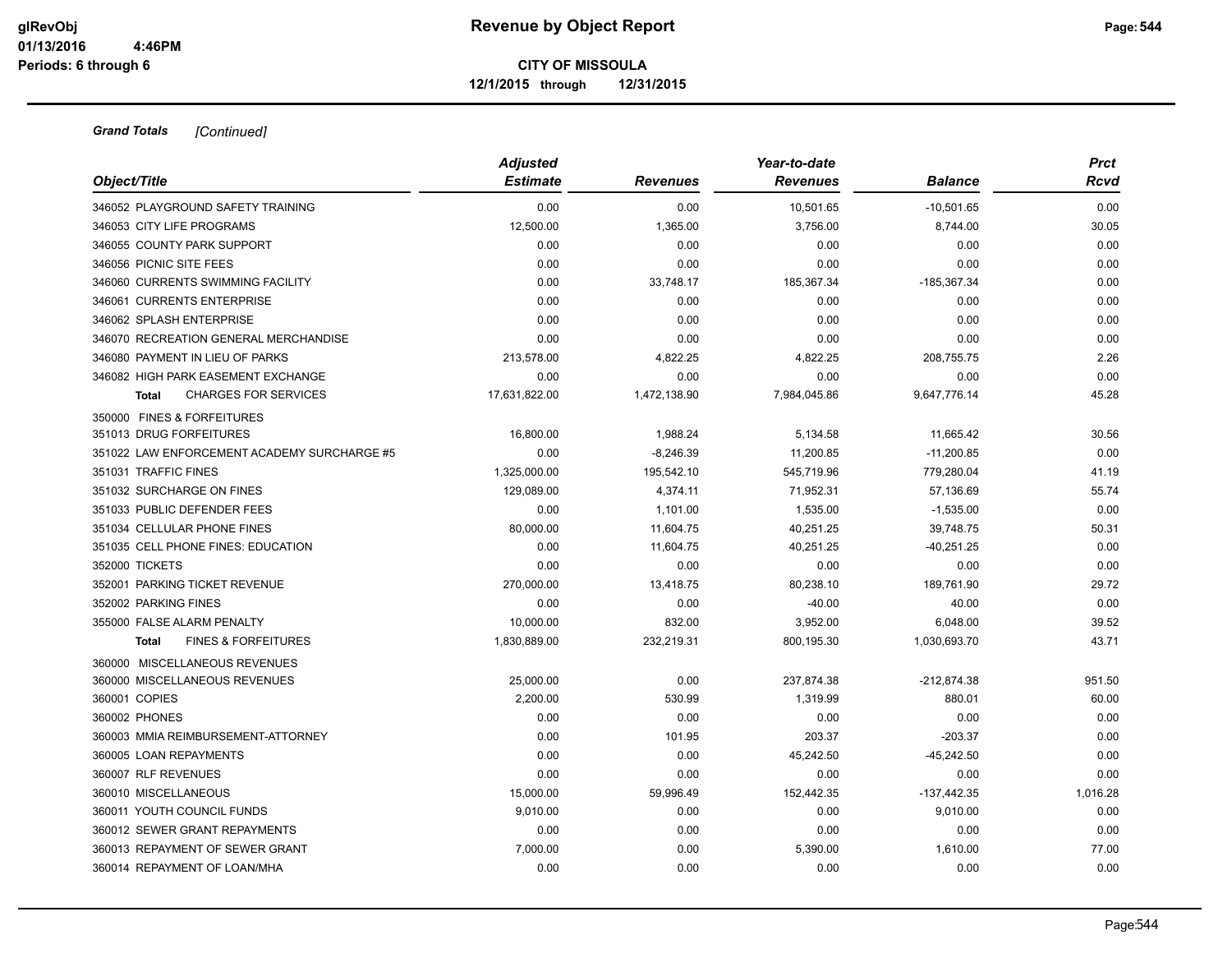# Revenue by Object Report

**CITY OF MISSOULA**

**12/1/2015 through 12/31/2015**

glRevObj
01/13/2016 4:46PM
Periods: 6 through 6

***Grand Totals** [Continued]*

| Object/Title | Adjusted Estimate | Revenues | Year-to-date Revenues | Balance | Prct Rcvd |
|---|---|---|---|---|---|
| 346052 PLAYGROUND SAFETY TRAINING | 0.00 | 0.00 | 10,501.65 | -10,501.65 | 0.00 |
| 346053 CITY LIFE PROGRAMS | 12,500.00 | 1,365.00 | 3,756.00 | 8,744.00 | 30.05 |
| 346055 COUNTY PARK SUPPORT | 0.00 | 0.00 | 0.00 | 0.00 | 0.00 |
| 346056 PICNIC SITE FEES | 0.00 | 0.00 | 0.00 | 0.00 | 0.00 |
| 346060 CURRENTS SWIMMING FACILITY | 0.00 | 33,748.17 | 185,367.34 | -185,367.34 | 0.00 |
| 346061 CURRENTS ENTERPRISE | 0.00 | 0.00 | 0.00 | 0.00 | 0.00 |
| 346062 SPLASH ENTERPRISE | 0.00 | 0.00 | 0.00 | 0.00 | 0.00 |
| 346070 RECREATION GENERAL MERCHANDISE | 0.00 | 0.00 | 0.00 | 0.00 | 0.00 |
| 346080 PAYMENT IN LIEU OF PARKS | 213,578.00 | 4,822.25 | 4,822.25 | 208,755.75 | 2.26 |
| 346082 HIGH PARK EASEMENT EXCHANGE | 0.00 | 0.00 | 0.00 | 0.00 | 0.00 |
| **Total** CHARGES FOR SERVICES | 17,631,822.00 | 1,472,138.90 | 7,984,045.86 | 9,647,776.14 | 45.28 |
| 350000 FINES & FORFEITURES | | | | | |
| 351013 DRUG FORFEITURES | 16,800.00 | 1,988.24 | 5,134.58 | 11,665.42 | 30.56 |
| 351022 LAW ENFORCEMENT ACADEMY SURCHARGE #5 | 0.00 | -8,246.39 | 11,200.85 | -11,200.85 | 0.00 |
| 351031 TRAFFIC FINES | 1,325,000.00 | 195,542.10 | 545,719.96 | 779,280.04 | 41.19 |
| 351032 SURCHARGE ON FINES | 129,089.00 | 4,374.11 | 71,952.31 | 57,136.69 | 55.74 |
| 351033 PUBLIC DEFENDER FEES | 0.00 | 1,101.00 | 1,535.00 | -1,535.00 | 0.00 |
| 351034 CELLULAR PHONE FINES | 80,000.00 | 11,604.75 | 40,251.25 | 39,748.75 | 50.31 |
| 351035 CELL PHONE FINES: EDUCATION | 0.00 | 11,604.75 | 40,251.25 | -40,251.25 | 0.00 |
| 352000 TICKETS | 0.00 | 0.00 | 0.00 | 0.00 | 0.00 |
| 352001 PARKING TICKET REVENUE | 270,000.00 | 13,418.75 | 80,238.10 | 189,761.90 | 29.72 |
| 352002 PARKING FINES | 0.00 | 0.00 | -40.00 | 40.00 | 0.00 |
| 355000 FALSE ALARM PENALTY | 10,000.00 | 832.00 | 3,952.00 | 6,048.00 | 39.52 |
| **Total** FINES & FORFEITURES | 1,830,889.00 | 232,219.31 | 800,195.30 | 1,030,693.70 | 43.71 |
| 360000 MISCELLANEOUS REVENUES | | | | | |
| 360000 MISCELLANEOUS REVENUES | 25,000.00 | 0.00 | 237,874.38 | -212,874.38 | 951.50 |
| 360001 COPIES | 2,200.00 | 530.99 | 1,319.99 | 880.01 | 60.00 |
| 360002 PHONES | 0.00 | 0.00 | 0.00 | 0.00 | 0.00 |
| 360003 MMIA REIMBURSEMENT-ATTORNEY | 0.00 | 101.95 | 203.37 | -203.37 | 0.00 |
| 360005 LOAN REPAYMENTS | 0.00 | 0.00 | 45,242.50 | -45,242.50 | 0.00 |
| 360007 RLF REVENUES | 0.00 | 0.00 | 0.00 | 0.00 | 0.00 |
| 360010 MISCELLANEOUS | 15,000.00 | 59,996.49 | 152,442.35 | -137,442.35 | 1,016.28 |
| 360011 YOUTH COUNCIL FUNDS | 9,010.00 | 0.00 | 0.00 | 9,010.00 | 0.00 |
| 360012 SEWER GRANT REPAYMENTS | 0.00 | 0.00 | 0.00 | 0.00 | 0.00 |
| 360013 REPAYMENT OF SEWER GRANT | 7,000.00 | 0.00 | 5,390.00 | 1,610.00 | 77.00 |
| 360014 REPAYMENT OF LOAN/MHA | 0.00 | 0.00 | 0.00 | 0.00 | 0.00 |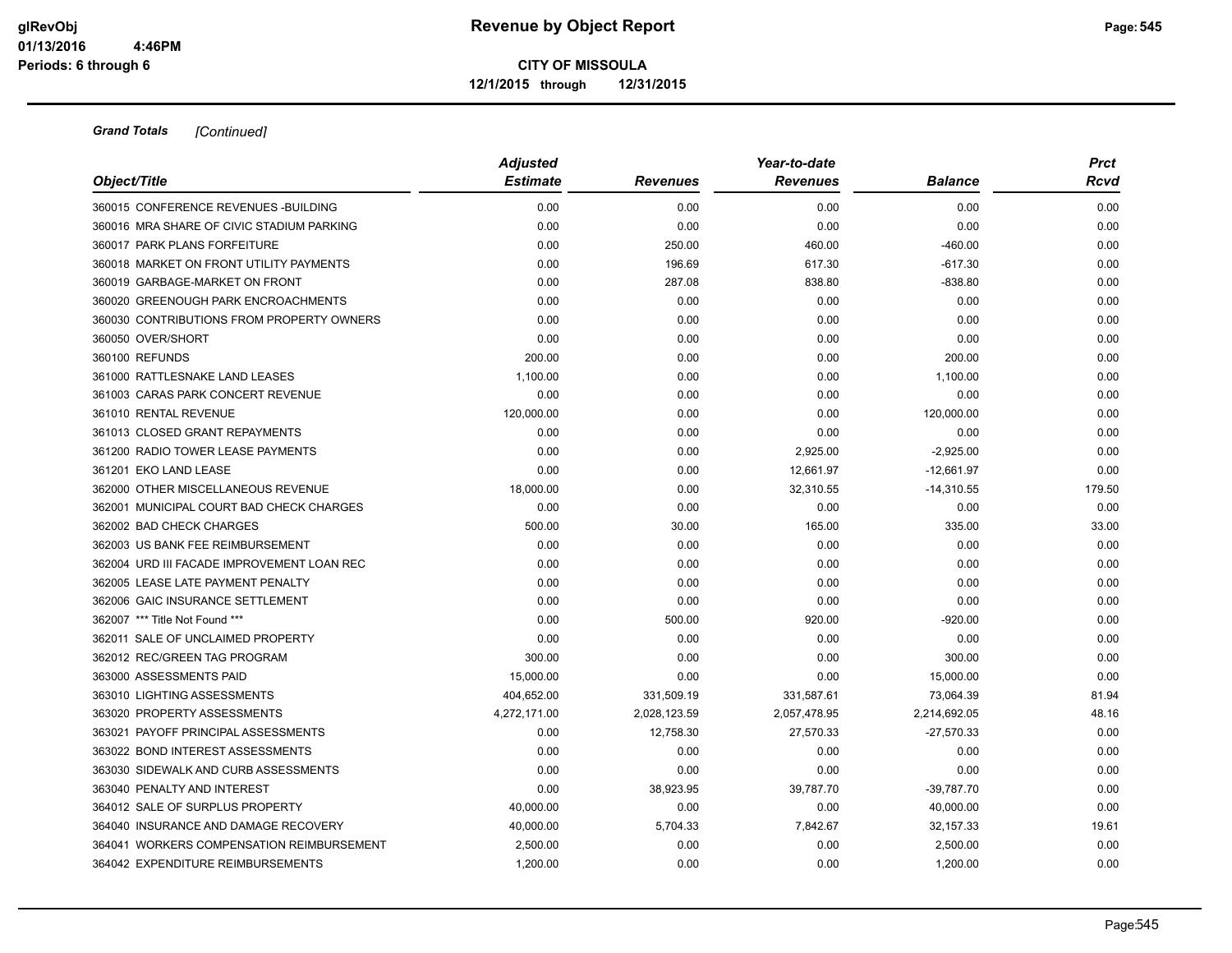**Grand Totals** *[Continued]*

| Object/Title | Adjusted Estimate | Revenues | Year-to-date Revenues | Balance | Prct Rcvd |
|---|---|---|---|---|---|
| 360015 CONFERENCE REVENUES -BUILDING | 0.00 | 0.00 | 0.00 | 0.00 | 0.00 |
| 360016 MRA SHARE OF CIVIC STADIUM PARKING | 0.00 | 0.00 | 0.00 | 0.00 | 0.00 |
| 360017 PARK PLANS FORFEITURE | 0.00 | 250.00 | 460.00 | -460.00 | 0.00 |
| 360018 MARKET ON FRONT UTILITY PAYMENTS | 0.00 | 196.69 | 617.30 | -617.30 | 0.00 |
| 360019 GARBAGE-MARKET ON FRONT | 0.00 | 287.08 | 838.80 | -838.80 | 0.00 |
| 360020 GREENOUGH PARK ENCROACHMENTS | 0.00 | 0.00 | 0.00 | 0.00 | 0.00 |
| 360030 CONTRIBUTIONS FROM PROPERTY OWNERS | 0.00 | 0.00 | 0.00 | 0.00 | 0.00 |
| 360050 OVER/SHORT | 0.00 | 0.00 | 0.00 | 0.00 | 0.00 |
| 360100 REFUNDS | 200.00 | 0.00 | 0.00 | 200.00 | 0.00 |
| 361000 RATTLESNAKE LAND LEASES | 1,100.00 | 0.00 | 0.00 | 1,100.00 | 0.00 |
| 361003 CARAS PARK CONCERT REVENUE | 0.00 | 0.00 | 0.00 | 0.00 | 0.00 |
| 361010 RENTAL REVENUE | 120,000.00 | 0.00 | 0.00 | 120,000.00 | 0.00 |
| 361013 CLOSED GRANT REPAYMENTS | 0.00 | 0.00 | 0.00 | 0.00 | 0.00 |
| 361200 RADIO TOWER LEASE PAYMENTS | 0.00 | 0.00 | 2,925.00 | -2,925.00 | 0.00 |
| 361201 EKO LAND LEASE | 0.00 | 0.00 | 12,661.97 | -12,661.97 | 0.00 |
| 362000 OTHER MISCELLANEOUS REVENUE | 18,000.00 | 0.00 | 32,310.55 | -14,310.55 | 179.50 |
| 362001 MUNICIPAL COURT BAD CHECK CHARGES | 0.00 | 0.00 | 0.00 | 0.00 | 0.00 |
| 362002 BAD CHECK CHARGES | 500.00 | 30.00 | 165.00 | 335.00 | 33.00 |
| 362003 US BANK FEE REIMBURSEMENT | 0.00 | 0.00 | 0.00 | 0.00 | 0.00 |
| 362004 URD III FACADE IMPROVEMENT LOAN REC | 0.00 | 0.00 | 0.00 | 0.00 | 0.00 |
| 362005 LEASE LATE PAYMENT PENALTY | 0.00 | 0.00 | 0.00 | 0.00 | 0.00 |
| 362006 GAIC INSURANCE SETTLEMENT | 0.00 | 0.00 | 0.00 | 0.00 | 0.00 |
| 362007 *** Title Not Found *** | 0.00 | 500.00 | 920.00 | -920.00 | 0.00 |
| 362011 SALE OF UNCLAIMED PROPERTY | 0.00 | 0.00 | 0.00 | 0.00 | 0.00 |
| 362012 REC/GREEN TAG PROGRAM | 300.00 | 0.00 | 0.00 | 300.00 | 0.00 |
| 363000 ASSESSMENTS PAID | 15,000.00 | 0.00 | 0.00 | 15,000.00 | 0.00 |
| 363010 LIGHTING ASSESSMENTS | 404,652.00 | 331,509.19 | 331,587.61 | 73,064.39 | 81.94 |
| 363020 PROPERTY ASSESSMENTS | 4,272,171.00 | 2,028,123.59 | 2,057,478.95 | 2,214,692.05 | 48.16 |
| 363021 PAYOFF PRINCIPAL ASSESSMENTS | 0.00 | 12,758.30 | 27,570.33 | -27,570.33 | 0.00 |
| 363022 BOND INTEREST ASSESSMENTS | 0.00 | 0.00 | 0.00 | 0.00 | 0.00 |
| 363030 SIDEWALK AND CURB ASSESSMENTS | 0.00 | 0.00 | 0.00 | 0.00 | 0.00 |
| 363040 PENALTY AND INTEREST | 0.00 | 38,923.95 | 39,787.70 | -39,787.70 | 0.00 |
| 364012 SALE OF SURPLUS PROPERTY | 40,000.00 | 0.00 | 0.00 | 40,000.00 | 0.00 |
| 364040 INSURANCE AND DAMAGE RECOVERY | 40,000.00 | 5,704.33 | 7,842.67 | 32,157.33 | 19.61 |
| 364041 WORKERS COMPENSATION REIMBURSEMENT | 2,500.00 | 0.00 | 0.00 | 2,500.00 | 0.00 |
| 364042 EXPENDITURE REIMBURSEMENTS | 1,200.00 | 0.00 | 0.00 | 1,200.00 | 0.00 |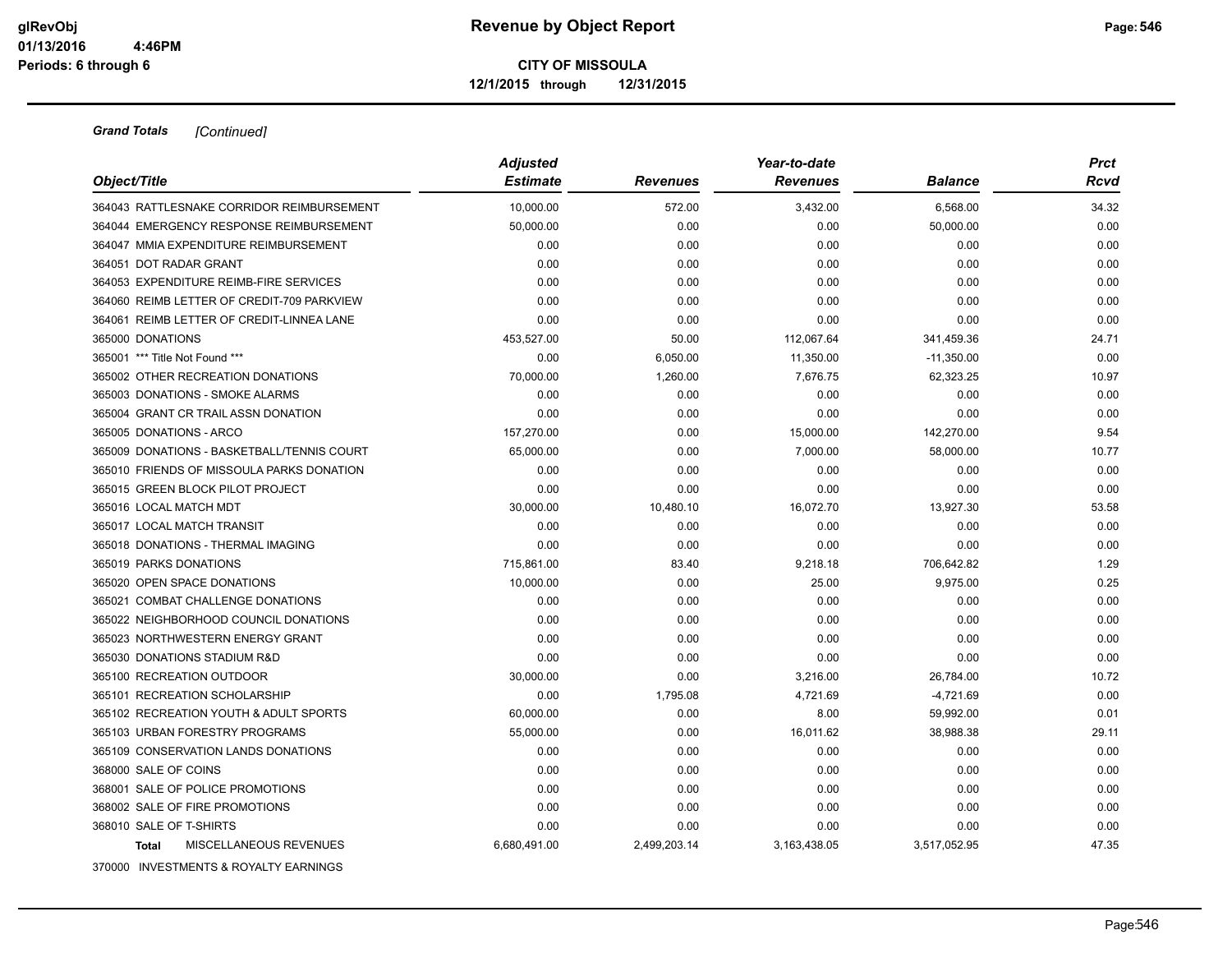# Revenue by Object Report

**CITY OF MISSOULA**

**12/1/2015 through 12/31/2015**

glRevObj
01/13/2016 4:46PM
Periods: 6 through 6

***Grand Totals*** *[Continued]*

| Object/Title | Adjusted Estimate | Revenues | Year-to-date Revenues | Balance | Prct Rcvd |
|---|---|---|---|---|---|
| 364043 RATTLESNAKE CORRIDOR REIMBURSEMENT | 10,000.00 | 572.00 | 3,432.00 | 6,568.00 | 34.32 |
| 364044 EMERGENCY RESPONSE REIMBURSEMENT | 50,000.00 | 0.00 | 0.00 | 50,000.00 | 0.00 |
| 364047 MMIA EXPENDITURE REIMBURSEMENT | 0.00 | 0.00 | 0.00 | 0.00 | 0.00 |
| 364051 DOT RADAR GRANT | 0.00 | 0.00 | 0.00 | 0.00 | 0.00 |
| 364053 EXPENDITURE REIMB-FIRE SERVICES | 0.00 | 0.00 | 0.00 | 0.00 | 0.00 |
| 364060 REIMB LETTER OF CREDIT-709 PARKVIEW | 0.00 | 0.00 | 0.00 | 0.00 | 0.00 |
| 364061 REIMB LETTER OF CREDIT-LINNEA LANE | 0.00 | 0.00 | 0.00 | 0.00 | 0.00 |
| 365000 DONATIONS | 453,527.00 | 50.00 | 112,067.64 | 341,459.36 | 24.71 |
| 365001 *** Title Not Found *** | 0.00 | 6,050.00 | 11,350.00 | -11,350.00 | 0.00 |
| 365002 OTHER RECREATION DONATIONS | 70,000.00 | 1,260.00 | 7,676.75 | 62,323.25 | 10.97 |
| 365003 DONATIONS - SMOKE ALARMS | 0.00 | 0.00 | 0.00 | 0.00 | 0.00 |
| 365004 GRANT CR TRAIL ASSN DONATION | 0.00 | 0.00 | 0.00 | 0.00 | 0.00 |
| 365005 DONATIONS - ARCO | 157,270.00 | 0.00 | 15,000.00 | 142,270.00 | 9.54 |
| 365009 DONATIONS - BASKETBALL/TENNIS COURT | 65,000.00 | 0.00 | 7,000.00 | 58,000.00 | 10.77 |
| 365010 FRIENDS OF MISSOULA PARKS DONATION | 0.00 | 0.00 | 0.00 | 0.00 | 0.00 |
| 365015 GREEN BLOCK PILOT PROJECT | 0.00 | 0.00 | 0.00 | 0.00 | 0.00 |
| 365016 LOCAL MATCH MDT | 30,000.00 | 10,480.10 | 16,072.70 | 13,927.30 | 53.58 |
| 365017 LOCAL MATCH TRANSIT | 0.00 | 0.00 | 0.00 | 0.00 | 0.00 |
| 365018 DONATIONS - THERMAL IMAGING | 0.00 | 0.00 | 0.00 | 0.00 | 0.00 |
| 365019 PARKS DONATIONS | 715,861.00 | 83.40 | 9,218.18 | 706,642.82 | 1.29 |
| 365020 OPEN SPACE DONATIONS | 10,000.00 | 0.00 | 25.00 | 9,975.00 | 0.25 |
| 365021 COMBAT CHALLENGE DONATIONS | 0.00 | 0.00 | 0.00 | 0.00 | 0.00 |
| 365022 NEIGHBORHOOD COUNCIL DONATIONS | 0.00 | 0.00 | 0.00 | 0.00 | 0.00 |
| 365023 NORTHWESTERN ENERGY GRANT | 0.00 | 0.00 | 0.00 | 0.00 | 0.00 |
| 365030 DONATIONS STADIUM R&D | 0.00 | 0.00 | 0.00 | 0.00 | 0.00 |
| 365100 RECREATION OUTDOOR | 30,000.00 | 0.00 | 3,216.00 | 26,784.00 | 10.72 |
| 365101 RECREATION SCHOLARSHIP | 0.00 | 1,795.08 | 4,721.69 | -4,721.69 | 0.00 |
| 365102 RECREATION YOUTH & ADULT SPORTS | 60,000.00 | 0.00 | 8.00 | 59,992.00 | 0.01 |
| 365103 URBAN FORESTRY PROGRAMS | 55,000.00 | 0.00 | 16,011.62 | 38,988.38 | 29.11 |
| 365109 CONSERVATION LANDS DONATIONS | 0.00 | 0.00 | 0.00 | 0.00 | 0.00 |
| 368000 SALE OF COINS | 0.00 | 0.00 | 0.00 | 0.00 | 0.00 |
| 368001 SALE OF POLICE PROMOTIONS | 0.00 | 0.00 | 0.00 | 0.00 | 0.00 |
| 368002 SALE OF FIRE PROMOTIONS | 0.00 | 0.00 | 0.00 | 0.00 | 0.00 |
| 368010 SALE OF T-SHIRTS | 0.00 | 0.00 | 0.00 | 0.00 | 0.00 |
| **Total** MISCELLANEOUS REVENUES | 6,680,491.00 | 2,499,203.14 | 3,163,438.05 | 3,517,052.95 | 47.35 |

370000 INVESTMENTS & ROYALTY EARNINGS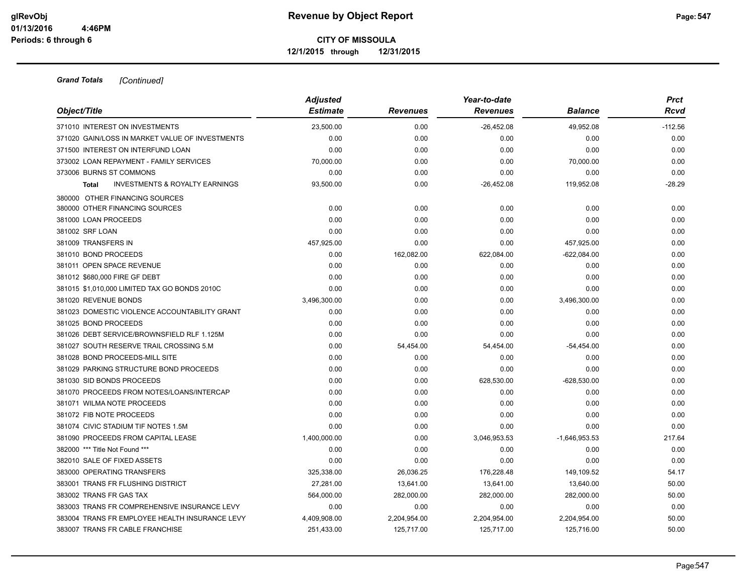**Grand Totals** *[Continued]*

| Object/Title | Adjusted Estimate | Revenues | Year-to-date Revenues | Balance | Prct Rcvd |
|---|---|---|---|---|---|
| 371010 INTEREST ON INVESTMENTS | 23,500.00 | 0.00 | -26,452.08 | 49,952.08 | -112.56 |
| 371020 GAIN/LOSS IN MARKET VALUE OF INVESTMENTS | 0.00 | 0.00 | 0.00 | 0.00 | 0.00 |
| 371500 INTEREST ON INTERFUND LOAN | 0.00 | 0.00 | 0.00 | 0.00 | 0.00 |
| 373002 LOAN REPAYMENT - FAMILY SERVICES | 70,000.00 | 0.00 | 0.00 | 70,000.00 | 0.00 |
| 373006 BURNS ST COMMONS | 0.00 | 0.00 | 0.00 | 0.00 | 0.00 |
| **Total** INVESTMENTS & ROYALTY EARNINGS | 93,500.00 | 0.00 | -26,452.08 | 119,952.08 | -28.29 |
| 380000 OTHER FINANCING SOURCES | | | | | |
| 380000 OTHER FINANCING SOURCES | 0.00 | 0.00 | 0.00 | 0.00 | 0.00 |
| 381000 LOAN PROCEEDS | 0.00 | 0.00 | 0.00 | 0.00 | 0.00 |
| 381002 SRF LOAN | 0.00 | 0.00 | 0.00 | 0.00 | 0.00 |
| 381009 TRANSFERS IN | 457,925.00 | 0.00 | 0.00 | 457,925.00 | 0.00 |
| 381010 BOND PROCEEDS | 0.00 | 162,082.00 | 622,084.00 | -622,084.00 | 0.00 |
| 381011 OPEN SPACE REVENUE | 0.00 | 0.00 | 0.00 | 0.00 | 0.00 |
| 381012 $680,000 FIRE GF DEBT | 0.00 | 0.00 | 0.00 | 0.00 | 0.00 |
| 381015 $1,010,000 LIMITED TAX GO BONDS 2010C | 0.00 | 0.00 | 0.00 | 0.00 | 0.00 |
| 381020 REVENUE BONDS | 3,496,300.00 | 0.00 | 0.00 | 3,496,300.00 | 0.00 |
| 381023 DOMESTIC VIOLENCE ACCOUNTABILITY GRANT | 0.00 | 0.00 | 0.00 | 0.00 | 0.00 |
| 381025 BOND PROCEEDS | 0.00 | 0.00 | 0.00 | 0.00 | 0.00 |
| 381026 DEBT SERVICE/BROWNSFIELD RLF 1.125M | 0.00 | 0.00 | 0.00 | 0.00 | 0.00 |
| 381027 SOUTH RESERVE TRAIL CROSSING 5.M | 0.00 | 54,454.00 | 54,454.00 | -54,454.00 | 0.00 |
| 381028 BOND PROCEEDS-MILL SITE | 0.00 | 0.00 | 0.00 | 0.00 | 0.00 |
| 381029 PARKING STRUCTURE BOND PROCEEDS | 0.00 | 0.00 | 0.00 | 0.00 | 0.00 |
| 381030 SID BONDS PROCEEDS | 0.00 | 0.00 | 628,530.00 | -628,530.00 | 0.00 |
| 381070 PROCEEDS FROM NOTES/LOANS/INTERCAP | 0.00 | 0.00 | 0.00 | 0.00 | 0.00 |
| 381071 WILMA NOTE PROCEEDS | 0.00 | 0.00 | 0.00 | 0.00 | 0.00 |
| 381072 FIB NOTE PROCEEDS | 0.00 | 0.00 | 0.00 | 0.00 | 0.00 |
| 381074 CIVIC STADIUM TIF NOTES 1.5M | 0.00 | 0.00 | 0.00 | 0.00 | 0.00 |
| 381090 PROCEEDS FROM CAPITAL LEASE | 1,400,000.00 | 0.00 | 3,046,953.53 | -1,646,953.53 | 217.64 |
| 382000 *** Title Not Found *** | 0.00 | 0.00 | 0.00 | 0.00 | 0.00 |
| 382010 SALE OF FIXED ASSETS | 0.00 | 0.00 | 0.00 | 0.00 | 0.00 |
| 383000 OPERATING TRANSFERS | 325,338.00 | 26,036.25 | 176,228.48 | 149,109.52 | 54.17 |
| 383001 TRANS FR FLUSHING DISTRICT | 27,281.00 | 13,641.00 | 13,641.00 | 13,640.00 | 50.00 |
| 383002 TRANS FR GAS TAX | 564,000.00 | 282,000.00 | 282,000.00 | 282,000.00 | 50.00 |
| 383003 TRANS FR COMPREHENSIVE INSURANCE LEVY | 0.00 | 0.00 | 0.00 | 0.00 | 0.00 |
| 383004 TRANS FR EMPLOYEE HEALTH INSURANCE LEVY | 4,409,908.00 | 2,204,954.00 | 2,204,954.00 | 2,204,954.00 | 50.00 |
| 383007 TRANS FR CABLE FRANCHISE | 251,433.00 | 125,717.00 | 125,717.00 | 125,716.00 | 50.00 |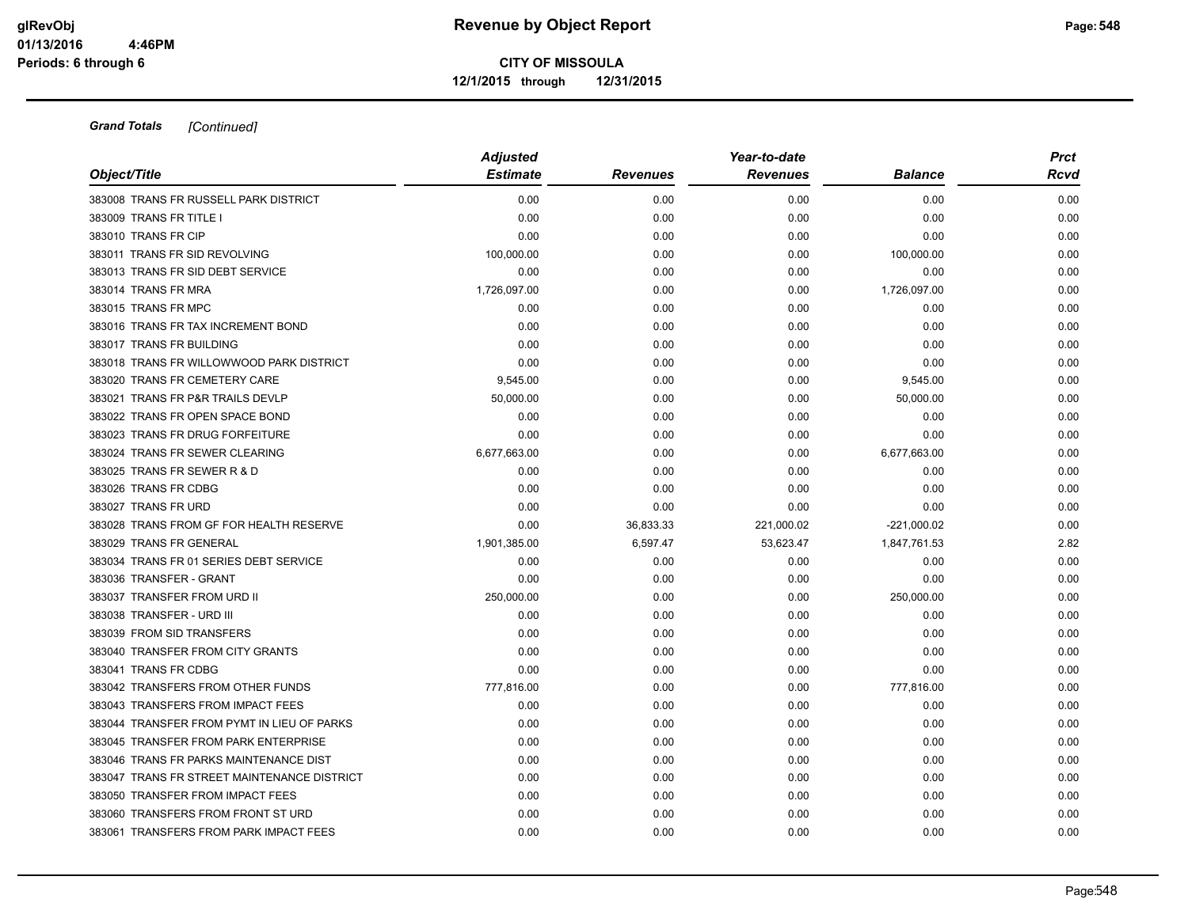# Revenue by Object Report

**CITY OF MISSOULA**

**12/1/2015 through 12/31/2015**

glRevObj
01/13/2016 4:46PM
Periods: 6 through 6

***Grand Totals*** *[Continued]*

| Object/Title | Adjusted Estimate | Revenues | Year-to-date Revenues | Balance | Prct Rcvd |
|---|---|---|---|---|---|
| 383008 TRANS FR RUSSELL PARK DISTRICT | 0.00 | 0.00 | 0.00 | 0.00 | 0.00 |
| 383009 TRANS FR TITLE I | 0.00 | 0.00 | 0.00 | 0.00 | 0.00 |
| 383010 TRANS FR CIP | 0.00 | 0.00 | 0.00 | 0.00 | 0.00 |
| 383011 TRANS FR SID REVOLVING | 100,000.00 | 0.00 | 0.00 | 100,000.00 | 0.00 |
| 383013 TRANS FR SID DEBT SERVICE | 0.00 | 0.00 | 0.00 | 0.00 | 0.00 |
| 383014 TRANS FR MRA | 1,726,097.00 | 0.00 | 0.00 | 1,726,097.00 | 0.00 |
| 383015 TRANS FR MPC | 0.00 | 0.00 | 0.00 | 0.00 | 0.00 |
| 383016 TRANS FR TAX INCREMENT BOND | 0.00 | 0.00 | 0.00 | 0.00 | 0.00 |
| 383017 TRANS FR BUILDING | 0.00 | 0.00 | 0.00 | 0.00 | 0.00 |
| 383018 TRANS FR WILLOWWOOD PARK DISTRICT | 0.00 | 0.00 | 0.00 | 0.00 | 0.00 |
| 383020 TRANS FR CEMETERY CARE | 9,545.00 | 0.00 | 0.00 | 9,545.00 | 0.00 |
| 383021 TRANS FR P&R TRAILS DEVLP | 50,000.00 | 0.00 | 0.00 | 50,000.00 | 0.00 |
| 383022 TRANS FR OPEN SPACE BOND | 0.00 | 0.00 | 0.00 | 0.00 | 0.00 |
| 383023 TRANS FR DRUG FORFEITURE | 0.00 | 0.00 | 0.00 | 0.00 | 0.00 |
| 383024 TRANS FR SEWER CLEARING | 6,677,663.00 | 0.00 | 0.00 | 6,677,663.00 | 0.00 |
| 383025 TRANS FR SEWER R & D | 0.00 | 0.00 | 0.00 | 0.00 | 0.00 |
| 383026 TRANS FR CDBG | 0.00 | 0.00 | 0.00 | 0.00 | 0.00 |
| 383027 TRANS FR URD | 0.00 | 0.00 | 0.00 | 0.00 | 0.00 |
| 383028 TRANS FROM GF FOR HEALTH RESERVE | 0.00 | 36,833.33 | 221,000.02 | -221,000.02 | 0.00 |
| 383029 TRANS FR GENERAL | 1,901,385.00 | 6,597.47 | 53,623.47 | 1,847,761.53 | 2.82 |
| 383034 TRANS FR 01 SERIES DEBT SERVICE | 0.00 | 0.00 | 0.00 | 0.00 | 0.00 |
| 383036 TRANSFER - GRANT | 0.00 | 0.00 | 0.00 | 0.00 | 0.00 |
| 383037 TRANSFER FROM URD II | 250,000.00 | 0.00 | 0.00 | 250,000.00 | 0.00 |
| 383038 TRANSFER - URD III | 0.00 | 0.00 | 0.00 | 0.00 | 0.00 |
| 383039 FROM SID TRANSFERS | 0.00 | 0.00 | 0.00 | 0.00 | 0.00 |
| 383040 TRANSFER FROM CITY GRANTS | 0.00 | 0.00 | 0.00 | 0.00 | 0.00 |
| 383041 TRANS FR CDBG | 0.00 | 0.00 | 0.00 | 0.00 | 0.00 |
| 383042 TRANSFERS FROM OTHER FUNDS | 777,816.00 | 0.00 | 0.00 | 777,816.00 | 0.00 |
| 383043 TRANSFERS FROM IMPACT FEES | 0.00 | 0.00 | 0.00 | 0.00 | 0.00 |
| 383044 TRANSFER FROM PYMT IN LIEU OF PARKS | 0.00 | 0.00 | 0.00 | 0.00 | 0.00 |
| 383045 TRANSFER FROM PARK ENTERPRISE | 0.00 | 0.00 | 0.00 | 0.00 | 0.00 |
| 383046 TRANS FR PARKS MAINTENANCE DIST | 0.00 | 0.00 | 0.00 | 0.00 | 0.00 |
| 383047 TRANS FR STREET MAINTENANCE DISTRICT | 0.00 | 0.00 | 0.00 | 0.00 | 0.00 |
| 383050 TRANSFER FROM IMPACT FEES | 0.00 | 0.00 | 0.00 | 0.00 | 0.00 |
| 383060 TRANSFERS FROM FRONT ST URD | 0.00 | 0.00 | 0.00 | 0.00 | 0.00 |
| 383061 TRANSFERS FROM PARK IMPACT FEES | 0.00 | 0.00 | 0.00 | 0.00 | 0.00 |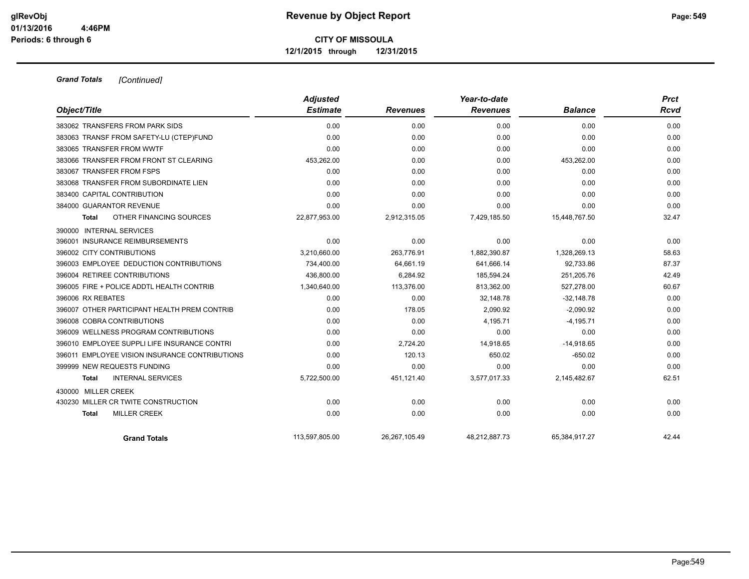**Revenue by Object Report**

**CITY OF MISSOULA**

**12/1/2015 through 12/31/2015**

***Grand Totals*** *[Continued]*

| Object/Title | Adjusted Estimate | Revenues | Year-to-date Revenues | Balance | Prct Rcvd |
|---|---|---|---|---|---|
| 383062 TRANSFERS FROM PARK SIDS | 0.00 | 0.00 | 0.00 | 0.00 | 0.00 |
| 383063 TRANSF FROM SAFETY-LU (CTEP)FUND | 0.00 | 0.00 | 0.00 | 0.00 | 0.00 |
| 383065 TRANSFER FROM WWTF | 0.00 | 0.00 | 0.00 | 0.00 | 0.00 |
| 383066 TRANSFER FROM FRONT ST CLEARING | 453,262.00 | 0.00 | 0.00 | 453,262.00 | 0.00 |
| 383067 TRANSFER FROM FSPS | 0.00 | 0.00 | 0.00 | 0.00 | 0.00 |
| 383068 TRANSFER FROM SUBORDINATE LIEN | 0.00 | 0.00 | 0.00 | 0.00 | 0.00 |
| 383400 CAPITAL CONTRIBUTION | 0.00 | 0.00 | 0.00 | 0.00 | 0.00 |
| 384000 GUARANTOR REVENUE | 0.00 | 0.00 | 0.00 | 0.00 | 0.00 |
| **Total** OTHER FINANCING SOURCES | 22,877,953.00 | 2,912,315.05 | 7,429,185.50 | 15,448,767.50 | 32.47 |
| 390000 INTERNAL SERVICES | | | | | |
| 396001 INSURANCE REIMBURSEMENTS | 0.00 | 0.00 | 0.00 | 0.00 | 0.00 |
| 396002 CITY CONTRIBUTIONS | 3,210,660.00 | 263,776.91 | 1,882,390.87 | 1,328,269.13 | 58.63 |
| 396003 EMPLOYEE DEDUCTION CONTRIBUTIONS | 734,400.00 | 64,661.19 | 641,666.14 | 92,733.86 | 87.37 |
| 396004 RETIREE CONTRIBUTIONS | 436,800.00 | 6,284.92 | 185,594.24 | 251,205.76 | 42.49 |
| 396005 FIRE + POLICE ADDTL HEALTH CONTRIB | 1,340,640.00 | 113,376.00 | 813,362.00 | 527,278.00 | 60.67 |
| 396006 RX REBATES | 0.00 | 0.00 | 32,148.78 | -32,148.78 | 0.00 |
| 396007 OTHER PARTICIPANT HEALTH PREM CONTRIB | 0.00 | 178.05 | 2,090.92 | -2,090.92 | 0.00 |
| 396008 COBRA CONTRIBUTIONS | 0.00 | 0.00 | 4,195.71 | -4,195.71 | 0.00 |
| 396009 WELLNESS PROGRAM CONTRIBUTIONS | 0.00 | 0.00 | 0.00 | 0.00 | 0.00 |
| 396010 EMPLOYEE SUPPLI LIFE INSURANCE CONTRI | 0.00 | 2,724.20 | 14,918.65 | -14,918.65 | 0.00 |
| 396011 EMPLOYEE VISION INSURANCE CONTRIBUTIONS | 0.00 | 120.13 | 650.02 | -650.02 | 0.00 |
| 399999 NEW REQUESTS FUNDING | 0.00 | 0.00 | 0.00 | 0.00 | 0.00 |
| **Total** INTERNAL SERVICES | 5,722,500.00 | 451,121.40 | 3,577,017.33 | 2,145,482.67 | 62.51 |
| 430000 MILLER CREEK | | | | | |
| 430230 MILLER CR TWITE CONSTRUCTION | 0.00 | 0.00 | 0.00 | 0.00 | 0.00 |
| **Total** MILLER CREEK | 0.00 | 0.00 | 0.00 | 0.00 | 0.00 |
| **Grand Totals** | 113,597,805.00 | 26,267,105.49 | 48,212,887.73 | 65,384,917.27 | 42.44 |